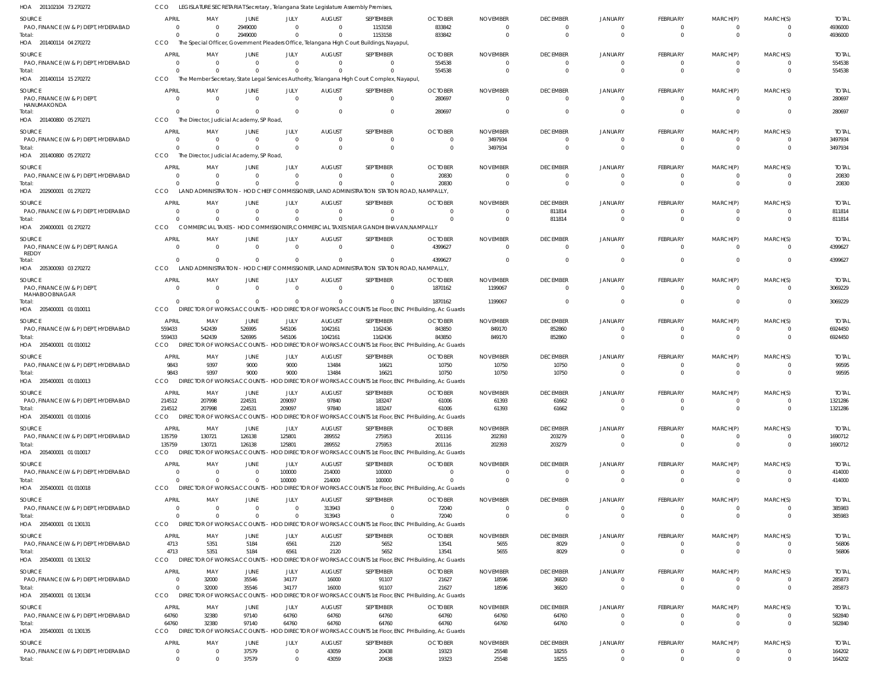HOA 201102104 73 270272 CCO LEGISLATURE SECRETARIAT Secretary , Telangana State Legislature Assembly Premises,

| SOURCE | APRIL | MAY | JUNE | JULY | AUGUST | SEPTEMBER | OCTOBER | NOVEMBER | DECEMBER | JANUARY | FEBRUARY | MARCH(P) | MARCH(S) | TOTAL |
|---|---|---|---|---|---|---|---|---|---|---|---|---|---|---|
| PAO, FINANCE (W & P) DEPT, HYDERABAD | 0 | 0 | 2949000 | 0 | 0 | 1153158 | 833842 | 0 | 0 | 0 | 0 | 0 | 0 | 4936000 |
| Total: | 0 | 0 | 2949000 | 0 | 0 | 1153158 | 833842 | 0 | 0 | 0 | 0 | 0 | 0 | 4936000 |

HOA 201400114 04 270272 CCO The Special Officer, Government Pleaders Office, Telangana High Court Buildings, Nayapul,

| SOURCE | APRIL | MAY | JUNE | JULY | AUGUST | SEPTEMBER | OCTOBER | NOVEMBER | DECEMBER | JANUARY | FEBRUARY | MARCH(P) | MARCH(S) | TOTAL |
|---|---|---|---|---|---|---|---|---|---|---|---|---|---|---|
| PAO, FINANCE (W & P) DEPT, HYDERABAD | 0 | 0 | 0 | 0 | 0 | 0 | 554538 | 0 | 0 | 0 | 0 | 0 | 0 | 554538 |
| Total: | 0 | 0 | 0 | 0 | 0 | 0 | 554538 | 0 | 0 | 0 | 0 | 0 | 0 | 554538 |

HOA 201400114 15 270272 CCO The Member Secretary, State Legal Services Authority, Telangana High Court Complex, Nayapul,

| SOURCE | APRIL | MAY | JUNE | JULY | AUGUST | SEPTEMBER | OCTOBER | NOVEMBER | DECEMBER | JANUARY | FEBRUARY | MARCH(P) | MARCH(S) | TOTAL |
|---|---|---|---|---|---|---|---|---|---|---|---|---|---|---|
| PAO, FINANCE (W & P) DEPT, HANUMAKONDA | 0 | 0 | 0 | 0 | 0 | 0 | 280697 | 0 | 0 | 0 | 0 | 0 | 0 | 280697 |
| Total: | 0 | 0 | 0 | 0 | 0 | 0 | 280697 | 0 | 0 | 0 | 0 | 0 | 0 | 280697 |

HOA 201400800 05 270271 CCO The Director, Judicial Academy, SP Road,

| SOURCE | APRIL | MAY | JUNE | JULY | AUGUST | SEPTEMBER | OCTOBER | NOVEMBER | DECEMBER | JANUARY | FEBRUARY | MARCH(P) | MARCH(S) | TOTAL |
|---|---|---|---|---|---|---|---|---|---|---|---|---|---|---|
| PAO, FINANCE (W & P) DEPT, HYDERABAD | 0 | 0 | 0 | 0 | 0 | 0 | 0 | 3497934 | 0 | 0 | 0 | 0 | 0 | 3497934 |
| Total: | 0 | 0 | 0 | 0 | 0 | 0 | 0 | 3497934 | 0 | 0 | 0 | 0 | 0 | 3497934 |

HOA 201400800 05 270272 CCO The Director, Judicial Academy, SP Road,

| SOURCE | APRIL | MAY | JUNE | JULY | AUGUST | SEPTEMBER | OCTOBER | NOVEMBER | DECEMBER | JANUARY | FEBRUARY | MARCH(P) | MARCH(S) | TOTAL |
|---|---|---|---|---|---|---|---|---|---|---|---|---|---|---|
| PAO, FINANCE (W & P) DEPT, HYDERABAD | 0 | 0 | 0 | 0 | 0 | 0 | 20830 | 0 | 0 | 0 | 0 | 0 | 0 | 20830 |
| Total: | 0 | 0 | 0 | 0 | 0 | 0 | 20830 | 0 | 0 | 0 | 0 | 0 | 0 | 20830 |

HOA 202900001 01 270272 CCO LAND ADMINISTRATION - HOD CHIEF COMMISSIONER, LAND ADMINISTRATION STATION ROAD, NAMPALLY,

| SOURCE | APRIL | MAY | JUNE | JULY | AUGUST | SEPTEMBER | OCTOBER | NOVEMBER | DECEMBER | JANUARY | FEBRUARY | MARCH(P) | MARCH(S) | TOTAL |
|---|---|---|---|---|---|---|---|---|---|---|---|---|---|---|
| PAO, FINANCE (W & P) DEPT, HYDERABAD | 0 | 0 | 0 | 0 | 0 | 0 | 0 | 0 | 811814 | 0 | 0 | 0 | 0 | 811814 |
| Total: | 0 | 0 | 0 | 0 | 0 | 0 | 0 | 0 | 811814 | 0 | 0 | 0 | 0 | 811814 |

HOA 204000001 01 270272 CCO COMMERCIAL TAXES - HOD COMMISSIONER,COMMERCIAL TAXES NEAR GANDHI BHAVAN,NAMPALLY

| SOURCE | APRIL | MAY | JUNE | JULY | AUGUST | SEPTEMBER | OCTOBER | NOVEMBER | DECEMBER | JANUARY | FEBRUARY | MARCH(P) | MARCH(S) | TOTAL |
|---|---|---|---|---|---|---|---|---|---|---|---|---|---|---|
| PAO, FINANCE (W & P) DEPT, RANGA REDDY | 0 | 0 | 0 | 0 | 0 | 0 | 4399627 | 0 | 0 | 0 | 0 | 0 | 0 | 4399627 |
| Total: | 0 | 0 | 0 | 0 | 0 | 0 | 4399627 | 0 | 0 | 0 | 0 | 0 | 0 | 4399627 |

HOA 205300093 03 270272 CCO LAND ADMINISTRATION - HOD CHIEF COMMISSIONER, LAND ADMINISTRATION STATION ROAD, NAMPALLY,

| SOURCE | APRIL | MAY | JUNE | JULY | AUGUST | SEPTEMBER | OCTOBER | NOVEMBER | DECEMBER | JANUARY | FEBRUARY | MARCH(P) | MARCH(S) | TOTAL |
|---|---|---|---|---|---|---|---|---|---|---|---|---|---|---|
| PAO, FINANCE (W & P) DEPT, MAHABOOBNAGAR | 0 | 0 | 0 | 0 | 0 | 0 | 1870162 | 1199067 | 0 | 0 | 0 | 0 | 0 | 3069229 |
| Total: | 0 | 0 | 0 | 0 | 0 | 0 | 1870162 | 1199067 | 0 | 0 | 0 | 0 | 0 | 3069229 |

HOA 205400001 01 010011 CCO DIRECTOR OF WORKS ACCOUNTS - HOD DIRECTOR OF WORKS ACCOUNTS 1st Floor, ENC PH Building, Ac Guards

| SOURCE | APRIL | MAY | JUNE | JULY | AUGUST | SEPTEMBER | OCTOBER | NOVEMBER | DECEMBER | JANUARY | FEBRUARY | MARCH(P) | MARCH(S) | TOTAL |
|---|---|---|---|---|---|---|---|---|---|---|---|---|---|---|
| PAO, FINANCE (W & P) DEPT, HYDERABAD | 559433 | 542439 | 526995 | 545106 | 1042161 | 1162436 | 843850 | 849170 | 852860 | 0 | 0 | 0 | 0 | 6924450 |
| Total: | 559433 | 542439 | 526995 | 545106 | 1042161 | 1162436 | 843850 | 849170 | 852860 | 0 | 0 | 0 | 0 | 6924450 |

HOA 205400001 01 010012 CCO DIRECTOR OF WORKS ACCOUNTS - HOD DIRECTOR OF WORKS ACCOUNTS 1st Floor, ENC PH Building, Ac Guards

| SOURCE | APRIL | MAY | JUNE | JULY | AUGUST | SEPTEMBER | OCTOBER | NOVEMBER | DECEMBER | JANUARY | FEBRUARY | MARCH(P) | MARCH(S) | TOTAL |
|---|---|---|---|---|---|---|---|---|---|---|---|---|---|---|
| PAO, FINANCE (W & P) DEPT, HYDERABAD | 9843 | 9397 | 9000 | 9000 | 13484 | 16621 | 10750 | 10750 | 10750 | 0 | 0 | 0 | 0 | 99595 |
| Total: | 9843 | 9397 | 9000 | 9000 | 13484 | 16621 | 10750 | 10750 | 10750 | 0 | 0 | 0 | 0 | 99595 |

HOA 205400001 01 010013 CCO DIRECTOR OF WORKS ACCOUNTS - HOD DIRECTOR OF WORKS ACCOUNTS 1st Floor, ENC PH Building, Ac Guards

| SOURCE | APRIL | MAY | JUNE | JULY | AUGUST | SEPTEMBER | OCTOBER | NOVEMBER | DECEMBER | JANUARY | FEBRUARY | MARCH(P) | MARCH(S) | TOTAL |
|---|---|---|---|---|---|---|---|---|---|---|---|---|---|---|
| PAO, FINANCE (W & P) DEPT, HYDERABAD | 214512 | 207998 | 224531 | 209097 | 97840 | 183247 | 61006 | 61393 | 61662 | 0 | 0 | 0 | 0 | 1321286 |
| Total: | 214512 | 207998 | 224531 | 209097 | 97840 | 183247 | 61006 | 61393 | 61662 | 0 | 0 | 0 | 0 | 1321286 |

HOA 205400001 01 010016 CCO DIRECTOR OF WORKS ACCOUNTS - HOD DIRECTOR OF WORKS ACCOUNTS 1st Floor, ENC PH Building, Ac Guards

| SOURCE | APRIL | MAY | JUNE | JULY | AUGUST | SEPTEMBER | OCTOBER | NOVEMBER | DECEMBER | JANUARY | FEBRUARY | MARCH(P) | MARCH(S) | TOTAL |
|---|---|---|---|---|---|---|---|---|---|---|---|---|---|---|
| PAO, FINANCE (W & P) DEPT, HYDERABAD | 135759 | 130721 | 126138 | 125801 | 289552 | 275953 | 201116 | 202393 | 203279 | 0 | 0 | 0 | 0 | 1690712 |
| Total: | 135759 | 130721 | 126138 | 125801 | 289552 | 275953 | 201116 | 202393 | 203279 | 0 | 0 | 0 | 0 | 1690712 |

HOA 205400001 01 010017 CCO DIRECTOR OF WORKS ACCOUNTS - HOD DIRECTOR OF WORKS ACCOUNTS 1st Floor, ENC PH Building, Ac Guards

| SOURCE | APRIL | MAY | JUNE | JULY | AUGUST | SEPTEMBER | OCTOBER | NOVEMBER | DECEMBER | JANUARY | FEBRUARY | MARCH(P) | MARCH(S) | TOTAL |
|---|---|---|---|---|---|---|---|---|---|---|---|---|---|---|
| PAO, FINANCE (W & P) DEPT, HYDERABAD | 0 | 0 | 0 | 100000 | 214000 | 100000 | 0 | 0 | 0 | 0 | 0 | 0 | 0 | 414000 |
| Total: | 0 | 0 | 0 | 100000 | 214000 | 100000 | 0 | 0 | 0 | 0 | 0 | 0 | 0 | 414000 |

HOA 205400001 01 010018 CCO DIRECTOR OF WORKS ACCOUNTS - HOD DIRECTOR OF WORKS ACCOUNTS 1st Floor, ENC PH Building, Ac Guards

| SOURCE | APRIL | MAY | JUNE | JULY | AUGUST | SEPTEMBER | OCTOBER | NOVEMBER | DECEMBER | JANUARY | FEBRUARY | MARCH(P) | MARCH(S) | TOTAL |
|---|---|---|---|---|---|---|---|---|---|---|---|---|---|---|
| PAO, FINANCE (W & P) DEPT, HYDERABAD | 0 | 0 | 0 | 0 | 313943 | 0 | 72040 | 0 | 0 | 0 | 0 | 0 | 0 | 385983 |
| Total: | 0 | 0 | 0 | 0 | 313943 | 0 | 72040 | 0 | 0 | 0 | 0 | 0 | 0 | 385983 |

HOA 205400001 01 130131 CCO DIRECTOR OF WORKS ACCOUNTS - HOD DIRECTOR OF WORKS ACCOUNTS 1st Floor, ENC PH Building, Ac Guards

| SOURCE | APRIL | MAY | JUNE | JULY | AUGUST | SEPTEMBER | OCTOBER | NOVEMBER | DECEMBER | JANUARY | FEBRUARY | MARCH(P) | MARCH(S) | TOTAL |
|---|---|---|---|---|---|---|---|---|---|---|---|---|---|---|
| PAO, FINANCE (W & P) DEPT, HYDERABAD | 4713 | 5351 | 5184 | 6561 | 2120 | 5652 | 13541 | 5655 | 8029 | 0 | 0 | 0 | 0 | 56806 |
| Total: | 4713 | 5351 | 5184 | 6561 | 2120 | 5652 | 13541 | 5655 | 8029 | 0 | 0 | 0 | 0 | 56806 |

HOA 205400001 01 130132 CCO DIRECTOR OF WORKS ACCOUNTS - HOD DIRECTOR OF WORKS ACCOUNTS 1st Floor, ENC PH Building, Ac Guards

| SOURCE | APRIL | MAY | JUNE | JULY | AUGUST | SEPTEMBER | OCTOBER | NOVEMBER | DECEMBER | JANUARY | FEBRUARY | MARCH(P) | MARCH(S) | TOTAL |
|---|---|---|---|---|---|---|---|---|---|---|---|---|---|---|
| PAO, FINANCE (W & P) DEPT, HYDERABAD | 0 | 32000 | 35546 | 34177 | 16000 | 91107 | 21627 | 18596 | 36820 | 0 | 0 | 0 | 0 | 285873 |
| Total: | 0 | 32000 | 35546 | 34177 | 16000 | 91107 | 21627 | 18596 | 36820 | 0 | 0 | 0 | 0 | 285873 |

HOA 205400001 01 130134 CCO DIRECTOR OF WORKS ACCOUNTS - HOD DIRECTOR OF WORKS ACCOUNTS 1st Floor, ENC PH Building, Ac Guards

| SOURCE | APRIL | MAY | JUNE | JULY | AUGUST | SEPTEMBER | OCTOBER | NOVEMBER | DECEMBER | JANUARY | FEBRUARY | MARCH(P) | MARCH(S) | TOTAL |
|---|---|---|---|---|---|---|---|---|---|---|---|---|---|---|
| PAO, FINANCE (W & P) DEPT, HYDERABAD | 64760 | 32380 | 97140 | 64760 | 64760 | 64760 | 64760 | 64760 | 64760 | 0 | 0 | 0 | 0 | 582840 |
| Total: | 64760 | 32380 | 97140 | 64760 | 64760 | 64760 | 64760 | 64760 | 64760 | 0 | 0 | 0 | 0 | 582840 |

HOA 205400001 01 130135 CCO DIRECTOR OF WORKS ACCOUNTS - HOD DIRECTOR OF WORKS ACCOUNTS 1st Floor, ENC PH Building, Ac Guards

| SOURCE | APRIL | MAY | JUNE | JULY | AUGUST | SEPTEMBER | OCTOBER | NOVEMBER | DECEMBER | JANUARY | FEBRUARY | MARCH(P) | MARCH(S) | TOTAL |
|---|---|---|---|---|---|---|---|---|---|---|---|---|---|---|
| PAO, FINANCE (W & P) DEPT, HYDERABAD | 0 | 0 | 37579 | 0 | 43059 | 20438 | 19323 | 25548 | 18255 | 0 | 0 | 0 | 0 | 164202 |
| Total: | 0 | 0 | 37579 | 0 | 43059 | 20438 | 19323 | 25548 | 18255 | 0 | 0 | 0 | 0 | 164202 |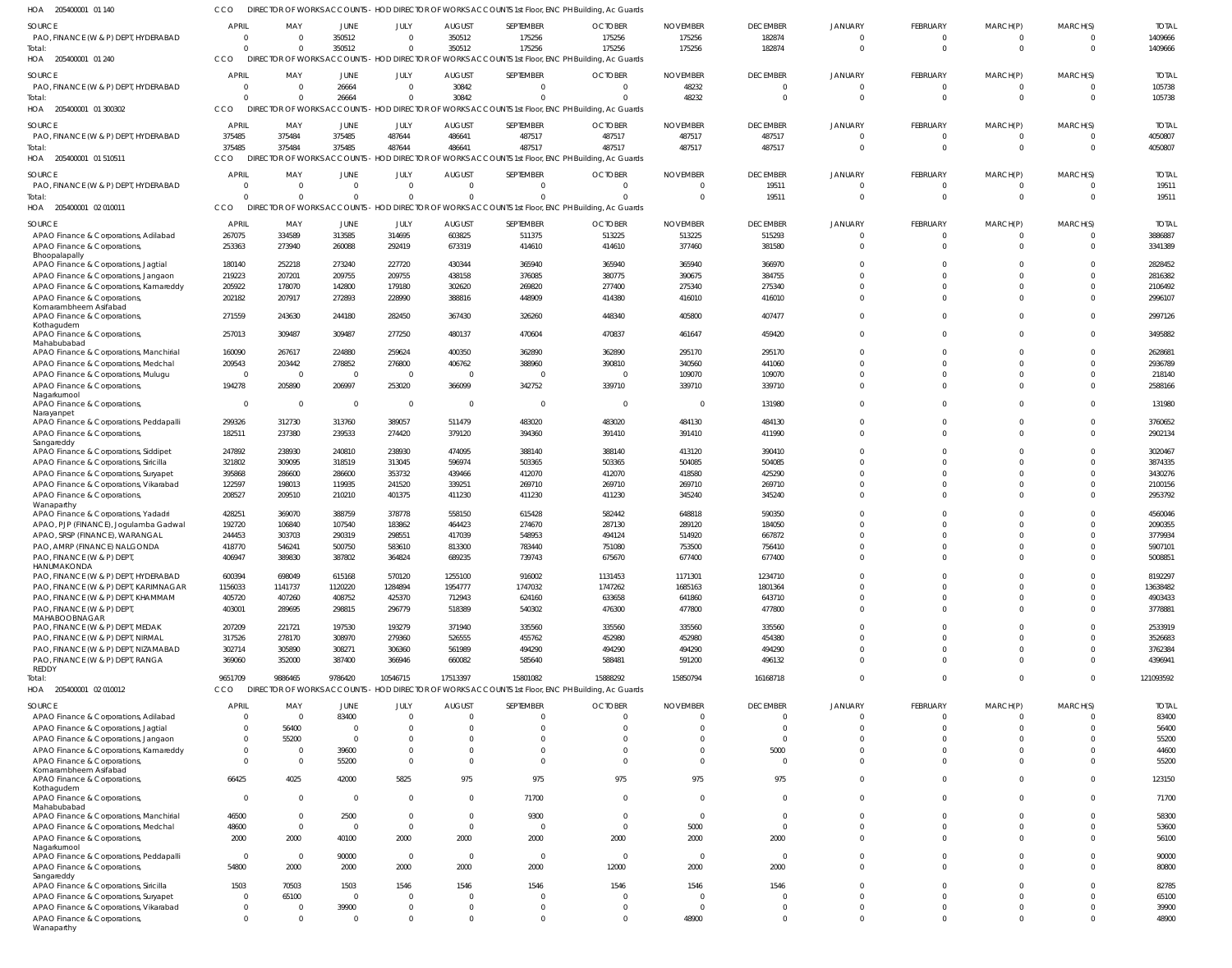HOA 205400001 01 140 CCO DIRECTOR OF WORKS ACCOUNTS - HOD DIRECTOR OF WORKS ACCOUNTS 1st Floor, ENC PH Building, Ac Guards

| SOURCE | APRIL | MAY | JUNE | JULY | AUGUST | SEPTEMBER | OCTOBER | NOVEMBER | DECEMBER | JANUARY | FEBRUARY | MARCH(P) | MARCH(S) | TOTAL |
|---|---|---|---|---|---|---|---|---|---|---|---|---|---|---|
| PAO, FINANCE (W & P) DEPT, HYDERABAD | 0 | 0 | 350512 | 0 | 350512 | 175256 | 175256 | 175256 | 182874 | 0 | 0 | 0 | 0 | 1409666 |
| Total: | 0 | 0 | 350512 | 0 | 350512 | 175256 | 175256 | 175256 | 182874 | 0 | 0 | 0 | 0 | 1409666 |

HOA 205400001 01 240 CCO DIRECTOR OF WORKS ACCOUNTS - HOD DIRECTOR OF WORKS ACCOUNTS 1st Floor, ENC PH Building, Ac Guards

| SOURCE | APRIL | MAY | JUNE | JULY | AUGUST | SEPTEMBER | OCTOBER | NOVEMBER | DECEMBER | JANUARY | FEBRUARY | MARCH(P) | MARCH(S) | TOTAL |
|---|---|---|---|---|---|---|---|---|---|---|---|---|---|---|
| PAO, FINANCE (W & P) DEPT, HYDERABAD | 0 | 0 | 26664 | 0 | 30842 | 0 | 0 | 48232 | 0 | 0 | 0 | 0 | 0 | 105738 |
| Total: | 0 | 0 | 26664 | 0 | 30842 | 0 | 0 | 48232 | 0 | 0 | 0 | 0 | 0 | 105738 |

HOA 205400001 01 300302 CCO DIRECTOR OF WORKS ACCOUNTS - HOD DIRECTOR OF WORKS ACCOUNTS 1st Floor, ENC PH Building, Ac Guards

| SOURCE | APRIL | MAY | JUNE | JULY | AUGUST | SEPTEMBER | OCTOBER | NOVEMBER | DECEMBER | JANUARY | FEBRUARY | MARCH(P) | MARCH(S) | TOTAL |
|---|---|---|---|---|---|---|---|---|---|---|---|---|---|---|
| PAO, FINANCE (W & P) DEPT, HYDERABAD | 375485 | 375484 | 375485 | 487644 | 486641 | 487517 | 487517 | 487517 | 487517 | 0 | 0 | 0 | 0 | 4050807 |
| Total: | 375485 | 375484 | 375485 | 487644 | 486641 | 487517 | 487517 | 487517 | 487517 | 0 | 0 | 0 | 0 | 4050807 |

HOA 205400001 01 510511 CCO DIRECTOR OF WORKS ACCOUNTS - HOD DIRECTOR OF WORKS ACCOUNTS 1st Floor, ENC PH Building, Ac Guards

| SOURCE | APRIL | MAY | JUNE | JULY | AUGUST | SEPTEMBER | OCTOBER | NOVEMBER | DECEMBER | JANUARY | FEBRUARY | MARCH(P) | MARCH(S) | TOTAL |
|---|---|---|---|---|---|---|---|---|---|---|---|---|---|---|
| PAO, FINANCE (W & P) DEPT, HYDERABAD | 0 | 0 | 0 | 0 | 0 | 0 | 0 | 0 | 19511 | 0 | 0 | 0 | 0 | 19511 |
| Total: | 0 | 0 | 0 | 0 | 0 | 0 | 0 | 0 | 19511 | 0 | 0 | 0 | 0 | 19511 |

HOA 205400001 02 010011 CCO DIRECTOR OF WORKS ACCOUNTS - HOD DIRECTOR OF WORKS ACCOUNTS 1st Floor, ENC PH Building, Ac Guards

| SOURCE | APRIL | MAY | JUNE | JULY | AUGUST | SEPTEMBER | OCTOBER | NOVEMBER | DECEMBER | JANUARY | FEBRUARY | MARCH(P) | MARCH(S) | TOTAL |
|---|---|---|---|---|---|---|---|---|---|---|---|---|---|---|
| APAO Finance & Corporations, Adilabad | 267075 | 334589 | 313585 | 314695 | 603825 | 511375 | 513225 | 513225 | 515293 | 0 | 0 | 0 | 0 | 3886887 |
| APAO Finance & Corporations, Bhoopalapally | 253363 | 273940 | 260088 | 292419 | 673319 | 414610 | 414610 | 377460 | 381580 | 0 | 0 | 0 | 0 | 3341389 |
| APAO Finance & Corporations, Jagtial | 180140 | 252218 | 273240 | 227720 | 430344 | 365940 | 365940 | 365940 | 366970 | 0 | 0 | 0 | 0 | 2828452 |
| APAO Finance & Corporations, Jangaon | 219223 | 207201 | 209755 | 209755 | 438158 | 376085 | 380775 | 390675 | 384755 | 0 | 0 | 0 | 0 | 2816382 |
| APAO Finance & Corporations, Kamareddy | 205922 | 178070 | 142800 | 179180 | 302620 | 269820 | 277400 | 275340 | 275340 | 0 | 0 | 0 | 0 | 2106492 |
| APAO Finance & Corporations, Komarambheem Asifabad | 202182 | 207917 | 272893 | 228990 | 388816 | 448909 | 414380 | 416010 | 416010 | 0 | 0 | 0 | 0 | 2996107 |
| APAO Finance & Corporations, Kothagudem | 271559 | 243630 | 244180 | 282450 | 367430 | 326260 | 448340 | 405800 | 407477 | 0 | 0 | 0 | 0 | 2997126 |
| APAO Finance & Corporations, Mahabubabad | 257013 | 309487 | 309487 | 277250 | 480137 | 470604 | 470837 | 461647 | 459420 | 0 | 0 | 0 | 0 | 3495882 |
| APAO Finance & Corporations, Manchirial | 160090 | 267617 | 224880 | 259624 | 400350 | 362890 | 362890 | 295170 | 295170 | 0 | 0 | 0 | 0 | 2628681 |
| APAO Finance & Corporations, Medchal | 209543 | 203442 | 278852 | 276800 | 406762 | 388960 | 390810 | 340560 | 441060 | 0 | 0 | 0 | 0 | 2936789 |
| APAO Finance & Corporations, Mulugu | 0 | 0 | 0 | 0 | 0 | 0 | 0 | 109070 | 109070 | 0 | 0 | 0 | 0 | 218140 |
| APAO Finance & Corporations, Nagarkurnool | 194278 | 205890 | 206997 | 253020 | 366099 | 342752 | 339710 | 339710 | 339710 | 0 | 0 | 0 | 0 | 2588166 |
| APAO Finance & Corporations, Narayanpet | 0 | 0 | 0 | 0 | 0 | 0 | 0 | 0 | 131980 | 0 | 0 | 0 | 0 | 131980 |
| APAO Finance & Corporations, Peddapalli | 299326 | 312730 | 313760 | 389057 | 511479 | 483020 | 483020 | 484130 | 484130 | 0 | 0 | 0 | 0 | 3760652 |
| APAO Finance & Corporations, Sangareddy | 182511 | 237380 | 239533 | 274420 | 379120 | 394360 | 391410 | 391410 | 411990 | 0 | 0 | 0 | 0 | 2902134 |
| APAO Finance & Corporations, Siddipet | 247892 | 238930 | 240810 | 238930 | 474095 | 388140 | 388140 | 413120 | 390410 | 0 | 0 | 0 | 0 | 3020467 |
| APAO Finance & Corporations, Siricilla | 321802 | 309095 | 318519 | 313045 | 596974 | 503365 | 503365 | 504085 | 504085 | 0 | 0 | 0 | 0 | 3874335 |
| APAO Finance & Corporations, Suryapet | 395868 | 286600 | 286600 | 353732 | 439466 | 412070 | 412070 | 418580 | 425290 | 0 | 0 | 0 | 0 | 3430276 |
| APAO Finance & Corporations, Vikarabad | 122597 | 198013 | 119935 | 241520 | 339251 | 269710 | 269710 | 269710 | 269710 | 0 | 0 | 0 | 0 | 2100156 |
| APAO Finance & Corporations, Wanaparthy | 208527 | 209510 | 210210 | 401375 | 411230 | 411230 | 411230 | 345240 | 345240 | 0 | 0 | 0 | 0 | 2953792 |
| APAO Finance & Corporations, Yadadri | 428251 | 369070 | 388759 | 378778 | 558150 | 615428 | 582442 | 648818 | 590350 | 0 | 0 | 0 | 0 | 4560046 |
| APAO, PJP (FINANCE), Jogulamba Gadwal | 192720 | 106840 | 107540 | 183862 | 464423 | 274670 | 287130 | 289120 | 184050 | 0 | 0 | 0 | 0 | 2090355 |
| APAO, SRSP (FINANCE), WARANGAL | 244453 | 303703 | 290319 | 298551 | 417039 | 548953 | 494124 | 514920 | 667872 | 0 | 0 | 0 | 0 | 3779934 |
| PAO, AMRP (FINANCE) NALGONDA | 418770 | 546241 | 500750 | 583610 | 813300 | 783440 | 751080 | 753500 | 756410 | 0 | 0 | 0 | 0 | 5907101 |
| PAO, FINANCE (W & P) DEPT, HANUMAKONDA | 406947 | 389830 | 387802 | 364824 | 689235 | 739743 | 675670 | 677400 | 677400 | 0 | 0 | 0 | 0 | 5008851 |
| PAO, FINANCE (W & P) DEPT, HYDERABAD | 600394 | 698049 | 615168 | 570120 | 1255100 | 916002 | 1131453 | 1171301 | 1234710 | 0 | 0 | 0 | 0 | 8192297 |
| PAO, FINANCE (W & P) DEPT, KARIMNAGAR | 1156033 | 1141737 | 1120220 | 1284894 | 1954777 | 1747032 | 1747262 | 1685163 | 1801364 | 0 | 0 | 0 | 0 | 13638482 |
| PAO, FINANCE (W & P) DEPT, KHAMMAM | 405720 | 407260 | 408752 | 425370 | 712943 | 624160 | 633658 | 641860 | 643710 | 0 | 0 | 0 | 0 | 4903433 |
| PAO, FINANCE (W & P) DEPT, MAHABOOBNAGAR | 403001 | 289695 | 298815 | 296779 | 518389 | 540302 | 476300 | 477800 | 477800 | 0 | 0 | 0 | 0 | 3778881 |
| PAO, FINANCE (W & P) DEPT, MEDAK | 207209 | 221721 | 197530 | 193279 | 371940 | 335560 | 335560 | 335560 | 335560 | 0 | 0 | 0 | 0 | 2533919 |
| PAO, FINANCE (W & P) DEPT, NIRMAL | 317526 | 278170 | 308970 | 279360 | 526555 | 455762 | 452980 | 452980 | 454380 | 0 | 0 | 0 | 0 | 3526683 |
| PAO, FINANCE (W & P) DEPT, NIZAMABAD | 302714 | 305890 | 308271 | 306360 | 561989 | 494290 | 494290 | 494290 | 494290 | 0 | 0 | 0 | 0 | 3762384 |
| PAO, FINANCE (W & P) DEPT, RANGA REDDY | 369060 | 352000 | 387400 | 366946 | 660082 | 585640 | 588481 | 591200 | 496132 | 0 | 0 | 0 | 0 | 4396941 |
| Total: | 9651709 | 9886465 | 9786420 | 10546715 | 17513397 | 15801082 | 15888292 | 15850794 | 16168718 | 0 | 0 | 0 | 0 | 121093592 |

HOA 205400001 02 010012 CCO DIRECTOR OF WORKS ACCOUNTS - HOD DIRECTOR OF WORKS ACCOUNTS 1st Floor, ENC PH Building, Ac Guards

| SOURCE | APRIL | MAY | JUNE | JULY | AUGUST | SEPTEMBER | OCTOBER | NOVEMBER | DECEMBER | JANUARY | FEBRUARY | MARCH(P) | MARCH(S) | TOTAL |
|---|---|---|---|---|---|---|---|---|---|---|---|---|---|---|
| APAO Finance & Corporations, Adilabad | 0 | 0 | 83400 | 0 | 0 | 0 | 0 | 0 | 0 | 0 | 0 | 0 | 0 | 83400 |
| APAO Finance & Corporations, Jagtial | 0 | 56400 | 0 | 0 | 0 | 0 | 0 | 0 | 0 | 0 | 0 | 0 | 0 | 56400 |
| APAO Finance & Corporations, Jangaon | 0 | 55200 | 0 | 0 | 0 | 0 | 0 | 0 | 0 | 0 | 0 | 0 | 0 | 55200 |
| APAO Finance & Corporations, Kamareddy | 0 | 0 | 39600 | 0 | 0 | 0 | 0 | 0 | 5000 | 0 | 0 | 0 | 0 | 44600 |
| APAO Finance & Corporations, Komarambheem Asifabad | 0 | 0 | 55200 | 0 | 0 | 0 | 0 | 0 | 0 | 0 | 0 | 0 | 0 | 55200 |
| APAO Finance & Corporations, Kothagudem | 66425 | 4025 | 42000 | 5825 | 975 | 975 | 975 | 975 | 975 | 0 | 0 | 0 | 0 | 123150 |
| APAO Finance & Corporations, Mahabubabad | 0 | 0 | 0 | 0 | 0 | 71700 | 0 | 0 | 0 | 0 | 0 | 0 | 0 | 71700 |
| APAO Finance & Corporations, Manchirial | 46500 | 0 | 2500 | 0 | 0 | 9300 | 0 | 0 | 0 | 0 | 0 | 0 | 0 | 58300 |
| APAO Finance & Corporations, Medchal | 48600 | 0 | 0 | 0 | 0 | 0 | 0 | 5000 | 0 | 0 | 0 | 0 | 0 | 53600 |
| APAO Finance & Corporations, Nagarkurnool | 2000 | 2000 | 40100 | 2000 | 2000 | 2000 | 2000 | 2000 | 2000 | 0 | 0 | 0 | 0 | 56100 |
| APAO Finance & Corporations, Peddapalli | 0 | 0 | 90000 | 0 | 0 | 0 | 0 | 0 | 0 | 0 | 0 | 0 | 0 | 90000 |
| APAO Finance & Corporations, Sangareddy | 54800 | 2000 | 2000 | 2000 | 2000 | 2000 | 12000 | 2000 | 2000 | 0 | 0 | 0 | 0 | 80800 |
| APAO Finance & Corporations, Siricilla | 1503 | 70503 | 1503 | 1546 | 1546 | 1546 | 1546 | 1546 | 1546 | 0 | 0 | 0 | 0 | 82785 |
| APAO Finance & Corporations, Suryapet | 0 | 65100 | 0 | 0 | 0 | 0 | 0 | 0 | 0 | 0 | 0 | 0 | 0 | 65100 |
| APAO Finance & Corporations, Vikarabad | 0 | 0 | 39900 | 0 | 0 | 0 | 0 | 0 | 0 | 0 | 0 | 0 | 0 | 39900 |
| APAO Finance & Corporations, Wanaparthy | 0 | 0 | 0 | 0 | 0 | 0 | 0 | 48900 | 0 | 0 | 0 | 0 | 0 | 48900 |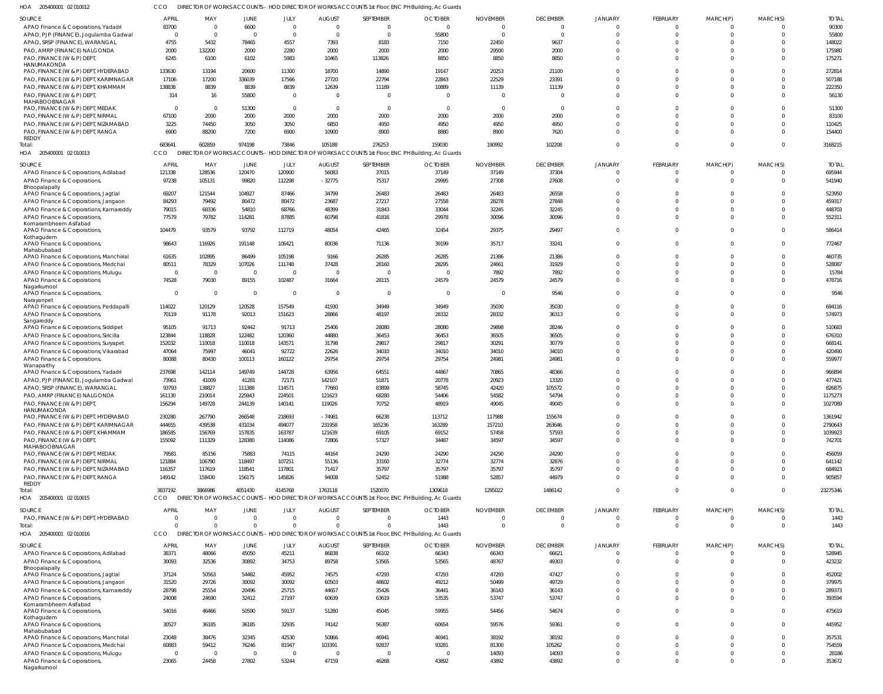HOA 205400001 02 010012 CCO DIRECTOR OF WORKS ACCOUNTS - HOD DIRECTOR OF WORKS ACCOUNTS 1st Floor, ENC PH Building, Ac Guards

| SOURCE | APRIL | MAY | JUNE | JULY | AUGUST | SEPTEMBER | OCTOBER | NOVEMBER | DECEMBER | JANUARY | FEBRUARY | MARCH(P) | MARCH(S) | TOTAL |
|---|---|---|---|---|---|---|---|---|---|---|---|---|---|---|
| APAO Finance & Corporations, Yadadri | 83700 | 0 | 6600 | 0 | 0 | 0 | 0 | 0 | 0 | 0 | 0 | 0 | 0 | 90300 |
| APAO, PJP (FINANCE), Jogulamba Gadwal | 0 | 0 | 0 | 0 | 0 | 0 | 55800 | 0 | 0 | 0 | 0 | 0 | 0 | 55800 |
| APAO, SRSP (FINANCE), WARANGAL | 4755 | 5432 | 78465 | 4557 | 7393 | 8183 | 7150 | 22450 | 9637 | 0 | 0 | 0 | 0 | 148022 |
| PAO, AMRP (FINANCE) NALGONDA | 2000 | 132200 | 2000 | 2280 | 2000 | 2000 | 2000 | 29500 | 2000 | 0 | 0 | 0 | 0 | 175980 |
| PAO, FINANCE (W & P) DEPT, HANUMAKONDA | 6245 | 6100 | 6102 | 5983 | 10465 | 113826 | 8850 | 8850 | 8850 | 0 | 0 | 0 | 0 | 175271 |
| PAO, FINANCE (W & P) DEPT, HYDERABAD | 133630 | 13194 | 20600 | 11300 | 18700 | 14890 | 19147 | 20253 | 21100 | 0 | 0 | 0 | 0 | 272814 |
| PAO, FINANCE (W & P) DEPT, KARIMNAGAR | 17106 | 17200 | 336039 | 17566 | 27720 | 22794 | 22843 | 22529 | 23391 | 0 | 0 | 0 | 0 | 507188 |
| PAO, FINANCE (W & P) DEPT, KHAMMAM | 138838 | 8839 | 8839 | 8839 | 12639 | 11189 | 10889 | 11139 | 11139 | 0 | 0 | 0 | 0 | 222350 |
| PAO, FINANCE (W & P) DEPT, MAHABOOBNAGAR | 314 | 16 | 55800 | 0 | 0 | 0 | 0 | 0 | 0 | 0 | 0 | 0 | 0 | 56130 |
| PAO, FINANCE (W & P) DEPT, MEDAK | 0 | 0 | 51300 | 0 | 0 | 0 | 0 | 0 | 0 | 0 | 0 | 0 | 0 | 51300 |
| PAO, FINANCE (W & P) DEPT, NIRMAL | 67100 | 2000 | 2000 | 2000 | 2000 | 2000 | 2000 | 2000 | 2000 | 0 | 0 | 0 | 0 | 83100 |
| PAO, FINANCE (W & P) DEPT, NIZAMABAD | 3225 | 74450 | 3050 | 3050 | 6850 | 4950 | 4950 | 4950 | 4950 | 0 | 0 | 0 | 0 | 110425 |
| PAO, FINANCE (W & P) DEPT, RANGA REDDY | 6900 | 88200 | 7200 | 6900 | 10900 | 8900 | 8880 | 8900 | 7620 | 0 | 0 | 0 | 0 | 154400 |
| Total: | 683641 | 602859 | 974198 | 73846 | 105188 | 276253 | 159030 | 190992 | 102208 | 0 | 0 | 0 | 0 | 3168215 |

HOA 205400001 02 010013 CCO DIRECTOR OF WORKS ACCOUNTS - HOD DIRECTOR OF WORKS ACCOUNTS 1st Floor, ENC PH Building, Ac Guards

| SOURCE | APRIL | MAY | JUNE | JULY | AUGUST | SEPTEMBER | OCTOBER | NOVEMBER | DECEMBER | JANUARY | FEBRUARY | MARCH(P) | MARCH(S) | TOTAL |
|---|---|---|---|---|---|---|---|---|---|---|---|---|---|---|
| APAO Finance & Corporations, Adilabad | 121338 | 128536 | 120470 | 120900 | 56083 | 37015 | 37149 | 37149 | 37304 | 0 | 0 | 0 | 0 | 695944 |
| APAO Finance & Corporations, Bhoopalapally | 97238 | 105131 | 99820 | 112298 | -32775 | 75317 | 29995 | 27308 | 27608 | 0 | 0 | 0 | 0 | 541940 |
| APAO Finance & Corporations, Jagtial | 69207 | 121544 | 104927 | 87466 | 34799 | 26483 | 26483 | 26483 | 26558 | 0 | 0 | 0 | 0 | 523950 |
| APAO Finance & Corporations, Jangaon | 84293 | 79492 | 80472 | 80472 | 23687 | 27217 | 27558 | 28278 | 27848 | 0 | 0 | 0 | 0 | 459317 |
| APAO Finance & Corporations, Kamareddy | 79015 | 68336 | 54810 | 68766 | 48399 | 31843 | 33044 | 32245 | 32245 | 0 | 0 | 0 | 0 | 448703 |
| APAO Finance & Corporations, Komarambheem Asifabad | 77579 | 79782 | 114281 | 87885 | 60798 | 41816 | 29978 | 30096 | 30096 | 0 | 0 | 0 | 0 | 552311 |
| APAO Finance & Corporations, Kothagudem | 104479 | 93579 | 93792 | 112719 | 48054 | 42465 | 32454 | 29375 | 29497 | 0 | 0 | 0 | 0 | 586414 |
| APAO Finance & Corporations, Mahabubabad | 98643 | 116926 | 191148 | 106421 | 80036 | 71136 | 39199 | 35717 | 33241 | 0 | 0 | 0 | 0 | 772467 |
| APAO Finance & Corporations, Manchirial | 61635 | 102895 | 86499 | 105198 | 9166 | 26285 | 26285 | 21386 | 21386 | 0 | 0 | 0 | 0 | 460735 |
| APAO Finance & Corporations, Medchal | 80511 | 78329 | 107026 | 111748 | 37428 | 28160 | 28295 | 24661 | 31929 | 0 | 0 | 0 | 0 | 528087 |
| APAO Finance & Corporations, Mulugu | 0 | 0 | 0 | 0 | 0 | 0 | 0 | 7892 | 7892 | 0 | 0 | 0 | 0 | 15784 |
| APAO Finance & Corporations, Nagarkurnool | 74528 | 79030 | 89155 | 102487 | 31664 | 28115 | 24579 | 24579 | 24579 | 0 | 0 | 0 | 0 | 478716 |
| APAO Finance & Corporations, Narayanpet | 0 | 0 | 0 | 0 | 0 | 0 | 0 | 0 | 9546 | 0 | 0 | 0 | 0 | 9546 |
| APAO Finance & Corporations, Peddapalli | 114022 | 120129 | 120528 | 157549 | 41930 | 34949 | 34949 | 35030 | 35030 | 0 | 0 | 0 | 0 | 694116 |
| APAO Finance & Corporations, Sangareddy | 70119 | 91178 | 92013 | 151623 | 28866 | 48197 | 28332 | 28332 | 36313 | 0 | 0 | 0 | 0 | 574973 |
| APAO Finance & Corporations, Siddipet | 95105 | 91713 | 92442 | 91713 | 25406 | 28080 | 28080 | 29898 | 28246 | 0 | 0 | 0 | 0 | 510683 |
| APAO Finance & Corporations, Siricilla | 123844 | 118828 | 122482 | 120360 | 44880 | 36453 | 36453 | 36505 | 36505 | 0 | 0 | 0 | 0 | 676310 |
| APAO Finance & Corporations, Suryapet | 152032 | 110018 | 110018 | 143571 | 31798 | 29817 | 29817 | 30291 | 30779 | 0 | 0 | 0 | 0 | 668141 |
| APAO Finance & Corporations, Vikarabad | 47064 | 75997 | 46041 | 92722 | 22626 | 34010 | 34010 | 34010 | 34010 | 0 | 0 | 0 | 0 | 420490 |
| APAO Finance & Corporations, Wanaparthy | 80088 | 80430 | 100113 | 160122 | 29754 | 29754 | 29754 | 24981 | 24981 | 0 | 0 | 0 | 0 | 559977 |
| APAO Finance & Corporations, Yadadri | 237698 | 142114 | 149749 | 144728 | 63956 | 64551 | 44867 | 70865 | 48366 | 0 | 0 | 0 | 0 | 966894 |
| APAO, PJP (FINANCE), Jogulamba Gadwal | 73961 | 41009 | 41281 | 72171 | 142107 | 51871 | 20778 | 20923 | 13320 | 0 | 0 | 0 | 0 | 477421 |
| APAO, SRSP (FINANCE), WARANGAL | 93793 | 138827 | 111388 | 114571 | 77660 | 83899 | 58745 | 42420 | 105572 | 0 | 0 | 0 | 0 | 826875 |
| PAO, AMRP (FINANCE) NALGONDA | 161130 | 210014 | 225943 | 224501 | 121623 | 68280 | 54406 | 54582 | 54794 | 0 | 0 | 0 | 0 | 1175273 |
| PAO, FINANCE (W & P) DEPT, HANUMAKONDA | 156294 | 149728 | 244139 | 140141 | 119026 | 70752 | 48919 | 49045 | 49045 | 0 | 0 | 0 | 0 | 1027089 |
| PAO, FINANCE (W & P) DEPT, HYDERABAD | 230280 | 267790 | 266548 | 218693 | -74981 | 66238 | 113712 | 117988 | 155674 | 0 | 0 | 0 | 0 | 1361942 |
| PAO, FINANCE (W & P) DEPT, KARIMNAGAR | 444655 | 439538 | 431034 | 494077 | 231958 | 165236 | 163289 | 157210 | 263646 | 0 | 0 | 0 | 0 | 2790643 |
| PAO, FINANCE (W & P) DEPT, KHAMMAM | 186585 | 156769 | 157835 | 163787 | 121639 | 69105 | 69152 | 57458 | 57593 | 0 | 0 | 0 | 0 | 1039923 |
| PAO, FINANCE (W & P) DEPT, MAHABOOBNAGAR | 155092 | 111329 | 128380 | 114086 | 72806 | 57327 | 34487 | 34597 | 34597 | 0 | 0 | 0 | 0 | 742701 |
| PAO, FINANCE (W & P) DEPT, MEDAK | 79581 | 85156 | 75883 | 74115 | 44164 | 24290 | 24290 | 24290 | 24290 | 0 | 0 | 0 | 0 | 456059 |
| PAO, FINANCE (W & P) DEPT, NIRMAL | 121884 | 106790 | 118497 | 107251 | 55136 | 33160 | 32774 | 32774 | 32876 | 0 | 0 | 0 | 0 | 641142 |
| PAO, FINANCE (W & P) DEPT, NIZAMABAD | 116357 | 117619 | 118541 | 117801 | 71417 | 35797 | 35797 | 35797 | 35797 | 0 | 0 | 0 | 0 | 684923 |
| PAO, FINANCE (W & P) DEPT, RANGA REDDY | 149142 | 158430 | 156175 | 145826 | 94008 | 52452 | 51988 | 52857 | 44979 | 0 | 0 | 0 | 0 | 905857 |
| Total: | 3837192 | 3866986 | 4051430 | 4145768 | 1763118 | 1520070 | 1309618 | 1295022 | 1486142 | 0 | 0 | 0 | 0 | 23275346 |

HOA 205400001 02 010015 CCO DIRECTOR OF WORKS ACCOUNTS - HOD DIRECTOR OF WORKS ACCOUNTS 1st Floor, ENC PH Building, Ac Guards

| SOURCE | APRIL | MAY | JUNE | JULY | AUGUST | SEPTEMBER | OCTOBER | NOVEMBER | DECEMBER | JANUARY | FEBRUARY | MARCH(P) | MARCH(S) | TOTAL |
|---|---|---|---|---|---|---|---|---|---|---|---|---|---|---|
| PAO, FINANCE (W & P) DEPT, HYDERABAD | 0 | 0 | 0 | 0 | 0 | 0 | 1443 | 0 | 0 | 0 | 0 | 0 | 0 | 1443 |
| Total: | 0 | 0 | 0 | 0 | 0 | 0 | 1443 | 0 | 0 | 0 | 0 | 0 | 0 | 1443 |

HOA 205400001 02 010016 CCO DIRECTOR OF WORKS ACCOUNTS - HOD DIRECTOR OF WORKS ACCOUNTS 1st Floor, ENC PH Building, Ac Guards

| SOURCE | APRIL | MAY | JUNE | JULY | AUGUST | SEPTEMBER | OCTOBER | NOVEMBER | DECEMBER | JANUARY | FEBRUARY | MARCH(P) | MARCH(S) | TOTAL |
|---|---|---|---|---|---|---|---|---|---|---|---|---|---|---|
| APAO Finance & Corporations, Adilabad | 38371 | 48066 | 45050 | 45211 | 86838 | 66102 | 66343 | 66343 | 66621 | 0 | 0 | 0 | 0 | 528945 |
| APAO Finance & Corporations, Bhoopalapally | 30093 | 32536 | 30892 | 34753 | 89758 | 53565 | 53565 | 48767 | 49303 | 0 | 0 | 0 | 0 | 423232 |
| APAO Finance & Corporations, Jagtial | 37124 | 50563 | 54482 | 45954 | 74575 | 47293 | 47293 | 47293 | 47427 | 0 | 0 | 0 | 0 | 452002 |
| APAO Finance & Corporations, Jangaon | 31520 | 29726 | 30092 | 30092 | 60503 | 48602 | 49212 | 50499 | 49729 | 0 | 0 | 0 | 0 | 379975 |
| APAO Finance & Corporations, Kamareddy | 28798 | 25554 | 20496 | 25715 | 44657 | 35426 | 36441 | 36143 | 36143 | 0 | 0 | 0 | 0 | 289373 |
| APAO Finance & Corporations, Komarambheem Asifabad | 24008 | 24690 | 32412 | 27197 | 60639 | 63619 | 53535 | 53747 | 53747 | 0 | 0 | 0 | 0 | 393594 |
| APAO Finance & Corporations, Kothagudem | 54016 | 46466 | 50590 | 59137 | 51280 | 45045 | 59955 | 54456 | 54674 | 0 | 0 | 0 | 0 | 475619 |
| APAO Finance & Corporations, Mahabubabad | 30527 | 36185 | 36185 | 32935 | 74142 | 56387 | 60654 | 59576 | 59361 | 0 | 0 | 0 | 0 | 445952 |
| APAO Finance & Corporations, Manchirial | 23048 | 38476 | 32345 | 42530 | 50866 | 46941 | 46941 | 38192 | 38192 | 0 | 0 | 0 | 0 | 357531 |
| APAO Finance & Corporations, Medchal | 60883 | 59412 | 76246 | 81947 | 103391 | 92837 | 93281 | 81300 | 105262 | 0 | 0 | 0 | 0 | 754559 |
| APAO Finance & Corporations, Mulugu | 0 | 0 | 0 | 0 | 0 | 0 | 0 | 14093 | 14093 | 0 | 0 | 0 | 0 | 28186 |
| APAO Finance & Corporations, Nagarkurnool | 23065 | 24458 | 27802 | 53244 | 47159 | 46268 | 43892 | 43892 | 43892 | 0 | 0 | 0 | 0 | 353672 |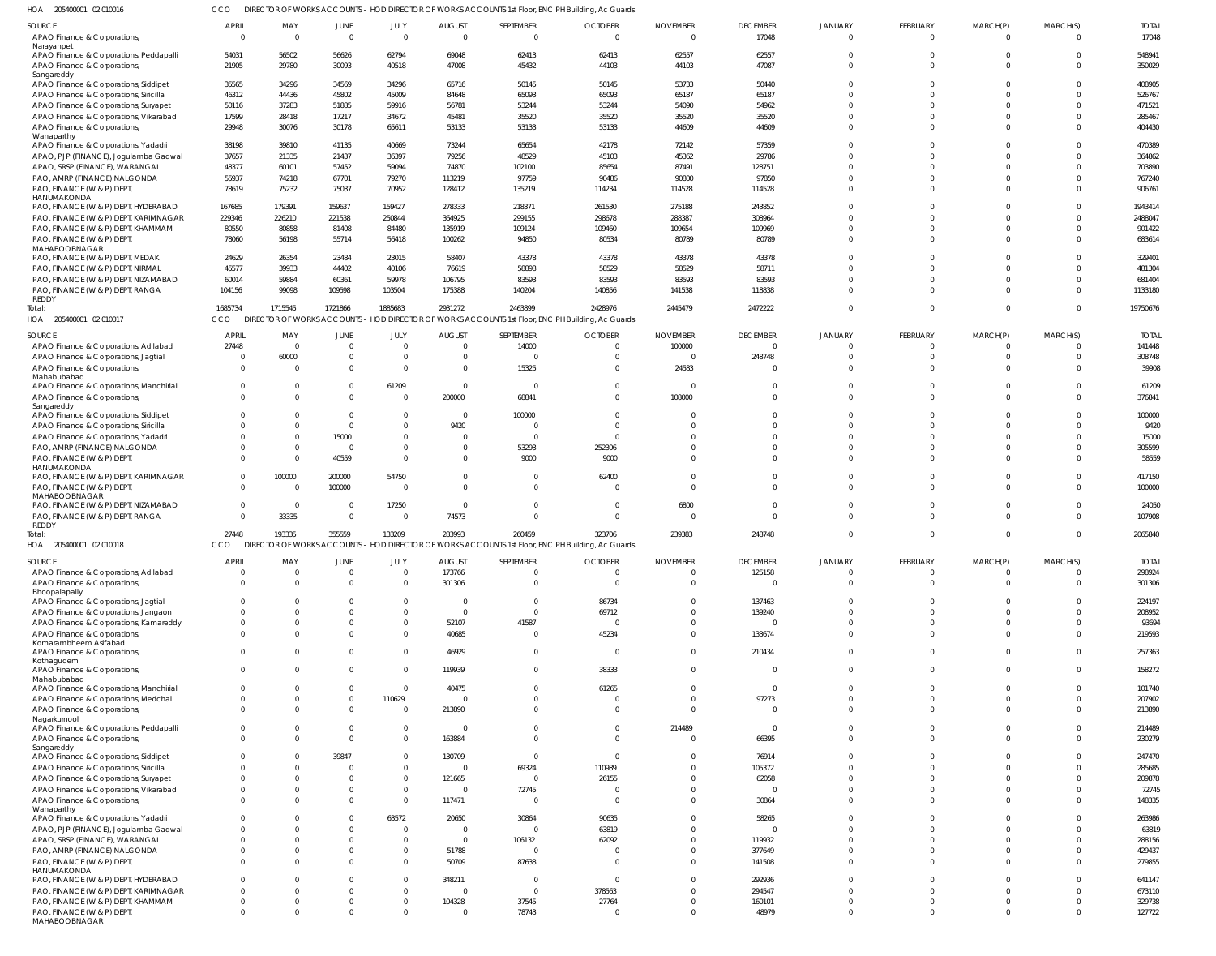HOA 205400001 02 010016 CCO DIRECTOR OF WORKS ACCOUNTS - HOD DIRECTOR OF WORKS ACCOUNTS 1st Floor, ENC PH Building, Ac Guards

| SOURCE | APRIL | MAY | JUNE | JULY | AUGUST | SEPTEMBER | OCTOBER | NOVEMBER | DECEMBER | JANUARY | FEBRUARY | MARCH(P) | MARCH(S) | TOTAL |
|---|---|---|---|---|---|---|---|---|---|---|---|---|---|---|
| APAO Finance & Corporations, Narayanpet | 0 | 0 | 0 | 0 | 0 | 0 | 0 | 0 | 17048 | 0 | 0 | 0 | 0 | 17048 |
| APAO Finance & Corporations, Peddapalli | 54031 | 56502 | 56626 | 62794 | 69048 | 62413 | 62413 | 62557 | 62557 | 0 | 0 | 0 | 0 | 548941 |
| APAO Finance & Corporations, Sangareddy | 21905 | 29780 | 30093 | 40518 | 47008 | 45432 | 44103 | 44103 | 47087 | 0 | 0 | 0 | 0 | 350029 |
| APAO Finance & Corporations, Siddipet | 35565 | 34296 | 34569 | 34296 | 65716 | 50145 | 50145 | 53733 | 50440 | 0 | 0 | 0 | 0 | 408905 |
| APAO Finance & Corporations, Siricilla | 46312 | 44436 | 45802 | 45009 | 84648 | 65093 | 65093 | 65187 | 65187 | 0 | 0 | 0 | 0 | 526767 |
| APAO Finance & Corporations, Suryapet | 50116 | 37283 | 51885 | 59916 | 56781 | 53244 | 53244 | 54090 | 54962 | 0 | 0 | 0 | 0 | 471521 |
| APAO Finance & Corporations, Vikarabad | 17599 | 28418 | 17217 | 34672 | 45481 | 35520 | 35520 | 35520 | 35520 | 0 | 0 | 0 | 0 | 285467 |
| APAO Finance & Corporations, Wanaparthy | 29948 | 30076 | 30178 | 65611 | 53133 | 53133 | 53133 | 44609 | 44609 | 0 | 0 | 0 | 0 | 404430 |
| APAO Finance & Corporations, Yadadri | 38198 | 39810 | 41135 | 40669 | 73244 | 65654 | 42178 | 72142 | 57359 | 0 | 0 | 0 | 0 | 470389 |
| APAO, PJP (FINANCE), Jogulamba Gadwal | 37657 | 21335 | 21437 | 36397 | 79256 | 48529 | 45103 | 45362 | 29786 | 0 | 0 | 0 | 0 | 364862 |
| APAO, SRSP (FINANCE), WARANGAL | 48377 | 60101 | 57452 | 59094 | 74870 | 102100 | 85654 | 87491 | 128751 | 0 | 0 | 0 | 0 | 703890 |
| PAO, AMRP (FINANCE) NALGONDA | 55937 | 74218 | 67701 | 79270 | 113219 | 97759 | 90486 | 90800 | 97850 | 0 | 0 | 0 | 0 | 767240 |
| PAO, FINANCE (W & P) DEPT, HANUMAKONDA | 78619 | 75232 | 75037 | 70952 | 128412 | 135219 | 114234 | 114528 | 114528 | 0 | 0 | 0 | 0 | 906761 |
| PAO, FINANCE (W & P) DEPT, HYDERABAD | 167685 | 179391 | 159637 | 159427 | 278333 | 218371 | 261530 | 275188 | 243852 | 0 | 0 | 0 | 0 | 1943414 |
| PAO, FINANCE (W & P) DEPT, KARIMNAGAR | 229346 | 226210 | 221538 | 250844 | 364925 | 299155 | 298678 | 288387 | 308964 | 0 | 0 | 0 | 0 | 2488047 |
| PAO, FINANCE (W & P) DEPT, KHAMMAM | 80550 | 80858 | 81408 | 84480 | 135919 | 109124 | 109460 | 109654 | 109969 | 0 | 0 | 0 | 0 | 901422 |
| PAO, FINANCE (W & P) DEPT, MAHABOOBNAGAR | 78060 | 56198 | 55714 | 56418 | 100262 | 94850 | 80534 | 80789 | 80789 | 0 | 0 | 0 | 0 | 683614 |
| PAO, FINANCE (W & P) DEPT, MEDAK | 24629 | 26354 | 23484 | 23015 | 58407 | 43378 | 43378 | 43378 | 43378 | 0 | 0 | 0 | 0 | 329401 |
| PAO, FINANCE (W & P) DEPT, NIRMAL | 45577 | 39933 | 44402 | 40106 | 76619 | 58898 | 58529 | 58529 | 58711 | 0 | 0 | 0 | 0 | 481304 |
| PAO, FINANCE (W & P) DEPT, NIZAMABAD | 60014 | 59884 | 60361 | 59978 | 106795 | 83593 | 83593 | 83593 | 83593 | 0 | 0 | 0 | 0 | 681404 |
| PAO, FINANCE (W & P) DEPT, RANGA REDDY | 104156 | 99098 | 109598 | 103504 | 175388 | 140204 | 140856 | 141538 | 118838 | 0 | 0 | 0 | 0 | 1133180 |
| Total: | 1685734 | 1715545 | 1721866 | 1885683 | 2931272 | 2463899 | 2428976 | 2445479 | 2472222 | 0 | 0 | 0 | 0 | 19750676 |

HOA 205400001 02 010017 CCO DIRECTOR OF WORKS ACCOUNTS - HOD DIRECTOR OF WORKS ACCOUNTS 1st Floor, ENC PH Building, Ac Guards

| SOURCE | APRIL | MAY | JUNE | JULY | AUGUST | SEPTEMBER | OCTOBER | NOVEMBER | DECEMBER | JANUARY | FEBRUARY | MARCH(P) | MARCH(S) | TOTAL |
|---|---|---|---|---|---|---|---|---|---|---|---|---|---|---|
| APAO Finance & Corporations, Adilabad | 27448 | 0 | 0 | 0 | 0 | 14000 | 0 | 100000 | 0 | 0 | 0 | 0 | 0 | 141448 |
| APAO Finance & Corporations, Jagtial | 0 | 60000 | 0 | 0 | 0 | 0 | 0 | 0 | 248748 | 0 | 0 | 0 | 0 | 308748 |
| APAO Finance & Corporations, Mahabubabad | 0 | 0 | 0 | 0 | 0 | 15325 | 0 | 24583 | 0 | 0 | 0 | 0 | 0 | 39908 |
| APAO Finance & Corporations, Manchirial | 0 | 0 | 0 | 61209 | 0 | 0 | 0 | 0 | 0 | 0 | 0 | 0 | 0 | 61209 |
| APAO Finance & Corporations, Sangareddy | 0 | 0 | 0 | 0 | 200000 | 68841 | 0 | 108000 | 0 | 0 | 0 | 0 | 0 | 376841 |
| APAO Finance & Corporations, Siddipet | 0 | 0 | 0 | 0 | 0 | 100000 | 0 | 0 | 0 | 0 | 0 | 0 | 0 | 100000 |
| APAO Finance & Corporations, Siricilla | 0 | 0 | 0 | 0 | 9420 | 0 | 0 | 0 | 0 | 0 | 0 | 0 | 0 | 9420 |
| APAO Finance & Corporations, Yadadri | 0 | 0 | 15000 | 0 | 0 | 0 | 0 | 0 | 0 | 0 | 0 | 0 | 0 | 15000 |
| PAO, AMRP (FINANCE) NALGONDA | 0 | 0 | 0 | 0 | 0 | 53293 | 252306 | 0 | 0 | 0 | 0 | 0 | 0 | 305599 |
| PAO, FINANCE (W & P) DEPT, HANUMAKONDA | 0 | 0 | 40559 | 0 | 0 | 9000 | 9000 | 0 | 0 | 0 | 0 | 0 | 0 | 58559 |
| PAO, FINANCE (W & P) DEPT, KARIMNAGAR | 0 | 100000 | 200000 | 54750 | 0 | 0 | 62400 | 0 | 0 | 0 | 0 | 0 | 0 | 417150 |
| PAO, FINANCE (W & P) DEPT, MAHABOOBNAGAR | 0 | 0 | 100000 | 0 | 0 | 0 | 0 | 0 | 0 | 0 | 0 | 0 | 0 | 100000 |
| PAO, FINANCE (W & P) DEPT, NIZAMABAD | 0 | 0 | 0 | 17250 | 0 | 0 | 0 | 6800 | 0 | 0 | 0 | 0 | 0 | 24050 |
| PAO, FINANCE (W & P) DEPT, RANGA REDDY | 0 | 33335 | 0 | 0 | 74573 | 0 | 0 | 0 | 0 | 0 | 0 | 0 | 0 | 107908 |
| Total: | 27448 | 193335 | 355559 | 133209 | 283993 | 260459 | 323706 | 239383 | 248748 | 0 | 0 | 0 | 0 | 2065840 |

HOA 205400001 02 010018 CCO DIRECTOR OF WORKS ACCOUNTS - HOD DIRECTOR OF WORKS ACCOUNTS 1st Floor, ENC PH Building, Ac Guards

| SOURCE | APRIL | MAY | JUNE | JULY | AUGUST | SEPTEMBER | OCTOBER | NOVEMBER | DECEMBER | JANUARY | FEBRUARY | MARCH(P) | MARCH(S) | TOTAL |
|---|---|---|---|---|---|---|---|---|---|---|---|---|---|---|
| APAO Finance & Corporations, Adilabad | 0 | 0 | 0 | 0 | 173766 | 0 | 0 | 0 | 125158 | 0 | 0 | 0 | 0 | 298924 |
| APAO Finance & Corporations, Bhoopalapally | 0 | 0 | 0 | 0 | 301306 | 0 | 0 | 0 | 0 | 0 | 0 | 0 | 0 | 301306 |
| APAO Finance & Corporations, Jagtial | 0 | 0 | 0 | 0 | 0 | 0 | 86734 | 0 | 137463 | 0 | 0 | 0 | 0 | 224197 |
| APAO Finance & Corporations, Jangaon | 0 | 0 | 0 | 0 | 0 | 0 | 69712 | 0 | 139240 | 0 | 0 | 0 | 0 | 208952 |
| APAO Finance & Corporations, Kamareddy | 0 | 0 | 0 | 0 | 52107 | 41587 | 0 | 0 | 0 | 0 | 0 | 0 | 0 | 93694 |
| APAO Finance & Corporations, Komarambheem Asifabad | 0 | 0 | 0 | 0 | 40685 | 0 | 45234 | 0 | 133674 | 0 | 0 | 0 | 0 | 219593 |
| APAO Finance & Corporations, Kothagudem | 0 | 0 | 0 | 0 | 46929 | 0 | 0 | 0 | 210434 | 0 | 0 | 0 | 0 | 257363 |
| APAO Finance & Corporations, Mahabubabad | 0 | 0 | 0 | 0 | 119939 | 0 | 38333 | 0 | 0 | 0 | 0 | 0 | 0 | 158272 |
| APAO Finance & Corporations, Manchirial | 0 | 0 | 0 | 0 | 40475 | 0 | 61265 | 0 | 0 | 0 | 0 | 0 | 0 | 101740 |
| APAO Finance & Corporations, Medchal | 0 | 0 | 0 | 110629 | 0 | 0 | 0 | 0 | 97273 | 0 | 0 | 0 | 0 | 207902 |
| APAO Finance & Corporations, Nagarkurnool | 0 | 0 | 0 | 0 | 213890 | 0 | 0 | 0 | 0 | 0 | 0 | 0 | 0 | 213890 |
| APAO Finance & Corporations, Peddapalli | 0 | 0 | 0 | 0 | 0 | 0 | 0 | 214489 | 0 | 0 | 0 | 0 | 0 | 214489 |
| APAO Finance & Corporations, Sangareddy | 0 | 0 | 0 | 0 | 163884 | 0 | 0 | 0 | 66395 | 0 | 0 | 0 | 0 | 230279 |
| APAO Finance & Corporations, Siddipet | 0 | 0 | 39847 | 0 | 130709 | 0 | 0 | 0 | 76914 | 0 | 0 | 0 | 0 | 247470 |
| APAO Finance & Corporations, Siricilla | 0 | 0 | 0 | 0 | 0 | 69324 | 110989 | 0 | 105372 | 0 | 0 | 0 | 0 | 285685 |
| APAO Finance & Corporations, Suryapet | 0 | 0 | 0 | 0 | 121665 | 0 | 26155 | 0 | 62058 | 0 | 0 | 0 | 0 | 209878 |
| APAO Finance & Corporations, Vikarabad | 0 | 0 | 0 | 0 | 0 | 72745 | 0 | 0 | 0 | 0 | 0 | 0 | 0 | 72745 |
| APAO Finance & Corporations, Wanaparthy | 0 | 0 | 0 | 0 | 117471 | 0 | 0 | 0 | 30864 | 0 | 0 | 0 | 0 | 148335 |
| APAO Finance & Corporations, Yadadri | 0 | 0 | 0 | 63572 | 20650 | 30864 | 90635 | 0 | 58265 | 0 | 0 | 0 | 0 | 263986 |
| APAO, PJP (FINANCE), Jogulamba Gadwal | 0 | 0 | 0 | 0 | 0 | 0 | 63819 | 0 | 0 | 0 | 0 | 0 | 0 | 63819 |
| APAO, SRSP (FINANCE), WARANGAL | 0 | 0 | 0 | 0 | 0 | 106132 | 62092 | 0 | 119932 | 0 | 0 | 0 | 0 | 288156 |
| PAO, AMRP (FINANCE) NALGONDA | 0 | 0 | 0 | 0 | 51788 | 0 | 0 | 0 | 377649 | 0 | 0 | 0 | 0 | 429437 |
| PAO, FINANCE (W & P) DEPT, HANUMAKONDA | 0 | 0 | 0 | 0 | 50709 | 87638 | 0 | 0 | 141508 | 0 | 0 | 0 | 0 | 279855 |
| PAO, FINANCE (W & P) DEPT, HYDERABAD | 0 | 0 | 0 | 0 | 348211 | 0 | 0 | 0 | 292936 | 0 | 0 | 0 | 0 | 641147 |
| PAO, FINANCE (W & P) DEPT, KARIMNAGAR | 0 | 0 | 0 | 0 | 0 | 0 | 378563 | 0 | 294547 | 0 | 0 | 0 | 0 | 673110 |
| PAO, FINANCE (W & P) DEPT, KHAMMAM | 0 | 0 | 0 | 0 | 104328 | 37545 | 27764 | 0 | 160101 | 0 | 0 | 0 | 0 | 329738 |
| PAO, FINANCE (W & P) DEPT, MAHABOOBNAGAR | 0 | 0 | 0 | 0 | 0 | 78743 | 0 | 0 | 48979 | 0 | 0 | 0 | 0 | 127722 |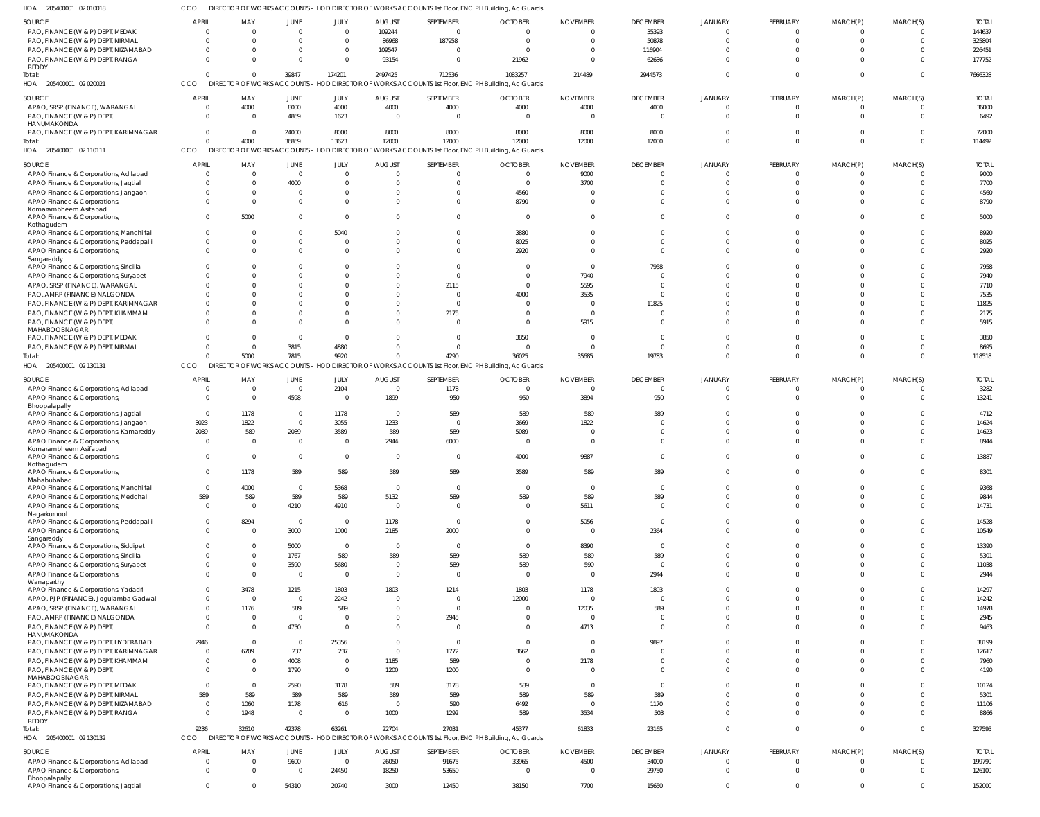HOA 205400001 02 010018 CCO DIRECTOR OF WORKS ACCOUNTS - HOD DIRECTOR OF WORKS ACCOUNTS 1st Floor, ENC PH Building, Ac Guards

| SOURCE | APRIL | MAY | JUNE | JULY | AUGUST | SEPTEMBER | OCTOBER | NOVEMBER | DECEMBER | JANUARY | FEBRUARY | MARCH(P) | MARCH(S) | TOTAL |
|---|---|---|---|---|---|---|---|---|---|---|---|---|---|---|
| PAO, FINANCE (W & P) DEPT, MEDAK | 0 | 0 | 0 | 0 | 109244 | 0 | 0 | 0 | 35393 | 0 | 0 | 0 | 0 | 144637 |
| PAO, FINANCE (W & P) DEPT, NIRMAL | 0 | 0 | 0 | 0 | 86968 | 187958 | 0 | 0 | 50878 | 0 | 0 | 0 | 0 | 325804 |
| PAO, FINANCE (W & P) DEPT, NIZAMABAD | 0 | 0 | 0 | 0 | 109547 | 0 | 0 | 0 | 116904 | 0 | 0 | 0 | 0 | 226451 |
| PAO, FINANCE (W & P) DEPT, RANGA REDDY | 0 | 0 | 0 | 0 | 93154 | 0 | 21962 | 0 | 62636 | 0 | 0 | 0 | 0 | 177752 |
| Total: | 0 | 0 | 39847 | 174201 | 2497425 | 712536 | 1083257 | 214489 | 2944573 | 0 | 0 | 0 | 0 | 7666328 |

HOA 205400001 02 020021 CCO DIRECTOR OF WORKS ACCOUNTS - HOD DIRECTOR OF WORKS ACCOUNTS 1st Floor, ENC PH Building, Ac Guards

| SOURCE | APRIL | MAY | JUNE | JULY | AUGUST | SEPTEMBER | OCTOBER | NOVEMBER | DECEMBER | JANUARY | FEBRUARY | MARCH(P) | MARCH(S) | TOTAL |
|---|---|---|---|---|---|---|---|---|---|---|---|---|---|---|
| APAO, SRSP (FINANCE), WARANGAL | 0 | 4000 | 8000 | 4000 | 4000 | 4000 | 4000 | 4000 | 4000 | 0 | 0 | 0 | 0 | 36000 |
| PAO, FINANCE (W & P) DEPT, HANUMAKONDA | 0 | 0 | 4869 | 1623 | 0 | 0 | 0 | 0 | 0 | 0 | 0 | 0 | 0 | 6492 |
| PAO, FINANCE (W & P) DEPT, KARIMNAGAR | 0 | 0 | 24000 | 8000 | 8000 | 8000 | 8000 | 8000 | 8000 | 0 | 0 | 0 | 0 | 72000 |
| Total: | 0 | 4000 | 36869 | 13623 | 12000 | 12000 | 12000 | 12000 | 12000 | 0 | 0 | 0 | 0 | 114492 |

HOA 205400001 02 110111 CCO DIRECTOR OF WORKS ACCOUNTS - HOD DIRECTOR OF WORKS ACCOUNTS 1st Floor, ENC PH Building, Ac Guards

| SOURCE | APRIL | MAY | JUNE | JULY | AUGUST | SEPTEMBER | OCTOBER | NOVEMBER | DECEMBER | JANUARY | FEBRUARY | MARCH(P) | MARCH(S) | TOTAL |
|---|---|---|---|---|---|---|---|---|---|---|---|---|---|---|
| APAO Finance & Corporations, Adilabad | 0 | 0 | 0 | 0 | 0 | 0 | 0 | 9000 | 0 | 0 | 0 | 0 | 0 | 9000 |
| APAO Finance & Corporations, Jagtial | 0 | 0 | 4000 | 0 | 0 | 0 | 0 | 3700 | 0 | 0 | 0 | 0 | 0 | 7700 |
| APAO Finance & Corporations, Jangaon | 0 | 0 | 0 | 0 | 0 | 0 | 4560 | 0 | 0 | 0 | 0 | 0 | 0 | 4560 |
| APAO Finance & Corporations, Komarambheem Asifabad | 0 | 0 | 0 | 0 | 0 | 0 | 8790 | 0 | 0 | 0 | 0 | 0 | 0 | 8790 |
| APAO Finance & Corporations, Kothagudem | 0 | 5000 | 0 | 0 | 0 | 0 | 0 | 0 | 0 | 0 | 0 | 0 | 0 | 5000 |
| APAO Finance & Corporations, Manchirial | 0 | 0 | 0 | 5040 | 0 | 0 | 3880 | 0 | 0 | 0 | 0 | 0 | 0 | 8920 |
| APAO Finance & Corporations, Peddapalli | 0 | 0 | 0 | 0 | 0 | 0 | 8025 | 0 | 0 | 0 | 0 | 0 | 0 | 8025 |
| APAO Finance & Corporations, Sangareddy | 0 | 0 | 0 | 0 | 0 | 0 | 2920 | 0 | 0 | 0 | 0 | 0 | 0 | 2920 |
| APAO Finance & Corporations, Siricilla | 0 | 0 | 0 | 0 | 0 | 0 | 0 | 0 | 7958 | 0 | 0 | 0 | 0 | 7958 |
| APAO Finance & Corporations, Suryapet | 0 | 0 | 0 | 0 | 0 | 0 | 0 | 7940 | 0 | 0 | 0 | 0 | 0 | 7940 |
| APAO, SRSP (FINANCE), WARANGAL | 0 | 0 | 0 | 0 | 0 | 2115 | 0 | 5595 | 0 | 0 | 0 | 0 | 0 | 7710 |
| PAO, AMRP (FINANCE) NALGONDA | 0 | 0 | 0 | 0 | 0 | 0 | 4000 | 3535 | 0 | 0 | 0 | 0 | 0 | 7535 |
| PAO, FINANCE (W & P) DEPT, KARIMNAGAR | 0 | 0 | 0 | 0 | 0 | 0 | 0 | 0 | 11825 | 0 | 0 | 0 | 0 | 11825 |
| PAO, FINANCE (W & P) DEPT, KHAMMAM | 0 | 0 | 0 | 0 | 0 | 2175 | 0 | 0 | 0 | 0 | 0 | 0 | 0 | 2175 |
| PAO, FINANCE (W & P) DEPT, MAHABOOBNAGAR | 0 | 0 | 0 | 0 | 0 | 0 | 0 | 5915 | 0 | 0 | 0 | 0 | 0 | 5915 |
| PAO, FINANCE (W & P) DEPT, MEDAK | 0 | 0 | 0 | 0 | 0 | 0 | 3850 | 0 | 0 | 0 | 0 | 0 | 0 | 3850 |
| PAO, FINANCE (W & P) DEPT, NIRMAL | 0 | 0 | 3815 | 4880 | 0 | 0 | 0 | 0 | 0 | 0 | 0 | 0 | 0 | 8695 |
| Total: | 0 | 5000 | 7815 | 9920 | 0 | 4290 | 36025 | 35685 | 19783 | 0 | 0 | 0 | 0 | 118518 |

HOA 205400001 02 130131 CCO DIRECTOR OF WORKS ACCOUNTS - HOD DIRECTOR OF WORKS ACCOUNTS 1st Floor, ENC PH Building, Ac Guards

| SOURCE | APRIL | MAY | JUNE | JULY | AUGUST | SEPTEMBER | OCTOBER | NOVEMBER | DECEMBER | JANUARY | FEBRUARY | MARCH(P) | MARCH(S) | TOTAL |
|---|---|---|---|---|---|---|---|---|---|---|---|---|---|---|
| APAO Finance & Corporations, Adilabad | 0 | 0 | 0 | 2104 | 0 | 1178 | 0 | 0 | 0 | 0 | 0 | 0 | 0 | 3282 |
| APAO Finance & Corporations, Bhoopalapally | 0 | 0 | 4598 | 0 | 1899 | 950 | 950 | 3894 | 950 | 0 | 0 | 0 | 0 | 13241 |
| APAO Finance & Corporations, Jagtial | 0 | 1178 | 0 | 1178 | 0 | 589 | 589 | 589 | 589 | 0 | 0 | 0 | 0 | 4712 |
| APAO Finance & Corporations, Jangaon | 3023 | 1822 | 0 | 3055 | 1233 | 0 | 3669 | 1822 | 0 | 0 | 0 | 0 | 0 | 14624 |
| APAO Finance & Corporations, Kamareddy | 2089 | 589 | 2089 | 3589 | 589 | 589 | 5089 | 0 | 0 | 0 | 0 | 0 | 0 | 14623 |
| APAO Finance & Corporations, Komarambheem Asifabad | 0 | 0 | 0 | 0 | 2944 | 6000 | 0 | 0 | 0 | 0 | 0 | 0 | 0 | 8944 |
| APAO Finance & Corporations, Kothagudem | 0 | 0 | 0 | 0 | 0 | 0 | 4000 | 9887 | 0 | 0 | 0 | 0 | 0 | 13887 |
| APAO Finance & Corporations, Mahabubabad | 0 | 1178 | 589 | 589 | 589 | 589 | 3589 | 589 | 589 | 0 | 0 | 0 | 0 | 8301 |
| APAO Finance & Corporations, Manchirial | 0 | 4000 | 0 | 5368 | 0 | 0 | 0 | 0 | 0 | 0 | 0 | 0 | 0 | 9368 |
| APAO Finance & Corporations, Medchal | 589 | 589 | 589 | 589 | 5132 | 589 | 589 | 589 | 589 | 0 | 0 | 0 | 0 | 9844 |
| APAO Finance & Corporations, Nagarkurnool | 0 | 0 | 4210 | 4910 | 0 | 0 | 0 | 5611 | 0 | 0 | 0 | 0 | 0 | 14731 |
| APAO Finance & Corporations, Peddapalli | 0 | 8294 | 0 | 0 | 1178 | 0 | 0 | 5056 | 0 | 0 | 0 | 0 | 0 | 14528 |
| APAO Finance & Corporations, Sangareddy | 0 | 0 | 3000 | 1000 | 2185 | 2000 | 0 | 0 | 2364 | 0 | 0 | 0 | 0 | 10549 |
| APAO Finance & Corporations, Siddipet | 0 | 0 | 5000 | 0 | 0 | 0 | 0 | 8390 | 0 | 0 | 0 | 0 | 0 | 13390 |
| APAO Finance & Corporations, Siricilla | 0 | 0 | 1767 | 589 | 589 | 589 | 589 | 589 | 589 | 0 | 0 | 0 | 0 | 5301 |
| APAO Finance & Corporations, Suryapet | 0 | 0 | 3590 | 5680 | 0 | 589 | 589 | 590 | 0 | 0 | 0 | 0 | 0 | 11038 |
| APAO Finance & Corporations, Wanaparthy | 0 | 0 | 0 | 0 | 0 | 0 | 0 | 0 | 2944 | 0 | 0 | 0 | 0 | 2944 |
| APAO Finance & Corporations, Yadadri | 0 | 3478 | 1215 | 1803 | 1803 | 1214 | 1803 | 1178 | 1803 | 0 | 0 | 0 | 0 | 14297 |
| APAO, PJP (FINANCE), Jogulamba Gadwal | 0 | 0 | 0 | 2242 | 0 | 0 | 12000 | 0 | 0 | 0 | 0 | 0 | 0 | 14242 |
| APAO, SRSP (FINANCE), WARANGAL | 0 | 1176 | 589 | 589 | 0 | 0 | 0 | 12035 | 589 | 0 | 0 | 0 | 0 | 14978 |
| PAO, AMRP (FINANCE) NALGONDA | 0 | 0 | 0 | 0 | 0 | 2945 | 0 | 0 | 0 | 0 | 0 | 0 | 0 | 2945 |
| PAO, FINANCE (W & P) DEPT, HANUMAKONDA | 0 | 0 | 4750 | 0 | 0 | 0 | 0 | 4713 | 0 | 0 | 0 | 0 | 0 | 9463 |
| PAO, FINANCE (W & P) DEPT, HYDERABAD | 2946 | 0 | 0 | 25356 | 0 | 0 | 0 | 0 | 9897 | 0 | 0 | 0 | 0 | 38199 |
| PAO, FINANCE (W & P) DEPT, KARIMNAGAR | 0 | 6709 | 237 | 237 | 0 | 1772 | 3662 | 0 | 0 | 0 | 0 | 0 | 0 | 12617 |
| PAO, FINANCE (W & P) DEPT, KHAMMAM | 0 | 0 | 4008 | 0 | 1185 | 589 | 0 | 2178 | 0 | 0 | 0 | 0 | 0 | 7960 |
| PAO, FINANCE (W & P) DEPT, MAHABOOBNAGAR | 0 | 0 | 1790 | 0 | 1200 | 1200 | 0 | 0 | 0 | 0 | 0 | 0 | 0 | 4190 |
| PAO, FINANCE (W & P) DEPT, MEDAK | 0 | 0 | 2590 | 3178 | 589 | 3178 | 589 | 0 | 0 | 0 | 0 | 0 | 0 | 10124 |
| PAO, FINANCE (W & P) DEPT, NIRMAL | 589 | 589 | 589 | 589 | 589 | 589 | 589 | 589 | 589 | 0 | 0 | 0 | 0 | 5301 |
| PAO, FINANCE (W & P) DEPT, NIZAMABAD | 0 | 1060 | 1178 | 616 | 0 | 590 | 6492 | 0 | 1170 | 0 | 0 | 0 | 0 | 11106 |
| PAO, FINANCE (W & P) DEPT, RANGA REDDY | 0 | 1948 | 0 | 0 | 1000 | 1292 | 589 | 3534 | 503 | 0 | 0 | 0 | 0 | 8866 |
| Total: | 9236 | 32610 | 42378 | 63261 | 22704 | 27031 | 45377 | 61833 | 23165 | 0 | 0 | 0 | 0 | 327595 |

HOA 205400001 02 130132 CCO DIRECTOR OF WORKS ACCOUNTS - HOD DIRECTOR OF WORKS ACCOUNTS 1st Floor, ENC PH Building, Ac Guards

| SOURCE | APRIL | MAY | JUNE | JULY | AUGUST | SEPTEMBER | OCTOBER | NOVEMBER | DECEMBER | JANUARY | FEBRUARY | MARCH(P) | MARCH(S) | TOTAL |
|---|---|---|---|---|---|---|---|---|---|---|---|---|---|---|
| APAO Finance & Corporations, Adilabad | 0 | 0 | 9600 | 0 | 26050 | 91675 | 33965 | 4500 | 34000 | 0 | 0 | 0 | 0 | 199790 |
| APAO Finance & Corporations, Bhoopalapally | 0 | 0 | 0 | 24450 | 18250 | 53650 | 0 | 0 | 29750 | 0 | 0 | 0 | 0 | 126100 |
| APAO Finance & Corporations, Jagtial | 0 | 0 | 54310 | 20740 | 3000 | 12450 | 38150 | 7700 | 15650 | 0 | 0 | 0 | 0 | 152000 |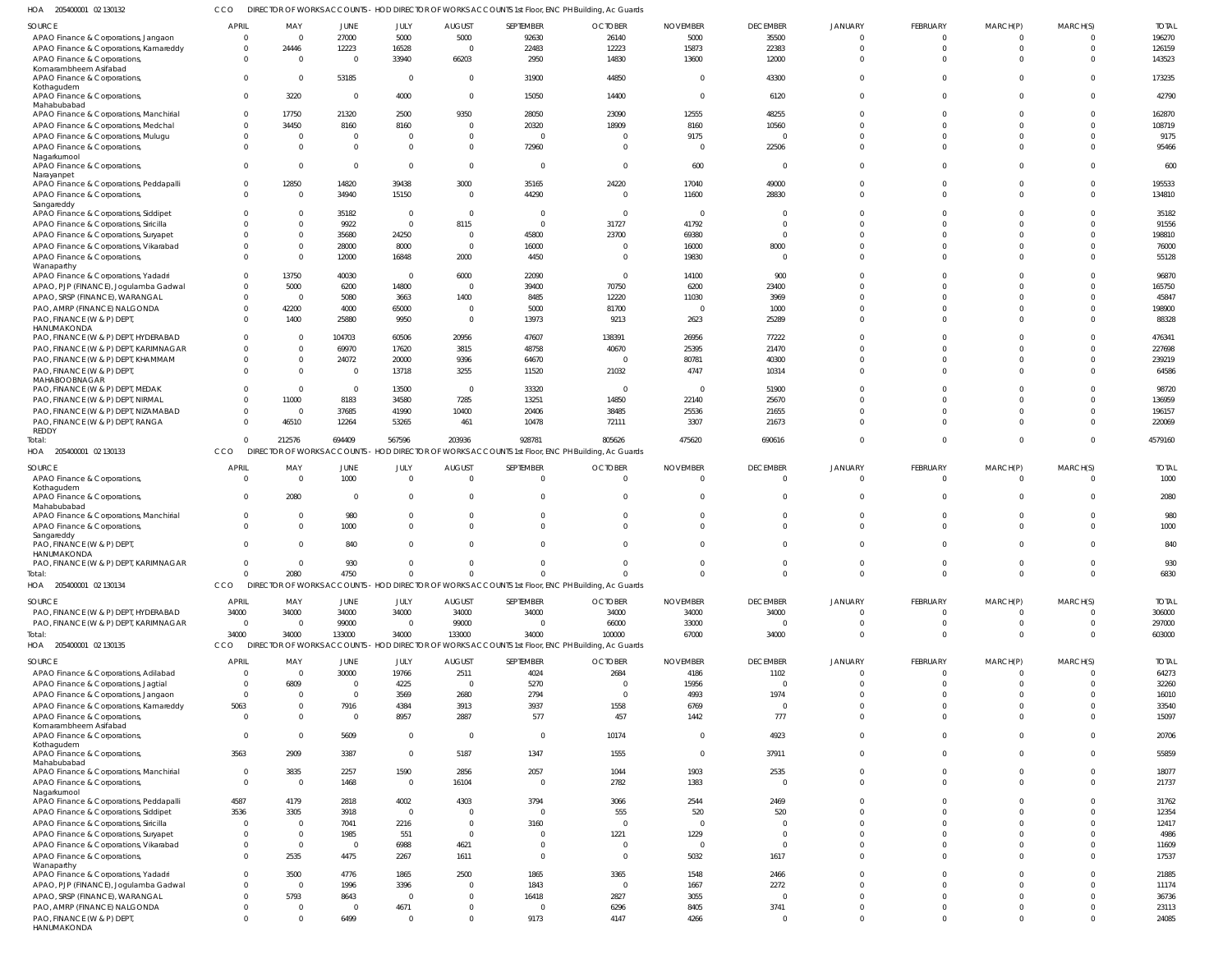HOA 205400001 02 130132 CCO DIRECTOR OF WORKS ACCOUNTS - HOD DIRECTOR OF WORKS ACCOUNTS 1st Floor, ENC PH Building, Ac Guards

| SOURCE | APRIL | MAY | JUNE | JULY | AUGUST | SEPTEMBER | OCTOBER | NOVEMBER | DECEMBER | JANUARY | FEBRUARY | MARCH(P) | MARCH(S) | TOTAL |
|---|---|---|---|---|---|---|---|---|---|---|---|---|---|---|
| APAO Finance & Corporations, Jangaon | 0 | 0 | 27000 | 5000 | 5000 | 92630 | 26140 | 5000 | 35500 | 0 | 0 | 0 | 0 | 196270 |
| APAO Finance & Corporations, Kamareddy | 0 | 24446 | 12223 | 16528 | 0 | 22483 | 12223 | 15873 | 22383 | 0 | 0 | 0 | 0 | 126159 |
| APAO Finance & Corporations, Komarambheem Asifabad | 0 | 0 | 0 | 33940 | 66203 | 2950 | 14830 | 13600 | 12000 | 0 | 0 | 0 | 0 | 143523 |
| APAO Finance & Corporations, Kothagudem | 0 | 0 | 53185 | 0 | 0 | 31900 | 44850 | 0 | 43300 | 0 | 0 | 0 | 0 | 173235 |
| APAO Finance & Corporations, Mahabubabad | 0 | 3220 | 0 | 4000 | 0 | 15050 | 14400 | 0 | 6120 | 0 | 0 | 0 | 0 | 42790 |
| APAO Finance & Corporations, Manchirial | 0 | 17750 | 21320 | 2500 | 9350 | 28050 | 23090 | 12555 | 48255 | 0 | 0 | 0 | 0 | 162870 |
| APAO Finance & Corporations, Medchal | 0 | 34450 | 8160 | 8160 | 0 | 20320 | 18909 | 8160 | 10560 | 0 | 0 | 0 | 0 | 108719 |
| APAO Finance & Corporations, Mulugu | 0 | 0 | 0 | 0 | 0 | 0 | 0 | 9175 | 0 | 0 | 0 | 0 | 0 | 9175 |
| APAO Finance & Corporations, Nagarkurnool | 0 | 0 | 0 | 0 | 0 | 72960 | 0 | 0 | 22506 | 0 | 0 | 0 | 0 | 95466 |
| APAO Finance & Corporations, Narayanpet | 0 | 0 | 0 | 0 | 0 | 0 | 0 | 600 | 0 | 0 | 0 | 0 | 0 | 600 |
| APAO Finance & Corporations, Peddapalli | 0 | 12850 | 14820 | 39438 | 3000 | 35165 | 24220 | 17040 | 49000 | 0 | 0 | 0 | 0 | 195533 |
| APAO Finance & Corporations, Sangareddy | 0 | 0 | 34940 | 15150 | 0 | 44290 | 0 | 11600 | 28830 | 0 | 0 | 0 | 0 | 134810 |
| APAO Finance & Corporations, Siddipet | 0 | 0 | 35182 | 0 | 0 | 0 | 0 | 0 | 0 | 0 | 0 | 0 | 0 | 35182 |
| APAO Finance & Corporations, Siricilla | 0 | 0 | 9922 | 0 | 8115 | 0 | 31727 | 41792 | 0 | 0 | 0 | 0 | 0 | 91556 |
| APAO Finance & Corporations, Suryapet | 0 | 0 | 35680 | 24250 | 0 | 45800 | 23700 | 69380 | 0 | 0 | 0 | 0 | 0 | 198810 |
| APAO Finance & Corporations, Vikarabad | 0 | 0 | 28000 | 8000 | 0 | 16000 | 0 | 16000 | 8000 | 0 | 0 | 0 | 0 | 76000 |
| APAO Finance & Corporations, Wanaparthy | 0 | 0 | 12000 | 16848 | 2000 | 4450 | 0 | 19830 | 0 | 0 | 0 | 0 | 0 | 55128 |
| APAO Finance & Corporations, Yadadri | 0 | 13750 | 40030 | 0 | 6000 | 22090 | 0 | 14100 | 900 | 0 | 0 | 0 | 0 | 96870 |
| APAO, PJP (FINANCE), Jogulamba Gadwal | 0 | 5000 | 6200 | 14800 | 0 | 39400 | 70750 | 6200 | 23400 | 0 | 0 | 0 | 0 | 165750 |
| APAO, SRSP (FINANCE), WARANGAL | 0 | 0 | 5080 | 3663 | 1400 | 8485 | 12220 | 11030 | 3969 | 0 | 0 | 0 | 0 | 45847 |
| PAO, AMRP (FINANCE) NALGONDA | 0 | 42200 | 4000 | 65000 | 0 | 5000 | 81700 | 0 | 1000 | 0 | 0 | 0 | 0 | 198900 |
| PAO, FINANCE (W & P) DEPT, HANUMAKONDA | 0 | 1400 | 25880 | 9950 | 0 | 13973 | 9213 | 2623 | 25289 | 0 | 0 | 0 | 0 | 88328 |
| PAO, FINANCE (W & P) DEPT, HYDERABAD | 0 | 0 | 104703 | 60506 | 20956 | 47607 | 138391 | 26956 | 77222 | 0 | 0 | 0 | 0 | 476341 |
| PAO, FINANCE (W & P) DEPT, KARIMNAGAR | 0 | 0 | 69970 | 17620 | 3815 | 48758 | 40670 | 25395 | 21470 | 0 | 0 | 0 | 0 | 227698 |
| PAO, FINANCE (W & P) DEPT, KHAMMAM | 0 | 0 | 24072 | 20000 | 9396 | 64670 | 0 | 80781 | 40300 | 0 | 0 | 0 | 0 | 239219 |
| PAO, FINANCE (W & P) DEPT, MAHABOOBNAGAR | 0 | 0 | 0 | 13718 | 3255 | 11520 | 21032 | 4747 | 10314 | 0 | 0 | 0 | 0 | 64586 |
| PAO, FINANCE (W & P) DEPT, MEDAK | 0 | 0 | 0 | 13500 | 0 | 33320 | 0 | 0 | 51900 | 0 | 0 | 0 | 0 | 98720 |
| PAO, FINANCE (W & P) DEPT, NIRMAL | 0 | 11000 | 8183 | 34580 | 7285 | 13251 | 14850 | 22140 | 25670 | 0 | 0 | 0 | 0 | 136959 |
| PAO, FINANCE (W & P) DEPT, NIZAMABAD | 0 | 0 | 37685 | 41990 | 10400 | 20406 | 38485 | 25536 | 21655 | 0 | 0 | 0 | 0 | 196157 |
| PAO, FINANCE (W & P) DEPT, RANGA REDDY | 0 | 46510 | 12264 | 53265 | 461 | 10478 | 72111 | 3307 | 21673 | 0 | 0 | 0 | 0 | 220069 |
| Total: | 0 | 212576 | 694409 | 567596 | 203936 | 928781 | 805626 | 475620 | 690616 | 0 | 0 | 0 | 0 | 4579160 |

HOA 205400001 02 130133 CCO DIRECTOR OF WORKS ACCOUNTS - HOD DIRECTOR OF WORKS ACCOUNTS 1st Floor, ENC PH Building, Ac Guards

| SOURCE | APRIL | MAY | JUNE | JULY | AUGUST | SEPTEMBER | OCTOBER | NOVEMBER | DECEMBER | JANUARY | FEBRUARY | MARCH(P) | MARCH(S) | TOTAL |
|---|---|---|---|---|---|---|---|---|---|---|---|---|---|---|
| APAO Finance & Corporations, Kothagudem | 0 | 0 | 1000 | 0 | 0 | 0 | 0 | 0 | 0 | 0 | 0 | 0 | 0 | 1000 |
| APAO Finance & Corporations, Mahabubabad | 0 | 2080 | 0 | 0 | 0 | 0 | 0 | 0 | 0 | 0 | 0 | 0 | 0 | 2080 |
| APAO Finance & Corporations, Manchirial | 0 | 0 | 980 | 0 | 0 | 0 | 0 | 0 | 0 | 0 | 0 | 0 | 0 | 980 |
| APAO Finance & Corporations, Sangareddy | 0 | 0 | 1000 | 0 | 0 | 0 | 0 | 0 | 0 | 0 | 0 | 0 | 0 | 1000 |
| PAO, FINANCE (W & P) DEPT, HANUMAKONDA | 0 | 0 | 840 | 0 | 0 | 0 | 0 | 0 | 0 | 0 | 0 | 0 | 0 | 840 |
| PAO, FINANCE (W & P) DEPT, KARIMNAGAR | 0 | 0 | 930 | 0 | 0 | 0 | 0 | 0 | 0 | 0 | 0 | 0 | 0 | 930 |
| Total: | 0 | 2080 | 4750 | 0 | 0 | 0 | 0 | 0 | 0 | 0 | 0 | 0 | 0 | 6830 |

HOA 205400001 02 130134 CCO DIRECTOR OF WORKS ACCOUNTS - HOD DIRECTOR OF WORKS ACCOUNTS 1st Floor, ENC PH Building, Ac Guards

| SOURCE | APRIL | MAY | JUNE | JULY | AUGUST | SEPTEMBER | OCTOBER | NOVEMBER | DECEMBER | JANUARY | FEBRUARY | MARCH(P) | MARCH(S) | TOTAL |
|---|---|---|---|---|---|---|---|---|---|---|---|---|---|---|
| PAO, FINANCE (W & P) DEPT, HYDERABAD | 34000 | 34000 | 34000 | 34000 | 34000 | 34000 | 34000 | 34000 | 34000 | 0 | 0 | 0 | 0 | 306000 |
| PAO, FINANCE (W & P) DEPT, KARIMNAGAR | 0 | 0 | 99000 | 0 | 99000 | 0 | 66000 | 33000 | 0 | 0 | 0 | 0 | 0 | 297000 |
| Total: | 34000 | 34000 | 133000 | 34000 | 133000 | 34000 | 100000 | 67000 | 34000 | 0 | 0 | 0 | 0 | 603000 |

HOA 205400001 02 130135 CCO DIRECTOR OF WORKS ACCOUNTS - HOD DIRECTOR OF WORKS ACCOUNTS 1st Floor, ENC PH Building, Ac Guards

| SOURCE | APRIL | MAY | JUNE | JULY | AUGUST | SEPTEMBER | OCTOBER | NOVEMBER | DECEMBER | JANUARY | FEBRUARY | MARCH(P) | MARCH(S) | TOTAL |
|---|---|---|---|---|---|---|---|---|---|---|---|---|---|---|
| APAO Finance & Corporations, Adilabad | 0 | 0 | 30000 | 19766 | 2511 | 4024 | 2684 | 4186 | 1102 | 0 | 0 | 0 | 0 | 64273 |
| APAO Finance & Corporations, Jagtial | 0 | 6809 | 0 | 4225 | 0 | 5270 | 0 | 15956 | 0 | 0 | 0 | 0 | 0 | 32260 |
| APAO Finance & Corporations, Jangaon | 0 | 0 | 0 | 3569 | 2680 | 2794 | 0 | 4993 | 1974 | 0 | 0 | 0 | 0 | 16010 |
| APAO Finance & Corporations, Kamareddy | 5063 | 0 | 7916 | 4384 | 3913 | 3937 | 1558 | 6769 | 0 | 0 | 0 | 0 | 0 | 33540 |
| APAO Finance & Corporations, Komarambheem Asifabad | 0 | 0 | 0 | 8957 | 2887 | 577 | 457 | 1442 | 777 | 0 | 0 | 0 | 0 | 15097 |
| APAO Finance & Corporations, Kothagudem | 0 | 0 | 5609 | 0 | 0 | 0 | 10174 | 0 | 4923 | 0 | 0 | 0 | 0 | 20706 |
| APAO Finance & Corporations, Mahabubabad | 3563 | 2909 | 3387 | 0 | 5187 | 1347 | 1555 | 0 | 37911 | 0 | 0 | 0 | 0 | 55859 |
| APAO Finance & Corporations, Manchirial | 0 | 3835 | 2257 | 1590 | 2856 | 2057 | 1044 | 1903 | 2535 | 0 | 0 | 0 | 0 | 18077 |
| APAO Finance & Corporations, Nagarkurnool | 0 | 0 | 1468 | 0 | 16104 | 0 | 2782 | 1383 | 0 | 0 | 0 | 0 | 0 | 21737 |
| APAO Finance & Corporations, Peddapalli | 4587 | 4179 | 2818 | 4002 | 4303 | 3794 | 3066 | 2544 | 2469 | 0 | 0 | 0 | 0 | 31762 |
| APAO Finance & Corporations, Siddipet | 3536 | 3305 | 3918 | 0 | 0 | 0 | 555 | 520 | 520 | 0 | 0 | 0 | 0 | 12354 |
| APAO Finance & Corporations, Siricilla | 0 | 0 | 7041 | 2216 | 0 | 3160 | 0 | 0 | 0 | 0 | 0 | 0 | 0 | 12417 |
| APAO Finance & Corporations, Suryapet | 0 | 0 | 1985 | 551 | 0 | 0 | 1221 | 1229 | 0 | 0 | 0 | 0 | 0 | 4986 |
| APAO Finance & Corporations, Vikarabad | 0 | 0 | 0 | 6988 | 4621 | 0 | 0 | 0 | 0 | 0 | 0 | 0 | 0 | 11609 |
| APAO Finance & Corporations, Wanaparthy | 0 | 2535 | 4475 | 2267 | 1611 | 0 | 0 | 5032 | 1617 | 0 | 0 | 0 | 0 | 17537 |
| APAO Finance & Corporations, Yadadri | 0 | 3500 | 4776 | 1865 | 2500 | 1865 | 3365 | 1548 | 2466 | 0 | 0 | 0 | 0 | 21885 |
| APAO, PJP (FINANCE), Jogulamba Gadwal | 0 | 0 | 1996 | 3396 | 0 | 1843 | 0 | 1667 | 2272 | 0 | 0 | 0 | 0 | 11174 |
| APAO, SRSP (FINANCE), WARANGAL | 0 | 5793 | 8643 | 0 | 0 | 16418 | 2827 | 3055 | 0 | 0 | 0 | 0 | 0 | 36736 |
| PAO, AMRP (FINANCE) NALGONDA | 0 | 0 | 0 | 4671 | 0 | 0 | 6296 | 8405 | 3741 | 0 | 0 | 0 | 0 | 23113 |
| PAO, FINANCE (W & P) DEPT, HANUMAKONDA | 0 | 0 | 6499 | 0 | 0 | 9173 | 4147 | 4266 | 0 | 0 | 0 | 0 | 0 | 24085 |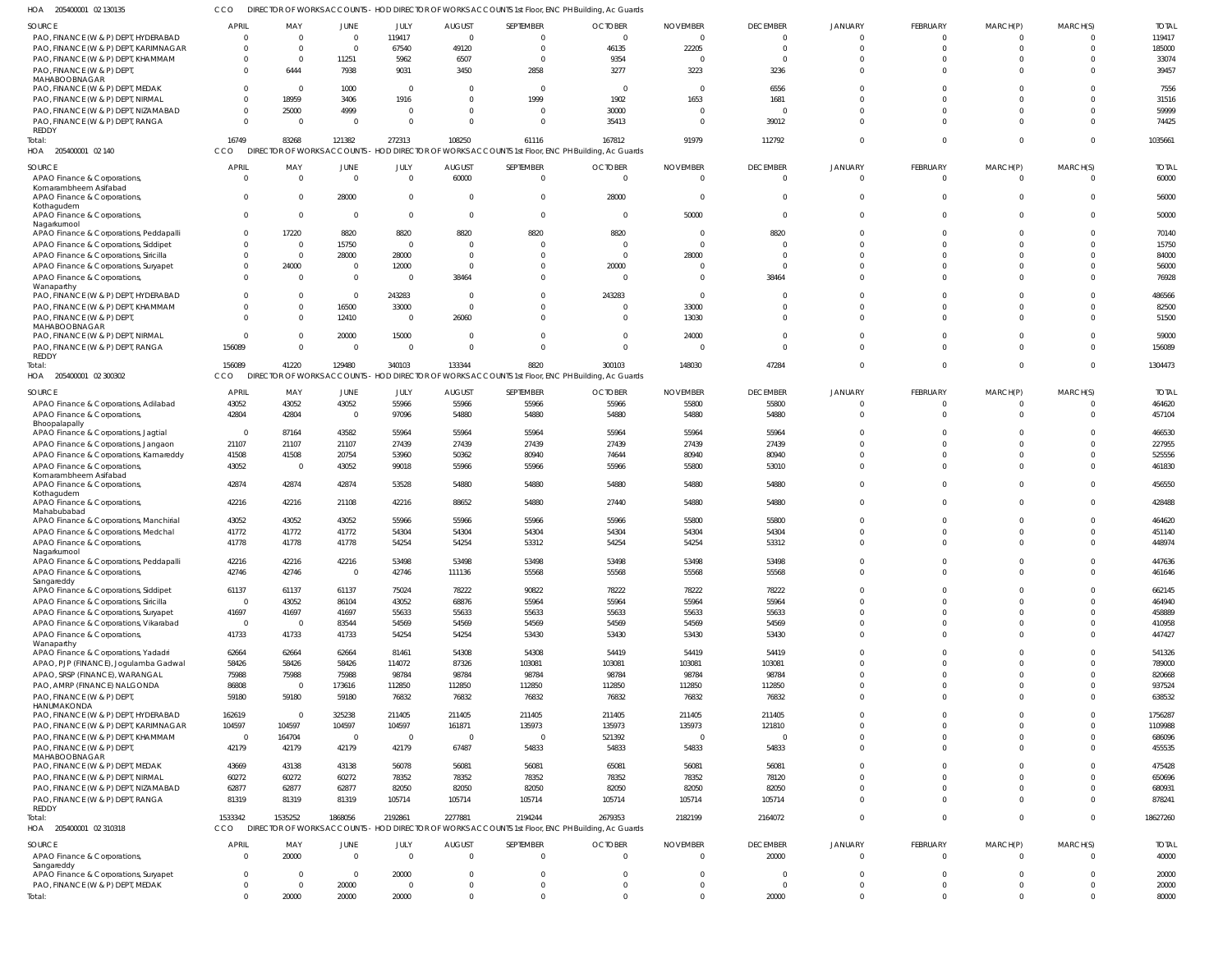HOA 205400001 02 130135 CCO DIRECTOR OF WORKS ACCOUNTS - HOD DIRECTOR OF WORKS ACCOUNTS 1st Floor, ENC PH Building, Ac Guards

| SOURCE | APRIL | MAY | JUNE | JULY | AUGUST | SEPTEMBER | OCTOBER | NOVEMBER | DECEMBER | JANUARY | FEBRUARY | MARCH(P) | MARCH(S) | TOTAL |
|---|---|---|---|---|---|---|---|---|---|---|---|---|---|---|
| PAO, FINANCE (W & P) DEPT, HYDERABAD | 0 | 0 | 0 | 119417 | 0 | 0 | 0 | 0 | 0 | 0 | 0 | 0 | 0 | 119417 |
| PAO, FINANCE (W & P) DEPT, KARIMNAGAR | 0 | 0 | 0 | 67540 | 49120 | 0 | 46135 | 22205 | 0 | 0 | 0 | 0 | 0 | 185000 |
| PAO, FINANCE (W & P) DEPT, KHAMMAM | 0 | 0 | 11251 | 5962 | 6507 | 0 | 9354 | 0 | 0 | 0 | 0 | 0 | 0 | 33074 |
| PAO, FINANCE (W & P) DEPT, MAHABOOBNAGAR | 0 | 6444 | 7938 | 9031 | 3450 | 2858 | 3277 | 3223 | 3236 | 0 | 0 | 0 | 0 | 39457 |
| PAO, FINANCE (W & P) DEPT, MEDAK | 0 | 0 | 1000 | 0 | 0 | 0 | 0 | 0 | 6556 | 0 | 0 | 0 | 0 | 7556 |
| PAO, FINANCE (W & P) DEPT, NIRMAL | 0 | 18959 | 3406 | 1916 | 0 | 1999 | 1902 | 1653 | 1681 | 0 | 0 | 0 | 0 | 31516 |
| PAO, FINANCE (W & P) DEPT, NIZAMABAD | 0 | 25000 | 4999 | 0 | 0 | 0 | 30000 | 0 | 0 | 0 | 0 | 0 | 0 | 59999 |
| PAO, FINANCE (W & P) DEPT, RANGA REDDY | 0 | 0 | 0 | 0 | 0 | 0 | 35413 | 0 | 39012 | 0 | 0 | 0 | 0 | 74425 |
| Total: | 16749 | 83268 | 121382 | 272313 | 108250 | 61116 | 167812 | 91979 | 112792 | 0 | 0 | 0 | 0 | 1035661 |

HOA 205400001 02 140 CCO DIRECTOR OF WORKS ACCOUNTS - HOD DIRECTOR OF WORKS ACCOUNTS 1st Floor, ENC PH Building, Ac Guards

| SOURCE | APRIL | MAY | JUNE | JULY | AUGUST | SEPTEMBER | OCTOBER | NOVEMBER | DECEMBER | JANUARY | FEBRUARY | MARCH(P) | MARCH(S) | TOTAL |
|---|---|---|---|---|---|---|---|---|---|---|---|---|---|---|
| APAO Finance & Corporations, Komarambheem Asifabad | 0 | 0 | 0 | 0 | 60000 | 0 | 0 | 0 | 0 | 0 | 0 | 0 | 0 | 60000 |
| APAO Finance & Corporations, Kothagudem | 0 | 0 | 28000 | 0 | 0 | 0 | 28000 | 0 | 0 | 0 | 0 | 0 | 0 | 56000 |
| APAO Finance & Corporations, Nagarkurnool | 0 | 0 | 0 | 0 | 0 | 0 | 0 | 50000 | 0 | 0 | 0 | 0 | 0 | 50000 |
| APAO Finance & Corporations, Peddapalli | 0 | 17220 | 8820 | 8820 | 8820 | 8820 | 8820 | 0 | 8820 | 0 | 0 | 0 | 0 | 70140 |
| APAO Finance & Corporations, Siddipet | 0 | 0 | 15750 | 0 | 0 | 0 | 0 | 0 | 0 | 0 | 0 | 0 | 0 | 15750 |
| APAO Finance & Corporations, Siricilla | 0 | 0 | 28000 | 28000 | 0 | 0 | 0 | 28000 | 0 | 0 | 0 | 0 | 0 | 84000 |
| APAO Finance & Corporations, Suryapet | 0 | 24000 | 0 | 12000 | 0 | 0 | 20000 | 0 | 0 | 0 | 0 | 0 | 0 | 56000 |
| APAO Finance & Corporations, Wanaparthy | 0 | 0 | 0 | 0 | 38464 | 0 | 0 | 0 | 38464 | 0 | 0 | 0 | 0 | 76928 |
| PAO, FINANCE (W & P) DEPT, HYDERABAD | 0 | 0 | 0 | 243283 | 0 | 0 | 243283 | 0 | 0 | 0 | 0 | 0 | 0 | 486566 |
| PAO, FINANCE (W & P) DEPT, KHAMMAM | 0 | 0 | 16500 | 33000 | 0 | 0 | 0 | 33000 | 0 | 0 | 0 | 0 | 0 | 82500 |
| PAO, FINANCE (W & P) DEPT, MAHABOOBNAGAR | 0 | 0 | 12410 | 0 | 26060 | 0 | 0 | 13030 | 0 | 0 | 0 | 0 | 0 | 51500 |
| PAO, FINANCE (W & P) DEPT, NIRMAL | 0 | 0 | 20000 | 15000 | 0 | 0 | 0 | 24000 | 0 | 0 | 0 | 0 | 0 | 59000 |
| PAO, FINANCE (W & P) DEPT, RANGA REDDY | 156089 | 0 | 0 | 0 | 0 | 0 | 0 | 0 | 0 | 0 | 0 | 0 | 0 | 156089 |
| Total: | 156089 | 41220 | 129480 | 340103 | 133344 | 8820 | 300103 | 148030 | 47284 | 0 | 0 | 0 | 0 | 1304473 |

HOA 205400001 02 300302 CCO DIRECTOR OF WORKS ACCOUNTS - HOD DIRECTOR OF WORKS ACCOUNTS 1st Floor, ENC PH Building, Ac Guards

| SOURCE | APRIL | MAY | JUNE | JULY | AUGUST | SEPTEMBER | OCTOBER | NOVEMBER | DECEMBER | JANUARY | FEBRUARY | MARCH(P) | MARCH(S) | TOTAL |
|---|---|---|---|---|---|---|---|---|---|---|---|---|---|---|
| APAO Finance & Corporations, Adilabad | 43052 | 43052 | 43052 | 55966 | 55966 | 55966 | 55966 | 55800 | 55800 | 0 | 0 | 0 | 0 | 464620 |
| APAO Finance & Corporations, Bhoopalapally | 42804 | 42804 | 0 | 97096 | 54880 | 54880 | 54880 | 54880 | 54880 | 0 | 0 | 0 | 0 | 457104 |
| APAO Finance & Corporations, Jagtial | 0 | 87164 | 43582 | 55964 | 55964 | 55964 | 55964 | 55964 | 55964 | 0 | 0 | 0 | 0 | 466530 |
| APAO Finance & Corporations, Jangaon | 21107 | 21107 | 21107 | 27439 | 27439 | 27439 | 27439 | 27439 | 27439 | 0 | 0 | 0 | 0 | 227955 |
| APAO Finance & Corporations, Kamareddy | 41508 | 41508 | 20754 | 53960 | 50362 | 80940 | 74644 | 80940 | 80940 | 0 | 0 | 0 | 0 | 525556 |
| APAO Finance & Corporations, Komarambheem Asifabad | 43052 | 0 | 43052 | 99018 | 55966 | 55966 | 55966 | 55800 | 53010 | 0 | 0 | 0 | 0 | 461830 |
| APAO Finance & Corporations, Kothagudem | 42874 | 42874 | 42874 | 53528 | 54880 | 54880 | 54880 | 54880 | 54880 | 0 | 0 | 0 | 0 | 456550 |
| APAO Finance & Corporations, Mahabubabad | 42216 | 42216 | 21108 | 42216 | 88652 | 54880 | 27440 | 54880 | 54880 | 0 | 0 | 0 | 0 | 428488 |
| APAO Finance & Corporations, Manchirial | 43052 | 43052 | 43052 | 55966 | 55966 | 55966 | 55966 | 55800 | 55800 | 0 | 0 | 0 | 0 | 464620 |
| APAO Finance & Corporations, Medchal | 41772 | 41772 | 41772 | 54304 | 54304 | 54304 | 54304 | 54304 | 54304 | 0 | 0 | 0 | 0 | 451140 |
| APAO Finance & Corporations, Nagarkurnool | 41778 | 41778 | 41778 | 54254 | 54254 | 53312 | 54254 | 54254 | 53312 | 0 | 0 | 0 | 0 | 448974 |
| APAO Finance & Corporations, Peddapalli | 42216 | 42216 | 42216 | 53498 | 53498 | 53498 | 53498 | 53498 | 53498 | 0 | 0 | 0 | 0 | 447636 |
| APAO Finance & Corporations, Sangareddy | 42746 | 42746 | 0 | 42746 | 111136 | 55568 | 55568 | 55568 | 55568 | 0 | 0 | 0 | 0 | 461646 |
| APAO Finance & Corporations, Siddipet | 61137 | 61137 | 61137 | 75024 | 78222 | 90822 | 78222 | 78222 | 78222 | 0 | 0 | 0 | 0 | 662145 |
| APAO Finance & Corporations, Siricilla | 0 | 43052 | 86104 | 43052 | 68876 | 55964 | 55964 | 55964 | 55964 | 0 | 0 | 0 | 0 | 464940 |
| APAO Finance & Corporations, Suryapet | 41697 | 41697 | 41697 | 55633 | 55633 | 55633 | 55633 | 55633 | 55633 | 0 | 0 | 0 | 0 | 458889 |
| APAO Finance & Corporations, Vikarabad | 0 | 0 | 83544 | 54569 | 54569 | 54569 | 54569 | 54569 | 54569 | 0 | 0 | 0 | 0 | 410958 |
| APAO Finance & Corporations, Wanaparthy | 41733 | 41733 | 41733 | 54254 | 54254 | 53430 | 53430 | 53430 | 53430 | 0 | 0 | 0 | 0 | 447427 |
| APAO Finance & Corporations, Yadadri | 62664 | 62664 | 62664 | 81461 | 54308 | 54308 | 54419 | 54419 | 54419 | 0 | 0 | 0 | 0 | 541326 |
| APAO, PJP (FINANCE), Jogulamba Gadwal | 58426 | 58426 | 58426 | 114072 | 87326 | 103081 | 103081 | 103081 | 103081 | 0 | 0 | 0 | 0 | 789000 |
| APAO, SRSP (FINANCE), WARANGAL | 75988 | 75988 | 75988 | 98784 | 98784 | 98784 | 98784 | 98784 | 98784 | 0 | 0 | 0 | 0 | 820668 |
| PAO, AMRP (FINANCE) NALGONDA | 86808 | 0 | 173616 | 112850 | 112850 | 112850 | 112850 | 112850 | 112850 | 0 | 0 | 0 | 0 | 937524 |
| PAO, FINANCE (W & P) DEPT, HANUMAKONDA | 59180 | 59180 | 59180 | 76832 | 76832 | 76832 | 76832 | 76832 | 76832 | 0 | 0 | 0 | 0 | 638532 |
| PAO, FINANCE (W & P) DEPT, HYDERABAD | 162619 | 0 | 325238 | 211405 | 211405 | 211405 | 211405 | 211405 | 211405 | 0 | 0 | 0 | 0 | 1756287 |
| PAO, FINANCE (W & P) DEPT, KARIMNAGAR | 104597 | 104597 | 104597 | 104597 | 161871 | 135973 | 135973 | 135973 | 121810 | 0 | 0 | 0 | 0 | 1109988 |
| PAO, FINANCE (W & P) DEPT, KHAMMAM | 0 | 164704 | 0 | 0 | 0 | 0 | 521392 | 0 | 0 | 0 | 0 | 0 | 0 | 686096 |
| PAO, FINANCE (W & P) DEPT, MAHABOOBNAGAR | 42179 | 42179 | 42179 | 42179 | 67487 | 54833 | 54833 | 54833 | 54833 | 0 | 0 | 0 | 0 | 455535 |
| PAO, FINANCE (W & P) DEPT, MEDAK | 43669 | 43138 | 43138 | 56078 | 56081 | 56081 | 65081 | 56081 | 56081 | 0 | 0 | 0 | 0 | 475428 |
| PAO, FINANCE (W & P) DEPT, NIRMAL | 60272 | 60272 | 60272 | 78352 | 78352 | 78352 | 78352 | 78352 | 78120 | 0 | 0 | 0 | 0 | 650696 |
| PAO, FINANCE (W & P) DEPT, NIZAMABAD | 62877 | 62877 | 62877 | 82050 | 82050 | 82050 | 82050 | 82050 | 82050 | 0 | 0 | 0 | 0 | 680931 |
| PAO, FINANCE (W & P) DEPT, RANGA REDDY | 81319 | 81319 | 81319 | 105714 | 105714 | 105714 | 105714 | 105714 | 105714 | 0 | 0 | 0 | 0 | 878241 |
| Total: | 1533342 | 1535252 | 1868056 | 2192861 | 2277881 | 2194244 | 2679353 | 2182199 | 2164072 | 0 | 0 | 0 | 0 | 18627260 |

HOA 205400001 02 310318 CCO DIRECTOR OF WORKS ACCOUNTS - HOD DIRECTOR OF WORKS ACCOUNTS 1st Floor, ENC PH Building, Ac Guards

| SOURCE | APRIL | MAY | JUNE | JULY | AUGUST | SEPTEMBER | OCTOBER | NOVEMBER | DECEMBER | JANUARY | FEBRUARY | MARCH(P) | MARCH(S) | TOTAL |
|---|---|---|---|---|---|---|---|---|---|---|---|---|---|---|
| APAO Finance & Corporations, Sangareddy | 0 | 20000 | 0 | 0 | 0 | 0 | 0 | 0 | 20000 | 0 | 0 | 0 | 0 | 40000 |
| APAO Finance & Corporations, Suryapet | 0 | 0 | 0 | 20000 | 0 | 0 | 0 | 0 | 0 | 0 | 0 | 0 | 0 | 20000 |
| PAO, FINANCE (W & P) DEPT, MEDAK | 0 | 0 | 20000 | 0 | 0 | 0 | 0 | 0 | 0 | 0 | 0 | 0 | 0 | 20000 |
| Total: | 0 | 20000 | 20000 | 20000 | 0 | 0 | 0 | 0 | 20000 | 0 | 0 | 0 | 0 | 80000 |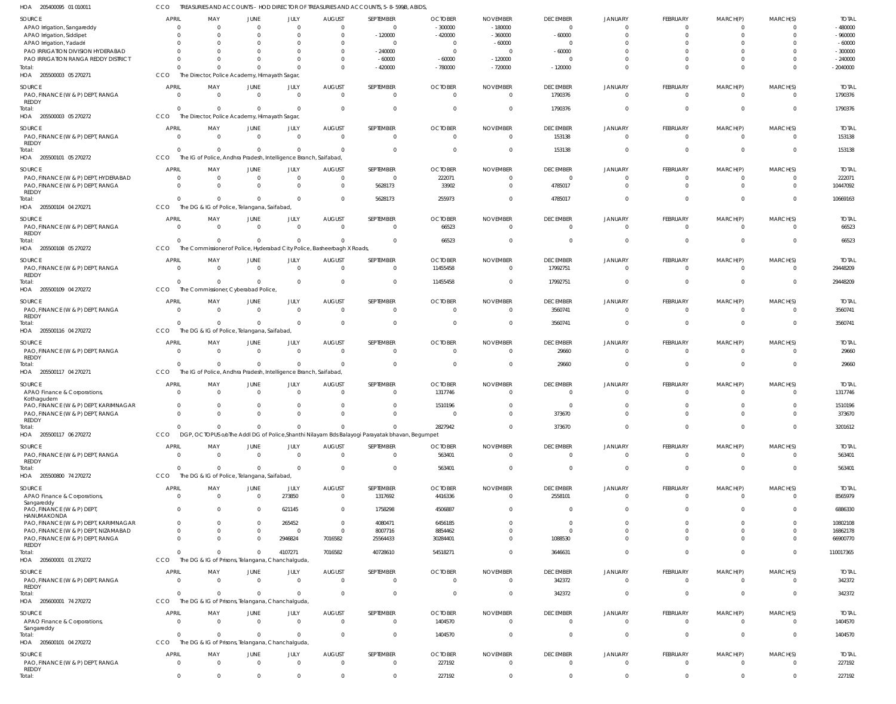HOA 205400095 01 010011 CCO TREASURIES AND ACCOUNTS - HOD DIRECTOR OF TREASURIES AND ACCOUNTS, 5-8-599B, ABIDS,

| SOURCE | APRIL | MAY | JUNE | JULY | AUGUST | SEPTEMBER | OCTOBER | NOVEMBER | DECEMBER | JANUARY | FEBRUARY | MARCH(P) | MARCH(S) | TOTAL |
|---|---|---|---|---|---|---|---|---|---|---|---|---|---|---|
| APAO Irrigation, Sangareddy | 0 | 0 | 0 | 0 | 0 | 0 | -300000 | -180000 | 0 | 0 | 0 | 0 | 0 | -480000 |
| APAO Irrigation, Siddipet | 0 | 0 | 0 | 0 | 0 | -120000 | -420000 | -360000 | -60000 | 0 | 0 | 0 | 0 | -960000 |
| APAO Irrigation, Yadadri | 0 | 0 | 0 | 0 | 0 | 0 | 0 | -60000 | 0 | 0 | 0 | 0 | 0 | -60000 |
| PAO IRRIGATION DIVISION HYDERABAD | 0 | 0 | 0 | 0 | 0 | -240000 | 0 | 0 | -60000 | 0 | 0 | 0 | 0 | -300000 |
| PAO IRRIGATION RANGA REDDY DISTRICT | 0 | 0 | 0 | 0 | 0 | -60000 | -60000 | -120000 | 0 | 0 | 0 | 0 | 0 | -240000 |
| Total: | 0 | 0 | 0 | 0 | 0 | -420000 | -780000 | -720000 | -120000 | 0 | 0 | 0 | 0 | -2040000 |

HOA 205500003 05 270271 CCO The Director, Police Academy, Himayath Sagar,

| SOURCE | APRIL | MAY | JUNE | JULY | AUGUST | SEPTEMBER | OCTOBER | NOVEMBER | DECEMBER | JANUARY | FEBRUARY | MARCH(P) | MARCH(S) | TOTAL |
|---|---|---|---|---|---|---|---|---|---|---|---|---|---|---|
| PAO, FINANCE (W & P) DEPT, RANGA REDDY | 0 | 0 | 0 | 0 | 0 | 0 | 0 | 0 | 1790376 | 0 | 0 | 0 | 0 | 1790376 |
| Total: | 0 | 0 | 0 | 0 | 0 | 0 | 0 | 0 | 1790376 | 0 | 0 | 0 | 0 | 1790376 |

HOA 205500003 05 270272 CCO The Director, Police Academy, Himayath Sagar,

| SOURCE | APRIL | MAY | JUNE | JULY | AUGUST | SEPTEMBER | OCTOBER | NOVEMBER | DECEMBER | JANUARY | FEBRUARY | MARCH(P) | MARCH(S) | TOTAL |
|---|---|---|---|---|---|---|---|---|---|---|---|---|---|---|
| PAO, FINANCE (W & P) DEPT, RANGA REDDY | 0 | 0 | 0 | 0 | 0 | 0 | 0 | 0 | 153138 | 0 | 0 | 0 | 0 | 153138 |
| Total: | 0 | 0 | 0 | 0 | 0 | 0 | 0 | 0 | 153138 | 0 | 0 | 0 | 0 | 153138 |

HOA 205500101 05 270272 CCO The IG of Police, Andhra Pradesh, Intelligence Branch, Saifabad,

| SOURCE | APRIL | MAY | JUNE | JULY | AUGUST | SEPTEMBER | OCTOBER | NOVEMBER | DECEMBER | JANUARY | FEBRUARY | MARCH(P) | MARCH(S) | TOTAL |
|---|---|---|---|---|---|---|---|---|---|---|---|---|---|---|
| PAO, FINANCE (W & P) DEPT, HYDERABAD | 0 | 0 | 0 | 0 | 0 | 0 | 222071 | 0 | 0 | 0 | 0 | 0 | 0 | 222071 |
| PAO, FINANCE (W & P) DEPT, RANGA REDDY | 0 | 0 | 0 | 0 | 0 | 5628173 | 33902 | 0 | 4785017 | 0 | 0 | 0 | 0 | 10447092 |
| Total: | 0 | 0 | 0 | 0 | 0 | 5628173 | 255973 | 0 | 4785017 | 0 | 0 | 0 | 0 | 10669163 |

HOA 205500104 04 270271 CCO The DG & IG of Police, Telangana, Saifabad,

| SOURCE | APRIL | MAY | JUNE | JULY | AUGUST | SEPTEMBER | OCTOBER | NOVEMBER | DECEMBER | JANUARY | FEBRUARY | MARCH(P) | MARCH(S) | TOTAL |
|---|---|---|---|---|---|---|---|---|---|---|---|---|---|---|
| PAO, FINANCE (W & P) DEPT, RANGA REDDY | 0 | 0 | 0 | 0 | 0 | 0 | 66523 | 0 | 0 | 0 | 0 | 0 | 0 | 66523 |
| Total: | 0 | 0 | 0 | 0 | 0 | 0 | 66523 | 0 | 0 | 0 | 0 | 0 | 0 | 66523 |

HOA 205500108 05 270272 CCO The Commissioner of Police, Hyderabad City Police, Basheerbagh X Roads,

| SOURCE | APRIL | MAY | JUNE | JULY | AUGUST | SEPTEMBER | OCTOBER | NOVEMBER | DECEMBER | JANUARY | FEBRUARY | MARCH(P) | MARCH(S) | TOTAL |
|---|---|---|---|---|---|---|---|---|---|---|---|---|---|---|
| PAO, FINANCE (W & P) DEPT, RANGA REDDY | 0 | 0 | 0 | 0 | 0 | 0 | 11455458 | 0 | 17992751 | 0 | 0 | 0 | 0 | 29448209 |
| Total: | 0 | 0 | 0 | 0 | 0 | 0 | 11455458 | 0 | 17992751 | 0 | 0 | 0 | 0 | 29448209 |

HOA 205500109 04 270272 CCO The Commissioner, Cyberabad Police,

| SOURCE | APRIL | MAY | JUNE | JULY | AUGUST | SEPTEMBER | OCTOBER | NOVEMBER | DECEMBER | JANUARY | FEBRUARY | MARCH(P) | MARCH(S) | TOTAL |
|---|---|---|---|---|---|---|---|---|---|---|---|---|---|---|
| PAO, FINANCE (W & P) DEPT, RANGA REDDY | 0 | 0 | 0 | 0 | 0 | 0 | 0 | 0 | 3560741 | 0 | 0 | 0 | 0 | 3560741 |
| Total: | 0 | 0 | 0 | 0 | 0 | 0 | 0 | 0 | 3560741 | 0 | 0 | 0 | 0 | 3560741 |

HOA 205500116 04 270272 CCO The DG & IG of Police, Telangana, Saifabad,

| SOURCE | APRIL | MAY | JUNE | JULY | AUGUST | SEPTEMBER | OCTOBER | NOVEMBER | DECEMBER | JANUARY | FEBRUARY | MARCH(P) | MARCH(S) | TOTAL |
|---|---|---|---|---|---|---|---|---|---|---|---|---|---|---|
| PAO, FINANCE (W & P) DEPT, RANGA REDDY | 0 | 0 | 0 | 0 | 0 | 0 | 0 | 0 | 29660 | 0 | 0 | 0 | 0 | 29660 |
| Total: | 0 | 0 | 0 | 0 | 0 | 0 | 0 | 0 | 29660 | 0 | 0 | 0 | 0 | 29660 |

HOA 205500117 04 270271 CCO The IG of Police, Andhra Pradesh, Intelligence Branch, Saifabad,

| SOURCE | APRIL | MAY | JUNE | JULY | AUGUST | SEPTEMBER | OCTOBER | NOVEMBER | DECEMBER | JANUARY | FEBRUARY | MARCH(P) | MARCH(S) | TOTAL |
|---|---|---|---|---|---|---|---|---|---|---|---|---|---|---|
| APAO Finance & Corporations, Kothagudem | 0 | 0 | 0 | 0 | 0 | 0 | 1317746 | 0 | 0 | 0 | 0 | 0 | 0 | 1317746 |
| PAO, FINANCE (W & P) DEPT, KARIMNAGAR | 0 | 0 | 0 | 0 | 0 | 0 | 1510196 | 0 | 0 | 0 | 0 | 0 | 0 | 1510196 |
| PAO, FINANCE (W & P) DEPT, RANGA REDDY | 0 | 0 | 0 | 0 | 0 | 0 | 0 | 0 | 373670 | 0 | 0 | 0 | 0 | 373670 |
| Total: | 0 | 0 | 0 | 0 | 0 | 0 | 2827942 | 0 | 373670 | 0 | 0 | 0 | 0 | 3201612 |

HOA 205500117 06 270272 CCO DGP, OCTOPUS o/o The Addl DG of Police,Shanthi Nilayam Bds Balayogi Parayatak bhavan, Begumpet

| SOURCE | APRIL | MAY | JUNE | JULY | AUGUST | SEPTEMBER | OCTOBER | NOVEMBER | DECEMBER | JANUARY | FEBRUARY | MARCH(P) | MARCH(S) | TOTAL |
|---|---|---|---|---|---|---|---|---|---|---|---|---|---|---|
| PAO, FINANCE (W & P) DEPT, RANGA REDDY | 0 | 0 | 0 | 0 | 0 | 0 | 563401 | 0 | 0 | 0 | 0 | 0 | 0 | 563401 |
| Total: | 0 | 0 | 0 | 0 | 0 | 0 | 563401 | 0 | 0 | 0 | 0 | 0 | 0 | 563401 |

HOA 205500800 74 270272 CCO The DG & IG of Police, Telangana, Saifabad,

| SOURCE | APRIL | MAY | JUNE | JULY | AUGUST | SEPTEMBER | OCTOBER | NOVEMBER | DECEMBER | JANUARY | FEBRUARY | MARCH(P) | MARCH(S) | TOTAL |
|---|---|---|---|---|---|---|---|---|---|---|---|---|---|---|
| APAO Finance & Corporations, Sangareddy | 0 | 0 | 0 | 273850 | 0 | 1317692 | 4416336 | 0 | 2558101 | 0 | 0 | 0 | 0 | 8565979 |
| PAO, FINANCE (W & P) DEPT, HANUMAKONDA | 0 | 0 | 0 | 621145 | 0 | 1758298 | 4506887 | 0 | 0 | 0 | 0 | 0 | 0 | 6886330 |
| PAO, FINANCE (W & P) DEPT, KARIMNAGAR | 0 | 0 | 0 | 265452 | 0 | 4080471 | 6456185 | 0 | 0 | 0 | 0 | 0 | 0 | 10802108 |
| PAO, FINANCE (W & P) DEPT, NIZAMABAD | 0 | 0 | 0 | 0 | 0 | 8007716 | 8854462 | 0 | 0 | 0 | 0 | 0 | 0 | 16862178 |
| PAO, FINANCE (W & P) DEPT, RANGA REDDY | 0 | 0 | 0 | 2946824 | 7016582 | 25564433 | 30284401 | 0 | 1088530 | 0 | 0 | 0 | 0 | 66900770 |
| Total: | 0 | 0 | 0 | 4107271 | 7016582 | 40728610 | 54518271 | 0 | 3646631 | 0 | 0 | 0 | 0 | 110017365 |

HOA 205600001 01 270272 CCO The DG & IG of Prisons, Telangana, Chanchalguda,

| SOURCE | APRIL | MAY | JUNE | JULY | AUGUST | SEPTEMBER | OCTOBER | NOVEMBER | DECEMBER | JANUARY | FEBRUARY | MARCH(P) | MARCH(S) | TOTAL |
|---|---|---|---|---|---|---|---|---|---|---|---|---|---|---|
| PAO, FINANCE (W & P) DEPT, RANGA REDDY | 0 | 0 | 0 | 0 | 0 | 0 | 0 | 0 | 342372 | 0 | 0 | 0 | 0 | 342372 |
| Total: | 0 | 0 | 0 | 0 | 0 | 0 | 0 | 0 | 342372 | 0 | 0 | 0 | 0 | 342372 |

HOA 205600001 74 270272 CCO The DG & IG of Prisons, Telangana, Chanchalguda,

| SOURCE | APRIL | MAY | JUNE | JULY | AUGUST | SEPTEMBER | OCTOBER | NOVEMBER | DECEMBER | JANUARY | FEBRUARY | MARCH(P) | MARCH(S) | TOTAL |
|---|---|---|---|---|---|---|---|---|---|---|---|---|---|---|
| APAO Finance & Corporations, Sangareddy | 0 | 0 | 0 | 0 | 0 | 0 | 1404570 | 0 | 0 | 0 | 0 | 0 | 0 | 1404570 |
| Total: | 0 | 0 | 0 | 0 | 0 | 0 | 1404570 | 0 | 0 | 0 | 0 | 0 | 0 | 1404570 |

HOA 205600101 04 270272 CCO The DG & IG of Prisons, Telangana, Chanchalguda,

| SOURCE | APRIL | MAY | JUNE | JULY | AUGUST | SEPTEMBER | OCTOBER | NOVEMBER | DECEMBER | JANUARY | FEBRUARY | MARCH(P) | MARCH(S) | TOTAL |
|---|---|---|---|---|---|---|---|---|---|---|---|---|---|---|
| PAO, FINANCE (W & P) DEPT, RANGA REDDY | 0 | 0 | 0 | 0 | 0 | 0 | 227192 | 0 | 0 | 0 | 0 | 0 | 0 | 227192 |
| Total: | 0 | 0 | 0 | 0 | 0 | 0 | 227192 | 0 | 0 | 0 | 0 | 0 | 0 | 227192 |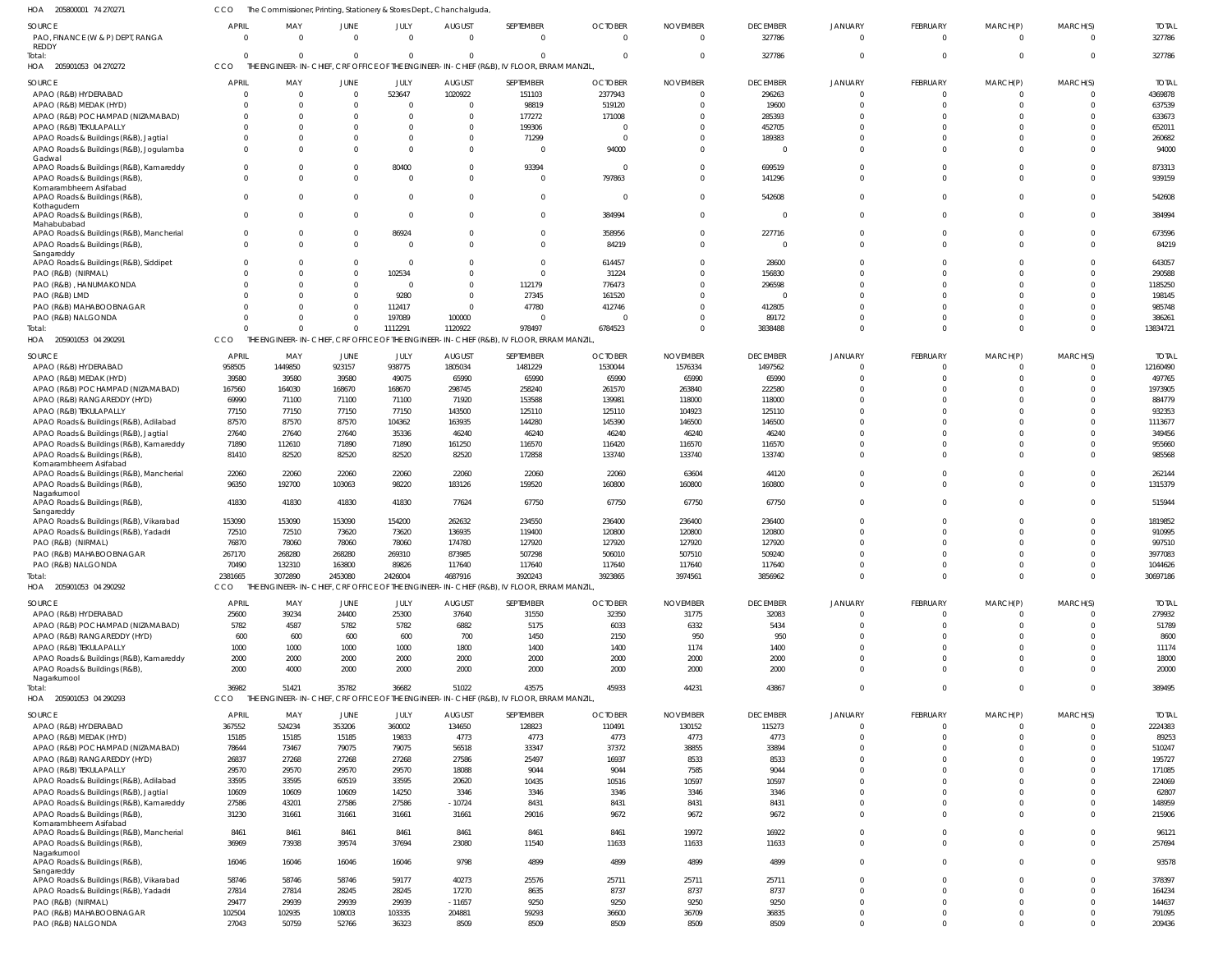HOA 205800001 74 270271 CCO The Commissioner, Printing, Stationery & Stores Dept., Chanchalguda,

| SOURCE | APRIL | MAY | JUNE | JULY | AUGUST | SEPTEMBER | OCTOBER | NOVEMBER | DECEMBER | JANUARY | FEBRUARY | MARCH(P) | MARCH(S) | TOTAL |
|---|---|---|---|---|---|---|---|---|---|---|---|---|---|---|
| PAO, FINANCE (W & P) DEPT, RANGA REDDY | 0 | 0 | 0 | 0 | 0 | 0 | 0 | 0 | 327786 | 0 | 0 | 0 | 0 | 327786 |
| Total: | 0 | 0 | 0 | 0 | 0 | 0 | 0 | 0 | 327786 | 0 | 0 | 0 | 0 | 327786 |

HOA 205901053 04 270272 CCO THE ENGINEER-IN-CHIEF, CRF OFFICE OF THE ENGINEER-IN-CHIEF (R&B), IV FLOOR, ERRAM MANZIL,

| SOURCE | APRIL | MAY | JUNE | JULY | AUGUST | SEPTEMBER | OCTOBER | NOVEMBER | DECEMBER | JANUARY | FEBRUARY | MARCH(P) | MARCH(S) | TOTAL |
|---|---|---|---|---|---|---|---|---|---|---|---|---|---|---|
| APAO (R&B) HYDERABAD | 0 | 0 | 0 | 523647 | 1020922 | 151103 | 2377943 | 0 | 296263 | 0 | 0 | 0 | 0 | 4369878 |
| APAO (R&B) MEDAK (HYD) | 0 | 0 | 0 | 0 | 0 | 98819 | 519120 | 0 | 19600 | 0 | 0 | 0 | 0 | 637539 |
| APAO (R&B) POCHAMPAD (NIZAMABAD) | 0 | 0 | 0 | 0 | 0 | 177272 | 171008 | 0 | 285393 | 0 | 0 | 0 | 0 | 633673 |
| APAO (R&B) TEKULAPALLY | 0 | 0 | 0 | 0 | 0 | 199306 | 0 | 0 | 452705 | 0 | 0 | 0 | 0 | 652011 |
| APAO Roads & Buildings (R&B), Jagtial | 0 | 0 | 0 | 0 | 0 | 71299 | 0 | 0 | 189383 | 0 | 0 | 0 | 0 | 260682 |
| APAO Roads & Buildings (R&B), Jogulamba Gadwal | 0 | 0 | 0 | 0 | 0 | 0 | 94000 | 0 | 0 | 0 | 0 | 0 | 0 | 94000 |
| APAO Roads & Buildings (R&B), Kamareddy | 0 | 0 | 0 | 80400 | 0 | 93394 | 0 | 0 | 699519 | 0 | 0 | 0 | 0 | 873313 |
| APAO Roads & Buildings (R&B), Komarambheem Asifabad | 0 | 0 | 0 | 0 | 0 | 0 | 797863 | 0 | 141296 | 0 | 0 | 0 | 0 | 939159 |
| APAO Roads & Buildings (R&B), Kothagudem | 0 | 0 | 0 | 0 | 0 | 0 | 0 | 0 | 542608 | 0 | 0 | 0 | 0 | 542608 |
| APAO Roads & Buildings (R&B), Mahabubabad | 0 | 0 | 0 | 0 | 0 | 0 | 384994 | 0 | 0 | 0 | 0 | 0 | 0 | 384994 |
| APAO Roads & Buildings (R&B), Mancherial | 0 | 0 | 0 | 86924 | 0 | 0 | 358956 | 0 | 227716 | 0 | 0 | 0 | 0 | 673596 |
| APAO Roads & Buildings (R&B), Sangareddy | 0 | 0 | 0 | 0 | 0 | 0 | 84219 | 0 | 0 | 0 | 0 | 0 | 0 | 84219 |
| APAO Roads & Buildings (R&B), Siddipet | 0 | 0 | 0 | 0 | 0 | 0 | 614457 | 0 | 28600 | 0 | 0 | 0 | 0 | 643057 |
| PAO (R&B) (NIRMAL) | 0 | 0 | 0 | 102534 | 0 | 0 | 31224 | 0 | 156830 | 0 | 0 | 0 | 0 | 290588 |
| PAO (R&B), HANUMAKONDA | 0 | 0 | 0 | 0 | 0 | 112179 | 776473 | 0 | 296598 | 0 | 0 | 0 | 0 | 1185250 |
| PAO (R&B) LMD | 0 | 0 | 0 | 9280 | 0 | 27345 | 161520 | 0 | 0 | 0 | 0 | 0 | 0 | 198145 |
| PAO (R&B) MAHABOOBNAGAR | 0 | 0 | 0 | 112417 | 0 | 47780 | 412746 | 0 | 412805 | 0 | 0 | 0 | 0 | 985748 |
| PAO (R&B) NALGONDA | 0 | 0 | 0 | 197089 | 100000 | 0 | 0 | 0 | 89172 | 0 | 0 | 0 | 0 | 386261 |
| Total: | 0 | 0 | 0 | 1112291 | 1120922 | 978497 | 6784523 | 0 | 3838488 | 0 | 0 | 0 | 0 | 13834721 |

HOA 205901053 04 290291 CCO THE ENGINEER-IN-CHIEF, CRF OFFICE OF THE ENGINEER-IN-CHIEF (R&B), IV FLOOR, ERRAM MANZIL,

| SOURCE | APRIL | MAY | JUNE | JULY | AUGUST | SEPTEMBER | OCTOBER | NOVEMBER | DECEMBER | JANUARY | FEBRUARY | MARCH(P) | MARCH(S) | TOTAL |
|---|---|---|---|---|---|---|---|---|---|---|---|---|---|---|
| APAO (R&B) HYDERABAD | 958505 | 1449850 | 923157 | 938775 | 1805034 | 1481229 | 1530044 | 1576334 | 1497562 | 0 | 0 | 0 | 0 | 12160490 |
| APAO (R&B) MEDAK (HYD) | 39580 | 39580 | 39580 | 49075 | 65990 | 65990 | 65990 | 65990 | 65990 | 0 | 0 | 0 | 0 | 497765 |
| APAO (R&B) POCHAMPAD (NIZAMABAD) | 167560 | 164030 | 168670 | 168670 | 298745 | 258240 | 261570 | 263840 | 222580 | 0 | 0 | 0 | 0 | 1973905 |
| APAO (R&B) RANGAREDDY (HYD) | 69990 | 71100 | 71100 | 71100 | 71920 | 153588 | 139981 | 118000 | 118000 | 0 | 0 | 0 | 0 | 884779 |
| APAO (R&B) TEKULAPALLY | 77150 | 77150 | 77150 | 77150 | 143500 | 125110 | 125110 | 104923 | 125110 | 0 | 0 | 0 | 0 | 932353 |
| APAO Roads & Buildings (R&B), Adilabad | 87570 | 87570 | 87570 | 104362 | 163935 | 144280 | 145390 | 146500 | 146500 | 0 | 0 | 0 | 0 | 1113677 |
| APAO Roads & Buildings (R&B), Jagtial | 27640 | 27640 | 27640 | 35336 | 46240 | 46240 | 46240 | 46240 | 46240 | 0 | 0 | 0 | 0 | 349456 |
| APAO Roads & Buildings (R&B), Kamareddy | 71890 | 112610 | 71890 | 71890 | 161250 | 116570 | 116420 | 116570 | 116570 | 0 | 0 | 0 | 0 | 955660 |
| APAO Roads & Buildings (R&B), Komarambheem Asifabad | 81410 | 82520 | 82520 | 82520 | 82520 | 172858 | 133740 | 133740 | 133740 | 0 | 0 | 0 | 0 | 985568 |
| APAO Roads & Buildings (R&B), Mancherial | 22060 | 22060 | 22060 | 22060 | 22060 | 22060 | 22060 | 63604 | 44120 | 0 | 0 | 0 | 0 | 262144 |
| APAO Roads & Buildings (R&B), Nagarkurnool | 96350 | 192700 | 103063 | 98220 | 183126 | 159520 | 160800 | 160800 | 160800 | 0 | 0 | 0 | 0 | 1315379 |
| APAO Roads & Buildings (R&B), Sangareddy | 41830 | 41830 | 41830 | 41830 | 77624 | 67750 | 67750 | 67750 | 67750 | 0 | 0 | 0 | 0 | 515944 |
| APAO Roads & Buildings (R&B), Vikarabad | 153090 | 153090 | 153090 | 154200 | 262632 | 234550 | 236400 | 236400 | 236400 | 0 | 0 | 0 | 0 | 1819852 |
| APAO Roads & Buildings (R&B), Yadadri | 72510 | 72510 | 73620 | 73620 | 136935 | 119400 | 120800 | 120800 | 120800 | 0 | 0 | 0 | 0 | 910995 |
| PAO (R&B) (NIRMAL) | 76870 | 78060 | 78060 | 78060 | 174780 | 127920 | 127920 | 127920 | 127920 | 0 | 0 | 0 | 0 | 997510 |
| PAO (R&B) MAHABOOBNAGAR | 267170 | 268280 | 268280 | 269310 | 873985 | 507298 | 506010 | 507510 | 509240 | 0 | 0 | 0 | 0 | 3977083 |
| PAO (R&B) NALGONDA | 70490 | 132310 | 163800 | 89826 | 117640 | 117640 | 117640 | 117640 | 117640 | 0 | 0 | 0 | 0 | 1044626 |
| Total: | 2381665 | 3072890 | 2453080 | 2426004 | 4687916 | 3920243 | 3923865 | 3974561 | 3856962 | 0 | 0 | 0 | 0 | 30697186 |

HOA 205901053 04 290292 CCO THE ENGINEER-IN-CHIEF, CRF OFFICE OF THE ENGINEER-IN-CHIEF (R&B), IV FLOOR, ERRAM MANZIL,

| SOURCE | APRIL | MAY | JUNE | JULY | AUGUST | SEPTEMBER | OCTOBER | NOVEMBER | DECEMBER | JANUARY | FEBRUARY | MARCH(P) | MARCH(S) | TOTAL |
|---|---|---|---|---|---|---|---|---|---|---|---|---|---|---|
| APAO (R&B) HYDERABAD | 25600 | 39234 | 24400 | 25300 | 37640 | 31550 | 32350 | 31775 | 32083 | 0 | 0 | 0 | 0 | 279932 |
| APAO (R&B) POCHAMPAD (NIZAMABAD) | 5782 | 4587 | 5782 | 5782 | 6882 | 5175 | 6033 | 6332 | 5434 | 0 | 0 | 0 | 0 | 51789 |
| APAO (R&B) RANGAREDDY (HYD) | 600 | 600 | 600 | 600 | 700 | 1450 | 2150 | 950 | 950 | 0 | 0 | 0 | 0 | 8600 |
| APAO (R&B) TEKULAPALLY | 1000 | 1000 | 1000 | 1000 | 1800 | 1400 | 1400 | 1174 | 1400 | 0 | 0 | 0 | 0 | 11174 |
| APAO Roads & Buildings (R&B), Kamareddy | 2000 | 2000 | 2000 | 2000 | 2000 | 2000 | 2000 | 2000 | 2000 | 0 | 0 | 0 | 0 | 18000 |
| APAO Roads & Buildings (R&B), Nagarkurnool | 2000 | 4000 | 2000 | 2000 | 2000 | 2000 | 2000 | 2000 | 2000 | 0 | 0 | 0 | 0 | 20000 |
| Total: | 36982 | 51421 | 35782 | 36682 | 51022 | 43575 | 45933 | 44231 | 43867 | 0 | 0 | 0 | 0 | 389495 |

HOA 205901053 04 290293 CCO THE ENGINEER-IN-CHIEF, CRF OFFICE OF THE ENGINEER-IN-CHIEF (R&B), IV FLOOR, ERRAM MANZIL,

| SOURCE | APRIL | MAY | JUNE | JULY | AUGUST | SEPTEMBER | OCTOBER | NOVEMBER | DECEMBER | JANUARY | FEBRUARY | MARCH(P) | MARCH(S) | TOTAL |
|---|---|---|---|---|---|---|---|---|---|---|---|---|---|---|
| APAO (R&B) HYDERABAD | 367552 | 524234 | 353206 | 360002 | 134650 | 128823 | 110491 | 130152 | 115273 | 0 | 0 | 0 | 0 | 2224383 |
| APAO (R&B) MEDAK (HYD) | 15185 | 15185 | 15185 | 19833 | 4773 | 4773 | 4773 | 4773 | 4773 | 0 | 0 | 0 | 0 | 89253 |
| APAO (R&B) POCHAMPAD (NIZAMABAD) | 78644 | 73467 | 79075 | 79075 | 56518 | 33347 | 37372 | 38855 | 33894 | 0 | 0 | 0 | 0 | 510247 |
| APAO (R&B) RANGAREDDY (HYD) | 26837 | 27268 | 27268 | 27268 | 27586 | 25497 | 16937 | 8533 | 8533 | 0 | 0 | 0 | 0 | 195727 |
| APAO (R&B) TEKULAPALLY | 29570 | 29570 | 29570 | 29570 | 18088 | 9044 | 9044 | 7585 | 9044 | 0 | 0 | 0 | 0 | 171085 |
| APAO Roads & Buildings (R&B), Adilabad | 33595 | 33595 | 60519 | 33595 | 20620 | 10435 | 10516 | 10597 | 10597 | 0 | 0 | 0 | 0 | 224069 |
| APAO Roads & Buildings (R&B), Jagtial | 10609 | 10609 | 10609 | 14250 | 3346 | 3346 | 3346 | 3346 | 3346 | 0 | 0 | 0 | 0 | 62807 |
| APAO Roads & Buildings (R&B), Kamareddy | 27586 | 43201 | 27586 | 27586 | -10724 | 8431 | 8431 | 8431 | 8431 | 0 | 0 | 0 | 0 | 148959 |
| APAO Roads & Buildings (R&B), Komarambheem Asifabad | 31230 | 31661 | 31661 | 31661 | 31661 | 29016 | 9672 | 9672 | 9672 | 0 | 0 | 0 | 0 | 215906 |
| APAO Roads & Buildings (R&B), Mancherial | 8461 | 8461 | 8461 | 8461 | 8461 | 8461 | 8461 | 19972 | 16922 | 0 | 0 | 0 | 0 | 96121 |
| APAO Roads & Buildings (R&B), Nagarkurnool | 36969 | 73938 | 39574 | 37694 | 23080 | 11540 | 11633 | 11633 | 11633 | 0 | 0 | 0 | 0 | 257694 |
| APAO Roads & Buildings (R&B), Sangareddy | 16046 | 16046 | 16046 | 16046 | 9798 | 4899 | 4899 | 4899 | 4899 | 0 | 0 | 0 | 0 | 93578 |
| APAO Roads & Buildings (R&B), Vikarabad | 58746 | 58746 | 58746 | 59177 | 40273 | 25576 | 25711 | 25711 | 25711 | 0 | 0 | 0 | 0 | 378397 |
| APAO Roads & Buildings (R&B), Yadadri | 27814 | 27814 | 28245 | 28245 | 17270 | 8635 | 8737 | 8737 | 8737 | 0 | 0 | 0 | 0 | 164234 |
| PAO (R&B) (NIRMAL) | 29477 | 29939 | 29939 | 29939 | -11657 | 9250 | 9250 | 9250 | 9250 | 0 | 0 | 0 | 0 | 144637 |
| PAO (R&B) MAHABOOBNAGAR | 102504 | 102935 | 108003 | 103335 | 204881 | 59293 | 36600 | 36709 | 36835 | 0 | 0 | 0 | 0 | 791095 |
| PAO (R&B) NALGONDA | 27043 | 50759 | 52766 | 36323 | 8509 | 8509 | 8509 | 8509 | 8509 | 0 | 0 | 0 | 0 | 209436 |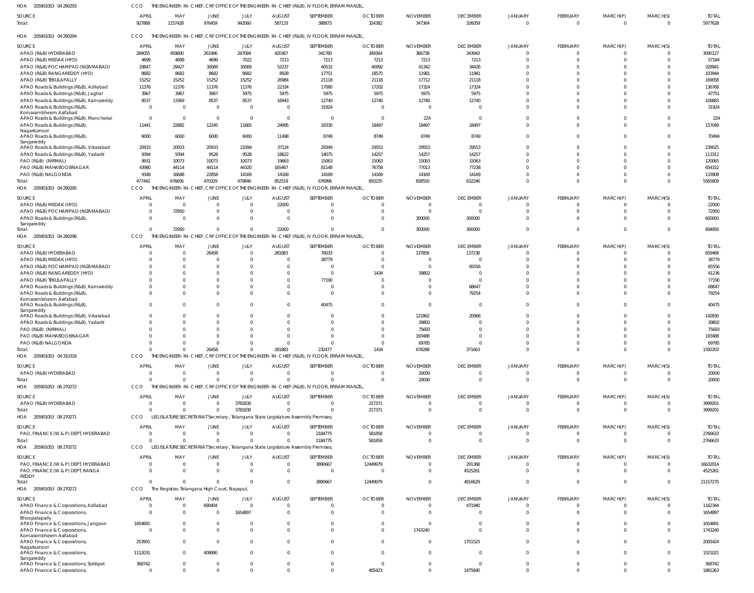HOA 205901053 04 290293 CCO THE ENGINEER-IN-CHIEF, CRF OFFICE OF THE ENGINEER-IN-CHIEF (R&B), IV FLOOR, ERRAM MANZIL,

| SOURCE | APRIL | MAY | JUNE | JULY | AUGUST | SEPTEMBER | OCTOBER | NOVEMBER | DECEMBER | JANUARY | FEBRUARY | MARCH(P) | MARCH(S) | TOTAL |
|---|---|---|---|---|---|---|---|---|---|---|---|---|---|---|
| Total: | 927868 | 1157428 | 976459 | 942060 | 587133 | 388875 | 324382 | 347364 | 326059 | 0 | 0 | 0 | 0 | 5977628 |

HOA 205901053 04 290294 CCO THE ENGINEER-IN-CHIEF, CRF OFFICE OF THE ENGINEER-IN-CHIEF (R&B), IV FLOOR, ERRAM MANZIL,

| SOURCE | APRIL | MAY | JUNE | JULY | AUGUST | SEPTEMBER | OCTOBER | NOVEMBER | DECEMBER | JANUARY | FEBRUARY | MARCH(P) | MARCH(S) | TOTAL |
|---|---|---|---|---|---|---|---|---|---|---|---|---|---|---|
| APAO (R&B) HYDERABAD | 284055 | 459800 | 261996 | 267084 | 420367 | 341780 | 349364 | 366738 | 343943 | 0 | 0 | 0 | 0 | 3095127 |
| APAO (R&B) MEDAK (HYD) | 4699 | 4699 | 4699 | 7022 | 7213 | 7213 | 7213 | 7213 | 7213 | 0 | 0 | 0 | 0 | 57184 |
| APAO (R&B) POCHAMPAD (NIZAMABAD) | 29847 | 29427 | 30069 | 30069 | 52237 | 40532 | 40992 | 41342 | 34426 | 0 | 0 | 0 | 0 | 328941 |
| APAO (R&B) RANGAREDDY (HYD) | 8682 | 8682 | 8682 | 8682 | 8928 | 17751 | 18575 | 11981 | 11981 | 0 | 0 | 0 | 0 | 103944 |
| APAO (R&B) TEKULAPALLY | 15252 | 15252 | 15252 | 15252 | 26984 | 21118 | 21118 | 17712 | 21118 | 0 | 0 | 0 | 0 | 169058 |
| APAO Roads & Buildings (R&B), Adilabad | 11376 | 11376 | 11376 | 11376 | 22334 | 17080 | 17202 | 17324 | 17324 | 0 | 0 | 0 | 0 | 136768 |
| APAO Roads & Buildings (R&B), Jagtial | 3967 | 3967 | 3967 | 5975 | 5975 | 5975 | 5975 | 5975 | 5975 | 0 | 0 | 0 | 0 | 47751 |
| APAO Roads & Buildings (R&B), Kamareddy | 8537 | 13369 | 8537 | 8537 | 16943 | 12740 | 12740 | 12740 | 12740 | 0 | 0 | 0 | 0 | 106883 |
| APAO Roads & Buildings (R&B), Komarambheem Asifabad | 0 | 0 | 0 | 0 | 0 | 31924 | 0 | 0 | 0 | 0 | 0 | 0 | 0 | 31924 |
| APAO Roads & Buildings (R&B), Mancherial | 0 | 0 | 0 | 0 | 0 | 0 | 0 | 224 | 0 | 0 | 0 | 0 | 0 | 224 |
| APAO Roads & Buildings (R&B), Nagarkurnool | 11441 | 22882 | 12245 | 11665 | 24995 | 18330 | 18497 | 18497 | 18497 | 0 | 0 | 0 | 0 | 157049 |
| APAO Roads & Buildings (R&B), Sangareddy | 6000 | 6000 | 6000 | 6000 | 11498 | 8749 | 8749 | 8749 | 8749 | 0 | 0 | 0 | 0 | 70494 |
| APAO Roads & Buildings (R&B), Vikarabad | 20933 | 20933 | 20933 | 21094 | 37124 | 29349 | 29553 | 29553 | 29553 | 0 | 0 | 0 | 0 | 239025 |
| APAO Roads & Buildings (R&B), Yadadri | 9394 | 9394 | 9528 | 9528 | 18622 | 14075 | 14257 | 14257 | 14257 | 0 | 0 | 0 | 0 | 113312 |
| PAO (R&B) (NIRMAL) | 9931 | 10073 | 10073 | 10073 | 19663 | 15063 | 15063 | 15063 | 15063 | 0 | 0 | 0 | 0 | 120065 |
| PAO (R&B) MAHABOOBNAGAR | 43980 | 44114 | 44114 | 44320 | 165467 | 81148 | 76758 | 77013 | 77238 | 0 | 0 | 0 | 0 | 654152 |
| PAO (R&B) NALGONDA | 9348 | 16688 | 22858 | 14169 | 14169 | 14169 | 14169 | 14169 | 14169 | 0 | 0 | 0 | 0 | 133908 |
| Total: | 477442 | 676656 | 470329 | 470846 | 852519 | 676996 | 650225 | 658550 | 632246 | 0 | 0 | 0 | 0 | 5565809 |

HOA 205901053 04 290295 CCO THE ENGINEER-IN-CHIEF, CRF OFFICE OF THE ENGINEER-IN-CHIEF (R&B), IV FLOOR, ERRAM MANZIL,

| SOURCE | APRIL | MAY | JUNE | JULY | AUGUST | SEPTEMBER | OCTOBER | NOVEMBER | DECEMBER | JANUARY | FEBRUARY | MARCH(P) | MARCH(S) | TOTAL |
|---|---|---|---|---|---|---|---|---|---|---|---|---|---|---|
| APAO (R&B) MEDAK (HYD) | 0 | 0 | 0 | 0 | 22000 | 0 | 0 | 0 | 0 | 0 | 0 | 0 | 0 | 22000 |
| APAO (R&B) POCHAMPAD (NIZAMABAD) | 0 | 72950 | 0 | 0 | 0 | 0 | 0 | 0 | 0 | 0 | 0 | 0 | 0 | 72950 |
| APAO Roads & Buildings (R&B), Sangareddy | 0 | 0 | 0 | 0 | 0 | 0 | 0 | 300000 | 300000 | 0 | 0 | 0 | 0 | 600000 |
| Total: | 0 | 72950 | 0 | 0 | 22000 | 0 | 0 | 300000 | 300000 | 0 | 0 | 0 | 0 | 694950 |

HOA 205901053 04 290296 CCO THE ENGINEER-IN-CHIEF, CRF OFFICE OF THE ENGINEER-IN-CHIEF (R&B), IV FLOOR, ERRAM MANZIL,

| SOURCE | APRIL | MAY | JUNE | JULY | AUGUST | SEPTEMBER | OCTOBER | NOVEMBER | DECEMBER | JANUARY | FEBRUARY | MARCH(P) | MARCH(S) | TOTAL |
|---|---|---|---|---|---|---|---|---|---|---|---|---|---|---|
| APAO (R&B) HYDERABAD | 0 | 0 | 26458 | 0 | 281883 | 76033 | 0 | 137856 | 137238 | 0 | 0 | 0 | 0 | 659468 |
| APAO (R&B) MEDAK (HYD) | 0 | 0 | 0 | 0 | 0 | 38779 | 0 | 0 | 0 | 0 | 0 | 0 | 0 | 38779 |
| APAO (R&B) POCHAMPAD (NIZAMABAD) | 0 | 0 | 0 | 0 | 0 | 0 | 0 | 0 | 65556 | 0 | 0 | 0 | 0 | 65556 |
| APAO (R&B) RANGAREDDY (HYD) | 0 | 0 | 0 | 0 | 0 | 0 | 1434 | 39802 | 0 | 0 | 0 | 0 | 0 | 41236 |
| APAO (R&B) TEKULAPALLY | 0 | 0 | 0 | 0 | 0 | 77190 | 0 | 0 | 0 | 0 | 0 | 0 | 0 | 77190 |
| APAO Roads & Buildings (R&B), Kamareddy | 0 | 0 | 0 | 0 | 0 | 0 | 0 | 0 | 68647 | 0 | 0 | 0 | 0 | 68647 |
| APAO Roads & Buildings (R&B), Komarambheem Asifabad | 0 | 0 | 0 | 0 | 0 | 0 | 0 | 0 | 79254 | 0 | 0 | 0 | 0 | 79254 |
| APAO Roads & Buildings (R&B), Sangareddy | 0 | 0 | 0 | 0 | 0 | 40475 | 0 | 0 | 0 | 0 | 0 | 0 | 0 | 40475 |
| APAO Roads & Buildings (R&B), Vikarabad | 0 | 0 | 0 | 0 | 0 | 0 | 0 | 121862 | 20968 | 0 | 0 | 0 | 0 | 142830 |
| APAO Roads & Buildings (R&B), Yadadri | 0 | 0 | 0 | 0 | 0 | 0 | 0 | 39802 | 0 | 0 | 0 | 0 | 0 | 39802 |
| PAO (R&B) (NIRMAL) | 0 | 0 | 0 | 0 | 0 | 0 | 0 | 75693 | 0 | 0 | 0 | 0 | 0 | 75693 |
| PAO (R&B) MAHABOOBNAGAR | 0 | 0 | 0 | 0 | 0 | 0 | 0 | 193488 | 0 | 0 | 0 | 0 | 0 | 193488 |
| PAO (R&B) NALGONDA | 0 | 0 | 0 | 0 | 0 | 0 | 0 | 69785 | 0 | 0 | 0 | 0 | 0 | 69785 |
| Total: | 0 | 0 | 26458 | 0 | 281883 | 232477 | 1434 | 678288 | 371663 | 0 | 0 | 0 | 0 | 1592203 |

HOA 205901053 04 310318 CCO THE ENGINEER-IN-CHIEF, CRF OFFICE OF THE ENGINEER-IN-CHIEF (R&B), IV FLOOR, ERRAM MANZIL,

| SOURCE | APRIL | MAY | JUNE | JULY | AUGUST | SEPTEMBER | OCTOBER | NOVEMBER | DECEMBER | JANUARY | FEBRUARY | MARCH(P) | MARCH(S) | TOTAL |
|---|---|---|---|---|---|---|---|---|---|---|---|---|---|---|
| APAO (R&B) HYDERABAD | 0 | 0 | 0 | 0 | 0 | 0 | 0 | 20000 | 0 | 0 | 0 | 0 | 0 | 20000 |
| Total: | 0 | 0 | 0 | 0 | 0 | 0 | 0 | 20000 | 0 | 0 | 0 | 0 | 0 | 20000 |

HOA 205901053 06 270272 CCO THE ENGINEER-IN-CHIEF, CRF OFFICE OF THE ENGINEER-IN-CHIEF (R&B), IV FLOOR, ERRAM MANZIL,

| SOURCE | APRIL | MAY | JUNE | JULY | AUGUST | SEPTEMBER | OCTOBER | NOVEMBER | DECEMBER | JANUARY | FEBRUARY | MARCH(P) | MARCH(S) | TOTAL |
|---|---|---|---|---|---|---|---|---|---|---|---|---|---|---|
| APAO (R&B) HYDERABAD | 0 | 0 | 0 | 3781830 | 0 | 0 | 217371 | 0 | 0 | 0 | 0 | 0 | 0 | 3999201 |
| Total: | 0 | 0 | 0 | 3781830 | 0 | 0 | 217371 | 0 | 0 | 0 | 0 | 0 | 0 | 3999201 |

HOA 205901053 08 270271 CCO LEGISLATURE SECRETARIAT Secretary, Telangana State Legislature Assembly Premises,

| SOURCE | APRIL | MAY | JUNE | JULY | AUGUST | SEPTEMBER | OCTOBER | NOVEMBER | DECEMBER | JANUARY | FEBRUARY | MARCH(P) | MARCH(S) | TOTAL |
|---|---|---|---|---|---|---|---|---|---|---|---|---|---|---|
| PAO, FINANCE (W & P) DEPT, HYDERABAD | 0 | 0 | 0 | 0 | 0 | 2184775 | 581858 | 0 | 0 | 0 | 0 | 0 | 0 | 2766633 |
| Total: | 0 | 0 | 0 | 0 | 0 | 2184775 | 581858 | 0 | 0 | 0 | 0 | 0 | 0 | 2766633 |

HOA 205901053 08 270272 CCO LEGISLATURE SECRETARIAT Secretary, Telangana State Legislature Assembly Premises,

| SOURCE | APRIL | MAY | JUNE | JULY | AUGUST | SEPTEMBER | OCTOBER | NOVEMBER | DECEMBER | JANUARY | FEBRUARY | MARCH(P) | MARCH(S) | TOTAL |
|---|---|---|---|---|---|---|---|---|---|---|---|---|---|---|
| PAO, FINANCE (W & P) DEPT, HYDERABAD | 0 | 0 | 0 | 0 | 0 | 3890667 | 12449979 | 0 | 291368 | 0 | 0 | 0 | 0 | 16632014 |
| PAO, FINANCE (W & P) DEPT, RANGA REDDY | 0 | 0 | 0 | 0 | 0 | 0 | 0 | 0 | 4525261 | 0 | 0 | 0 | 0 | 4525261 |
| Total: | 0 | 0 | 0 | 0 | 0 | 3890667 | 12449979 | 0 | 4816629 | 0 | 0 | 0 | 0 | 21157275 |

HOA 205901053 09 270272 CCO The Registrar, Telangana High Court, Nayapul,

| SOURCE | APRIL | MAY | JUNE | JULY | AUGUST | SEPTEMBER | OCTOBER | NOVEMBER | DECEMBER | JANUARY | FEBRUARY | MARCH(P) | MARCH(S) | TOTAL |
|---|---|---|---|---|---|---|---|---|---|---|---|---|---|---|
| APAO Finance & Corporations, Adilabad | 0 | 0 | 690404 | 0 | 0 | 0 | 0 | 0 | 471940 | 0 | 0 | 0 | 0 | 1162344 |
| APAO Finance & Corporations, Bhoopalapally | 0 | 0 | 0 | 1654897 | 0 | 0 | 0 | 0 | 0 | 0 | 0 | 0 | 0 | 1654897 |
| APAO Finance & Corporations, Jangaon | 1654691 | 0 | 0 | 0 | 0 | 0 | 0 | 0 | 0 | 0 | 0 | 0 | 0 | 1654691 |
| APAO Finance & Corporations, Komarambheem Asifabad | 0 | 0 | 0 | 0 | 0 | 0 | 0 | 1743240 | 0 | 0 | 0 | 0 | 0 | 1743240 |
| APAO Finance & Corporations, Nagarkurnool | 253901 | 0 | 0 | 0 | 0 | 0 | 0 | 0 | 1751523 | 0 | 0 | 0 | 0 | 2005424 |
| APAO Finance & Corporations, Sangareddy | 1112031 | 0 | 408990 | 0 | 0 | 0 | 0 | 0 | 0 | 0 | 0 | 0 | 0 | 1521021 |
| APAO Finance & Corporations, Siddipet | 368742 | 0 | 0 | 0 | 0 | 0 | 0 | 0 | 0 | 0 | 0 | 0 | 0 | 368742 |
| APAO Finance & Corporations, | 0 | 0 | 0 | 0 | 0 | 0 | 405423 | 0 | 1475840 | 0 | 0 | 0 | 0 | 1881263 |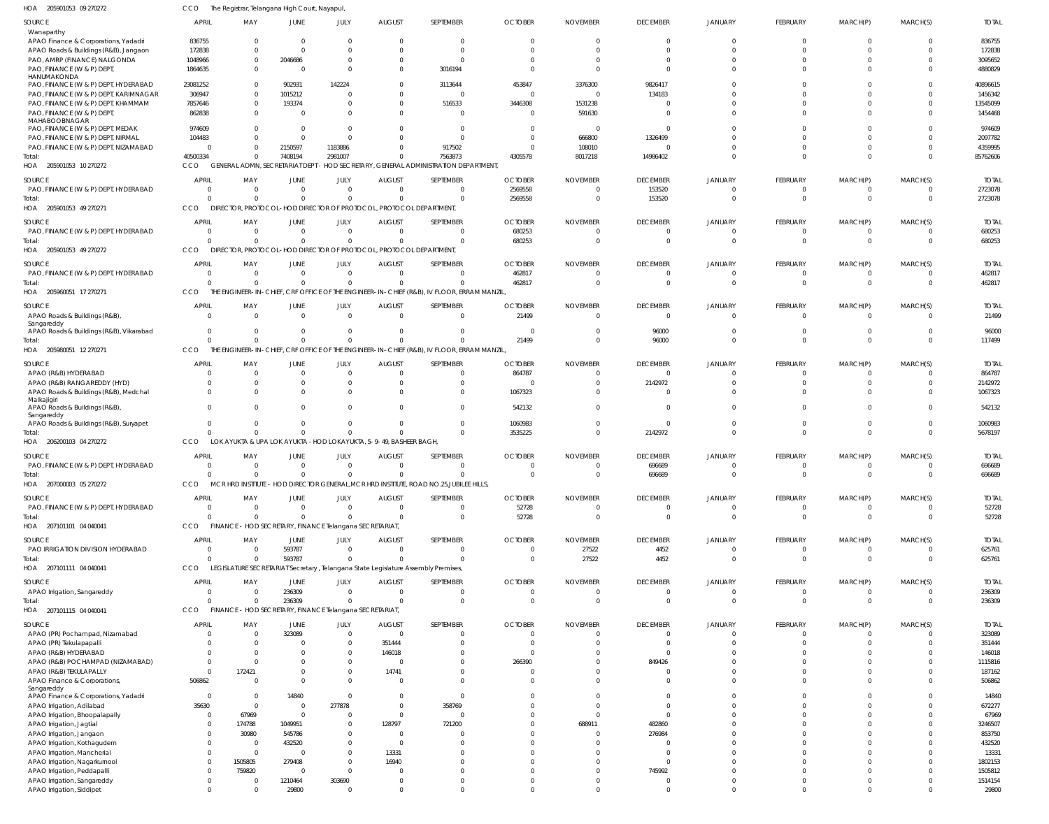HOA 205901053 09 270272 CCO The Registrar, Telangana High Court, Nayapul,

| SOURCE | APRIL | MAY | JUNE | JULY | AUGUST | SEPTEMBER | OCTOBER | NOVEMBER | DECEMBER | JANUARY | FEBRUARY | MARCH(P) | MARCH(S) | TOTAL |
|---|---|---|---|---|---|---|---|---|---|---|---|---|---|---|
| Wanaparthy | | | | | | | | | | | | | | |
| APAO Finance & Corporations, Yadadri | 836755 | 0 | 0 | 0 | 0 | 0 | 0 | 0 | 0 | 0 | 0 | 0 | 0 | 836755 |
| APAO Roads & Buildings (R&B), Jangaon | 172838 | 0 | 0 | 0 | 0 | 0 | 0 | 0 | 0 | 0 | 0 | 0 | 0 | 172838 |
| PAO, AMRP (FINANCE) NALGONDA | 1048966 | 0 | 2046686 | 0 | 0 | 0 | 0 | 0 | 0 | 0 | 0 | 0 | 0 | 3095652 |
| PAO, FINANCE (W & P) DEPT, HANUMAKONDA | 1864635 | 0 | 0 | 0 | 0 | 3016194 | 0 | 0 | 0 | 0 | 0 | 0 | 0 | 4880829 |
| PAO, FINANCE (W & P) DEPT, HYDERABAD | 23081252 | 0 | 902931 | 142224 | 0 | 3113644 | 453847 | 3376300 | 9826417 | 0 | 0 | 0 | 0 | 40896615 |
| PAO, FINANCE (W & P) DEPT, KARIMNAGAR | 306947 | 0 | 1015212 | 0 | 0 | 0 | 0 | 0 | 134183 | 0 | 0 | 0 | 0 | 1456342 |
| PAO, FINANCE (W & P) DEPT, KHAMMAM | 7857646 | 0 | 193374 | 0 | 0 | 516533 | 3446308 | 1531238 | 0 | 0 | 0 | 0 | 0 | 13545099 |
| PAO, FINANCE (W & P) DEPT, MAHABOOBNAGAR | 862838 | 0 | 0 | 0 | 0 | 0 | 0 | 591630 | 0 | 0 | 0 | 0 | 0 | 1454468 |
| PAO, FINANCE (W & P) DEPT, MEDAK | 974609 | 0 | 0 | 0 | 0 | 0 | 0 | 0 | 0 | 0 | 0 | 0 | 0 | 974609 |
| PAO, FINANCE (W & P) DEPT, NIRMAL | 104483 | 0 | 0 | 0 | 0 | 0 | 0 | 666800 | 1326499 | 0 | 0 | 0 | 0 | 2097782 |
| PAO, FINANCE (W & P) DEPT, NIZAMABAD | 0 | 0 | 2150597 | 1183886 | 0 | 917502 | 0 | 108010 | 0 | 0 | 0 | 0 | 0 | 4359995 |
| Total: | 40500334 | 0 | 7408194 | 2981007 | 0 | 7563873 | 4305578 | 8017218 | 14986402 | 0 | 0 | 0 | 0 | 85762606 |

HOA 205901053 10 270272 CCO GENERAL ADMN, SECRETARIAT DEPT - HOD SECRETARY, GENERAL ADMINISTRATION DEPARTMENT,

| SOURCE | APRIL | MAY | JUNE | JULY | AUGUST | SEPTEMBER | OCTOBER | NOVEMBER | DECEMBER | JANUARY | FEBRUARY | MARCH(P) | MARCH(S) | TOTAL |
|---|---|---|---|---|---|---|---|---|---|---|---|---|---|---|
| PAO, FINANCE (W & P) DEPT, HYDERABAD | 0 | 0 | 0 | 0 | 0 | 0 | 2569558 | 0 | 153520 | 0 | 0 | 0 | 0 | 2723078 |
| Total: | 0 | 0 | 0 | 0 | 0 | 0 | 2569558 | 0 | 153520 | 0 | 0 | 0 | 0 | 2723078 |

HOA 205901053 49 270271 CCO DIRECTOR, PROTOCOL- HOD DIRECTOR OF PROTOCOL, PROTOCOL DEPARTMENT,

| SOURCE | APRIL | MAY | JUNE | JULY | AUGUST | SEPTEMBER | OCTOBER | NOVEMBER | DECEMBER | JANUARY | FEBRUARY | MARCH(P) | MARCH(S) | TOTAL |
|---|---|---|---|---|---|---|---|---|---|---|---|---|---|---|
| PAO, FINANCE (W & P) DEPT, HYDERABAD | 0 | 0 | 0 | 0 | 0 | 0 | 680253 | 0 | 0 | 0 | 0 | 0 | 0 | 680253 |
| Total: | 0 | 0 | 0 | 0 | 0 | 0 | 680253 | 0 | 0 | 0 | 0 | 0 | 0 | 680253 |

HOA 205901053 49 270272 CCO DIRECTOR, PROTOCOL- HOD DIRECTOR OF PROTOCOL, PROTOCOL DEPARTMENT,

| SOURCE | APRIL | MAY | JUNE | JULY | AUGUST | SEPTEMBER | OCTOBER | NOVEMBER | DECEMBER | JANUARY | FEBRUARY | MARCH(P) | MARCH(S) | TOTAL |
|---|---|---|---|---|---|---|---|---|---|---|---|---|---|---|
| PAO, FINANCE (W & P) DEPT, HYDERABAD | 0 | 0 | 0 | 0 | 0 | 0 | 462817 | 0 | 0 | 0 | 0 | 0 | 0 | 462817 |
| Total: | 0 | 0 | 0 | 0 | 0 | 0 | 462817 | 0 | 0 | 0 | 0 | 0 | 0 | 462817 |

HOA 205960051 17 270271 CCO THE ENGINEER-IN-CHIEF, CRF OFFICE OF THE ENGINEER-IN-CHIEF (R&B), IV FLOOR, ERRAM MANZIL,

| SOURCE | APRIL | MAY | JUNE | JULY | AUGUST | SEPTEMBER | OCTOBER | NOVEMBER | DECEMBER | JANUARY | FEBRUARY | MARCH(P) | MARCH(S) | TOTAL |
|---|---|---|---|---|---|---|---|---|---|---|---|---|---|---|
| APAO Roads & Buildings (R&B), Sangareddy | 0 | 0 | 0 | 0 | 0 | 0 | 21499 | 0 | 0 | 0 | 0 | 0 | 0 | 21499 |
| APAO Roads & Buildings (R&B), Vikarabad | 0 | 0 | 0 | 0 | 0 | 0 | 0 | 0 | 96000 | 0 | 0 | 0 | 0 | 96000 |
| Total: | 0 | 0 | 0 | 0 | 0 | 0 | 21499 | 0 | 96000 | 0 | 0 | 0 | 0 | 117499 |

HOA 205980051 12 270271 CCO THE ENGINEER-IN-CHIEF, CRF OFFICE OF THE ENGINEER-IN-CHIEF (R&B), IV FLOOR, ERRAM MANZIL,

| SOURCE | APRIL | MAY | JUNE | JULY | AUGUST | SEPTEMBER | OCTOBER | NOVEMBER | DECEMBER | JANUARY | FEBRUARY | MARCH(P) | MARCH(S) | TOTAL |
|---|---|---|---|---|---|---|---|---|---|---|---|---|---|---|
| APAO (R&B) HYDERABAD | 0 | 0 | 0 | 0 | 0 | 0 | 864787 | 0 | 0 | 0 | 0 | 0 | 0 | 864787 |
| APAO (R&B) RANGAREDDY (HYD) | 0 | 0 | 0 | 0 | 0 | 0 | 0 | 0 | 2142972 | 0 | 0 | 0 | 0 | 2142972 |
| APAO Roads & Buildings (R&B), Medchal Malkajigiri | 0 | 0 | 0 | 0 | 0 | 0 | 1067323 | 0 | 0 | 0 | 0 | 0 | 0 | 1067323 |
| APAO Roads & Buildings (R&B), Sangareddy | 0 | 0 | 0 | 0 | 0 | 0 | 542132 | 0 | 0 | 0 | 0 | 0 | 0 | 542132 |
| APAO Roads & Buildings (R&B), Suryapet | 0 | 0 | 0 | 0 | 0 | 0 | 1060983 | 0 | 0 | 0 | 0 | 0 | 0 | 1060983 |
| Total: | 0 | 0 | 0 | 0 | 0 | 0 | 3535225 | 0 | 2142972 | 0 | 0 | 0 | 0 | 5678197 |

HOA 206200103 04 270272 CCO LOKAYUKTA & UPA LOKAYUKTA - HOD LOKAYUKTA, 5-9-49, BASHEER BAGH,

| SOURCE | APRIL | MAY | JUNE | JULY | AUGUST | SEPTEMBER | OCTOBER | NOVEMBER | DECEMBER | JANUARY | FEBRUARY | MARCH(P) | MARCH(S) | TOTAL |
|---|---|---|---|---|---|---|---|---|---|---|---|---|---|---|
| PAO, FINANCE (W & P) DEPT, HYDERABAD | 0 | 0 | 0 | 0 | 0 | 0 | 0 | 0 | 696689 | 0 | 0 | 0 | 0 | 696689 |
| Total: | 0 | 0 | 0 | 0 | 0 | 0 | 0 | 0 | 696689 | 0 | 0 | 0 | 0 | 696689 |

HOA 207000003 05 270272 CCO MCR HRD INSTITUTE - HOD DIRECTOR GENERAL,MCR HRD INSTITUTE, ROAD NO.25,JUBILEE HILLS,

| SOURCE | APRIL | MAY | JUNE | JULY | AUGUST | SEPTEMBER | OCTOBER | NOVEMBER | DECEMBER | JANUARY | FEBRUARY | MARCH(P) | MARCH(S) | TOTAL |
|---|---|---|---|---|---|---|---|---|---|---|---|---|---|---|
| PAO, FINANCE (W & P) DEPT, HYDERABAD | 0 | 0 | 0 | 0 | 0 | 0 | 52728 | 0 | 0 | 0 | 0 | 0 | 0 | 52728 |
| Total: | 0 | 0 | 0 | 0 | 0 | 0 | 52728 | 0 | 0 | 0 | 0 | 0 | 0 | 52728 |

HOA 207101101 04 040041 CCO FINANCE - HOD SECRETARY, FINANCE Telangana SECRETARIAT,

| SOURCE | APRIL | MAY | JUNE | JULY | AUGUST | SEPTEMBER | OCTOBER | NOVEMBER | DECEMBER | JANUARY | FEBRUARY | MARCH(P) | MARCH(S) | TOTAL |
|---|---|---|---|---|---|---|---|---|---|---|---|---|---|---|
| PAO IRRIGATION DIVISION HYDERABAD | 0 | 0 | 593787 | 0 | 0 | 0 | 0 | 27522 | 4452 | 0 | 0 | 0 | 0 | 625761 |
| Total: | 0 | 0 | 593787 | 0 | 0 | 0 | 0 | 27522 | 4452 | 0 | 0 | 0 | 0 | 625761 |

HOA 207101111 04 040041 CCO LEGISLATURE SECRETARIAT Secretary, Telangana State Legislature Assembly Premises,

| SOURCE | APRIL | MAY | JUNE | JULY | AUGUST | SEPTEMBER | OCTOBER | NOVEMBER | DECEMBER | JANUARY | FEBRUARY | MARCH(P) | MARCH(S) | TOTAL |
|---|---|---|---|---|---|---|---|---|---|---|---|---|---|---|
| APAO Irrigation, Sangareddy | 0 | 0 | 236309 | 0 | 0 | 0 | 0 | 0 | 0 | 0 | 0 | 0 | 0 | 236309 |
| Total: | 0 | 0 | 236309 | 0 | 0 | 0 | 0 | 0 | 0 | 0 | 0 | 0 | 0 | 236309 |

HOA 207101115 04 040041 CCO FINANCE - HOD SECRETARY, FINANCE Telangana SECRETARIAT,

| SOURCE | APRIL | MAY | JUNE | JULY | AUGUST | SEPTEMBER | OCTOBER | NOVEMBER | DECEMBER | JANUARY | FEBRUARY | MARCH(P) | MARCH(S) | TOTAL |
|---|---|---|---|---|---|---|---|---|---|---|---|---|---|---|
| APAO (PR) Pochampad, Nizamabad | 0 | 0 | 323089 | 0 | 0 | 0 | 0 | 0 | 0 | 0 | 0 | 0 | 0 | 323089 |
| APAO (PR) Tekulapapalli | 0 | 0 | 0 | 0 | 351444 | 0 | 0 | 0 | 0 | 0 | 0 | 0 | 0 | 351444 |
| APAO (R&B) HYDERABAD | 0 | 0 | 0 | 0 | 146018 | 0 | 0 | 0 | 0 | 0 | 0 | 0 | 0 | 146018 |
| APAO (R&B) POCHAMPAD (NIZAMABAD) | 0 | 0 | 0 | 0 | 0 | 0 | 266390 | 0 | 849426 | 0 | 0 | 0 | 0 | 1115816 |
| APAO (R&B) TEKULAPALLY | 0 | 172421 | 0 | 0 | 14741 | 0 | 0 | 0 | 0 | 0 | 0 | 0 | 0 | 187162 |
| APAO Finance & Corporations, Sangareddy | 506862 | 0 | 0 | 0 | 0 | 0 | 0 | 0 | 0 | 0 | 0 | 0 | 0 | 506862 |
| APAO Finance & Corporations, Yadadri | 0 | 0 | 14840 | 0 | 0 | 0 | 0 | 0 | 0 | 0 | 0 | 0 | 0 | 14840 |
| APAO Irrigation, Adilabad | 35630 | 0 | 0 | 277878 | 0 | 358769 | 0 | 0 | 0 | 0 | 0 | 0 | 0 | 672277 |
| APAO Irrigation, Bhoopalapally | 0 | 67969 | 0 | 0 | 0 | 0 | 0 | 0 | 0 | 0 | 0 | 0 | 0 | 67969 |
| APAO Irrigation, Jagtial | 0 | 174788 | 1049951 | 0 | 128797 | 721200 | 0 | 688911 | 482860 | 0 | 0 | 0 | 0 | 3246507 |
| APAO Irrigation, Jangaon | 0 | 30980 | 545786 | 0 | 0 | 0 | 0 | 0 | 276984 | 0 | 0 | 0 | 0 | 853750 |
| APAO Irrigation, Kothagudem | 0 | 0 | 432520 | 0 | 0 | 0 | 0 | 0 | 0 | 0 | 0 | 0 | 0 | 432520 |
| APAO Irrigation, Mancherial | 0 | 0 | 0 | 0 | 13331 | 0 | 0 | 0 | 0 | 0 | 0 | 0 | 0 | 13331 |
| APAO Irrigation, Nagarkurnool | 0 | 1505805 | 279408 | 0 | 16940 | 0 | 0 | 0 | 0 | 0 | 0 | 0 | 0 | 1802153 |
| APAO Irrigation, Peddapalli | 0 | 759820 | 0 | 0 | 0 | 0 | 0 | 0 | 745992 | 0 | 0 | 0 | 0 | 1505812 |
| APAO Irrigation, Sangareddy | 0 | 0 | 1210464 | 303690 | 0 | 0 | 0 | 0 | 0 | 0 | 0 | 0 | 0 | 1514154 |
| APAO Irrigation, Siddipet | 0 | 0 | 29800 | 0 | 0 | 0 | 0 | 0 | 0 | 0 | 0 | 0 | 0 | 29800 |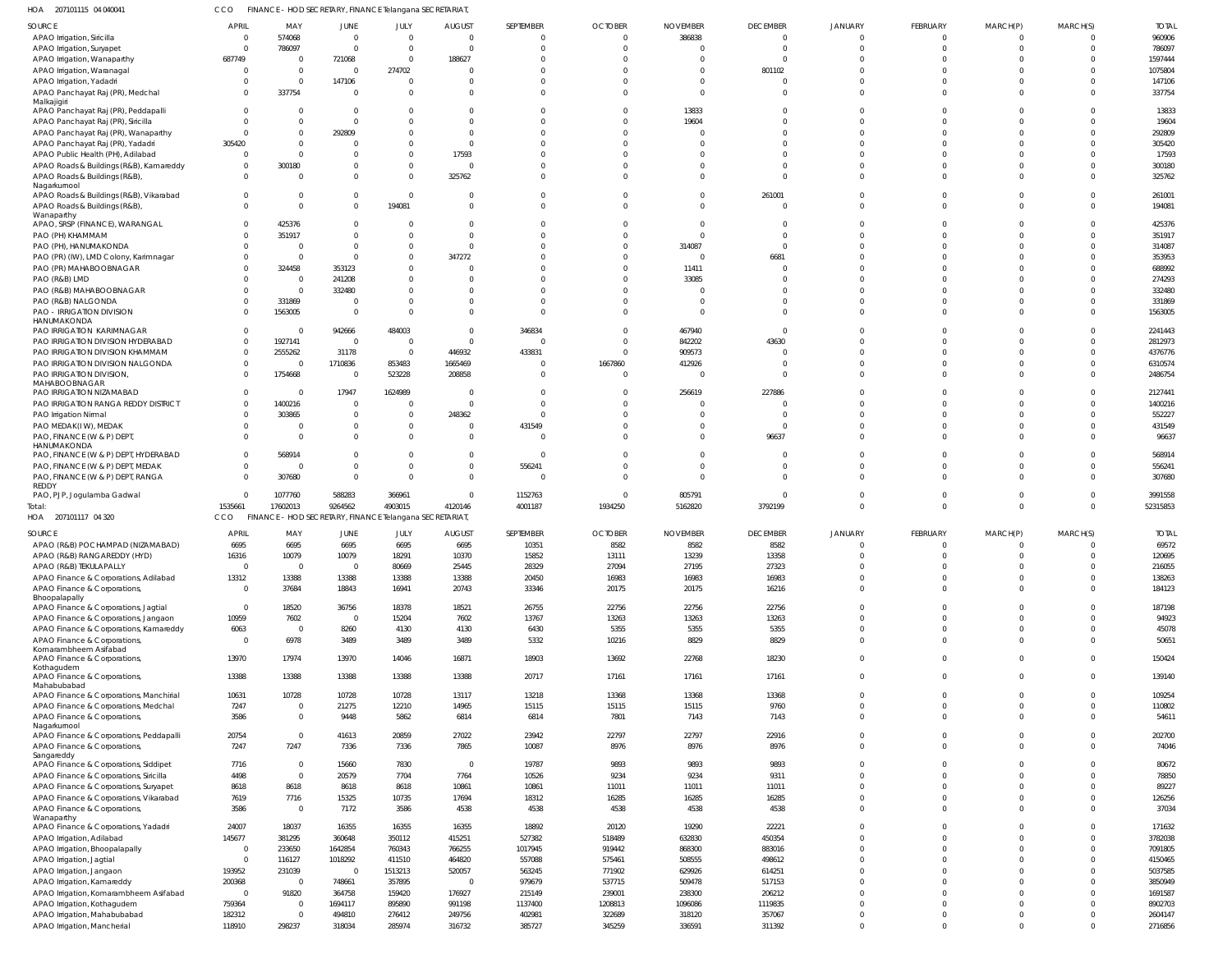HOA 207101115 04 040041 CCO FINANCE - HOD SECRETARY, FINANCE Telangana SECRETARIAT,

| SOURCE | APRIL | MAY | JUNE | JULY | AUGUST | SEPTEMBER | OCTOBER | NOVEMBER | DECEMBER | JANUARY | FEBRUARY | MARCH(P) | MARCH(S) | TOTAL |
|---|---|---|---|---|---|---|---|---|---|---|---|---|---|---|
| APAO Irrigation, Siricilla | 0 | 574068 | 0 | 0 | 0 | 0 | 0 | 386838 | 0 | 0 | 0 | 0 | 0 | 960906 |
| APAO Irrigation, Suryapet | 0 | 786097 | 0 | 0 | 0 | 0 | 0 | 0 | 0 | 0 | 0 | 0 | 0 | 786097 |
| APAO Irrigation, Wanaparthy | 687749 | 0 | 721068 | 0 | 188627 | 0 | 0 | 0 | 0 | 0 | 0 | 0 | 0 | 1597444 |
| APAO Irrigation, Waranagal | 0 | 0 | 0 | 274702 | 0 | 0 | 0 | 0 | 801102 | 0 | 0 | 0 | 0 | 1075804 |
| APAO Irrigation, Yadadri | 0 | 0 | 147106 | 0 | 0 | 0 | 0 | 0 | 0 | 0 | 0 | 0 | 0 | 147106 |
| APAO Panchayat Raj (PR), Medchal Malkajigiri | 0 | 337754 | 0 | 0 | 0 | 0 | 0 | 0 | 0 | 0 | 0 | 0 | 0 | 337754 |
| APAO Panchayat Raj (PR), Peddapalli | 0 | 0 | 0 | 0 | 0 | 0 | 0 | 13833 | 0 | 0 | 0 | 0 | 0 | 13833 |
| APAO Panchayat Raj (PR), Siricilla | 0 | 0 | 0 | 0 | 0 | 0 | 0 | 19604 | 0 | 0 | 0 | 0 | 0 | 19604 |
| APAO Panchayat Raj (PR), Wanaparthy | 0 | 0 | 292809 | 0 | 0 | 0 | 0 | 0 | 0 | 0 | 0 | 0 | 0 | 292809 |
| APAO Panchayat Raj (PR), Yadadri | 305420 | 0 | 0 | 0 | 0 | 0 | 0 | 0 | 0 | 0 | 0 | 0 | 0 | 305420 |
| APAO Public Health (PH), Adilabad | 0 | 0 | 0 | 0 | 17593 | 0 | 0 | 0 | 0 | 0 | 0 | 0 | 0 | 17593 |
| APAO Roads & Buildings (R&B), Kamareddy | 0 | 300180 | 0 | 0 | 0 | 0 | 0 | 0 | 0 | 0 | 0 | 0 | 0 | 300180 |
| APAO Roads & Buildings (R&B), Nagarkurnool | 0 | 0 | 0 | 0 | 325762 | 0 | 0 | 0 | 0 | 0 | 0 | 0 | 0 | 325762 |
| APAO Roads & Buildings (R&B), Vikarabad | 0 | 0 | 0 | 0 | 0 | 0 | 0 | 0 | 261001 | 0 | 0 | 0 | 0 | 261001 |
| APAO Roads & Buildings (R&B), Wanaparthy | 0 | 0 | 0 | 194081 | 0 | 0 | 0 | 0 | 0 | 0 | 0 | 0 | 0 | 194081 |
| APAO, SRSP (FINANCE), WARANGAL | 0 | 425376 | 0 | 0 | 0 | 0 | 0 | 0 | 0 | 0 | 0 | 0 | 0 | 425376 |
| PAO (PH) KHAMMAM | 0 | 351917 | 0 | 0 | 0 | 0 | 0 | 0 | 0 | 0 | 0 | 0 | 0 | 351917 |
| PAO (PH), HANUMAKONDA | 0 | 0 | 0 | 0 | 0 | 0 | 0 | 314087 | 0 | 0 | 0 | 0 | 0 | 314087 |
| PAO (PR) (IW), LMD Colony, Karimnagar | 0 | 0 | 0 | 0 | 347272 | 0 | 0 | 0 | 6681 | 0 | 0 | 0 | 0 | 353953 |
| PAO (PR) MAHABOOBNAGAR | 0 | 324458 | 353123 | 0 | 0 | 0 | 0 | 11411 | 0 | 0 | 0 | 0 | 0 | 688992 |
| PAO (R&B) LMD | 0 | 0 | 241208 | 0 | 0 | 0 | 0 | 33085 | 0 | 0 | 0 | 0 | 0 | 274293 |
| PAO (R&B) MAHABOOBNAGAR | 0 | 0 | 332480 | 0 | 0 | 0 | 0 | 0 | 0 | 0 | 0 | 0 | 0 | 332480 |
| PAO (R&B) NALGONDA | 0 | 331869 | 0 | 0 | 0 | 0 | 0 | 0 | 0 | 0 | 0 | 0 | 0 | 331869 |
| PAO - IRRIGATION DIVISION HANUMAKONDA | 0 | 1563005 | 0 | 0 | 0 | 0 | 0 | 0 | 0 | 0 | 0 | 0 | 0 | 1563005 |
| PAO IRRIGATION KARIMNAGAR | 0 | 0 | 942666 | 484003 | 0 | 346834 | 0 | 467940 | 0 | 0 | 0 | 0 | 0 | 2241443 |
| PAO IRRIGATION DIVISION HYDERABAD | 0 | 1927141 | 0 | 0 | 0 | 0 | 0 | 842202 | 43630 | 0 | 0 | 0 | 0 | 2812973 |
| PAO IRRIGATION DIVISION KHAMMAM | 0 | 2555262 | 31178 | 0 | 446932 | 433831 | 0 | 909573 | 0 | 0 | 0 | 0 | 0 | 4376776 |
| PAO IRRIGATION DIVISION NALGONDA | 0 | 0 | 1710836 | 853483 | 1665469 | 0 | 1667860 | 412926 | 0 | 0 | 0 | 0 | 0 | 6310574 |
| PAO IRRIGATION DIVISION, MAHABOOBNAGAR | 0 | 1754668 | 0 | 523228 | 208858 | 0 | 0 | 0 | 0 | 0 | 0 | 0 | 0 | 2486754 |
| PAO IRRIGATION NIZAMABAD | 0 | 0 | 17947 | 1624989 | 0 | 0 | 0 | 256619 | 227886 | 0 | 0 | 0 | 0 | 2127441 |
| PAO IRRIGATION RANGA REDDY DISTRICT | 0 | 1400216 | 0 | 0 | 0 | 0 | 0 | 0 | 0 | 0 | 0 | 0 | 0 | 1400216 |
| PAO Irrigation Nirmal | 0 | 303865 | 0 | 0 | 248362 | 0 | 0 | 0 | 0 | 0 | 0 | 0 | 0 | 552227 |
| PAO MEDAK(IW), MEDAK | 0 | 0 | 0 | 0 | 0 | 431549 | 0 | 0 | 0 | 0 | 0 | 0 | 0 | 431549 |
| PAO, FINANCE (W & P) DEPT, HANUMAKONDA | 0 | 0 | 0 | 0 | 0 | 0 | 0 | 0 | 96637 | 0 | 0 | 0 | 0 | 96637 |
| PAO, FINANCE (W & P) DEPT, HYDERABAD | 0 | 568914 | 0 | 0 | 0 | 0 | 0 | 0 | 0 | 0 | 0 | 0 | 0 | 568914 |
| PAO, FINANCE (W & P) DEPT, MEDAK | 0 | 0 | 0 | 0 | 0 | 556241 | 0 | 0 | 0 | 0 | 0 | 0 | 0 | 556241 |
| PAO, FINANCE (W & P) DEPT, RANGA REDDY | 0 | 307680 | 0 | 0 | 0 | 0 | 0 | 0 | 0 | 0 | 0 | 0 | 0 | 307680 |
| PAO, PJP, Jogulamba Gadwal | 0 | 1077760 | 588283 | 366961 | 0 | 1152763 | 0 | 805791 | 0 | 0 | 0 | 0 | 0 | 3991558 |
| Total: | 1535661 | 17602013 | 9264562 | 4903015 | 4120146 | 4001187 | 1934250 | 5162820 | 3792199 | 0 | 0 | 0 | 0 | 52315853 |

HOA 207101117 04 320 CCO FINANCE - HOD SECRETARY, FINANCE Telangana SECRETARIAT,

| SOURCE | APRIL | MAY | JUNE | JULY | AUGUST | SEPTEMBER | OCTOBER | NOVEMBER | DECEMBER | JANUARY | FEBRUARY | MARCH(P) | MARCH(S) | TOTAL |
|---|---|---|---|---|---|---|---|---|---|---|---|---|---|---|
| APAO (R&B) POCHAMPAD (NIZAMABAD) | 6695 | 6695 | 6695 | 6695 | 6695 | 10351 | 8582 | 8582 | 8582 | 0 | 0 | 0 | 0 | 69572 |
| APAO (R&B) RANGAREDDY (HYD) | 16316 | 10079 | 10079 | 18291 | 10370 | 15852 | 13111 | 13239 | 13358 | 0 | 0 | 0 | 0 | 120695 |
| APAO (R&B) TEKULAPALLY | 0 | 0 | 0 | 80669 | 25445 | 28329 | 27094 | 27195 | 27323 | 0 | 0 | 0 | 0 | 216055 |
| APAO Finance & Corporations, Adilabad | 13312 | 13388 | 13388 | 13388 | 13388 | 20450 | 16983 | 16983 | 16983 | 0 | 0 | 0 | 0 | 138263 |
| APAO Finance & Corporations, Bhoopalapally | 0 | 37684 | 18843 | 16941 | 20743 | 33346 | 20175 | 20175 | 16216 | 0 | 0 | 0 | 0 | 184123 |
| APAO Finance & Corporations, Jagtial | 0 | 18520 | 36756 | 18378 | 18521 | 26755 | 22756 | 22756 | 22756 | 0 | 0 | 0 | 0 | 187198 |
| APAO Finance & Corporations, Jangaon | 10959 | 7602 | 0 | 15204 | 7602 | 13767 | 13263 | 13263 | 13263 | 0 | 0 | 0 | 0 | 94923 |
| APAO Finance & Corporations, Kamareddy | 6063 | 0 | 8260 | 4130 | 4130 | 6430 | 5355 | 5355 | 5355 | 0 | 0 | 0 | 0 | 45078 |
| APAO Finance & Corporations, Komarambheem Asifabad | 0 | 6978 | 3489 | 3489 | 3489 | 5332 | 10216 | 8829 | 8829 | 0 | 0 | 0 | 0 | 50651 |
| APAO Finance & Corporations, Kothagudem | 13970 | 17974 | 13970 | 14046 | 16871 | 18903 | 13692 | 22768 | 18230 | 0 | 0 | 0 | 0 | 150424 |
| APAO Finance & Corporations, Mahabubabad | 13388 | 13388 | 13388 | 13388 | 13388 | 20717 | 17161 | 17161 | 17161 | 0 | 0 | 0 | 0 | 139140 |
| APAO Finance & Corporations, Manchirial | 10631 | 10728 | 10728 | 10728 | 13117 | 13218 | 13368 | 13368 | 13368 | 0 | 0 | 0 | 0 | 109254 |
| APAO Finance & Corporations, Medchal | 7247 | 0 | 21275 | 12210 | 14965 | 15115 | 15115 | 15115 | 9760 | 0 | 0 | 0 | 0 | 110802 |
| APAO Finance & Corporations, Nagarkurnool | 3586 | 0 | 9448 | 5862 | 6814 | 6814 | 7801 | 7143 | 7143 | 0 | 0 | 0 | 0 | 54611 |
| APAO Finance & Corporations, Peddapalli | 20754 | 0 | 41613 | 20859 | 27022 | 23942 | 22797 | 22797 | 22916 | 0 | 0 | 0 | 0 | 202700 |
| APAO Finance & Corporations, Sangareddy | 7247 | 7247 | 7336 | 7336 | 7865 | 10087 | 8976 | 8976 | 8976 | 0 | 0 | 0 | 0 | 74046 |
| APAO Finance & Corporations, Siddipet | 7716 | 0 | 15660 | 7830 | 0 | 19787 | 9893 | 9893 | 9893 | 0 | 0 | 0 | 0 | 80672 |
| APAO Finance & Corporations, Siricilla | 4498 | 0 | 20579 | 7704 | 7764 | 10526 | 9234 | 9234 | 9311 | 0 | 0 | 0 | 0 | 78850 |
| APAO Finance & Corporations, Suryapet | 8618 | 8618 | 8618 | 8618 | 10861 | 10861 | 11011 | 11011 | 11011 | 0 | 0 | 0 | 0 | 89227 |
| APAO Finance & Corporations, Vikarabad | 7619 | 7716 | 15325 | 10735 | 17694 | 18312 | 16285 | 16285 | 16285 | 0 | 0 | 0 | 0 | 126256 |
| APAO Finance & Corporations, Wanaparthy | 3586 | 0 | 7172 | 3586 | 4538 | 4538 | 4538 | 4538 | 4538 | 0 | 0 | 0 | 0 | 37034 |
| APAO Finance & Corporations, Yadadri | 24007 | 18037 | 16355 | 16355 | 16355 | 18892 | 20120 | 19290 | 22221 | 0 | 0 | 0 | 0 | 171632 |
| APAO Irrigation, Adilabad | 145677 | 381295 | 360648 | 350112 | 415521 | 527382 | 518489 | 632830 | 450354 | 0 | 0 | 0 | 0 | 3782038 |
| APAO Irrigation, Bhoopalapally | 0 | 233650 | 1642854 | 760343 | 766255 | 1017945 | 919442 | 868300 | 883016 | 0 | 0 | 0 | 0 | 7091805 |
| APAO Irrigation, Jagtial | 0 | 116127 | 1018292 | 411510 | 464820 | 557088 | 575461 | 508555 | 498612 | 0 | 0 | 0 | 0 | 4150465 |
| APAO Irrigation, Jangaon | 193952 | 231039 | 0 | 1513213 | 520057 | 563245 | 771902 | 629926 | 614251 | 0 | 0 | 0 | 0 | 5037585 |
| APAO Irrigation, Kamareddy | 200368 | 0 | 748661 | 357895 | 0 | 979679 | 537715 | 509478 | 517153 | 0 | 0 | 0 | 0 | 3850949 |
| APAO Irrigation, Komarambheem Asifabad | 0 | 91820 | 364758 | 159420 | 176927 | 215149 | 239001 | 238300 | 206212 | 0 | 0 | 0 | 0 | 1691587 |
| APAO Irrigation, Kothagudem | 759364 | 0 | 1694117 | 895890 | 991198 | 1137400 | 1208813 | 1096086 | 1119835 | 0 | 0 | 0 | 0 | 8902703 |
| APAO Irrigation, Mahabubabad | 182312 | 0 | 494810 | 276412 | 249756 | 402981 | 322689 | 318120 | 357067 | 0 | 0 | 0 | 0 | 2604147 |
| APAO Irrigation, Mancherial | 118910 | 298237 | 318034 | 285974 | 316732 | 385727 | 345259 | 336591 | 311392 | 0 | 0 | 0 | 0 | 2716856 |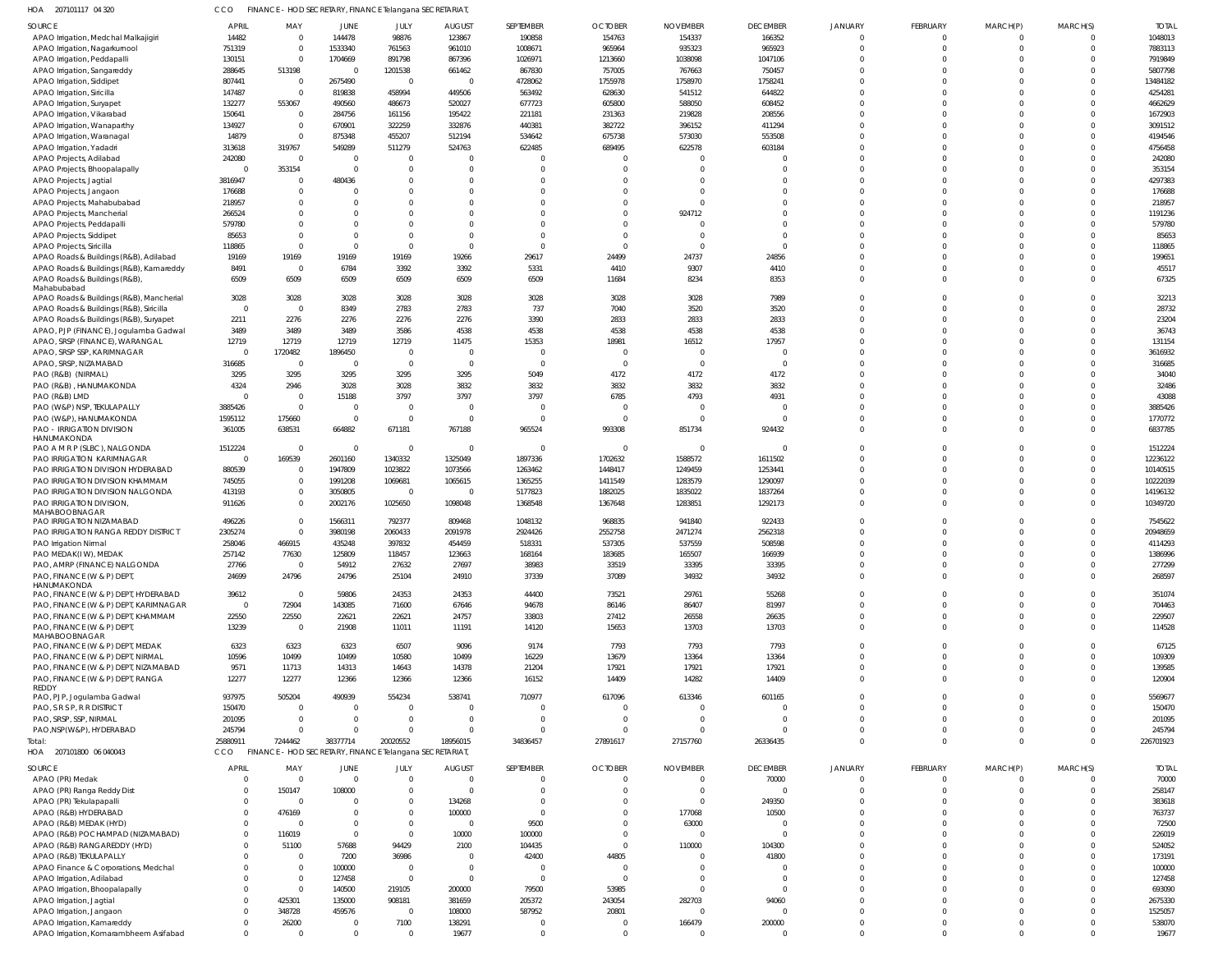HOA 207101117 04 320 CCO FINANCE - HOD SECRETARY, FINANCE Telangana SECRETARIAT,

| SOURCE | APRIL | MAY | JUNE | JULY | AUGUST | SEPTEMBER | OCTOBER | NOVEMBER | DECEMBER | JANUARY | FEBRUARY | MARCH(P) | MARCH(S) | TOTAL |
|---|---|---|---|---|---|---|---|---|---|---|---|---|---|---|
| APAO Irrigation, Medchal Malkajigiri | 14482 | 0 | 144478 | 98876 | 123867 | 190858 | 154763 | 154337 | 166352 | 0 | 0 | 0 | 0 | 1048013 |
| APAO Irrigation, Nagarkurnool | 751319 | 0 | 1533340 | 761563 | 961010 | 1008671 | 965964 | 935323 | 965923 | 0 | 0 | 0 | 0 | 7883113 |
| APAO Irrigation, Peddapalli | 130151 | 0 | 1704669 | 891798 | 867396 | 1026971 | 1213660 | 1038098 | 1047106 | 0 | 0 | 0 | 0 | 7919849 |
| APAO Irrigation, Sangareddy | 288645 | 513198 | 0 | 1201538 | 661462 | 867830 | 757005 | 767663 | 750457 | 0 | 0 | 0 | 0 | 5807798 |
| APAO Irrigation, Siddipet | 807441 | 0 | 2675490 | 0 | 0 | 4728062 | 1755978 | 1758970 | 1758241 | 0 | 0 | 0 | 0 | 13484182 |
| APAO Irrigation, Siricilla | 147487 | 0 | 819838 | 458994 | 449506 | 563492 | 628630 | 541512 | 644822 | 0 | 0 | 0 | 0 | 4254281 |
| APAO Irrigation, Suryapet | 132277 | 553067 | 490560 | 486673 | 520027 | 677723 | 605800 | 588050 | 608452 | 0 | 0 | 0 | 0 | 4662629 |
| APAO Irrigation, Vikarabad | 150641 | 0 | 284756 | 161156 | 195422 | 221181 | 231363 | 219828 | 208556 | 0 | 0 | 0 | 0 | 1672903 |
| APAO Irrigation, Wanaparthy | 134927 | 0 | 670901 | 322259 | 332876 | 440381 | 382722 | 396152 | 411294 | 0 | 0 | 0 | 0 | 3091512 |
| APAO Irrigation, Waranagal | 14879 | 0 | 875348 | 455207 | 512194 | 534642 | 675738 | 573030 | 553508 | 0 | 0 | 0 | 0 | 4194546 |
| APAO Irrigation, Yadadri | 313618 | 319767 | 549289 | 511279 | 524763 | 622485 | 689495 | 622578 | 603184 | 0 | 0 | 0 | 0 | 4756458 |
| APAO Projects, Adilabad | 242080 | 0 | 0 | 0 | 0 | 0 | 0 | 0 | 0 | 0 | 0 | 0 | 0 | 242080 |
| APAO Projects, Bhoopalapally | 0 | 353154 | 0 | 0 | 0 | 0 | 0 | 0 | 0 | 0 | 0 | 0 | 0 | 353154 |
| APAO Projects, Jagtial | 3816947 | 0 | 480436 | 0 | 0 | 0 | 0 | 0 | 0 | 0 | 0 | 0 | 0 | 4297383 |
| APAO Projects, Jangaon | 176688 | 0 | 0 | 0 | 0 | 0 | 0 | 0 | 0 | 0 | 0 | 0 | 0 | 176688 |
| APAO Projects, Mahabubabad | 218957 | 0 | 0 | 0 | 0 | 0 | 0 | 0 | 0 | 0 | 0 | 0 | 0 | 218957 |
| APAO Projects, Mancherial | 266524 | 0 | 0 | 0 | 0 | 0 | 0 | 924712 | 0 | 0 | 0 | 0 | 0 | 1191236 |
| APAO Projects, Peddapalli | 579780 | 0 | 0 | 0 | 0 | 0 | 0 | 0 | 0 | 0 | 0 | 0 | 0 | 579780 |
| APAO Projects, Siddipet | 85653 | 0 | 0 | 0 | 0 | 0 | 0 | 0 | 0 | 0 | 0 | 0 | 0 | 85653 |
| APAO Projects, Siricilla | 118865 | 0 | 0 | 0 | 0 | 0 | 0 | 0 | 0 | 0 | 0 | 0 | 0 | 118865 |
| APAO Roads & Buildings (R&B), Adilabad | 19169 | 19169 | 19169 | 19169 | 19266 | 29617 | 24499 | 24737 | 24856 | 0 | 0 | 0 | 0 | 199651 |
| APAO Roads & Buildings (R&B), Kamareddy | 8491 | 0 | 6784 | 3392 | 3392 | 5331 | 4410 | 9307 | 4410 | 0 | 0 | 0 | 0 | 45517 |
| APAO Roads & Buildings (R&B), Mahabubabad | 6509 | 6509 | 6509 | 6509 | 6509 | 6509 | 11684 | 8234 | 8353 | 0 | 0 | 0 | 0 | 67325 |
| APAO Roads & Buildings (R&B), Mancherial | 3028 | 3028 | 3028 | 3028 | 3028 | 3028 | 3028 | 3028 | 7989 | 0 | 0 | 0 | 0 | 32213 |
| APAO Roads & Buildings (R&B), Siricilla | 0 | 0 | 8349 | 2783 | 2783 | 737 | 7040 | 3520 | 3520 | 0 | 0 | 0 | 0 | 28732 |
| APAO Roads & Buildings (R&B), Suryapet | 2211 | 2276 | 2276 | 2276 | 2276 | 3390 | 2833 | 2833 | 2833 | 0 | 0 | 0 | 0 | 23204 |
| APAO, PJP (FINANCE), Jogulamba Gadwal | 3489 | 3489 | 3489 | 3586 | 4538 | 4538 | 4538 | 4538 | 4538 | 0 | 0 | 0 | 0 | 36743 |
| APAO, SRSP (FINANCE), WARANGAL | 12719 | 12719 | 12719 | 12719 | 11475 | 15353 | 18981 | 16512 | 17957 | 0 | 0 | 0 | 0 | 131154 |
| APAO, SRSP SSP, KARIMNAGAR | 0 | 1720482 | 1896450 | 0 | 0 | 0 | 0 | 0 | 0 | 0 | 0 | 0 | 0 | 3616932 |
| APAO, SRSP, NIZAMABAD | 316685 | 0 | 0 | 0 | 0 | 0 | 0 | 0 | 0 | 0 | 0 | 0 | 0 | 316685 |
| PAO (R&B) (NIRMAL) | 3295 | 3295 | 3295 | 3295 | 3295 | 5049 | 4172 | 4172 | 4172 | 0 | 0 | 0 | 0 | 34040 |
| PAO (R&B), HANUMAKONDA | 4324 | 2946 | 3028 | 3028 | 3832 | 3832 | 3832 | 3832 | 3832 | 0 | 0 | 0 | 0 | 32486 |
| PAO (R&B) LMD | 0 | 0 | 15188 | 3797 | 3797 | 3797 | 6785 | 4793 | 4931 | 0 | 0 | 0 | 0 | 43088 |
| PAO (W&P) NSP, TEKULAPALLY | 3885426 | 0 | 0 | 0 | 0 | 0 | 0 | 0 | 0 | 0 | 0 | 0 | 0 | 3885426 |
| PAO (W&P), HANUMAKONDA | 1595112 | 175660 | 0 | 0 | 0 | 0 | 0 | 0 | 0 | 0 | 0 | 0 | 0 | 1770772 |
| PAO - IRRIGATION DIVISION HANUMAKONDA | 361005 | 638531 | 664882 | 671181 | 767188 | 965524 | 993308 | 851734 | 924432 | 0 | 0 | 0 | 0 | 6837785 |
| PAO A M R P (SLBC), NALGONDA | 1512224 | 0 | 0 | 0 | 0 | 0 | 0 | 0 | 0 | 0 | 0 | 0 | 0 | 1512224 |
| PAO IRRIGATION KARIMNAGAR | 0 | 169539 | 2601160 | 1340332 | 1325049 | 1897336 | 1702632 | 1588572 | 1611502 | 0 | 0 | 0 | 0 | 12236122 |
| PAO IRRIGATION DIVISION HYDERABAD | 880539 | 0 | 1947809 | 1023822 | 1073566 | 1263462 | 1448417 | 1249459 | 1253441 | 0 | 0 | 0 | 0 | 10140515 |
| PAO IRRIGATION DIVISION KHAMMAM | 745055 | 0 | 1991208 | 1069681 | 1065615 | 1365255 | 1411549 | 1283579 | 1290097 | 0 | 0 | 0 | 0 | 10222039 |
| PAO IRRIGATION DIVISION NALGONDA | 413193 | 0 | 3050805 | 0 | 0 | 5177823 | 1882025 | 1835022 | 1837264 | 0 | 0 | 0 | 0 | 14196132 |
| PAO IRRIGATION DIVISION, MAHABOOBNAGAR | 911626 | 0 | 2002176 | 1025650 | 1098048 | 1368548 | 1367648 | 1283851 | 1292173 | 0 | 0 | 0 | 0 | 10349720 |
| PAO IRRIGATION NIZAMABAD | 496226 | 0 | 1566311 | 792377 | 809468 | 1048132 | 968835 | 941840 | 922433 | 0 | 0 | 0 | 0 | 7545622 |
| PAO IRRIGATION RANGA REDDY DISTRICT | 2305274 | 0 | 3980198 | 2060433 | 2091978 | 2924426 | 2552758 | 2471274 | 2562318 | 0 | 0 | 0 | 0 | 20948659 |
| PAO Irrigation Nirmal | 258046 | 466915 | 435248 | 397832 | 454459 | 518331 | 537305 | 537559 | 508598 | 0 | 0 | 0 | 0 | 4114293 |
| PAO MEDAK(IW), MEDAK | 257142 | 77630 | 125809 | 118457 | 123663 | 168164 | 183685 | 165507 | 166939 | 0 | 0 | 0 | 0 | 1386996 |
| PAO, AMRP (FINANCE) NALGONDA | 27766 | 0 | 54912 | 27632 | 27697 | 38983 | 33519 | 33395 | 33395 | 0 | 0 | 0 | 0 | 277299 |
| PAO, FINANCE (W & P) DEPT, HANUMAKONDA | 24699 | 24796 | 24796 | 25104 | 24910 | 37339 | 37089 | 34932 | 34932 | 0 | 0 | 0 | 0 | 268597 |
| PAO, FINANCE (W & P) DEPT, HYDERABAD | 39612 | 0 | 59806 | 24353 | 24353 | 44400 | 73521 | 29761 | 55268 | 0 | 0 | 0 | 0 | 351074 |
| PAO, FINANCE (W & P) DEPT, KARIMNAGAR | 0 | 72904 | 143085 | 71600 | 67646 | 94678 | 86146 | 86407 | 81997 | 0 | 0 | 0 | 0 | 704463 |
| PAO, FINANCE (W & P) DEPT, KHAMMAM | 22550 | 22550 | 22621 | 22621 | 24757 | 33803 | 27412 | 26558 | 26635 | 0 | 0 | 0 | 0 | 229507 |
| PAO, FINANCE (W & P) DEPT, MAHABOOBNAGAR | 13239 | 0 | 21908 | 11011 | 11191 | 14120 | 15653 | 13703 | 13703 | 0 | 0 | 0 | 0 | 114528 |
| PAO, FINANCE (W & P) DEPT, MEDAK | 6323 | 6323 | 6323 | 6507 | 9096 | 9174 | 7793 | 7793 | 7793 | 0 | 0 | 0 | 0 | 67125 |
| PAO, FINANCE (W & P) DEPT, NIRMAL | 10596 | 10499 | 10499 | 10580 | 10499 | 16229 | 13679 | 13364 | 13364 | 0 | 0 | 0 | 0 | 109309 |
| PAO, FINANCE (W & P) DEPT, NIZAMABAD | 9571 | 11713 | 14313 | 14643 | 14378 | 21204 | 17921 | 17921 | 17921 | 0 | 0 | 0 | 0 | 139585 |
| PAO, FINANCE (W & P) DEPT, RANGA REDDY | 12277 | 12277 | 12366 | 12366 | 12366 | 16152 | 14409 | 14282 | 14409 | 0 | 0 | 0 | 0 | 120904 |
| PAO, PJP, Jogulamba Gadwal | 937975 | 505204 | 490939 | 554234 | 538741 | 710977 | 617096 | 613346 | 601165 | 0 | 0 | 0 | 0 | 5569677 |
| PAO, S R S P, R R DISTRICT | 150470 | 0 | 0 | 0 | 0 | 0 | 0 | 0 | 0 | 0 | 0 | 0 | 0 | 150470 |
| PAO, SRSP, SSP, NIRMAL | 201095 | 0 | 0 | 0 | 0 | 0 | 0 | 0 | 0 | 0 | 0 | 0 | 0 | 201095 |
| PAO,NSP(W&P), HYDERABAD | 245794 | 0 | 0 | 0 | 0 | 0 | 0 | 0 | 0 | 0 | 0 | 0 | 0 | 245794 |
| Total: | 25880911 | 7244462 | 38377714 | 20020552 | 18956015 | 34836457 | 27891617 | 27157760 | 26336435 | 0 | 0 | 0 | 0 | 226701923 |

HOA 207101800 06 040043 CCO FINANCE - HOD SECRETARY, FINANCE Telangana SECRETARIAT,

| SOURCE | APRIL | MAY | JUNE | JULY | AUGUST | SEPTEMBER | OCTOBER | NOVEMBER | DECEMBER | JANUARY | FEBRUARY | MARCH(P) | MARCH(S) | TOTAL |
|---|---|---|---|---|---|---|---|---|---|---|---|---|---|---|
| APAO (PR) Medak | 0 | 0 | 0 | 0 | 0 | 0 | 0 | 0 | 70000 | 0 | 0 | 0 | 0 | 70000 |
| APAO (PR) Ranga Reddy Dist | 0 | 150147 | 108000 | 0 | 0 | 0 | 0 | 0 | 0 | 0 | 0 | 0 | 0 | 258147 |
| APAO (PR) Tekulapalli | 0 | 0 | 0 | 0 | 134268 | 0 | 0 | 0 | 249350 | 0 | 0 | 0 | 0 | 383618 |
| APAO (R&B) HYDERABAD | 0 | 476169 | 0 | 0 | 100000 | 0 | 0 | 177068 | 10500 | 0 | 0 | 0 | 0 | 763737 |
| APAO (R&B) MEDAK (HYD) | 0 | 0 | 0 | 0 | 0 | 9500 | 0 | 63000 | 0 | 0 | 0 | 0 | 0 | 72500 |
| APAO (R&B) POCHAMPAD (NIZAMABAD) | 0 | 116019 | 0 | 0 | 10000 | 100000 | 0 | 0 | 0 | 0 | 0 | 0 | 0 | 226019 |
| APAO (R&B) RANGAREDDY (HYD) | 0 | 51100 | 57688 | 94429 | 2100 | 104435 | 0 | 110000 | 104300 | 0 | 0 | 0 | 0 | 524052 |
| APAO (R&B) TEKULAPALLY | 0 | 0 | 7200 | 36986 | 0 | 42400 | 44805 | 0 | 41800 | 0 | 0 | 0 | 0 | 173191 |
| APAO Finance & Corporations, Medchal | 0 | 0 | 100000 | 0 | 0 | 0 | 0 | 0 | 0 | 0 | 0 | 0 | 0 | 100000 |
| APAO Irrigation, Adilabad | 0 | 0 | 127458 | 0 | 0 | 0 | 0 | 0 | 0 | 0 | 0 | 0 | 0 | 127458 |
| APAO Irrigation, Bhoopalapally | 0 | 0 | 140500 | 219105 | 200000 | 79500 | 53985 | 0 | 0 | 0 | 0 | 0 | 0 | 693090 |
| APAO Irrigation, Jagtial | 0 | 425301 | 135000 | 908181 | 381659 | 205372 | 243054 | 282703 | 94060 | 0 | 0 | 0 | 0 | 2675330 |
| APAO Irrigation, Jangaon | 0 | 348728 | 459576 | 0 | 108000 | 587952 | 20801 | 0 | 0 | 0 | 0 | 0 | 0 | 1525057 |
| APAO Irrigation, Kamareddy | 0 | 26200 | 0 | 7100 | 138291 | 0 | 0 | 166479 | 200000 | 0 | 0 | 0 | 0 | 538070 |
| APAO Irrigation, Komarambheem Asifabad | 0 | 0 | 0 | 0 | 19677 | 0 | 0 | 0 | 0 | 0 | 0 | 0 | 0 | 19677 |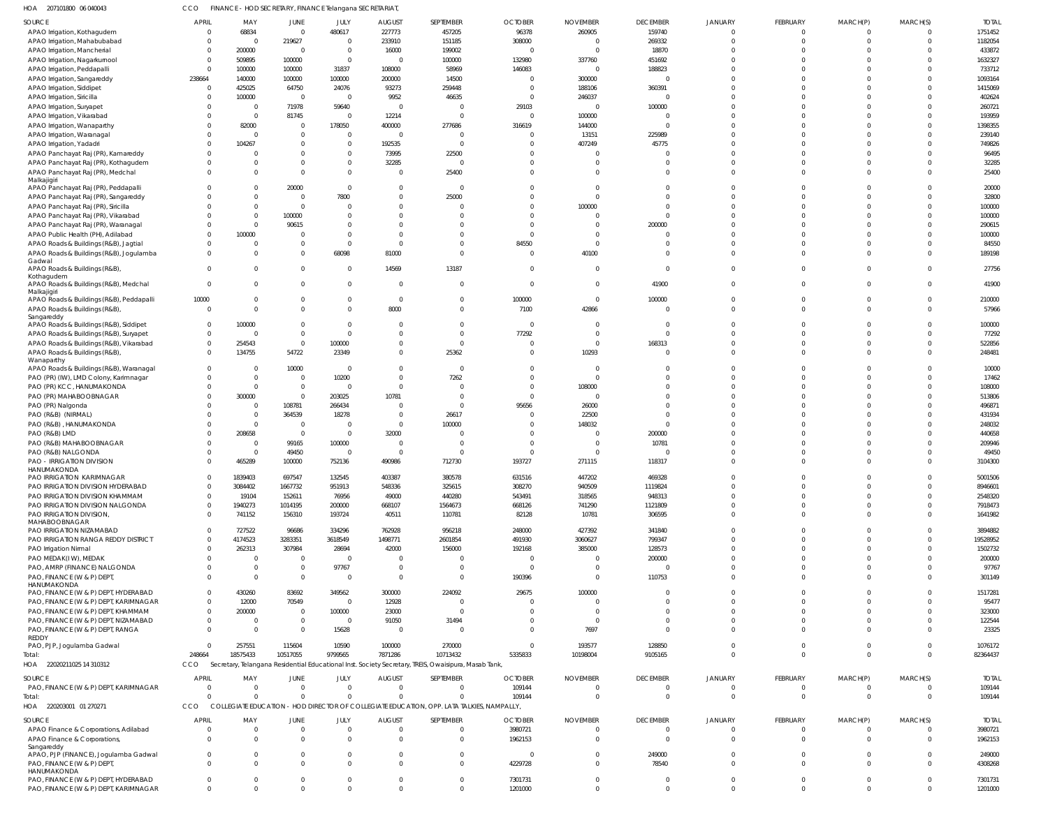HOA 207101800 06 040043 CCO FINANCE - HOD SECRETARY, FINANCE Telangana SECRETARIAT,

| SOURCE | APRIL | MAY | JUNE | JULY | AUGUST | SEPTEMBER | OCTOBER | NOVEMBER | DECEMBER | JANUARY | FEBRUARY | MARCH(P) | MARCH(S) | TOTAL |
|---|---|---|---|---|---|---|---|---|---|---|---|---|---|---|
| APAO Irrigation, Kothagudem | 0 | 68834 | 0 | 480617 | 227773 | 457205 | 96378 | 260905 | 159740 | 0 | 0 | 0 | 0 | 1751452 |
| APAO Irrigation, Mahabubabad | 0 | 0 | 219627 | 0 | 233910 | 151185 | 308000 | 0 | 269332 | 0 | 0 | 0 | 0 | 1182054 |
| APAO Irrigation, Mancherial | 0 | 200000 | 0 | 0 | 16000 | 199002 | 0 | 0 | 18870 | 0 | 0 | 0 | 0 | 433872 |
| APAO Irrigation, Nagarkurnool | 0 | 509895 | 100000 | 0 | 0 | 100000 | 132980 | 337760 | 451692 | 0 | 0 | 0 | 0 | 1632327 |
| APAO Irrigation, Peddapalli | 0 | 100000 | 100000 | 31837 | 108000 | 58969 | 146083 | 0 | 188823 | 0 | 0 | 0 | 0 | 733712 |
| APAO Irrigation, Sangareddy | 238664 | 140000 | 100000 | 100000 | 200000 | 14500 | 0 | 300000 | 0 | 0 | 0 | 0 | 0 | 1093164 |
| APAO Irrigation, Siddipet | 0 | 425025 | 64750 | 24076 | 93273 | 259448 | 0 | 188106 | 360391 | 0 | 0 | 0 | 0 | 1415069 |
| APAO Irrigation, Siricilla | 0 | 100000 | 0 | 0 | 9952 | 46635 | 0 | 246037 | 0 | 0 | 0 | 0 | 0 | 402624 |
| APAO Irrigation, Suryapet | 0 | 0 | 71978 | 59640 | 0 | 0 | 29103 | 0 | 100000 | 0 | 0 | 0 | 0 | 260721 |
| APAO Irrigation, Vikarabad | 0 | 0 | 81745 | 0 | 12214 | 0 | 0 | 100000 | 0 | 0 | 0 | 0 | 0 | 193959 |
| APAO Irrigation, Wanaparthy | 0 | 82000 | 0 | 178050 | 400000 | 277686 | 316619 | 144000 | 0 | 0 | 0 | 0 | 0 | 1398355 |
| APAO Irrigation, Waranagal | 0 | 0 | 0 | 0 | 0 | 0 | 0 | 13151 | 225989 | 0 | 0 | 0 | 0 | 239140 |
| APAO Irrigation, Yadadri | 0 | 104267 | 0 | 0 | 192535 | 0 | 0 | 407249 | 45775 | 0 | 0 | 0 | 0 | 749826 |
| APAO Panchayat Raj (PR), Kamareddy | 0 | 0 | 0 | 0 | 73995 | 22500 | 0 | 0 | 0 | 0 | 0 | 0 | 0 | 96495 |
| APAO Panchayat Raj (PR), Kothagudem | 0 | 0 | 0 | 0 | 32285 | 0 | 0 | 0 | 0 | 0 | 0 | 0 | 0 | 32285 |
| APAO Panchayat Raj (PR), Medchal Malkajigiri | 0 | 0 | 0 | 0 | 0 | 25400 | 0 | 0 | 0 | 0 | 0 | 0 | 0 | 25400 |
| APAO Panchayat Raj (PR), Peddapalli | 0 | 0 | 20000 | 0 | 0 | 0 | 0 | 0 | 0 | 0 | 0 | 0 | 0 | 20000 |
| APAO Panchayat Raj (PR), Sangareddy | 0 | 0 | 0 | 7800 | 0 | 25000 | 0 | 0 | 0 | 0 | 0 | 0 | 0 | 32800 |
| APAO Panchayat Raj (PR), Siricilla | 0 | 0 | 0 | 0 | 0 | 0 | 0 | 100000 | 0 | 0 | 0 | 0 | 0 | 100000 |
| APAO Panchayat Raj (PR), Vikarabad | 0 | 0 | 100000 | 0 | 0 | 0 | 0 | 0 | 0 | 0 | 0 | 0 | 0 | 100000 |
| APAO Panchayat Raj (PR), Waranagal | 0 | 0 | 90615 | 0 | 0 | 0 | 0 | 0 | 200000 | 0 | 0 | 0 | 0 | 290615 |
| APAO Public Health (PH), Adilabad | 0 | 100000 | 0 | 0 | 0 | 0 | 0 | 0 | 0 | 0 | 0 | 0 | 0 | 100000 |
| APAO Roads & Buildings (R&B), Jagtial | 0 | 0 | 0 | 0 | 0 | 0 | 84550 | 0 | 0 | 0 | 0 | 0 | 0 | 84550 |
| APAO Roads & Buildings (R&B), Jogulamba Gadwal | 0 | 0 | 0 | 68098 | 81000 | 0 | 0 | 40100 | 0 | 0 | 0 | 0 | 0 | 189198 |
| APAO Roads & Buildings (R&B), Kothagudem | 0 | 0 | 0 | 0 | 14569 | 13187 | 0 | 0 | 0 | 0 | 0 | 0 | 0 | 27756 |
| APAO Roads & Buildings (R&B), Medchal Malkajigiri | 0 | 0 | 0 | 0 | 0 | 0 | 0 | 0 | 41900 | 0 | 0 | 0 | 0 | 41900 |
| APAO Roads & Buildings (R&B), Peddapalli | 10000 | 0 | 0 | 0 | 0 | 0 | 100000 | 0 | 100000 | 0 | 0 | 0 | 0 | 210000 |
| APAO Roads & Buildings (R&B), Sangareddy | 0 | 0 | 0 | 0 | 8000 | 0 | 7100 | 42866 | 0 | 0 | 0 | 0 | 0 | 57966 |
| APAO Roads & Buildings (R&B), Siddipet | 0 | 100000 | 0 | 0 | 0 | 0 | 0 | 0 | 0 | 0 | 0 | 0 | 0 | 100000 |
| APAO Roads & Buildings (R&B), Suryapet | 0 | 0 | 0 | 0 | 0 | 0 | 77292 | 0 | 0 | 0 | 0 | 0 | 0 | 77292 |
| APAO Roads & Buildings (R&B), Vikarabad | 0 | 254543 | 0 | 100000 | 0 | 0 | 0 | 0 | 168313 | 0 | 0 | 0 | 0 | 522856 |
| APAO Roads & Buildings (R&B), Wanaparthy | 0 | 134755 | 54722 | 23349 | 0 | 25362 | 0 | 10293 | 0 | 0 | 0 | 0 | 0 | 248481 |
| APAO Roads & Buildings (R&B), Waranagal | 0 | 0 | 10000 | 0 | 0 | 0 | 0 | 0 | 0 | 0 | 0 | 0 | 0 | 10000 |
| PAO (PR) (IW), LMD Colony, Karimnagar | 0 | 0 | 0 | 10200 | 0 | 7262 | 0 | 0 | 0 | 0 | 0 | 0 | 0 | 17462 |
| PAO (PR) KCC, HANUMAKONDA | 0 | 0 | 0 | 0 | 0 | 0 | 0 | 108000 | 0 | 0 | 0 | 0 | 0 | 108000 |
| PAO (PR) MAHABOOBNAGAR | 0 | 300000 | 0 | 203025 | 10781 | 0 | 0 | 0 | 0 | 0 | 0 | 0 | 0 | 513806 |
| PAO (PR) Nalgonda | 0 | 0 | 108781 | 266434 | 0 | 0 | 95656 | 26000 | 0 | 0 | 0 | 0 | 0 | 496871 |
| PAO (R&B) (NIRMAL) | 0 | 0 | 364539 | 18278 | 0 | 26617 | 0 | 22500 | 0 | 0 | 0 | 0 | 0 | 431934 |
| PAO (R&B), HANUMAKONDA | 0 | 0 | 0 | 0 | 0 | 100000 | 0 | 148032 | 0 | 0 | 0 | 0 | 0 | 248032 |
| PAO (R&B) LMD | 0 | 208658 | 0 | 0 | 32000 | 0 | 0 | 0 | 200000 | 0 | 0 | 0 | 0 | 440658 |
| PAO (R&B) MAHABOOBNAGAR | 0 | 0 | 99165 | 100000 | 0 | 0 | 0 | 0 | 10781 | 0 | 0 | 0 | 0 | 209946 |
| PAO (R&B) NALGONDA | 0 | 0 | 49450 | 0 | 0 | 0 | 0 | 0 | 0 | 0 | 0 | 0 | 0 | 49450 |
| PAO - IRRIGATION DIVISION HANUMAKONDA | 0 | 465289 | 100000 | 752136 | 490986 | 712730 | 193727 | 271115 | 118317 | 0 | 0 | 0 | 0 | 3104300 |
| PAO IRRIGATION KARIMNAGAR | 0 | 1839403 | 697547 | 132545 | 403387 | 380578 | 631516 | 447202 | 469328 | 0 | 0 | 0 | 0 | 5001506 |
| PAO IRRIGATION DIVISION HYDERABAD | 0 | 3084402 | 1667732 | 951913 | 548336 | 325615 | 308270 | 940509 | 1119824 | 0 | 0 | 0 | 0 | 8946601 |
| PAO IRRIGATION DIVISION KHAMMAM | 0 | 19104 | 152611 | 76956 | 49000 | 440280 | 543491 | 318565 | 948313 | 0 | 0 | 0 | 0 | 2548320 |
| PAO IRRIGATION DIVISION NALGONDA | 0 | 1940273 | 1014195 | 200000 | 668107 | 1564673 | 668126 | 741290 | 1121809 | 0 | 0 | 0 | 0 | 7918473 |
| PAO IRRIGATION DIVISION, MAHABOOBNAGAR | 0 | 741152 | 156310 | 193724 | 40511 | 110781 | 82128 | 10781 | 306595 | 0 | 0 | 0 | 0 | 1641982 |
| PAO IRRIGATION NIZAMABAD | 0 | 727522 | 96686 | 334296 | 762928 | 956218 | 248000 | 427392 | 341840 | 0 | 0 | 0 | 0 | 3894882 |
| PAO IRRIGATION RANGA REDDY DISTRICT | 0 | 4174523 | 3283351 | 3618549 | 1498771 | 2601854 | 491930 | 3060627 | 799347 | 0 | 0 | 0 | 0 | 19528952 |
| PAO Irrigation Nirmal | 0 | 262313 | 307984 | 28694 | 42000 | 156000 | 192168 | 385000 | 128573 | 0 | 0 | 0 | 0 | 1502732 |
| PAO MEDAK(IW), MEDAK | 0 | 0 | 0 | 0 | 0 | 0 | 0 | 0 | 200000 | 0 | 0 | 0 | 0 | 200000 |
| PAO, AMRP (FINANCE) NALGONDA | 0 | 0 | 0 | 97767 | 0 | 0 | 0 | 0 | 0 | 0 | 0 | 0 | 0 | 97767 |
| PAO, FINANCE (W & P) DEPT, HANUMAKONDA | 0 | 0 | 0 | 0 | 0 | 0 | 190396 | 0 | 110753 | 0 | 0 | 0 | 0 | 301149 |
| PAO, FINANCE (W & P) DEPT, HYDERABAD | 0 | 430260 | 83692 | 349562 | 300000 | 224092 | 29675 | 100000 | 0 | 0 | 0 | 0 | 0 | 1517281 |
| PAO, FINANCE (W & P) DEPT, KARIMNAGAR | 0 | 12000 | 70549 | 0 | 12928 | 0 | 0 | 0 | 0 | 0 | 0 | 0 | 0 | 95477 |
| PAO, FINANCE (W & P) DEPT, KHAMMAM | 0 | 200000 | 0 | 100000 | 23000 | 0 | 0 | 0 | 0 | 0 | 0 | 0 | 0 | 323000 |
| PAO, FINANCE (W & P) DEPT, NIZAMABAD | 0 | 0 | 0 | 0 | 91050 | 31494 | 0 | 0 | 0 | 0 | 0 | 0 | 0 | 122544 |
| PAO, FINANCE (W & P) DEPT, RANGA REDDY | 0 | 0 | 0 | 15628 | 0 | 0 | 0 | 7697 | 0 | 0 | 0 | 0 | 0 | 23325 |
| PAO, PJP, Jogulamba Gadwal | 0 | 257551 | 115604 | 10590 | 100000 | 270000 | 0 | 193577 | 128850 | 0 | 0 | 0 | 0 | 1076172 |
| Total: | 248664 | 18575433 | 10517055 | 9799565 | 7871286 | 10713432 | 5335833 | 10198004 | 9105165 | 0 | 0 | 0 | 0 | 82364437 |

HOA 220202110 25 14 310312 CCO Secretary, Telangana Residential Educational Inst. Society Secretary, TREIS, Owaisipura, Masab Tank,

| SOURCE | APRIL | MAY | JUNE | JULY | AUGUST | SEPTEMBER | OCTOBER | NOVEMBER | DECEMBER | JANUARY | FEBRUARY | MARCH(P) | MARCH(S) | TOTAL |
|---|---|---|---|---|---|---|---|---|---|---|---|---|---|---|
| PAO, FINANCE (W & P) DEPT, KARIMNAGAR | 0 | 0 | 0 | 0 | 0 | 0 | 109144 | 0 | 0 | 0 | 0 | 0 | 0 | 109144 |
| Total: | 0 | 0 | 0 | 0 | 0 | 0 | 109144 | 0 | 0 | 0 | 0 | 0 | 0 | 109144 |

HOA 220203001 01 270271 CCO COLLEGIATE EDUCATION - HOD DIRECTOR OF COLLEGIATE EDUCATION, OPP. LATA TALKIES, NAMPALLY,

| SOURCE | APRIL | MAY | JUNE | JULY | AUGUST | SEPTEMBER | OCTOBER | NOVEMBER | DECEMBER | JANUARY | FEBRUARY | MARCH(P) | MARCH(S) | TOTAL |
|---|---|---|---|---|---|---|---|---|---|---|---|---|---|---|
| APAO Finance & Corporations, Adilabad | 0 | 0 | 0 | 0 | 0 | 0 | 3980721 | 0 | 0 | 0 | 0 | 0 | 0 | 3980721 |
| APAO Finance & Corporations, Sangareddy | 0 | 0 | 0 | 0 | 0 | 0 | 1962153 | 0 | 0 | 0 | 0 | 0 | 0 | 1962153 |
| APAO, PJP (FINANCE), Jogulamba Gadwal | 0 | 0 | 0 | 0 | 0 | 0 | 0 | 0 | 249000 | 0 | 0 | 0 | 0 | 249000 |
| PAO, FINANCE (W & P) DEPT, HANUMAKONDA | 0 | 0 | 0 | 0 | 0 | 0 | 4229728 | 0 | 78540 | 0 | 0 | 0 | 0 | 4308268 |
| PAO, FINANCE (W & P) DEPT, HYDERABAD | 0 | 0 | 0 | 0 | 0 | 0 | 7301731 | 0 | 0 | 0 | 0 | 0 | 0 | 7301731 |
| PAO, FINANCE (W & P) DEPT, KARIMNAGAR | 0 | 0 | 0 | 0 | 0 | 0 | 1201000 | 0 | 0 | 0 | 0 | 0 | 0 | 1201000 |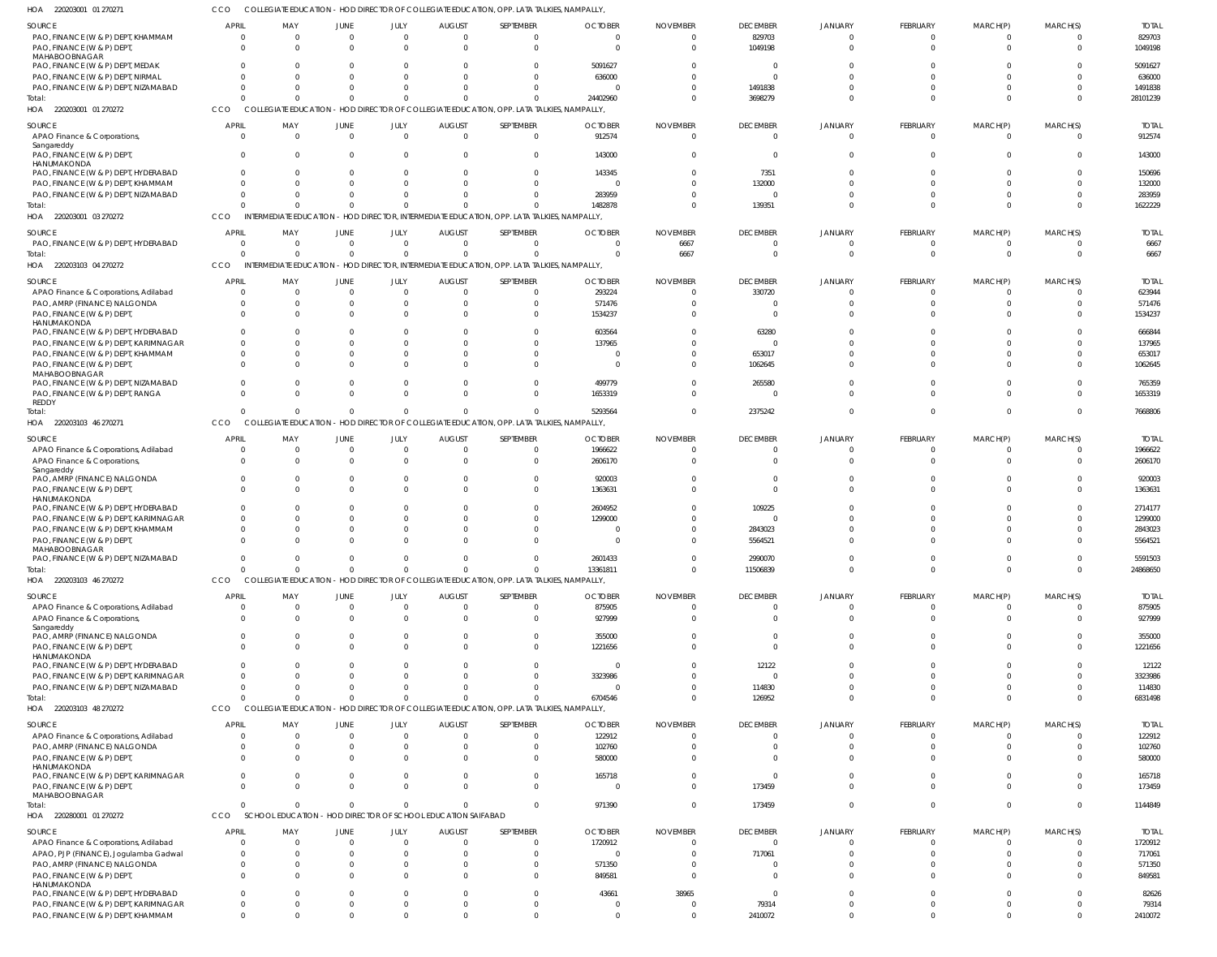HOA 220203001 01 270271 CCO COLLEGIATE EDUCATION - HOD DIRECTOR OF COLLEGIATE EDUCATION, OPP. LATA TALKIES, NAMPALLY,

| SOURCE | APRIL | MAY | JUNE | JULY | AUGUST | SEPTEMBER | OCTOBER | NOVEMBER | DECEMBER | JANUARY | FEBRUARY | MARCH(P) | MARCH(S) | TOTAL |
|---|---|---|---|---|---|---|---|---|---|---|---|---|---|---|
| PAO, FINANCE (W & P) DEPT, KHAMMAM | 0 | 0 | 0 | 0 | 0 | 0 | 0 | 0 | 829703 | 0 | 0 | 0 | 0 | 829703 |
| PAO, FINANCE (W & P) DEPT, MAHABOOBNAGAR | 0 | 0 | 0 | 0 | 0 | 0 | 0 | 0 | 1049198 | 0 | 0 | 0 | 0 | 1049198 |
| PAO, FINANCE (W & P) DEPT, MEDAK | 0 | 0 | 0 | 0 | 0 | 0 | 5091627 | 0 | 0 | 0 | 0 | 0 | 0 | 5091627 |
| PAO, FINANCE (W & P) DEPT, NIRMAL | 0 | 0 | 0 | 0 | 0 | 0 | 636000 | 0 | 0 | 0 | 0 | 0 | 0 | 636000 |
| PAO, FINANCE (W & P) DEPT, NIZAMABAD | 0 | 0 | 0 | 0 | 0 | 0 | 0 | 0 | 1491838 | 0 | 0 | 0 | 0 | 1491838 |
| Total: | 0 | 0 | 0 | 0 | 0 | 0 | 24402960 | 0 | 3698279 | 0 | 0 | 0 | 0 | 28101239 |

HOA 220203001 01 270272 CCO COLLEGIATE EDUCATION - HOD DIRECTOR OF COLLEGIATE EDUCATION, OPP. LATA TALKIES, NAMPALLY,

| SOURCE | APRIL | MAY | JUNE | JULY | AUGUST | SEPTEMBER | OCTOBER | NOVEMBER | DECEMBER | JANUARY | FEBRUARY | MARCH(P) | MARCH(S) | TOTAL |
|---|---|---|---|---|---|---|---|---|---|---|---|---|---|---|
| APAO Finance & Corporations, Sangareddy | 0 | 0 | 0 | 0 | 0 | 0 | 912574 | 0 | 0 | 0 | 0 | 0 | 0 | 912574 |
| PAO, FINANCE (W & P) DEPT, HANUMAKONDA | 0 | 0 | 0 | 0 | 0 | 0 | 143000 | 0 | 0 | 0 | 0 | 0 | 0 | 143000 |
| PAO, FINANCE (W & P) DEPT, HYDERABAD | 0 | 0 | 0 | 0 | 0 | 0 | 143345 | 0 | 7351 | 0 | 0 | 0 | 0 | 150696 |
| PAO, FINANCE (W & P) DEPT, KHAMMAM | 0 | 0 | 0 | 0 | 0 | 0 | 0 | 0 | 132000 | 0 | 0 | 0 | 0 | 132000 |
| PAO, FINANCE (W & P) DEPT, NIZAMABAD | 0 | 0 | 0 | 0 | 0 | 0 | 283959 | 0 | 0 | 0 | 0 | 0 | 0 | 283959 |
| Total: | 0 | 0 | 0 | 0 | 0 | 0 | 1482878 | 0 | 139351 | 0 | 0 | 0 | 0 | 1622229 |

HOA 220203001 03 270272 CCO INTERMEDIATE EDUCATION - HOD DIRECTOR, INTERMEDIATE EDUCATION, OPP. LATA TALKIES, NAMPALLY,

| SOURCE | APRIL | MAY | JUNE | JULY | AUGUST | SEPTEMBER | OCTOBER | NOVEMBER | DECEMBER | JANUARY | FEBRUARY | MARCH(P) | MARCH(S) | TOTAL |
|---|---|---|---|---|---|---|---|---|---|---|---|---|---|---|
| PAO, FINANCE (W & P) DEPT, HYDERABAD | 0 | 0 | 0 | 0 | 0 | 0 | 0 | 6667 | 0 | 0 | 0 | 0 | 0 | 6667 |
| Total: | 0 | 0 | 0 | 0 | 0 | 0 | 0 | 6667 | 0 | 0 | 0 | 0 | 0 | 6667 |

HOA 220203103 04 270272 CCO INTERMEDIATE EDUCATION - HOD DIRECTOR, INTERMEDIATE EDUCATION, OPP. LATA TALKIES, NAMPALLY,

| SOURCE | APRIL | MAY | JUNE | JULY | AUGUST | SEPTEMBER | OCTOBER | NOVEMBER | DECEMBER | JANUARY | FEBRUARY | MARCH(P) | MARCH(S) | TOTAL |
|---|---|---|---|---|---|---|---|---|---|---|---|---|---|---|
| APAO Finance & Corporations, Adilabad | 0 | 0 | 0 | 0 | 0 | 0 | 293224 | 0 | 330720 | 0 | 0 | 0 | 0 | 623944 |
| PAO, AMRP (FINANCE) NALGONDA | 0 | 0 | 0 | 0 | 0 | 0 | 571476 | 0 | 0 | 0 | 0 | 0 | 0 | 571476 |
| PAO, FINANCE (W & P) DEPT, HANUMAKONDA | 0 | 0 | 0 | 0 | 0 | 0 | 1534237 | 0 | 0 | 0 | 0 | 0 | 0 | 1534237 |
| PAO, FINANCE (W & P) DEPT, HYDERABAD | 0 | 0 | 0 | 0 | 0 | 0 | 603564 | 0 | 63280 | 0 | 0 | 0 | 0 | 666844 |
| PAO, FINANCE (W & P) DEPT, KARIMNAGAR | 0 | 0 | 0 | 0 | 0 | 0 | 137965 | 0 | 0 | 0 | 0 | 0 | 0 | 137965 |
| PAO, FINANCE (W & P) DEPT, KHAMMAM | 0 | 0 | 0 | 0 | 0 | 0 | 0 | 0 | 653017 | 0 | 0 | 0 | 0 | 653017 |
| PAO, FINANCE (W & P) DEPT, MAHABOOBNAGAR | 0 | 0 | 0 | 0 | 0 | 0 | 0 | 0 | 1062645 | 0 | 0 | 0 | 0 | 1062645 |
| PAO, FINANCE (W & P) DEPT, NIZAMABAD | 0 | 0 | 0 | 0 | 0 | 0 | 499779 | 0 | 265580 | 0 | 0 | 0 | 0 | 765359 |
| PAO, FINANCE (W & P) DEPT, RANGA REDDY | 0 | 0 | 0 | 0 | 0 | 0 | 1653319 | 0 | 0 | 0 | 0 | 0 | 0 | 1653319 |
| Total: | 0 | 0 | 0 | 0 | 0 | 0 | 5293564 | 0 | 2375242 | 0 | 0 | 0 | 0 | 7668806 |

HOA 220203103 46 270271 CCO COLLEGIATE EDUCATION - HOD DIRECTOR OF COLLEGIATE EDUCATION, OPP. LATA TALKIES, NAMPALLY,

| SOURCE | APRIL | MAY | JUNE | JULY | AUGUST | SEPTEMBER | OCTOBER | NOVEMBER | DECEMBER | JANUARY | FEBRUARY | MARCH(P) | MARCH(S) | TOTAL |
|---|---|---|---|---|---|---|---|---|---|---|---|---|---|---|
| APAO Finance & Corporations, Adilabad | 0 | 0 | 0 | 0 | 0 | 0 | 1966622 | 0 | 0 | 0 | 0 | 0 | 0 | 1966622 |
| APAO Finance & Corporations, Sangareddy | 0 | 0 | 0 | 0 | 0 | 0 | 2606170 | 0 | 0 | 0 | 0 | 0 | 0 | 2606170 |
| PAO, AMRP (FINANCE) NALGONDA | 0 | 0 | 0 | 0 | 0 | 0 | 920003 | 0 | 0 | 0 | 0 | 0 | 0 | 920003 |
| PAO, FINANCE (W & P) DEPT, HANUMAKONDA | 0 | 0 | 0 | 0 | 0 | 0 | 1363631 | 0 | 0 | 0 | 0 | 0 | 0 | 1363631 |
| PAO, FINANCE (W & P) DEPT, HYDERABAD | 0 | 0 | 0 | 0 | 0 | 0 | 2604952 | 0 | 109225 | 0 | 0 | 0 | 0 | 2714177 |
| PAO, FINANCE (W & P) DEPT, KARIMNAGAR | 0 | 0 | 0 | 0 | 0 | 0 | 1299000 | 0 | 0 | 0 | 0 | 0 | 0 | 1299000 |
| PAO, FINANCE (W & P) DEPT, KHAMMAM | 0 | 0 | 0 | 0 | 0 | 0 | 0 | 0 | 2843023 | 0 | 0 | 0 | 0 | 2843023 |
| PAO, FINANCE (W & P) DEPT, MAHABOOBNAGAR | 0 | 0 | 0 | 0 | 0 | 0 | 0 | 0 | 5564521 | 0 | 0 | 0 | 0 | 5564521 |
| PAO, FINANCE (W & P) DEPT, NIZAMABAD | 0 | 0 | 0 | 0 | 0 | 0 | 2601433 | 0 | 2990070 | 0 | 0 | 0 | 0 | 5591503 |
| Total: | 0 | 0 | 0 | 0 | 0 | 0 | 13361811 | 0 | 11506839 | 0 | 0 | 0 | 0 | 24868650 |

HOA 220203103 46 270272 CCO COLLEGIATE EDUCATION - HOD DIRECTOR OF COLLEGIATE EDUCATION, OPP. LATA TALKIES, NAMPALLY,

| SOURCE | APRIL | MAY | JUNE | JULY | AUGUST | SEPTEMBER | OCTOBER | NOVEMBER | DECEMBER | JANUARY | FEBRUARY | MARCH(P) | MARCH(S) | TOTAL |
|---|---|---|---|---|---|---|---|---|---|---|---|---|---|---|
| APAO Finance & Corporations, Adilabad | 0 | 0 | 0 | 0 | 0 | 0 | 875905 | 0 | 0 | 0 | 0 | 0 | 0 | 875905 |
| APAO Finance & Corporations, Sangareddy | 0 | 0 | 0 | 0 | 0 | 0 | 927999 | 0 | 0 | 0 | 0 | 0 | 0 | 927999 |
| PAO, AMRP (FINANCE) NALGONDA | 0 | 0 | 0 | 0 | 0 | 0 | 355000 | 0 | 0 | 0 | 0 | 0 | 0 | 355000 |
| PAO, FINANCE (W & P) DEPT, HANUMAKONDA | 0 | 0 | 0 | 0 | 0 | 0 | 1221656 | 0 | 0 | 0 | 0 | 0 | 0 | 1221656 |
| PAO, FINANCE (W & P) DEPT, HYDERABAD | 0 | 0 | 0 | 0 | 0 | 0 | 0 | 0 | 12122 | 0 | 0 | 0 | 0 | 12122 |
| PAO, FINANCE (W & P) DEPT, KARIMNAGAR | 0 | 0 | 0 | 0 | 0 | 0 | 3323986 | 0 | 0 | 0 | 0 | 0 | 0 | 3323986 |
| PAO, FINANCE (W & P) DEPT, NIZAMABAD | 0 | 0 | 0 | 0 | 0 | 0 | 0 | 0 | 114830 | 0 | 0 | 0 | 0 | 114830 |
| Total: | 0 | 0 | 0 | 0 | 0 | 0 | 6704546 | 0 | 126952 | 0 | 0 | 0 | 0 | 6831498 |

HOA 220203103 48 270272 CCO COLLEGIATE EDUCATION - HOD DIRECTOR OF COLLEGIATE EDUCATION, OPP. LATA TALKIES, NAMPALLY,

| SOURCE | APRIL | MAY | JUNE | JULY | AUGUST | SEPTEMBER | OCTOBER | NOVEMBER | DECEMBER | JANUARY | FEBRUARY | MARCH(P) | MARCH(S) | TOTAL |
|---|---|---|---|---|---|---|---|---|---|---|---|---|---|---|
| APAO Finance & Corporations, Adilabad | 0 | 0 | 0 | 0 | 0 | 0 | 122912 | 0 | 0 | 0 | 0 | 0 | 0 | 122912 |
| PAO, AMRP (FINANCE) NALGONDA | 0 | 0 | 0 | 0 | 0 | 0 | 102760 | 0 | 0 | 0 | 0 | 0 | 0 | 102760 |
| PAO, FINANCE (W & P) DEPT, HANUMAKONDA | 0 | 0 | 0 | 0 | 0 | 0 | 580000 | 0 | 0 | 0 | 0 | 0 | 0 | 580000 |
| PAO, FINANCE (W & P) DEPT, KARIMNAGAR | 0 | 0 | 0 | 0 | 0 | 0 | 165718 | 0 | 0 | 0 | 0 | 0 | 0 | 165718 |
| PAO, FINANCE (W & P) DEPT, MAHABOOBNAGAR | 0 | 0 | 0 | 0 | 0 | 0 | 0 | 0 | 173459 | 0 | 0 | 0 | 0 | 173459 |
| Total: | 0 | 0 | 0 | 0 | 0 | 0 | 971390 | 0 | 173459 | 0 | 0 | 0 | 0 | 1144849 |

HOA 220280001 01 270272 CCO SCHOOL EDUCATION - HOD DIRECTOR OF SCHOOL EDUCATION SAIFABAD

| SOURCE | APRIL | MAY | JUNE | JULY | AUGUST | SEPTEMBER | OCTOBER | NOVEMBER | DECEMBER | JANUARY | FEBRUARY | MARCH(P) | MARCH(S) | TOTAL |
|---|---|---|---|---|---|---|---|---|---|---|---|---|---|---|
| APAO Finance & Corporations, Adilabad | 0 | 0 | 0 | 0 | 0 | 0 | 1720912 | 0 | 0 | 0 | 0 | 0 | 0 | 1720912 |
| APAO, PJP (FINANCE), Jogulamba Gadwal | 0 | 0 | 0 | 0 | 0 | 0 | 0 | 0 | 717061 | 0 | 0 | 0 | 0 | 717061 |
| PAO, AMRP (FINANCE) NALGONDA | 0 | 0 | 0 | 0 | 0 | 0 | 571350 | 0 | 0 | 0 | 0 | 0 | 0 | 571350 |
| PAO, FINANCE (W & P) DEPT, HANUMAKONDA | 0 | 0 | 0 | 0 | 0 | 0 | 849581 | 0 | 0 | 0 | 0 | 0 | 0 | 849581 |
| PAO, FINANCE (W & P) DEPT, HYDERABAD | 0 | 0 | 0 | 0 | 0 | 0 | 43661 | 38965 | 0 | 0 | 0 | 0 | 0 | 82626 |
| PAO, FINANCE (W & P) DEPT, KARIMNAGAR | 0 | 0 | 0 | 0 | 0 | 0 | 0 | 0 | 79314 | 0 | 0 | 0 | 0 | 79314 |
| PAO, FINANCE (W & P) DEPT, KHAMMAM | 0 | 0 | 0 | 0 | 0 | 0 | 0 | 0 | 2410072 | 0 | 0 | 0 | 0 | 2410072 |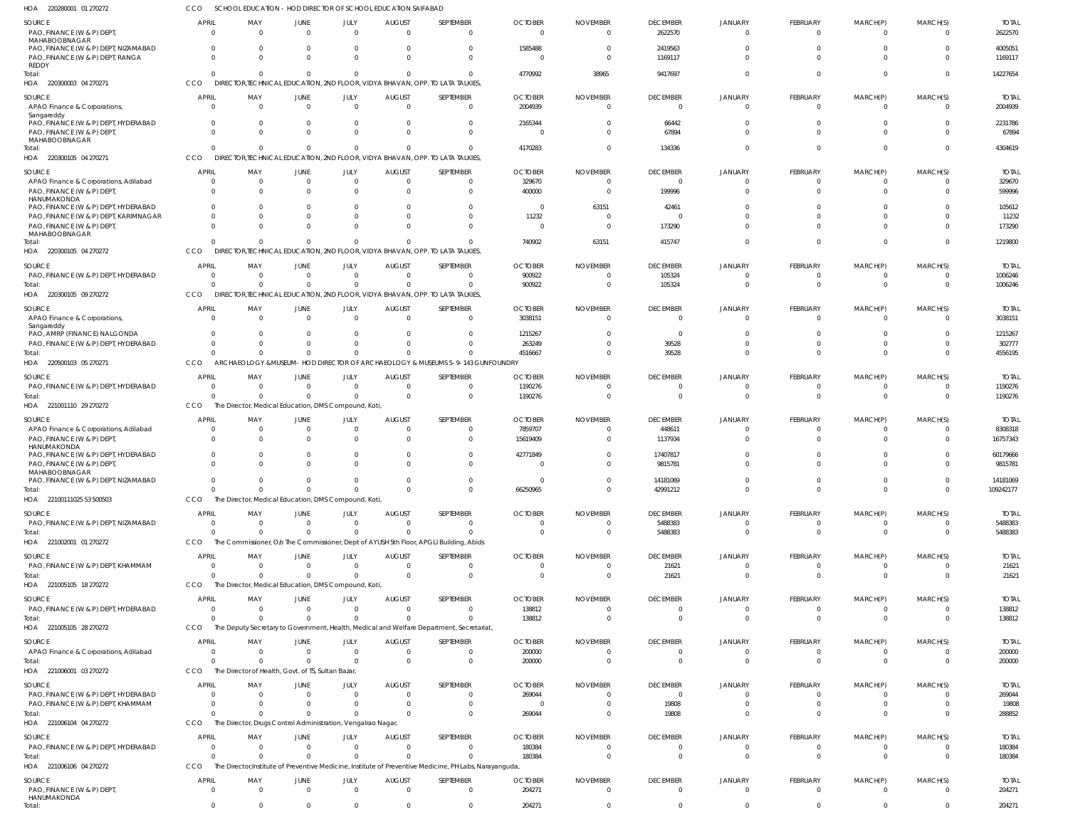HOA 220280001 01 270272 CCO SCHOOL EDUCATION - HOD DIRECTOR OF SCHOOL EDUCATION SAIFABAD

| SOURCE | APRIL | MAY | JUNE | JULY | AUGUST | SEPTEMBER | OCTOBER | NOVEMBER | DECEMBER | JANUARY | FEBRUARY | MARCH(P) | MARCH(S) | TOTAL |
|---|---|---|---|---|---|---|---|---|---|---|---|---|---|---|
| PAO, FINANCE (W & P) DEPT, MAHABOOBNAGAR | 0 | 0 | 0 | 0 | 0 | 0 | 0 | 0 | 2622570 | 0 | 0 | 0 | 0 | 2622570 |
| PAO, FINANCE (W & P) DEPT, NIZAMABAD | 0 | 0 | 0 | 0 | 0 | 0 | 1585488 | 0 | 2419563 | 0 | 0 | 0 | 0 | 4005051 |
| PAO, FINANCE (W & P) DEPT, RANGA REDDY | 0 | 0 | 0 | 0 | 0 | 0 | 0 | 0 | 1169117 | 0 | 0 | 0 | 0 | 1169117 |
| Total: | 0 | 0 | 0 | 0 | 0 | 0 | 4770992 | 38965 | 9417697 | 0 | 0 | 0 | 0 | 14227654 |

HOA 220300003 04 270271 CCO DIRECTOR,TECHNICAL EDUCATION, 2ND FLOOR, VIDYA BHAVAN, OPP. TO LATA TALKIES,

| SOURCE | APRIL | MAY | JUNE | JULY | AUGUST | SEPTEMBER | OCTOBER | NOVEMBER | DECEMBER | JANUARY | FEBRUARY | MARCH(P) | MARCH(S) | TOTAL |
|---|---|---|---|---|---|---|---|---|---|---|---|---|---|---|
| APAO Finance & Corporations, Sangareddy | 0 | 0 | 0 | 0 | 0 | 0 | 2004939 | 0 | 0 | 0 | 0 | 0 | 0 | 2004939 |
| PAO, FINANCE (W & P) DEPT, HYDERABAD | 0 | 0 | 0 | 0 | 0 | 0 | 2165344 | 0 | 66442 | 0 | 0 | 0 | 0 | 2231786 |
| PAO, FINANCE (W & P) DEPT, MAHABOOBNAGAR | 0 | 0 | 0 | 0 | 0 | 0 | 0 | 0 | 67894 | 0 | 0 | 0 | 0 | 67894 |
| Total: | 0 | 0 | 0 | 0 | 0 | 0 | 4170283 | 0 | 134336 | 0 | 0 | 0 | 0 | 4304619 |

HOA 220300105 04 270271 CCO DIRECTOR,TECHNICAL EDUCATION, 2ND FLOOR, VIDYA BHAVAN, OPP. TO LATA TALKIES,

| SOURCE | APRIL | MAY | JUNE | JULY | AUGUST | SEPTEMBER | OCTOBER | NOVEMBER | DECEMBER | JANUARY | FEBRUARY | MARCH(P) | MARCH(S) | TOTAL |
|---|---|---|---|---|---|---|---|---|---|---|---|---|---|---|
| APAO Finance & Corporations, Adilabad | 0 | 0 | 0 | 0 | 0 | 0 | 329670 | 0 | 0 | 0 | 0 | 0 | 0 | 329670 |
| PAO, FINANCE (W & P) DEPT, HANUMAKONDA | 0 | 0 | 0 | 0 | 0 | 0 | 400000 | 0 | 199996 | 0 | 0 | 0 | 0 | 599996 |
| PAO, FINANCE (W & P) DEPT, HYDERABAD | 0 | 0 | 0 | 0 | 0 | 0 | 0 | 63151 | 42461 | 0 | 0 | 0 | 0 | 105612 |
| PAO, FINANCE (W & P) DEPT, KARIMNAGAR | 0 | 0 | 0 | 0 | 0 | 0 | 11232 | 0 | 0 | 0 | 0 | 0 | 0 | 11232 |
| PAO, FINANCE (W & P) DEPT, MAHABOOBNAGAR | 0 | 0 | 0 | 0 | 0 | 0 | 0 | 0 | 173290 | 0 | 0 | 0 | 0 | 173290 |
| Total: | 0 | 0 | 0 | 0 | 0 | 0 | 740902 | 63151 | 415747 | 0 | 0 | 0 | 0 | 1219800 |

HOA 220300105 04 270272 CCO DIRECTOR,TECHNICAL EDUCATION, 2ND FLOOR, VIDYA BHAVAN, OPP. TO LATA TALKIES,

| SOURCE | APRIL | MAY | JUNE | JULY | AUGUST | SEPTEMBER | OCTOBER | NOVEMBER | DECEMBER | JANUARY | FEBRUARY | MARCH(P) | MARCH(S) | TOTAL |
|---|---|---|---|---|---|---|---|---|---|---|---|---|---|---|
| PAO, FINANCE (W & P) DEPT, HYDERABAD | 0 | 0 | 0 | 0 | 0 | 0 | 900922 | 0 | 105324 | 0 | 0 | 0 | 0 | 1006246 |
| Total: | 0 | 0 | 0 | 0 | 0 | 0 | 900922 | 0 | 105324 | 0 | 0 | 0 | 0 | 1006246 |

HOA 220300105 09 270272 CCO DIRECTOR,TECHNICAL EDUCATION, 2ND FLOOR, VIDYA BHAVAN, OPP. TO LATA TALKIES,

| SOURCE | APRIL | MAY | JUNE | JULY | AUGUST | SEPTEMBER | OCTOBER | NOVEMBER | DECEMBER | JANUARY | FEBRUARY | MARCH(P) | MARCH(S) | TOTAL |
|---|---|---|---|---|---|---|---|---|---|---|---|---|---|---|
| APAO Finance & Corporations, Sangareddy | 0 | 0 | 0 | 0 | 0 | 0 | 3038151 | 0 | 0 | 0 | 0 | 0 | 0 | 3038151 |
| PAO, AMRP (FINANCE) NALGONDA | 0 | 0 | 0 | 0 | 0 | 0 | 1215267 | 0 | 0 | 0 | 0 | 0 | 0 | 1215267 |
| PAO, FINANCE (W & P) DEPT, HYDERABAD | 0 | 0 | 0 | 0 | 0 | 0 | 263249 | 0 | 39528 | 0 | 0 | 0 | 0 | 302777 |
| Total: | 0 | 0 | 0 | 0 | 0 | 0 | 4516667 | 0 | 39528 | 0 | 0 | 0 | 0 | 4556195 |

HOA 220500103 05 270271 CCO ARCHAEOLOGY &MUSEUM- HOD DIRECTOR OF ARCHAEOLOGY & MUSEUMS 5-9-143 GUNFOUNDRY

| SOURCE | APRIL | MAY | JUNE | JULY | AUGUST | SEPTEMBER | OCTOBER | NOVEMBER | DECEMBER | JANUARY | FEBRUARY | MARCH(P) | MARCH(S) | TOTAL |
|---|---|---|---|---|---|---|---|---|---|---|---|---|---|---|
| PAO, FINANCE (W & P) DEPT, HYDERABAD | 0 | 0 | 0 | 0 | 0 | 0 | 1190276 | 0 | 0 | 0 | 0 | 0 | 0 | 1190276 |
| Total: | 0 | 0 | 0 | 0 | 0 | 0 | 1190276 | 0 | 0 | 0 | 0 | 0 | 0 | 1190276 |

HOA 221001110 29 270272 CCO The Director, Medical Education, DMS Compound, Koti,

| SOURCE | APRIL | MAY | JUNE | JULY | AUGUST | SEPTEMBER | OCTOBER | NOVEMBER | DECEMBER | JANUARY | FEBRUARY | MARCH(P) | MARCH(S) | TOTAL |
|---|---|---|---|---|---|---|---|---|---|---|---|---|---|---|
| APAO Finance & Corporations, Adilabad | 0 | 0 | 0 | 0 | 0 | 0 | 7859707 | 0 | 448611 | 0 | 0 | 0 | 0 | 8308318 |
| PAO, FINANCE (W & P) DEPT, HANUMAKONDA | 0 | 0 | 0 | 0 | 0 | 0 | 15619409 | 0 | 1137934 | 0 | 0 | 0 | 0 | 16757343 |
| PAO, FINANCE (W & P) DEPT, HYDERABAD | 0 | 0 | 0 | 0 | 0 | 0 | 42771849 | 0 | 17407817 | 0 | 0 | 0 | 0 | 60179666 |
| PAO, FINANCE (W & P) DEPT, MAHABOOBNAGAR | 0 | 0 | 0 | 0 | 0 | 0 | 0 | 0 | 9815781 | 0 | 0 | 0 | 0 | 9815781 |
| PAO, FINANCE (W & P) DEPT, NIZAMABAD | 0 | 0 | 0 | 0 | 0 | 0 | 0 | 0 | 14181069 | 0 | 0 | 0 | 0 | 14181069 |
| Total: | 0 | 0 | 0 | 0 | 0 | 0 | 66250965 | 0 | 42991212 | 0 | 0 | 0 | 0 | 109242177 |

HOA 22100111025 53 500503 CCO The Director, Medical Education, DMS Compound, Koti,

| SOURCE | APRIL | MAY | JUNE | JULY | AUGUST | SEPTEMBER | OCTOBER | NOVEMBER | DECEMBER | JANUARY | FEBRUARY | MARCH(P) | MARCH(S) | TOTAL |
|---|---|---|---|---|---|---|---|---|---|---|---|---|---|---|
| PAO, FINANCE (W & P) DEPT, NIZAMABAD | 0 | 0 | 0 | 0 | 0 | 0 | 0 | 0 | 5488383 | 0 | 0 | 0 | 0 | 5488383 |
| Total: | 0 | 0 | 0 | 0 | 0 | 0 | 0 | 0 | 5488383 | 0 | 0 | 0 | 0 | 5488383 |

HOA 221002001 01 270272 CCO The Commissioner, O/o The Commissioner, Dept of AYUSH 5th Floor, APGLI Building, Abids

| SOURCE | APRIL | MAY | JUNE | JULY | AUGUST | SEPTEMBER | OCTOBER | NOVEMBER | DECEMBER | JANUARY | FEBRUARY | MARCH(P) | MARCH(S) | TOTAL |
|---|---|---|---|---|---|---|---|---|---|---|---|---|---|---|
| PAO, FINANCE (W & P) DEPT, KHAMMAM | 0 | 0 | 0 | 0 | 0 | 0 | 0 | 0 | 21621 | 0 | 0 | 0 | 0 | 21621 |
| Total: | 0 | 0 | 0 | 0 | 0 | 0 | 0 | 0 | 21621 | 0 | 0 | 0 | 0 | 21621 |

HOA 221005105 18 270272 CCO The Director, Medical Education, DMS Compound, Koti,

| SOURCE | APRIL | MAY | JUNE | JULY | AUGUST | SEPTEMBER | OCTOBER | NOVEMBER | DECEMBER | JANUARY | FEBRUARY | MARCH(P) | MARCH(S) | TOTAL |
|---|---|---|---|---|---|---|---|---|---|---|---|---|---|---|
| PAO, FINANCE (W & P) DEPT, HYDERABAD | 0 | 0 | 0 | 0 | 0 | 0 | 138812 | 0 | 0 | 0 | 0 | 0 | 0 | 138812 |
| Total: | 0 | 0 | 0 | 0 | 0 | 0 | 138812 | 0 | 0 | 0 | 0 | 0 | 0 | 138812 |

HOA 221005105 28 270272 CCO The Deputy Secretary to Government, Health, Medical and Welfare Department, Secretariat,

| SOURCE | APRIL | MAY | JUNE | JULY | AUGUST | SEPTEMBER | OCTOBER | NOVEMBER | DECEMBER | JANUARY | FEBRUARY | MARCH(P) | MARCH(S) | TOTAL |
|---|---|---|---|---|---|---|---|---|---|---|---|---|---|---|
| APAO Finance & Corporations, Adilabad | 0 | 0 | 0 | 0 | 0 | 0 | 200000 | 0 | 0 | 0 | 0 | 0 | 0 | 200000 |
| Total: | 0 | 0 | 0 | 0 | 0 | 0 | 200000 | 0 | 0 | 0 | 0 | 0 | 0 | 200000 |

HOA 221006001 03 270272 CCO The Director of Health, Govt. of TS, Sultan Bazar,

| SOURCE | APRIL | MAY | JUNE | JULY | AUGUST | SEPTEMBER | OCTOBER | NOVEMBER | DECEMBER | JANUARY | FEBRUARY | MARCH(P) | MARCH(S) | TOTAL |
|---|---|---|---|---|---|---|---|---|---|---|---|---|---|---|
| PAO, FINANCE (W & P) DEPT, HYDERABAD | 0 | 0 | 0 | 0 | 0 | 0 | 269044 | 0 | 0 | 0 | 0 | 0 | 0 | 269044 |
| PAO, FINANCE (W & P) DEPT, KHAMMAM | 0 | 0 | 0 | 0 | 0 | 0 | 0 | 0 | 19808 | 0 | 0 | 0 | 0 | 19808 |
| Total: | 0 | 0 | 0 | 0 | 0 | 0 | 269044 | 0 | 19808 | 0 | 0 | 0 | 0 | 288852 |

HOA 221006104 04 270272 CCO The Director, Drugs Control Administration, Vengalrao Nagar,

| SOURCE | APRIL | MAY | JUNE | JULY | AUGUST | SEPTEMBER | OCTOBER | NOVEMBER | DECEMBER | JANUARY | FEBRUARY | MARCH(P) | MARCH(S) | TOTAL |
|---|---|---|---|---|---|---|---|---|---|---|---|---|---|---|
| PAO, FINANCE (W & P) DEPT, HYDERABAD | 0 | 0 | 0 | 0 | 0 | 0 | 180384 | 0 | 0 | 0 | 0 | 0 | 0 | 180384 |
| Total: | 0 | 0 | 0 | 0 | 0 | 0 | 180384 | 0 | 0 | 0 | 0 | 0 | 0 | 180384 |

HOA 221006106 04 270272 CCO The Director,Institute of Preventive Medicine, Institute of Preventive Medicine, PH Labs, Narayanguda,

| SOURCE | APRIL | MAY | JUNE | JULY | AUGUST | SEPTEMBER | OCTOBER | NOVEMBER | DECEMBER | JANUARY | FEBRUARY | MARCH(P) | MARCH(S) | TOTAL |
|---|---|---|---|---|---|---|---|---|---|---|---|---|---|---|
| PAO, FINANCE (W & P) DEPT, HANUMAKONDA | 0 | 0 | 0 | 0 | 0 | 0 | 204271 | 0 | 0 | 0 | 0 | 0 | 0 | 204271 |
| Total: | 0 | 0 | 0 | 0 | 0 | 0 | 204271 | 0 | 0 | 0 | 0 | 0 | 0 | 204271 |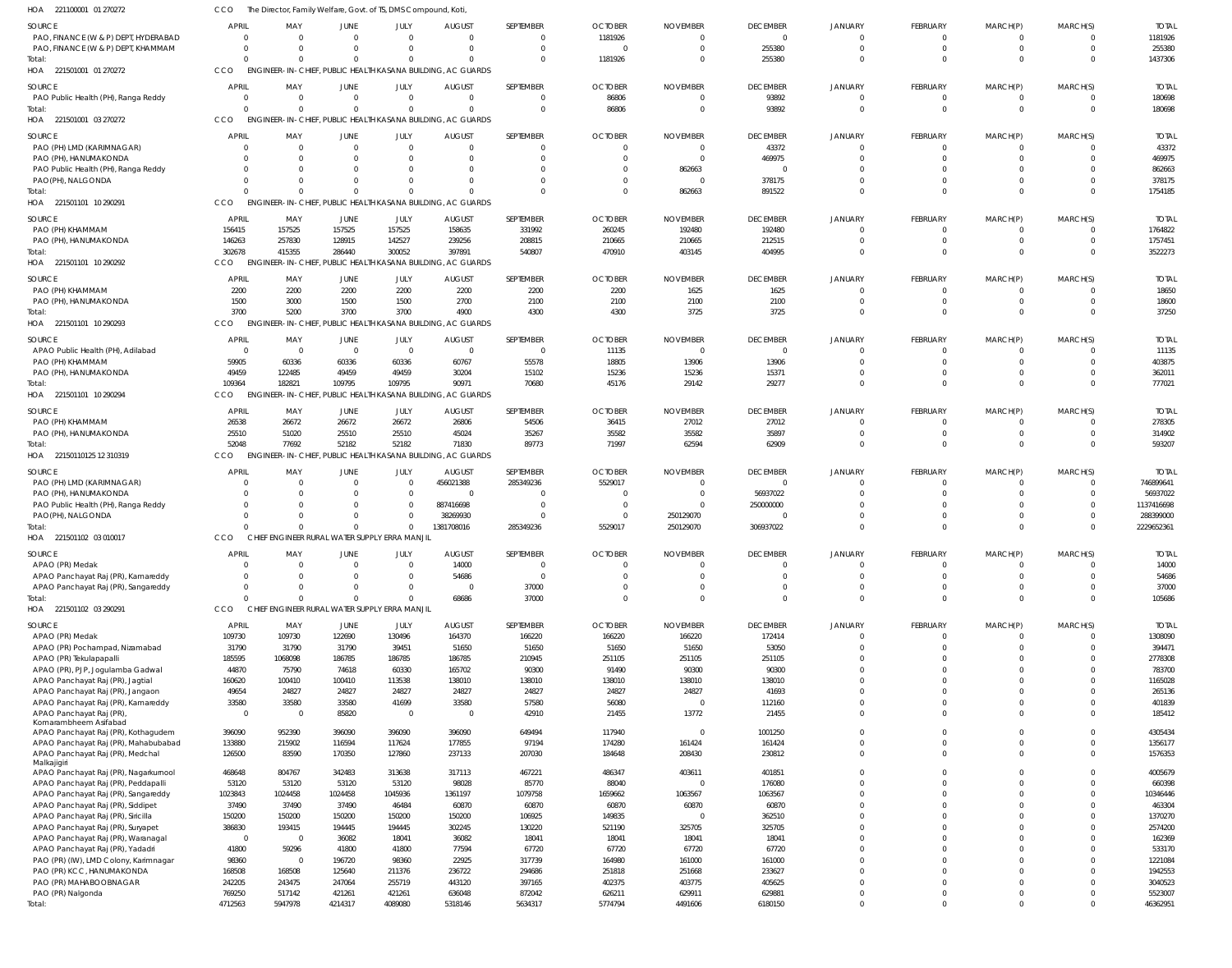HOA 221100001 01 270272 CCO The Director, Family Welfare, Govt. of TS, DMS Compound, Koti,

| SOURCE | APRIL | MAY | JUNE | JULY | AUGUST | SEPTEMBER | OCTOBER | NOVEMBER | DECEMBER | JANUARY | FEBRUARY | MARCH(P) | MARCH(S) | TOTAL |
|---|---|---|---|---|---|---|---|---|---|---|---|---|---|---|
| PAO, FINANCE (W & P) DEPT, HYDERABAD | 0 | 0 | 0 | 0 | 0 | 0 | 1181926 | 0 | 0 | 0 | 0 | 0 | 0 | 1181926 |
| PAO, FINANCE (W & P) DEPT, KHAMMAM | 0 | 0 | 0 | 0 | 0 | 0 | 0 | 0 | 255380 | 0 | 0 | 0 | 0 | 255380 |
| Total: | 0 | 0 | 0 | 0 | 0 | 0 | 1181926 | 0 | 255380 | 0 | 0 | 0 | 0 | 1437306 |

HOA 221501001 01 270272 CCO ENGINEER-IN-CHIEF, PUBLIC HEALTH KASANA BUILDING, AC GUARDS

| SOURCE | APRIL | MAY | JUNE | JULY | AUGUST | SEPTEMBER | OCTOBER | NOVEMBER | DECEMBER | JANUARY | FEBRUARY | MARCH(P) | MARCH(S) | TOTAL |
|---|---|---|---|---|---|---|---|---|---|---|---|---|---|---|
| PAO Public Health (PH), Ranga Reddy | 0 | 0 | 0 | 0 | 0 | 0 | 86806 | 0 | 93892 | 0 | 0 | 0 | 0 | 180698 |
| Total: | 0 | 0 | 0 | 0 | 0 | 0 | 86806 | 0 | 93892 | 0 | 0 | 0 | 0 | 180698 |

HOA 221501001 03 270272 CCO ENGINEER-IN-CHIEF, PUBLIC HEALTH KASANA BUILDING, AC GUARDS

| SOURCE | APRIL | MAY | JUNE | JULY | AUGUST | SEPTEMBER | OCTOBER | NOVEMBER | DECEMBER | JANUARY | FEBRUARY | MARCH(P) | MARCH(S) | TOTAL |
|---|---|---|---|---|---|---|---|---|---|---|---|---|---|---|
| PAO (PH) LMD (KARIMNAGAR) | 0 | 0 | 0 | 0 | 0 | 0 | 0 | 0 | 43372 | 0 | 0 | 0 | 0 | 43372 |
| PAO (PH), HANUMAKONDA | 0 | 0 | 0 | 0 | 0 | 0 | 0 | 0 | 469975 | 0 | 0 | 0 | 0 | 469975 |
| PAO Public Health (PH), Ranga Reddy | 0 | 0 | 0 | 0 | 0 | 0 | 0 | 862663 | 0 | 0 | 0 | 0 | 0 | 862663 |
| PAO(PH), NALGONDA | 0 | 0 | 0 | 0 | 0 | 0 | 0 | 0 | 378175 | 0 | 0 | 0 | 0 | 378175 |
| Total: | 0 | 0 | 0 | 0 | 0 | 0 | 0 | 862663 | 891522 | 0 | 0 | 0 | 0 | 1754185 |

HOA 221501101 10 290291 CCO ENGINEER-IN-CHIEF, PUBLIC HEALTH KASANA BUILDING, AC GUARDS

| SOURCE | APRIL | MAY | JUNE | JULY | AUGUST | SEPTEMBER | OCTOBER | NOVEMBER | DECEMBER | JANUARY | FEBRUARY | MARCH(P) | MARCH(S) | TOTAL |
|---|---|---|---|---|---|---|---|---|---|---|---|---|---|---|
| PAO (PH) KHAMMAM | 156415 | 157525 | 157525 | 157525 | 158635 | 331992 | 260245 | 192480 | 192480 | 0 | 0 | 0 | 0 | 1764822 |
| PAO (PH), HANUMAKONDA | 146263 | 257830 | 128915 | 142527 | 239256 | 208815 | 210665 | 210665 | 212515 | 0 | 0 | 0 | 0 | 1757451 |
| Total: | 302678 | 415355 | 286440 | 300052 | 397891 | 540807 | 470910 | 403145 | 404995 | 0 | 0 | 0 | 0 | 3522273 |

HOA 221501101 10 290292 CCO ENGINEER-IN-CHIEF, PUBLIC HEALTH KASANA BUILDING, AC GUARDS

| SOURCE | APRIL | MAY | JUNE | JULY | AUGUST | SEPTEMBER | OCTOBER | NOVEMBER | DECEMBER | JANUARY | FEBRUARY | MARCH(P) | MARCH(S) | TOTAL |
|---|---|---|---|---|---|---|---|---|---|---|---|---|---|---|
| PAO (PH) KHAMMAM | 2200 | 2200 | 2200 | 2200 | 2200 | 2200 | 2200 | 1625 | 1625 | 0 | 0 | 0 | 0 | 18650 |
| PAO (PH), HANUMAKONDA | 1500 | 3000 | 1500 | 1500 | 2700 | 2100 | 2100 | 2100 | 2100 | 0 | 0 | 0 | 0 | 18600 |
| Total: | 3700 | 5200 | 3700 | 3700 | 4900 | 4300 | 4300 | 3725 | 3725 | 0 | 0 | 0 | 0 | 37250 |

HOA 221501101 10 290293 CCO ENGINEER-IN-CHIEF, PUBLIC HEALTH KASANA BUILDING, AC GUARDS

| SOURCE | APRIL | MAY | JUNE | JULY | AUGUST | SEPTEMBER | OCTOBER | NOVEMBER | DECEMBER | JANUARY | FEBRUARY | MARCH(P) | MARCH(S) | TOTAL |
|---|---|---|---|---|---|---|---|---|---|---|---|---|---|---|
| APAO Public Health (PH), Adilabad | 0 | 0 | 0 | 0 | 0 | 0 | 11135 | 0 | 0 | 0 | 0 | 0 | 0 | 11135 |
| PAO (PH) KHAMMAM | 59905 | 60336 | 60336 | 60336 | 60767 | 55578 | 18805 | 13906 | 13906 | 0 | 0 | 0 | 0 | 403875 |
| PAO (PH), HANUMAKONDA | 49459 | 122485 | 49459 | 49459 | 30204 | 15102 | 15236 | 15236 | 15371 | 0 | 0 | 0 | 0 | 362011 |
| Total: | 109364 | 182821 | 109795 | 109795 | 90971 | 70680 | 45176 | 29142 | 29277 | 0 | 0 | 0 | 0 | 777021 |

HOA 221501101 10 290294 CCO ENGINEER-IN-CHIEF, PUBLIC HEALTH KASANA BUILDING, AC GUARDS

| SOURCE | APRIL | MAY | JUNE | JULY | AUGUST | SEPTEMBER | OCTOBER | NOVEMBER | DECEMBER | JANUARY | FEBRUARY | MARCH(P) | MARCH(S) | TOTAL |
|---|---|---|---|---|---|---|---|---|---|---|---|---|---|---|
| PAO (PH) KHAMMAM | 26538 | 26672 | 26672 | 26672 | 26806 | 54506 | 36415 | 27012 | 27012 | 0 | 0 | 0 | 0 | 278305 |
| PAO (PH), HANUMAKONDA | 25510 | 51020 | 25510 | 25510 | 45024 | 35267 | 35582 | 35582 | 35897 | 0 | 0 | 0 | 0 | 314902 |
| Total: | 52048 | 77692 | 52182 | 52182 | 71830 | 89773 | 71997 | 62594 | 62909 | 0 | 0 | 0 | 0 | 593207 |

HOA 221501101 25 12 310319 CCO ENGINEER-IN-CHIEF, PUBLIC HEALTH KASANA BUILDING, AC GUARDS

| SOURCE | APRIL | MAY | JUNE | JULY | AUGUST | SEPTEMBER | OCTOBER | NOVEMBER | DECEMBER | JANUARY | FEBRUARY | MARCH(P) | MARCH(S) | TOTAL |
|---|---|---|---|---|---|---|---|---|---|---|---|---|---|---|
| PAO (PH) LMD (KARIMNAGAR) | 0 | 0 | 0 | 0 | 456021388 | 285349236 | 5529017 | 0 | 0 | 0 | 0 | 0 | 0 | 746899641 |
| PAO (PH), HANUMAKONDA | 0 | 0 | 0 | 0 | 0 | 0 | 0 | 0 | 56937022 | 0 | 0 | 0 | 0 | 56937022 |
| PAO Public Health (PH), Ranga Reddy | 0 | 0 | 0 | 0 | 887416698 | 0 | 0 | 0 | 250000000 | 0 | 0 | 0 | 0 | 1137416698 |
| PAO(PH), NALGONDA | 0 | 0 | 0 | 0 | 38269930 | 0 | 0 | 250129070 | 0 | 0 | 0 | 0 | 0 | 288399000 |
| Total: | 0 | 0 | 0 | 0 | 1381708016 | 285349236 | 5529017 | 250129070 | 306937022 | 0 | 0 | 0 | 0 | 2229652361 |

HOA 221501102 03 010017 CCO CHIEF ENGINEER RURAL WATER SUPPLY ERRA MANJIL

| SOURCE | APRIL | MAY | JUNE | JULY | AUGUST | SEPTEMBER | OCTOBER | NOVEMBER | DECEMBER | JANUARY | FEBRUARY | MARCH(P) | MARCH(S) | TOTAL |
|---|---|---|---|---|---|---|---|---|---|---|---|---|---|---|
| APAO (PR) Medak | 0 | 0 | 0 | 0 | 14000 | 0 | 0 | 0 | 0 | 0 | 0 | 0 | 0 | 14000 |
| APAO Panchayat Raj (PR), Kamareddy | 0 | 0 | 0 | 0 | 54686 | 0 | 0 | 0 | 0 | 0 | 0 | 0 | 0 | 54686 |
| APAO Panchayat Raj (PR), Sangareddy | 0 | 0 | 0 | 0 | 0 | 37000 | 0 | 0 | 0 | 0 | 0 | 0 | 0 | 37000 |
| Total: | 0 | 0 | 0 | 0 | 68686 | 37000 | 0 | 0 | 0 | 0 | 0 | 0 | 0 | 105686 |

HOA 221501102 03 290291 CCO CHIEF ENGINEER RURAL WATER SUPPLY ERRA MANJIL

| SOURCE | APRIL | MAY | JUNE | JULY | AUGUST | SEPTEMBER | OCTOBER | NOVEMBER | DECEMBER | JANUARY | FEBRUARY | MARCH(P) | MARCH(S) | TOTAL |
|---|---|---|---|---|---|---|---|---|---|---|---|---|---|---|
| APAO (PR) Medak | 109730 | 109730 | 122690 | 130496 | 164370 | 166220 | 166220 | 166220 | 172414 | 0 | 0 | 0 | 0 | 1308090 |
| APAO (PR) Pochampad, Nizamabad | 31790 | 31790 | 31790 | 39451 | 51650 | 51650 | 51650 | 51650 | 53050 | 0 | 0 | 0 | 0 | 394471 |
| APAO (PR) Tekulapapalli | 185595 | 1068098 | 186785 | 186785 | 186785 | 210945 | 251105 | 251105 | 251105 | 0 | 0 | 0 | 0 | 2778308 |
| APAO (PR), PJP, Jogulamba Gadwal | 44870 | 75790 | 74618 | 60330 | 165702 | 90300 | 91490 | 90300 | 90300 | 0 | 0 | 0 | 0 | 783700 |
| APAO Panchayat Raj (PR), Jagtial | 160620 | 100410 | 100410 | 113538 | 138010 | 138010 | 138010 | 138010 | 138010 | 0 | 0 | 0 | 0 | 1165028 |
| APAO Panchayat Raj (PR), Jangaon | 49654 | 24827 | 24827 | 24827 | 24827 | 24827 | 24827 | 24827 | 41693 | 0 | 0 | 0 | 0 | 265136 |
| APAO Panchayat Raj (PR), Kamareddy | 33580 | 33580 | 33580 | 41699 | 33580 | 57580 | 56080 | 0 | 112160 | 0 | 0 | 0 | 0 | 401839 |
| APAO Panchayat Raj (PR), Komarambheem Asifabad | 0 | 0 | 85820 | 0 | 0 | 42910 | 21455 | 13772 | 21455 | 0 | 0 | 0 | 0 | 185412 |
| APAO Panchayat Raj (PR), Kothagudem | 396090 | 952390 | 396090 | 396090 | 396090 | 649494 | 117940 | 0 | 1001250 | 0 | 0 | 0 | 0 | 4305434 |
| APAO Panchayat Raj (PR), Mahabubabad | 133880 | 215902 | 116594 | 117624 | 177855 | 97194 | 174280 | 161424 | 161424 | 0 | 0 | 0 | 0 | 1356177 |
| APAO Panchayat Raj (PR), Medchal Malkajigiri | 126500 | 83590 | 170350 | 127860 | 237133 | 207030 | 184648 | 208430 | 230812 | 0 | 0 | 0 | 0 | 1576353 |
| APAO Panchayat Raj (PR), Nagarkurnool | 468648 | 804767 | 342483 | 313638 | 317113 | 467221 | 486347 | 403611 | 401851 | 0 | 0 | 0 | 0 | 4005679 |
| APAO Panchayat Raj (PR), Peddapalli | 53120 | 53120 | 53120 | 53120 | 98028 | 85770 | 88040 | 0 | 176080 | 0 | 0 | 0 | 0 | 660398 |
| APAO Panchayat Raj (PR), Sangareddy | 1023843 | 1024458 | 1024458 | 1045936 | 1361197 | 1079758 | 1659662 | 1063567 | 1063567 | 0 | 0 | 0 | 0 | 10346446 |
| APAO Panchayat Raj (PR), Siddipet | 37490 | 37490 | 37490 | 46484 | 60870 | 60870 | 60870 | 60870 | 60870 | 0 | 0 | 0 | 0 | 463304 |
| APAO Panchayat Raj (PR), Siricilla | 150200 | 150200 | 150200 | 150200 | 150200 | 106925 | 149835 | 0 | 362510 | 0 | 0 | 0 | 0 | 1370270 |
| APAO Panchayat Raj (PR), Suryapet | 386830 | 193415 | 194445 | 194445 | 302245 | 130220 | 521190 | 325705 | 325705 | 0 | 0 | 0 | 0 | 2574200 |
| APAO Panchayat Raj (PR), Waranagal | 0 | 0 | 36082 | 18041 | 36082 | 18041 | 18041 | 18041 | 18041 | 0 | 0 | 0 | 0 | 162369 |
| APAO Panchayat Raj (PR), Yadadri | 41800 | 59296 | 41800 | 41800 | 77594 | 67720 | 67720 | 67720 | 67720 | 0 | 0 | 0 | 0 | 533170 |
| PAO (PR) (IW), LMD Colony, Karimnagar | 98360 | 0 | 196720 | 98360 | 22925 | 317739 | 164980 | 161000 | 161000 | 0 | 0 | 0 | 0 | 1221084 |
| PAO (PR) KCC, HANUMAKONDA | 168508 | 168508 | 125640 | 211376 | 236722 | 294686 | 251818 | 251668 | 233627 | 0 | 0 | 0 | 0 | 1942553 |
| PAO (PR) MAHABOOBNAGAR | 242205 | 243475 | 247064 | 255719 | 443120 | 397165 | 402375 | 403775 | 405625 | 0 | 0 | 0 | 0 | 3040523 |
| PAO (PR) Nalgonda | 769250 | 517142 | 421261 | 421261 | 636048 | 872042 | 626211 | 629911 | 629881 | 0 | 0 | 0 | 0 | 5523007 |
| Total: | 4712563 | 5947978 | 4214317 | 4089080 | 5318146 | 5634317 | 5774794 | 4491606 | 6180150 | 0 | 0 | 0 | 0 | 46362951 |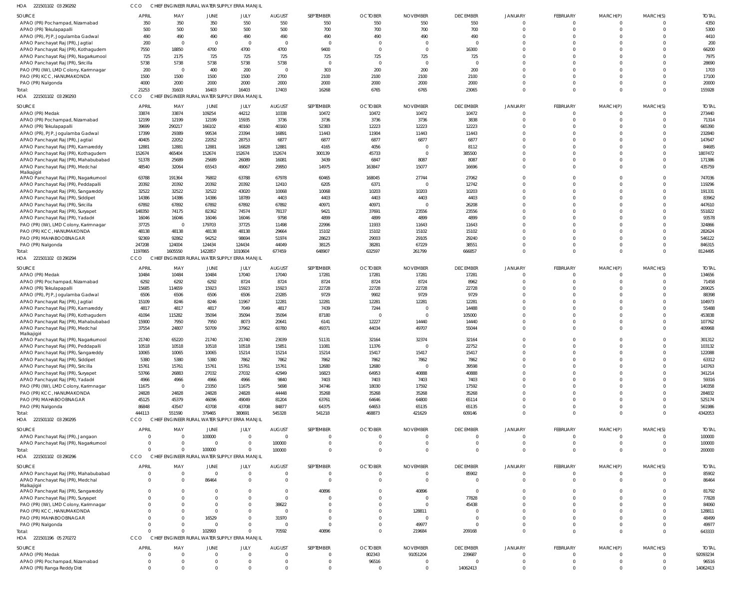HOA 221501102 03 290292 CCO CHIEF ENGINEER RURAL WATER SUPPLY ERRA MANJIL

| SOURCE | APRIL | MAY | JUNE | JULY | AUGUST | SEPTEMBER | OCTOBER | NOVEMBER | DECEMBER | JANUARY | FEBRUARY | MARCH(P) | MARCH(S) | TOTAL |
|---|---|---|---|---|---|---|---|---|---|---|---|---|---|---|
| APAO (PR) Pochampad, Nizamabad | 350 | 350 | 350 | 550 | 550 | 550 | 550 | 550 | 550 | 0 | 0 | 0 | 0 | 4350 |
| APAO (PR) Tekulapapalli | 500 | 500 | 500 | 500 | 500 | 700 | 700 | 700 | 700 | 0 | 0 | 0 | 0 | 5300 |
| APAO (PR), PJP, Jogulamba Gadwal | 490 | 490 | 490 | 490 | 490 | 490 | 490 | 490 | 490 | 0 | 0 | 0 | 0 | 4410 |
| APAO Panchayat Raj (PR), Jagtial | 200 | 0 | 0 | 0 | 0 | 0 | 0 | 0 | 0 | 0 | 0 | 0 | 0 | 200 |
| APAO Panchayat Raj (PR), Kothagudem | 7550 | 18850 | 4700 | 4700 | 4700 | 9400 | 0 | 0 | 16300 | 0 | 0 | 0 | 0 | 66200 |
| APAO Panchayat Raj (PR), Nagarkurnool | 725 | 2175 | 725 | 725 | 725 | 725 | 725 | 725 | 725 | 0 | 0 | 0 | 0 | 7975 |
| APAO Panchayat Raj (PR), Siricilla | 5738 | 5738 | 5738 | 5738 | 5738 | 0 | 0 | 0 | 0 | 0 | 0 | 0 | 0 | 28690 |
| PAO (PR) (IW), LMD Colony, Karimnagar | 200 | 0 | 400 | 200 | 0 | 303 | 200 | 200 | 200 | 0 | 0 | 0 | 0 | 1703 |
| PAO (PR) KCC, HANUMAKONDA | 1500 | 1500 | 1500 | 1500 | 2700 | 2100 | 2100 | 2100 | 2100 | 0 | 0 | 0 | 0 | 17100 |
| PAO (PR) Nalgonda | 4000 | 2000 | 2000 | 2000 | 2000 | 2000 | 2000 | 2000 | 2000 | 0 | 0 | 0 | 0 | 20000 |
| Total: | 21253 | 31603 | 16403 | 16403 | 17403 | 16268 | 6765 | 6765 | 23065 | 0 | 0 | 0 | 0 | 155928 |

HOA 221501102 03 290293 CCO CHIEF ENGINEER RURAL WATER SUPPLY ERRA MANJIL

| SOURCE | APRIL | MAY | JUNE | JULY | AUGUST | SEPTEMBER | OCTOBER | NOVEMBER | DECEMBER | JANUARY | FEBRUARY | MARCH(P) | MARCH(S) | TOTAL |
|---|---|---|---|---|---|---|---|---|---|---|---|---|---|---|
| APAO (PR) Medak | 33874 | 33874 | 109254 | 44212 | 10338 | 10472 | 10472 | 10472 | 10472 | 0 | 0 | 0 | 0 | 273440 |
| APAO (PR) Pochampad, Nizamabad | 12199 | 12199 | 12199 | 15935 | 3736 | 3736 | 3736 | 3736 | 3838 | 0 | 0 | 0 | 0 | 71314 |
| APAO (PR) Tekulapapalli | 39699 | 290217 | 166102 | 40160 | 40160 | 52383 | 12223 | 12223 | 12223 | 0 | 0 | 0 | 0 | 665390 |
| APAO (PR), PJP, Jogulamba Gadwal | 17399 | 29389 | 99534 | 23294 | 16891 | 11443 | 11904 | 11443 | 11443 | 0 | 0 | 0 | 0 | 232840 |
| APAO Panchayat Raj (PR), Jagtial | 40405 | 22052 | 22052 | 28753 | 6877 | 6877 | 6877 | 6877 | 6877 | 0 | 0 | 0 | 0 | 147647 |
| APAO Panchayat Raj (PR), Kamareddy | 12881 | 12881 | 12881 | 16828 | 12881 | 4165 | 4056 | 0 | 8112 | 0 | 0 | 0 | 0 | 84685 |
| APAO Panchayat Raj (PR), Kothagudem | 152674 | 465404 | 152674 | 152674 | 152674 | 300139 | 45733 | 0 | 385500 | 0 | 0 | 0 | 0 | 1807472 |
| APAO Panchayat Raj (PR), Mahabubabad | 51378 | 25689 | 25689 | 26089 | 16081 | 3439 | 6847 | 8087 | 8087 | 0 | 0 | 0 | 0 | 171386 |
| APAO Panchayat Raj (PR), Medchal Malkajigiri | 48540 | 32064 | 65543 | 49067 | 29950 | 14975 | 163847 | 15077 | 16696 | 0 | 0 | 0 | 0 | 435759 |
| APAO Panchayat Raj (PR), Nagarkurnool | 63788 | 191364 | 76802 | 63788 | 67978 | 60465 | 168045 | 27744 | 27062 | 0 | 0 | 0 | 0 | 747036 |
| APAO Panchayat Raj (PR), Peddapalli | 20392 | 20392 | 20392 | 20392 | 12410 | 6205 | 6371 | 0 | 12742 | 0 | 0 | 0 | 0 | 119296 |
| APAO Panchayat Raj (PR), Sangareddy | 32522 | 32522 | 32522 | 43020 | 10068 | 10068 | 10203 | 10203 | 10203 | 0 | 0 | 0 | 0 | 191331 |
| APAO Panchayat Raj (PR), Siddipet | 14386 | 14386 | 14386 | 18789 | 4403 | 4403 | 4403 | 4403 | 4403 | 0 | 0 | 0 | 0 | 83962 |
| APAO Panchayat Raj (PR), Siricilla | 67892 | 67892 | 67892 | 67892 | 67892 | 40971 | 40971 | 0 | 26208 | 0 | 0 | 0 | 0 | 447610 |
| APAO Panchayat Raj (PR), Suryapet | 148350 | 74175 | 82362 | 74574 | 78137 | 9421 | 37691 | 23556 | 23556 | 0 | 0 | 0 | 0 | 551822 |
| APAO Panchayat Raj (PR), Yadadri | 16046 | 16046 | 16046 | 16046 | 9798 | 4899 | 4899 | 4899 | 4899 | 0 | 0 | 0 | 0 | 93578 |
| PAO (PR) (IW), LMD Colony, Karimnagar | 37725 | 0 | 179703 | 37725 | 11498 | 22996 | 11933 | 11643 | 11643 | 0 | 0 | 0 | 0 | 324866 |
| PAO (PR) KCC, HANUMAKONDA | 48138 | 48138 | 48138 | 48138 | 29664 | 15102 | 15102 | 15102 | 15102 | 0 | 0 | 0 | 0 | 282624 |
| PAO (PR) MAHABOOBNAGAR | 92369 | 92862 | 94252 | 98694 | 51974 | 28623 | 29003 | 29105 | 29240 | 0 | 0 | 0 | 0 | 546122 |
| PAO (PR) Nalgonda | 247208 | 124004 | 124434 | 124434 | 44049 | 38125 | 38281 | 67229 | 38551 | 0 | 0 | 0 | 0 | 846315 |
| Total: | 1197865 | 1605550 | 1422857 | 1010604 | 677459 | 648907 | 632597 | 261799 | 666857 | 0 | 0 | 0 | 0 | 8124495 |

HOA 221501102 03 290294 CCO CHIEF ENGINEER RURAL WATER SUPPLY ERRA MANJIL

| SOURCE | APRIL | MAY | JUNE | JULY | AUGUST | SEPTEMBER | OCTOBER | NOVEMBER | DECEMBER | JANUARY | FEBRUARY | MARCH(P) | MARCH(S) | TOTAL |
|---|---|---|---|---|---|---|---|---|---|---|---|---|---|---|
| APAO (PR) Medak | 10484 | 10484 | 10484 | 17040 | 17040 | 17281 | 17281 | 17281 | 17281 | 0 | 0 | 0 | 0 | 134656 |
| APAO (PR) Pochampad, Nizamabad | 6292 | 6292 | 6292 | 8724 | 8724 | 8724 | 8724 | 8724 | 8962 | 0 | 0 | 0 | 0 | 71458 |
| APAO (PR) Tekulapapalli | 15685 | 114659 | 15923 | 15923 | 15923 | 22728 | 22728 | 22728 | 22728 | 0 | 0 | 0 | 0 | 269025 |
| APAO (PR), PJP, Jogulamba Gadwal | 6506 | 6506 | 6506 | 6506 | 23285 | 9729 | 9902 | 9729 | 9729 | 0 | 0 | 0 | 0 | 88398 |
| APAO Panchayat Raj (PR), Jagtial | 15109 | 8246 | 8246 | 11967 | 12281 | 12281 | 12281 | 12281 | 12281 | 0 | 0 | 0 | 0 | 104973 |
| APAO Panchayat Raj (PR), Kamareddy | 4817 | 4817 | 4817 | 7049 | 4817 | 7439 | 7244 | 0 | 14488 | 0 | 0 | 0 | 0 | 55488 |
| APAO Panchayat Raj (PR), Kothagudem | 41094 | 115282 | 35094 | 35094 | 35094 | 87180 | 0 | 0 | 105000 | 0 | 0 | 0 | 0 | 453838 |
| APAO Panchayat Raj (PR), Mahabubabad | 15900 | 7950 | 7950 | 8073 | 20641 | 6141 | 12227 | 14440 | 14440 | 0 | 0 | 0 | 0 | 107762 |
| APAO Panchayat Raj (PR), Medchal Malkajigiri | 37554 | 24807 | 50709 | 37962 | 60780 | 49371 | 44034 | 49707 | 55044 | 0 | 0 | 0 | 0 | 409968 |
| APAO Panchayat Raj (PR), Nagarkurnool | 21740 | 65220 | 21740 | 21740 | 23039 | 51131 | 32164 | 32374 | 32164 | 0 | 0 | 0 | 0 | 301312 |
| APAO Panchayat Raj (PR), Peddapalli | 10518 | 10518 | 10518 | 10518 | 15851 | 11081 | 11376 | 0 | 22752 | 0 | 0 | 0 | 0 | 103132 |
| APAO Panchayat Raj (PR), Sangareddy | 10065 | 10065 | 10065 | 15214 | 15214 | 15214 | 15417 | 15417 | 15417 | 0 | 0 | 0 | 0 | 122088 |
| APAO Panchayat Raj (PR), Siddipet | 5380 | 5380 | 5380 | 7862 | 7862 | 7862 | 7862 | 7862 | 7862 | 0 | 0 | 0 | 0 | 63312 |
| APAO Panchayat Raj (PR), Siricilla | 15761 | 15761 | 15761 | 15761 | 15761 | 12680 | 12680 | 0 | 39598 | 0 | 0 | 0 | 0 | 143763 |
| APAO Panchayat Raj (PR), Suryapet | 53766 | 26883 | 27032 | 27032 | 42949 | 16823 | 64953 | 40888 | 40888 | 0 | 0 | 0 | 0 | 341214 |
| APAO Panchayat Raj (PR), Yadadri | 4966 | 4966 | 4966 | 4966 | 9840 | 7403 | 7403 | 7403 | 7403 | 0 | 0 | 0 | 0 | 59316 |
| PAO (PR) (IW), LMD Colony, Karimnagar | 11675 | 0 | 23350 | 11675 | 5698 | 34746 | 18030 | 17592 | 17592 | 0 | 0 | 0 | 0 | 140358 |
| PAO (PR) KCC, HANUMAKONDA | 24828 | 24828 | 24828 | 24828 | 44448 | 35268 | 35268 | 35268 | 35268 | 0 | 0 | 0 | 0 | 284832 |
| PAO (PR) MAHABOOBNAGAR | 45125 | 45379 | 46096 | 49049 | 81204 | 63761 | 64646 | 64800 | 65114 | 0 | 0 | 0 | 0 | 525174 |
| PAO (PR) Nalgonda | 86848 | 43547 | 43708 | 43708 | 84877 | 64375 | 64653 | 65135 | 65135 | 0 | 0 | 0 | 0 | 561986 |
| Total: | 444113 | 551590 | 379465 | 380691 | 545328 | 541218 | 468873 | 421629 | 609146 | 0 | 0 | 0 | 0 | 4342053 |

HOA 221501102 03 290295 CCO CHIEF ENGINEER RURAL WATER SUPPLY ERRA MANJIL

| SOURCE | APRIL | MAY | JUNE | JULY | AUGUST | SEPTEMBER | OCTOBER | NOVEMBER | DECEMBER | JANUARY | FEBRUARY | MARCH(P) | MARCH(S) | TOTAL |
|---|---|---|---|---|---|---|---|---|---|---|---|---|---|---|
| APAO Panchayat Raj (PR), Jangaon | 0 | 0 | 100000 | 0 | 0 | 0 | 0 | 0 | 0 | 0 | 0 | 0 | 0 | 100000 |
| APAO Panchayat Raj (PR), Nagarkurnool | 0 | 0 | 0 | 0 | 100000 | 0 | 0 | 0 | 0 | 0 | 0 | 0 | 0 | 100000 |
| Total: | 0 | 0 | 100000 | 0 | 100000 | 0 | 0 | 0 | 0 | 0 | 0 | 0 | 0 | 200000 |

HOA 221501102 03 290296 CCO CHIEF ENGINEER RURAL WATER SUPPLY ERRA MANJIL

| SOURCE | APRIL | MAY | JUNE | JULY | AUGUST | SEPTEMBER | OCTOBER | NOVEMBER | DECEMBER | JANUARY | FEBRUARY | MARCH(P) | MARCH(S) | TOTAL |
|---|---|---|---|---|---|---|---|---|---|---|---|---|---|---|
| APAO Panchayat Raj (PR), Mahabubabad | 0 | 0 | 0 | 0 | 0 | 0 | 0 | 0 | 85902 | 0 | 0 | 0 | 0 | 85902 |
| APAO Panchayat Raj (PR), Medchal Malkajigiri | 0 | 0 | 86464 | 0 | 0 | 0 | 0 | 0 | 0 | 0 | 0 | 0 | 0 | 86464 |
| APAO Panchayat Raj (PR), Sangareddy | 0 | 0 | 0 | 0 | 0 | 40896 | 0 | 40896 | 0 | 0 | 0 | 0 | 0 | 81792 |
| APAO Panchayat Raj (PR), Suryapet | 0 | 0 | 0 | 0 | 0 | 0 | 0 | 0 | 77828 | 0 | 0 | 0 | 0 | 77828 |
| PAO (PR) (IW), LMD Colony, Karimnagar | 0 | 0 | 0 | 0 | 38622 | 0 | 0 | 0 | 45438 | 0 | 0 | 0 | 0 | 84060 |
| PAO (PR) KCC, HANUMAKONDA | 0 | 0 | 0 | 0 | 0 | 0 | 0 | 128811 | 0 | 0 | 0 | 0 | 0 | 128811 |
| PAO (PR) MAHABOOBNAGAR | 0 | 0 | 16529 | 0 | 31970 | 0 | 0 | 0 | 0 | 0 | 0 | 0 | 0 | 48499 |
| PAO (PR) Nalgonda | 0 | 0 | 0 | 0 | 0 | 0 | 0 | 49977 | 0 | 0 | 0 | 0 | 0 | 49977 |
| Total: | 0 | 0 | 102993 | 0 | 70592 | 40896 | 0 | 219684 | 209168 | 0 | 0 | 0 | 0 | 643333 |

HOA 221501196 05 270272 CCO CHIEF ENGINEER RURAL WATER SUPPLY ERRA MANJIL

| SOURCE | APRIL | MAY | JUNE | JULY | AUGUST | SEPTEMBER | OCTOBER | NOVEMBER | DECEMBER | JANUARY | FEBRUARY | MARCH(P) | MARCH(S) | TOTAL |
|---|---|---|---|---|---|---|---|---|---|---|---|---|---|---|
| APAO (PR) Medak | 0 | 0 | 0 | 0 | 0 | 0 | 802343 | 91051204 | 239687 | 0 | 0 | 0 | 0 | 92093234 |
| APAO (PR) Pochampad, Nizamabad | 0 | 0 | 0 | 0 | 0 | 0 | 96516 | 0 | 0 | 0 | 0 | 0 | 0 | 96516 |
| APAO (PR) Ranga Reddy Dist | 0 | 0 | 0 | 0 | 0 | 0 | 0 | 0 | 14062413 | 0 | 0 | 0 | 0 | 14062413 |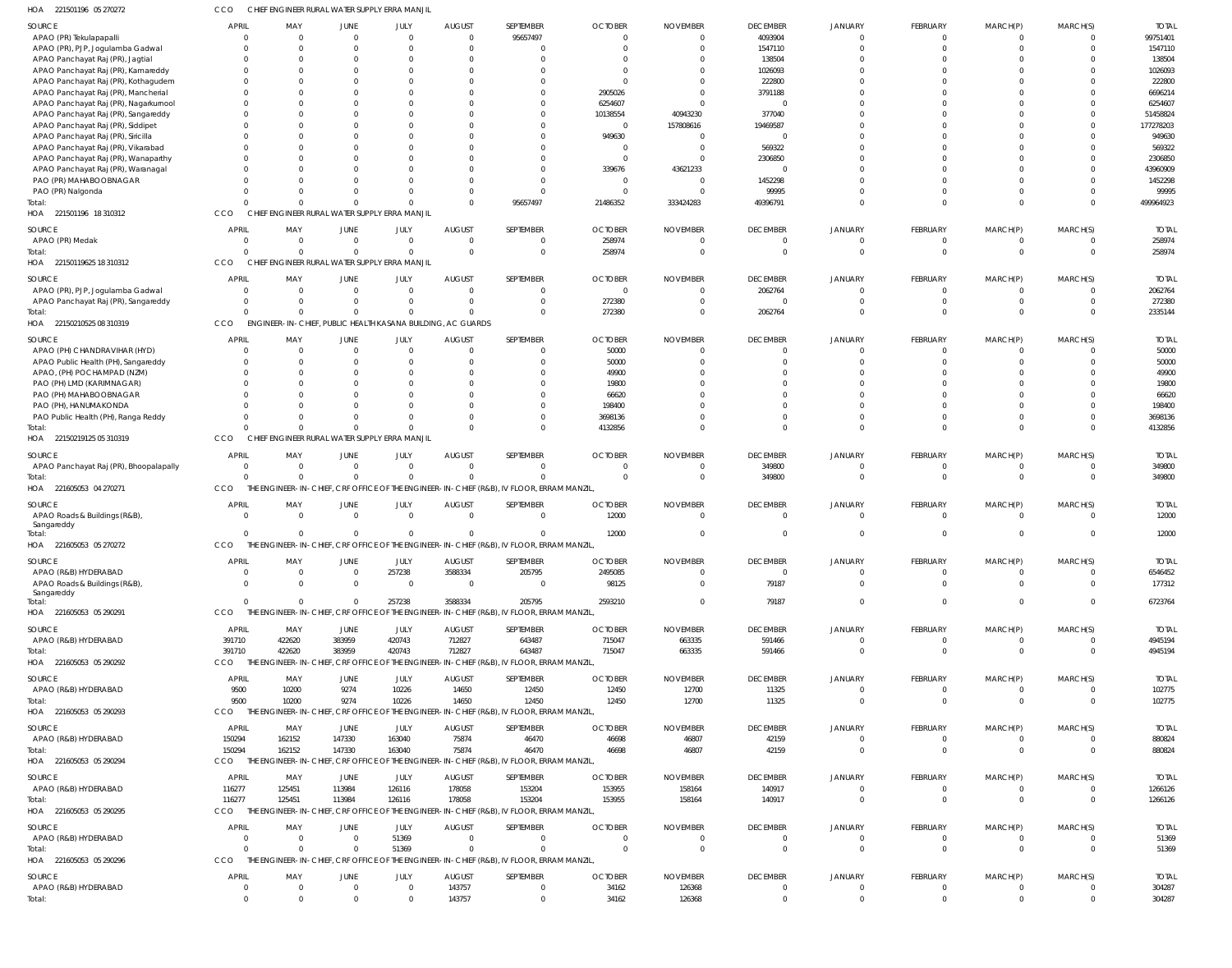HOA 221501196 05 270272 CCO CHIEF ENGINEER RURAL WATER SUPPLY ERRA MANJIL

| SOURCE | APRIL | MAY | JUNE | JULY | AUGUST | SEPTEMBER | OCTOBER | NOVEMBER | DECEMBER | JANUARY | FEBRUARY | MARCH(P) | MARCH(S) | TOTAL |
|---|---|---|---|---|---|---|---|---|---|---|---|---|---|---|
| APAO (PR) Tekulapapalli | 0 | 0 | 0 | 0 | 0 | 95657497 | 0 | 0 | 4093904 | 0 | 0 | 0 | 0 | 99751401 |
| APAO (PR), PJP, Jogulamba Gadwal | 0 | 0 | 0 | 0 | 0 | 0 | 0 | 0 | 1547110 | 0 | 0 | 0 | 0 | 1547110 |
| APAO Panchayat Raj (PR), Jagtial | 0 | 0 | 0 | 0 | 0 | 0 | 0 | 0 | 138504 | 0 | 0 | 0 | 0 | 138504 |
| APAO Panchayat Raj (PR), Kamareddy | 0 | 0 | 0 | 0 | 0 | 0 | 0 | 0 | 1026093 | 0 | 0 | 0 | 0 | 1026093 |
| APAO Panchayat Raj (PR), Kothagudem | 0 | 0 | 0 | 0 | 0 | 0 | 0 | 0 | 222800 | 0 | 0 | 0 | 0 | 222800 |
| APAO Panchayat Raj (PR), Mancherial | 0 | 0 | 0 | 0 | 0 | 0 | 2905026 | 0 | 3791188 | 0 | 0 | 0 | 0 | 6696214 |
| APAO Panchayat Raj (PR), Nagarkurnool | 0 | 0 | 0 | 0 | 0 | 0 | 6254607 | 0 | 0 | 0 | 0 | 0 | 0 | 6254607 |
| APAO Panchayat Raj (PR), Sangareddy | 0 | 0 | 0 | 0 | 0 | 0 | 10138554 | 40943230 | 377040 | 0 | 0 | 0 | 0 | 51458824 |
| APAO Panchayat Raj (PR), Siddipet | 0 | 0 | 0 | 0 | 0 | 0 | 0 | 157808616 | 19469587 | 0 | 0 | 0 | 0 | 177278203 |
| APAO Panchayat Raj (PR), Siricilla | 0 | 0 | 0 | 0 | 0 | 0 | 949630 | 0 | 0 | 0 | 0 | 0 | 0 | 949630 |
| APAO Panchayat Raj (PR), Vikarabad | 0 | 0 | 0 | 0 | 0 | 0 | 0 | 0 | 569322 | 0 | 0 | 0 | 0 | 569322 |
| APAO Panchayat Raj (PR), Wanaparthy | 0 | 0 | 0 | 0 | 0 | 0 | 0 | 0 | 2306850 | 0 | 0 | 0 | 0 | 2306850 |
| APAO Panchayat Raj (PR), Waranagal | 0 | 0 | 0 | 0 | 0 | 0 | 339676 | 43621233 | 0 | 0 | 0 | 0 | 0 | 43960909 |
| PAO (PR) MAHABOOBNAGAR | 0 | 0 | 0 | 0 | 0 | 0 | 0 | 0 | 1452298 | 0 | 0 | 0 | 0 | 1452298 |
| PAO (PR) Nalgonda | 0 | 0 | 0 | 0 | 0 | 0 | 0 | 0 | 99995 | 0 | 0 | 0 | 0 | 99995 |
| Total: | 0 | 0 | 0 | 0 | 0 | 95657497 | 21486352 | 333424283 | 49396791 | 0 | 0 | 0 | 0 | 499964923 |

HOA 221501196 18 310312 CCO CHIEF ENGINEER RURAL WATER SUPPLY ERRA MANJIL

| SOURCE | APRIL | MAY | JUNE | JULY | AUGUST | SEPTEMBER | OCTOBER | NOVEMBER | DECEMBER | JANUARY | FEBRUARY | MARCH(P) | MARCH(S) | TOTAL |
|---|---|---|---|---|---|---|---|---|---|---|---|---|---|---|
| APAO (PR) Medak | 0 | 0 | 0 | 0 | 0 | 0 | 258974 | 0 | 0 | 0 | 0 | 0 | 0 | 258974 |
| Total: | 0 | 0 | 0 | 0 | 0 | 0 | 258974 | 0 | 0 | 0 | 0 | 0 | 0 | 258974 |

HOA 22150119625 18 310312 CCO CHIEF ENGINEER RURAL WATER SUPPLY ERRA MANJIL

| SOURCE | APRIL | MAY | JUNE | JULY | AUGUST | SEPTEMBER | OCTOBER | NOVEMBER | DECEMBER | JANUARY | FEBRUARY | MARCH(P) | MARCH(S) | TOTAL |
|---|---|---|---|---|---|---|---|---|---|---|---|---|---|---|
| APAO (PR), PJP, Jogulamba Gadwal | 0 | 0 | 0 | 0 | 0 | 0 | 0 | 0 | 2062764 | 0 | 0 | 0 | 0 | 2062764 |
| APAO Panchayat Raj (PR), Sangareddy | 0 | 0 | 0 | 0 | 0 | 0 | 272380 | 0 | 0 | 0 | 0 | 0 | 0 | 272380 |
| Total: | 0 | 0 | 0 | 0 | 0 | 0 | 272380 | 0 | 2062764 | 0 | 0 | 0 | 0 | 2335144 |

HOA 22150210525 08 310319 CCO ENGINEER-IN-CHIEF, PUBLIC HEALTH KASANA BUILDING, AC GUARDS

| SOURCE | APRIL | MAY | JUNE | JULY | AUGUST | SEPTEMBER | OCTOBER | NOVEMBER | DECEMBER | JANUARY | FEBRUARY | MARCH(P) | MARCH(S) | TOTAL |
|---|---|---|---|---|---|---|---|---|---|---|---|---|---|---|
| APAO (PH) CHANDRAVIHAR (HYD) | 0 | 0 | 0 | 0 | 0 | 0 | 50000 | 0 | 0 | 0 | 0 | 0 | 0 | 50000 |
| APAO Public Health (PH), Sangareddy | 0 | 0 | 0 | 0 | 0 | 0 | 50000 | 0 | 0 | 0 | 0 | 0 | 0 | 50000 |
| APAO, (PH) POCHAMPAD (NZM) | 0 | 0 | 0 | 0 | 0 | 0 | 49900 | 0 | 0 | 0 | 0 | 0 | 0 | 49900 |
| PAO (PH) LMD (KARIMNAGAR) | 0 | 0 | 0 | 0 | 0 | 0 | 19800 | 0 | 0 | 0 | 0 | 0 | 0 | 19800 |
| PAO (PH) MAHABOOBNAGAR | 0 | 0 | 0 | 0 | 0 | 0 | 66620 | 0 | 0 | 0 | 0 | 0 | 0 | 66620 |
| PAO (PH), HANUMAKONDA | 0 | 0 | 0 | 0 | 0 | 0 | 198400 | 0 | 0 | 0 | 0 | 0 | 0 | 198400 |
| PAO Public Health (PH), Ranga Reddy | 0 | 0 | 0 | 0 | 0 | 0 | 3698136 | 0 | 0 | 0 | 0 | 0 | 0 | 3698136 |
| Total: | 0 | 0 | 0 | 0 | 0 | 0 | 4132856 | 0 | 0 | 0 | 0 | 0 | 0 | 4132856 |

HOA 22150219125 05 310319 CCO CHIEF ENGINEER RURAL WATER SUPPLY ERRA MANJIL

| SOURCE | APRIL | MAY | JUNE | JULY | AUGUST | SEPTEMBER | OCTOBER | NOVEMBER | DECEMBER | JANUARY | FEBRUARY | MARCH(P) | MARCH(S) | TOTAL |
|---|---|---|---|---|---|---|---|---|---|---|---|---|---|---|
| APAO Panchayat Raj (PR), Bhoopalapally | 0 | 0 | 0 | 0 | 0 | 0 | 0 | 0 | 349800 | 0 | 0 | 0 | 0 | 349800 |
| Total: | 0 | 0 | 0 | 0 | 0 | 0 | 0 | 0 | 349800 | 0 | 0 | 0 | 0 | 349800 |

HOA 221605053 04 270271 CCO THE ENGINEER-IN-CHIEF, CRF OFFICE OF THE ENGINEER-IN-CHIEF (R&B), IV FLOOR, ERRAM MANZIL,

| SOURCE | APRIL | MAY | JUNE | JULY | AUGUST | SEPTEMBER | OCTOBER | NOVEMBER | DECEMBER | JANUARY | FEBRUARY | MARCH(P) | MARCH(S) | TOTAL |
|---|---|---|---|---|---|---|---|---|---|---|---|---|---|---|
| APAO Roads & Buildings (R&B), Sangareddy | 0 | 0 | 0 | 0 | 0 | 0 | 12000 | 0 | 0 | 0 | 0 | 0 | 0 | 12000 |
| Total: | 0 | 0 | 0 | 0 | 0 | 0 | 12000 | 0 | 0 | 0 | 0 | 0 | 0 | 12000 |

HOA 221605053 05 270272 CCO THE ENGINEER-IN-CHIEF, CRF OFFICE OF THE ENGINEER-IN-CHIEF (R&B), IV FLOOR, ERRAM MANZIL,

| SOURCE | APRIL | MAY | JUNE | JULY | AUGUST | SEPTEMBER | OCTOBER | NOVEMBER | DECEMBER | JANUARY | FEBRUARY | MARCH(P) | MARCH(S) | TOTAL |
|---|---|---|---|---|---|---|---|---|---|---|---|---|---|---|
| APAO (R&B) HYDERABAD | 0 | 0 | 0 | 257238 | 3588334 | 205795 | 2495085 | 0 | 0 | 0 | 0 | 0 | 0 | 6546452 |
| APAO Roads & Buildings (R&B), Sangareddy | 0 | 0 | 0 | 0 | 0 | 0 | 98125 | 0 | 79187 | 0 | 0 | 0 | 0 | 177312 |
| Total: | 0 | 0 | 0 | 257238 | 3588334 | 205795 | 2593210 | 0 | 79187 | 0 | 0 | 0 | 0 | 6723764 |

HOA 221605053 05 290291 CCO THE ENGINEER-IN-CHIEF, CRF OFFICE OF THE ENGINEER-IN-CHIEF (R&B), IV FLOOR, ERRAM MANZIL,

| SOURCE | APRIL | MAY | JUNE | JULY | AUGUST | SEPTEMBER | OCTOBER | NOVEMBER | DECEMBER | JANUARY | FEBRUARY | MARCH(P) | MARCH(S) | TOTAL |
|---|---|---|---|---|---|---|---|---|---|---|---|---|---|---|
| APAO (R&B) HYDERABAD | 391710 | 422620 | 383959 | 420743 | 712827 | 643487 | 715047 | 663335 | 591466 | 0 | 0 | 0 | 0 | 4945194 |
| Total: | 391710 | 422620 | 383959 | 420743 | 712827 | 643487 | 715047 | 663335 | 591466 | 0 | 0 | 0 | 0 | 4945194 |

HOA 221605053 05 290292 CCO THE ENGINEER-IN-CHIEF, CRF OFFICE OF THE ENGINEER-IN-CHIEF (R&B), IV FLOOR, ERRAM MANZIL,

| SOURCE | APRIL | MAY | JUNE | JULY | AUGUST | SEPTEMBER | OCTOBER | NOVEMBER | DECEMBER | JANUARY | FEBRUARY | MARCH(P) | MARCH(S) | TOTAL |
|---|---|---|---|---|---|---|---|---|---|---|---|---|---|---|
| APAO (R&B) HYDERABAD | 9500 | 10200 | 9274 | 10226 | 14650 | 12450 | 12450 | 12700 | 11325 | 0 | 0 | 0 | 0 | 102775 |
| Total: | 9500 | 10200 | 9274 | 10226 | 14650 | 12450 | 12450 | 12700 | 11325 | 0 | 0 | 0 | 0 | 102775 |

HOA 221605053 05 290293 CCO THE ENGINEER-IN-CHIEF, CRF OFFICE OF THE ENGINEER-IN-CHIEF (R&B), IV FLOOR, ERRAM MANZIL,

| SOURCE | APRIL | MAY | JUNE | JULY | AUGUST | SEPTEMBER | OCTOBER | NOVEMBER | DECEMBER | JANUARY | FEBRUARY | MARCH(P) | MARCH(S) | TOTAL |
|---|---|---|---|---|---|---|---|---|---|---|---|---|---|---|
| APAO (R&B) HYDERABAD | 150294 | 162152 | 147330 | 163040 | 75874 | 46470 | 46698 | 46807 | 42159 | 0 | 0 | 0 | 0 | 880824 |
| Total: | 150294 | 162152 | 147330 | 163040 | 75874 | 46470 | 46698 | 46807 | 42159 | 0 | 0 | 0 | 0 | 880824 |

HOA 221605053 05 290294 CCO THE ENGINEER-IN-CHIEF, CRF OFFICE OF THE ENGINEER-IN-CHIEF (R&B), IV FLOOR, ERRAM MANZIL,

| SOURCE | APRIL | MAY | JUNE | JULY | AUGUST | SEPTEMBER | OCTOBER | NOVEMBER | DECEMBER | JANUARY | FEBRUARY | MARCH(P) | MARCH(S) | TOTAL |
|---|---|---|---|---|---|---|---|---|---|---|---|---|---|---|
| APAO (R&B) HYDERABAD | 116277 | 125451 | 113984 | 126116 | 178058 | 153204 | 153955 | 158164 | 140917 | 0 | 0 | 0 | 0 | 1266126 |
| Total: | 116277 | 125451 | 113984 | 126116 | 178058 | 153204 | 153955 | 158164 | 140917 | 0 | 0 | 0 | 0 | 1266126 |

HOA 221605053 05 290295 CCO THE ENGINEER-IN-CHIEF, CRF OFFICE OF THE ENGINEER-IN-CHIEF (R&B), IV FLOOR, ERRAM MANZIL,

| SOURCE | APRIL | MAY | JUNE | JULY | AUGUST | SEPTEMBER | OCTOBER | NOVEMBER | DECEMBER | JANUARY | FEBRUARY | MARCH(P) | MARCH(S) | TOTAL |
|---|---|---|---|---|---|---|---|---|---|---|---|---|---|---|
| APAO (R&B) HYDERABAD | 0 | 0 | 0 | 51369 | 0 | 0 | 0 | 0 | 0 | 0 | 0 | 0 | 0 | 51369 |
| Total: | 0 | 0 | 0 | 51369 | 0 | 0 | 0 | 0 | 0 | 0 | 0 | 0 | 0 | 51369 |

HOA 221605053 05 290296 CCO THE ENGINEER-IN-CHIEF, CRF OFFICE OF THE ENGINEER-IN-CHIEF (R&B), IV FLOOR, ERRAM MANZIL,

| SOURCE | APRIL | MAY | JUNE | JULY | AUGUST | SEPTEMBER | OCTOBER | NOVEMBER | DECEMBER | JANUARY | FEBRUARY | MARCH(P) | MARCH(S) | TOTAL |
|---|---|---|---|---|---|---|---|---|---|---|---|---|---|---|
| APAO (R&B) HYDERABAD | 0 | 0 | 0 | 0 | 143757 | 0 | 34162 | 126368 | 0 | 0 | 0 | 0 | 0 | 304287 |
| Total: | 0 | 0 | 0 | 0 | 143757 | 0 | 34162 | 126368 | 0 | 0 | 0 | 0 | 0 | 304287 |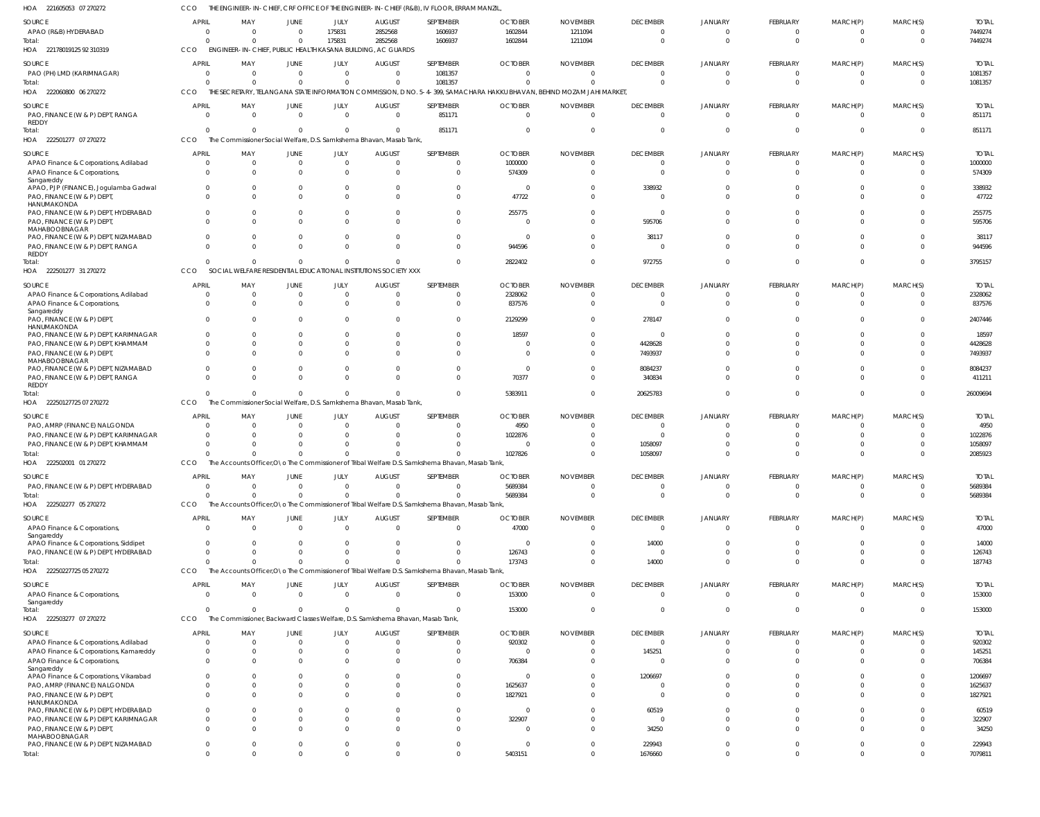HOA 221605053 07 270272 CCO THE ENGINEER-IN-CHIEF, CRF OFFICE OF THE ENGINEER-IN-CHIEF (R&B), IV FLOOR, ERRAM MANZIL,

| SOURCE | APRIL | MAY | JUNE | JULY | AUGUST | SEPTEMBER | OCTOBER | NOVEMBER | DECEMBER | JANUARY | FEBRUARY | MARCH(P) | MARCH(S) | TOTAL |
|---|---|---|---|---|---|---|---|---|---|---|---|---|---|---|
| APAO (R&B) HYDERABAD | 0 | 0 | 0 | 175831 | 2852568 | 1606937 | 1602844 | 1211094 | 0 | 0 | 0 | 0 | 0 | 7449274 |
| Total: | 0 | 0 | 0 | 175831 | 2852568 | 1606937 | 1602844 | 1211094 | 0 | 0 | 0 | 0 | 0 | 7449274 |

HOA 22178019125 92 310319 CCO ENGINEER-IN-CHIEF, PUBLIC HEALTH KASANA BUILDING, AC GUARDS

| SOURCE | APRIL | MAY | JUNE | JULY | AUGUST | SEPTEMBER | OCTOBER | NOVEMBER | DECEMBER | JANUARY | FEBRUARY | MARCH(P) | MARCH(S) | TOTAL |
|---|---|---|---|---|---|---|---|---|---|---|---|---|---|---|
| PAO (PH) LMD (KARIMNAGAR) | 0 | 0 | 0 | 0 | 0 | 1081357 | 0 | 0 | 0 | 0 | 0 | 0 | 0 | 1081357 |
| Total: | 0 | 0 | 0 | 0 | 0 | 1081357 | 0 | 0 | 0 | 0 | 0 | 0 | 0 | 1081357 |

HOA 222060800 06 270272 CCO THE SECRETARY, TELANGANA STATE INFORMATION COMMISSION, D NO. 5-4-399, SAMACHARA HAKKU BHAVAN, BEHIND MOZAM JAHI MARKET,

| SOURCE | APRIL | MAY | JUNE | JULY | AUGUST | SEPTEMBER | OCTOBER | NOVEMBER | DECEMBER | JANUARY | FEBRUARY | MARCH(P) | MARCH(S) | TOTAL |
|---|---|---|---|---|---|---|---|---|---|---|---|---|---|---|
| PAO, FINANCE (W & P) DEPT, RANGA REDDY | 0 | 0 | 0 | 0 | 0 | 851171 | 0 | 0 | 0 | 0 | 0 | 0 | 0 | 851171 |
| Total: | 0 | 0 | 0 | 0 | 0 | 851171 | 0 | 0 | 0 | 0 | 0 | 0 | 0 | 851171 |

HOA 222501277 07 270272 CCO The Commissioner Social Welfare, D.S. Samkshema Bhavan, Masab Tank,

| SOURCE | APRIL | MAY | JUNE | JULY | AUGUST | SEPTEMBER | OCTOBER | NOVEMBER | DECEMBER | JANUARY | FEBRUARY | MARCH(P) | MARCH(S) | TOTAL |
|---|---|---|---|---|---|---|---|---|---|---|---|---|---|---|
| APAO Finance & Corporations, Adilabad | 0 | 0 | 0 | 0 | 0 | 0 | 1000000 | 0 | 0 | 0 | 0 | 0 | 0 | 1000000 |
| APAO Finance & Corporations, Sangareddy | 0 | 0 | 0 | 0 | 0 | 0 | 574309 | 0 | 0 | 0 | 0 | 0 | 0 | 574309 |
| APAO, PJP (FINANCE), Jogulamba Gadwal | 0 | 0 | 0 | 0 | 0 | 0 | 0 | 0 | 338932 | 0 | 0 | 0 | 0 | 338932 |
| PAO, FINANCE (W & P) DEPT, HANUMAKONDA | 0 | 0 | 0 | 0 | 0 | 0 | 47722 | 0 | 0 | 0 | 0 | 0 | 0 | 47722 |
| PAO, FINANCE (W & P) DEPT, HYDERABAD | 0 | 0 | 0 | 0 | 0 | 0 | 255775 | 0 | 0 | 0 | 0 | 0 | 0 | 255775 |
| PAO, FINANCE (W & P) DEPT, MAHABOOBNAGAR | 0 | 0 | 0 | 0 | 0 | 0 | 0 | 0 | 595706 | 0 | 0 | 0 | 0 | 595706 |
| PAO, FINANCE (W & P) DEPT, NIZAMABAD | 0 | 0 | 0 | 0 | 0 | 0 | 0 | 0 | 38117 | 0 | 0 | 0 | 0 | 38117 |
| PAO, FINANCE (W & P) DEPT, RANGA REDDY | 0 | 0 | 0 | 0 | 0 | 0 | 944596 | 0 | 0 | 0 | 0 | 0 | 0 | 944596 |
| Total: | 0 | 0 | 0 | 0 | 0 | 0 | 2822402 | 0 | 972755 | 0 | 0 | 0 | 0 | 3795157 |

HOA 222501277 31 270272 CCO SOCIAL WELFARE RESIDENTIAL EDUCATIONAL INSTITUTIONS SOCIETY XXX

| SOURCE | APRIL | MAY | JUNE | JULY | AUGUST | SEPTEMBER | OCTOBER | NOVEMBER | DECEMBER | JANUARY | FEBRUARY | MARCH(P) | MARCH(S) | TOTAL |
|---|---|---|---|---|---|---|---|---|---|---|---|---|---|---|
| APAO Finance & Corporations, Adilabad | 0 | 0 | 0 | 0 | 0 | 0 | 2328062 | 0 | 0 | 0 | 0 | 0 | 0 | 2328062 |
| APAO Finance & Corporations, Sangareddy | 0 | 0 | 0 | 0 | 0 | 0 | 837576 | 0 | 0 | 0 | 0 | 0 | 0 | 837576 |
| PAO, FINANCE (W & P) DEPT, HANUMAKONDA | 0 | 0 | 0 | 0 | 0 | 0 | 2129299 | 0 | 278147 | 0 | 0 | 0 | 0 | 2407446 |
| PAO, FINANCE (W & P) DEPT, KARIMNAGAR | 0 | 0 | 0 | 0 | 0 | 0 | 18597 | 0 | 0 | 0 | 0 | 0 | 0 | 18597 |
| PAO, FINANCE (W & P) DEPT, KHAMMAM | 0 | 0 | 0 | 0 | 0 | 0 | 0 | 0 | 4428628 | 0 | 0 | 0 | 0 | 4428628 |
| PAO, FINANCE (W & P) DEPT, MAHABOOBNAGAR | 0 | 0 | 0 | 0 | 0 | 0 | 0 | 0 | 7493937 | 0 | 0 | 0 | 0 | 7493937 |
| PAO, FINANCE (W & P) DEPT, NIZAMABAD | 0 | 0 | 0 | 0 | 0 | 0 | 0 | 0 | 8084237 | 0 | 0 | 0 | 0 | 8084237 |
| PAO, FINANCE (W & P) DEPT, RANGA REDDY | 0 | 0 | 0 | 0 | 0 | 0 | 70377 | 0 | 340834 | 0 | 0 | 0 | 0 | 411211 |
| Total: | 0 | 0 | 0 | 0 | 0 | 0 | 5383911 | 0 | 20625783 | 0 | 0 | 0 | 0 | 26009694 |

HOA 22250127725 07 270272 CCO The Commissioner Social Welfare, D.S. Samkshema Bhavan, Masab Tank,

| SOURCE | APRIL | MAY | JUNE | JULY | AUGUST | SEPTEMBER | OCTOBER | NOVEMBER | DECEMBER | JANUARY | FEBRUARY | MARCH(P) | MARCH(S) | TOTAL |
|---|---|---|---|---|---|---|---|---|---|---|---|---|---|---|
| PAO, AMRP (FINANCE) NALGONDA | 0 | 0 | 0 | 0 | 0 | 0 | 4950 | 0 | 0 | 0 | 0 | 0 | 0 | 4950 |
| PAO, FINANCE (W & P) DEPT, KARIMNAGAR | 0 | 0 | 0 | 0 | 0 | 0 | 1022876 | 0 | 0 | 0 | 0 | 0 | 0 | 1022876 |
| PAO, FINANCE (W & P) DEPT, KHAMMAM | 0 | 0 | 0 | 0 | 0 | 0 | 0 | 0 | 1058097 | 0 | 0 | 0 | 0 | 1058097 |
| Total: | 0 | 0 | 0 | 0 | 0 | 0 | 1027826 | 0 | 1058097 | 0 | 0 | 0 | 0 | 2085923 |

HOA 222502001 01 270272 CCO The Accounts Officer,O\o The Commissioner of Tribal Welfare D.S. Samkshema Bhavan, Masab Tank,

| SOURCE | APRIL | MAY | JUNE | JULY | AUGUST | SEPTEMBER | OCTOBER | NOVEMBER | DECEMBER | JANUARY | FEBRUARY | MARCH(P) | MARCH(S) | TOTAL |
|---|---|---|---|---|---|---|---|---|---|---|---|---|---|---|
| PAO, FINANCE (W & P) DEPT, HYDERABAD | 0 | 0 | 0 | 0 | 0 | 0 | 5689384 | 0 | 0 | 0 | 0 | 0 | 0 | 5689384 |
| Total: | 0 | 0 | 0 | 0 | 0 | 0 | 5689384 | 0 | 0 | 0 | 0 | 0 | 0 | 5689384 |

HOA 222502277 05 270272 CCO The Accounts Officer,O\o The Commissioner of Tribal Welfare D.S. Samkshema Bhavan, Masab Tank,

| SOURCE | APRIL | MAY | JUNE | JULY | AUGUST | SEPTEMBER | OCTOBER | NOVEMBER | DECEMBER | JANUARY | FEBRUARY | MARCH(P) | MARCH(S) | TOTAL |
|---|---|---|---|---|---|---|---|---|---|---|---|---|---|---|
| APAO Finance & Corporations, Sangareddy | 0 | 0 | 0 | 0 | 0 | 0 | 47000 | 0 | 0 | 0 | 0 | 0 | 0 | 47000 |
| APAO Finance & Corporations, Siddipet | 0 | 0 | 0 | 0 | 0 | 0 | 0 | 0 | 14000 | 0 | 0 | 0 | 0 | 14000 |
| PAO, FINANCE (W & P) DEPT, HYDERABAD | 0 | 0 | 0 | 0 | 0 | 0 | 126743 | 0 | 0 | 0 | 0 | 0 | 0 | 126743 |
| Total: | 0 | 0 | 0 | 0 | 0 | 0 | 173743 | 0 | 14000 | 0 | 0 | 0 | 0 | 187743 |

HOA 22250227725 05 270272 CCO The Accounts Officer,O\o The Commissioner of Tribal Welfare D.S. Samkshema Bhavan, Masab Tank,

| SOURCE | APRIL | MAY | JUNE | JULY | AUGUST | SEPTEMBER | OCTOBER | NOVEMBER | DECEMBER | JANUARY | FEBRUARY | MARCH(P) | MARCH(S) | TOTAL |
|---|---|---|---|---|---|---|---|---|---|---|---|---|---|---|
| APAO Finance & Corporations, Sangareddy | 0 | 0 | 0 | 0 | 0 | 0 | 153000 | 0 | 0 | 0 | 0 | 0 | 0 | 153000 |
| Total: | 0 | 0 | 0 | 0 | 0 | 0 | 153000 | 0 | 0 | 0 | 0 | 0 | 0 | 153000 |

HOA 222503277 07 270272 CCO The Commissioner, Backward Classes Welfare, D.S. Samkshema Bhavan, Masab Tank,

| SOURCE | APRIL | MAY | JUNE | JULY | AUGUST | SEPTEMBER | OCTOBER | NOVEMBER | DECEMBER | JANUARY | FEBRUARY | MARCH(P) | MARCH(S) | TOTAL |
|---|---|---|---|---|---|---|---|---|---|---|---|---|---|---|
| APAO Finance & Corporations, Adilabad | 0 | 0 | 0 | 0 | 0 | 0 | 920302 | 0 | 0 | 0 | 0 | 0 | 0 | 920302 |
| APAO Finance & Corporations, Kamareddy | 0 | 0 | 0 | 0 | 0 | 0 | 0 | 0 | 145251 | 0 | 0 | 0 | 0 | 145251 |
| APAO Finance & Corporations, Sangareddy | 0 | 0 | 0 | 0 | 0 | 0 | 706384 | 0 | 0 | 0 | 0 | 0 | 0 | 706384 |
| APAO Finance & Corporations, Vikarabad | 0 | 0 | 0 | 0 | 0 | 0 | 0 | 0 | 1206697 | 0 | 0 | 0 | 0 | 1206697 |
| PAO, AMRP (FINANCE) NALGONDA | 0 | 0 | 0 | 0 | 0 | 0 | 1625637 | 0 | 0 | 0 | 0 | 0 | 0 | 1625637 |
| PAO, FINANCE (W & P) DEPT, HANUMAKONDA | 0 | 0 | 0 | 0 | 0 | 0 | 1827921 | 0 | 0 | 0 | 0 | 0 | 0 | 1827921 |
| PAO, FINANCE (W & P) DEPT, HYDERABAD | 0 | 0 | 0 | 0 | 0 | 0 | 0 | 0 | 60519 | 0 | 0 | 0 | 0 | 60519 |
| PAO, FINANCE (W & P) DEPT, KARIMNAGAR | 0 | 0 | 0 | 0 | 0 | 0 | 322907 | 0 | 0 | 0 | 0 | 0 | 0 | 322907 |
| PAO, FINANCE (W & P) DEPT, MAHABOOBNAGAR | 0 | 0 | 0 | 0 | 0 | 0 | 0 | 0 | 34250 | 0 | 0 | 0 | 0 | 34250 |
| PAO, FINANCE (W & P) DEPT, NIZAMABAD | 0 | 0 | 0 | 0 | 0 | 0 | 0 | 0 | 229943 | 0 | 0 | 0 | 0 | 229943 |
| Total: | 0 | 0 | 0 | 0 | 0 | 0 | 5403151 | 0 | 1676660 | 0 | 0 | 0 | 0 | 7079811 |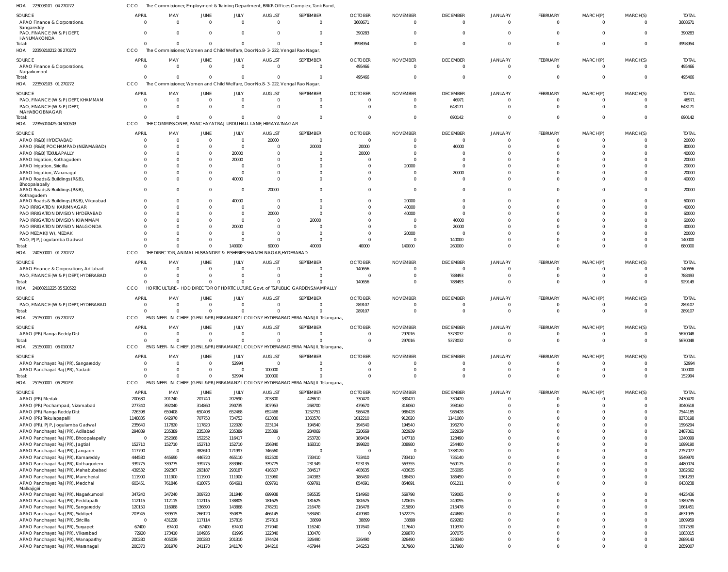HOA 223003101 04 270272 CCO The Commissioner, Employment & Training Department, BRKR Offices Complex, Tank Bund,

| SOURCE | APRIL | MAY | JUNE | JULY | AUGUST | SEPTEMBER | OCTOBER | NOVEMBER | DECEMBER | JANUARY | FEBRUARY | MARCH(P) | MARCH(S) | TOTAL |
|---|---|---|---|---|---|---|---|---|---|---|---|---|---|---|
| APAO Finance & Corporations, Sangareddy | 0 | 0 | 0 | 0 | 0 | 0 | 3608671 | 0 | 0 | 0 | 0 | 0 | 0 | 3608671 |
| PAO, FINANCE (W & P) DEPT, HANUMAKONDA | 0 | 0 | 0 | 0 | 0 | 0 | 390283 | 0 | 0 | 0 | 0 | 0 | 0 | 390283 |
| Total: | 0 | 0 | 0 | 0 | 0 | 0 | 3998954 | 0 | 0 | 0 | 0 | 0 | 0 | 3998954 |

HOA 223502101 06 270272 CCO The Commissioner, Women and Child Welfare, Door No.8-3-222, Vengal Rao Nagar,

| SOURCE | APRIL | MAY | JUNE | JULY | AUGUST | SEPTEMBER | OCTOBER | NOVEMBER | DECEMBER | JANUARY | FEBRUARY | MARCH(P) | MARCH(S) | TOTAL |
|---|---|---|---|---|---|---|---|---|---|---|---|---|---|---|
| APAO Finance & Corporations, Nagarkurnool | 0 | 0 | 0 | 0 | 0 | 0 | 495466 | 0 | 0 | 0 | 0 | 0 | 0 | 495466 |
| Total: | 0 | 0 | 0 | 0 | 0 | 0 | 495466 | 0 | 0 | 0 | 0 | 0 | 0 | 495466 |

HOA 223502103 01 270272 CCO The Commissioner, Women and Child Welfare, Door No.8-3-222, Vengal Rao Nagar,

| SOURCE | APRIL | MAY | JUNE | JULY | AUGUST | SEPTEMBER | OCTOBER | NOVEMBER | DECEMBER | JANUARY | FEBRUARY | MARCH(P) | MARCH(S) | TOTAL |
|---|---|---|---|---|---|---|---|---|---|---|---|---|---|---|
| PAO, FINANCE (W & P) DEPT, KHAMMAM | 0 | 0 | 0 | 0 | 0 | 0 | 0 | 0 | 46971 | 0 | 0 | 0 | 0 | 46971 |
| PAO, FINANCE (W & P) DEPT, MAHABOOBNAGAR | 0 | 0 | 0 | 0 | 0 | 0 | 0 | 0 | 643171 | 0 | 0 | 0 | 0 | 643171 |
| Total: | 0 | 0 | 0 | 0 | 0 | 0 | 0 | 0 | 690142 | 0 | 0 | 0 | 0 | 690142 |

HOA 223560104 25 04 500503 CCO THE COMMISSIONER, PANCHAYAT RAJ URDU HALL LANE, HIMAYATNAGAR

| SOURCE | APRIL | MAY | JUNE | JULY | AUGUST | SEPTEMBER | OCTOBER | NOVEMBER | DECEMBER | JANUARY | FEBRUARY | MARCH(P) | MARCH(S) | TOTAL |
|---|---|---|---|---|---|---|---|---|---|---|---|---|---|---|
| APAO (R&B) HYDERABAD | 0 | 0 | 0 | 0 | 20000 | 0 | 0 | 0 | 0 | 0 | 0 | 0 | 0 | 20000 |
| APAO (R&B) POCHAMPAD (NIZAMABAD) | 0 | 0 | 0 | 0 | 0 | 20000 | 20000 | 0 | 40000 | 0 | 0 | 0 | 0 | 80000 |
| APAO (R&B) TEKULAPALLY | 0 | 0 | 0 | 20000 | 0 | 0 | 20000 | 0 | 0 | 0 | 0 | 0 | 0 | 40000 |
| APAO Irrigation, Kothagudem | 0 | 0 | 0 | 20000 | 0 | 0 | 0 | 0 | 0 | 0 | 0 | 0 | 0 | 20000 |
| APAO Irrigation, Siricilla | 0 | 0 | 0 | 0 | 0 | 0 | 0 | 20000 | 0 | 0 | 0 | 0 | 0 | 20000 |
| APAO Irrigation, Waranagal | 0 | 0 | 0 | 0 | 0 | 0 | 0 | 0 | 20000 | 0 | 0 | 0 | 0 | 20000 |
| APAO Roads & Buildings (R&B), Bhoopalapally | 0 | 0 | 0 | 40000 | 0 | 0 | 0 | 0 | 0 | 0 | 0 | 0 | 0 | 40000 |
| APAO Roads & Buildings (R&B), Kothagudem | 0 | 0 | 0 | 0 | 20000 | 0 | 0 | 0 | 0 | 0 | 0 | 0 | 0 | 20000 |
| APAO Roads & Buildings (R&B), Vikarabad | 0 | 0 | 0 | 40000 | 0 | 0 | 0 | 20000 | 0 | 0 | 0 | 0 | 0 | 60000 |
| PAO IRRIGATION KARIMNAGAR | 0 | 0 | 0 | 0 | 0 | 0 | 0 | 40000 | 0 | 0 | 0 | 0 | 0 | 40000 |
| PAO IRRIGATION DIVISION HYDERABAD | 0 | 0 | 0 | 0 | 20000 | 0 | 0 | 40000 | 0 | 0 | 0 | 0 | 0 | 60000 |
| PAO IRRIGATION DIVISION KHAMMAM | 0 | 0 | 0 | 0 | 0 | 20000 | 0 | 0 | 40000 | 0 | 0 | 0 | 0 | 60000 |
| PAO IRRIGATION DIVISION NALGONDA | 0 | 0 | 0 | 20000 | 0 | 0 | 0 | 0 | 20000 | 0 | 0 | 0 | 0 | 40000 |
| PAO MEDAK(IW), MEDAK | 0 | 0 | 0 | 0 | 0 | 0 | 0 | 20000 | 0 | 0 | 0 | 0 | 0 | 20000 |
| PAO, PJP, Jogulamba Gadwal | 0 | 0 | 0 | 0 | 0 | 0 | 0 | 0 | 140000 | 0 | 0 | 0 | 0 | 140000 |
| Total: | 0 | 0 | 0 | 140000 | 60000 | 40000 | 40000 | 140000 | 260000 | 0 | 0 | 0 | 0 | 680000 |

HOA 240300001 01 270272 CCO THE DIRECTOR, ANIMAL HUSBANDRY & FISHERIES SHANTHI NAGAR,HYDERABAD

| SOURCE | APRIL | MAY | JUNE | JULY | AUGUST | SEPTEMBER | OCTOBER | NOVEMBER | DECEMBER | JANUARY | FEBRUARY | MARCH(P) | MARCH(S) | TOTAL |
|---|---|---|---|---|---|---|---|---|---|---|---|---|---|---|
| APAO Finance & Corporations, Adilabad | 0 | 0 | 0 | 0 | 0 | 0 | 140656 | 0 | 0 | 0 | 0 | 0 | 0 | 140656 |
| PAO, FINANCE (W & P) DEPT, HYDERABAD | 0 | 0 | 0 | 0 | 0 | 0 | 0 | 0 | 788493 | 0 | 0 | 0 | 0 | 788493 |
| Total: | 0 | 0 | 0 | 0 | 0 | 0 | 140656 | 0 | 788493 | 0 | 0 | 0 | 0 | 929149 |

HOA 240602112 25 05 520522 CCO HORTICULTURE - HOD DIRECTOR OF HORTICULTURE, Govt. of TS,PUBLIC GARDENS,NAMPALLY

| SOURCE | APRIL | MAY | JUNE | JULY | AUGUST | SEPTEMBER | OCTOBER | NOVEMBER | DECEMBER | JANUARY | FEBRUARY | MARCH(P) | MARCH(S) | TOTAL |
|---|---|---|---|---|---|---|---|---|---|---|---|---|---|---|
| PAO, FINANCE (W & P) DEPT, HYDERABAD | 0 | 0 | 0 | 0 | 0 | 0 | 289107 | 0 | 0 | 0 | 0 | 0 | 0 | 289107 |
| Total: | 0 | 0 | 0 | 0 | 0 | 0 | 289107 | 0 | 0 | 0 | 0 | 0 | 0 | 289107 |

HOA 251500001 05 270272 CCO ENGINEER-IN-CHIEF, (GENL.&PR) ERRAMANZIL COLONY HYDERABAD ERRA MANJIL Telangana,

| SOURCE | APRIL | MAY | JUNE | JULY | AUGUST | SEPTEMBER | OCTOBER | NOVEMBER | DECEMBER | JANUARY | FEBRUARY | MARCH(P) | MARCH(S) | TOTAL |
|---|---|---|---|---|---|---|---|---|---|---|---|---|---|---|
| APAO (PR) Ranga Reddy Dist | 0 | 0 | 0 | 0 | 0 | 0 | 0 | 297016 | 5373032 | 0 | 0 | 0 | 0 | 5670048 |
| Total: | 0 | 0 | 0 | 0 | 0 | 0 | 0 | 297016 | 5373032 | 0 | 0 | 0 | 0 | 5670048 |

HOA 251500001 06 010017 CCO ENGINEER-IN-CHIEF, (GENL.&PR) ERRAMANZIL COLONY HYDERABAD ERRA MANJIL Telangana,

| SOURCE | APRIL | MAY | JUNE | JULY | AUGUST | SEPTEMBER | OCTOBER | NOVEMBER | DECEMBER | JANUARY | FEBRUARY | MARCH(P) | MARCH(S) | TOTAL |
|---|---|---|---|---|---|---|---|---|---|---|---|---|---|---|
| APAO Panchayat Raj (PR), Sangareddy | 0 | 0 | 0 | 52994 | 0 | 0 | 0 | 0 | 0 | 0 | 0 | 0 | 0 | 52994 |
| APAO Panchayat Raj (PR), Yadadri | 0 | 0 | 0 | 0 | 100000 | 0 | 0 | 0 | 0 | 0 | 0 | 0 | 0 | 100000 |
| Total: | 0 | 0 | 0 | 52994 | 100000 | 0 | 0 | 0 | 0 | 0 | 0 | 0 | 0 | 152994 |

HOA 251500001 06 290291 CCO ENGINEER-IN-CHIEF, (GENL.&PR) ERRAMANZIL COLONY HYDERABAD ERRA MANJIL Telangana,

| SOURCE | APRIL | MAY | JUNE | JULY | AUGUST | SEPTEMBER | OCTOBER | NOVEMBER | DECEMBER | JANUARY | FEBRUARY | MARCH(P) | MARCH(S) | TOTAL |
|---|---|---|---|---|---|---|---|---|---|---|---|---|---|---|
| APAO (PR) Medak | 200630 | 201740 | 201740 | 202690 | 203800 | 428610 | 330420 | 330420 | 330420 | 0 | 0 | 0 | 0 | 2430470 |
| APAO (PR) Pochampad, Nizamabad | 277340 | 392040 | 314860 | 290735 | 307953 | 268700 | 479670 | 316060 | 393160 | 0 | 0 | 0 | 0 | 3040518 |
| APAO (PR) Ranga Reddy Dist | 726398 | 650408 | 650408 | 652468 | 652468 | 1252751 | 986428 | 986428 | 986428 | 0 | 0 | 0 | 0 | 7544185 |
| APAO (PR) Tekulapalli | 1148835 | 642970 | 707750 | 734753 | 613030 | 1360570 | 1012210 | 912020 | 1141060 | 0 | 0 | 0 | 0 | 8273198 |
| APAO (PR), PJP, Jogulamba Gadwal | 235640 | 117820 | 117820 | 122020 | 223104 | 194540 | 194540 | 194540 | 196270 | 0 | 0 | 0 | 0 | 1596294 |
| APAO Panchayat Raj (PR), Adilabad | 294889 | 235389 | 235389 | 235389 | 235389 | 284069 | 320669 | 322939 | 322939 | 0 | 0 | 0 | 0 | 2487061 |
| APAO Panchayat Raj (PR), Bhoopalapally | 0 | 252068 | 152252 | 116417 | 0 | 253720 | 189434 | 147718 | 128490 | 0 | 0 | 0 | 0 | 1240099 |
| APAO Panchayat Raj (PR), Jagtial | 152710 | 152710 | 152710 | 152710 | 156840 | 168310 | 199820 | 308980 | 254400 | 0 | 0 | 0 | 0 | 1699190 |
| APAO Panchayat Raj (PR), Jangaon | 117790 | 0 | 382610 | 171997 | 746560 | 0 | 0 | 0 | 1338120 | 0 | 0 | 0 | 0 | 2757077 |
| APAO Panchayat Raj (PR), Kamareddy | 444580 | 445690 | 446720 | 465110 | 812500 | 733410 | 733410 | 733410 | 735140 | 0 | 0 | 0 | 0 | 5549970 |
| APAO Panchayat Raj (PR), Kothagudem | 339775 | 339775 | 339775 | 833960 | 339775 | 231349 | 923135 | 563355 | 569175 | 0 | 0 | 0 | 0 | 4480074 |
| APAO Panchayat Raj (PR), Mahabubabad | 439532 | 292367 | 293187 | 293187 | 416507 | 384517 | 403635 | 403635 | 356095 | 0 | 0 | 0 | 0 | 3282662 |
| APAO Panchayat Raj (PR), Mancherial | 111900 | 111900 | 111900 | 111900 | 113960 | 240383 | 186450 | 186450 | 186450 | 0 | 0 | 0 | 0 | 1361293 |
| APAO Panchayat Raj (PR), Medchal Malkajigiri | 603451 | 761846 | 618075 | 664691 | 609791 | 609791 | 854691 | 854691 | 861211 | 0 | 0 | 0 | 0 | 6438238 |
| APAO Panchayat Raj (PR), Nagarkurnool | 347240 | 347240 | 309720 | 311940 | 699938 | 595535 | 514960 | 569798 | 729065 | 0 | 0 | 0 | 0 | 4425436 |
| APAO Panchayat Raj (PR), Peddapalli | 112115 | 112115 | 112115 | 138805 | 181625 | 181625 | 181625 | 120615 | 249095 | 0 | 0 | 0 | 0 | 1389735 |
| APAO Panchayat Raj (PR), Sangareddy | 120150 | 116988 | 136890 | 143868 | 278231 | 216478 | 216478 | 215890 | 216478 | 0 | 0 | 0 | 0 | 1661451 |
| APAO Panchayat Raj (PR), Siddipet | 207945 | 339515 | 266120 | 350875 | 466145 | 533450 | 470980 | 1522225 | 474680 | 0 | 0 | 0 | 0 | 4631935 |
| APAO Panchayat Raj (PR), Siricilla | 0 | 431228 | 117114 | 157819 | 157819 | 38899 | 38899 | 38899 | 829282 | 0 | 0 | 0 | 0 | 1809959 |
| APAO Panchayat Raj (PR), Suryapet | 67400 | 67400 | 67400 | 67400 | 277040 | 116240 | 117640 | 117640 | 119370 | 0 | 0 | 0 | 0 | 1017530 |
| APAO Panchayat Raj (PR), Vikarabad | 72920 | 173410 | 104935 | 61995 | 122340 | 130470 | 0 | 209870 | 207075 | 0 | 0 | 0 | 0 | 1083015 |
| APAO Panchayat Raj (PR), Wanaparthy | 200280 | 405039 | 200280 | 201310 | 374424 | 326490 | 326490 | 326490 | 328340 | 0 | 0 | 0 | 0 | 2689143 |
| APAO Panchayat Raj (PR), Waranagal | 200370 | 281970 | 241170 | 241170 | 244210 | 467944 | 346253 | 317960 | 317960 | 0 | 0 | 0 | 0 | 2659007 |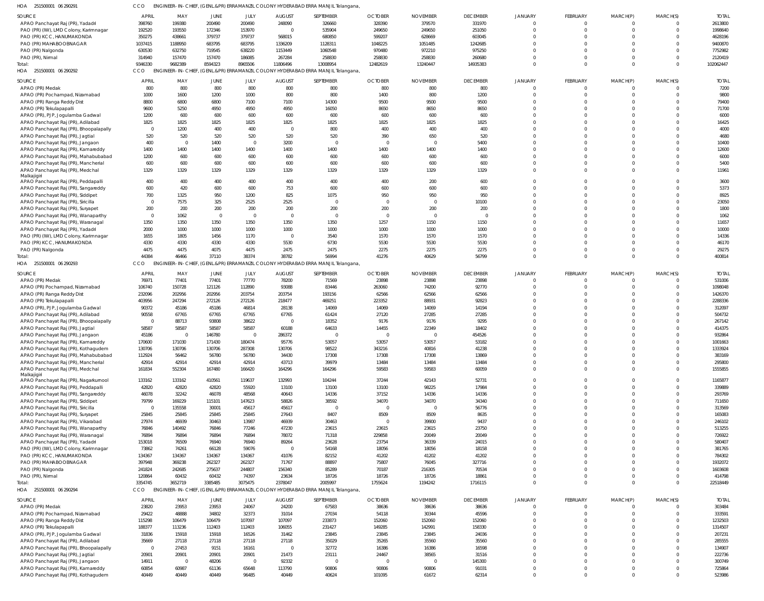HOA 251500001 06 290291 CCO ENGINEER-IN-CHIEF, (GENL.&PR) ERRAMANZIL COLONY HYDERABAD ERRA MANJIL Telangana,

| SOURCE | APRIL | MAY | JUNE | JULY | AUGUST | SEPTEMBER | OCTOBER | NOVEMBER | DECEMBER | JANUARY | FEBRUARY | MARCH(P) | MARCH(S) | TOTAL |
|---|---|---|---|---|---|---|---|---|---|---|---|---|---|---|
| APAO Panchayat Raj (PR), Yadadri | 398760 | 199380 | 200490 | 200490 | 248090 | 326660 | 328390 | 379570 | 331970 | 0 | 0 | 0 | 0 | 2613800 |
| PAO (PR) (IW), LMD Colony, Karimnagar | 192520 | 193550 | 172346 | 153970 | 0 | 535904 | 249650 | 249650 | 251050 | 0 | 0 | 0 | 0 | 1998640 |
| PAO (PR) KCC, HANUMAKONDA | 350275 | 438661 | 379737 | 379737 | 568015 | 680850 | 599207 | 628669 | 603045 | 0 | 0 | 0 | 0 | 4628196 |
| PAO (PR) MAHABOOBNAGAR | 1037415 | 1188950 | 683795 | 683795 | 1336209 | 1128311 | 1048225 | 1051485 | 1242685 | 0 | 0 | 0 | 0 | 9400870 |
| PAO (PR) Nalgonda | 630530 | 632750 | 719545 | 638220 | 1153449 | 1060548 | 970480 | 972210 | 975250 | 0 | 0 | 0 | 0 | 7752982 |
| PAO (PR), Nirmal | 314940 | 157470 | 157470 | 186085 | 267284 | 258830 | 258830 | 258830 | 260680 | 0 | 0 | 0 | 0 | 2120419 |
| Total: | 9346330 | 9682389 | 8594323 | 8965506 | 11806496 | 13008954 | 12482619 | 13240447 | 14935383 | 0 | 0 | 0 | 0 | 102062447 |

HOA 251500001 06 290292 CCO ENGINEER-IN-CHIEF, (GENL.&PR) ERRAMANZIL COLONY HYDERABAD ERRA MANJIL Telangana,

| SOURCE | APRIL | MAY | JUNE | JULY | AUGUST | SEPTEMBER | OCTOBER | NOVEMBER | DECEMBER | JANUARY | FEBRUARY | MARCH(P) | MARCH(S) | TOTAL |
|---|---|---|---|---|---|---|---|---|---|---|---|---|---|---|
| APAO (PR) Medak | 800 | 800 | 800 | 800 | 800 | 800 | 800 | 800 | 800 | 0 | 0 | 0 | 0 | 7200 |
| APAO (PR) Pochampad, Nizamabad | 1000 | 1600 | 1200 | 1000 | 800 | 800 | 1400 | 800 | 1200 | 0 | 0 | 0 | 0 | 9800 |
| APAO (PR) Ranga Reddy Dist | 8800 | 6800 | 6800 | 7100 | 7100 | 14300 | 9500 | 9500 | 9500 | 0 | 0 | 0 | 0 | 79400 |
| APAO (PR) Tekulapalli | 9600 | 5250 | 4950 | 4950 | 4950 | 16050 | 8650 | 8650 | 8650 | 0 | 0 | 0 | 0 | 71700 |
| APAO (PR), PJP, Jogulamba Gadwal | 1200 | 600 | 600 | 600 | 600 | 600 | 600 | 600 | 600 | 0 | 0 | 0 | 0 | 6000 |
| APAO Panchayat Raj (PR), Adilabad | 1825 | 1825 | 1825 | 1825 | 1825 | 1825 | 1825 | 1825 | 1825 | 0 | 0 | 0 | 0 | 16425 |
| APAO Panchayat Raj (PR), Bhoopalapally | 0 | 1200 | 400 | 400 | 0 | 800 | 400 | 400 | 400 | 0 | 0 | 0 | 0 | 4000 |
| APAO Panchayat Raj (PR), Jagtial | 520 | 520 | 520 | 520 | 520 | 520 | 390 | 650 | 520 | 0 | 0 | 0 | 0 | 4680 |
| APAO Panchayat Raj (PR), Jangaon | 400 | 0 | 1400 | 0 | 3200 | 0 | 0 | 0 | 5400 | 0 | 0 | 0 | 0 | 10400 |
| APAO Panchayat Raj (PR), Kamareddy | 1400 | 1400 | 1400 | 1400 | 1400 | 1400 | 1400 | 1400 | 1400 | 0 | 0 | 0 | 0 | 12600 |
| APAO Panchayat Raj (PR), Mahabubabad | 1200 | 600 | 600 | 600 | 600 | 600 | 600 | 600 | 600 | 0 | 0 | 0 | 0 | 6000 |
| APAO Panchayat Raj (PR), Mancherial | 600 | 600 | 600 | 600 | 600 | 600 | 600 | 600 | 600 | 0 | 0 | 0 | 0 | 5400 |
| APAO Panchayat Raj (PR), Medchal Malkajigiri | 1329 | 1329 | 1329 | 1329 | 1329 | 1329 | 1329 | 1329 | 1329 | 0 | 0 | 0 | 0 | 11961 |
| APAO Panchayat Raj (PR), Peddapalli | 400 | 400 | 400 | 400 | 400 | 400 | 400 | 200 | 600 | 0 | 0 | 0 | 0 | 3600 |
| APAO Panchayat Raj (PR), Sangareddy | 600 | 420 | 600 | 600 | 753 | 600 | 600 | 600 | 600 | 0 | 0 | 0 | 0 | 5373 |
| APAO Panchayat Raj (PR), Siddipet | 700 | 1325 | 950 | 1200 | 825 | 1075 | 950 | 950 | 950 | 0 | 0 | 0 | 0 | 8925 |
| APAO Panchayat Raj (PR), Siricilla | 0 | 7575 | 325 | 2525 | 2525 | 0 | 0 | 0 | 10100 | 0 | 0 | 0 | 0 | 23050 |
| APAO Panchayat Raj (PR), Suryapet | 200 | 200 | 200 | 200 | 200 | 200 | 200 | 200 | 200 | 0 | 0 | 0 | 0 | 1800 |
| APAO Panchayat Raj (PR), Wanapathy | 0 | 1062 | 0 | 0 | 0 | 0 | 0 | 0 | 0 | 0 | 0 | 0 | 0 | 1062 |
| APAO Panchayat Raj (PR), Waranagal | 1350 | 1350 | 1350 | 1350 | 1350 | 1350 | 1257 | 1150 | 1150 | 0 | 0 | 0 | 0 | 11657 |
| APAO Panchayat Raj (PR), Yadadri | 2000 | 1000 | 1000 | 1000 | 1000 | 1000 | 1000 | 1000 | 1000 | 0 | 0 | 0 | 0 | 10000 |
| PAO (PR) (IW), LMD Colony, Karimnagar | 1655 | 1805 | 1456 | 1170 | 0 | 3540 | 1570 | 1570 | 1570 | 0 | 0 | 0 | 0 | 14336 |
| PAO (PR) KCC, HANUMAKONDA | 4330 | 4330 | 4330 | 4330 | 5530 | 6730 | 5530 | 5530 | 5530 | 0 | 0 | 0 | 0 | 46170 |
| PAO (PR) Nalgonda | 4475 | 4475 | 4075 | 4475 | 2475 | 2475 | 2275 | 2275 | 2275 | 0 | 0 | 0 | 0 | 29275 |
| Total: | 44384 | 46466 | 37110 | 38374 | 38782 | 56994 | 41276 | 40629 | 56799 | 0 | 0 | 0 | 0 | 400814 |

HOA 251500001 06 290293 CCO ENGINEER-IN-CHIEF, (GENL.&PR) ERRAMANZIL COLONY HYDERABAD ERRA MANJIL Telangana,

| SOURCE | APRIL | MAY | JUNE | JULY | AUGUST | SEPTEMBER | OCTOBER | NOVEMBER | DECEMBER | JANUARY | FEBRUARY | MARCH(P) | MARCH(S) | TOTAL |
|---|---|---|---|---|---|---|---|---|---|---|---|---|---|---|
| APAO (PR) Medak | 76971 | 77401 | 77401 | 77770 | 78200 | 71569 | 23898 | 23898 | 23898 | 0 | 0 | 0 | 0 | 531006 |
| APAO (PR) Pochampad, Nizamabad | 106740 | 150728 | 121126 | 112890 | 93088 | 83446 | 263060 | 74200 | 92770 | 0 | 0 | 0 | 0 | 1098048 |
| APAO (PR) Ranga Reddy Dist | 232096 | 202956 | 202956 | 203754 | 203754 | 193156 | 62566 | 62566 | 62566 | 0 | 0 | 0 | 0 | 1426370 |
| APAO (PR) Tekulapalli | 403956 | 247294 | 272126 | 272126 | 218477 | 469251 | 223352 | 88931 | 92823 | 0 | 0 | 0 | 0 | 2288336 |
| APAO (PR), PJP, Jogulamba Gadwal | 90372 | 45186 | 45186 | 46814 | 28138 | 14069 | 14069 | 14069 | 14194 | 0 | 0 | 0 | 0 | 312097 |
| APAO Panchayat Raj (PR), Adilabad | 90558 | 67765 | 67765 | 67765 | 67765 | 61424 | 27120 | 27285 | 27285 | 0 | 0 | 0 | 0 | 504732 |
| APAO Panchayat Raj (PR), Bhoopalapally | 0 | 88713 | 93808 | 38622 | 0 | 18352 | 9176 | 9176 | 9295 | 0 | 0 | 0 | 0 | 267142 |
| APAO Panchayat Raj (PR), Jagtial | 58587 | 58587 | 58587 | 58587 | 60188 | 64633 | 14455 | 22349 | 18402 | 0 | 0 | 0 | 0 | 414375 |
| APAO Panchayat Raj (PR), Jangaon | 45186 | 0 | 146780 | 0 | 286372 | 0 | 0 | 0 | 454526 | 0 | 0 | 0 | 0 | 932864 |
| APAO Panchayat Raj (PR), Kamareddy | 170600 | 171030 | 171430 | 180474 | 95776 | 53057 | 53057 | 53057 | 53182 | 0 | 0 | 0 | 0 | 1001663 |
| APAO Panchayat Raj (PR), Kothagudem | 130706 | 130706 | 130706 | 287308 | 130706 | 98522 | 343216 | 40816 | 41238 | 0 | 0 | 0 | 0 | 1333924 |
| APAO Panchayat Raj (PR), Mahabubabad | 112924 | 56462 | 56780 | 56780 | 34430 | 17308 | 17308 | 17308 | 13869 | 0 | 0 | 0 | 0 | 383169 |
| APAO Panchayat Raj (PR), Mancherial | 42914 | 42914 | 42914 | 42914 | 43713 | 39979 | 13484 | 13484 | 13484 | 0 | 0 | 0 | 0 | 295800 |
| APAO Panchayat Raj (PR), Medchal Malkajigiri | 161834 | 552304 | 167480 | 166420 | 164296 | 164296 | 59583 | 59583 | 60059 | 0 | 0 | 0 | 0 | 1555855 |
| APAO Panchayat Raj (PR), Nagarkurnool | 133162 | 133162 | 410561 | 119637 | 132993 | 104244 | 37244 | 42143 | 52731 | 0 | 0 | 0 | 0 | 1165877 |
| APAO Panchayat Raj (PR), Peddapalli | 42820 | 42820 | 42820 | 55920 | 13100 | 13100 | 13100 | 98225 | 17984 | 0 | 0 | 0 | 0 | 339889 |
| APAO Panchayat Raj (PR), Sangareddy | 46078 | 32242 | 46078 | 48568 | 40643 | 14336 | 37152 | 14336 | 14336 | 0 | 0 | 0 | 0 | 293769 |
| APAO Panchayat Raj (PR), Siddipet | 79799 | 169229 | 115101 | 147623 | 58826 | 38592 | 34070 | 34070 | 34340 | 0 | 0 | 0 | 0 | 711650 |
| APAO Panchayat Raj (PR), Siricilla | 0 | 135558 | 30001 | 45617 | 45617 | 0 | 0 | 0 | 56776 | 0 | 0 | 0 | 0 | 313569 |
| APAO Panchayat Raj (PR), Suryapet | 25845 | 25845 | 25845 | 25845 | 27643 | 8407 | 8509 | 8509 | 8635 | 0 | 0 | 0 | 0 | 165083 |
| APAO Panchayat Raj (PR), Vikarabad | 27974 | 46939 | 30463 | 13987 | 46939 | 30463 | 0 | 39900 | 9437 | 0 | 0 | 0 | 0 | 246102 |
| APAO Panchayat Raj (PR), Wanapathy | 76846 | 140492 | 76846 | 77246 | 47230 | 23615 | 23615 | 23615 | 23750 | 0 | 0 | 0 | 0 | 513255 |
| APAO Panchayat Raj (PR), Waranagal | 76894 | 76894 | 76894 | 76894 | 78072 | 71318 | 229858 | 20049 | 20049 | 0 | 0 | 0 | 0 | 726922 |
| APAO Panchayat Raj (PR), Yadadri | 153018 | 76509 | 76940 | 76940 | 89264 | 23628 | 23754 | 36339 | 24015 | 0 | 0 | 0 | 0 | 580407 |
| PAO (PR) (IW), LMD Colony, Karimnagar | 73862 | 74261 | 66128 | 59076 | 0 | 54168 | 18056 | 18056 | 18158 | 0 | 0 | 0 | 0 | 381765 |
| PAO (PR) KCC, HANUMAKONDA | 134367 | 134367 | 134367 | 134367 | 41076 | 82152 | 41202 | 41202 | 41202 | 0 | 0 | 0 | 0 | 784302 |
| PAO (PR) MAHABOOBNAGAR | 397948 | 369238 | 262327 | 262327 | 71767 | 88897 | 75807 | 76045 | 327716 | 0 | 0 | 0 | 0 | 1932072 |
| PAO (PR) Nalgonda | 241824 | 242685 | 275637 | 244807 | 156340 | 85289 | 70187 | 216305 | 70534 | 0 | 0 | 0 | 0 | 1603608 |
| PAO (PR), Nirmal | 120864 | 60432 | 60432 | 74397 | 23634 | 18726 | 18726 | 18726 | 18861 | 0 | 0 | 0 | 0 | 414798 |
| Total: | 3354745 | 3652719 | 3385485 | 3075475 | 2378047 | 2005997 | 1755624 | 1194242 | 1716115 | 0 | 0 | 0 | 0 | 22518449 |

HOA 251500001 06 290294 CCO ENGINEER-IN-CHIEF, (GENL.&PR) ERRAMANZIL COLONY HYDERABAD ERRA MANJIL Telangana,

| SOURCE | APRIL | MAY | JUNE | JULY | AUGUST | SEPTEMBER | OCTOBER | NOVEMBER | DECEMBER | JANUARY | FEBRUARY | MARCH(P) | MARCH(S) | TOTAL |
|---|---|---|---|---|---|---|---|---|---|---|---|---|---|---|
| APAO (PR) Medak | 23820 | 23953 | 23953 | 24067 | 24200 | 67583 | 38636 | 38636 | 38636 | 0 | 0 | 0 | 0 | 303484 |
| APAO (PR) Pochampad, Nizamabad | 29422 | 48888 | 34802 | 32373 | 31014 | 27034 | 54118 | 30344 | 45596 | 0 | 0 | 0 | 0 | 333591 |
| APAO (PR) Ranga Reddy Dist | 115298 | 106479 | 106479 | 107097 | 107097 | 233873 | 152060 | 152060 | 152060 | 0 | 0 | 0 | 0 | 1232503 |
| APAO (PR) Tekulapalli | 188377 | 113236 | 112403 | 112403 | 106055 | 231427 | 149285 | 142991 | 158330 | 0 | 0 | 0 | 0 | 1314507 |
| APAO (PR), PJP, Jogulamba Gadwal | 31836 | 15918 | 15918 | 16526 | 31462 | 23845 | 23845 | 23845 | 24036 | 0 | 0 | 0 | 0 | 207231 |
| APAO Panchayat Raj (PR), Adilabad | 35669 | 27118 | 27118 | 27118 | 27118 | 35029 | 35265 | 35560 | 35560 | 0 | 0 | 0 | 0 | 285555 |
| APAO Panchayat Raj (PR), Bhoopalapally | 0 | 27453 | 9151 | 16161 | 0 | 32772 | 16386 | 16386 | 16598 | 0 | 0 | 0 | 0 | 134907 |
| APAO Panchayat Raj (PR), Jagtial | 20901 | 20901 | 20901 | 20901 | 21473 | 23111 | 24467 | 38565 | 31516 | 0 | 0 | 0 | 0 | 222736 |
| APAO Panchayat Raj (PR), Jangaon | 14911 | 0 | 48206 | 0 | 92332 | 0 | 0 | 0 | 145300 | 0 | 0 | 0 | 0 | 300749 |
| APAO Panchayat Raj (PR), Kamareddy | 60854 | 60987 | 61136 | 65648 | 113790 | 90806 | 90806 | 90806 | 91031 | 0 | 0 | 0 | 0 | 725864 |
| APAO Panchayat Raj (PR), Kothagudem | 40449 | 40449 | 40449 | 96485 | 40449 | 40624 | 101095 | 61672 | 62314 | 0 | 0 | 0 | 0 | 523986 |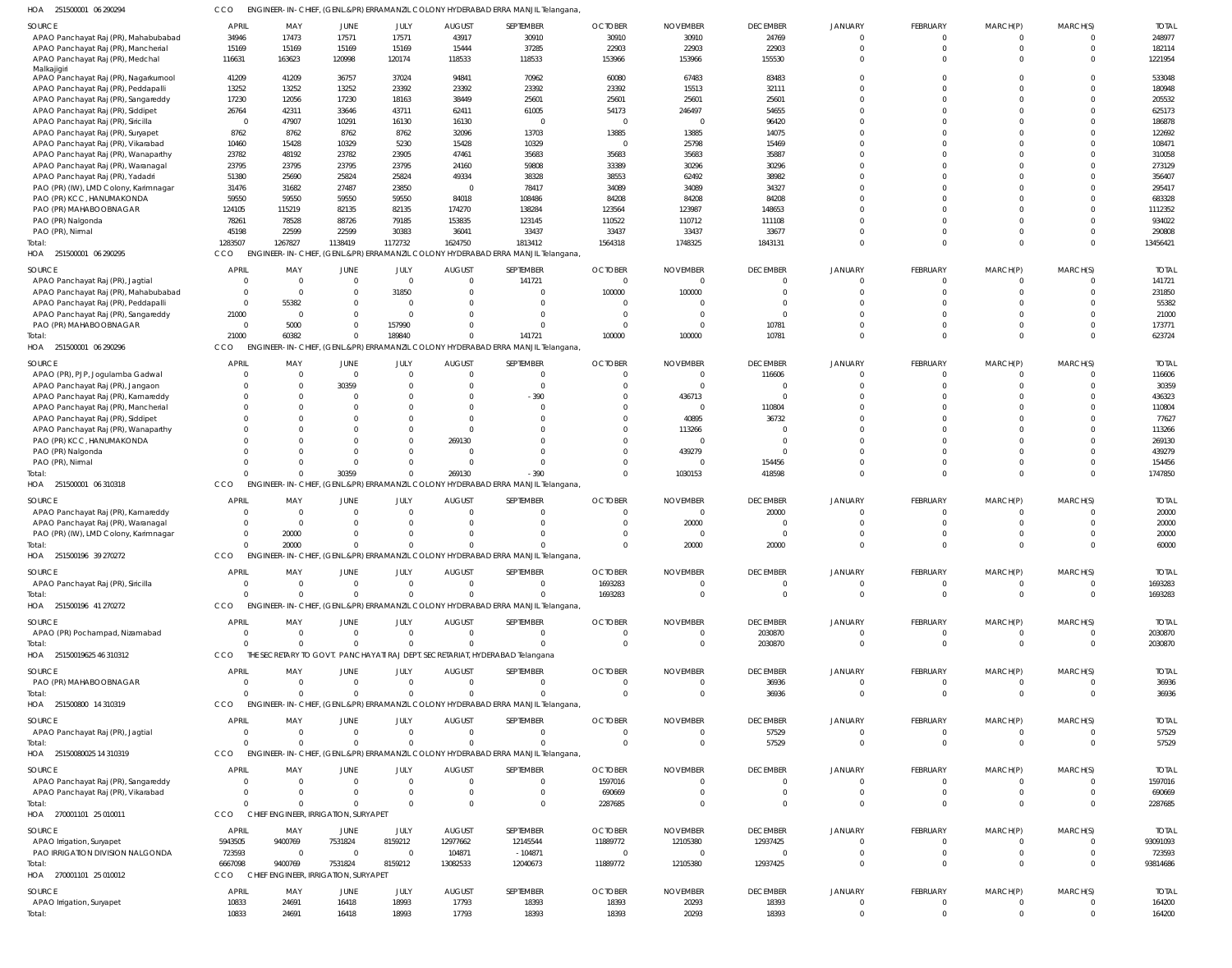HOA 251500001 06 290294 CCO ENGINEER-IN-CHIEF, (GENL.&PR) ERRAMANZIL COLONY HYDERABAD ERRA MANJIL Telangana,

| SOURCE | APRIL | MAY | JUNE | JULY | AUGUST | SEPTEMBER | OCTOBER | NOVEMBER | DECEMBER | JANUARY | FEBRUARY | MARCH(P) | MARCH(S) | TOTAL |
|---|---|---|---|---|---|---|---|---|---|---|---|---|---|---|
| APAO Panchayat Raj (PR), Mahabubabad | 34946 | 17473 | 17571 | 17571 | 43917 | 30910 | 30910 | 30910 | 24769 | 0 | 0 | 0 | 0 | 248977 |
| APAO Panchayat Raj (PR), Mancherial | 15169 | 15169 | 15169 | 15169 | 15444 | 37285 | 22903 | 22903 | 22903 | 0 | 0 | 0 | 0 | 182114 |
| APAO Panchayat Raj (PR), Medchal Malkajigiri | 116631 | 163623 | 120998 | 120174 | 118533 | 118533 | 153966 | 153966 | 155530 | 0 | 0 | 0 | 0 | 1221954 |
| APAO Panchayat Raj (PR), Nagarkurnool | 41209 | 41209 | 36757 | 37024 | 94841 | 70962 | 60080 | 67483 | 83483 | 0 | 0 | 0 | 0 | 533048 |
| APAO Panchayat Raj (PR), Peddapalli | 13252 | 13252 | 13252 | 23392 | 23392 | 23392 | 23392 | 15513 | 32111 | 0 | 0 | 0 | 0 | 180948 |
| APAO Panchayat Raj (PR), Sangareddy | 17230 | 12056 | 17230 | 18163 | 38449 | 25601 | 25601 | 25601 | 25601 | 0 | 0 | 0 | 0 | 205532 |
| APAO Panchayat Raj (PR), Siddipet | 26764 | 42311 | 33646 | 43711 | 62411 | 61005 | 54173 | 246497 | 54655 | 0 | 0 | 0 | 0 | 625173 |
| APAO Panchayat Raj (PR), Siricilla | 0 | 47907 | 10291 | 16130 | 16130 | 0 | 0 | 0 | 96420 | 0 | 0 | 0 | 0 | 186878 |
| APAO Panchayat Raj (PR), Suryapet | 8762 | 8762 | 8762 | 8762 | 32096 | 13703 | 13885 | 13885 | 14075 | 0 | 0 | 0 | 0 | 122692 |
| APAO Panchayat Raj (PR), Vikarabad | 10460 | 15428 | 10329 | 5230 | 15428 | 10329 | 0 | 25798 | 15469 | 0 | 0 | 0 | 0 | 108471 |
| APAO Panchayat Raj (PR), Wanaparthy | 23782 | 48192 | 23782 | 23905 | 47461 | 35683 | 35683 | 35683 | 35887 | 0 | 0 | 0 | 0 | 310058 |
| APAO Panchayat Raj (PR), Waranagal | 23795 | 23795 | 23795 | 23795 | 24160 | 59808 | 33389 | 30296 | 30296 | 0 | 0 | 0 | 0 | 273129 |
| APAO Panchayat Raj (PR), Yadadri | 51380 | 25690 | 25824 | 25824 | 49334 | 38328 | 38553 | 62492 | 38982 | 0 | 0 | 0 | 0 | 356407 |
| PAO (PR) (IW), LMD Colony, Karimnagar | 31476 | 31682 | 27487 | 23850 | 0 | 78417 | 34089 | 34089 | 34327 | 0 | 0 | 0 | 0 | 295417 |
| PAO (PR) KCC, HANUMAKONDA | 59550 | 59550 | 59550 | 59550 | 84018 | 108486 | 84208 | 84208 | 84208 | 0 | 0 | 0 | 0 | 683328 |
| PAO (PR) MAHABOOBNAGAR | 124105 | 115219 | 82135 | 82135 | 174270 | 138284 | 123564 | 123987 | 148653 | 0 | 0 | 0 | 0 | 1112352 |
| PAO (PR) Nalgonda | 78261 | 78528 | 88726 | 79185 | 153835 | 123145 | 110522 | 110712 | 111108 | 0 | 0 | 0 | 0 | 934022 |
| PAO (PR), Nirmal | 45198 | 22599 | 22599 | 30383 | 36041 | 33437 | 33437 | 33437 | 33677 | 0 | 0 | 0 | 0 | 290808 |
| Total: | 1283507 | 1267827 | 1138419 | 1172732 | 1624750 | 1813412 | 1564318 | 1748325 | 1843131 | 0 | 0 | 0 | 0 | 13456421 |

HOA 251500001 06 290295 CCO ENGINEER-IN-CHIEF, (GENL.&PR) ERRAMANZIL COLONY HYDERABAD ERRA MANJIL Telangana,

| SOURCE | APRIL | MAY | JUNE | JULY | AUGUST | SEPTEMBER | OCTOBER | NOVEMBER | DECEMBER | JANUARY | FEBRUARY | MARCH(P) | MARCH(S) | TOTAL |
|---|---|---|---|---|---|---|---|---|---|---|---|---|---|---|
| APAO Panchayat Raj (PR), Jagtial | 0 | 0 | 0 | 0 | 0 | 141721 | 0 | 0 | 0 | 0 | 0 | 0 | 0 | 141721 |
| APAO Panchayat Raj (PR), Mahabubabad | 0 | 0 | 0 | 31850 | 0 | 0 | 100000 | 100000 | 0 | 0 | 0 | 0 | 0 | 231850 |
| APAO Panchayat Raj (PR), Peddapalli | 0 | 55382 | 0 | 0 | 0 | 0 | 0 | 0 | 0 | 0 | 0 | 0 | 0 | 55382 |
| APAO Panchayat Raj (PR), Sangareddy | 21000 | 0 | 0 | 0 | 0 | 0 | 0 | 0 | 0 | 0 | 0 | 0 | 0 | 21000 |
| PAO (PR) MAHABOOBNAGAR | 0 | 5000 | 0 | 157990 | 0 | 0 | 0 | 0 | 10781 | 0 | 0 | 0 | 0 | 173771 |
| Total: | 21000 | 60382 | 0 | 189840 | 0 | 141721 | 100000 | 100000 | 10781 | 0 | 0 | 0 | 0 | 623724 |

HOA 251500001 06 290296 CCO ENGINEER-IN-CHIEF, (GENL.&PR) ERRAMANZIL COLONY HYDERABAD ERRA MANJIL Telangana,

| SOURCE | APRIL | MAY | JUNE | JULY | AUGUST | SEPTEMBER | OCTOBER | NOVEMBER | DECEMBER | JANUARY | FEBRUARY | MARCH(P) | MARCH(S) | TOTAL |
|---|---|---|---|---|---|---|---|---|---|---|---|---|---|---|
| APAO (PR), PJP, Jogulamba Gadwal | 0 | 0 | 0 | 0 | 0 | 0 | 0 | 0 | 116606 | 0 | 0 | 0 | 0 | 116606 |
| APAO Panchayat Raj (PR), Jangaon | 0 | 0 | 30359 | 0 | 0 | 0 | 0 | 0 | 0 | 0 | 0 | 0 | 0 | 30359 |
| APAO Panchayat Raj (PR), Kamareddy | 0 | 0 | 0 | 0 | 0 | -390 | 0 | 436713 | 0 | 0 | 0 | 0 | 0 | 436323 |
| APAO Panchayat Raj (PR), Mancherial | 0 | 0 | 0 | 0 | 0 | 0 | 0 | 0 | 110804 | 0 | 0 | 0 | 0 | 110804 |
| APAO Panchayat Raj (PR), Siddipet | 0 | 0 | 0 | 0 | 0 | 0 | 0 | 40895 | 36732 | 0 | 0 | 0 | 0 | 77627 |
| APAO Panchayat Raj (PR), Wanaparthy | 0 | 0 | 0 | 0 | 0 | 0 | 0 | 113266 | 0 | 0 | 0 | 0 | 0 | 113266 |
| PAO (PR) KCC, HANUMAKONDA | 0 | 0 | 0 | 0 | 269130 | 0 | 0 | 0 | 0 | 0 | 0 | 0 | 0 | 269130 |
| PAO (PR) Nalgonda | 0 | 0 | 0 | 0 | 0 | 0 | 0 | 439279 | 0 | 0 | 0 | 0 | 0 | 439279 |
| PAO (PR), Nirmal | 0 | 0 | 0 | 0 | 0 | 0 | 0 | 0 | 154456 | 0 | 0 | 0 | 0 | 154456 |
| Total: | 0 | 0 | 30359 | 0 | 269130 | -390 | 0 | 1030153 | 418598 | 0 | 0 | 0 | 0 | 1747850 |

HOA 251500001 06 310318 CCO ENGINEER-IN-CHIEF, (GENL.&PR) ERRAMANZIL COLONY HYDERABAD ERRA MANJIL Telangana,

| SOURCE | APRIL | MAY | JUNE | JULY | AUGUST | SEPTEMBER | OCTOBER | NOVEMBER | DECEMBER | JANUARY | FEBRUARY | MARCH(P) | MARCH(S) | TOTAL |
|---|---|---|---|---|---|---|---|---|---|---|---|---|---|---|
| APAO Panchayat Raj (PR), Kamareddy | 0 | 0 | 0 | 0 | 0 | 0 | 0 | 0 | 20000 | 0 | 0 | 0 | 0 | 20000 |
| APAO Panchayat Raj (PR), Waranagal | 0 | 0 | 0 | 0 | 0 | 0 | 0 | 20000 | 0 | 0 | 0 | 0 | 0 | 20000 |
| PAO (PR) (IW), LMD Colony, Karimnagar | 0 | 20000 | 0 | 0 | 0 | 0 | 0 | 0 | 0 | 0 | 0 | 0 | 0 | 20000 |
| Total: | 0 | 20000 | 0 | 0 | 0 | 0 | 0 | 20000 | 20000 | 0 | 0 | 0 | 0 | 60000 |

HOA 251500196 39 270272 CCO ENGINEER-IN-CHIEF, (GENL.&PR) ERRAMANZIL COLONY HYDERABAD ERRA MANJIL Telangana,

| SOURCE | APRIL | MAY | JUNE | JULY | AUGUST | SEPTEMBER | OCTOBER | NOVEMBER | DECEMBER | JANUARY | FEBRUARY | MARCH(P) | MARCH(S) | TOTAL |
|---|---|---|---|---|---|---|---|---|---|---|---|---|---|---|
| APAO Panchayat Raj (PR), Siricilla | 0 | 0 | 0 | 0 | 0 | 0 | 1693283 | 0 | 0 | 0 | 0 | 0 | 0 | 1693283 |
| Total: | 0 | 0 | 0 | 0 | 0 | 0 | 1693283 | 0 | 0 | 0 | 0 | 0 | 0 | 1693283 |

HOA 251500196 41 270272 CCO ENGINEER-IN-CHIEF, (GENL.&PR) ERRAMANZIL COLONY HYDERABAD ERRA MANJIL Telangana,

| SOURCE | APRIL | MAY | JUNE | JULY | AUGUST | SEPTEMBER | OCTOBER | NOVEMBER | DECEMBER | JANUARY | FEBRUARY | MARCH(P) | MARCH(S) | TOTAL |
|---|---|---|---|---|---|---|---|---|---|---|---|---|---|---|
| APAO (PR) Pochampad, Nizamabad | 0 | 0 | 0 | 0 | 0 | 0 | 0 | 0 | 2030870 | 0 | 0 | 0 | 0 | 2030870 |
| Total: | 0 | 0 | 0 | 0 | 0 | 0 | 0 | 0 | 2030870 | 0 | 0 | 0 | 0 | 2030870 |

HOA 25150019625 46 310312 CCO THE SECRETARY TO GOVT. PANCHAYATI RAJ DEPT. SECRETARIAT, HYDERABAD Telangana

| SOURCE | APRIL | MAY | JUNE | JULY | AUGUST | SEPTEMBER | OCTOBER | NOVEMBER | DECEMBER | JANUARY | FEBRUARY | MARCH(P) | MARCH(S) | TOTAL |
|---|---|---|---|---|---|---|---|---|---|---|---|---|---|---|
| PAO (PR) MAHABOOBNAGAR | 0 | 0 | 0 | 0 | 0 | 0 | 0 | 0 | 36936 | 0 | 0 | 0 | 0 | 36936 |
| Total: | 0 | 0 | 0 | 0 | 0 | 0 | 0 | 0 | 36936 | 0 | 0 | 0 | 0 | 36936 |

HOA 251500800 14 310319 CCO ENGINEER-IN-CHIEF, (GENL.&PR) ERRAMANZIL COLONY HYDERABAD ERRA MANJIL Telangana,

| SOURCE | APRIL | MAY | JUNE | JULY | AUGUST | SEPTEMBER | OCTOBER | NOVEMBER | DECEMBER | JANUARY | FEBRUARY | MARCH(P) | MARCH(S) | TOTAL |
|---|---|---|---|---|---|---|---|---|---|---|---|---|---|---|
| APAO Panchayat Raj (PR), Jagtial | 0 | 0 | 0 | 0 | 0 | 0 | 0 | 0 | 57529 | 0 | 0 | 0 | 0 | 57529 |
| Total: | 0 | 0 | 0 | 0 | 0 | 0 | 0 | 0 | 57529 | 0 | 0 | 0 | 0 | 57529 |

HOA 25150080025 14 310319 CCO ENGINEER-IN-CHIEF, (GENL.&PR) ERRAMANZIL COLONY HYDERABAD ERRA MANJIL Telangana,

| SOURCE | APRIL | MAY | JUNE | JULY | AUGUST | SEPTEMBER | OCTOBER | NOVEMBER | DECEMBER | JANUARY | FEBRUARY | MARCH(P) | MARCH(S) | TOTAL |
|---|---|---|---|---|---|---|---|---|---|---|---|---|---|---|
| APAO Panchayat Raj (PR), Sangareddy | 0 | 0 | 0 | 0 | 0 | 0 | 1597016 | 0 | 0 | 0 | 0 | 0 | 0 | 1597016 |
| APAO Panchayat Raj (PR), Vikarabad | 0 | 0 | 0 | 0 | 0 | 0 | 690669 | 0 | 0 | 0 | 0 | 0 | 0 | 690669 |
| Total: | 0 | 0 | 0 | 0 | 0 | 0 | 2287685 | 0 | 0 | 0 | 0 | 0 | 0 | 2287685 |

HOA 270001101 25 010011 CCO CHIEF ENGINEER, IRRIGATION, SURYAPET

| SOURCE | APRIL | MAY | JUNE | JULY | AUGUST | SEPTEMBER | OCTOBER | NOVEMBER | DECEMBER | JANUARY | FEBRUARY | MARCH(P) | MARCH(S) | TOTAL |
|---|---|---|---|---|---|---|---|---|---|---|---|---|---|---|
| APAO Irrigation, Suryapet | 5943505 | 9400769 | 7531824 | 8159212 | 12977662 | 12145544 | 11889772 | 12105380 | 12937425 | 0 | 0 | 0 | 0 | 93091093 |
| PAO IRRIGATION DIVISION NALGONDA | 723593 | 0 | 0 | 0 | 104871 | -104871 | 0 | 0 | 0 | 0 | 0 | 0 | 0 | 723593 |
| Total: | 6667098 | 9400769 | 7531824 | 8159212 | 13082533 | 12040673 | 11889772 | 12105380 | 12937425 | 0 | 0 | 0 | 0 | 93814686 |

HOA 270001101 25 010012 CCO CHIEF ENGINEER, IRRIGATION, SURYAPET

| SOURCE | APRIL | MAY | JUNE | JULY | AUGUST | SEPTEMBER | OCTOBER | NOVEMBER | DECEMBER | JANUARY | FEBRUARY | MARCH(P) | MARCH(S) | TOTAL |
|---|---|---|---|---|---|---|---|---|---|---|---|---|---|---|
| APAO Irrigation, Suryapet | 10833 | 24691 | 16418 | 18993 | 17793 | 18393 | 18393 | 20293 | 18393 | 0 | 0 | 0 | 0 | 164200 |
| Total: | 10833 | 24691 | 16418 | 18993 | 17793 | 18393 | 18393 | 20293 | 18393 | 0 | 0 | 0 | 0 | 164200 |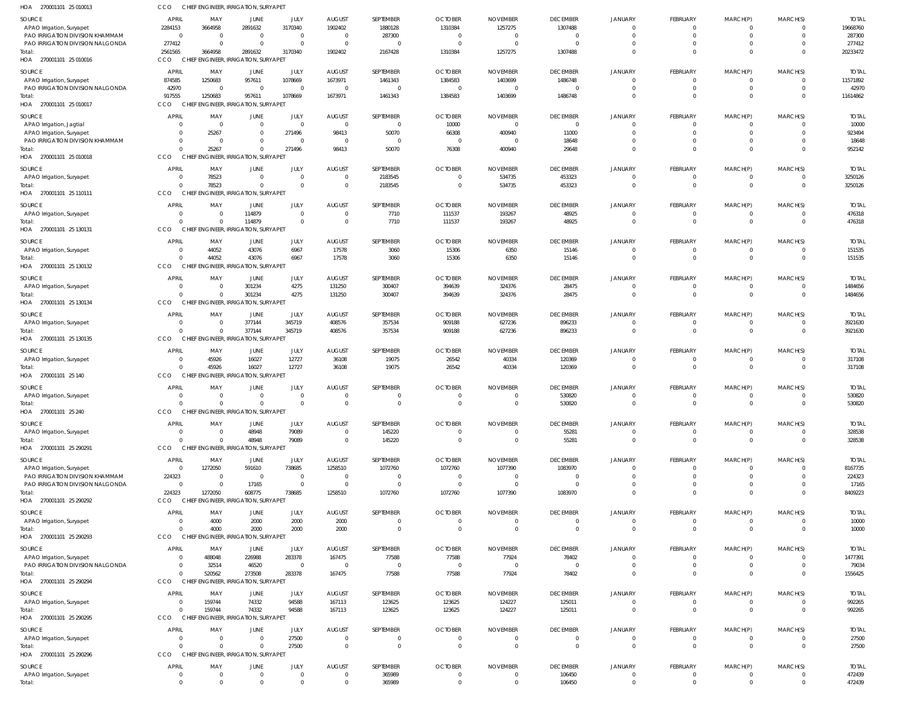HOA 270001101 25 010013 CCO CHIEF ENGINEER, IRRIGATION, SURYAPET

| SOURCE | APRIL | MAY | JUNE | JULY | AUGUST | SEPTEMBER | OCTOBER | NOVEMBER | DECEMBER | JANUARY | FEBRUARY | MARCH(P) | MARCH(S) | TOTAL |
|---|---|---|---|---|---|---|---|---|---|---|---|---|---|---|
| APAO Irrigation, Suryapet | 2284153 | 3664958 | 2891632 | 3170340 | 1902402 | 1880128 | 1310384 | 1257275 | 1307488 | 0 | 0 | 0 | 0 | 19668760 |
| PAO IRRIGATION DIVISION KHAMMAM | 0 | 0 | 0 | 0 | 0 | 287300 | 0 | 0 | 0 | 0 | 0 | 0 | 0 | 287300 |
| PAO IRRIGATION DIVISION NALGONDA | 277412 | 0 | 0 | 0 | 0 | 0 | 0 | 0 | 0 | 0 | 0 | 0 | 0 | 277412 |
| Total: | 2561565 | 3664958 | 2891632 | 3170340 | 1902402 | 2167428 | 1310384 | 1257275 | 1307488 | 0 | 0 | 0 | 0 | 20233472 |

HOA 270001101 25 010016 CCO CHIEF ENGINEER, IRRIGATION, SURYAPET

| SOURCE | APRIL | MAY | JUNE | JULY | AUGUST | SEPTEMBER | OCTOBER | NOVEMBER | DECEMBER | JANUARY | FEBRUARY | MARCH(P) | MARCH(S) | TOTAL |
|---|---|---|---|---|---|---|---|---|---|---|---|---|---|---|
| APAO Irrigation, Suryapet | 874585 | 1250683 | 957611 | 1078669 | 1673971 | 1461343 | 1384583 | 1403699 | 1486748 | 0 | 0 | 0 | 0 | 11571892 |
| PAO IRRIGATION DIVISION NALGONDA | 42970 | 0 | 0 | 0 | 0 | 0 | 0 | 0 | 0 | 0 | 0 | 0 | 0 | 42970 |
| Total: | 917555 | 1250683 | 957611 | 1078669 | 1673971 | 1461343 | 1384583 | 1403699 | 1486748 | 0 | 0 | 0 | 0 | 11614862 |

HOA 270001101 25 010017 CCO CHIEF ENGINEER, IRRIGATION, SURYAPET

| SOURCE | APRIL | MAY | JUNE | JULY | AUGUST | SEPTEMBER | OCTOBER | NOVEMBER | DECEMBER | JANUARY | FEBRUARY | MARCH(P) | MARCH(S) | TOTAL |
|---|---|---|---|---|---|---|---|---|---|---|---|---|---|---|
| APAO Irrigation, Jagtial | 0 | 0 | 0 | 0 | 0 | 0 | 10000 | 0 | 0 | 0 | 0 | 0 | 0 | 10000 |
| APAO Irrigation, Suryapet | 0 | 25267 | 0 | 271496 | 98413 | 50070 | 66308 | 400940 | 11000 | 0 | 0 | 0 | 0 | 923494 |
| PAO IRRIGATION DIVISION KHAMMAM | 0 | 0 | 0 | 0 | 0 | 0 | 0 | 0 | 18648 | 0 | 0 | 0 | 0 | 18648 |
| Total: | 0 | 25267 | 0 | 271496 | 98413 | 50070 | 76308 | 400940 | 29648 | 0 | 0 | 0 | 0 | 952142 |

HOA 270001101 25 010018 CCO CHIEF ENGINEER, IRRIGATION, SURYAPET

| SOURCE | APRIL | MAY | JUNE | JULY | AUGUST | SEPTEMBER | OCTOBER | NOVEMBER | DECEMBER | JANUARY | FEBRUARY | MARCH(P) | MARCH(S) | TOTAL |
|---|---|---|---|---|---|---|---|---|---|---|---|---|---|---|
| APAO Irrigation, Suryapet | 0 | 78523 | 0 | 0 | 0 | 2183545 | 0 | 534735 | 453323 | 0 | 0 | 0 | 0 | 3250126 |
| Total: | 0 | 78523 | 0 | 0 | 0 | 2183545 | 0 | 534735 | 453323 | 0 | 0 | 0 | 0 | 3250126 |

HOA 270001101 25 110111 CCO CHIEF ENGINEER, IRRIGATION, SURYAPET

| SOURCE | APRIL | MAY | JUNE | JULY | AUGUST | SEPTEMBER | OCTOBER | NOVEMBER | DECEMBER | JANUARY | FEBRUARY | MARCH(P) | MARCH(S) | TOTAL |
|---|---|---|---|---|---|---|---|---|---|---|---|---|---|---|
| APAO Irrigation, Suryapet | 0 | 0 | 114879 | 0 | 0 | 7710 | 111537 | 193267 | 48925 | 0 | 0 | 0 | 0 | 476318 |
| Total: | 0 | 0 | 114879 | 0 | 0 | 7710 | 111537 | 193267 | 48925 | 0 | 0 | 0 | 0 | 476318 |

HOA 270001101 25 130131 CCO CHIEF ENGINEER, IRRIGATION, SURYAPET

| SOURCE | APRIL | MAY | JUNE | JULY | AUGUST | SEPTEMBER | OCTOBER | NOVEMBER | DECEMBER | JANUARY | FEBRUARY | MARCH(P) | MARCH(S) | TOTAL |
|---|---|---|---|---|---|---|---|---|---|---|---|---|---|---|
| APAO Irrigation, Suryapet | 0 | 44052 | 43076 | 6967 | 17578 | 3060 | 15306 | 6350 | 15146 | 0 | 0 | 0 | 0 | 151535 |
| Total: | 0 | 44052 | 43076 | 6967 | 17578 | 3060 | 15306 | 6350 | 15146 | 0 | 0 | 0 | 0 | 151535 |

HOA 270001101 25 130132 CCO CHIEF ENGINEER, IRRIGATION, SURYAPET

| SOURCE | APRIL | MAY | JUNE | JULY | AUGUST | SEPTEMBER | OCTOBER | NOVEMBER | DECEMBER | JANUARY | FEBRUARY | MARCH(P) | MARCH(S) | TOTAL |
|---|---|---|---|---|---|---|---|---|---|---|---|---|---|---|
| APAO Irrigation, Suryapet | 0 | 0 | 301234 | 4275 | 131250 | 300407 | 394639 | 324376 | 28475 | 0 | 0 | 0 | 0 | 1484656 |
| Total: | 0 | 0 | 301234 | 4275 | 131250 | 300407 | 394639 | 324376 | 28475 | 0 | 0 | 0 | 0 | 1484656 |

HOA 270001101 25 130134 CCO CHIEF ENGINEER, IRRIGATION, SURYAPET

| SOURCE | APRIL | MAY | JUNE | JULY | AUGUST | SEPTEMBER | OCTOBER | NOVEMBER | DECEMBER | JANUARY | FEBRUARY | MARCH(P) | MARCH(S) | TOTAL |
|---|---|---|---|---|---|---|---|---|---|---|---|---|---|---|
| APAO Irrigation, Suryapet | 0 | 0 | 377144 | 345719 | 408576 | 357534 | 909188 | 627236 | 896233 | 0 | 0 | 0 | 0 | 3921630 |
| Total: | 0 | 0 | 377144 | 345719 | 408576 | 357534 | 909188 | 627236 | 896233 | 0 | 0 | 0 | 0 | 3921630 |

HOA 270001101 25 130135 CCO CHIEF ENGINEER, IRRIGATION, SURYAPET

| SOURCE | APRIL | MAY | JUNE | JULY | AUGUST | SEPTEMBER | OCTOBER | NOVEMBER | DECEMBER | JANUARY | FEBRUARY | MARCH(P) | MARCH(S) | TOTAL |
|---|---|---|---|---|---|---|---|---|---|---|---|---|---|---|
| APAO Irrigation, Suryapet | 0 | 45926 | 16027 | 12727 | 36108 | 19075 | 26542 | 40334 | 120369 | 0 | 0 | 0 | 0 | 317108 |
| Total: | 0 | 45926 | 16027 | 12727 | 36108 | 19075 | 26542 | 40334 | 120369 | 0 | 0 | 0 | 0 | 317108 |

HOA 270001101 25 140 CCO CHIEF ENGINEER, IRRIGATION, SURYAPET

| SOURCE | APRIL | MAY | JUNE | JULY | AUGUST | SEPTEMBER | OCTOBER | NOVEMBER | DECEMBER | JANUARY | FEBRUARY | MARCH(P) | MARCH(S) | TOTAL |
|---|---|---|---|---|---|---|---|---|---|---|---|---|---|---|
| APAO Irrigation, Suryapet | 0 | 0 | 0 | 0 | 0 | 0 | 0 | 0 | 530820 | 0 | 0 | 0 | 0 | 530820 |
| Total: | 0 | 0 | 0 | 0 | 0 | 0 | 0 | 0 | 530820 | 0 | 0 | 0 | 0 | 530820 |

HOA 270001101 25 240 CCO CHIEF ENGINEER, IRRIGATION, SURYAPET

| SOURCE | APRIL | MAY | JUNE | JULY | AUGUST | SEPTEMBER | OCTOBER | NOVEMBER | DECEMBER | JANUARY | FEBRUARY | MARCH(P) | MARCH(S) | TOTAL |
|---|---|---|---|---|---|---|---|---|---|---|---|---|---|---|
| APAO Irrigation, Suryapet | 0 | 0 | 48948 | 79089 | 0 | 145220 | 0 | 0 | 55281 | 0 | 0 | 0 | 0 | 328538 |
| Total: | 0 | 0 | 48948 | 79089 | 0 | 145220 | 0 | 0 | 55281 | 0 | 0 | 0 | 0 | 328538 |

HOA 270001101 25 290291 CCO CHIEF ENGINEER, IRRIGATION, SURYAPET

| SOURCE | APRIL | MAY | JUNE | JULY | AUGUST | SEPTEMBER | OCTOBER | NOVEMBER | DECEMBER | JANUARY | FEBRUARY | MARCH(P) | MARCH(S) | TOTAL |
|---|---|---|---|---|---|---|---|---|---|---|---|---|---|---|
| APAO Irrigation, Suryapet | 0 | 1272050 | 591610 | 738685 | 1258510 | 1072760 | 1072760 | 1077390 | 1083970 | 0 | 0 | 0 | 0 | 8167735 |
| PAO IRRIGATION DIVISION KHAMMAM | 224323 | 0 | 0 | 0 | 0 | 0 | 0 | 0 | 0 | 0 | 0 | 0 | 0 | 224323 |
| PAO IRRIGATION DIVISION NALGONDA | 0 | 0 | 17165 | 0 | 0 | 0 | 0 | 0 | 0 | 0 | 0 | 0 | 0 | 17165 |
| Total: | 224323 | 1272050 | 608775 | 738685 | 1258510 | 1072760 | 1072760 | 1077390 | 1083970 | 0 | 0 | 0 | 0 | 8409223 |

HOA 270001101 25 290292 CCO CHIEF ENGINEER, IRRIGATION, SURYAPET

| SOURCE | APRIL | MAY | JUNE | JULY | AUGUST | SEPTEMBER | OCTOBER | NOVEMBER | DECEMBER | JANUARY | FEBRUARY | MARCH(P) | MARCH(S) | TOTAL |
|---|---|---|---|---|---|---|---|---|---|---|---|---|---|---|
| APAO Irrigation, Suryapet | 0 | 4000 | 2000 | 2000 | 2000 | 0 | 0 | 0 | 0 | 0 | 0 | 0 | 0 | 10000 |
| Total: | 0 | 4000 | 2000 | 2000 | 2000 | 0 | 0 | 0 | 0 | 0 | 0 | 0 | 0 | 10000 |

HOA 270001101 25 290293 CCO CHIEF ENGINEER, IRRIGATION, SURYAPET

| SOURCE | APRIL | MAY | JUNE | JULY | AUGUST | SEPTEMBER | OCTOBER | NOVEMBER | DECEMBER | JANUARY | FEBRUARY | MARCH(P) | MARCH(S) | TOTAL |
|---|---|---|---|---|---|---|---|---|---|---|---|---|---|---|
| APAO Irrigation, Suryapet | 0 | 488048 | 226988 | 283378 | 167475 | 77588 | 77588 | 77924 | 78402 | 0 | 0 | 0 | 0 | 1477391 |
| PAO IRRIGATION DIVISION NALGONDA | 0 | 32514 | 46520 | 0 | 0 | 0 | 0 | 0 | 0 | 0 | 0 | 0 | 0 | 79034 |
| Total: | 0 | 520562 | 273508 | 283378 | 167475 | 77588 | 77588 | 77924 | 78402 | 0 | 0 | 0 | 0 | 1556425 |

HOA 270001101 25 290294 CCO CHIEF ENGINEER, IRRIGATION, SURYAPET

| SOURCE | APRIL | MAY | JUNE | JULY | AUGUST | SEPTEMBER | OCTOBER | NOVEMBER | DECEMBER | JANUARY | FEBRUARY | MARCH(P) | MARCH(S) | TOTAL |
|---|---|---|---|---|---|---|---|---|---|---|---|---|---|---|
| APAO Irrigation, Suryapet | 0 | 159744 | 74332 | 94588 | 167113 | 123625 | 123625 | 124227 | 125011 | 0 | 0 | 0 | 0 | 992265 |
| Total: | 0 | 159744 | 74332 | 94588 | 167113 | 123625 | 123625 | 124227 | 125011 | 0 | 0 | 0 | 0 | 992265 |

HOA 270001101 25 290295 CCO CHIEF ENGINEER, IRRIGATION, SURYAPET

| SOURCE | APRIL | MAY | JUNE | JULY | AUGUST | SEPTEMBER | OCTOBER | NOVEMBER | DECEMBER | JANUARY | FEBRUARY | MARCH(P) | MARCH(S) | TOTAL |
|---|---|---|---|---|---|---|---|---|---|---|---|---|---|---|
| APAO Irrigation, Suryapet | 0 | 0 | 0 | 27500 | 0 | 0 | 0 | 0 | 0 | 0 | 0 | 0 | 0 | 27500 |
| Total: | 0 | 0 | 0 | 27500 | 0 | 0 | 0 | 0 | 0 | 0 | 0 | 0 | 0 | 27500 |

HOA 270001101 25 290296 CCO CHIEF ENGINEER, IRRIGATION, SURYAPET

| SOURCE | APRIL | MAY | JUNE | JULY | AUGUST | SEPTEMBER | OCTOBER | NOVEMBER | DECEMBER | JANUARY | FEBRUARY | MARCH(P) | MARCH(S) | TOTAL |
|---|---|---|---|---|---|---|---|---|---|---|---|---|---|---|
| APAO Irrigation, Suryapet | 0 | 0 | 0 | 0 | 0 | 365989 | 0 | 0 | 106450 | 0 | 0 | 0 | 0 | 472439 |
| Total: | 0 | 0 | 0 | 0 | 0 | 365989 | 0 | 0 | 106450 | 0 | 0 | 0 | 0 | 472439 |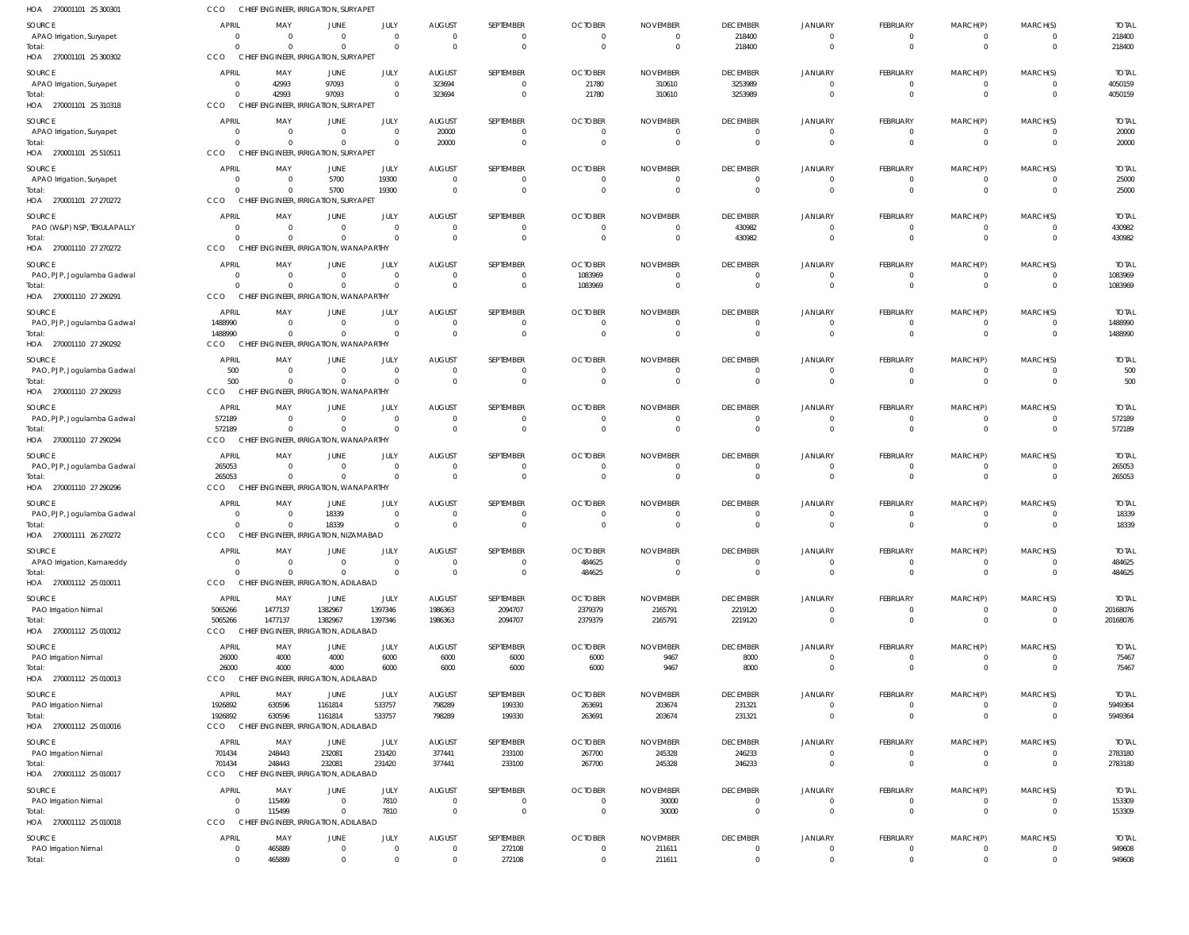HOA 270001101 25 300301 CCO CHIEF ENGINEER, IRRIGATION, SURYAPET

| SOURCE | APRIL | MAY | JUNE | JULY | AUGUST | SEPTEMBER | OCTOBER | NOVEMBER | DECEMBER | JANUARY | FEBRUARY | MARCH(P) | MARCH(S) | TOTAL |
|---|---|---|---|---|---|---|---|---|---|---|---|---|---|---|
| APAO Irrigation, Suryapet | 0 | 0 | 0 | 0 | 0 | 0 | 0 | 0 | 218400 | 0 | 0 | 0 | 0 | 218400 |
| Total: | 0 | 0 | 0 | 0 | 0 | 0 | 0 | 0 | 218400 | 0 | 0 | 0 | 0 | 218400 |

HOA 270001101 25 300302 CCO CHIEF ENGINEER, IRRIGATION, SURYAPET

| SOURCE | APRIL | MAY | JUNE | JULY | AUGUST | SEPTEMBER | OCTOBER | NOVEMBER | DECEMBER | JANUARY | FEBRUARY | MARCH(P) | MARCH(S) | TOTAL |
|---|---|---|---|---|---|---|---|---|---|---|---|---|---|---|
| APAO Irrigation, Suryapet | 0 | 42993 | 97093 | 0 | 323694 | 0 | 21780 | 310610 | 3253989 | 0 | 0 | 0 | 0 | 4050159 |
| Total: | 0 | 42993 | 97093 | 0 | 323694 | 0 | 21780 | 310610 | 3253989 | 0 | 0 | 0 | 0 | 4050159 |

HOA 270001101 25 310318 CCO CHIEF ENGINEER, IRRIGATION, SURYAPET

| SOURCE | APRIL | MAY | JUNE | JULY | AUGUST | SEPTEMBER | OCTOBER | NOVEMBER | DECEMBER | JANUARY | FEBRUARY | MARCH(P) | MARCH(S) | TOTAL |
|---|---|---|---|---|---|---|---|---|---|---|---|---|---|---|
| APAO Irrigation, Suryapet | 0 | 0 | 0 | 0 | 20000 | 0 | 0 | 0 | 0 | 0 | 0 | 0 | 0 | 20000 |
| Total: | 0 | 0 | 0 | 0 | 20000 | 0 | 0 | 0 | 0 | 0 | 0 | 0 | 0 | 20000 |

HOA 270001101 25 510511 CCO CHIEF ENGINEER, IRRIGATION, SURYAPET

| SOURCE | APRIL | MAY | JUNE | JULY | AUGUST | SEPTEMBER | OCTOBER | NOVEMBER | DECEMBER | JANUARY | FEBRUARY | MARCH(P) | MARCH(S) | TOTAL |
|---|---|---|---|---|---|---|---|---|---|---|---|---|---|---|
| APAO Irrigation, Suryapet | 0 | 0 | 5700 | 19300 | 0 | 0 | 0 | 0 | 0 | 0 | 0 | 0 | 0 | 25000 |
| Total: | 0 | 0 | 5700 | 19300 | 0 | 0 | 0 | 0 | 0 | 0 | 0 | 0 | 0 | 25000 |

HOA 270001101 27 270272 CCO CHIEF ENGINEER, IRRIGATION, SURYAPET

| SOURCE | APRIL | MAY | JUNE | JULY | AUGUST | SEPTEMBER | OCTOBER | NOVEMBER | DECEMBER | JANUARY | FEBRUARY | MARCH(P) | MARCH(S) | TOTAL |
|---|---|---|---|---|---|---|---|---|---|---|---|---|---|---|
| PAO (W&P) NSP, TEKULAPALLY | 0 | 0 | 0 | 0 | 0 | 0 | 0 | 0 | 430982 | 0 | 0 | 0 | 0 | 430982 |
| Total: | 0 | 0 | 0 | 0 | 0 | 0 | 0 | 0 | 430982 | 0 | 0 | 0 | 0 | 430982 |

HOA 270001110 27 270272 CCO CHIEF ENGINEER, IRRIGATION, WANAPARTHY

| SOURCE | APRIL | MAY | JUNE | JULY | AUGUST | SEPTEMBER | OCTOBER | NOVEMBER | DECEMBER | JANUARY | FEBRUARY | MARCH(P) | MARCH(S) | TOTAL |
|---|---|---|---|---|---|---|---|---|---|---|---|---|---|---|
| PAO, PJP, Jogulamba Gadwal | 0 | 0 | 0 | 0 | 0 | 0 | 1083969 | 0 | 0 | 0 | 0 | 0 | 0 | 1083969 |
| Total: | 0 | 0 | 0 | 0 | 0 | 0 | 1083969 | 0 | 0 | 0 | 0 | 0 | 0 | 1083969 |

HOA 270001110 27 290291 CCO CHIEF ENGINEER, IRRIGATION, WANAPARTHY

| SOURCE | APRIL | MAY | JUNE | JULY | AUGUST | SEPTEMBER | OCTOBER | NOVEMBER | DECEMBER | JANUARY | FEBRUARY | MARCH(P) | MARCH(S) | TOTAL |
|---|---|---|---|---|---|---|---|---|---|---|---|---|---|---|
| PAO, PJP, Jogulamba Gadwal | 1488990 | 0 | 0 | 0 | 0 | 0 | 0 | 0 | 0 | 0 | 0 | 0 | 0 | 1488990 |
| Total: | 1488990 | 0 | 0 | 0 | 0 | 0 | 0 | 0 | 0 | 0 | 0 | 0 | 0 | 1488990 |

HOA 270001110 27 290292 CCO CHIEF ENGINEER, IRRIGATION, WANAPARTHY

| SOURCE | APRIL | MAY | JUNE | JULY | AUGUST | SEPTEMBER | OCTOBER | NOVEMBER | DECEMBER | JANUARY | FEBRUARY | MARCH(P) | MARCH(S) | TOTAL |
|---|---|---|---|---|---|---|---|---|---|---|---|---|---|---|
| PAO, PJP, Jogulamba Gadwal | 500 | 0 | 0 | 0 | 0 | 0 | 0 | 0 | 0 | 0 | 0 | 0 | 0 | 500 |
| Total: | 500 | 0 | 0 | 0 | 0 | 0 | 0 | 0 | 0 | 0 | 0 | 0 | 0 | 500 |

HOA 270001110 27 290293 CCO CHIEF ENGINEER, IRRIGATION, WANAPARTHY

| SOURCE | APRIL | MAY | JUNE | JULY | AUGUST | SEPTEMBER | OCTOBER | NOVEMBER | DECEMBER | JANUARY | FEBRUARY | MARCH(P) | MARCH(S) | TOTAL |
|---|---|---|---|---|---|---|---|---|---|---|---|---|---|---|
| PAO, PJP, Jogulamba Gadwal | 572189 | 0 | 0 | 0 | 0 | 0 | 0 | 0 | 0 | 0 | 0 | 0 | 0 | 572189 |
| Total: | 572189 | 0 | 0 | 0 | 0 | 0 | 0 | 0 | 0 | 0 | 0 | 0 | 0 | 572189 |

HOA 270001110 27 290294 CCO CHIEF ENGINEER, IRRIGATION, WANAPARTHY

| SOURCE | APRIL | MAY | JUNE | JULY | AUGUST | SEPTEMBER | OCTOBER | NOVEMBER | DECEMBER | JANUARY | FEBRUARY | MARCH(P) | MARCH(S) | TOTAL |
|---|---|---|---|---|---|---|---|---|---|---|---|---|---|---|
| PAO, PJP, Jogulamba Gadwal | 265053 | 0 | 0 | 0 | 0 | 0 | 0 | 0 | 0 | 0 | 0 | 0 | 0 | 265053 |
| Total: | 265053 | 0 | 0 | 0 | 0 | 0 | 0 | 0 | 0 | 0 | 0 | 0 | 0 | 265053 |

HOA 270001110 27 290296 CCO CHIEF ENGINEER, IRRIGATION, WANAPARTHY

| SOURCE | APRIL | MAY | JUNE | JULY | AUGUST | SEPTEMBER | OCTOBER | NOVEMBER | DECEMBER | JANUARY | FEBRUARY | MARCH(P) | MARCH(S) | TOTAL |
|---|---|---|---|---|---|---|---|---|---|---|---|---|---|---|
| PAO, PJP, Jogulamba Gadwal | 0 | 0 | 18339 | 0 | 0 | 0 | 0 | 0 | 0 | 0 | 0 | 0 | 0 | 18339 |
| Total: | 0 | 0 | 18339 | 0 | 0 | 0 | 0 | 0 | 0 | 0 | 0 | 0 | 0 | 18339 |

HOA 270001111 26 270272 CCO CHIEF ENGINEER, IRRIGATION, NIZAMABAD

| SOURCE | APRIL | MAY | JUNE | JULY | AUGUST | SEPTEMBER | OCTOBER | NOVEMBER | DECEMBER | JANUARY | FEBRUARY | MARCH(P) | MARCH(S) | TOTAL |
|---|---|---|---|---|---|---|---|---|---|---|---|---|---|---|
| APAO Irrigation, Kamareddy | 0 | 0 | 0 | 0 | 0 | 0 | 484625 | 0 | 0 | 0 | 0 | 0 | 0 | 484625 |
| Total: | 0 | 0 | 0 | 0 | 0 | 0 | 484625 | 0 | 0 | 0 | 0 | 0 | 0 | 484625 |

HOA 270001112 25 010011 CCO CHIEF ENGINEER, IRRIGATION, ADILABAD

| SOURCE | APRIL | MAY | JUNE | JULY | AUGUST | SEPTEMBER | OCTOBER | NOVEMBER | DECEMBER | JANUARY | FEBRUARY | MARCH(P) | MARCH(S) | TOTAL |
|---|---|---|---|---|---|---|---|---|---|---|---|---|---|---|
| PAO Irrigation Nirmal | 5065266 | 1477137 | 1382967 | 1397346 | 1986363 | 2094707 | 2379379 | 2165791 | 2219120 | 0 | 0 | 0 | 0 | 20168076 |
| Total: | 5065266 | 1477137 | 1382967 | 1397346 | 1986363 | 2094707 | 2379379 | 2165791 | 2219120 | 0 | 0 | 0 | 0 | 20168076 |

HOA 270001112 25 010012 CCO CHIEF ENGINEER, IRRIGATION, ADILABAD

| SOURCE | APRIL | MAY | JUNE | JULY | AUGUST | SEPTEMBER | OCTOBER | NOVEMBER | DECEMBER | JANUARY | FEBRUARY | MARCH(P) | MARCH(S) | TOTAL |
|---|---|---|---|---|---|---|---|---|---|---|---|---|---|---|
| PAO Irrigation Nirmal | 26000 | 4000 | 4000 | 6000 | 6000 | 6000 | 6000 | 9467 | 8000 | 0 | 0 | 0 | 0 | 75467 |
| Total: | 26000 | 4000 | 4000 | 6000 | 6000 | 6000 | 6000 | 9467 | 8000 | 0 | 0 | 0 | 0 | 75467 |

HOA 270001112 25 010013 CCO CHIEF ENGINEER, IRRIGATION, ADILABAD

| SOURCE | APRIL | MAY | JUNE | JULY | AUGUST | SEPTEMBER | OCTOBER | NOVEMBER | DECEMBER | JANUARY | FEBRUARY | MARCH(P) | MARCH(S) | TOTAL |
|---|---|---|---|---|---|---|---|---|---|---|---|---|---|---|
| PAO Irrigation Nirmal | 1926892 | 630596 | 1161814 | 533757 | 798289 | 199330 | 263691 | 203674 | 231321 | 0 | 0 | 0 | 0 | 5949364 |
| Total: | 1926892 | 630596 | 1161814 | 533757 | 798289 | 199330 | 263691 | 203674 | 231321 | 0 | 0 | 0 | 0 | 5949364 |

HOA 270001112 25 010016 CCO CHIEF ENGINEER, IRRIGATION, ADILABAD

| SOURCE | APRIL | MAY | JUNE | JULY | AUGUST | SEPTEMBER | OCTOBER | NOVEMBER | DECEMBER | JANUARY | FEBRUARY | MARCH(P) | MARCH(S) | TOTAL |
|---|---|---|---|---|---|---|---|---|---|---|---|---|---|---|
| PAO Irrigation Nirmal | 701434 | 248443 | 232081 | 231420 | 377441 | 233100 | 267700 | 245328 | 246233 | 0 | 0 | 0 | 0 | 2783180 |
| Total: | 701434 | 248443 | 232081 | 231420 | 377441 | 233100 | 267700 | 245328 | 246233 | 0 | 0 | 0 | 0 | 2783180 |

HOA 270001112 25 010017 CCO CHIEF ENGINEER, IRRIGATION, ADILABAD

| SOURCE | APRIL | MAY | JUNE | JULY | AUGUST | SEPTEMBER | OCTOBER | NOVEMBER | DECEMBER | JANUARY | FEBRUARY | MARCH(P) | MARCH(S) | TOTAL |
|---|---|---|---|---|---|---|---|---|---|---|---|---|---|---|
| PAO Irrigation Nirmal | 0 | 115499 | 0 | 7810 | 0 | 0 | 0 | 30000 | 0 | 0 | 0 | 0 | 0 | 153309 |
| Total: | 0 | 115499 | 0 | 7810 | 0 | 0 | 0 | 30000 | 0 | 0 | 0 | 0 | 0 | 153309 |

HOA 270001112 25 010018 CCO CHIEF ENGINEER, IRRIGATION, ADILABAD

| SOURCE | APRIL | MAY | JUNE | JULY | AUGUST | SEPTEMBER | OCTOBER | NOVEMBER | DECEMBER | JANUARY | FEBRUARY | MARCH(P) | MARCH(S) | TOTAL |
|---|---|---|---|---|---|---|---|---|---|---|---|---|---|---|
| PAO Irrigation Nirmal | 0 | 465889 | 0 | 0 | 0 | 272108 | 0 | 211611 | 0 | 0 | 0 | 0 | 0 | 949608 |
| Total: | 0 | 465889 | 0 | 0 | 0 | 272108 | 0 | 211611 | 0 | 0 | 0 | 0 | 0 | 949608 |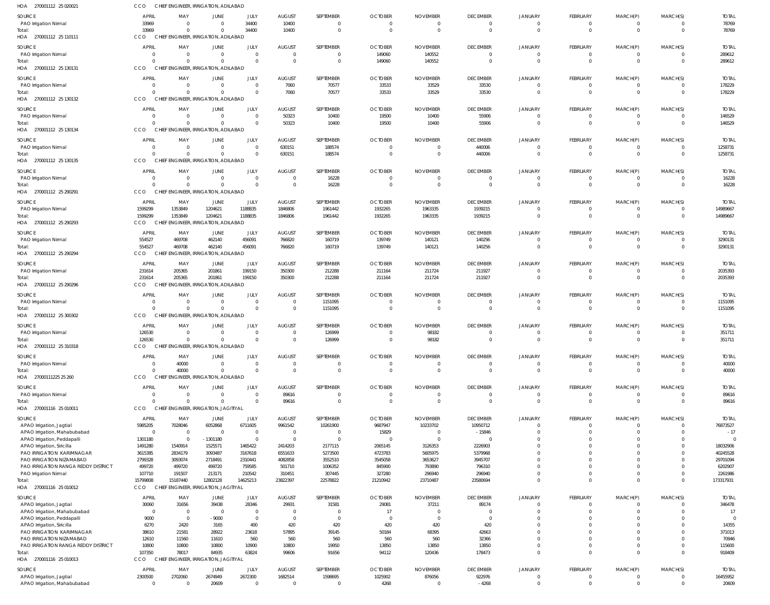HOA 270001112 25 020021 CCO CHIEF ENGINEER, IRRIGATION, ADILABAD

| SOURCE | APRIL | MAY | JUNE | JULY | AUGUST | SEPTEMBER | OCTOBER | NOVEMBER | DECEMBER | JANUARY | FEBRUARY | MARCH(P) | MARCH(S) | TOTAL |
|---|---|---|---|---|---|---|---|---|---|---|---|---|---|---|
| PAO Irrigation Nirmal | 33969 | 0 | 0 | 34400 | 10400 | 0 | 0 | 0 | 0 | 0 | 0 | 0 | 0 | 78769 |
| Total: | 33969 | 0 | 0 | 34400 | 10400 | 0 | 0 | 0 | 0 | 0 | 0 | 0 | 0 | 78769 |

HOA 270001112 25 110111 CCO CHIEF ENGINEER, IRRIGATION, ADILABAD

| SOURCE | APRIL | MAY | JUNE | JULY | AUGUST | SEPTEMBER | OCTOBER | NOVEMBER | DECEMBER | JANUARY | FEBRUARY | MARCH(P) | MARCH(S) | TOTAL |
|---|---|---|---|---|---|---|---|---|---|---|---|---|---|---|
| PAO Irrigation Nirmal | 0 | 0 | 0 | 0 | 0 | 0 | 149060 | 140552 | 0 | 0 | 0 | 0 | 0 | 289612 |
| Total: | 0 | 0 | 0 | 0 | 0 | 0 | 149060 | 140552 | 0 | 0 | 0 | 0 | 0 | 289612 |

HOA 270001112 25 130131 CCO CHIEF ENGINEER, IRRIGATION, ADILABAD

| SOURCE | APRIL | MAY | JUNE | JULY | AUGUST | SEPTEMBER | OCTOBER | NOVEMBER | DECEMBER | JANUARY | FEBRUARY | MARCH(P) | MARCH(S) | TOTAL |
|---|---|---|---|---|---|---|---|---|---|---|---|---|---|---|
| PAO Irrigation Nirmal | 0 | 0 | 0 | 0 | 7060 | 70577 | 33533 | 33529 | 33530 | 0 | 0 | 0 | 0 | 178229 |
| Total: | 0 | 0 | 0 | 0 | 7060 | 70577 | 33533 | 33529 | 33530 | 0 | 0 | 0 | 0 | 178229 |

HOA 270001112 25 130132 CCO CHIEF ENGINEER, IRRIGATION, ADILABAD

| SOURCE | APRIL | MAY | JUNE | JULY | AUGUST | SEPTEMBER | OCTOBER | NOVEMBER | DECEMBER | JANUARY | FEBRUARY | MARCH(P) | MARCH(S) | TOTAL |
|---|---|---|---|---|---|---|---|---|---|---|---|---|---|---|
| PAO Irrigation Nirmal | 0 | 0 | 0 | 0 | 50323 | 10400 | 19500 | 10400 | 55906 | 0 | 0 | 0 | 0 | 146529 |
| Total: | 0 | 0 | 0 | 0 | 50323 | 10400 | 19500 | 10400 | 55906 | 0 | 0 | 0 | 0 | 146529 |

HOA 270001112 25 130134 CCO CHIEF ENGINEER, IRRIGATION, ADILABAD

| SOURCE | APRIL | MAY | JUNE | JULY | AUGUST | SEPTEMBER | OCTOBER | NOVEMBER | DECEMBER | JANUARY | FEBRUARY | MARCH(P) | MARCH(S) | TOTAL |
|---|---|---|---|---|---|---|---|---|---|---|---|---|---|---|
| PAO Irrigation Nirmal | 0 | 0 | 0 | 0 | 630151 | 188574 | 0 | 0 | 440006 | 0 | 0 | 0 | 0 | 1258731 |
| Total: | 0 | 0 | 0 | 0 | 630151 | 188574 | 0 | 0 | 440006 | 0 | 0 | 0 | 0 | 1258731 |

HOA 270001112 25 130135 CCO CHIEF ENGINEER, IRRIGATION, ADILABAD

| SOURCE | APRIL | MAY | JUNE | JULY | AUGUST | SEPTEMBER | OCTOBER | NOVEMBER | DECEMBER | JANUARY | FEBRUARY | MARCH(P) | MARCH(S) | TOTAL |
|---|---|---|---|---|---|---|---|---|---|---|---|---|---|---|
| PAO Irrigation Nirmal | 0 | 0 | 0 | 0 | 0 | 16228 | 0 | 0 | 0 | 0 | 0 | 0 | 0 | 16228 |
| Total: | 0 | 0 | 0 | 0 | 0 | 16228 | 0 | 0 | 0 | 0 | 0 | 0 | 0 | 16228 |

HOA 270001112 25 290291 CCO CHIEF ENGINEER, IRRIGATION, ADILABAD

| SOURCE | APRIL | MAY | JUNE | JULY | AUGUST | SEPTEMBER | OCTOBER | NOVEMBER | DECEMBER | JANUARY | FEBRUARY | MARCH(P) | MARCH(S) | TOTAL |
|---|---|---|---|---|---|---|---|---|---|---|---|---|---|---|
| PAO Irrigation Nirmal | 1599299 | 1353849 | 1204621 | 1188835 | 1846806 | 1961442 | 1932265 | 1963335 | 1939215 | 0 | 0 | 0 | 0 | 14989667 |
| Total: | 1599299 | 1353849 | 1204621 | 1188835 | 1846806 | 1961442 | 1932265 | 1963335 | 1939215 | 0 | 0 | 0 | 0 | 14989667 |

HOA 270001112 25 290293 CCO CHIEF ENGINEER, IRRIGATION, ADILABAD

| SOURCE | APRIL | MAY | JUNE | JULY | AUGUST | SEPTEMBER | OCTOBER | NOVEMBER | DECEMBER | JANUARY | FEBRUARY | MARCH(P) | MARCH(S) | TOTAL |
|---|---|---|---|---|---|---|---|---|---|---|---|---|---|---|
| PAO Irrigation Nirmal | 554527 | 469708 | 462140 | 456091 | 766820 | 160719 | 139749 | 140121 | 140256 | 0 | 0 | 0 | 0 | 3290131 |
| Total: | 554527 | 469708 | 462140 | 456091 | 766820 | 160719 | 139749 | 140121 | 140256 | 0 | 0 | 0 | 0 | 3290131 |

HOA 270001112 25 290294 CCO CHIEF ENGINEER, IRRIGATION, ADILABAD

| SOURCE | APRIL | MAY | JUNE | JULY | AUGUST | SEPTEMBER | OCTOBER | NOVEMBER | DECEMBER | JANUARY | FEBRUARY | MARCH(P) | MARCH(S) | TOTAL |
|---|---|---|---|---|---|---|---|---|---|---|---|---|---|---|
| PAO Irrigation Nirmal | 231614 | 205365 | 201861 | 199150 | 350300 | 212288 | 211164 | 211724 | 211927 | 0 | 0 | 0 | 0 | 2035393 |
| Total: | 231614 | 205365 | 201861 | 199150 | 350300 | 212288 | 211164 | 211724 | 211927 | 0 | 0 | 0 | 0 | 2035393 |

HOA 270001112 25 290296 CCO CHIEF ENGINEER, IRRIGATION, ADILABAD

| SOURCE | APRIL | MAY | JUNE | JULY | AUGUST | SEPTEMBER | OCTOBER | NOVEMBER | DECEMBER | JANUARY | FEBRUARY | MARCH(P) | MARCH(S) | TOTAL |
|---|---|---|---|---|---|---|---|---|---|---|---|---|---|---|
| PAO Irrigation Nirmal | 0 | 0 | 0 | 0 | 0 | 1151095 | 0 | 0 | 0 | 0 | 0 | 0 | 0 | 1151095 |
| Total: | 0 | 0 | 0 | 0 | 0 | 1151095 | 0 | 0 | 0 | 0 | 0 | 0 | 0 | 1151095 |

HOA 270001112 25 300302 CCO CHIEF ENGINEER, IRRIGATION, ADILABAD

| SOURCE | APRIL | MAY | JUNE | JULY | AUGUST | SEPTEMBER | OCTOBER | NOVEMBER | DECEMBER | JANUARY | FEBRUARY | MARCH(P) | MARCH(S) | TOTAL |
|---|---|---|---|---|---|---|---|---|---|---|---|---|---|---|
| PAO Irrigation Nirmal | 126530 | 0 | 0 | 0 | 0 | 126999 | 0 | 98182 | 0 | 0 | 0 | 0 | 0 | 351711 |
| Total: | 126530 | 0 | 0 | 0 | 0 | 126999 | 0 | 98182 | 0 | 0 | 0 | 0 | 0 | 351711 |

HOA 270001112 25 310318 CCO CHIEF ENGINEER, IRRIGATION, ADILABAD

| SOURCE | APRIL | MAY | JUNE | JULY | AUGUST | SEPTEMBER | OCTOBER | NOVEMBER | DECEMBER | JANUARY | FEBRUARY | MARCH(P) | MARCH(S) | TOTAL |
|---|---|---|---|---|---|---|---|---|---|---|---|---|---|---|
| PAO Irrigation Nirmal | 0 | 40000 | 0 | 0 | 0 | 0 | 0 | 0 | 0 | 0 | 0 | 0 | 0 | 40000 |
| Total: | 0 | 40000 | 0 | 0 | 0 | 0 | 0 | 0 | 0 | 0 | 0 | 0 | 0 | 40000 |

HOA 27000111225 25 260 CCO CHIEF ENGINEER, IRRIGATION, ADILABAD

| SOURCE | APRIL | MAY | JUNE | JULY | AUGUST | SEPTEMBER | OCTOBER | NOVEMBER | DECEMBER | JANUARY | FEBRUARY | MARCH(P) | MARCH(S) | TOTAL |
|---|---|---|---|---|---|---|---|---|---|---|---|---|---|---|
| PAO Irrigation Nirmal | 0 | 0 | 0 | 0 | 89616 | 0 | 0 | 0 | 0 | 0 | 0 | 0 | 0 | 89616 |
| Total: | 0 | 0 | 0 | 0 | 89616 | 0 | 0 | 0 | 0 | 0 | 0 | 0 | 0 | 89616 |

HOA 270001116 25 010011 CCO CHIEF ENGINEER, IRRIGATION, JAGITIYAL

| SOURCE | APRIL | MAY | JUNE | JULY | AUGUST | SEPTEMBER | OCTOBER | NOVEMBER | DECEMBER | JANUARY | FEBRUARY | MARCH(P) | MARCH(S) | TOTAL |
|---|---|---|---|---|---|---|---|---|---|---|---|---|---|---|
| APAO Irrigation, Jagtial | 5985205 | 7028046 | 6052868 | 6711605 | 9961542 | 10261900 | 9687947 | 10233702 | 10950712 | 0 | 0 | 0 | 0 | 76873527 |
| APAO Irrigation, Mahabubabad | 0 | 0 | 0 | 0 | 0 | 0 | 15829 | 0 | -15846 | 0 | 0 | 0 | 0 | -17 |
| APAO Irrigation, Peddapalli | 1301180 | 0 | -1301180 | 0 | 0 | 0 | 0 | 0 | 0 | 0 | 0 | 0 | 0 | 0 |
| APAO Irrigation, Siricilla | 1491280 | 1540914 | 1525571 | 1465422 | 2414203 | 2177115 | 2065145 | 3126353 | 2226903 | 0 | 0 | 0 | 0 | 18032906 |
| PAO IRRIGATION KARIMNAGAR | 3615385 | 2834179 | 3093487 | 3167618 | 6551633 | 5273500 | 4723783 | 5605975 | 5379968 | 0 | 0 | 0 | 0 | 40245528 |
| PAO IRRIGATION NIZAMABAD | 2799328 | 3093074 | 2718491 | 2310441 | 4082858 | 3552510 | 3545058 | 3653627 | 3945707 | 0 | 0 | 0 | 0 | 29701094 |
| PAO IRRIGATION RANGA REDDY DISTRICT | 499720 | 499720 | 499720 | 759585 | 501710 | 1006352 | 845900 | 793890 | 796310 | 0 | 0 | 0 | 0 | 6202907 |
| PAO Irrigation Nirmal | 107710 | 191507 | 213171 | 210542 | 310451 | 307445 | 327280 | 296940 | 296940 | 0 | 0 | 0 | 0 | 2261986 |
| Total: | 15799808 | 15187440 | 12802128 | 14625213 | 23822397 | 22578822 | 21210942 | 23710487 | 23580694 | 0 | 0 | 0 | 0 | 173317931 |

HOA 270001116 25 010012 CCO CHIEF ENGINEER, IRRIGATION, JAGITIYAL

| SOURCE | APRIL | MAY | JUNE | JULY | AUGUST | SEPTEMBER | OCTOBER | NOVEMBER | DECEMBER | JANUARY | FEBRUARY | MARCH(P) | MARCH(S) | TOTAL |
|---|---|---|---|---|---|---|---|---|---|---|---|---|---|---|
| APAO Irrigation, Jagtial | 30060 | 31656 | 39438 | 28346 | 29931 | 31581 | 29081 | 37211 | 89174 | 0 | 0 | 0 | 0 | 346478 |
| APAO Irrigation, Mahabubabad | 0 | 0 | 0 | 0 | 0 | 0 | 17 | 0 | 0 | 0 | 0 | 0 | 0 | 17 |
| APAO Irrigation, Peddapalli | 9000 | 0 | -9000 | 0 | 0 | 0 | 0 | 0 | 0 | 0 | 0 | 0 | 0 | 0 |
| APAO Irrigation, Siricilla | 6270 | 2420 | 3165 | 400 | 420 | 420 | 420 | 420 | 420 | 0 | 0 | 0 | 0 | 14355 |
| PAO IRRIGATION KARIMNAGAR | 38610 | 21581 | 28922 | 23618 | 57895 | 39145 | 50184 | 68395 | 42663 | 0 | 0 | 0 | 0 | 371013 |
| PAO IRRIGATION NIZAMABAD | 12610 | 11560 | 11610 | 560 | 560 | 560 | 560 | 560 | 32366 | 0 | 0 | 0 | 0 | 70946 |
| PAO IRRIGATION RANGA REDDY DISTRICT | 10800 | 10800 | 10800 | 10900 | 10800 | 19950 | 13850 | 13850 | 13850 | 0 | 0 | 0 | 0 | 115600 |
| Total: | 107350 | 78017 | 84935 | 63824 | 99606 | 91656 | 94112 | 120436 | 178473 | 0 | 0 | 0 | 0 | 918409 |

HOA 270001116 25 010013 CCO CHIEF ENGINEER, IRRIGATION, JAGITIYAL

| SOURCE | APRIL | MAY | JUNE | JULY | AUGUST | SEPTEMBER | OCTOBER | NOVEMBER | DECEMBER | JANUARY | FEBRUARY | MARCH(P) | MARCH(S) | TOTAL |
|---|---|---|---|---|---|---|---|---|---|---|---|---|---|---|
| APAO Irrigation, Jagtial | 2300500 | 2702060 | 2674949 | 2672300 | 1682514 | 1598695 | 1025902 | 876056 | 922976 | 0 | 0 | 0 | 0 | 16455952 |
| APAO Irrigation, Mahabubabad | 0 | 0 | 20609 | 0 | 0 | 0 | 4268 | 0 | -4268 | 0 | 0 | 0 | 0 | 20609 |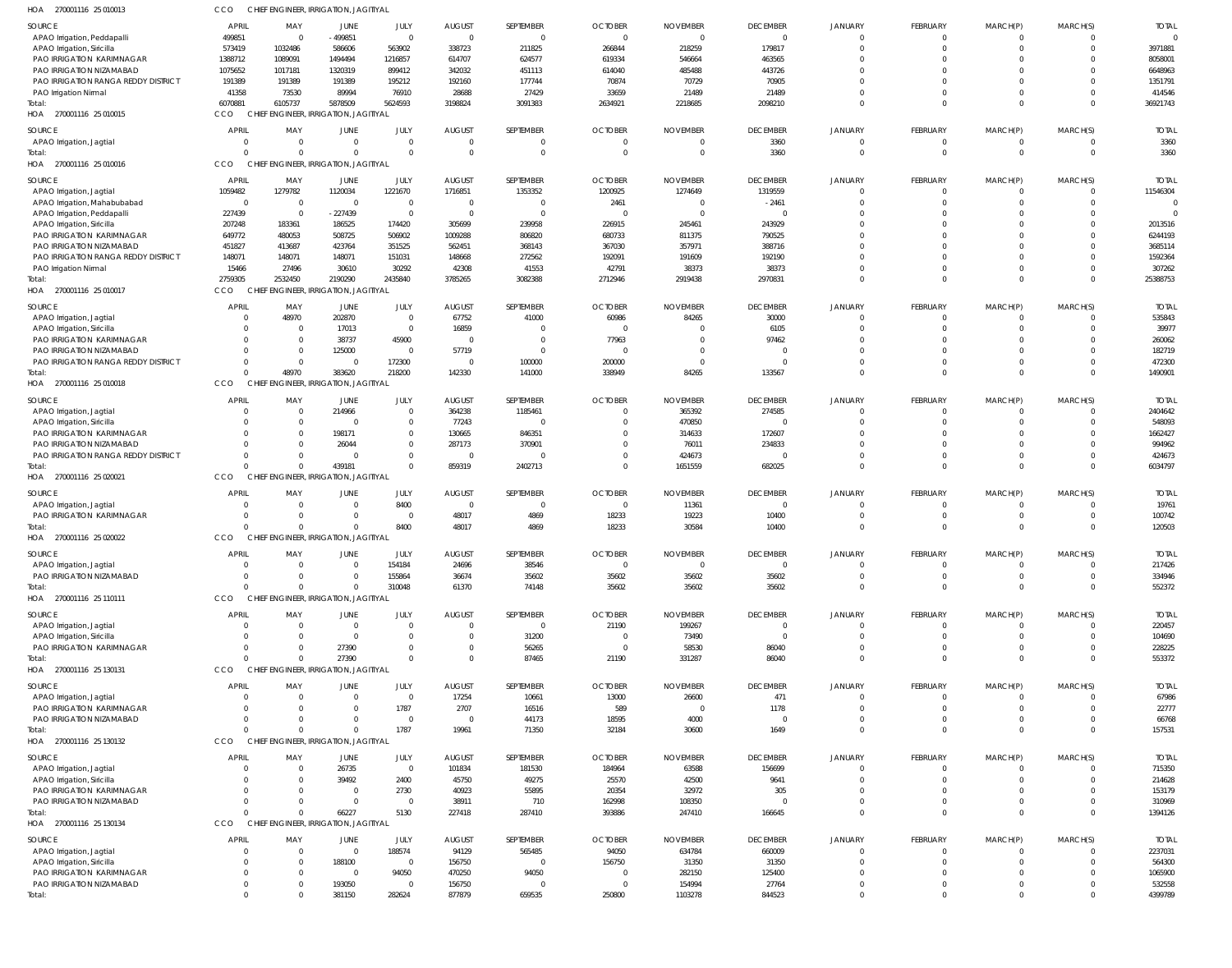HOA 270001116 25 010013 CCO CHIEF ENGINEER, IRRIGATION, JAGITIYAL

| SOURCE | APRIL | MAY | JUNE | JULY | AUGUST | SEPTEMBER | OCTOBER | NOVEMBER | DECEMBER | JANUARY | FEBRUARY | MARCH(P) | MARCH(S) | TOTAL |
|---|---|---|---|---|---|---|---|---|---|---|---|---|---|---|
| APAO Irrigation, Peddapalli | 499851 | 0 | -499851 | 0 | 0 | 0 | 0 | 0 | 0 | 0 | 0 | 0 | 0 | 0 |
| APAO Irrigation, Siricilla | 573419 | 1032486 | 586606 | 563902 | 338723 | 211825 | 266844 | 218259 | 179817 | 0 | 0 | 0 | 0 | 3971881 |
| PAO IRRIGATION KARIMNAGAR | 1388712 | 1089091 | 1494494 | 1216857 | 614707 | 624577 | 619334 | 546664 | 463565 | 0 | 0 | 0 | 0 | 8058001 |
| PAO IRRIGATION NIZAMABAD | 1075652 | 1017181 | 1320319 | 899412 | 342032 | 451113 | 614040 | 485488 | 443726 | 0 | 0 | 0 | 0 | 6648963 |
| PAO IRRIGATION RANGA REDDY DISTRICT | 191389 | 191389 | 191389 | 195212 | 192160 | 177744 | 70874 | 70729 | 70905 | 0 | 0 | 0 | 0 | 1351791 |
| PAO Irrigation Nirmal | 41358 | 73530 | 89994 | 76910 | 28688 | 27429 | 33659 | 21489 | 21489 | 0 | 0 | 0 | 0 | 414546 |
| Total: | 6070881 | 6105737 | 5878509 | 5624593 | 3198824 | 3091383 | 2634921 | 2218685 | 2098210 | 0 | 0 | 0 | 0 | 36921743 |

HOA 270001116 25 010015 CCO CHIEF ENGINEER, IRRIGATION, JAGITIYAL

| SOURCE | APRIL | MAY | JUNE | JULY | AUGUST | SEPTEMBER | OCTOBER | NOVEMBER | DECEMBER | JANUARY | FEBRUARY | MARCH(P) | MARCH(S) | TOTAL |
|---|---|---|---|---|---|---|---|---|---|---|---|---|---|---|
| APAO Irrigation, Jagtial | 0 | 0 | 0 | 0 | 0 | 0 | 0 | 0 | 3360 | 0 | 0 | 0 | 0 | 3360 |
| Total: | 0 | 0 | 0 | 0 | 0 | 0 | 0 | 0 | 3360 | 0 | 0 | 0 | 0 | 3360 |

HOA 270001116 25 010016 CCO CHIEF ENGINEER, IRRIGATION, JAGITIYAL

| SOURCE | APRIL | MAY | JUNE | JULY | AUGUST | SEPTEMBER | OCTOBER | NOVEMBER | DECEMBER | JANUARY | FEBRUARY | MARCH(P) | MARCH(S) | TOTAL |
|---|---|---|---|---|---|---|---|---|---|---|---|---|---|---|
| APAO Irrigation, Jagtial | 1059482 | 1279782 | 1120034 | 1221670 | 1716851 | 1353352 | 1200925 | 1274649 | 1319559 | 0 | 0 | 0 | 0 | 11546304 |
| APAO Irrigation, Mahabubabad | 0 | 0 | 0 | 0 | 0 | 0 | 2461 | 0 | -2461 | 0 | 0 | 0 | 0 | 0 |
| APAO Irrigation, Peddapalli | 227439 | 0 | -227439 | 0 | 0 | 0 | 0 | 0 | 0 | 0 | 0 | 0 | 0 | 0 |
| APAO Irrigation, Siricilla | 207248 | 183361 | 186525 | 174420 | 305699 | 239958 | 226915 | 245461 | 243929 | 0 | 0 | 0 | 0 | 2013516 |
| PAO IRRIGATION KARIMNAGAR | 649772 | 480053 | 508725 | 506902 | 1009288 | 806820 | 680733 | 811375 | 790525 | 0 | 0 | 0 | 0 | 6244193 |
| PAO IRRIGATION NIZAMABAD | 451827 | 413687 | 423764 | 351525 | 562451 | 368143 | 367030 | 357971 | 388716 | 0 | 0 | 0 | 0 | 3685114 |
| PAO IRRIGATION RANGA REDDY DISTRICT | 148071 | 148071 | 148071 | 151031 | 148668 | 272562 | 192091 | 191609 | 192190 | 0 | 0 | 0 | 0 | 1592364 |
| PAO Irrigation Nirmal | 15466 | 27496 | 30610 | 30292 | 42308 | 41553 | 42791 | 38373 | 38373 | 0 | 0 | 0 | 0 | 307262 |
| Total: | 2759305 | 2532450 | 2190290 | 2435840 | 3785265 | 3082388 | 2712946 | 2919438 | 2970831 | 0 | 0 | 0 | 0 | 25388753 |

HOA 270001116 25 010017 CCO CHIEF ENGINEER, IRRIGATION, JAGITIYAL

| SOURCE | APRIL | MAY | JUNE | JULY | AUGUST | SEPTEMBER | OCTOBER | NOVEMBER | DECEMBER | JANUARY | FEBRUARY | MARCH(P) | MARCH(S) | TOTAL |
|---|---|---|---|---|---|---|---|---|---|---|---|---|---|---|
| APAO Irrigation, Jagtial | 0 | 48970 | 202870 | 0 | 67752 | 41000 | 60986 | 84265 | 30000 | 0 | 0 | 0 | 0 | 535843 |
| APAO Irrigation, Siricilla | 0 | 0 | 17013 | 0 | 16859 | 0 | 0 | 0 | 6105 | 0 | 0 | 0 | 0 | 39977 |
| PAO IRRIGATION KARIMNAGAR | 0 | 0 | 38737 | 45900 | 0 | 0 | 77963 | 0 | 97462 | 0 | 0 | 0 | 0 | 260062 |
| PAO IRRIGATION NIZAMABAD | 0 | 0 | 125000 | 0 | 57719 | 0 | 0 | 0 | 0 | 0 | 0 | 0 | 0 | 182719 |
| PAO IRRIGATION RANGA REDDY DISTRICT | 0 | 0 | 0 | 172300 | 0 | 100000 | 200000 | 0 | 0 | 0 | 0 | 0 | 0 | 472300 |
| Total: | 0 | 48970 | 383620 | 218200 | 142330 | 141000 | 338949 | 84265 | 133567 | 0 | 0 | 0 | 0 | 1490901 |

HOA 270001116 25 010018 CCO CHIEF ENGINEER, IRRIGATION, JAGITIYAL

| SOURCE | APRIL | MAY | JUNE | JULY | AUGUST | SEPTEMBER | OCTOBER | NOVEMBER | DECEMBER | JANUARY | FEBRUARY | MARCH(P) | MARCH(S) | TOTAL |
|---|---|---|---|---|---|---|---|---|---|---|---|---|---|---|
| APAO Irrigation, Jagtial | 0 | 0 | 214966 | 0 | 364238 | 1185461 | 0 | 365392 | 274585 | 0 | 0 | 0 | 0 | 2404642 |
| APAO Irrigation, Siricilla | 0 | 0 | 0 | 0 | 77243 | 0 | 0 | 470850 | 0 | 0 | 0 | 0 | 0 | 548093 |
| PAO IRRIGATION KARIMNAGAR | 0 | 0 | 198171 | 0 | 130665 | 846351 | 0 | 314633 | 172607 | 0 | 0 | 0 | 0 | 1662427 |
| PAO IRRIGATION NIZAMABAD | 0 | 0 | 26044 | 0 | 287173 | 370901 | 0 | 76011 | 234833 | 0 | 0 | 0 | 0 | 994962 |
| PAO IRRIGATION RANGA REDDY DISTRICT | 0 | 0 | 0 | 0 | 0 | 0 | 0 | 424673 | 0 | 0 | 0 | 0 | 0 | 424673 |
| Total: | 0 | 0 | 439181 | 0 | 859319 | 2402713 | 0 | 1651559 | 682025 | 0 | 0 | 0 | 0 | 6034797 |

HOA 270001116 25 020021 CCO CHIEF ENGINEER, IRRIGATION, JAGITIYAL

| SOURCE | APRIL | MAY | JUNE | JULY | AUGUST | SEPTEMBER | OCTOBER | NOVEMBER | DECEMBER | JANUARY | FEBRUARY | MARCH(P) | MARCH(S) | TOTAL |
|---|---|---|---|---|---|---|---|---|---|---|---|---|---|---|
| APAO Irrigation, Jagtial | 0 | 0 | 0 | 8400 | 0 | 0 | 0 | 11361 | 0 | 0 | 0 | 0 | 0 | 19761 |
| PAO IRRIGATION KARIMNAGAR | 0 | 0 | 0 | 0 | 48017 | 4869 | 18233 | 19223 | 10400 | 0 | 0 | 0 | 0 | 100742 |
| Total: | 0 | 0 | 0 | 8400 | 48017 | 4869 | 18233 | 30584 | 10400 | 0 | 0 | 0 | 0 | 120503 |

HOA 270001116 25 020022 CCO CHIEF ENGINEER, IRRIGATION, JAGITIYAL

| SOURCE | APRIL | MAY | JUNE | JULY | AUGUST | SEPTEMBER | OCTOBER | NOVEMBER | DECEMBER | JANUARY | FEBRUARY | MARCH(P) | MARCH(S) | TOTAL |
|---|---|---|---|---|---|---|---|---|---|---|---|---|---|---|
| APAO Irrigation, Jagtial | 0 | 0 | 0 | 154184 | 24696 | 38546 | 0 | 0 | 0 | 0 | 0 | 0 | 0 | 217426 |
| PAO IRRIGATION NIZAMABAD | 0 | 0 | 0 | 155864 | 36674 | 35602 | 35602 | 35602 | 35602 | 0 | 0 | 0 | 0 | 334946 |
| Total: | 0 | 0 | 0 | 310048 | 61370 | 74148 | 35602 | 35602 | 35602 | 0 | 0 | 0 | 0 | 552372 |

HOA 270001116 25 110111 CCO CHIEF ENGINEER, IRRIGATION, JAGITIYAL

| SOURCE | APRIL | MAY | JUNE | JULY | AUGUST | SEPTEMBER | OCTOBER | NOVEMBER | DECEMBER | JANUARY | FEBRUARY | MARCH(P) | MARCH(S) | TOTAL |
|---|---|---|---|---|---|---|---|---|---|---|---|---|---|---|
| APAO Irrigation, Jagtial | 0 | 0 | 0 | 0 | 0 | 0 | 21190 | 199267 | 0 | 0 | 0 | 0 | 0 | 220457 |
| APAO Irrigation, Siricilla | 0 | 0 | 0 | 0 | 0 | 31200 | 0 | 73490 | 0 | 0 | 0 | 0 | 0 | 104690 |
| PAO IRRIGATION KARIMNAGAR | 0 | 0 | 27390 | 0 | 0 | 56265 | 0 | 58530 | 86040 | 0 | 0 | 0 | 0 | 228225 |
| Total: | 0 | 0 | 27390 | 0 | 0 | 87465 | 21190 | 331287 | 86040 | 0 | 0 | 0 | 0 | 553372 |

HOA 270001116 25 130131 CCO CHIEF ENGINEER, IRRIGATION, JAGITIYAL

| SOURCE | APRIL | MAY | JUNE | JULY | AUGUST | SEPTEMBER | OCTOBER | NOVEMBER | DECEMBER | JANUARY | FEBRUARY | MARCH(P) | MARCH(S) | TOTAL |
|---|---|---|---|---|---|---|---|---|---|---|---|---|---|---|
| APAO Irrigation, Jagtial | 0 | 0 | 0 | 0 | 17254 | 10661 | 13000 | 26600 | 471 | 0 | 0 | 0 | 0 | 67986 |
| PAO IRRIGATION KARIMNAGAR | 0 | 0 | 0 | 1787 | 2707 | 16516 | 589 | 0 | 1178 | 0 | 0 | 0 | 0 | 22777 |
| PAO IRRIGATION NIZAMABAD | 0 | 0 | 0 | 0 | 0 | 44173 | 18595 | 4000 | 0 | 0 | 0 | 0 | 0 | 66768 |
| Total: | 0 | 0 | 0 | 1787 | 19961 | 71350 | 32184 | 30600 | 1649 | 0 | 0 | 0 | 0 | 157531 |

HOA 270001116 25 130132 CCO CHIEF ENGINEER, IRRIGATION, JAGITIYAL

| SOURCE | APRIL | MAY | JUNE | JULY | AUGUST | SEPTEMBER | OCTOBER | NOVEMBER | DECEMBER | JANUARY | FEBRUARY | MARCH(P) | MARCH(S) | TOTAL |
|---|---|---|---|---|---|---|---|---|---|---|---|---|---|---|
| APAO Irrigation, Jagtial | 0 | 0 | 26735 | 0 | 101834 | 181530 | 184964 | 63588 | 156699 | 0 | 0 | 0 | 0 | 715350 |
| APAO Irrigation, Siricilla | 0 | 0 | 39492 | 2400 | 45750 | 49275 | 25570 | 42500 | 9641 | 0 | 0 | 0 | 0 | 214628 |
| PAO IRRIGATION KARIMNAGAR | 0 | 0 | 0 | 2730 | 40923 | 55895 | 20354 | 32972 | 305 | 0 | 0 | 0 | 0 | 153179 |
| PAO IRRIGATION NIZAMABAD | 0 | 0 | 0 | 0 | 38911 | 710 | 162998 | 108350 | 0 | 0 | 0 | 0 | 0 | 310969 |
| Total: | 0 | 0 | 66227 | 5130 | 227418 | 287410 | 393886 | 247410 | 166645 | 0 | 0 | 0 | 0 | 1394126 |

HOA 270001116 25 130134 CCO CHIEF ENGINEER, IRRIGATION, JAGITIYAL

| SOURCE | APRIL | MAY | JUNE | JULY | AUGUST | SEPTEMBER | OCTOBER | NOVEMBER | DECEMBER | JANUARY | FEBRUARY | MARCH(P) | MARCH(S) | TOTAL |
|---|---|---|---|---|---|---|---|---|---|---|---|---|---|---|
| APAO Irrigation, Jagtial | 0 | 0 | 0 | 188574 | 94129 | 565485 | 94050 | 634784 | 660009 | 0 | 0 | 0 | 0 | 2237031 |
| APAO Irrigation, Siricilla | 0 | 0 | 188100 | 0 | 156750 | 0 | 156750 | 31350 | 31350 | 0 | 0 | 0 | 0 | 564300 |
| PAO IRRIGATION KARIMNAGAR | 0 | 0 | 0 | 94050 | 470250 | 94050 | 0 | 282150 | 125400 | 0 | 0 | 0 | 0 | 1065900 |
| PAO IRRIGATION NIZAMABAD | 0 | 0 | 193050 | 0 | 156750 | 0 | 0 | 154994 | 27764 | 0 | 0 | 0 | 0 | 532558 |
| Total: | 0 | 0 | 381150 | 282624 | 877879 | 659535 | 250800 | 1103278 | 844523 | 0 | 0 | 0 | 0 | 4399789 |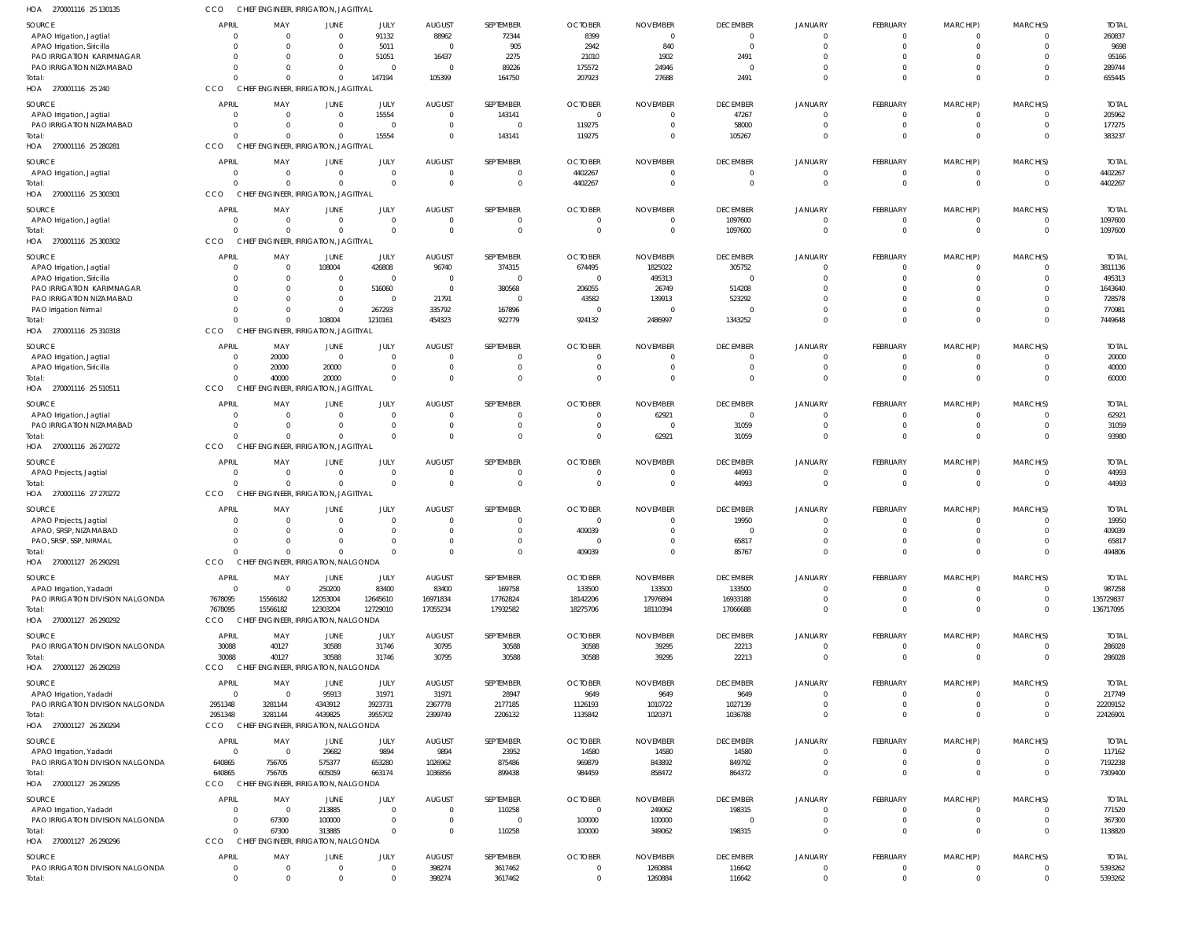HOA 270001116 25 130135 CCO CHIEF ENGINEER, IRRIGATION, JAGITIYAL

| SOURCE | APRIL | MAY | JUNE | JULY | AUGUST | SEPTEMBER | OCTOBER | NOVEMBER | DECEMBER | JANUARY | FEBRUARY | MARCH(P) | MARCH(S) | TOTAL |
|---|---|---|---|---|---|---|---|---|---|---|---|---|---|---|
| APAO Irrigation, Jagtial | 0 | 0 | 0 | 91132 | 88962 | 72344 | 8399 | 0 | 0 | 0 | 0 | 0 | 0 | 260837 |
| APAO Irrigation, Siricilla | 0 | 0 | 0 | 5011 | 0 | 905 | 2942 | 840 | 0 | 0 | 0 | 0 | 0 | 9698 |
| PAO IRRIGATION KARIMNAGAR | 0 | 0 | 0 | 51051 | 16437 | 2275 | 21010 | 1902 | 2491 | 0 | 0 | 0 | 0 | 95166 |
| PAO IRRIGATION NIZAMABAD | 0 | 0 | 0 | 0 | 0 | 89226 | 175572 | 24946 | 0 | 0 | 0 | 0 | 0 | 289744 |
| Total: | 0 | 0 | 0 | 147194 | 105399 | 164750 | 207923 | 27688 | 2491 | 0 | 0 | 0 | 0 | 655445 |

HOA 270001116 25 240 CCO CHIEF ENGINEER, IRRIGATION, JAGITIYAL

| SOURCE | APRIL | MAY | JUNE | JULY | AUGUST | SEPTEMBER | OCTOBER | NOVEMBER | DECEMBER | JANUARY | FEBRUARY | MARCH(P) | MARCH(S) | TOTAL |
|---|---|---|---|---|---|---|---|---|---|---|---|---|---|---|
| APAO Irrigation, Jagtial | 0 | 0 | 0 | 15554 | 0 | 143141 | 0 | 0 | 47267 | 0 | 0 | 0 | 0 | 205962 |
| PAO IRRIGATION NIZAMABAD | 0 | 0 | 0 | 0 | 0 | 0 | 119275 | 0 | 58000 | 0 | 0 | 0 | 0 | 177275 |
| Total: | 0 | 0 | 0 | 15554 | 0 | 143141 | 119275 | 0 | 105267 | 0 | 0 | 0 | 0 | 383237 |

HOA 270001116 25 280281 CCO CHIEF ENGINEER, IRRIGATION, JAGITIYAL

| SOURCE | APRIL | MAY | JUNE | JULY | AUGUST | SEPTEMBER | OCTOBER | NOVEMBER | DECEMBER | JANUARY | FEBRUARY | MARCH(P) | MARCH(S) | TOTAL |
|---|---|---|---|---|---|---|---|---|---|---|---|---|---|---|
| APAO Irrigation, Jagtial | 0 | 0 | 0 | 0 | 0 | 0 | 4402267 | 0 | 0 | 0 | 0 | 0 | 0 | 4402267 |
| Total: | 0 | 0 | 0 | 0 | 0 | 0 | 4402267 | 0 | 0 | 0 | 0 | 0 | 0 | 4402267 |

HOA 270001116 25 300301 CCO CHIEF ENGINEER, IRRIGATION, JAGITIYAL

| SOURCE | APRIL | MAY | JUNE | JULY | AUGUST | SEPTEMBER | OCTOBER | NOVEMBER | DECEMBER | JANUARY | FEBRUARY | MARCH(P) | MARCH(S) | TOTAL |
|---|---|---|---|---|---|---|---|---|---|---|---|---|---|---|
| APAO Irrigation, Jagtial | 0 | 0 | 0 | 0 | 0 | 0 | 0 | 0 | 1097600 | 0 | 0 | 0 | 0 | 1097600 |
| Total: | 0 | 0 | 0 | 0 | 0 | 0 | 0 | 0 | 1097600 | 0 | 0 | 0 | 0 | 1097600 |

HOA 270001116 25 300302 CCO CHIEF ENGINEER, IRRIGATION, JAGITIYAL

| SOURCE | APRIL | MAY | JUNE | JULY | AUGUST | SEPTEMBER | OCTOBER | NOVEMBER | DECEMBER | JANUARY | FEBRUARY | MARCH(P) | MARCH(S) | TOTAL |
|---|---|---|---|---|---|---|---|---|---|---|---|---|---|---|
| APAO Irrigation, Jagtial | 0 | 0 | 108004 | 426808 | 96740 | 374315 | 674495 | 1825022 | 305752 | 0 | 0 | 0 | 0 | 3811136 |
| APAO Irrigation, Siricilla | 0 | 0 | 0 | 0 | 0 | 0 | 0 | 495313 | 0 | 0 | 0 | 0 | 0 | 495313 |
| PAO IRRIGATION KARIMNAGAR | 0 | 0 | 0 | 516060 | 0 | 380568 | 206055 | 26749 | 514208 | 0 | 0 | 0 | 0 | 1643640 |
| PAO IRRIGATION NIZAMABAD | 0 | 0 | 0 | 0 | 21791 | 0 | 43582 | 139913 | 523292 | 0 | 0 | 0 | 0 | 728578 |
| PAO Irrigation Nirmal | 0 | 0 | 0 | 267293 | 335792 | 167896 | 0 | 0 | 0 | 0 | 0 | 0 | 0 | 770981 |
| Total: | 0 | 0 | 108004 | 1210161 | 454323 | 922779 | 924132 | 2486997 | 1343252 | 0 | 0 | 0 | 0 | 7449648 |

HOA 270001116 25 310318 CCO CHIEF ENGINEER, IRRIGATION, JAGITIYAL

| SOURCE | APRIL | MAY | JUNE | JULY | AUGUST | SEPTEMBER | OCTOBER | NOVEMBER | DECEMBER | JANUARY | FEBRUARY | MARCH(P) | MARCH(S) | TOTAL |
|---|---|---|---|---|---|---|---|---|---|---|---|---|---|---|
| APAO Irrigation, Jagtial | 0 | 20000 | 0 | 0 | 0 | 0 | 0 | 0 | 0 | 0 | 0 | 0 | 0 | 20000 |
| APAO Irrigation, Siricilla | 0 | 20000 | 20000 | 0 | 0 | 0 | 0 | 0 | 0 | 0 | 0 | 0 | 0 | 40000 |
| Total: | 0 | 40000 | 20000 | 0 | 0 | 0 | 0 | 0 | 0 | 0 | 0 | 0 | 0 | 60000 |

HOA 270001116 25 510511 CCO CHIEF ENGINEER, IRRIGATION, JAGITIYAL

| SOURCE | APRIL | MAY | JUNE | JULY | AUGUST | SEPTEMBER | OCTOBER | NOVEMBER | DECEMBER | JANUARY | FEBRUARY | MARCH(P) | MARCH(S) | TOTAL |
|---|---|---|---|---|---|---|---|---|---|---|---|---|---|---|
| APAO Irrigation, Jagtial | 0 | 0 | 0 | 0 | 0 | 0 | 0 | 62921 | 0 | 0 | 0 | 0 | 0 | 62921 |
| PAO IRRIGATION NIZAMABAD | 0 | 0 | 0 | 0 | 0 | 0 | 0 | 0 | 31059 | 0 | 0 | 0 | 0 | 31059 |
| Total: | 0 | 0 | 0 | 0 | 0 | 0 | 0 | 62921 | 31059 | 0 | 0 | 0 | 0 | 93980 |

HOA 270001116 26 270272 CCO CHIEF ENGINEER, IRRIGATION, JAGITIYAL

| SOURCE | APRIL | MAY | JUNE | JULY | AUGUST | SEPTEMBER | OCTOBER | NOVEMBER | DECEMBER | JANUARY | FEBRUARY | MARCH(P) | MARCH(S) | TOTAL |
|---|---|---|---|---|---|---|---|---|---|---|---|---|---|---|
| APAO Projects, Jagtial | 0 | 0 | 0 | 0 | 0 | 0 | 0 | 0 | 44993 | 0 | 0 | 0 | 0 | 44993 |
| Total: | 0 | 0 | 0 | 0 | 0 | 0 | 0 | 0 | 44993 | 0 | 0 | 0 | 0 | 44993 |

HOA 270001116 27 270272 CCO CHIEF ENGINEER, IRRIGATION, JAGITIYAL

| SOURCE | APRIL | MAY | JUNE | JULY | AUGUST | SEPTEMBER | OCTOBER | NOVEMBER | DECEMBER | JANUARY | FEBRUARY | MARCH(P) | MARCH(S) | TOTAL |
|---|---|---|---|---|---|---|---|---|---|---|---|---|---|---|
| APAO Projects, Jagtial | 0 | 0 | 0 | 0 | 0 | 0 | 0 | 0 | 19950 | 0 | 0 | 0 | 0 | 19950 |
| APAO, SRSP, NIZAMABAD | 0 | 0 | 0 | 0 | 0 | 0 | 409039 | 0 | 0 | 0 | 0 | 0 | 0 | 409039 |
| PAO, SRSP, SSP, NIRMAL | 0 | 0 | 0 | 0 | 0 | 0 | 0 | 0 | 65817 | 0 | 0 | 0 | 0 | 65817 |
| Total: | 0 | 0 | 0 | 0 | 0 | 0 | 409039 | 0 | 85767 | 0 | 0 | 0 | 0 | 494806 |

HOA 270001127 26 290291 CCO CHIEF ENGINEER, IRRIGATION, NALGONDA

| SOURCE | APRIL | MAY | JUNE | JULY | AUGUST | SEPTEMBER | OCTOBER | NOVEMBER | DECEMBER | JANUARY | FEBRUARY | MARCH(P) | MARCH(S) | TOTAL |
|---|---|---|---|---|---|---|---|---|---|---|---|---|---|---|
| APAO Irrigation, Yadadri | 0 | 0 | 250200 | 83400 | 83400 | 169758 | 133500 | 133500 | 133500 | 0 | 0 | 0 | 0 | 987258 |
| PAO IRRIGATION DIVISION NALGONDA | 7678095 | 15566182 | 12053004 | 12645610 | 16971834 | 17762824 | 18142206 | 17976894 | 16933188 | 0 | 0 | 0 | 0 | 135729837 |
| Total: | 7678095 | 15566182 | 12303204 | 12729010 | 17055234 | 17932582 | 18275706 | 18110394 | 17066688 | 0 | 0 | 0 | 0 | 136717095 |

HOA 270001127 26 290292 CCO CHIEF ENGINEER, IRRIGATION, NALGONDA

| SOURCE | APRIL | MAY | JUNE | JULY | AUGUST | SEPTEMBER | OCTOBER | NOVEMBER | DECEMBER | JANUARY | FEBRUARY | MARCH(P) | MARCH(S) | TOTAL |
|---|---|---|---|---|---|---|---|---|---|---|---|---|---|---|
| PAO IRRIGATION DIVISION NALGONDA | 30088 | 40127 | 30588 | 31746 | 30795 | 30588 | 30588 | 39295 | 22213 | 0 | 0 | 0 | 0 | 286028 |
| Total: | 30088 | 40127 | 30588 | 31746 | 30795 | 30588 | 30588 | 39295 | 22213 | 0 | 0 | 0 | 0 | 286028 |

HOA 270001127 26 290293 CCO CHIEF ENGINEER, IRRIGATION, NALGONDA

| SOURCE | APRIL | MAY | JUNE | JULY | AUGUST | SEPTEMBER | OCTOBER | NOVEMBER | DECEMBER | JANUARY | FEBRUARY | MARCH(P) | MARCH(S) | TOTAL |
|---|---|---|---|---|---|---|---|---|---|---|---|---|---|---|
| APAO Irrigation, Yadadri | 0 | 0 | 95913 | 31971 | 31971 | 28947 | 9649 | 9649 | 9649 | 0 | 0 | 0 | 0 | 217749 |
| PAO IRRIGATION DIVISION NALGONDA | 2951348 | 3281144 | 4343912 | 3923731 | 2367778 | 2177185 | 1126193 | 1010722 | 1027139 | 0 | 0 | 0 | 0 | 22209152 |
| Total: | 2951348 | 3281144 | 4439825 | 3955702 | 2399749 | 2206132 | 1135842 | 1020371 | 1036788 | 0 | 0 | 0 | 0 | 22426901 |

HOA 270001127 26 290294 CCO CHIEF ENGINEER, IRRIGATION, NALGONDA

| SOURCE | APRIL | MAY | JUNE | JULY | AUGUST | SEPTEMBER | OCTOBER | NOVEMBER | DECEMBER | JANUARY | FEBRUARY | MARCH(P) | MARCH(S) | TOTAL |
|---|---|---|---|---|---|---|---|---|---|---|---|---|---|---|
| APAO Irrigation, Yadadri | 0 | 0 | 29682 | 9894 | 9894 | 23952 | 14580 | 14580 | 14580 | 0 | 0 | 0 | 0 | 117162 |
| PAO IRRIGATION DIVISION NALGONDA | 640865 | 756705 | 575377 | 653280 | 1026962 | 875486 | 969879 | 843892 | 849792 | 0 | 0 | 0 | 0 | 7192238 |
| Total: | 640865 | 756705 | 605059 | 663174 | 1036856 | 899438 | 984459 | 858472 | 864372 | 0 | 0 | 0 | 0 | 7309400 |

HOA 270001127 26 290295 CCO CHIEF ENGINEER, IRRIGATION, NALGONDA

| SOURCE | APRIL | MAY | JUNE | JULY | AUGUST | SEPTEMBER | OCTOBER | NOVEMBER | DECEMBER | JANUARY | FEBRUARY | MARCH(P) | MARCH(S) | TOTAL |
|---|---|---|---|---|---|---|---|---|---|---|---|---|---|---|
| APAO Irrigation, Yadadri | 0 | 0 | 213885 | 0 | 0 | 110258 | 0 | 249062 | 198315 | 0 | 0 | 0 | 0 | 771520 |
| PAO IRRIGATION DIVISION NALGONDA | 0 | 67300 | 100000 | 0 | 0 | 0 | 100000 | 100000 | 0 | 0 | 0 | 0 | 0 | 367300 |
| Total: | 0 | 67300 | 313885 | 0 | 0 | 110258 | 100000 | 349062 | 198315 | 0 | 0 | 0 | 0 | 1138820 |

HOA 270001127 26 290296 CCO CHIEF ENGINEER, IRRIGATION, NALGONDA

| SOURCE | APRIL | MAY | JUNE | JULY | AUGUST | SEPTEMBER | OCTOBER | NOVEMBER | DECEMBER | JANUARY | FEBRUARY | MARCH(P) | MARCH(S) | TOTAL |
|---|---|---|---|---|---|---|---|---|---|---|---|---|---|---|
| PAO IRRIGATION DIVISION NALGONDA | 0 | 0 | 0 | 0 | 398274 | 3617462 | 0 | 1260884 | 116642 | 0 | 0 | 0 | 0 | 5393262 |
| Total: | 0 | 0 | 0 | 0 | 398274 | 3617462 | 0 | 1260884 | 116642 | 0 | 0 | 0 | 0 | 5393262 |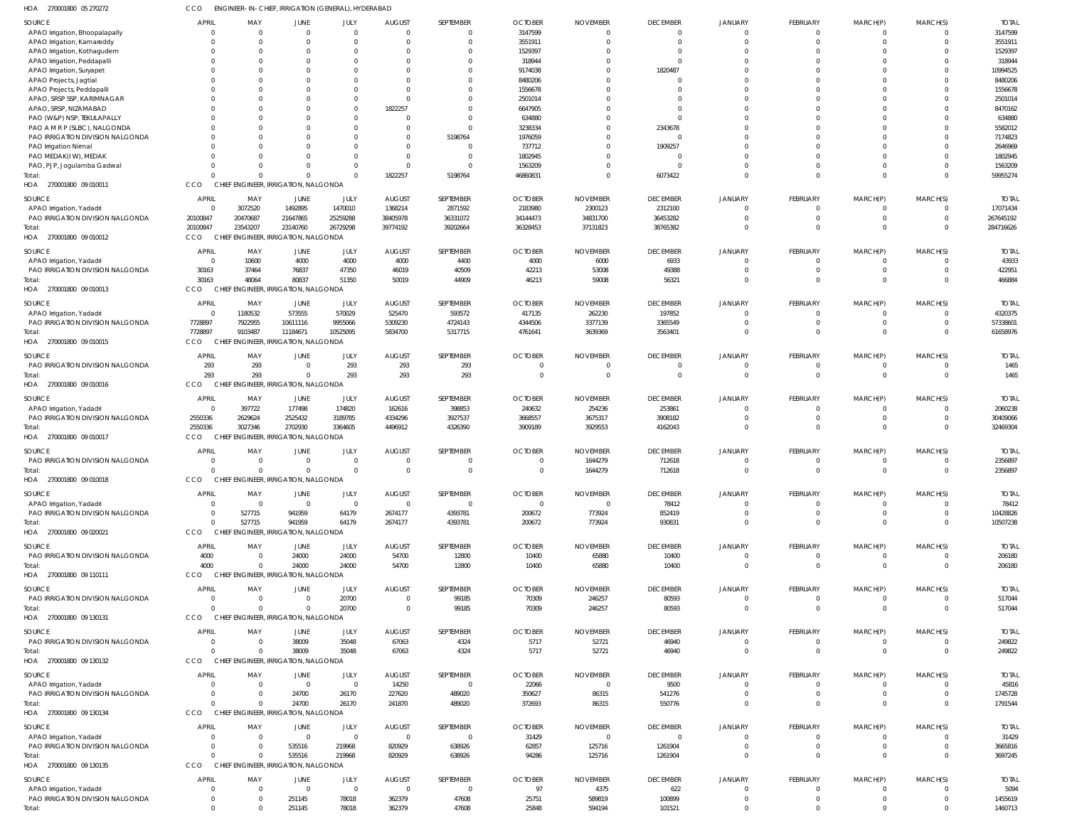HOA 270001800 05 270272 CCO ENGINEER- IN- CHIEF, IRRIGATION (GENERAL), HYDERABAD

| SOURCE | APRIL | MAY | JUNE | JULY | AUGUST | SEPTEMBER | OCTOBER | NOVEMBER | DECEMBER | JANUARY | FEBRUARY | MARCH(P) | MARCH(S) | TOTAL |
|---|---|---|---|---|---|---|---|---|---|---|---|---|---|---|
| APAO Irrigation, Bhoopalapally | 0 | 0 | 0 | 0 | 0 | 0 | 3147599 | 0 | 0 | 0 | 0 | 0 | 0 | 3147599 |
| APAO Irrigation, Kamareddy | 0 | 0 | 0 | 0 | 0 | 0 | 3551911 | 0 | 0 | 0 | 0 | 0 | 0 | 3551911 |
| APAO Irrigation, Kothagudem | 0 | 0 | 0 | 0 | 0 | 0 | 1529397 | 0 | 0 | 0 | 0 | 0 | 0 | 1529397 |
| APAO Irrigation, Peddapalli | 0 | 0 | 0 | 0 | 0 | 0 | 318944 | 0 | 0 | 0 | 0 | 0 | 0 | 318944 |
| APAO Irrigation, Suryapet | 0 | 0 | 0 | 0 | 0 | 0 | 9174038 | 0 | 1820487 | 0 | 0 | 0 | 0 | 10994525 |
| APAO Projects, Jagtial | 0 | 0 | 0 | 0 | 0 | 0 | 8480206 | 0 | 0 | 0 | 0 | 0 | 0 | 8480206 |
| APAO Projects, Peddapalli | 0 | 0 | 0 | 0 | 0 | 0 | 1556678 | 0 | 0 | 0 | 0 | 0 | 0 | 1556678 |
| APAO, SRSP SSP, KARIMNAGAR | 0 | 0 | 0 | 0 | 0 | 0 | 2501014 | 0 | 0 | 0 | 0 | 0 | 0 | 2501014 |
| APAO, SRSP, NIZAMABAD | 0 | 0 | 0 | 0 | 1822257 | 0 | 6647905 | 0 | 0 | 0 | 0 | 0 | 0 | 8470162 |
| PAO (W&P) NSP, TEKULAPALLY | 0 | 0 | 0 | 0 | 0 | 0 | 634880 | 0 | 0 | 0 | 0 | 0 | 0 | 634880 |
| PAO A M R P (SLBC), NALGONDA | 0 | 0 | 0 | 0 | 0 | 0 | 3238334 | 0 | 2343678 | 0 | 0 | 0 | 0 | 5582012 |
| PAO IRRIGATION DIVISION NALGONDA | 0 | 0 | 0 | 0 | 0 | 5198764 | 1976059 | 0 | 0 | 0 | 0 | 0 | 0 | 7174823 |
| PAO Irrigation Nirmal | 0 | 0 | 0 | 0 | 0 | 0 | 737712 | 0 | 1909257 | 0 | 0 | 0 | 0 | 2646969 |
| PAO MEDAK(IW), MEDAK | 0 | 0 | 0 | 0 | 0 | 0 | 1802945 | 0 | 0 | 0 | 0 | 0 | 0 | 1802945 |
| PAO, PJP, Jogulamba Gadwal | 0 | 0 | 0 | 0 | 0 | 0 | 1563209 | 0 | 0 | 0 | 0 | 0 | 0 | 1563209 |
| Total: | 0 | 0 | 0 | 0 | 1822257 | 5198764 | 46860831 | 0 | 6073422 | 0 | 0 | 0 | 0 | 59955274 |

HOA 270001800 09 010011 CCO CHIEF ENGINEER, IRRIGATION, NALGONDA

| SOURCE | APRIL | MAY | JUNE | JULY | AUGUST | SEPTEMBER | OCTOBER | NOVEMBER | DECEMBER | JANUARY | FEBRUARY | MARCH(P) | MARCH(S) | TOTAL |
|---|---|---|---|---|---|---|---|---|---|---|---|---|---|---|
| APAO Irrigation, Yadadri | 0 | 3072520 | 1492895 | 1470010 | 1368214 | 2871592 | 2183980 | 2300123 | 2312100 | 0 | 0 | 0 | 0 | 17071434 |
| PAO IRRIGATION DIVISION NALGONDA | 20100847 | 20470687 | 21647865 | 25259288 | 38405978 | 36331072 | 34144473 | 34831700 | 36453282 | 0 | 0 | 0 | 0 | 267645192 |
| Total: | 20100847 | 23543207 | 23140760 | 26729298 | 39774192 | 39202664 | 36328453 | 37131823 | 38765382 | 0 | 0 | 0 | 0 | 284716626 |

HOA 270001800 09 010012 CCO CHIEF ENGINEER, IRRIGATION, NALGONDA

| SOURCE | APRIL | MAY | JUNE | JULY | AUGUST | SEPTEMBER | OCTOBER | NOVEMBER | DECEMBER | JANUARY | FEBRUARY | MARCH(P) | MARCH(S) | TOTAL |
|---|---|---|---|---|---|---|---|---|---|---|---|---|---|---|
| APAO Irrigation, Yadadri | 0 | 10600 | 4000 | 4000 | 4000 | 4400 | 4000 | 6000 | 6933 | 0 | 0 | 0 | 0 | 43933 |
| PAO IRRIGATION DIVISION NALGONDA | 30163 | 37464 | 76837 | 47350 | 46019 | 40509 | 42213 | 53008 | 49388 | 0 | 0 | 0 | 0 | 422951 |
| Total: | 30163 | 48064 | 80837 | 51350 | 50019 | 44909 | 46213 | 59008 | 56321 | 0 | 0 | 0 | 0 | 466884 |

HOA 270001800 09 010013 CCO CHIEF ENGINEER, IRRIGATION, NALGONDA

| SOURCE | APRIL | MAY | JUNE | JULY | AUGUST | SEPTEMBER | OCTOBER | NOVEMBER | DECEMBER | JANUARY | FEBRUARY | MARCH(P) | MARCH(S) | TOTAL |
|---|---|---|---|---|---|---|---|---|---|---|---|---|---|---|
| APAO Irrigation, Yadadri | 0 | 1180532 | 573555 | 570029 | 525470 | 593572 | 417135 | 262230 | 197852 | 0 | 0 | 0 | 0 | 4320375 |
| PAO IRRIGATION DIVISION NALGONDA | 7728897 | 7922955 | 10611116 | 9955066 | 5309230 | 4724143 | 4344506 | 3377139 | 3365549 | 0 | 0 | 0 | 0 | 57338601 |
| Total: | 7728897 | 9103487 | 11184671 | 10525095 | 5834700 | 5317715 | 4761641 | 3639369 | 3563401 | 0 | 0 | 0 | 0 | 61658976 |

HOA 270001800 09 010015 CCO CHIEF ENGINEER, IRRIGATION, NALGONDA

| SOURCE | APRIL | MAY | JUNE | JULY | AUGUST | SEPTEMBER | OCTOBER | NOVEMBER | DECEMBER | JANUARY | FEBRUARY | MARCH(P) | MARCH(S) | TOTAL |
|---|---|---|---|---|---|---|---|---|---|---|---|---|---|---|
| PAO IRRIGATION DIVISION NALGONDA | 293 | 293 | 0 | 293 | 293 | 293 | 0 | 0 | 0 | 0 | 0 | 0 | 0 | 1465 |
| Total: | 293 | 293 | 0 | 293 | 293 | 293 | 0 | 0 | 0 | 0 | 0 | 0 | 0 | 1465 |

HOA 270001800 09 010016 CCO CHIEF ENGINEER, IRRIGATION, NALGONDA

| SOURCE | APRIL | MAY | JUNE | JULY | AUGUST | SEPTEMBER | OCTOBER | NOVEMBER | DECEMBER | JANUARY | FEBRUARY | MARCH(P) | MARCH(S) | TOTAL |
|---|---|---|---|---|---|---|---|---|---|---|---|---|---|---|
| APAO Irrigation, Yadadri | 0 | 397722 | 177498 | 174820 | 162616 | 398853 | 240632 | 254236 | 253861 | 0 | 0 | 0 | 0 | 2060238 |
| PAO IRRIGATION DIVISION NALGONDA | 2550336 | 2629624 | 2525432 | 3189785 | 4334296 | 3927537 | 3668557 | 3675317 | 3908182 | 0 | 0 | 0 | 0 | 30409066 |
| Total: | 2550336 | 3027346 | 2702930 | 3364605 | 4496912 | 4326390 | 3909189 | 3929553 | 4162043 | 0 | 0 | 0 | 0 | 32469304 |

HOA 270001800 09 010017 CCO CHIEF ENGINEER, IRRIGATION, NALGONDA

| SOURCE | APRIL | MAY | JUNE | JULY | AUGUST | SEPTEMBER | OCTOBER | NOVEMBER | DECEMBER | JANUARY | FEBRUARY | MARCH(P) | MARCH(S) | TOTAL |
|---|---|---|---|---|---|---|---|---|---|---|---|---|---|---|
| PAO IRRIGATION DIVISION NALGONDA | 0 | 0 | 0 | 0 | 0 | 0 | 0 | 1644279 | 712618 | 0 | 0 | 0 | 0 | 2356897 |
| Total: | 0 | 0 | 0 | 0 | 0 | 0 | 0 | 1644279 | 712618 | 0 | 0 | 0 | 0 | 2356897 |

HOA 270001800 09 010018 CCO CHIEF ENGINEER, IRRIGATION, NALGONDA

| SOURCE | APRIL | MAY | JUNE | JULY | AUGUST | SEPTEMBER | OCTOBER | NOVEMBER | DECEMBER | JANUARY | FEBRUARY | MARCH(P) | MARCH(S) | TOTAL |
|---|---|---|---|---|---|---|---|---|---|---|---|---|---|---|
| APAO Irrigation, Yadadri | 0 | 0 | 0 | 0 | 0 | 0 | 0 | 0 | 78412 | 0 | 0 | 0 | 0 | 78412 |
| PAO IRRIGATION DIVISION NALGONDA | 0 | 527715 | 941959 | 64179 | 2674177 | 4393781 | 200672 | 773924 | 852419 | 0 | 0 | 0 | 0 | 10428826 |
| Total: | 0 | 527715 | 941959 | 64179 | 2674177 | 4393781 | 200672 | 773924 | 930831 | 0 | 0 | 0 | 0 | 10507238 |

HOA 270001800 09 020021 CCO CHIEF ENGINEER, IRRIGATION, NALGONDA

| SOURCE | APRIL | MAY | JUNE | JULY | AUGUST | SEPTEMBER | OCTOBER | NOVEMBER | DECEMBER | JANUARY | FEBRUARY | MARCH(P) | MARCH(S) | TOTAL |
|---|---|---|---|---|---|---|---|---|---|---|---|---|---|---|
| PAO IRRIGATION DIVISION NALGONDA | 4000 | 0 | 24000 | 24000 | 54700 | 12800 | 10400 | 65880 | 10400 | 0 | 0 | 0 | 0 | 206180 |
| Total: | 4000 | 0 | 24000 | 24000 | 54700 | 12800 | 10400 | 65880 | 10400 | 0 | 0 | 0 | 0 | 206180 |

HOA 270001800 09 110111 CCO CHIEF ENGINEER, IRRIGATION, NALGONDA

| SOURCE | APRIL | MAY | JUNE | JULY | AUGUST | SEPTEMBER | OCTOBER | NOVEMBER | DECEMBER | JANUARY | FEBRUARY | MARCH(P) | MARCH(S) | TOTAL |
|---|---|---|---|---|---|---|---|---|---|---|---|---|---|---|
| PAO IRRIGATION DIVISION NALGONDA | 0 | 0 | 0 | 20700 | 0 | 99185 | 70309 | 246257 | 80593 | 0 | 0 | 0 | 0 | 517044 |
| Total: | 0 | 0 | 0 | 20700 | 0 | 99185 | 70309 | 246257 | 80593 | 0 | 0 | 0 | 0 | 517044 |

HOA 270001800 09 130131 CCO CHIEF ENGINEER, IRRIGATION, NALGONDA

| SOURCE | APRIL | MAY | JUNE | JULY | AUGUST | SEPTEMBER | OCTOBER | NOVEMBER | DECEMBER | JANUARY | FEBRUARY | MARCH(P) | MARCH(S) | TOTAL |
|---|---|---|---|---|---|---|---|---|---|---|---|---|---|---|
| PAO IRRIGATION DIVISION NALGONDA | 0 | 0 | 38009 | 35048 | 67063 | 4324 | 5717 | 52721 | 46940 | 0 | 0 | 0 | 0 | 249822 |
| Total: | 0 | 0 | 38009 | 35048 | 67063 | 4324 | 5717 | 52721 | 46940 | 0 | 0 | 0 | 0 | 249822 |

HOA 270001800 09 130132 CCO CHIEF ENGINEER, IRRIGATION, NALGONDA

| SOURCE | APRIL | MAY | JUNE | JULY | AUGUST | SEPTEMBER | OCTOBER | NOVEMBER | DECEMBER | JANUARY | FEBRUARY | MARCH(P) | MARCH(S) | TOTAL |
|---|---|---|---|---|---|---|---|---|---|---|---|---|---|---|
| APAO Irrigation, Yadadri | 0 | 0 | 0 | 0 | 14250 | 0 | 22066 | 0 | 9500 | 0 | 0 | 0 | 0 | 45816 |
| PAO IRRIGATION DIVISION NALGONDA | 0 | 0 | 24700 | 26170 | 227620 | 489020 | 350627 | 86315 | 541276 | 0 | 0 | 0 | 0 | 1745728 |
| Total: | 0 | 0 | 24700 | 26170 | 241870 | 489020 | 372693 | 86315 | 550776 | 0 | 0 | 0 | 0 | 1791544 |

HOA 270001800 09 130134 CCO CHIEF ENGINEER, IRRIGATION, NALGONDA

| SOURCE | APRIL | MAY | JUNE | JULY | AUGUST | SEPTEMBER | OCTOBER | NOVEMBER | DECEMBER | JANUARY | FEBRUARY | MARCH(P) | MARCH(S) | TOTAL |
|---|---|---|---|---|---|---|---|---|---|---|---|---|---|---|
| APAO Irrigation, Yadadri | 0 | 0 | 0 | 0 | 0 | 0 | 31429 | 0 | 0 | 0 | 0 | 0 | 0 | 31429 |
| PAO IRRIGATION DIVISION NALGONDA | 0 | 0 | 535516 | 219968 | 820929 | 638926 | 62857 | 125716 | 1261904 | 0 | 0 | 0 | 0 | 3665816 |
| Total: | 0 | 0 | 535516 | 219968 | 820929 | 638926 | 94286 | 125716 | 1261904 | 0 | 0 | 0 | 0 | 3697245 |

HOA 270001800 09 130135 CCO CHIEF ENGINEER, IRRIGATION, NALGONDA

| SOURCE | APRIL | MAY | JUNE | JULY | AUGUST | SEPTEMBER | OCTOBER | NOVEMBER | DECEMBER | JANUARY | FEBRUARY | MARCH(P) | MARCH(S) | TOTAL |
|---|---|---|---|---|---|---|---|---|---|---|---|---|---|---|
| APAO Irrigation, Yadadri | 0 | 0 | 0 | 0 | 0 | 0 | 97 | 4375 | 622 | 0 | 0 | 0 | 0 | 5094 |
| PAO IRRIGATION DIVISION NALGONDA | 0 | 0 | 251145 | 78018 | 362379 | 47608 | 25751 | 589819 | 100899 | 0 | 0 | 0 | 0 | 1455619 |
| Total: | 0 | 0 | 251145 | 78018 | 362379 | 47608 | 25848 | 594194 | 101521 | 0 | 0 | 0 | 0 | 1460713 |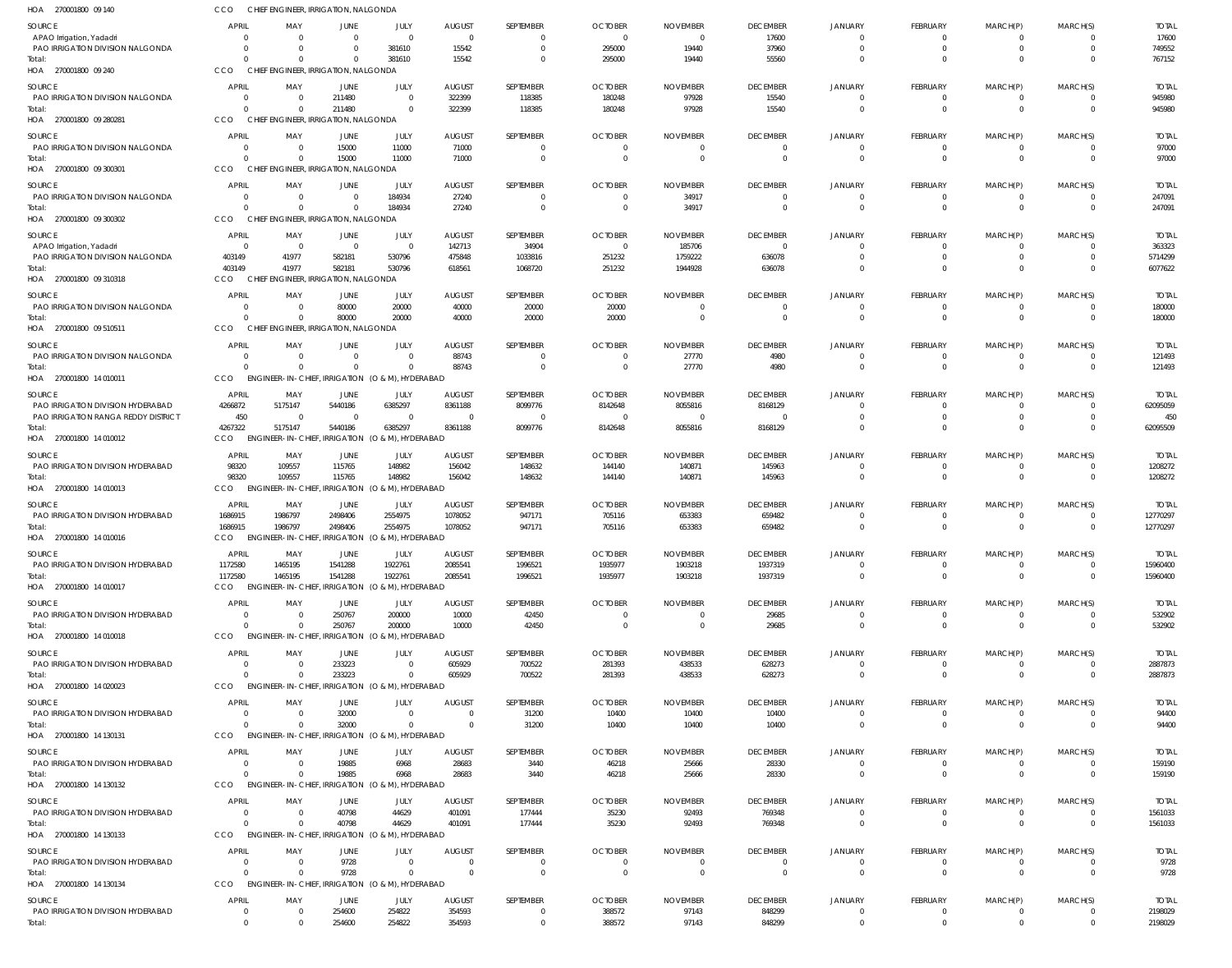HOA 270001800 09 140 CCO CHIEF ENGINEER, IRRIGATION, NALGONDA

| SOURCE | APRIL | MAY | JUNE | JULY | AUGUST | SEPTEMBER | OCTOBER | NOVEMBER | DECEMBER | JANUARY | FEBRUARY | MARCH(P) | MARCH(S) | TOTAL |
|---|---|---|---|---|---|---|---|---|---|---|---|---|---|---|
| APAO Irrigation, Yadadri | 0 | 0 | 0 | 0 | 0 | 0 | 0 | 0 | 17600 | 0 | 0 | 0 | 0 | 17600 |
| PAO IRRIGATION DIVISION NALGONDA | 0 | 0 | 0 | 381610 | 15542 | 0 | 295000 | 19440 | 37960 | 0 | 0 | 0 | 0 | 749552 |
| Total: | 0 | 0 | 0 | 381610 | 15542 | 0 | 295000 | 19440 | 55560 | 0 | 0 | 0 | 0 | 767152 |

HOA 270001800 09 240 CCO CHIEF ENGINEER, IRRIGATION, NALGONDA

| SOURCE | APRIL | MAY | JUNE | JULY | AUGUST | SEPTEMBER | OCTOBER | NOVEMBER | DECEMBER | JANUARY | FEBRUARY | MARCH(P) | MARCH(S) | TOTAL |
|---|---|---|---|---|---|---|---|---|---|---|---|---|---|---|
| PAO IRRIGATION DIVISION NALGONDA | 0 | 0 | 211480 | 0 | 322399 | 118385 | 180248 | 97928 | 15540 | 0 | 0 | 0 | 0 | 945980 |
| Total: | 0 | 0 | 211480 | 0 | 322399 | 118385 | 180248 | 97928 | 15540 | 0 | 0 | 0 | 0 | 945980 |

HOA 270001800 09 280281 CCO CHIEF ENGINEER, IRRIGATION, NALGONDA

| SOURCE | APRIL | MAY | JUNE | JULY | AUGUST | SEPTEMBER | OCTOBER | NOVEMBER | DECEMBER | JANUARY | FEBRUARY | MARCH(P) | MARCH(S) | TOTAL |
|---|---|---|---|---|---|---|---|---|---|---|---|---|---|---|
| PAO IRRIGATION DIVISION NALGONDA | 0 | 0 | 15000 | 11000 | 71000 | 0 | 0 | 0 | 0 | 0 | 0 | 0 | 0 | 97000 |
| Total: | 0 | 0 | 15000 | 11000 | 71000 | 0 | 0 | 0 | 0 | 0 | 0 | 0 | 0 | 97000 |

HOA 270001800 09 300301 CCO CHIEF ENGINEER, IRRIGATION, NALGONDA

| SOURCE | APRIL | MAY | JUNE | JULY | AUGUST | SEPTEMBER | OCTOBER | NOVEMBER | DECEMBER | JANUARY | FEBRUARY | MARCH(P) | MARCH(S) | TOTAL |
|---|---|---|---|---|---|---|---|---|---|---|---|---|---|---|
| PAO IRRIGATION DIVISION NALGONDA | 0 | 0 | 0 | 184934 | 27240 | 0 | 0 | 34917 | 0 | 0 | 0 | 0 | 0 | 247091 |
| Total: | 0 | 0 | 0 | 184934 | 27240 | 0 | 0 | 34917 | 0 | 0 | 0 | 0 | 0 | 247091 |

HOA 270001800 09 300302 CCO CHIEF ENGINEER, IRRIGATION, NALGONDA

| SOURCE | APRIL | MAY | JUNE | JULY | AUGUST | SEPTEMBER | OCTOBER | NOVEMBER | DECEMBER | JANUARY | FEBRUARY | MARCH(P) | MARCH(S) | TOTAL |
|---|---|---|---|---|---|---|---|---|---|---|---|---|---|---|
| APAO Irrigation, Yadadri | 0 | 0 | 0 | 0 | 142713 | 34904 | 0 | 185706 | 0 | 0 | 0 | 0 | 0 | 363323 |
| PAO IRRIGATION DIVISION NALGONDA | 403149 | 41977 | 582181 | 530796 | 475848 | 1033816 | 251232 | 1759222 | 636078 | 0 | 0 | 0 | 0 | 5714299 |
| Total: | 403149 | 41977 | 582181 | 530796 | 618561 | 1068720 | 251232 | 1944928 | 636078 | 0 | 0 | 0 | 0 | 6077622 |

HOA 270001800 09 310318 CCO CHIEF ENGINEER, IRRIGATION, NALGONDA

| SOURCE | APRIL | MAY | JUNE | JULY | AUGUST | SEPTEMBER | OCTOBER | NOVEMBER | DECEMBER | JANUARY | FEBRUARY | MARCH(P) | MARCH(S) | TOTAL |
|---|---|---|---|---|---|---|---|---|---|---|---|---|---|---|
| PAO IRRIGATION DIVISION NALGONDA | 0 | 0 | 80000 | 20000 | 40000 | 20000 | 20000 | 0 | 0 | 0 | 0 | 0 | 0 | 180000 |
| Total: | 0 | 0 | 80000 | 20000 | 40000 | 20000 | 20000 | 0 | 0 | 0 | 0 | 0 | 0 | 180000 |

HOA 270001800 09 510511 CCO CHIEF ENGINEER, IRRIGATION, NALGONDA

| SOURCE | APRIL | MAY | JUNE | JULY | AUGUST | SEPTEMBER | OCTOBER | NOVEMBER | DECEMBER | JANUARY | FEBRUARY | MARCH(P) | MARCH(S) | TOTAL |
|---|---|---|---|---|---|---|---|---|---|---|---|---|---|---|
| PAO IRRIGATION DIVISION NALGONDA | 0 | 0 | 0 | 0 | 88743 | 0 | 0 | 27770 | 4980 | 0 | 0 | 0 | 0 | 121493 |
| Total: | 0 | 0 | 0 | 0 | 88743 | 0 | 0 | 27770 | 4980 | 0 | 0 | 0 | 0 | 121493 |

HOA 270001800 14 010011 CCO ENGINEER-IN-CHIEF, IRRIGATION (O & M), HYDERABAD

| SOURCE | APRIL | MAY | JUNE | JULY | AUGUST | SEPTEMBER | OCTOBER | NOVEMBER | DECEMBER | JANUARY | FEBRUARY | MARCH(P) | MARCH(S) | TOTAL |
|---|---|---|---|---|---|---|---|---|---|---|---|---|---|---|
| PAO IRRIGATION DIVISION HYDERABAD | 4266872 | 5175147 | 5440186 | 6385297 | 8361188 | 8099776 | 8142648 | 8055816 | 8168129 | 0 | 0 | 0 | 0 | 62095059 |
| PAO IRRIGATION RANGA REDDY DISTRICT | 450 | 0 | 0 | 0 | 0 | 0 | 0 | 0 | 0 | 0 | 0 | 0 | 0 | 450 |
| Total: | 4267322 | 5175147 | 5440186 | 6385297 | 8361188 | 8099776 | 8142648 | 8055816 | 8168129 | 0 | 0 | 0 | 0 | 62095509 |

HOA 270001800 14 010012 CCO ENGINEER-IN-CHIEF, IRRIGATION (O & M), HYDERABAD

| SOURCE | APRIL | MAY | JUNE | JULY | AUGUST | SEPTEMBER | OCTOBER | NOVEMBER | DECEMBER | JANUARY | FEBRUARY | MARCH(P) | MARCH(S) | TOTAL |
|---|---|---|---|---|---|---|---|---|---|---|---|---|---|---|
| PAO IRRIGATION DIVISION HYDERABAD | 98320 | 109557 | 115765 | 148982 | 156042 | 148632 | 144140 | 140871 | 145963 | 0 | 0 | 0 | 0 | 1208272 |
| Total: | 98320 | 109557 | 115765 | 148982 | 156042 | 148632 | 144140 | 140871 | 145963 | 0 | 0 | 0 | 0 | 1208272 |

HOA 270001800 14 010013 CCO ENGINEER-IN-CHIEF, IRRIGATION (O & M), HYDERABAD

| SOURCE | APRIL | MAY | JUNE | JULY | AUGUST | SEPTEMBER | OCTOBER | NOVEMBER | DECEMBER | JANUARY | FEBRUARY | MARCH(P) | MARCH(S) | TOTAL |
|---|---|---|---|---|---|---|---|---|---|---|---|---|---|---|
| PAO IRRIGATION DIVISION HYDERABAD | 1686915 | 1986797 | 2498406 | 2554975 | 1078052 | 947171 | 705116 | 653383 | 659482 | 0 | 0 | 0 | 0 | 12770297 |
| Total: | 1686915 | 1986797 | 2498406 | 2554975 | 1078052 | 947171 | 705116 | 653383 | 659482 | 0 | 0 | 0 | 0 | 12770297 |

HOA 270001800 14 010016 CCO ENGINEER-IN-CHIEF, IRRIGATION (O & M), HYDERABAD

| SOURCE | APRIL | MAY | JUNE | JULY | AUGUST | SEPTEMBER | OCTOBER | NOVEMBER | DECEMBER | JANUARY | FEBRUARY | MARCH(P) | MARCH(S) | TOTAL |
|---|---|---|---|---|---|---|---|---|---|---|---|---|---|---|
| PAO IRRIGATION DIVISION HYDERABAD | 1172580 | 1465195 | 1541288 | 1922761 | 2085541 | 1996521 | 1935977 | 1903218 | 1937319 | 0 | 0 | 0 | 0 | 15960400 |
| Total: | 1172580 | 1465195 | 1541288 | 1922761 | 2085541 | 1996521 | 1935977 | 1903218 | 1937319 | 0 | 0 | 0 | 0 | 15960400 |

HOA 270001800 14 010017 CCO ENGINEER-IN-CHIEF, IRRIGATION (O & M), HYDERABAD

| SOURCE | APRIL | MAY | JUNE | JULY | AUGUST | SEPTEMBER | OCTOBER | NOVEMBER | DECEMBER | JANUARY | FEBRUARY | MARCH(P) | MARCH(S) | TOTAL |
|---|---|---|---|---|---|---|---|---|---|---|---|---|---|---|
| PAO IRRIGATION DIVISION HYDERABAD | 0 | 0 | 250767 | 200000 | 10000 | 42450 | 0 | 0 | 29685 | 0 | 0 | 0 | 0 | 532902 |
| Total: | 0 | 0 | 250767 | 200000 | 10000 | 42450 | 0 | 0 | 29685 | 0 | 0 | 0 | 0 | 532902 |

HOA 270001800 14 010018 CCO ENGINEER-IN-CHIEF, IRRIGATION (O & M), HYDERABAD

| SOURCE | APRIL | MAY | JUNE | JULY | AUGUST | SEPTEMBER | OCTOBER | NOVEMBER | DECEMBER | JANUARY | FEBRUARY | MARCH(P) | MARCH(S) | TOTAL |
|---|---|---|---|---|---|---|---|---|---|---|---|---|---|---|
| PAO IRRIGATION DIVISION HYDERABAD | 0 | 0 | 233223 | 0 | 605929 | 700522 | 281393 | 438533 | 628273 | 0 | 0 | 0 | 0 | 2887873 |
| Total: | 0 | 0 | 233223 | 0 | 605929 | 700522 | 281393 | 438533 | 628273 | 0 | 0 | 0 | 0 | 2887873 |

HOA 270001800 14 020023 CCO ENGINEER-IN-CHIEF, IRRIGATION (O & M), HYDERABAD

| SOURCE | APRIL | MAY | JUNE | JULY | AUGUST | SEPTEMBER | OCTOBER | NOVEMBER | DECEMBER | JANUARY | FEBRUARY | MARCH(P) | MARCH(S) | TOTAL |
|---|---|---|---|---|---|---|---|---|---|---|---|---|---|---|
| PAO IRRIGATION DIVISION HYDERABAD | 0 | 0 | 32000 | 0 | 0 | 31200 | 10400 | 10400 | 10400 | 0 | 0 | 0 | 0 | 94400 |
| Total: | 0 | 0 | 32000 | 0 | 0 | 31200 | 10400 | 10400 | 10400 | 0 | 0 | 0 | 0 | 94400 |

HOA 270001800 14 130131 CCO ENGINEER-IN-CHIEF, IRRIGATION (O & M), HYDERABAD

| SOURCE | APRIL | MAY | JUNE | JULY | AUGUST | SEPTEMBER | OCTOBER | NOVEMBER | DECEMBER | JANUARY | FEBRUARY | MARCH(P) | MARCH(S) | TOTAL |
|---|---|---|---|---|---|---|---|---|---|---|---|---|---|---|
| PAO IRRIGATION DIVISION HYDERABAD | 0 | 0 | 19885 | 6968 | 28683 | 3440 | 46218 | 25666 | 28330 | 0 | 0 | 0 | 0 | 159190 |
| Total: | 0 | 0 | 19885 | 6968 | 28683 | 3440 | 46218 | 25666 | 28330 | 0 | 0 | 0 | 0 | 159190 |

HOA 270001800 14 130132 CCO ENGINEER-IN-CHIEF, IRRIGATION (O & M), HYDERABAD

| SOURCE | APRIL | MAY | JUNE | JULY | AUGUST | SEPTEMBER | OCTOBER | NOVEMBER | DECEMBER | JANUARY | FEBRUARY | MARCH(P) | MARCH(S) | TOTAL |
|---|---|---|---|---|---|---|---|---|---|---|---|---|---|---|
| PAO IRRIGATION DIVISION HYDERABAD | 0 | 0 | 40798 | 44629 | 401091 | 177444 | 35230 | 92493 | 769348 | 0 | 0 | 0 | 0 | 1561033 |
| Total: | 0 | 0 | 40798 | 44629 | 401091 | 177444 | 35230 | 92493 | 769348 | 0 | 0 | 0 | 0 | 1561033 |

HOA 270001800 14 130133 CCO ENGINEER-IN-CHIEF, IRRIGATION (O & M), HYDERABAD

| SOURCE | APRIL | MAY | JUNE | JULY | AUGUST | SEPTEMBER | OCTOBER | NOVEMBER | DECEMBER | JANUARY | FEBRUARY | MARCH(P) | MARCH(S) | TOTAL |
|---|---|---|---|---|---|---|---|---|---|---|---|---|---|---|
| PAO IRRIGATION DIVISION HYDERABAD | 0 | 0 | 9728 | 0 | 0 | 0 | 0 | 0 | 0 | 0 | 0 | 0 | 0 | 9728 |
| Total: | 0 | 0 | 9728 | 0 | 0 | 0 | 0 | 0 | 0 | 0 | 0 | 0 | 0 | 9728 |

HOA 270001800 14 130134 CCO ENGINEER-IN-CHIEF, IRRIGATION (O & M), HYDERABAD

| SOURCE | APRIL | MAY | JUNE | JULY | AUGUST | SEPTEMBER | OCTOBER | NOVEMBER | DECEMBER | JANUARY | FEBRUARY | MARCH(P) | MARCH(S) | TOTAL |
|---|---|---|---|---|---|---|---|---|---|---|---|---|---|---|
| PAO IRRIGATION DIVISION HYDERABAD | 0 | 0 | 254600 | 254822 | 354593 | 0 | 388572 | 97143 | 848299 | 0 | 0 | 0 | 0 | 2198029 |
| Total: | 0 | 0 | 254600 | 254822 | 354593 | 0 | 388572 | 97143 | 848299 | 0 | 0 | 0 | 0 | 2198029 |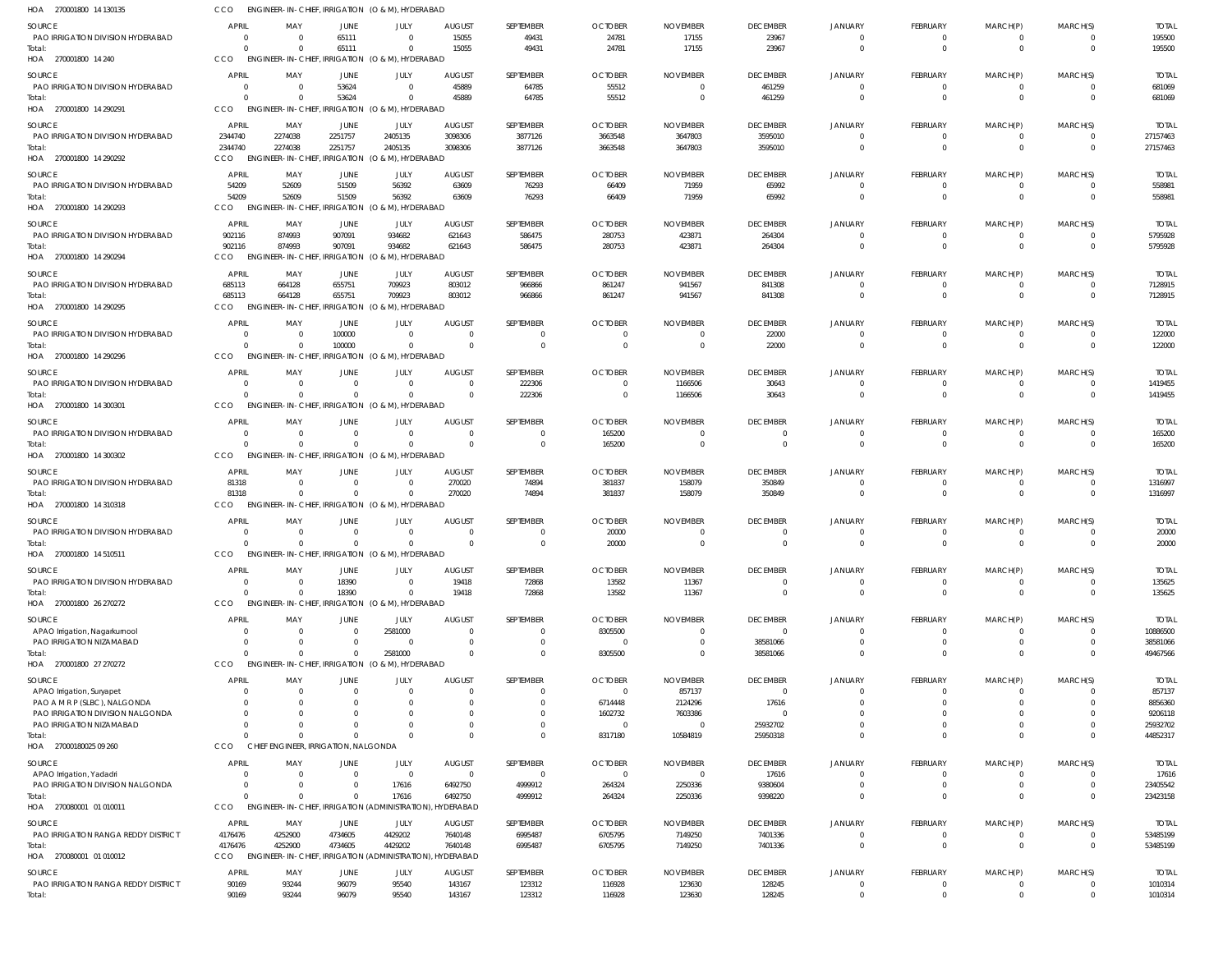HOA 270001800 14 130135 CCO ENGINEER-IN-CHIEF, IRRIGATION (O & M), HYDERABAD

| SOURCE | APRIL | MAY | JUNE | JULY | AUGUST | SEPTEMBER | OCTOBER | NOVEMBER | DECEMBER | JANUARY | FEBRUARY | MARCH(P) | MARCH(S) | TOTAL |
|---|---|---|---|---|---|---|---|---|---|---|---|---|---|---|
| PAO IRRIGATION DIVISION HYDERABAD | 0 | 0 | 65111 | 0 | 15055 | 49431 | 24781 | 17155 | 23967 | 0 | 0 | 0 | 0 | 195500 |
| Total: | 0 | 0 | 65111 | 0 | 15055 | 49431 | 24781 | 17155 | 23967 | 0 | 0 | 0 | 0 | 195500 |

HOA 270001800 14 240 CCO ENGINEER-IN-CHIEF, IRRIGATION (O & M), HYDERABAD

| SOURCE | APRIL | MAY | JUNE | JULY | AUGUST | SEPTEMBER | OCTOBER | NOVEMBER | DECEMBER | JANUARY | FEBRUARY | MARCH(P) | MARCH(S) | TOTAL |
|---|---|---|---|---|---|---|---|---|---|---|---|---|---|---|
| PAO IRRIGATION DIVISION HYDERABAD | 0 | 0 | 53624 | 0 | 45889 | 64785 | 55512 | 0 | 461259 | 0 | 0 | 0 | 0 | 681069 |
| Total: | 0 | 0 | 53624 | 0 | 45889 | 64785 | 55512 | 0 | 461259 | 0 | 0 | 0 | 0 | 681069 |

HOA 270001800 14 290291 CCO ENGINEER-IN-CHIEF, IRRIGATION (O & M), HYDERABAD

| SOURCE | APRIL | MAY | JUNE | JULY | AUGUST | SEPTEMBER | OCTOBER | NOVEMBER | DECEMBER | JANUARY | FEBRUARY | MARCH(P) | MARCH(S) | TOTAL |
|---|---|---|---|---|---|---|---|---|---|---|---|---|---|---|
| PAO IRRIGATION DIVISION HYDERABAD | 2344740 | 2274038 | 2251757 | 2405135 | 3098306 | 3877126 | 3663548 | 3647803 | 3595010 | 0 | 0 | 0 | 0 | 27157463 |
| Total: | 2344740 | 2274038 | 2251757 | 2405135 | 3098306 | 3877126 | 3663548 | 3647803 | 3595010 | 0 | 0 | 0 | 0 | 27157463 |

HOA 270001800 14 290292 CCO ENGINEER-IN-CHIEF, IRRIGATION (O & M), HYDERABAD

| SOURCE | APRIL | MAY | JUNE | JULY | AUGUST | SEPTEMBER | OCTOBER | NOVEMBER | DECEMBER | JANUARY | FEBRUARY | MARCH(P) | MARCH(S) | TOTAL |
|---|---|---|---|---|---|---|---|---|---|---|---|---|---|---|
| PAO IRRIGATION DIVISION HYDERABAD | 54209 | 52609 | 51509 | 56392 | 63609 | 76293 | 66409 | 71959 | 65992 | 0 | 0 | 0 | 0 | 558981 |
| Total: | 54209 | 52609 | 51509 | 56392 | 63609 | 76293 | 66409 | 71959 | 65992 | 0 | 0 | 0 | 0 | 558981 |

HOA 270001800 14 290293 CCO ENGINEER-IN-CHIEF, IRRIGATION (O & M), HYDERABAD

| SOURCE | APRIL | MAY | JUNE | JULY | AUGUST | SEPTEMBER | OCTOBER | NOVEMBER | DECEMBER | JANUARY | FEBRUARY | MARCH(P) | MARCH(S) | TOTAL |
|---|---|---|---|---|---|---|---|---|---|---|---|---|---|---|
| PAO IRRIGATION DIVISION HYDERABAD | 902116 | 874993 | 907091 | 934682 | 621643 | 586475 | 280753 | 423871 | 264304 | 0 | 0 | 0 | 0 | 5795928 |
| Total: | 902116 | 874993 | 907091 | 934682 | 621643 | 586475 | 280753 | 423871 | 264304 | 0 | 0 | 0 | 0 | 5795928 |

HOA 270001800 14 290294 CCO ENGINEER-IN-CHIEF, IRRIGATION (O & M), HYDERABAD

| SOURCE | APRIL | MAY | JUNE | JULY | AUGUST | SEPTEMBER | OCTOBER | NOVEMBER | DECEMBER | JANUARY | FEBRUARY | MARCH(P) | MARCH(S) | TOTAL |
|---|---|---|---|---|---|---|---|---|---|---|---|---|---|---|
| PAO IRRIGATION DIVISION HYDERABAD | 685113 | 664128 | 655751 | 709923 | 803012 | 966866 | 861247 | 941567 | 841308 | 0 | 0 | 0 | 0 | 7128915 |
| Total: | 685113 | 664128 | 655751 | 709923 | 803012 | 966866 | 861247 | 941567 | 841308 | 0 | 0 | 0 | 0 | 7128915 |

HOA 270001800 14 290295 CCO ENGINEER-IN-CHIEF, IRRIGATION (O & M), HYDERABAD

| SOURCE | APRIL | MAY | JUNE | JULY | AUGUST | SEPTEMBER | OCTOBER | NOVEMBER | DECEMBER | JANUARY | FEBRUARY | MARCH(P) | MARCH(S) | TOTAL |
|---|---|---|---|---|---|---|---|---|---|---|---|---|---|---|
| PAO IRRIGATION DIVISION HYDERABAD | 0 | 0 | 100000 | 0 | 0 | 0 | 0 | 0 | 22000 | 0 | 0 | 0 | 0 | 122000 |
| Total: | 0 | 0 | 100000 | 0 | 0 | 0 | 0 | 0 | 22000 | 0 | 0 | 0 | 0 | 122000 |

HOA 270001800 14 290296 CCO ENGINEER-IN-CHIEF, IRRIGATION (O & M), HYDERABAD

| SOURCE | APRIL | MAY | JUNE | JULY | AUGUST | SEPTEMBER | OCTOBER | NOVEMBER | DECEMBER | JANUARY | FEBRUARY | MARCH(P) | MARCH(S) | TOTAL |
|---|---|---|---|---|---|---|---|---|---|---|---|---|---|---|
| PAO IRRIGATION DIVISION HYDERABAD | 0 | 0 | 0 | 0 | 0 | 222306 | 0 | 1166506 | 30643 | 0 | 0 | 0 | 0 | 1419455 |
| Total: | 0 | 0 | 0 | 0 | 0 | 222306 | 0 | 1166506 | 30643 | 0 | 0 | 0 | 0 | 1419455 |

HOA 270001800 14 300301 CCO ENGINEER-IN-CHIEF, IRRIGATION (O & M), HYDERABAD

| SOURCE | APRIL | MAY | JUNE | JULY | AUGUST | SEPTEMBER | OCTOBER | NOVEMBER | DECEMBER | JANUARY | FEBRUARY | MARCH(P) | MARCH(S) | TOTAL |
|---|---|---|---|---|---|---|---|---|---|---|---|---|---|---|
| PAO IRRIGATION DIVISION HYDERABAD | 0 | 0 | 0 | 0 | 0 | 0 | 165200 | 0 | 0 | 0 | 0 | 0 | 0 | 165200 |
| Total: | 0 | 0 | 0 | 0 | 0 | 0 | 165200 | 0 | 0 | 0 | 0 | 0 | 0 | 165200 |

HOA 270001800 14 300302 CCO ENGINEER-IN-CHIEF, IRRIGATION (O & M), HYDERABAD

| SOURCE | APRIL | MAY | JUNE | JULY | AUGUST | SEPTEMBER | OCTOBER | NOVEMBER | DECEMBER | JANUARY | FEBRUARY | MARCH(P) | MARCH(S) | TOTAL |
|---|---|---|---|---|---|---|---|---|---|---|---|---|---|---|
| PAO IRRIGATION DIVISION HYDERABAD | 81318 | 0 | 0 | 0 | 270020 | 74894 | 381837 | 158079 | 350849 | 0 | 0 | 0 | 0 | 1316997 |
| Total: | 81318 | 0 | 0 | 0 | 270020 | 74894 | 381837 | 158079 | 350849 | 0 | 0 | 0 | 0 | 1316997 |

HOA 270001800 14 310318 CCO ENGINEER-IN-CHIEF, IRRIGATION (O & M), HYDERABAD

| SOURCE | APRIL | MAY | JUNE | JULY | AUGUST | SEPTEMBER | OCTOBER | NOVEMBER | DECEMBER | JANUARY | FEBRUARY | MARCH(P) | MARCH(S) | TOTAL |
|---|---|---|---|---|---|---|---|---|---|---|---|---|---|---|
| PAO IRRIGATION DIVISION HYDERABAD | 0 | 0 | 0 | 0 | 0 | 0 | 20000 | 0 | 0 | 0 | 0 | 0 | 0 | 20000 |
| Total: | 0 | 0 | 0 | 0 | 0 | 0 | 20000 | 0 | 0 | 0 | 0 | 0 | 0 | 20000 |

HOA 270001800 14 510511 CCO ENGINEER-IN-CHIEF, IRRIGATION (O & M), HYDERABAD

| SOURCE | APRIL | MAY | JUNE | JULY | AUGUST | SEPTEMBER | OCTOBER | NOVEMBER | DECEMBER | JANUARY | FEBRUARY | MARCH(P) | MARCH(S) | TOTAL |
|---|---|---|---|---|---|---|---|---|---|---|---|---|---|---|
| PAO IRRIGATION DIVISION HYDERABAD | 0 | 0 | 18390 | 0 | 19418 | 72868 | 13582 | 11367 | 0 | 0 | 0 | 0 | 0 | 135625 |
| Total: | 0 | 0 | 18390 | 0 | 19418 | 72868 | 13582 | 11367 | 0 | 0 | 0 | 0 | 0 | 135625 |

HOA 270001800 26 270272 CCO ENGINEER-IN-CHIEF, IRRIGATION (O & M), HYDERABAD

| SOURCE | APRIL | MAY | JUNE | JULY | AUGUST | SEPTEMBER | OCTOBER | NOVEMBER | DECEMBER | JANUARY | FEBRUARY | MARCH(P) | MARCH(S) | TOTAL |
|---|---|---|---|---|---|---|---|---|---|---|---|---|---|---|
| APAO Irrigation, Nagarkurnool | 0 | 0 | 0 | 2581000 | 0 | 0 | 8305500 | 0 | 0 | 0 | 0 | 0 | 0 | 10886500 |
| PAO IRRIGATION NIZAMABAD | 0 | 0 | 0 | 0 | 0 | 0 | 0 | 0 | 38581066 | 0 | 0 | 0 | 0 | 38581066 |
| Total: | 0 | 0 | 0 | 2581000 | 0 | 0 | 8305500 | 0 | 38581066 | 0 | 0 | 0 | 0 | 49467566 |

HOA 270001800 27 270272 CCO ENGINEER-IN-CHIEF, IRRIGATION (O & M), HYDERABAD

| SOURCE | APRIL | MAY | JUNE | JULY | AUGUST | SEPTEMBER | OCTOBER | NOVEMBER | DECEMBER | JANUARY | FEBRUARY | MARCH(P) | MARCH(S) | TOTAL |
|---|---|---|---|---|---|---|---|---|---|---|---|---|---|---|
| APAO Irrigation, Suryapet | 0 | 0 | 0 | 0 | 0 | 0 | 0 | 857137 | 0 | 0 | 0 | 0 | 0 | 857137 |
| PAO A M R P (SLBC), NALGONDA | 0 | 0 | 0 | 0 | 0 | 0 | 6714448 | 2124296 | 17616 | 0 | 0 | 0 | 0 | 8856360 |
| PAO IRRIGATION DIVISION NALGONDA | 0 | 0 | 0 | 0 | 0 | 0 | 1602732 | 7603386 | 0 | 0 | 0 | 0 | 0 | 9206118 |
| PAO IRRIGATION NIZAMABAD | 0 | 0 | 0 | 0 | 0 | 0 | 0 | 0 | 25932702 | 0 | 0 | 0 | 0 | 25932702 |
| Total: | 0 | 0 | 0 | 0 | 0 | 0 | 8317180 | 10584819 | 25950318 | 0 | 0 | 0 | 0 | 44852317 |

HOA 27000180025 09 260 CCO CHIEF ENGINEER, IRRIGATION, NALGONDA

| SOURCE | APRIL | MAY | JUNE | JULY | AUGUST | SEPTEMBER | OCTOBER | NOVEMBER | DECEMBER | JANUARY | FEBRUARY | MARCH(P) | MARCH(S) | TOTAL |
|---|---|---|---|---|---|---|---|---|---|---|---|---|---|---|
| APAO Irrigation, Yadadri | 0 | 0 | 0 | 0 | 0 | 0 | 0 | 0 | 17616 | 0 | 0 | 0 | 0 | 17616 |
| PAO IRRIGATION DIVISION NALGONDA | 0 | 0 | 0 | 17616 | 6492750 | 4999912 | 264324 | 2250336 | 9380604 | 0 | 0 | 0 | 0 | 23405542 |
| Total: | 0 | 0 | 0 | 17616 | 6492750 | 4999912 | 264324 | 2250336 | 9398220 | 0 | 0 | 0 | 0 | 23423158 |

HOA 270080001 01 010011 CCO ENGINEER-IN-CHIEF, IRRIGATION (ADMINISTRATION), HYDERABAD

| SOURCE | APRIL | MAY | JUNE | JULY | AUGUST | SEPTEMBER | OCTOBER | NOVEMBER | DECEMBER | JANUARY | FEBRUARY | MARCH(P) | MARCH(S) | TOTAL |
|---|---|---|---|---|---|---|---|---|---|---|---|---|---|---|
| PAO IRRIGATION RANGA REDDY DISTRICT | 4176476 | 4252900 | 4734605 | 4429202 | 7640148 | 6995487 | 6705795 | 7149250 | 7401336 | 0 | 0 | 0 | 0 | 53485199 |
| Total: | 4176476 | 4252900 | 4734605 | 4429202 | 7640148 | 6995487 | 6705795 | 7149250 | 7401336 | 0 | 0 | 0 | 0 | 53485199 |

HOA 270080001 01 010012 CCO ENGINEER-IN-CHIEF, IRRIGATION (ADMINISTRATION), HYDERABAD

| SOURCE | APRIL | MAY | JUNE | JULY | AUGUST | SEPTEMBER | OCTOBER | NOVEMBER | DECEMBER | JANUARY | FEBRUARY | MARCH(P) | MARCH(S) | TOTAL |
|---|---|---|---|---|---|---|---|---|---|---|---|---|---|---|
| PAO IRRIGATION RANGA REDDY DISTRICT | 90169 | 93244 | 96079 | 95540 | 143167 | 123312 | 116928 | 123630 | 128245 | 0 | 0 | 0 | 0 | 1010314 |
| Total: | 90169 | 93244 | 96079 | 95540 | 143167 | 123312 | 116928 | 123630 | 128245 | 0 | 0 | 0 | 0 | 1010314 |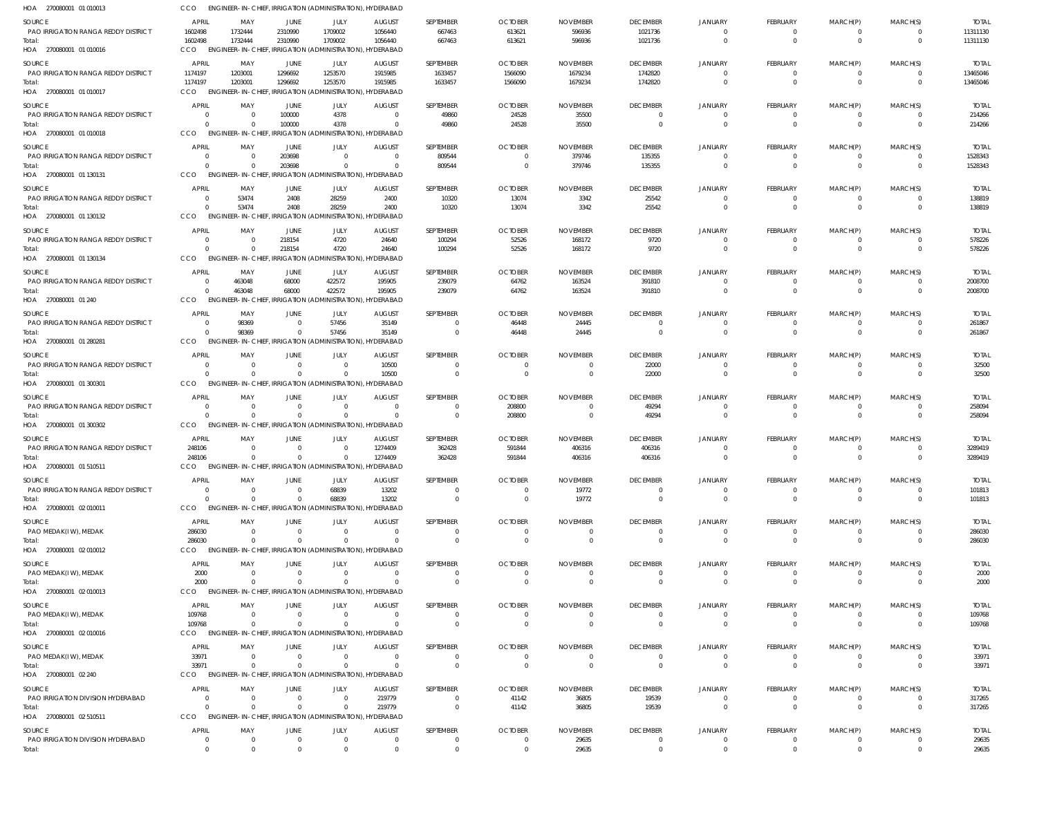HOA 270080001 01 010013 CCO ENGINEER- IN- CHIEF, IRRIGATION (ADMINISTRATION), HYDERABAD

| SOURCE | APRIL | MAY | JUNE | JULY | AUGUST | SEPTEMBER | OCTOBER | NOVEMBER | DECEMBER | JANUARY | FEBRUARY | MARCH(P) | MARCH(S) | TOTAL |
|---|---|---|---|---|---|---|---|---|---|---|---|---|---|---|
| PAO IRRIGATION RANGA REDDY DISTRICT | 1602498 | 1732444 | 2310990 | 1709002 | 1056440 | 667463 | 613621 | 596936 | 1021736 | 0 | 0 | 0 | 0 | 11311130 |
| Total: | 1602498 | 1732444 | 2310990 | 1709002 | 1056440 | 667463 | 613621 | 596936 | 1021736 | 0 | 0 | 0 | 0 | 11311130 |

HOA 270080001 01 010016 CCO ENGINEER- IN- CHIEF, IRRIGATION (ADMINISTRATION), HYDERABAD

| SOURCE | APRIL | MAY | JUNE | JULY | AUGUST | SEPTEMBER | OCTOBER | NOVEMBER | DECEMBER | JANUARY | FEBRUARY | MARCH(P) | MARCH(S) | TOTAL |
|---|---|---|---|---|---|---|---|---|---|---|---|---|---|---|
| PAO IRRIGATION RANGA REDDY DISTRICT | 1174197 | 1203001 | 1296692 | 1253570 | 1915985 | 1633457 | 1566090 | 1679234 | 1742820 | 0 | 0 | 0 | 0 | 13465046 |
| Total: | 1174197 | 1203001 | 1296692 | 1253570 | 1915985 | 1633457 | 1566090 | 1679234 | 1742820 | 0 | 0 | 0 | 0 | 13465046 |

HOA 270080001 01 010017 CCO ENGINEER- IN- CHIEF, IRRIGATION (ADMINISTRATION), HYDERABAD

| SOURCE | APRIL | MAY | JUNE | JULY | AUGUST | SEPTEMBER | OCTOBER | NOVEMBER | DECEMBER | JANUARY | FEBRUARY | MARCH(P) | MARCH(S) | TOTAL |
|---|---|---|---|---|---|---|---|---|---|---|---|---|---|---|
| PAO IRRIGATION RANGA REDDY DISTRICT | 0 | 0 | 100000 | 4378 | 0 | 49860 | 24528 | 35500 | 0 | 0 | 0 | 0 | 0 | 214266 |
| Total: | 0 | 0 | 100000 | 4378 | 0 | 49860 | 24528 | 35500 | 0 | 0 | 0 | 0 | 0 | 214266 |

HOA 270080001 01 010018 CCO ENGINEER- IN- CHIEF, IRRIGATION (ADMINISTRATION), HYDERABAD

| SOURCE | APRIL | MAY | JUNE | JULY | AUGUST | SEPTEMBER | OCTOBER | NOVEMBER | DECEMBER | JANUARY | FEBRUARY | MARCH(P) | MARCH(S) | TOTAL |
|---|---|---|---|---|---|---|---|---|---|---|---|---|---|---|
| PAO IRRIGATION RANGA REDDY DISTRICT | 0 | 0 | 203698 | 0 | 0 | 809544 | 0 | 379746 | 135355 | 0 | 0 | 0 | 0 | 1528343 |
| Total: | 0 | 0 | 203698 | 0 | 0 | 809544 | 0 | 379746 | 135355 | 0 | 0 | 0 | 0 | 1528343 |

HOA 270080001 01 130131 CCO ENGINEER- IN- CHIEF, IRRIGATION (ADMINISTRATION), HYDERABAD

| SOURCE | APRIL | MAY | JUNE | JULY | AUGUST | SEPTEMBER | OCTOBER | NOVEMBER | DECEMBER | JANUARY | FEBRUARY | MARCH(P) | MARCH(S) | TOTAL |
|---|---|---|---|---|---|---|---|---|---|---|---|---|---|---|
| PAO IRRIGATION RANGA REDDY DISTRICT | 0 | 53474 | 2408 | 28259 | 2400 | 10320 | 13074 | 3342 | 25542 | 0 | 0 | 0 | 0 | 138819 |
| Total: | 0 | 53474 | 2408 | 28259 | 2400 | 10320 | 13074 | 3342 | 25542 | 0 | 0 | 0 | 0 | 138819 |

HOA 270080001 01 130132 CCO ENGINEER- IN- CHIEF, IRRIGATION (ADMINISTRATION), HYDERABAD

| SOURCE | APRIL | MAY | JUNE | JULY | AUGUST | SEPTEMBER | OCTOBER | NOVEMBER | DECEMBER | JANUARY | FEBRUARY | MARCH(P) | MARCH(S) | TOTAL |
|---|---|---|---|---|---|---|---|---|---|---|---|---|---|---|
| PAO IRRIGATION RANGA REDDY DISTRICT | 0 | 0 | 218154 | 4720 | 24640 | 100294 | 52526 | 168172 | 9720 | 0 | 0 | 0 | 0 | 578226 |
| Total: | 0 | 0 | 218154 | 4720 | 24640 | 100294 | 52526 | 168172 | 9720 | 0 | 0 | 0 | 0 | 578226 |

HOA 270080001 01 130134 CCO ENGINEER- IN- CHIEF, IRRIGATION (ADMINISTRATION), HYDERABAD

| SOURCE | APRIL | MAY | JUNE | JULY | AUGUST | SEPTEMBER | OCTOBER | NOVEMBER | DECEMBER | JANUARY | FEBRUARY | MARCH(P) | MARCH(S) | TOTAL |
|---|---|---|---|---|---|---|---|---|---|---|---|---|---|---|
| PAO IRRIGATION RANGA REDDY DISTRICT | 0 | 463048 | 68000 | 422572 | 195905 | 239079 | 64762 | 163524 | 391810 | 0 | 0 | 0 | 0 | 2008700 |
| Total: | 0 | 463048 | 68000 | 422572 | 195905 | 239079 | 64762 | 163524 | 391810 | 0 | 0 | 0 | 0 | 2008700 |

HOA 270080001 01 240 CCO ENGINEER- IN- CHIEF, IRRIGATION (ADMINISTRATION), HYDERABAD

| SOURCE | APRIL | MAY | JUNE | JULY | AUGUST | SEPTEMBER | OCTOBER | NOVEMBER | DECEMBER | JANUARY | FEBRUARY | MARCH(P) | MARCH(S) | TOTAL |
|---|---|---|---|---|---|---|---|---|---|---|---|---|---|---|
| PAO IRRIGATION RANGA REDDY DISTRICT | 0 | 98369 | 0 | 57456 | 35149 | 0 | 46448 | 24445 | 0 | 0 | 0 | 0 | 0 | 261867 |
| Total: | 0 | 98369 | 0 | 57456 | 35149 | 0 | 46448 | 24445 | 0 | 0 | 0 | 0 | 0 | 261867 |

HOA 270080001 01 280281 CCO ENGINEER- IN- CHIEF, IRRIGATION (ADMINISTRATION), HYDERABAD

| SOURCE | APRIL | MAY | JUNE | JULY | AUGUST | SEPTEMBER | OCTOBER | NOVEMBER | DECEMBER | JANUARY | FEBRUARY | MARCH(P) | MARCH(S) | TOTAL |
|---|---|---|---|---|---|---|---|---|---|---|---|---|---|---|
| PAO IRRIGATION RANGA REDDY DISTRICT | 0 | 0 | 0 | 0 | 10500 | 0 | 0 | 0 | 22000 | 0 | 0 | 0 | 0 | 32500 |
| Total: | 0 | 0 | 0 | 0 | 10500 | 0 | 0 | 0 | 22000 | 0 | 0 | 0 | 0 | 32500 |

HOA 270080001 01 300301 CCO ENGINEER- IN- CHIEF, IRRIGATION (ADMINISTRATION), HYDERABAD

| SOURCE | APRIL | MAY | JUNE | JULY | AUGUST | SEPTEMBER | OCTOBER | NOVEMBER | DECEMBER | JANUARY | FEBRUARY | MARCH(P) | MARCH(S) | TOTAL |
|---|---|---|---|---|---|---|---|---|---|---|---|---|---|---|
| PAO IRRIGATION RANGA REDDY DISTRICT | 0 | 0 | 0 | 0 | 0 | 0 | 208800 | 0 | 49294 | 0 | 0 | 0 | 0 | 258094 |
| Total: | 0 | 0 | 0 | 0 | 0 | 0 | 208800 | 0 | 49294 | 0 | 0 | 0 | 0 | 258094 |

HOA 270080001 01 300302 CCO ENGINEER- IN- CHIEF, IRRIGATION (ADMINISTRATION), HYDERABAD

| SOURCE | APRIL | MAY | JUNE | JULY | AUGUST | SEPTEMBER | OCTOBER | NOVEMBER | DECEMBER | JANUARY | FEBRUARY | MARCH(P) | MARCH(S) | TOTAL |
|---|---|---|---|---|---|---|---|---|---|---|---|---|---|---|
| PAO IRRIGATION RANGA REDDY DISTRICT | 248106 | 0 | 0 | 0 | 1274409 | 362428 | 591844 | 406316 | 406316 | 0 | 0 | 0 | 0 | 3289419 |
| Total: | 248106 | 0 | 0 | 0 | 1274409 | 362428 | 591844 | 406316 | 406316 | 0 | 0 | 0 | 0 | 3289419 |

HOA 270080001 01 510511 CCO ENGINEER- IN- CHIEF, IRRIGATION (ADMINISTRATION), HYDERABAD

| SOURCE | APRIL | MAY | JUNE | JULY | AUGUST | SEPTEMBER | OCTOBER | NOVEMBER | DECEMBER | JANUARY | FEBRUARY | MARCH(P) | MARCH(S) | TOTAL |
|---|---|---|---|---|---|---|---|---|---|---|---|---|---|---|
| PAO IRRIGATION RANGA REDDY DISTRICT | 0 | 0 | 0 | 68839 | 13202 | 0 | 0 | 19772 | 0 | 0 | 0 | 0 | 0 | 101813 |
| Total: | 0 | 0 | 0 | 68839 | 13202 | 0 | 0 | 19772 | 0 | 0 | 0 | 0 | 0 | 101813 |

HOA 270080001 02 010011 CCO ENGINEER- IN- CHIEF, IRRIGATION (ADMINISTRATION), HYDERABAD

| SOURCE | APRIL | MAY | JUNE | JULY | AUGUST | SEPTEMBER | OCTOBER | NOVEMBER | DECEMBER | JANUARY | FEBRUARY | MARCH(P) | MARCH(S) | TOTAL |
|---|---|---|---|---|---|---|---|---|---|---|---|---|---|---|
| PAO MEDAK(IW), MEDAK | 286030 | 0 | 0 | 0 | 0 | 0 | 0 | 0 | 0 | 0 | 0 | 0 | 0 | 286030 |
| Total: | 286030 | 0 | 0 | 0 | 0 | 0 | 0 | 0 | 0 | 0 | 0 | 0 | 0 | 286030 |

HOA 270080001 02 010012 CCO ENGINEER- IN- CHIEF, IRRIGATION (ADMINISTRATION), HYDERABAD

| SOURCE | APRIL | MAY | JUNE | JULY | AUGUST | SEPTEMBER | OCTOBER | NOVEMBER | DECEMBER | JANUARY | FEBRUARY | MARCH(P) | MARCH(S) | TOTAL |
|---|---|---|---|---|---|---|---|---|---|---|---|---|---|---|
| PAO MEDAK(IW), MEDAK | 2000 | 0 | 0 | 0 | 0 | 0 | 0 | 0 | 0 | 0 | 0 | 0 | 0 | 2000 |
| Total: | 2000 | 0 | 0 | 0 | 0 | 0 | 0 | 0 | 0 | 0 | 0 | 0 | 0 | 2000 |

HOA 270080001 02 010013 CCO ENGINEER- IN- CHIEF, IRRIGATION (ADMINISTRATION), HYDERABAD

| SOURCE | APRIL | MAY | JUNE | JULY | AUGUST | SEPTEMBER | OCTOBER | NOVEMBER | DECEMBER | JANUARY | FEBRUARY | MARCH(P) | MARCH(S) | TOTAL |
|---|---|---|---|---|---|---|---|---|---|---|---|---|---|---|
| PAO MEDAK(IW), MEDAK | 109768 | 0 | 0 | 0 | 0 | 0 | 0 | 0 | 0 | 0 | 0 | 0 | 0 | 109768 |
| Total: | 109768 | 0 | 0 | 0 | 0 | 0 | 0 | 0 | 0 | 0 | 0 | 0 | 0 | 109768 |

HOA 270080001 02 010016 CCO ENGINEER- IN- CHIEF, IRRIGATION (ADMINISTRATION), HYDERABAD

| SOURCE | APRIL | MAY | JUNE | JULY | AUGUST | SEPTEMBER | OCTOBER | NOVEMBER | DECEMBER | JANUARY | FEBRUARY | MARCH(P) | MARCH(S) | TOTAL |
|---|---|---|---|---|---|---|---|---|---|---|---|---|---|---|
| PAO MEDAK(IW), MEDAK | 33971 | 0 | 0 | 0 | 0 | 0 | 0 | 0 | 0 | 0 | 0 | 0 | 0 | 33971 |
| Total: | 33971 | 0 | 0 | 0 | 0 | 0 | 0 | 0 | 0 | 0 | 0 | 0 | 0 | 33971 |

HOA 270080001 02 240 CCO ENGINEER- IN- CHIEF, IRRIGATION (ADMINISTRATION), HYDERABAD

| SOURCE | APRIL | MAY | JUNE | JULY | AUGUST | SEPTEMBER | OCTOBER | NOVEMBER | DECEMBER | JANUARY | FEBRUARY | MARCH(P) | MARCH(S) | TOTAL |
|---|---|---|---|---|---|---|---|---|---|---|---|---|---|---|
| PAO IRRIGATION DIVISION HYDERABAD | 0 | 0 | 0 | 0 | 219779 | 0 | 41142 | 36805 | 19539 | 0 | 0 | 0 | 0 | 317265 |
| Total: | 0 | 0 | 0 | 0 | 219779 | 0 | 41142 | 36805 | 19539 | 0 | 0 | 0 | 0 | 317265 |

HOA 270080001 02 510511 CCO ENGINEER- IN- CHIEF, IRRIGATION (ADMINISTRATION), HYDERABAD

| SOURCE | APRIL | MAY | JUNE | JULY | AUGUST | SEPTEMBER | OCTOBER | NOVEMBER | DECEMBER | JANUARY | FEBRUARY | MARCH(P) | MARCH(S) | TOTAL |
|---|---|---|---|---|---|---|---|---|---|---|---|---|---|---|
| PAO IRRIGATION DIVISION HYDERABAD | 0 | 0 | 0 | 0 | 0 | 0 | 0 | 29635 | 0 | 0 | 0 | 0 | 0 | 29635 |
| Total: | 0 | 0 | 0 | 0 | 0 | 0 | 0 | 29635 | 0 | 0 | 0 | 0 | 0 | 29635 |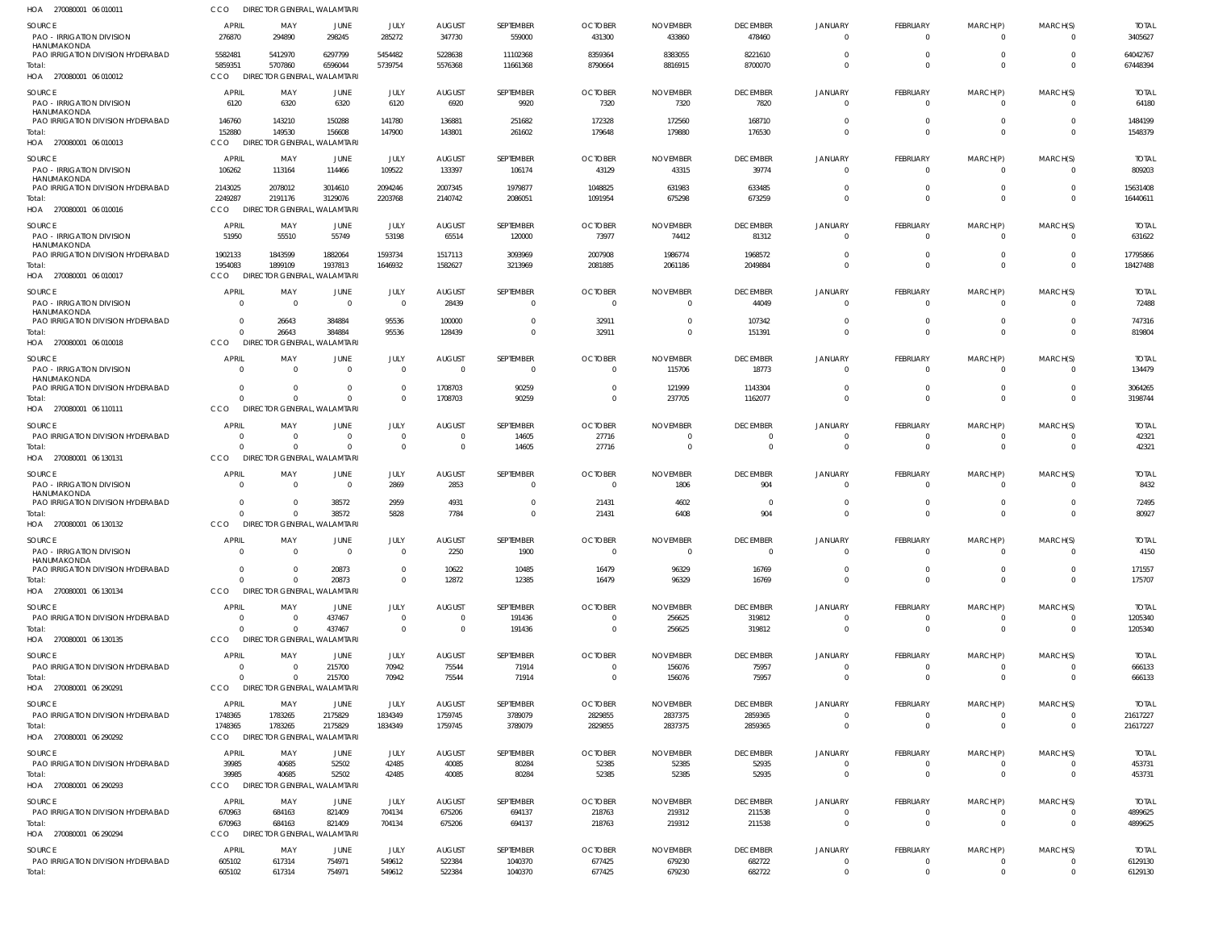HOA 270080001 06 010011 CCO DIRECTOR GENERAL, WALAMTARI

| SOURCE | APRIL | MAY | JUNE | JULY | AUGUST | SEPTEMBER | OCTOBER | NOVEMBER | DECEMBER | JANUARY | FEBRUARY | MARCH(P) | MARCH(S) | TOTAL |
|---|---|---|---|---|---|---|---|---|---|---|---|---|---|---|
| PAO - IRRIGATION DIVISION HANUMAKONDA | 276870 | 294890 | 298245 | 285272 | 347730 | 559000 | 431300 | 433860 | 478460 | 0 | 0 | 0 | 0 | 3405627 |
| PAO IRRIGATION DIVISION HYDERABAD | 5582481 | 5412970 | 6297799 | 5454482 | 5228638 | 11102368 | 8359364 | 8383055 | 8221610 | 0 | 0 | 0 | 0 | 64042767 |
| Total: | 5859351 | 5707860 | 6596044 | 5739754 | 5576368 | 11661368 | 8790664 | 8816915 | 8700070 | 0 | 0 | 0 | 0 | 67448394 |

HOA 270080001 06 010012 CCO DIRECTOR GENERAL, WALAMTARI

| SOURCE | APRIL | MAY | JUNE | JULY | AUGUST | SEPTEMBER | OCTOBER | NOVEMBER | DECEMBER | JANUARY | FEBRUARY | MARCH(P) | MARCH(S) | TOTAL |
|---|---|---|---|---|---|---|---|---|---|---|---|---|---|---|
| PAO - IRRIGATION DIVISION HANUMAKONDA | 6120 | 6320 | 6320 | 6120 | 6920 | 9920 | 7320 | 7320 | 7820 | 0 | 0 | 0 | 0 | 64180 |
| PAO IRRIGATION DIVISION HYDERABAD | 146760 | 143210 | 150288 | 141780 | 136881 | 251682 | 172328 | 172560 | 168710 | 0 | 0 | 0 | 0 | 1484199 |
| Total: | 152880 | 149530 | 156608 | 147900 | 143801 | 261602 | 179648 | 179880 | 176530 | 0 | 0 | 0 | 0 | 1548379 |

HOA 270080001 06 010013 CCO DIRECTOR GENERAL, WALAMTARI

| SOURCE | APRIL | MAY | JUNE | JULY | AUGUST | SEPTEMBER | OCTOBER | NOVEMBER | DECEMBER | JANUARY | FEBRUARY | MARCH(P) | MARCH(S) | TOTAL |
|---|---|---|---|---|---|---|---|---|---|---|---|---|---|---|
| PAO - IRRIGATION DIVISION HANUMAKONDA | 106262 | 113164 | 114466 | 109522 | 133397 | 106174 | 43129 | 43315 | 39774 | 0 | 0 | 0 | 0 | 809203 |
| PAO IRRIGATION DIVISION HYDERABAD | 2143025 | 2078012 | 3014610 | 2094246 | 2007345 | 1979877 | 1048825 | 631983 | 633485 | 0 | 0 | 0 | 0 | 15631408 |
| Total: | 2249287 | 2191176 | 3129076 | 2203768 | 2140742 | 2086051 | 1091954 | 675298 | 673259 | 0 | 0 | 0 | 0 | 16440611 |

HOA 270080001 06 010016 CCO DIRECTOR GENERAL, WALAMTARI

| SOURCE | APRIL | MAY | JUNE | JULY | AUGUST | SEPTEMBER | OCTOBER | NOVEMBER | DECEMBER | JANUARY | FEBRUARY | MARCH(P) | MARCH(S) | TOTAL |
|---|---|---|---|---|---|---|---|---|---|---|---|---|---|---|
| PAO - IRRIGATION DIVISION HANUMAKONDA | 51950 | 55510 | 55749 | 53198 | 65514 | 120000 | 73977 | 74412 | 81312 | 0 | 0 | 0 | 0 | 631622 |
| PAO IRRIGATION DIVISION HYDERABAD | 1902133 | 1843599 | 1882064 | 1593734 | 1517113 | 3093969 | 2007908 | 1986774 | 1968572 | 0 | 0 | 0 | 0 | 17795866 |
| Total: | 1954083 | 1899109 | 1937813 | 1646932 | 1582627 | 3213969 | 2081885 | 2061186 | 2049884 | 0 | 0 | 0 | 0 | 18427488 |

HOA 270080001 06 010017 CCO DIRECTOR GENERAL, WALAMTARI

| SOURCE | APRIL | MAY | JUNE | JULY | AUGUST | SEPTEMBER | OCTOBER | NOVEMBER | DECEMBER | JANUARY | FEBRUARY | MARCH(P) | MARCH(S) | TOTAL |
|---|---|---|---|---|---|---|---|---|---|---|---|---|---|---|
| PAO - IRRIGATION DIVISION HANUMAKONDA | 0 | 0 | 0 | 0 | 28439 | 0 | 0 | 0 | 44049 | 0 | 0 | 0 | 0 | 72488 |
| PAO IRRIGATION DIVISION HYDERABAD | 0 | 26643 | 384884 | 95536 | 100000 | 0 | 32911 | 0 | 107342 | 0 | 0 | 0 | 0 | 747316 |
| Total: | 0 | 26643 | 384884 | 95536 | 128439 | 0 | 32911 | 0 | 151391 | 0 | 0 | 0 | 0 | 819804 |

HOA 270080001 06 010018 CCO DIRECTOR GENERAL, WALAMTARI

| SOURCE | APRIL | MAY | JUNE | JULY | AUGUST | SEPTEMBER | OCTOBER | NOVEMBER | DECEMBER | JANUARY | FEBRUARY | MARCH(P) | MARCH(S) | TOTAL |
|---|---|---|---|---|---|---|---|---|---|---|---|---|---|---|
| PAO - IRRIGATION DIVISION HANUMAKONDA | 0 | 0 | 0 | 0 | 0 | 0 | 0 | 115706 | 18773 | 0 | 0 | 0 | 0 | 134479 |
| PAO IRRIGATION DIVISION HYDERABAD | 0 | 0 | 0 | 0 | 1708703 | 90259 | 0 | 121999 | 1143304 | 0 | 0 | 0 | 0 | 3064265 |
| Total: | 0 | 0 | 0 | 0 | 1708703 | 90259 | 0 | 237705 | 1162077 | 0 | 0 | 0 | 0 | 3198744 |

HOA 270080001 06 110111 CCO DIRECTOR GENERAL, WALAMTARI

| SOURCE | APRIL | MAY | JUNE | JULY | AUGUST | SEPTEMBER | OCTOBER | NOVEMBER | DECEMBER | JANUARY | FEBRUARY | MARCH(P) | MARCH(S) | TOTAL |
|---|---|---|---|---|---|---|---|---|---|---|---|---|---|---|
| PAO IRRIGATION DIVISION HYDERABAD | 0 | 0 | 0 | 0 | 0 | 14605 | 27716 | 0 | 0 | 0 | 0 | 0 | 0 | 42321 |
| Total: | 0 | 0 | 0 | 0 | 0 | 14605 | 27716 | 0 | 0 | 0 | 0 | 0 | 0 | 42321 |

HOA 270080001 06 130131 CCO DIRECTOR GENERAL, WALAMTARI

| SOURCE | APRIL | MAY | JUNE | JULY | AUGUST | SEPTEMBER | OCTOBER | NOVEMBER | DECEMBER | JANUARY | FEBRUARY | MARCH(P) | MARCH(S) | TOTAL |
|---|---|---|---|---|---|---|---|---|---|---|---|---|---|---|
| PAO - IRRIGATION DIVISION HANUMAKONDA | 0 | 0 | 0 | 2869 | 2853 | 0 | 0 | 1806 | 904 | 0 | 0 | 0 | 0 | 8432 |
| PAO IRRIGATION DIVISION HYDERABAD | 0 | 0 | 38572 | 2959 | 4931 | 0 | 21431 | 4602 | 0 | 0 | 0 | 0 | 0 | 72495 |
| Total: | 0 | 0 | 38572 | 5828 | 7784 | 0 | 21431 | 6408 | 904 | 0 | 0 | 0 | 0 | 80927 |

HOA 270080001 06 130132 CCO DIRECTOR GENERAL, WALAMTARI

| SOURCE | APRIL | MAY | JUNE | JULY | AUGUST | SEPTEMBER | OCTOBER | NOVEMBER | DECEMBER | JANUARY | FEBRUARY | MARCH(P) | MARCH(S) | TOTAL |
|---|---|---|---|---|---|---|---|---|---|---|---|---|---|---|
| PAO - IRRIGATION DIVISION HANUMAKONDA | 0 | 0 | 0 | 0 | 2250 | 1900 | 0 | 0 | 0 | 0 | 0 | 0 | 0 | 4150 |
| PAO IRRIGATION DIVISION HYDERABAD | 0 | 0 | 20873 | 0 | 10622 | 10485 | 16479 | 96329 | 16769 | 0 | 0 | 0 | 0 | 171557 |
| Total: | 0 | 0 | 20873 | 0 | 12872 | 12385 | 16479 | 96329 | 16769 | 0 | 0 | 0 | 0 | 175707 |

HOA 270080001 06 130134 CCO DIRECTOR GENERAL, WALAMTARI

| SOURCE | APRIL | MAY | JUNE | JULY | AUGUST | SEPTEMBER | OCTOBER | NOVEMBER | DECEMBER | JANUARY | FEBRUARY | MARCH(P) | MARCH(S) | TOTAL |
|---|---|---|---|---|---|---|---|---|---|---|---|---|---|---|
| PAO IRRIGATION DIVISION HYDERABAD | 0 | 0 | 437467 | 0 | 0 | 191436 | 0 | 256625 | 319812 | 0 | 0 | 0 | 0 | 1205340 |
| Total: | 0 | 0 | 437467 | 0 | 0 | 191436 | 0 | 256625 | 319812 | 0 | 0 | 0 | 0 | 1205340 |

HOA 270080001 06 130135 CCO DIRECTOR GENERAL, WALAMTARI

| SOURCE | APRIL | MAY | JUNE | JULY | AUGUST | SEPTEMBER | OCTOBER | NOVEMBER | DECEMBER | JANUARY | FEBRUARY | MARCH(P) | MARCH(S) | TOTAL |
|---|---|---|---|---|---|---|---|---|---|---|---|---|---|---|
| PAO IRRIGATION DIVISION HYDERABAD | 0 | 0 | 215700 | 70942 | 75544 | 71914 | 0 | 156076 | 75957 | 0 | 0 | 0 | 0 | 666133 |
| Total: | 0 | 0 | 215700 | 70942 | 75544 | 71914 | 0 | 156076 | 75957 | 0 | 0 | 0 | 0 | 666133 |

HOA 270080001 06 290291 CCO DIRECTOR GENERAL, WALAMTARI

| SOURCE | APRIL | MAY | JUNE | JULY | AUGUST | SEPTEMBER | OCTOBER | NOVEMBER | DECEMBER | JANUARY | FEBRUARY | MARCH(P) | MARCH(S) | TOTAL |
|---|---|---|---|---|---|---|---|---|---|---|---|---|---|---|
| PAO IRRIGATION DIVISION HYDERABAD | 1748365 | 1783265 | 2175829 | 1834349 | 1759745 | 3789079 | 2829855 | 2837375 | 2859365 | 0 | 0 | 0 | 0 | 21617227 |
| Total: | 1748365 | 1783265 | 2175829 | 1834349 | 1759745 | 3789079 | 2829855 | 2837375 | 2859365 | 0 | 0 | 0 | 0 | 21617227 |

HOA 270080001 06 290292 CCO DIRECTOR GENERAL, WALAMTARI

| SOURCE | APRIL | MAY | JUNE | JULY | AUGUST | SEPTEMBER | OCTOBER | NOVEMBER | DECEMBER | JANUARY | FEBRUARY | MARCH(P) | MARCH(S) | TOTAL |
|---|---|---|---|---|---|---|---|---|---|---|---|---|---|---|
| PAO IRRIGATION DIVISION HYDERABAD | 39985 | 40685 | 52502 | 42485 | 40085 | 80284 | 52385 | 52385 | 52935 | 0 | 0 | 0 | 0 | 453731 |
| Total: | 39985 | 40685 | 52502 | 42485 | 40085 | 80284 | 52385 | 52385 | 52935 | 0 | 0 | 0 | 0 | 453731 |

HOA 270080001 06 290293 CCO DIRECTOR GENERAL, WALAMTARI

| SOURCE | APRIL | MAY | JUNE | JULY | AUGUST | SEPTEMBER | OCTOBER | NOVEMBER | DECEMBER | JANUARY | FEBRUARY | MARCH(P) | MARCH(S) | TOTAL |
|---|---|---|---|---|---|---|---|---|---|---|---|---|---|---|
| PAO IRRIGATION DIVISION HYDERABAD | 670963 | 684163 | 821409 | 704134 | 675206 | 694137 | 218763 | 219312 | 211538 | 0 | 0 | 0 | 0 | 4899625 |
| Total: | 670963 | 684163 | 821409 | 704134 | 675206 | 694137 | 218763 | 219312 | 211538 | 0 | 0 | 0 | 0 | 4899625 |

HOA 270080001 06 290294 CCO DIRECTOR GENERAL, WALAMTARI

| SOURCE | APRIL | MAY | JUNE | JULY | AUGUST | SEPTEMBER | OCTOBER | NOVEMBER | DECEMBER | JANUARY | FEBRUARY | MARCH(P) | MARCH(S) | TOTAL |
|---|---|---|---|---|---|---|---|---|---|---|---|---|---|---|
| PAO IRRIGATION DIVISION HYDERABAD | 605102 | 617314 | 754971 | 549612 | 522384 | 1040370 | 677425 | 679230 | 682722 | 0 | 0 | 0 | 0 | 6129130 |
| Total: | 605102 | 617314 | 754971 | 549612 | 522384 | 1040370 | 677425 | 679230 | 682722 | 0 | 0 | 0 | 0 | 6129130 |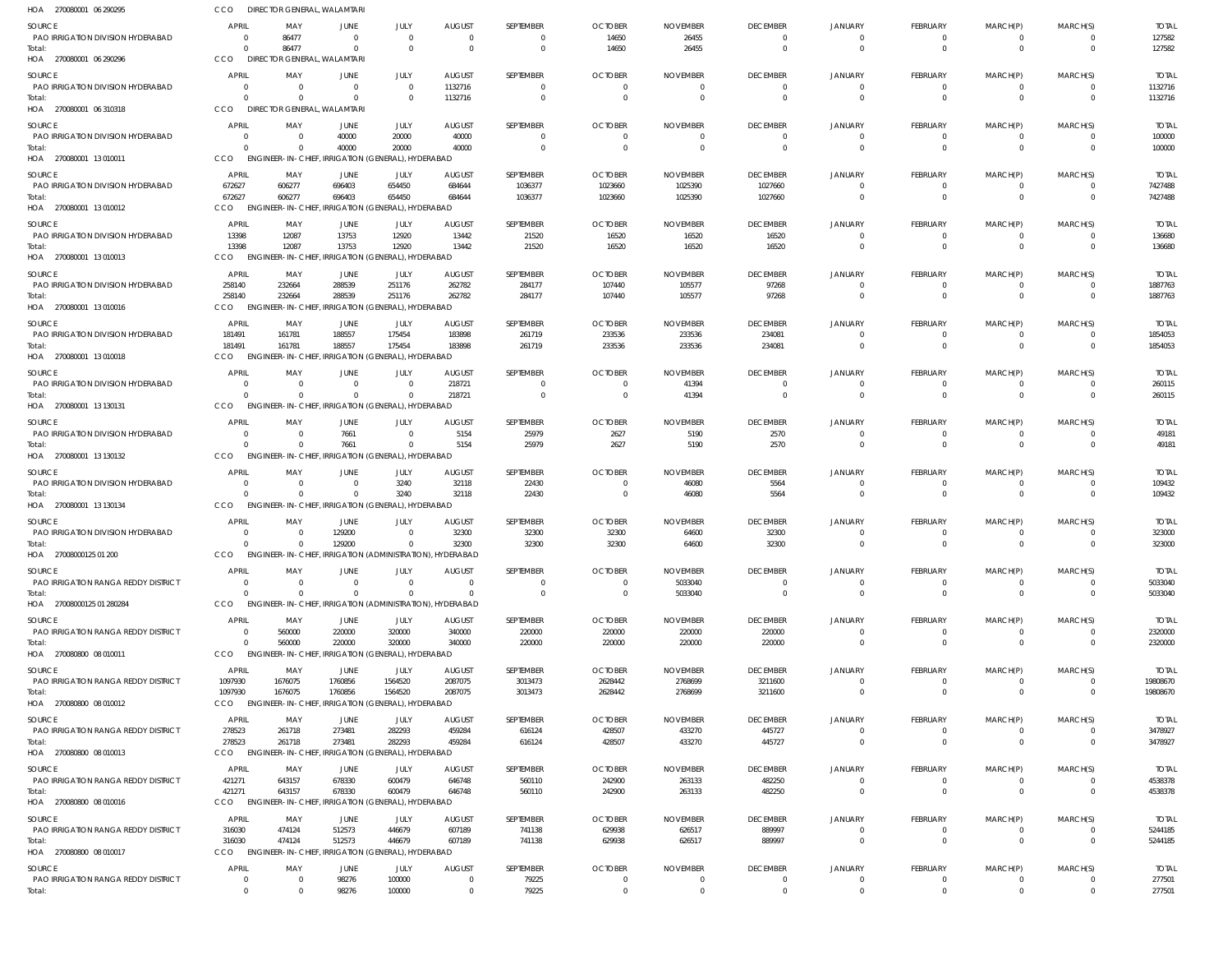HOA 270080001 06 290295 CCO DIRECTOR GENERAL, WALAMTARI

| SOURCE | APRIL | MAY | JUNE | JULY | AUGUST | SEPTEMBER | OCTOBER | NOVEMBER | DECEMBER | JANUARY | FEBRUARY | MARCH(P) | MARCH(S) | TOTAL |
|---|---|---|---|---|---|---|---|---|---|---|---|---|---|---|
| PAO IRRIGATION DIVISION HYDERABAD | 0 | 86477 | 0 | 0 | 0 | 0 | 14650 | 26455 | 0 | 0 | 0 | 0 | 0 | 127582 |
| Total: | 0 | 86477 | 0 | 0 | 0 | 0 | 14650 | 26455 | 0 | 0 | 0 | 0 | 0 | 127582 |

HOA 270080001 06 290296 CCO DIRECTOR GENERAL, WALAMTARI

| SOURCE | APRIL | MAY | JUNE | JULY | AUGUST | SEPTEMBER | OCTOBER | NOVEMBER | DECEMBER | JANUARY | FEBRUARY | MARCH(P) | MARCH(S) | TOTAL |
|---|---|---|---|---|---|---|---|---|---|---|---|---|---|---|
| PAO IRRIGATION DIVISION HYDERABAD | 0 | 0 | 0 | 0 | 1132716 | 0 | 0 | 0 | 0 | 0 | 0 | 0 | 0 | 1132716 |
| Total: | 0 | 0 | 0 | 0 | 1132716 | 0 | 0 | 0 | 0 | 0 | 0 | 0 | 0 | 1132716 |

HOA 270080001 06 310318 CCO DIRECTOR GENERAL, WALAMTARI

| SOURCE | APRIL | MAY | JUNE | JULY | AUGUST | SEPTEMBER | OCTOBER | NOVEMBER | DECEMBER | JANUARY | FEBRUARY | MARCH(P) | MARCH(S) | TOTAL |
|---|---|---|---|---|---|---|---|---|---|---|---|---|---|---|
| PAO IRRIGATION DIVISION HYDERABAD | 0 | 0 | 40000 | 20000 | 40000 | 0 | 0 | 0 | 0 | 0 | 0 | 0 | 0 | 100000 |
| Total: | 0 | 0 | 40000 | 20000 | 40000 | 0 | 0 | 0 | 0 | 0 | 0 | 0 | 0 | 100000 |

HOA 270080001 13 010011 CCO ENGINEER-IN-CHIEF, IRRIGATION (GENERAL), HYDERABAD

| SOURCE | APRIL | MAY | JUNE | JULY | AUGUST | SEPTEMBER | OCTOBER | NOVEMBER | DECEMBER | JANUARY | FEBRUARY | MARCH(P) | MARCH(S) | TOTAL |
|---|---|---|---|---|---|---|---|---|---|---|---|---|---|---|
| PAO IRRIGATION DIVISION HYDERABAD | 672627 | 606277 | 696403 | 654450 | 684644 | 1036377 | 1023660 | 1025390 | 1027660 | 0 | 0 | 0 | 0 | 7427488 |
| Total: | 672627 | 606277 | 696403 | 654450 | 684644 | 1036377 | 1023660 | 1025390 | 1027660 | 0 | 0 | 0 | 0 | 7427488 |

HOA 270080001 13 010012 CCO ENGINEER-IN-CHIEF, IRRIGATION (GENERAL), HYDERABAD

| SOURCE | APRIL | MAY | JUNE | JULY | AUGUST | SEPTEMBER | OCTOBER | NOVEMBER | DECEMBER | JANUARY | FEBRUARY | MARCH(P) | MARCH(S) | TOTAL |
|---|---|---|---|---|---|---|---|---|---|---|---|---|---|---|
| PAO IRRIGATION DIVISION HYDERABAD | 13398 | 12087 | 13753 | 12920 | 13442 | 21520 | 16520 | 16520 | 16520 | 0 | 0 | 0 | 0 | 136680 |
| Total: | 13398 | 12087 | 13753 | 12920 | 13442 | 21520 | 16520 | 16520 | 16520 | 0 | 0 | 0 | 0 | 136680 |

HOA 270080001 13 010013 CCO ENGINEER-IN-CHIEF, IRRIGATION (GENERAL), HYDERABAD

| SOURCE | APRIL | MAY | JUNE | JULY | AUGUST | SEPTEMBER | OCTOBER | NOVEMBER | DECEMBER | JANUARY | FEBRUARY | MARCH(P) | MARCH(S) | TOTAL |
|---|---|---|---|---|---|---|---|---|---|---|---|---|---|---|
| PAO IRRIGATION DIVISION HYDERABAD | 258140 | 232664 | 288539 | 251176 | 262782 | 284177 | 107440 | 105577 | 97268 | 0 | 0 | 0 | 0 | 1887763 |
| Total: | 258140 | 232664 | 288539 | 251176 | 262782 | 284177 | 107440 | 105577 | 97268 | 0 | 0 | 0 | 0 | 1887763 |

HOA 270080001 13 010016 CCO ENGINEER-IN-CHIEF, IRRIGATION (GENERAL), HYDERABAD

| SOURCE | APRIL | MAY | JUNE | JULY | AUGUST | SEPTEMBER | OCTOBER | NOVEMBER | DECEMBER | JANUARY | FEBRUARY | MARCH(P) | MARCH(S) | TOTAL |
|---|---|---|---|---|---|---|---|---|---|---|---|---|---|---|
| PAO IRRIGATION DIVISION HYDERABAD | 181491 | 161781 | 188557 | 175454 | 183898 | 261719 | 233536 | 233536 | 234081 | 0 | 0 | 0 | 0 | 1854053 |
| Total: | 181491 | 161781 | 188557 | 175454 | 183898 | 261719 | 233536 | 233536 | 234081 | 0 | 0 | 0 | 0 | 1854053 |

HOA 270080001 13 010018 CCO ENGINEER-IN-CHIEF, IRRIGATION (GENERAL), HYDERABAD

| SOURCE | APRIL | MAY | JUNE | JULY | AUGUST | SEPTEMBER | OCTOBER | NOVEMBER | DECEMBER | JANUARY | FEBRUARY | MARCH(P) | MARCH(S) | TOTAL |
|---|---|---|---|---|---|---|---|---|---|---|---|---|---|---|
| PAO IRRIGATION DIVISION HYDERABAD | 0 | 0 | 0 | 0 | 218721 | 0 | 0 | 41394 | 0 | 0 | 0 | 0 | 0 | 260115 |
| Total: | 0 | 0 | 0 | 0 | 218721 | 0 | 0 | 41394 | 0 | 0 | 0 | 0 | 0 | 260115 |

HOA 270080001 13 130131 CCO ENGINEER-IN-CHIEF, IRRIGATION (GENERAL), HYDERABAD

| SOURCE | APRIL | MAY | JUNE | JULY | AUGUST | SEPTEMBER | OCTOBER | NOVEMBER | DECEMBER | JANUARY | FEBRUARY | MARCH(P) | MARCH(S) | TOTAL |
|---|---|---|---|---|---|---|---|---|---|---|---|---|---|---|
| PAO IRRIGATION DIVISION HYDERABAD | 0 | 0 | 7661 | 0 | 5154 | 25979 | 2627 | 5190 | 2570 | 0 | 0 | 0 | 0 | 49181 |
| Total: | 0 | 0 | 7661 | 0 | 5154 | 25979 | 2627 | 5190 | 2570 | 0 | 0 | 0 | 0 | 49181 |

HOA 270080001 13 130132 CCO ENGINEER-IN-CHIEF, IRRIGATION (GENERAL), HYDERABAD

| SOURCE | APRIL | MAY | JUNE | JULY | AUGUST | SEPTEMBER | OCTOBER | NOVEMBER | DECEMBER | JANUARY | FEBRUARY | MARCH(P) | MARCH(S) | TOTAL |
|---|---|---|---|---|---|---|---|---|---|---|---|---|---|---|
| PAO IRRIGATION DIVISION HYDERABAD | 0 | 0 | 0 | 3240 | 32118 | 22430 | 0 | 46080 | 5564 | 0 | 0 | 0 | 0 | 109432 |
| Total: | 0 | 0 | 0 | 3240 | 32118 | 22430 | 0 | 46080 | 5564 | 0 | 0 | 0 | 0 | 109432 |

HOA 270080001 13 130134 CCO ENGINEER-IN-CHIEF, IRRIGATION (GENERAL), HYDERABAD

| SOURCE | APRIL | MAY | JUNE | JULY | AUGUST | SEPTEMBER | OCTOBER | NOVEMBER | DECEMBER | JANUARY | FEBRUARY | MARCH(P) | MARCH(S) | TOTAL |
|---|---|---|---|---|---|---|---|---|---|---|---|---|---|---|
| PAO IRRIGATION DIVISION HYDERABAD | 0 | 0 | 129200 | 0 | 32300 | 32300 | 32300 | 64600 | 32300 | 0 | 0 | 0 | 0 | 323000 |
| Total: | 0 | 0 | 129200 | 0 | 32300 | 32300 | 32300 | 64600 | 32300 | 0 | 0 | 0 | 0 | 323000 |

HOA 27008000125 01 200 CCO ENGINEER-IN-CHIEF, IRRIGATION (ADMINISTRATION), HYDERABAD

| SOURCE | APRIL | MAY | JUNE | JULY | AUGUST | SEPTEMBER | OCTOBER | NOVEMBER | DECEMBER | JANUARY | FEBRUARY | MARCH(P) | MARCH(S) | TOTAL |
|---|---|---|---|---|---|---|---|---|---|---|---|---|---|---|
| PAO IRRIGATION RANGA REDDY DISTRICT | 0 | 0 | 0 | 0 | 0 | 0 | 0 | 5033040 | 0 | 0 | 0 | 0 | 0 | 5033040 |
| Total: | 0 | 0 | 0 | 0 | 0 | 0 | 0 | 5033040 | 0 | 0 | 0 | 0 | 0 | 5033040 |

HOA 27008000125 01 280284 CCO ENGINEER-IN-CHIEF, IRRIGATION (ADMINISTRATION), HYDERABAD

| SOURCE | APRIL | MAY | JUNE | JULY | AUGUST | SEPTEMBER | OCTOBER | NOVEMBER | DECEMBER | JANUARY | FEBRUARY | MARCH(P) | MARCH(S) | TOTAL |
|---|---|---|---|---|---|---|---|---|---|---|---|---|---|---|
| PAO IRRIGATION RANGA REDDY DISTRICT | 0 | 560000 | 220000 | 320000 | 340000 | 220000 | 220000 | 220000 | 220000 | 0 | 0 | 0 | 0 | 2320000 |
| Total: | 0 | 560000 | 220000 | 320000 | 340000 | 220000 | 220000 | 220000 | 220000 | 0 | 0 | 0 | 0 | 2320000 |

HOA 270080800 08 010011 CCO ENGINEER-IN-CHIEF, IRRIGATION (GENERAL), HYDERABAD

| SOURCE | APRIL | MAY | JUNE | JULY | AUGUST | SEPTEMBER | OCTOBER | NOVEMBER | DECEMBER | JANUARY | FEBRUARY | MARCH(P) | MARCH(S) | TOTAL |
|---|---|---|---|---|---|---|---|---|---|---|---|---|---|---|
| PAO IRRIGATION RANGA REDDY DISTRICT | 1097930 | 1676075 | 1760856 | 1564520 | 2087075 | 3013473 | 2628442 | 2768699 | 3211600 | 0 | 0 | 0 | 0 | 19808670 |
| Total: | 1097930 | 1676075 | 1760856 | 1564520 | 2087075 | 3013473 | 2628442 | 2768699 | 3211600 | 0 | 0 | 0 | 0 | 19808670 |

HOA 270080800 08 010012 CCO ENGINEER-IN-CHIEF, IRRIGATION (GENERAL), HYDERABAD

| SOURCE | APRIL | MAY | JUNE | JULY | AUGUST | SEPTEMBER | OCTOBER | NOVEMBER | DECEMBER | JANUARY | FEBRUARY | MARCH(P) | MARCH(S) | TOTAL |
|---|---|---|---|---|---|---|---|---|---|---|---|---|---|---|
| PAO IRRIGATION RANGA REDDY DISTRICT | 278523 | 261718 | 273481 | 282293 | 459284 | 616124 | 428507 | 433270 | 445727 | 0 | 0 | 0 | 0 | 3478927 |
| Total: | 278523 | 261718 | 273481 | 282293 | 459284 | 616124 | 428507 | 433270 | 445727 | 0 | 0 | 0 | 0 | 3478927 |

HOA 270080800 08 010013 CCO ENGINEER-IN-CHIEF, IRRIGATION (GENERAL), HYDERABAD

| SOURCE | APRIL | MAY | JUNE | JULY | AUGUST | SEPTEMBER | OCTOBER | NOVEMBER | DECEMBER | JANUARY | FEBRUARY | MARCH(P) | MARCH(S) | TOTAL |
|---|---|---|---|---|---|---|---|---|---|---|---|---|---|---|
| PAO IRRIGATION RANGA REDDY DISTRICT | 421271 | 643157 | 678330 | 600479 | 646748 | 560110 | 242900 | 263133 | 482250 | 0 | 0 | 0 | 0 | 4538378 |
| Total: | 421271 | 643157 | 678330 | 600479 | 646748 | 560110 | 242900 | 263133 | 482250 | 0 | 0 | 0 | 0 | 4538378 |

HOA 270080800 08 010016 CCO ENGINEER-IN-CHIEF, IRRIGATION (GENERAL), HYDERABAD

| SOURCE | APRIL | MAY | JUNE | JULY | AUGUST | SEPTEMBER | OCTOBER | NOVEMBER | DECEMBER | JANUARY | FEBRUARY | MARCH(P) | MARCH(S) | TOTAL |
|---|---|---|---|---|---|---|---|---|---|---|---|---|---|---|
| PAO IRRIGATION RANGA REDDY DISTRICT | 316030 | 474124 | 512573 | 446679 | 607189 | 741138 | 629938 | 626517 | 889997 | 0 | 0 | 0 | 0 | 5244185 |
| Total: | 316030 | 474124 | 512573 | 446679 | 607189 | 741138 | 629938 | 626517 | 889997 | 0 | 0 | 0 | 0 | 5244185 |

HOA 270080800 08 010017 CCO ENGINEER-IN-CHIEF, IRRIGATION (GENERAL), HYDERABAD

| SOURCE | APRIL | MAY | JUNE | JULY | AUGUST | SEPTEMBER | OCTOBER | NOVEMBER | DECEMBER | JANUARY | FEBRUARY | MARCH(P) | MARCH(S) | TOTAL |
|---|---|---|---|---|---|---|---|---|---|---|---|---|---|---|
| PAO IRRIGATION RANGA REDDY DISTRICT | 0 | 0 | 98276 | 100000 | 0 | 79225 | 0 | 0 | 0 | 0 | 0 | 0 | 0 | 277501 |
| Total: | 0 | 0 | 98276 | 100000 | 0 | 79225 | 0 | 0 | 0 | 0 | 0 | 0 | 0 | 277501 |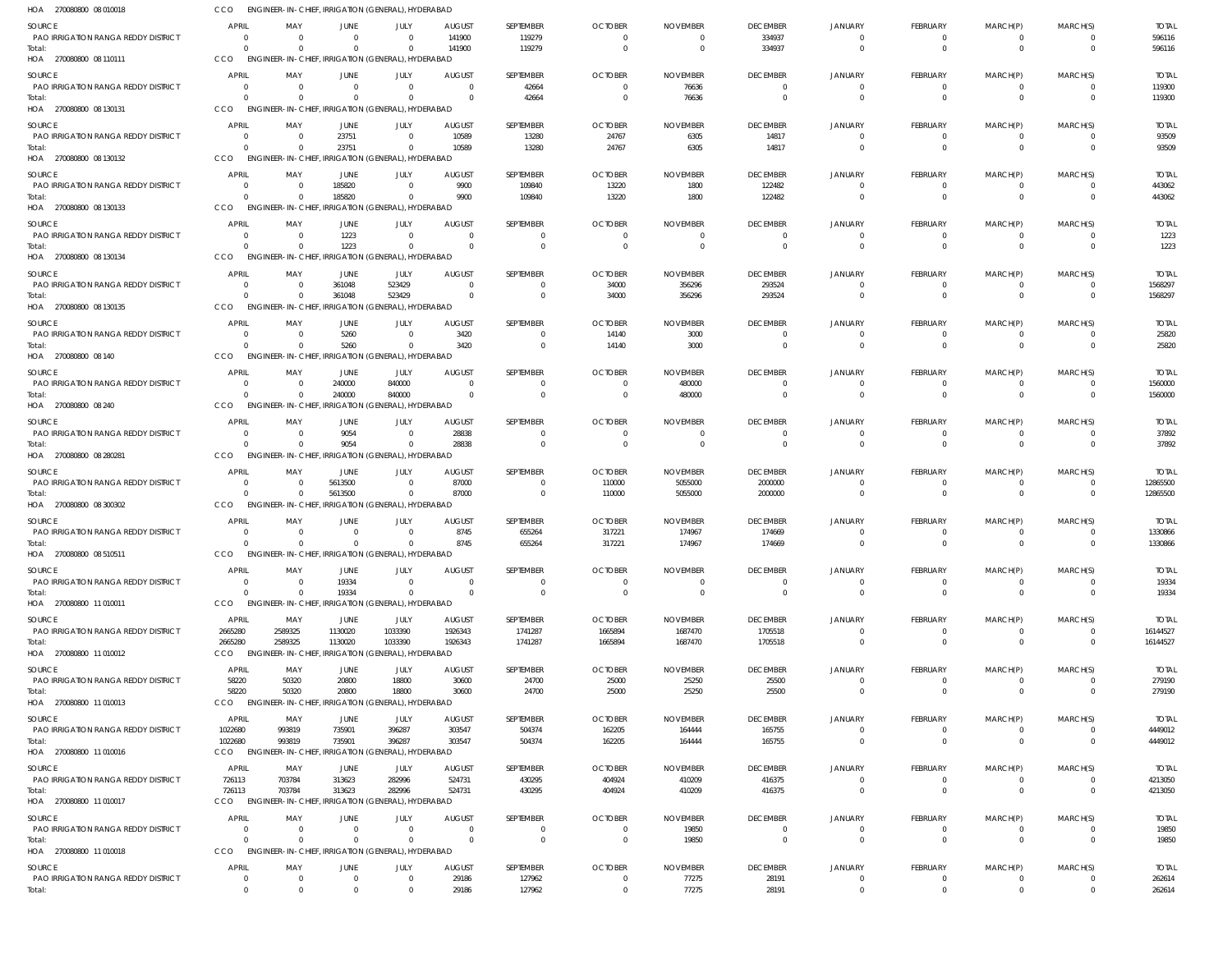HOA 270080800 08 010018 CCO ENGINEER-IN-CHIEF, IRRIGATION (GENERAL), HYDERABAD

| SOURCE | APRIL | MAY | JUNE | JULY | AUGUST | SEPTEMBER | OCTOBER | NOVEMBER | DECEMBER | JANUARY | FEBRUARY | MARCH(P) | MARCH(S) | TOTAL |
|---|---|---|---|---|---|---|---|---|---|---|---|---|---|---|
| PAO IRRIGATION RANGA REDDY DISTRICT | 0 | 0 | 0 | 0 | 141900 | 119279 | 0 | 0 | 334937 | 0 | 0 | 0 | 0 | 596116 |
| Total: | 0 | 0 | 0 | 0 | 141900 | 119279 | 0 | 0 | 334937 | 0 | 0 | 0 | 0 | 596116 |

HOA 270080800 08 110111 CCO ENGINEER-IN-CHIEF, IRRIGATION (GENERAL), HYDERABAD

| SOURCE | APRIL | MAY | JUNE | JULY | AUGUST | SEPTEMBER | OCTOBER | NOVEMBER | DECEMBER | JANUARY | FEBRUARY | MARCH(P) | MARCH(S) | TOTAL |
|---|---|---|---|---|---|---|---|---|---|---|---|---|---|---|
| PAO IRRIGATION RANGA REDDY DISTRICT | 0 | 0 | 0 | 0 | 0 | 42664 | 0 | 76636 | 0 | 0 | 0 | 0 | 0 | 119300 |
| Total: | 0 | 0 | 0 | 0 | 0 | 42664 | 0 | 76636 | 0 | 0 | 0 | 0 | 0 | 119300 |

HOA 270080800 08 130131 CCO ENGINEER-IN-CHIEF, IRRIGATION (GENERAL), HYDERABAD

| SOURCE | APRIL | MAY | JUNE | JULY | AUGUST | SEPTEMBER | OCTOBER | NOVEMBER | DECEMBER | JANUARY | FEBRUARY | MARCH(P) | MARCH(S) | TOTAL |
|---|---|---|---|---|---|---|---|---|---|---|---|---|---|---|
| PAO IRRIGATION RANGA REDDY DISTRICT | 0 | 0 | 23751 | 0 | 10589 | 13280 | 24767 | 6305 | 14817 | 0 | 0 | 0 | 0 | 93509 |
| Total: | 0 | 0 | 23751 | 0 | 10589 | 13280 | 24767 | 6305 | 14817 | 0 | 0 | 0 | 0 | 93509 |

HOA 270080800 08 130132 CCO ENGINEER-IN-CHIEF, IRRIGATION (GENERAL), HYDERABAD

| SOURCE | APRIL | MAY | JUNE | JULY | AUGUST | SEPTEMBER | OCTOBER | NOVEMBER | DECEMBER | JANUARY | FEBRUARY | MARCH(P) | MARCH(S) | TOTAL |
|---|---|---|---|---|---|---|---|---|---|---|---|---|---|---|
| PAO IRRIGATION RANGA REDDY DISTRICT | 0 | 0 | 185820 | 0 | 9900 | 109840 | 13220 | 1800 | 122482 | 0 | 0 | 0 | 0 | 443062 |
| Total: | 0 | 0 | 185820 | 0 | 9900 | 109840 | 13220 | 1800 | 122482 | 0 | 0 | 0 | 0 | 443062 |

HOA 270080800 08 130133 CCO ENGINEER-IN-CHIEF, IRRIGATION (GENERAL), HYDERABAD

| SOURCE | APRIL | MAY | JUNE | JULY | AUGUST | SEPTEMBER | OCTOBER | NOVEMBER | DECEMBER | JANUARY | FEBRUARY | MARCH(P) | MARCH(S) | TOTAL |
|---|---|---|---|---|---|---|---|---|---|---|---|---|---|---|
| PAO IRRIGATION RANGA REDDY DISTRICT | 0 | 0 | 1223 | 0 | 0 | 0 | 0 | 0 | 0 | 0 | 0 | 0 | 0 | 1223 |
| Total: | 0 | 0 | 1223 | 0 | 0 | 0 | 0 | 0 | 0 | 0 | 0 | 0 | 0 | 1223 |

HOA 270080800 08 130134 CCO ENGINEER-IN-CHIEF, IRRIGATION (GENERAL), HYDERABAD

| SOURCE | APRIL | MAY | JUNE | JULY | AUGUST | SEPTEMBER | OCTOBER | NOVEMBER | DECEMBER | JANUARY | FEBRUARY | MARCH(P) | MARCH(S) | TOTAL |
|---|---|---|---|---|---|---|---|---|---|---|---|---|---|---|
| PAO IRRIGATION RANGA REDDY DISTRICT | 0 | 0 | 361048 | 523429 | 0 | 0 | 34000 | 356296 | 293524 | 0 | 0 | 0 | 0 | 1568297 |
| Total: | 0 | 0 | 361048 | 523429 | 0 | 0 | 34000 | 356296 | 293524 | 0 | 0 | 0 | 0 | 1568297 |

HOA 270080800 08 130135 CCO ENGINEER-IN-CHIEF, IRRIGATION (GENERAL), HYDERABAD

| SOURCE | APRIL | MAY | JUNE | JULY | AUGUST | SEPTEMBER | OCTOBER | NOVEMBER | DECEMBER | JANUARY | FEBRUARY | MARCH(P) | MARCH(S) | TOTAL |
|---|---|---|---|---|---|---|---|---|---|---|---|---|---|---|
| PAO IRRIGATION RANGA REDDY DISTRICT | 0 | 0 | 5260 | 0 | 3420 | 0 | 14140 | 3000 | 0 | 0 | 0 | 0 | 0 | 25820 |
| Total: | 0 | 0 | 5260 | 0 | 3420 | 0 | 14140 | 3000 | 0 | 0 | 0 | 0 | 0 | 25820 |

HOA 270080800 08 140 CCO ENGINEER-IN-CHIEF, IRRIGATION (GENERAL), HYDERABAD

| SOURCE | APRIL | MAY | JUNE | JULY | AUGUST | SEPTEMBER | OCTOBER | NOVEMBER | DECEMBER | JANUARY | FEBRUARY | MARCH(P) | MARCH(S) | TOTAL |
|---|---|---|---|---|---|---|---|---|---|---|---|---|---|---|
| PAO IRRIGATION RANGA REDDY DISTRICT | 0 | 0 | 240000 | 840000 | 0 | 0 | 0 | 480000 | 0 | 0 | 0 | 0 | 0 | 1560000 |
| Total: | 0 | 0 | 240000 | 840000 | 0 | 0 | 0 | 480000 | 0 | 0 | 0 | 0 | 0 | 1560000 |

HOA 270080800 08 240 CCO ENGINEER-IN-CHIEF, IRRIGATION (GENERAL), HYDERABAD

| SOURCE | APRIL | MAY | JUNE | JULY | AUGUST | SEPTEMBER | OCTOBER | NOVEMBER | DECEMBER | JANUARY | FEBRUARY | MARCH(P) | MARCH(S) | TOTAL |
|---|---|---|---|---|---|---|---|---|---|---|---|---|---|---|
| PAO IRRIGATION RANGA REDDY DISTRICT | 0 | 0 | 9054 | 0 | 28838 | 0 | 0 | 0 | 0 | 0 | 0 | 0 | 0 | 37892 |
| Total: | 0 | 0 | 9054 | 0 | 28838 | 0 | 0 | 0 | 0 | 0 | 0 | 0 | 0 | 37892 |

HOA 270080800 08 280281 CCO ENGINEER-IN-CHIEF, IRRIGATION (GENERAL), HYDERABAD

| SOURCE | APRIL | MAY | JUNE | JULY | AUGUST | SEPTEMBER | OCTOBER | NOVEMBER | DECEMBER | JANUARY | FEBRUARY | MARCH(P) | MARCH(S) | TOTAL |
|---|---|---|---|---|---|---|---|---|---|---|---|---|---|---|
| PAO IRRIGATION RANGA REDDY DISTRICT | 0 | 0 | 5613500 | 0 | 87000 | 0 | 110000 | 5055000 | 2000000 | 0 | 0 | 0 | 0 | 12865500 |
| Total: | 0 | 0 | 5613500 | 0 | 87000 | 0 | 110000 | 5055000 | 2000000 | 0 | 0 | 0 | 0 | 12865500 |

HOA 270080800 08 300302 CCO ENGINEER-IN-CHIEF, IRRIGATION (GENERAL), HYDERABAD

| SOURCE | APRIL | MAY | JUNE | JULY | AUGUST | SEPTEMBER | OCTOBER | NOVEMBER | DECEMBER | JANUARY | FEBRUARY | MARCH(P) | MARCH(S) | TOTAL |
|---|---|---|---|---|---|---|---|---|---|---|---|---|---|---|
| PAO IRRIGATION RANGA REDDY DISTRICT | 0 | 0 | 0 | 0 | 8745 | 655264 | 317221 | 174967 | 174669 | 0 | 0 | 0 | 0 | 1330866 |
| Total: | 0 | 0 | 0 | 0 | 8745 | 655264 | 317221 | 174967 | 174669 | 0 | 0 | 0 | 0 | 1330866 |

HOA 270080800 08 510511 CCO ENGINEER-IN-CHIEF, IRRIGATION (GENERAL), HYDERABAD

| SOURCE | APRIL | MAY | JUNE | JULY | AUGUST | SEPTEMBER | OCTOBER | NOVEMBER | DECEMBER | JANUARY | FEBRUARY | MARCH(P) | MARCH(S) | TOTAL |
|---|---|---|---|---|---|---|---|---|---|---|---|---|---|---|
| PAO IRRIGATION RANGA REDDY DISTRICT | 0 | 0 | 19334 | 0 | 0 | 0 | 0 | 0 | 0 | 0 | 0 | 0 | 0 | 19334 |
| Total: | 0 | 0 | 19334 | 0 | 0 | 0 | 0 | 0 | 0 | 0 | 0 | 0 | 0 | 19334 |

HOA 270080800 11 010011 CCO ENGINEER-IN-CHIEF, IRRIGATION (GENERAL), HYDERABAD

| SOURCE | APRIL | MAY | JUNE | JULY | AUGUST | SEPTEMBER | OCTOBER | NOVEMBER | DECEMBER | JANUARY | FEBRUARY | MARCH(P) | MARCH(S) | TOTAL |
|---|---|---|---|---|---|---|---|---|---|---|---|---|---|---|
| PAO IRRIGATION RANGA REDDY DISTRICT | 2665280 | 2589325 | 1130020 | 1033390 | 1926343 | 1741287 | 1665894 | 1687470 | 1705518 | 0 | 0 | 0 | 0 | 16144527 |
| Total: | 2665280 | 2589325 | 1130020 | 1033390 | 1926343 | 1741287 | 1665894 | 1687470 | 1705518 | 0 | 0 | 0 | 0 | 16144527 |

HOA 270080800 11 010012 CCO ENGINEER-IN-CHIEF, IRRIGATION (GENERAL), HYDERABAD

| SOURCE | APRIL | MAY | JUNE | JULY | AUGUST | SEPTEMBER | OCTOBER | NOVEMBER | DECEMBER | JANUARY | FEBRUARY | MARCH(P) | MARCH(S) | TOTAL |
|---|---|---|---|---|---|---|---|---|---|---|---|---|---|---|
| PAO IRRIGATION RANGA REDDY DISTRICT | 58220 | 50320 | 20800 | 18800 | 30600 | 24700 | 25000 | 25250 | 25500 | 0 | 0 | 0 | 0 | 279190 |
| Total: | 58220 | 50320 | 20800 | 18800 | 30600 | 24700 | 25000 | 25250 | 25500 | 0 | 0 | 0 | 0 | 279190 |

HOA 270080800 11 010013 CCO ENGINEER-IN-CHIEF, IRRIGATION (GENERAL), HYDERABAD

| SOURCE | APRIL | MAY | JUNE | JULY | AUGUST | SEPTEMBER | OCTOBER | NOVEMBER | DECEMBER | JANUARY | FEBRUARY | MARCH(P) | MARCH(S) | TOTAL |
|---|---|---|---|---|---|---|---|---|---|---|---|---|---|---|
| PAO IRRIGATION RANGA REDDY DISTRICT | 1022680 | 993819 | 735901 | 396287 | 303547 | 504374 | 162205 | 164444 | 165755 | 0 | 0 | 0 | 0 | 4449012 |
| Total: | 1022680 | 993819 | 735901 | 396287 | 303547 | 504374 | 162205 | 164444 | 165755 | 0 | 0 | 0 | 0 | 4449012 |

HOA 270080800 11 010016 CCO ENGINEER-IN-CHIEF, IRRIGATION (GENERAL), HYDERABAD

| SOURCE | APRIL | MAY | JUNE | JULY | AUGUST | SEPTEMBER | OCTOBER | NOVEMBER | DECEMBER | JANUARY | FEBRUARY | MARCH(P) | MARCH(S) | TOTAL |
|---|---|---|---|---|---|---|---|---|---|---|---|---|---|---|
| PAO IRRIGATION RANGA REDDY DISTRICT | 726113 | 703784 | 313623 | 282996 | 524731 | 430295 | 404924 | 410209 | 416375 | 0 | 0 | 0 | 0 | 4213050 |
| Total: | 726113 | 703784 | 313623 | 282996 | 524731 | 430295 | 404924 | 410209 | 416375 | 0 | 0 | 0 | 0 | 4213050 |

HOA 270080800 11 010017 CCO ENGINEER-IN-CHIEF, IRRIGATION (GENERAL), HYDERABAD

| SOURCE | APRIL | MAY | JUNE | JULY | AUGUST | SEPTEMBER | OCTOBER | NOVEMBER | DECEMBER | JANUARY | FEBRUARY | MARCH(P) | MARCH(S) | TOTAL |
|---|---|---|---|---|---|---|---|---|---|---|---|---|---|---|
| PAO IRRIGATION RANGA REDDY DISTRICT | 0 | 0 | 0 | 0 | 0 | 0 | 0 | 19850 | 0 | 0 | 0 | 0 | 0 | 19850 |
| Total: | 0 | 0 | 0 | 0 | 0 | 0 | 0 | 19850 | 0 | 0 | 0 | 0 | 0 | 19850 |

HOA 270080800 11 010018 CCO ENGINEER-IN-CHIEF, IRRIGATION (GENERAL), HYDERABAD

| SOURCE | APRIL | MAY | JUNE | JULY | AUGUST | SEPTEMBER | OCTOBER | NOVEMBER | DECEMBER | JANUARY | FEBRUARY | MARCH(P) | MARCH(S) | TOTAL |
|---|---|---|---|---|---|---|---|---|---|---|---|---|---|---|
| PAO IRRIGATION RANGA REDDY DISTRICT | 0 | 0 | 0 | 0 | 29186 | 127962 | 0 | 77275 | 28191 | 0 | 0 | 0 | 0 | 262614 |
| Total: | 0 | 0 | 0 | 0 | 29186 | 127962 | 0 | 77275 | 28191 | 0 | 0 | 0 | 0 | 262614 |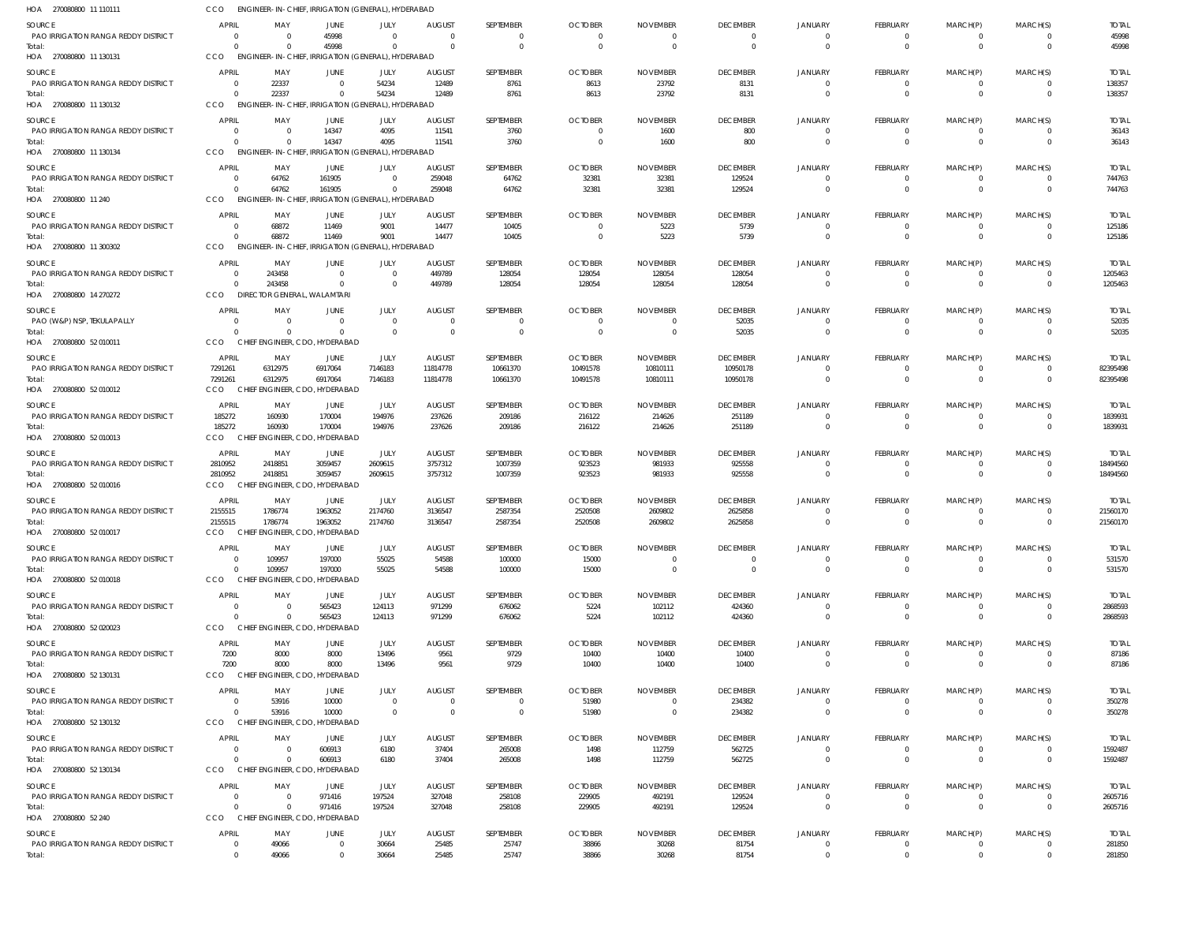HOA 270080800 11 110111 CCO ENGINEER-IN-CHIEF, IRRIGATION (GENERAL), HYDERABAD

| SOURCE | APRIL | MAY | JUNE | JULY | AUGUST | SEPTEMBER | OCTOBER | NOVEMBER | DECEMBER | JANUARY | FEBRUARY | MARCH(P) | MARCH(S) | TOTAL |
|---|---|---|---|---|---|---|---|---|---|---|---|---|---|---|
| PAO IRRIGATION RANGA REDDY DISTRICT | 0 | 0 | 45998 | 0 | 0 | 0 | 0 | 0 | 0 | 0 | 0 | 0 | 0 | 45998 |
| Total: | 0 | 0 | 45998 | 0 | 0 | 0 | 0 | 0 | 0 | 0 | 0 | 0 | 0 | 45998 |

HOA 270080800 11 130131 CCO ENGINEER-IN-CHIEF, IRRIGATION (GENERAL), HYDERABAD

| SOURCE | APRIL | MAY | JUNE | JULY | AUGUST | SEPTEMBER | OCTOBER | NOVEMBER | DECEMBER | JANUARY | FEBRUARY | MARCH(P) | MARCH(S) | TOTAL |
|---|---|---|---|---|---|---|---|---|---|---|---|---|---|---|
| PAO IRRIGATION RANGA REDDY DISTRICT | 0 | 22337 | 0 | 54234 | 12489 | 8761 | 8613 | 23792 | 8131 | 0 | 0 | 0 | 0 | 138357 |
| Total: | 0 | 22337 | 0 | 54234 | 12489 | 8761 | 8613 | 23792 | 8131 | 0 | 0 | 0 | 0 | 138357 |

HOA 270080800 11 130132 CCO ENGINEER-IN-CHIEF, IRRIGATION (GENERAL), HYDERABAD

| SOURCE | APRIL | MAY | JUNE | JULY | AUGUST | SEPTEMBER | OCTOBER | NOVEMBER | DECEMBER | JANUARY | FEBRUARY | MARCH(P) | MARCH(S) | TOTAL |
|---|---|---|---|---|---|---|---|---|---|---|---|---|---|---|
| PAO IRRIGATION RANGA REDDY DISTRICT | 0 | 0 | 14347 | 4095 | 11541 | 3760 | 0 | 1600 | 800 | 0 | 0 | 0 | 0 | 36143 |
| Total: | 0 | 0 | 14347 | 4095 | 11541 | 3760 | 0 | 1600 | 800 | 0 | 0 | 0 | 0 | 36143 |

HOA 270080800 11 130134 CCO ENGINEER-IN-CHIEF, IRRIGATION (GENERAL), HYDERABAD

| SOURCE | APRIL | MAY | JUNE | JULY | AUGUST | SEPTEMBER | OCTOBER | NOVEMBER | DECEMBER | JANUARY | FEBRUARY | MARCH(P) | MARCH(S) | TOTAL |
|---|---|---|---|---|---|---|---|---|---|---|---|---|---|---|
| PAO IRRIGATION RANGA REDDY DISTRICT | 0 | 64762 | 161905 | 0 | 259048 | 64762 | 32381 | 32381 | 129524 | 0 | 0 | 0 | 0 | 744763 |
| Total: | 0 | 64762 | 161905 | 0 | 259048 | 64762 | 32381 | 32381 | 129524 | 0 | 0 | 0 | 0 | 744763 |

HOA 270080800 11 240 CCO ENGINEER-IN-CHIEF, IRRIGATION (GENERAL), HYDERABAD

| SOURCE | APRIL | MAY | JUNE | JULY | AUGUST | SEPTEMBER | OCTOBER | NOVEMBER | DECEMBER | JANUARY | FEBRUARY | MARCH(P) | MARCH(S) | TOTAL |
|---|---|---|---|---|---|---|---|---|---|---|---|---|---|---|
| PAO IRRIGATION RANGA REDDY DISTRICT | 0 | 68872 | 11469 | 9001 | 14477 | 10405 | 0 | 5223 | 5739 | 0 | 0 | 0 | 0 | 125186 |
| Total: | 0 | 68872 | 11469 | 9001 | 14477 | 10405 | 0 | 5223 | 5739 | 0 | 0 | 0 | 0 | 125186 |

HOA 270080800 11 300302 CCO ENGINEER-IN-CHIEF, IRRIGATION (GENERAL), HYDERABAD

| SOURCE | APRIL | MAY | JUNE | JULY | AUGUST | SEPTEMBER | OCTOBER | NOVEMBER | DECEMBER | JANUARY | FEBRUARY | MARCH(P) | MARCH(S) | TOTAL |
|---|---|---|---|---|---|---|---|---|---|---|---|---|---|---|
| PAO IRRIGATION RANGA REDDY DISTRICT | 0 | 243458 | 0 | 0 | 449789 | 128054 | 128054 | 128054 | 128054 | 0 | 0 | 0 | 0 | 1205463 |
| Total: | 0 | 243458 | 0 | 0 | 449789 | 128054 | 128054 | 128054 | 128054 | 0 | 0 | 0 | 0 | 1205463 |

HOA 270080800 14 270272 CCO DIRECTOR GENERAL, WALAMTARI

| SOURCE | APRIL | MAY | JUNE | JULY | AUGUST | SEPTEMBER | OCTOBER | NOVEMBER | DECEMBER | JANUARY | FEBRUARY | MARCH(P) | MARCH(S) | TOTAL |
|---|---|---|---|---|---|---|---|---|---|---|---|---|---|---|
| PAO (W&P) NSP, TEKULAPALLY | 0 | 0 | 0 | 0 | 0 | 0 | 0 | 0 | 52035 | 0 | 0 | 0 | 0 | 52035 |
| Total: | 0 | 0 | 0 | 0 | 0 | 0 | 0 | 0 | 52035 | 0 | 0 | 0 | 0 | 52035 |

HOA 270080800 52 010011 CCO CHIEF ENGINEER, CDO, HYDERABAD

| SOURCE | APRIL | MAY | JUNE | JULY | AUGUST | SEPTEMBER | OCTOBER | NOVEMBER | DECEMBER | JANUARY | FEBRUARY | MARCH(P) | MARCH(S) | TOTAL |
|---|---|---|---|---|---|---|---|---|---|---|---|---|---|---|
| PAO IRRIGATION RANGA REDDY DISTRICT | 7291261 | 6312975 | 6917064 | 7146183 | 11814778 | 10661370 | 10491578 | 10810111 | 10950178 | 0 | 0 | 0 | 0 | 82395498 |
| Total: | 7291261 | 6312975 | 6917064 | 7146183 | 11814778 | 10661370 | 10491578 | 10810111 | 10950178 | 0 | 0 | 0 | 0 | 82395498 |

HOA 270080800 52 010012 CCO CHIEF ENGINEER, CDO, HYDERABAD

| SOURCE | APRIL | MAY | JUNE | JULY | AUGUST | SEPTEMBER | OCTOBER | NOVEMBER | DECEMBER | JANUARY | FEBRUARY | MARCH(P) | MARCH(S) | TOTAL |
|---|---|---|---|---|---|---|---|---|---|---|---|---|---|---|
| PAO IRRIGATION RANGA REDDY DISTRICT | 185272 | 160930 | 170004 | 194976 | 237626 | 209186 | 216122 | 214626 | 251189 | 0 | 0 | 0 | 0 | 1839931 |
| Total: | 185272 | 160930 | 170004 | 194976 | 237626 | 209186 | 216122 | 214626 | 251189 | 0 | 0 | 0 | 0 | 1839931 |

HOA 270080800 52 010013 CCO CHIEF ENGINEER, CDO, HYDERABAD

| SOURCE | APRIL | MAY | JUNE | JULY | AUGUST | SEPTEMBER | OCTOBER | NOVEMBER | DECEMBER | JANUARY | FEBRUARY | MARCH(P) | MARCH(S) | TOTAL |
|---|---|---|---|---|---|---|---|---|---|---|---|---|---|---|
| PAO IRRIGATION RANGA REDDY DISTRICT | 2810952 | 2418851 | 3059457 | 2609615 | 3757312 | 1007359 | 923523 | 981933 | 925558 | 0 | 0 | 0 | 0 | 18494560 |
| Total: | 2810952 | 2418851 | 3059457 | 2609615 | 3757312 | 1007359 | 923523 | 981933 | 925558 | 0 | 0 | 0 | 0 | 18494560 |

HOA 270080800 52 010016 CCO CHIEF ENGINEER, CDO, HYDERABAD

| SOURCE | APRIL | MAY | JUNE | JULY | AUGUST | SEPTEMBER | OCTOBER | NOVEMBER | DECEMBER | JANUARY | FEBRUARY | MARCH(P) | MARCH(S) | TOTAL |
|---|---|---|---|---|---|---|---|---|---|---|---|---|---|---|
| PAO IRRIGATION RANGA REDDY DISTRICT | 2155515 | 1786774 | 1963052 | 2174760 | 3136547 | 2587354 | 2520508 | 2609802 | 2625858 | 0 | 0 | 0 | 0 | 21560170 |
| Total: | 2155515 | 1786774 | 1963052 | 2174760 | 3136547 | 2587354 | 2520508 | 2609802 | 2625858 | 0 | 0 | 0 | 0 | 21560170 |

HOA 270080800 52 010017 CCO CHIEF ENGINEER, CDO, HYDERABAD

| SOURCE | APRIL | MAY | JUNE | JULY | AUGUST | SEPTEMBER | OCTOBER | NOVEMBER | DECEMBER | JANUARY | FEBRUARY | MARCH(P) | MARCH(S) | TOTAL |
|---|---|---|---|---|---|---|---|---|---|---|---|---|---|---|
| PAO IRRIGATION RANGA REDDY DISTRICT | 0 | 109957 | 197000 | 55025 | 54588 | 100000 | 15000 | 0 | 0 | 0 | 0 | 0 | 0 | 531570 |
| Total: | 0 | 109957 | 197000 | 55025 | 54588 | 100000 | 15000 | 0 | 0 | 0 | 0 | 0 | 0 | 531570 |

HOA 270080800 52 010018 CCO CHIEF ENGINEER, CDO, HYDERABAD

| SOURCE | APRIL | MAY | JUNE | JULY | AUGUST | SEPTEMBER | OCTOBER | NOVEMBER | DECEMBER | JANUARY | FEBRUARY | MARCH(P) | MARCH(S) | TOTAL |
|---|---|---|---|---|---|---|---|---|---|---|---|---|---|---|
| PAO IRRIGATION RANGA REDDY DISTRICT | 0 | 0 | 565423 | 124113 | 971299 | 676062 | 5224 | 102112 | 424360 | 0 | 0 | 0 | 0 | 2868593 |
| Total: | 0 | 0 | 565423 | 124113 | 971299 | 676062 | 5224 | 102112 | 424360 | 0 | 0 | 0 | 0 | 2868593 |

HOA 270080800 52 020023 CCO CHIEF ENGINEER, CDO, HYDERABAD

| SOURCE | APRIL | MAY | JUNE | JULY | AUGUST | SEPTEMBER | OCTOBER | NOVEMBER | DECEMBER | JANUARY | FEBRUARY | MARCH(P) | MARCH(S) | TOTAL |
|---|---|---|---|---|---|---|---|---|---|---|---|---|---|---|
| PAO IRRIGATION RANGA REDDY DISTRICT | 7200 | 8000 | 8000 | 13496 | 9561 | 9729 | 10400 | 10400 | 10400 | 0 | 0 | 0 | 0 | 87186 |
| Total: | 7200 | 8000 | 8000 | 13496 | 9561 | 9729 | 10400 | 10400 | 10400 | 0 | 0 | 0 | 0 | 87186 |

HOA 270080800 52 130131 CCO CHIEF ENGINEER, CDO, HYDERABAD

| SOURCE | APRIL | MAY | JUNE | JULY | AUGUST | SEPTEMBER | OCTOBER | NOVEMBER | DECEMBER | JANUARY | FEBRUARY | MARCH(P) | MARCH(S) | TOTAL |
|---|---|---|---|---|---|---|---|---|---|---|---|---|---|---|
| PAO IRRIGATION RANGA REDDY DISTRICT | 0 | 53916 | 10000 | 0 | 0 | 0 | 51980 | 0 | 234382 | 0 | 0 | 0 | 0 | 350278 |
| Total: | 0 | 53916 | 10000 | 0 | 0 | 0 | 51980 | 0 | 234382 | 0 | 0 | 0 | 0 | 350278 |

HOA 270080800 52 130132 CCO CHIEF ENGINEER, CDO, HYDERABAD

| SOURCE | APRIL | MAY | JUNE | JULY | AUGUST | SEPTEMBER | OCTOBER | NOVEMBER | DECEMBER | JANUARY | FEBRUARY | MARCH(P) | MARCH(S) | TOTAL |
|---|---|---|---|---|---|---|---|---|---|---|---|---|---|---|
| PAO IRRIGATION RANGA REDDY DISTRICT | 0 | 0 | 606913 | 6180 | 37404 | 265008 | 1498 | 112759 | 562725 | 0 | 0 | 0 | 0 | 1592487 |
| Total: | 0 | 0 | 606913 | 6180 | 37404 | 265008 | 1498 | 112759 | 562725 | 0 | 0 | 0 | 0 | 1592487 |

HOA 270080800 52 130134 CCO CHIEF ENGINEER, CDO, HYDERABAD

| SOURCE | APRIL | MAY | JUNE | JULY | AUGUST | SEPTEMBER | OCTOBER | NOVEMBER | DECEMBER | JANUARY | FEBRUARY | MARCH(P) | MARCH(S) | TOTAL |
|---|---|---|---|---|---|---|---|---|---|---|---|---|---|---|
| PAO IRRIGATION RANGA REDDY DISTRICT | 0 | 0 | 971416 | 197524 | 327048 | 258108 | 229905 | 492191 | 129524 | 0 | 0 | 0 | 0 | 2605716 |
| Total: | 0 | 0 | 971416 | 197524 | 327048 | 258108 | 229905 | 492191 | 129524 | 0 | 0 | 0 | 0 | 2605716 |

HOA 270080800 52 240 CCO CHIEF ENGINEER, CDO, HYDERABAD

| SOURCE | APRIL | MAY | JUNE | JULY | AUGUST | SEPTEMBER | OCTOBER | NOVEMBER | DECEMBER | JANUARY | FEBRUARY | MARCH(P) | MARCH(S) | TOTAL |
|---|---|---|---|---|---|---|---|---|---|---|---|---|---|---|
| PAO IRRIGATION RANGA REDDY DISTRICT | 0 | 49066 | 0 | 30664 | 25485 | 25747 | 38866 | 30268 | 81754 | 0 | 0 | 0 | 0 | 281850 |
| Total: | 0 | 49066 | 0 | 30664 | 25485 | 25747 | 38866 | 30268 | 81754 | 0 | 0 | 0 | 0 | 281850 |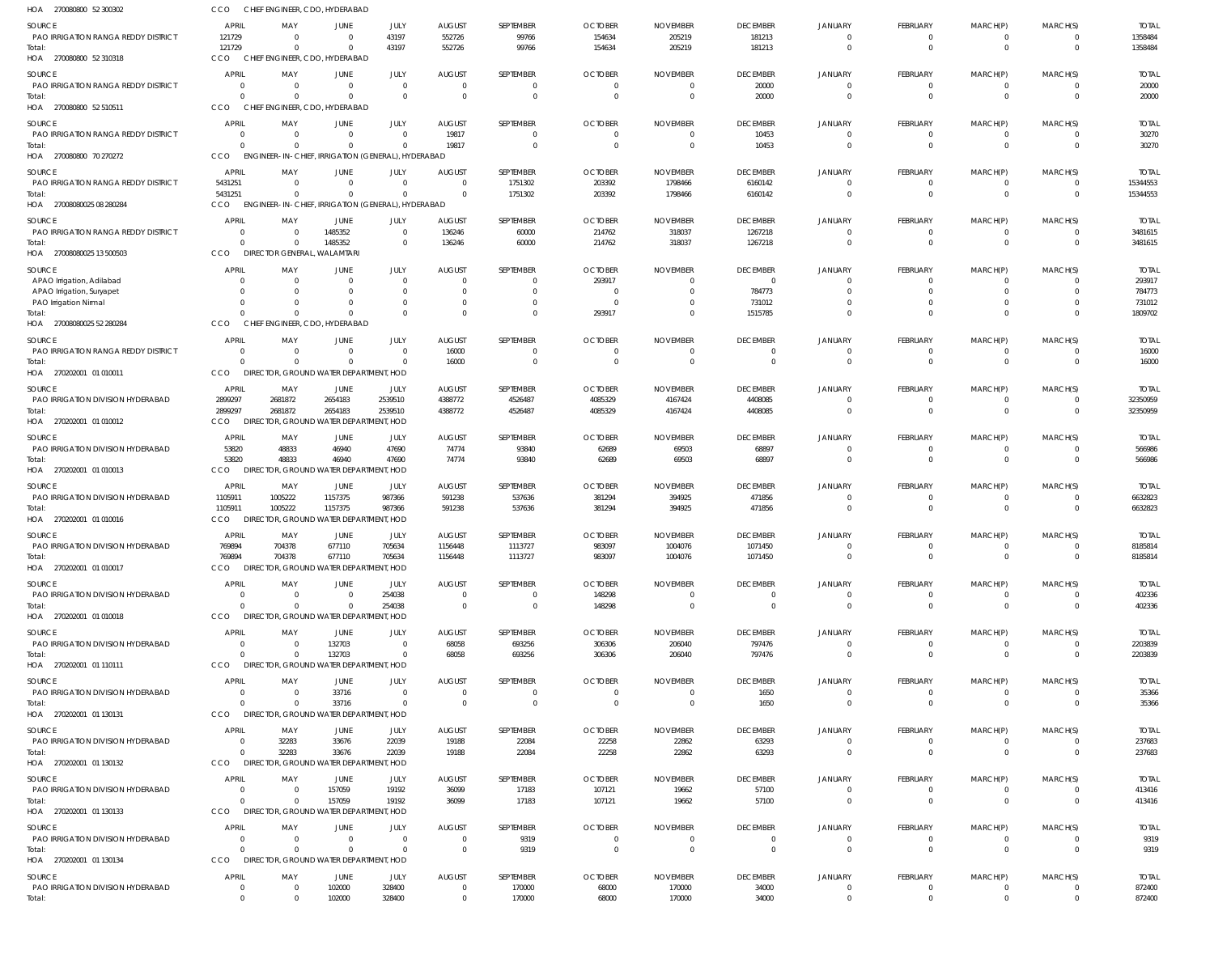HOA 270080800 52 300302 CCO CHIEF ENGINEER, CDO, HYDERABAD

| SOURCE | APRIL | MAY | JUNE | JULY | AUGUST | SEPTEMBER | OCTOBER | NOVEMBER | DECEMBER | JANUARY | FEBRUARY | MARCH(P) | MARCH(S) | TOTAL |
|---|---|---|---|---|---|---|---|---|---|---|---|---|---|---|
| PAO IRRIGATION RANGA REDDY DISTRICT | 121729 | 0 | 0 | 43197 | 552726 | 99766 | 154634 | 205219 | 181213 | 0 | 0 | 0 | 0 | 1358484 |
| Total: | 121729 | 0 | 0 | 43197 | 552726 | 99766 | 154634 | 205219 | 181213 | 0 | 0 | 0 | 0 | 1358484 |

HOA 270080800 52 310318 CCO CHIEF ENGINEER, CDO, HYDERABAD

| SOURCE | APRIL | MAY | JUNE | JULY | AUGUST | SEPTEMBER | OCTOBER | NOVEMBER | DECEMBER | JANUARY | FEBRUARY | MARCH(P) | MARCH(S) | TOTAL |
|---|---|---|---|---|---|---|---|---|---|---|---|---|---|---|
| PAO IRRIGATION RANGA REDDY DISTRICT | 0 | 0 | 0 | 0 | 0 | 0 | 0 | 0 | 20000 | 0 | 0 | 0 | 0 | 20000 |
| Total: | 0 | 0 | 0 | 0 | 0 | 0 | 0 | 0 | 20000 | 0 | 0 | 0 | 0 | 20000 |

HOA 270080800 52 510511 CCO CHIEF ENGINEER, CDO, HYDERABAD

| SOURCE | APRIL | MAY | JUNE | JULY | AUGUST | SEPTEMBER | OCTOBER | NOVEMBER | DECEMBER | JANUARY | FEBRUARY | MARCH(P) | MARCH(S) | TOTAL |
|---|---|---|---|---|---|---|---|---|---|---|---|---|---|---|
| PAO IRRIGATION RANGA REDDY DISTRICT | 0 | 0 | 0 | 0 | 19817 | 0 | 0 | 0 | 10453 | 0 | 0 | 0 | 0 | 30270 |
| Total: | 0 | 0 | 0 | 0 | 19817 | 0 | 0 | 0 | 10453 | 0 | 0 | 0 | 0 | 30270 |

HOA 270080800 70 270272 CCO ENGINEER-IN-CHIEF, IRRIGATION (GENERAL), HYDERABAD

| SOURCE | APRIL | MAY | JUNE | JULY | AUGUST | SEPTEMBER | OCTOBER | NOVEMBER | DECEMBER | JANUARY | FEBRUARY | MARCH(P) | MARCH(S) | TOTAL |
|---|---|---|---|---|---|---|---|---|---|---|---|---|---|---|
| PAO IRRIGATION RANGA REDDY DISTRICT | 5431251 | 0 | 0 | 0 | 0 | 1751302 | 203392 | 1798466 | 6160142 | 0 | 0 | 0 | 0 | 15344553 |
| Total: | 5431251 | 0 | 0 | 0 | 0 | 1751302 | 203392 | 1798466 | 6160142 | 0 | 0 | 0 | 0 | 15344553 |

HOA 27008080025 08 280284 CCO ENGINEER-IN-CHIEF, IRRIGATION (GENERAL), HYDERABAD

| SOURCE | APRIL | MAY | JUNE | JULY | AUGUST | SEPTEMBER | OCTOBER | NOVEMBER | DECEMBER | JANUARY | FEBRUARY | MARCH(P) | MARCH(S) | TOTAL |
|---|---|---|---|---|---|---|---|---|---|---|---|---|---|---|
| PAO IRRIGATION RANGA REDDY DISTRICT | 0 | 0 | 1485352 | 0 | 136246 | 60000 | 214762 | 318037 | 1267218 | 0 | 0 | 0 | 0 | 3481615 |
| Total: | 0 | 0 | 1485352 | 0 | 136246 | 60000 | 214762 | 318037 | 1267218 | 0 | 0 | 0 | 0 | 3481615 |

HOA 27008080025 13 500503 CCO DIRECTOR GENERAL, WALAMTARI

| SOURCE | APRIL | MAY | JUNE | JULY | AUGUST | SEPTEMBER | OCTOBER | NOVEMBER | DECEMBER | JANUARY | FEBRUARY | MARCH(P) | MARCH(S) | TOTAL |
|---|---|---|---|---|---|---|---|---|---|---|---|---|---|---|
| APAO Irrigation, Adilabad | 0 | 0 | 0 | 0 | 0 | 0 | 293917 | 0 | 0 | 0 | 0 | 0 | 0 | 293917 |
| APAO Irrigation, Suryapet | 0 | 0 | 0 | 0 | 0 | 0 | 0 | 0 | 784773 | 0 | 0 | 0 | 0 | 784773 |
| PAO Irrigation Nirmal | 0 | 0 | 0 | 0 | 0 | 0 | 0 | 0 | 731012 | 0 | 0 | 0 | 0 | 731012 |
| Total: | 0 | 0 | 0 | 0 | 0 | 0 | 293917 | 0 | 1515785 | 0 | 0 | 0 | 0 | 1809702 |

HOA 27008080025 52 280284 CCO CHIEF ENGINEER, CDO, HYDERABAD

| SOURCE | APRIL | MAY | JUNE | JULY | AUGUST | SEPTEMBER | OCTOBER | NOVEMBER | DECEMBER | JANUARY | FEBRUARY | MARCH(P) | MARCH(S) | TOTAL |
|---|---|---|---|---|---|---|---|---|---|---|---|---|---|---|
| PAO IRRIGATION RANGA REDDY DISTRICT | 0 | 0 | 0 | 0 | 16000 | 0 | 0 | 0 | 0 | 0 | 0 | 0 | 0 | 16000 |
| Total: | 0 | 0 | 0 | 0 | 16000 | 0 | 0 | 0 | 0 | 0 | 0 | 0 | 0 | 16000 |

HOA 270202001 01 010011 CCO DIRECTOR, GROUND WATER DEPARTMENT, HOD

| SOURCE | APRIL | MAY | JUNE | JULY | AUGUST | SEPTEMBER | OCTOBER | NOVEMBER | DECEMBER | JANUARY | FEBRUARY | MARCH(P) | MARCH(S) | TOTAL |
|---|---|---|---|---|---|---|---|---|---|---|---|---|---|---|
| PAO IRRIGATION DIVISION HYDERABAD | 2899297 | 2681872 | 2654183 | 2539510 | 4388772 | 4526487 | 4085329 | 4167424 | 4408085 | 0 | 0 | 0 | 0 | 32350959 |
| Total: | 2899297 | 2681872 | 2654183 | 2539510 | 4388772 | 4526487 | 4085329 | 4167424 | 4408085 | 0 | 0 | 0 | 0 | 32350959 |

HOA 270202001 01 010012 CCO DIRECTOR, GROUND WATER DEPARTMENT, HOD

| SOURCE | APRIL | MAY | JUNE | JULY | AUGUST | SEPTEMBER | OCTOBER | NOVEMBER | DECEMBER | JANUARY | FEBRUARY | MARCH(P) | MARCH(S) | TOTAL |
|---|---|---|---|---|---|---|---|---|---|---|---|---|---|---|
| PAO IRRIGATION DIVISION HYDERABAD | 53820 | 48833 | 46940 | 47690 | 74774 | 93840 | 62689 | 69503 | 68897 | 0 | 0 | 0 | 0 | 566986 |
| Total: | 53820 | 48833 | 46940 | 47690 | 74774 | 93840 | 62689 | 69503 | 68897 | 0 | 0 | 0 | 0 | 566986 |

HOA 270202001 01 010013 CCO DIRECTOR, GROUND WATER DEPARTMENT, HOD

| SOURCE | APRIL | MAY | JUNE | JULY | AUGUST | SEPTEMBER | OCTOBER | NOVEMBER | DECEMBER | JANUARY | FEBRUARY | MARCH(P) | MARCH(S) | TOTAL |
|---|---|---|---|---|---|---|---|---|---|---|---|---|---|---|
| PAO IRRIGATION DIVISION HYDERABAD | 1105911 | 1005222 | 1157375 | 987366 | 591238 | 537636 | 381294 | 394925 | 471856 | 0 | 0 | 0 | 0 | 6632823 |
| Total: | 1105911 | 1005222 | 1157375 | 987366 | 591238 | 537636 | 381294 | 394925 | 471856 | 0 | 0 | 0 | 0 | 6632823 |

HOA 270202001 01 010016 CCO DIRECTOR, GROUND WATER DEPARTMENT, HOD

| SOURCE | APRIL | MAY | JUNE | JULY | AUGUST | SEPTEMBER | OCTOBER | NOVEMBER | DECEMBER | JANUARY | FEBRUARY | MARCH(P) | MARCH(S) | TOTAL |
|---|---|---|---|---|---|---|---|---|---|---|---|---|---|---|
| PAO IRRIGATION DIVISION HYDERABAD | 769894 | 704378 | 677110 | 705634 | 1156448 | 1113727 | 983097 | 1004076 | 1071450 | 0 | 0 | 0 | 0 | 8185814 |
| Total: | 769894 | 704378 | 677110 | 705634 | 1156448 | 1113727 | 983097 | 1004076 | 1071450 | 0 | 0 | 0 | 0 | 8185814 |

HOA 270202001 01 010017 CCO DIRECTOR, GROUND WATER DEPARTMENT, HOD

| SOURCE | APRIL | MAY | JUNE | JULY | AUGUST | SEPTEMBER | OCTOBER | NOVEMBER | DECEMBER | JANUARY | FEBRUARY | MARCH(P) | MARCH(S) | TOTAL |
|---|---|---|---|---|---|---|---|---|---|---|---|---|---|---|
| PAO IRRIGATION DIVISION HYDERABAD | 0 | 0 | 0 | 254038 | 0 | 0 | 148298 | 0 | 0 | 0 | 0 | 0 | 0 | 402336 |
| Total: | 0 | 0 | 0 | 254038 | 0 | 0 | 148298 | 0 | 0 | 0 | 0 | 0 | 0 | 402336 |

HOA 270202001 01 010018 CCO DIRECTOR, GROUND WATER DEPARTMENT, HOD

| SOURCE | APRIL | MAY | JUNE | JULY | AUGUST | SEPTEMBER | OCTOBER | NOVEMBER | DECEMBER | JANUARY | FEBRUARY | MARCH(P) | MARCH(S) | TOTAL |
|---|---|---|---|---|---|---|---|---|---|---|---|---|---|---|
| PAO IRRIGATION DIVISION HYDERABAD | 0 | 0 | 132703 | 0 | 68058 | 693256 | 306306 | 206040 | 797476 | 0 | 0 | 0 | 0 | 2203839 |
| Total: | 0 | 0 | 132703 | 0 | 68058 | 693256 | 306306 | 206040 | 797476 | 0 | 0 | 0 | 0 | 2203839 |

HOA 270202001 01 110111 CCO DIRECTOR, GROUND WATER DEPARTMENT, HOD

| SOURCE | APRIL | MAY | JUNE | JULY | AUGUST | SEPTEMBER | OCTOBER | NOVEMBER | DECEMBER | JANUARY | FEBRUARY | MARCH(P) | MARCH(S) | TOTAL |
|---|---|---|---|---|---|---|---|---|---|---|---|---|---|---|
| PAO IRRIGATION DIVISION HYDERABAD | 0 | 0 | 33716 | 0 | 0 | 0 | 0 | 0 | 1650 | 0 | 0 | 0 | 0 | 35366 |
| Total: | 0 | 0 | 33716 | 0 | 0 | 0 | 0 | 0 | 1650 | 0 | 0 | 0 | 0 | 35366 |

HOA 270202001 01 130131 CCO DIRECTOR, GROUND WATER DEPARTMENT, HOD

| SOURCE | APRIL | MAY | JUNE | JULY | AUGUST | SEPTEMBER | OCTOBER | NOVEMBER | DECEMBER | JANUARY | FEBRUARY | MARCH(P) | MARCH(S) | TOTAL |
|---|---|---|---|---|---|---|---|---|---|---|---|---|---|---|
| PAO IRRIGATION DIVISION HYDERABAD | 0 | 32283 | 33676 | 22039 | 19188 | 22084 | 22258 | 22862 | 63293 | 0 | 0 | 0 | 0 | 237683 |
| Total: | 0 | 32283 | 33676 | 22039 | 19188 | 22084 | 22258 | 22862 | 63293 | 0 | 0 | 0 | 0 | 237683 |

HOA 270202001 01 130132 CCO DIRECTOR, GROUND WATER DEPARTMENT, HOD

| SOURCE | APRIL | MAY | JUNE | JULY | AUGUST | SEPTEMBER | OCTOBER | NOVEMBER | DECEMBER | JANUARY | FEBRUARY | MARCH(P) | MARCH(S) | TOTAL |
|---|---|---|---|---|---|---|---|---|---|---|---|---|---|---|
| PAO IRRIGATION DIVISION HYDERABAD | 0 | 0 | 157059 | 19192 | 36099 | 17183 | 107121 | 19662 | 57100 | 0 | 0 | 0 | 0 | 413416 |
| Total: | 0 | 0 | 157059 | 19192 | 36099 | 17183 | 107121 | 19662 | 57100 | 0 | 0 | 0 | 0 | 413416 |

HOA 270202001 01 130133 CCO DIRECTOR, GROUND WATER DEPARTMENT, HOD

| SOURCE | APRIL | MAY | JUNE | JULY | AUGUST | SEPTEMBER | OCTOBER | NOVEMBER | DECEMBER | JANUARY | FEBRUARY | MARCH(P) | MARCH(S) | TOTAL |
|---|---|---|---|---|---|---|---|---|---|---|---|---|---|---|
| PAO IRRIGATION DIVISION HYDERABAD | 0 | 0 | 0 | 0 | 0 | 9319 | 0 | 0 | 0 | 0 | 0 | 0 | 0 | 9319 |
| Total: | 0 | 0 | 0 | 0 | 0 | 9319 | 0 | 0 | 0 | 0 | 0 | 0 | 0 | 9319 |

HOA 270202001 01 130134 CCO DIRECTOR, GROUND WATER DEPARTMENT, HOD

| SOURCE | APRIL | MAY | JUNE | JULY | AUGUST | SEPTEMBER | OCTOBER | NOVEMBER | DECEMBER | JANUARY | FEBRUARY | MARCH(P) | MARCH(S) | TOTAL |
|---|---|---|---|---|---|---|---|---|---|---|---|---|---|---|
| PAO IRRIGATION DIVISION HYDERABAD | 0 | 0 | 102000 | 328400 | 0 | 170000 | 68000 | 170000 | 34000 | 0 | 0 | 0 | 0 | 872400 |
| Total: | 0 | 0 | 102000 | 328400 | 0 | 170000 | 68000 | 170000 | 34000 | 0 | 0 | 0 | 0 | 872400 |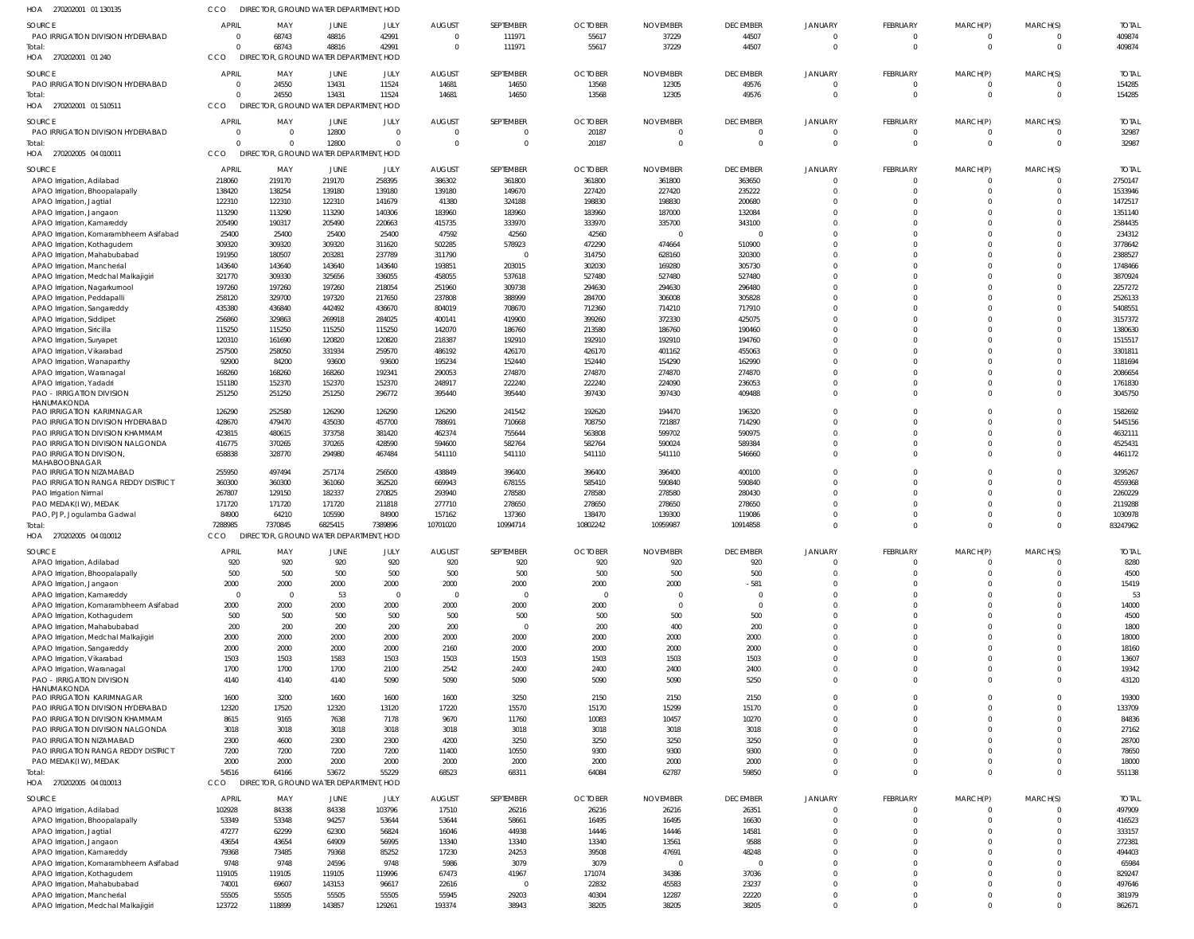HOA 270202001 01 130135 CCO DIRECTOR, GROUND WATER DEPARTMENT, HOD

| SOURCE | APRIL | MAY | JUNE | JULY | AUGUST | SEPTEMBER | OCTOBER | NOVEMBER | DECEMBER | JANUARY | FEBRUARY | MARCH(P) | MARCH(S) | TOTAL |
|---|---|---|---|---|---|---|---|---|---|---|---|---|---|---|
| PAO IRRIGATION DIVISION HYDERABAD | 0 | 68743 | 48816 | 42991 | 0 | 111971 | 55617 | 37229 | 44507 | 0 | 0 | 0 | 0 | 409874 |
| Total: | 0 | 68743 | 48816 | 42991 | 0 | 111971 | 55617 | 37229 | 44507 | 0 | 0 | 0 | 0 | 409874 |

HOA 270202001 01 240 CCO DIRECTOR, GROUND WATER DEPARTMENT, HOD

| SOURCE | APRIL | MAY | JUNE | JULY | AUGUST | SEPTEMBER | OCTOBER | NOVEMBER | DECEMBER | JANUARY | FEBRUARY | MARCH(P) | MARCH(S) | TOTAL |
|---|---|---|---|---|---|---|---|---|---|---|---|---|---|---|
| PAO IRRIGATION DIVISION HYDERABAD | 0 | 24550 | 13431 | 11524 | 14681 | 14650 | 13568 | 12305 | 49576 | 0 | 0 | 0 | 0 | 154285 |
| Total: | 0 | 24550 | 13431 | 11524 | 14681 | 14650 | 13568 | 12305 | 49576 | 0 | 0 | 0 | 0 | 154285 |

HOA 270202001 01 510511 CCO DIRECTOR, GROUND WATER DEPARTMENT, HOD

| SOURCE | APRIL | MAY | JUNE | JULY | AUGUST | SEPTEMBER | OCTOBER | NOVEMBER | DECEMBER | JANUARY | FEBRUARY | MARCH(P) | MARCH(S) | TOTAL |
|---|---|---|---|---|---|---|---|---|---|---|---|---|---|---|
| PAO IRRIGATION DIVISION HYDERABAD | 0 | 0 | 12800 | 0 | 0 | 0 | 20187 | 0 | 0 | 0 | 0 | 0 | 0 | 32987 |
| Total: | 0 | 0 | 12800 | 0 | 0 | 0 | 20187 | 0 | 0 | 0 | 0 | 0 | 0 | 32987 |

HOA 270202005 04 010011 CCO DIRECTOR, GROUND WATER DEPARTMENT, HOD

| SOURCE | APRIL | MAY | JUNE | JULY | AUGUST | SEPTEMBER | OCTOBER | NOVEMBER | DECEMBER | JANUARY | FEBRUARY | MARCH(P) | MARCH(S) | TOTAL |
|---|---|---|---|---|---|---|---|---|---|---|---|---|---|---|
| APAO Irrigation, Adilabad | 218060 | 219170 | 219170 | 258395 | 386302 | 361800 | 361800 | 361800 | 363650 | 0 | 0 | 0 | 0 | 2750147 |
| APAO Irrigation, Bhoopalapally | 138420 | 138254 | 139180 | 139180 | 139180 | 149670 | 227420 | 227420 | 235222 | 0 | 0 | 0 | 0 | 1533946 |
| APAO Irrigation, Jagtial | 122310 | 122310 | 122310 | 141679 | 41380 | 324188 | 198830 | 198830 | 200680 | 0 | 0 | 0 | 0 | 1472517 |
| APAO Irrigation, Jangaon | 113290 | 113290 | 113290 | 140306 | 183960 | 183960 | 183960 | 187000 | 132084 | 0 | 0 | 0 | 0 | 1351140 |
| APAO Irrigation, Kamareddy | 205490 | 190317 | 205490 | 220663 | 415735 | 333970 | 333970 | 335700 | 343100 | 0 | 0 | 0 | 0 | 2584435 |
| APAO Irrigation, Komarambheem Asifabad | 25400 | 25400 | 25400 | 25400 | 47592 | 42560 | 42560 | 0 | 0 | 0 | 0 | 0 | 0 | 234312 |
| APAO Irrigation, Kothagudem | 309320 | 309320 | 309320 | 311620 | 502285 | 578923 | 472290 | 474664 | 510900 | 0 | 0 | 0 | 0 | 3778642 |
| APAO Irrigation, Mahabubabad | 191950 | 180507 | 203281 | 237789 | 311790 | 0 | 314750 | 628160 | 320300 | 0 | 0 | 0 | 0 | 2388527 |
| APAO Irrigation, Mancherial | 143640 | 143640 | 143640 | 143640 | 193851 | 203015 | 302030 | 169280 | 305730 | 0 | 0 | 0 | 0 | 1748466 |
| APAO Irrigation, Medchal Malkajigiri | 321770 | 309330 | 325656 | 336055 | 458055 | 537618 | 527480 | 527480 | 527480 | 0 | 0 | 0 | 0 | 3870924 |
| APAO Irrigation, Nagarkurnool | 197260 | 197260 | 197260 | 218054 | 251960 | 309738 | 294630 | 294630 | 296480 | 0 | 0 | 0 | 0 | 2257272 |
| APAO Irrigation, Peddapalli | 258120 | 329700 | 197320 | 217650 | 237808 | 388999 | 284700 | 306008 | 305828 | 0 | 0 | 0 | 0 | 2526133 |
| APAO Irrigation, Sangareddy | 435380 | 436840 | 442492 | 436670 | 804019 | 708670 | 712360 | 714210 | 717910 | 0 | 0 | 0 | 0 | 5408551 |
| APAO Irrigation, Siddipet | 256860 | 329863 | 269918 | 284025 | 400141 | 419900 | 399260 | 372330 | 425075 | 0 | 0 | 0 | 0 | 3157372 |
| APAO Irrigation, Siricilla | 115250 | 115250 | 115250 | 115250 | 142070 | 186760 | 213580 | 186760 | 190460 | 0 | 0 | 0 | 0 | 1380630 |
| APAO Irrigation, Suryapet | 120310 | 161690 | 120820 | 120820 | 218387 | 192910 | 192910 | 192910 | 194760 | 0 | 0 | 0 | 0 | 1515517 |
| APAO Irrigation, Vikarabad | 257500 | 258050 | 331934 | 259570 | 486192 | 426170 | 426170 | 401162 | 455063 | 0 | 0 | 0 | 0 | 3301811 |
| APAO Irrigation, Wanaparthy | 92900 | 84200 | 93600 | 93600 | 195234 | 152440 | 152440 | 154290 | 162990 | 0 | 0 | 0 | 0 | 1181694 |
| APAO Irrigation, Waranagal | 168260 | 168260 | 168260 | 192341 | 290053 | 274870 | 274870 | 274870 | 274870 | 0 | 0 | 0 | 0 | 2086654 |
| APAO Irrigation, Yadadri | 151180 | 152370 | 152370 | 152370 | 248917 | 222240 | 222240 | 224090 | 236053 | 0 | 0 | 0 | 0 | 1761830 |
| PAO - IRRIGATION DIVISION HANUMAKONDA | 251250 | 251250 | 251250 | 296772 | 395440 | 395440 | 397430 | 397430 | 409488 | 0 | 0 | 0 | 0 | 3045750 |
| PAO IRRIGATION KARIMNAGAR | 126290 | 252580 | 126290 | 126290 | 126290 | 241542 | 192620 | 194470 | 196320 | 0 | 0 | 0 | 0 | 1582692 |
| PAO IRRIGATION DIVISION HYDERABAD | 428670 | 479470 | 435030 | 457700 | 788691 | 710668 | 708750 | 721887 | 714290 | 0 | 0 | 0 | 0 | 5445156 |
| PAO IRRIGATION DIVISION KHAMMAM | 423815 | 480615 | 373758 | 381420 | 462374 | 755644 | 563808 | 599702 | 590975 | 0 | 0 | 0 | 0 | 4632111 |
| PAO IRRIGATION DIVISION NALGONDA | 416775 | 370265 | 370265 | 428590 | 594600 | 582764 | 582764 | 590024 | 589384 | 0 | 0 | 0 | 0 | 4525431 |
| PAO IRRIGATION DIVISION, MAHABOOBNAGAR | 658838 | 328770 | 294980 | 467484 | 541110 | 541110 | 541110 | 541110 | 546660 | 0 | 0 | 0 | 0 | 4461172 |
| PAO IRRIGATION NIZAMABAD | 255950 | 497494 | 257174 | 256500 | 438849 | 396400 | 396400 | 396400 | 400100 | 0 | 0 | 0 | 0 | 3295267 |
| PAO IRRIGATION RANGA REDDY DISTRICT | 360300 | 360300 | 361060 | 362520 | 669943 | 678155 | 585410 | 590840 | 590840 | 0 | 0 | 0 | 0 | 4559368 |
| PAO Irrigation Nirmal | 267807 | 129150 | 182337 | 270825 | 293940 | 278580 | 278580 | 278580 | 280430 | 0 | 0 | 0 | 0 | 2260229 |
| PAO MEDAK(IW), MEDAK | 171720 | 171720 | 171720 | 211818 | 277710 | 278650 | 278650 | 278650 | 278650 | 0 | 0 | 0 | 0 | 2119288 |
| PAO, PJP, Jogulamba Gadwal | 84900 | 64210 | 105590 | 84900 | 157162 | 137360 | 138470 | 139300 | 119086 | 0 | 0 | 0 | 0 | 1030978 |
| Total: | 7288985 | 7370845 | 6825415 | 7389896 | 10701020 | 10994714 | 10802242 | 10959987 | 10914858 | 0 | 0 | 0 | 0 | 83247962 |

HOA 270202005 04 010012 CCO DIRECTOR, GROUND WATER DEPARTMENT, HOD

| SOURCE | APRIL | MAY | JUNE | JULY | AUGUST | SEPTEMBER | OCTOBER | NOVEMBER | DECEMBER | JANUARY | FEBRUARY | MARCH(P) | MARCH(S) | TOTAL |
|---|---|---|---|---|---|---|---|---|---|---|---|---|---|---|
| APAO Irrigation, Adilabad | 920 | 920 | 920 | 920 | 920 | 920 | 920 | 920 | 920 | 0 | 0 | 0 | 0 | 8280 |
| APAO Irrigation, Bhoopalapally | 500 | 500 | 500 | 500 | 500 | 500 | 500 | 500 | 500 | 0 | 0 | 0 | 0 | 4500 |
| APAO Irrigation, Jangaon | 2000 | 2000 | 2000 | 2000 | 2000 | 2000 | 2000 | 2000 | -581 | 0 | 0 | 0 | 0 | 15419 |
| APAO Irrigation, Kamareddy | 0 | 0 | 53 | 0 | 0 | 0 | 0 | 0 | 0 | 0 | 0 | 0 | 0 | 53 |
| APAO Irrigation, Komarambheem Asifabad | 2000 | 2000 | 2000 | 2000 | 2000 | 2000 | 2000 | 0 | 0 | 0 | 0 | 0 | 0 | 14000 |
| APAO Irrigation, Kothagudem | 500 | 500 | 500 | 500 | 500 | 500 | 500 | 500 | 500 | 0 | 0 | 0 | 0 | 4500 |
| APAO Irrigation, Mahabubabad | 200 | 200 | 200 | 200 | 200 | 0 | 200 | 400 | 200 | 0 | 0 | 0 | 0 | 1800 |
| APAO Irrigation, Medchal Malkajigiri | 2000 | 2000 | 2000 | 2000 | 2000 | 2000 | 2000 | 2000 | 2000 | 0 | 0 | 0 | 0 | 18000 |
| APAO Irrigation, Sangareddy | 2000 | 2000 | 2000 | 2000 | 2160 | 2000 | 2000 | 2000 | 2000 | 0 | 0 | 0 | 0 | 18160 |
| APAO Irrigation, Vikarabad | 1503 | 1503 | 1583 | 1503 | 1503 | 1503 | 1503 | 1503 | 1503 | 0 | 0 | 0 | 0 | 13607 |
| APAO Irrigation, Waranagal | 1700 | 1700 | 1700 | 2100 | 2542 | 2400 | 2400 | 2400 | 2400 | 0 | 0 | 0 | 0 | 19342 |
| PAO - IRRIGATION DIVISION HANUMAKONDA | 4140 | 4140 | 4140 | 5090 | 5090 | 5090 | 5090 | 5090 | 5250 | 0 | 0 | 0 | 0 | 43120 |
| PAO IRRIGATION KARIMNAGAR | 1600 | 3200 | 1600 | 1600 | 1600 | 3250 | 2150 | 2150 | 2150 | 0 | 0 | 0 | 0 | 19300 |
| PAO IRRIGATION DIVISION HYDERABAD | 12320 | 17520 | 12320 | 13120 | 17220 | 15570 | 15170 | 15299 | 15170 | 0 | 0 | 0 | 0 | 133709 |
| PAO IRRIGATION DIVISION KHAMMAM | 8615 | 9165 | 7638 | 7178 | 9670 | 11760 | 10083 | 10457 | 10270 | 0 | 0 | 0 | 0 | 84836 |
| PAO IRRIGATION DIVISION NALGONDA | 3018 | 3018 | 3018 | 3018 | 3018 | 3018 | 3018 | 3018 | 3018 | 0 | 0 | 0 | 0 | 27162 |
| PAO IRRIGATION NIZAMABAD | 2300 | 4600 | 2300 | 2300 | 4200 | 3250 | 3250 | 3250 | 3250 | 0 | 0 | 0 | 0 | 28700 |
| PAO IRRIGATION RANGA REDDY DISTRICT | 7200 | 7200 | 7200 | 7200 | 11400 | 10550 | 9300 | 9300 | 9300 | 0 | 0 | 0 | 0 | 78650 |
| PAO MEDAK(IW), MEDAK | 2000 | 2000 | 2000 | 2000 | 2000 | 2000 | 2000 | 2000 | 2000 | 0 | 0 | 0 | 0 | 18000 |
| Total: | 54516 | 64166 | 53672 | 55229 | 68523 | 68311 | 64084 | 62787 | 59850 | 0 | 0 | 0 | 0 | 551138 |

HOA 270202005 04 010013 CCO DIRECTOR, GROUND WATER DEPARTMENT, HOD

| SOURCE | APRIL | MAY | JUNE | JULY | AUGUST | SEPTEMBER | OCTOBER | NOVEMBER | DECEMBER | JANUARY | FEBRUARY | MARCH(P) | MARCH(S) | TOTAL |
|---|---|---|---|---|---|---|---|---|---|---|---|---|---|---|
| APAO Irrigation, Adilabad | 102928 | 84338 | 84338 | 103796 | 17510 | 26216 | 26216 | 26216 | 26351 | 0 | 0 | 0 | 0 | 497909 |
| APAO Irrigation, Bhoopalapally | 53349 | 53348 | 94257 | 53644 | 53644 | 58661 | 16495 | 16495 | 16630 | 0 | 0 | 0 | 0 | 416523 |
| APAO Irrigation, Jagtial | 47277 | 62299 | 62300 | 56824 | 16046 | 44938 | 14446 | 14446 | 14581 | 0 | 0 | 0 | 0 | 333157 |
| APAO Irrigation, Jangaon | 43654 | 43654 | 64909 | 56995 | 13340 | 13340 | 13340 | 13561 | 9588 | 0 | 0 | 0 | 0 | 272381 |
| APAO Irrigation, Kamareddy | 79368 | 73485 | 79368 | 85252 | 17230 | 24253 | 39508 | 47691 | 48248 | 0 | 0 | 0 | 0 | 494403 |
| APAO Irrigation, Komarambheem Asifabad | 9748 | 9748 | 24596 | 9748 | 5986 | 3079 | 3079 | 0 | 0 | 0 | 0 | 0 | 0 | 65984 |
| APAO Irrigation, Kothagudem | 119105 | 119105 | 119105 | 119996 | 67473 | 41967 | 171074 | 34386 | 37036 | 0 | 0 | 0 | 0 | 829247 |
| APAO Irrigation, Mahabubabad | 74001 | 69607 | 143153 | 96617 | 22616 | 0 | 22832 | 45583 | 23237 | 0 | 0 | 0 | 0 | 497646 |
| APAO Irrigation, Mancherial | 55505 | 55505 | 55505 | 55505 | 55945 | 29203 | 40304 | 12287 | 22220 | 0 | 0 | 0 | 0 | 381979 |
| APAO Irrigation, Medchal Malkajigiri | 123722 | 118899 | 143857 | 129261 | 193374 | 38943 | 38205 | 38205 | 38205 | 0 | 0 | 0 | 0 | 862671 |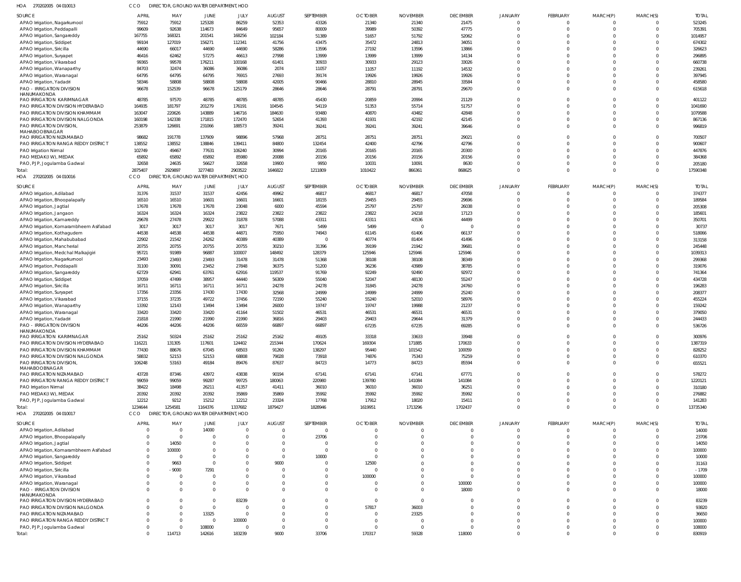HOA 270202005 04 010013 | CCO | DIRECTOR, GROUND WATER DEPARTMENT, HOD

| SOURCE | APRIL | MAY | JUNE | JULY | AUGUST | SEPTEMBER | OCTOBER | NOVEMBER | DECEMBER | JANUARY | FEBRUARY | MARCH(P) | MARCH(S) | TOTAL |
|---|---|---|---|---|---|---|---|---|---|---|---|---|---|---|
| APAO Irrigation, Nagarkurnool | 75912 | 75912 | 125328 | 86259 | 52353 | 43326 | 21340 | 21340 | 21475 | 0 | 0 | 0 | 0 | 523245 |
| APAO Irrigation, Peddapalli | 99609 | 92638 | 114673 | 84649 | 95657 | 80009 | 39989 | 50392 | 47775 | 0 | 0 | 0 | 0 | 705391 |
| APAO Irrigation, Sangareddy | 167755 | 168321 | 201541 | 168256 | 102184 | 51389 | 51657 | 51792 | 52062 | 0 | 0 | 0 | 0 | 1014957 |
| APAO Irrigation, Siddipet | 99104 | 127019 | 156271 | 112341 | 41756 | 43475 | 35472 | 24813 | 34051 | 0 | 0 | 0 | 0 | 674302 |
| APAO Irrigation, Siricilla | 44690 | 66017 | 44690 | 44690 | 58286 | 13596 | 27192 | 13596 | 13866 | 0 | 0 | 0 | 0 | 326623 |
| APAO Irrigation, Suryapet | 46416 | 62462 | 57275 | 46613 | 27998 | 13999 | 13999 | 13999 | 14134 | 0 | 0 | 0 | 0 | 296895 |
| APAO Irrigation, Vikarabad | 99365 | 99578 | 176211 | 100168 | 61401 | 30933 | 30933 | 29123 | 33026 | 0 | 0 | 0 | 0 | 660738 |
| APAO Irrigation, Wanaparthy | 84703 | 32474 | 36086 | 36086 | 2074 | 11057 | 11057 | 11192 | 14532 | 0 | 0 | 0 | 0 | 239261 |
| APAO Irrigation, Waranagal | 64795 | 64795 | 64795 | 76915 | 27693 | 39174 | 19926 | 19926 | 19926 | 0 | 0 | 0 | 0 | 397945 |
| APAO Irrigation, Yadadri | 58346 | 58808 | 58808 | 58808 | 42005 | 90466 | 28810 | 28945 | 33584 | 0 | 0 | 0 | 0 | 458580 |
| PAO - IRRIGATION DIVISION HANUMAKONDA | 96678 | 152539 | 96678 | 125179 | 28646 | 28646 | 28791 | 28791 | 29670 | 0 | 0 | 0 | 0 | 615618 |
| PAO IRRIGATION KARIMNAGAR | 48785 | 97570 | 48785 | 48785 | 48785 | 45430 | 20859 | 20994 | 21129 | 0 | 0 | 0 | 0 | 401122 |
| PAO IRRIGATION DIVISION HYDERABAD | 164935 | 181797 | 201279 | 176191 | 104545 | 54119 | 51353 | 55714 | 51757 | 0 | 0 | 0 | 0 | 1041690 |
| PAO IRRIGATION DIVISION KHAMMAM | 163047 | 220626 | 143889 | 146716 | 184630 | 93480 | 40870 | 43482 | 42848 | 0 | 0 | 0 | 0 | 1079588 |
| PAO IRRIGATION DIVISION NALGONDA | 160198 | 142338 | 171815 | 172470 | 52654 | 41393 | 41931 | 42192 | 42145 | 0 | 0 | 0 | 0 | 867136 |
| PAO IRRIGATION DIVISION, MAHABOOBNAGAR | 253879 | 126691 | 231066 | 188573 | 39241 | 39241 | 39241 | 39241 | 39646 | 0 | 0 | 0 | 0 | 996819 |
| PAO IRRIGATION NIZAMABAD | 98682 | 191778 | 137909 | 98896 | 57968 | 28751 | 28751 | 28751 | 29021 | 0 | 0 | 0 | 0 | 700507 |
| PAO IRRIGATION RANGA REDDY DISTRICT | 138552 | 138552 | 138846 | 139411 | 84800 | 132454 | 42400 | 42796 | 42796 | 0 | 0 | 0 | 0 | 900607 |
| PAO Irrigation Nirmal | 102749 | 49467 | 77631 | 106240 | 30994 | 20165 | 20165 | 20165 | 20300 | 0 | 0 | 0 | 0 | 447876 |
| PAO MEDAK(IW), MEDAK | 65892 | 65892 | 65892 | 85980 | 20888 | 20156 | 20156 | 20156 | 20156 | 0 | 0 | 0 | 0 | 384368 |
| PAO, PJP, Jogulamba Gadwal | 32658 | 24635 | 56627 | 32658 | 19900 | 9950 | 10031 | 10091 | 8630 | 0 | 0 | 0 | 0 | 205180 |
| Total: | 2875407 | 2929897 | 3277483 | 2903522 | 1646822 | 1211809 | 1010422 | 866361 | 868625 | 0 | 0 | 0 | 0 | 17590348 |

HOA 270202005 04 010016 | CCO | DIRECTOR, GROUND WATER DEPARTMENT, HOD

| SOURCE | APRIL | MAY | JUNE | JULY | AUGUST | SEPTEMBER | OCTOBER | NOVEMBER | DECEMBER | JANUARY | FEBRUARY | MARCH(P) | MARCH(S) | TOTAL |
|---|---|---|---|---|---|---|---|---|---|---|---|---|---|---|
| APAO Irrigation, Adilabad | 31376 | 31537 | 31537 | 42456 | 49962 | 46817 | 46817 | 46817 | 47058 | 0 | 0 | 0 | 0 | 374377 |
| APAO Irrigation, Bhoopalapally | 16510 | 16510 | 16601 | 16601 | 16601 | 18155 | 29455 | 29455 | 29696 | 0 | 0 | 0 | 0 | 189584 |
| APAO Irrigation, Jagtial | 17678 | 17678 | 17678 | 23048 | 6000 | 45594 | 25797 | 25797 | 26038 | 0 | 0 | 0 | 0 | 205308 |
| APAO Irrigation, Jangaon | 16324 | 16324 | 16324 | 23822 | 23822 | 23822 | 23822 | 24218 | 17123 | 0 | 0 | 0 | 0 | 185601 |
| APAO Irrigation, Kamareddy | 29678 | 27478 | 29922 | 31878 | 57088 | 43311 | 43311 | 43536 | 44499 | 0 | 0 | 0 | 0 | 350701 |
| APAO Irrigation, Komarambheem Asifabad | 3017 | 3017 | 3017 | 3017 | 7671 | 5499 | 5499 | 0 | 0 | 0 | 0 | 0 | 0 | 30737 |
| APAO Irrigation, Kothagudem | 44538 | 44538 | 44538 | 44871 | 75950 | 74943 | 61145 | 61406 | 66137 | 0 | 0 | 0 | 0 | 518066 |
| APAO Irrigation, Mahabubabad | 22902 | 21542 | 24262 | 40389 | 40389 | 0 | 40774 | 81404 | 41496 | 0 | 0 | 0 | 0 | 313158 |
| APAO Irrigation, Mancherial | 20755 | 20755 | 20755 | 20755 | 30210 | 31396 | 39199 | 21942 | 39681 | 0 | 0 | 0 | 0 | 245448 |
| APAO Irrigation, Medchal Malkajigiri | 95721 | 91989 | 96887 | 100007 | 148492 | 128379 | 125946 | 125946 | 125946 | 0 | 0 | 0 | 0 | 1039313 |
| APAO Irrigation, Nagarkurnool | 23493 | 23493 | 23493 | 31478 | 31478 | 51368 | 38108 | 38108 | 38349 | 0 | 0 | 0 | 0 | 299368 |
| APAO Irrigation, Peddapalli | 31100 | 30091 | 23452 | 27848 | 36375 | 51200 | 36236 | 43989 | 38785 | 0 | 0 | 0 | 0 | 319076 |
| APAO Irrigation, Sangareddy | 62729 | 62941 | 63761 | 62916 | 119537 | 91769 | 92249 | 92490 | 92972 | 0 | 0 | 0 | 0 | 741364 |
| APAO Irrigation, Siddipet | 37059 | 47499 | 38957 | 44440 | 56309 | 55040 | 52047 | 48130 | 55247 | 0 | 0 | 0 | 0 | 434728 |
| APAO Irrigation, Siricilla | 16711 | 16711 | 16711 | 16711 | 24278 | 24278 | 31845 | 24278 | 24760 | 0 | 0 | 0 | 0 | 196283 |
| APAO Irrigation, Suryapet | 17356 | 23356 | 17430 | 17430 | 32568 | 24999 | 24999 | 24999 | 25240 | 0 | 0 | 0 | 0 | 208377 |
| APAO Irrigation, Vikarabad | 37155 | 37235 | 49722 | 37456 | 72190 | 55240 | 55240 | 52010 | 58976 | 0 | 0 | 0 | 0 | 455224 |
| APAO Irrigation, Wanaparthy | 13392 | 12143 | 13494 | 13494 | 26000 | 19747 | 19747 | 19988 | 21237 | 0 | 0 | 0 | 0 | 159242 |
| APAO Irrigation, Waranagal | 33420 | 33420 | 33420 | 41164 | 51502 | 46531 | 46531 | 46531 | 46531 | 0 | 0 | 0 | 0 | 379050 |
| APAO Irrigation, Yadadri | 21818 | 21990 | 21990 | 21990 | 36816 | 29403 | 29403 | 29644 | 31379 | 0 | 0 | 0 | 0 | 244433 |
| PAO - IRRIGATION DIVISION HANUMAKONDA | 44206 | 44206 | 44206 | 66559 | 66897 | 66897 | 67235 | 67235 | 69285 | 0 | 0 | 0 | 0 | 536726 |
| PAO IRRIGATION KARIMNAGAR | 25162 | 50324 | 25162 | 25162 | 25162 | 49105 | 33318 | 33633 | 33948 | 0 | 0 | 0 | 0 | 300976 |
| PAO IRRIGATION DIVISION HYDERABAD | 116221 | 131305 | 117601 | 124402 | 215344 | 170624 | 169304 | 171885 | 170633 | 0 | 0 | 0 | 0 | 1387319 |
| PAO IRRIGATION DIVISION KHAMMAM | 77430 | 88676 | 67045 | 68503 | 91260 | 138297 | 95440 | 101542 | 100059 | 0 | 0 | 0 | 0 | 828252 |
| PAO IRRIGATION DIVISION NALGONDA | 58832 | 52153 | 52153 | 68808 | 79028 | 73918 | 74876 | 75343 | 75259 | 0 | 0 | 0 | 0 | 610370 |
| PAO IRRIGATION DIVISION, MAHABOOBNAGAR | 106248 | 53163 | 49184 | 89476 | 87637 | 84723 | 14773 | 84723 | 85594 | 0 | 0 | 0 | 0 | 655521 |
| PAO IRRIGATION NIZAMABAD | 43728 | 87346 | 43972 | 43838 | 90194 | 67141 | 67141 | 67141 | 67771 | 0 | 0 | 0 | 0 | 578272 |
| PAO IRRIGATION RANGA REDDY DISTRICT | 99059 | 99059 | 99287 | 99725 | 180063 | 220980 | 139780 | 141084 | 141084 | 0 | 0 | 0 | 0 | 1220121 |
| PAO Irrigation Nirmal | 38422 | 18498 | 26211 | 41357 | 41411 | 36010 | 36010 | 36010 | 36251 | 0 | 0 | 0 | 0 | 310180 |
| PAO MEDAK(IW), MEDAK | 20392 | 20392 | 20392 | 35869 | 35869 | 35992 | 35992 | 35992 | 35992 | 0 | 0 | 0 | 0 | 276882 |
| PAO, PJP, Jogulamba Gadwal | 12212 | 9212 | 15212 | 12212 | 23324 | 17768 | 17912 | 18020 | 15411 | 0 | 0 | 0 | 0 | 141283 |
| Total: | 1234644 | 1254581 | 1164376 | 1337682 | 1879427 | 1828946 | 1619951 | 1713296 | 1702437 | 0 | 0 | 0 | 0 | 13735340 |

HOA 270202005 04 010017 | CCO | DIRECTOR, GROUND WATER DEPARTMENT, HOD

| SOURCE | APRIL | MAY | JUNE | JULY | AUGUST | SEPTEMBER | OCTOBER | NOVEMBER | DECEMBER | JANUARY | FEBRUARY | MARCH(P) | MARCH(S) | TOTAL |
|---|---|---|---|---|---|---|---|---|---|---|---|---|---|---|
| APAO Irrigation, Adilabad | 0 | 0 | 14000 | 0 | 0 | 0 | 0 | 0 | 0 | 0 | 0 | 0 | 0 | 14000 |
| APAO Irrigation, Bhoopalapally | 0 | 0 | 0 | 0 | 0 | 23706 | 0 | 0 | 0 | 0 | 0 | 0 | 0 | 23706 |
| APAO Irrigation, Jagtial | 0 | 14050 | 0 | 0 | 0 | 0 | 0 | 0 | 0 | 0 | 0 | 0 | 0 | 14050 |
| APAO Irrigation, Komarambheem Asifabad | 0 | 100000 | 0 | 0 | 0 | 0 | 0 | 0 | 0 | 0 | 0 | 0 | 0 | 100000 |
| APAO Irrigation, Sangareddy | 0 | 0 | 0 | 0 | 0 | 10000 | 0 | 0 | 0 | 0 | 0 | 0 | 0 | 10000 |
| APAO Irrigation, Siddipet | 0 | 9663 | 0 | 0 | 9000 | 0 | 12500 | 0 | 0 | 0 | 0 | 0 | 0 | 31163 |
| APAO Irrigation, Siricilla | 0 | -9000 | 7291 | 0 | 0 | 0 | 0 | 0 | 0 | 0 | 0 | 0 | 0 | -1709 |
| APAO Irrigation, Vikarabad | 0 | 0 | 0 | 0 | 0 | 0 | 100000 | 0 | 0 | 0 | 0 | 0 | 0 | 100000 |
| APAO Irrigation, Waranagal | 0 | 0 | 0 | 0 | 0 | 0 | 0 | 0 | 100000 | 0 | 0 | 0 | 0 | 100000 |
| PAO - IRRIGATION DIVISION HANUMAKONDA | 0 | 0 | 0 | 0 | 0 | 0 | 0 | 0 | 18000 | 0 | 0 | 0 | 0 | 18000 |
| PAO IRRIGATION DIVISION HYDERABAD | 0 | 0 | 0 | 83239 | 0 | 0 | 0 | 0 | 0 | 0 | 0 | 0 | 0 | 83239 |
| PAO IRRIGATION DIVISION NALGONDA | 0 | 0 | 0 | 0 | 0 | 0 | 57817 | 36003 | 0 | 0 | 0 | 0 | 0 | 93820 |
| PAO IRRIGATION NIZAMABAD | 0 | 0 | 13325 | 0 | 0 | 0 | 0 | 23325 | 0 | 0 | 0 | 0 | 0 | 36650 |
| PAO IRRIGATION RANGA REDDY DISTRICT | 0 | 0 | 0 | 100000 | 0 | 0 | 0 | 0 | 0 | 0 | 0 | 0 | 0 | 100000 |
| PAO, PJP, Jogulamba Gadwal | 0 | 0 | 108000 | 0 | 0 | 0 | 0 | 0 | 0 | 0 | 0 | 0 | 0 | 108000 |
| Total: | 0 | 114713 | 142616 | 183239 | 9000 | 33706 | 170317 | 59328 | 118000 | 0 | 0 | 0 | 0 | 830919 |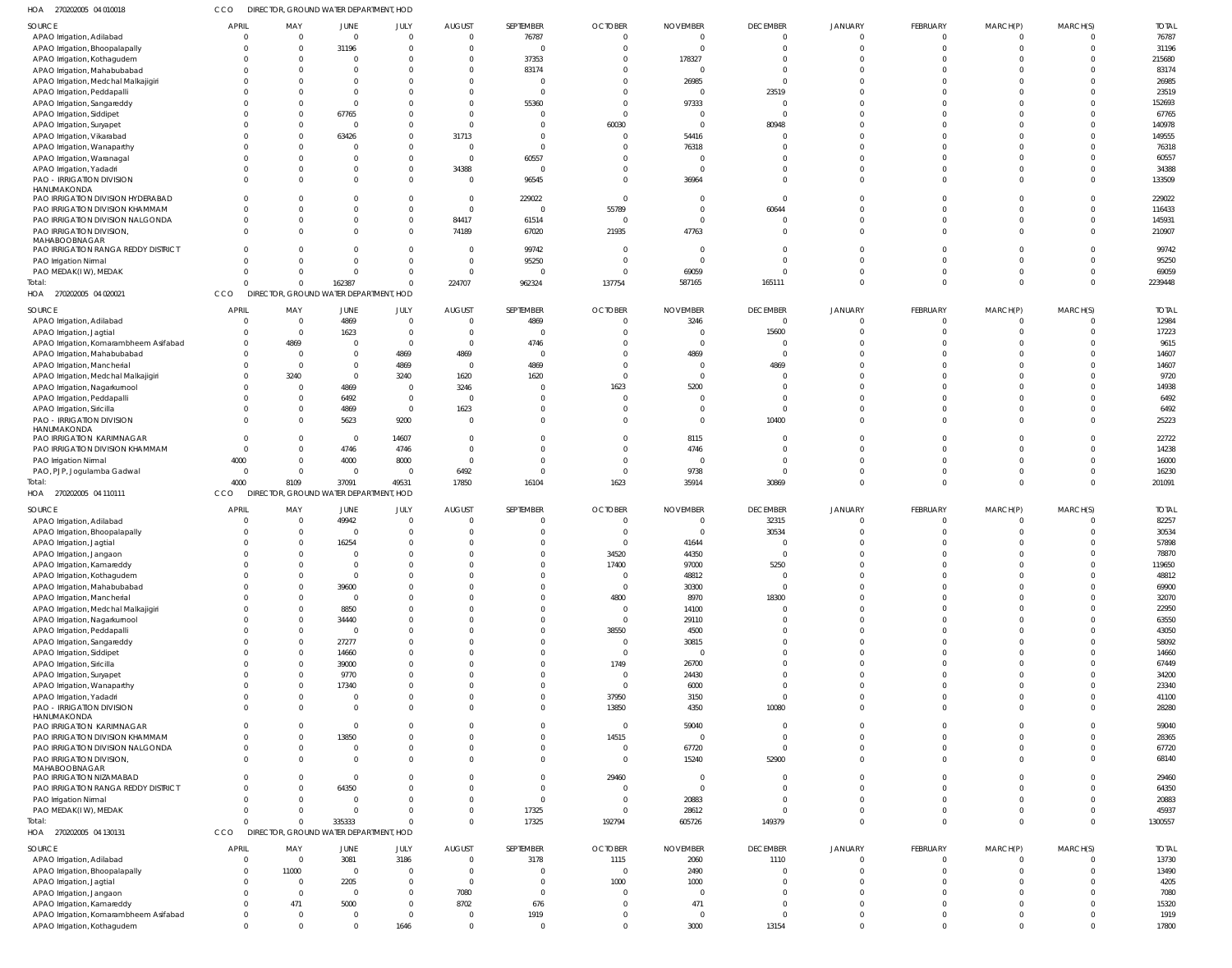HOA 270202005 04 010018 CCO DIRECTOR, GROUND WATER DEPARTMENT, HOD

| SOURCE | APRIL | MAY | JUNE | JULY | AUGUST | SEPTEMBER | OCTOBER | NOVEMBER | DECEMBER | JANUARY | FEBRUARY | MARCH(P) | MARCH(S) | TOTAL |
|---|---|---|---|---|---|---|---|---|---|---|---|---|---|---|
| APAO Irrigation, Adilabad | 0 | 0 | 0 | 0 | 0 | 76787 | 0 | 0 | 0 | 0 | 0 | 0 | 0 | 76787 |
| APAO Irrigation, Bhoopalapally | 0 | 0 | 31196 | 0 | 0 | 0 | 0 | 0 | 0 | 0 | 0 | 0 | 0 | 31196 |
| APAO Irrigation, Kothagudem | 0 | 0 | 0 | 0 | 0 | 37353 | 0 | 178327 | 0 | 0 | 0 | 0 | 0 | 215680 |
| APAO Irrigation, Mahabubabad | 0 | 0 | 0 | 0 | 0 | 83174 | 0 | 0 | 0 | 0 | 0 | 0 | 0 | 83174 |
| APAO Irrigation, Medchal Malkajigiri | 0 | 0 | 0 | 0 | 0 | 0 | 0 | 26985 | 0 | 0 | 0 | 0 | 0 | 26985 |
| APAO Irrigation, Peddapalli | 0 | 0 | 0 | 0 | 0 | 0 | 0 | 0 | 23519 | 0 | 0 | 0 | 0 | 23519 |
| APAO Irrigation, Sangareddy | 0 | 0 | 0 | 0 | 0 | 55360 | 0 | 97333 | 0 | 0 | 0 | 0 | 0 | 152693 |
| APAO Irrigation, Siddipet | 0 | 0 | 67765 | 0 | 0 | 0 | 0 | 0 | 0 | 0 | 0 | 0 | 0 | 67765 |
| APAO Irrigation, Suryapet | 0 | 0 | 0 | 0 | 0 | 0 | 60030 | 0 | 80948 | 0 | 0 | 0 | 0 | 140978 |
| APAO Irrigation, Vikarabad | 0 | 0 | 63426 | 0 | 31713 | 0 | 0 | 54416 | 0 | 0 | 0 | 0 | 0 | 149555 |
| APAO Irrigation, Wanaparthy | 0 | 0 | 0 | 0 | 0 | 0 | 0 | 76318 | 0 | 0 | 0 | 0 | 0 | 76318 |
| APAO Irrigation, Waranagal | 0 | 0 | 0 | 0 | 0 | 60557 | 0 | 0 | 0 | 0 | 0 | 0 | 0 | 60557 |
| APAO Irrigation, Yadadri | 0 | 0 | 0 | 0 | 34388 | 0 | 0 | 0 | 0 | 0 | 0 | 0 | 0 | 34388 |
| PAO - IRRIGATION DIVISION HANUMAKONDA | 0 | 0 | 0 | 0 | 0 | 96545 | 0 | 36964 | 0 | 0 | 0 | 0 | 0 | 133509 |
| PAO IRRIGATION DIVISION HYDERABAD | 0 | 0 | 0 | 0 | 0 | 229022 | 0 | 0 | 0 | 0 | 0 | 0 | 0 | 229022 |
| PAO IRRIGATION DIVISION KHAMMAM | 0 | 0 | 0 | 0 | 0 | 0 | 55789 | 0 | 60644 | 0 | 0 | 0 | 0 | 116433 |
| PAO IRRIGATION DIVISION NALGONDA | 0 | 0 | 0 | 0 | 84417 | 61514 | 0 | 0 | 0 | 0 | 0 | 0 | 0 | 145931 |
| PAO IRRIGATION DIVISION, MAHABOOBNAGAR | 0 | 0 | 0 | 0 | 74189 | 67020 | 21935 | 47763 | 0 | 0 | 0 | 0 | 0 | 210907 |
| PAO IRRIGATION RANGA REDDY DISTRICT | 0 | 0 | 0 | 0 | 0 | 99742 | 0 | 0 | 0 | 0 | 0 | 0 | 0 | 99742 |
| PAO Irrigation Nirmal | 0 | 0 | 0 | 0 | 0 | 95250 | 0 | 0 | 0 | 0 | 0 | 0 | 0 | 95250 |
| PAO MEDAK(IW), MEDAK | 0 | 0 | 0 | 0 | 0 | 0 | 0 | 69059 | 0 | 0 | 0 | 0 | 0 | 69059 |
| Total: | 0 | 0 | 162387 | 0 | 224707 | 962324 | 137754 | 587165 | 165111 | 0 | 0 | 0 | 0 | 2239448 |

HOA 270202005 04 020021 CCO DIRECTOR, GROUND WATER DEPARTMENT, HOD

| SOURCE | APRIL | MAY | JUNE | JULY | AUGUST | SEPTEMBER | OCTOBER | NOVEMBER | DECEMBER | JANUARY | FEBRUARY | MARCH(P) | MARCH(S) | TOTAL |
|---|---|---|---|---|---|---|---|---|---|---|---|---|---|---|
| APAO Irrigation, Adilabad | 0 | 0 | 4869 | 0 | 0 | 4869 | 0 | 3246 | 0 | 0 | 0 | 0 | 0 | 12984 |
| APAO Irrigation, Jagtial | 0 | 0 | 1623 | 0 | 0 | 0 | 0 | 0 | 15600 | 0 | 0 | 0 | 0 | 17223 |
| APAO Irrigation, Komarambheem Asifabad | 0 | 4869 | 0 | 0 | 0 | 4746 | 0 | 0 | 0 | 0 | 0 | 0 | 0 | 9615 |
| APAO Irrigation, Mahabubabad | 0 | 0 | 0 | 4869 | 4869 | 0 | 0 | 4869 | 0 | 0 | 0 | 0 | 0 | 14607 |
| APAO Irrigation, Mancherial | 0 | 0 | 0 | 4869 | 0 | 4869 | 0 | 0 | 4869 | 0 | 0 | 0 | 0 | 14607 |
| APAO Irrigation, Medchal Malkajigiri | 0 | 3240 | 0 | 3240 | 1620 | 1620 | 0 | 0 | 0 | 0 | 0 | 0 | 0 | 9720 |
| APAO Irrigation, Nagarkurnool | 0 | 0 | 4869 | 0 | 3246 | 0 | 1623 | 5200 | 0 | 0 | 0 | 0 | 0 | 14938 |
| APAO Irrigation, Peddapalli | 0 | 0 | 6492 | 0 | 0 | 0 | 0 | 0 | 0 | 0 | 0 | 0 | 0 | 6492 |
| APAO Irrigation, Siricilla | 0 | 0 | 4869 | 0 | 1623 | 0 | 0 | 0 | 0 | 0 | 0 | 0 | 0 | 6492 |
| PAO - IRRIGATION DIVISION HANUMAKONDA | 0 | 0 | 5623 | 9200 | 0 | 0 | 0 | 0 | 10400 | 0 | 0 | 0 | 0 | 25223 |
| PAO IRRIGATION KARIMNAGAR | 0 | 0 | 0 | 14607 | 0 | 0 | 0 | 8115 | 0 | 0 | 0 | 0 | 0 | 22722 |
| PAO IRRIGATION DIVISION KHAMMAM | 0 | 0 | 4746 | 4746 | 0 | 0 | 0 | 4746 | 0 | 0 | 0 | 0 | 0 | 14238 |
| PAO Irrigation Nirmal | 4000 | 0 | 4000 | 8000 | 0 | 0 | 0 | 0 | 0 | 0 | 0 | 0 | 0 | 16000 |
| PAO, PJP, Jogulamba Gadwal | 0 | 0 | 0 | 0 | 6492 | 0 | 0 | 9738 | 0 | 0 | 0 | 0 | 0 | 16230 |
| Total: | 4000 | 8109 | 37091 | 49531 | 17850 | 16104 | 1623 | 35914 | 30869 | 0 | 0 | 0 | 0 | 201091 |

HOA 270202005 04 110111 CCO DIRECTOR, GROUND WATER DEPARTMENT, HOD

| SOURCE | APRIL | MAY | JUNE | JULY | AUGUST | SEPTEMBER | OCTOBER | NOVEMBER | DECEMBER | JANUARY | FEBRUARY | MARCH(P) | MARCH(S) | TOTAL |
|---|---|---|---|---|---|---|---|---|---|---|---|---|---|---|
| APAO Irrigation, Adilabad | 0 | 0 | 49942 | 0 | 0 | 0 | 0 | 0 | 32315 | 0 | 0 | 0 | 0 | 82257 |
| APAO Irrigation, Bhoopalapally | 0 | 0 | 0 | 0 | 0 | 0 | 0 | 0 | 30534 | 0 | 0 | 0 | 0 | 30534 |
| APAO Irrigation, Jagtial | 0 | 0 | 16254 | 0 | 0 | 0 | 0 | 41644 | 0 | 0 | 0 | 0 | 0 | 57898 |
| APAO Irrigation, Jangaon | 0 | 0 | 0 | 0 | 0 | 0 | 34520 | 44350 | 0 | 0 | 0 | 0 | 0 | 78870 |
| APAO Irrigation, Kamareddy | 0 | 0 | 0 | 0 | 0 | 0 | 17400 | 97000 | 5250 | 0 | 0 | 0 | 0 | 119650 |
| APAO Irrigation, Kothagudem | 0 | 0 | 0 | 0 | 0 | 0 | 0 | 48812 | 0 | 0 | 0 | 0 | 0 | 48812 |
| APAO Irrigation, Mahabubabad | 0 | 0 | 39600 | 0 | 0 | 0 | 0 | 30300 | 0 | 0 | 0 | 0 | 0 | 69900 |
| APAO Irrigation, Mancherial | 0 | 0 | 0 | 0 | 0 | 0 | 4800 | 8970 | 18300 | 0 | 0 | 0 | 0 | 32070 |
| APAO Irrigation, Medchal Malkajigiri | 0 | 0 | 8850 | 0 | 0 | 0 | 0 | 14100 | 0 | 0 | 0 | 0 | 0 | 22950 |
| APAO Irrigation, Nagarkurnool | 0 | 0 | 34440 | 0 | 0 | 0 | 0 | 29110 | 0 | 0 | 0 | 0 | 0 | 63550 |
| APAO Irrigation, Peddapalli | 0 | 0 | 0 | 0 | 0 | 0 | 38550 | 4500 | 0 | 0 | 0 | 0 | 0 | 43050 |
| APAO Irrigation, Sangareddy | 0 | 0 | 27277 | 0 | 0 | 0 | 0 | 30815 | 0 | 0 | 0 | 0 | 0 | 58092 |
| APAO Irrigation, Siddipet | 0 | 0 | 14660 | 0 | 0 | 0 | 0 | 0 | 0 | 0 | 0 | 0 | 0 | 14660 |
| APAO Irrigation, Siricilla | 0 | 0 | 39000 | 0 | 0 | 0 | 1749 | 26700 | 0 | 0 | 0 | 0 | 0 | 67449 |
| APAO Irrigation, Suryapet | 0 | 0 | 9770 | 0 | 0 | 0 | 0 | 24430 | 0 | 0 | 0 | 0 | 0 | 34200 |
| APAO Irrigation, Wanaparthy | 0 | 0 | 17340 | 0 | 0 | 0 | 0 | 6000 | 0 | 0 | 0 | 0 | 0 | 23340 |
| APAO Irrigation, Yadadri | 0 | 0 | 0 | 0 | 0 | 0 | 37950 | 3150 | 0 | 0 | 0 | 0 | 0 | 41100 |
| PAO - IRRIGATION DIVISION HANUMAKONDA | 0 | 0 | 0 | 0 | 0 | 0 | 13850 | 4350 | 10080 | 0 | 0 | 0 | 0 | 28280 |
| PAO IRRIGATION KARIMNAGAR | 0 | 0 | 0 | 0 | 0 | 0 | 0 | 59040 | 0 | 0 | 0 | 0 | 0 | 59040 |
| PAO IRRIGATION DIVISION KHAMMAM | 0 | 0 | 13850 | 0 | 0 | 0 | 14515 | 0 | 0 | 0 | 0 | 0 | 0 | 28365 |
| PAO IRRIGATION DIVISION NALGONDA | 0 | 0 | 0 | 0 | 0 | 0 | 0 | 67720 | 0 | 0 | 0 | 0 | 0 | 67720 |
| PAO IRRIGATION DIVISION, MAHABOOBNAGAR | 0 | 0 | 0 | 0 | 0 | 0 | 0 | 15240 | 52900 | 0 | 0 | 0 | 0 | 68140 |
| PAO IRRIGATION NIZAMABAD | 0 | 0 | 0 | 0 | 0 | 0 | 29460 | 0 | 0 | 0 | 0 | 0 | 0 | 29460 |
| PAO IRRIGATION RANGA REDDY DISTRICT | 0 | 0 | 64350 | 0 | 0 | 0 | 0 | 0 | 0 | 0 | 0 | 0 | 0 | 64350 |
| PAO Irrigation Nirmal | 0 | 0 | 0 | 0 | 0 | 0 | 0 | 20883 | 0 | 0 | 0 | 0 | 0 | 20883 |
| PAO MEDAK(IW), MEDAK | 0 | 0 | 0 | 0 | 0 | 17325 | 0 | 28612 | 0 | 0 | 0 | 0 | 0 | 45937 |
| Total: | 0 | 0 | 335333 | 0 | 0 | 17325 | 192794 | 605726 | 149379 | 0 | 0 | 0 | 0 | 1300557 |

HOA 270202005 04 130131 CCO DIRECTOR, GROUND WATER DEPARTMENT, HOD

| SOURCE | APRIL | MAY | JUNE | JULY | AUGUST | SEPTEMBER | OCTOBER | NOVEMBER | DECEMBER | JANUARY | FEBRUARY | MARCH(P) | MARCH(S) | TOTAL |
|---|---|---|---|---|---|---|---|---|---|---|---|---|---|---|
| APAO Irrigation, Adilabad | 0 | 0 | 3081 | 3186 | 0 | 3178 | 1115 | 2060 | 1110 | 0 | 0 | 0 | 0 | 13730 |
| APAO Irrigation, Bhoopalapally | 0 | 11000 | 0 | 0 | 0 | 0 | 0 | 2490 | 0 | 0 | 0 | 0 | 0 | 13490 |
| APAO Irrigation, Jagtial | 0 | 0 | 2205 | 0 | 0 | 0 | 1000 | 1000 | 0 | 0 | 0 | 0 | 0 | 4205 |
| APAO Irrigation, Jangaon | 0 | 0 | 0 | 0 | 7080 | 0 | 0 | 0 | 0 | 0 | 0 | 0 | 0 | 7080 |
| APAO Irrigation, Kamareddy | 0 | 471 | 5000 | 0 | 8702 | 676 | 0 | 471 | 0 | 0 | 0 | 0 | 0 | 15320 |
| APAO Irrigation, Komarambheem Asifabad | 0 | 0 | 0 | 0 | 0 | 1919 | 0 | 0 | 0 | 0 | 0 | 0 | 0 | 1919 |
| APAO Irrigation, Kothagudem | 0 | 0 | 0 | 1646 | 0 | 0 | 0 | 3000 | 13154 | 0 | 0 | 0 | 0 | 17800 |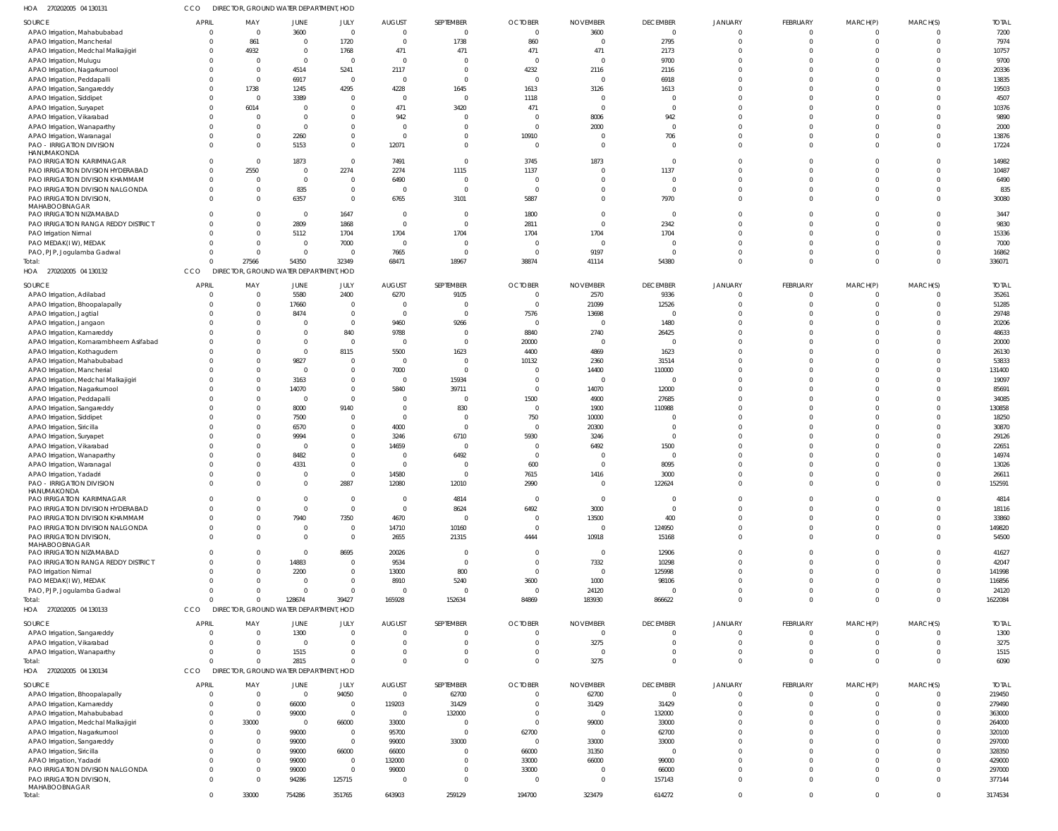HOA 270202005 04 130131 CCO DIRECTOR, GROUND WATER DEPARTMENT, HOD

| SOURCE | APRIL | MAY | JUNE | JULY | AUGUST | SEPTEMBER | OCTOBER | NOVEMBER | DECEMBER | JANUARY | FEBRUARY | MARCH(P) | MARCH(S) | TOTAL |
|---|---|---|---|---|---|---|---|---|---|---|---|---|---|---|
| APAO Irrigation, Mahabubabad | 0 | 0 | 3600 | 0 | 0 | 0 | 0 | 3600 | 0 | 0 | 0 | 0 | 0 | 7200 |
| APAO Irrigation, Mancherial | 0 | 861 | 0 | 1720 | 0 | 1738 | 860 | 0 | 2795 | 0 | 0 | 0 | 0 | 7974 |
| APAO Irrigation, Medchal Malkajigiri | 0 | 4932 | 0 | 1768 | 471 | 471 | 471 | 471 | 2173 | 0 | 0 | 0 | 0 | 10757 |
| APAO Irrigation, Mulugu | 0 | 0 | 0 | 0 | 0 | 0 | 0 | 0 | 9700 | 0 | 0 | 0 | 0 | 9700 |
| APAO Irrigation, Nagarkurnool | 0 | 0 | 4514 | 5241 | 2117 | 0 | 4232 | 2116 | 2116 | 0 | 0 | 0 | 0 | 20336 |
| APAO Irrigation, Peddapalli | 0 | 0 | 6917 | 0 | 0 | 0 | 0 | 0 | 6918 | 0 | 0 | 0 | 0 | 13835 |
| APAO Irrigation, Sangareddy | 0 | 1738 | 1245 | 4295 | 4228 | 1645 | 1613 | 3126 | 1613 | 0 | 0 | 0 | 0 | 19503 |
| APAO Irrigation, Siddipet | 0 | 0 | 3389 | 0 | 0 | 0 | 1118 | 0 | 0 | 0 | 0 | 0 | 0 | 4507 |
| APAO Irrigation, Suryapet | 0 | 6014 | 0 | 0 | 471 | 3420 | 471 | 0 | 0 | 0 | 0 | 0 | 0 | 10376 |
| APAO Irrigation, Vikarabad | 0 | 0 | 0 | 0 | 942 | 0 | 0 | 8006 | 942 | 0 | 0 | 0 | 0 | 9890 |
| APAO Irrigation, Wanaparthy | 0 | 0 | 0 | 0 | 0 | 0 | 0 | 2000 | 0 | 0 | 0 | 0 | 0 | 2000 |
| APAO Irrigation, Waranagal | 0 | 0 | 2260 | 0 | 0 | 0 | 10910 | 0 | 706 | 0 | 0 | 0 | 0 | 13876 |
| PAO - IRRIGATION DIVISION HANUMAKONDA | 0 | 0 | 5153 | 0 | 12071 | 0 | 0 | 0 | 0 | 0 | 0 | 0 | 0 | 17224 |
| PAO IRRIGATION KARIMNAGAR | 0 | 0 | 1873 | 0 | 7491 | 0 | 3745 | 1873 | 0 | 0 | 0 | 0 | 0 | 14982 |
| PAO IRRIGATION DIVISION HYDERABAD | 0 | 2550 | 0 | 2274 | 2274 | 1115 | 1137 | 0 | 1137 | 0 | 0 | 0 | 0 | 10487 |
| PAO IRRIGATION DIVISION KHAMMAM | 0 | 0 | 0 | 0 | 6490 | 0 | 0 | 0 | 0 | 0 | 0 | 0 | 0 | 6490 |
| PAO IRRIGATION DIVISION NALGONDA | 0 | 0 | 835 | 0 | 0 | 0 | 0 | 0 | 0 | 0 | 0 | 0 | 0 | 835 |
| PAO IRRIGATION DIVISION, MAHABOOBNAGAR | 0 | 0 | 6357 | 0 | 6765 | 3101 | 5887 | 0 | 7970 | 0 | 0 | 0 | 0 | 30080 |
| PAO IRRIGATION NIZAMABAD | 0 | 0 | 0 | 1647 | 0 | 0 | 1800 | 0 | 0 | 0 | 0 | 0 | 0 | 3447 |
| PAO IRRIGATION RANGA REDDY DISTRICT | 0 | 0 | 2809 | 1868 | 0 | 0 | 2811 | 0 | 2342 | 0 | 0 | 0 | 0 | 9830 |
| PAO Irrigation Nirmal | 0 | 0 | 5112 | 1704 | 1704 | 1704 | 1704 | 1704 | 1704 | 0 | 0 | 0 | 0 | 15336 |
| PAO MEDAK(IW), MEDAK | 0 | 0 | 0 | 7000 | 0 | 0 | 0 | 0 | 0 | 0 | 0 | 0 | 0 | 7000 |
| PAO, PJP, Jogulamba Gadwal | 0 | 0 | 0 | 0 | 7665 | 0 | 0 | 9197 | 0 | 0 | 0 | 0 | 0 | 16862 |
| Total: | 0 | 27566 | 54350 | 32349 | 68471 | 18967 | 38874 | 41114 | 54380 | 0 | 0 | 0 | 0 | 336071 |

HOA 270202005 04 130132 CCO DIRECTOR, GROUND WATER DEPARTMENT, HOD

| SOURCE | APRIL | MAY | JUNE | JULY | AUGUST | SEPTEMBER | OCTOBER | NOVEMBER | DECEMBER | JANUARY | FEBRUARY | MARCH(P) | MARCH(S) | TOTAL |
|---|---|---|---|---|---|---|---|---|---|---|---|---|---|---|
| APAO Irrigation, Adilabad | 0 | 0 | 5580 | 2400 | 6270 | 9105 | 0 | 2570 | 9336 | 0 | 0 | 0 | 0 | 35261 |
| APAO Irrigation, Bhoopalapally | 0 | 0 | 17660 | 0 | 0 | 0 | 0 | 21099 | 12526 | 0 | 0 | 0 | 0 | 51285 |
| APAO Irrigation, Jagtial | 0 | 0 | 8474 | 0 | 0 | 0 | 7576 | 13698 | 0 | 0 | 0 | 0 | 0 | 29748 |
| APAO Irrigation, Jangaon | 0 | 0 | 0 | 0 | 9460 | 9266 | 0 | 0 | 1480 | 0 | 0 | 0 | 0 | 20206 |
| APAO Irrigation, Kamareddy | 0 | 0 | 0 | 840 | 9788 | 0 | 8840 | 2740 | 26425 | 0 | 0 | 0 | 0 | 48633 |
| APAO Irrigation, Komarambheem Asifabad | 0 | 0 | 0 | 0 | 0 | 0 | 20000 | 0 | 0 | 0 | 0 | 0 | 0 | 20000 |
| APAO Irrigation, Kothagudem | 0 | 0 | 0 | 8115 | 5500 | 1623 | 4400 | 4869 | 1623 | 0 | 0 | 0 | 0 | 26130 |
| APAO Irrigation, Mahabubabad | 0 | 0 | 9827 | 0 | 0 | 0 | 10132 | 2360 | 31514 | 0 | 0 | 0 | 0 | 53833 |
| APAO Irrigation, Mancherial | 0 | 0 | 0 | 0 | 7000 | 0 | 0 | 14400 | 110000 | 0 | 0 | 0 | 0 | 131400 |
| APAO Irrigation, Medchal Malkajigiri | 0 | 0 | 3163 | 0 | 0 | 15934 | 0 | 0 | 0 | 0 | 0 | 0 | 0 | 19097 |
| APAO Irrigation, Nagarkurnool | 0 | 0 | 14070 | 0 | 5840 | 39711 | 0 | 14070 | 12000 | 0 | 0 | 0 | 0 | 85691 |
| APAO Irrigation, Peddapalli | 0 | 0 | 0 | 0 | 0 | 0 | 1500 | 4900 | 27685 | 0 | 0 | 0 | 0 | 34085 |
| APAO Irrigation, Sangareddy | 0 | 0 | 8000 | 9140 | 0 | 830 | 0 | 1900 | 110988 | 0 | 0 | 0 | 0 | 130858 |
| APAO Irrigation, Siddipet | 0 | 0 | 7500 | 0 | 0 | 0 | 750 | 10000 | 0 | 0 | 0 | 0 | 0 | 18250 |
| APAO Irrigation, Siricilla | 0 | 0 | 6570 | 0 | 4000 | 0 | 0 | 20300 | 0 | 0 | 0 | 0 | 0 | 30870 |
| APAO Irrigation, Suryapet | 0 | 0 | 9994 | 0 | 3246 | 6710 | 5930 | 3246 | 0 | 0 | 0 | 0 | 0 | 29126 |
| APAO Irrigation, Vikarabad | 0 | 0 | 0 | 0 | 14659 | 0 | 0 | 6492 | 1500 | 0 | 0 | 0 | 0 | 22651 |
| APAO Irrigation, Wanaparthy | 0 | 0 | 8482 | 0 | 0 | 6492 | 0 | 0 | 0 | 0 | 0 | 0 | 0 | 14974 |
| APAO Irrigation, Waranagal | 0 | 0 | 4331 | 0 | 0 | 0 | 600 | 0 | 8095 | 0 | 0 | 0 | 0 | 13026 |
| APAO Irrigation, Yadadri | 0 | 0 | 0 | 0 | 14580 | 0 | 7615 | 1416 | 3000 | 0 | 0 | 0 | 0 | 26611 |
| PAO - IRRIGATION DIVISION HANUMAKONDA | 0 | 0 | 0 | 2887 | 12080 | 12010 | 2990 | 0 | 122624 | 0 | 0 | 0 | 0 | 152591 |
| PAO IRRIGATION KARIMNAGAR | 0 | 0 | 0 | 0 | 0 | 4814 | 0 | 0 | 0 | 0 | 0 | 0 | 0 | 4814 |
| PAO IRRIGATION DIVISION HYDERABAD | 0 | 0 | 0 | 0 | 0 | 8624 | 6492 | 3000 | 0 | 0 | 0 | 0 | 0 | 18116 |
| PAO IRRIGATION DIVISION KHAMMAM | 0 | 0 | 7940 | 7350 | 4670 | 0 | 0 | 13500 | 400 | 0 | 0 | 0 | 0 | 33860 |
| PAO IRRIGATION DIVISION NALGONDA | 0 | 0 | 0 | 0 | 14710 | 10160 | 0 | 0 | 124950 | 0 | 0 | 0 | 0 | 149820 |
| PAO IRRIGATION DIVISION, MAHABOOBNAGAR | 0 | 0 | 0 | 0 | 2655 | 21315 | 4444 | 10918 | 15168 | 0 | 0 | 0 | 0 | 54500 |
| PAO IRRIGATION NIZAMABAD | 0 | 0 | 0 | 8695 | 20026 | 0 | 0 | 0 | 12906 | 0 | 0 | 0 | 0 | 41627 |
| PAO IRRIGATION RANGA REDDY DISTRICT | 0 | 0 | 14883 | 0 | 9534 | 0 | 0 | 7332 | 10298 | 0 | 0 | 0 | 0 | 42047 |
| PAO Irrigation Nirmal | 0 | 0 | 2200 | 0 | 13000 | 800 | 0 | 0 | 125998 | 0 | 0 | 0 | 0 | 141998 |
| PAO MEDAK(IW), MEDAK | 0 | 0 | 0 | 0 | 8910 | 5240 | 3600 | 1000 | 98106 | 0 | 0 | 0 | 0 | 116856 |
| PAO, PJP, Jogulamba Gadwal | 0 | 0 | 0 | 0 | 0 | 0 | 0 | 24120 | 0 | 0 | 0 | 0 | 0 | 24120 |
| Total: | 0 | 0 | 128674 | 39427 | 165928 | 152634 | 84869 | 183930 | 866622 | 0 | 0 | 0 | 0 | 1622084 |

HOA 270202005 04 130133 CCO DIRECTOR, GROUND WATER DEPARTMENT, HOD

| SOURCE | APRIL | MAY | JUNE | JULY | AUGUST | SEPTEMBER | OCTOBER | NOVEMBER | DECEMBER | JANUARY | FEBRUARY | MARCH(P) | MARCH(S) | TOTAL |
|---|---|---|---|---|---|---|---|---|---|---|---|---|---|---|
| APAO Irrigation, Sangareddy | 0 | 0 | 1300 | 0 | 0 | 0 | 0 | 0 | 0 | 0 | 0 | 0 | 0 | 1300 |
| APAO Irrigation, Vikarabad | 0 | 0 | 0 | 0 | 0 | 0 | 0 | 3275 | 0 | 0 | 0 | 0 | 0 | 3275 |
| APAO Irrigation, Wanaparthy | 0 | 0 | 1515 | 0 | 0 | 0 | 0 | 0 | 0 | 0 | 0 | 0 | 0 | 1515 |
| Total: | 0 | 0 | 2815 | 0 | 0 | 0 | 0 | 3275 | 0 | 0 | 0 | 0 | 0 | 6090 |

HOA 270202005 04 130134 CCO DIRECTOR, GROUND WATER DEPARTMENT, HOD

| SOURCE | APRIL | MAY | JUNE | JULY | AUGUST | SEPTEMBER | OCTOBER | NOVEMBER | DECEMBER | JANUARY | FEBRUARY | MARCH(P) | MARCH(S) | TOTAL |
|---|---|---|---|---|---|---|---|---|---|---|---|---|---|---|
| APAO Irrigation, Bhoopalapally | 0 | 0 | 0 | 94050 | 0 | 62700 | 0 | 62700 | 0 | 0 | 0 | 0 | 0 | 219450 |
| APAO Irrigation, Kamareddy | 0 | 0 | 66000 | 0 | 119203 | 31429 | 0 | 31429 | 31429 | 0 | 0 | 0 | 0 | 279490 |
| APAO Irrigation, Mahabubabad | 0 | 0 | 99000 | 0 | 0 | 132000 | 0 | 0 | 132000 | 0 | 0 | 0 | 0 | 363000 |
| APAO Irrigation, Medchal Malkajigiri | 0 | 33000 | 0 | 66000 | 33000 | 0 | 0 | 99000 | 33000 | 0 | 0 | 0 | 0 | 264000 |
| APAO Irrigation, Nagarkurnool | 0 | 0 | 99000 | 0 | 95700 | 0 | 62700 | 0 | 62700 | 0 | 0 | 0 | 0 | 320100 |
| APAO Irrigation, Sangareddy | 0 | 0 | 99000 | 0 | 99000 | 33000 | 0 | 33000 | 33000 | 0 | 0 | 0 | 0 | 297000 |
| APAO Irrigation, Siricilla | 0 | 0 | 99000 | 66000 | 66000 | 0 | 66000 | 31350 | 0 | 0 | 0 | 0 | 0 | 328350 |
| APAO Irrigation, Yadadri | 0 | 0 | 99000 | 0 | 132000 | 0 | 33000 | 66000 | 99000 | 0 | 0 | 0 | 0 | 429000 |
| PAO IRRIGATION DIVISION NALGONDA | 0 | 0 | 99000 | 0 | 99000 | 0 | 33000 | 0 | 66000 | 0 | 0 | 0 | 0 | 297000 |
| PAO IRRIGATION DIVISION, MAHABOOBNAGAR | 0 | 0 | 94286 | 125715 | 0 | 0 | 0 | 0 | 157143 | 0 | 0 | 0 | 0 | 377144 |
| Total: | 0 | 33000 | 754286 | 351765 | 643903 | 259129 | 194700 | 323479 | 614272 | 0 | 0 | 0 | 0 | 3174534 |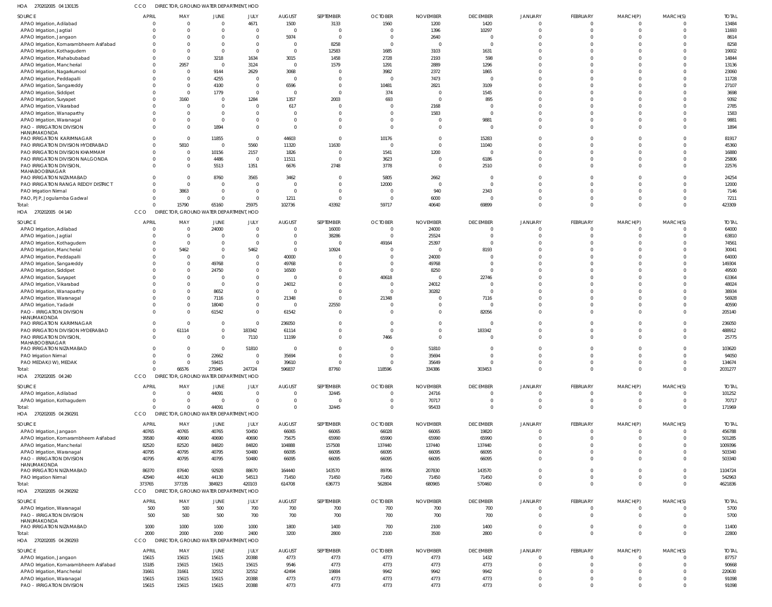HOA 270202005 04 130135 CCO DIRECTOR, GROUND WATER DEPARTMENT, HOD

| SOURCE | APRIL | MAY | JUNE | JULY | AUGUST | SEPTEMBER | OCTOBER | NOVEMBER | DECEMBER | JANUARY | FEBRUARY | MARCH(P) | MARCH(S) | TOTAL |
|---|---|---|---|---|---|---|---|---|---|---|---|---|---|---|
| APAO Irrigation, Adilabad | 0 | 0 | 0 | 4671 | 1500 | 3133 | 1560 | 1200 | 1420 | 0 | 0 | 0 | 0 | 13484 |
| APAO Irrigation, Jagtial | 0 | 0 | 0 | 0 | 0 | 0 | 0 | 1396 | 10297 | 0 | 0 | 0 | 0 | 11693 |
| APAO Irrigation, Jangaon | 0 | 0 | 0 | 0 | 5974 | 0 | 0 | 2640 | 0 | 0 | 0 | 0 | 0 | 8614 |
| APAO Irrigation, Komarambheem Asifabad | 0 | 0 | 0 | 0 | 0 | 8258 | 0 | 0 | 0 | 0 | 0 | 0 | 0 | 8258 |
| APAO Irrigation, Kothagudem | 0 | 0 | 0 | 0 | 0 | 12583 | 1685 | 3103 | 1631 | 0 | 0 | 0 | 0 | 19002 |
| APAO Irrigation, Mahabubabad | 0 | 0 | 3218 | 1634 | 3015 | 1458 | 2728 | 2193 | 598 | 0 | 0 | 0 | 0 | 14844 |
| APAO Irrigation, Mancherial | 0 | 2957 | 0 | 3124 | 0 | 1579 | 1291 | 2889 | 1296 | 0 | 0 | 0 | 0 | 13136 |
| APAO Irrigation, Nagarkurnool | 0 | 0 | 9144 | 2629 | 3068 | 0 | 3982 | 2372 | 1865 | 0 | 0 | 0 | 0 | 23060 |
| APAO Irrigation, Peddapalli | 0 | 0 | 4255 | 0 | 0 | 0 | 0 | 7473 | 0 | 0 | 0 | 0 | 0 | 11728 |
| APAO Irrigation, Sangareddy | 0 | 0 | 4100 | 0 | 6596 | 0 | 10481 | 2821 | 3109 | 0 | 0 | 0 | 0 | 27107 |
| APAO Irrigation, Siddipet | 0 | 0 | 1779 | 0 | 0 | 0 | 374 | 0 | 1545 | 0 | 0 | 0 | 0 | 3698 |
| APAO Irrigation, Suryapet | 0 | 3160 | 0 | 1284 | 1357 | 2003 | 693 | 0 | 895 | 0 | 0 | 0 | 0 | 9392 |
| APAO Irrigation, Vikarabad | 0 | 0 | 0 | 0 | 617 | 0 | 0 | 2168 | 0 | 0 | 0 | 0 | 0 | 2785 |
| APAO Irrigation, Wanaparthy | 0 | 0 | 0 | 0 | 0 | 0 | 0 | 1583 | 0 | 0 | 0 | 0 | 0 | 1583 |
| APAO Irrigation, Waranagal | 0 | 0 | 0 | 0 | 0 | 0 | 0 | 0 | 9881 | 0 | 0 | 0 | 0 | 9881 |
| PAO - IRRIGATION DIVISION HANUMAKONDA | 0 | 0 | 1894 | 0 | 0 | 0 | 0 | 0 | 0 | 0 | 0 | 0 | 0 | 1894 |
| PAO IRRIGATION KARIMNAGAR | 0 | 0 | 11855 | 0 | 44603 | 0 | 10176 | 0 | 15283 | 0 | 0 | 0 | 0 | 81917 |
| PAO IRRIGATION DIVISION HYDERABAD | 0 | 5810 | 0 | 5560 | 11320 | 11630 | 0 | 0 | 11040 | 0 | 0 | 0 | 0 | 45360 |
| PAO IRRIGATION DIVISION KHAMMAM | 0 | 0 | 10156 | 2157 | 1826 | 0 | 1541 | 1200 | 0 | 0 | 0 | 0 | 0 | 16880 |
| PAO IRRIGATION DIVISION NALGONDA | 0 | 0 | 4486 | 0 | 11511 | 0 | 3623 | 0 | 6186 | 0 | 0 | 0 | 0 | 25806 |
| PAO IRRIGATION DIVISION, MAHABOOBNAGAR | 0 | 0 | 5513 | 1351 | 6676 | 2748 | 3778 | 0 | 2510 | 0 | 0 | 0 | 0 | 22576 |
| PAO IRRIGATION NIZAMABAD | 0 | 0 | 8760 | 3565 | 3462 | 0 | 5805 | 2662 | 0 | 0 | 0 | 0 | 0 | 24254 |
| PAO IRRIGATION RANGA REDDY DISTRICT | 0 | 0 | 0 | 0 | 0 | 0 | 12000 | 0 | 0 | 0 | 0 | 0 | 0 | 12000 |
| PAO Irrigation Nirmal | 0 | 3863 | 0 | 0 | 0 | 0 | 0 | 940 | 2343 | 0 | 0 | 0 | 0 | 7146 |
| PAO, PJP, Jogulamba Gadwal | 0 | 0 | 0 | 0 | 1211 | 0 | 0 | 6000 | 0 | 0 | 0 | 0 | 0 | 7211 |
| Total: | 0 | 15790 | 65160 | 25975 | 102736 | 43392 | 59717 | 40640 | 69899 | 0 | 0 | 0 | 0 | 423309 |

HOA 270202005 04 140 CCO DIRECTOR, GROUND WATER DEPARTMENT, HOD

| SOURCE | APRIL | MAY | JUNE | JULY | AUGUST | SEPTEMBER | OCTOBER | NOVEMBER | DECEMBER | JANUARY | FEBRUARY | MARCH(P) | MARCH(S) | TOTAL |
|---|---|---|---|---|---|---|---|---|---|---|---|---|---|---|
| APAO Irrigation, Adilabad | 0 | 0 | 24000 | 0 | 0 | 16000 | 0 | 24000 | 0 | 0 | 0 | 0 | 0 | 64000 |
| APAO Irrigation, Jagtial | 0 | 0 | 0 | 0 | 0 | 38286 | 0 | 25524 | 0 | 0 | 0 | 0 | 0 | 63810 |
| APAO Irrigation, Kothagudem | 0 | 0 | 0 | 0 | 0 | 0 | 49164 | 25397 | 0 | 0 | 0 | 0 | 0 | 74561 |
| APAO Irrigation, Mancherial | 0 | 5462 | 0 | 5462 | 0 | 10924 | 0 | 0 | 8193 | 0 | 0 | 0 | 0 | 30041 |
| APAO Irrigation, Peddapalli | 0 | 0 | 0 | 0 | 40000 | 0 | 0 | 24000 | 0 | 0 | 0 | 0 | 0 | 64000 |
| APAO Irrigation, Sangareddy | 0 | 0 | 49768 | 0 | 49768 | 0 | 0 | 49768 | 0 | 0 | 0 | 0 | 0 | 149304 |
| APAO Irrigation, Siddipet | 0 | 0 | 24750 | 0 | 16500 | 0 | 0 | 8250 | 0 | 0 | 0 | 0 | 0 | 49500 |
| APAO Irrigation, Suryapet | 0 | 0 | 0 | 0 | 0 | 0 | 40618 | 0 | 22746 | 0 | 0 | 0 | 0 | 63364 |
| APAO Irrigation, Vikarabad | 0 | 0 | 0 | 0 | 24012 | 0 | 0 | 24012 | 0 | 0 | 0 | 0 | 0 | 48024 |
| APAO Irrigation, Wanaparthy | 0 | 0 | 8652 | 0 | 0 | 0 | 0 | 30282 | 0 | 0 | 0 | 0 | 0 | 38934 |
| APAO Irrigation, Waranagal | 0 | 0 | 7116 | 0 | 21348 | 0 | 21348 | 0 | 7116 | 0 | 0 | 0 | 0 | 56928 |
| APAO Irrigation, Yadadri | 0 | 0 | 18040 | 0 | 0 | 22550 | 0 | 0 | 0 | 0 | 0 | 0 | 0 | 40590 |
| PAO - IRRIGATION DIVISION HANUMAKONDA | 0 | 0 | 61542 | 0 | 61542 | 0 | 0 | 0 | 82056 | 0 | 0 | 0 | 0 | 205140 |
| PAO IRRIGATION KARIMNAGAR | 0 | 0 | 0 | 0 | 236050 | 0 | 0 | 0 | 0 | 0 | 0 | 0 | 0 | 236050 |
| PAO IRRIGATION DIVISION HYDERABAD | 0 | 61114 | 0 | 183342 | 61114 | 0 | 0 | 0 | 183342 | 0 | 0 | 0 | 0 | 488912 |
| PAO IRRIGATION DIVISION, MAHABOOBNAGAR | 0 | 0 | 0 | 7110 | 11199 | 0 | 7466 | 0 | 0 | 0 | 0 | 0 | 0 | 25775 |
| PAO IRRIGATION NIZAMABAD | 0 | 0 | 0 | 51810 | 0 | 0 | 0 | 51810 | 0 | 0 | 0 | 0 | 0 | 103620 |
| PAO Irrigation Nirmal | 0 | 0 | 22662 | 0 | 35694 | 0 | 0 | 35694 | 0 | 0 | 0 | 0 | 0 | 94050 |
| PAO MEDAK(IW), MEDAK | 0 | 0 | 59415 | 0 | 39610 | 0 | 0 | 35649 | 0 | 0 | 0 | 0 | 0 | 134674 |
| Total: | 0 | 66576 | 275945 | 247724 | 596837 | 87760 | 118596 | 334386 | 303453 | 0 | 0 | 0 | 0 | 2031277 |

HOA 270202005 04 240 CCO DIRECTOR, GROUND WATER DEPARTMENT, HOD

| SOURCE | APRIL | MAY | JUNE | JULY | AUGUST | SEPTEMBER | OCTOBER | NOVEMBER | DECEMBER | JANUARY | FEBRUARY | MARCH(P) | MARCH(S) | TOTAL |
|---|---|---|---|---|---|---|---|---|---|---|---|---|---|---|
| APAO Irrigation, Adilabad | 0 | 0 | 44091 | 0 | 0 | 32445 | 0 | 24716 | 0 | 0 | 0 | 0 | 0 | 101252 |
| APAO Irrigation, Kothagudem | 0 | 0 | 0 | 0 | 0 | 0 | 0 | 70717 | 0 | 0 | 0 | 0 | 0 | 70717 |
| Total: | 0 | 0 | 44091 | 0 | 0 | 32445 | 0 | 95433 | 0 | 0 | 0 | 0 | 0 | 171969 |

HOA 270202005 04 290291 CCO DIRECTOR, GROUND WATER DEPARTMENT, HOD

| SOURCE | APRIL | MAY | JUNE | JULY | AUGUST | SEPTEMBER | OCTOBER | NOVEMBER | DECEMBER | JANUARY | FEBRUARY | MARCH(P) | MARCH(S) | TOTAL |
|---|---|---|---|---|---|---|---|---|---|---|---|---|---|---|
| APAO Irrigation, Jangaon | 40765 | 40765 | 40765 | 50450 | 66065 | 66065 | 66028 | 66065 | 19820 | 0 | 0 | 0 | 0 | 456788 |
| APAO Irrigation, Komarambheem Asifabad | 39580 | 40690 | 40690 | 40690 | 75675 | 65990 | 65990 | 65990 | 65990 | 0 | 0 | 0 | 0 | 501285 |
| APAO Irrigation, Mancherial | 82520 | 82520 | 84820 | 84820 | 104888 | 157508 | 137440 | 137440 | 137440 | 0 | 0 | 0 | 0 | 1009396 |
| APAO Irrigation, Waranagal | 40795 | 40795 | 40795 | 50480 | 66095 | 66095 | 66095 | 66095 | 66095 | 0 | 0 | 0 | 0 | 503340 |
| PAO - IRRIGATION DIVISION HANUMAKONDA | 40795 | 40795 | 40795 | 50480 | 66095 | 66095 | 66095 | 66095 | 66095 | 0 | 0 | 0 | 0 | 503340 |
| PAO IRRIGATION NIZAMABAD | 86370 | 87640 | 92928 | 88670 | 164440 | 143570 | 89706 | 207830 | 143570 | 0 | 0 | 0 | 0 | 1104724 |
| PAO Irrigation Nirmal | 42940 | 44130 | 44130 | 54513 | 71450 | 71450 | 71450 | 71450 | 71450 | 0 | 0 | 0 | 0 | 542963 |
| Total: | 373765 | 377335 | 384923 | 420103 | 614708 | 636773 | 562804 | 680965 | 570460 | 0 | 0 | 0 | 0 | 4621836 |

HOA 270202005 04 290292 CCO DIRECTOR, GROUND WATER DEPARTMENT, HOD

| SOURCE | APRIL | MAY | JUNE | JULY | AUGUST | SEPTEMBER | OCTOBER | NOVEMBER | DECEMBER | JANUARY | FEBRUARY | MARCH(P) | MARCH(S) | TOTAL |
|---|---|---|---|---|---|---|---|---|---|---|---|---|---|---|
| APAO Irrigation, Waranagal | 500 | 500 | 500 | 700 | 700 | 700 | 700 | 700 | 700 | 0 | 0 | 0 | 0 | 5700 |
| PAO - IRRIGATION DIVISION HANUMAKONDA | 500 | 500 | 500 | 700 | 700 | 700 | 700 | 700 | 700 | 0 | 0 | 0 | 0 | 5700 |
| PAO IRRIGATION NIZAMABAD | 1000 | 1000 | 1000 | 1000 | 1800 | 1400 | 700 | 2100 | 1400 | 0 | 0 | 0 | 0 | 11400 |
| Total: | 2000 | 2000 | 2000 | 2400 | 3200 | 2800 | 2100 | 3500 | 2800 | 0 | 0 | 0 | 0 | 22800 |

HOA 270202005 04 290293 CCO DIRECTOR, GROUND WATER DEPARTMENT, HOD

| SOURCE | APRIL | MAY | JUNE | JULY | AUGUST | SEPTEMBER | OCTOBER | NOVEMBER | DECEMBER | JANUARY | FEBRUARY | MARCH(P) | MARCH(S) | TOTAL |
|---|---|---|---|---|---|---|---|---|---|---|---|---|---|---|
| APAO Irrigation, Jangaon | 15615 | 15615 | 15615 | 20388 | 4773 | 4773 | 4773 | 4773 | 1432 | 0 | 0 | 0 | 0 | 87757 |
| APAO Irrigation, Komarambheem Asifabad | 15185 | 15615 | 15615 | 15615 | 9546 | 4773 | 4773 | 4773 | 4773 | 0 | 0 | 0 | 0 | 90668 |
| APAO Irrigation, Mancherial | 31661 | 31661 | 32552 | 32552 | 42494 | 19884 | 9942 | 9942 | 9942 | 0 | 0 | 0 | 0 | 220630 |
| APAO Irrigation, Waranagal | 15615 | 15615 | 15615 | 20388 | 4773 | 4773 | 4773 | 4773 | 4773 | 0 | 0 | 0 | 0 | 91098 |
| PAO - IRRIGATION DIVISION | 15615 | 15615 | 15615 | 20388 | 4773 | 4773 | 4773 | 4773 | 4773 | 0 | 0 | 0 | 0 | 91098 |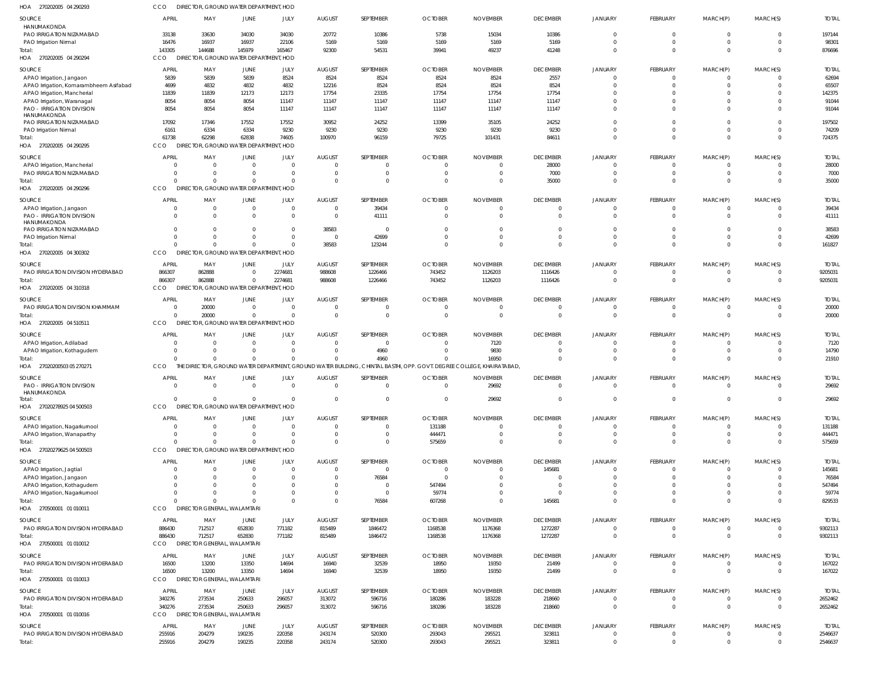| HOA 270202005 04 290293 | CCO DIRECTOR, GROUND WATER DEPARTMENT, HOD | | | | | | | | | | | | | |
|---|---|---|---|---|---|---|---|---|---|---|---|---|---|---|
| SOURCE | APRIL | MAY | JUNE | JULY | AUGUST | SEPTEMBER | OCTOBER | NOVEMBER | DECEMBER | JANUARY | FEBRUARY | MARCH(P) | MARCH(S) | TOTAL |
| HANUMAKONDA | | | | | | | | | | | | | | |
| PAO IRRIGATION NIZAMABAD | 33138 | 33630 | 34030 | 34030 | 20772 | 10386 | 5738 | 15034 | 10386 | 0 | 0 | 0 | 0 | 197144 |
| PAO Irrigation Nirmal | 16476 | 16937 | 16937 | 22106 | 5169 | 5169 | 5169 | 5169 | 5169 | 0 | 0 | 0 | 0 | 98301 |
| Total: | 143305 | 144688 | 145979 | 165467 | 92300 | 54531 | 39941 | 49237 | 41248 | 0 | 0 | 0 | 0 | 876696 |

| HOA 270202005 04 290294 | CCO DIRECTOR, GROUND WATER DEPARTMENT, HOD | | | | | | | | | | | | | |
|---|---|---|---|---|---|---|---|---|---|---|---|---|---|---|
| SOURCE | APRIL | MAY | JUNE | JULY | AUGUST | SEPTEMBER | OCTOBER | NOVEMBER | DECEMBER | JANUARY | FEBRUARY | MARCH(P) | MARCH(S) | TOTAL |
| APAO Irrigation, Jangaon | 5839 | 5839 | 5839 | 8524 | 8524 | 8524 | 8524 | 8524 | 2557 | 0 | 0 | 0 | 0 | 62694 |
| APAO Irrigation, Komarambheem Asifabad | 4699 | 4832 | 4832 | 4832 | 12216 | 8524 | 8524 | 8524 | 8524 | 0 | 0 | 0 | 0 | 65507 |
| APAO Irrigation, Mancherial | 11839 | 11839 | 12173 | 12173 | 17754 | 23335 | 17754 | 17754 | 17754 | 0 | 0 | 0 | 0 | 142375 |
| APAO Irrigation, Waranagal | 8054 | 8054 | 8054 | 11147 | 11147 | 11147 | 11147 | 11147 | 11147 | 0 | 0 | 0 | 0 | 91044 |
| PAO - IRRIGATION DIVISION HANUMAKONDA | 8054 | 8054 | 8054 | 11147 | 11147 | 11147 | 11147 | 11147 | 11147 | 0 | 0 | 0 | 0 | 91044 |
| PAO IRRIGATION NIZAMABAD | 17092 | 17346 | 17552 | 17552 | 30952 | 24252 | 13399 | 35105 | 24252 | 0 | 0 | 0 | 0 | 197502 |
| PAO Irrigation Nirmal | 6161 | 6334 | 6334 | 9230 | 9230 | 9230 | 9230 | 9230 | 9230 | 0 | 0 | 0 | 0 | 74209 |
| Total: | 61738 | 62298 | 62838 | 74605 | 100970 | 96159 | 79725 | 101431 | 84611 | 0 | 0 | 0 | 0 | 724375 |

| HOA 270202005 04 290295 | CCO DIRECTOR, GROUND WATER DEPARTMENT, HOD | | | | | | | | | | | | | |
|---|---|---|---|---|---|---|---|---|---|---|---|---|---|---|
| SOURCE | APRIL | MAY | JUNE | JULY | AUGUST | SEPTEMBER | OCTOBER | NOVEMBER | DECEMBER | JANUARY | FEBRUARY | MARCH(P) | MARCH(S) | TOTAL |
| APAO Irrigation, Mancherial | 0 | 0 | 0 | 0 | 0 | 0 | 0 | 0 | 28000 | 0 | 0 | 0 | 0 | 28000 |
| PAO IRRIGATION NIZAMABAD | 0 | 0 | 0 | 0 | 0 | 0 | 0 | 0 | 7000 | 0 | 0 | 0 | 0 | 7000 |
| Total: | 0 | 0 | 0 | 0 | 0 | 0 | 0 | 0 | 35000 | 0 | 0 | 0 | 0 | 35000 |

| HOA 270202005 04 290296 | CCO DIRECTOR, GROUND WATER DEPARTMENT, HOD | | | | | | | | | | | | | |
|---|---|---|---|---|---|---|---|---|---|---|---|---|---|---|
| SOURCE | APRIL | MAY | JUNE | JULY | AUGUST | SEPTEMBER | OCTOBER | NOVEMBER | DECEMBER | JANUARY | FEBRUARY | MARCH(P) | MARCH(S) | TOTAL |
| APAO Irrigation, Jangaon | 0 | 0 | 0 | 0 | 0 | 39434 | 0 | 0 | 0 | 0 | 0 | 0 | 0 | 39434 |
| PAO - IRRIGATION DIVISION HANUMAKONDA | 0 | 0 | 0 | 0 | 0 | 41111 | 0 | 0 | 0 | 0 | 0 | 0 | 0 | 41111 |
| PAO IRRIGATION NIZAMABAD | 0 | 0 | 0 | 0 | 38583 | 0 | 0 | 0 | 0 | 0 | 0 | 0 | 0 | 38583 |
| PAO Irrigation Nirmal | 0 | 0 | 0 | 0 | 0 | 42699 | 0 | 0 | 0 | 0 | 0 | 0 | 0 | 42699 |
| Total: | 0 | 0 | 0 | 0 | 38583 | 123244 | 0 | 0 | 0 | 0 | 0 | 0 | 0 | 161827 |

| HOA 270202005 04 300302 | CCO DIRECTOR, GROUND WATER DEPARTMENT, HOD | | | | | | | | | | | | | |
|---|---|---|---|---|---|---|---|---|---|---|---|---|---|---|
| SOURCE | APRIL | MAY | JUNE | JULY | AUGUST | SEPTEMBER | OCTOBER | NOVEMBER | DECEMBER | JANUARY | FEBRUARY | MARCH(P) | MARCH(S) | TOTAL |
| PAO IRRIGATION DIVISION HYDERABAD | 866307 | 862888 | 0 | 2274681 | 988608 | 1226466 | 743452 | 1126203 | 1116426 | 0 | 0 | 0 | 0 | 9205031 |
| Total: | 866307 | 862888 | 0 | 2274681 | 988608 | 1226466 | 743452 | 1126203 | 1116426 | 0 | 0 | 0 | 0 | 9205031 |

| HOA 270202005 04 310318 | CCO DIRECTOR, GROUND WATER DEPARTMENT, HOD | | | | | | | | | | | | | |
|---|---|---|---|---|---|---|---|---|---|---|---|---|---|---|
| SOURCE | APRIL | MAY | JUNE | JULY | AUGUST | SEPTEMBER | OCTOBER | NOVEMBER | DECEMBER | JANUARY | FEBRUARY | MARCH(P) | MARCH(S) | TOTAL |
| PAO IRRIGATION DIVISION KHAMMAM | 0 | 20000 | 0 | 0 | 0 | 0 | 0 | 0 | 0 | 0 | 0 | 0 | 0 | 20000 |
| Total: | 0 | 20000 | 0 | 0 | 0 | 0 | 0 | 0 | 0 | 0 | 0 | 0 | 0 | 20000 |

| HOA 270202005 04 510511 | CCO DIRECTOR, GROUND WATER DEPARTMENT, HOD | | | | | | | | | | | | | |
|---|---|---|---|---|---|---|---|---|---|---|---|---|---|---|
| SOURCE | APRIL | MAY | JUNE | JULY | AUGUST | SEPTEMBER | OCTOBER | NOVEMBER | DECEMBER | JANUARY | FEBRUARY | MARCH(P) | MARCH(S) | TOTAL |
| APAO Irrigation, Adilabad | 0 | 0 | 0 | 0 | 0 | 0 | 0 | 7120 | 0 | 0 | 0 | 0 | 0 | 7120 |
| APAO Irrigation, Kothagudem | 0 | 0 | 0 | 0 | 0 | 4960 | 0 | 9830 | 0 | 0 | 0 | 0 | 0 | 14790 |
| Total: | 0 | 0 | 0 | 0 | 0 | 4960 | 0 | 16950 | 0 | 0 | 0 | 0 | 0 | 21910 |

| HOA 27020200503 05 270271 | CCO THE DIRECTOR, GROUND WATER DEPARTMENT, GROUND WATER BUILDING, CHINTAL BASTHI, OPP. GOVT. DEGREE COLLEGE, KHAIRATABAD, | | | | | | | | | | | | | |
|---|---|---|---|---|---|---|---|---|---|---|---|---|---|---|
| SOURCE | APRIL | MAY | JUNE | JULY | AUGUST | SEPTEMBER | OCTOBER | NOVEMBER | DECEMBER | JANUARY | FEBRUARY | MARCH(P) | MARCH(S) | TOTAL |
| PAO - IRRIGATION DIVISION HANUMAKONDA | 0 | 0 | 0 | 0 | 0 | 0 | 0 | 29692 | 0 | 0 | 0 | 0 | 0 | 29692 |
| Total: | 0 | 0 | 0 | 0 | 0 | 0 | 0 | 29692 | 0 | 0 | 0 | 0 | 0 | 29692 |

| HOA 27020278925 04 500503 | CCO DIRECTOR, GROUND WATER DEPARTMENT, HOD | | | | | | | | | | | | | |
|---|---|---|---|---|---|---|---|---|---|---|---|---|---|---|
| SOURCE | APRIL | MAY | JUNE | JULY | AUGUST | SEPTEMBER | OCTOBER | NOVEMBER | DECEMBER | JANUARY | FEBRUARY | MARCH(P) | MARCH(S) | TOTAL |
| APAO Irrigation, Nagarkurnool | 0 | 0 | 0 | 0 | 0 | 0 | 131188 | 0 | 0 | 0 | 0 | 0 | 0 | 131188 |
| APAO Irrigation, Wanaparthy | 0 | 0 | 0 | 0 | 0 | 0 | 444471 | 0 | 0 | 0 | 0 | 0 | 0 | 444471 |
| Total: | 0 | 0 | 0 | 0 | 0 | 0 | 575659 | 0 | 0 | 0 | 0 | 0 | 0 | 575659 |

| HOA 27020279625 04 500503 | CCO DIRECTOR, GROUND WATER DEPARTMENT, HOD | | | | | | | | | | | | | |
|---|---|---|---|---|---|---|---|---|---|---|---|---|---|---|
| SOURCE | APRIL | MAY | JUNE | JULY | AUGUST | SEPTEMBER | OCTOBER | NOVEMBER | DECEMBER | JANUARY | FEBRUARY | MARCH(P) | MARCH(S) | TOTAL |
| APAO Irrigation, Jagtial | 0 | 0 | 0 | 0 | 0 | 0 | 0 | 0 | 145681 | 0 | 0 | 0 | 0 | 145681 |
| APAO Irrigation, Jangaon | 0 | 0 | 0 | 0 | 0 | 76584 | 0 | 0 | 0 | 0 | 0 | 0 | 0 | 76584 |
| APAO Irrigation, Kothagudem | 0 | 0 | 0 | 0 | 0 | 0 | 547494 | 0 | 0 | 0 | 0 | 0 | 0 | 547494 |
| APAO Irrigation, Nagarkurnool | 0 | 0 | 0 | 0 | 0 | 0 | 59774 | 0 | 0 | 0 | 0 | 0 | 0 | 59774 |
| Total: | 0 | 0 | 0 | 0 | 0 | 76584 | 607268 | 0 | 145681 | 0 | 0 | 0 | 0 | 829533 |

| HOA 270500001 01 010011 | CCO DIRECTOR GENERAL, WALAMTARI | | | | | | | | | | | | | |
|---|---|---|---|---|---|---|---|---|---|---|---|---|---|---|
| SOURCE | APRIL | MAY | JUNE | JULY | AUGUST | SEPTEMBER | OCTOBER | NOVEMBER | DECEMBER | JANUARY | FEBRUARY | MARCH(P) | MARCH(S) | TOTAL |
| PAO IRRIGATION DIVISION HYDERABAD | 886430 | 712517 | 652830 | 771182 | 815489 | 1846472 | 1168538 | 1176368 | 1272287 | 0 | 0 | 0 | 0 | 9302113 |
| Total: | 886430 | 712517 | 652830 | 771182 | 815489 | 1846472 | 1168538 | 1176368 | 1272287 | 0 | 0 | 0 | 0 | 9302113 |

| HOA 270500001 01 010012 | CCO DIRECTOR GENERAL, WALAMTARI | | | | | | | | | | | | | |
|---|---|---|---|---|---|---|---|---|---|---|---|---|---|---|
| SOURCE | APRIL | MAY | JUNE | JULY | AUGUST | SEPTEMBER | OCTOBER | NOVEMBER | DECEMBER | JANUARY | FEBRUARY | MARCH(P) | MARCH(S) | TOTAL |
| PAO IRRIGATION DIVISION HYDERABAD | 16500 | 13200 | 13350 | 14694 | 16940 | 32539 | 18950 | 19350 | 21499 | 0 | 0 | 0 | 0 | 167022 |
| Total: | 16500 | 13200 | 13350 | 14694 | 16940 | 32539 | 18950 | 19350 | 21499 | 0 | 0 | 0 | 0 | 167022 |

| HOA 270500001 01 010013 | CCO DIRECTOR GENERAL, WALAMTARI | | | | | | | | | | | | | |
|---|---|---|---|---|---|---|---|---|---|---|---|---|---|---|
| SOURCE | APRIL | MAY | JUNE | JULY | AUGUST | SEPTEMBER | OCTOBER | NOVEMBER | DECEMBER | JANUARY | FEBRUARY | MARCH(P) | MARCH(S) | TOTAL |
| PAO IRRIGATION DIVISION HYDERABAD | 340276 | 273534 | 250633 | 296057 | 313072 | 596716 | 180286 | 183228 | 218660 | 0 | 0 | 0 | 0 | 2652462 |
| Total: | 340276 | 273534 | 250633 | 296057 | 313072 | 596716 | 180286 | 183228 | 218660 | 0 | 0 | 0 | 0 | 2652462 |

| HOA 270500001 01 010016 | CCO DIRECTOR GENERAL, WALAMTARI | | | | | | | | | | | | | |
|---|---|---|---|---|---|---|---|---|---|---|---|---|---|---|
| SOURCE | APRIL | MAY | JUNE | JULY | AUGUST | SEPTEMBER | OCTOBER | NOVEMBER | DECEMBER | JANUARY | FEBRUARY | MARCH(P) | MARCH(S) | TOTAL |
| PAO IRRIGATION DIVISION HYDERABAD | 255916 | 204279 | 190235 | 220358 | 243174 | 520300 | 293043 | 295521 | 323811 | 0 | 0 | 0 | 0 | 2546637 |
| Total: | 255916 | 204279 | 190235 | 220358 | 243174 | 520300 | 293043 | 295521 | 323811 | 0 | 0 | 0 | 0 | 2546637 |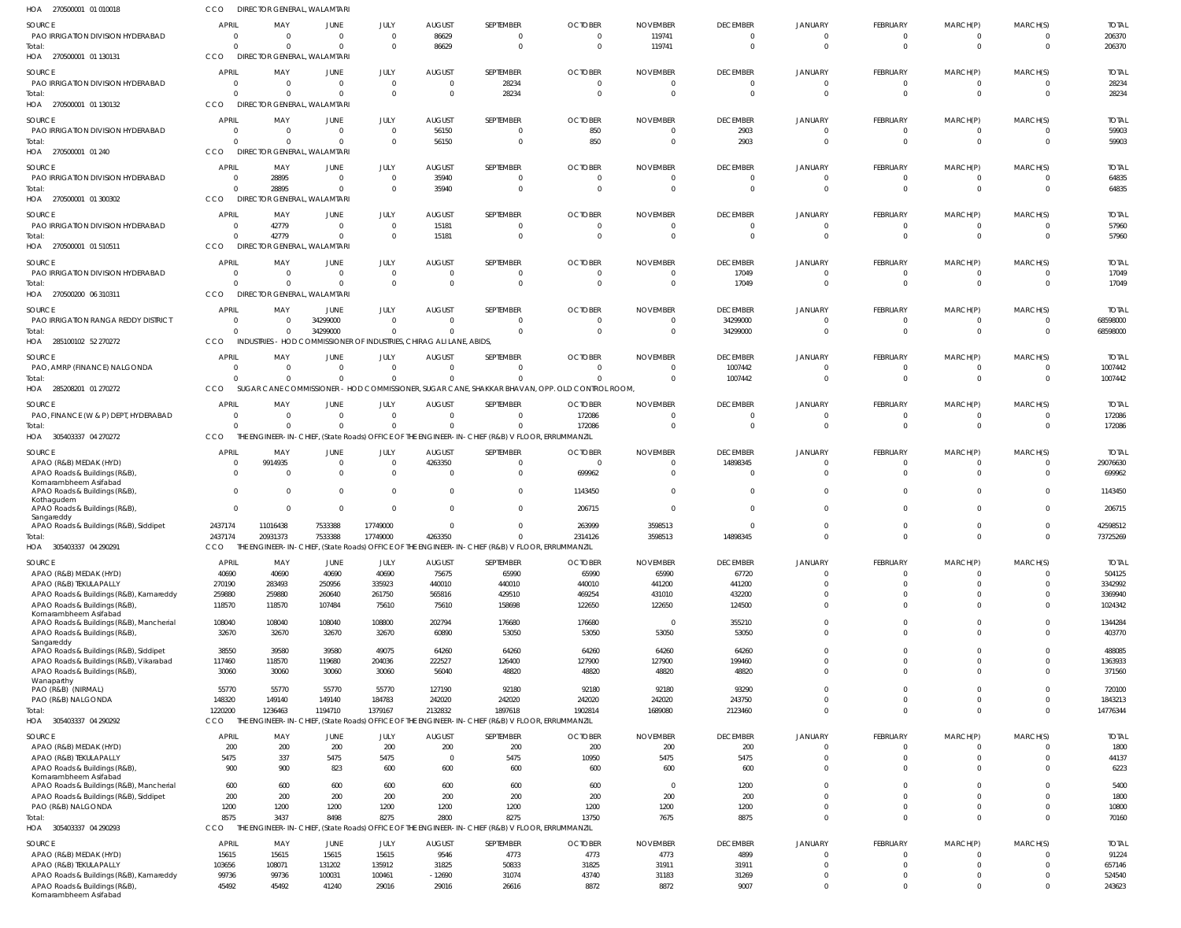HOA 270500001 01 010018 CCO DIRECTOR GENERAL, WALAMTARI

| SOURCE | APRIL | MAY | JUNE | JULY | AUGUST | SEPTEMBER | OCTOBER | NOVEMBER | DECEMBER | JANUARY | FEBRUARY | MARCH(P) | MARCH(S) | TOTAL |
|---|---|---|---|---|---|---|---|---|---|---|---|---|---|---|
| PAO IRRIGATION DIVISION HYDERABAD | 0 | 0 | 0 | 0 | 86629 | 0 | 0 | 119741 | 0 | 0 | 0 | 0 | 0 | 206370 |
| Total: | 0 | 0 | 0 | 0 | 86629 | 0 | 0 | 119741 | 0 | 0 | 0 | 0 | 0 | 206370 |

HOA 270500001 01 130131 CCO DIRECTOR GENERAL, WALAMTARI

| SOURCE | APRIL | MAY | JUNE | JULY | AUGUST | SEPTEMBER | OCTOBER | NOVEMBER | DECEMBER | JANUARY | FEBRUARY | MARCH(P) | MARCH(S) | TOTAL |
|---|---|---|---|---|---|---|---|---|---|---|---|---|---|---|
| PAO IRRIGATION DIVISION HYDERABAD | 0 | 0 | 0 | 0 | 0 | 28234 | 0 | 0 | 0 | 0 | 0 | 0 | 0 | 28234 |
| Total: | 0 | 0 | 0 | 0 | 0 | 28234 | 0 | 0 | 0 | 0 | 0 | 0 | 0 | 28234 |

HOA 270500001 01 130132 CCO DIRECTOR GENERAL, WALAMTARI

| SOURCE | APRIL | MAY | JUNE | JULY | AUGUST | SEPTEMBER | OCTOBER | NOVEMBER | DECEMBER | JANUARY | FEBRUARY | MARCH(P) | MARCH(S) | TOTAL |
|---|---|---|---|---|---|---|---|---|---|---|---|---|---|---|
| PAO IRRIGATION DIVISION HYDERABAD | 0 | 0 | 0 | 0 | 56150 | 0 | 850 | 0 | 2903 | 0 | 0 | 0 | 0 | 59903 |
| Total: | 0 | 0 | 0 | 0 | 56150 | 0 | 850 | 0 | 2903 | 0 | 0 | 0 | 0 | 59903 |

HOA 270500001 01 240 CCO DIRECTOR GENERAL, WALAMTARI

| SOURCE | APRIL | MAY | JUNE | JULY | AUGUST | SEPTEMBER | OCTOBER | NOVEMBER | DECEMBER | JANUARY | FEBRUARY | MARCH(P) | MARCH(S) | TOTAL |
|---|---|---|---|---|---|---|---|---|---|---|---|---|---|---|
| PAO IRRIGATION DIVISION HYDERABAD | 0 | 28895 | 0 | 0 | 35940 | 0 | 0 | 0 | 0 | 0 | 0 | 0 | 0 | 64835 |
| Total: | 0 | 28895 | 0 | 0 | 35940 | 0 | 0 | 0 | 0 | 0 | 0 | 0 | 0 | 64835 |

HOA 270500001 01 300302 CCO DIRECTOR GENERAL, WALAMTARI

| SOURCE | APRIL | MAY | JUNE | JULY | AUGUST | SEPTEMBER | OCTOBER | NOVEMBER | DECEMBER | JANUARY | FEBRUARY | MARCH(P) | MARCH(S) | TOTAL |
|---|---|---|---|---|---|---|---|---|---|---|---|---|---|---|
| PAO IRRIGATION DIVISION HYDERABAD | 0 | 42779 | 0 | 0 | 15181 | 0 | 0 | 0 | 0 | 0 | 0 | 0 | 0 | 57960 |
| Total: | 0 | 42779 | 0 | 0 | 15181 | 0 | 0 | 0 | 0 | 0 | 0 | 0 | 0 | 57960 |

HOA 270500001 01 510511 CCO DIRECTOR GENERAL, WALAMTARI

| SOURCE | APRIL | MAY | JUNE | JULY | AUGUST | SEPTEMBER | OCTOBER | NOVEMBER | DECEMBER | JANUARY | FEBRUARY | MARCH(P) | MARCH(S) | TOTAL |
|---|---|---|---|---|---|---|---|---|---|---|---|---|---|---|
| PAO IRRIGATION DIVISION HYDERABAD | 0 | 0 | 0 | 0 | 0 | 0 | 0 | 0 | 17049 | 0 | 0 | 0 | 0 | 17049 |
| Total: | 0 | 0 | 0 | 0 | 0 | 0 | 0 | 0 | 17049 | 0 | 0 | 0 | 0 | 17049 |

HOA 270500200 06 310311 CCO DIRECTOR GENERAL, WALAMTARI

| SOURCE | APRIL | MAY | JUNE | JULY | AUGUST | SEPTEMBER | OCTOBER | NOVEMBER | DECEMBER | JANUARY | FEBRUARY | MARCH(P) | MARCH(S) | TOTAL |
|---|---|---|---|---|---|---|---|---|---|---|---|---|---|---|
| PAO IRRIGATION RANGA REDDY DISTRICT | 0 | 0 | 34299000 | 0 | 0 | 0 | 0 | 0 | 34299000 | 0 | 0 | 0 | 0 | 68598000 |
| Total: | 0 | 0 | 34299000 | 0 | 0 | 0 | 0 | 0 | 34299000 | 0 | 0 | 0 | 0 | 68598000 |

HOA 285100102 52 270272 CCO INDUSTRIES - HOD COMMISSIONER OF INDUSTRIES, CHIRAG ALI LANE, ABIDS,

| SOURCE | APRIL | MAY | JUNE | JULY | AUGUST | SEPTEMBER | OCTOBER | NOVEMBER | DECEMBER | JANUARY | FEBRUARY | MARCH(P) | MARCH(S) | TOTAL |
|---|---|---|---|---|---|---|---|---|---|---|---|---|---|---|
| PAO, AMRP (FINANCE) NALGONDA | 0 | 0 | 0 | 0 | 0 | 0 | 0 | 0 | 1007442 | 0 | 0 | 0 | 0 | 1007442 |
| Total: | 0 | 0 | 0 | 0 | 0 | 0 | 0 | 0 | 1007442 | 0 | 0 | 0 | 0 | 1007442 |

HOA 285208201 01 270272 CCO SUGAR CANE COMMISSIONER - HOD COMMISSIONER, SUGAR CANE, SHAKKAR BHAVAN, OPP. OLD CONTROL ROOM,

| SOURCE | APRIL | MAY | JUNE | JULY | AUGUST | SEPTEMBER | OCTOBER | NOVEMBER | DECEMBER | JANUARY | FEBRUARY | MARCH(P) | MARCH(S) | TOTAL |
|---|---|---|---|---|---|---|---|---|---|---|---|---|---|---|
| PAO, FINANCE (W & P) DEPT, HYDERABAD | 0 | 0 | 0 | 0 | 0 | 0 | 172086 | 0 | 0 | 0 | 0 | 0 | 0 | 172086 |
| Total: | 0 | 0 | 0 | 0 | 0 | 0 | 172086 | 0 | 0 | 0 | 0 | 0 | 0 | 172086 |

HOA 305403337 04 270272 CCO THE ENGINEER-IN-CHIEF, (State Roads) OFFICE OF THE ENGINEER-IN-CHIEF (R&B) V FLOOR, ERRUMMANZIL

| SOURCE | APRIL | MAY | JUNE | JULY | AUGUST | SEPTEMBER | OCTOBER | NOVEMBER | DECEMBER | JANUARY | FEBRUARY | MARCH(P) | MARCH(S) | TOTAL |
|---|---|---|---|---|---|---|---|---|---|---|---|---|---|---|
| APAO (R&B) MEDAK (HYD) | 0 | 9914935 | 0 | 0 | 4263350 | 0 | 0 | 0 | 14898345 | 0 | 0 | 0 | 0 | 29076630 |
| APAO Roads & Buildings (R&B), Komarambheem Asifabad | 0 | 0 | 0 | 0 | 0 | 0 | 699962 | 0 | 0 | 0 | 0 | 0 | 0 | 699962 |
| APAO Roads & Buildings (R&B), Kothagudem | 0 | 0 | 0 | 0 | 0 | 0 | 1143450 | 0 | 0 | 0 | 0 | 0 | 0 | 1143450 |
| APAO Roads & Buildings (R&B), Sangareddy | 0 | 0 | 0 | 0 | 0 | 0 | 206715 | 0 | 0 | 0 | 0 | 0 | 0 | 206715 |
| APAO Roads & Buildings (R&B), Siddipet | 2437174 | 11016438 | 7533388 | 17749000 | 0 | 0 | 263999 | 3598513 | 0 | 0 | 0 | 0 | 0 | 42598512 |
| Total: | 2437174 | 20931373 | 7533388 | 17749000 | 4263350 | 0 | 2314126 | 3598513 | 14898345 | 0 | 0 | 0 | 0 | 73725269 |

HOA 305403337 04 290291 CCO THE ENGINEER-IN-CHIEF, (State Roads) OFFICE OF THE ENGINEER-IN-CHIEF (R&B) V FLOOR, ERRUMMANZIL

| SOURCE | APRIL | MAY | JUNE | JULY | AUGUST | SEPTEMBER | OCTOBER | NOVEMBER | DECEMBER | JANUARY | FEBRUARY | MARCH(P) | MARCH(S) | TOTAL |
|---|---|---|---|---|---|---|---|---|---|---|---|---|---|---|
| APAO (R&B) MEDAK (HYD) | 40690 | 40690 | 40690 | 40690 | 75675 | 65990 | 65990 | 65990 | 67720 | 0 | 0 | 0 | 0 | 504125 |
| APAO (R&B) TEKULAPALLY | 270190 | 283493 | 250956 | 335923 | 440010 | 440010 | 440010 | 441200 | 441200 | 0 | 0 | 0 | 0 | 3342992 |
| APAO Roads & Buildings (R&B), Kamareddy | 259880 | 259880 | 260640 | 261750 | 565816 | 429510 | 469254 | 431010 | 432200 | 0 | 0 | 0 | 0 | 3369940 |
| APAO Roads & Buildings (R&B), Komarambheem Asifabad | 118570 | 118570 | 107484 | 75610 | 75610 | 158698 | 122650 | 122650 | 124500 | 0 | 0 | 0 | 0 | 1024342 |
| APAO Roads & Buildings (R&B), Mancherial | 108040 | 108040 | 108040 | 108800 | 202794 | 176680 | 176680 | 0 | 355210 | 0 | 0 | 0 | 0 | 1344284 |
| APAO Roads & Buildings (R&B), Sangareddy | 32670 | 32670 | 32670 | 32670 | 60890 | 53050 | 53050 | 53050 | 53050 | 0 | 0 | 0 | 0 | 403770 |
| APAO Roads & Buildings (R&B), Siddipet | 38550 | 39580 | 39580 | 49075 | 64260 | 64260 | 64260 | 64260 | 64260 | 0 | 0 | 0 | 0 | 488085 |
| APAO Roads & Buildings (R&B), Vikarabad | 117460 | 118570 | 119680 | 204036 | 222527 | 126400 | 127900 | 127900 | 199460 | 0 | 0 | 0 | 0 | 1363933 |
| APAO Roads & Buildings (R&B), Wanaparthy | 30060 | 30060 | 30060 | 30060 | 56040 | 48820 | 48820 | 48820 | 48820 | 0 | 0 | 0 | 0 | 371560 |
| PAO (R&B) (NIRMAL) | 55770 | 55770 | 55770 | 55770 | 127190 | 92180 | 92180 | 92180 | 93290 | 0 | 0 | 0 | 0 | 720100 |
| PAO (R&B) NALGONDA | 148320 | 149140 | 149140 | 184783 | 242020 | 242020 | 242020 | 242020 | 243750 | 0 | 0 | 0 | 0 | 1843213 |
| Total: | 1220200 | 1236463 | 1194710 | 1379167 | 2132832 | 1897618 | 1902814 | 1689080 | 2123460 | 0 | 0 | 0 | 0 | 14776344 |

HOA 305403337 04 290292 CCO THE ENGINEER-IN-CHIEF, (State Roads) OFFICE OF THE ENGINEER-IN-CHIEF (R&B) V FLOOR, ERRUMMANZIL

| SOURCE | APRIL | MAY | JUNE | JULY | AUGUST | SEPTEMBER | OCTOBER | NOVEMBER | DECEMBER | JANUARY | FEBRUARY | MARCH(P) | MARCH(S) | TOTAL |
|---|---|---|---|---|---|---|---|---|---|---|---|---|---|---|
| APAO (R&B) MEDAK (HYD) | 200 | 200 | 200 | 200 | 200 | 200 | 200 | 200 | 200 | 0 | 0 | 0 | 0 | 1800 |
| APAO (R&B) TEKULAPALLY | 5475 | 337 | 5475 | 5475 | 0 | 5475 | 10950 | 5475 | 5475 | 0 | 0 | 0 | 0 | 44137 |
| APAO Roads & Buildings (R&B), Komarambheem Asifabad | 900 | 900 | 823 | 600 | 600 | 600 | 600 | 600 | 600 | 0 | 0 | 0 | 0 | 6223 |
| APAO Roads & Buildings (R&B), Mancherial | 600 | 600 | 600 | 600 | 600 | 600 | 600 | 0 | 1200 | 0 | 0 | 0 | 0 | 5400 |
| APAO Roads & Buildings (R&B), Siddipet | 200 | 200 | 200 | 200 | 200 | 200 | 200 | 200 | 200 | 0 | 0 | 0 | 0 | 1800 |
| PAO (R&B) NALGONDA | 1200 | 1200 | 1200 | 1200 | 1200 | 1200 | 1200 | 1200 | 1200 | 0 | 0 | 0 | 0 | 10800 |
| Total: | 8575 | 3437 | 8498 | 8275 | 2800 | 8275 | 13750 | 7675 | 8875 | 0 | 0 | 0 | 0 | 70160 |

HOA 305403337 04 290293 CCO THE ENGINEER-IN-CHIEF, (State Roads) OFFICE OF THE ENGINEER-IN-CHIEF (R&B) V FLOOR, ERRUMMANZIL

| SOURCE | APRIL | MAY | JUNE | JULY | AUGUST | SEPTEMBER | OCTOBER | NOVEMBER | DECEMBER | JANUARY | FEBRUARY | MARCH(P) | MARCH(S) | TOTAL |
|---|---|---|---|---|---|---|---|---|---|---|---|---|---|---|
| APAO (R&B) MEDAK (HYD) | 15615 | 15615 | 15615 | 15615 | 9546 | 4773 | 4773 | 4773 | 4899 | 0 | 0 | 0 | 0 | 91224 |
| APAO (R&B) TEKULAPALLY | 103656 | 108071 | 131202 | 135912 | 31825 | 50833 | 31825 | 31911 | 31911 | 0 | 0 | 0 | 0 | 657146 |
| APAO Roads & Buildings (R&B), Kamareddy | 99736 | 99736 | 100031 | 100461 | -12690 | 31074 | 43740 | 31183 | 31269 | 0 | 0 | 0 | 0 | 524540 |
| APAO Roads & Buildings (R&B), Komarambheem Asifabad | 45492 | 45492 | 41240 | 29016 | 29016 | 26616 | 8872 | 8872 | 9007 | 0 | 0 | 0 | 0 | 243623 |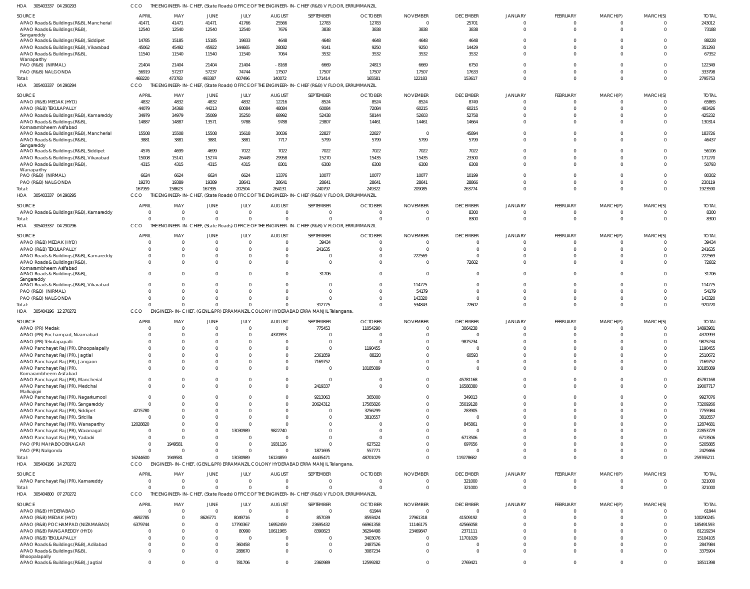HOA 305403337 04 290293 CCO THE ENGINEER-IN-CHIEF, (State Roads) OFFICE OF THE ENGINEER-IN-CHIEF (R&B) V FLOOR, ERRUMMANZIL

| SOURCE | APRIL | MAY | JUNE | JULY | AUGUST | SEPTEMBER | OCTOBER | NOVEMBER | DECEMBER | JANUARY | FEBRUARY | MARCH(P) | MARCH(S) | TOTAL |
|---|---|---|---|---|---|---|---|---|---|---|---|---|---|---|
| APAO Roads & Buildings (R&B), Mancherial | 41471 | 41471 | 41471 | 41766 | 25566 | 12783 | 12783 | 0 | 25701 | 0 | 0 | 0 | 0 | 243012 |
| APAO Roads & Buildings (R&B), Sangareddy | 12540 | 12540 | 12540 | 12540 | 7676 | 3838 | 3838 | 3838 | 3838 | 0 | 0 | 0 | 0 | 73188 |
| APAO Roads & Buildings (R&B), Siddipet | 14785 | 15185 | 15185 | 19833 | 4648 | 4648 | 4648 | 4648 | 4648 | 0 | 0 | 0 | 0 | 88228 |
| APAO Roads & Buildings (R&B), Vikarabad | 45062 | 45492 | 45922 | 144665 | 28082 | 9141 | 9250 | 9250 | 14429 | 0 | 0 | 0 | 0 | 351293 |
| APAO Roads & Buildings (R&B), Wanaparthy | 11540 | 11540 | 11540 | 11540 | 7064 | 3532 | 3532 | 3532 | 3532 | 0 | 0 | 0 | 0 | 67352 |
| PAO (R&B) (NIRMAL) | 21404 | 21404 | 21404 | 21404 | -8168 | 6669 | 24813 | 6669 | 6750 | 0 | 0 | 0 | 0 | 122349 |
| PAO (R&B) NALGONDA | 56919 | 57237 | 57237 | 74744 | 17507 | 17507 | 17507 | 17507 | 17633 | 0 | 0 | 0 | 0 | 333798 |
| Total: | 468220 | 473783 | 493387 | 607496 | 140072 | 171414 | 165581 | 122183 | 153617 | 0 | 0 | 0 | 0 | 2795753 |

HOA 305403337 04 290294 CCO THE ENGINEER-IN-CHIEF, (State Roads) OFFICE OF THE ENGINEER-IN-CHIEF (R&B) V FLOOR, ERRUMMANZIL

| SOURCE | APRIL | MAY | JUNE | JULY | AUGUST | SEPTEMBER | OCTOBER | NOVEMBER | DECEMBER | JANUARY | FEBRUARY | MARCH(P) | MARCH(S) | TOTAL |
|---|---|---|---|---|---|---|---|---|---|---|---|---|---|---|
| APAO (R&B) MEDAK (HYD) | 4832 | 4832 | 4832 | 4832 | 12216 | 8524 | 8524 | 8524 | 8749 | 0 | 0 | 0 | 0 | 65865 |
| APAO (R&B) TEKULAPALLY | 44079 | 34368 | 44213 | 60084 | 48084 | 60084 | 72084 | 60215 | 60215 | 0 | 0 | 0 | 0 | 483426 |
| APAO Roads & Buildings (R&B), Kamareddy | 34979 | 34979 | 35089 | 35250 | 68992 | 52438 | 58144 | 52603 | 52758 | 0 | 0 | 0 | 0 | 425232 |
| APAO Roads & Buildings (R&B), Komarambheem Asifabad | 14887 | 14887 | 13571 | 9788 | 9788 | 23807 | 14461 | 14461 | 14664 | 0 | 0 | 0 | 0 | 130314 |
| APAO Roads & Buildings (R&B), Mancherial | 15508 | 15508 | 15508 | 15618 | 30036 | 22827 | 22827 | 0 | 45894 | 0 | 0 | 0 | 0 | 183726 |
| APAO Roads & Buildings (R&B), Sangareddy | 3881 | 3881 | 3881 | 3881 | 7717 | 5799 | 5799 | 5799 | 5799 | 0 | 0 | 0 | 0 | 46437 |
| APAO Roads & Buildings (R&B), Siddipet | 4576 | 4699 | 4699 | 7022 | 7022 | 7022 | 7022 | 7022 | 7022 | 0 | 0 | 0 | 0 | 56106 |
| APAO Roads & Buildings (R&B), Vikarabad | 15008 | 15141 | 15274 | 26449 | 29958 | 15270 | 15435 | 15435 | 23300 | 0 | 0 | 0 | 0 | 171270 |
| APAO Roads & Buildings (R&B), Wanaparthy | 4315 | 4315 | 4315 | 4315 | 8301 | 6308 | 6308 | 6308 | 6308 | 0 | 0 | 0 | 0 | 50793 |
| PAO (R&B) (NIRMAL) | 6624 | 6624 | 6624 | 6624 | 13376 | 10077 | 10077 | 10077 | 10199 | 0 | 0 | 0 | 0 | 80302 |
| PAO (R&B) NALGONDA | 19270 | 19389 | 19389 | 28641 | 28641 | 28641 | 28641 | 28641 | 28866 | 0 | 0 | 0 | 0 | 230119 |
| Total: | 167959 | 158623 | 167395 | 202504 | 264131 | 240797 | 249322 | 209085 | 263774 | 0 | 0 | 0 | 0 | 1923590 |

HOA 305403337 04 290295 CCO THE ENGINEER-IN-CHIEF, (State Roads) OFFICE OF THE ENGINEER-IN-CHIEF (R&B) V FLOOR, ERRUMMANZIL

| SOURCE | APRIL | MAY | JUNE | JULY | AUGUST | SEPTEMBER | OCTOBER | NOVEMBER | DECEMBER | JANUARY | FEBRUARY | MARCH(P) | MARCH(S) | TOTAL |
|---|---|---|---|---|---|---|---|---|---|---|---|---|---|---|
| APAO Roads & Buildings (R&B), Kamareddy | 0 | 0 | 0 | 0 | 0 | 0 | 0 | 0 | 8300 | 0 | 0 | 0 | 0 | 8300 |
| Total: | 0 | 0 | 0 | 0 | 0 | 0 | 0 | 0 | 8300 | 0 | 0 | 0 | 0 | 8300 |

HOA 305403337 04 290296 CCO THE ENGINEER-IN-CHIEF, (State Roads) OFFICE OF THE ENGINEER-IN-CHIEF (R&B) V FLOOR, ERRUMMANZIL

| SOURCE | APRIL | MAY | JUNE | JULY | AUGUST | SEPTEMBER | OCTOBER | NOVEMBER | DECEMBER | JANUARY | FEBRUARY | MARCH(P) | MARCH(S) | TOTAL |
|---|---|---|---|---|---|---|---|---|---|---|---|---|---|---|
| APAO (R&B) MEDAK (HYD) | 0 | 0 | 0 | 0 | 0 | 39434 | 0 | 0 | 0 | 0 | 0 | 0 | 0 | 39434 |
| APAO (R&B) TEKULAPALLY | 0 | 0 | 0 | 0 | 0 | 241635 | 0 | 0 | 0 | 0 | 0 | 0 | 0 | 241635 |
| APAO Roads & Buildings (R&B), Kamareddy | 0 | 0 | 0 | 0 | 0 | 0 | 0 | 222569 | 0 | 0 | 0 | 0 | 0 | 222569 |
| APAO Roads & Buildings (R&B), Komarambheem Asifabad | 0 | 0 | 0 | 0 | 0 | 0 | 0 | 0 | 72602 | 0 | 0 | 0 | 0 | 72602 |
| APAO Roads & Buildings (R&B), Sangareddy | 0 | 0 | 0 | 0 | 0 | 31706 | 0 | 0 | 0 | 0 | 0 | 0 | 0 | 31706 |
| APAO Roads & Buildings (R&B), Vikarabad | 0 | 0 | 0 | 0 | 0 | 0 | 0 | 114775 | 0 | 0 | 0 | 0 | 0 | 114775 |
| PAO (R&B) (NIRMAL) | 0 | 0 | 0 | 0 | 0 | 0 | 0 | 54179 | 0 | 0 | 0 | 0 | 0 | 54179 |
| PAO (R&B) NALGONDA | 0 | 0 | 0 | 0 | 0 | 0 | 0 | 143320 | 0 | 0 | 0 | 0 | 0 | 143320 |
| Total: | 0 | 0 | 0 | 0 | 0 | 312775 | 0 | 534843 | 72602 | 0 | 0 | 0 | 0 | 920220 |

HOA 305404196 12 270272 CCO ENGINEER-IN-CHIEF, (GENL.&PR) ERRAMANZIL COLONY HYDERABAD ERRA MANJIL Telangana,

| SOURCE | APRIL | MAY | JUNE | JULY | AUGUST | SEPTEMBER | OCTOBER | NOVEMBER | DECEMBER | JANUARY | FEBRUARY | MARCH(P) | MARCH(S) | TOTAL |
|---|---|---|---|---|---|---|---|---|---|---|---|---|---|---|
| APAO (PR) Medak | 0 | 0 | 0 | 0 | 0 | 775453 | 11054290 | 0 | 3064238 | 0 | 0 | 0 | 0 | 14893981 |
| APAO (PR) Pochampad, Nizamabad | 0 | 0 | 0 | 0 | 4370993 | 0 | 0 | 0 | 0 | 0 | 0 | 0 | 0 | 4370993 |
| APAO (PR) Tekulapalli | 0 | 0 | 0 | 0 | 0 | 0 | 0 | 0 | 9875234 | 0 | 0 | 0 | 0 | 9875234 |
| APAO Panchayat Raj (PR), Bhoopalapally | 0 | 0 | 0 | 0 | 0 | 0 | 1190455 | 0 | 0 | 0 | 0 | 0 | 0 | 1190455 |
| APAO Panchayat Raj (PR), Jagtial | 0 | 0 | 0 | 0 | 0 | 2361859 | 88220 | 0 | 60593 | 0 | 0 | 0 | 0 | 2510672 |
| APAO Panchayat Raj (PR), Jangaon | 0 | 0 | 0 | 0 | 0 | 7169752 | 0 | 0 | 0 | 0 | 0 | 0 | 0 | 7169752 |
| APAO Panchayat Raj (PR), Komarambheem Asifabad | 0 | 0 | 0 | 0 | 0 | 0 | 10185089 | 0 | 0 | 0 | 0 | 0 | 0 | 10185089 |
| APAO Panchayat Raj (PR), Mancherial | 0 | 0 | 0 | 0 | 0 | 0 | 0 | 0 | 45781168 | 0 | 0 | 0 | 0 | 45781168 |
| APAO Panchayat Raj (PR), Medchal Malkajigiri | 0 | 0 | 0 | 0 | 0 | 2419337 | 0 | 0 | 16588380 | 0 | 0 | 0 | 0 | 19007717 |
| APAO Panchayat Raj (PR), Nagarkurnool | 0 | 0 | 0 | 0 | 0 | 9213063 | 365000 | 0 | 349013 | 0 | 0 | 0 | 0 | 9927076 |
| APAO Panchayat Raj (PR), Sangareddy | 0 | 0 | 0 | 0 | 0 | 20624312 | 17565826 | 0 | 35019128 | 0 | 0 | 0 | 0 | 73209266 |
| APAO Panchayat Raj (PR), Siddipet | 4215780 | 0 | 0 | 0 | 0 | 0 | 3256299 | 0 | 283905 | 0 | 0 | 0 | 0 | 7755984 |
| APAO Panchayat Raj (PR), Siricilla | 0 | 0 | 0 | 0 | 0 | 0 | 3810557 | 0 | 0 | 0 | 0 | 0 | 0 | 3810557 |
| APAO Panchayat Raj (PR), Wanaparthy | 12028820 | 0 | 0 | 0 | 0 | 0 | 0 | 0 | 845861 | 0 | 0 | 0 | 0 | 12874681 |
| APAO Panchayat Raj (PR), Waranagal | 0 | 0 | 0 | 13030989 | 9822740 | 0 | 0 | 0 | 0 | 0 | 0 | 0 | 0 | 22853729 |
| APAO Panchayat Raj (PR), Yadadri | 0 | 0 | 0 | 0 | 0 | 0 | 0 | 0 | 6713506 | 0 | 0 | 0 | 0 | 6713506 |
| PAO (PR) MAHABOOBNAGAR | 0 | 1949581 | 0 | 0 | 1931126 | 0 | 627522 | 0 | 697656 | 0 | 0 | 0 | 0 | 5205885 |
| PAO (PR) Nalgonda | 0 | 0 | 0 | 0 | 0 | 1871695 | 557771 | 0 | 0 | 0 | 0 | 0 | 0 | 2429466 |
| Total: | 16244600 | 1949581 | 0 | 13030989 | 16124859 | 44435471 | 48701029 | 0 | 119278682 | 0 | 0 | 0 | 0 | 259765211 |

HOA 305404196 14 270272 CCO ENGINEER-IN-CHIEF, (GENL.&PR) ERRAMANZIL COLONY HYDERABAD ERRA MANJIL Telangana,

| SOURCE | APRIL | MAY | JUNE | JULY | AUGUST | SEPTEMBER | OCTOBER | NOVEMBER | DECEMBER | JANUARY | FEBRUARY | MARCH(P) | MARCH(S) | TOTAL |
|---|---|---|---|---|---|---|---|---|---|---|---|---|---|---|
| APAO Panchayat Raj (PR), Kamareddy | 0 | 0 | 0 | 0 | 0 | 0 | 0 | 0 | 321000 | 0 | 0 | 0 | 0 | 321000 |
| Total: | 0 | 0 | 0 | 0 | 0 | 0 | 0 | 0 | 321000 | 0 | 0 | 0 | 0 | 321000 |

HOA 305404800 07 270272 CCO THE ENGINEER-IN-CHIEF, (State Roads) OFFICE OF THE ENGINEER-IN-CHIEF (R&B) V FLOOR, ERRUMMANZIL

| SOURCE | APRIL | MAY | JUNE | JULY | AUGUST | SEPTEMBER | OCTOBER | NOVEMBER | DECEMBER | JANUARY | FEBRUARY | MARCH(P) | MARCH(S) | TOTAL |
|---|---|---|---|---|---|---|---|---|---|---|---|---|---|---|
| APAO (R&B) HYDERABAD | 0 | 0 | 0 | 0 | 0 | 0 | 61944 | 0 | 0 | 0 | 0 | 0 | 0 | 61944 |
| APAO (R&B) MEDAK (HYD) | 4692785 | 0 | 8626771 | 8049716 | 0 | 857039 | 8593424 | 27961318 | 41509192 | 0 | 0 | 0 | 0 | 100290245 |
| APAO (R&B) POCHAMPAD (NIZAMABAD) | 6379744 | 0 | 0 | 17790367 | 16952459 | 23695432 | 66961358 | 11146175 | 42566058 | 0 | 0 | 0 | 0 | 185491593 |
| APAO (R&B) RANGAREDDY (HYD) | 0 | 0 | 0 | 80990 | 10611965 | 8390823 | 36294498 | 23469847 | 2371111 | 0 | 0 | 0 | 0 | 81219234 |
| APAO (R&B) TEKULAPALLY | 0 | 0 | 0 | 0 | 0 | 0 | 3403076 | 0 | 11701029 | 0 | 0 | 0 | 0 | 15104105 |
| APAO Roads & Buildings (R&B), Adilabad | 0 | 0 | 0 | 360458 | 0 | 0 | 2487526 | 0 | 0 | 0 | 0 | 0 | 0 | 2847984 |
| APAO Roads & Buildings (R&B), Bhoopalapally | 0 | 0 | 0 | 288670 | 0 | 0 | 3087234 | 0 | 0 | 0 | 0 | 0 | 0 | 3375904 |
| APAO Roads & Buildings (R&B), Jagtial | 0 | 0 | 0 | 781706 | 0 | 2360989 | 12599282 | 0 | 2769421 | 0 | 0 | 0 | 0 | 18511398 |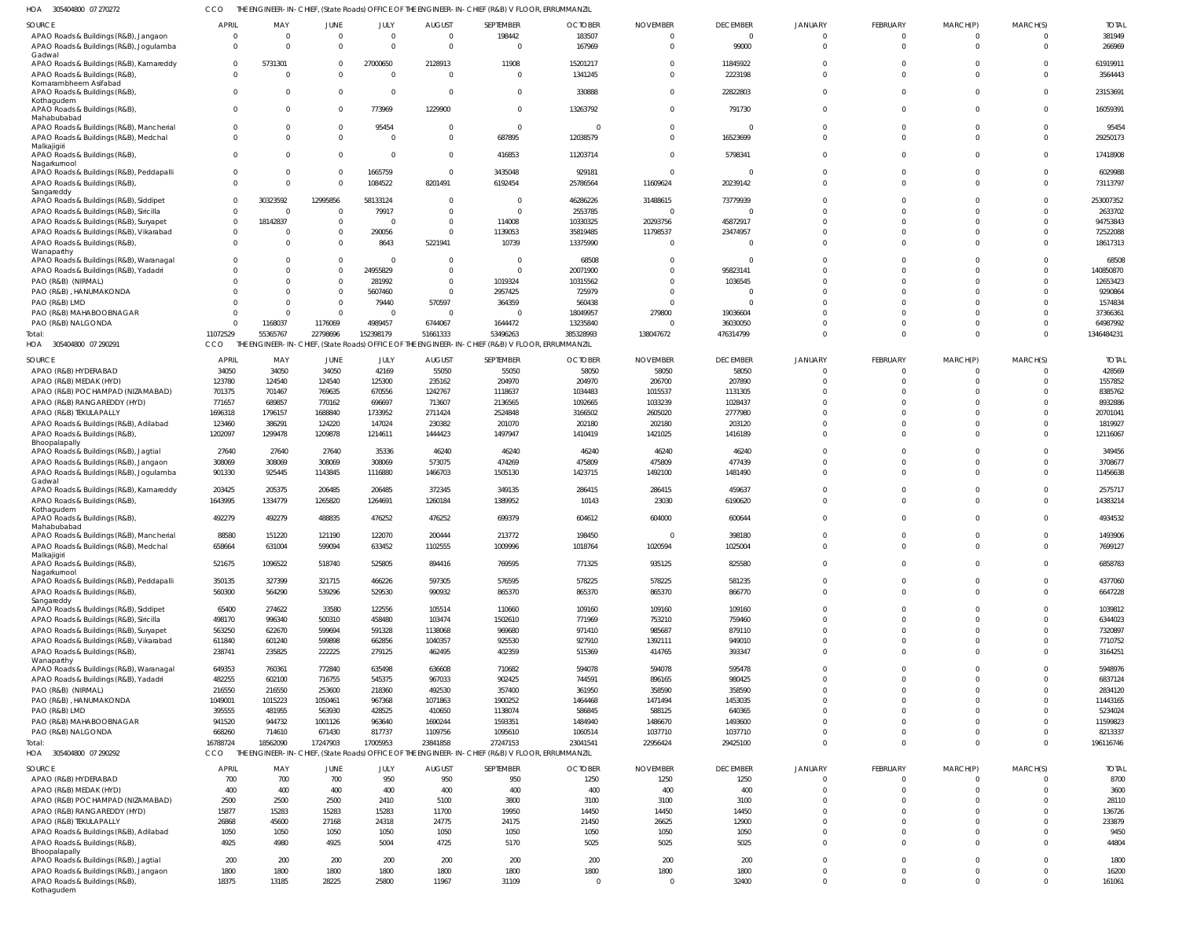HOA 305404800 07 270272 CCO THE ENGINEER-IN-CHIEF, (State Roads) OFFICE OF THE ENGINEER-IN-CHIEF (R&B) V FLOOR, ERRUMMANZIL

| SOURCE | APRIL | MAY | JUNE | JULY | AUGUST | SEPTEMBER | OCTOBER | NOVEMBER | DECEMBER | JANUARY | FEBRUARY | MARCH(P) | MARCH(S) | TOTAL |
|---|---|---|---|---|---|---|---|---|---|---|---|---|---|---|
| APAO Roads & Buildings (R&B), Jangaon | 0 | 0 | 0 | 0 | 0 | 198442 | 183507 | 0 | 0 | 0 | 0 | 0 | 0 | 381949 |
| APAO Roads & Buildings (R&B), Jogulamba Gadwal | 0 | 0 | 0 | 0 | 0 | 0 | 167969 | 0 | 99000 | 0 | 0 | 0 | 0 | 266969 |
| APAO Roads & Buildings (R&B), Kamareddy | 0 | 5731301 | 0 | 27000650 | 2128913 | 11908 | 15201217 | 0 | 11845922 | 0 | 0 | 0 | 0 | 61919911 |
| APAO Roads & Buildings (R&B), Komarambheem Asifabad | 0 | 0 | 0 | 0 | 0 | 0 | 1341245 | 0 | 2223198 | 0 | 0 | 0 | 0 | 3564443 |
| APAO Roads & Buildings (R&B), Kothagudem | 0 | 0 | 0 | 0 | 0 | 0 | 330888 | 0 | 22822803 | 0 | 0 | 0 | 0 | 23153691 |
| APAO Roads & Buildings (R&B), Mahabubabad | 0 | 0 | 0 | 773969 | 1229900 | 0 | 13263792 | 0 | 791730 | 0 | 0 | 0 | 0 | 16059391 |
| APAO Roads & Buildings (R&B), Mancherial | 0 | 0 | 0 | 95454 | 0 | 0 | 0 | 0 | 0 | 0 | 0 | 0 | 0 | 95454 |
| APAO Roads & Buildings (R&B), Medchal Malkajigiri | 0 | 0 | 0 | 0 | 0 | 687895 | 12038579 | 0 | 16523699 | 0 | 0 | 0 | 0 | 29250173 |
| APAO Roads & Buildings (R&B), Nagarkurnool | 0 | 0 | 0 | 0 | 0 | 416853 | 11203714 | 0 | 5798341 | 0 | 0 | 0 | 0 | 17418908 |
| APAO Roads & Buildings (R&B), Peddapalli | 0 | 0 | 0 | 1665759 | 0 | 3435048 | 929181 | 0 | 0 | 0 | 0 | 0 | 0 | 6029988 |
| APAO Roads & Buildings (R&B), Sangareddy | 0 | 0 | 0 | 1084522 | 8201491 | 6192454 | 25786564 | 11609624 | 20239142 | 0 | 0 | 0 | 0 | 73113797 |
| APAO Roads & Buildings (R&B), Siddipet | 0 | 30323592 | 12995856 | 58133124 | 0 | 0 | 46286226 | 31488615 | 73779939 | 0 | 0 | 0 | 0 | 253007352 |
| APAO Roads & Buildings (R&B), Siricilla | 0 | 0 | 0 | 79917 | 0 | 0 | 2553785 | 0 | 0 | 0 | 0 | 0 | 0 | 2633702 |
| APAO Roads & Buildings (R&B), Suryapet | 0 | 18142837 | 0 | 0 | 0 | 114008 | 10330325 | 20293756 | 45872917 | 0 | 0 | 0 | 0 | 94753843 |
| APAO Roads & Buildings (R&B), Vikarabad | 0 | 0 | 0 | 290056 | 0 | 1139053 | 35819485 | 11798537 | 23474957 | 0 | 0 | 0 | 0 | 72522088 |
| APAO Roads & Buildings (R&B), Wanaparthy | 0 | 0 | 0 | 8643 | 5221941 | 10739 | 13375990 | 0 | 0 | 0 | 0 | 0 | 0 | 18617313 |
| APAO Roads & Buildings (R&B), Waranagal | 0 | 0 | 0 | 0 | 0 | 0 | 68508 | 0 | 0 | 0 | 0 | 0 | 0 | 68508 |
| APAO Roads & Buildings (R&B), Yadadri | 0 | 0 | 0 | 24955829 | 0 | 0 | 20071900 | 0 | 95823141 | 0 | 0 | 0 | 0 | 140850870 |
| PAO (R&B) (NIRMAL) | 0 | 0 | 0 | 281992 | 0 | 1019324 | 10315562 | 0 | 1036545 | 0 | 0 | 0 | 0 | 12653423 |
| PAO (R&B), HANUMAKONDA | 0 | 0 | 0 | 5607460 | 0 | 2957425 | 725979 | 0 | 0 | 0 | 0 | 0 | 0 | 9290864 |
| PAO (R&B) LMD | 0 | 0 | 0 | 79440 | 570597 | 364359 | 560438 | 0 | 0 | 0 | 0 | 0 | 0 | 1574834 |
| PAO (R&B) MAHABOOBNAGAR | 0 | 0 | 0 | 0 | 0 | 0 | 18049957 | 279800 | 19036604 | 0 | 0 | 0 | 0 | 37366361 |
| PAO (R&B) NALGONDA | 0 | 1168037 | 1176069 | 4989457 | 6744067 | 1644472 | 13235840 | 0 | 36030050 | 0 | 0 | 0 | 0 | 64987992 |
| Total: | 11072529 | 55365767 | 22798696 | 152398179 | 51661333 | 53496263 | 385328993 | 138047672 | 476314799 | 0 | 0 | 0 | 0 | 1346484231 |

HOA 305404800 07 290291 CCO THE ENGINEER-IN-CHIEF, (State Roads) OFFICE OF THE ENGINEER-IN-CHIEF (R&B) V FLOOR, ERRUMMANZIL

| SOURCE | APRIL | MAY | JUNE | JULY | AUGUST | SEPTEMBER | OCTOBER | NOVEMBER | DECEMBER | JANUARY | FEBRUARY | MARCH(P) | MARCH(S) | TOTAL |
|---|---|---|---|---|---|---|---|---|---|---|---|---|---|---|
| APAO (R&B) HYDERABAD | 34050 | 34050 | 34050 | 42169 | 55050 | 55050 | 58050 | 58050 | 58050 | 0 | 0 | 0 | 0 | 428569 |
| APAO (R&B) MEDAK (HYD) | 123780 | 124540 | 124540 | 125300 | 235162 | 204970 | 204970 | 206700 | 207890 | 0 | 0 | 0 | 0 | 1557852 |
| APAO (R&B) POCHAMPAD (NIZAMABAD) | 701375 | 701467 | 769635 | 670556 | 1242767 | 1118637 | 1034483 | 1015537 | 1131305 | 0 | 0 | 0 | 0 | 8385762 |
| APAO (R&B) RANGAREDDY (HYD) | 771657 | 689857 | 770162 | 696697 | 713607 | 2136565 | 1092665 | 1033239 | 1028437 | 0 | 0 | 0 | 0 | 8932886 |
| APAO (R&B) TEKULAPALLY | 1696318 | 1796157 | 1688840 | 1733952 | 2711424 | 2524848 | 3166502 | 2605020 | 2777980 | 0 | 0 | 0 | 0 | 20701041 |
| APAO Roads & Buildings (R&B), Adilabad | 123460 | 386291 | 124220 | 147024 | 230382 | 201070 | 202180 | 202180 | 203120 | 0 | 0 | 0 | 0 | 1819927 |
| APAO Roads & Buildings (R&B), Bhoopalapally | 1202097 | 1299478 | 1209878 | 1214611 | 1444423 | 1497947 | 1410419 | 1421025 | 1416189 | 0 | 0 | 0 | 0 | 12116067 |
| APAO Roads & Buildings (R&B), Jagtial | 27640 | 27640 | 27640 | 35336 | 46240 | 46240 | 46240 | 46240 | 46240 | 0 | 0 | 0 | 0 | 349456 |
| APAO Roads & Buildings (R&B), Jangaon | 308069 | 308069 | 308069 | 308069 | 573075 | 474269 | 475809 | 475809 | 477439 | 0 | 0 | 0 | 0 | 3708677 |
| APAO Roads & Buildings (R&B), Jogulamba Gadwal | 901330 | 925445 | 1143845 | 1116880 | 1466703 | 1505130 | 1423715 | 1492100 | 1481490 | 0 | 0 | 0 | 0 | 11456638 |
| APAO Roads & Buildings (R&B), Kamareddy | 203425 | 205375 | 206485 | 206485 | 372345 | 349135 | 286415 | 286415 | 459637 | 0 | 0 | 0 | 0 | 2575717 |
| APAO Roads & Buildings (R&B), Kothagudem | 1643995 | 1334779 | 1265820 | 1264691 | 1260184 | 1389952 | 10143 | 23030 | 6190620 | 0 | 0 | 0 | 0 | 14383214 |
| APAO Roads & Buildings (R&B), Mahabubabad | 492279 | 492279 | 488835 | 476252 | 476252 | 699379 | 604612 | 604000 | 600644 | 0 | 0 | 0 | 0 | 4934532 |
| APAO Roads & Buildings (R&B), Mancherial | 88580 | 151220 | 121190 | 122070 | 200444 | 213772 | 198450 | 0 | 398180 | 0 | 0 | 0 | 0 | 1493906 |
| APAO Roads & Buildings (R&B), Medchal Malkajigiri | 658664 | 631004 | 599094 | 633452 | 1102555 | 1009996 | 1018764 | 1020594 | 1025004 | 0 | 0 | 0 | 0 | 7699127 |
| APAO Roads & Buildings (R&B), Nagarkurnool | 521675 | 1096522 | 518740 | 525805 | 894416 | 769595 | 771325 | 935125 | 825580 | 0 | 0 | 0 | 0 | 6858783 |
| APAO Roads & Buildings (R&B), Peddapalli | 350135 | 327399 | 321715 | 466226 | 597305 | 576595 | 578225 | 578225 | 581235 | 0 | 0 | 0 | 0 | 4377060 |
| APAO Roads & Buildings (R&B), Sangareddy | 560300 | 564290 | 539296 | 529530 | 990932 | 865370 | 865370 | 865370 | 866770 | 0 | 0 | 0 | 0 | 6647228 |
| APAO Roads & Buildings (R&B), Siddipet | 65400 | 274622 | 33580 | 122556 | 105514 | 110660 | 109160 | 109160 | 109160 | 0 | 0 | 0 | 0 | 1039812 |
| APAO Roads & Buildings (R&B), Siricilla | 498170 | 996340 | 500310 | 458480 | 103474 | 1502610 | 771969 | 753210 | 759460 | 0 | 0 | 0 | 0 | 6344023 |
| APAO Roads & Buildings (R&B), Suryapet | 563250 | 622670 | 599694 | 591328 | 1138068 | 969680 | 971410 | 985687 | 879110 | 0 | 0 | 0 | 0 | 7320897 |
| APAO Roads & Buildings (R&B), Vikarabad | 611840 | 601240 | 599898 | 662856 | 1040357 | 925530 | 927910 | 1392111 | 949010 | 0 | 0 | 0 | 0 | 7710752 |
| APAO Roads & Buildings (R&B), Wanaparthy | 238741 | 235825 | 222225 | 279125 | 462495 | 402359 | 515369 | 414765 | 393347 | 0 | 0 | 0 | 0 | 3164251 |
| APAO Roads & Buildings (R&B), Waranagal | 649353 | 760361 | 772840 | 635498 | 636608 | 710682 | 594078 | 594078 | 595478 | 0 | 0 | 0 | 0 | 5948976 |
| APAO Roads & Buildings (R&B), Yadadri | 482255 | 602100 | 716755 | 545375 | 967033 | 902425 | 744591 | 896165 | 980425 | 0 | 0 | 0 | 0 | 6837124 |
| PAO (R&B) (NIRMAL) | 216550 | 216550 | 253600 | 218360 | 492530 | 357400 | 361950 | 358590 | 358590 | 0 | 0 | 0 | 0 | 2834120 |
| PAO (R&B), HANUMAKONDA | 1049001 | 1015223 | 1050461 | 967368 | 1071863 | 1900252 | 1464468 | 1471494 | 1453035 | 0 | 0 | 0 | 0 | 11443165 |
| PAO (R&B) LMD | 395555 | 481955 | 563930 | 428525 | 410650 | 1138074 | 586845 | 588125 | 640365 | 0 | 0 | 0 | 0 | 5234024 |
| PAO (R&B) MAHABOOBNAGAR | 941520 | 944732 | 1001126 | 963640 | 1690244 | 1593351 | 1484940 | 1486670 | 1493600 | 0 | 0 | 0 | 0 | 11599823 |
| PAO (R&B) NALGONDA | 668260 | 714610 | 671430 | 817737 | 1109756 | 1095610 | 1060514 | 1037710 | 1037710 | 0 | 0 | 0 | 0 | 8213337 |
| Total: | 16788724 | 18562090 | 17247903 | 17005953 | 23841858 | 27247153 | 23041541 | 22956424 | 29425100 | 0 | 0 | 0 | 0 | 196116746 |

HOA 305404800 07 290292 CCO THE ENGINEER-IN-CHIEF, (State Roads) OFFICE OF THE ENGINEER-IN-CHIEF (R&B) V FLOOR, ERRUMMANZIL

| SOURCE | APRIL | MAY | JUNE | JULY | AUGUST | SEPTEMBER | OCTOBER | NOVEMBER | DECEMBER | JANUARY | FEBRUARY | MARCH(P) | MARCH(S) | TOTAL |
|---|---|---|---|---|---|---|---|---|---|---|---|---|---|---|
| APAO (R&B) HYDERABAD | 700 | 700 | 700 | 950 | 950 | 950 | 1250 | 1250 | 1250 | 0 | 0 | 0 | 0 | 8700 |
| APAO (R&B) MEDAK (HYD) | 400 | 400 | 400 | 400 | 400 | 400 | 400 | 400 | 400 | 0 | 0 | 0 | 0 | 3600 |
| APAO (R&B) POCHAMPAD (NIZAMABAD) | 2500 | 2500 | 2500 | 2410 | 5100 | 3800 | 3100 | 3100 | 3100 | 0 | 0 | 0 | 0 | 28110 |
| APAO (R&B) RANGAREDDY (HYD) | 15877 | 15283 | 15283 | 15283 | 11700 | 19950 | 14450 | 14450 | 14450 | 0 | 0 | 0 | 0 | 136726 |
| APAO (R&B) TEKULAPALLY | 26868 | 45600 | 27168 | 24318 | 24775 | 24175 | 21450 | 26625 | 12900 | 0 | 0 | 0 | 0 | 233879 |
| APAO Roads & Buildings (R&B), Adilabad | 1050 | 1050 | 1050 | 1050 | 1050 | 1050 | 1050 | 1050 | 1050 | 0 | 0 | 0 | 0 | 9450 |
| APAO Roads & Buildings (R&B), Bhoopalapally | 4925 | 4980 | 4925 | 5004 | 4725 | 5170 | 5025 | 5025 | 5025 | 0 | 0 | 0 | 0 | 44804 |
| APAO Roads & Buildings (R&B), Jagtial | 200 | 200 | 200 | 200 | 200 | 200 | 200 | 200 | 200 | 0 | 0 | 0 | 0 | 1800 |
| APAO Roads & Buildings (R&B), Jangaon | 1800 | 1800 | 1800 | 1800 | 1800 | 1800 | 1800 | 1800 | 1800 | 0 | 0 | 0 | 0 | 16200 |
| APAO Roads & Buildings (R&B), Kothagudem | 18375 | 13185 | 28225 | 25800 | 11967 | 31109 | 0 | 0 | 32400 | 0 | 0 | 0 | 0 | 161061 |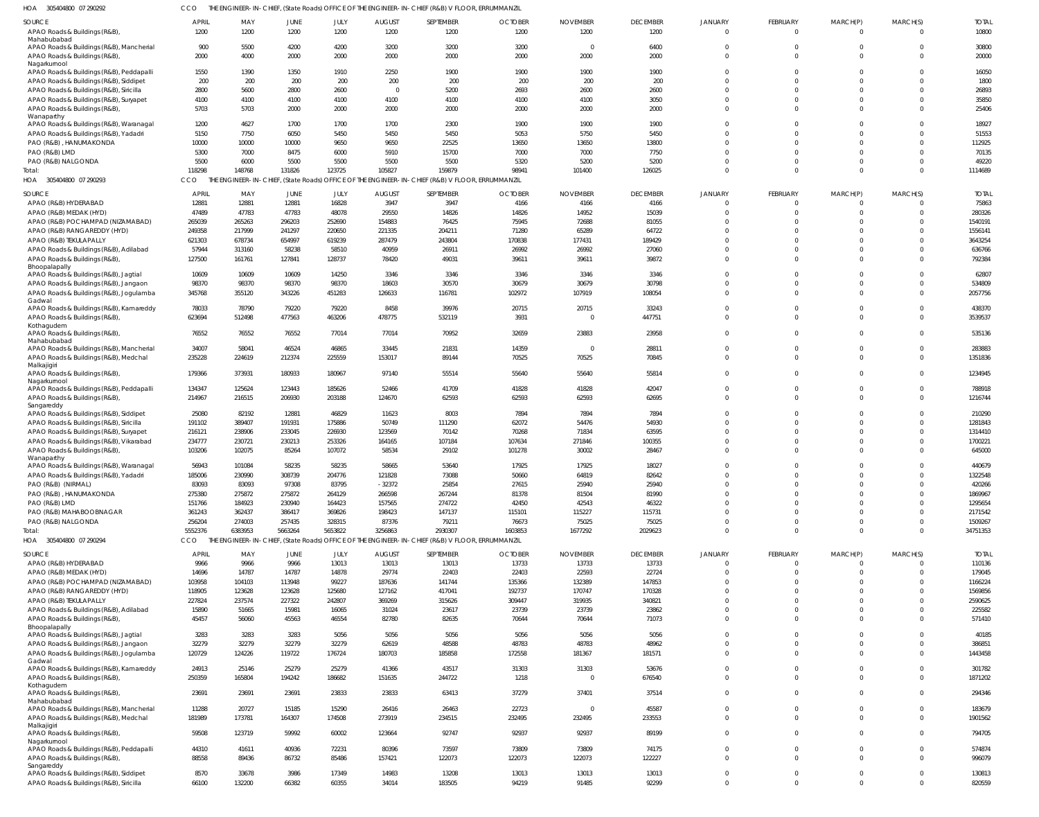HOA 305404800 07 290292 CCO THE ENGINEER-IN-CHIEF, (State Roads) OFFICE OF THE ENGINEER-IN-CHIEF (R&B) V FLOOR, ERRUMMANZIL

| SOURCE | APRIL | MAY | JUNE | JULY | AUGUST | SEPTEMBER | OCTOBER | NOVEMBER | DECEMBER | JANUARY | FEBRUARY | MARCH(P) | MARCH(S) | TOTAL |
|---|---|---|---|---|---|---|---|---|---|---|---|---|---|---|
| APAO Roads & Buildings (R&B), Mahabubabad | 1200 | 1200 | 1200 | 1200 | 1200 | 1200 | 1200 | 1200 | 1200 | 0 | 0 | 0 | 0 | 10800 |
| APAO Roads & Buildings (R&B), Mancherial | 900 | 5500 | 4200 | 4200 | 3200 | 3200 | 3200 | 0 | 6400 | 0 | 0 | 0 | 0 | 30800 |
| APAO Roads & Buildings (R&B), Nagarkurnool | 2000 | 4000 | 2000 | 2000 | 2000 | 2000 | 2000 | 2000 | 2000 | 0 | 0 | 0 | 0 | 20000 |
| APAO Roads & Buildings (R&B), Peddapalli | 1550 | 1390 | 1350 | 1910 | 2250 | 1900 | 1900 | 1900 | 1900 | 0 | 0 | 0 | 0 | 16050 |
| APAO Roads & Buildings (R&B), Siddipet | 200 | 200 | 200 | 200 | 200 | 200 | 200 | 200 | 200 | 0 | 0 | 0 | 0 | 1800 |
| APAO Roads & Buildings (R&B), Siricilla | 2800 | 5600 | 2800 | 2600 | 0 | 5200 | 2693 | 2600 | 2600 | 0 | 0 | 0 | 0 | 26893 |
| APAO Roads & Buildings (R&B), Suryapet | 4100 | 4100 | 4100 | 4100 | 4100 | 4100 | 4100 | 4100 | 3050 | 0 | 0 | 0 | 0 | 35850 |
| APAO Roads & Buildings (R&B), Wanaparthy | 5703 | 5703 | 2000 | 2000 | 2000 | 2000 | 2000 | 2000 | 2000 | 0 | 0 | 0 | 0 | 25406 |
| APAO Roads & Buildings (R&B), Waranagal | 1200 | 4627 | 1700 | 1700 | 1700 | 2300 | 1900 | 1900 | 1900 | 0 | 0 | 0 | 0 | 18927 |
| APAO Roads & Buildings (R&B), Yadadri | 5150 | 7750 | 6050 | 5450 | 5450 | 5450 | 5053 | 5750 | 5450 | 0 | 0 | 0 | 0 | 51553 |
| PAO (R&B) , HANUMAKONDA | 10000 | 10000 | 10000 | 9650 | 9650 | 22525 | 13650 | 13650 | 13800 | 0 | 0 | 0 | 0 | 112925 |
| PAO (R&B) LMD | 5300 | 7000 | 8475 | 6000 | 5910 | 15700 | 7000 | 7000 | 7750 | 0 | 0 | 0 | 0 | 70135 |
| PAO (R&B) NALGONDA | 5500 | 6000 | 5500 | 5500 | 5500 | 5500 | 5320 | 5200 | 5200 | 0 | 0 | 0 | 0 | 49220 |
| Total: | 118298 | 148768 | 131826 | 123725 | 105827 | 159879 | 98941 | 101400 | 126025 | 0 | 0 | 0 | 0 | 1114689 |

HOA 305404800 07 290293 CCO THE ENGINEER-IN-CHIEF, (State Roads) OFFICE OF THE ENGINEER-IN-CHIEF (R&B) V FLOOR, ERRUMMANZIL

| SOURCE | APRIL | MAY | JUNE | JULY | AUGUST | SEPTEMBER | OCTOBER | NOVEMBER | DECEMBER | JANUARY | FEBRUARY | MARCH(P) | MARCH(S) | TOTAL |
|---|---|---|---|---|---|---|---|---|---|---|---|---|---|---|
| APAO (R&B) HYDERABAD | 12881 | 12881 | 12881 | 16828 | 3947 | 3947 | 4166 | 4166 | 4166 | 0 | 0 | 0 | 0 | 75863 |
| APAO (R&B) MEDAK (HYD) | 47489 | 47783 | 47783 | 48078 | 29550 | 14826 | 14826 | 14952 | 15039 | 0 | 0 | 0 | 0 | 280326 |
| APAO (R&B) POCHAMPAD (NIZAMABAD) | 265039 | 265263 | 296203 | 252690 | 154883 | 76425 | 75945 | 72688 | 81055 | 0 | 0 | 0 | 0 | 1540191 |
| APAO (R&B) RANGAREDDY (HYD) | 249358 | 217999 | 241297 | 220650 | 221335 | 204211 | 71280 | 65289 | 64722 | 0 | 0 | 0 | 0 | 1556141 |
| APAO (R&B) TEKULAPALLY | 621303 | 678734 | 654997 | 619239 | 287479 | 243804 | 170838 | 177431 | 189429 | 0 | 0 | 0 | 0 | 3643254 |
| APAO Roads & Buildings (R&B), Adilabad | 57944 | 313160 | 58238 | 58510 | 40959 | 26911 | 26992 | 26992 | 27060 | 0 | 0 | 0 | 0 | 636766 |
| APAO Roads & Buildings (R&B), Bhoopalapally | 127500 | 161761 | 127841 | 128737 | 78420 | 49031 | 39611 | 39611 | 39872 | 0 | 0 | 0 | 0 | 792384 |
| APAO Roads & Buildings (R&B), Jagtial | 10609 | 10609 | 10609 | 14250 | 3346 | 3346 | 3346 | 3346 | 3346 | 0 | 0 | 0 | 0 | 62807 |
| APAO Roads & Buildings (R&B), Jangaon | 98370 | 98370 | 98370 | 98370 | 18603 | 30570 | 30679 | 30679 | 30798 | 0 | 0 | 0 | 0 | 534809 |
| APAO Roads & Buildings (R&B), Jogulamba Gadwal | 345768 | 355120 | 343226 | 451283 | 126633 | 116781 | 102972 | 107919 | 108054 | 0 | 0 | 0 | 0 | 2057756 |
| APAO Roads & Buildings (R&B), Kamareddy | 78033 | 78790 | 79220 | 79220 | 8458 | 39976 | 20715 | 20715 | 33243 | 0 | 0 | 0 | 0 | 438370 |
| APAO Roads & Buildings (R&B), Kothagudem | 623694 | 512498 | 477563 | 463206 | 478775 | 532119 | 3931 | 0 | 447751 | 0 | 0 | 0 | 0 | 3539537 |
| APAO Roads & Buildings (R&B), Mahabubabad | 76552 | 76552 | 76552 | 77014 | 77014 | 70952 | 32659 | 23883 | 23958 | 0 | 0 | 0 | 0 | 535136 |
| APAO Roads & Buildings (R&B), Mancherial | 34007 | 58041 | 46524 | 46865 | 33445 | 21831 | 14359 | 0 | 28811 | 0 | 0 | 0 | 0 | 283883 |
| APAO Roads & Buildings (R&B), Medchal Malkajigiri | 235228 | 224619 | 212374 | 225559 | 153017 | 89144 | 70525 | 70525 | 70845 | 0 | 0 | 0 | 0 | 1351836 |
| APAO Roads & Buildings (R&B), Nagarkurnool | 179366 | 373931 | 180933 | 180967 | 97140 | 55514 | 55640 | 55640 | 55814 | 0 | 0 | 0 | 0 | 1234945 |
| APAO Roads & Buildings (R&B), Peddapalli | 134347 | 125624 | 123443 | 185626 | 52466 | 41709 | 41828 | 41828 | 42047 | 0 | 0 | 0 | 0 | 788918 |
| APAO Roads & Buildings (R&B), Sangareddy | 214967 | 216515 | 206930 | 203188 | 124670 | 62593 | 62593 | 62593 | 62695 | 0 | 0 | 0 | 0 | 1216744 |
| APAO Roads & Buildings (R&B), Siddipet | 25080 | 82192 | 12881 | 46829 | 11623 | 8003 | 7894 | 7894 | 7894 | 0 | 0 | 0 | 0 | 210290 |
| APAO Roads & Buildings (R&B), Siricilla | 191102 | 389407 | 191931 | 175886 | 50749 | 111290 | 62072 | 54476 | 54930 | 0 | 0 | 0 | 0 | 1281843 |
| APAO Roads & Buildings (R&B), Suryapet | 216121 | 238906 | 233045 | 226930 | 123569 | 70142 | 70268 | 71834 | 63595 | 0 | 0 | 0 | 0 | 1314410 |
| APAO Roads & Buildings (R&B), Vikarabad | 234777 | 230721 | 230213 | 253326 | 164165 | 107184 | 107634 | 271846 | 100355 | 0 | 0 | 0 | 0 | 1700221 |
| APAO Roads & Buildings (R&B), Wanaparthy | 103206 | 102075 | 85264 | 107072 | 58534 | 29102 | 101278 | 30002 | 28467 | 0 | 0 | 0 | 0 | 645000 |
| APAO Roads & Buildings (R&B), Waranagal | 56943 | 101084 | 58235 | 58235 | 58665 | 53640 | 17925 | 17925 | 18027 | 0 | 0 | 0 | 0 | 440679 |
| APAO Roads & Buildings (R&B), Yadadri | 185006 | 230990 | 308739 | 204776 | 121828 | 73088 | 50660 | 64819 | 82642 | 0 | 0 | 0 | 0 | 1322548 |
| PAO (R&B) (NIRMAL) | 83093 | 83093 | 97308 | 83795 | -32372 | 25854 | 27615 | 25940 | 25940 | 0 | 0 | 0 | 0 | 420266 |
| PAO (R&B) , HANUMAKONDA | 275380 | 275872 | 275872 | 264129 | 266598 | 267244 | 81378 | 81504 | 81990 | 0 | 0 | 0 | 0 | 1869967 |
| PAO (R&B) LMD | 151766 | 184923 | 230940 | 164423 | 157565 | 274722 | 42450 | 42543 | 46322 | 0 | 0 | 0 | 0 | 1295654 |
| PAO (R&B) MAHABOOBNAGAR | 361243 | 362437 | 386417 | 369826 | 198423 | 147137 | 115101 | 115227 | 115731 | 0 | 0 | 0 | 0 | 2171542 |
| PAO (R&B) NALGONDA | 256204 | 274003 | 257435 | 328315 | 87376 | 79211 | 76673 | 75025 | 75025 | 0 | 0 | 0 | 0 | 1509267 |
| Total: | 5552376 | 6383953 | 5663264 | 5653822 | 3256863 | 2930307 | 1603853 | 1677292 | 2029623 | 0 | 0 | 0 | 0 | 34751353 |

HOA 305404800 07 290294 CCO THE ENGINEER-IN-CHIEF, (State Roads) OFFICE OF THE ENGINEER-IN-CHIEF (R&B) V FLOOR, ERRUMMANZIL

| SOURCE | APRIL | MAY | JUNE | JULY | AUGUST | SEPTEMBER | OCTOBER | NOVEMBER | DECEMBER | JANUARY | FEBRUARY | MARCH(P) | MARCH(S) | TOTAL |
|---|---|---|---|---|---|---|---|---|---|---|---|---|---|---|
| APAO (R&B) HYDERABAD | 9966 | 9966 | 9966 | 13013 | 13013 | 13013 | 13733 | 13733 | 13733 | 0 | 0 | 0 | 0 | 110136 |
| APAO (R&B) MEDAK (HYD) | 14696 | 14787 | 14787 | 14878 | 29774 | 22403 | 22403 | 22593 | 22724 | 0 | 0 | 0 | 0 | 179045 |
| APAO (R&B) POCHAMPAD (NIZAMABAD) | 103958 | 104103 | 113948 | 99227 | 187636 | 141744 | 135366 | 132389 | 147853 | 0 | 0 | 0 | 0 | 1166224 |
| APAO (R&B) RANGAREDDY (HYD) | 118905 | 123628 | 123628 | 125680 | 127162 | 417041 | 192737 | 170747 | 170328 | 0 | 0 | 0 | 0 | 1569856 |
| APAO (R&B) TEKULAPALLY | 227824 | 237574 | 227322 | 242807 | 369269 | 315626 | 309447 | 319935 | 340821 | 0 | 0 | 0 | 0 | 2590625 |
| APAO Roads & Buildings (R&B), Adilabad | 15890 | 51665 | 15981 | 16065 | 31024 | 23617 | 23739 | 23739 | 23862 | 0 | 0 | 0 | 0 | 225582 |
| APAO Roads & Buildings (R&B), Bhoopalapally | 45457 | 56060 | 45563 | 46554 | 82780 | 82635 | 70644 | 70644 | 71073 | 0 | 0 | 0 | 0 | 571410 |
| APAO Roads & Buildings (R&B), Jagtial | 3283 | 3283 | 3283 | 5056 | 5056 | 5056 | 5056 | 5056 | 5056 | 0 | 0 | 0 | 0 | 40185 |
| APAO Roads & Buildings (R&B), Jangaon | 32279 | 32279 | 32279 | 32279 | 62619 | 48588 | 48783 | 48783 | 48962 | 0 | 0 | 0 | 0 | 386851 |
| APAO Roads & Buildings (R&B), Jogulamba Gadwal | 120729 | 124226 | 119722 | 176724 | 180703 | 185858 | 172558 | 181367 | 181571 | 0 | 0 | 0 | 0 | 1443458 |
| APAO Roads & Buildings (R&B), Kamareddy | 24913 | 25146 | 25279 | 25279 | 41366 | 43517 | 31303 | 31303 | 53676 | 0 | 0 | 0 | 0 | 301782 |
| APAO Roads & Buildings (R&B), Kothagudem | 250359 | 165804 | 194242 | 186682 | 151635 | 244722 | 1218 | 0 | 676540 | 0 | 0 | 0 | 0 | 1871202 |
| APAO Roads & Buildings (R&B), Mahabubabad | 23691 | 23691 | 23691 | 23833 | 23833 | 63413 | 37279 | 37401 | 37514 | 0 | 0 | 0 | 0 | 294346 |
| APAO Roads & Buildings (R&B), Mancherial | 11288 | 20727 | 15185 | 15290 | 26416 | 26463 | 22723 | 0 | 45587 | 0 | 0 | 0 | 0 | 183679 |
| APAO Roads & Buildings (R&B), Medchal Malkajigiri | 181989 | 173781 | 164307 | 174508 | 273919 | 234515 | 232495 | 232495 | 233553 | 0 | 0 | 0 | 0 | 1901562 |
| APAO Roads & Buildings (R&B), Nagarkurnool | 59508 | 123719 | 59992 | 60002 | 123664 | 92747 | 92937 | 92937 | 89199 | 0 | 0 | 0 | 0 | 794705 |
| APAO Roads & Buildings (R&B), Peddapalli | 44310 | 41611 | 40936 | 72231 | 80396 | 73597 | 73809 | 73809 | 74175 | 0 | 0 | 0 | 0 | 574874 |
| APAO Roads & Buildings (R&B), Sangareddy | 88558 | 89436 | 86732 | 85486 | 157421 | 122073 | 122073 | 122073 | 122227 | 0 | 0 | 0 | 0 | 996079 |
| APAO Roads & Buildings (R&B), Siddipet | 8570 | 33678 | 3986 | 17349 | 14983 | 13208 | 13013 | 13013 | 13013 | 0 | 0 | 0 | 0 | 130813 |
| APAO Roads & Buildings (R&B), Siricilla | 66100 | 132200 | 66382 | 60355 | 34014 | 183505 | 94219 | 91485 | 92299 | 0 | 0 | 0 | 0 | 820559 |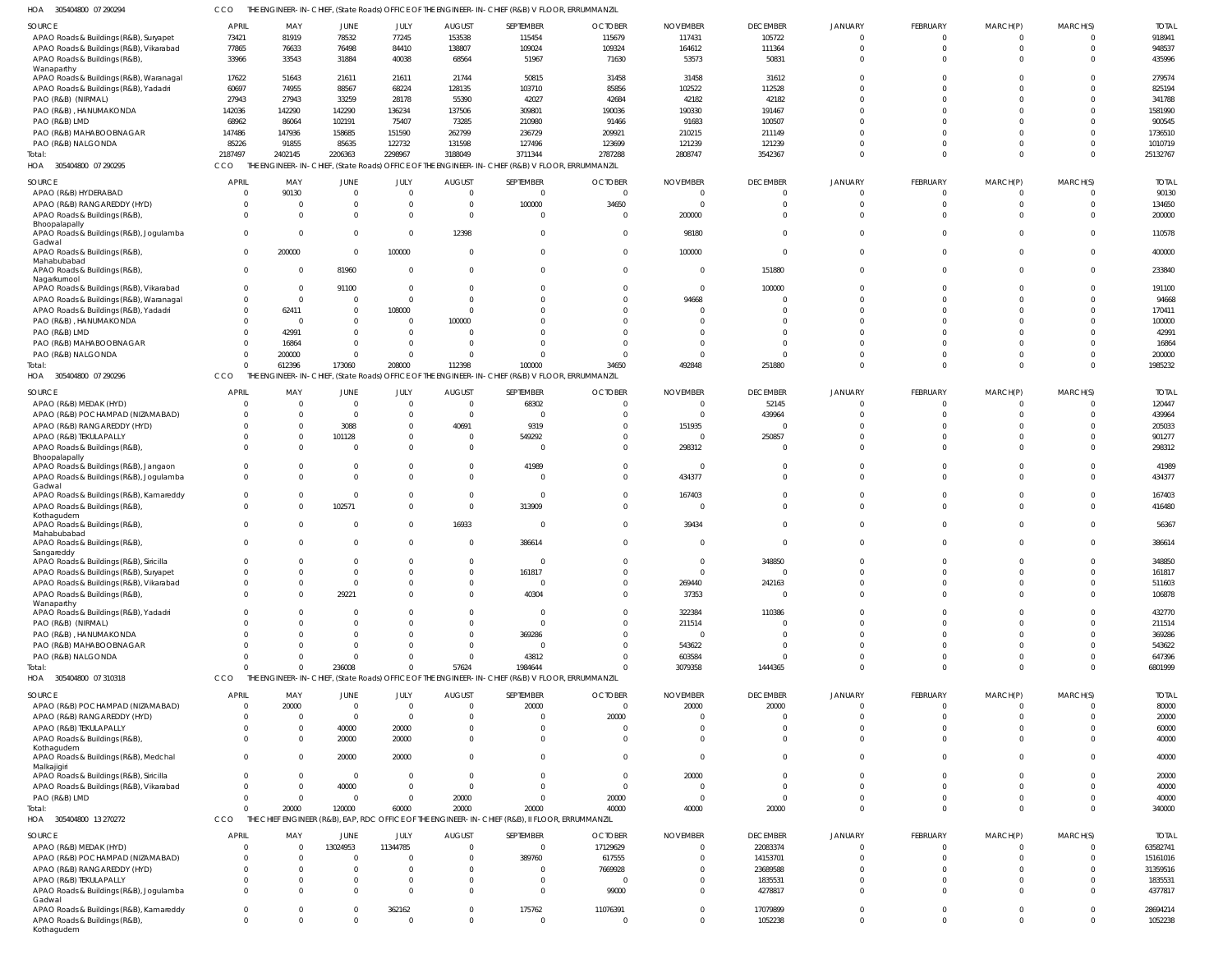HOA 305404800 07 290294 CCO THE ENGINEER-IN-CHIEF, (State Roads) OFFICE OF THE ENGINEER-IN-CHIEF (R&B) V FLOOR, ERRUMMANZIL

| SOURCE | APRIL | MAY | JUNE | JULY | AUGUST | SEPTEMBER | OCTOBER | NOVEMBER | DECEMBER | JANUARY | FEBRUARY | MARCH(P) | MARCH(S) | TOTAL |
|---|---|---|---|---|---|---|---|---|---|---|---|---|---|---|
| APAO Roads & Buildings (R&B), Suryapet | 73421 | 81919 | 78532 | 77245 | 153538 | 115454 | 115679 | 117431 | 105722 | 0 | 0 | 0 | 0 | 918941 |
| APAO Roads & Buildings (R&B), Vikarabad | 77865 | 76633 | 76498 | 84410 | 138807 | 109024 | 109324 | 164612 | 111364 | 0 | 0 | 0 | 0 | 948537 |
| APAO Roads & Buildings (R&B), Wanaparthy | 33966 | 33543 | 31884 | 40038 | 68564 | 51967 | 71630 | 53573 | 50831 | 0 | 0 | 0 | 0 | 435996 |
| APAO Roads & Buildings (R&B), Waranagal | 17622 | 51643 | 21611 | 21611 | 21744 | 50815 | 31458 | 31458 | 31612 | 0 | 0 | 0 | 0 | 279574 |
| APAO Roads & Buildings (R&B), Yadadri | 60697 | 74955 | 88567 | 68224 | 128135 | 103710 | 85856 | 102522 | 112528 | 0 | 0 | 0 | 0 | 825194 |
| PAO (R&B) (NIRMAL) | 27943 | 27943 | 33259 | 28178 | 55390 | 42027 | 42684 | 42182 | 42182 | 0 | 0 | 0 | 0 | 341788 |
| PAO (R&B), HANUMAKONDA | 142036 | 142290 | 142290 | 136234 | 137506 | 309801 | 190036 | 190330 | 191467 | 0 | 0 | 0 | 0 | 1581990 |
| PAO (R&B) LMD | 68962 | 86064 | 102191 | 75407 | 73285 | 210980 | 91466 | 91683 | 100507 | 0 | 0 | 0 | 0 | 900545 |
| PAO (R&B) MAHABOOBNAGAR | 147486 | 147936 | 158685 | 151590 | 262799 | 236729 | 209921 | 210215 | 211149 | 0 | 0 | 0 | 0 | 1736510 |
| PAO (R&B) NALGONDA | 85226 | 91855 | 85635 | 122732 | 131598 | 127496 | 123699 | 121239 | 121239 | 0 | 0 | 0 | 0 | 1010719 |
| Total: | 2187497 | 2402145 | 2206363 | 2298967 | 3188049 | 3711344 | 2787288 | 2808747 | 3542367 | 0 | 0 | 0 | 0 | 25132767 |

HOA 305404800 07 290295 CCO THE ENGINEER-IN-CHIEF, (State Roads) OFFICE OF THE ENGINEER-IN-CHIEF (R&B) V FLOOR, ERRUMMANZIL

| SOURCE | APRIL | MAY | JUNE | JULY | AUGUST | SEPTEMBER | OCTOBER | NOVEMBER | DECEMBER | JANUARY | FEBRUARY | MARCH(P) | MARCH(S) | TOTAL |
|---|---|---|---|---|---|---|---|---|---|---|---|---|---|---|
| APAO (R&B) HYDERABAD | 0 | 90130 | 0 | 0 | 0 | 0 | 0 | 0 | 0 | 0 | 0 | 0 | 0 | 90130 |
| APAO (R&B) RANGAREDDY (HYD) | 0 | 0 | 0 | 0 | 0 | 100000 | 34650 | 0 | 0 | 0 | 0 | 0 | 0 | 134650 |
| APAO Roads & Buildings (R&B), Bhoopalapally | 0 | 0 | 0 | 0 | 0 | 0 | 0 | 200000 | 0 | 0 | 0 | 0 | 0 | 200000 |
| APAO Roads & Buildings (R&B), Jogulamba Gadwal | 0 | 0 | 0 | 0 | 12398 | 0 | 0 | 98180 | 0 | 0 | 0 | 0 | 0 | 110578 |
| APAO Roads & Buildings (R&B), Mahabubabad | 0 | 200000 | 0 | 100000 | 0 | 0 | 0 | 100000 | 0 | 0 | 0 | 0 | 0 | 400000 |
| APAO Roads & Buildings (R&B), Nagarkurnool | 0 | 0 | 81960 | 0 | 0 | 0 | 0 | 0 | 151880 | 0 | 0 | 0 | 0 | 233840 |
| APAO Roads & Buildings (R&B), Vikarabad | 0 | 0 | 91100 | 0 | 0 | 0 | 0 | 0 | 100000 | 0 | 0 | 0 | 0 | 191100 |
| APAO Roads & Buildings (R&B), Waranagal | 0 | 0 | 0 | 0 | 0 | 0 | 0 | 94668 | 0 | 0 | 0 | 0 | 0 | 94668 |
| APAO Roads & Buildings (R&B), Yadadri | 0 | 62411 | 0 | 108000 | 0 | 0 | 0 | 0 | 0 | 0 | 0 | 0 | 0 | 170411 |
| PAO (R&B), HANUMAKONDA | 0 | 0 | 0 | 0 | 100000 | 0 | 0 | 0 | 0 | 0 | 0 | 0 | 0 | 100000 |
| PAO (R&B) LMD | 0 | 42991 | 0 | 0 | 0 | 0 | 0 | 0 | 0 | 0 | 0 | 0 | 0 | 42991 |
| PAO (R&B) MAHABOOBNAGAR | 0 | 16864 | 0 | 0 | 0 | 0 | 0 | 0 | 0 | 0 | 0 | 0 | 0 | 16864 |
| PAO (R&B) NALGONDA | 0 | 200000 | 0 | 0 | 0 | 0 | 0 | 0 | 0 | 0 | 0 | 0 | 0 | 200000 |
| Total: | 0 | 612396 | 173060 | 208000 | 112398 | 100000 | 34650 | 492848 | 251880 | 0 | 0 | 0 | 0 | 1985232 |

HOA 305404800 07 290296 CCO THE ENGINEER-IN-CHIEF, (State Roads) OFFICE OF THE ENGINEER-IN-CHIEF (R&B) V FLOOR, ERRUMMANZIL

| SOURCE | APRIL | MAY | JUNE | JULY | AUGUST | SEPTEMBER | OCTOBER | NOVEMBER | DECEMBER | JANUARY | FEBRUARY | MARCH(P) | MARCH(S) | TOTAL |
|---|---|---|---|---|---|---|---|---|---|---|---|---|---|---|
| APAO (R&B) MEDAK (HYD) | 0 | 0 | 0 | 0 | 0 | 68302 | 0 | 0 | 52145 | 0 | 0 | 0 | 0 | 120447 |
| APAO (R&B) POCHAMPAD (NIZAMABAD) | 0 | 0 | 0 | 0 | 0 | 0 | 0 | 0 | 439964 | 0 | 0 | 0 | 0 | 439964 |
| APAO (R&B) RANGAREDDY (HYD) | 0 | 0 | 3088 | 0 | 40691 | 9319 | 0 | 151935 | 0 | 0 | 0 | 0 | 0 | 205033 |
| APAO (R&B) TEKULAPALLY | 0 | 0 | 101128 | 0 | 0 | 549292 | 0 | 0 | 250857 | 0 | 0 | 0 | 0 | 901277 |
| APAO Roads & Buildings (R&B), Bhoopalapally | 0 | 0 | 0 | 0 | 0 | 0 | 0 | 298312 | 0 | 0 | 0 | 0 | 0 | 298312 |
| APAO Roads & Buildings (R&B), Jangaon | 0 | 0 | 0 | 0 | 0 | 41989 | 0 | 0 | 0 | 0 | 0 | 0 | 0 | 41989 |
| APAO Roads & Buildings (R&B), Jogulamba Gadwal | 0 | 0 | 0 | 0 | 0 | 0 | 0 | 434377 | 0 | 0 | 0 | 0 | 0 | 434377 |
| APAO Roads & Buildings (R&B), Kamareddy | 0 | 0 | 0 | 0 | 0 | 0 | 0 | 167403 | 0 | 0 | 0 | 0 | 0 | 167403 |
| APAO Roads & Buildings (R&B), Kothagudem | 0 | 0 | 102571 | 0 | 0 | 313909 | 0 | 0 | 0 | 0 | 0 | 0 | 0 | 416480 |
| APAO Roads & Buildings (R&B), Mahabubabad | 0 | 0 | 0 | 0 | 16933 | 0 | 0 | 39434 | 0 | 0 | 0 | 0 | 0 | 56367 |
| APAO Roads & Buildings (R&B), Sangareddy | 0 | 0 | 0 | 0 | 0 | 386614 | 0 | 0 | 0 | 0 | 0 | 0 | 0 | 386614 |
| APAO Roads & Buildings (R&B), Siricilla | 0 | 0 | 0 | 0 | 0 | 0 | 0 | 0 | 348850 | 0 | 0 | 0 | 0 | 348850 |
| APAO Roads & Buildings (R&B), Suryapet | 0 | 0 | 0 | 0 | 0 | 161817 | 0 | 0 | 0 | 0 | 0 | 0 | 0 | 161817 |
| APAO Roads & Buildings (R&B), Vikarabad | 0 | 0 | 0 | 0 | 0 | 0 | 0 | 269440 | 242163 | 0 | 0 | 0 | 0 | 511603 |
| APAO Roads & Buildings (R&B), Wanaparthy | 0 | 0 | 29221 | 0 | 0 | 40304 | 0 | 37353 | 0 | 0 | 0 | 0 | 0 | 106878 |
| APAO Roads & Buildings (R&B), Yadadri | 0 | 0 | 0 | 0 | 0 | 0 | 0 | 322384 | 110386 | 0 | 0 | 0 | 0 | 432770 |
| PAO (R&B) (NIRMAL) | 0 | 0 | 0 | 0 | 0 | 0 | 0 | 211514 | 0 | 0 | 0 | 0 | 0 | 211514 |
| PAO (R&B), HANUMAKONDA | 0 | 0 | 0 | 0 | 0 | 369286 | 0 | 0 | 0 | 0 | 0 | 0 | 0 | 369286 |
| PAO (R&B) MAHABOOBNAGAR | 0 | 0 | 0 | 0 | 0 | 0 | 0 | 543622 | 0 | 0 | 0 | 0 | 0 | 543622 |
| PAO (R&B) NALGONDA | 0 | 0 | 0 | 0 | 0 | 43812 | 0 | 603584 | 0 | 0 | 0 | 0 | 0 | 647396 |
| Total: | 0 | 0 | 236008 | 0 | 57624 | 1984644 | 0 | 3079358 | 1444365 | 0 | 0 | 0 | 0 | 6801999 |

HOA 305404800 07 310318 CCO THE ENGINEER-IN-CHIEF, (State Roads) OFFICE OF THE ENGINEER-IN-CHIEF (R&B) V FLOOR, ERRUMMANZIL

| SOURCE | APRIL | MAY | JUNE | JULY | AUGUST | SEPTEMBER | OCTOBER | NOVEMBER | DECEMBER | JANUARY | FEBRUARY | MARCH(P) | MARCH(S) | TOTAL |
|---|---|---|---|---|---|---|---|---|---|---|---|---|---|---|
| APAO (R&B) POCHAMPAD (NIZAMABAD) | 0 | 20000 | 0 | 0 | 0 | 20000 | 0 | 20000 | 20000 | 0 | 0 | 0 | 0 | 80000 |
| APAO (R&B) RANGAREDDY (HYD) | 0 | 0 | 0 | 0 | 0 | 0 | 20000 | 0 | 0 | 0 | 0 | 0 | 0 | 20000 |
| APAO (R&B) TEKULAPALLY | 0 | 0 | 40000 | 20000 | 0 | 0 | 0 | 0 | 0 | 0 | 0 | 0 | 0 | 60000 |
| APAO Roads & Buildings (R&B), Kothagudem | 0 | 0 | 20000 | 20000 | 0 | 0 | 0 | 0 | 0 | 0 | 0 | 0 | 0 | 40000 |
| APAO Roads & Buildings (R&B), Medchal Malkajigiri | 0 | 0 | 20000 | 20000 | 0 | 0 | 0 | 0 | 0 | 0 | 0 | 0 | 0 | 40000 |
| APAO Roads & Buildings (R&B), Siricilla | 0 | 0 | 0 | 0 | 0 | 0 | 0 | 20000 | 0 | 0 | 0 | 0 | 0 | 20000 |
| APAO Roads & Buildings (R&B), Vikarabad | 0 | 0 | 40000 | 0 | 0 | 0 | 0 | 0 | 0 | 0 | 0 | 0 | 0 | 40000 |
| PAO (R&B) LMD | 0 | 0 | 0 | 0 | 20000 | 0 | 20000 | 0 | 0 | 0 | 0 | 0 | 0 | 40000 |
| Total: | 0 | 20000 | 120000 | 60000 | 20000 | 20000 | 40000 | 40000 | 20000 | 0 | 0 | 0 | 0 | 340000 |

HOA 305404800 13 270272 CCO THE CHIEF ENGINEER (R&B), EAP, RDC OFFICE OF THE ENGINEER-IN-CHIEF (R&B), II FLOOR, ERRUMMANZIL

| SOURCE | APRIL | MAY | JUNE | JULY | AUGUST | SEPTEMBER | OCTOBER | NOVEMBER | DECEMBER | JANUARY | FEBRUARY | MARCH(P) | MARCH(S) | TOTAL |
|---|---|---|---|---|---|---|---|---|---|---|---|---|---|---|
| APAO (R&B) MEDAK (HYD) | 0 | 0 | 13024953 | 11344785 | 0 | 0 | 17129629 | 0 | 22083374 | 0 | 0 | 0 | 0 | 63582741 |
| APAO (R&B) POCHAMPAD (NIZAMABAD) | 0 | 0 | 0 | 0 | 0 | 389760 | 617555 | 0 | 14153701 | 0 | 0 | 0 | 0 | 15161016 |
| APAO (R&B) RANGAREDDY (HYD) | 0 | 0 | 0 | 0 | 0 | 0 | 7669928 | 0 | 23689588 | 0 | 0 | 0 | 0 | 31359516 |
| APAO (R&B) TEKULAPALLY | 0 | 0 | 0 | 0 | 0 | 0 | 0 | 0 | 1835531 | 0 | 0 | 0 | 0 | 1835531 |
| APAO Roads & Buildings (R&B), Jogulamba Gadwal | 0 | 0 | 0 | 0 | 0 | 0 | 99000 | 0 | 4278817 | 0 | 0 | 0 | 0 | 4377817 |
| APAO Roads & Buildings (R&B), Kamareddy | 0 | 0 | 0 | 362162 | 0 | 175762 | 11076391 | 0 | 17079899 | 0 | 0 | 0 | 0 | 28694214 |
| APAO Roads & Buildings (R&B), Kothagudem | 0 | 0 | 0 | 0 | 0 | 0 | 0 | 0 | 1052238 | 0 | 0 | 0 | 0 | 1052238 |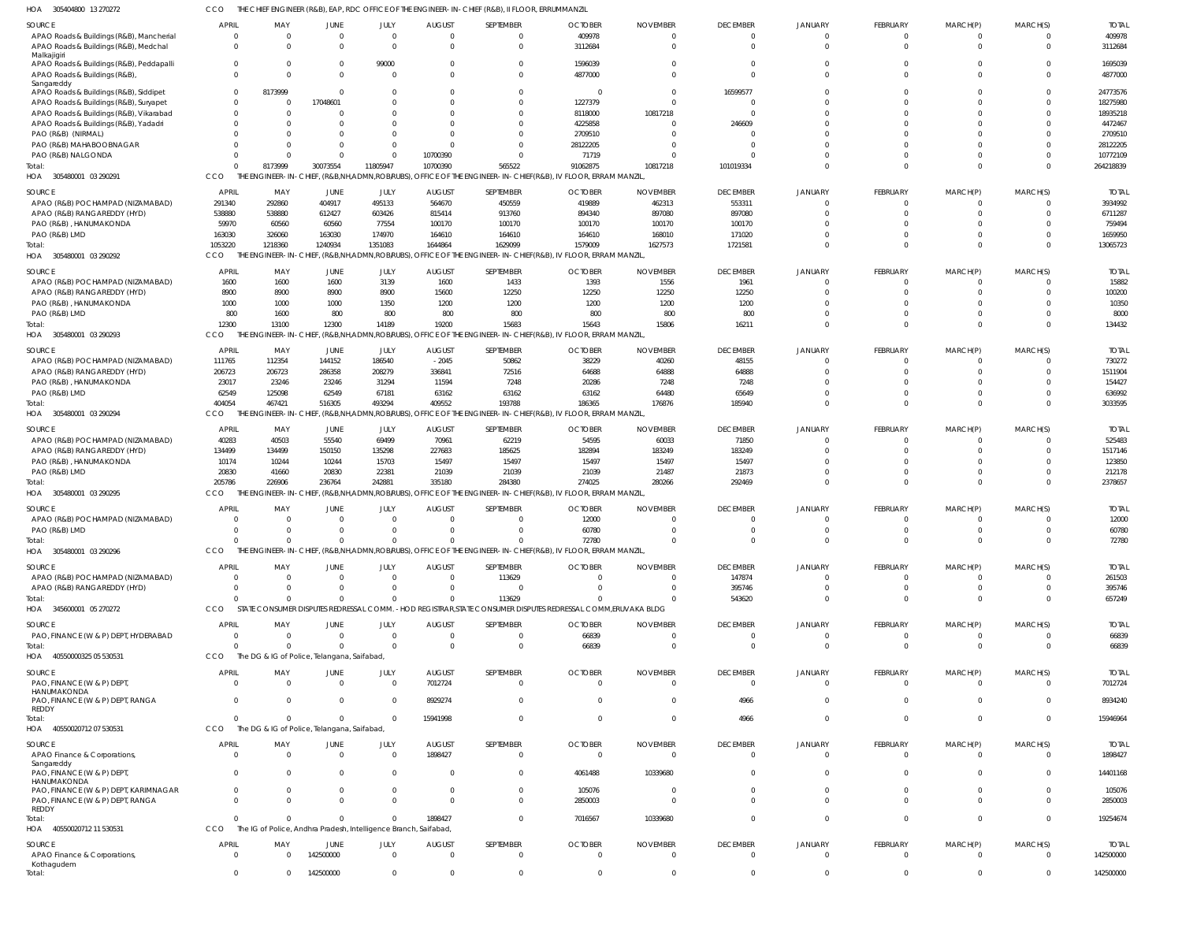HOA 305404800 13 270272 CCO THE CHIEF ENGINEER (R&B), EAP, RDC OFFICE OF THE ENGINEER- IN- CHIEF (R&B), II FLOOR, ERRUMMANZIL

| SOURCE | APRIL | MAY | JUNE | JULY | AUGUST | SEPTEMBER | OCTOBER | NOVEMBER | DECEMBER | JANUARY | FEBRUARY | MARCH(P) | MARCH(S) | TOTAL |
|---|---|---|---|---|---|---|---|---|---|---|---|---|---|---|
| APAO Roads & Buildings (R&B), Mancherial | 0 | 0 | 0 | 0 | 0 | 0 | 409978 | 0 | 0 | 0 | 0 | 0 | 0 | 409978 |
| APAO Roads & Buildings (R&B), Medchal Malkajigiri | 0 | 0 | 0 | 0 | 0 | 0 | 3112684 | 0 | 0 | 0 | 0 | 0 | 0 | 3112684 |
| APAO Roads & Buildings (R&B), Peddapalli | 0 | 0 | 0 | 99000 | 0 | 0 | 1596039 | 0 | 0 | 0 | 0 | 0 | 0 | 1695039 |
| APAO Roads & Buildings (R&B), Sangareddy | 0 | 0 | 0 | 0 | 0 | 0 | 4877000 | 0 | 0 | 0 | 0 | 0 | 0 | 4877000 |
| APAO Roads & Buildings (R&B), Siddipet | 0 | 8173999 | 0 | 0 | 0 | 0 | 0 | 0 | 16599577 | 0 | 0 | 0 | 0 | 24773576 |
| APAO Roads & Buildings (R&B), Suryapet | 0 | 0 | 17048601 | 0 | 0 | 0 | 1227379 | 0 | 0 | 0 | 0 | 0 | 0 | 18275980 |
| APAO Roads & Buildings (R&B), Vikarabad | 0 | 0 | 0 | 0 | 0 | 0 | 8118000 | 10817218 | 0 | 0 | 0 | 0 | 0 | 18935218 |
| APAO Roads & Buildings (R&B), Yadadri | 0 | 0 | 0 | 0 | 0 | 0 | 4225858 | 0 | 246609 | 0 | 0 | 0 | 0 | 4472467 |
| PAO (R&B) (NIRMAL) | 0 | 0 | 0 | 0 | 0 | 0 | 2709510 | 0 | 0 | 0 | 0 | 0 | 0 | 2709510 |
| PAO (R&B) MAHABOOBNAGAR | 0 | 0 | 0 | 0 | 0 | 0 | 28122205 | 0 | 0 | 0 | 0 | 0 | 0 | 28122205 |
| PAO (R&B) NALGONDA | 0 | 0 | 0 | 0 | 10700390 | 0 | 71719 | 0 | 0 | 0 | 0 | 0 | 0 | 10772109 |
| Total: | 0 | 8173999 | 30073554 | 11805947 | 10700390 | 565522 | 91062875 | 10817218 | 101019334 | 0 | 0 | 0 | 0 | 264218839 |

HOA 305480001 03 290291 CCO THE ENGINEER- IN- CHIEF, (R&B,NH,ADMN,ROB/RUBS), OFFICE OF THE ENGINEER- IN- CHIEF(R&B), IV FLOOR, ERRAM MANZIL,

| SOURCE | APRIL | MAY | JUNE | JULY | AUGUST | SEPTEMBER | OCTOBER | NOVEMBER | DECEMBER | JANUARY | FEBRUARY | MARCH(P) | MARCH(S) | TOTAL |
|---|---|---|---|---|---|---|---|---|---|---|---|---|---|---|
| APAO (R&B) POCHAMPAD (NIZAMABAD) | 291340 | 292860 | 404917 | 495133 | 564670 | 450559 | 419889 | 462313 | 553311 | 0 | 0 | 0 | 0 | 3934992 |
| APAO (R&B) RANGAREDDY (HYD) | 538880 | 538880 | 612427 | 603426 | 815414 | 913760 | 894340 | 897080 | 897080 | 0 | 0 | 0 | 0 | 6711287 |
| PAO (R&B) , HANUMAKONDA | 59970 | 60560 | 60560 | 77554 | 100170 | 100170 | 100170 | 100170 | 100170 | 0 | 0 | 0 | 0 | 759494 |
| PAO (R&B) LMD | 163030 | 326060 | 163030 | 174970 | 164610 | 164610 | 164610 | 168010 | 171020 | 0 | 0 | 0 | 0 | 1659950 |
| Total: | 1053220 | 1218360 | 1240934 | 1351083 | 1644864 | 1629099 | 1579009 | 1627573 | 1721581 | 0 | 0 | 0 | 0 | 13065723 |

HOA 305480001 03 290292 CCO THE ENGINEER- IN- CHIEF, (R&B,NH,ADMN,ROB/RUBS), OFFICE OF THE ENGINEER- IN- CHIEF(R&B), IV FLOOR, ERRAM MANZIL,

| SOURCE | APRIL | MAY | JUNE | JULY | AUGUST | SEPTEMBER | OCTOBER | NOVEMBER | DECEMBER | JANUARY | FEBRUARY | MARCH(P) | MARCH(S) | TOTAL |
|---|---|---|---|---|---|---|---|---|---|---|---|---|---|---|
| APAO (R&B) POCHAMPAD (NIZAMABAD) | 1600 | 1600 | 1600 | 3139 | 1600 | 1433 | 1393 | 1556 | 1961 | 0 | 0 | 0 | 0 | 15882 |
| APAO (R&B) RANGAREDDY (HYD) | 8900 | 8900 | 8900 | 8900 | 15600 | 12250 | 12250 | 12250 | 12250 | 0 | 0 | 0 | 0 | 100200 |
| PAO (R&B) , HANUMAKONDA | 1000 | 1000 | 1000 | 1350 | 1200 | 1200 | 1200 | 1200 | 1200 | 0 | 0 | 0 | 0 | 10350 |
| PAO (R&B) LMD | 800 | 1600 | 800 | 800 | 800 | 800 | 800 | 800 | 800 | 0 | 0 | 0 | 0 | 8000 |
| Total: | 12300 | 13100 | 12300 | 14189 | 19200 | 15683 | 15643 | 15806 | 16211 | 0 | 0 | 0 | 0 | 134432 |

HOA 305480001 03 290293 CCO THE ENGINEER- IN- CHIEF, (R&B,NH,ADMN,ROB/RUBS), OFFICE OF THE ENGINEER- IN- CHIEF(R&B), IV FLOOR, ERRAM MANZIL,

| SOURCE | APRIL | MAY | JUNE | JULY | AUGUST | SEPTEMBER | OCTOBER | NOVEMBER | DECEMBER | JANUARY | FEBRUARY | MARCH(P) | MARCH(S) | TOTAL |
|---|---|---|---|---|---|---|---|---|---|---|---|---|---|---|
| APAO (R&B) POCHAMPAD (NIZAMABAD) | 111765 | 112354 | 144152 | 186540 | -2045 | 50862 | 38229 | 40260 | 48155 | 0 | 0 | 0 | 0 | 730272 |
| APAO (R&B) RANGAREDDY (HYD) | 206723 | 206723 | 286358 | 208279 | 336841 | 72516 | 64688 | 64888 | 64888 | 0 | 0 | 0 | 0 | 1511904 |
| PAO (R&B) , HANUMAKONDA | 23017 | 23246 | 23246 | 31294 | 11594 | 7248 | 20286 | 7248 | 7248 | 0 | 0 | 0 | 0 | 154427 |
| PAO (R&B) LMD | 62549 | 125098 | 62549 | 67181 | 63162 | 63162 | 63162 | 64480 | 65649 | 0 | 0 | 0 | 0 | 636992 |
| Total: | 404054 | 467421 | 516305 | 493294 | 409552 | 193788 | 186365 | 176876 | 185940 | 0 | 0 | 0 | 0 | 3033595 |

HOA 305480001 03 290294 CCO THE ENGINEER- IN- CHIEF, (R&B,NH,ADMN,ROB/RUBS), OFFICE OF THE ENGINEER- IN- CHIEF(R&B), IV FLOOR, ERRAM MANZIL,

| SOURCE | APRIL | MAY | JUNE | JULY | AUGUST | SEPTEMBER | OCTOBER | NOVEMBER | DECEMBER | JANUARY | FEBRUARY | MARCH(P) | MARCH(S) | TOTAL |
|---|---|---|---|---|---|---|---|---|---|---|---|---|---|---|
| APAO (R&B) POCHAMPAD (NIZAMABAD) | 40283 | 40503 | 55540 | 69499 | 70961 | 62219 | 54595 | 60033 | 71850 | 0 | 0 | 0 | 0 | 525483 |
| APAO (R&B) RANGAREDDY (HYD) | 134499 | 134499 | 150150 | 135298 | 227683 | 185625 | 182894 | 183249 | 183249 | 0 | 0 | 0 | 0 | 1517146 |
| PAO (R&B) , HANUMAKONDA | 10174 | 10244 | 10244 | 15703 | 15497 | 15497 | 15497 | 15497 | 15497 | 0 | 0 | 0 | 0 | 123850 |
| PAO (R&B) LMD | 20830 | 41660 | 20830 | 22381 | 21039 | 21039 | 21039 | 21487 | 21873 | 0 | 0 | 0 | 0 | 212178 |
| Total: | 205786 | 226906 | 236764 | 242881 | 335180 | 284380 | 274025 | 280266 | 292469 | 0 | 0 | 0 | 0 | 2378657 |

HOA 305480001 03 290295 CCO THE ENGINEER- IN- CHIEF, (R&B,NH,ADMN,ROB/RUBS), OFFICE OF THE ENGINEER- IN- CHIEF(R&B), IV FLOOR, ERRAM MANZIL,

| SOURCE | APRIL | MAY | JUNE | JULY | AUGUST | SEPTEMBER | OCTOBER | NOVEMBER | DECEMBER | JANUARY | FEBRUARY | MARCH(P) | MARCH(S) | TOTAL |
|---|---|---|---|---|---|---|---|---|---|---|---|---|---|---|
| APAO (R&B) POCHAMPAD (NIZAMABAD) | 0 | 0 | 0 | 0 | 0 | 0 | 12000 | 0 | 0 | 0 | 0 | 0 | 0 | 12000 |
| PAO (R&B) LMD | 0 | 0 | 0 | 0 | 0 | 0 | 60780 | 0 | 0 | 0 | 0 | 0 | 0 | 60780 |
| Total: | 0 | 0 | 0 | 0 | 0 | 0 | 72780 | 0 | 0 | 0 | 0 | 0 | 0 | 72780 |

HOA 305480001 03 290296 CCO THE ENGINEER- IN- CHIEF, (R&B,NH,ADMN,ROB/RUBS), OFFICE OF THE ENGINEER- IN- CHIEF(R&B), IV FLOOR, ERRAM MANZIL,

| SOURCE | APRIL | MAY | JUNE | JULY | AUGUST | SEPTEMBER | OCTOBER | NOVEMBER | DECEMBER | JANUARY | FEBRUARY | MARCH(P) | MARCH(S) | TOTAL |
|---|---|---|---|---|---|---|---|---|---|---|---|---|---|---|
| APAO (R&B) POCHAMPAD (NIZAMABAD) | 0 | 0 | 0 | 0 | 0 | 113629 | 0 | 0 | 147874 | 0 | 0 | 0 | 0 | 261503 |
| APAO (R&B) RANGAREDDY (HYD) | 0 | 0 | 0 | 0 | 0 | 0 | 0 | 0 | 395746 | 0 | 0 | 0 | 0 | 395746 |
| Total: | 0 | 0 | 0 | 0 | 0 | 113629 | 0 | 0 | 543620 | 0 | 0 | 0 | 0 | 657249 |

HOA 345600001 05 270272 CCO STATE CONSUMER DISPUTES REDRESSAL COMM. - HOD REGISTRAR,STATE CONSUMER DISPUTES REDRESSAL COMM,ERUVAKA BLDG

| SOURCE | APRIL | MAY | JUNE | JULY | AUGUST | SEPTEMBER | OCTOBER | NOVEMBER | DECEMBER | JANUARY | FEBRUARY | MARCH(P) | MARCH(S) | TOTAL |
|---|---|---|---|---|---|---|---|---|---|---|---|---|---|---|
| PAO, FINANCE (W & P) DEPT, HYDERABAD | 0 | 0 | 0 | 0 | 0 | 0 | 66839 | 0 | 0 | 0 | 0 | 0 | 0 | 66839 |
| Total: | 0 | 0 | 0 | 0 | 0 | 0 | 66839 | 0 | 0 | 0 | 0 | 0 | 0 | 66839 |

HOA 40550000325 05 530531 CCO The DG & IG of Police, Telangana, Saifabad,

| SOURCE | APRIL | MAY | JUNE | JULY | AUGUST | SEPTEMBER | OCTOBER | NOVEMBER | DECEMBER | JANUARY | FEBRUARY | MARCH(P) | MARCH(S) | TOTAL |
|---|---|---|---|---|---|---|---|---|---|---|---|---|---|---|
| PAO, FINANCE (W & P) DEPT, HANUMAKONDA | 0 | 0 | 0 | 0 | 7012724 | 0 | 0 | 0 | 0 | 0 | 0 | 0 | 0 | 7012724 |
| PAO, FINANCE (W & P) DEPT, RANGA REDDY | 0 | 0 | 0 | 0 | 8929274 | 0 | 0 | 0 | 4966 | 0 | 0 | 0 | 0 | 8934240 |
| Total: | 0 | 0 | 0 | 0 | 15941998 | 0 | 0 | 0 | 4966 | 0 | 0 | 0 | 0 | 15946964 |

HOA 40550020712 07 530531 CCO The DG & IG of Police, Telangana, Saifabad,

| SOURCE | APRIL | MAY | JUNE | JULY | AUGUST | SEPTEMBER | OCTOBER | NOVEMBER | DECEMBER | JANUARY | FEBRUARY | MARCH(P) | MARCH(S) | TOTAL |
|---|---|---|---|---|---|---|---|---|---|---|---|---|---|---|
| APAO Finance & Corporations, Sangareddy | 0 | 0 | 0 | 0 | 1898427 | 0 | 0 | 0 | 0 | 0 | 0 | 0 | 0 | 1898427 |
| PAO, FINANCE (W & P) DEPT, HANUMAKONDA | 0 | 0 | 0 | 0 | 0 | 0 | 4061488 | 10339680 | 0 | 0 | 0 | 0 | 0 | 14401168 |
| PAO, FINANCE (W & P) DEPT, KARIMNAGAR | 0 | 0 | 0 | 0 | 0 | 0 | 105076 | 0 | 0 | 0 | 0 | 0 | 0 | 105076 |
| PAO, FINANCE (W & P) DEPT, RANGA REDDY | 0 | 0 | 0 | 0 | 0 | 0 | 2850003 | 0 | 0 | 0 | 0 | 0 | 0 | 2850003 |
| Total: | 0 | 0 | 0 | 0 | 1898427 | 0 | 7016567 | 10339680 | 0 | 0 | 0 | 0 | 0 | 19254674 |

HOA 40550020712 11 530531 CCO The IG of Police, Andhra Pradesh, Intelligence Branch, Saifabad,

| SOURCE | APRIL | MAY | JUNE | JULY | AUGUST | SEPTEMBER | OCTOBER | NOVEMBER | DECEMBER | JANUARY | FEBRUARY | MARCH(P) | MARCH(S) | TOTAL |
|---|---|---|---|---|---|---|---|---|---|---|---|---|---|---|
| APAO Finance & Corporations, Kothagudem | 0 | 0 | 142500000 | 0 | 0 | 0 | 0 | 0 | 0 | 0 | 0 | 0 | 0 | 142500000 |
| Total: | 0 | 0 | 142500000 | 0 | 0 | 0 | 0 | 0 | 0 | 0 | 0 | 0 | 0 | 142500000 |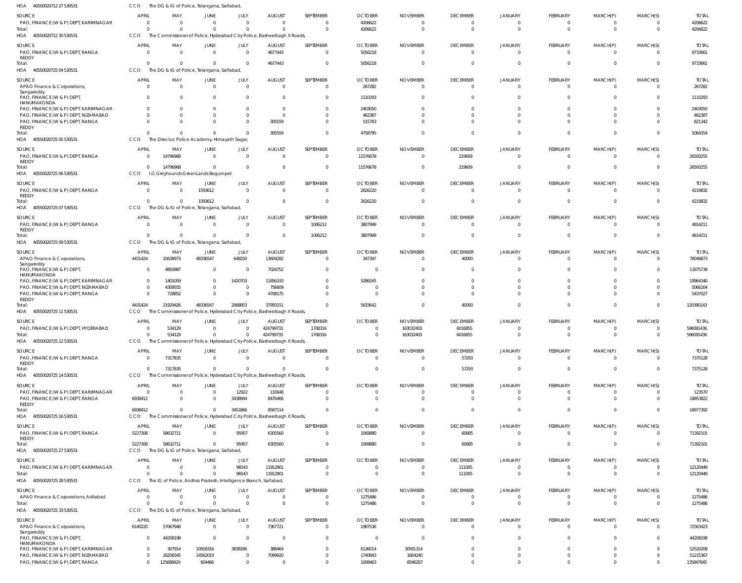HOA 40550020712 27 530531 CCO The DG & IG of Police, Telangana, Saifabad,

| SOURCE | APRIL | MAY | JUNE | JULY | AUGUST | SEPTEMBER | OCTOBER | NOVEMBER | DECEMBER | JANUARY | FEBRUARY | MARCH(P) | MARCH(S) | TOTAL |
|---|---|---|---|---|---|---|---|---|---|---|---|---|---|---|
| PAO, FINANCE (W & P) DEPT, KARIMNAGAR | 0 | 0 | 0 | 0 | 0 | 0 | 4206622 | 0 | 0 | 0 | 0 | 0 | 0 | 4206622 |
| Total: | 0 | 0 | 0 | 0 | 0 | 0 | 4206622 | 0 | 0 | 0 | 0 | 0 | 0 | 4206622 |

HOA 40550020712 30 530531 CCO The Commissioner of Police, Hyderabad City Police, Basheerbagh X Roads,

| SOURCE | APRIL | MAY | JUNE | JULY | AUGUST | SEPTEMBER | OCTOBER | NOVEMBER | DECEMBER | JANUARY | FEBRUARY | MARCH(P) | MARCH(S) | TOTAL |
|---|---|---|---|---|---|---|---|---|---|---|---|---|---|---|
| PAO, FINANCE (W & P) DEPT, RANGA REDDY | 0 | 0 | 0 | 0 | 4677443 | 0 | 5056218 | 0 | 0 | 0 | 0 | 0 | 0 | 9733661 |
| Total: | 0 | 0 | 0 | 0 | 4677443 | 0 | 5056218 | 0 | 0 | 0 | 0 | 0 | 0 | 9733661 |

HOA 40550020725 04 530531 CCO The DG & IG of Police, Telangana, Saifabad,

| SOURCE | APRIL | MAY | JUNE | JULY | AUGUST | SEPTEMBER | OCTOBER | NOVEMBER | DECEMBER | JANUARY | FEBRUARY | MARCH(P) | MARCH(S) | TOTAL |
|---|---|---|---|---|---|---|---|---|---|---|---|---|---|---|
| APAO Finance & Corporations, Sangareddy | 0 | 0 | 0 | 0 | 0 | 0 | 267282 | 0 | 0 | 0 | 0 | 0 | 0 | 267282 |
| PAO, FINANCE (W & P) DEPT, HANUMAKONDA | 0 | 0 | 0 | 0 | 0 | 0 | 1110293 | 0 | 0 | 0 | 0 | 0 | 0 | 1110293 |
| PAO, FINANCE (W & P) DEPT, KARIMNAGAR | 0 | 0 | 0 | 0 | 0 | 0 | 2403050 | 0 | 0 | 0 | 0 | 0 | 0 | 2403050 |
| PAO, FINANCE (W & P) DEPT, NIZAMABAD | 0 | 0 | 0 | 0 | 0 | 0 | 462387 | 0 | 0 | 0 | 0 | 0 | 0 | 462387 |
| PAO, FINANCE (W & P) DEPT, RANGA REDDY | 0 | 0 | 0 | 0 | 305559 | 0 | 515783 | 0 | 0 | 0 | 0 | 0 | 0 | 821342 |
| Total: | 0 | 0 | 0 | 0 | 305559 | 0 | 4758795 | 0 | 0 | 0 | 0 | 0 | 0 | 5064354 |

HOA 40550020725 05 530531 CCO The Director, Police Academy, Himayath Sagar,

| SOURCE | APRIL | MAY | JUNE | JULY | AUGUST | SEPTEMBER | OCTOBER | NOVEMBER | DECEMBER | JANUARY | FEBRUARY | MARCH(P) | MARCH(S) | TOTAL |
|---|---|---|---|---|---|---|---|---|---|---|---|---|---|---|
| PAO, FINANCE (W & P) DEPT, RANGA REDDY | 0 | 14796968 | 0 | 0 | 0 | 0 | 11576678 | 0 | 219609 | 0 | 0 | 0 | 0 | 26593255 |
| Total: | 0 | 14796968 | 0 | 0 | 0 | 0 | 11576678 | 0 | 219609 | 0 | 0 | 0 | 0 | 26593255 |

HOA 40550020725 06 530531 CCO I.G.Greyhounds GreenLands Begumpet

| SOURCE | APRIL | MAY | JUNE | JULY | AUGUST | SEPTEMBER | OCTOBER | NOVEMBER | DECEMBER | JANUARY | FEBRUARY | MARCH(P) | MARCH(S) | TOTAL |
|---|---|---|---|---|---|---|---|---|---|---|---|---|---|---|
| PAO, FINANCE (W & P) DEPT, RANGA REDDY | 0 | 0 | 1593612 | 0 | 0 | 0 | 2626220 | 0 | 0 | 0 | 0 | 0 | 0 | 4219832 |
| Total: | 0 | 0 | 1593612 | 0 | 0 | 0 | 2626220 | 0 | 0 | 0 | 0 | 0 | 0 | 4219832 |

HOA 40550020725 07 530531 CCO The DG & IG of Police, Telangana, Saifabad,

| SOURCE | APRIL | MAY | JUNE | JULY | AUGUST | SEPTEMBER | OCTOBER | NOVEMBER | DECEMBER | JANUARY | FEBRUARY | MARCH(P) | MARCH(S) | TOTAL |
|---|---|---|---|---|---|---|---|---|---|---|---|---|---|---|
| PAO, FINANCE (W & P) DEPT, RANGA REDDY | 0 | 0 | 0 | 0 | 0 | 1006212 | 3807999 | 0 | 0 | 0 | 0 | 0 | 0 | 4814211 |
| Total: | 0 | 0 | 0 | 0 | 0 | 1006212 | 3807999 | 0 | 0 | 0 | 0 | 0 | 0 | 4814211 |

HOA 40550020725 09 530531 CCO The DG & IG of Police, Telangana, Saifabad,

| SOURCE | APRIL | MAY | JUNE | JULY | AUGUST | SEPTEMBER | OCTOBER | NOVEMBER | DECEMBER | JANUARY | FEBRUARY | MARCH(P) | MARCH(S) | TOTAL |
|---|---|---|---|---|---|---|---|---|---|---|---|---|---|---|
| APAO Finance & Corporations, Sangareddy | 4431424 | 10638973 | 48336547 | 648250 | 13604282 | 0 | 347397 | 0 | 40000 | 0 | 0 | 0 | 0 | 78046873 |
| PAO, FINANCE (W & P) DEPT, HANUMAKONDA | 0 | 4850987 | 0 | 0 | 7024752 | 0 | 0 | 0 | 0 | 0 | 0 | 0 | 0 | 11875739 |
| PAO, FINANCE (W & P) DEPT, KARIMNAGAR | 0 | 1401059 | 0 | 1420703 | 11856333 | 0 | 5286245 | 0 | 0 | 0 | 0 | 0 | 0 | 19964340 |
| PAO, FINANCE (W & P) DEPT, NIZAMABAD | 0 | 4309555 | 0 | 0 | 756609 | 0 | 0 | 0 | 0 | 0 | 0 | 0 | 0 | 5066164 |
| PAO, FINANCE (W & P) DEPT, RANGA REDDY | 0 | 728852 | 0 | 0 | 4708175 | 0 | 0 | 0 | 0 | 0 | 0 | 0 | 0 | 5437027 |
| Total: | 4431424 | 21929426 | 48336547 | 2068953 | 37950151 | 0 | 5633642 | 0 | 40000 | 0 | 0 | 0 | 0 | 120390143 |

HOA 40550020725 11 530531 CCO The Commissioner of Police, Hyderabad City Police, Basheerbagh X Roads,

| SOURCE | APRIL | MAY | JUNE | JULY | AUGUST | SEPTEMBER | OCTOBER | NOVEMBER | DECEMBER | JANUARY | FEBRUARY | MARCH(P) | MARCH(S) | TOTAL |
|---|---|---|---|---|---|---|---|---|---|---|---|---|---|---|
| PAO, FINANCE (W & P) DEPT, HYDERABAD | 0 | 534129 | 0 | 0 | 424799733 | 1708316 | 0 | 163032403 | 6016855 | 0 | 0 | 0 | 0 | 596091436 |
| Total: | 0 | 534129 | 0 | 0 | 424799733 | 1708316 | 0 | 163032403 | 6016855 | 0 | 0 | 0 | 0 | 596091436 |

HOA 40550020725 12 530531 CCO The Commissioner of Police, Hyderabad City Police, Basheerbagh X Roads,

| SOURCE | APRIL | MAY | JUNE | JULY | AUGUST | SEPTEMBER | OCTOBER | NOVEMBER | DECEMBER | JANUARY | FEBRUARY | MARCH(P) | MARCH(S) | TOTAL |
|---|---|---|---|---|---|---|---|---|---|---|---|---|---|---|
| PAO, FINANCE (W & P) DEPT, RANGA REDDY | 0 | 7317835 | 0 | 0 | 0 | 0 | 0 | 0 | 57293 | 0 | 0 | 0 | 0 | 7375128 |
| Total: | 0 | 7317835 | 0 | 0 | 0 | 0 | 0 | 0 | 57293 | 0 | 0 | 0 | 0 | 7375128 |

HOA 40550020725 14 530531 CCO The Commissioner of Police, Hyderabad City Police, Basheerbagh X Roads,

| SOURCE | APRIL | MAY | JUNE | JULY | AUGUST | SEPTEMBER | OCTOBER | NOVEMBER | DECEMBER | JANUARY | FEBRUARY | MARCH(P) | MARCH(S) | TOTAL |
|---|---|---|---|---|---|---|---|---|---|---|---|---|---|---|
| PAO, FINANCE (W & P) DEPT, KARIMNAGAR | 0 | 0 | 0 | 12922 | 110648 | 0 | 0 | 0 | 0 | 0 | 0 | 0 | 0 | 123570 |
| PAO, FINANCE (W & P) DEPT, RANGA REDDY | 6938412 | 0 | 0 | 3438944 | 8476466 | 0 | 0 | 0 | 0 | 0 | 0 | 0 | 0 | 18853822 |
| Total: | 6938412 | 0 | 0 | 3451866 | 8587114 | 0 | 0 | 0 | 0 | 0 | 0 | 0 | 0 | 18977392 |

HOA 40550020725 16 530531 CCO The Commissioner of Police, Hyderabad City Police, Basheerbagh X Roads,

| SOURCE | APRIL | MAY | JUNE | JULY | AUGUST | SEPTEMBER | OCTOBER | NOVEMBER | DECEMBER | JANUARY | FEBRUARY | MARCH(P) | MARCH(S) | TOTAL |
|---|---|---|---|---|---|---|---|---|---|---|---|---|---|---|
| PAO, FINANCE (W & P) DEPT, RANGA REDDY | 5227308 | 58632711 | 0 | 95957 | 6305560 | 0 | 1069880 | 0 | 60685 | 0 | 0 | 0 | 0 | 71392101 |
| Total: | 5227308 | 58632711 | 0 | 95957 | 6305560 | 0 | 1069880 | 0 | 60685 | 0 | 0 | 0 | 0 | 71392101 |

HOA 40550020725 27 530531 CCO The DG & IG of Police, Telangana, Saifabad,

| SOURCE | APRIL | MAY | JUNE | JULY | AUGUST | SEPTEMBER | OCTOBER | NOVEMBER | DECEMBER | JANUARY | FEBRUARY | MARCH(P) | MARCH(S) | TOTAL |
|---|---|---|---|---|---|---|---|---|---|---|---|---|---|---|
| PAO, FINANCE (W & P) DEPT, KARIMNAGAR | 0 | 0 | 0 | 96543 | 11912901 | 0 | 0 | 0 | 111005 | 0 | 0 | 0 | 0 | 12120449 |
| Total: | 0 | 0 | 0 | 96543 | 11912901 | 0 | 0 | 0 | 111005 | 0 | 0 | 0 | 0 | 12120449 |

HOA 40550020725 28 530531 CCO The IG of Police, Andhra Pradesh, Intelligence Branch, Saifabad,

| SOURCE | APRIL | MAY | JUNE | JULY | AUGUST | SEPTEMBER | OCTOBER | NOVEMBER | DECEMBER | JANUARY | FEBRUARY | MARCH(P) | MARCH(S) | TOTAL |
|---|---|---|---|---|---|---|---|---|---|---|---|---|---|---|
| APAO Finance & Corporations, Adilabad | 0 | 0 | 0 | 0 | 0 | 0 | 1275486 | 0 | 0 | 0 | 0 | 0 | 0 | 1275486 |
| Total: | 0 | 0 | 0 | 0 | 0 | 0 | 1275486 | 0 | 0 | 0 | 0 | 0 | 0 | 1275486 |

HOA 40550020725 33 530531 CCO The DG & IG of Police, Telangana, Saifabad,

| SOURCE | APRIL | MAY | JUNE | JULY | AUGUST | SEPTEMBER | OCTOBER | NOVEMBER | DECEMBER | JANUARY | FEBRUARY | MARCH(P) | MARCH(S) | TOTAL |
|---|---|---|---|---|---|---|---|---|---|---|---|---|---|---|
| APAO Finance & Corporations, Sangareddy | 6140220 | 57067946 | 0 | 0 | 7367721 | 0 | 1987536 | 0 | 0 | 0 | 0 | 0 | 0 | 72563423 |
| PAO, FINANCE (W & P) DEPT, HANUMAKONDA | 0 | 44208198 | 0 | 0 | 0 | 0 | 0 | 0 | 0 | 0 | 0 | 0 | 0 | 44208198 |
| PAO, FINANCE (W & P) DEPT, KARIMNAGAR | 0 | 307914 | 10918316 | 3838186 | 388464 | 0 | 6136014 | 30931314 | 0 | 0 | 0 | 0 | 0 | 52520208 |
| PAO, FINANCE (W & P) DEPT, NIZAMABAD | 0 | 26208345 | 14562019 | 0 | 7099920 | 0 | 1740843 | 1604240 | 0 | 0 | 0 | 0 | 0 | 51215367 |
| PAO, FINANCE (W & P) DEPT, RANGA | 0 | 125688429 | 604466 | 0 | 0 | 0 | 1008463 | 8546287 | 0 | 0 | 0 | 0 | 0 | 135847645 |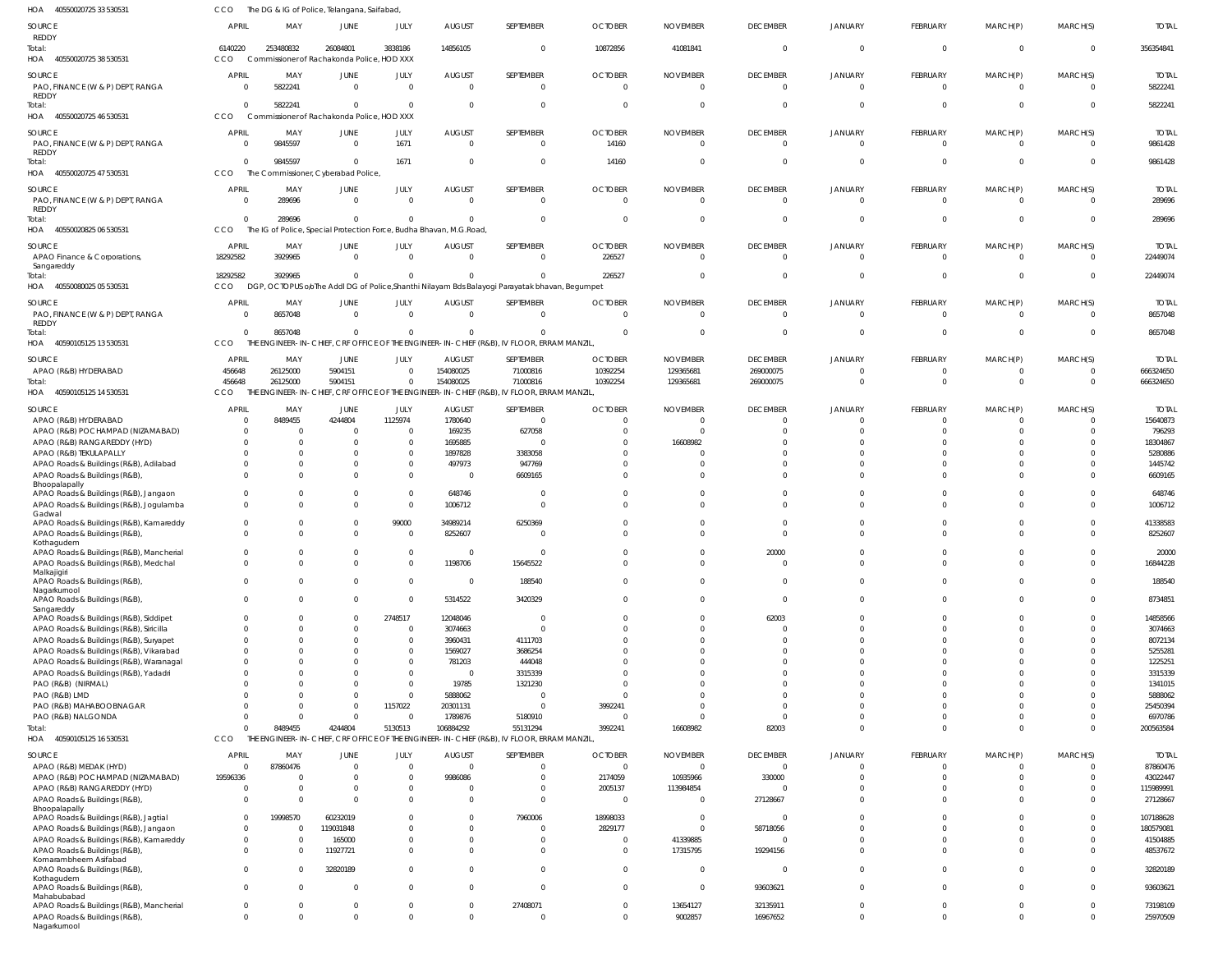HOA 40550020725 33 530531 CCO The DG & IG of Police, Telangana, Saifabad,

| SOURCE | APRIL | MAY | JUNE | JULY | AUGUST | SEPTEMBER | OCTOBER | NOVEMBER | DECEMBER | JANUARY | FEBRUARY | MARCH(P) | MARCH(S) | TOTAL |
|---|---|---|---|---|---|---|---|---|---|---|---|---|---|---|
| REDDY | | | | | | | | | | | | | | |
| Total: | 6140220 | 253480832 | 26084801 | 3838186 | 14856105 | 0 | 10872856 | 41081841 | 0 | 0 | 0 | 0 | 0 | 356354841 |

HOA 40550020725 38 530531 CCO Commissioner of Rachakonda Police, HOD XXX

| SOURCE | APRIL | MAY | JUNE | JULY | AUGUST | SEPTEMBER | OCTOBER | NOVEMBER | DECEMBER | JANUARY | FEBRUARY | MARCH(P) | MARCH(S) | TOTAL |
|---|---|---|---|---|---|---|---|---|---|---|---|---|---|---|
| PAO, FINANCE (W & P) DEPT, RANGA REDDY | 0 | 5822241 | 0 | 0 | 0 | 0 | 0 | 0 | 0 | 0 | 0 | 0 | 0 | 5822241 |
| Total: | 0 | 5822241 | 0 | 0 | 0 | 0 | 0 | 0 | 0 | 0 | 0 | 0 | 0 | 5822241 |

HOA 40550020725 46 530531 CCO Commissioner of Rachakonda Police, HOD XXX

| SOURCE | APRIL | MAY | JUNE | JULY | AUGUST | SEPTEMBER | OCTOBER | NOVEMBER | DECEMBER | JANUARY | FEBRUARY | MARCH(P) | MARCH(S) | TOTAL |
|---|---|---|---|---|---|---|---|---|---|---|---|---|---|---|
| PAO, FINANCE (W & P) DEPT, RANGA REDDY | 0 | 9845597 | 0 | 1671 | 0 | 0 | 14160 | 0 | 0 | 0 | 0 | 0 | 0 | 9861428 |
| Total: | 0 | 9845597 | 0 | 1671 | 0 | 0 | 14160 | 0 | 0 | 0 | 0 | 0 | 0 | 9861428 |

HOA 40550020725 47 530531 CCO The Commissioner, Cyberabad Police,

| SOURCE | APRIL | MAY | JUNE | JULY | AUGUST | SEPTEMBER | OCTOBER | NOVEMBER | DECEMBER | JANUARY | FEBRUARY | MARCH(P) | MARCH(S) | TOTAL |
|---|---|---|---|---|---|---|---|---|---|---|---|---|---|---|
| PAO, FINANCE (W & P) DEPT, RANGA REDDY | 0 | 289696 | 0 | 0 | 0 | 0 | 0 | 0 | 0 | 0 | 0 | 0 | 0 | 289696 |
| Total: | 0 | 289696 | 0 | 0 | 0 | 0 | 0 | 0 | 0 | 0 | 0 | 0 | 0 | 289696 |

HOA 40550020825 06 530531 CCO The IG of Police, Special Protection Force, Budha Bhavan, M.G.Road,

| SOURCE | APRIL | MAY | JUNE | JULY | AUGUST | SEPTEMBER | OCTOBER | NOVEMBER | DECEMBER | JANUARY | FEBRUARY | MARCH(P) | MARCH(S) | TOTAL |
|---|---|---|---|---|---|---|---|---|---|---|---|---|---|---|
| APAO Finance & Corporations, Sangareddy | 18292582 | 3929965 | 0 | 0 | 0 | 0 | 226527 | 0 | 0 | 0 | 0 | 0 | 0 | 22449074 |
| Total: | 18292582 | 3929965 | 0 | 0 | 0 | 0 | 226527 | 0 | 0 | 0 | 0 | 0 | 0 | 22449074 |

HOA 40550080025 05 530531 CCO DGP, OCTOPUS o/o The Addl DG of Police,Shanthi Nilayam Bds Balayogi Parayatak bhavan, Begumpet

| SOURCE | APRIL | MAY | JUNE | JULY | AUGUST | SEPTEMBER | OCTOBER | NOVEMBER | DECEMBER | JANUARY | FEBRUARY | MARCH(P) | MARCH(S) | TOTAL |
|---|---|---|---|---|---|---|---|---|---|---|---|---|---|---|
| PAO, FINANCE (W & P) DEPT, RANGA REDDY | 0 | 8657048 | 0 | 0 | 0 | 0 | 0 | 0 | 0 | 0 | 0 | 0 | 0 | 8657048 |
| Total: | 0 | 8657048 | 0 | 0 | 0 | 0 | 0 | 0 | 0 | 0 | 0 | 0 | 0 | 8657048 |

HOA 40590105125 13 530531 CCO THE ENGINEER-IN-CHIEF, CRF OFFICE OF THE ENGINEER-IN-CHIEF (R&B), IV FLOOR, ERRAM MANZIL,

| SOURCE | APRIL | MAY | JUNE | JULY | AUGUST | SEPTEMBER | OCTOBER | NOVEMBER | DECEMBER | JANUARY | FEBRUARY | MARCH(P) | MARCH(S) | TOTAL |
|---|---|---|---|---|---|---|---|---|---|---|---|---|---|---|
| APAO (R&B) HYDERABAD | 456648 | 26125000 | 5904151 | 0 | 154080025 | 71000816 | 10392254 | 129365681 | 269000075 | 0 | 0 | 0 | 0 | 666324650 |
| Total: | 456648 | 26125000 | 5904151 | 0 | 154080025 | 71000816 | 10392254 | 129365681 | 269000075 | 0 | 0 | 0 | 0 | 666324650 |

HOA 40590105125 14 530531 CCO THE ENGINEER-IN-CHIEF, CRF OFFICE OF THE ENGINEER-IN-CHIEF (R&B), IV FLOOR, ERRAM MANZIL,

| SOURCE | APRIL | MAY | JUNE | JULY | AUGUST | SEPTEMBER | OCTOBER | NOVEMBER | DECEMBER | JANUARY | FEBRUARY | MARCH(P) | MARCH(S) | TOTAL |
|---|---|---|---|---|---|---|---|---|---|---|---|---|---|---|
| APAO (R&B) HYDERABAD | 0 | 8489455 | 4244804 | 1125974 | 1780640 | 0 | 0 | 0 | 0 | 0 | 0 | 0 | 0 | 15640873 |
| APAO (R&B) POCHAMPAD (NIZAMABAD) | 0 | 0 | 0 | 0 | 169235 | 627058 | 0 | 0 | 0 | 0 | 0 | 0 | 0 | 796293 |
| APAO (R&B) RANGAREDDY (HYD) | 0 | 0 | 0 | 0 | 1695885 | 0 | 0 | 16608982 | 0 | 0 | 0 | 0 | 0 | 18304867 |
| APAO (R&B) TEKULAPALLY | 0 | 0 | 0 | 0 | 1897828 | 3383058 | 0 | 0 | 0 | 0 | 0 | 0 | 0 | 5280886 |
| APAO Roads & Buildings (R&B), Adilabad | 0 | 0 | 0 | 0 | 497973 | 947769 | 0 | 0 | 0 | 0 | 0 | 0 | 0 | 1445742 |
| APAO Roads & Buildings (R&B), Bhoopalapally | 0 | 0 | 0 | 0 | 0 | 6609165 | 0 | 0 | 0 | 0 | 0 | 0 | 0 | 6609165 |
| APAO Roads & Buildings (R&B), Jangaon | 0 | 0 | 0 | 0 | 648746 | 0 | 0 | 0 | 0 | 0 | 0 | 0 | 0 | 648746 |
| APAO Roads & Buildings (R&B), Jogulamba Gadwal | 0 | 0 | 0 | 0 | 1006712 | 0 | 0 | 0 | 0 | 0 | 0 | 0 | 0 | 1006712 |
| APAO Roads & Buildings (R&B), Kamareddy | 0 | 0 | 0 | 99000 | 34989214 | 6250369 | 0 | 0 | 0 | 0 | 0 | 0 | 0 | 41338583 |
| APAO Roads & Buildings (R&B), Kothagudem | 0 | 0 | 0 | 0 | 8252607 | 0 | 0 | 0 | 0 | 0 | 0 | 0 | 0 | 8252607 |
| APAO Roads & Buildings (R&B), Mancherial | 0 | 0 | 0 | 0 | 0 | 0 | 0 | 0 | 20000 | 0 | 0 | 0 | 0 | 20000 |
| APAO Roads & Buildings (R&B), Medchal Malkajigiri | 0 | 0 | 0 | 0 | 1198706 | 15645522 | 0 | 0 | 0 | 0 | 0 | 0 | 0 | 16844228 |
| APAO Roads & Buildings (R&B), Nagarkurnool | 0 | 0 | 0 | 0 | 0 | 188540 | 0 | 0 | 0 | 0 | 0 | 0 | 0 | 188540 |
| APAO Roads & Buildings (R&B), Sangareddy | 0 | 0 | 0 | 0 | 5314522 | 3420329 | 0 | 0 | 0 | 0 | 0 | 0 | 0 | 8734851 |
| APAO Roads & Buildings (R&B), Siddipet | 0 | 0 | 0 | 2748517 | 12048046 | 0 | 0 | 0 | 62003 | 0 | 0 | 0 | 0 | 14858566 |
| APAO Roads & Buildings (R&B), Siricilla | 0 | 0 | 0 | 0 | 3074663 | 0 | 0 | 0 | 0 | 0 | 0 | 0 | 0 | 3074663 |
| APAO Roads & Buildings (R&B), Suryapet | 0 | 0 | 0 | 0 | 3960431 | 4111703 | 0 | 0 | 0 | 0 | 0 | 0 | 0 | 8072134 |
| APAO Roads & Buildings (R&B), Vikarabad | 0 | 0 | 0 | 0 | 1569027 | 3686254 | 0 | 0 | 0 | 0 | 0 | 0 | 0 | 5255281 |
| APAO Roads & Buildings (R&B), Waranagal | 0 | 0 | 0 | 0 | 781203 | 444048 | 0 | 0 | 0 | 0 | 0 | 0 | 0 | 1225251 |
| APAO Roads & Buildings (R&B), Yadadri | 0 | 0 | 0 | 0 | 0 | 3315339 | 0 | 0 | 0 | 0 | 0 | 0 | 0 | 3315339 |
| PAO (R&B) (NIRMAL) | 0 | 0 | 0 | 0 | 19785 | 1321230 | 0 | 0 | 0 | 0 | 0 | 0 | 0 | 1341015 |
| PAO (R&B) LMD | 0 | 0 | 0 | 0 | 5888062 | 0 | 0 | 0 | 0 | 0 | 0 | 0 | 0 | 5888062 |
| PAO (R&B) MAHABOOBNAGAR | 0 | 0 | 0 | 1157022 | 20301131 | 0 | 3992241 | 0 | 0 | 0 | 0 | 0 | 0 | 25450394 |
| PAO (R&B) NALGONDA | 0 | 0 | 0 | 0 | 1789876 | 5180910 | 0 | 0 | 0 | 0 | 0 | 0 | 0 | 6970786 |
| Total: | 0 | 8489455 | 4244804 | 5130513 | 106884292 | 55131294 | 3992241 | 16608982 | 82003 | 0 | 0 | 0 | 0 | 200563584 |

HOA 40590105125 16 530531 CCO THE ENGINEER-IN-CHIEF, CRF OFFICE OF THE ENGINEER-IN-CHIEF (R&B), IV FLOOR, ERRAM MANZIL,

| SOURCE | APRIL | MAY | JUNE | JULY | AUGUST | SEPTEMBER | OCTOBER | NOVEMBER | DECEMBER | JANUARY | FEBRUARY | MARCH(P) | MARCH(S) | TOTAL |
|---|---|---|---|---|---|---|---|---|---|---|---|---|---|---|
| APAO (R&B) MEDAK (HYD) | 0 | 87860476 | 0 | 0 | 0 | 0 | 0 | 0 | 0 | 0 | 0 | 0 | 0 | 87860476 |
| APAO (R&B) POCHAMPAD (NIZAMABAD) | 19596336 | 0 | 0 | 0 | 9986086 | 0 | 2174059 | 10935966 | 330000 | 0 | 0 | 0 | 0 | 43022447 |
| APAO (R&B) RANGAREDDY (HYD) | 0 | 0 | 0 | 0 | 0 | 0 | 2005137 | 113984854 | 0 | 0 | 0 | 0 | 0 | 115989991 |
| APAO Roads & Buildings (R&B), Bhoopalapally | 0 | 0 | 0 | 0 | 0 | 0 | 0 | 0 | 27128667 | 0 | 0 | 0 | 0 | 27128667 |
| APAO Roads & Buildings (R&B), Jagtial | 0 | 19998570 | 60232019 | 0 | 0 | 7960006 | 18998033 | 0 | 0 | 0 | 0 | 0 | 0 | 107188628 |
| APAO Roads & Buildings (R&B), Jangaon | 0 | 0 | 119031848 | 0 | 0 | 0 | 2829177 | 0 | 58718056 | 0 | 0 | 0 | 0 | 180579081 |
| APAO Roads & Buildings (R&B), Kamareddy | 0 | 0 | 165000 | 0 | 0 | 0 | 0 | 41339885 | 0 | 0 | 0 | 0 | 0 | 41504885 |
| APAO Roads & Buildings (R&B), Komarambheem Asifabad | 0 | 0 | 11927721 | 0 | 0 | 0 | 0 | 17315795 | 19294156 | 0 | 0 | 0 | 0 | 48537672 |
| APAO Roads & Buildings (R&B), Kothagudem | 0 | 0 | 32820189 | 0 | 0 | 0 | 0 | 0 | 0 | 0 | 0 | 0 | 0 | 32820189 |
| APAO Roads & Buildings (R&B), Mahabubabad | 0 | 0 | 0 | 0 | 0 | 0 | 0 | 0 | 93603621 | 0 | 0 | 0 | 0 | 93603621 |
| APAO Roads & Buildings (R&B), Mancherial | 0 | 0 | 0 | 0 | 0 | 27408071 | 0 | 13654127 | 32135911 | 0 | 0 | 0 | 0 | 73198109 |
| APAO Roads & Buildings (R&B), Nagarkurnool | 0 | 0 | 0 | 0 | 0 | 0 | 0 | 9002857 | 16967652 | 0 | 0 | 0 | 0 | 25970509 |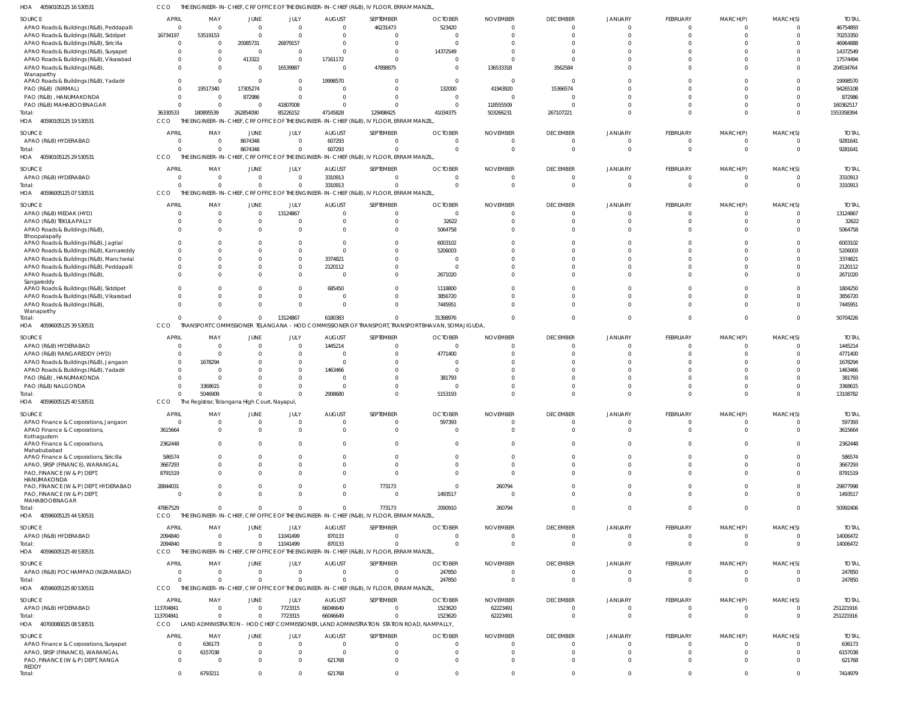HOA 40590105125 16 530531 CCO THE ENGINEER-IN-CHIEF, CRF OFFICE OF THE ENGINEER-IN-CHIEF (R&B), IV FLOOR, ERRAM MANZIL,

| SOURCE | APRIL | MAY | JUNE | JULY | AUGUST | SEPTEMBER | OCTOBER | NOVEMBER | DECEMBER | JANUARY | FEBRUARY | MARCH(P) | MARCH(S) | TOTAL |
|---|---|---|---|---|---|---|---|---|---|---|---|---|---|---|
| APAO Roads & Buildings (R&B), Peddapalli | 0 | 0 | 0 | 0 | 0 | 46231473 | 523420 | 0 | 0 | 0 | 0 | 0 | 0 | 46754893 |
| APAO Roads & Buildings (R&B), Siddipet | 16734197 | 53519153 | 0 | 0 | 0 | 0 | 0 | 0 | 0 | 0 | 0 | 0 | 0 | 70253350 |
| APAO Roads & Buildings (R&B), Siricilla | 0 | 0 | 20085731 | 26879157 | 0 | 0 | 0 | 0 | 0 | 0 | 0 | 0 | 0 | 46964888 |
| APAO Roads & Buildings (R&B), Suryapet | 0 | 0 | 0 | 0 | 0 | 0 | 14372549 | 0 | 0 | 0 | 0 | 0 | 0 | 14372549 |
| APAO Roads & Buildings (R&B), Vikarabad | 0 | 0 | 413322 | 0 | 17161172 | 0 | 0 | 0 | 0 | 0 | 0 | 0 | 0 | 17574494 |
| APAO Roads & Buildings (R&B), Wanaparthy | 0 | 0 | 0 | 16539987 | 0 | 47898875 | 0 | 136533318 | 3562584 | 0 | 0 | 0 | 0 | 204534764 |
| APAO Roads & Buildings (R&B), Yadadri | 0 | 0 | 0 | 0 | 19998570 | 0 | 0 | 0 | 0 | 0 | 0 | 0 | 0 | 19998570 |
| PAO (R&B) (NIRMAL) | 0 | 19517340 | 17305274 | 0 | 0 | 0 | 132000 | 41943920 | 15366574 | 0 | 0 | 0 | 0 | 94265108 |
| PAO (R&B), HANUMAKONDA | 0 | 0 | 872986 | 0 | 0 | 0 | 0 | 0 | 0 | 0 | 0 | 0 | 0 | 872986 |
| PAO (R&B) MAHABOOBNAGAR | 0 | 0 | 0 | 41807008 | 0 | 0 | 0 | 118555509 | 0 | 0 | 0 | 0 | 0 | 160362517 |
| Total: | 36330533 | 180895539 | 262854090 | 85226152 | 47145828 | 129498425 | 41034375 | 503266231 | 267107221 | 0 | 0 | 0 | 0 | 1553358394 |

HOA 40590105125 19 530531 CCO THE ENGINEER-IN-CHIEF, CRF OFFICE OF THE ENGINEER-IN-CHIEF (R&B), IV FLOOR, ERRAM MANZIL,

| SOURCE | APRIL | MAY | JUNE | JULY | AUGUST | SEPTEMBER | OCTOBER | NOVEMBER | DECEMBER | JANUARY | FEBRUARY | MARCH(P) | MARCH(S) | TOTAL |
|---|---|---|---|---|---|---|---|---|---|---|---|---|---|---|
| APAO (R&B) HYDERABAD | 0 | 0 | 8674348 | 0 | 607293 | 0 | 0 | 0 | 0 | 0 | 0 | 0 | 0 | 9281641 |
| Total: | 0 | 0 | 8674348 | 0 | 607293 | 0 | 0 | 0 | 0 | 0 | 0 | 0 | 0 | 9281641 |

HOA 40590105125 29 530531 CCO THE ENGINEER-IN-CHIEF, CRF OFFICE OF THE ENGINEER-IN-CHIEF (R&B), IV FLOOR, ERRAM MANZIL,

| SOURCE | APRIL | MAY | JUNE | JULY | AUGUST | SEPTEMBER | OCTOBER | NOVEMBER | DECEMBER | JANUARY | FEBRUARY | MARCH(P) | MARCH(S) | TOTAL |
|---|---|---|---|---|---|---|---|---|---|---|---|---|---|---|
| APAO (R&B) HYDERABAD | 0 | 0 | 0 | 0 | 3310913 | 0 | 0 | 0 | 0 | 0 | 0 | 0 | 0 | 3310913 |
| Total: | 0 | 0 | 0 | 0 | 3310913 | 0 | 0 | 0 | 0 | 0 | 0 | 0 | 0 | 3310913 |

HOA 40596005125 07 530531 CCO THE ENGINEER-IN-CHIEF, CRF OFFICE OF THE ENGINEER-IN-CHIEF (R&B), IV FLOOR, ERRAM MANZIL,

| SOURCE | APRIL | MAY | JUNE | JULY | AUGUST | SEPTEMBER | OCTOBER | NOVEMBER | DECEMBER | JANUARY | FEBRUARY | MARCH(P) | MARCH(S) | TOTAL |
|---|---|---|---|---|---|---|---|---|---|---|---|---|---|---|
| APAO (R&B) MEDAK (HYD) | 0 | 0 | 0 | 13124867 | 0 | 0 | 0 | 0 | 0 | 0 | 0 | 0 | 0 | 13124867 |
| APAO (R&B) TEKULAPALLY | 0 | 0 | 0 | 0 | 0 | 0 | 32622 | 0 | 0 | 0 | 0 | 0 | 0 | 32622 |
| APAO Roads & Buildings (R&B), Bhoopalapally | 0 | 0 | 0 | 0 | 0 | 0 | 5064758 | 0 | 0 | 0 | 0 | 0 | 0 | 5064758 |
| APAO Roads & Buildings (R&B), Jagtial | 0 | 0 | 0 | 0 | 0 | 0 | 6003102 | 0 | 0 | 0 | 0 | 0 | 0 | 6003102 |
| APAO Roads & Buildings (R&B), Kamareddy | 0 | 0 | 0 | 0 | 0 | 0 | 5206003 | 0 | 0 | 0 | 0 | 0 | 0 | 5206003 |
| APAO Roads & Buildings (R&B), Mancherial | 0 | 0 | 0 | 0 | 3374821 | 0 | 0 | 0 | 0 | 0 | 0 | 0 | 0 | 3374821 |
| APAO Roads & Buildings (R&B), Peddapalli | 0 | 0 | 0 | 0 | 2120112 | 0 | 0 | 0 | 0 | 0 | 0 | 0 | 0 | 2120112 |
| APAO Roads & Buildings (R&B), Sangareddy | 0 | 0 | 0 | 0 | 0 | 0 | 2671020 | 0 | 0 | 0 | 0 | 0 | 0 | 2671020 |
| APAO Roads & Buildings (R&B), Siddipet | 0 | 0 | 0 | 0 | 685450 | 0 | 1118800 | 0 | 0 | 0 | 0 | 0 | 0 | 1804250 |
| APAO Roads & Buildings (R&B), Vikarabad | 0 | 0 | 0 | 0 | 0 | 0 | 3856720 | 0 | 0 | 0 | 0 | 0 | 0 | 3856720 |
| APAO Roads & Buildings (R&B), Wanaparthy | 0 | 0 | 0 | 0 | 0 | 0 | 7445951 | 0 | 0 | 0 | 0 | 0 | 0 | 7445951 |
| Total: | 0 | 0 | 0 | 13124867 | 6180383 | 0 | 31398976 | 0 | 0 | 0 | 0 | 0 | 0 | 50704226 |

HOA 40596005125 39 530531 CCO TRANSPORT COMMISSIONER TELANGANA - HOD COMMISSIONER OF TRANSPORT, TRANSPORT BHAVAN, SOMAJIGUDA,

| SOURCE | APRIL | MAY | JUNE | JULY | AUGUST | SEPTEMBER | OCTOBER | NOVEMBER | DECEMBER | JANUARY | FEBRUARY | MARCH(P) | MARCH(S) | TOTAL |
|---|---|---|---|---|---|---|---|---|---|---|---|---|---|---|
| APAO (R&B) HYDERABAD | 0 | 0 | 0 | 0 | 1445214 | 0 | 0 | 0 | 0 | 0 | 0 | 0 | 0 | 1445214 |
| APAO (R&B) RANGAREDDY (HYD) | 0 | 0 | 0 | 0 | 0 | 0 | 4771400 | 0 | 0 | 0 | 0 | 0 | 0 | 4771400 |
| APAO Roads & Buildings (R&B), Jangaon | 0 | 1678294 | 0 | 0 | 0 | 0 | 0 | 0 | 0 | 0 | 0 | 0 | 0 | 1678294 |
| APAO Roads & Buildings (R&B), Yadadri | 0 | 0 | 0 | 0 | 1463466 | 0 | 0 | 0 | 0 | 0 | 0 | 0 | 0 | 1463466 |
| PAO (R&B), HANUMAKONDA | 0 | 0 | 0 | 0 | 0 | 0 | 381793 | 0 | 0 | 0 | 0 | 0 | 0 | 381793 |
| PAO (R&B) NALGONDA | 0 | 3368615 | 0 | 0 | 0 | 0 | 0 | 0 | 0 | 0 | 0 | 0 | 0 | 3368615 |
| Total: | 0 | 5046909 | 0 | 0 | 2908680 | 0 | 5153193 | 0 | 0 | 0 | 0 | 0 | 0 | 13108782 |

HOA 40596005125 40 530531 CCO The Registrar, Telangana High Court, Nayapul,

| SOURCE | APRIL | MAY | JUNE | JULY | AUGUST | SEPTEMBER | OCTOBER | NOVEMBER | DECEMBER | JANUARY | FEBRUARY | MARCH(P) | MARCH(S) | TOTAL |
|---|---|---|---|---|---|---|---|---|---|---|---|---|---|---|
| APAO Finance & Corporations, Jangaon | 0 | 0 | 0 | 0 | 0 | 0 | 597393 | 0 | 0 | 0 | 0 | 0 | 0 | 597393 |
| APAO Finance & Corporations, Kothagudem | 3615664 | 0 | 0 | 0 | 0 | 0 | 0 | 0 | 0 | 0 | 0 | 0 | 0 | 3615664 |
| APAO Finance & Corporations, Mahabubabad | 2362448 | 0 | 0 | 0 | 0 | 0 | 0 | 0 | 0 | 0 | 0 | 0 | 0 | 2362448 |
| APAO Finance & Corporations, Siricilla | 586574 | 0 | 0 | 0 | 0 | 0 | 0 | 0 | 0 | 0 | 0 | 0 | 0 | 586574 |
| APAO, SRSP (FINANCE), WARANGAL | 3667293 | 0 | 0 | 0 | 0 | 0 | 0 | 0 | 0 | 0 | 0 | 0 | 0 | 3667293 |
| PAO, FINANCE (W & P) DEPT, HANUMAKONDA | 8791519 | 0 | 0 | 0 | 0 | 0 | 0 | 0 | 0 | 0 | 0 | 0 | 0 | 8791519 |
| PAO, FINANCE (W & P) DEPT, HYDERABAD | 28844031 | 0 | 0 | 0 | 0 | 773173 | 0 | 260794 | 0 | 0 | 0 | 0 | 0 | 29877998 |
| PAO, FINANCE (W & P) DEPT, MAHABOOBNAGAR | 0 | 0 | 0 | 0 | 0 | 0 | 1493517 | 0 | 0 | 0 | 0 | 0 | 0 | 1493517 |
| Total: | 47867529 | 0 | 0 | 0 | 0 | 773173 | 2090910 | 260794 | 0 | 0 | 0 | 0 | 0 | 50992406 |

HOA 40596005125 44 530531 CCO THE ENGINEER-IN-CHIEF, CRF OFFICE OF THE ENGINEER-IN-CHIEF (R&B), IV FLOOR, ERRAM MANZIL,

| SOURCE | APRIL | MAY | JUNE | JULY | AUGUST | SEPTEMBER | OCTOBER | NOVEMBER | DECEMBER | JANUARY | FEBRUARY | MARCH(P) | MARCH(S) | TOTAL |
|---|---|---|---|---|---|---|---|---|---|---|---|---|---|---|
| APAO (R&B) HYDERABAD | 2094840 | 0 | 0 | 11041499 | 870133 | 0 | 0 | 0 | 0 | 0 | 0 | 0 | 0 | 14006472 |
| Total: | 2094840 | 0 | 0 | 11041499 | 870133 | 0 | 0 | 0 | 0 | 0 | 0 | 0 | 0 | 14006472 |

HOA 40596005125 49 530531 CCO THE ENGINEER-IN-CHIEF, CRF OFFICE OF THE ENGINEER-IN-CHIEF (R&B), IV FLOOR, ERRAM MANZIL,

| SOURCE | APRIL | MAY | JUNE | JULY | AUGUST | SEPTEMBER | OCTOBER | NOVEMBER | DECEMBER | JANUARY | FEBRUARY | MARCH(P) | MARCH(S) | TOTAL |
|---|---|---|---|---|---|---|---|---|---|---|---|---|---|---|
| APAO (R&B) POCHAMPAD (NIZAMABAD) | 0 | 0 | 0 | 0 | 0 | 0 | 247850 | 0 | 0 | 0 | 0 | 0 | 0 | 247850 |
| Total: | 0 | 0 | 0 | 0 | 0 | 0 | 247850 | 0 | 0 | 0 | 0 | 0 | 0 | 247850 |

HOA 40596005125 80 530531 CCO THE ENGINEER-IN-CHIEF, CRF OFFICE OF THE ENGINEER-IN-CHIEF (R&B), IV FLOOR, ERRAM MANZIL,

| SOURCE | APRIL | MAY | JUNE | JULY | AUGUST | SEPTEMBER | OCTOBER | NOVEMBER | DECEMBER | JANUARY | FEBRUARY | MARCH(P) | MARCH(S) | TOTAL |
|---|---|---|---|---|---|---|---|---|---|---|---|---|---|---|
| APAO (R&B) HYDERABAD | 113704841 | 0 | 0 | 7723315 | 66046649 | 0 | 1523620 | 62223491 | 0 | 0 | 0 | 0 | 0 | 251221916 |
| Total: | 113704841 | 0 | 0 | 7723315 | 66046649 | 0 | 1523620 | 62223491 | 0 | 0 | 0 | 0 | 0 | 251221916 |

HOA 40700080025 08 530531 CCO LAND ADMINISTRATION - HOD CHIEF COMMISSIONER, LAND ADMINISTRATION STATION ROAD, NAMPALLY,

| SOURCE | APRIL | MAY | JUNE | JULY | AUGUST | SEPTEMBER | OCTOBER | NOVEMBER | DECEMBER | JANUARY | FEBRUARY | MARCH(P) | MARCH(S) | TOTAL |
|---|---|---|---|---|---|---|---|---|---|---|---|---|---|---|
| APAO Finance & Corporations, Suryapet | 0 | 636173 | 0 | 0 | 0 | 0 | 0 | 0 | 0 | 0 | 0 | 0 | 0 | 636173 |
| APAO, SRSP (FINANCE), WARANGAL | 0 | 6157038 | 0 | 0 | 0 | 0 | 0 | 0 | 0 | 0 | 0 | 0 | 0 | 6157038 |
| PAO, FINANCE (W & P) DEPT, RANGA REDDY | 0 | 0 | 0 | 0 | 621768 | 0 | 0 | 0 | 0 | 0 | 0 | 0 | 0 | 621768 |
| Total: | 0 | 6793211 | 0 | 0 | 621768 | 0 | 0 | 0 | 0 | 0 | 0 | 0 | 0 | 7414979 |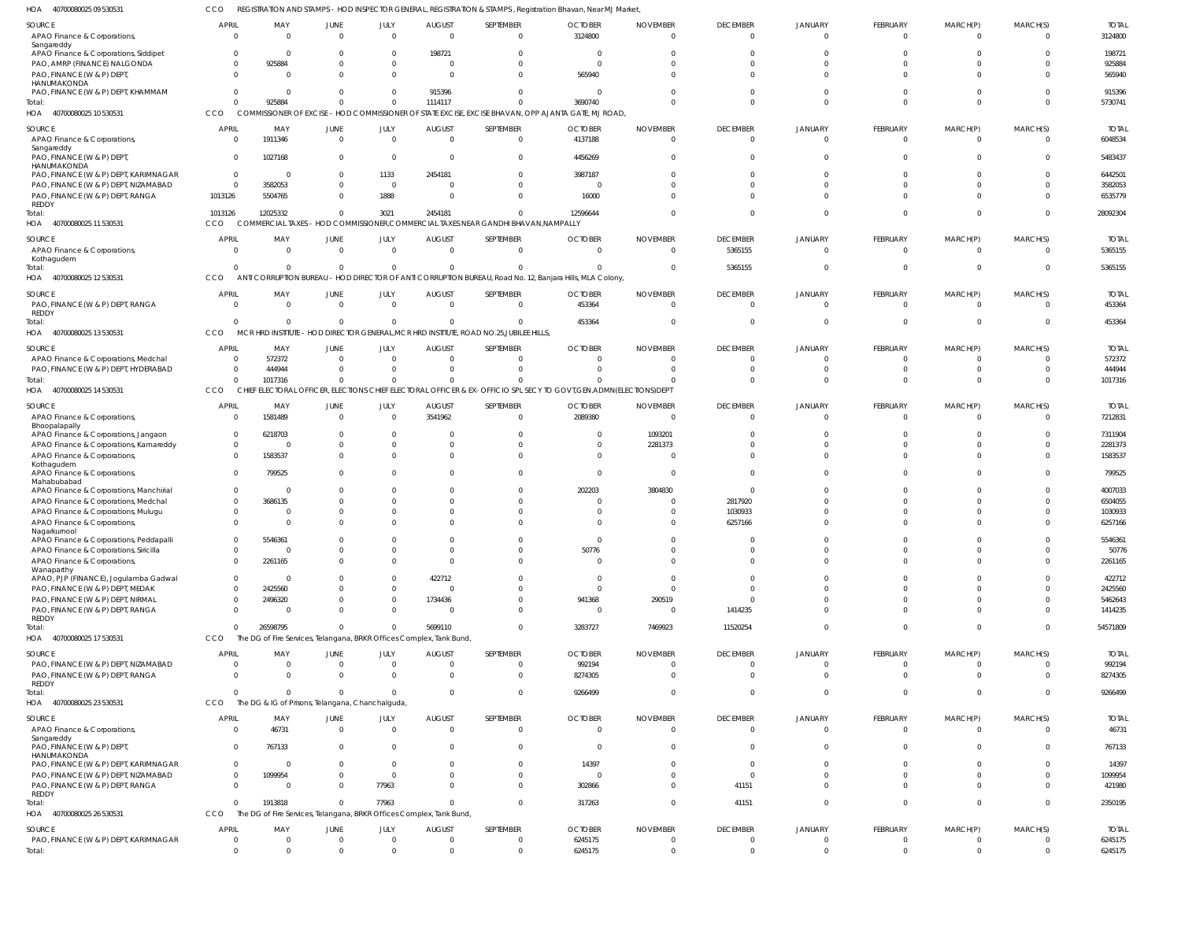HOA 40700080025 09 530531 CCO REGISTRATION AND STAMPS - HOD INSPECTOR GENERAL, REGISTRATION & STAMPS , Registration Bhavan, Near MJ Market,

| SOURCE | APRIL | MAY | JUNE | JULY | AUGUST | SEPTEMBER | OCTOBER | NOVEMBER | DECEMBER | JANUARY | FEBRUARY | MARCH(P) | MARCH(S) | TOTAL |
|---|---|---|---|---|---|---|---|---|---|---|---|---|---|---|
| APAO Finance & Corporations, Sangareddy | 0 | 0 | 0 | 0 | 0 | 0 | 3124800 | 0 | 0 | 0 | 0 | 0 | 0 | 3124800 |
| APAO Finance & Corporations, Siddipet | 0 | 0 | 0 | 0 | 198721 | 0 | 0 | 0 | 0 | 0 | 0 | 0 | 0 | 198721 |
| PAO, AMRP (FINANCE) NALGONDA | 0 | 925884 | 0 | 0 | 0 | 0 | 0 | 0 | 0 | 0 | 0 | 0 | 0 | 925884 |
| PAO, FINANCE (W & P) DEPT, HANUMAKONDA | 0 | 0 | 0 | 0 | 0 | 0 | 565940 | 0 | 0 | 0 | 0 | 0 | 0 | 565940 |
| PAO, FINANCE (W & P) DEPT, KHAMMAM | 0 | 0 | 0 | 0 | 915396 | 0 | 0 | 0 | 0 | 0 | 0 | 0 | 0 | 915396 |
| Total: | 0 | 925884 | 0 | 0 | 1114117 | 0 | 3690740 | 0 | 0 | 0 | 0 | 0 | 0 | 5730741 |

HOA 40700080025 10 530531 CCO COMMISSIONER OF EXCISE - HOD COMMISSIONER OF STATE EXCISE, EXCISE BHAVAN, OPP AJANTA GATE, MJ ROAD,

| SOURCE | APRIL | MAY | JUNE | JULY | AUGUST | SEPTEMBER | OCTOBER | NOVEMBER | DECEMBER | JANUARY | FEBRUARY | MARCH(P) | MARCH(S) | TOTAL |
|---|---|---|---|---|---|---|---|---|---|---|---|---|---|---|
| APAO Finance & Corporations, Sangareddy | 0 | 1911346 | 0 | 0 | 0 | 0 | 4137188 | 0 | 0 | 0 | 0 | 0 | 0 | 6048534 |
| PAO, FINANCE (W & P) DEPT, HANUMAKONDA | 0 | 1027168 | 0 | 0 | 0 | 0 | 4456269 | 0 | 0 | 0 | 0 | 0 | 0 | 5483437 |
| PAO, FINANCE (W & P) DEPT, KARIMNAGAR | 0 | 0 | 0 | 1133 | 2454181 | 0 | 3987187 | 0 | 0 | 0 | 0 | 0 | 0 | 6442501 |
| PAO, FINANCE (W & P) DEPT, NIZAMABAD | 0 | 3582053 | 0 | 0 | 0 | 0 | 0 | 0 | 0 | 0 | 0 | 0 | 0 | 3582053 |
| PAO, FINANCE (W & P) DEPT, RANGA REDDY | 1013126 | 5504765 | 0 | 1888 | 0 | 0 | 16000 | 0 | 0 | 0 | 0 | 0 | 0 | 6535779 |
| Total: | 1013126 | 12025332 | 0 | 3021 | 2454181 | 0 | 12596644 | 0 | 0 | 0 | 0 | 0 | 0 | 28092304 |

HOA 40700080025 11 530531 CCO COMMERCIAL TAXES - HOD COMMISSIONER,COMMERCIAL TAXES NEAR GANDHI BHAVAN,NAMPALLY

| SOURCE | APRIL | MAY | JUNE | JULY | AUGUST | SEPTEMBER | OCTOBER | NOVEMBER | DECEMBER | JANUARY | FEBRUARY | MARCH(P) | MARCH(S) | TOTAL |
|---|---|---|---|---|---|---|---|---|---|---|---|---|---|---|
| APAO Finance & Corporations, Kothagudem | 0 | 0 | 0 | 0 | 0 | 0 | 0 | 0 | 5365155 | 0 | 0 | 0 | 0 | 5365155 |
| Total: | 0 | 0 | 0 | 0 | 0 | 0 | 0 | 0 | 5365155 | 0 | 0 | 0 | 0 | 5365155 |

HOA 40700080025 12 530531 CCO ANTI CORRUPTION BUREAU - HOD DIRECTOR OF ANTI CORRUPTION BUREAU, Road No. 12, Banjara Hills, MLA Colony,

| SOURCE | APRIL | MAY | JUNE | JULY | AUGUST | SEPTEMBER | OCTOBER | NOVEMBER | DECEMBER | JANUARY | FEBRUARY | MARCH(P) | MARCH(S) | TOTAL |
|---|---|---|---|---|---|---|---|---|---|---|---|---|---|---|
| PAO, FINANCE (W & P) DEPT, RANGA REDDY | 0 | 0 | 0 | 0 | 0 | 0 | 453364 | 0 | 0 | 0 | 0 | 0 | 0 | 453364 |
| Total: | 0 | 0 | 0 | 0 | 0 | 0 | 453364 | 0 | 0 | 0 | 0 | 0 | 0 | 453364 |

HOA 40700080025 13 530531 CCO MCR HRD INSTITUTE - HOD DIRECTOR GENERAL,MCR HRD INSTITUTE, ROAD NO.25,JUBILEE HILLS,

| SOURCE | APRIL | MAY | JUNE | JULY | AUGUST | SEPTEMBER | OCTOBER | NOVEMBER | DECEMBER | JANUARY | FEBRUARY | MARCH(P) | MARCH(S) | TOTAL |
|---|---|---|---|---|---|---|---|---|---|---|---|---|---|---|
| APAO Finance & Corporations, Medchal | 0 | 572372 | 0 | 0 | 0 | 0 | 0 | 0 | 0 | 0 | 0 | 0 | 0 | 572372 |
| PAO, FINANCE (W & P) DEPT, HYDERABAD | 0 | 444944 | 0 | 0 | 0 | 0 | 0 | 0 | 0 | 0 | 0 | 0 | 0 | 444944 |
| Total: | 0 | 1017316 | 0 | 0 | 0 | 0 | 0 | 0 | 0 | 0 | 0 | 0 | 0 | 1017316 |

HOA 40700080025 14 530531 CCO CHIEF ELECTORAL OFFICER, ELECTIONS CHIEF ELECTORAL OFFICER & EX-OFFICIO SPL SECY TO GOVT,GEN.ADMN(ELECTIONS)DEPT

| SOURCE | APRIL | MAY | JUNE | JULY | AUGUST | SEPTEMBER | OCTOBER | NOVEMBER | DECEMBER | JANUARY | FEBRUARY | MARCH(P) | MARCH(S) | TOTAL |
|---|---|---|---|---|---|---|---|---|---|---|---|---|---|---|
| APAO Finance & Corporations, Bhoopalapally | 0 | 1581489 | 0 | 0 | 3541962 | 0 | 2089380 | 0 | 0 | 0 | 0 | 0 | 0 | 7212831 |
| APAO Finance & Corporations, Jangaon | 0 | 6218703 | 0 | 0 | 0 | 0 | 0 | 1093201 | 0 | 0 | 0 | 0 | 0 | 7311904 |
| APAO Finance & Corporations, Kamareddy | 0 | 0 | 0 | 0 | 0 | 0 | 0 | 2281373 | 0 | 0 | 0 | 0 | 0 | 2281373 |
| APAO Finance & Corporations, Kothagudem | 0 | 1583537 | 0 | 0 | 0 | 0 | 0 | 0 | 0 | 0 | 0 | 0 | 0 | 1583537 |
| APAO Finance & Corporations, Mahabubabad | 0 | 799525 | 0 | 0 | 0 | 0 | 0 | 0 | 0 | 0 | 0 | 0 | 0 | 799525 |
| APAO Finance & Corporations, Manchirial | 0 | 0 | 0 | 0 | 0 | 0 | 202203 | 3804830 | 0 | 0 | 0 | 0 | 0 | 4007033 |
| APAO Finance & Corporations, Medchal | 0 | 3686135 | 0 | 0 | 0 | 0 | 0 | 0 | 2817920 | 0 | 0 | 0 | 0 | 6504055 |
| APAO Finance & Corporations, Mulugu | 0 | 0 | 0 | 0 | 0 | 0 | 0 | 0 | 1030933 | 0 | 0 | 0 | 0 | 1030933 |
| APAO Finance & Corporations, Nagarkurnool | 0 | 0 | 0 | 0 | 0 | 0 | 0 | 0 | 6257166 | 0 | 0 | 0 | 0 | 6257166 |
| APAO Finance & Corporations, Peddapalli | 0 | 5546361 | 0 | 0 | 0 | 0 | 0 | 0 | 0 | 0 | 0 | 0 | 0 | 5546361 |
| APAO Finance & Corporations, Siricilla | 0 | 0 | 0 | 0 | 0 | 0 | 50776 | 0 | 0 | 0 | 0 | 0 | 0 | 50776 |
| APAO Finance & Corporations, Wanaparthy | 0 | 2261165 | 0 | 0 | 0 | 0 | 0 | 0 | 0 | 0 | 0 | 0 | 0 | 2261165 |
| APAO, PJP (FINANCE), Jogulamba Gadwal | 0 | 0 | 0 | 0 | 422712 | 0 | 0 | 0 | 0 | 0 | 0 | 0 | 0 | 422712 |
| PAO, FINANCE (W & P) DEPT, MEDAK | 0 | 2425560 | 0 | 0 | 0 | 0 | 0 | 0 | 0 | 0 | 0 | 0 | 0 | 2425560 |
| PAO, FINANCE (W & P) DEPT, NIRMAL | 0 | 2496320 | 0 | 0 | 1734436 | 0 | 941368 | 290519 | 0 | 0 | 0 | 0 | 0 | 5462643 |
| PAO, FINANCE (W & P) DEPT, RANGA REDDY | 0 | 0 | 0 | 0 | 0 | 0 | 0 | 0 | 1414235 | 0 | 0 | 0 | 0 | 1414235 |
| Total: | 0 | 26598795 | 0 | 0 | 5699110 | 0 | 3283727 | 7469923 | 11520254 | 0 | 0 | 0 | 0 | 54571809 |

HOA 40700080025 17 530531 CCO The DG of Fire Services, Telangana, BRKR Offices Complex, Tank Bund,

| SOURCE | APRIL | MAY | JUNE | JULY | AUGUST | SEPTEMBER | OCTOBER | NOVEMBER | DECEMBER | JANUARY | FEBRUARY | MARCH(P) | MARCH(S) | TOTAL |
|---|---|---|---|---|---|---|---|---|---|---|---|---|---|---|
| PAO, FINANCE (W & P) DEPT, NIZAMABAD | 0 | 0 | 0 | 0 | 0 | 0 | 992194 | 0 | 0 | 0 | 0 | 0 | 0 | 992194 |
| PAO, FINANCE (W & P) DEPT, RANGA REDDY | 0 | 0 | 0 | 0 | 0 | 0 | 8274305 | 0 | 0 | 0 | 0 | 0 | 0 | 8274305 |
| Total: | 0 | 0 | 0 | 0 | 0 | 0 | 9266499 | 0 | 0 | 0 | 0 | 0 | 0 | 9266499 |

HOA 40700080025 23 530531 CCO The DG & IG of Prisons, Telangana, Chanchalguda,

| SOURCE | APRIL | MAY | JUNE | JULY | AUGUST | SEPTEMBER | OCTOBER | NOVEMBER | DECEMBER | JANUARY | FEBRUARY | MARCH(P) | MARCH(S) | TOTAL |
|---|---|---|---|---|---|---|---|---|---|---|---|---|---|---|
| APAO Finance & Corporations, Sangareddy | 0 | 46731 | 0 | 0 | 0 | 0 | 0 | 0 | 0 | 0 | 0 | 0 | 0 | 46731 |
| PAO, FINANCE (W & P) DEPT, HANUMAKONDA | 0 | 767133 | 0 | 0 | 0 | 0 | 0 | 0 | 0 | 0 | 0 | 0 | 0 | 767133 |
| PAO, FINANCE (W & P) DEPT, KARIMNAGAR | 0 | 0 | 0 | 0 | 0 | 0 | 14397 | 0 | 0 | 0 | 0 | 0 | 0 | 14397 |
| PAO, FINANCE (W & P) DEPT, NIZAMABAD | 0 | 1099954 | 0 | 0 | 0 | 0 | 0 | 0 | 0 | 0 | 0 | 0 | 0 | 1099954 |
| PAO, FINANCE (W & P) DEPT, RANGA REDDY | 0 | 0 | 0 | 77963 | 0 | 0 | 302866 | 0 | 41151 | 0 | 0 | 0 | 0 | 421980 |
| Total: | 0 | 1913818 | 0 | 77963 | 0 | 0 | 317263 | 0 | 41151 | 0 | 0 | 0 | 0 | 2350195 |

HOA 40700080025 26 530531 CCO The DG of Fire Services, Telangana, BRKR Offices Complex, Tank Bund,

| SOURCE | APRIL | MAY | JUNE | JULY | AUGUST | SEPTEMBER | OCTOBER | NOVEMBER | DECEMBER | JANUARY | FEBRUARY | MARCH(P) | MARCH(S) | TOTAL |
|---|---|---|---|---|---|---|---|---|---|---|---|---|---|---|
| PAO, FINANCE (W & P) DEPT, KARIMNAGAR | 0 | 0 | 0 | 0 | 0 | 0 | 6245175 | 0 | 0 | 0 | 0 | 0 | 0 | 6245175 |
| Total: | 0 | 0 | 0 | 0 | 0 | 0 | 6245175 | 0 | 0 | 0 | 0 | 0 | 0 | 6245175 |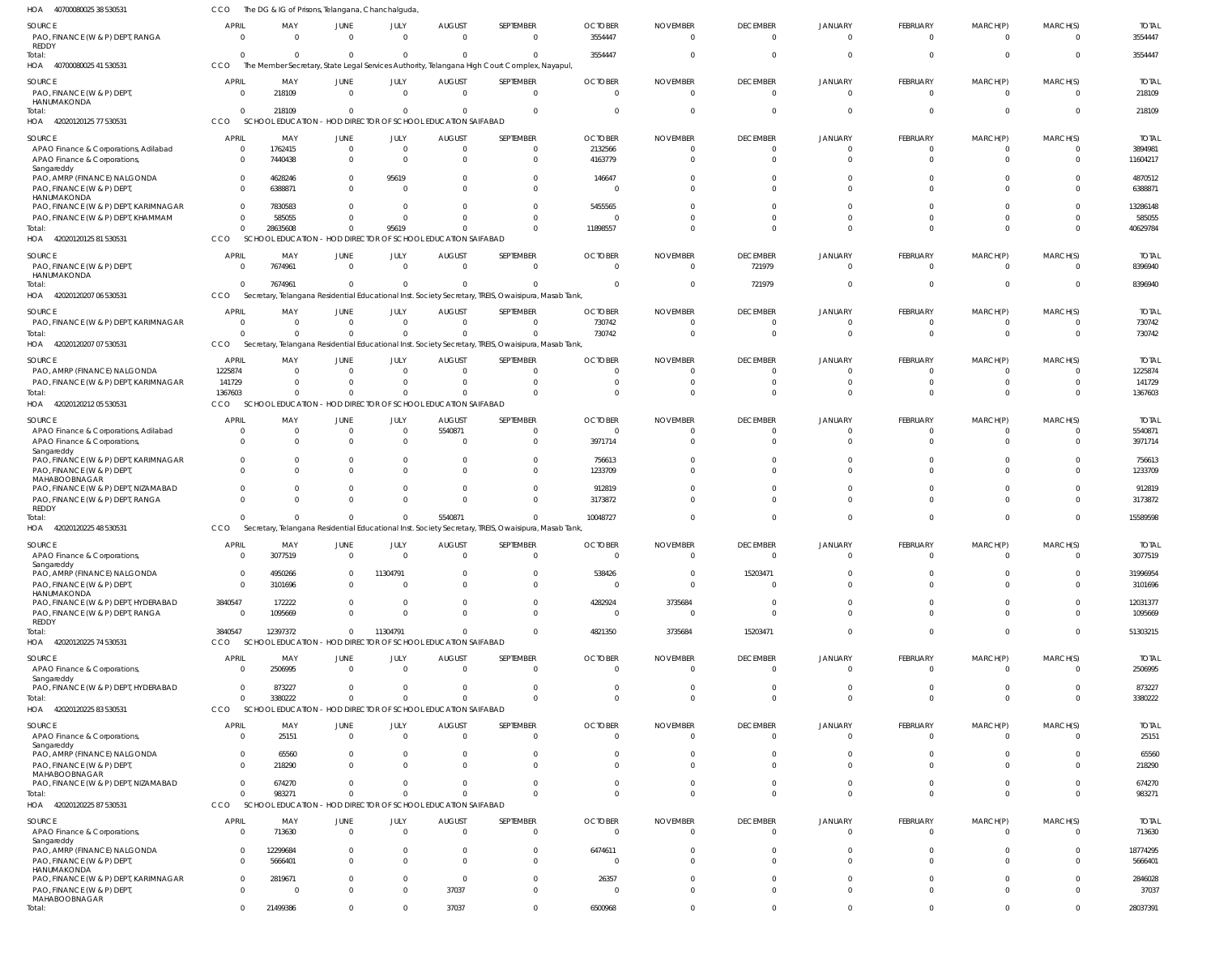HOA 40700080025 38 530531 CCO The DG & IG of Prisons, Telangana, Chanchalguda,

| SOURCE | APRIL | MAY | JUNE | JULY | AUGUST | SEPTEMBER | OCTOBER | NOVEMBER | DECEMBER | JANUARY | FEBRUARY | MARCH(P) | MARCH(S) | TOTAL |
|---|---|---|---|---|---|---|---|---|---|---|---|---|---|---|
| PAO, FINANCE (W & P) DEPT, RANGA REDDY | 0 | 0 | 0 | 0 | 0 | 0 | 3554447 | 0 | 0 | 0 | 0 | 0 | 0 | 3554447 |
| Total: | 0 | 0 | 0 | 0 | 0 | 0 | 3554447 | 0 | 0 | 0 | 0 | 0 | 0 | 3554447 |

HOA 40700080025 41 530531 CCO The Member Secretary, State Legal Services Authority, Telangana High Court Complex, Nayapul,

| SOURCE | APRIL | MAY | JUNE | JULY | AUGUST | SEPTEMBER | OCTOBER | NOVEMBER | DECEMBER | JANUARY | FEBRUARY | MARCH(P) | MARCH(S) | TOTAL |
|---|---|---|---|---|---|---|---|---|---|---|---|---|---|---|
| PAO, FINANCE (W & P) DEPT, HANUMAKONDA | 0 | 218109 | 0 | 0 | 0 | 0 | 0 | 0 | 0 | 0 | 0 | 0 | 0 | 218109 |
| Total: | 0 | 218109 | 0 | 0 | 0 | 0 | 0 | 0 | 0 | 0 | 0 | 0 | 0 | 218109 |

HOA 42020120125 77 530531 CCO SCHOOL EDUCATION - HOD DIRECTOR OF SCHOOL EDUCATION SAIFABAD

| SOURCE | APRIL | MAY | JUNE | JULY | AUGUST | SEPTEMBER | OCTOBER | NOVEMBER | DECEMBER | JANUARY | FEBRUARY | MARCH(P) | MARCH(S) | TOTAL |
|---|---|---|---|---|---|---|---|---|---|---|---|---|---|---|
| APAO Finance & Corporations, Adilabad | 0 | 1762415 | 0 | 0 | 0 | 0 | 2132566 | 0 | 0 | 0 | 0 | 0 | 0 | 3894981 |
| APAO Finance & Corporations, Sangareddy | 0 | 7440438 | 0 | 0 | 0 | 0 | 4163779 | 0 | 0 | 0 | 0 | 0 | 0 | 11604217 |
| PAO, AMRP (FINANCE) NALGONDA | 0 | 4628246 | 0 | 95619 | 0 | 0 | 146647 | 0 | 0 | 0 | 0 | 0 | 0 | 4870512 |
| PAO, FINANCE (W & P) DEPT, HANUMAKONDA | 0 | 6388871 | 0 | 0 | 0 | 0 | 0 | 0 | 0 | 0 | 0 | 0 | 0 | 6388871 |
| PAO, FINANCE (W & P) DEPT, KARIMNAGAR | 0 | 7830583 | 0 | 0 | 0 | 0 | 5455565 | 0 | 0 | 0 | 0 | 0 | 0 | 13286148 |
| PAO, FINANCE (W & P) DEPT, KHAMMAM | 0 | 585055 | 0 | 0 | 0 | 0 | 0 | 0 | 0 | 0 | 0 | 0 | 0 | 585055 |
| Total: | 0 | 28635608 | 0 | 95619 | 0 | 0 | 11898557 | 0 | 0 | 0 | 0 | 0 | 0 | 40629784 |

HOA 42020120125 81 530531 CCO SCHOOL EDUCATION - HOD DIRECTOR OF SCHOOL EDUCATION SAIFABAD

| SOURCE | APRIL | MAY | JUNE | JULY | AUGUST | SEPTEMBER | OCTOBER | NOVEMBER | DECEMBER | JANUARY | FEBRUARY | MARCH(P) | MARCH(S) | TOTAL |
|---|---|---|---|---|---|---|---|---|---|---|---|---|---|---|
| PAO, FINANCE (W & P) DEPT, HANUMAKONDA | 0 | 7674961 | 0 | 0 | 0 | 0 | 0 | 0 | 721979 | 0 | 0 | 0 | 0 | 8396940 |
| Total: | 0 | 7674961 | 0 | 0 | 0 | 0 | 0 | 0 | 721979 | 0 | 0 | 0 | 0 | 8396940 |

HOA 42020120207 06 530531 CCO Secretary, Telangana Residential Educational Inst. Society Secretary, TREIS, Owaisipura, Masab Tank,

| SOURCE | APRIL | MAY | JUNE | JULY | AUGUST | SEPTEMBER | OCTOBER | NOVEMBER | DECEMBER | JANUARY | FEBRUARY | MARCH(P) | MARCH(S) | TOTAL |
|---|---|---|---|---|---|---|---|---|---|---|---|---|---|---|
| PAO, FINANCE (W & P) DEPT, KARIMNAGAR | 0 | 0 | 0 | 0 | 0 | 0 | 730742 | 0 | 0 | 0 | 0 | 0 | 0 | 730742 |
| Total: | 0 | 0 | 0 | 0 | 0 | 0 | 730742 | 0 | 0 | 0 | 0 | 0 | 0 | 730742 |

HOA 42020120207 07 530531 CCO Secretary, Telangana Residential Educational Inst. Society Secretary, TREIS, Owaisipura, Masab Tank,

| SOURCE | APRIL | MAY | JUNE | JULY | AUGUST | SEPTEMBER | OCTOBER | NOVEMBER | DECEMBER | JANUARY | FEBRUARY | MARCH(P) | MARCH(S) | TOTAL |
|---|---|---|---|---|---|---|---|---|---|---|---|---|---|---|
| PAO, AMRP (FINANCE) NALGONDA | 1225874 | 0 | 0 | 0 | 0 | 0 | 0 | 0 | 0 | 0 | 0 | 0 | 0 | 1225874 |
| PAO, FINANCE (W & P) DEPT, KARIMNAGAR | 141729 | 0 | 0 | 0 | 0 | 0 | 0 | 0 | 0 | 0 | 0 | 0 | 0 | 141729 |
| Total: | 1367603 | 0 | 0 | 0 | 0 | 0 | 0 | 0 | 0 | 0 | 0 | 0 | 0 | 1367603 |

HOA 42020120212 05 530531 CCO SCHOOL EDUCATION - HOD DIRECTOR OF SCHOOL EDUCATION SAIFABAD

| SOURCE | APRIL | MAY | JUNE | JULY | AUGUST | SEPTEMBER | OCTOBER | NOVEMBER | DECEMBER | JANUARY | FEBRUARY | MARCH(P) | MARCH(S) | TOTAL |
|---|---|---|---|---|---|---|---|---|---|---|---|---|---|---|
| APAO Finance & Corporations, Adilabad | 0 | 0 | 0 | 0 | 5540871 | 0 | 0 | 0 | 0 | 0 | 0 | 0 | 0 | 5540871 |
| APAO Finance & Corporations, Sangareddy | 0 | 0 | 0 | 0 | 0 | 0 | 3971714 | 0 | 0 | 0 | 0 | 0 | 0 | 3971714 |
| PAO, FINANCE (W & P) DEPT, KARIMNAGAR | 0 | 0 | 0 | 0 | 0 | 0 | 756613 | 0 | 0 | 0 | 0 | 0 | 0 | 756613 |
| PAO, FINANCE (W & P) DEPT, MAHABOOBNAGAR | 0 | 0 | 0 | 0 | 0 | 0 | 1233709 | 0 | 0 | 0 | 0 | 0 | 0 | 1233709 |
| PAO, FINANCE (W & P) DEPT, NIZAMABAD | 0 | 0 | 0 | 0 | 0 | 0 | 912819 | 0 | 0 | 0 | 0 | 0 | 0 | 912819 |
| PAO, FINANCE (W & P) DEPT, RANGA REDDY | 0 | 0 | 0 | 0 | 0 | 0 | 3173872 | 0 | 0 | 0 | 0 | 0 | 0 | 3173872 |
| Total: | 0 | 0 | 0 | 0 | 5540871 | 0 | 10048727 | 0 | 0 | 0 | 0 | 0 | 0 | 15589598 |

HOA 42020120225 48 530531 CCO Secretary, Telangana Residential Educational Inst. Society Secretary, TREIS, Owaisipura, Masab Tank,

| SOURCE | APRIL | MAY | JUNE | JULY | AUGUST | SEPTEMBER | OCTOBER | NOVEMBER | DECEMBER | JANUARY | FEBRUARY | MARCH(P) | MARCH(S) | TOTAL |
|---|---|---|---|---|---|---|---|---|---|---|---|---|---|---|
| APAO Finance & Corporations, Sangareddy | 0 | 3077519 | 0 | 0 | 0 | 0 | 0 | 0 | 0 | 0 | 0 | 0 | 0 | 3077519 |
| PAO, AMRP (FINANCE) NALGONDA | 0 | 4950266 | 0 | 11304791 | 0 | 0 | 538426 | 0 | 15203471 | 0 | 0 | 0 | 0 | 31996954 |
| PAO, FINANCE (W & P) DEPT, HANUMAKONDA | 0 | 3101696 | 0 | 0 | 0 | 0 | 0 | 0 | 0 | 0 | 0 | 0 | 0 | 3101696 |
| PAO, FINANCE (W & P) DEPT, HYDERABAD | 3840547 | 172222 | 0 | 0 | 0 | 0 | 4282924 | 3735684 | 0 | 0 | 0 | 0 | 0 | 12031377 |
| PAO, FINANCE (W & P) DEPT, RANGA REDDY | 0 | 1095669 | 0 | 0 | 0 | 0 | 0 | 0 | 0 | 0 | 0 | 0 | 0 | 1095669 |
| Total: | 3840547 | 12397372 | 0 | 11304791 | 0 | 0 | 4821350 | 3735684 | 15203471 | 0 | 0 | 0 | 0 | 51303215 |

HOA 42020120225 74 530531 CCO SCHOOL EDUCATION - HOD DIRECTOR OF SCHOOL EDUCATION SAIFABAD

| SOURCE | APRIL | MAY | JUNE | JULY | AUGUST | SEPTEMBER | OCTOBER | NOVEMBER | DECEMBER | JANUARY | FEBRUARY | MARCH(P) | MARCH(S) | TOTAL |
|---|---|---|---|---|---|---|---|---|---|---|---|---|---|---|
| APAO Finance & Corporations, Sangareddy | 0 | 2506995 | 0 | 0 | 0 | 0 | 0 | 0 | 0 | 0 | 0 | 0 | 0 | 2506995 |
| PAO, FINANCE (W & P) DEPT, HYDERABAD | 0 | 873227 | 0 | 0 | 0 | 0 | 0 | 0 | 0 | 0 | 0 | 0 | 0 | 873227 |
| Total: | 0 | 3380222 | 0 | 0 | 0 | 0 | 0 | 0 | 0 | 0 | 0 | 0 | 0 | 3380222 |

HOA 42020120225 83 530531 CCO SCHOOL EDUCATION - HOD DIRECTOR OF SCHOOL EDUCATION SAIFABAD

| SOURCE | APRIL | MAY | JUNE | JULY | AUGUST | SEPTEMBER | OCTOBER | NOVEMBER | DECEMBER | JANUARY | FEBRUARY | MARCH(P) | MARCH(S) | TOTAL |
|---|---|---|---|---|---|---|---|---|---|---|---|---|---|---|
| APAO Finance & Corporations, Sangareddy | 0 | 25151 | 0 | 0 | 0 | 0 | 0 | 0 | 0 | 0 | 0 | 0 | 0 | 25151 |
| PAO, AMRP (FINANCE) NALGONDA | 0 | 65560 | 0 | 0 | 0 | 0 | 0 | 0 | 0 | 0 | 0 | 0 | 0 | 65560 |
| PAO, FINANCE (W & P) DEPT, MAHABOOBNAGAR | 0 | 218290 | 0 | 0 | 0 | 0 | 0 | 0 | 0 | 0 | 0 | 0 | 0 | 218290 |
| PAO, FINANCE (W & P) DEPT, NIZAMABAD | 0 | 674270 | 0 | 0 | 0 | 0 | 0 | 0 | 0 | 0 | 0 | 0 | 0 | 674270 |
| Total: | 0 | 983271 | 0 | 0 | 0 | 0 | 0 | 0 | 0 | 0 | 0 | 0 | 0 | 983271 |

HOA 42020120225 87 530531 CCO SCHOOL EDUCATION - HOD DIRECTOR OF SCHOOL EDUCATION SAIFABAD

| SOURCE | APRIL | MAY | JUNE | JULY | AUGUST | SEPTEMBER | OCTOBER | NOVEMBER | DECEMBER | JANUARY | FEBRUARY | MARCH(P) | MARCH(S) | TOTAL |
|---|---|---|---|---|---|---|---|---|---|---|---|---|---|---|
| APAO Finance & Corporations, Sangareddy | 0 | 713630 | 0 | 0 | 0 | 0 | 0 | 0 | 0 | 0 | 0 | 0 | 0 | 713630 |
| PAO, AMRP (FINANCE) NALGONDA | 0 | 12299684 | 0 | 0 | 0 | 0 | 6474611 | 0 | 0 | 0 | 0 | 0 | 0 | 18774295 |
| PAO, FINANCE (W & P) DEPT, HANUMAKONDA | 0 | 5666401 | 0 | 0 | 0 | 0 | 0 | 0 | 0 | 0 | 0 | 0 | 0 | 5666401 |
| PAO, FINANCE (W & P) DEPT, KARIMNAGAR | 0 | 2819671 | 0 | 0 | 0 | 0 | 26357 | 0 | 0 | 0 | 0 | 0 | 0 | 2846028 |
| PAO, FINANCE (W & P) DEPT, MAHABOOBNAGAR | 0 | 0 | 0 | 0 | 37037 | 0 | 0 | 0 | 0 | 0 | 0 | 0 | 0 | 37037 |
| Total: | 0 | 21499386 | 0 | 0 | 37037 | 0 | 6500968 | 0 | 0 | 0 | 0 | 0 | 0 | 28037391 |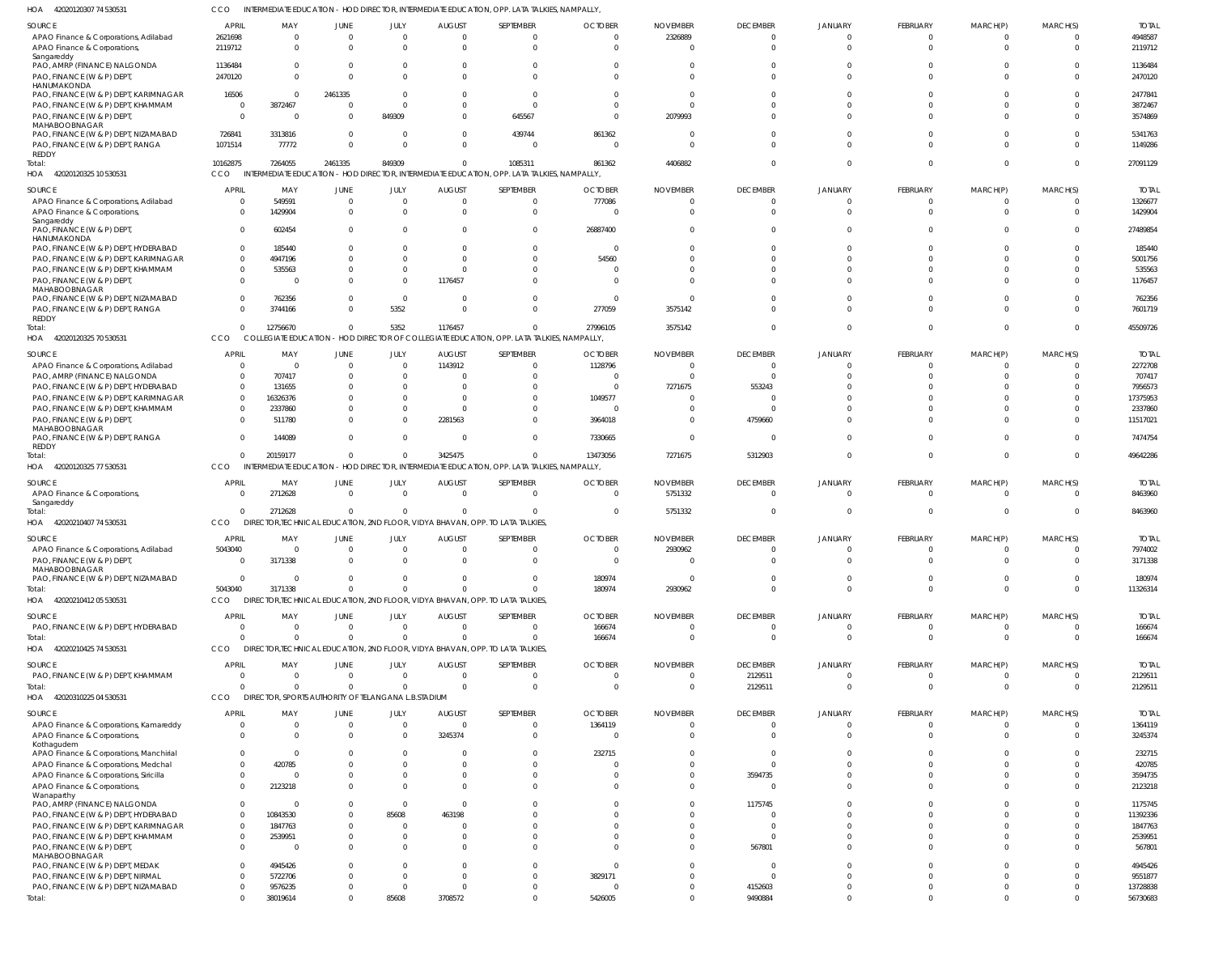HOA 420201203077 4530531 CCO INTERMEDIATE EDUCATION - HOD DIRECTOR, INTERMEDIATE EDUCATION, OPP. LATA TALKIES, NAMPALLY,

| SOURCE | APRIL | MAY | JUNE | JULY | AUGUST | SEPTEMBER | OCTOBER | NOVEMBER | DECEMBER | JANUARY | FEBRUARY | MARCH(P) | MARCH(S) | TOTAL |
|---|---|---|---|---|---|---|---|---|---|---|---|---|---|---|
| APAO Finance & Corporations, Adilabad | 2621698 | 0 | 0 | 0 | 0 | 0 | 0 | 2326889 | 0 | 0 | 0 | 0 | 0 | 4948587 |
| APAO Finance & Corporations, Sangareddy | 2119712 | 0 | 0 | 0 | 0 | 0 | 0 | 0 | 0 | 0 | 0 | 0 | 0 | 2119712 |
| PAO, AMRP (FINANCE) NALGONDA | 1136484 | 0 | 0 | 0 | 0 | 0 | 0 | 0 | 0 | 0 | 0 | 0 | 0 | 1136484 |
| PAO, FINANCE (W & P) DEPT, HANUMAKONDA | 2470120 | 0 | 0 | 0 | 0 | 0 | 0 | 0 | 0 | 0 | 0 | 0 | 0 | 2470120 |
| PAO, FINANCE (W & P) DEPT, KARIMNAGAR | 16506 | 0 | 2461335 | 0 | 0 | 0 | 0 | 0 | 0 | 0 | 0 | 0 | 0 | 2477841 |
| PAO, FINANCE (W & P) DEPT, KHAMMAM | 0 | 3872467 | 0 | 0 | 0 | 0 | 0 | 0 | 0 | 0 | 0 | 0 | 0 | 3872467 |
| PAO, FINANCE (W & P) DEPT, MAHABOOBNAGAR | 0 | 0 | 0 | 849309 | 0 | 645567 | 0 | 2079993 | 0 | 0 | 0 | 0 | 0 | 3574869 |
| PAO, FINANCE (W & P) DEPT, NIZAMABAD | 726841 | 3313816 | 0 | 0 | 0 | 439744 | 861362 | 0 | 0 | 0 | 0 | 0 | 0 | 5341763 |
| PAO, FINANCE (W & P) DEPT, RANGA REDDY | 1071514 | 77772 | 0 | 0 | 0 | 0 | 0 | 0 | 0 | 0 | 0 | 0 | 0 | 1149286 |
| Total: | 10162875 | 7264055 | 2461335 | 849309 | 0 | 1085311 | 861362 | 4406882 | 0 | 0 | 0 | 0 | 0 | 27091129 |

HOA 420201203251 0530531 CCO INTERMEDIATE EDUCATION - HOD DIRECTOR, INTERMEDIATE EDUCATION, OPP. LATA TALKIES, NAMPALLY,

| SOURCE | APRIL | MAY | JUNE | JULY | AUGUST | SEPTEMBER | OCTOBER | NOVEMBER | DECEMBER | JANUARY | FEBRUARY | MARCH(P) | MARCH(S) | TOTAL |
|---|---|---|---|---|---|---|---|---|---|---|---|---|---|---|
| APAO Finance & Corporations, Adilabad | 0 | 549591 | 0 | 0 | 0 | 0 | 777086 | 0 | 0 | 0 | 0 | 0 | 0 | 1326677 |
| APAO Finance & Corporations, Sangareddy | 0 | 1429904 | 0 | 0 | 0 | 0 | 0 | 0 | 0 | 0 | 0 | 0 | 0 | 1429904 |
| PAO, FINANCE (W & P) DEPT, HANUMAKONDA | 0 | 602454 | 0 | 0 | 0 | 0 | 26887400 | 0 | 0 | 0 | 0 | 0 | 0 | 27489854 |
| PAO, FINANCE (W & P) DEPT, HYDERABAD | 0 | 185440 | 0 | 0 | 0 | 0 | 0 | 0 | 0 | 0 | 0 | 0 | 0 | 185440 |
| PAO, FINANCE (W & P) DEPT, KARIMNAGAR | 0 | 4947196 | 0 | 0 | 0 | 0 | 54560 | 0 | 0 | 0 | 0 | 0 | 0 | 5001756 |
| PAO, FINANCE (W & P) DEPT, KHAMMAM | 0 | 535563 | 0 | 0 | 0 | 0 | 0 | 0 | 0 | 0 | 0 | 0 | 0 | 535563 |
| PAO, FINANCE (W & P) DEPT, MAHABOOBNAGAR | 0 | 0 | 0 | 0 | 1176457 | 0 | 0 | 0 | 0 | 0 | 0 | 0 | 0 | 1176457 |
| PAO, FINANCE (W & P) DEPT, NIZAMABAD | 0 | 762356 | 0 | 0 | 0 | 0 | 0 | 0 | 0 | 0 | 0 | 0 | 0 | 762356 |
| PAO, FINANCE (W & P) DEPT, RANGA REDDY | 0 | 3744166 | 0 | 5352 | 0 | 0 | 277059 | 3575142 | 0 | 0 | 0 | 0 | 0 | 7601719 |
| Total: | 0 | 12756670 | 0 | 5352 | 1176457 | 0 | 27996105 | 3575142 | 0 | 0 | 0 | 0 | 0 | 45509726 |

HOA 420201203257 0530531 CCO COLLEGIATE EDUCATION - HOD DIRECTOR OF COLLEGIATE EDUCATION, OPP. LATA TALKIES, NAMPALLY,

| SOURCE | APRIL | MAY | JUNE | JULY | AUGUST | SEPTEMBER | OCTOBER | NOVEMBER | DECEMBER | JANUARY | FEBRUARY | MARCH(P) | MARCH(S) | TOTAL |
|---|---|---|---|---|---|---|---|---|---|---|---|---|---|---|
| APAO Finance & Corporations, Adilabad | 0 | 0 | 0 | 0 | 1143912 | 0 | 1128796 | 0 | 0 | 0 | 0 | 0 | 0 | 2272708 |
| PAO, AMRP (FINANCE) NALGONDA | 0 | 707417 | 0 | 0 | 0 | 0 | 0 | 0 | 0 | 0 | 0 | 0 | 0 | 707417 |
| PAO, FINANCE (W & P) DEPT, HYDERABAD | 0 | 131655 | 0 | 0 | 0 | 0 | 0 | 7271675 | 553243 | 0 | 0 | 0 | 0 | 7956573 |
| PAO, FINANCE (W & P) DEPT, KARIMNAGAR | 0 | 16326376 | 0 | 0 | 0 | 0 | 1049577 | 0 | 0 | 0 | 0 | 0 | 0 | 17375953 |
| PAO, FINANCE (W & P) DEPT, KHAMMAM | 0 | 2337860 | 0 | 0 | 0 | 0 | 0 | 0 | 0 | 0 | 0 | 0 | 0 | 2337860 |
| PAO, FINANCE (W & P) DEPT, MAHABOOBNAGAR | 0 | 511780 | 0 | 0 | 2281563 | 0 | 3964018 | 0 | 4759660 | 0 | 0 | 0 | 0 | 11517021 |
| PAO, FINANCE (W & P) DEPT, RANGA REDDY | 0 | 144089 | 0 | 0 | 0 | 0 | 7330665 | 0 | 0 | 0 | 0 | 0 | 0 | 7474754 |
| Total: | 0 | 20159177 | 0 | 0 | 3425475 | 0 | 13473056 | 7271675 | 5312903 | 0 | 0 | 0 | 0 | 49642286 |

HOA 420201203257 7530531 CCO INTERMEDIATE EDUCATION - HOD DIRECTOR, INTERMEDIATE EDUCATION, OPP. LATA TALKIES, NAMPALLY,

| SOURCE | APRIL | MAY | JUNE | JULY | AUGUST | SEPTEMBER | OCTOBER | NOVEMBER | DECEMBER | JANUARY | FEBRUARY | MARCH(P) | MARCH(S) | TOTAL |
|---|---|---|---|---|---|---|---|---|---|---|---|---|---|---|
| APAO Finance & Corporations, Sangareddy | 0 | 2712628 | 0 | 0 | 0 | 0 | 0 | 5751332 | 0 | 0 | 0 | 0 | 0 | 8463960 |
| Total: | 0 | 2712628 | 0 | 0 | 0 | 0 | 0 | 5751332 | 0 | 0 | 0 | 0 | 0 | 8463960 |

HOA 420202104077 4530531 CCO DIRECTOR,TECHNICAL EDUCATION, 2ND FLOOR, VIDYA BHAVAN, OPP. TO LATA TALKIES,

| SOURCE | APRIL | MAY | JUNE | JULY | AUGUST | SEPTEMBER | OCTOBER | NOVEMBER | DECEMBER | JANUARY | FEBRUARY | MARCH(P) | MARCH(S) | TOTAL |
|---|---|---|---|---|---|---|---|---|---|---|---|---|---|---|
| APAO Finance & Corporations, Adilabad | 5043040 | 0 | 0 | 0 | 0 | 0 | 0 | 2930962 | 0 | 0 | 0 | 0 | 0 | 7974002 |
| PAO, FINANCE (W & P) DEPT, MAHABOOBNAGAR | 0 | 3171338 | 0 | 0 | 0 | 0 | 0 | 0 | 0 | 0 | 0 | 0 | 0 | 3171338 |
| PAO, FINANCE (W & P) DEPT, NIZAMABAD | 0 | 0 | 0 | 0 | 0 | 0 | 180974 | 0 | 0 | 0 | 0 | 0 | 0 | 180974 |
| Total: | 5043040 | 3171338 | 0 | 0 | 0 | 0 | 180974 | 2930962 | 0 | 0 | 0 | 0 | 0 | 11326314 |

HOA 420202104120 5530531 CCO DIRECTOR,TECHNICAL EDUCATION, 2ND FLOOR, VIDYA BHAVAN, OPP. TO LATA TALKIES,

| SOURCE | APRIL | MAY | JUNE | JULY | AUGUST | SEPTEMBER | OCTOBER | NOVEMBER | DECEMBER | JANUARY | FEBRUARY | MARCH(P) | MARCH(S) | TOTAL |
|---|---|---|---|---|---|---|---|---|---|---|---|---|---|---|
| PAO, FINANCE (W & P) DEPT, HYDERABAD | 0 | 0 | 0 | 0 | 0 | 0 | 166674 | 0 | 0 | 0 | 0 | 0 | 0 | 166674 |
| Total: | 0 | 0 | 0 | 0 | 0 | 0 | 166674 | 0 | 0 | 0 | 0 | 0 | 0 | 166674 |

HOA 420202104257 4530531 CCO DIRECTOR,TECHNICAL EDUCATION, 2ND FLOOR, VIDYA BHAVAN, OPP. TO LATA TALKIES,

| SOURCE | APRIL | MAY | JUNE | JULY | AUGUST | SEPTEMBER | OCTOBER | NOVEMBER | DECEMBER | JANUARY | FEBRUARY | MARCH(P) | MARCH(S) | TOTAL |
|---|---|---|---|---|---|---|---|---|---|---|---|---|---|---|
| PAO, FINANCE (W & P) DEPT, KHAMMAM | 0 | 0 | 0 | 0 | 0 | 0 | 0 | 0 | 2129511 | 0 | 0 | 0 | 0 | 2129511 |
| Total: | 0 | 0 | 0 | 0 | 0 | 0 | 0 | 0 | 2129511 | 0 | 0 | 0 | 0 | 2129511 |

HOA 420203102250 4530531 CCO DIRECTOR, SPORTS AUTHORITY OF TELANGANA L.B.STADIUM

| SOURCE | APRIL | MAY | JUNE | JULY | AUGUST | SEPTEMBER | OCTOBER | NOVEMBER | DECEMBER | JANUARY | FEBRUARY | MARCH(P) | MARCH(S) | TOTAL |
|---|---|---|---|---|---|---|---|---|---|---|---|---|---|---|
| APAO Finance & Corporations, Kamareddy | 0 | 0 | 0 | 0 | 0 | 0 | 1364119 | 0 | 0 | 0 | 0 | 0 | 0 | 1364119 |
| APAO Finance & Corporations, Kothagudem | 0 | 0 | 0 | 0 | 3245374 | 0 | 0 | 0 | 0 | 0 | 0 | 0 | 0 | 3245374 |
| APAO Finance & Corporations, Manchirial | 0 | 0 | 0 | 0 | 0 | 0 | 232715 | 0 | 0 | 0 | 0 | 0 | 0 | 232715 |
| APAO Finance & Corporations, Medchal | 0 | 420785 | 0 | 0 | 0 | 0 | 0 | 0 | 0 | 0 | 0 | 0 | 0 | 420785 |
| APAO Finance & Corporations, Siricilla | 0 | 0 | 0 | 0 | 0 | 0 | 0 | 0 | 3594735 | 0 | 0 | 0 | 0 | 3594735 |
| APAO Finance & Corporations, Wanaparthy | 0 | 2123218 | 0 | 0 | 0 | 0 | 0 | 0 | 0 | 0 | 0 | 0 | 0 | 2123218 |
| PAO, AMRP (FINANCE) NALGONDA | 0 | 0 | 0 | 0 | 0 | 0 | 0 | 0 | 1175745 | 0 | 0 | 0 | 0 | 1175745 |
| PAO, FINANCE (W & P) DEPT, HYDERABAD | 0 | 10843530 | 0 | 85608 | 463198 | 0 | 0 | 0 | 0 | 0 | 0 | 0 | 0 | 11392336 |
| PAO, FINANCE (W & P) DEPT, KARIMNAGAR | 0 | 1847763 | 0 | 0 | 0 | 0 | 0 | 0 | 0 | 0 | 0 | 0 | 0 | 1847763 |
| PAO, FINANCE (W & P) DEPT, KHAMMAM | 0 | 2539951 | 0 | 0 | 0 | 0 | 0 | 0 | 0 | 0 | 0 | 0 | 0 | 2539951 |
| PAO, FINANCE (W & P) DEPT, MAHABOOBNAGAR | 0 | 0 | 0 | 0 | 0 | 0 | 0 | 0 | 567801 | 0 | 0 | 0 | 0 | 567801 |
| PAO, FINANCE (W & P) DEPT, MEDAK | 0 | 4945426 | 0 | 0 | 0 | 0 | 0 | 0 | 0 | 0 | 0 | 0 | 0 | 4945426 |
| PAO, FINANCE (W & P) DEPT, NIRMAL | 0 | 5722706 | 0 | 0 | 0 | 0 | 3829171 | 0 | 0 | 0 | 0 | 0 | 0 | 9551877 |
| PAO, FINANCE (W & P) DEPT, NIZAMABAD | 0 | 9576235 | 0 | 0 | 0 | 0 | 0 | 0 | 4152603 | 0 | 0 | 0 | 0 | 13728838 |
| Total: | 0 | 38019614 | 0 | 85608 | 3708572 | 0 | 5426005 | 0 | 9490884 | 0 | 0 | 0 | 0 | 56730683 |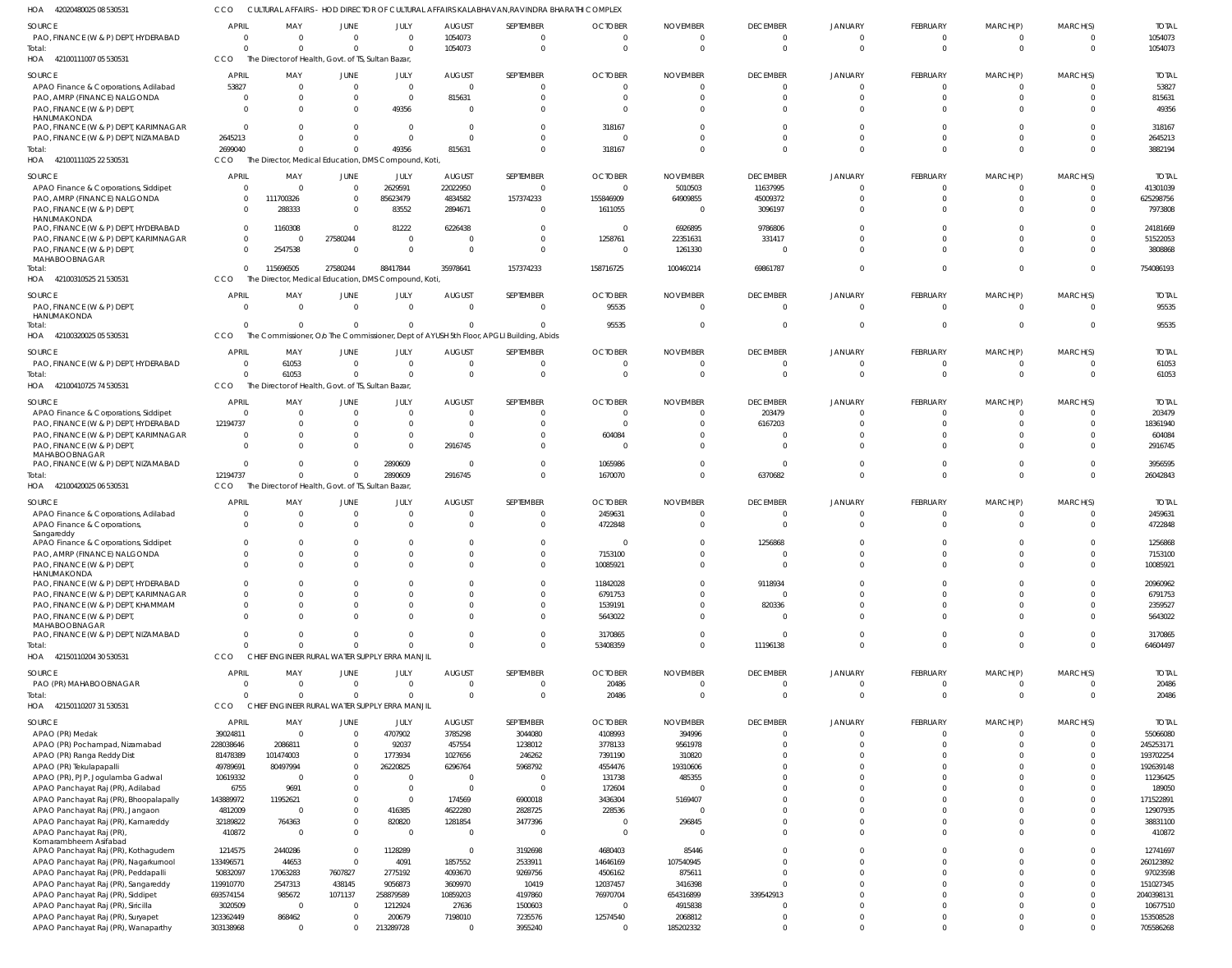HOA 42020480025 08 530531 CCO CULTURAL AFFAIRS - HOD DIRECTOR OF CULTURAL AFFAIRS KALABHAVAN,RAVINDRA BHARATHI COMPLEX

| SOURCE | APRIL | MAY | JUNE | JULY | AUGUST | SEPTEMBER | OCTOBER | NOVEMBER | DECEMBER | JANUARY | FEBRUARY | MARCH(P) | MARCH(S) | TOTAL |
|---|---|---|---|---|---|---|---|---|---|---|---|---|---|---|
| PAO, FINANCE (W & P) DEPT, HYDERABAD | 0 | 0 | 0 | 0 | 1054073 | 0 | 0 | 0 | 0 | 0 | 0 | 0 | 0 | 1054073 |
| Total: | 0 | 0 | 0 | 0 | 1054073 | 0 | 0 | 0 | 0 | 0 | 0 | 0 | 0 | 1054073 |

HOA 42100111007 05 530531 CCO The Director of Health, Govt. of TS, Sultan Bazar,

| SOURCE | APRIL | MAY | JUNE | JULY | AUGUST | SEPTEMBER | OCTOBER | NOVEMBER | DECEMBER | JANUARY | FEBRUARY | MARCH(P) | MARCH(S) | TOTAL |
|---|---|---|---|---|---|---|---|---|---|---|---|---|---|---|
| APAO Finance & Corporations, Adilabad | 53827 | 0 | 0 | 0 | 0 | 0 | 0 | 0 | 0 | 0 | 0 | 0 | 0 | 53827 |
| PAO, AMRP (FINANCE) NALGONDA | 0 | 0 | 0 | 0 | 815631 | 0 | 0 | 0 | 0 | 0 | 0 | 0 | 0 | 815631 |
| PAO, FINANCE (W & P) DEPT, HANUMAKONDA | 0 | 0 | 0 | 49356 | 0 | 0 | 0 | 0 | 0 | 0 | 0 | 0 | 0 | 49356 |
| PAO, FINANCE (W & P) DEPT, KARIMNAGAR | 0 | 0 | 0 | 0 | 0 | 0 | 318167 | 0 | 0 | 0 | 0 | 0 | 0 | 318167 |
| PAO, FINANCE (W & P) DEPT, NIZAMABAD | 2645213 | 0 | 0 | 0 | 0 | 0 | 0 | 0 | 0 | 0 | 0 | 0 | 0 | 2645213 |
| Total: | 2699040 | 0 | 0 | 49356 | 815631 | 0 | 318167 | 0 | 0 | 0 | 0 | 0 | 0 | 3882194 |

HOA 42100111025 22 530531 CCO The Director, Medical Education, DMS Compound, Koti,

| SOURCE | APRIL | MAY | JUNE | JULY | AUGUST | SEPTEMBER | OCTOBER | NOVEMBER | DECEMBER | JANUARY | FEBRUARY | MARCH(P) | MARCH(S) | TOTAL |
|---|---|---|---|---|---|---|---|---|---|---|---|---|---|---|
| APAO Finance & Corporations, Siddipet | 0 | 0 | 0 | 2629591 | 22022950 | 0 | 0 | 5010503 | 11637995 | 0 | 0 | 0 | 0 | 41301039 |
| PAO, AMRP (FINANCE) NALGONDA | 0 | 111700326 | 0 | 85623479 | 4834582 | 157374233 | 155846909 | 64909855 | 45009372 | 0 | 0 | 0 | 0 | 625298756 |
| PAO, FINANCE (W & P) DEPT, HANUMAKONDA | 0 | 288333 | 0 | 83552 | 2894671 | 0 | 1611055 | 0 | 3096197 | 0 | 0 | 0 | 0 | 7973808 |
| PAO, FINANCE (W & P) DEPT, HYDERABAD | 0 | 1160308 | 0 | 81222 | 6226438 | 0 | 0 | 6926895 | 9786806 | 0 | 0 | 0 | 0 | 24181669 |
| PAO, FINANCE (W & P) DEPT, KARIMNAGAR | 0 | 0 | 27580244 | 0 | 0 | 0 | 1258761 | 22351631 | 331417 | 0 | 0 | 0 | 0 | 51522053 |
| PAO, FINANCE (W & P) DEPT, MAHABOOBNAGAR | 0 | 2547538 | 0 | 0 | 0 | 0 | 0 | 1261330 | 0 | 0 | 0 | 0 | 0 | 3808868 |
| Total: | 0 | 115696505 | 27580244 | 88417844 | 35978641 | 157374233 | 158716725 | 100460214 | 69861787 | 0 | 0 | 0 | 0 | 754086193 |

HOA 42100310525 21 530531 CCO The Director, Medical Education, DMS Compound, Koti,

| SOURCE | APRIL | MAY | JUNE | JULY | AUGUST | SEPTEMBER | OCTOBER | NOVEMBER | DECEMBER | JANUARY | FEBRUARY | MARCH(P) | MARCH(S) | TOTAL |
|---|---|---|---|---|---|---|---|---|---|---|---|---|---|---|
| PAO, FINANCE (W & P) DEPT, HANUMAKONDA | 0 | 0 | 0 | 0 | 0 | 0 | 95535 | 0 | 0 | 0 | 0 | 0 | 0 | 95535 |
| Total: | 0 | 0 | 0 | 0 | 0 | 0 | 95535 | 0 | 0 | 0 | 0 | 0 | 0 | 95535 |

HOA 42100320025 05 530531 CCO The Commissioner, O/o The Commissioner, Dept of AYUSH 5th Floor, APGLI Building, Abids

| SOURCE | APRIL | MAY | JUNE | JULY | AUGUST | SEPTEMBER | OCTOBER | NOVEMBER | DECEMBER | JANUARY | FEBRUARY | MARCH(P) | MARCH(S) | TOTAL |
|---|---|---|---|---|---|---|---|---|---|---|---|---|---|---|
| PAO, FINANCE (W & P) DEPT, HYDERABAD | 0 | 61053 | 0 | 0 | 0 | 0 | 0 | 0 | 0 | 0 | 0 | 0 | 0 | 61053 |
| Total: | 0 | 61053 | 0 | 0 | 0 | 0 | 0 | 0 | 0 | 0 | 0 | 0 | 0 | 61053 |

HOA 42100410725 74 530531 CCO The Director of Health, Govt. of TS, Sultan Bazar,

| SOURCE | APRIL | MAY | JUNE | JULY | AUGUST | SEPTEMBER | OCTOBER | NOVEMBER | DECEMBER | JANUARY | FEBRUARY | MARCH(P) | MARCH(S) | TOTAL |
|---|---|---|---|---|---|---|---|---|---|---|---|---|---|---|
| APAO Finance & Corporations, Siddipet | 0 | 0 | 0 | 0 | 0 | 0 | 0 | 0 | 203479 | 0 | 0 | 0 | 0 | 203479 |
| PAO, FINANCE (W & P) DEPT, HYDERABAD | 12194737 | 0 | 0 | 0 | 0 | 0 | 0 | 0 | 6167203 | 0 | 0 | 0 | 0 | 18361940 |
| PAO, FINANCE (W & P) DEPT, KARIMNAGAR | 0 | 0 | 0 | 0 | 0 | 0 | 604084 | 0 | 0 | 0 | 0 | 0 | 0 | 604084 |
| PAO, FINANCE (W & P) DEPT, MAHABOOBNAGAR | 0 | 0 | 0 | 0 | 2916745 | 0 | 0 | 0 | 0 | 0 | 0 | 0 | 0 | 2916745 |
| PAO, FINANCE (W & P) DEPT, NIZAMABAD | 0 | 0 | 0 | 2890609 | 0 | 0 | 1065986 | 0 | 0 | 0 | 0 | 0 | 0 | 3956595 |
| Total: | 12194737 | 0 | 0 | 2890609 | 2916745 | 0 | 1670070 | 0 | 6370682 | 0 | 0 | 0 | 0 | 26042843 |

HOA 42100420025 06 530531 CCO The Director of Health, Govt. of TS, Sultan Bazar,

| SOURCE | APRIL | MAY | JUNE | JULY | AUGUST | SEPTEMBER | OCTOBER | NOVEMBER | DECEMBER | JANUARY | FEBRUARY | MARCH(P) | MARCH(S) | TOTAL |
|---|---|---|---|---|---|---|---|---|---|---|---|---|---|---|
| APAO Finance & Corporations, Adilabad | 0 | 0 | 0 | 0 | 0 | 0 | 2459631 | 0 | 0 | 0 | 0 | 0 | 0 | 2459631 |
| APAO Finance & Corporations, Sangareddy | 0 | 0 | 0 | 0 | 0 | 0 | 4722848 | 0 | 0 | 0 | 0 | 0 | 0 | 4722848 |
| APAO Finance & Corporations, Siddipet | 0 | 0 | 0 | 0 | 0 | 0 | 0 | 0 | 1256868 | 0 | 0 | 0 | 0 | 1256868 |
| PAO, AMRP (FINANCE) NALGONDA | 0 | 0 | 0 | 0 | 0 | 0 | 7153100 | 0 | 0 | 0 | 0 | 0 | 0 | 7153100 |
| PAO, FINANCE (W & P) DEPT, HANUMAKONDA | 0 | 0 | 0 | 0 | 0 | 0 | 10085921 | 0 | 0 | 0 | 0 | 0 | 0 | 10085921 |
| PAO, FINANCE (W & P) DEPT, HYDERABAD | 0 | 0 | 0 | 0 | 0 | 0 | 11842028 | 0 | 9118934 | 0 | 0 | 0 | 0 | 20960962 |
| PAO, FINANCE (W & P) DEPT, KARIMNAGAR | 0 | 0 | 0 | 0 | 0 | 0 | 6791753 | 0 | 0 | 0 | 0 | 0 | 0 | 6791753 |
| PAO, FINANCE (W & P) DEPT, KHAMMAM | 0 | 0 | 0 | 0 | 0 | 0 | 1539191 | 0 | 820336 | 0 | 0 | 0 | 0 | 2359527 |
| PAO, FINANCE (W & P) DEPT, MAHABOOBNAGAR | 0 | 0 | 0 | 0 | 0 | 0 | 5643022 | 0 | 0 | 0 | 0 | 0 | 0 | 5643022 |
| PAO, FINANCE (W & P) DEPT, NIZAMABAD | 0 | 0 | 0 | 0 | 0 | 0 | 3170865 | 0 | 0 | 0 | 0 | 0 | 0 | 3170865 |
| Total: | 0 | 0 | 0 | 0 | 0 | 0 | 53408359 | 0 | 11196138 | 0 | 0 | 0 | 0 | 64604497 |

HOA 42150110204 30 530531 CCO CHIEF ENGINEER RURAL WATER SUPPLY ERRA MANJIL

| SOURCE | APRIL | MAY | JUNE | JULY | AUGUST | SEPTEMBER | OCTOBER | NOVEMBER | DECEMBER | JANUARY | FEBRUARY | MARCH(P) | MARCH(S) | TOTAL |
|---|---|---|---|---|---|---|---|---|---|---|---|---|---|---|
| PAO (PR) MAHABOOBNAGAR | 0 | 0 | 0 | 0 | 0 | 0 | 20486 | 0 | 0 | 0 | 0 | 0 | 0 | 20486 |
| Total: | 0 | 0 | 0 | 0 | 0 | 0 | 20486 | 0 | 0 | 0 | 0 | 0 | 0 | 20486 |

HOA 42150110207 31 530531 CCO CHIEF ENGINEER RURAL WATER SUPPLY ERRA MANJIL

| SOURCE | APRIL | MAY | JUNE | JULY | AUGUST | SEPTEMBER | OCTOBER | NOVEMBER | DECEMBER | JANUARY | FEBRUARY | MARCH(P) | MARCH(S) | TOTAL |
|---|---|---|---|---|---|---|---|---|---|---|---|---|---|---|
| APAO (PR) Medak | 39024811 | 0 | 0 | 4707902 | 3785298 | 3044080 | 4108993 | 394996 | 0 | 0 | 0 | 0 | 0 | 55066080 |
| APAO (PR) Pochampad, Nizamabad | 228038646 | 2086811 | 0 | 92037 | 457554 | 1238012 | 3778133 | 9561978 | 0 | 0 | 0 | 0 | 0 | 245253171 |
| APAO (PR) Ranga Reddy Dist | 81478389 | 101474003 | 0 | 1773934 | 1027656 | 246262 | 7391190 | 310820 | 0 | 0 | 0 | 0 | 0 | 193702254 |
| APAO (PR) Tekulapapalli | 49789691 | 80497994 | 0 | 26220825 | 6296764 | 5968792 | 4554476 | 19310606 | 0 | 0 | 0 | 0 | 0 | 192639148 |
| APAO (PR), PJP, Jogulamba Gadwal | 10619332 | 0 | 0 | 0 | 0 | 0 | 131738 | 485355 | 0 | 0 | 0 | 0 | 0 | 11236425 |
| APAO Panchayat Raj (PR), Adilabad | 6755 | 9691 | 0 | 0 | 0 | 0 | 172604 | 0 | 0 | 0 | 0 | 0 | 0 | 189050 |
| APAO Panchayat Raj (PR), Bhoopalapally | 143889972 | 11952621 | 0 | 0 | 174569 | 6900018 | 3436304 | 5169407 | 0 | 0 | 0 | 0 | 0 | 171522891 |
| APAO Panchayat Raj (PR), Jangaon | 4812009 | 0 | 0 | 416385 | 4622280 | 2828725 | 228536 | 0 | 0 | 0 | 0 | 0 | 0 | 12907935 |
| APAO Panchayat Raj (PR), Kamareddy | 32189822 | 764363 | 0 | 820820 | 1281854 | 3477396 | 0 | 296845 | 0 | 0 | 0 | 0 | 0 | 38831100 |
| APAO Panchayat Raj (PR), Komarambheem Asifabad | 410872 | 0 | 0 | 0 | 0 | 0 | 0 | 0 | 0 | 0 | 0 | 0 | 0 | 410872 |
| APAO Panchayat Raj (PR), Kothagudem | 1214575 | 2440286 | 0 | 1128289 | 0 | 3192698 | 4680403 | 85446 | 0 | 0 | 0 | 0 | 0 | 12741697 |
| APAO Panchayat Raj (PR), Nagarkurnool | 133496571 | 44653 | 0 | 4091 | 1857552 | 2533911 | 14646169 | 107540945 | 0 | 0 | 0 | 0 | 0 | 260123892 |
| APAO Panchayat Raj (PR), Peddapalli | 50832097 | 17063283 | 7607827 | 2775192 | 4093670 | 9269756 | 4506162 | 875611 | 0 | 0 | 0 | 0 | 0 | 97023598 |
| APAO Panchayat Raj (PR), Sangareddy | 119910770 | 2547313 | 438145 | 9056873 | 3609970 | 10419 | 12037457 | 3416398 | 0 | 0 | 0 | 0 | 0 | 151027345 |
| APAO Panchayat Raj (PR), Siddipet | 693574154 | 985672 | 1071137 | 258879589 | 10859203 | 4197860 | 76970704 | 654316899 | 339542913 | 0 | 0 | 0 | 0 | 2040398131 |
| APAO Panchayat Raj (PR), Siricilla | 3020509 | 0 | 0 | 1212924 | 27636 | 1500603 | 0 | 4915838 | 0 | 0 | 0 | 0 | 0 | 10677510 |
| APAO Panchayat Raj (PR), Suryapet | 123362449 | 868462 | 0 | 200679 | 7198010 | 7235576 | 12574540 | 2068812 | 0 | 0 | 0 | 0 | 0 | 153508528 |
| APAO Panchayat Raj (PR), Wanaparthy | 303138968 | 0 | 0 | 213289728 | 0 | 3955240 | 0 | 185202332 | 0 | 0 | 0 | 0 | 0 | 705586268 |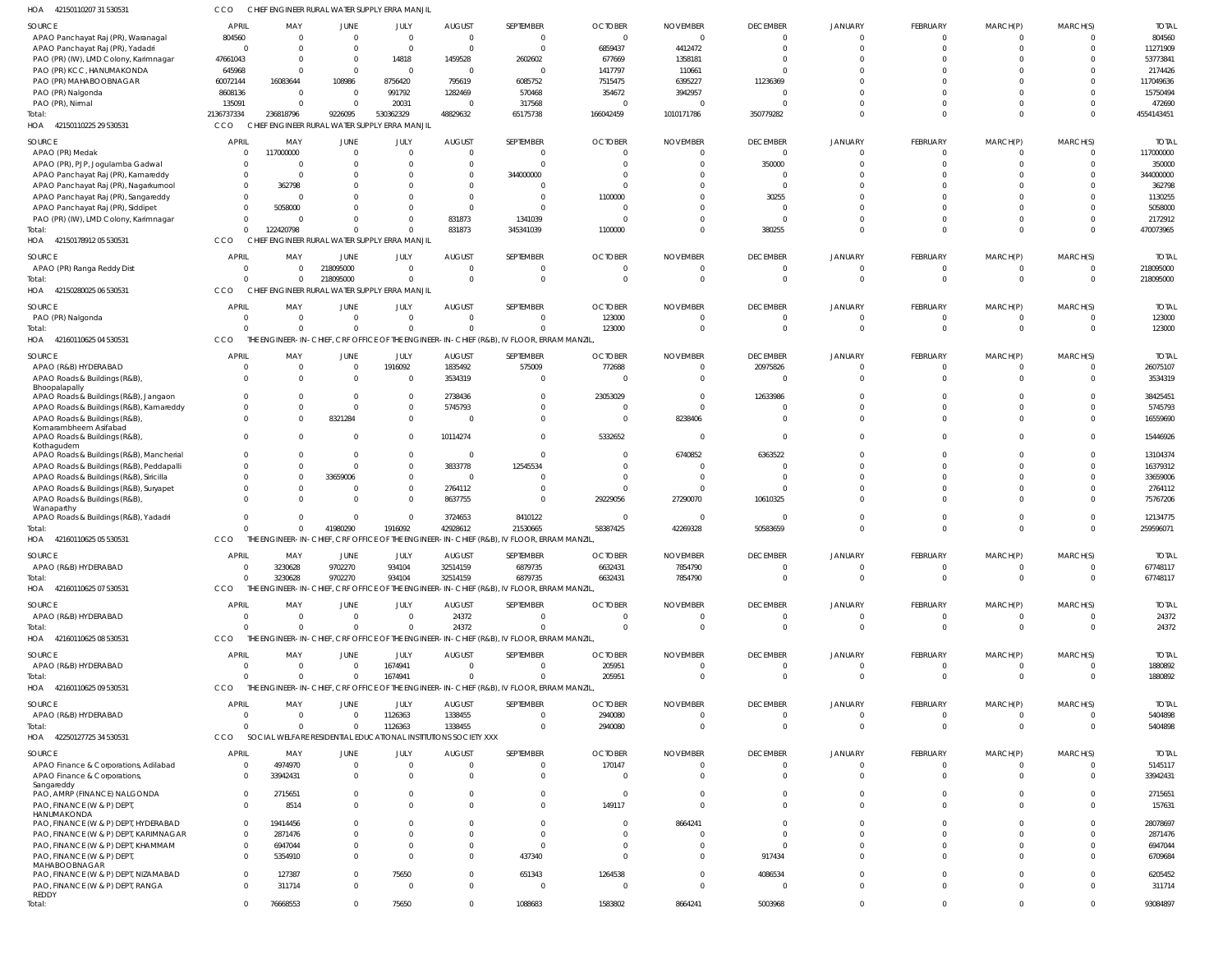HOA 42150110207 31 530531 CCO CHIEF ENGINEER RURAL WATER SUPPLY ERRA MANJIL

| SOURCE | APRIL | MAY | JUNE | JULY | AUGUST | SEPTEMBER | OCTOBER | NOVEMBER | DECEMBER | JANUARY | FEBRUARY | MARCH(P) | MARCH(S) | TOTAL |
|---|---|---|---|---|---|---|---|---|---|---|---|---|---|---|
| APAO Panchayat Raj (PR), Waranagal | 804560 | 0 | 0 | 0 | 0 | 0 | 0 | 0 | 0 | 0 | 0 | 0 | 0 | 804560 |
| APAO Panchayat Raj (PR), Yadadri | 0 | 0 | 0 | 0 | 0 | 0 | 6859437 | 4412472 | 0 | 0 | 0 | 0 | 0 | 11271909 |
| PAO (PR) (IW), LMD Colony, Karimnagar | 47661043 | 0 | 0 | 14818 | 1459528 | 2602602 | 677669 | 1358181 | 0 | 0 | 0 | 0 | 0 | 53773841 |
| PAO (PR) KCC, HANUMAKONDA | 645968 | 0 | 0 | 0 | 0 | 0 | 1417797 | 110661 | 0 | 0 | 0 | 0 | 0 | 2174426 |
| PAO (PR) MAHABOOBNAGAR | 60072144 | 16083644 | 108986 | 8756420 | 795619 | 6085752 | 7515475 | 6395227 | 11236369 | 0 | 0 | 0 | 0 | 117049636 |
| PAO (PR) Nalgonda | 8608136 | 0 | 0 | 991792 | 1282469 | 570468 | 354672 | 3942957 | 0 | 0 | 0 | 0 | 0 | 15750494 |
| PAO (PR), Nirmal | 135091 | 0 | 0 | 20031 | 0 | 317568 | 0 | 0 | 0 | 0 | 0 | 0 | 0 | 472690 |
| Total: | 2136737334 | 236818796 | 9226095 | 530362329 | 48829632 | 65175738 | 166042459 | 1010171786 | 350779282 | 0 | 0 | 0 | 0 | 4554143451 |

HOA 42150110225 29 530531 CCO CHIEF ENGINEER RURAL WATER SUPPLY ERRA MANJIL

| SOURCE | APRIL | MAY | JUNE | JULY | AUGUST | SEPTEMBER | OCTOBER | NOVEMBER | DECEMBER | JANUARY | FEBRUARY | MARCH(P) | MARCH(S) | TOTAL |
|---|---|---|---|---|---|---|---|---|---|---|---|---|---|---|
| APAO (PR) Medak | 0 | 117000000 | 0 | 0 | 0 | 0 | 0 | 0 | 0 | 0 | 0 | 0 | 0 | 117000000 |
| APAO (PR), PJP, Jogulamba Gadwal | 0 | 0 | 0 | 0 | 0 | 0 | 0 | 0 | 350000 | 0 | 0 | 0 | 0 | 350000 |
| APAO Panchayat Raj (PR), Kamareddy | 0 | 0 | 0 | 0 | 0 | 344000000 | 0 | 0 | 0 | 0 | 0 | 0 | 0 | 344000000 |
| APAO Panchayat Raj (PR), Nagarkurnool | 0 | 362798 | 0 | 0 | 0 | 0 | 0 | 0 | 0 | 0 | 0 | 0 | 0 | 362798 |
| APAO Panchayat Raj (PR), Sangareddy | 0 | 0 | 0 | 0 | 0 | 0 | 1100000 | 0 | 30255 | 0 | 0 | 0 | 0 | 1130255 |
| APAO Panchayat Raj (PR), Siddipet | 0 | 5058000 | 0 | 0 | 0 | 0 | 0 | 0 | 0 | 0 | 0 | 0 | 0 | 5058000 |
| PAO (PR) (IW), LMD Colony, Karimnagar | 0 | 0 | 0 | 0 | 831873 | 1341039 | 0 | 0 | 0 | 0 | 0 | 0 | 0 | 2172912 |
| Total: | 0 | 122420798 | 0 | 0 | 831873 | 345341039 | 1100000 | 0 | 380255 | 0 | 0 | 0 | 0 | 470073965 |

HOA 42150178912 05 530531 CCO CHIEF ENGINEER RURAL WATER SUPPLY ERRA MANJIL

| SOURCE | APRIL | MAY | JUNE | JULY | AUGUST | SEPTEMBER | OCTOBER | NOVEMBER | DECEMBER | JANUARY | FEBRUARY | MARCH(P) | MARCH(S) | TOTAL |
|---|---|---|---|---|---|---|---|---|---|---|---|---|---|---|
| APAO (PR) Ranga Reddy Dist | 0 | 0 | 218095000 | 0 | 0 | 0 | 0 | 0 | 0 | 0 | 0 | 0 | 0 | 218095000 |
| Total: | 0 | 0 | 218095000 | 0 | 0 | 0 | 0 | 0 | 0 | 0 | 0 | 0 | 0 | 218095000 |

HOA 42150280025 06 530531 CCO CHIEF ENGINEER RURAL WATER SUPPLY ERRA MANJIL

| SOURCE | APRIL | MAY | JUNE | JULY | AUGUST | SEPTEMBER | OCTOBER | NOVEMBER | DECEMBER | JANUARY | FEBRUARY | MARCH(P) | MARCH(S) | TOTAL |
|---|---|---|---|---|---|---|---|---|---|---|---|---|---|---|
| PAO (PR) Nalgonda | 0 | 0 | 0 | 0 | 0 | 0 | 123000 | 0 | 0 | 0 | 0 | 0 | 0 | 123000 |
| Total: | 0 | 0 | 0 | 0 | 0 | 0 | 123000 | 0 | 0 | 0 | 0 | 0 | 0 | 123000 |

HOA 42160110625 04 530531 CCO THE ENGINEER-IN-CHIEF, CRF OFFICE OF THE ENGINEER-IN-CHIEF (R&B), IV FLOOR, ERRAM MANZIL,

| SOURCE | APRIL | MAY | JUNE | JULY | AUGUST | SEPTEMBER | OCTOBER | NOVEMBER | DECEMBER | JANUARY | FEBRUARY | MARCH(P) | MARCH(S) | TOTAL |
|---|---|---|---|---|---|---|---|---|---|---|---|---|---|---|
| APAO (R&B) HYDERABAD | 0 | 0 | 0 | 1916092 | 1835492 | 575009 | 772688 | 0 | 20975826 | 0 | 0 | 0 | 0 | 26075107 |
| APAO Roads & Buildings (R&B), Bhoopalapally | 0 | 0 | 0 | 0 | 3534319 | 0 | 0 | 0 | 0 | 0 | 0 | 0 | 0 | 3534319 |
| APAO Roads & Buildings (R&B), Jangaon | 0 | 0 | 0 | 0 | 2738436 | 0 | 23053029 | 0 | 12633986 | 0 | 0 | 0 | 0 | 38425451 |
| APAO Roads & Buildings (R&B), Kamareddy | 0 | 0 | 0 | 0 | 5745793 | 0 | 0 | 0 | 0 | 0 | 0 | 0 | 0 | 5745793 |
| APAO Roads & Buildings (R&B), Komarambheem Asifabad | 0 | 0 | 8321284 | 0 | 0 | 0 | 0 | 8238406 | 0 | 0 | 0 | 0 | 0 | 16559690 |
| APAO Roads & Buildings (R&B), Kothagudem | 0 | 0 | 0 | 0 | 10114274 | 0 | 5332652 | 0 | 0 | 0 | 0 | 0 | 0 | 15446926 |
| APAO Roads & Buildings (R&B), Mancherial | 0 | 0 | 0 | 0 | 0 | 0 | 0 | 6740852 | 6363522 | 0 | 0 | 0 | 0 | 13104374 |
| APAO Roads & Buildings (R&B), Peddapalli | 0 | 0 | 0 | 0 | 3833778 | 12545534 | 0 | 0 | 0 | 0 | 0 | 0 | 0 | 16379312 |
| APAO Roads & Buildings (R&B), Siricilla | 0 | 0 | 33659006 | 0 | 0 | 0 | 0 | 0 | 0 | 0 | 0 | 0 | 0 | 33659006 |
| APAO Roads & Buildings (R&B), Suryapet | 0 | 0 | 0 | 0 | 2764112 | 0 | 0 | 0 | 0 | 0 | 0 | 0 | 0 | 2764112 |
| APAO Roads & Buildings (R&B), Wanaparthy | 0 | 0 | 0 | 0 | 8637755 | 0 | 29229056 | 27290070 | 10610325 | 0 | 0 | 0 | 0 | 75767206 |
| APAO Roads & Buildings (R&B), Yadadri | 0 | 0 | 0 | 0 | 3724653 | 8410122 | 0 | 0 | 0 | 0 | 0 | 0 | 0 | 12134775 |
| Total: | 0 | 0 | 41980290 | 1916092 | 42928612 | 21530665 | 58387425 | 42269328 | 50583659 | 0 | 0 | 0 | 0 | 259596071 |

HOA 42160110625 05 530531 CCO THE ENGINEER-IN-CHIEF, CRF OFFICE OF THE ENGINEER-IN-CHIEF (R&B), IV FLOOR, ERRAM MANZIL,

| SOURCE | APRIL | MAY | JUNE | JULY | AUGUST | SEPTEMBER | OCTOBER | NOVEMBER | DECEMBER | JANUARY | FEBRUARY | MARCH(P) | MARCH(S) | TOTAL |
|---|---|---|---|---|---|---|---|---|---|---|---|---|---|---|
| APAO (R&B) HYDERABAD | 0 | 3230628 | 9702270 | 934104 | 32514159 | 6879735 | 6632431 | 7854790 | 0 | 0 | 0 | 0 | 0 | 67748117 |
| Total: | 0 | 3230628 | 9702270 | 934104 | 32514159 | 6879735 | 6632431 | 7854790 | 0 | 0 | 0 | 0 | 0 | 67748117 |

HOA 42160110625 07 530531 CCO THE ENGINEER-IN-CHIEF, CRF OFFICE OF THE ENGINEER-IN-CHIEF (R&B), IV FLOOR, ERRAM MANZIL,

| SOURCE | APRIL | MAY | JUNE | JULY | AUGUST | SEPTEMBER | OCTOBER | NOVEMBER | DECEMBER | JANUARY | FEBRUARY | MARCH(P) | MARCH(S) | TOTAL |
|---|---|---|---|---|---|---|---|---|---|---|---|---|---|---|
| APAO (R&B) HYDERABAD | 0 | 0 | 0 | 0 | 24372 | 0 | 0 | 0 | 0 | 0 | 0 | 0 | 0 | 24372 |
| Total: | 0 | 0 | 0 | 0 | 24372 | 0 | 0 | 0 | 0 | 0 | 0 | 0 | 0 | 24372 |

HOA 42160110625 08 530531 CCO THE ENGINEER-IN-CHIEF, CRF OFFICE OF THE ENGINEER-IN-CHIEF (R&B), IV FLOOR, ERRAM MANZIL,

| SOURCE | APRIL | MAY | JUNE | JULY | AUGUST | SEPTEMBER | OCTOBER | NOVEMBER | DECEMBER | JANUARY | FEBRUARY | MARCH(P) | MARCH(S) | TOTAL |
|---|---|---|---|---|---|---|---|---|---|---|---|---|---|---|
| APAO (R&B) HYDERABAD | 0 | 0 | 0 | 1674941 | 0 | 0 | 205951 | 0 | 0 | 0 | 0 | 0 | 0 | 1880892 |
| Total: | 0 | 0 | 0 | 1674941 | 0 | 0 | 205951 | 0 | 0 | 0 | 0 | 0 | 0 | 1880892 |

HOA 42160110625 09 530531 CCO THE ENGINEER-IN-CHIEF, CRF OFFICE OF THE ENGINEER-IN-CHIEF (R&B), IV FLOOR, ERRAM MANZIL,

| SOURCE | APRIL | MAY | JUNE | JULY | AUGUST | SEPTEMBER | OCTOBER | NOVEMBER | DECEMBER | JANUARY | FEBRUARY | MARCH(P) | MARCH(S) | TOTAL |
|---|---|---|---|---|---|---|---|---|---|---|---|---|---|---|
| APAO (R&B) HYDERABAD | 0 | 0 | 0 | 1126363 | 1338455 | 0 | 2940080 | 0 | 0 | 0 | 0 | 0 | 0 | 5404898 |
| Total: | 0 | 0 | 0 | 1126363 | 1338455 | 0 | 2940080 | 0 | 0 | 0 | 0 | 0 | 0 | 5404898 |

HOA 42250127725 34 530531 CCO SOCIAL WELFARE RESIDENTIAL EDUCATIONAL INSTITUTIONS SOCIETY XXX

| SOURCE | APRIL | MAY | JUNE | JULY | AUGUST | SEPTEMBER | OCTOBER | NOVEMBER | DECEMBER | JANUARY | FEBRUARY | MARCH(P) | MARCH(S) | TOTAL |
|---|---|---|---|---|---|---|---|---|---|---|---|---|---|---|
| APAO Finance & Corporations, Adilabad | 0 | 4974970 | 0 | 0 | 0 | 0 | 170147 | 0 | 0 | 0 | 0 | 0 | 0 | 5145117 |
| APAO Finance & Corporations, Sangareddy | 0 | 33942431 | 0 | 0 | 0 | 0 | 0 | 0 | 0 | 0 | 0 | 0 | 0 | 33942431 |
| PAO, AMRP (FINANCE) NALGONDA | 0 | 2715651 | 0 | 0 | 0 | 0 | 0 | 0 | 0 | 0 | 0 | 0 | 0 | 2715651 |
| PAO, FINANCE (W & P) DEPT, HANUMAKONDA | 0 | 8514 | 0 | 0 | 0 | 0 | 149117 | 0 | 0 | 0 | 0 | 0 | 0 | 157631 |
| PAO, FINANCE (W & P) DEPT, HYDERABAD | 0 | 19414456 | 0 | 0 | 0 | 0 | 0 | 8664241 | 0 | 0 | 0 | 0 | 0 | 28078697 |
| PAO, FINANCE (W & P) DEPT, KARIMNAGAR | 0 | 2871476 | 0 | 0 | 0 | 0 | 0 | 0 | 0 | 0 | 0 | 0 | 0 | 2871476 |
| PAO, FINANCE (W & P) DEPT, KHAMMAM | 0 | 6947044 | 0 | 0 | 0 | 0 | 0 | 0 | 0 | 0 | 0 | 0 | 0 | 6947044 |
| PAO, FINANCE (W & P) DEPT, MAHABOOBNAGAR | 0 | 5354910 | 0 | 0 | 0 | 437340 | 0 | 0 | 917434 | 0 | 0 | 0 | 0 | 6709684 |
| PAO, FINANCE (W & P) DEPT, NIZAMABAD | 0 | 127387 | 0 | 75650 | 0 | 651343 | 1264538 | 0 | 4086534 | 0 | 0 | 0 | 0 | 6205452 |
| PAO, FINANCE (W & P) DEPT, RANGA REDDY | 0 | 311714 | 0 | 0 | 0 | 0 | 0 | 0 | 0 | 0 | 0 | 0 | 0 | 311714 |
| Total: | 0 | 76668553 | 0 | 75650 | 0 | 1088683 | 1583802 | 8664241 | 5003968 | 0 | 0 | 0 | 0 | 93084897 |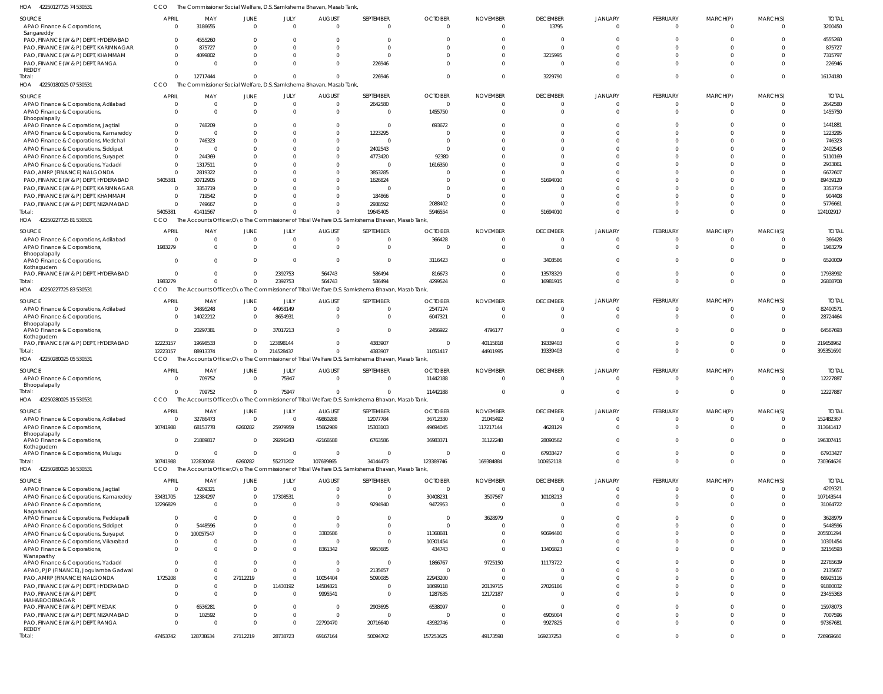HOA 42250127725 74 530531 CCO The Commissioner Social Welfare, D.S. Samkshema Bhavan, Masab Tank,

| SOURCE | APRIL | MAY | JUNE | JULY | AUGUST | SEPTEMBER | OCTOBER | NOVEMBER | DECEMBER | JANUARY | FEBRUARY | MARCH(P) | MARCH(S) | TOTAL |
|---|---|---|---|---|---|---|---|---|---|---|---|---|---|---|
| APAO Finance & Corporations, Sangareddy | 0 | 3186655 | 0 | 0 | 0 | 0 | 0 | 0 | 13795 | 0 | 0 | 0 | 0 | 3200450 |
| PAO, FINANCE (W & P) DEPT, HYDERABAD | 0 | 4555260 | 0 | 0 | 0 | 0 | 0 | 0 | 0 | 0 | 0 | 0 | 0 | 4555260 |
| PAO, FINANCE (W & P) DEPT, KARIMNAGAR | 0 | 875727 | 0 | 0 | 0 | 0 | 0 | 0 | 0 | 0 | 0 | 0 | 0 | 875727 |
| PAO, FINANCE (W & P) DEPT, KHAMMAM | 0 | 4099802 | 0 | 0 | 0 | 0 | 0 | 0 | 3215995 | 0 | 0 | 0 | 0 | 7315797 |
| PAO, FINANCE (W & P) DEPT, RANGA REDDY | 0 | 0 | 0 | 0 | 0 | 226946 | 0 | 0 | 0 | 0 | 0 | 0 | 0 | 226946 |
| Total: | 0 | 12717444 | 0 | 0 | 0 | 226946 | 0 | 0 | 3229790 | 0 | 0 | 0 | 0 | 16174180 |

HOA 42250180025 07 530531 CCO The Commissioner Social Welfare, D.S. Samkshema Bhavan, Masab Tank,

| SOURCE | APRIL | MAY | JUNE | JULY | AUGUST | SEPTEMBER | OCTOBER | NOVEMBER | DECEMBER | JANUARY | FEBRUARY | MARCH(P) | MARCH(S) | TOTAL |
|---|---|---|---|---|---|---|---|---|---|---|---|---|---|---|
| APAO Finance & Corporations, Adilabad | 0 | 0 | 0 | 0 | 0 | 2642580 | 0 | 0 | 0 | 0 | 0 | 0 | 0 | 2642580 |
| APAO Finance & Corporations, Bhoopalapally | 0 | 0 | 0 | 0 | 0 | 0 | 1455750 | 0 | 0 | 0 | 0 | 0 | 0 | 1455750 |
| APAO Finance & Corporations, Jagtial | 0 | 748209 | 0 | 0 | 0 | 0 | 693672 | 0 | 0 | 0 | 0 | 0 | 0 | 1441881 |
| APAO Finance & Corporations, Kamareddy | 0 | 0 | 0 | 0 | 0 | 1223295 | 0 | 0 | 0 | 0 | 0 | 0 | 0 | 1223295 |
| APAO Finance & Corporations, Medchal | 0 | 746323 | 0 | 0 | 0 | 0 | 0 | 0 | 0 | 0 | 0 | 0 | 0 | 746323 |
| APAO Finance & Corporations, Siddipet | 0 | 0 | 0 | 0 | 0 | 2402543 | 0 | 0 | 0 | 0 | 0 | 0 | 0 | 2402543 |
| APAO Finance & Corporations, Suryapet | 0 | 244369 | 0 | 0 | 0 | 4773420 | 92380 | 0 | 0 | 0 | 0 | 0 | 0 | 5110169 |
| APAO Finance & Corporations, Yadadri | 0 | 1317511 | 0 | 0 | 0 | 0 | 1616350 | 0 | 0 | 0 | 0 | 0 | 0 | 2933861 |
| PAO, AMRP (FINANCE) NALGONDA | 0 | 2819322 | 0 | 0 | 0 | 3853285 | 0 | 0 | 0 | 0 | 0 | 0 | 0 | 6672607 |
| PAO, FINANCE (W & P) DEPT, HYDERABAD | 5405381 | 30712905 | 0 | 0 | 0 | 1626824 | 0 | 0 | 51694010 | 0 | 0 | 0 | 0 | 89439120 |
| PAO, FINANCE (W & P) DEPT, KARIMNAGAR | 0 | 3353719 | 0 | 0 | 0 | 0 | 0 | 0 | 0 | 0 | 0 | 0 | 0 | 3353719 |
| PAO, FINANCE (W & P) DEPT, KHAMMAM | 0 | 719542 | 0 | 0 | 0 | 184866 | 0 | 0 | 0 | 0 | 0 | 0 | 0 | 904408 |
| PAO, FINANCE (W & P) DEPT, NIZAMABAD | 0 | 749667 | 0 | 0 | 0 | 2938592 | 2088402 | 0 | 0 | 0 | 0 | 0 | 0 | 5776661 |
| Total: | 5405381 | 41411567 | 0 | 0 | 0 | 19645405 | 5946554 | 0 | 51694010 | 0 | 0 | 0 | 0 | 124102917 |

HOA 42250227725 81 530531 CCO The Accounts Officer,O\o The Commissioner of Tribal Welfare D.S. Samkshema Bhavan, Masab Tank,

| SOURCE | APRIL | MAY | JUNE | JULY | AUGUST | SEPTEMBER | OCTOBER | NOVEMBER | DECEMBER | JANUARY | FEBRUARY | MARCH(P) | MARCH(S) | TOTAL |
|---|---|---|---|---|---|---|---|---|---|---|---|---|---|---|
| APAO Finance & Corporations, Adilabad | 0 | 0 | 0 | 0 | 0 | 0 | 366428 | 0 | 0 | 0 | 0 | 0 | 0 | 366428 |
| APAO Finance & Corporations, Bhoopalapally | 1983279 | 0 | 0 | 0 | 0 | 0 | 0 | 0 | 0 | 0 | 0 | 0 | 0 | 1983279 |
| APAO Finance & Corporations, Kothagudem | 0 | 0 | 0 | 0 | 0 | 0 | 3116423 | 0 | 3403586 | 0 | 0 | 0 | 0 | 6520009 |
| PAO, FINANCE (W & P) DEPT, HYDERABAD | 0 | 0 | 0 | 2392753 | 564743 | 586494 | 816673 | 0 | 13578329 | 0 | 0 | 0 | 0 | 17938992 |
| Total: | 1983279 | 0 | 0 | 2392753 | 564743 | 586494 | 4299524 | 0 | 16981915 | 0 | 0 | 0 | 0 | 26808708 |

HOA 42250227725 83 530531 CCO The Accounts Officer,O\o The Commissioner of Tribal Welfare D.S. Samkshema Bhavan, Masab Tank,

| SOURCE | APRIL | MAY | JUNE | JULY | AUGUST | SEPTEMBER | OCTOBER | NOVEMBER | DECEMBER | JANUARY | FEBRUARY | MARCH(P) | MARCH(S) | TOTAL |
|---|---|---|---|---|---|---|---|---|---|---|---|---|---|---|
| APAO Finance & Corporations, Adilabad | 0 | 34895248 | 0 | 44958149 | 0 | 0 | 2547174 | 0 | 0 | 0 | 0 | 0 | 0 | 82400571 |
| APAO Finance & Corporations, Bhoopalapally | 0 | 14022212 | 0 | 8654931 | 0 | 0 | 6047321 | 0 | 0 | 0 | 0 | 0 | 0 | 28724464 |
| APAO Finance & Corporations, Kothagudem | 0 | 20297381 | 0 | 37017213 | 0 | 0 | 2456922 | 4796177 | 0 | 0 | 0 | 0 | 0 | 64567693 |
| PAO, FINANCE (W & P) DEPT, HYDERABAD | 12223157 | 19698533 | 0 | 123898144 | 0 | 4383907 | 0 | 40115818 | 19339403 | 0 | 0 | 0 | 0 | 219658962 |
| Total: | 12223157 | 88913374 | 0 | 214528437 | 0 | 4383907 | 11051417 | 44911995 | 19339403 | 0 | 0 | 0 | 0 | 395351690 |

HOA 42250280025 05 530531 CCO The Accounts Officer,O\o The Commissioner of Tribal Welfare D.S. Samkshema Bhavan, Masab Tank,

| SOURCE | APRIL | MAY | JUNE | JULY | AUGUST | SEPTEMBER | OCTOBER | NOVEMBER | DECEMBER | JANUARY | FEBRUARY | MARCH(P) | MARCH(S) | TOTAL |
|---|---|---|---|---|---|---|---|---|---|---|---|---|---|---|
| APAO Finance & Corporations, Bhoopalapally | 0 | 709752 | 0 | 75947 | 0 | 0 | 11442188 | 0 | 0 | 0 | 0 | 0 | 0 | 12227887 |
| Total: | 0 | 709752 | 0 | 75947 | 0 | 0 | 11442188 | 0 | 0 | 0 | 0 | 0 | 0 | 12227887 |

HOA 42250280025 15 530531 CCO The Accounts Officer,O\o The Commissioner of Tribal Welfare D.S. Samkshema Bhavan, Masab Tank,

| SOURCE | APRIL | MAY | JUNE | JULY | AUGUST | SEPTEMBER | OCTOBER | NOVEMBER | DECEMBER | JANUARY | FEBRUARY | MARCH(P) | MARCH(S) | TOTAL |
|---|---|---|---|---|---|---|---|---|---|---|---|---|---|---|
| APAO Finance & Corporations, Adilabad | 0 | 32786473 | 0 | 0 | 49860288 | 12077784 | 36712330 | 21045492 | 0 | 0 | 0 | 0 | 0 | 152482367 |
| APAO Finance & Corporations, Bhoopalapally | 10741988 | 68153778 | 6260282 | 25979959 | 15662989 | 15303103 | 49694045 | 117217144 | 4628129 | 0 | 0 | 0 | 0 | 313641417 |
| APAO Finance & Corporations, Kothagudem | 0 | 21889817 | 0 | 29291243 | 42166588 | 6763586 | 36983371 | 31122248 | 28090562 | 0 | 0 | 0 | 0 | 196307415 |
| APAO Finance & Corporations, Mulugu | 0 | 0 | 0 | 0 | 0 | 0 | 0 | 0 | 67933427 | 0 | 0 | 0 | 0 | 67933427 |
| Total: | 10741988 | 122830068 | 6260282 | 55271202 | 107689865 | 34144473 | 123389746 | 169384884 | 100652118 | 0 | 0 | 0 | 0 | 730364626 |

HOA 42250280025 16 530531 CCO The Accounts Officer,O\o The Commissioner of Tribal Welfare D.S. Samkshema Bhavan, Masab Tank,

| SOURCE | APRIL | MAY | JUNE | JULY | AUGUST | SEPTEMBER | OCTOBER | NOVEMBER | DECEMBER | JANUARY | FEBRUARY | MARCH(P) | MARCH(S) | TOTAL |
|---|---|---|---|---|---|---|---|---|---|---|---|---|---|---|
| APAO Finance & Corporations, Jagtial | 0 | 4209321 | 0 | 0 | 0 | 0 | 0 | 0 | 0 | 0 | 0 | 0 | 0 | 4209321 |
| APAO Finance & Corporations, Kamareddy | 33431705 | 12384297 | 0 | 17308531 | 0 | 0 | 30408231 | 3507567 | 10103213 | 0 | 0 | 0 | 0 | 107143544 |
| APAO Finance & Corporations, Nagarkurnool | 12296829 | 0 | 0 | 0 | 0 | 9294940 | 9472953 | 0 | 0 | 0 | 0 | 0 | 0 | 31064722 |
| APAO Finance & Corporations, Peddapalli | 0 | 0 | 0 | 0 | 0 | 0 | 0 | 3628979 | 0 | 0 | 0 | 0 | 0 | 3628979 |
| APAO Finance & Corporations, Siddipet | 0 | 5448596 | 0 | 0 | 0 | 0 | 0 | 0 | 0 | 0 | 0 | 0 | 0 | 5448596 |
| APAO Finance & Corporations, Suryapet | 0 | 100057547 | 0 | 0 | 3380586 | 0 | 11368681 | 0 | 90694480 | 0 | 0 | 0 | 0 | 205501294 |
| APAO Finance & Corporations, Vikarabad | 0 | 0 | 0 | 0 | 0 | 0 | 10301454 | 0 | 0 | 0 | 0 | 0 | 0 | 10301454 |
| APAO Finance & Corporations, Wanaparthy | 0 | 0 | 0 | 0 | 8361342 | 9953685 | 434743 | 0 | 13406823 | 0 | 0 | 0 | 0 | 32156593 |
| APAO Finance & Corporations, Yadadri | 0 | 0 | 0 | 0 | 0 | 0 | 1866767 | 9725150 | 11173722 | 0 | 0 | 0 | 0 | 22765639 |
| APAO, PJP (FINANCE), Jogulamba Gadwal | 0 | 0 | 0 | 0 | 0 | 2135657 | 0 | 0 | 0 | 0 | 0 | 0 | 0 | 2135657 |
| PAO, AMRP (FINANCE) NALGONDA | 1725208 | 0 | 27112219 | 0 | 10054404 | 5090085 | 22943200 | 0 | 0 | 0 | 0 | 0 | 0 | 66925116 |
| PAO, FINANCE (W & P) DEPT, HYDERABAD | 0 | 0 | 0 | 11430192 | 14584821 | 0 | 18699118 | 20139715 | 27026186 | 0 | 0 | 0 | 0 | 91880032 |
| PAO, FINANCE (W & P) DEPT, MAHABOOBNAGAR | 0 | 0 | 0 | 0 | 9995541 | 0 | 1287635 | 12172187 | 0 | 0 | 0 | 0 | 0 | 23455363 |
| PAO, FINANCE (W & P) DEPT, MEDAK | 0 | 6536281 | 0 | 0 | 0 | 2903695 | 6538097 | 0 | 0 | 0 | 0 | 0 | 0 | 15978073 |
| PAO, FINANCE (W & P) DEPT, NIZAMABAD | 0 | 102592 | 0 | 0 | 0 | 0 | 0 | 0 | 6905004 | 0 | 0 | 0 | 0 | 7007596 |
| PAO, FINANCE (W & P) DEPT, RANGA REDDY | 0 | 0 | 0 | 0 | 22790470 | 20716640 | 43932746 | 0 | 9927825 | 0 | 0 | 0 | 0 | 97367681 |
| Total: | 47453742 | 128738634 | 27112219 | 28738723 | 69167164 | 50094702 | 157253625 | 49173598 | 169237253 | 0 | 0 | 0 | 0 | 726969660 |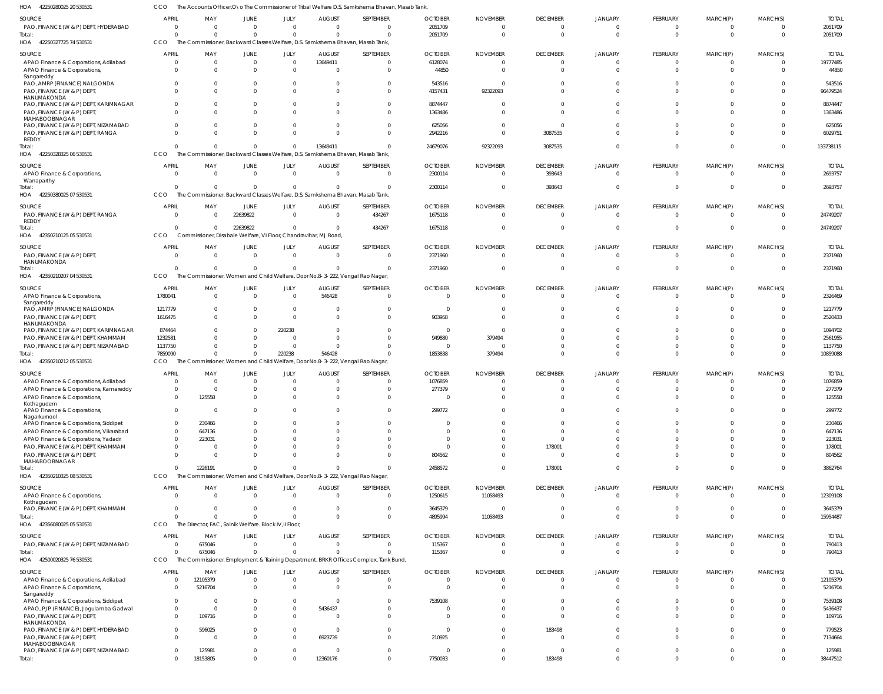HOA 42250280025 20 530531 CCO The Accounts Officer,O\o The Commissioner of Tribal Welfare D.S. Samkshema Bhavan, Masab Tank,

| SOURCE | APRIL | MAY | JUNE | JULY | AUGUST | SEPTEMBER | OCTOBER | NOVEMBER | DECEMBER | JANUARY | FEBRUARY | MARCH(P) | MARCH(S) | TOTAL |
|---|---|---|---|---|---|---|---|---|---|---|---|---|---|---|
| PAO, FINANCE (W & P) DEPT, HYDERABAD | 0 | 0 | 0 | 0 | 0 | 0 | 2051709 | 0 | 0 | 0 | 0 | 0 | 0 | 2051709 |
| Total: | 0 | 0 | 0 | 0 | 0 | 0 | 2051709 | 0 | 0 | 0 | 0 | 0 | 0 | 2051709 |

HOA 42250327725 74 530531 CCO The Commissioner, Backward Classes Welfare, D.S. Samkshema Bhavan, Masab Tank,

| SOURCE | APRIL | MAY | JUNE | JULY | AUGUST | SEPTEMBER | OCTOBER | NOVEMBER | DECEMBER | JANUARY | FEBRUARY | MARCH(P) | MARCH(S) | TOTAL |
|---|---|---|---|---|---|---|---|---|---|---|---|---|---|---|
| APAO Finance & Corporations, Adilabad | 0 | 0 | 0 | 0 | 13649411 | 0 | 6128074 | 0 | 0 | 0 | 0 | 0 | 0 | 19777485 |
| APAO Finance & Corporations, Sangareddy | 0 | 0 | 0 | 0 | 0 | 0 | 44850 | 0 | 0 | 0 | 0 | 0 | 0 | 44850 |
| PAO, AMRP (FINANCE) NALGONDA | 0 | 0 | 0 | 0 | 0 | 0 | 543516 | 0 | 0 | 0 | 0 | 0 | 0 | 543516 |
| PAO, FINANCE (W & P) DEPT, HANUMAKONDA | 0 | 0 | 0 | 0 | 0 | 0 | 4157431 | 92322093 | 0 | 0 | 0 | 0 | 0 | 96479524 |
| PAO, FINANCE (W & P) DEPT, KARIMNAGAR | 0 | 0 | 0 | 0 | 0 | 0 | 8874447 | 0 | 0 | 0 | 0 | 0 | 0 | 8874447 |
| PAO, FINANCE (W & P) DEPT, MAHABOOBNAGAR | 0 | 0 | 0 | 0 | 0 | 0 | 1363486 | 0 | 0 | 0 | 0 | 0 | 0 | 1363486 |
| PAO, FINANCE (W & P) DEPT, NIZAMABAD | 0 | 0 | 0 | 0 | 0 | 0 | 625056 | 0 | 0 | 0 | 0 | 0 | 0 | 625056 |
| PAO, FINANCE (W & P) DEPT, RANGA REDDY | 0 | 0 | 0 | 0 | 0 | 0 | 2942216 | 0 | 3087535 | 0 | 0 | 0 | 0 | 6029751 |
| Total: | 0 | 0 | 0 | 0 | 13649411 | 0 | 24679076 | 92322093 | 3087535 | 0 | 0 | 0 | 0 | 133738115 |

HOA 42250328325 06 530531 CCO The Commissioner, Backward Classes Welfare, D.S. Samkshema Bhavan, Masab Tank,

| SOURCE | APRIL | MAY | JUNE | JULY | AUGUST | SEPTEMBER | OCTOBER | NOVEMBER | DECEMBER | JANUARY | FEBRUARY | MARCH(P) | MARCH(S) | TOTAL |
|---|---|---|---|---|---|---|---|---|---|---|---|---|---|---|
| APAO Finance & Corporations, Wanaparthy | 0 | 0 | 0 | 0 | 0 | 0 | 2300114 | 0 | 393643 | 0 | 0 | 0 | 0 | 2693757 |
| Total: | 0 | 0 | 0 | 0 | 0 | 0 | 2300114 | 0 | 393643 | 0 | 0 | 0 | 0 | 2693757 |

HOA 42250380025 07 530531 CCO The Commissioner, Backward Classes Welfare, D.S. Samkshema Bhavan, Masab Tank,

| SOURCE | APRIL | MAY | JUNE | JULY | AUGUST | SEPTEMBER | OCTOBER | NOVEMBER | DECEMBER | JANUARY | FEBRUARY | MARCH(P) | MARCH(S) | TOTAL |
|---|---|---|---|---|---|---|---|---|---|---|---|---|---|---|
| PAO, FINANCE (W & P) DEPT, RANGA REDDY | 0 | 0 | 22639822 | 0 | 0 | 434267 | 1675118 | 0 | 0 | 0 | 0 | 0 | 0 | 24749207 |
| Total: | 0 | 0 | 22639822 | 0 | 0 | 434267 | 1675118 | 0 | 0 | 0 | 0 | 0 | 0 | 24749207 |

HOA 42350210125 05 530531 CCO Commissioner, Disabale Welfare, VI Floor, Chandravihar, MJ Road,

| SOURCE | APRIL | MAY | JUNE | JULY | AUGUST | SEPTEMBER | OCTOBER | NOVEMBER | DECEMBER | JANUARY | FEBRUARY | MARCH(P) | MARCH(S) | TOTAL |
|---|---|---|---|---|---|---|---|---|---|---|---|---|---|---|
| PAO, FINANCE (W & P) DEPT, HANUMAKONDA | 0 | 0 | 0 | 0 | 0 | 0 | 2371960 | 0 | 0 | 0 | 0 | 0 | 0 | 2371960 |
| Total: | 0 | 0 | 0 | 0 | 0 | 0 | 2371960 | 0 | 0 | 0 | 0 | 0 | 0 | 2371960 |

HOA 42350210207 04 530531 CCO The Commissioner, Women and Child Welfare, Door No.8-3-222, Vengal Rao Nagar,

| SOURCE | APRIL | MAY | JUNE | JULY | AUGUST | SEPTEMBER | OCTOBER | NOVEMBER | DECEMBER | JANUARY | FEBRUARY | MARCH(P) | MARCH(S) | TOTAL |
|---|---|---|---|---|---|---|---|---|---|---|---|---|---|---|
| APAO Finance & Corporations, Sangareddy | 1780041 | 0 | 0 | 0 | 546428 | 0 | 0 | 0 | 0 | 0 | 0 | 0 | 0 | 2326469 |
| PAO, AMRP (FINANCE) NALGONDA | 1217779 | 0 | 0 | 0 | 0 | 0 | 0 | 0 | 0 | 0 | 0 | 0 | 0 | 1217779 |
| PAO, FINANCE (W & P) DEPT, HANUMAKONDA | 1616475 | 0 | 0 | 0 | 0 | 0 | 903958 | 0 | 0 | 0 | 0 | 0 | 0 | 2520433 |
| PAO, FINANCE (W & P) DEPT, KARIMNAGAR | 874464 | 0 | 0 | 220238 | 0 | 0 | 0 | 0 | 0 | 0 | 0 | 0 | 0 | 1094702 |
| PAO, FINANCE (W & P) DEPT, KHAMMAM | 1232581 | 0 | 0 | 0 | 0 | 0 | 949880 | 379494 | 0 | 0 | 0 | 0 | 0 | 2561955 |
| PAO, FINANCE (W & P) DEPT, NIZAMABAD | 1137750 | 0 | 0 | 0 | 0 | 0 | 0 | 0 | 0 | 0 | 0 | 0 | 0 | 1137750 |
| Total: | 7859090 | 0 | 0 | 220238 | 546428 | 0 | 1853838 | 379494 | 0 | 0 | 0 | 0 | 0 | 10859088 |

HOA 42350210212 05 530531 CCO The Commissioner, Women and Child Welfare, Door No.8-3-222, Vengal Rao Nagar,

| SOURCE | APRIL | MAY | JUNE | JULY | AUGUST | SEPTEMBER | OCTOBER | NOVEMBER | DECEMBER | JANUARY | FEBRUARY | MARCH(P) | MARCH(S) | TOTAL |
|---|---|---|---|---|---|---|---|---|---|---|---|---|---|---|
| APAO Finance & Corporations, Adilabad | 0 | 0 | 0 | 0 | 0 | 0 | 1076859 | 0 | 0 | 0 | 0 | 0 | 0 | 1076859 |
| APAO Finance & Corporations, Kamareddy | 0 | 0 | 0 | 0 | 0 | 0 | 277379 | 0 | 0 | 0 | 0 | 0 | 0 | 277379 |
| APAO Finance & Corporations, Kothagudem | 0 | 125558 | 0 | 0 | 0 | 0 | 0 | 0 | 0 | 0 | 0 | 0 | 0 | 125558 |
| APAO Finance & Corporations, Nagarkurnool | 0 | 0 | 0 | 0 | 0 | 0 | 299772 | 0 | 0 | 0 | 0 | 0 | 0 | 299772 |
| APAO Finance & Corporations, Siddipet | 0 | 230466 | 0 | 0 | 0 | 0 | 0 | 0 | 0 | 0 | 0 | 0 | 0 | 230466 |
| APAO Finance & Corporations, Vikarabad | 0 | 647136 | 0 | 0 | 0 | 0 | 0 | 0 | 0 | 0 | 0 | 0 | 0 | 647136 |
| APAO Finance & Corporations, Yadadri | 0 | 223031 | 0 | 0 | 0 | 0 | 0 | 0 | 0 | 0 | 0 | 0 | 0 | 223031 |
| PAO, FINANCE (W & P) DEPT, KHAMMAM | 0 | 0 | 0 | 0 | 0 | 0 | 0 | 0 | 178001 | 0 | 0 | 0 | 0 | 178001 |
| PAO, FINANCE (W & P) DEPT, MAHABOOBNAGAR | 0 | 0 | 0 | 0 | 0 | 0 | 804562 | 0 | 0 | 0 | 0 | 0 | 0 | 804562 |
| Total: | 0 | 1226191 | 0 | 0 | 0 | 0 | 2458572 | 0 | 178001 | 0 | 0 | 0 | 0 | 3862764 |

HOA 42350210325 08 530531 CCO The Commissioner, Women and Child Welfare, Door No.8-3-222, Vengal Rao Nagar,

| SOURCE | APRIL | MAY | JUNE | JULY | AUGUST | SEPTEMBER | OCTOBER | NOVEMBER | DECEMBER | JANUARY | FEBRUARY | MARCH(P) | MARCH(S) | TOTAL |
|---|---|---|---|---|---|---|---|---|---|---|---|---|---|---|
| APAO Finance & Corporations, Kothagudem | 0 | 0 | 0 | 0 | 0 | 0 | 1250615 | 11058493 | 0 | 0 | 0 | 0 | 0 | 12309108 |
| PAO, FINANCE (W & P) DEPT, KHAMMAM | 0 | 0 | 0 | 0 | 0 | 0 | 3645379 | 0 | 0 | 0 | 0 | 0 | 0 | 3645379 |
| Total: | 0 | 0 | 0 | 0 | 0 | 0 | 4895994 | 11058493 | 0 | 0 | 0 | 0 | 0 | 15954487 |

HOA 42356080025 05 530531 CCO The Director, FAC, Sainik Welfare. Block IV,II Floor,

| SOURCE | APRIL | MAY | JUNE | JULY | AUGUST | SEPTEMBER | OCTOBER | NOVEMBER | DECEMBER | JANUARY | FEBRUARY | MARCH(P) | MARCH(S) | TOTAL |
|---|---|---|---|---|---|---|---|---|---|---|---|---|---|---|
| PAO, FINANCE (W & P) DEPT, NIZAMABAD | 0 | 675046 | 0 | 0 | 0 | 0 | 115367 | 0 | 0 | 0 | 0 | 0 | 0 | 790413 |
| Total: | 0 | 675046 | 0 | 0 | 0 | 0 | 115367 | 0 | 0 | 0 | 0 | 0 | 0 | 790413 |

HOA 42500020325 76 530531 CCO The Commissioner, Employment & Training Department, BRKR Offices Complex, Tank Bund,

| SOURCE | APRIL | MAY | JUNE | JULY | AUGUST | SEPTEMBER | OCTOBER | NOVEMBER | DECEMBER | JANUARY | FEBRUARY | MARCH(P) | MARCH(S) | TOTAL |
|---|---|---|---|---|---|---|---|---|---|---|---|---|---|---|
| APAO Finance & Corporations, Adilabad | 0 | 12105379 | 0 | 0 | 0 | 0 | 0 | 0 | 0 | 0 | 0 | 0 | 0 | 12105379 |
| APAO Finance & Corporations, Sangareddy | 0 | 5216704 | 0 | 0 | 0 | 0 | 0 | 0 | 0 | 0 | 0 | 0 | 0 | 5216704 |
| APAO Finance & Corporations, Siddipet | 0 | 0 | 0 | 0 | 0 | 0 | 7539108 | 0 | 0 | 0 | 0 | 0 | 0 | 7539108 |
| APAO, PJP (FINANCE), Jogulamba Gadwal | 0 | 0 | 0 | 0 | 5436437 | 0 | 0 | 0 | 0 | 0 | 0 | 0 | 0 | 5436437 |
| PAO, FINANCE (W & P) DEPT, HANUMAKONDA | 0 | 109716 | 0 | 0 | 0 | 0 | 0 | 0 | 0 | 0 | 0 | 0 | 0 | 109716 |
| PAO, FINANCE (W & P) DEPT, HYDERABAD | 0 | 596025 | 0 | 0 | 0 | 0 | 0 | 0 | 183498 | 0 | 0 | 0 | 0 | 779523 |
| PAO, FINANCE (W & P) DEPT, MAHABOOBNAGAR | 0 | 0 | 0 | 0 | 6923739 | 0 | 210925 | 0 | 0 | 0 | 0 | 0 | 0 | 7134664 |
| PAO, FINANCE (W & P) DEPT, NIZAMABAD | 0 | 125981 | 0 | 0 | 0 | 0 | 0 | 0 | 0 | 0 | 0 | 0 | 0 | 125981 |
| Total: | 0 | 18153805 | 0 | 0 | 12360176 | 0 | 7750033 | 0 | 183498 | 0 | 0 | 0 | 0 | 38447512 |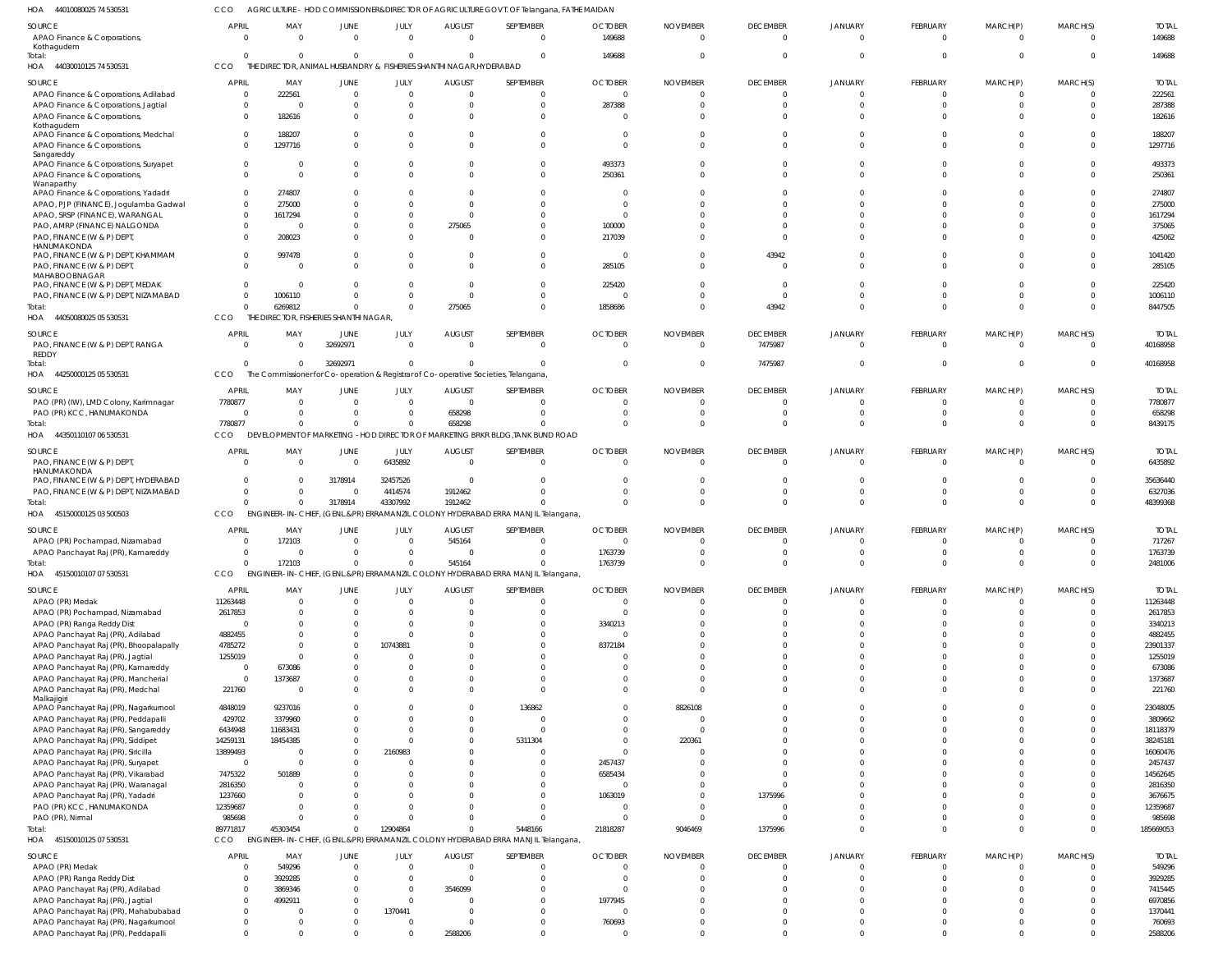HOA 44010080025 74 530531 CCO AGRICULTURE - HOD COMMISSIONER&DIRECTOR OF AGRICULTURE GOVT. OF Telangana, FATHE MAIDAN

| SOURCE | APRIL | MAY | JUNE | JULY | AUGUST | SEPTEMBER | OCTOBER | NOVEMBER | DECEMBER | JANUARY | FEBRUARY | MARCH(P) | MARCH(S) | TOTAL |
|---|---|---|---|---|---|---|---|---|---|---|---|---|---|---|
| APAO Finance & Corporations, Kothagudem | 0 | 0 | 0 | 0 | 0 | 0 | 149688 | 0 | 0 | 0 | 0 | 0 | 0 | 149688 |
| Total: | 0 | 0 | 0 | 0 | 0 | 0 | 149688 | 0 | 0 | 0 | 0 | 0 | 0 | 149688 |

HOA 44030010125 74 530531 CCO THE DIRECTOR, ANIMAL HUSBANDRY & FISHERIES SHANTHI NAGAR, HYDERABAD

| SOURCE | APRIL | MAY | JUNE | JULY | AUGUST | SEPTEMBER | OCTOBER | NOVEMBER | DECEMBER | JANUARY | FEBRUARY | MARCH(P) | MARCH(S) | TOTAL |
|---|---|---|---|---|---|---|---|---|---|---|---|---|---|---|
| APAO Finance & Corporations, Adilabad | 0 | 222561 | 0 | 0 | 0 | 0 | 0 | 0 | 0 | 0 | 0 | 0 | 0 | 222561 |
| APAO Finance & Corporations, Jagtial | 0 | 0 | 0 | 0 | 0 | 0 | 287388 | 0 | 0 | 0 | 0 | 0 | 0 | 287388 |
| APAO Finance & Corporations, Kothagudem | 0 | 182616 | 0 | 0 | 0 | 0 | 0 | 0 | 0 | 0 | 0 | 0 | 0 | 182616 |
| APAO Finance & Corporations, Medchal | 0 | 188207 | 0 | 0 | 0 | 0 | 0 | 0 | 0 | 0 | 0 | 0 | 0 | 188207 |
| APAO Finance & Corporations, Sangareddy | 0 | 1297716 | 0 | 0 | 0 | 0 | 0 | 0 | 0 | 0 | 0 | 0 | 0 | 1297716 |
| APAO Finance & Corporations, Suryapet | 0 | 0 | 0 | 0 | 0 | 0 | 493373 | 0 | 0 | 0 | 0 | 0 | 0 | 493373 |
| APAO Finance & Corporations, Wanaparthy | 0 | 0 | 0 | 0 | 0 | 0 | 250361 | 0 | 0 | 0 | 0 | 0 | 0 | 250361 |
| APAO Finance & Corporations, Yadadri | 0 | 274807 | 0 | 0 | 0 | 0 | 0 | 0 | 0 | 0 | 0 | 0 | 0 | 274807 |
| APAO, PJP (FINANCE), Jogulamba Gadwal | 0 | 275000 | 0 | 0 | 0 | 0 | 0 | 0 | 0 | 0 | 0 | 0 | 0 | 275000 |
| APAO, SRSP (FINANCE), WARANGAL | 0 | 1617294 | 0 | 0 | 0 | 0 | 0 | 0 | 0 | 0 | 0 | 0 | 0 | 1617294 |
| PAO, AMRP (FINANCE) NALGONDA | 0 | 0 | 0 | 0 | 275065 | 0 | 100000 | 0 | 0 | 0 | 0 | 0 | 0 | 375065 |
| PAO, FINANCE (W & P) DEPT, HANUMAKONDA | 0 | 208023 | 0 | 0 | 0 | 0 | 217039 | 0 | 0 | 0 | 0 | 0 | 0 | 425062 |
| PAO, FINANCE (W & P) DEPT, KHAMMAM | 0 | 997478 | 0 | 0 | 0 | 0 | 0 | 0 | 43942 | 0 | 0 | 0 | 0 | 1041420 |
| PAO, FINANCE (W & P) DEPT, MAHABOOBNAGAR | 0 | 0 | 0 | 0 | 0 | 0 | 285105 | 0 | 0 | 0 | 0 | 0 | 0 | 285105 |
| PAO, FINANCE (W & P) DEPT, MEDAK | 0 | 0 | 0 | 0 | 0 | 0 | 225420 | 0 | 0 | 0 | 0 | 0 | 0 | 225420 |
| PAO, FINANCE (W & P) DEPT, NIZAMABAD | 0 | 1006110 | 0 | 0 | 0 | 0 | 0 | 0 | 0 | 0 | 0 | 0 | 0 | 1006110 |
| Total: | 0 | 6269812 | 0 | 0 | 275065 | 0 | 1858686 | 0 | 43942 | 0 | 0 | 0 | 0 | 8447505 |

HOA 44050080025 05 530531 CCO THE DIRECTOR, FISHERIES SHANTHI NAGAR,

| SOURCE | APRIL | MAY | JUNE | JULY | AUGUST | SEPTEMBER | OCTOBER | NOVEMBER | DECEMBER | JANUARY | FEBRUARY | MARCH(P) | MARCH(S) | TOTAL |
|---|---|---|---|---|---|---|---|---|---|---|---|---|---|---|
| PAO, FINANCE (W & P) DEPT, RANGA REDDY | 0 | 0 | 32692971 | 0 | 0 | 0 | 0 | 0 | 7475987 | 0 | 0 | 0 | 0 | 40168958 |
| Total: | 0 | 0 | 32692971 | 0 | 0 | 0 | 0 | 0 | 7475987 | 0 | 0 | 0 | 0 | 40168958 |

HOA 44250000125 05 530531 CCO The Commissioner for Co-operation & Registrar of Co-operative Societies, Telangana,

| SOURCE | APRIL | MAY | JUNE | JULY | AUGUST | SEPTEMBER | OCTOBER | NOVEMBER | DECEMBER | JANUARY | FEBRUARY | MARCH(P) | MARCH(S) | TOTAL |
|---|---|---|---|---|---|---|---|---|---|---|---|---|---|---|
| PAO (PR) (IW), LMD Colony, Karimnagar | 7780877 | 0 | 0 | 0 | 0 | 0 | 0 | 0 | 0 | 0 | 0 | 0 | 0 | 7780877 |
| PAO (PR) KCC, HANUMAKONDA | 0 | 0 | 0 | 0 | 658298 | 0 | 0 | 0 | 0 | 0 | 0 | 0 | 0 | 658298 |
| Total: | 7780877 | 0 | 0 | 0 | 658298 | 0 | 0 | 0 | 0 | 0 | 0 | 0 | 0 | 8439175 |

HOA 44350110107 06 530531 CCO DEVELOPMENT OF MARKETING - HOD DIRECTOR OF MARKETING BRKR BLDG, TANK BUND ROAD

| SOURCE | APRIL | MAY | JUNE | JULY | AUGUST | SEPTEMBER | OCTOBER | NOVEMBER | DECEMBER | JANUARY | FEBRUARY | MARCH(P) | MARCH(S) | TOTAL |
|---|---|---|---|---|---|---|---|---|---|---|---|---|---|---|
| PAO, FINANCE (W & P) DEPT, HANUMAKONDA | 0 | 0 | 0 | 6435892 | 0 | 0 | 0 | 0 | 0 | 0 | 0 | 0 | 0 | 6435892 |
| PAO, FINANCE (W & P) DEPT, HYDERABAD | 0 | 0 | 3178914 | 32457526 | 0 | 0 | 0 | 0 | 0 | 0 | 0 | 0 | 0 | 35636440 |
| PAO, FINANCE (W & P) DEPT, NIZAMABAD | 0 | 0 | 0 | 4414574 | 1912462 | 0 | 0 | 0 | 0 | 0 | 0 | 0 | 0 | 6327036 |
| Total: | 0 | 0 | 3178914 | 43307992 | 1912462 | 0 | 0 | 0 | 0 | 0 | 0 | 0 | 0 | 48399368 |

HOA 45150000125 03 500503 CCO ENGINEER-IN-CHIEF, (GENL.&PR) ERRAMANZIL COLONY HYDERABAD ERRA MANJIL Telangana,

| SOURCE | APRIL | MAY | JUNE | JULY | AUGUST | SEPTEMBER | OCTOBER | NOVEMBER | DECEMBER | JANUARY | FEBRUARY | MARCH(P) | MARCH(S) | TOTAL |
|---|---|---|---|---|---|---|---|---|---|---|---|---|---|---|
| APAO (PR) Pochampad, Nizamabad | 0 | 172103 | 0 | 0 | 545164 | 0 | 0 | 0 | 0 | 0 | 0 | 0 | 0 | 717267 |
| APAO Panchayat Raj (PR), Kamareddy | 0 | 0 | 0 | 0 | 0 | 0 | 1763739 | 0 | 0 | 0 | 0 | 0 | 0 | 1763739 |
| Total: | 0 | 172103 | 0 | 0 | 545164 | 0 | 1763739 | 0 | 0 | 0 | 0 | 0 | 0 | 2481006 |

HOA 45150010107 07 530531 CCO ENGINEER-IN-CHIEF, (GENL.&PR) ERRAMANZIL COLONY HYDERABAD ERRA MANJIL Telangana,

| SOURCE | APRIL | MAY | JUNE | JULY | AUGUST | SEPTEMBER | OCTOBER | NOVEMBER | DECEMBER | JANUARY | FEBRUARY | MARCH(P) | MARCH(S) | TOTAL |
|---|---|---|---|---|---|---|---|---|---|---|---|---|---|---|
| APAO (PR) Medak | 11263448 | 0 | 0 | 0 | 0 | 0 | 0 | 0 | 0 | 0 | 0 | 0 | 0 | 11263448 |
| APAO (PR) Pochampad, Nizamabad | 2617853 | 0 | 0 | 0 | 0 | 0 | 0 | 0 | 0 | 0 | 0 | 0 | 0 | 2617853 |
| APAO (PR) Ranga Reddy Dist | 0 | 0 | 0 | 0 | 0 | 0 | 3340213 | 0 | 0 | 0 | 0 | 0 | 0 | 3340213 |
| APAO Panchayat Raj (PR), Adilabad | 4882455 | 0 | 0 | 0 | 0 | 0 | 0 | 0 | 0 | 0 | 0 | 0 | 0 | 4882455 |
| APAO Panchayat Raj (PR), Bhoopalapally | 4785272 | 0 | 0 | 10743881 | 0 | 0 | 8372184 | 0 | 0 | 0 | 0 | 0 | 0 | 23901337 |
| APAO Panchayat Raj (PR), Jagtial | 1255019 | 0 | 0 | 0 | 0 | 0 | 0 | 0 | 0 | 0 | 0 | 0 | 0 | 1255019 |
| APAO Panchayat Raj (PR), Kamareddy | 0 | 673086 | 0 | 0 | 0 | 0 | 0 | 0 | 0 | 0 | 0 | 0 | 0 | 673086 |
| APAO Panchayat Raj (PR), Mancherial | 0 | 1373687 | 0 | 0 | 0 | 0 | 0 | 0 | 0 | 0 | 0 | 0 | 0 | 1373687 |
| APAO Panchayat Raj (PR), Medchal Malkajigiri | 221760 | 0 | 0 | 0 | 0 | 0 | 0 | 0 | 0 | 0 | 0 | 0 | 0 | 221760 |
| APAO Panchayat Raj (PR), Nagarkurnool | 4848019 | 9237016 | 0 | 0 | 0 | 136862 | 0 | 8826108 | 0 | 0 | 0 | 0 | 0 | 23048005 |
| APAO Panchayat Raj (PR), Peddapalli | 429702 | 3379960 | 0 | 0 | 0 | 0 | 0 | 0 | 0 | 0 | 0 | 0 | 0 | 3809662 |
| APAO Panchayat Raj (PR), Sangareddy | 6434948 | 11683431 | 0 | 0 | 0 | 0 | 0 | 0 | 0 | 0 | 0 | 0 | 0 | 18118379 |
| APAO Panchayat Raj (PR), Siddipet | 14259131 | 18454385 | 0 | 0 | 0 | 5311304 | 0 | 220361 | 0 | 0 | 0 | 0 | 0 | 38245181 |
| APAO Panchayat Raj (PR), Siricilla | 13899493 | 0 | 0 | 2160983 | 0 | 0 | 0 | 0 | 0 | 0 | 0 | 0 | 0 | 16060476 |
| APAO Panchayat Raj (PR), Suryapet | 0 | 0 | 0 | 0 | 0 | 0 | 2457437 | 0 | 0 | 0 | 0 | 0 | 0 | 2457437 |
| APAO Panchayat Raj (PR), Vikarabad | 7475322 | 501889 | 0 | 0 | 0 | 0 | 6585434 | 0 | 0 | 0 | 0 | 0 | 0 | 14562645 |
| APAO Panchayat Raj (PR), Waranagal | 2816350 | 0 | 0 | 0 | 0 | 0 | 0 | 0 | 0 | 0 | 0 | 0 | 0 | 2816350 |
| APAO Panchayat Raj (PR), Yadadri | 1237660 | 0 | 0 | 0 | 0 | 0 | 1063019 | 0 | 1375996 | 0 | 0 | 0 | 0 | 3676675 |
| PAO (PR) KCC, HANUMAKONDA | 12359687 | 0 | 0 | 0 | 0 | 0 | 0 | 0 | 0 | 0 | 0 | 0 | 0 | 12359687 |
| PAO (PR), Nirmal | 985698 | 0 | 0 | 0 | 0 | 0 | 0 | 0 | 0 | 0 | 0 | 0 | 0 | 985698 |
| Total: | 89771817 | 45303454 | 0 | 12904864 | 0 | 5448166 | 21818287 | 9046469 | 1375996 | 0 | 0 | 0 | 0 | 185669053 |

HOA 45150010125 07 530531 CCO ENGINEER-IN-CHIEF, (GENL.&PR) ERRAMANZIL COLONY HYDERABAD ERRA MANJIL Telangana,

| SOURCE | APRIL | MAY | JUNE | JULY | AUGUST | SEPTEMBER | OCTOBER | NOVEMBER | DECEMBER | JANUARY | FEBRUARY | MARCH(P) | MARCH(S) | TOTAL |
|---|---|---|---|---|---|---|---|---|---|---|---|---|---|---|
| APAO (PR) Medak | 0 | 549296 | 0 | 0 | 0 | 0 | 0 | 0 | 0 | 0 | 0 | 0 | 0 | 549296 |
| APAO (PR) Ranga Reddy Dist | 0 | 3929285 | 0 | 0 | 0 | 0 | 0 | 0 | 0 | 0 | 0 | 0 | 0 | 3929285 |
| APAO Panchayat Raj (PR), Adilabad | 0 | 3869346 | 0 | 0 | 3546099 | 0 | 0 | 0 | 0 | 0 | 0 | 0 | 0 | 7415445 |
| APAO Panchayat Raj (PR), Jagtial | 0 | 4992911 | 0 | 0 | 0 | 0 | 1977945 | 0 | 0 | 0 | 0 | 0 | 0 | 6970856 |
| APAO Panchayat Raj (PR), Mahabubabad | 0 | 0 | 0 | 1370441 | 0 | 0 | 0 | 0 | 0 | 0 | 0 | 0 | 0 | 1370441 |
| APAO Panchayat Raj (PR), Nagarkurnool | 0 | 0 | 0 | 0 | 0 | 0 | 760693 | 0 | 0 | 0 | 0 | 0 | 0 | 760693 |
| APAO Panchayat Raj (PR), Peddapalli | 0 | 0 | 0 | 0 | 2588206 | 0 | 0 | 0 | 0 | 0 | 0 | 0 | 0 | 2588206 |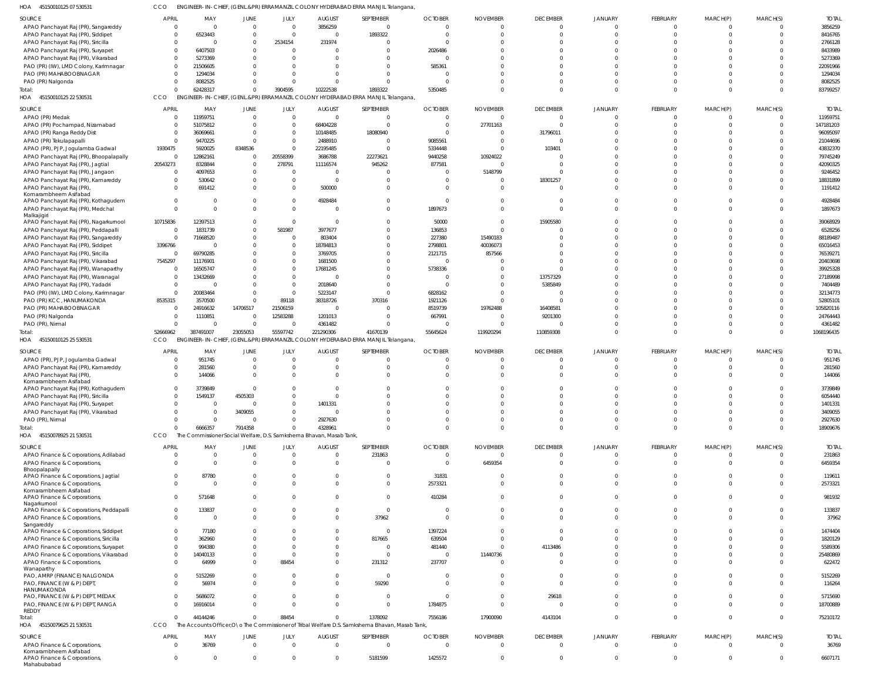HOA 45150010125 07 530531 CCO ENGINEER-IN-CHIEF, (GENL.&PR) ERRAMANZIL COLONY HYDERABAD ERRA MANJIL Telangana,

| SOURCE | APRIL | MAY | JUNE | JULY | AUGUST | SEPTEMBER | OCTOBER | NOVEMBER | DECEMBER | JANUARY | FEBRUARY | MARCH(P) | MARCH(S) | TOTAL |
|---|---|---|---|---|---|---|---|---|---|---|---|---|---|---|
| APAO Panchayat Raj (PR), Sangareddy | 0 | 0 | 0 | 0 | 3856259 | 0 | 0 | 0 | 0 | 0 | 0 | 0 | 0 | 3856259 |
| APAO Panchayat Raj (PR), Siddipet | 0 | 6523443 | 0 | 0 | 0 | 1893322 | 0 | 0 | 0 | 0 | 0 | 0 | 0 | 8416765 |
| APAO Panchayat Raj (PR), Siricilla | 0 | 0 | 0 | 2534154 | 231974 | 0 | 0 | 0 | 0 | 0 | 0 | 0 | 0 | 2766128 |
| APAO Panchayat Raj (PR), Suryapet | 0 | 6407503 | 0 | 0 | 0 | 0 | 2026486 | 0 | 0 | 0 | 0 | 0 | 0 | 8433989 |
| APAO Panchayat Raj (PR), Vikarabad | 0 | 5273369 | 0 | 0 | 0 | 0 | 0 | 0 | 0 | 0 | 0 | 0 | 0 | 5273369 |
| PAO (PR) (IW), LMD Colony, Karimnagar | 0 | 21506605 | 0 | 0 | 0 | 0 | 585361 | 0 | 0 | 0 | 0 | 0 | 0 | 22091966 |
| PAO (PR) MAHABOOBNAGAR | 0 | 1294034 | 0 | 0 | 0 | 0 | 0 | 0 | 0 | 0 | 0 | 0 | 0 | 1294034 |
| PAO (PR) Nalgonda | 0 | 8082525 | 0 | 0 | 0 | 0 | 0 | 0 | 0 | 0 | 0 | 0 | 0 | 8082525 |
| Total: | 0 | 62428317 | 0 | 3904595 | 10222538 | 1893322 | 5350485 | 0 | 0 | 0 | 0 | 0 | 0 | 83799257 |

HOA 45150010125 22 530531 CCO ENGINEER-IN-CHIEF, (GENL.&PR) ERRAMANZIL COLONY HYDERABAD ERRA MANJIL Telangana,

| SOURCE | APRIL | MAY | JUNE | JULY | AUGUST | SEPTEMBER | OCTOBER | NOVEMBER | DECEMBER | JANUARY | FEBRUARY | MARCH(P) | MARCH(S) | TOTAL |
|---|---|---|---|---|---|---|---|---|---|---|---|---|---|---|
| APAO (PR) Medak | 0 | 11959751 | 0 | 0 | 0 | 0 | 0 | 0 | 0 | 0 | 0 | 0 | 0 | 11959751 |
| APAO (PR) Pochampad, Nizamabad | 0 | 51075812 | 0 | 0 | 68404228 | 0 | 0 | 27701163 | 0 | 0 | 0 | 0 | 0 | 147181203 |
| APAO (PR) Ranga Reddy Dist | 0 | 36069661 | 0 | 0 | 10148485 | 18080940 | 0 | 0 | 31796011 | 0 | 0 | 0 | 0 | 96095097 |
| APAO (PR) Tekulapapalli | 0 | 9470225 | 0 | 0 | 2488910 | 0 | 9085561 | 0 | 0 | 0 | 0 | 0 | 0 | 21044696 |
| APAO (PR), PJP, Jogulamba Gadwal | 1930475 | 5920025 | 8348536 | 0 | 22195485 | 0 | 5334448 | 0 | 103401 | 0 | 0 | 0 | 0 | 43832370 |
| APAO Panchayat Raj (PR), Bhoopalapally | 0 | 12862161 | 0 | 20558399 | 3686788 | 22273621 | 9440258 | 10924022 | 0 | 0 | 0 | 0 | 0 | 79745249 |
| APAO Panchayat Raj (PR), Jagtial | 20543273 | 8328844 | 0 | 278791 | 11116574 | 945262 | 877581 | 0 | 0 | 0 | 0 | 0 | 0 | 42090325 |
| APAO Panchayat Raj (PR), Jangaon | 0 | 4097653 | 0 | 0 | 0 | 0 | 0 | 5148799 | 0 | 0 | 0 | 0 | 0 | 9246452 |
| APAO Panchayat Raj (PR), Kamareddy | 0 | 530642 | 0 | 0 | 0 | 0 | 0 | 0 | 18301257 | 0 | 0 | 0 | 0 | 18831899 |
| APAO Panchayat Raj (PR), Komarambheem Asifabad | 0 | 691412 | 0 | 0 | 500000 | 0 | 0 | 0 | 0 | 0 | 0 | 0 | 0 | 1191412 |
| APAO Panchayat Raj (PR), Kothagudem | 0 | 0 | 0 | 0 | 4928484 | 0 | 0 | 0 | 0 | 0 | 0 | 0 | 0 | 4928484 |
| APAO Panchayat Raj (PR), Medchal Malkajigiri | 0 | 0 | 0 | 0 | 0 | 0 | 1897673 | 0 | 0 | 0 | 0 | 0 | 0 | 1897673 |
| APAO Panchayat Raj (PR), Nagarkurnool | 10715836 | 12397513 | 0 | 0 | 0 | 0 | 50000 | 0 | 15905580 | 0 | 0 | 0 | 0 | 39068929 |
| APAO Panchayat Raj (PR), Peddapalli | 0 | 1831739 | 0 | 581987 | 3977677 | 0 | 136853 | 0 | 0 | 0 | 0 | 0 | 0 | 6528256 |
| APAO Panchayat Raj (PR), Sangareddy | 0 | 71668520 | 0 | 0 | 803404 | 0 | 227380 | 15490183 | 0 | 0 | 0 | 0 | 0 | 88189487 |
| APAO Panchayat Raj (PR), Siddipet | 3396766 | 0 | 0 | 0 | 18784813 | 0 | 2798801 | 40036073 | 0 | 0 | 0 | 0 | 0 | 65016453 |
| APAO Panchayat Raj (PR), Siricilla | 0 | 69790285 | 0 | 0 | 3769705 | 0 | 2121715 | 857566 | 0 | 0 | 0 | 0 | 0 | 76539271 |
| APAO Panchayat Raj (PR), Vikarabad | 7545297 | 11176901 | 0 | 0 | 1681500 | 0 | 0 | 0 | 0 | 0 | 0 | 0 | 0 | 20403698 |
| APAO Panchayat Raj (PR), Wanaparthy | 0 | 16505747 | 0 | 0 | 17681245 | 0 | 5738336 | 0 | 0 | 0 | 0 | 0 | 0 | 39925328 |
| APAO Panchayat Raj (PR), Waranagal | 0 | 13432669 | 0 | 0 | 0 | 0 | 0 | 0 | 13757329 | 0 | 0 | 0 | 0 | 27189998 |
| APAO Panchayat Raj (PR), Yadadri | 0 | 0 | 0 | 0 | 2018640 | 0 | 0 | 0 | 5385849 | 0 | 0 | 0 | 0 | 7404489 |
| PAO (PR) (IW), LMD Colony, Karimnagar | 0 | 20083464 | 0 | 0 | 5223147 | 0 | 6828162 | 0 | 0 | 0 | 0 | 0 | 0 | 32134773 |
| PAO (PR) KCC, HANUMAKONDA | 8535315 | 3570500 | 0 | 89118 | 38318726 | 370316 | 1921126 | 0 | 0 | 0 | 0 | 0 | 0 | 52805101 |
| PAO (PR) MAHABOOBNAGAR | 0 | 24916632 | 14706517 | 21506159 | 0 | 0 | 8519739 | 19762488 | 16408581 | 0 | 0 | 0 | 0 | 105820116 |
| PAO (PR) Nalgonda | 0 | 1110851 | 0 | 12583288 | 1201013 | 0 | 667991 | 0 | 9201300 | 0 | 0 | 0 | 0 | 24764443 |
| PAO (PR), Nirmal | 0 | 0 | 0 | 0 | 4361482 | 0 | 0 | 0 | 0 | 0 | 0 | 0 | 0 | 4361482 |
| Total: | 52666962 | 387491007 | 23055053 | 55597742 | 221290306 | 41670139 | 55645624 | 119920294 | 110859308 | 0 | 0 | 0 | 0 | 1068196435 |

HOA 45150010125 25 530531 CCO ENGINEER-IN-CHIEF, (GENL.&PR) ERRAMANZIL COLONY HYDERABAD ERRA MANJIL Telangana,

| SOURCE | APRIL | MAY | JUNE | JULY | AUGUST | SEPTEMBER | OCTOBER | NOVEMBER | DECEMBER | JANUARY | FEBRUARY | MARCH(P) | MARCH(S) | TOTAL |
|---|---|---|---|---|---|---|---|---|---|---|---|---|---|---|
| APAO (PR), PJP, Jogulamba Gadwal | 0 | 951745 | 0 | 0 | 0 | 0 | 0 | 0 | 0 | 0 | 0 | 0 | 0 | 951745 |
| APAO Panchayat Raj (PR), Kamareddy | 0 | 281560 | 0 | 0 | 0 | 0 | 0 | 0 | 0 | 0 | 0 | 0 | 0 | 281560 |
| APAO Panchayat Raj (PR), Komarambheem Asifabad | 0 | 144066 | 0 | 0 | 0 | 0 | 0 | 0 | 0 | 0 | 0 | 0 | 0 | 144066 |
| APAO Panchayat Raj (PR), Kothagudem | 0 | 3739849 | 0 | 0 | 0 | 0 | 0 | 0 | 0 | 0 | 0 | 0 | 0 | 3739849 |
| APAO Panchayat Raj (PR), Siricilla | 0 | 1549137 | 4505303 | 0 | 0 | 0 | 0 | 0 | 0 | 0 | 0 | 0 | 0 | 6054440 |
| APAO Panchayat Raj (PR), Suryapet | 0 | 0 | 0 | 0 | 1401331 | 0 | 0 | 0 | 0 | 0 | 0 | 0 | 0 | 1401331 |
| APAO Panchayat Raj (PR), Vikarabad | 0 | 0 | 3409055 | 0 | 0 | 0 | 0 | 0 | 0 | 0 | 0 | 0 | 0 | 3409055 |
| PAO (PR), Nirmal | 0 | 0 | 0 | 0 | 2927630 | 0 | 0 | 0 | 0 | 0 | 0 | 0 | 0 | 2927630 |
| Total: | 0 | 6666357 | 7914358 | 0 | 4328961 | 0 | 0 | 0 | 0 | 0 | 0 | 0 | 0 | 18909676 |

HOA 45150078925 21 530531 CCO The Commissioner Social Welfare, D.S. Samkshema Bhavan, Masab Tank,

| SOURCE | APRIL | MAY | JUNE | JULY | AUGUST | SEPTEMBER | OCTOBER | NOVEMBER | DECEMBER | JANUARY | FEBRUARY | MARCH(P) | MARCH(S) | TOTAL |
|---|---|---|---|---|---|---|---|---|---|---|---|---|---|---|
| APAO Finance & Corporations, Adilabad | 0 | 0 | 0 | 0 | 0 | 231863 | 0 | 0 | 0 | 0 | 0 | 0 | 0 | 231863 |
| APAO Finance & Corporations, Bhoopalapally | 0 | 0 | 0 | 0 | 0 | 0 | 0 | 6459354 | 0 | 0 | 0 | 0 | 0 | 6459354 |
| APAO Finance & Corporations, Jagtial | 0 | 87780 | 0 | 0 | 0 | 0 | 31831 | 0 | 0 | 0 | 0 | 0 | 0 | 119611 |
| APAO Finance & Corporations, Komarambheem Asifabad | 0 | 0 | 0 | 0 | 0 | 0 | 2573321 | 0 | 0 | 0 | 0 | 0 | 0 | 2573321 |
| APAO Finance & Corporations, Nagarkurnool | 0 | 571648 | 0 | 0 | 0 | 0 | 410284 | 0 | 0 | 0 | 0 | 0 | 0 | 981932 |
| APAO Finance & Corporations, Peddapalli | 0 | 133837 | 0 | 0 | 0 | 0 | 0 | 0 | 0 | 0 | 0 | 0 | 0 | 133837 |
| APAO Finance & Corporations, Sangareddy | 0 | 0 | 0 | 0 | 0 | 37962 | 0 | 0 | 0 | 0 | 0 | 0 | 0 | 37962 |
| APAO Finance & Corporations, Siddipet | 0 | 77180 | 0 | 0 | 0 | 0 | 1397224 | 0 | 0 | 0 | 0 | 0 | 0 | 1474404 |
| APAO Finance & Corporations, Siricilla | 0 | 362960 | 0 | 0 | 0 | 817665 | 639504 | 0 | 0 | 0 | 0 | 0 | 0 | 1820129 |
| APAO Finance & Corporations, Suryapet | 0 | 994380 | 0 | 0 | 0 | 0 | 481440 | 0 | 4113486 | 0 | 0 | 0 | 0 | 5589306 |
| APAO Finance & Corporations, Vikarabad | 0 | 14040133 | 0 | 0 | 0 | 0 | 0 | 11440736 | 0 | 0 | 0 | 0 | 0 | 25480869 |
| APAO Finance & Corporations, Wanaparthy | 0 | 64999 | 0 | 88454 | 0 | 231312 | 237707 | 0 | 0 | 0 | 0 | 0 | 0 | 622472 |
| PAO, AMRP (FINANCE) NALGONDA | 0 | 5152269 | 0 | 0 | 0 | 0 | 0 | 0 | 0 | 0 | 0 | 0 | 0 | 5152269 |
| PAO, FINANCE (W & P) DEPT, HANUMAKONDA | 0 | 56974 | 0 | 0 | 0 | 59290 | 0 | 0 | 0 | 0 | 0 | 0 | 0 | 116264 |
| PAO, FINANCE (W & P) DEPT, MEDAK | 0 | 5686072 | 0 | 0 | 0 | 0 | 0 | 0 | 29618 | 0 | 0 | 0 | 0 | 5715690 |
| PAO, FINANCE (W & P) DEPT, RANGA REDDY | 0 | 16916014 | 0 | 0 | 0 | 0 | 1784875 | 0 | 0 | 0 | 0 | 0 | 0 | 18700889 |
| Total: | 0 | 44144246 | 0 | 88454 | 0 | 1378092 | 7556186 | 17900090 | 4143104 | 0 | 0 | 0 | 0 | 75210172 |

HOA 45150079625 21 530531 CCO The Accounts Officer,O\o The Commissioner of Tribal Welfare D.S. Samkshema Bhavan, Masab Tank,

| SOURCE | APRIL | MAY | JUNE | JULY | AUGUST | SEPTEMBER | OCTOBER | NOVEMBER | DECEMBER | JANUARY | FEBRUARY | MARCH(P) | MARCH(S) | TOTAL |
|---|---|---|---|---|---|---|---|---|---|---|---|---|---|---|
| APAO Finance & Corporations, Komarambheem Asifabad | 0 | 36769 | 0 | 0 | 0 | 0 | 0 | 0 | 0 | 0 | 0 | 0 | 0 | 36769 |
| APAO Finance & Corporations, Mahabubabad | 0 | 0 | 0 | 0 | 0 | 5181599 | 1425572 | 0 | 0 | 0 | 0 | 0 | 0 | 6607171 |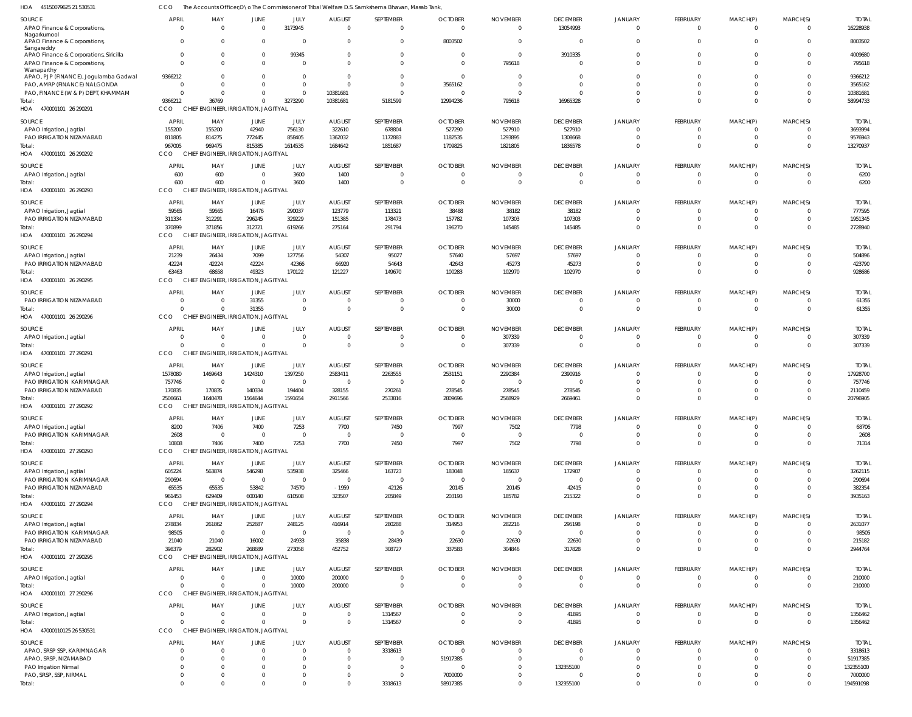HOA 45150079625 21 530531 CCO The Accounts Officer,O\o The Commissioner of Tribal Welfare D.S. Samkshema Bhavan, Masab Tank,

| SOURCE | APRIL | MAY | JUNE | JULY | AUGUST | SEPTEMBER | OCTOBER | NOVEMBER | DECEMBER | JANUARY | FEBRUARY | MARCH(P) | MARCH(S) | TOTAL |
|---|---|---|---|---|---|---|---|---|---|---|---|---|---|---|
| APAO Finance & Corporations, Nagarkurnool | 0 | 0 | 0 | 3173945 | 0 | 0 | 0 | 0 | 13054993 | 0 | 0 | 0 | 0 | 16228938 |
| APAO Finance & Corporations, Sangareddy | 0 | 0 | 0 | 0 | 0 | 0 | 8003502 | 0 | 0 | 0 | 0 | 0 | 0 | 8003502 |
| APAO Finance & Corporations, Siricilla | 0 | 0 | 0 | 99345 | 0 | 0 | 0 | 0 | 3910335 | 0 | 0 | 0 | 0 | 4009680 |
| APAO Finance & Corporations, Wanaparthy | 0 | 0 | 0 | 0 | 0 | 0 | 0 | 795618 | 0 | 0 | 0 | 0 | 0 | 795618 |
| APAO, PJP (FINANCE), Jogulamba Gadwal | 9366212 | 0 | 0 | 0 | 0 | 0 | 0 | 0 | 0 | 0 | 0 | 0 | 0 | 9366212 |
| PAO, AMRP (FINANCE) NALGONDA | 0 | 0 | 0 | 0 | 0 | 0 | 3565162 | 0 | 0 | 0 | 0 | 0 | 0 | 3565162 |
| PAO, FINANCE (W & P) DEPT, KHAMMAM | 0 | 0 | 0 | 0 | 10381681 | 0 | 0 | 0 | 0 | 0 | 0 | 0 | 0 | 10381681 |
| Total: | 9366212 | 36769 | 0 | 3273290 | 10381681 | 5181599 | 12994236 | 795618 | 16965328 | 0 | 0 | 0 | 0 | 58994733 |

HOA 470001101 26 290291 CCO CHIEF ENGINEER, IRRIGATION, JAGITIYAL

| SOURCE | APRIL | MAY | JUNE | JULY | AUGUST | SEPTEMBER | OCTOBER | NOVEMBER | DECEMBER | JANUARY | FEBRUARY | MARCH(P) | MARCH(S) | TOTAL |
|---|---|---|---|---|---|---|---|---|---|---|---|---|---|---|
| APAO Irrigation, Jagtial | 155200 | 155200 | 42940 | 756130 | 322610 | 678804 | 527290 | 527910 | 527910 | 0 | 0 | 0 | 0 | 3693994 |
| PAO IRRIGATION NIZAMABAD | 811805 | 814275 | 772445 | 858405 | 1362032 | 1172883 | 1182535 | 1293895 | 1308668 | 0 | 0 | 0 | 0 | 9576943 |
| Total: | 967005 | 969475 | 815385 | 1614535 | 1684642 | 1851687 | 1709825 | 1821805 | 1836578 | 0 | 0 | 0 | 0 | 13270937 |

HOA 470001101 26 290292 CCO CHIEF ENGINEER, IRRIGATION, JAGITIYAL

| SOURCE | APRIL | MAY | JUNE | JULY | AUGUST | SEPTEMBER | OCTOBER | NOVEMBER | DECEMBER | JANUARY | FEBRUARY | MARCH(P) | MARCH(S) | TOTAL |
|---|---|---|---|---|---|---|---|---|---|---|---|---|---|---|
| APAO Irrigation, Jagtial | 600 | 600 | 0 | 3600 | 1400 | 0 | 0 | 0 | 0 | 0 | 0 | 0 | 0 | 6200 |
| Total: | 600 | 600 | 0 | 3600 | 1400 | 0 | 0 | 0 | 0 | 0 | 0 | 0 | 0 | 6200 |

HOA 470001101 26 290293 CCO CHIEF ENGINEER, IRRIGATION, JAGITIYAL

| SOURCE | APRIL | MAY | JUNE | JULY | AUGUST | SEPTEMBER | OCTOBER | NOVEMBER | DECEMBER | JANUARY | FEBRUARY | MARCH(P) | MARCH(S) | TOTAL |
|---|---|---|---|---|---|---|---|---|---|---|---|---|---|---|
| APAO Irrigation, Jagtial | 59565 | 59565 | 16476 | 290037 | 123779 | 113321 | 38488 | 38182 | 38182 | 0 | 0 | 0 | 0 | 777595 |
| PAO IRRIGATION NIZAMABAD | 311334 | 312291 | 296245 | 329229 | 151385 | 178473 | 157782 | 107303 | 107303 | 0 | 0 | 0 | 0 | 1951345 |
| Total: | 370899 | 371856 | 312721 | 619266 | 275164 | 291794 | 196270 | 145485 | 145485 | 0 | 0 | 0 | 0 | 2728940 |

HOA 470001101 26 290294 CCO CHIEF ENGINEER, IRRIGATION, JAGITIYAL

| SOURCE | APRIL | MAY | JUNE | JULY | AUGUST | SEPTEMBER | OCTOBER | NOVEMBER | DECEMBER | JANUARY | FEBRUARY | MARCH(P) | MARCH(S) | TOTAL |
|---|---|---|---|---|---|---|---|---|---|---|---|---|---|---|
| APAO Irrigation, Jagtial | 21239 | 26434 | 7099 | 127756 | 54307 | 95027 | 57640 | 57697 | 57697 | 0 | 0 | 0 | 0 | 504896 |
| PAO IRRIGATION NIZAMABAD | 42224 | 42224 | 42224 | 42366 | 66920 | 54643 | 42643 | 45273 | 45273 | 0 | 0 | 0 | 0 | 423790 |
| Total: | 63463 | 68658 | 49323 | 170122 | 121227 | 149670 | 100283 | 102970 | 102970 | 0 | 0 | 0 | 0 | 928686 |

HOA 470001101 26 290295 CCO CHIEF ENGINEER, IRRIGATION, JAGITIYAL

| SOURCE | APRIL | MAY | JUNE | JULY | AUGUST | SEPTEMBER | OCTOBER | NOVEMBER | DECEMBER | JANUARY | FEBRUARY | MARCH(P) | MARCH(S) | TOTAL |
|---|---|---|---|---|---|---|---|---|---|---|---|---|---|---|
| PAO IRRIGATION NIZAMABAD | 0 | 0 | 31355 | 0 | 0 | 0 | 0 | 30000 | 0 | 0 | 0 | 0 | 0 | 61355 |
| Total: | 0 | 0 | 31355 | 0 | 0 | 0 | 0 | 30000 | 0 | 0 | 0 | 0 | 0 | 61355 |

HOA 470001101 26 290296 CCO CHIEF ENGINEER, IRRIGATION, JAGITIYAL

| SOURCE | APRIL | MAY | JUNE | JULY | AUGUST | SEPTEMBER | OCTOBER | NOVEMBER | DECEMBER | JANUARY | FEBRUARY | MARCH(P) | MARCH(S) | TOTAL |
|---|---|---|---|---|---|---|---|---|---|---|---|---|---|---|
| APAO Irrigation, Jagtial | 0 | 0 | 0 | 0 | 0 | 0 | 0 | 307339 | 0 | 0 | 0 | 0 | 0 | 307339 |
| Total: | 0 | 0 | 0 | 0 | 0 | 0 | 0 | 307339 | 0 | 0 | 0 | 0 | 0 | 307339 |

HOA 470001101 27 290291 CCO CHIEF ENGINEER, IRRIGATION, JAGITIYAL

| SOURCE | APRIL | MAY | JUNE | JULY | AUGUST | SEPTEMBER | OCTOBER | NOVEMBER | DECEMBER | JANUARY | FEBRUARY | MARCH(P) | MARCH(S) | TOTAL |
|---|---|---|---|---|---|---|---|---|---|---|---|---|---|---|
| APAO Irrigation, Jagtial | 1578080 | 1469643 | 1424310 | 1397250 | 2583411 | 2263555 | 2531151 | 2290384 | 2390916 | 0 | 0 | 0 | 0 | 17928700 |
| PAO IRRIGATION KARIMNAGAR | 757746 | 0 | 0 | 0 | 0 | 0 | 0 | 0 | 0 | 0 | 0 | 0 | 0 | 757746 |
| PAO IRRIGATION NIZAMABAD | 170835 | 170835 | 140334 | 194404 | 328155 | 270261 | 278545 | 278545 | 278545 | 0 | 0 | 0 | 0 | 2110459 |
| Total: | 2506661 | 1640478 | 1564644 | 1591654 | 2911566 | 2533816 | 2809696 | 2568929 | 2669461 | 0 | 0 | 0 | 0 | 20796905 |

HOA 470001101 27 290292 CCO CHIEF ENGINEER, IRRIGATION, JAGITIYAL

| SOURCE | APRIL | MAY | JUNE | JULY | AUGUST | SEPTEMBER | OCTOBER | NOVEMBER | DECEMBER | JANUARY | FEBRUARY | MARCH(P) | MARCH(S) | TOTAL |
|---|---|---|---|---|---|---|---|---|---|---|---|---|---|---|
| APAO Irrigation, Jagtial | 8200 | 7406 | 7400 | 7253 | 7700 | 7450 | 7997 | 7502 | 7798 | 0 | 0 | 0 | 0 | 68706 |
| PAO IRRIGATION KARIMNAGAR | 2608 | 0 | 0 | 0 | 0 | 0 | 0 | 0 | 0 | 0 | 0 | 0 | 0 | 2608 |
| Total: | 10808 | 7406 | 7400 | 7253 | 7700 | 7450 | 7997 | 7502 | 7798 | 0 | 0 | 0 | 0 | 71314 |

HOA 470001101 27 290293 CCO CHIEF ENGINEER, IRRIGATION, JAGITIYAL

| SOURCE | APRIL | MAY | JUNE | JULY | AUGUST | SEPTEMBER | OCTOBER | NOVEMBER | DECEMBER | JANUARY | FEBRUARY | MARCH(P) | MARCH(S) | TOTAL |
|---|---|---|---|---|---|---|---|---|---|---|---|---|---|---|
| APAO Irrigation, Jagtial | 605224 | 563874 | 546298 | 535938 | 325466 | 163723 | 183048 | 165637 | 172907 | 0 | 0 | 0 | 0 | 3262115 |
| PAO IRRIGATION KARIMNAGAR | 290694 | 0 | 0 | 0 | 0 | 0 | 0 | 0 | 0 | 0 | 0 | 0 | 0 | 290694 |
| PAO IRRIGATION NIZAMABAD | 65535 | 65535 | 53842 | 74570 | -1959 | 42126 | 20145 | 20145 | 42415 | 0 | 0 | 0 | 0 | 382354 |
| Total: | 961453 | 629409 | 600140 | 610508 | 323507 | 205849 | 203193 | 185782 | 215322 | 0 | 0 | 0 | 0 | 3935163 |

HOA 470001101 27 290294 CCO CHIEF ENGINEER, IRRIGATION, JAGITIYAL

| SOURCE | APRIL | MAY | JUNE | JULY | AUGUST | SEPTEMBER | OCTOBER | NOVEMBER | DECEMBER | JANUARY | FEBRUARY | MARCH(P) | MARCH(S) | TOTAL |
|---|---|---|---|---|---|---|---|---|---|---|---|---|---|---|
| APAO Irrigation, Jagtial | 278834 | 261862 | 252687 | 248125 | 416914 | 280288 | 314953 | 282216 | 295198 | 0 | 0 | 0 | 0 | 2631077 |
| PAO IRRIGATION KARIMNAGAR | 98505 | 0 | 0 | 0 | 0 | 0 | 0 | 0 | 0 | 0 | 0 | 0 | 0 | 98505 |
| PAO IRRIGATION NIZAMABAD | 21040 | 21040 | 16002 | 24933 | 35838 | 28439 | 22630 | 22630 | 22630 | 0 | 0 | 0 | 0 | 215182 |
| Total: | 398379 | 282902 | 268689 | 273058 | 452752 | 308727 | 337583 | 304846 | 317828 | 0 | 0 | 0 | 0 | 2944764 |

HOA 470001101 27 290295 CCO CHIEF ENGINEER, IRRIGATION, JAGITIYAL

| SOURCE | APRIL | MAY | JUNE | JULY | AUGUST | SEPTEMBER | OCTOBER | NOVEMBER | DECEMBER | JANUARY | FEBRUARY | MARCH(P) | MARCH(S) | TOTAL |
|---|---|---|---|---|---|---|---|---|---|---|---|---|---|---|
| APAO Irrigation, Jagtial | 0 | 0 | 0 | 10000 | 200000 | 0 | 0 | 0 | 0 | 0 | 0 | 0 | 0 | 210000 |
| Total: | 0 | 0 | 0 | 10000 | 200000 | 0 | 0 | 0 | 0 | 0 | 0 | 0 | 0 | 210000 |

HOA 470001101 27 290296 CCO CHIEF ENGINEER, IRRIGATION, JAGITIYAL

| SOURCE | APRIL | MAY | JUNE | JULY | AUGUST | SEPTEMBER | OCTOBER | NOVEMBER | DECEMBER | JANUARY | FEBRUARY | MARCH(P) | MARCH(S) | TOTAL |
|---|---|---|---|---|---|---|---|---|---|---|---|---|---|---|
| APAO Irrigation, Jagtial | 0 | 0 | 0 | 0 | 0 | 1314567 | 0 | 0 | 41895 | 0 | 0 | 0 | 0 | 1356462 |
| Total: | 0 | 0 | 0 | 0 | 0 | 1314567 | 0 | 0 | 41895 | 0 | 0 | 0 | 0 | 1356462 |

HOA 47000110125 26 530531 CCO CHIEF ENGINEER, IRRIGATION, JAGITIYAL

| SOURCE | APRIL | MAY | JUNE | JULY | AUGUST | SEPTEMBER | OCTOBER | NOVEMBER | DECEMBER | JANUARY | FEBRUARY | MARCH(P) | MARCH(S) | TOTAL |
|---|---|---|---|---|---|---|---|---|---|---|---|---|---|---|
| APAO, SRSP SSP, KARIMNAGAR | 0 | 0 | 0 | 0 | 0 | 3318613 | 0 | 0 | 0 | 0 | 0 | 0 | 0 | 3318613 |
| APAO, SRSP, NIZAMABAD | 0 | 0 | 0 | 0 | 0 | 0 | 51917385 | 0 | 0 | 0 | 0 | 0 | 0 | 51917385 |
| PAO Irrigation Nirmal | 0 | 0 | 0 | 0 | 0 | 0 | 0 | 0 | 132355100 | 0 | 0 | 0 | 0 | 132355100 |
| PAO, SRSP, SSP, NIRMAL | 0 | 0 | 0 | 0 | 0 | 0 | 7000000 | 0 | 0 | 0 | 0 | 0 | 0 | 7000000 |
| Total: | 0 | 0 | 0 | 0 | 0 | 3318613 | 58917385 | 0 | 132355100 | 0 | 0 | 0 | 0 | 194591098 |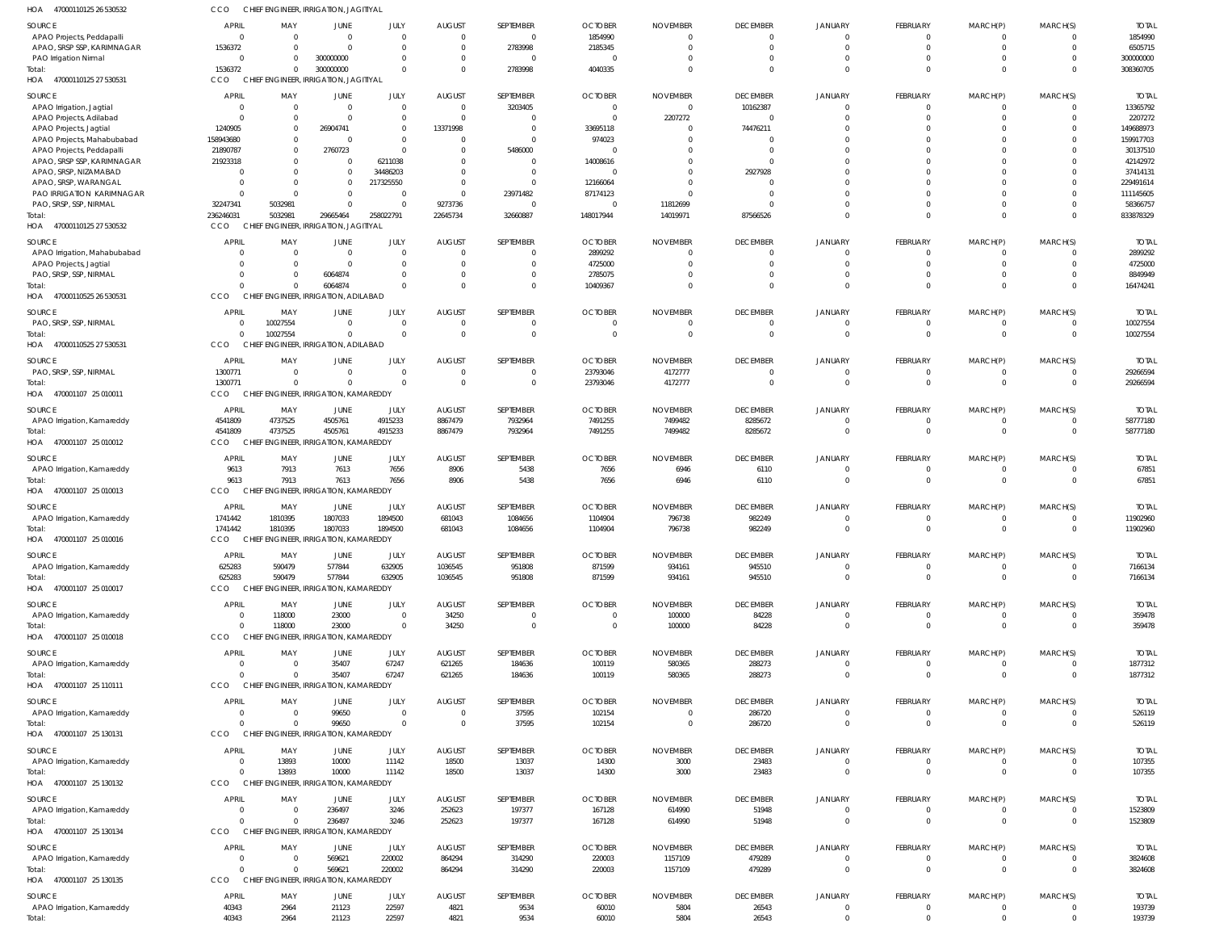HOA 470001101252653O532 CCO CHIEF ENGINEER, IRRIGATION, JAGITIYAL

| SOURCE | APRIL | MAY | JUNE | JULY | AUGUST | SEPTEMBER | OCTOBER | NOVEMBER | DECEMBER | JANUARY | FEBRUARY | MARCH(P) | MARCH(S) | TOTAL |
|---|---|---|---|---|---|---|---|---|---|---|---|---|---|---|
| APAO Projects, Peddapalli | 0 | 0 | 0 | 0 | 0 | 0 | 1854990 | 0 | 0 | 0 | 0 | 0 | 0 | 1854990 |
| APAO, SRSP SSP, KARIMNAGAR | 1536372 | 0 | 0 | 0 | 0 | 2783998 | 2185345 | 0 | 0 | 0 | 0 | 0 | 0 | 6505715 |
| PAO Irrigation Nirmal | 0 | 0 | 300000000 | 0 | 0 | 0 | 0 | 0 | 0 | 0 | 0 | 0 | 0 | 300000000 |
| Total: | 1536372 | 0 | 300000000 | 0 | 0 | 2783998 | 4040335 | 0 | 0 | 0 | 0 | 0 | 0 | 308360705 |

HOA 470001101252753O531 CCO CHIEF ENGINEER, IRRIGATION, JAGITIYAL

| SOURCE | APRIL | MAY | JUNE | JULY | AUGUST | SEPTEMBER | OCTOBER | NOVEMBER | DECEMBER | JANUARY | FEBRUARY | MARCH(P) | MARCH(S) | TOTAL |
|---|---|---|---|---|---|---|---|---|---|---|---|---|---|---|
| APAO Irrigation, Jagtial | 0 | 0 | 0 | 0 | 0 | 3203405 | 0 | 0 | 10162387 | 0 | 0 | 0 | 0 | 13365792 |
| APAO Projects, Adilabad | 0 | 0 | 0 | 0 | 0 | 0 | 0 | 2207272 | 0 | 0 | 0 | 0 | 0 | 2207272 |
| APAO Projects, Jagtial | 1240905 | 0 | 26904741 | 0 | 13371998 | 0 | 33695118 | 0 | 74476211 | 0 | 0 | 0 | 0 | 149688973 |
| APAO Projects, Mahabubabad | 158943680 | 0 | 0 | 0 | 0 | 0 | 974023 | 0 | 0 | 0 | 0 | 0 | 0 | 159917703 |
| APAO Projects, Peddapalli | 21890787 | 0 | 2760723 | 0 | 0 | 5486000 | 0 | 0 | 0 | 0 | 0 | 0 | 0 | 30137510 |
| APAO, SRSP SSP, KARIMNAGAR | 21923318 | 0 | 0 | 6211038 | 0 | 0 | 14008616 | 0 | 0 | 0 | 0 | 0 | 0 | 42142972 |
| APAO, SRSP, NIZAMABAD | 0 | 0 | 0 | 34486203 | 0 | 0 | 0 | 0 | 2927928 | 0 | 0 | 0 | 0 | 37414131 |
| APAO, SRSP, WARANGAL | 0 | 0 | 0 | 217325550 | 0 | 0 | 12166064 | 0 | 0 | 0 | 0 | 0 | 0 | 229491614 |
| PAO IRRIGATION KARIMNAGAR | 0 | 0 | 0 | 0 | 0 | 23971482 | 87174123 | 0 | 0 | 0 | 0 | 0 | 0 | 111145605 |
| PAO, SRSP, SSP, NIRMAL | 32247341 | 5032981 | 0 | 0 | 9273736 | 0 | 0 | 11812699 | 0 | 0 | 0 | 0 | 0 | 58366757 |
| Total: | 236246031 | 5032981 | 29665464 | 258022791 | 22645734 | 32660887 | 148017944 | 14019971 | 87566526 | 0 | 0 | 0 | 0 | 833878329 |

HOA 470001101252753O532 CCO CHIEF ENGINEER, IRRIGATION, JAGITIYAL

| SOURCE | APRIL | MAY | JUNE | JULY | AUGUST | SEPTEMBER | OCTOBER | NOVEMBER | DECEMBER | JANUARY | FEBRUARY | MARCH(P) | MARCH(S) | TOTAL |
|---|---|---|---|---|---|---|---|---|---|---|---|---|---|---|
| APAO Irrigation, Mahabubabad | 0 | 0 | 0 | 0 | 0 | 0 | 2899292 | 0 | 0 | 0 | 0 | 0 | 0 | 2899292 |
| APAO Projects, Jagtial | 0 | 0 | 0 | 0 | 0 | 0 | 4725000 | 0 | 0 | 0 | 0 | 0 | 0 | 4725000 |
| PAO, SRSP, SSP, NIRMAL | 0 | 0 | 6064874 | 0 | 0 | 0 | 2785075 | 0 | 0 | 0 | 0 | 0 | 0 | 8849949 |
| Total: | 0 | 0 | 6064874 | 0 | 0 | 0 | 10409367 | 0 | 0 | 0 | 0 | 0 | 0 | 16474241 |

HOA 470001105252653O531 CCO CHIEF ENGINEER, IRRIGATION, ADILABAD

| SOURCE | APRIL | MAY | JUNE | JULY | AUGUST | SEPTEMBER | OCTOBER | NOVEMBER | DECEMBER | JANUARY | FEBRUARY | MARCH(P) | MARCH(S) | TOTAL |
|---|---|---|---|---|---|---|---|---|---|---|---|---|---|---|
| PAO, SRSP, SSP, NIRMAL | 0 | 10027554 | 0 | 0 | 0 | 0 | 0 | 0 | 0 | 0 | 0 | 0 | 0 | 10027554 |
| Total: | 0 | 10027554 | 0 | 0 | 0 | 0 | 0 | 0 | 0 | 0 | 0 | 0 | 0 | 10027554 |

HOA 470001105252753O531 CCO CHIEF ENGINEER, IRRIGATION, ADILABAD

| SOURCE | APRIL | MAY | JUNE | JULY | AUGUST | SEPTEMBER | OCTOBER | NOVEMBER | DECEMBER | JANUARY | FEBRUARY | MARCH(P) | MARCH(S) | TOTAL |
|---|---|---|---|---|---|---|---|---|---|---|---|---|---|---|
| PAO, SRSP, SSP, NIRMAL | 1300771 | 0 | 0 | 0 | 0 | 0 | 23793046 | 4172777 | 0 | 0 | 0 | 0 | 0 | 29266594 |
| Total: | 1300771 | 0 | 0 | 0 | 0 | 0 | 23793046 | 4172777 | 0 | 0 | 0 | 0 | 0 | 29266594 |

HOA 470001107 25 010011 CCO CHIEF ENGINEER, IRRIGATION, KAMAREDDY

| SOURCE | APRIL | MAY | JUNE | JULY | AUGUST | SEPTEMBER | OCTOBER | NOVEMBER | DECEMBER | JANUARY | FEBRUARY | MARCH(P) | MARCH(S) | TOTAL |
|---|---|---|---|---|---|---|---|---|---|---|---|---|---|---|
| APAO Irrigation, Kamareddy | 4541809 | 4737525 | 4505761 | 4915233 | 8867479 | 7932964 | 7491255 | 7499482 | 8285672 | 0 | 0 | 0 | 0 | 58777180 |
| Total: | 4541809 | 4737525 | 4505761 | 4915233 | 8867479 | 7932964 | 7491255 | 7499482 | 8285672 | 0 | 0 | 0 | 0 | 58777180 |

HOA 470001107 25 010012 CCO CHIEF ENGINEER, IRRIGATION, KAMAREDDY

| SOURCE | APRIL | MAY | JUNE | JULY | AUGUST | SEPTEMBER | OCTOBER | NOVEMBER | DECEMBER | JANUARY | FEBRUARY | MARCH(P) | MARCH(S) | TOTAL |
|---|---|---|---|---|---|---|---|---|---|---|---|---|---|---|
| APAO Irrigation, Kamareddy | 9613 | 7913 | 7613 | 7656 | 8906 | 5438 | 7656 | 6946 | 6110 | 0 | 0 | 0 | 0 | 67851 |
| Total: | 9613 | 7913 | 7613 | 7656 | 8906 | 5438 | 7656 | 6946 | 6110 | 0 | 0 | 0 | 0 | 67851 |

HOA 470001107 25 010013 CCO CHIEF ENGINEER, IRRIGATION, KAMAREDDY

| SOURCE | APRIL | MAY | JUNE | JULY | AUGUST | SEPTEMBER | OCTOBER | NOVEMBER | DECEMBER | JANUARY | FEBRUARY | MARCH(P) | MARCH(S) | TOTAL |
|---|---|---|---|---|---|---|---|---|---|---|---|---|---|---|
| APAO Irrigation, Kamareddy | 1741442 | 1810395 | 1807033 | 1894500 | 681043 | 1084656 | 1104904 | 796738 | 982249 | 0 | 0 | 0 | 0 | 11902960 |
| Total: | 1741442 | 1810395 | 1807033 | 1894500 | 681043 | 1084656 | 1104904 | 796738 | 982249 | 0 | 0 | 0 | 0 | 11902960 |

HOA 470001107 25 010016 CCO CHIEF ENGINEER, IRRIGATION, KAMAREDDY

| SOURCE | APRIL | MAY | JUNE | JULY | AUGUST | SEPTEMBER | OCTOBER | NOVEMBER | DECEMBER | JANUARY | FEBRUARY | MARCH(P) | MARCH(S) | TOTAL |
|---|---|---|---|---|---|---|---|---|---|---|---|---|---|---|
| APAO Irrigation, Kamareddy | 625283 | 590479 | 577844 | 632905 | 1036545 | 951808 | 871599 | 934161 | 945510 | 0 | 0 | 0 | 0 | 7166134 |
| Total: | 625283 | 590479 | 577844 | 632905 | 1036545 | 951808 | 871599 | 934161 | 945510 | 0 | 0 | 0 | 0 | 7166134 |

HOA 470001107 25 010017 CCO CHIEF ENGINEER, IRRIGATION, KAMAREDDY

| SOURCE | APRIL | MAY | JUNE | JULY | AUGUST | SEPTEMBER | OCTOBER | NOVEMBER | DECEMBER | JANUARY | FEBRUARY | MARCH(P) | MARCH(S) | TOTAL |
|---|---|---|---|---|---|---|---|---|---|---|---|---|---|---|
| APAO Irrigation, Kamareddy | 0 | 118000 | 23000 | 0 | 34250 | 0 | 0 | 100000 | 84228 | 0 | 0 | 0 | 0 | 359478 |
| Total: | 0 | 118000 | 23000 | 0 | 34250 | 0 | 0 | 100000 | 84228 | 0 | 0 | 0 | 0 | 359478 |

HOA 470001107 25 010018 CCO CHIEF ENGINEER, IRRIGATION, KAMAREDDY

| SOURCE | APRIL | MAY | JUNE | JULY | AUGUST | SEPTEMBER | OCTOBER | NOVEMBER | DECEMBER | JANUARY | FEBRUARY | MARCH(P) | MARCH(S) | TOTAL |
|---|---|---|---|---|---|---|---|---|---|---|---|---|---|---|
| APAO Irrigation, Kamareddy | 0 | 0 | 35407 | 67247 | 621265 | 184636 | 100119 | 580365 | 288273 | 0 | 0 | 0 | 0 | 1877312 |
| Total: | 0 | 0 | 35407 | 67247 | 621265 | 184636 | 100119 | 580365 | 288273 | 0 | 0 | 0 | 0 | 1877312 |

HOA 470001107 25 110111 CCO CHIEF ENGINEER, IRRIGATION, KAMAREDDY

| SOURCE | APRIL | MAY | JUNE | JULY | AUGUST | SEPTEMBER | OCTOBER | NOVEMBER | DECEMBER | JANUARY | FEBRUARY | MARCH(P) | MARCH(S) | TOTAL |
|---|---|---|---|---|---|---|---|---|---|---|---|---|---|---|
| APAO Irrigation, Kamareddy | 0 | 0 | 99650 | 0 | 0 | 37595 | 102154 | 0 | 286720 | 0 | 0 | 0 | 0 | 526119 |
| Total: | 0 | 0 | 99650 | 0 | 0 | 37595 | 102154 | 0 | 286720 | 0 | 0 | 0 | 0 | 526119 |

HOA 470001107 25 130131 CCO CHIEF ENGINEER, IRRIGATION, KAMAREDDY

| SOURCE | APRIL | MAY | JUNE | JULY | AUGUST | SEPTEMBER | OCTOBER | NOVEMBER | DECEMBER | JANUARY | FEBRUARY | MARCH(P) | MARCH(S) | TOTAL |
|---|---|---|---|---|---|---|---|---|---|---|---|---|---|---|
| APAO Irrigation, Kamareddy | 0 | 13893 | 10000 | 11142 | 18500 | 13037 | 14300 | 3000 | 23483 | 0 | 0 | 0 | 0 | 107355 |
| Total: | 0 | 13893 | 10000 | 11142 | 18500 | 13037 | 14300 | 3000 | 23483 | 0 | 0 | 0 | 0 | 107355 |

HOA 470001107 25 130132 CCO CHIEF ENGINEER, IRRIGATION, KAMAREDDY

| SOURCE | APRIL | MAY | JUNE | JULY | AUGUST | SEPTEMBER | OCTOBER | NOVEMBER | DECEMBER | JANUARY | FEBRUARY | MARCH(P) | MARCH(S) | TOTAL |
|---|---|---|---|---|---|---|---|---|---|---|---|---|---|---|
| APAO Irrigation, Kamareddy | 0 | 0 | 236497 | 3246 | 252623 | 197377 | 167128 | 614990 | 51948 | 0 | 0 | 0 | 0 | 1523809 |
| Total: | 0 | 0 | 236497 | 3246 | 252623 | 197377 | 167128 | 614990 | 51948 | 0 | 0 | 0 | 0 | 1523809 |

HOA 470001107 25 130134 CCO CHIEF ENGINEER, IRRIGATION, KAMAREDDY

| SOURCE | APRIL | MAY | JUNE | JULY | AUGUST | SEPTEMBER | OCTOBER | NOVEMBER | DECEMBER | JANUARY | FEBRUARY | MARCH(P) | MARCH(S) | TOTAL |
|---|---|---|---|---|---|---|---|---|---|---|---|---|---|---|
| APAO Irrigation, Kamareddy | 0 | 0 | 569621 | 220002 | 864294 | 314290 | 220003 | 1157109 | 479289 | 0 | 0 | 0 | 0 | 3824608 |
| Total: | 0 | 0 | 569621 | 220002 | 864294 | 314290 | 220003 | 1157109 | 479289 | 0 | 0 | 0 | 0 | 3824608 |

HOA 470001107 25 130135 CCO CHIEF ENGINEER, IRRIGATION, KAMAREDDY

| SOURCE | APRIL | MAY | JUNE | JULY | AUGUST | SEPTEMBER | OCTOBER | NOVEMBER | DECEMBER | JANUARY | FEBRUARY | MARCH(P) | MARCH(S) | TOTAL |
|---|---|---|---|---|---|---|---|---|---|---|---|---|---|---|
| APAO Irrigation, Kamareddy | 40343 | 2964 | 21123 | 22597 | 4821 | 9534 | 60010 | 5804 | 26543 | 0 | 0 | 0 | 0 | 193739 |
| Total: | 40343 | 2964 | 21123 | 22597 | 4821 | 9534 | 60010 | 5804 | 26543 | 0 | 0 | 0 | 0 | 193739 |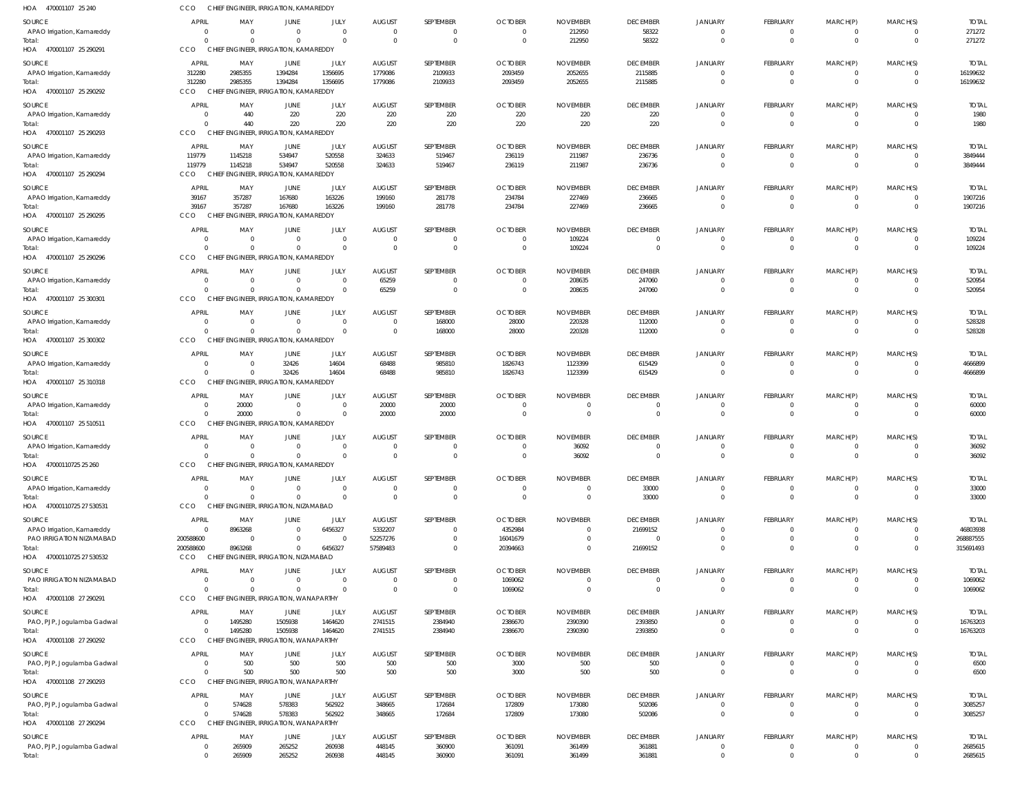HOA 470001107 25 240 CCO CHIEF ENGINEER, IRRIGATION, KAMAREDDY

| SOURCE | APRIL | MAY | JUNE | JULY | AUGUST | SEPTEMBER | OCTOBER | NOVEMBER | DECEMBER | JANUARY | FEBRUARY | MARCH(P) | MARCH(S) | TOTAL |
|---|---|---|---|---|---|---|---|---|---|---|---|---|---|---|
| APAO Irrigation, Kamareddy | 0 | 0 | 0 | 0 | 0 | 0 | 0 | 212950 | 58322 | 0 | 0 | 0 | 0 | 271272 |
| Total: | 0 | 0 | 0 | 0 | 0 | 0 | 0 | 212950 | 58322 | 0 | 0 | 0 | 0 | 271272 |

HOA 470001107 25 290291 CCO CHIEF ENGINEER, IRRIGATION, KAMAREDDY

| SOURCE | APRIL | MAY | JUNE | JULY | AUGUST | SEPTEMBER | OCTOBER | NOVEMBER | DECEMBER | JANUARY | FEBRUARY | MARCH(P) | MARCH(S) | TOTAL |
|---|---|---|---|---|---|---|---|---|---|---|---|---|---|---|
| APAO Irrigation, Kamareddy | 312280 | 2985355 | 1394284 | 1356695 | 1779086 | 2109933 | 2093459 | 2052655 | 2115885 | 0 | 0 | 0 | 0 | 16199632 |
| Total: | 312280 | 2985355 | 1394284 | 1356695 | 1779086 | 2109933 | 2093459 | 2052655 | 2115885 | 0 | 0 | 0 | 0 | 16199632 |

HOA 470001107 25 290292 CCO CHIEF ENGINEER, IRRIGATION, KAMAREDDY

| SOURCE | APRIL | MAY | JUNE | JULY | AUGUST | SEPTEMBER | OCTOBER | NOVEMBER | DECEMBER | JANUARY | FEBRUARY | MARCH(P) | MARCH(S) | TOTAL |
|---|---|---|---|---|---|---|---|---|---|---|---|---|---|---|
| APAO Irrigation, Kamareddy | 0 | 440 | 220 | 220 | 220 | 220 | 220 | 220 | 220 | 0 | 0 | 0 | 0 | 1980 |
| Total: | 0 | 440 | 220 | 220 | 220 | 220 | 220 | 220 | 220 | 0 | 0 | 0 | 0 | 1980 |

HOA 470001107 25 290293 CCO CHIEF ENGINEER, IRRIGATION, KAMAREDDY

| SOURCE | APRIL | MAY | JUNE | JULY | AUGUST | SEPTEMBER | OCTOBER | NOVEMBER | DECEMBER | JANUARY | FEBRUARY | MARCH(P) | MARCH(S) | TOTAL |
|---|---|---|---|---|---|---|---|---|---|---|---|---|---|---|
| APAO Irrigation, Kamareddy | 119779 | 1145218 | 534947 | 520558 | 324633 | 519467 | 236119 | 211987 | 236736 | 0 | 0 | 0 | 0 | 3849444 |
| Total: | 119779 | 1145218 | 534947 | 520558 | 324633 | 519467 | 236119 | 211987 | 236736 | 0 | 0 | 0 | 0 | 3849444 |

HOA 470001107 25 290294 CCO CHIEF ENGINEER, IRRIGATION, KAMAREDDY

| SOURCE | APRIL | MAY | JUNE | JULY | AUGUST | SEPTEMBER | OCTOBER | NOVEMBER | DECEMBER | JANUARY | FEBRUARY | MARCH(P) | MARCH(S) | TOTAL |
|---|---|---|---|---|---|---|---|---|---|---|---|---|---|---|
| APAO Irrigation, Kamareddy | 39167 | 357287 | 167680 | 163226 | 199160 | 281778 | 234784 | 227469 | 236665 | 0 | 0 | 0 | 0 | 1907216 |
| Total: | 39167 | 357287 | 167680 | 163226 | 199160 | 281778 | 234784 | 227469 | 236665 | 0 | 0 | 0 | 0 | 1907216 |

HOA 470001107 25 290295 CCO CHIEF ENGINEER, IRRIGATION, KAMAREDDY

| SOURCE | APRIL | MAY | JUNE | JULY | AUGUST | SEPTEMBER | OCTOBER | NOVEMBER | DECEMBER | JANUARY | FEBRUARY | MARCH(P) | MARCH(S) | TOTAL |
|---|---|---|---|---|---|---|---|---|---|---|---|---|---|---|
| APAO Irrigation, Kamareddy | 0 | 0 | 0 | 0 | 0 | 0 | 0 | 109224 | 0 | 0 | 0 | 0 | 0 | 109224 |
| Total: | 0 | 0 | 0 | 0 | 0 | 0 | 0 | 109224 | 0 | 0 | 0 | 0 | 0 | 109224 |

HOA 470001107 25 290296 CCO CHIEF ENGINEER, IRRIGATION, KAMAREDDY

| SOURCE | APRIL | MAY | JUNE | JULY | AUGUST | SEPTEMBER | OCTOBER | NOVEMBER | DECEMBER | JANUARY | FEBRUARY | MARCH(P) | MARCH(S) | TOTAL |
|---|---|---|---|---|---|---|---|---|---|---|---|---|---|---|
| APAO Irrigation, Kamareddy | 0 | 0 | 0 | 0 | 65259 | 0 | 0 | 208635 | 247060 | 0 | 0 | 0 | 0 | 520954 |
| Total: | 0 | 0 | 0 | 0 | 65259 | 0 | 0 | 208635 | 247060 | 0 | 0 | 0 | 0 | 520954 |

HOA 470001107 25 300301 CCO CHIEF ENGINEER, IRRIGATION, KAMAREDDY

| SOURCE | APRIL | MAY | JUNE | JULY | AUGUST | SEPTEMBER | OCTOBER | NOVEMBER | DECEMBER | JANUARY | FEBRUARY | MARCH(P) | MARCH(S) | TOTAL |
|---|---|---|---|---|---|---|---|---|---|---|---|---|---|---|
| APAO Irrigation, Kamareddy | 0 | 0 | 0 | 0 | 0 | 168000 | 28000 | 220328 | 112000 | 0 | 0 | 0 | 0 | 528328 |
| Total: | 0 | 0 | 0 | 0 | 0 | 168000 | 28000 | 220328 | 112000 | 0 | 0 | 0 | 0 | 528328 |

HOA 470001107 25 300302 CCO CHIEF ENGINEER, IRRIGATION, KAMAREDDY

| SOURCE | APRIL | MAY | JUNE | JULY | AUGUST | SEPTEMBER | OCTOBER | NOVEMBER | DECEMBER | JANUARY | FEBRUARY | MARCH(P) | MARCH(S) | TOTAL |
|---|---|---|---|---|---|---|---|---|---|---|---|---|---|---|
| APAO Irrigation, Kamareddy | 0 | 0 | 32426 | 14604 | 68488 | 985810 | 1826743 | 1123399 | 615429 | 0 | 0 | 0 | 0 | 4666899 |
| Total: | 0 | 0 | 32426 | 14604 | 68488 | 985810 | 1826743 | 1123399 | 615429 | 0 | 0 | 0 | 0 | 4666899 |

HOA 470001107 25 310318 CCO CHIEF ENGINEER, IRRIGATION, KAMAREDDY

| SOURCE | APRIL | MAY | JUNE | JULY | AUGUST | SEPTEMBER | OCTOBER | NOVEMBER | DECEMBER | JANUARY | FEBRUARY | MARCH(P) | MARCH(S) | TOTAL |
|---|---|---|---|---|---|---|---|---|---|---|---|---|---|---|
| APAO Irrigation, Kamareddy | 0 | 20000 | 0 | 0 | 20000 | 20000 | 0 | 0 | 0 | 0 | 0 | 0 | 0 | 60000 |
| Total: | 0 | 20000 | 0 | 0 | 20000 | 20000 | 0 | 0 | 0 | 0 | 0 | 0 | 0 | 60000 |

HOA 470001107 25 510511 CCO CHIEF ENGINEER, IRRIGATION, KAMAREDDY

| SOURCE | APRIL | MAY | JUNE | JULY | AUGUST | SEPTEMBER | OCTOBER | NOVEMBER | DECEMBER | JANUARY | FEBRUARY | MARCH(P) | MARCH(S) | TOTAL |
|---|---|---|---|---|---|---|---|---|---|---|---|---|---|---|
| APAO Irrigation, Kamareddy | 0 | 0 | 0 | 0 | 0 | 0 | 0 | 36092 | 0 | 0 | 0 | 0 | 0 | 36092 |
| Total: | 0 | 0 | 0 | 0 | 0 | 0 | 0 | 36092 | 0 | 0 | 0 | 0 | 0 | 36092 |

HOA 47000110725 25 260 CCO CHIEF ENGINEER, IRRIGATION, KAMAREDDY

| SOURCE | APRIL | MAY | JUNE | JULY | AUGUST | SEPTEMBER | OCTOBER | NOVEMBER | DECEMBER | JANUARY | FEBRUARY | MARCH(P) | MARCH(S) | TOTAL |
|---|---|---|---|---|---|---|---|---|---|---|---|---|---|---|
| APAO Irrigation, Kamareddy | 0 | 0 | 0 | 0 | 0 | 0 | 0 | 0 | 33000 | 0 | 0 | 0 | 0 | 33000 |
| Total: | 0 | 0 | 0 | 0 | 0 | 0 | 0 | 0 | 33000 | 0 | 0 | 0 | 0 | 33000 |

HOA 47000110725 27 530531 CCO CHIEF ENGINEER, IRRIGATION, NIZAMABAD

| SOURCE | APRIL | MAY | JUNE | JULY | AUGUST | SEPTEMBER | OCTOBER | NOVEMBER | DECEMBER | JANUARY | FEBRUARY | MARCH(P) | MARCH(S) | TOTAL |
|---|---|---|---|---|---|---|---|---|---|---|---|---|---|---|
| APAO Irrigation, Kamareddy | 0 | 8963268 | 0 | 6456327 | 5332207 | 0 | 4352984 | 0 | 21699152 | 0 | 0 | 0 | 0 | 46803938 |
| PAO IRRIGATION NIZAMABAD | 200588600 | 0 | 0 | 0 | 52257276 | 0 | 16041679 | 0 | 0 | 0 | 0 | 0 | 0 | 268887555 |
| Total: | 200588600 | 8963268 | 0 | 6456327 | 57589483 | 0 | 20394663 | 0 | 21699152 | 0 | 0 | 0 | 0 | 315691493 |

HOA 47000110725 27 530532 CCO CHIEF ENGINEER, IRRIGATION, NIZAMABAD

| SOURCE | APRIL | MAY | JUNE | JULY | AUGUST | SEPTEMBER | OCTOBER | NOVEMBER | DECEMBER | JANUARY | FEBRUARY | MARCH(P) | MARCH(S) | TOTAL |
|---|---|---|---|---|---|---|---|---|---|---|---|---|---|---|
| PAO IRRIGATION NIZAMABAD | 0 | 0 | 0 | 0 | 0 | 0 | 1069062 | 0 | 0 | 0 | 0 | 0 | 0 | 1069062 |
| Total: | 0 | 0 | 0 | 0 | 0 | 0 | 1069062 | 0 | 0 | 0 | 0 | 0 | 0 | 1069062 |

HOA 470001108 27 290291 CCO CHIEF ENGINEER, IRRIGATION, WANAPARTHY

| SOURCE | APRIL | MAY | JUNE | JULY | AUGUST | SEPTEMBER | OCTOBER | NOVEMBER | DECEMBER | JANUARY | FEBRUARY | MARCH(P) | MARCH(S) | TOTAL |
|---|---|---|---|---|---|---|---|---|---|---|---|---|---|---|
| PAO, PJP, Jogulamba Gadwal | 0 | 1495280 | 1505938 | 1464620 | 2741515 | 2384940 | 2386670 | 2390390 | 2393850 | 0 | 0 | 0 | 0 | 16763203 |
| Total: | 0 | 1495280 | 1505938 | 1464620 | 2741515 | 2384940 | 2386670 | 2390390 | 2393850 | 0 | 0 | 0 | 0 | 16763203 |

HOA 470001108 27 290292 CCO CHIEF ENGINEER, IRRIGATION, WANAPARTHY

| SOURCE | APRIL | MAY | JUNE | JULY | AUGUST | SEPTEMBER | OCTOBER | NOVEMBER | DECEMBER | JANUARY | FEBRUARY | MARCH(P) | MARCH(S) | TOTAL |
|---|---|---|---|---|---|---|---|---|---|---|---|---|---|---|
| PAO, PJP, Jogulamba Gadwal | 0 | 500 | 500 | 500 | 500 | 500 | 3000 | 500 | 500 | 0 | 0 | 0 | 0 | 6500 |
| Total: | 0 | 500 | 500 | 500 | 500 | 500 | 3000 | 500 | 500 | 0 | 0 | 0 | 0 | 6500 |

HOA 470001108 27 290293 CCO CHIEF ENGINEER, IRRIGATION, WANAPARTHY

| SOURCE | APRIL | MAY | JUNE | JULY | AUGUST | SEPTEMBER | OCTOBER | NOVEMBER | DECEMBER | JANUARY | FEBRUARY | MARCH(P) | MARCH(S) | TOTAL |
|---|---|---|---|---|---|---|---|---|---|---|---|---|---|---|
| PAO, PJP, Jogulamba Gadwal | 0 | 574628 | 578383 | 562922 | 348665 | 172684 | 172809 | 173080 | 502086 | 0 | 0 | 0 | 0 | 3085257 |
| Total: | 0 | 574628 | 578383 | 562922 | 348665 | 172684 | 172809 | 173080 | 502086 | 0 | 0 | 0 | 0 | 3085257 |

HOA 470001108 27 290294 CCO CHIEF ENGINEER, IRRIGATION, WANAPARTHY

| SOURCE | APRIL | MAY | JUNE | JULY | AUGUST | SEPTEMBER | OCTOBER | NOVEMBER | DECEMBER | JANUARY | FEBRUARY | MARCH(P) | MARCH(S) | TOTAL |
|---|---|---|---|---|---|---|---|---|---|---|---|---|---|---|
| PAO, PJP, Jogulamba Gadwal | 0 | 265909 | 265252 | 260938 | 448145 | 360900 | 361091 | 361499 | 361881 | 0 | 0 | 0 | 0 | 2685615 |
| Total: | 0 | 265909 | 265252 | 260938 | 448145 | 360900 | 361091 | 361499 | 361881 | 0 | 0 | 0 | 0 | 2685615 |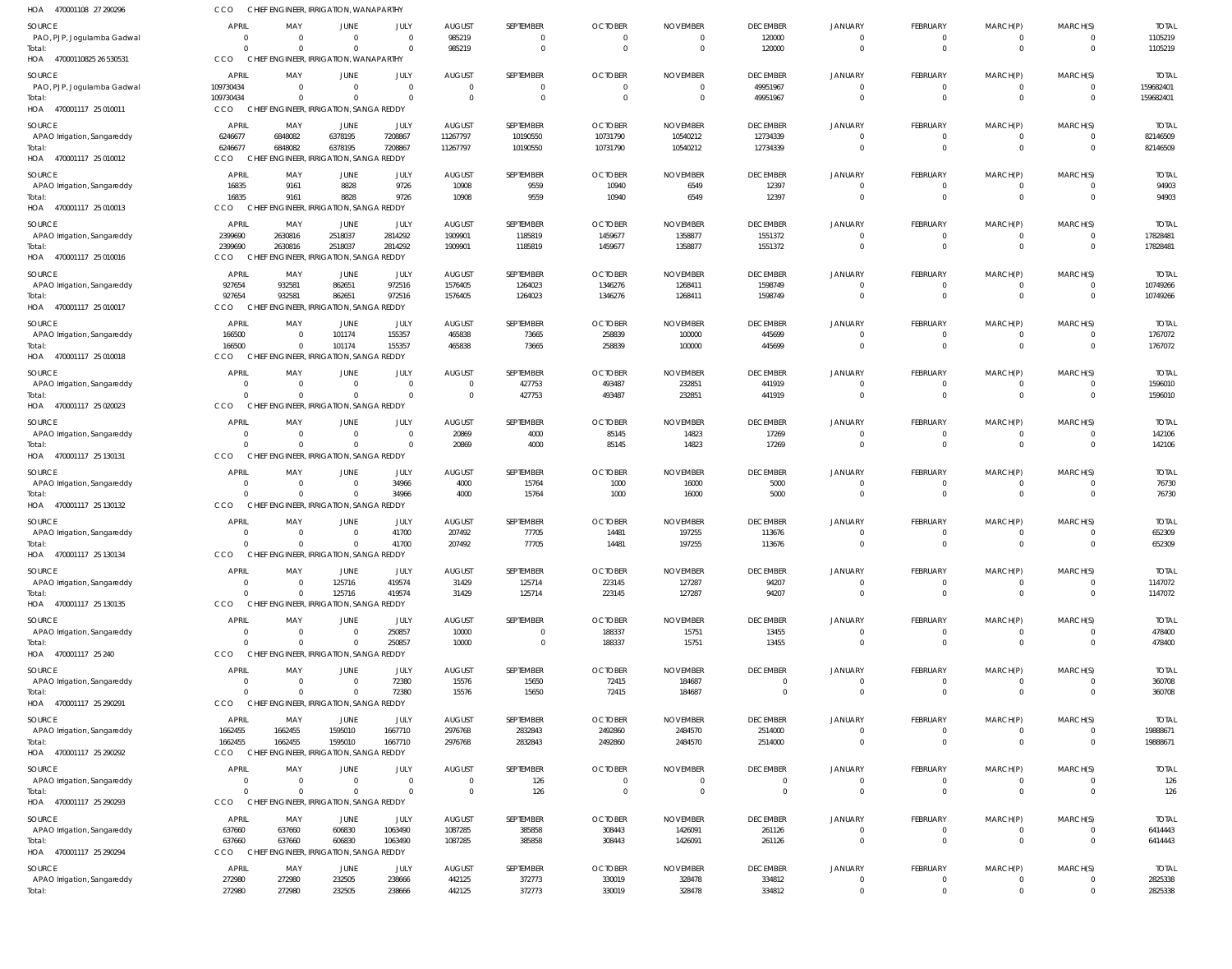HOA 470001108 27 290296 CCO CHIEF ENGINEER, IRRIGATION, WANAPARTHY

| SOURCE | APRIL | MAY | JUNE | JULY | AUGUST | SEPTEMBER | OCTOBER | NOVEMBER | DECEMBER | JANUARY | FEBRUARY | MARCH(P) | MARCH(S) | TOTAL |
|---|---|---|---|---|---|---|---|---|---|---|---|---|---|---|
| PAO, PJP, Jogulamba Gadwal | 0 | 0 | 0 | 0 | 985219 | 0 | 0 | 0 | 120000 | 0 | 0 | 0 | 0 | 1105219 |
| Total: | 0 | 0 | 0 | 0 | 985219 | 0 | 0 | 0 | 120000 | 0 | 0 | 0 | 0 | 1105219 |

HOA 47000110825 26 530531 CCO CHIEF ENGINEER, IRRIGATION, WANAPARTHY

| SOURCE | APRIL | MAY | JUNE | JULY | AUGUST | SEPTEMBER | OCTOBER | NOVEMBER | DECEMBER | JANUARY | FEBRUARY | MARCH(P) | MARCH(S) | TOTAL |
|---|---|---|---|---|---|---|---|---|---|---|---|---|---|---|
| PAO, PJP, Jogulamba Gadwal | 109730434 | 0 | 0 | 0 | 0 | 0 | 0 | 0 | 49951967 | 0 | 0 | 0 | 0 | 159682401 |
| Total: | 109730434 | 0 | 0 | 0 | 0 | 0 | 0 | 0 | 49951967 | 0 | 0 | 0 | 0 | 159682401 |

HOA 470001117 25 010011 CCO CHIEF ENGINEER, IRRIGATION, SANGA REDDY

| SOURCE | APRIL | MAY | JUNE | JULY | AUGUST | SEPTEMBER | OCTOBER | NOVEMBER | DECEMBER | JANUARY | FEBRUARY | MARCH(P) | MARCH(S) | TOTAL |
|---|---|---|---|---|---|---|---|---|---|---|---|---|---|---|
| APAO Irrigation, Sangareddy | 6246677 | 6848082 | 6378195 | 7208867 | 11267797 | 10190550 | 10731790 | 10540212 | 12734339 | 0 | 0 | 0 | 0 | 82146509 |
| Total: | 6246677 | 6848082 | 6378195 | 7208867 | 11267797 | 10190550 | 10731790 | 10540212 | 12734339 | 0 | 0 | 0 | 0 | 82146509 |

HOA 470001117 25 010012 CCO CHIEF ENGINEER, IRRIGATION, SANGA REDDY

| SOURCE | APRIL | MAY | JUNE | JULY | AUGUST | SEPTEMBER | OCTOBER | NOVEMBER | DECEMBER | JANUARY | FEBRUARY | MARCH(P) | MARCH(S) | TOTAL |
|---|---|---|---|---|---|---|---|---|---|---|---|---|---|---|
| APAO Irrigation, Sangareddy | 16835 | 9161 | 8828 | 9726 | 10908 | 9559 | 10940 | 6549 | 12397 | 0 | 0 | 0 | 0 | 94903 |
| Total: | 16835 | 9161 | 8828 | 9726 | 10908 | 9559 | 10940 | 6549 | 12397 | 0 | 0 | 0 | 0 | 94903 |

HOA 470001117 25 010013 CCO CHIEF ENGINEER, IRRIGATION, SANGA REDDY

| SOURCE | APRIL | MAY | JUNE | JULY | AUGUST | SEPTEMBER | OCTOBER | NOVEMBER | DECEMBER | JANUARY | FEBRUARY | MARCH(P) | MARCH(S) | TOTAL |
|---|---|---|---|---|---|---|---|---|---|---|---|---|---|---|
| APAO Irrigation, Sangareddy | 2399690 | 2630816 | 2518037 | 2814292 | 1909901 | 1185819 | 1459677 | 1358877 | 1551372 | 0 | 0 | 0 | 0 | 17828481 |
| Total: | 2399690 | 2630816 | 2518037 | 2814292 | 1909901 | 1185819 | 1459677 | 1358877 | 1551372 | 0 | 0 | 0 | 0 | 17828481 |

HOA 470001117 25 010016 CCO CHIEF ENGINEER, IRRIGATION, SANGA REDDY

| SOURCE | APRIL | MAY | JUNE | JULY | AUGUST | SEPTEMBER | OCTOBER | NOVEMBER | DECEMBER | JANUARY | FEBRUARY | MARCH(P) | MARCH(S) | TOTAL |
|---|---|---|---|---|---|---|---|---|---|---|---|---|---|---|
| APAO Irrigation, Sangareddy | 927654 | 932581 | 862651 | 972516 | 1576405 | 1264023 | 1346276 | 1268411 | 1598749 | 0 | 0 | 0 | 0 | 10749266 |
| Total: | 927654 | 932581 | 862651 | 972516 | 1576405 | 1264023 | 1346276 | 1268411 | 1598749 | 0 | 0 | 0 | 0 | 10749266 |

HOA 470001117 25 010017 CCO CHIEF ENGINEER, IRRIGATION, SANGA REDDY

| SOURCE | APRIL | MAY | JUNE | JULY | AUGUST | SEPTEMBER | OCTOBER | NOVEMBER | DECEMBER | JANUARY | FEBRUARY | MARCH(P) | MARCH(S) | TOTAL |
|---|---|---|---|---|---|---|---|---|---|---|---|---|---|---|
| APAO Irrigation, Sangareddy | 166500 | 0 | 101174 | 155357 | 465838 | 73665 | 258839 | 100000 | 445699 | 0 | 0 | 0 | 0 | 1767072 |
| Total: | 166500 | 0 | 101174 | 155357 | 465838 | 73665 | 258839 | 100000 | 445699 | 0 | 0 | 0 | 0 | 1767072 |

HOA 470001117 25 010018 CCO CHIEF ENGINEER, IRRIGATION, SANGA REDDY

| SOURCE | APRIL | MAY | JUNE | JULY | AUGUST | SEPTEMBER | OCTOBER | NOVEMBER | DECEMBER | JANUARY | FEBRUARY | MARCH(P) | MARCH(S) | TOTAL |
|---|---|---|---|---|---|---|---|---|---|---|---|---|---|---|
| APAO Irrigation, Sangareddy | 0 | 0 | 0 | 0 | 0 | 427753 | 493487 | 232851 | 441919 | 0 | 0 | 0 | 0 | 1596010 |
| Total: | 0 | 0 | 0 | 0 | 0 | 427753 | 493487 | 232851 | 441919 | 0 | 0 | 0 | 0 | 1596010 |

HOA 470001117 25 020023 CCO CHIEF ENGINEER, IRRIGATION, SANGA REDDY

| SOURCE | APRIL | MAY | JUNE | JULY | AUGUST | SEPTEMBER | OCTOBER | NOVEMBER | DECEMBER | JANUARY | FEBRUARY | MARCH(P) | MARCH(S) | TOTAL |
|---|---|---|---|---|---|---|---|---|---|---|---|---|---|---|
| APAO Irrigation, Sangareddy | 0 | 0 | 0 | 0 | 20869 | 4000 | 85145 | 14823 | 17269 | 0 | 0 | 0 | 0 | 142106 |
| Total: | 0 | 0 | 0 | 0 | 20869 | 4000 | 85145 | 14823 | 17269 | 0 | 0 | 0 | 0 | 142106 |

HOA 470001117 25 130131 CCO CHIEF ENGINEER, IRRIGATION, SANGA REDDY

| SOURCE | APRIL | MAY | JUNE | JULY | AUGUST | SEPTEMBER | OCTOBER | NOVEMBER | DECEMBER | JANUARY | FEBRUARY | MARCH(P) | MARCH(S) | TOTAL |
|---|---|---|---|---|---|---|---|---|---|---|---|---|---|---|
| APAO Irrigation, Sangareddy | 0 | 0 | 0 | 34966 | 4000 | 15764 | 1000 | 16000 | 5000 | 0 | 0 | 0 | 0 | 76730 |
| Total: | 0 | 0 | 0 | 34966 | 4000 | 15764 | 1000 | 16000 | 5000 | 0 | 0 | 0 | 0 | 76730 |

HOA 470001117 25 130132 CCO CHIEF ENGINEER, IRRIGATION, SANGA REDDY

| SOURCE | APRIL | MAY | JUNE | JULY | AUGUST | SEPTEMBER | OCTOBER | NOVEMBER | DECEMBER | JANUARY | FEBRUARY | MARCH(P) | MARCH(S) | TOTAL |
|---|---|---|---|---|---|---|---|---|---|---|---|---|---|---|
| APAO Irrigation, Sangareddy | 0 | 0 | 0 | 41700 | 207492 | 77705 | 14481 | 197255 | 113676 | 0 | 0 | 0 | 0 | 652309 |
| Total: | 0 | 0 | 0 | 41700 | 207492 | 77705 | 14481 | 197255 | 113676 | 0 | 0 | 0 | 0 | 652309 |

HOA 470001117 25 130134 CCO CHIEF ENGINEER, IRRIGATION, SANGA REDDY

| SOURCE | APRIL | MAY | JUNE | JULY | AUGUST | SEPTEMBER | OCTOBER | NOVEMBER | DECEMBER | JANUARY | FEBRUARY | MARCH(P) | MARCH(S) | TOTAL |
|---|---|---|---|---|---|---|---|---|---|---|---|---|---|---|
| APAO Irrigation, Sangareddy | 0 | 0 | 125716 | 419574 | 31429 | 125714 | 223145 | 127287 | 94207 | 0 | 0 | 0 | 0 | 1147072 |
| Total: | 0 | 0 | 125716 | 419574 | 31429 | 125714 | 223145 | 127287 | 94207 | 0 | 0 | 0 | 0 | 1147072 |

HOA 470001117 25 130135 CCO CHIEF ENGINEER, IRRIGATION, SANGA REDDY

| SOURCE | APRIL | MAY | JUNE | JULY | AUGUST | SEPTEMBER | OCTOBER | NOVEMBER | DECEMBER | JANUARY | FEBRUARY | MARCH(P) | MARCH(S) | TOTAL |
|---|---|---|---|---|---|---|---|---|---|---|---|---|---|---|
| APAO Irrigation, Sangareddy | 0 | 0 | 0 | 250857 | 10000 | 0 | 188337 | 15751 | 13455 | 0 | 0 | 0 | 0 | 478400 |
| Total: | 0 | 0 | 0 | 250857 | 10000 | 0 | 188337 | 15751 | 13455 | 0 | 0 | 0 | 0 | 478400 |

HOA 470001117 25 240 CCO CHIEF ENGINEER, IRRIGATION, SANGA REDDY

| SOURCE | APRIL | MAY | JUNE | JULY | AUGUST | SEPTEMBER | OCTOBER | NOVEMBER | DECEMBER | JANUARY | FEBRUARY | MARCH(P) | MARCH(S) | TOTAL |
|---|---|---|---|---|---|---|---|---|---|---|---|---|---|---|
| APAO Irrigation, Sangareddy | 0 | 0 | 0 | 72380 | 15576 | 15650 | 72415 | 184687 | 0 | 0 | 0 | 0 | 0 | 360708 |
| Total: | 0 | 0 | 0 | 72380 | 15576 | 15650 | 72415 | 184687 | 0 | 0 | 0 | 0 | 0 | 360708 |

HOA 470001117 25 290291 CCO CHIEF ENGINEER, IRRIGATION, SANGA REDDY

| SOURCE | APRIL | MAY | JUNE | JULY | AUGUST | SEPTEMBER | OCTOBER | NOVEMBER | DECEMBER | JANUARY | FEBRUARY | MARCH(P) | MARCH(S) | TOTAL |
|---|---|---|---|---|---|---|---|---|---|---|---|---|---|---|
| APAO Irrigation, Sangareddy | 1662455 | 1662455 | 1595010 | 1667710 | 2976768 | 2832843 | 2492860 | 2484570 | 2514000 | 0 | 0 | 0 | 0 | 19888671 |
| Total: | 1662455 | 1662455 | 1595010 | 1667710 | 2976768 | 2832843 | 2492860 | 2484570 | 2514000 | 0 | 0 | 0 | 0 | 19888671 |

HOA 470001117 25 290292 CCO CHIEF ENGINEER, IRRIGATION, SANGA REDDY

| SOURCE | APRIL | MAY | JUNE | JULY | AUGUST | SEPTEMBER | OCTOBER | NOVEMBER | DECEMBER | JANUARY | FEBRUARY | MARCH(P) | MARCH(S) | TOTAL |
|---|---|---|---|---|---|---|---|---|---|---|---|---|---|---|
| APAO Irrigation, Sangareddy | 0 | 0 | 0 | 0 | 0 | 126 | 0 | 0 | 0 | 0 | 0 | 0 | 0 | 126 |
| Total: | 0 | 0 | 0 | 0 | 0 | 126 | 0 | 0 | 0 | 0 | 0 | 0 | 0 | 126 |

HOA 470001117 25 290293 CCO CHIEF ENGINEER, IRRIGATION, SANGA REDDY

| SOURCE | APRIL | MAY | JUNE | JULY | AUGUST | SEPTEMBER | OCTOBER | NOVEMBER | DECEMBER | JANUARY | FEBRUARY | MARCH(P) | MARCH(S) | TOTAL |
|---|---|---|---|---|---|---|---|---|---|---|---|---|---|---|
| APAO Irrigation, Sangareddy | 637660 | 637660 | 606830 | 1063490 | 1087285 | 385858 | 308443 | 1426091 | 261126 | 0 | 0 | 0 | 0 | 6414443 |
| Total: | 637660 | 637660 | 606830 | 1063490 | 1087285 | 385858 | 308443 | 1426091 | 261126 | 0 | 0 | 0 | 0 | 6414443 |

HOA 470001117 25 290294 CCO CHIEF ENGINEER, IRRIGATION, SANGA REDDY

| SOURCE | APRIL | MAY | JUNE | JULY | AUGUST | SEPTEMBER | OCTOBER | NOVEMBER | DECEMBER | JANUARY | FEBRUARY | MARCH(P) | MARCH(S) | TOTAL |
|---|---|---|---|---|---|---|---|---|---|---|---|---|---|---|
| APAO Irrigation, Sangareddy | 272980 | 272980 | 232505 | 238666 | 442125 | 372773 | 330019 | 328478 | 334812 | 0 | 0 | 0 | 0 | 2825338 |
| Total: | 272980 | 272980 | 232505 | 238666 | 442125 | 372773 | 330019 | 328478 | 334812 | 0 | 0 | 0 | 0 | 2825338 |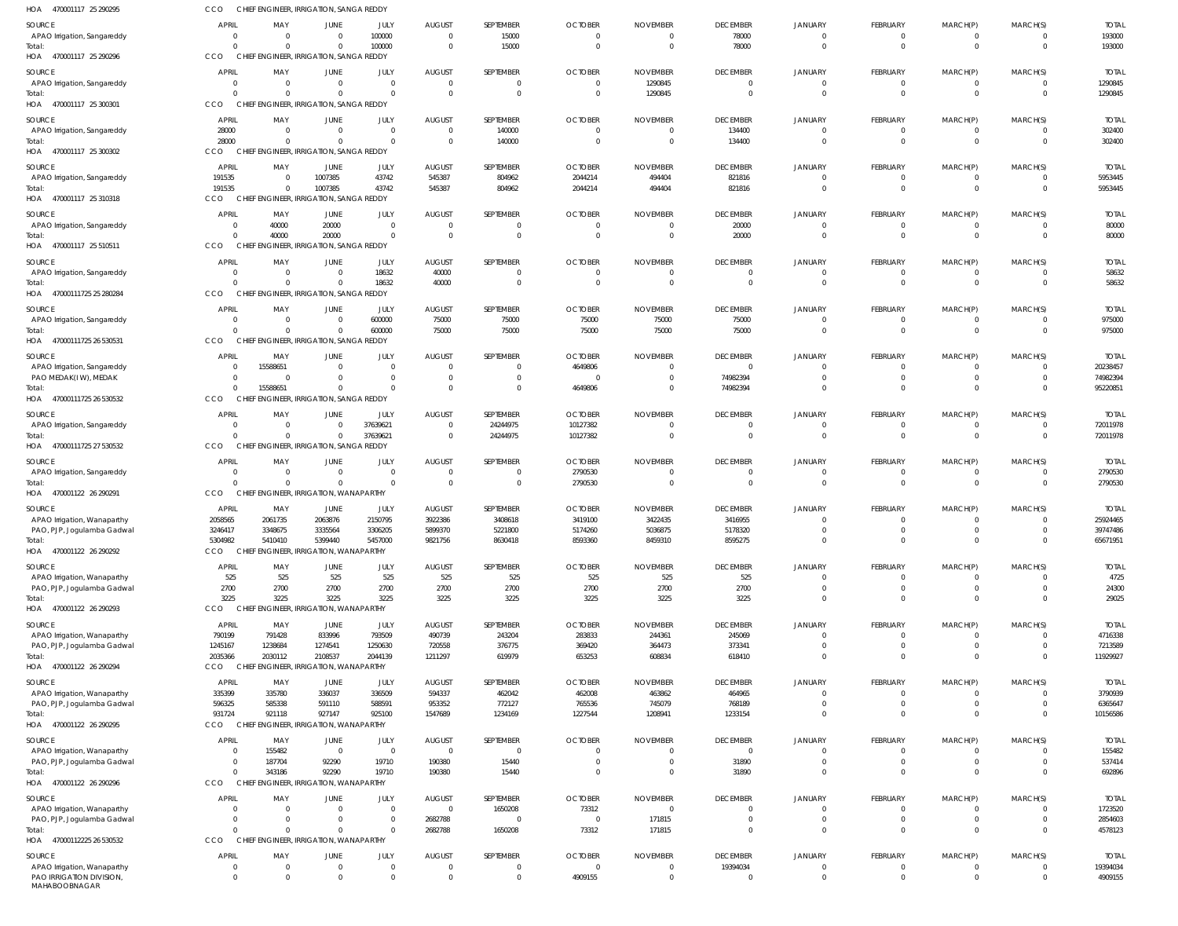HOA 470001117 25 290295 CCO CHIEF ENGINEER, IRRIGATION, SANGA REDDY

| SOURCE | APRIL | MAY | JUNE | JULY | AUGUST | SEPTEMBER | OCTOBER | NOVEMBER | DECEMBER | JANUARY | FEBRUARY | MARCH(P) | MARCH(S) | TOTAL |
|---|---|---|---|---|---|---|---|---|---|---|---|---|---|---|
| APAO Irrigation, Sangareddy | 0 | 0 | 0 | 100000 | 0 | 15000 | 0 | 0 | 78000 | 0 | 0 | 0 | 0 | 193000 |
| Total: | 0 | 0 | 0 | 100000 | 0 | 15000 | 0 | 0 | 78000 | 0 | 0 | 0 | 0 | 193000 |

HOA 470001117 25 290296 CCO CHIEF ENGINEER, IRRIGATION, SANGA REDDY

| SOURCE | APRIL | MAY | JUNE | JULY | AUGUST | SEPTEMBER | OCTOBER | NOVEMBER | DECEMBER | JANUARY | FEBRUARY | MARCH(P) | MARCH(S) | TOTAL |
|---|---|---|---|---|---|---|---|---|---|---|---|---|---|---|
| APAO Irrigation, Sangareddy | 0 | 0 | 0 | 0 | 0 | 0 | 0 | 1290845 | 0 | 0 | 0 | 0 | 0 | 1290845 |
| Total: | 0 | 0 | 0 | 0 | 0 | 0 | 0 | 1290845 | 0 | 0 | 0 | 0 | 0 | 1290845 |

HOA 470001117 25 300301 CCO CHIEF ENGINEER, IRRIGATION, SANGA REDDY

| SOURCE | APRIL | MAY | JUNE | JULY | AUGUST | SEPTEMBER | OCTOBER | NOVEMBER | DECEMBER | JANUARY | FEBRUARY | MARCH(P) | MARCH(S) | TOTAL |
|---|---|---|---|---|---|---|---|---|---|---|---|---|---|---|
| APAO Irrigation, Sangareddy | 28000 | 0 | 0 | 0 | 0 | 140000 | 0 | 0 | 134400 | 0 | 0 | 0 | 0 | 302400 |
| Total: | 28000 | 0 | 0 | 0 | 0 | 140000 | 0 | 0 | 134400 | 0 | 0 | 0 | 0 | 302400 |

HOA 470001117 25 300302 CCO CHIEF ENGINEER, IRRIGATION, SANGA REDDY

| SOURCE | APRIL | MAY | JUNE | JULY | AUGUST | SEPTEMBER | OCTOBER | NOVEMBER | DECEMBER | JANUARY | FEBRUARY | MARCH(P) | MARCH(S) | TOTAL |
|---|---|---|---|---|---|---|---|---|---|---|---|---|---|---|
| APAO Irrigation, Sangareddy | 191535 | 0 | 1007385 | 43742 | 545387 | 804962 | 2044214 | 494404 | 821816 | 0 | 0 | 0 | 0 | 5953445 |
| Total: | 191535 | 0 | 1007385 | 43742 | 545387 | 804962 | 2044214 | 494404 | 821816 | 0 | 0 | 0 | 0 | 5953445 |

HOA 470001117 25 310318 CCO CHIEF ENGINEER, IRRIGATION, SANGA REDDY

| SOURCE | APRIL | MAY | JUNE | JULY | AUGUST | SEPTEMBER | OCTOBER | NOVEMBER | DECEMBER | JANUARY | FEBRUARY | MARCH(P) | MARCH(S) | TOTAL |
|---|---|---|---|---|---|---|---|---|---|---|---|---|---|---|
| APAO Irrigation, Sangareddy | 0 | 40000 | 20000 | 0 | 0 | 0 | 0 | 0 | 20000 | 0 | 0 | 0 | 0 | 80000 |
| Total: | 0 | 40000 | 20000 | 0 | 0 | 0 | 0 | 0 | 20000 | 0 | 0 | 0 | 0 | 80000 |

HOA 470001117 25 510511 CCO CHIEF ENGINEER, IRRIGATION, SANGA REDDY

| SOURCE | APRIL | MAY | JUNE | JULY | AUGUST | SEPTEMBER | OCTOBER | NOVEMBER | DECEMBER | JANUARY | FEBRUARY | MARCH(P) | MARCH(S) | TOTAL |
|---|---|---|---|---|---|---|---|---|---|---|---|---|---|---|
| APAO Irrigation, Sangareddy | 0 | 0 | 0 | 18632 | 40000 | 0 | 0 | 0 | 0 | 0 | 0 | 0 | 0 | 58632 |
| Total: | 0 | 0 | 0 | 18632 | 40000 | 0 | 0 | 0 | 0 | 0 | 0 | 0 | 0 | 58632 |

HOA 47000111725 25 280284 CCO CHIEF ENGINEER, IRRIGATION, SANGA REDDY

| SOURCE | APRIL | MAY | JUNE | JULY | AUGUST | SEPTEMBER | OCTOBER | NOVEMBER | DECEMBER | JANUARY | FEBRUARY | MARCH(P) | MARCH(S) | TOTAL |
|---|---|---|---|---|---|---|---|---|---|---|---|---|---|---|
| APAO Irrigation, Sangareddy | 0 | 0 | 0 | 600000 | 75000 | 75000 | 75000 | 75000 | 75000 | 0 | 0 | 0 | 0 | 975000 |
| Total: | 0 | 0 | 0 | 600000 | 75000 | 75000 | 75000 | 75000 | 75000 | 0 | 0 | 0 | 0 | 975000 |

HOA 47000111725 26 530531 CCO CHIEF ENGINEER, IRRIGATION, SANGA REDDY

| SOURCE | APRIL | MAY | JUNE | JULY | AUGUST | SEPTEMBER | OCTOBER | NOVEMBER | DECEMBER | JANUARY | FEBRUARY | MARCH(P) | MARCH(S) | TOTAL |
|---|---|---|---|---|---|---|---|---|---|---|---|---|---|---|
| APAO Irrigation, Sangareddy | 0 | 15588651 | 0 | 0 | 0 | 0 | 4649806 | 0 | 0 | 0 | 0 | 0 | 0 | 20238457 |
| PAO MEDAK(IW), MEDAK | 0 | 0 | 0 | 0 | 0 | 0 | 0 | 0 | 74982394 | 0 | 0 | 0 | 0 | 74982394 |
| Total: | 0 | 15588651 | 0 | 0 | 0 | 0 | 4649806 | 0 | 74982394 | 0 | 0 | 0 | 0 | 95220851 |

HOA 47000111725 26 530532 CCO CHIEF ENGINEER, IRRIGATION, SANGA REDDY

| SOURCE | APRIL | MAY | JUNE | JULY | AUGUST | SEPTEMBER | OCTOBER | NOVEMBER | DECEMBER | JANUARY | FEBRUARY | MARCH(P) | MARCH(S) | TOTAL |
|---|---|---|---|---|---|---|---|---|---|---|---|---|---|---|
| APAO Irrigation, Sangareddy | 0 | 0 | 0 | 37639621 | 0 | 24244975 | 10127382 | 0 | 0 | 0 | 0 | 0 | 0 | 72011978 |
| Total: | 0 | 0 | 0 | 37639621 | 0 | 24244975 | 10127382 | 0 | 0 | 0 | 0 | 0 | 0 | 72011978 |

HOA 47000111725 27 530532 CCO CHIEF ENGINEER, IRRIGATION, SANGA REDDY

| SOURCE | APRIL | MAY | JUNE | JULY | AUGUST | SEPTEMBER | OCTOBER | NOVEMBER | DECEMBER | JANUARY | FEBRUARY | MARCH(P) | MARCH(S) | TOTAL |
|---|---|---|---|---|---|---|---|---|---|---|---|---|---|---|
| APAO Irrigation, Sangareddy | 0 | 0 | 0 | 0 | 0 | 0 | 2790530 | 0 | 0 | 0 | 0 | 0 | 0 | 2790530 |
| Total: | 0 | 0 | 0 | 0 | 0 | 0 | 2790530 | 0 | 0 | 0 | 0 | 0 | 0 | 2790530 |

HOA 470001122 26 290291 CCO CHIEF ENGINEER, IRRIGATION, WANAPARTHY

| SOURCE | APRIL | MAY | JUNE | JULY | AUGUST | SEPTEMBER | OCTOBER | NOVEMBER | DECEMBER | JANUARY | FEBRUARY | MARCH(P) | MARCH(S) | TOTAL |
|---|---|---|---|---|---|---|---|---|---|---|---|---|---|---|
| APAO Irrigation, Wanaparthy | 2058565 | 2061735 | 2063876 | 2150795 | 3922386 | 3408618 | 3419100 | 3422435 | 3416955 | 0 | 0 | 0 | 0 | 25924465 |
| PAO, PJP, Jogulamba Gadwal | 3246417 | 3348675 | 3335564 | 3306205 | 5899370 | 5221800 | 5174260 | 5036875 | 5178320 | 0 | 0 | 0 | 0 | 39747486 |
| Total: | 5304982 | 5410410 | 5399440 | 5457000 | 9821756 | 8630418 | 8593360 | 8459310 | 8595275 | 0 | 0 | 0 | 0 | 65671951 |

HOA 470001122 26 290292 CCO CHIEF ENGINEER, IRRIGATION, WANAPARTHY

| SOURCE | APRIL | MAY | JUNE | JULY | AUGUST | SEPTEMBER | OCTOBER | NOVEMBER | DECEMBER | JANUARY | FEBRUARY | MARCH(P) | MARCH(S) | TOTAL |
|---|---|---|---|---|---|---|---|---|---|---|---|---|---|---|
| APAO Irrigation, Wanaparthy | 525 | 525 | 525 | 525 | 525 | 525 | 525 | 525 | 525 | 0 | 0 | 0 | 0 | 4725 |
| PAO, PJP, Jogulamba Gadwal | 2700 | 2700 | 2700 | 2700 | 2700 | 2700 | 2700 | 2700 | 2700 | 0 | 0 | 0 | 0 | 24300 |
| Total: | 3225 | 3225 | 3225 | 3225 | 3225 | 3225 | 3225 | 3225 | 3225 | 0 | 0 | 0 | 0 | 29025 |

HOA 470001122 26 290293 CCO CHIEF ENGINEER, IRRIGATION, WANAPARTHY

| SOURCE | APRIL | MAY | JUNE | JULY | AUGUST | SEPTEMBER | OCTOBER | NOVEMBER | DECEMBER | JANUARY | FEBRUARY | MARCH(P) | MARCH(S) | TOTAL |
|---|---|---|---|---|---|---|---|---|---|---|---|---|---|---|
| APAO Irrigation, Wanaparthy | 790199 | 791428 | 833996 | 793509 | 490739 | 243204 | 283833 | 244361 | 245069 | 0 | 0 | 0 | 0 | 4716338 |
| PAO, PJP, Jogulamba Gadwal | 1245167 | 1238684 | 1274541 | 1250630 | 720558 | 376775 | 369420 | 364473 | 373341 | 0 | 0 | 0 | 0 | 7213589 |
| Total: | 2035366 | 2030112 | 2108537 | 2044139 | 1211297 | 619979 | 653253 | 608834 | 618410 | 0 | 0 | 0 | 0 | 11929927 |

HOA 470001122 26 290294 CCO CHIEF ENGINEER, IRRIGATION, WANAPARTHY

| SOURCE | APRIL | MAY | JUNE | JULY | AUGUST | SEPTEMBER | OCTOBER | NOVEMBER | DECEMBER | JANUARY | FEBRUARY | MARCH(P) | MARCH(S) | TOTAL |
|---|---|---|---|---|---|---|---|---|---|---|---|---|---|---|
| APAO Irrigation, Wanaparthy | 335399 | 335780 | 336037 | 336509 | 594337 | 462042 | 462008 | 463862 | 464965 | 0 | 0 | 0 | 0 | 3790939 |
| PAO, PJP, Jogulamba Gadwal | 596325 | 585338 | 591110 | 588591 | 953352 | 772127 | 765536 | 745079 | 768189 | 0 | 0 | 0 | 0 | 6365647 |
| Total: | 931724 | 921118 | 927147 | 925100 | 1547689 | 1234169 | 1227544 | 1208941 | 1233154 | 0 | 0 | 0 | 0 | 10156586 |

HOA 470001122 26 290295 CCO CHIEF ENGINEER, IRRIGATION, WANAPARTHY

| SOURCE | APRIL | MAY | JUNE | JULY | AUGUST | SEPTEMBER | OCTOBER | NOVEMBER | DECEMBER | JANUARY | FEBRUARY | MARCH(P) | MARCH(S) | TOTAL |
|---|---|---|---|---|---|---|---|---|---|---|---|---|---|---|
| APAO Irrigation, Wanaparthy | 0 | 155482 | 0 | 0 | 0 | 0 | 0 | 0 | 0 | 0 | 0 | 0 | 0 | 155482 |
| PAO, PJP, Jogulamba Gadwal | 0 | 187704 | 92290 | 19710 | 190380 | 15440 | 0 | 0 | 31890 | 0 | 0 | 0 | 0 | 537414 |
| Total: | 0 | 343186 | 92290 | 19710 | 190380 | 15440 | 0 | 0 | 31890 | 0 | 0 | 0 | 0 | 692896 |

HOA 470001122 26 290296 CCO CHIEF ENGINEER, IRRIGATION, WANAPARTHY

| SOURCE | APRIL | MAY | JUNE | JULY | AUGUST | SEPTEMBER | OCTOBER | NOVEMBER | DECEMBER | JANUARY | FEBRUARY | MARCH(P) | MARCH(S) | TOTAL |
|---|---|---|---|---|---|---|---|---|---|---|---|---|---|---|
| APAO Irrigation, Wanaparthy | 0 | 0 | 0 | 0 | 0 | 1650208 | 73312 | 0 | 0 | 0 | 0 | 0 | 0 | 1723520 |
| PAO, PJP, Jogulamba Gadwal | 0 | 0 | 0 | 0 | 2682788 | 0 | 0 | 171815 | 0 | 0 | 0 | 0 | 0 | 2854603 |
| Total: | 0 | 0 | 0 | 0 | 2682788 | 1650208 | 73312 | 171815 | 0 | 0 | 0 | 0 | 0 | 4578123 |

HOA 47000112225 26 530532 CCO CHIEF ENGINEER, IRRIGATION, WANAPARTHY

| SOURCE | APRIL | MAY | JUNE | JULY | AUGUST | SEPTEMBER | OCTOBER | NOVEMBER | DECEMBER | JANUARY | FEBRUARY | MARCH(P) | MARCH(S) | TOTAL |
|---|---|---|---|---|---|---|---|---|---|---|---|---|---|---|
| APAO Irrigation, Wanaparthy | 0 | 0 | 0 | 0 | 0 | 0 | 0 | 0 | 19394034 | 0 | 0 | 0 | 0 | 19394034 |
| PAO IRRIGATION DIVISION, MAHABOOBNAGAR | 0 | 0 | 0 | 0 | 0 | 0 | 4909155 | 0 | 0 | 0 | 0 | 0 | 0 | 4909155 |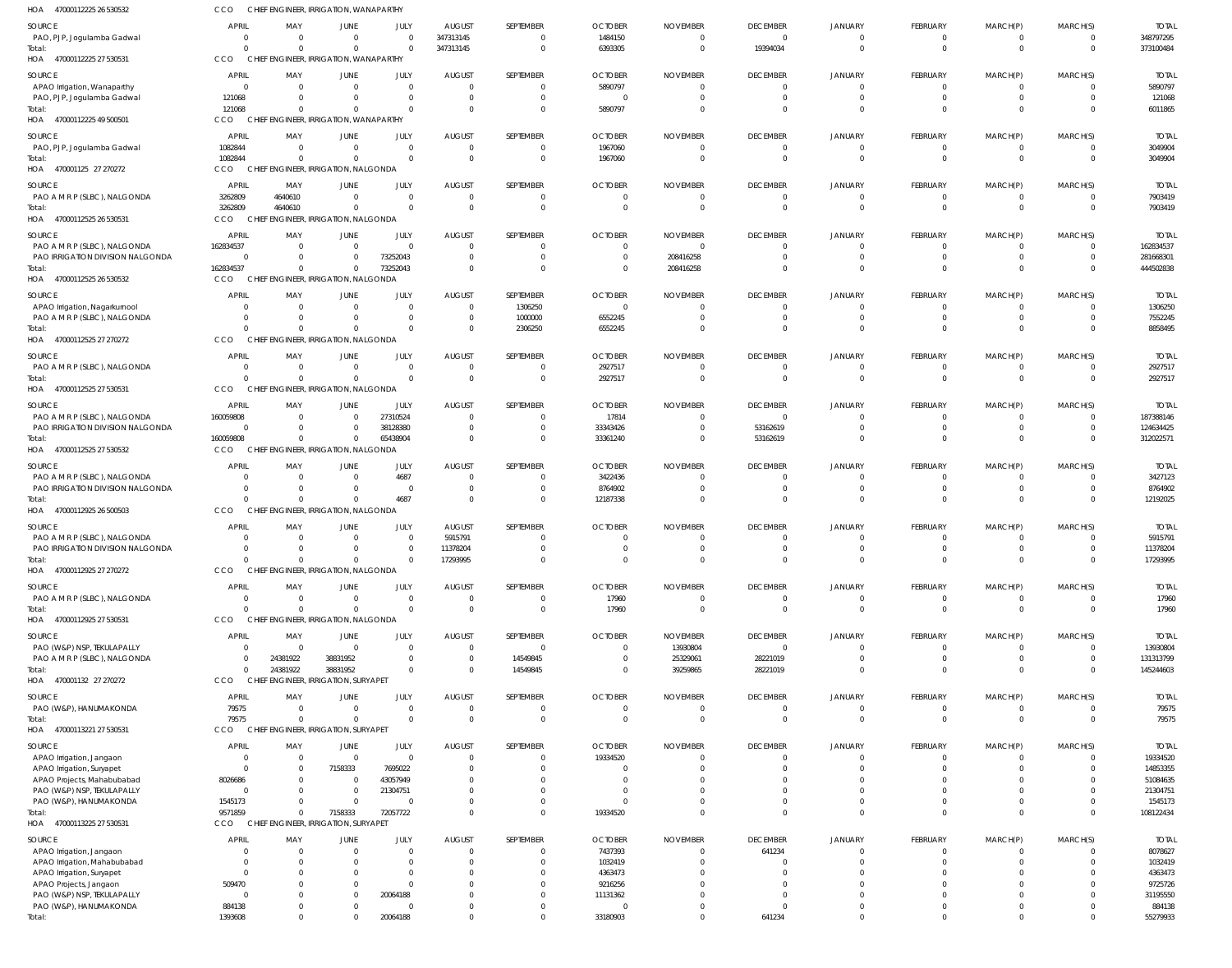HOA 470001122252 6530532 CCO CHIEF ENGINEER, IRRIGATION, WANAPARTHY

| SOURCE | APRIL | MAY | JUNE | JULY | AUGUST | SEPTEMBER | OCTOBER | NOVEMBER | DECEMBER | JANUARY | FEBRUARY | MARCH(P) | MARCH(S) | TOTAL |
|---|---|---|---|---|---|---|---|---|---|---|---|---|---|---|
| PAO, PJP, Jogulamba Gadwal | 0 | 0 | 0 | 0 | 347313145 | 0 | 1484150 | 0 | 0 | 0 | 0 | 0 | 0 | 348797295 |
| Total: | 0 | 0 | 0 | 0 | 347313145 | 0 | 6393305 | 0 | 19394034 | 0 | 0 | 0 | 0 | 373100484 |

HOA 470001122252 7530531 CCO CHIEF ENGINEER, IRRIGATION, WANAPARTHY

| SOURCE | APRIL | MAY | JUNE | JULY | AUGUST | SEPTEMBER | OCTOBER | NOVEMBER | DECEMBER | JANUARY | FEBRUARY | MARCH(P) | MARCH(S) | TOTAL |
|---|---|---|---|---|---|---|---|---|---|---|---|---|---|---|
| APAO Irrigation, Wanaparthy | 0 | 0 | 0 | 0 | 0 | 0 | 5890797 | 0 | 0 | 0 | 0 | 0 | 0 | 5890797 |
| PAO, PJP, Jogulamba Gadwal | 121068 | 0 | 0 | 0 | 0 | 0 | 0 | 0 | 0 | 0 | 0 | 0 | 0 | 121068 |
| Total: | 121068 | 0 | 0 | 0 | 0 | 0 | 5890797 | 0 | 0 | 0 | 0 | 0 | 0 | 6011865 |

HOA 470001122254 9500501 CCO CHIEF ENGINEER, IRRIGATION, WANAPARTHY

| SOURCE | APRIL | MAY | JUNE | JULY | AUGUST | SEPTEMBER | OCTOBER | NOVEMBER | DECEMBER | JANUARY | FEBRUARY | MARCH(P) | MARCH(S) | TOTAL |
|---|---|---|---|---|---|---|---|---|---|---|---|---|---|---|
| PAO, PJP, Jogulamba Gadwal | 1082844 | 0 | 0 | 0 | 0 | 0 | 1967060 | 0 | 0 | 0 | 0 | 0 | 0 | 3049904 |
| Total: | 1082844 | 0 | 0 | 0 | 0 | 0 | 1967060 | 0 | 0 | 0 | 0 | 0 | 0 | 3049904 |

HOA 470001125 27 270272 CCO CHIEF ENGINEER, IRRIGATION, NALGONDA

| SOURCE | APRIL | MAY | JUNE | JULY | AUGUST | SEPTEMBER | OCTOBER | NOVEMBER | DECEMBER | JANUARY | FEBRUARY | MARCH(P) | MARCH(S) | TOTAL |
|---|---|---|---|---|---|---|---|---|---|---|---|---|---|---|
| PAO A M R P (SLBC), NALGONDA | 3262809 | 4640610 | 0 | 0 | 0 | 0 | 0 | 0 | 0 | 0 | 0 | 0 | 0 | 7903419 |
| Total: | 3262809 | 4640610 | 0 | 0 | 0 | 0 | 0 | 0 | 0 | 0 | 0 | 0 | 0 | 7903419 |

HOA 470001125252 6530531 CCO CHIEF ENGINEER, IRRIGATION, NALGONDA

| SOURCE | APRIL | MAY | JUNE | JULY | AUGUST | SEPTEMBER | OCTOBER | NOVEMBER | DECEMBER | JANUARY | FEBRUARY | MARCH(P) | MARCH(S) | TOTAL |
|---|---|---|---|---|---|---|---|---|---|---|---|---|---|---|
| PAO A M R P (SLBC), NALGONDA | 162834537 | 0 | 0 | 0 | 0 | 0 | 0 | 0 | 0 | 0 | 0 | 0 | 0 | 162834537 |
| PAO IRRIGATION DIVISION NALGONDA | 0 | 0 | 0 | 73252043 | 0 | 0 | 0 | 208416258 | 0 | 0 | 0 | 0 | 0 | 281668301 |
| Total: | 162834537 | 0 | 0 | 73252043 | 0 | 0 | 0 | 208416258 | 0 | 0 | 0 | 0 | 0 | 444502838 |

HOA 470001125252 6530532 CCO CHIEF ENGINEER, IRRIGATION, NALGONDA

| SOURCE | APRIL | MAY | JUNE | JULY | AUGUST | SEPTEMBER | OCTOBER | NOVEMBER | DECEMBER | JANUARY | FEBRUARY | MARCH(P) | MARCH(S) | TOTAL |
|---|---|---|---|---|---|---|---|---|---|---|---|---|---|---|
| APAO Irrigation, Nagarkurnool | 0 | 0 | 0 | 0 | 0 | 1306250 | 0 | 0 | 0 | 0 | 0 | 0 | 0 | 1306250 |
| PAO A M R P (SLBC), NALGONDA | 0 | 0 | 0 | 0 | 0 | 1000000 | 6552245 | 0 | 0 | 0 | 0 | 0 | 0 | 7552245 |
| Total: | 0 | 0 | 0 | 0 | 0 | 2306250 | 6552245 | 0 | 0 | 0 | 0 | 0 | 0 | 8858495 |

HOA 470001125252 7270272 CCO CHIEF ENGINEER, IRRIGATION, NALGONDA

| SOURCE | APRIL | MAY | JUNE | JULY | AUGUST | SEPTEMBER | OCTOBER | NOVEMBER | DECEMBER | JANUARY | FEBRUARY | MARCH(P) | MARCH(S) | TOTAL |
|---|---|---|---|---|---|---|---|---|---|---|---|---|---|---|
| PAO A M R P (SLBC), NALGONDA | 0 | 0 | 0 | 0 | 0 | 0 | 2927517 | 0 | 0 | 0 | 0 | 0 | 0 | 2927517 |
| Total: | 0 | 0 | 0 | 0 | 0 | 0 | 2927517 | 0 | 0 | 0 | 0 | 0 | 0 | 2927517 |

HOA 470001125252 7530531 CCO CHIEF ENGINEER, IRRIGATION, NALGONDA

| SOURCE | APRIL | MAY | JUNE | JULY | AUGUST | SEPTEMBER | OCTOBER | NOVEMBER | DECEMBER | JANUARY | FEBRUARY | MARCH(P) | MARCH(S) | TOTAL |
|---|---|---|---|---|---|---|---|---|---|---|---|---|---|---|
| PAO A M R P (SLBC), NALGONDA | 160059808 | 0 | 0 | 27310524 | 0 | 0 | 17814 | 0 | 0 | 0 | 0 | 0 | 0 | 187388146 |
| PAO IRRIGATION DIVISION NALGONDA | 0 | 0 | 0 | 38128380 | 0 | 0 | 33343426 | 0 | 53162619 | 0 | 0 | 0 | 0 | 124634425 |
| Total: | 160059808 | 0 | 0 | 65438904 | 0 | 0 | 33361240 | 0 | 53162619 | 0 | 0 | 0 | 0 | 312022571 |

HOA 470001125252 7530532 CCO CHIEF ENGINEER, IRRIGATION, NALGONDA

| SOURCE | APRIL | MAY | JUNE | JULY | AUGUST | SEPTEMBER | OCTOBER | NOVEMBER | DECEMBER | JANUARY | FEBRUARY | MARCH(P) | MARCH(S) | TOTAL |
|---|---|---|---|---|---|---|---|---|---|---|---|---|---|---|
| PAO A M R P (SLBC), NALGONDA | 0 | 0 | 0 | 4687 | 0 | 0 | 3422436 | 0 | 0 | 0 | 0 | 0 | 0 | 3427123 |
| PAO IRRIGATION DIVISION NALGONDA | 0 | 0 | 0 | 0 | 0 | 0 | 8764902 | 0 | 0 | 0 | 0 | 0 | 0 | 8764902 |
| Total: | 0 | 0 | 0 | 4687 | 0 | 0 | 12187338 | 0 | 0 | 0 | 0 | 0 | 0 | 12192025 |

HOA 470001129252 6500503 CCO CHIEF ENGINEER, IRRIGATION, NALGONDA

| SOURCE | APRIL | MAY | JUNE | JULY | AUGUST | SEPTEMBER | OCTOBER | NOVEMBER | DECEMBER | JANUARY | FEBRUARY | MARCH(P) | MARCH(S) | TOTAL |
|---|---|---|---|---|---|---|---|---|---|---|---|---|---|---|
| PAO A M R P (SLBC), NALGONDA | 0 | 0 | 0 | 0 | 5915791 | 0 | 0 | 0 | 0 | 0 | 0 | 0 | 0 | 5915791 |
| PAO IRRIGATION DIVISION NALGONDA | 0 | 0 | 0 | 0 | 11378204 | 0 | 0 | 0 | 0 | 0 | 0 | 0 | 0 | 11378204 |
| Total: | 0 | 0 | 0 | 0 | 17293995 | 0 | 0 | 0 | 0 | 0 | 0 | 0 | 0 | 17293995 |

HOA 470001129252 7270272 CCO CHIEF ENGINEER, IRRIGATION, NALGONDA

| SOURCE | APRIL | MAY | JUNE | JULY | AUGUST | SEPTEMBER | OCTOBER | NOVEMBER | DECEMBER | JANUARY | FEBRUARY | MARCH(P) | MARCH(S) | TOTAL |
|---|---|---|---|---|---|---|---|---|---|---|---|---|---|---|
| PAO A M R P (SLBC), NALGONDA | 0 | 0 | 0 | 0 | 0 | 0 | 17960 | 0 | 0 | 0 | 0 | 0 | 0 | 17960 |
| Total: | 0 | 0 | 0 | 0 | 0 | 0 | 17960 | 0 | 0 | 0 | 0 | 0 | 0 | 17960 |

HOA 470001129252 7530531 CCO CHIEF ENGINEER, IRRIGATION, NALGONDA

| SOURCE | APRIL | MAY | JUNE | JULY | AUGUST | SEPTEMBER | OCTOBER | NOVEMBER | DECEMBER | JANUARY | FEBRUARY | MARCH(P) | MARCH(S) | TOTAL |
|---|---|---|---|---|---|---|---|---|---|---|---|---|---|---|
| PAO (W&P) NSP, TEKULAPALLY | 0 | 0 | 0 | 0 | 0 | 0 | 0 | 13930804 | 0 | 0 | 0 | 0 | 0 | 13930804 |
| PAO A M R P (SLBC), NALGONDA | 0 | 24381922 | 38831952 | 0 | 0 | 14549845 | 0 | 25329061 | 28221019 | 0 | 0 | 0 | 0 | 131313799 |
| Total: | 0 | 24381922 | 38831952 | 0 | 0 | 14549845 | 0 | 39259865 | 28221019 | 0 | 0 | 0 | 0 | 145244603 |

HOA 470001132 27 270272 CCO CHIEF ENGINEER, IRRIGATION, SURYAPET

| SOURCE | APRIL | MAY | JUNE | JULY | AUGUST | SEPTEMBER | OCTOBER | NOVEMBER | DECEMBER | JANUARY | FEBRUARY | MARCH(P) | MARCH(S) | TOTAL |
|---|---|---|---|---|---|---|---|---|---|---|---|---|---|---|
| PAO (W&P), HANUMAKONDA | 79575 | 0 | 0 | 0 | 0 | 0 | 0 | 0 | 0 | 0 | 0 | 0 | 0 | 79575 |
| Total: | 79575 | 0 | 0 | 0 | 0 | 0 | 0 | 0 | 0 | 0 | 0 | 0 | 0 | 79575 |

HOA 470001132212 7530531 CCO CHIEF ENGINEER, IRRIGATION, SURYAPET

| SOURCE | APRIL | MAY | JUNE | JULY | AUGUST | SEPTEMBER | OCTOBER | NOVEMBER | DECEMBER | JANUARY | FEBRUARY | MARCH(P) | MARCH(S) | TOTAL |
|---|---|---|---|---|---|---|---|---|---|---|---|---|---|---|
| APAO Irrigation, Jangaon | 0 | 0 | 0 | 0 | 0 | 0 | 19334520 | 0 | 0 | 0 | 0 | 0 | 0 | 19334520 |
| APAO Irrigation, Suryapet | 0 | 0 | 7158333 | 7695022 | 0 | 0 | 0 | 0 | 0 | 0 | 0 | 0 | 0 | 14853355 |
| APAO Projects, Mahabubabad | 8026686 | 0 | 0 | 43057949 | 0 | 0 | 0 | 0 | 0 | 0 | 0 | 0 | 0 | 51084635 |
| PAO (W&P) NSP, TEKULAPALLY | 0 | 0 | 0 | 21304751 | 0 | 0 | 0 | 0 | 0 | 0 | 0 | 0 | 0 | 21304751 |
| PAO (W&P), HANUMAKONDA | 1545173 | 0 | 0 | 0 | 0 | 0 | 0 | 0 | 0 | 0 | 0 | 0 | 0 | 1545173 |
| Total: | 9571859 | 0 | 7158333 | 72057722 | 0 | 0 | 19334520 | 0 | 0 | 0 | 0 | 0 | 0 | 108122434 |

HOA 470001132252 7530531 CCO CHIEF ENGINEER, IRRIGATION, SURYAPET

| SOURCE | APRIL | MAY | JUNE | JULY | AUGUST | SEPTEMBER | OCTOBER | NOVEMBER | DECEMBER | JANUARY | FEBRUARY | MARCH(P) | MARCH(S) | TOTAL |
|---|---|---|---|---|---|---|---|---|---|---|---|---|---|---|
| APAO Irrigation, Jangaon | 0 | 0 | 0 | 0 | 0 | 0 | 7437393 | 0 | 641234 | 0 | 0 | 0 | 0 | 8078627 |
| APAO Irrigation, Mahabubabad | 0 | 0 | 0 | 0 | 0 | 0 | 1032419 | 0 | 0 | 0 | 0 | 0 | 0 | 1032419 |
| APAO Irrigation, Suryapet | 0 | 0 | 0 | 0 | 0 | 0 | 4363473 | 0 | 0 | 0 | 0 | 0 | 0 | 4363473 |
| APAO Projects, Jangaon | 509470 | 0 | 0 | 0 | 0 | 0 | 9216256 | 0 | 0 | 0 | 0 | 0 | 0 | 9725726 |
| PAO (W&P) NSP, TEKULAPALLY | 0 | 0 | 0 | 20064188 | 0 | 0 | 11131362 | 0 | 0 | 0 | 0 | 0 | 0 | 31195550 |
| PAO (W&P), HANUMAKONDA | 884138 | 0 | 0 | 0 | 0 | 0 | 0 | 0 | 0 | 0 | 0 | 0 | 0 | 884138 |
| Total: | 1393608 | 0 | 0 | 20064188 | 0 | 0 | 33180903 | 0 | 641234 | 0 | 0 | 0 | 0 | 55279933 |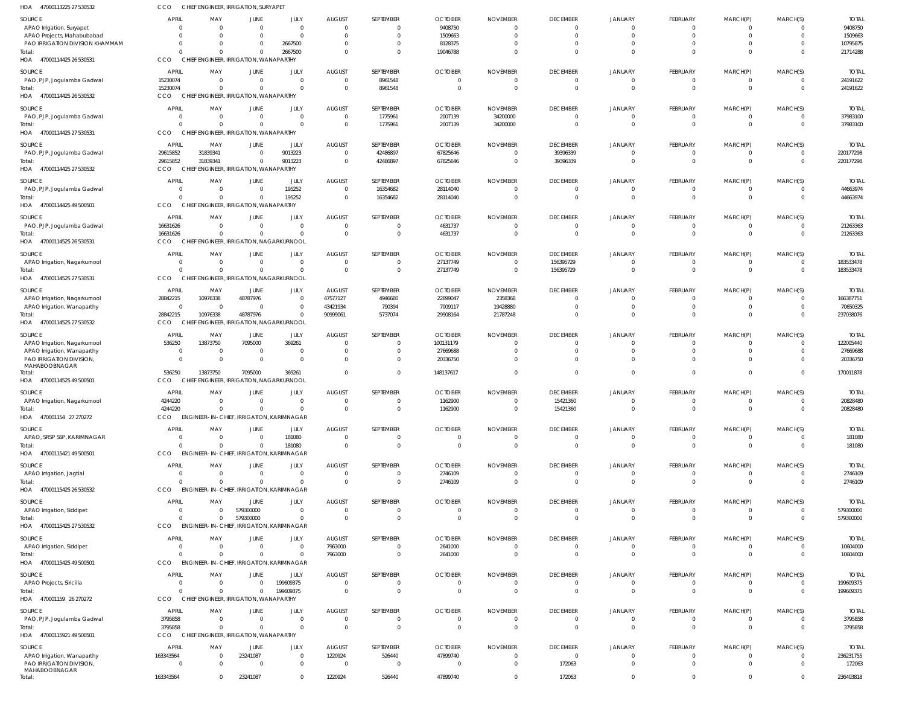HOA 470001132250 27 530532 CCO CHIEF ENGINEER, IRRIGATION, SURYAPET

| SOURCE | APRIL | MAY | JUNE | JULY | AUGUST | SEPTEMBER | OCTOBER | NOVEMBER | DECEMBER | JANUARY | FEBRUARY | MARCH(P) | MARCH(S) | TOTAL |
|---|---|---|---|---|---|---|---|---|---|---|---|---|---|---|
| APAO Irrigation, Suryapet | 0 | 0 | 0 | 0 | 0 | 0 | 9408750 | 0 | 0 | 0 | 0 | 0 | 0 | 9408750 |
| APAO Projects, Mahabubabad | 0 | 0 | 0 | 0 | 0 | 0 | 1509663 | 0 | 0 | 0 | 0 | 0 | 0 | 1509663 |
| PAO IRRIGATION DIVISION KHAMMAM | 0 | 0 | 0 | 2667500 | 0 | 0 | 8128375 | 0 | 0 | 0 | 0 | 0 | 0 | 10795875 |
| Total: | 0 | 0 | 0 | 2667500 | 0 | 0 | 19046788 | 0 | 0 | 0 | 0 | 0 | 0 | 21714288 |

HOA 470001144250 26 530531 CCO CHIEF ENGINEER, IRRIGATION, WANAPARTHY

| SOURCE | APRIL | MAY | JUNE | JULY | AUGUST | SEPTEMBER | OCTOBER | NOVEMBER | DECEMBER | JANUARY | FEBRUARY | MARCH(P) | MARCH(S) | TOTAL |
|---|---|---|---|---|---|---|---|---|---|---|---|---|---|---|
| PAO, PJP, Jogulamba Gadwal | 15230074 | 0 | 0 | 0 | 0 | 8961548 | 0 | 0 | 0 | 0 | 0 | 0 | 0 | 24191622 |
| Total: | 15230074 | 0 | 0 | 0 | 0 | 8961548 | 0 | 0 | 0 | 0 | 0 | 0 | 0 | 24191622 |

HOA 470001144250 26 530532 CCO CHIEF ENGINEER, IRRIGATION, WANAPARTHY

| SOURCE | APRIL | MAY | JUNE | JULY | AUGUST | SEPTEMBER | OCTOBER | NOVEMBER | DECEMBER | JANUARY | FEBRUARY | MARCH(P) | MARCH(S) | TOTAL |
|---|---|---|---|---|---|---|---|---|---|---|---|---|---|---|
| PAO, PJP, Jogulamba Gadwal | 0 | 0 | 0 | 0 | 0 | 1775961 | 2007139 | 34200000 | 0 | 0 | 0 | 0 | 0 | 37983100 |
| Total: | 0 | 0 | 0 | 0 | 0 | 1775961 | 2007139 | 34200000 | 0 | 0 | 0 | 0 | 0 | 37983100 |

HOA 470001144250 27 530531 CCO CHIEF ENGINEER, IRRIGATION, WANAPARTHY

| SOURCE | APRIL | MAY | JUNE | JULY | AUGUST | SEPTEMBER | OCTOBER | NOVEMBER | DECEMBER | JANUARY | FEBRUARY | MARCH(P) | MARCH(S) | TOTAL |
|---|---|---|---|---|---|---|---|---|---|---|---|---|---|---|
| PAO, PJP, Jogulamba Gadwal | 29615852 | 31839341 | 0 | 9013223 | 0 | 42486897 | 67825646 | 0 | 39396339 | 0 | 0 | 0 | 0 | 220177298 |
| Total: | 29615852 | 31839341 | 0 | 9013223 | 0 | 42486897 | 67825646 | 0 | 39396339 | 0 | 0 | 0 | 0 | 220177298 |

HOA 470001144250 27 530532 CCO CHIEF ENGINEER, IRRIGATION, WANAPARTHY

| SOURCE | APRIL | MAY | JUNE | JULY | AUGUST | SEPTEMBER | OCTOBER | NOVEMBER | DECEMBER | JANUARY | FEBRUARY | MARCH(P) | MARCH(S) | TOTAL |
|---|---|---|---|---|---|---|---|---|---|---|---|---|---|---|
| PAO, PJP, Jogulamba Gadwal | 0 | 0 | 0 | 195252 | 0 | 16354682 | 28114040 | 0 | 0 | 0 | 0 | 0 | 0 | 44663974 |
| Total: | 0 | 0 | 0 | 195252 | 0 | 16354682 | 28114040 | 0 | 0 | 0 | 0 | 0 | 0 | 44663974 |

HOA 470001144250 49 500501 CCO CHIEF ENGINEER, IRRIGATION, WANAPARTHY

| SOURCE | APRIL | MAY | JUNE | JULY | AUGUST | SEPTEMBER | OCTOBER | NOVEMBER | DECEMBER | JANUARY | FEBRUARY | MARCH(P) | MARCH(S) | TOTAL |
|---|---|---|---|---|---|---|---|---|---|---|---|---|---|---|
| PAO, PJP, Jogulamba Gadwal | 16631626 | 0 | 0 | 0 | 0 | 0 | 4631737 | 0 | 0 | 0 | 0 | 0 | 0 | 21263363 |
| Total: | 16631626 | 0 | 0 | 0 | 0 | 0 | 4631737 | 0 | 0 | 0 | 0 | 0 | 0 | 21263363 |

HOA 470001145250 26 530531 CCO CHIEF ENGINEER, IRRIGATION, NAGARKURNOOL

| SOURCE | APRIL | MAY | JUNE | JULY | AUGUST | SEPTEMBER | OCTOBER | NOVEMBER | DECEMBER | JANUARY | FEBRUARY | MARCH(P) | MARCH(S) | TOTAL |
|---|---|---|---|---|---|---|---|---|---|---|---|---|---|---|
| APAO Irrigation, Nagarkurnool | 0 | 0 | 0 | 0 | 0 | 0 | 27137749 | 0 | 156395729 | 0 | 0 | 0 | 0 | 183533478 |
| Total: | 0 | 0 | 0 | 0 | 0 | 0 | 27137749 | 0 | 156395729 | 0 | 0 | 0 | 0 | 183533478 |

HOA 470001145250 27 530531 CCO CHIEF ENGINEER, IRRIGATION, NAGARKURNOOL

| SOURCE | APRIL | MAY | JUNE | JULY | AUGUST | SEPTEMBER | OCTOBER | NOVEMBER | DECEMBER | JANUARY | FEBRUARY | MARCH(P) | MARCH(S) | TOTAL |
|---|---|---|---|---|---|---|---|---|---|---|---|---|---|---|
| APAO Irrigation, Nagarkurnool | 28842215 | 10976338 | 48787976 | 0 | 47577127 | 4946680 | 22899047 | 2358368 | 0 | 0 | 0 | 0 | 0 | 166387751 |
| APAO Irrigation, Wanaparthy | 0 | 0 | 0 | 0 | 43421934 | 790394 | 7009117 | 19428880 | 0 | 0 | 0 | 0 | 0 | 70650325 |
| Total: | 28842215 | 10976338 | 48787976 | 0 | 90999061 | 5737074 | 29908164 | 21787248 | 0 | 0 | 0 | 0 | 0 | 237038076 |

HOA 470001145250 27 530532 CCO CHIEF ENGINEER, IRRIGATION, NAGARKURNOOL

| SOURCE | APRIL | MAY | JUNE | JULY | AUGUST | SEPTEMBER | OCTOBER | NOVEMBER | DECEMBER | JANUARY | FEBRUARY | MARCH(P) | MARCH(S) | TOTAL |
|---|---|---|---|---|---|---|---|---|---|---|---|---|---|---|
| APAO Irrigation, Nagarkurnool | 536250 | 13873750 | 7095000 | 369261 | 0 | 0 | 100131179 | 0 | 0 | 0 | 0 | 0 | 0 | 122005440 |
| APAO Irrigation, Wanaparthy | 0 | 0 | 0 | 0 | 0 | 0 | 27669688 | 0 | 0 | 0 | 0 | 0 | 0 | 27669688 |
| PAO IRRIGATION DIVISION, MAHABOOBNAGAR | 0 | 0 | 0 | 0 | 0 | 0 | 20336750 | 0 | 0 | 0 | 0 | 0 | 0 | 20336750 |
| Total: | 536250 | 13873750 | 7095000 | 369261 | 0 | 0 | 148137617 | 0 | 0 | 0 | 0 | 0 | 0 | 170011878 |

HOA 470001145250 49 500501 CCO CHIEF ENGINEER, IRRIGATION, NAGARKURNOOL

| SOURCE | APRIL | MAY | JUNE | JULY | AUGUST | SEPTEMBER | OCTOBER | NOVEMBER | DECEMBER | JANUARY | FEBRUARY | MARCH(P) | MARCH(S) | TOTAL |
|---|---|---|---|---|---|---|---|---|---|---|---|---|---|---|
| APAO Irrigation, Nagarkurnool | 4244220 | 0 | 0 | 0 | 0 | 0 | 1162900 | 0 | 15421360 | 0 | 0 | 0 | 0 | 20828480 |
| Total: | 4244220 | 0 | 0 | 0 | 0 | 0 | 1162900 | 0 | 15421360 | 0 | 0 | 0 | 0 | 20828480 |

HOA 470001154 27 270272 CCO ENGINEER-IN-CHIEF, IRRIGATION, KARIMNAGAR

| SOURCE | APRIL | MAY | JUNE | JULY | AUGUST | SEPTEMBER | OCTOBER | NOVEMBER | DECEMBER | JANUARY | FEBRUARY | MARCH(P) | MARCH(S) | TOTAL |
|---|---|---|---|---|---|---|---|---|---|---|---|---|---|---|
| APAO, SRSP SSP, KARIMNAGAR | 0 | 0 | 0 | 181080 | 0 | 0 | 0 | 0 | 0 | 0 | 0 | 0 | 0 | 181080 |
| Total: | 0 | 0 | 0 | 181080 | 0 | 0 | 0 | 0 | 0 | 0 | 0 | 0 | 0 | 181080 |

HOA 470001154210 49 500501 CCO ENGINEER-IN-CHIEF, IRRIGATION, KARIMNAGAR

| SOURCE | APRIL | MAY | JUNE | JULY | AUGUST | SEPTEMBER | OCTOBER | NOVEMBER | DECEMBER | JANUARY | FEBRUARY | MARCH(P) | MARCH(S) | TOTAL |
|---|---|---|---|---|---|---|---|---|---|---|---|---|---|---|
| APAO Irrigation, Jagtial | 0 | 0 | 0 | 0 | 0 | 0 | 2746109 | 0 | 0 | 0 | 0 | 0 | 0 | 2746109 |
| Total: | 0 | 0 | 0 | 0 | 0 | 0 | 2746109 | 0 | 0 | 0 | 0 | 0 | 0 | 2746109 |

HOA 470001154250 26 530532 CCO ENGINEER-IN-CHIEF, IRRIGATION, KARIMNAGAR

| SOURCE | APRIL | MAY | JUNE | JULY | AUGUST | SEPTEMBER | OCTOBER | NOVEMBER | DECEMBER | JANUARY | FEBRUARY | MARCH(P) | MARCH(S) | TOTAL |
|---|---|---|---|---|---|---|---|---|---|---|---|---|---|---|
| APAO Irrigation, Siddipet | 0 | 0 | 579300000 | 0 | 0 | 0 | 0 | 0 | 0 | 0 | 0 | 0 | 0 | 579300000 |
| Total: | 0 | 0 | 579300000 | 0 | 0 | 0 | 0 | 0 | 0 | 0 | 0 | 0 | 0 | 579300000 |

HOA 470001154250 27 530532 CCO ENGINEER-IN-CHIEF, IRRIGATION, KARIMNAGAR

| SOURCE | APRIL | MAY | JUNE | JULY | AUGUST | SEPTEMBER | OCTOBER | NOVEMBER | DECEMBER | JANUARY | FEBRUARY | MARCH(P) | MARCH(S) | TOTAL |
|---|---|---|---|---|---|---|---|---|---|---|---|---|---|---|
| APAO Irrigation, Siddipet | 0 | 0 | 0 | 0 | 7963000 | 0 | 2641000 | 0 | 0 | 0 | 0 | 0 | 0 | 10604000 |
| Total: | 0 | 0 | 0 | 0 | 7963000 | 0 | 2641000 | 0 | 0 | 0 | 0 | 0 | 0 | 10604000 |

HOA 470001154250 49 500501 CCO ENGINEER-IN-CHIEF, IRRIGATION, KARIMNAGAR

| SOURCE | APRIL | MAY | JUNE | JULY | AUGUST | SEPTEMBER | OCTOBER | NOVEMBER | DECEMBER | JANUARY | FEBRUARY | MARCH(P) | MARCH(S) | TOTAL |
|---|---|---|---|---|---|---|---|---|---|---|---|---|---|---|
| APAO Projects, Siricilla | 0 | 0 | 0 | 199609375 | 0 | 0 | 0 | 0 | 0 | 0 | 0 | 0 | 0 | 199609375 |
| Total: | 0 | 0 | 0 | 199609375 | 0 | 0 | 0 | 0 | 0 | 0 | 0 | 0 | 0 | 199609375 |

HOA 470001159 26 270272 CCO CHIEF ENGINEER, IRRIGATION, WANAPARTHY

| SOURCE | APRIL | MAY | JUNE | JULY | AUGUST | SEPTEMBER | OCTOBER | NOVEMBER | DECEMBER | JANUARY | FEBRUARY | MARCH(P) | MARCH(S) | TOTAL |
|---|---|---|---|---|---|---|---|---|---|---|---|---|---|---|
| PAO, PJP, Jogulamba Gadwal | 3795858 | 0 | 0 | 0 | 0 | 0 | 0 | 0 | 0 | 0 | 0 | 0 | 0 | 3795858 |
| Total: | 3795858 | 0 | 0 | 0 | 0 | 0 | 0 | 0 | 0 | 0 | 0 | 0 | 0 | 3795858 |

HOA 470001159210 49 500501 CCO CHIEF ENGINEER, IRRIGATION, WANAPARTHY

| SOURCE | APRIL | MAY | JUNE | JULY | AUGUST | SEPTEMBER | OCTOBER | NOVEMBER | DECEMBER | JANUARY | FEBRUARY | MARCH(P) | MARCH(S) | TOTAL |
|---|---|---|---|---|---|---|---|---|---|---|---|---|---|---|
| APAO Irrigation, Wanaparthy | 163343564 | 0 | 23241087 | 0 | 1220924 | 526440 | 47899740 | 0 | 0 | 0 | 0 | 0 | 0 | 236231755 |
| PAO IRRIGATION DIVISION, MAHABOOBNAGAR | 0 | 0 | 0 | 0 | 0 | 0 | 0 | 0 | 172063 | 0 | 0 | 0 | 0 | 172063 |
| Total: | 163343564 | 0 | 23241087 | 0 | 1220924 | 526440 | 47899740 | 0 | 172063 | 0 | 0 | 0 | 0 | 236403818 |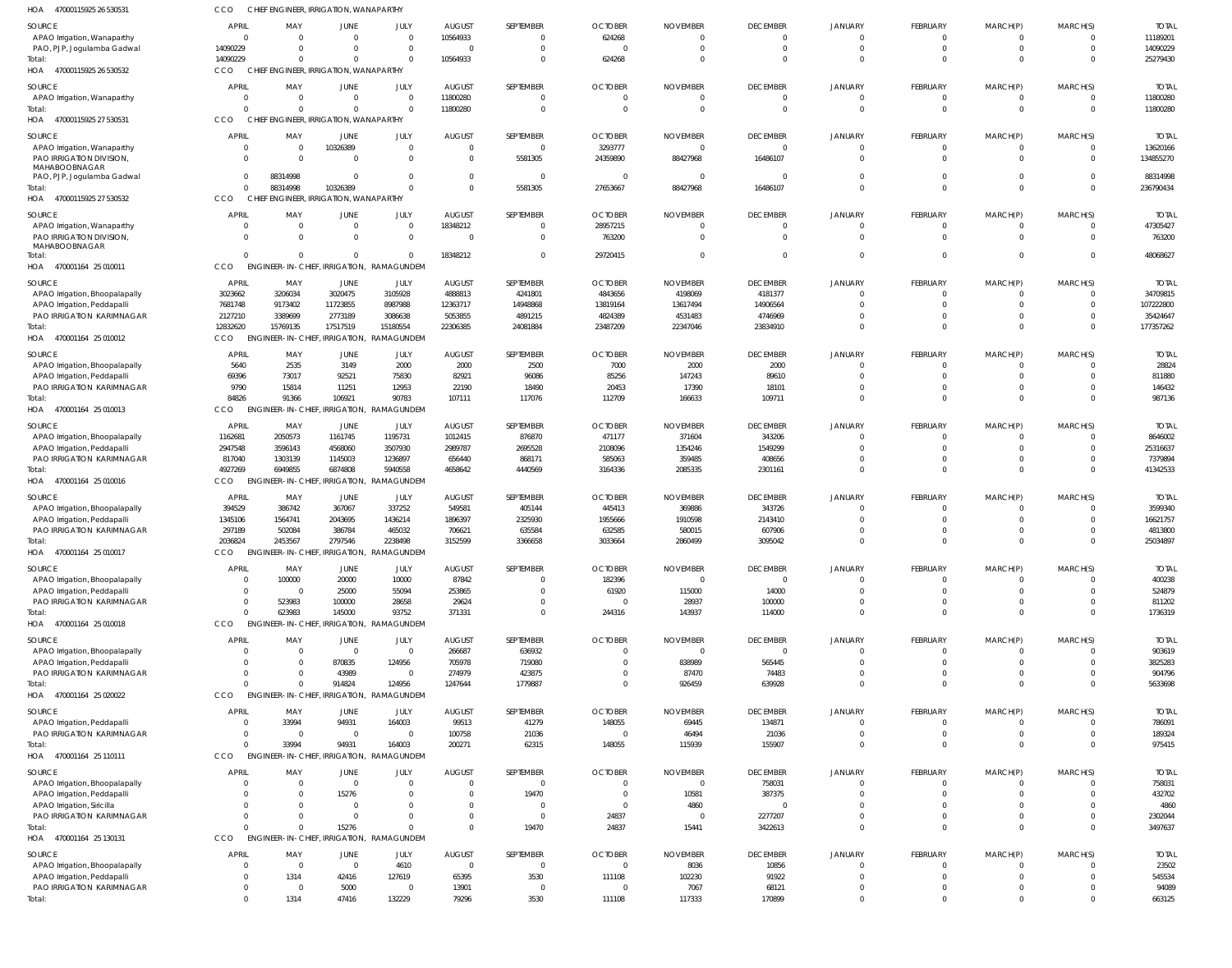HOA 47000115925 26 530531 CCO CHIEF ENGINEER, IRRIGATION, WANAPARTHY

| SOURCE | APRIL | MAY | JUNE | JULY | AUGUST | SEPTEMBER | OCTOBER | NOVEMBER | DECEMBER | JANUARY | FEBRUARY | MARCH(P) | MARCH(S) | TOTAL |
|---|---|---|---|---|---|---|---|---|---|---|---|---|---|---|
| APAO Irrigation, Wanaparthy | 0 | 0 | 0 | 0 | 10564933 | 0 | 624268 | 0 | 0 | 0 | 0 | 0 | 0 | 11189201 |
| PAO, PJP, Jogulamba Gadwal | 14090229 | 0 | 0 | 0 | 0 | 0 | 0 | 0 | 0 | 0 | 0 | 0 | 0 | 14090229 |
| Total: | 14090229 | 0 | 0 | 0 | 10564933 | 0 | 624268 | 0 | 0 | 0 | 0 | 0 | 0 | 25279430 |

HOA 47000115925 26 530532 CCO CHIEF ENGINEER, IRRIGATION, WANAPARTHY

| SOURCE | APRIL | MAY | JUNE | JULY | AUGUST | SEPTEMBER | OCTOBER | NOVEMBER | DECEMBER | JANUARY | FEBRUARY | MARCH(P) | MARCH(S) | TOTAL |
|---|---|---|---|---|---|---|---|---|---|---|---|---|---|---|
| APAO Irrigation, Wanaparthy | 0 | 0 | 0 | 0 | 11800280 | 0 | 0 | 0 | 0 | 0 | 0 | 0 | 0 | 11800280 |
| Total: | 0 | 0 | 0 | 0 | 11800280 | 0 | 0 | 0 | 0 | 0 | 0 | 0 | 0 | 11800280 |

HOA 47000115925 27 530531 CCO CHIEF ENGINEER, IRRIGATION, WANAPARTHY

| SOURCE | APRIL | MAY | JUNE | JULY | AUGUST | SEPTEMBER | OCTOBER | NOVEMBER | DECEMBER | JANUARY | FEBRUARY | MARCH(P) | MARCH(S) | TOTAL |
|---|---|---|---|---|---|---|---|---|---|---|---|---|---|---|
| APAO Irrigation, Wanaparthy | 0 | 0 | 10326389 | 0 | 0 | 0 | 3293777 | 0 | 0 | 0 | 0 | 0 | 0 | 13620166 |
| PAO IRRIGATION DIVISION, MAHABOOBNAGAR | 0 | 0 | 0 | 0 | 0 | 5581305 | 24359890 | 88427968 | 16486107 | 0 | 0 | 0 | 0 | 134855270 |
| PAO, PJP, Jogulamba Gadwal | 0 | 88314998 | 0 | 0 | 0 | 0 | 0 | 0 | 0 | 0 | 0 | 0 | 0 | 88314998 |
| Total: | 0 | 88314998 | 10326389 | 0 | 0 | 5581305 | 27653667 | 88427968 | 16486107 | 0 | 0 | 0 | 0 | 236790434 |

HOA 47000115925 27 530532 CCO CHIEF ENGINEER, IRRIGATION, WANAPARTHY

| SOURCE | APRIL | MAY | JUNE | JULY | AUGUST | SEPTEMBER | OCTOBER | NOVEMBER | DECEMBER | JANUARY | FEBRUARY | MARCH(P) | MARCH(S) | TOTAL |
|---|---|---|---|---|---|---|---|---|---|---|---|---|---|---|
| APAO Irrigation, Wanaparthy | 0 | 0 | 0 | 0 | 18348212 | 0 | 28957215 | 0 | 0 | 0 | 0 | 0 | 0 | 47305427 |
| PAO IRRIGATION DIVISION, MAHABOOBNAGAR | 0 | 0 | 0 | 0 | 0 | 0 | 763200 | 0 | 0 | 0 | 0 | 0 | 0 | 763200 |
| Total: | 0 | 0 | 0 | 0 | 18348212 | 0 | 29720415 | 0 | 0 | 0 | 0 | 0 | 0 | 48068627 |

HOA 470001164 25 010011 CCO ENGINEER- IN- CHIEF, IRRIGATION, RAMAGUNDEM

| SOURCE | APRIL | MAY | JUNE | JULY | AUGUST | SEPTEMBER | OCTOBER | NOVEMBER | DECEMBER | JANUARY | FEBRUARY | MARCH(P) | MARCH(S) | TOTAL |
|---|---|---|---|---|---|---|---|---|---|---|---|---|---|---|
| APAO Irrigation, Bhoopalapally | 3023662 | 3206034 | 3020475 | 3105928 | 4888813 | 4241801 | 4843656 | 4198069 | 4181377 | 0 | 0 | 0 | 0 | 34709815 |
| APAO Irrigation, Peddapalli | 7681748 | 9173402 | 11723855 | 8987988 | 12363717 | 14948868 | 13819164 | 13617494 | 14906564 | 0 | 0 | 0 | 0 | 107222800 |
| PAO IRRIGATION KARIMNAGAR | 2127210 | 3389699 | 2773189 | 3086638 | 5053855 | 4891215 | 4824389 | 4531483 | 4746969 | 0 | 0 | 0 | 0 | 35424647 |
| Total: | 12832620 | 15769135 | 17517519 | 15180554 | 22306385 | 24081884 | 23487209 | 22347046 | 23834910 | 0 | 0 | 0 | 0 | 177357262 |

HOA 470001164 25 010012 CCO ENGINEER- IN- CHIEF, IRRIGATION, RAMAGUNDEM

| SOURCE | APRIL | MAY | JUNE | JULY | AUGUST | SEPTEMBER | OCTOBER | NOVEMBER | DECEMBER | JANUARY | FEBRUARY | MARCH(P) | MARCH(S) | TOTAL |
|---|---|---|---|---|---|---|---|---|---|---|---|---|---|---|
| APAO Irrigation, Bhoopalapally | 5640 | 2535 | 3149 | 2000 | 2000 | 2500 | 7000 | 2000 | 2000 | 0 | 0 | 0 | 0 | 28824 |
| APAO Irrigation, Peddapalli | 69396 | 73017 | 92521 | 75830 | 82921 | 96086 | 85256 | 147243 | 89610 | 0 | 0 | 0 | 0 | 811880 |
| PAO IRRIGATION KARIMNAGAR | 9790 | 15814 | 11251 | 12953 | 22190 | 18490 | 20453 | 17390 | 18101 | 0 | 0 | 0 | 0 | 146432 |
| Total: | 84826 | 91366 | 106921 | 90783 | 107111 | 117076 | 112709 | 166633 | 109711 | 0 | 0 | 0 | 0 | 987136 |

HOA 470001164 25 010013 CCO ENGINEER- IN- CHIEF, IRRIGATION, RAMAGUNDEM

| SOURCE | APRIL | MAY | JUNE | JULY | AUGUST | SEPTEMBER | OCTOBER | NOVEMBER | DECEMBER | JANUARY | FEBRUARY | MARCH(P) | MARCH(S) | TOTAL |
|---|---|---|---|---|---|---|---|---|---|---|---|---|---|---|
| APAO Irrigation, Bhoopalapally | 1162681 | 2050573 | 1161745 | 1195731 | 1012415 | 876870 | 471177 | 371604 | 343206 | 0 | 0 | 0 | 0 | 8646002 |
| APAO Irrigation, Peddapalli | 2947548 | 3596143 | 4568060 | 3507930 | 2989787 | 2695528 | 2108096 | 1354246 | 1549299 | 0 | 0 | 0 | 0 | 25316637 |
| PAO IRRIGATION KARIMNAGAR | 817040 | 1303139 | 1145003 | 1236897 | 656440 | 868171 | 585063 | 359485 | 408656 | 0 | 0 | 0 | 0 | 7379894 |
| Total: | 4927269 | 6949855 | 6874808 | 5940558 | 4658642 | 4440569 | 3164336 | 2085335 | 2301161 | 0 | 0 | 0 | 0 | 41342533 |

HOA 470001164 25 010016 CCO ENGINEER- IN- CHIEF, IRRIGATION, RAMAGUNDEM

| SOURCE | APRIL | MAY | JUNE | JULY | AUGUST | SEPTEMBER | OCTOBER | NOVEMBER | DECEMBER | JANUARY | FEBRUARY | MARCH(P) | MARCH(S) | TOTAL |
|---|---|---|---|---|---|---|---|---|---|---|---|---|---|---|
| APAO Irrigation, Bhoopalapally | 394529 | 386742 | 367067 | 337252 | 549581 | 405144 | 445413 | 369886 | 343726 | 0 | 0 | 0 | 0 | 3599340 |
| APAO Irrigation, Peddapalli | 1345106 | 1564741 | 2043695 | 1436214 | 1896397 | 2325930 | 1955666 | 1910598 | 2143410 | 0 | 0 | 0 | 0 | 16621757 |
| PAO IRRIGATION KARIMNAGAR | 297189 | 502084 | 386784 | 465032 | 706621 | 635584 | 632585 | 580015 | 607906 | 0 | 0 | 0 | 0 | 4813800 |
| Total: | 2036824 | 2453567 | 2797546 | 2238498 | 3152599 | 3366658 | 3033664 | 2860499 | 3095042 | 0 | 0 | 0 | 0 | 25034897 |

HOA 470001164 25 010017 CCO ENGINEER- IN- CHIEF, IRRIGATION, RAMAGUNDEM

| SOURCE | APRIL | MAY | JUNE | JULY | AUGUST | SEPTEMBER | OCTOBER | NOVEMBER | DECEMBER | JANUARY | FEBRUARY | MARCH(P) | MARCH(S) | TOTAL |
|---|---|---|---|---|---|---|---|---|---|---|---|---|---|---|
| APAO Irrigation, Bhoopalapally | 0 | 100000 | 20000 | 10000 | 87842 | 0 | 182396 | 0 | 0 | 0 | 0 | 0 | 0 | 400238 |
| APAO Irrigation, Peddapalli | 0 | 0 | 25000 | 55094 | 253865 | 0 | 61920 | 115000 | 14000 | 0 | 0 | 0 | 0 | 524879 |
| PAO IRRIGATION KARIMNAGAR | 0 | 523983 | 100000 | 28658 | 29624 | 0 | 0 | 28937 | 100000 | 0 | 0 | 0 | 0 | 811202 |
| Total: | 0 | 623983 | 145000 | 93752 | 371331 | 0 | 244316 | 143937 | 114000 | 0 | 0 | 0 | 0 | 1736319 |

HOA 470001164 25 010018 CCO ENGINEER- IN- CHIEF, IRRIGATION, RAMAGUNDEM

| SOURCE | APRIL | MAY | JUNE | JULY | AUGUST | SEPTEMBER | OCTOBER | NOVEMBER | DECEMBER | JANUARY | FEBRUARY | MARCH(P) | MARCH(S) | TOTAL |
|---|---|---|---|---|---|---|---|---|---|---|---|---|---|---|
| APAO Irrigation, Bhoopalapally | 0 | 0 | 0 | 0 | 266687 | 636932 | 0 | 0 | 0 | 0 | 0 | 0 | 0 | 903619 |
| APAO Irrigation, Peddapalli | 0 | 0 | 870835 | 124956 | 705978 | 719080 | 0 | 838989 | 565445 | 0 | 0 | 0 | 0 | 3825283 |
| PAO IRRIGATION KARIMNAGAR | 0 | 0 | 43989 | 0 | 274979 | 423875 | 0 | 87470 | 74483 | 0 | 0 | 0 | 0 | 904796 |
| Total: | 0 | 0 | 914824 | 124956 | 1247644 | 1779887 | 0 | 926459 | 639928 | 0 | 0 | 0 | 0 | 5633698 |

HOA 470001164 25 020022 CCO ENGINEER- IN- CHIEF, IRRIGATION, RAMAGUNDEM

| SOURCE | APRIL | MAY | JUNE | JULY | AUGUST | SEPTEMBER | OCTOBER | NOVEMBER | DECEMBER | JANUARY | FEBRUARY | MARCH(P) | MARCH(S) | TOTAL |
|---|---|---|---|---|---|---|---|---|---|---|---|---|---|---|
| APAO Irrigation, Peddapalli | 0 | 33994 | 94931 | 164003 | 99513 | 41279 | 148055 | 69445 | 134871 | 0 | 0 | 0 | 0 | 786091 |
| PAO IRRIGATION KARIMNAGAR | 0 | 0 | 0 | 0 | 100758 | 21036 | 0 | 46494 | 21036 | 0 | 0 | 0 | 0 | 189324 |
| Total: | 0 | 33994 | 94931 | 164003 | 200271 | 62315 | 148055 | 115939 | 155907 | 0 | 0 | 0 | 0 | 975415 |

HOA 470001164 25 110111 CCO ENGINEER- IN- CHIEF, IRRIGATION, RAMAGUNDEM

| SOURCE | APRIL | MAY | JUNE | JULY | AUGUST | SEPTEMBER | OCTOBER | NOVEMBER | DECEMBER | JANUARY | FEBRUARY | MARCH(P) | MARCH(S) | TOTAL |
|---|---|---|---|---|---|---|---|---|---|---|---|---|---|---|
| APAO Irrigation, Bhoopalapally | 0 | 0 | 0 | 0 | 0 | 0 | 0 | 0 | 758031 | 0 | 0 | 0 | 0 | 758031 |
| APAO Irrigation, Peddapalli | 0 | 0 | 15276 | 0 | 0 | 19470 | 0 | 10581 | 387375 | 0 | 0 | 0 | 0 | 432702 |
| APAO Irrigation, Siricilla | 0 | 0 | 0 | 0 | 0 | 0 | 0 | 4860 | 0 | 0 | 0 | 0 | 0 | 4860 |
| PAO IRRIGATION KARIMNAGAR | 0 | 0 | 0 | 0 | 0 | 0 | 24837 | 0 | 2277207 | 0 | 0 | 0 | 0 | 2302044 |
| Total: | 0 | 0 | 15276 | 0 | 0 | 19470 | 24837 | 15441 | 3422613 | 0 | 0 | 0 | 0 | 3497637 |

HOA 470001164 25 130131 CCO ENGINEER- IN- CHIEF, IRRIGATION, RAMAGUNDEM

| SOURCE | APRIL | MAY | JUNE | JULY | AUGUST | SEPTEMBER | OCTOBER | NOVEMBER | DECEMBER | JANUARY | FEBRUARY | MARCH(P) | MARCH(S) | TOTAL |
|---|---|---|---|---|---|---|---|---|---|---|---|---|---|---|
| APAO Irrigation, Bhoopalapally | 0 | 0 | 0 | 4610 | 0 | 0 | 0 | 8036 | 10856 | 0 | 0 | 0 | 0 | 23502 |
| APAO Irrigation, Peddapalli | 0 | 1314 | 42416 | 127619 | 65395 | 3530 | 111108 | 102230 | 91922 | 0 | 0 | 0 | 0 | 545534 |
| PAO IRRIGATION KARIMNAGAR | 0 | 0 | 5000 | 0 | 13901 | 0 | 0 | 7067 | 68121 | 0 | 0 | 0 | 0 | 94089 |
| Total: | 0 | 1314 | 47416 | 132229 | 79296 | 3530 | 111108 | 117333 | 170899 | 0 | 0 | 0 | 0 | 663125 |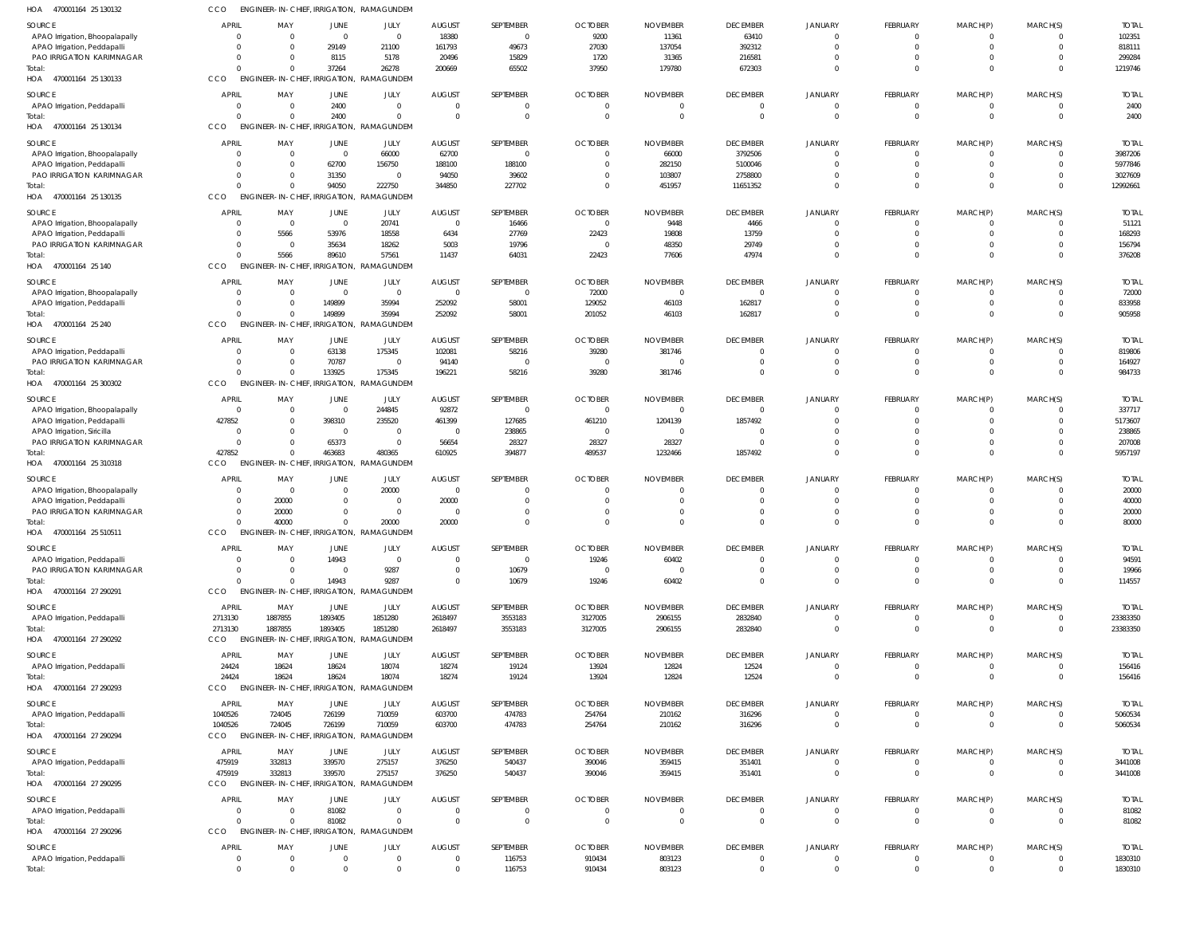HOA 470001164 25 130132 CCO ENGINEER-IN-CHIEF, IRRIGATION, RAMAGUNDEM

| SOURCE | APRIL | MAY | JUNE | JULY | AUGUST | SEPTEMBER | OCTOBER | NOVEMBER | DECEMBER | JANUARY | FEBRUARY | MARCH(P) | MARCH(S) | TOTAL |
|---|---|---|---|---|---|---|---|---|---|---|---|---|---|---|
| APAO Irrigation, Bhoopalapally | 0 | 0 | 0 | 0 | 18380 | 0 | 9200 | 11361 | 63410 | 0 | 0 | 0 | 0 | 102351 |
| APAO Irrigation, Peddapalli | 0 | 0 | 29149 | 21100 | 161793 | 49673 | 27030 | 137054 | 392312 | 0 | 0 | 0 | 0 | 818111 |
| PAO IRRIGATION KARIMNAGAR | 0 | 0 | 8115 | 5178 | 20496 | 15829 | 1720 | 31365 | 216581 | 0 | 0 | 0 | 0 | 299284 |
| Total: | 0 | 0 | 37264 | 26278 | 200669 | 65502 | 37950 | 179780 | 672303 | 0 | 0 | 0 | 0 | 1219746 |

HOA 470001164 25 130133 CCO ENGINEER-IN-CHIEF, IRRIGATION, RAMAGUNDEM

| SOURCE | APRIL | MAY | JUNE | JULY | AUGUST | SEPTEMBER | OCTOBER | NOVEMBER | DECEMBER | JANUARY | FEBRUARY | MARCH(P) | MARCH(S) | TOTAL |
|---|---|---|---|---|---|---|---|---|---|---|---|---|---|---|
| APAO Irrigation, Peddapalli | 0 | 0 | 2400 | 0 | 0 | 0 | 0 | 0 | 0 | 0 | 0 | 0 | 0 | 2400 |
| Total: | 0 | 0 | 2400 | 0 | 0 | 0 | 0 | 0 | 0 | 0 | 0 | 0 | 0 | 2400 |

HOA 470001164 25 130134 CCO ENGINEER-IN-CHIEF, IRRIGATION, RAMAGUNDEM

| SOURCE | APRIL | MAY | JUNE | JULY | AUGUST | SEPTEMBER | OCTOBER | NOVEMBER | DECEMBER | JANUARY | FEBRUARY | MARCH(P) | MARCH(S) | TOTAL |
|---|---|---|---|---|---|---|---|---|---|---|---|---|---|---|
| APAO Irrigation, Bhoopalapally | 0 | 0 | 0 | 66000 | 62700 | 0 | 0 | 66000 | 3792506 | 0 | 0 | 0 | 0 | 3987206 |
| APAO Irrigation, Peddapalli | 0 | 0 | 62700 | 156750 | 188100 | 188100 | 0 | 282150 | 5100046 | 0 | 0 | 0 | 0 | 5977846 |
| PAO IRRIGATION KARIMNAGAR | 0 | 0 | 31350 | 0 | 94050 | 39602 | 0 | 103807 | 2758800 | 0 | 0 | 0 | 0 | 3027609 |
| Total: | 0 | 0 | 94050 | 222750 | 344850 | 227702 | 0 | 451957 | 11651352 | 0 | 0 | 0 | 0 | 12992661 |

HOA 470001164 25 130135 CCO ENGINEER-IN-CHIEF, IRRIGATION, RAMAGUNDEM

| SOURCE | APRIL | MAY | JUNE | JULY | AUGUST | SEPTEMBER | OCTOBER | NOVEMBER | DECEMBER | JANUARY | FEBRUARY | MARCH(P) | MARCH(S) | TOTAL |
|---|---|---|---|---|---|---|---|---|---|---|---|---|---|---|
| APAO Irrigation, Bhoopalapally | 0 | 0 | 0 | 20741 | 0 | 16466 | 0 | 9448 | 4466 | 0 | 0 | 0 | 0 | 51121 |
| APAO Irrigation, Peddapalli | 0 | 5566 | 53976 | 18558 | 6434 | 27769 | 22423 | 19808 | 13759 | 0 | 0 | 0 | 0 | 168293 |
| PAO IRRIGATION KARIMNAGAR | 0 | 0 | 35634 | 18262 | 5003 | 19796 | 0 | 48350 | 29749 | 0 | 0 | 0 | 0 | 156794 |
| Total: | 0 | 5566 | 89610 | 57561 | 11437 | 64031 | 22423 | 77606 | 47974 | 0 | 0 | 0 | 0 | 376208 |

HOA 470001164 25 140 CCO ENGINEER-IN-CHIEF, IRRIGATION, RAMAGUNDEM

| SOURCE | APRIL | MAY | JUNE | JULY | AUGUST | SEPTEMBER | OCTOBER | NOVEMBER | DECEMBER | JANUARY | FEBRUARY | MARCH(P) | MARCH(S) | TOTAL |
|---|---|---|---|---|---|---|---|---|---|---|---|---|---|---|
| APAO Irrigation, Bhoopalapally | 0 | 0 | 0 | 0 | 0 | 0 | 72000 | 0 | 0 | 0 | 0 | 0 | 0 | 72000 |
| APAO Irrigation, Peddapalli | 0 | 0 | 149899 | 35994 | 252092 | 58001 | 129052 | 46103 | 162817 | 0 | 0 | 0 | 0 | 833958 |
| Total: | 0 | 0 | 149899 | 35994 | 252092 | 58001 | 201052 | 46103 | 162817 | 0 | 0 | 0 | 0 | 905958 |

HOA 470001164 25 240 CCO ENGINEER-IN-CHIEF, IRRIGATION, RAMAGUNDEM

| SOURCE | APRIL | MAY | JUNE | JULY | AUGUST | SEPTEMBER | OCTOBER | NOVEMBER | DECEMBER | JANUARY | FEBRUARY | MARCH(P) | MARCH(S) | TOTAL |
|---|---|---|---|---|---|---|---|---|---|---|---|---|---|---|
| APAO Irrigation, Peddapalli | 0 | 0 | 63138 | 175345 | 102081 | 58216 | 39280 | 381746 | 0 | 0 | 0 | 0 | 0 | 819806 |
| PAO IRRIGATION KARIMNAGAR | 0 | 0 | 70787 | 0 | 94140 | 0 | 0 | 0 | 0 | 0 | 0 | 0 | 0 | 164927 |
| Total: | 0 | 0 | 133925 | 175345 | 196221 | 58216 | 39280 | 381746 | 0 | 0 | 0 | 0 | 0 | 984733 |

HOA 470001164 25 300302 CCO ENGINEER-IN-CHIEF, IRRIGATION, RAMAGUNDEM

| SOURCE | APRIL | MAY | JUNE | JULY | AUGUST | SEPTEMBER | OCTOBER | NOVEMBER | DECEMBER | JANUARY | FEBRUARY | MARCH(P) | MARCH(S) | TOTAL |
|---|---|---|---|---|---|---|---|---|---|---|---|---|---|---|
| APAO Irrigation, Bhoopalapally | 0 | 0 | 0 | 244845 | 92872 | 0 | 0 | 0 | 0 | 0 | 0 | 0 | 0 | 337717 |
| APAO Irrigation, Peddapalli | 427852 | 0 | 398310 | 235520 | 461399 | 127685 | 461210 | 1204139 | 1857492 | 0 | 0 | 0 | 0 | 5173607 |
| APAO Irrigation, Siricilla | 0 | 0 | 0 | 0 | 0 | 238865 | 0 | 0 | 0 | 0 | 0 | 0 | 0 | 238865 |
| PAO IRRIGATION KARIMNAGAR | 0 | 0 | 65373 | 0 | 56654 | 28327 | 28327 | 28327 | 0 | 0 | 0 | 0 | 0 | 207008 |
| Total: | 427852 | 0 | 463683 | 480365 | 610925 | 394877 | 489537 | 1232466 | 1857492 | 0 | 0 | 0 | 0 | 5957197 |

HOA 470001164 25 310318 CCO ENGINEER-IN-CHIEF, IRRIGATION, RAMAGUNDEM

| SOURCE | APRIL | MAY | JUNE | JULY | AUGUST | SEPTEMBER | OCTOBER | NOVEMBER | DECEMBER | JANUARY | FEBRUARY | MARCH(P) | MARCH(S) | TOTAL |
|---|---|---|---|---|---|---|---|---|---|---|---|---|---|---|
| APAO Irrigation, Bhoopalapally | 0 | 0 | 0 | 20000 | 0 | 0 | 0 | 0 | 0 | 0 | 0 | 0 | 0 | 20000 |
| APAO Irrigation, Peddapalli | 0 | 20000 | 0 | 0 | 20000 | 0 | 0 | 0 | 0 | 0 | 0 | 0 | 0 | 40000 |
| PAO IRRIGATION KARIMNAGAR | 0 | 20000 | 0 | 0 | 0 | 0 | 0 | 0 | 0 | 0 | 0 | 0 | 0 | 20000 |
| Total: | 0 | 40000 | 0 | 20000 | 20000 | 0 | 0 | 0 | 0 | 0 | 0 | 0 | 0 | 80000 |

HOA 470001164 25 510511 CCO ENGINEER-IN-CHIEF, IRRIGATION, RAMAGUNDEM

| SOURCE | APRIL | MAY | JUNE | JULY | AUGUST | SEPTEMBER | OCTOBER | NOVEMBER | DECEMBER | JANUARY | FEBRUARY | MARCH(P) | MARCH(S) | TOTAL |
|---|---|---|---|---|---|---|---|---|---|---|---|---|---|---|
| APAO Irrigation, Peddapalli | 0 | 0 | 14943 | 0 | 0 | 0 | 19246 | 60402 | 0 | 0 | 0 | 0 | 0 | 94591 |
| PAO IRRIGATION KARIMNAGAR | 0 | 0 | 0 | 9287 | 0 | 10679 | 0 | 0 | 0 | 0 | 0 | 0 | 0 | 19966 |
| Total: | 0 | 0 | 14943 | 9287 | 0 | 10679 | 19246 | 60402 | 0 | 0 | 0 | 0 | 0 | 114557 |

HOA 470001164 27 290291 CCO ENGINEER-IN-CHIEF, IRRIGATION, RAMAGUNDEM

| SOURCE | APRIL | MAY | JUNE | JULY | AUGUST | SEPTEMBER | OCTOBER | NOVEMBER | DECEMBER | JANUARY | FEBRUARY | MARCH(P) | MARCH(S) | TOTAL |
|---|---|---|---|---|---|---|---|---|---|---|---|---|---|---|
| APAO Irrigation, Peddapalli | 2713130 | 1887855 | 1893405 | 1851280 | 2618497 | 3553183 | 3127005 | 2906155 | 2832840 | 0 | 0 | 0 | 0 | 23383350 |
| Total: | 2713130 | 1887855 | 1893405 | 1851280 | 2618497 | 3553183 | 3127005 | 2906155 | 2832840 | 0 | 0 | 0 | 0 | 23383350 |

HOA 470001164 27 290292 CCO ENGINEER-IN-CHIEF, IRRIGATION, RAMAGUNDEM

| SOURCE | APRIL | MAY | JUNE | JULY | AUGUST | SEPTEMBER | OCTOBER | NOVEMBER | DECEMBER | JANUARY | FEBRUARY | MARCH(P) | MARCH(S) | TOTAL |
|---|---|---|---|---|---|---|---|---|---|---|---|---|---|---|
| APAO Irrigation, Peddapalli | 24424 | 18624 | 18624 | 18074 | 18274 | 19124 | 13924 | 12824 | 12524 | 0 | 0 | 0 | 0 | 156416 |
| Total: | 24424 | 18624 | 18624 | 18074 | 18274 | 19124 | 13924 | 12824 | 12524 | 0 | 0 | 0 | 0 | 156416 |

HOA 470001164 27 290293 CCO ENGINEER-IN-CHIEF, IRRIGATION, RAMAGUNDEM

| SOURCE | APRIL | MAY | JUNE | JULY | AUGUST | SEPTEMBER | OCTOBER | NOVEMBER | DECEMBER | JANUARY | FEBRUARY | MARCH(P) | MARCH(S) | TOTAL |
|---|---|---|---|---|---|---|---|---|---|---|---|---|---|---|
| APAO Irrigation, Peddapalli | 1040526 | 724045 | 726199 | 710059 | 603700 | 474783 | 254764 | 210162 | 316296 | 0 | 0 | 0 | 0 | 5060534 |
| Total: | 1040526 | 724045 | 726199 | 710059 | 603700 | 474783 | 254764 | 210162 | 316296 | 0 | 0 | 0 | 0 | 5060534 |

HOA 470001164 27 290294 CCO ENGINEER-IN-CHIEF, IRRIGATION, RAMAGUNDEM

| SOURCE | APRIL | MAY | JUNE | JULY | AUGUST | SEPTEMBER | OCTOBER | NOVEMBER | DECEMBER | JANUARY | FEBRUARY | MARCH(P) | MARCH(S) | TOTAL |
|---|---|---|---|---|---|---|---|---|---|---|---|---|---|---|
| APAO Irrigation, Peddapalli | 475919 | 332813 | 339570 | 275157 | 376250 | 540437 | 390046 | 359415 | 351401 | 0 | 0 | 0 | 0 | 3441008 |
| Total: | 475919 | 332813 | 339570 | 275157 | 376250 | 540437 | 390046 | 359415 | 351401 | 0 | 0 | 0 | 0 | 3441008 |

HOA 470001164 27 290295 CCO ENGINEER-IN-CHIEF, IRRIGATION, RAMAGUNDEM

| SOURCE | APRIL | MAY | JUNE | JULY | AUGUST | SEPTEMBER | OCTOBER | NOVEMBER | DECEMBER | JANUARY | FEBRUARY | MARCH(P) | MARCH(S) | TOTAL |
|---|---|---|---|---|---|---|---|---|---|---|---|---|---|---|
| APAO Irrigation, Peddapalli | 0 | 0 | 81082 | 0 | 0 | 0 | 0 | 0 | 0 | 0 | 0 | 0 | 0 | 81082 |
| Total: | 0 | 0 | 81082 | 0 | 0 | 0 | 0 | 0 | 0 | 0 | 0 | 0 | 0 | 81082 |

HOA 470001164 27 290296 CCO ENGINEER-IN-CHIEF, IRRIGATION, RAMAGUNDEM

| SOURCE | APRIL | MAY | JUNE | JULY | AUGUST | SEPTEMBER | OCTOBER | NOVEMBER | DECEMBER | JANUARY | FEBRUARY | MARCH(P) | MARCH(S) | TOTAL |
|---|---|---|---|---|---|---|---|---|---|---|---|---|---|---|
| APAO Irrigation, Peddapalli | 0 | 0 | 0 | 0 | 0 | 116753 | 910434 | 803123 | 0 | 0 | 0 | 0 | 0 | 1830310 |
| Total: | 0 | 0 | 0 | 0 | 0 | 116753 | 910434 | 803123 | 0 | 0 | 0 | 0 | 0 | 1830310 |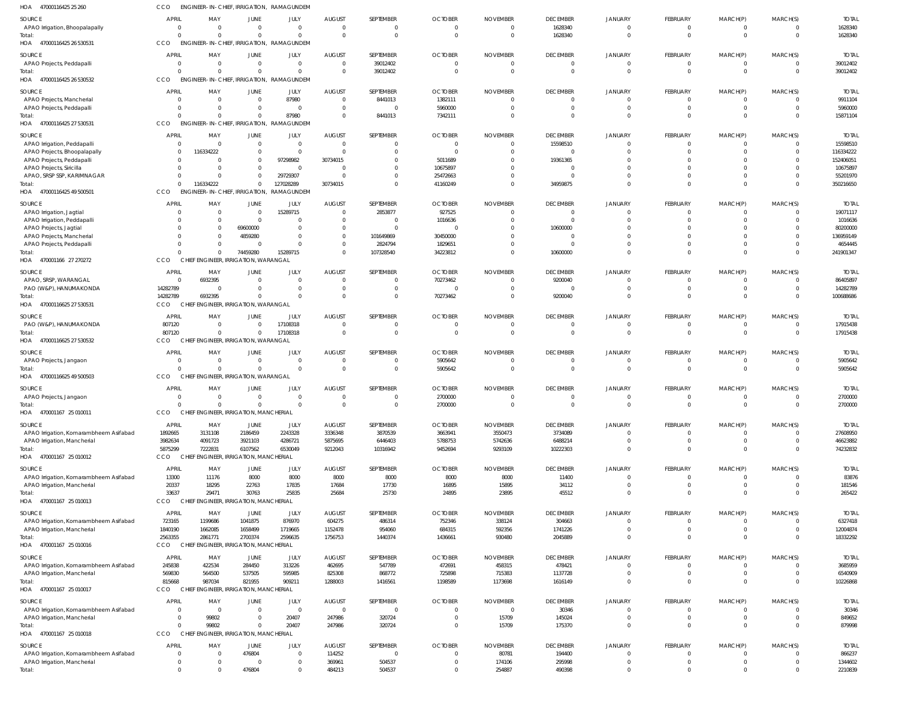HOA 47000116425 25 260 CCO ENGINEER-IN-CHIEF, IRRIGATION, RAMAGUNDEM

| SOURCE | APRIL | MAY | JUNE | JULY | AUGUST | SEPTEMBER | OCTOBER | NOVEMBER | DECEMBER | JANUARY | FEBRUARY | MARCH(P) | MARCH(S) | TOTAL |
|---|---|---|---|---|---|---|---|---|---|---|---|---|---|---|
| APAO Irrigation, Bhoopalapally | 0 | 0 | 0 | 0 | 0 | 0 | 0 | 0 | 1628340 | 0 | 0 | 0 | 0 | 1628340 |
| Total: | 0 | 0 | 0 | 0 | 0 | 0 | 0 | 0 | 1628340 | 0 | 0 | 0 | 0 | 1628340 |

HOA 47000116425 26 530531 CCO ENGINEER-IN-CHIEF, IRRIGATION, RAMAGUNDEM

| SOURCE | APRIL | MAY | JUNE | JULY | AUGUST | SEPTEMBER | OCTOBER | NOVEMBER | DECEMBER | JANUARY | FEBRUARY | MARCH(P) | MARCH(S) | TOTAL |
|---|---|---|---|---|---|---|---|---|---|---|---|---|---|---|
| APAO Projects, Peddapalli | 0 | 0 | 0 | 0 | 0 | 39012402 | 0 | 0 | 0 | 0 | 0 | 0 | 0 | 39012402 |
| Total: | 0 | 0 | 0 | 0 | 0 | 39012402 | 0 | 0 | 0 | 0 | 0 | 0 | 0 | 39012402 |

HOA 47000116425 26 530532 CCO ENGINEER-IN-CHIEF, IRRIGATION, RAMAGUNDEM

| SOURCE | APRIL | MAY | JUNE | JULY | AUGUST | SEPTEMBER | OCTOBER | NOVEMBER | DECEMBER | JANUARY | FEBRUARY | MARCH(P) | MARCH(S) | TOTAL |
|---|---|---|---|---|---|---|---|---|---|---|---|---|---|---|
| APAO Projects, Mancherial | 0 | 0 | 0 | 87980 | 0 | 8441013 | 1382111 | 0 | 0 | 0 | 0 | 0 | 0 | 9911104 |
| APAO Projects, Peddapalli | 0 | 0 | 0 | 0 | 0 | 0 | 5960000 | 0 | 0 | 0 | 0 | 0 | 0 | 5960000 |
| Total: | 0 | 0 | 0 | 87980 | 0 | 8441013 | 7342111 | 0 | 0 | 0 | 0 | 0 | 0 | 15871104 |

HOA 47000116425 27 530531 CCO ENGINEER-IN-CHIEF, IRRIGATION, RAMAGUNDEM

| SOURCE | APRIL | MAY | JUNE | JULY | AUGUST | SEPTEMBER | OCTOBER | NOVEMBER | DECEMBER | JANUARY | FEBRUARY | MARCH(P) | MARCH(S) | TOTAL |
|---|---|---|---|---|---|---|---|---|---|---|---|---|---|---|
| APAO Irrigation, Peddapalli | 0 | 0 | 0 | 0 | 0 | 0 | 0 | 0 | 15598510 | 0 | 0 | 0 | 0 | 15598510 |
| APAO Projects, Bhoopalapally | 0 | 116334222 | 0 | 0 | 0 | 0 | 0 | 0 | 0 | 0 | 0 | 0 | 0 | 116334222 |
| APAO Projects, Peddapalli | 0 | 0 | 0 | 97298982 | 30734015 | 0 | 5011689 | 0 | 19361365 | 0 | 0 | 0 | 0 | 152406051 |
| APAO Projects, Siricilla | 0 | 0 | 0 | 0 | 0 | 0 | 10675897 | 0 | 0 | 0 | 0 | 0 | 0 | 10675897 |
| APAO, SRSP SSP, KARIMNAGAR | 0 | 0 | 0 | 29729307 | 0 | 0 | 25472663 | 0 | 0 | 0 | 0 | 0 | 0 | 55201970 |
| Total: | 0 | 116334222 | 0 | 127028289 | 30734015 | 0 | 41160249 | 0 | 34959875 | 0 | 0 | 0 | 0 | 350216650 |

HOA 47000116425 49 500501 CCO ENGINEER-IN-CHIEF, IRRIGATION, RAMAGUNDEM

| SOURCE | APRIL | MAY | JUNE | JULY | AUGUST | SEPTEMBER | OCTOBER | NOVEMBER | DECEMBER | JANUARY | FEBRUARY | MARCH(P) | MARCH(S) | TOTAL |
|---|---|---|---|---|---|---|---|---|---|---|---|---|---|---|
| APAO Irrigation, Jagtial | 0 | 0 | 0 | 15289715 | 0 | 2853877 | 927525 | 0 | 0 | 0 | 0 | 0 | 0 | 19071117 |
| APAO Irrigation, Peddapalli | 0 | 0 | 0 | 0 | 0 | 0 | 1016636 | 0 | 0 | 0 | 0 | 0 | 0 | 1016636 |
| APAO Projects, Jagtial | 0 | 0 | 69600000 | 0 | 0 | 0 | 0 | 0 | 10600000 | 0 | 0 | 0 | 0 | 80200000 |
| APAO Projects, Mancherial | 0 | 0 | 4859280 | 0 | 0 | 101649869 | 30450000 | 0 | 0 | 0 | 0 | 0 | 0 | 136959149 |
| APAO Projects, Peddapalli | 0 | 0 | 0 | 0 | 0 | 2824794 | 1829651 | 0 | 0 | 0 | 0 | 0 | 0 | 4654445 |
| Total: | 0 | 0 | 74459280 | 15289715 | 0 | 107328540 | 34223812 | 0 | 10600000 | 0 | 0 | 0 | 0 | 241901347 |

HOA 470001166 27 270272 CCO CHIEF ENGINEER, IRRIGATION, WARANGAL

| SOURCE | APRIL | MAY | JUNE | JULY | AUGUST | SEPTEMBER | OCTOBER | NOVEMBER | DECEMBER | JANUARY | FEBRUARY | MARCH(P) | MARCH(S) | TOTAL |
|---|---|---|---|---|---|---|---|---|---|---|---|---|---|---|
| APAO, SRSP, WARANGAL | 0 | 6932395 | 0 | 0 | 0 | 0 | 70273462 | 0 | 9200040 | 0 | 0 | 0 | 0 | 86405897 |
| PAO (W&P), HANUMAKONDA | 14282789 | 0 | 0 | 0 | 0 | 0 | 0 | 0 | 0 | 0 | 0 | 0 | 0 | 14282789 |
| Total: | 14282789 | 6932395 | 0 | 0 | 0 | 0 | 70273462 | 0 | 9200040 | 0 | 0 | 0 | 0 | 100688686 |

HOA 47000116625 27 530531 CCO CHIEF ENGINEER, IRRIGATION, WARANGAL

| SOURCE | APRIL | MAY | JUNE | JULY | AUGUST | SEPTEMBER | OCTOBER | NOVEMBER | DECEMBER | JANUARY | FEBRUARY | MARCH(P) | MARCH(S) | TOTAL |
|---|---|---|---|---|---|---|---|---|---|---|---|---|---|---|
| PAO (W&P), HANUMAKONDA | 807120 | 0 | 0 | 17108318 | 0 | 0 | 0 | 0 | 0 | 0 | 0 | 0 | 0 | 17915438 |
| Total: | 807120 | 0 | 0 | 17108318 | 0 | 0 | 0 | 0 | 0 | 0 | 0 | 0 | 0 | 17915438 |

HOA 47000116625 27 530532 CCO CHIEF ENGINEER, IRRIGATION, WARANGAL

| SOURCE | APRIL | MAY | JUNE | JULY | AUGUST | SEPTEMBER | OCTOBER | NOVEMBER | DECEMBER | JANUARY | FEBRUARY | MARCH(P) | MARCH(S) | TOTAL |
|---|---|---|---|---|---|---|---|---|---|---|---|---|---|---|
| APAO Projects, Jangaon | 0 | 0 | 0 | 0 | 0 | 0 | 5905642 | 0 | 0 | 0 | 0 | 0 | 0 | 5905642 |
| Total: | 0 | 0 | 0 | 0 | 0 | 0 | 5905642 | 0 | 0 | 0 | 0 | 0 | 0 | 5905642 |

HOA 47000116625 49 500503 CCO CHIEF ENGINEER, IRRIGATION, WARANGAL

| SOURCE | APRIL | MAY | JUNE | JULY | AUGUST | SEPTEMBER | OCTOBER | NOVEMBER | DECEMBER | JANUARY | FEBRUARY | MARCH(P) | MARCH(S) | TOTAL |
|---|---|---|---|---|---|---|---|---|---|---|---|---|---|---|
| APAO Projects, Jangaon | 0 | 0 | 0 | 0 | 0 | 0 | 2700000 | 0 | 0 | 0 | 0 | 0 | 0 | 2700000 |
| Total: | 0 | 0 | 0 | 0 | 0 | 0 | 2700000 | 0 | 0 | 0 | 0 | 0 | 0 | 2700000 |

HOA 470001167 25 010011 CCO CHIEF ENGINEER, IRRIGATION, MANCHERIAL

| SOURCE | APRIL | MAY | JUNE | JULY | AUGUST | SEPTEMBER | OCTOBER | NOVEMBER | DECEMBER | JANUARY | FEBRUARY | MARCH(P) | MARCH(S) | TOTAL |
|---|---|---|---|---|---|---|---|---|---|---|---|---|---|---|
| APAO Irrigation, Komarambheem Asifabad | 1892665 | 3131108 | 2186459 | 2243328 | 3336348 | 3870539 | 3663941 | 3550473 | 3734089 | 0 | 0 | 0 | 0 | 27608950 |
| APAO Irrigation, Mancherial | 3982634 | 4091723 | 3921103 | 4286721 | 5875695 | 6446403 | 5788753 | 5742636 | 6488214 | 0 | 0 | 0 | 0 | 46623882 |
| Total: | 5875299 | 7222831 | 6107562 | 6530049 | 9212043 | 10316942 | 9452694 | 9293109 | 10222303 | 0 | 0 | 0 | 0 | 74232832 |

HOA 470001167 25 010012 CCO CHIEF ENGINEER, IRRIGATION, MANCHERIAL

| SOURCE | APRIL | MAY | JUNE | JULY | AUGUST | SEPTEMBER | OCTOBER | NOVEMBER | DECEMBER | JANUARY | FEBRUARY | MARCH(P) | MARCH(S) | TOTAL |
|---|---|---|---|---|---|---|---|---|---|---|---|---|---|---|
| APAO Irrigation, Komarambheem Asifabad | 13300 | 11176 | 8000 | 8000 | 8000 | 8000 | 8000 | 8000 | 11400 | 0 | 0 | 0 | 0 | 83876 |
| APAO Irrigation, Mancherial | 20337 | 18295 | 22763 | 17835 | 17684 | 17730 | 16895 | 15895 | 34112 | 0 | 0 | 0 | 0 | 181546 |
| Total: | 33637 | 29471 | 30763 | 25835 | 25684 | 25730 | 24895 | 23895 | 45512 | 0 | 0 | 0 | 0 | 265422 |

HOA 470001167 25 010013 CCO CHIEF ENGINEER, IRRIGATION, MANCHERIAL

| SOURCE | APRIL | MAY | JUNE | JULY | AUGUST | SEPTEMBER | OCTOBER | NOVEMBER | DECEMBER | JANUARY | FEBRUARY | MARCH(P) | MARCH(S) | TOTAL |
|---|---|---|---|---|---|---|---|---|---|---|---|---|---|---|
| APAO Irrigation, Komarambheem Asifabad | 723165 | 1199686 | 1041875 | 876970 | 604275 | 486314 | 752346 | 338124 | 304663 | 0 | 0 | 0 | 0 | 6327418 |
| APAO Irrigation, Mancherial | 1840190 | 1662085 | 1658499 | 1719665 | 1152478 | 954060 | 684315 | 592356 | 1741226 | 0 | 0 | 0 | 0 | 12004874 |
| Total: | 2563355 | 2861771 | 2700374 | 2596635 | 1756753 | 1440374 | 1436661 | 930480 | 2045889 | 0 | 0 | 0 | 0 | 18332292 |

HOA 470001167 25 010016 CCO CHIEF ENGINEER, IRRIGATION, MANCHERIAL

| SOURCE | APRIL | MAY | JUNE | JULY | AUGUST | SEPTEMBER | OCTOBER | NOVEMBER | DECEMBER | JANUARY | FEBRUARY | MARCH(P) | MARCH(S) | TOTAL |
|---|---|---|---|---|---|---|---|---|---|---|---|---|---|---|
| APAO Irrigation, Komarambheem Asifabad | 245838 | 422534 | 284450 | 313226 | 462695 | 547789 | 472691 | 458315 | 478421 | 0 | 0 | 0 | 0 | 3685959 |
| APAO Irrigation, Mancherial | 569830 | 564500 | 537505 | 595985 | 825308 | 868772 | 725898 | 715383 | 1137728 | 0 | 0 | 0 | 0 | 6540909 |
| Total: | 815668 | 987034 | 821955 | 909211 | 1288003 | 1416561 | 1198589 | 1173698 | 1616149 | 0 | 0 | 0 | 0 | 10226868 |

HOA 470001167 25 010017 CCO CHIEF ENGINEER, IRRIGATION, MANCHERIAL

| SOURCE | APRIL | MAY | JUNE | JULY | AUGUST | SEPTEMBER | OCTOBER | NOVEMBER | DECEMBER | JANUARY | FEBRUARY | MARCH(P) | MARCH(S) | TOTAL |
|---|---|---|---|---|---|---|---|---|---|---|---|---|---|---|
| APAO Irrigation, Komarambheem Asifabad | 0 | 0 | 0 | 0 | 0 | 0 | 0 | 0 | 30346 | 0 | 0 | 0 | 0 | 30346 |
| APAO Irrigation, Mancherial | 0 | 99802 | 0 | 20407 | 247986 | 320724 | 0 | 15709 | 145024 | 0 | 0 | 0 | 0 | 849652 |
| Total: | 0 | 99802 | 0 | 20407 | 247986 | 320724 | 0 | 15709 | 175370 | 0 | 0 | 0 | 0 | 879998 |

HOA 470001167 25 010018 CCO CHIEF ENGINEER, IRRIGATION, MANCHERIAL

| SOURCE | APRIL | MAY | JUNE | JULY | AUGUST | SEPTEMBER | OCTOBER | NOVEMBER | DECEMBER | JANUARY | FEBRUARY | MARCH(P) | MARCH(S) | TOTAL |
|---|---|---|---|---|---|---|---|---|---|---|---|---|---|---|
| APAO Irrigation, Komarambheem Asifabad | 0 | 0 | 476804 | 0 | 114252 | 0 | 0 | 80781 | 194400 | 0 | 0 | 0 | 0 | 866237 |
| APAO Irrigation, Mancherial | 0 | 0 | 0 | 0 | 369961 | 504537 | 0 | 174106 | 295998 | 0 | 0 | 0 | 0 | 1344602 |
| Total: | 0 | 0 | 476804 | 0 | 484213 | 504537 | 0 | 254887 | 490398 | 0 | 0 | 0 | 0 | 2210839 |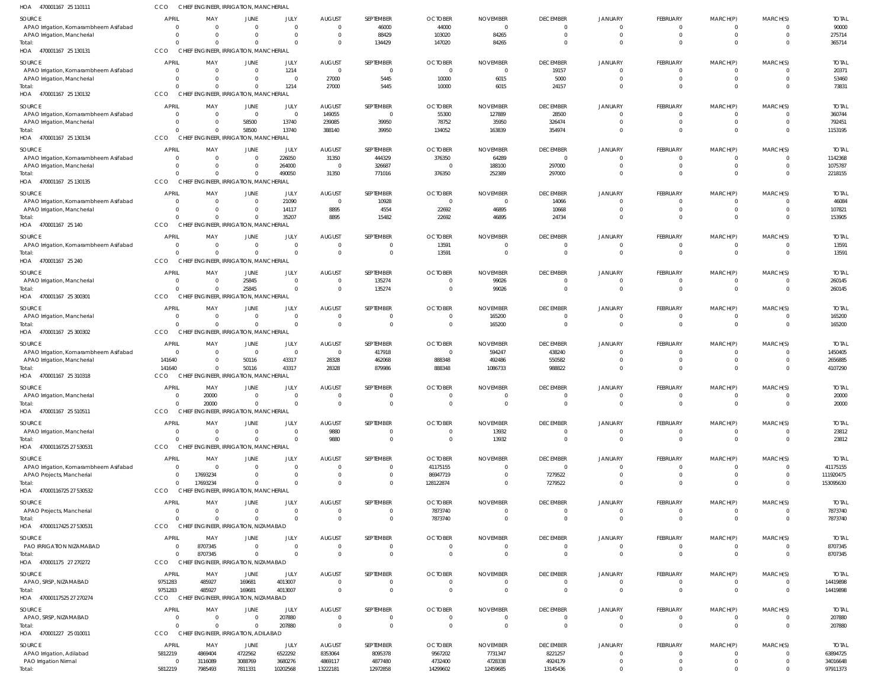HOA 470001167 25 110111 CCO CHIEF ENGINEER, IRRIGATION, MANCHERIAL

| SOURCE | APRIL | MAY | JUNE | JULY | AUGUST | SEPTEMBER | OCTOBER | NOVEMBER | DECEMBER | JANUARY | FEBRUARY | MARCH(P) | MARCH(S) | TOTAL |
|---|---|---|---|---|---|---|---|---|---|---|---|---|---|---|
| APAO Irrigation, Komarambheem Asifabad | 0 | 0 | 0 | 0 | 0 | 46000 | 44000 | 0 | 0 | 0 | 0 | 0 | 0 | 90000 |
| APAO Irrigation, Mancherial | 0 | 0 | 0 | 0 | 0 | 88429 | 103020 | 84265 | 0 | 0 | 0 | 0 | 0 | 275714 |
| Total: | 0 | 0 | 0 | 0 | 0 | 134429 | 147020 | 84265 | 0 | 0 | 0 | 0 | 0 | 365714 |

HOA 470001167 25 130131 CCO CHIEF ENGINEER, IRRIGATION, MANCHERIAL

| SOURCE | APRIL | MAY | JUNE | JULY | AUGUST | SEPTEMBER | OCTOBER | NOVEMBER | DECEMBER | JANUARY | FEBRUARY | MARCH(P) | MARCH(S) | TOTAL |
|---|---|---|---|---|---|---|---|---|---|---|---|---|---|---|
| APAO Irrigation, Komarambheem Asifabad | 0 | 0 | 0 | 1214 | 0 | 0 | 0 | 0 | 19157 | 0 | 0 | 0 | 0 | 20371 |
| APAO Irrigation, Mancherial | 0 | 0 | 0 | 0 | 27000 | 5445 | 10000 | 6015 | 5000 | 0 | 0 | 0 | 0 | 53460 |
| Total: | 0 | 0 | 0 | 1214 | 27000 | 5445 | 10000 | 6015 | 24157 | 0 | 0 | 0 | 0 | 73831 |

HOA 470001167 25 130132 CCO CHIEF ENGINEER, IRRIGATION, MANCHERIAL

| SOURCE | APRIL | MAY | JUNE | JULY | AUGUST | SEPTEMBER | OCTOBER | NOVEMBER | DECEMBER | JANUARY | FEBRUARY | MARCH(P) | MARCH(S) | TOTAL |
|---|---|---|---|---|---|---|---|---|---|---|---|---|---|---|
| APAO Irrigation, Komarambheem Asifabad | 0 | 0 | 0 | 0 | 149055 | 0 | 55300 | 127889 | 28500 | 0 | 0 | 0 | 0 | 360744 |
| APAO Irrigation, Mancherial | 0 | 0 | 58500 | 13740 | 239085 | 39950 | 78752 | 35950 | 326474 | 0 | 0 | 0 | 0 | 792451 |
| Total: | 0 | 0 | 58500 | 13740 | 388140 | 39950 | 134052 | 163839 | 354974 | 0 | 0 | 0 | 0 | 1153195 |

HOA 470001167 25 130134 CCO CHIEF ENGINEER, IRRIGATION, MANCHERIAL

| SOURCE | APRIL | MAY | JUNE | JULY | AUGUST | SEPTEMBER | OCTOBER | NOVEMBER | DECEMBER | JANUARY | FEBRUARY | MARCH(P) | MARCH(S) | TOTAL |
|---|---|---|---|---|---|---|---|---|---|---|---|---|---|---|
| APAO Irrigation, Komarambheem Asifabad | 0 | 0 | 0 | 226050 | 31350 | 444329 | 376350 | 64289 | 0 | 0 | 0 | 0 | 0 | 1142368 |
| APAO Irrigation, Mancherial | 0 | 0 | 0 | 264000 | 0 | 326687 | 0 | 188100 | 297000 | 0 | 0 | 0 | 0 | 1075787 |
| Total: | 0 | 0 | 0 | 490050 | 31350 | 771016 | 376350 | 252389 | 297000 | 0 | 0 | 0 | 0 | 2218155 |

HOA 470001167 25 130135 CCO CHIEF ENGINEER, IRRIGATION, MANCHERIAL

| SOURCE | APRIL | MAY | JUNE | JULY | AUGUST | SEPTEMBER | OCTOBER | NOVEMBER | DECEMBER | JANUARY | FEBRUARY | MARCH(P) | MARCH(S) | TOTAL |
|---|---|---|---|---|---|---|---|---|---|---|---|---|---|---|
| APAO Irrigation, Komarambheem Asifabad | 0 | 0 | 0 | 21090 | 0 | 10928 | 0 | 0 | 14066 | 0 | 0 | 0 | 0 | 46084 |
| APAO Irrigation, Mancherial | 0 | 0 | 0 | 14117 | 8895 | 4554 | 22692 | 46895 | 10668 | 0 | 0 | 0 | 0 | 107821 |
| Total: | 0 | 0 | 0 | 35207 | 8895 | 15482 | 22692 | 46895 | 24734 | 0 | 0 | 0 | 0 | 153905 |

HOA 470001167 25 140 CCO CHIEF ENGINEER, IRRIGATION, MANCHERIAL

| SOURCE | APRIL | MAY | JUNE | JULY | AUGUST | SEPTEMBER | OCTOBER | NOVEMBER | DECEMBER | JANUARY | FEBRUARY | MARCH(P) | MARCH(S) | TOTAL |
|---|---|---|---|---|---|---|---|---|---|---|---|---|---|---|
| APAO Irrigation, Komarambheem Asifabad | 0 | 0 | 0 | 0 | 0 | 0 | 13591 | 0 | 0 | 0 | 0 | 0 | 0 | 13591 |
| Total: | 0 | 0 | 0 | 0 | 0 | 0 | 13591 | 0 | 0 | 0 | 0 | 0 | 0 | 13591 |

HOA 470001167 25 240 CCO CHIEF ENGINEER, IRRIGATION, MANCHERIAL

| SOURCE | APRIL | MAY | JUNE | JULY | AUGUST | SEPTEMBER | OCTOBER | NOVEMBER | DECEMBER | JANUARY | FEBRUARY | MARCH(P) | MARCH(S) | TOTAL |
|---|---|---|---|---|---|---|---|---|---|---|---|---|---|---|
| APAO Irrigation, Mancherial | 0 | 0 | 25845 | 0 | 0 | 135274 | 0 | 99026 | 0 | 0 | 0 | 0 | 0 | 260145 |
| Total: | 0 | 0 | 25845 | 0 | 0 | 135274 | 0 | 99026 | 0 | 0 | 0 | 0 | 0 | 260145 |

HOA 470001167 25 300301 CCO CHIEF ENGINEER, IRRIGATION, MANCHERIAL

| SOURCE | APRIL | MAY | JUNE | JULY | AUGUST | SEPTEMBER | OCTOBER | NOVEMBER | DECEMBER | JANUARY | FEBRUARY | MARCH(P) | MARCH(S) | TOTAL |
|---|---|---|---|---|---|---|---|---|---|---|---|---|---|---|
| APAO Irrigation, Mancherial | 0 | 0 | 0 | 0 | 0 | 0 | 0 | 165200 | 0 | 0 | 0 | 0 | 0 | 165200 |
| Total: | 0 | 0 | 0 | 0 | 0 | 0 | 0 | 165200 | 0 | 0 | 0 | 0 | 0 | 165200 |

HOA 470001167 25 300302 CCO CHIEF ENGINEER, IRRIGATION, MANCHERIAL

| SOURCE | APRIL | MAY | JUNE | JULY | AUGUST | SEPTEMBER | OCTOBER | NOVEMBER | DECEMBER | JANUARY | FEBRUARY | MARCH(P) | MARCH(S) | TOTAL |
|---|---|---|---|---|---|---|---|---|---|---|---|---|---|---|
| APAO Irrigation, Komarambheem Asifabad | 0 | 0 | 0 | 0 | 0 | 417918 | 0 | 594247 | 438240 | 0 | 0 | 0 | 0 | 1450405 |
| APAO Irrigation, Mancherial | 141640 | 0 | 50116 | 43317 | 28328 | 462068 | 888348 | 492486 | 550582 | 0 | 0 | 0 | 0 | 2656885 |
| Total: | 141640 | 0 | 50116 | 43317 | 28328 | 879986 | 888348 | 1086733 | 988822 | 0 | 0 | 0 | 0 | 4107290 |

HOA 470001167 25 310318 CCO CHIEF ENGINEER, IRRIGATION, MANCHERIAL

| SOURCE | APRIL | MAY | JUNE | JULY | AUGUST | SEPTEMBER | OCTOBER | NOVEMBER | DECEMBER | JANUARY | FEBRUARY | MARCH(P) | MARCH(S) | TOTAL |
|---|---|---|---|---|---|---|---|---|---|---|---|---|---|---|
| APAO Irrigation, Mancherial | 0 | 20000 | 0 | 0 | 0 | 0 | 0 | 0 | 0 | 0 | 0 | 0 | 0 | 20000 |
| Total: | 0 | 20000 | 0 | 0 | 0 | 0 | 0 | 0 | 0 | 0 | 0 | 0 | 0 | 20000 |

HOA 470001167 25 510511 CCO CHIEF ENGINEER, IRRIGATION, MANCHERIAL

| SOURCE | APRIL | MAY | JUNE | JULY | AUGUST | SEPTEMBER | OCTOBER | NOVEMBER | DECEMBER | JANUARY | FEBRUARY | MARCH(P) | MARCH(S) | TOTAL |
|---|---|---|---|---|---|---|---|---|---|---|---|---|---|---|
| APAO Irrigation, Mancherial | 0 | 0 | 0 | 0 | 9880 | 0 | 0 | 13932 | 0 | 0 | 0 | 0 | 0 | 23812 |
| Total: | 0 | 0 | 0 | 0 | 9880 | 0 | 0 | 13932 | 0 | 0 | 0 | 0 | 0 | 23812 |

HOA 47000116725 27 530531 CCO CHIEF ENGINEER, IRRIGATION, MANCHERIAL

| SOURCE | APRIL | MAY | JUNE | JULY | AUGUST | SEPTEMBER | OCTOBER | NOVEMBER | DECEMBER | JANUARY | FEBRUARY | MARCH(P) | MARCH(S) | TOTAL |
|---|---|---|---|---|---|---|---|---|---|---|---|---|---|---|
| APAO Irrigation, Komarambheem Asifabad | 0 | 0 | 0 | 0 | 0 | 0 | 41175155 | 0 | 0 | 0 | 0 | 0 | 0 | 41175155 |
| APAO Projects, Mancherial | 0 | 17693234 | 0 | 0 | 0 | 0 | 86947719 | 0 | 7279522 | 0 | 0 | 0 | 0 | 111920475 |
| Total: | 0 | 17693234 | 0 | 0 | 0 | 0 | 128122874 | 0 | 7279522 | 0 | 0 | 0 | 0 | 153095630 |

HOA 47000116725 27 530532 CCO CHIEF ENGINEER, IRRIGATION, MANCHERIAL

| SOURCE | APRIL | MAY | JUNE | JULY | AUGUST | SEPTEMBER | OCTOBER | NOVEMBER | DECEMBER | JANUARY | FEBRUARY | MARCH(P) | MARCH(S) | TOTAL |
|---|---|---|---|---|---|---|---|---|---|---|---|---|---|---|
| APAO Projects, Mancherial | 0 | 0 | 0 | 0 | 0 | 0 | 7873740 | 0 | 0 | 0 | 0 | 0 | 0 | 7873740 |
| Total: | 0 | 0 | 0 | 0 | 0 | 0 | 7873740 | 0 | 0 | 0 | 0 | 0 | 0 | 7873740 |

HOA 47000117425 27 530531 CCO CHIEF ENGINEER, IRRIGATION, NIZAMABAD

| SOURCE | APRIL | MAY | JUNE | JULY | AUGUST | SEPTEMBER | OCTOBER | NOVEMBER | DECEMBER | JANUARY | FEBRUARY | MARCH(P) | MARCH(S) | TOTAL |
|---|---|---|---|---|---|---|---|---|---|---|---|---|---|---|
| PAO IRRIGATION NIZAMABAD | 0 | 8707345 | 0 | 0 | 0 | 0 | 0 | 0 | 0 | 0 | 0 | 0 | 0 | 8707345 |
| Total: | 0 | 8707345 | 0 | 0 | 0 | 0 | 0 | 0 | 0 | 0 | 0 | 0 | 0 | 8707345 |

HOA 470001175 27 270272 CCO CHIEF ENGINEER, IRRIGATION, NIZAMABAD

| SOURCE | APRIL | MAY | JUNE | JULY | AUGUST | SEPTEMBER | OCTOBER | NOVEMBER | DECEMBER | JANUARY | FEBRUARY | MARCH(P) | MARCH(S) | TOTAL |
|---|---|---|---|---|---|---|---|---|---|---|---|---|---|---|
| APAO, SRSP, NIZAMABAD | 9751283 | 485927 | 169681 | 4013007 | 0 | 0 | 0 | 0 | 0 | 0 | 0 | 0 | 0 | 14419898 |
| Total: | 9751283 | 485927 | 169681 | 4013007 | 0 | 0 | 0 | 0 | 0 | 0 | 0 | 0 | 0 | 14419898 |

HOA 47000117525 27 270274 CCO CHIEF ENGINEER, IRRIGATION, NIZAMABAD

| SOURCE | APRIL | MAY | JUNE | JULY | AUGUST | SEPTEMBER | OCTOBER | NOVEMBER | DECEMBER | JANUARY | FEBRUARY | MARCH(P) | MARCH(S) | TOTAL |
|---|---|---|---|---|---|---|---|---|---|---|---|---|---|---|
| APAO, SRSP, NIZAMABAD | 0 | 0 | 0 | 207880 | 0 | 0 | 0 | 0 | 0 | 0 | 0 | 0 | 0 | 207880 |
| Total: | 0 | 0 | 0 | 207880 | 0 | 0 | 0 | 0 | 0 | 0 | 0 | 0 | 0 | 207880 |

HOA 470001227 25 010011 CCO CHIEF ENGINEER, IRRIGATION, ADILABAD

| SOURCE | APRIL | MAY | JUNE | JULY | AUGUST | SEPTEMBER | OCTOBER | NOVEMBER | DECEMBER | JANUARY | FEBRUARY | MARCH(P) | MARCH(S) | TOTAL |
|---|---|---|---|---|---|---|---|---|---|---|---|---|---|---|
| APAO Irrigation, Adilabad | 5812219 | 4869404 | 4722562 | 6522292 | 8353064 | 8095378 | 9567202 | 7731347 | 8221257 | 0 | 0 | 0 | 0 | 63894725 |
| PAO Irrigation Nirmal | 0 | 3116089 | 3088769 | 3680276 | 4869117 | 4877480 | 4732400 | 4728338 | 4924179 | 0 | 0 | 0 | 0 | 34016648 |
| Total: | 5812219 | 7985493 | 7811331 | 10202568 | 13222181 | 12972858 | 14299602 | 12459685 | 13145436 | 0 | 0 | 0 | 0 | 97911373 |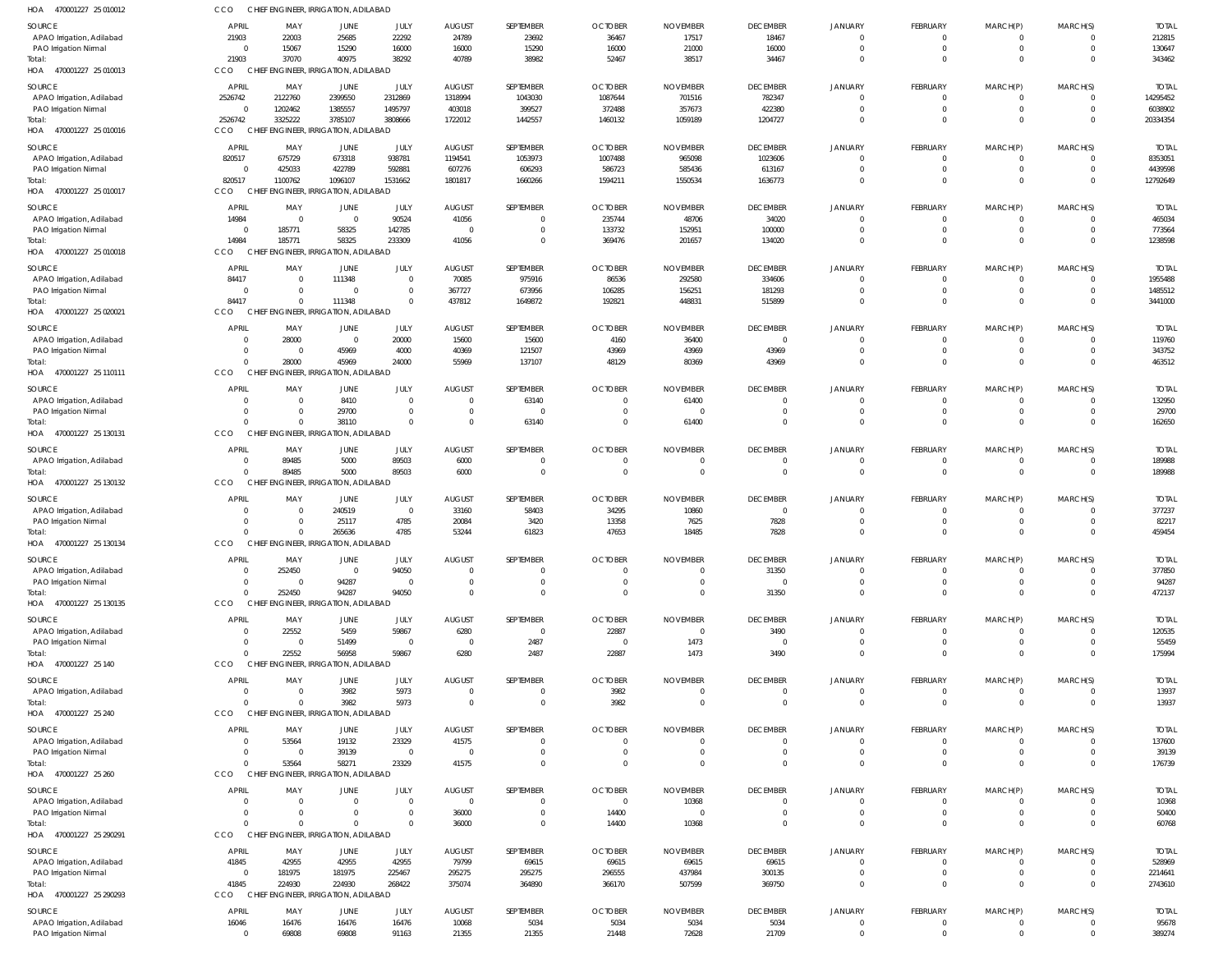HOA 470001227 25 010012 CCO CHIEF ENGINEER, IRRIGATION, ADILABAD

| SOURCE | APRIL | MAY | JUNE | JULY | AUGUST | SEPTEMBER | OCTOBER | NOVEMBER | DECEMBER | JANUARY | FEBRUARY | MARCH(P) | MARCH(S) | TOTAL |
|---|---|---|---|---|---|---|---|---|---|---|---|---|---|---|
| APAO Irrigation, Adilabad | 21903 | 22003 | 25685 | 22292 | 24789 | 23692 | 36467 | 17517 | 18467 | 0 | 0 | 0 | 0 | 212815 |
| PAO Irrigation Nirmal | 0 | 15067 | 15290 | 16000 | 16000 | 15290 | 16000 | 21000 | 16000 | 0 | 0 | 0 | 0 | 130647 |
| Total: | 21903 | 37070 | 40975 | 38292 | 40789 | 38982 | 52467 | 38517 | 34467 | 0 | 0 | 0 | 0 | 343462 |

HOA 470001227 25 010013 CCO CHIEF ENGINEER, IRRIGATION, ADILABAD

| SOURCE | APRIL | MAY | JUNE | JULY | AUGUST | SEPTEMBER | OCTOBER | NOVEMBER | DECEMBER | JANUARY | FEBRUARY | MARCH(P) | MARCH(S) | TOTAL |
|---|---|---|---|---|---|---|---|---|---|---|---|---|---|---|
| APAO Irrigation, Adilabad | 2526742 | 2122760 | 2399550 | 2312869 | 1318994 | 1043030 | 1087644 | 701516 | 782347 | 0 | 0 | 0 | 0 | 14295452 |
| PAO Irrigation Nirmal | 0 | 1202462 | 1385557 | 1495797 | 403018 | 399527 | 372488 | 357673 | 422380 | 0 | 0 | 0 | 0 | 6038902 |
| Total: | 2526742 | 3325222 | 3785107 | 3808666 | 1722012 | 1442557 | 1460132 | 1059189 | 1204727 | 0 | 0 | 0 | 0 | 20334354 |

HOA 470001227 25 010016 CCO CHIEF ENGINEER, IRRIGATION, ADILABAD

| SOURCE | APRIL | MAY | JUNE | JULY | AUGUST | SEPTEMBER | OCTOBER | NOVEMBER | DECEMBER | JANUARY | FEBRUARY | MARCH(P) | MARCH(S) | TOTAL |
|---|---|---|---|---|---|---|---|---|---|---|---|---|---|---|
| APAO Irrigation, Adilabad | 820517 | 675729 | 673318 | 938781 | 1194541 | 1053973 | 1007488 | 965098 | 1023606 | 0 | 0 | 0 | 0 | 8353051 |
| PAO Irrigation Nirmal | 0 | 425033 | 422789 | 592881 | 607276 | 606293 | 586723 | 585436 | 613167 | 0 | 0 | 0 | 0 | 4439598 |
| Total: | 820517 | 1100762 | 1096107 | 1531662 | 1801817 | 1660266 | 1594211 | 1550534 | 1636773 | 0 | 0 | 0 | 0 | 12792649 |

HOA 470001227 25 010017 CCO CHIEF ENGINEER, IRRIGATION, ADILABAD

| SOURCE | APRIL | MAY | JUNE | JULY | AUGUST | SEPTEMBER | OCTOBER | NOVEMBER | DECEMBER | JANUARY | FEBRUARY | MARCH(P) | MARCH(S) | TOTAL |
|---|---|---|---|---|---|---|---|---|---|---|---|---|---|---|
| APAO Irrigation, Adilabad | 14984 | 0 | 0 | 90524 | 41056 | 0 | 235744 | 48706 | 34020 | 0 | 0 | 0 | 0 | 465034 |
| PAO Irrigation Nirmal | 0 | 185771 | 58325 | 142785 | 0 | 0 | 133732 | 152951 | 100000 | 0 | 0 | 0 | 0 | 773564 |
| Total: | 14984 | 185771 | 58325 | 233309 | 41056 | 0 | 369476 | 201657 | 134020 | 0 | 0 | 0 | 0 | 1238598 |

HOA 470001227 25 010018 CCO CHIEF ENGINEER, IRRIGATION, ADILABAD

| SOURCE | APRIL | MAY | JUNE | JULY | AUGUST | SEPTEMBER | OCTOBER | NOVEMBER | DECEMBER | JANUARY | FEBRUARY | MARCH(P) | MARCH(S) | TOTAL |
|---|---|---|---|---|---|---|---|---|---|---|---|---|---|---|
| APAO Irrigation, Adilabad | 84417 | 0 | 111348 | 0 | 70085 | 975916 | 86536 | 292580 | 334606 | 0 | 0 | 0 | 0 | 1955488 |
| PAO Irrigation Nirmal | 0 | 0 | 0 | 0 | 367727 | 673956 | 106285 | 156251 | 181293 | 0 | 0 | 0 | 0 | 1485512 |
| Total: | 84417 | 0 | 111348 | 0 | 437812 | 1649872 | 192821 | 448831 | 515899 | 0 | 0 | 0 | 0 | 3441000 |

HOA 470001227 25 020021 CCO CHIEF ENGINEER, IRRIGATION, ADILABAD

| SOURCE | APRIL | MAY | JUNE | JULY | AUGUST | SEPTEMBER | OCTOBER | NOVEMBER | DECEMBER | JANUARY | FEBRUARY | MARCH(P) | MARCH(S) | TOTAL |
|---|---|---|---|---|---|---|---|---|---|---|---|---|---|---|
| APAO Irrigation, Adilabad | 0 | 28000 | 0 | 20000 | 15600 | 15600 | 4160 | 36400 | 0 | 0 | 0 | 0 | 0 | 119760 |
| PAO Irrigation Nirmal | 0 | 0 | 45969 | 4000 | 40369 | 121507 | 43969 | 43969 | 43969 | 0 | 0 | 0 | 0 | 343752 |
| Total: | 0 | 28000 | 45969 | 24000 | 55969 | 137107 | 48129 | 80369 | 43969 | 0 | 0 | 0 | 0 | 463512 |

HOA 470001227 25 110111 CCO CHIEF ENGINEER, IRRIGATION, ADILABAD

| SOURCE | APRIL | MAY | JUNE | JULY | AUGUST | SEPTEMBER | OCTOBER | NOVEMBER | DECEMBER | JANUARY | FEBRUARY | MARCH(P) | MARCH(S) | TOTAL |
|---|---|---|---|---|---|---|---|---|---|---|---|---|---|---|
| APAO Irrigation, Adilabad | 0 | 0 | 8410 | 0 | 0 | 63140 | 0 | 61400 | 0 | 0 | 0 | 0 | 0 | 132950 |
| PAO Irrigation Nirmal | 0 | 0 | 29700 | 0 | 0 | 0 | 0 | 0 | 0 | 0 | 0 | 0 | 0 | 29700 |
| Total: | 0 | 0 | 38110 | 0 | 0 | 63140 | 0 | 61400 | 0 | 0 | 0 | 0 | 0 | 162650 |

HOA 470001227 25 130131 CCO CHIEF ENGINEER, IRRIGATION, ADILABAD

| SOURCE | APRIL | MAY | JUNE | JULY | AUGUST | SEPTEMBER | OCTOBER | NOVEMBER | DECEMBER | JANUARY | FEBRUARY | MARCH(P) | MARCH(S) | TOTAL |
|---|---|---|---|---|---|---|---|---|---|---|---|---|---|---|
| APAO Irrigation, Adilabad | 0 | 89485 | 5000 | 89503 | 6000 | 0 | 0 | 0 | 0 | 0 | 0 | 0 | 0 | 189988 |
| Total: | 0 | 89485 | 5000 | 89503 | 6000 | 0 | 0 | 0 | 0 | 0 | 0 | 0 | 0 | 189988 |

HOA 470001227 25 130132 CCO CHIEF ENGINEER, IRRIGATION, ADILABAD

| SOURCE | APRIL | MAY | JUNE | JULY | AUGUST | SEPTEMBER | OCTOBER | NOVEMBER | DECEMBER | JANUARY | FEBRUARY | MARCH(P) | MARCH(S) | TOTAL |
|---|---|---|---|---|---|---|---|---|---|---|---|---|---|---|
| APAO Irrigation, Adilabad | 0 | 0 | 240519 | 0 | 33160 | 58403 | 34295 | 10860 | 0 | 0 | 0 | 0 | 0 | 377237 |
| PAO Irrigation Nirmal | 0 | 0 | 25117 | 4785 | 20084 | 3420 | 13358 | 7625 | 7828 | 0 | 0 | 0 | 0 | 82217 |
| Total: | 0 | 0 | 265636 | 4785 | 53244 | 61823 | 47653 | 18485 | 7828 | 0 | 0 | 0 | 0 | 459454 |

HOA 470001227 25 130134 CCO CHIEF ENGINEER, IRRIGATION, ADILABAD

| SOURCE | APRIL | MAY | JUNE | JULY | AUGUST | SEPTEMBER | OCTOBER | NOVEMBER | DECEMBER | JANUARY | FEBRUARY | MARCH(P) | MARCH(S) | TOTAL |
|---|---|---|---|---|---|---|---|---|---|---|---|---|---|---|
| APAO Irrigation, Adilabad | 0 | 252450 | 0 | 94050 | 0 | 0 | 0 | 0 | 31350 | 0 | 0 | 0 | 0 | 377850 |
| PAO Irrigation Nirmal | 0 | 0 | 94287 | 0 | 0 | 0 | 0 | 0 | 0 | 0 | 0 | 0 | 0 | 94287 |
| Total: | 0 | 252450 | 94287 | 94050 | 0 | 0 | 0 | 0 | 31350 | 0 | 0 | 0 | 0 | 472137 |

HOA 470001227 25 130135 CCO CHIEF ENGINEER, IRRIGATION, ADILABAD

| SOURCE | APRIL | MAY | JUNE | JULY | AUGUST | SEPTEMBER | OCTOBER | NOVEMBER | DECEMBER | JANUARY | FEBRUARY | MARCH(P) | MARCH(S) | TOTAL |
|---|---|---|---|---|---|---|---|---|---|---|---|---|---|---|
| APAO Irrigation, Adilabad | 0 | 22552 | 5459 | 59867 | 6280 | 0 | 22887 | 0 | 3490 | 0 | 0 | 0 | 0 | 120535 |
| PAO Irrigation Nirmal | 0 | 0 | 51499 | 0 | 0 | 2487 | 0 | 1473 | 0 | 0 | 0 | 0 | 0 | 55459 |
| Total: | 0 | 22552 | 56958 | 59867 | 6280 | 2487 | 22887 | 1473 | 3490 | 0 | 0 | 0 | 0 | 175994 |

HOA 470001227 25 140 CCO CHIEF ENGINEER, IRRIGATION, ADILABAD

| SOURCE | APRIL | MAY | JUNE | JULY | AUGUST | SEPTEMBER | OCTOBER | NOVEMBER | DECEMBER | JANUARY | FEBRUARY | MARCH(P) | MARCH(S) | TOTAL |
|---|---|---|---|---|---|---|---|---|---|---|---|---|---|---|
| APAO Irrigation, Adilabad | 0 | 0 | 3982 | 5973 | 0 | 0 | 3982 | 0 | 0 | 0 | 0 | 0 | 0 | 13937 |
| Total: | 0 | 0 | 3982 | 5973 | 0 | 0 | 3982 | 0 | 0 | 0 | 0 | 0 | 0 | 13937 |

HOA 470001227 25 240 CCO CHIEF ENGINEER, IRRIGATION, ADILABAD

| SOURCE | APRIL | MAY | JUNE | JULY | AUGUST | SEPTEMBER | OCTOBER | NOVEMBER | DECEMBER | JANUARY | FEBRUARY | MARCH(P) | MARCH(S) | TOTAL |
|---|---|---|---|---|---|---|---|---|---|---|---|---|---|---|
| APAO Irrigation, Adilabad | 0 | 53564 | 19132 | 23329 | 41575 | 0 | 0 | 0 | 0 | 0 | 0 | 0 | 0 | 137600 |
| PAO Irrigation Nirmal | 0 | 0 | 39139 | 0 | 0 | 0 | 0 | 0 | 0 | 0 | 0 | 0 | 0 | 39139 |
| Total: | 0 | 53564 | 58271 | 23329 | 41575 | 0 | 0 | 0 | 0 | 0 | 0 | 0 | 0 | 176739 |

HOA 470001227 25 260 CCO CHIEF ENGINEER, IRRIGATION, ADILABAD

| SOURCE | APRIL | MAY | JUNE | JULY | AUGUST | SEPTEMBER | OCTOBER | NOVEMBER | DECEMBER | JANUARY | FEBRUARY | MARCH(P) | MARCH(S) | TOTAL |
|---|---|---|---|---|---|---|---|---|---|---|---|---|---|---|
| APAO Irrigation, Adilabad | 0 | 0 | 0 | 0 | 0 | 0 | 0 | 10368 | 0 | 0 | 0 | 0 | 0 | 10368 |
| PAO Irrigation Nirmal | 0 | 0 | 0 | 0 | 36000 | 0 | 14400 | 0 | 0 | 0 | 0 | 0 | 0 | 50400 |
| Total: | 0 | 0 | 0 | 0 | 36000 | 0 | 14400 | 10368 | 0 | 0 | 0 | 0 | 0 | 60768 |

HOA 470001227 25 290291 CCO CHIEF ENGINEER, IRRIGATION, ADILABAD

| SOURCE | APRIL | MAY | JUNE | JULY | AUGUST | SEPTEMBER | OCTOBER | NOVEMBER | DECEMBER | JANUARY | FEBRUARY | MARCH(P) | MARCH(S) | TOTAL |
|---|---|---|---|---|---|---|---|---|---|---|---|---|---|---|
| APAO Irrigation, Adilabad | 41845 | 42955 | 42955 | 42955 | 79799 | 69615 | 69615 | 69615 | 69615 | 0 | 0 | 0 | 0 | 528969 |
| PAO Irrigation Nirmal | 0 | 181975 | 181975 | 225467 | 295275 | 295275 | 296555 | 437984 | 300135 | 0 | 0 | 0 | 0 | 2214641 |
| Total: | 41845 | 224930 | 224930 | 268422 | 375074 | 364890 | 366170 | 507599 | 369750 | 0 | 0 | 0 | 0 | 2743610 |

HOA 470001227 25 290293 CCO CHIEF ENGINEER, IRRIGATION, ADILABAD

| SOURCE | APRIL | MAY | JUNE | JULY | AUGUST | SEPTEMBER | OCTOBER | NOVEMBER | DECEMBER | JANUARY | FEBRUARY | MARCH(P) | MARCH(S) | TOTAL |
|---|---|---|---|---|---|---|---|---|---|---|---|---|---|---|
| APAO Irrigation, Adilabad | 16046 | 16476 | 16476 | 16476 | 10068 | 5034 | 5034 | 5034 | 5034 | 0 | 0 | 0 | 0 | 95678 |
| PAO Irrigation Nirmal | 0 | 69808 | 69808 | 91163 | 21355 | 21355 | 21448 | 72628 | 21709 | 0 | 0 | 0 | 0 | 389274 |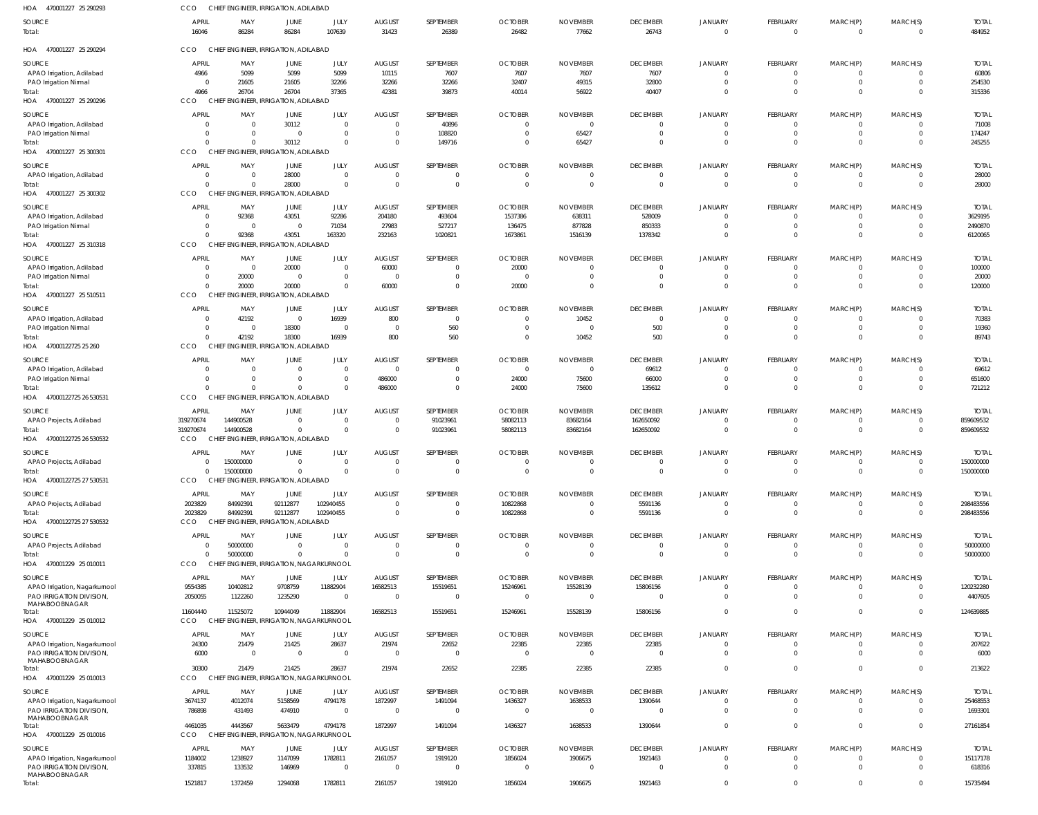HOA 470001227 25 290293 CCO CHIEF ENGINEER, IRRIGATION, ADILABAD

| SOURCE | APRIL | MAY | JUNE | JULY | AUGUST | SEPTEMBER | OCTOBER | NOVEMBER | DECEMBER | JANUARY | FEBRUARY | MARCH(P) | MARCH(S) | TOTAL |
|---|---|---|---|---|---|---|---|---|---|---|---|---|---|---|
| Total: | 16046 | 86284 | 86284 | 107639 | 31423 | 26389 | 26482 | 77662 | 26743 | 0 | 0 | 0 | 0 | 484952 |

HOA 470001227 25 290294 CCO CHIEF ENGINEER, IRRIGATION, ADILABAD

| SOURCE | APRIL | MAY | JUNE | JULY | AUGUST | SEPTEMBER | OCTOBER | NOVEMBER | DECEMBER | JANUARY | FEBRUARY | MARCH(P) | MARCH(S) | TOTAL |
|---|---|---|---|---|---|---|---|---|---|---|---|---|---|---|
| APAO Irrigation, Adilabad | 4966 | 5099 | 5099 | 5099 | 10115 | 7607 | 7607 | 7607 | 7607 | 0 | 0 | 0 | 0 | 60806 |
| PAO Irrigation Nirmal | 0 | 21605 | 21605 | 32266 | 32266 | 32266 | 32407 | 49315 | 32800 | 0 | 0 | 0 | 0 | 254530 |
| Total: | 4966 | 26704 | 26704 | 37365 | 42381 | 39873 | 40014 | 56922 | 40407 | 0 | 0 | 0 | 0 | 315336 |

HOA 470001227 25 290296 CCO CHIEF ENGINEER, IRRIGATION, ADILABAD

| SOURCE | APRIL | MAY | JUNE | JULY | AUGUST | SEPTEMBER | OCTOBER | NOVEMBER | DECEMBER | JANUARY | FEBRUARY | MARCH(P) | MARCH(S) | TOTAL |
|---|---|---|---|---|---|---|---|---|---|---|---|---|---|---|
| APAO Irrigation, Adilabad | 0 | 0 | 30112 | 0 | 0 | 40896 | 0 | 0 | 0 | 0 | 0 | 0 | 0 | 71008 |
| PAO Irrigation Nirmal | 0 | 0 | 0 | 0 | 0 | 108820 | 0 | 65427 | 0 | 0 | 0 | 0 | 0 | 174247 |
| Total: | 0 | 0 | 30112 | 0 | 0 | 149716 | 0 | 65427 | 0 | 0 | 0 | 0 | 0 | 245255 |

HOA 470001227 25 300301 CCO CHIEF ENGINEER, IRRIGATION, ADILABAD

| SOURCE | APRIL | MAY | JUNE | JULY | AUGUST | SEPTEMBER | OCTOBER | NOVEMBER | DECEMBER | JANUARY | FEBRUARY | MARCH(P) | MARCH(S) | TOTAL |
|---|---|---|---|---|---|---|---|---|---|---|---|---|---|---|
| APAO Irrigation, Adilabad | 0 | 0 | 28000 | 0 | 0 | 0 | 0 | 0 | 0 | 0 | 0 | 0 | 0 | 28000 |
| Total: | 0 | 0 | 28000 | 0 | 0 | 0 | 0 | 0 | 0 | 0 | 0 | 0 | 0 | 28000 |

HOA 470001227 25 300302 CCO CHIEF ENGINEER, IRRIGATION, ADILABAD

| SOURCE | APRIL | MAY | JUNE | JULY | AUGUST | SEPTEMBER | OCTOBER | NOVEMBER | DECEMBER | JANUARY | FEBRUARY | MARCH(P) | MARCH(S) | TOTAL |
|---|---|---|---|---|---|---|---|---|---|---|---|---|---|---|
| APAO Irrigation, Adilabad | 0 | 92368 | 43051 | 92286 | 204180 | 493604 | 1537386 | 638311 | 528009 | 0 | 0 | 0 | 0 | 3629195 |
| PAO Irrigation Nirmal | 0 | 0 | 0 | 71034 | 27983 | 527217 | 136475 | 877828 | 850333 | 0 | 0 | 0 | 0 | 2490870 |
| Total: | 0 | 92368 | 43051 | 163320 | 232163 | 1020821 | 1673861 | 1516139 | 1378342 | 0 | 0 | 0 | 0 | 6120065 |

HOA 470001227 25 310318 CCO CHIEF ENGINEER, IRRIGATION, ADILABAD

| SOURCE | APRIL | MAY | JUNE | JULY | AUGUST | SEPTEMBER | OCTOBER | NOVEMBER | DECEMBER | JANUARY | FEBRUARY | MARCH(P) | MARCH(S) | TOTAL |
|---|---|---|---|---|---|---|---|---|---|---|---|---|---|---|
| APAO Irrigation, Adilabad | 0 | 0 | 20000 | 0 | 60000 | 0 | 20000 | 0 | 0 | 0 | 0 | 0 | 0 | 100000 |
| PAO Irrigation Nirmal | 0 | 20000 | 0 | 0 | 0 | 0 | 0 | 0 | 0 | 0 | 0 | 0 | 0 | 20000 |
| Total: | 0 | 20000 | 20000 | 0 | 60000 | 0 | 20000 | 0 | 0 | 0 | 0 | 0 | 0 | 120000 |

HOA 470001227 25 510511 CCO CHIEF ENGINEER, IRRIGATION, ADILABAD

| SOURCE | APRIL | MAY | JUNE | JULY | AUGUST | SEPTEMBER | OCTOBER | NOVEMBER | DECEMBER | JANUARY | FEBRUARY | MARCH(P) | MARCH(S) | TOTAL |
|---|---|---|---|---|---|---|---|---|---|---|---|---|---|---|
| APAO Irrigation, Adilabad | 0 | 42192 | 0 | 16939 | 800 | 0 | 0 | 10452 | 0 | 0 | 0 | 0 | 0 | 70383 |
| PAO Irrigation Nirmal | 0 | 0 | 18300 | 0 | 0 | 560 | 0 | 0 | 500 | 0 | 0 | 0 | 0 | 19360 |
| Total: | 0 | 42192 | 18300 | 16939 | 800 | 560 | 0 | 10452 | 500 | 0 | 0 | 0 | 0 | 89743 |

HOA 47000122725 25 260 CCO CHIEF ENGINEER, IRRIGATION, ADILABAD

| SOURCE | APRIL | MAY | JUNE | JULY | AUGUST | SEPTEMBER | OCTOBER | NOVEMBER | DECEMBER | JANUARY | FEBRUARY | MARCH(P) | MARCH(S) | TOTAL |
|---|---|---|---|---|---|---|---|---|---|---|---|---|---|---|
| APAO Irrigation, Adilabad | 0 | 0 | 0 | 0 | 0 | 0 | 0 | 0 | 69612 | 0 | 0 | 0 | 0 | 69612 |
| PAO Irrigation Nirmal | 0 | 0 | 0 | 0 | 486000 | 0 | 24000 | 75600 | 66000 | 0 | 0 | 0 | 0 | 651600 |
| Total: | 0 | 0 | 0 | 0 | 486000 | 0 | 24000 | 75600 | 135612 | 0 | 0 | 0 | 0 | 721212 |

HOA 47000122725 26 530531 CCO CHIEF ENGINEER, IRRIGATION, ADILABAD

| SOURCE | APRIL | MAY | JUNE | JULY | AUGUST | SEPTEMBER | OCTOBER | NOVEMBER | DECEMBER | JANUARY | FEBRUARY | MARCH(P) | MARCH(S) | TOTAL |
|---|---|---|---|---|---|---|---|---|---|---|---|---|---|---|
| APAO Projects, Adilabad | 319270674 | 144900528 | 0 | 0 | 0 | 91023961 | 58082113 | 83682164 | 162650092 | 0 | 0 | 0 | 0 | 859609532 |
| Total: | 319270674 | 144900528 | 0 | 0 | 0 | 91023961 | 58082113 | 83682164 | 162650092 | 0 | 0 | 0 | 0 | 859609532 |

HOA 47000122725 26 530532 CCO CHIEF ENGINEER, IRRIGATION, ADILABAD

| SOURCE | APRIL | MAY | JUNE | JULY | AUGUST | SEPTEMBER | OCTOBER | NOVEMBER | DECEMBER | JANUARY | FEBRUARY | MARCH(P) | MARCH(S) | TOTAL |
|---|---|---|---|---|---|---|---|---|---|---|---|---|---|---|
| APAO Projects, Adilabad | 0 | 150000000 | 0 | 0 | 0 | 0 | 0 | 0 | 0 | 0 | 0 | 0 | 0 | 150000000 |
| Total: | 0 | 150000000 | 0 | 0 | 0 | 0 | 0 | 0 | 0 | 0 | 0 | 0 | 0 | 150000000 |

HOA 47000122725 27 530531 CCO CHIEF ENGINEER, IRRIGATION, ADILABAD

| SOURCE | APRIL | MAY | JUNE | JULY | AUGUST | SEPTEMBER | OCTOBER | NOVEMBER | DECEMBER | JANUARY | FEBRUARY | MARCH(P) | MARCH(S) | TOTAL |
|---|---|---|---|---|---|---|---|---|---|---|---|---|---|---|
| APAO Projects, Adilabad | 2023829 | 84992391 | 92112877 | 102940455 | 0 | 0 | 10822868 | 0 | 5591136 | 0 | 0 | 0 | 0 | 298483556 |
| Total: | 2023829 | 84992391 | 92112877 | 102940455 | 0 | 0 | 10822868 | 0 | 5591136 | 0 | 0 | 0 | 0 | 298483556 |

HOA 47000122725 27 530532 CCO CHIEF ENGINEER, IRRIGATION, ADILABAD

| SOURCE | APRIL | MAY | JUNE | JULY | AUGUST | SEPTEMBER | OCTOBER | NOVEMBER | DECEMBER | JANUARY | FEBRUARY | MARCH(P) | MARCH(S) | TOTAL |
|---|---|---|---|---|---|---|---|---|---|---|---|---|---|---|
| APAO Projects, Adilabad | 0 | 50000000 | 0 | 0 | 0 | 0 | 0 | 0 | 0 | 0 | 0 | 0 | 0 | 50000000 |
| Total: | 0 | 50000000 | 0 | 0 | 0 | 0 | 0 | 0 | 0 | 0 | 0 | 0 | 0 | 50000000 |

HOA 470001229 25 010011 CCO CHIEF ENGINEER, IRRIGATION, NAGARKURNOOL

| SOURCE | APRIL | MAY | JUNE | JULY | AUGUST | SEPTEMBER | OCTOBER | NOVEMBER | DECEMBER | JANUARY | FEBRUARY | MARCH(P) | MARCH(S) | TOTAL |
|---|---|---|---|---|---|---|---|---|---|---|---|---|---|---|
| APAO Irrigation, Nagarkurnool | 9554385 | 10402812 | 9708759 | 11882904 | 16582513 | 15519651 | 15246961 | 15528139 | 15806156 | 0 | 0 | 0 | 0 | 120232280 |
| PAO IRRIGATION DIVISION, MAHABOOBNAGAR | 2050055 | 1122260 | 1235290 | 0 | 0 | 0 | 0 | 0 | 0 | 0 | 0 | 0 | 0 | 4407605 |
| Total: | 11604440 | 11525072 | 10944049 | 11882904 | 16582513 | 15519651 | 15246961 | 15528139 | 15806156 | 0 | 0 | 0 | 0 | 124639885 |

HOA 470001229 25 010012 CCO CHIEF ENGINEER, IRRIGATION, NAGARKURNOOL

| SOURCE | APRIL | MAY | JUNE | JULY | AUGUST | SEPTEMBER | OCTOBER | NOVEMBER | DECEMBER | JANUARY | FEBRUARY | MARCH(P) | MARCH(S) | TOTAL |
|---|---|---|---|---|---|---|---|---|---|---|---|---|---|---|
| APAO Irrigation, Nagarkurnool | 24300 | 21479 | 21425 | 28637 | 21974 | 22652 | 22385 | 22385 | 22385 | 0 | 0 | 0 | 0 | 207622 |
| PAO IRRIGATION DIVISION, MAHABOOBNAGAR | 6000 | 0 | 0 | 0 | 0 | 0 | 0 | 0 | 0 | 0 | 0 | 0 | 0 | 6000 |
| Total: | 30300 | 21479 | 21425 | 28637 | 21974 | 22652 | 22385 | 22385 | 22385 | 0 | 0 | 0 | 0 | 213622 |

HOA 470001229 25 010013 CCO CHIEF ENGINEER, IRRIGATION, NAGARKURNOOL

| SOURCE | APRIL | MAY | JUNE | JULY | AUGUST | SEPTEMBER | OCTOBER | NOVEMBER | DECEMBER | JANUARY | FEBRUARY | MARCH(P) | MARCH(S) | TOTAL |
|---|---|---|---|---|---|---|---|---|---|---|---|---|---|---|
| APAO Irrigation, Nagarkurnool | 3674137 | 4012074 | 5158569 | 4794178 | 1872997 | 1491094 | 1436327 | 1638533 | 1390644 | 0 | 0 | 0 | 0 | 25468553 |
| PAO IRRIGATION DIVISION, MAHABOOBNAGAR | 786898 | 431493 | 474910 | 0 | 0 | 0 | 0 | 0 | 0 | 0 | 0 | 0 | 0 | 1693301 |
| Total: | 4461035 | 4443567 | 5633479 | 4794178 | 1872997 | 1491094 | 1436327 | 1638533 | 1390644 | 0 | 0 | 0 | 0 | 27161854 |

HOA 470001229 25 010016 CCO CHIEF ENGINEER, IRRIGATION, NAGARKURNOOL

| SOURCE | APRIL | MAY | JUNE | JULY | AUGUST | SEPTEMBER | OCTOBER | NOVEMBER | DECEMBER | JANUARY | FEBRUARY | MARCH(P) | MARCH(S) | TOTAL |
|---|---|---|---|---|---|---|---|---|---|---|---|---|---|---|
| APAO Irrigation, Nagarkurnool | 1184002 | 1238927 | 1147099 | 1782811 | 2161057 | 1919120 | 1856024 | 1906675 | 1921463 | 0 | 0 | 0 | 0 | 15117178 |
| PAO IRRIGATION DIVISION, MAHABOOBNAGAR | 337815 | 133532 | 146969 | 0 | 0 | 0 | 0 | 0 | 0 | 0 | 0 | 0 | 0 | 618316 |
| Total: | 1521817 | 1372459 | 1294068 | 1782811 | 2161057 | 1919120 | 1856024 | 1906675 | 1921463 | 0 | 0 | 0 | 0 | 15735494 |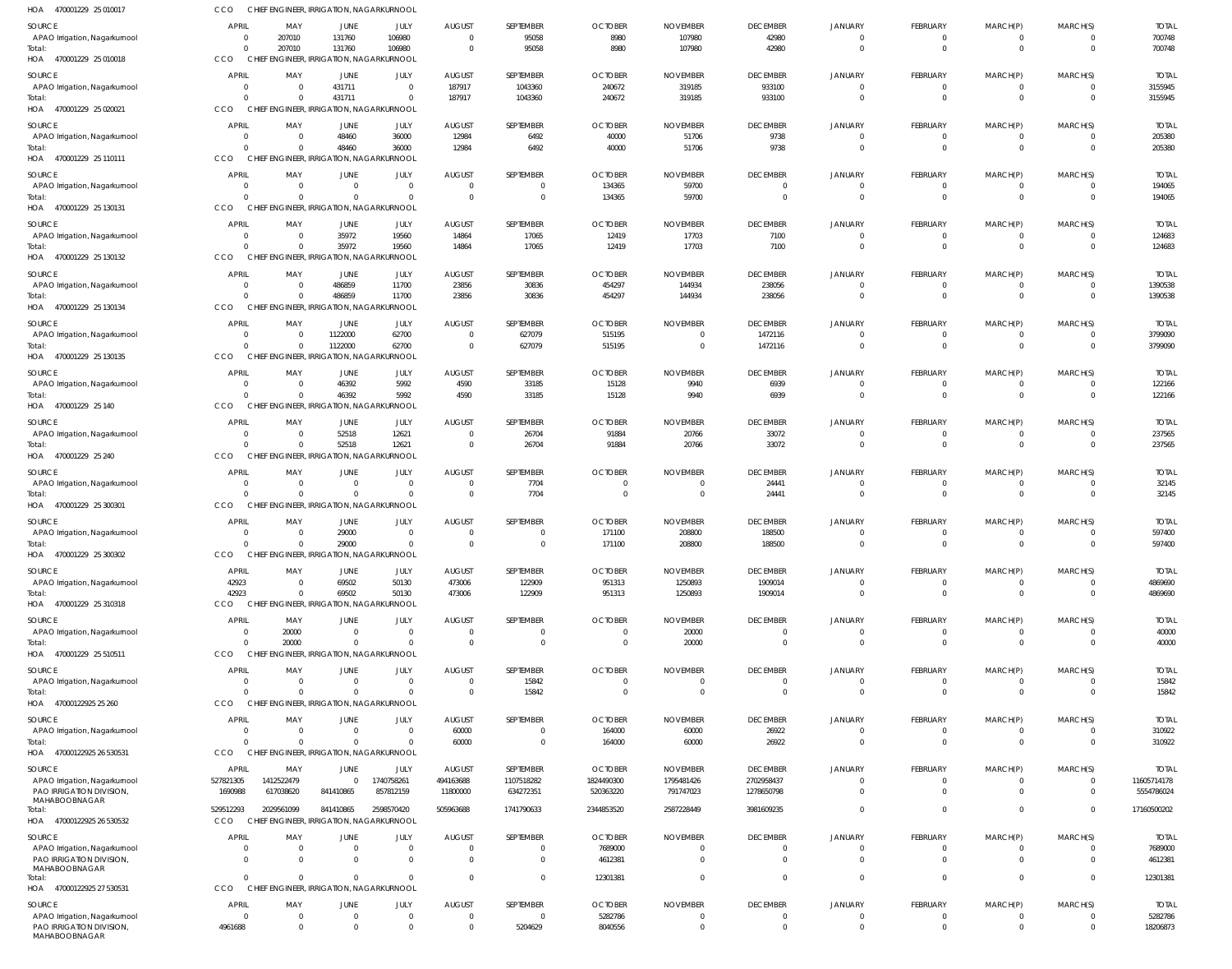HOA 470001229 25 010017 CCO CHIEF ENGINEER, IRRIGATION, NAGARKURNOOL

| SOURCE | APRIL | MAY | JUNE | JULY | AUGUST | SEPTEMBER | OCTOBER | NOVEMBER | DECEMBER | JANUARY | FEBRUARY | MARCH(P) | MARCH(S) | TOTAL |
|---|---|---|---|---|---|---|---|---|---|---|---|---|---|---|
| APAO Irrigation, Nagarkurnool | 0 | 207010 | 131760 | 106980 | 0 | 95058 | 8980 | 107980 | 42980 | 0 | 0 | 0 | 0 | 700748 |
| Total: | 0 | 207010 | 131760 | 106980 | 0 | 95058 | 8980 | 107980 | 42980 | 0 | 0 | 0 | 0 | 700748 |

HOA 470001229 25 010018 CCO CHIEF ENGINEER, IRRIGATION, NAGARKURNOOL

| SOURCE | APRIL | MAY | JUNE | JULY | AUGUST | SEPTEMBER | OCTOBER | NOVEMBER | DECEMBER | JANUARY | FEBRUARY | MARCH(P) | MARCH(S) | TOTAL |
|---|---|---|---|---|---|---|---|---|---|---|---|---|---|---|
| APAO Irrigation, Nagarkurnool | 0 | 0 | 431711 | 0 | 187917 | 1043360 | 240672 | 319185 | 933100 | 0 | 0 | 0 | 0 | 3155945 |
| Total: | 0 | 0 | 431711 | 0 | 187917 | 1043360 | 240672 | 319185 | 933100 | 0 | 0 | 0 | 0 | 3155945 |

HOA 470001229 25 020021 CCO CHIEF ENGINEER, IRRIGATION, NAGARKURNOOL

| SOURCE | APRIL | MAY | JUNE | JULY | AUGUST | SEPTEMBER | OCTOBER | NOVEMBER | DECEMBER | JANUARY | FEBRUARY | MARCH(P) | MARCH(S) | TOTAL |
|---|---|---|---|---|---|---|---|---|---|---|---|---|---|---|
| APAO Irrigation, Nagarkurnool | 0 | 0 | 48460 | 36000 | 12984 | 6492 | 40000 | 51706 | 9738 | 0 | 0 | 0 | 0 | 205380 |
| Total: | 0 | 0 | 48460 | 36000 | 12984 | 6492 | 40000 | 51706 | 9738 | 0 | 0 | 0 | 0 | 205380 |

HOA 470001229 25 110111 CCO CHIEF ENGINEER, IRRIGATION, NAGARKURNOOL

| SOURCE | APRIL | MAY | JUNE | JULY | AUGUST | SEPTEMBER | OCTOBER | NOVEMBER | DECEMBER | JANUARY | FEBRUARY | MARCH(P) | MARCH(S) | TOTAL |
|---|---|---|---|---|---|---|---|---|---|---|---|---|---|---|
| APAO Irrigation, Nagarkurnool | 0 | 0 | 0 | 0 | 0 | 0 | 134365 | 59700 | 0 | 0 | 0 | 0 | 0 | 194065 |
| Total: | 0 | 0 | 0 | 0 | 0 | 0 | 134365 | 59700 | 0 | 0 | 0 | 0 | 0 | 194065 |

HOA 470001229 25 130131 CCO CHIEF ENGINEER, IRRIGATION, NAGARKURNOOL

| SOURCE | APRIL | MAY | JUNE | JULY | AUGUST | SEPTEMBER | OCTOBER | NOVEMBER | DECEMBER | JANUARY | FEBRUARY | MARCH(P) | MARCH(S) | TOTAL |
|---|---|---|---|---|---|---|---|---|---|---|---|---|---|---|
| APAO Irrigation, Nagarkurnool | 0 | 0 | 35972 | 19560 | 14864 | 17065 | 12419 | 17703 | 7100 | 0 | 0 | 0 | 0 | 124683 |
| Total: | 0 | 0 | 35972 | 19560 | 14864 | 17065 | 12419 | 17703 | 7100 | 0 | 0 | 0 | 0 | 124683 |

HOA 470001229 25 130132 CCO CHIEF ENGINEER, IRRIGATION, NAGARKURNOOL

| SOURCE | APRIL | MAY | JUNE | JULY | AUGUST | SEPTEMBER | OCTOBER | NOVEMBER | DECEMBER | JANUARY | FEBRUARY | MARCH(P) | MARCH(S) | TOTAL |
|---|---|---|---|---|---|---|---|---|---|---|---|---|---|---|
| APAO Irrigation, Nagarkurnool | 0 | 0 | 486859 | 11700 | 23856 | 30836 | 454297 | 144934 | 238056 | 0 | 0 | 0 | 0 | 1390538 |
| Total: | 0 | 0 | 486859 | 11700 | 23856 | 30836 | 454297 | 144934 | 238056 | 0 | 0 | 0 | 0 | 1390538 |

HOA 470001229 25 130134 CCO CHIEF ENGINEER, IRRIGATION, NAGARKURNOOL

| SOURCE | APRIL | MAY | JUNE | JULY | AUGUST | SEPTEMBER | OCTOBER | NOVEMBER | DECEMBER | JANUARY | FEBRUARY | MARCH(P) | MARCH(S) | TOTAL |
|---|---|---|---|---|---|---|---|---|---|---|---|---|---|---|
| APAO Irrigation, Nagarkurnool | 0 | 0 | 1122000 | 62700 | 0 | 627079 | 515195 | 0 | 1472116 | 0 | 0 | 0 | 0 | 3799090 |
| Total: | 0 | 0 | 1122000 | 62700 | 0 | 627079 | 515195 | 0 | 1472116 | 0 | 0 | 0 | 0 | 3799090 |

HOA 470001229 25 130135 CCO CHIEF ENGINEER, IRRIGATION, NAGARKURNOOL

| SOURCE | APRIL | MAY | JUNE | JULY | AUGUST | SEPTEMBER | OCTOBER | NOVEMBER | DECEMBER | JANUARY | FEBRUARY | MARCH(P) | MARCH(S) | TOTAL |
|---|---|---|---|---|---|---|---|---|---|---|---|---|---|---|
| APAO Irrigation, Nagarkurnool | 0 | 0 | 46392 | 5992 | 4590 | 33185 | 15128 | 9940 | 6939 | 0 | 0 | 0 | 0 | 122166 |
| Total: | 0 | 0 | 46392 | 5992 | 4590 | 33185 | 15128 | 9940 | 6939 | 0 | 0 | 0 | 0 | 122166 |

HOA 470001229 25 140 CCO CHIEF ENGINEER, IRRIGATION, NAGARKURNOOL

| SOURCE | APRIL | MAY | JUNE | JULY | AUGUST | SEPTEMBER | OCTOBER | NOVEMBER | DECEMBER | JANUARY | FEBRUARY | MARCH(P) | MARCH(S) | TOTAL |
|---|---|---|---|---|---|---|---|---|---|---|---|---|---|---|
| APAO Irrigation, Nagarkurnool | 0 | 0 | 52518 | 12621 | 0 | 26704 | 91884 | 20766 | 33072 | 0 | 0 | 0 | 0 | 237565 |
| Total: | 0 | 0 | 52518 | 12621 | 0 | 26704 | 91884 | 20766 | 33072 | 0 | 0 | 0 | 0 | 237565 |

HOA 470001229 25 240 CCO CHIEF ENGINEER, IRRIGATION, NAGARKURNOOL

| SOURCE | APRIL | MAY | JUNE | JULY | AUGUST | SEPTEMBER | OCTOBER | NOVEMBER | DECEMBER | JANUARY | FEBRUARY | MARCH(P) | MARCH(S) | TOTAL |
|---|---|---|---|---|---|---|---|---|---|---|---|---|---|---|
| APAO Irrigation, Nagarkurnool | 0 | 0 | 0 | 0 | 0 | 7704 | 0 | 0 | 24441 | 0 | 0 | 0 | 0 | 32145 |
| Total: | 0 | 0 | 0 | 0 | 0 | 7704 | 0 | 0 | 24441 | 0 | 0 | 0 | 0 | 32145 |

HOA 470001229 25 300301 CCO CHIEF ENGINEER, IRRIGATION, NAGARKURNOOL

| SOURCE | APRIL | MAY | JUNE | JULY | AUGUST | SEPTEMBER | OCTOBER | NOVEMBER | DECEMBER | JANUARY | FEBRUARY | MARCH(P) | MARCH(S) | TOTAL |
|---|---|---|---|---|---|---|---|---|---|---|---|---|---|---|
| APAO Irrigation, Nagarkurnool | 0 | 0 | 29000 | 0 | 0 | 0 | 171100 | 208800 | 188500 | 0 | 0 | 0 | 0 | 597400 |
| Total: | 0 | 0 | 29000 | 0 | 0 | 0 | 171100 | 208800 | 188500 | 0 | 0 | 0 | 0 | 597400 |

HOA 470001229 25 300302 CCO CHIEF ENGINEER, IRRIGATION, NAGARKURNOOL

| SOURCE | APRIL | MAY | JUNE | JULY | AUGUST | SEPTEMBER | OCTOBER | NOVEMBER | DECEMBER | JANUARY | FEBRUARY | MARCH(P) | MARCH(S) | TOTAL |
|---|---|---|---|---|---|---|---|---|---|---|---|---|---|---|
| APAO Irrigation, Nagarkurnool | 42923 | 0 | 69502 | 50130 | 473006 | 122909 | 951313 | 1250893 | 1909014 | 0 | 0 | 0 | 0 | 4869690 |
| Total: | 42923 | 0 | 69502 | 50130 | 473006 | 122909 | 951313 | 1250893 | 1909014 | 0 | 0 | 0 | 0 | 4869690 |

HOA 470001229 25 310318 CCO CHIEF ENGINEER, IRRIGATION, NAGARKURNOOL

| SOURCE | APRIL | MAY | JUNE | JULY | AUGUST | SEPTEMBER | OCTOBER | NOVEMBER | DECEMBER | JANUARY | FEBRUARY | MARCH(P) | MARCH(S) | TOTAL |
|---|---|---|---|---|---|---|---|---|---|---|---|---|---|---|
| APAO Irrigation, Nagarkurnool | 0 | 20000 | 0 | 0 | 0 | 0 | 0 | 20000 | 0 | 0 | 0 | 0 | 0 | 40000 |
| Total: | 0 | 20000 | 0 | 0 | 0 | 0 | 0 | 20000 | 0 | 0 | 0 | 0 | 0 | 40000 |

HOA 470001229 25 510511 CCO CHIEF ENGINEER, IRRIGATION, NAGARKURNOOL

| SOURCE | APRIL | MAY | JUNE | JULY | AUGUST | SEPTEMBER | OCTOBER | NOVEMBER | DECEMBER | JANUARY | FEBRUARY | MARCH(P) | MARCH(S) | TOTAL |
|---|---|---|---|---|---|---|---|---|---|---|---|---|---|---|
| APAO Irrigation, Nagarkurnool | 0 | 0 | 0 | 0 | 0 | 15842 | 0 | 0 | 0 | 0 | 0 | 0 | 0 | 15842 |
| Total: | 0 | 0 | 0 | 0 | 0 | 15842 | 0 | 0 | 0 | 0 | 0 | 0 | 0 | 15842 |

HOA 47000122925 25 260 CCO CHIEF ENGINEER, IRRIGATION, NAGARKURNOOL

| SOURCE | APRIL | MAY | JUNE | JULY | AUGUST | SEPTEMBER | OCTOBER | NOVEMBER | DECEMBER | JANUARY | FEBRUARY | MARCH(P) | MARCH(S) | TOTAL |
|---|---|---|---|---|---|---|---|---|---|---|---|---|---|---|
| APAO Irrigation, Nagarkurnool | 0 | 0 | 0 | 0 | 60000 | 0 | 164000 | 60000 | 26922 | 0 | 0 | 0 | 0 | 310922 |
| Total: | 0 | 0 | 0 | 0 | 60000 | 0 | 164000 | 60000 | 26922 | 0 | 0 | 0 | 0 | 310922 |

HOA 47000122925 26 530531 CCO CHIEF ENGINEER, IRRIGATION, NAGARKURNOOL

| SOURCE | APRIL | MAY | JUNE | JULY | AUGUST | SEPTEMBER | OCTOBER | NOVEMBER | DECEMBER | JANUARY | FEBRUARY | MARCH(P) | MARCH(S) | TOTAL |
|---|---|---|---|---|---|---|---|---|---|---|---|---|---|---|
| APAO Irrigation, Nagarkurnool | 527821305 | 1412522479 | 0 | 1740758261 | 494163688 | 1107518282 | 1824490300 | 1795481426 | 2702958437 | 0 | 0 | 0 | 0 | 11605714178 |
| PAO IRRIGATION DIVISION, MAHABOOBNAGAR | 1690988 | 617038620 | 841410865 | 857812159 | 11800000 | 634272351 | 520363220 | 791747023 | 1278650798 | 0 | 0 | 0 | 0 | 5554786024 |
| Total: | 529512293 | 2029561099 | 841410865 | 2598570420 | 505963688 | 1741790633 | 2344853520 | 2587228449 | 3981609235 | 0 | 0 | 0 | 0 | 17160500202 |

HOA 47000122925 26 530532 CCO CHIEF ENGINEER, IRRIGATION, NAGARKURNOOL

| SOURCE | APRIL | MAY | JUNE | JULY | AUGUST | SEPTEMBER | OCTOBER | NOVEMBER | DECEMBER | JANUARY | FEBRUARY | MARCH(P) | MARCH(S) | TOTAL |
|---|---|---|---|---|---|---|---|---|---|---|---|---|---|---|
| APAO Irrigation, Nagarkurnool | 0 | 0 | 0 | 0 | 0 | 0 | 7689000 | 0 | 0 | 0 | 0 | 0 | 0 | 7689000 |
| PAO IRRIGATION DIVISION, MAHABOOBNAGAR | 0 | 0 | 0 | 0 | 0 | 0 | 4612381 | 0 | 0 | 0 | 0 | 0 | 0 | 4612381 |
| Total: | 0 | 0 | 0 | 0 | 0 | 0 | 12301381 | 0 | 0 | 0 | 0 | 0 | 0 | 12301381 |

HOA 47000122925 27 530531 CCO CHIEF ENGINEER, IRRIGATION, NAGARKURNOOL

| SOURCE | APRIL | MAY | JUNE | JULY | AUGUST | SEPTEMBER | OCTOBER | NOVEMBER | DECEMBER | JANUARY | FEBRUARY | MARCH(P) | MARCH(S) | TOTAL |
|---|---|---|---|---|---|---|---|---|---|---|---|---|---|---|
| APAO Irrigation, Nagarkurnool | 0 | 0 | 0 | 0 | 0 | 0 | 5282786 | 0 | 0 | 0 | 0 | 0 | 0 | 5282786 |
| PAO IRRIGATION DIVISION, MAHABOOBNAGAR | 4961688 | 0 | 0 | 0 | 0 | 5204629 | 8040556 | 0 | 0 | 0 | 0 | 0 | 0 | 18206873 |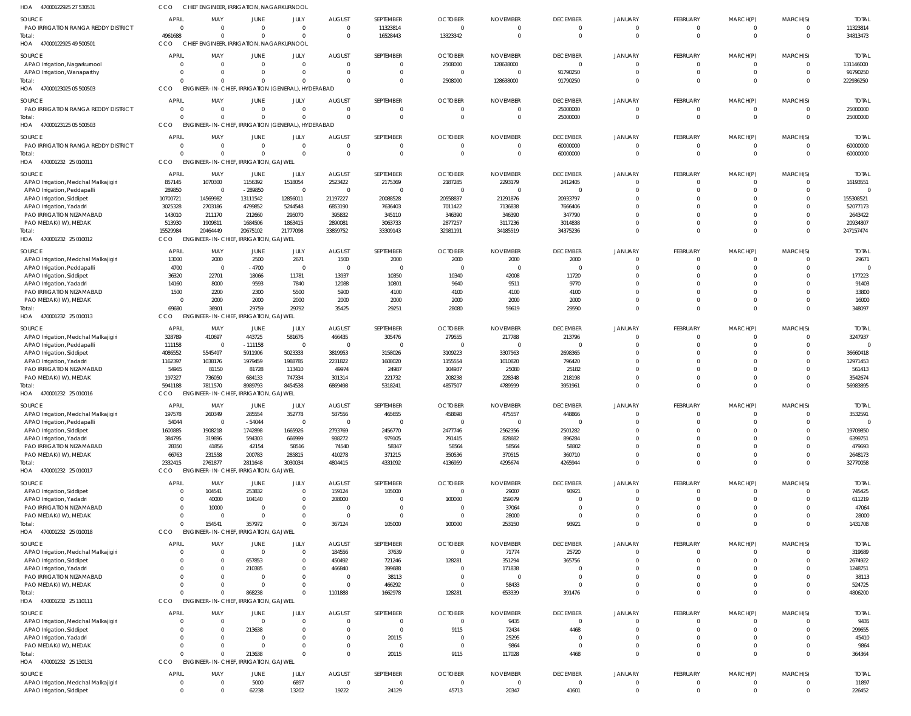HOA 470001229252 7530531 CCO CHIEF ENGINEER, IRRIGATION, NAGARKURNOOL

| SOURCE | APRIL | MAY | JUNE | JULY | AUGUST | SEPTEMBER | OCTOBER | NOVEMBER | DECEMBER | JANUARY | FEBRUARY | MARCH(P) | MARCH(S) | TOTAL |
|---|---|---|---|---|---|---|---|---|---|---|---|---|---|---|
| PAO IRRIGATION RANGA REDDY DISTRICT | 0 | 0 | 0 | 0 | 0 | 11323814 | 0 | 0 | 0 | 0 | 0 | 0 | 0 | 11323814 |
| Total: | 4961688 | 0 | 0 | 0 | 0 | 16528443 | 13323342 | 0 | 0 | 0 | 0 | 0 | 0 | 34813473 |

HOA 470001229254 9500501 CCO CHIEF ENGINEER, IRRIGATION, NAGARKURNOOL

| SOURCE | APRIL | MAY | JUNE | JULY | AUGUST | SEPTEMBER | OCTOBER | NOVEMBER | DECEMBER | JANUARY | FEBRUARY | MARCH(P) | MARCH(S) | TOTAL |
|---|---|---|---|---|---|---|---|---|---|---|---|---|---|---|
| APAO Irrigation, Nagarkurnool | 0 | 0 | 0 | 0 | 0 | 0 | 2508000 | 128638000 | 0 | 0 | 0 | 0 | 0 | 131146000 |
| APAO Irrigation, Wanaparthy | 0 | 0 | 0 | 0 | 0 | 0 | 0 | 0 | 91790250 | 0 | 0 | 0 | 0 | 91790250 |
| Total: | 0 | 0 | 0 | 0 | 0 | 0 | 2508000 | 128638000 | 91790250 | 0 | 0 | 0 | 0 | 222936250 |

HOA 470001230250 5500503 CCO ENGINEER-IN-CHIEF, IRRIGATION (GENERAL), HYDERABAD

| SOURCE | APRIL | MAY | JUNE | JULY | AUGUST | SEPTEMBER | OCTOBER | NOVEMBER | DECEMBER | JANUARY | FEBRUARY | MARCH(P) | MARCH(S) | TOTAL |
|---|---|---|---|---|---|---|---|---|---|---|---|---|---|---|
| PAO IRRIGATION RANGA REDDY DISTRICT | 0 | 0 | 0 | 0 | 0 | 0 | 0 | 0 | 25000000 | 0 | 0 | 0 | 0 | 25000000 |
| Total: | 0 | 0 | 0 | 0 | 0 | 0 | 0 | 0 | 25000000 | 0 | 0 | 0 | 0 | 25000000 |

HOA 470001231250 5500503 CCO ENGINEER-IN-CHIEF, IRRIGATION (GENERAL), HYDERABAD

| SOURCE | APRIL | MAY | JUNE | JULY | AUGUST | SEPTEMBER | OCTOBER | NOVEMBER | DECEMBER | JANUARY | FEBRUARY | MARCH(P) | MARCH(S) | TOTAL |
|---|---|---|---|---|---|---|---|---|---|---|---|---|---|---|
| PAO IRRIGATION RANGA REDDY DISTRICT | 0 | 0 | 0 | 0 | 0 | 0 | 0 | 0 | 60000000 | 0 | 0 | 0 | 0 | 60000000 |
| Total: | 0 | 0 | 0 | 0 | 0 | 0 | 0 | 0 | 60000000 | 0 | 0 | 0 | 0 | 60000000 |

HOA 470001232 25 010011 CCO ENGINEER-IN-CHIEF, IRRIGATION, GAJWEL

| SOURCE | APRIL | MAY | JUNE | JULY | AUGUST | SEPTEMBER | OCTOBER | NOVEMBER | DECEMBER | JANUARY | FEBRUARY | MARCH(P) | MARCH(S) | TOTAL |
|---|---|---|---|---|---|---|---|---|---|---|---|---|---|---|
| APAO Irrigation, Medchal Malkajigiri | 857145 | 1070300 | 1156392 | 1518054 | 2523422 | 2175369 | 2187285 | 2293179 | 2412405 | 0 | 0 | 0 | 0 | 16193551 |
| APAO Irrigation, Peddapalli | 289850 | 0 | -289850 | 0 | 0 | 0 | 0 | 0 | 0 | 0 | 0 | 0 | 0 | 0 |
| APAO Irrigation, Siddipet | 10700721 | 14569982 | 13111542 | 12856011 | 21197227 | 20088528 | 20558837 | 21291876 | 20933797 | 0 | 0 | 0 | 0 | 155308521 |
| APAO Irrigation, Yadadri | 3025328 | 2703186 | 4799852 | 5244548 | 6853190 | 7636403 | 7011422 | 7136838 | 7666406 | 0 | 0 | 0 | 0 | 52077173 |
| PAO IRRIGATION NIZAMABAD | 143010 | 211170 | 212660 | 295070 | 395832 | 345110 | 346390 | 346390 | 347790 | 0 | 0 | 0 | 0 | 2643422 |
| PAO MEDAK(IW), MEDAK | 513930 | 1909811 | 1684506 | 1863415 | 2890081 | 3063733 | 2877257 | 3117236 | 3014838 | 0 | 0 | 0 | 0 | 20934807 |
| Total: | 15529984 | 20464449 | 20675102 | 21777098 | 33859752 | 33309143 | 32981191 | 34185519 | 34375236 | 0 | 0 | 0 | 0 | 247157474 |

HOA 470001232 25 010012 CCO ENGINEER-IN-CHIEF, IRRIGATION, GAJWEL

| SOURCE | APRIL | MAY | JUNE | JULY | AUGUST | SEPTEMBER | OCTOBER | NOVEMBER | DECEMBER | JANUARY | FEBRUARY | MARCH(P) | MARCH(S) | TOTAL |
|---|---|---|---|---|---|---|---|---|---|---|---|---|---|---|
| APAO Irrigation, Medchal Malkajigiri | 13000 | 2000 | 2500 | 2671 | 1500 | 2000 | 2000 | 2000 | 2000 | 0 | 0 | 0 | 0 | 29671 |
| APAO Irrigation, Peddapalli | 4700 | 0 | -4700 | 0 | 0 | 0 | 0 | 0 | 0 | 0 | 0 | 0 | 0 | 0 |
| APAO Irrigation, Siddipet | 36320 | 22701 | 18066 | 11781 | 13937 | 10350 | 10340 | 42008 | 11720 | 0 | 0 | 0 | 0 | 177223 |
| APAO Irrigation, Yadadri | 14160 | 8000 | 9593 | 7840 | 12088 | 10801 | 9640 | 9511 | 9770 | 0 | 0 | 0 | 0 | 91403 |
| PAO IRRIGATION NIZAMABAD | 1500 | 2200 | 2300 | 5500 | 5900 | 4100 | 4100 | 4100 | 4100 | 0 | 0 | 0 | 0 | 33800 |
| PAO MEDAK(IW), MEDAK | 0 | 2000 | 2000 | 2000 | 2000 | 2000 | 2000 | 2000 | 2000 | 0 | 0 | 0 | 0 | 16000 |
| Total: | 69680 | 36901 | 29759 | 29792 | 35425 | 29251 | 28080 | 59619 | 29590 | 0 | 0 | 0 | 0 | 348097 |

HOA 470001232 25 010013 CCO ENGINEER-IN-CHIEF, IRRIGATION, GAJWEL

| SOURCE | APRIL | MAY | JUNE | JULY | AUGUST | SEPTEMBER | OCTOBER | NOVEMBER | DECEMBER | JANUARY | FEBRUARY | MARCH(P) | MARCH(S) | TOTAL |
|---|---|---|---|---|---|---|---|---|---|---|---|---|---|---|
| APAO Irrigation, Medchal Malkajigiri | 328789 | 410697 | 443725 | 581676 | 466435 | 305476 | 279555 | 217788 | 213796 | 0 | 0 | 0 | 0 | 3247937 |
| APAO Irrigation, Peddapalli | 111158 | 0 | -111158 | 0 | 0 | 0 | 0 | 0 | 0 | 0 | 0 | 0 | 0 | 0 |
| APAO Irrigation, Siddipet | 4086552 | 5545497 | 5911906 | 5023333 | 3819953 | 3158026 | 3109223 | 3307563 | 2698365 | 0 | 0 | 0 | 0 | 36660418 |
| APAO Irrigation, Yadadri | 1162397 | 1038176 | 1979459 | 1988785 | 2231822 | 1608020 | 1155554 | 1010820 | 796420 | 0 | 0 | 0 | 0 | 12971453 |
| PAO IRRIGATION NIZAMABAD | 54965 | 81150 | 81728 | 113410 | 49974 | 24987 | 104937 | 25080 | 25182 | 0 | 0 | 0 | 0 | 561413 |
| PAO MEDAK(IW), MEDAK | 197327 | 736050 | 684133 | 747334 | 301314 | 221732 | 208238 | 228348 | 218198 | 0 | 0 | 0 | 0 | 3542674 |
| Total: | 5941188 | 7811570 | 8989793 | 8454538 | 6869498 | 5318241 | 4857507 | 4789599 | 3951961 | 0 | 0 | 0 | 0 | 56983895 |

HOA 470001232 25 010016 CCO ENGINEER-IN-CHIEF, IRRIGATION, GAJWEL

| SOURCE | APRIL | MAY | JUNE | JULY | AUGUST | SEPTEMBER | OCTOBER | NOVEMBER | DECEMBER | JANUARY | FEBRUARY | MARCH(P) | MARCH(S) | TOTAL |
|---|---|---|---|---|---|---|---|---|---|---|---|---|---|---|
| APAO Irrigation, Medchal Malkajigiri | 197578 | 260349 | 285554 | 352778 | 587556 | 465655 | 458698 | 475557 | 448866 | 0 | 0 | 0 | 0 | 3532591 |
| APAO Irrigation, Peddapalli | 54044 | 0 | -54044 | 0 | 0 | 0 | 0 | 0 | 0 | 0 | 0 | 0 | 0 | 0 |
| APAO Irrigation, Siddipet | 1600885 | 1908218 | 1742898 | 1665926 | 2793769 | 2456770 | 2477746 | 2562356 | 2501282 | 0 | 0 | 0 | 0 | 19709850 |
| APAO Irrigation, Yadadri | 384795 | 319896 | 594303 | 666999 | 938272 | 979105 | 791415 | 828682 | 896284 | 0 | 0 | 0 | 0 | 6399751 |
| PAO IRRIGATION NIZAMABAD | 28350 | 41856 | 42154 | 58516 | 74540 | 58347 | 58564 | 58564 | 58802 | 0 | 0 | 0 | 0 | 479693 |
| PAO MEDAK(IW), MEDAK | 66763 | 231558 | 200783 | 285815 | 410278 | 371215 | 350536 | 370515 | 360710 | 0 | 0 | 0 | 0 | 2648173 |
| Total: | 2332415 | 2761877 | 2811648 | 3030034 | 4804415 | 4331092 | 4136959 | 4295674 | 4265944 | 0 | 0 | 0 | 0 | 32770058 |

HOA 470001232 25 010017 CCO ENGINEER-IN-CHIEF, IRRIGATION, GAJWEL

| SOURCE | APRIL | MAY | JUNE | JULY | AUGUST | SEPTEMBER | OCTOBER | NOVEMBER | DECEMBER | JANUARY | FEBRUARY | MARCH(P) | MARCH(S) | TOTAL |
|---|---|---|---|---|---|---|---|---|---|---|---|---|---|---|
| APAO Irrigation, Siddipet | 0 | 104541 | 253832 | 0 | 159124 | 105000 | 0 | 29007 | 93921 | 0 | 0 | 0 | 0 | 745425 |
| APAO Irrigation, Yadadri | 0 | 40000 | 104140 | 0 | 208000 | 0 | 100000 | 159079 | 0 | 0 | 0 | 0 | 0 | 611219 |
| PAO IRRIGATION NIZAMABAD | 0 | 10000 | 0 | 0 | 0 | 0 | 0 | 37064 | 0 | 0 | 0 | 0 | 0 | 47064 |
| PAO MEDAK(IW), MEDAK | 0 | 0 | 0 | 0 | 0 | 0 | 0 | 28000 | 0 | 0 | 0 | 0 | 0 | 28000 |
| Total: | 0 | 154541 | 357972 | 0 | 367124 | 105000 | 100000 | 253150 | 93921 | 0 | 0 | 0 | 0 | 1431708 |

HOA 470001232 25 010018 CCO ENGINEER-IN-CHIEF, IRRIGATION, GAJWEL

| SOURCE | APRIL | MAY | JUNE | JULY | AUGUST | SEPTEMBER | OCTOBER | NOVEMBER | DECEMBER | JANUARY | FEBRUARY | MARCH(P) | MARCH(S) | TOTAL |
|---|---|---|---|---|---|---|---|---|---|---|---|---|---|---|
| APAO Irrigation, Medchal Malkajigiri | 0 | 0 | 0 | 0 | 184556 | 37639 | 0 | 71774 | 25720 | 0 | 0 | 0 | 0 | 319689 |
| APAO Irrigation, Siddipet | 0 | 0 | 657853 | 0 | 450492 | 721246 | 128281 | 351294 | 365756 | 0 | 0 | 0 | 0 | 2674922 |
| APAO Irrigation, Yadadri | 0 | 0 | 210385 | 0 | 466840 | 399688 | 0 | 171838 | 0 | 0 | 0 | 0 | 0 | 1248751 |
| PAO IRRIGATION NIZAMABAD | 0 | 0 | 0 | 0 | 0 | 38113 | 0 | 0 | 0 | 0 | 0 | 0 | 0 | 38113 |
| PAO MEDAK(IW), MEDAK | 0 | 0 | 0 | 0 | 0 | 466292 | 0 | 58433 | 0 | 0 | 0 | 0 | 0 | 524725 |
| Total: | 0 | 0 | 868238 | 0 | 1101888 | 1662978 | 128281 | 653339 | 391476 | 0 | 0 | 0 | 0 | 4806200 |

HOA 470001232 25 110111 CCO ENGINEER-IN-CHIEF, IRRIGATION, GAJWEL

| SOURCE | APRIL | MAY | JUNE | JULY | AUGUST | SEPTEMBER | OCTOBER | NOVEMBER | DECEMBER | JANUARY | FEBRUARY | MARCH(P) | MARCH(S) | TOTAL |
|---|---|---|---|---|---|---|---|---|---|---|---|---|---|---|
| APAO Irrigation, Medchal Malkajigiri | 0 | 0 | 0 | 0 | 0 | 0 | 0 | 9435 | 0 | 0 | 0 | 0 | 0 | 9435 |
| APAO Irrigation, Siddipet | 0 | 0 | 213638 | 0 | 0 | 0 | 9115 | 72434 | 4468 | 0 | 0 | 0 | 0 | 299655 |
| APAO Irrigation, Yadadri | 0 | 0 | 0 | 0 | 0 | 20115 | 0 | 25295 | 0 | 0 | 0 | 0 | 0 | 45410 |
| PAO MEDAK(IW), MEDAK | 0 | 0 | 0 | 0 | 0 | 0 | 0 | 9864 | 0 | 0 | 0 | 0 | 0 | 9864 |
| Total: | 0 | 0 | 213638 | 0 | 0 | 20115 | 9115 | 117028 | 4468 | 0 | 0 | 0 | 0 | 364364 |

HOA 470001232 25 130131 CCO ENGINEER-IN-CHIEF, IRRIGATION, GAJWEL

| SOURCE | APRIL | MAY | JUNE | JULY | AUGUST | SEPTEMBER | OCTOBER | NOVEMBER | DECEMBER | JANUARY | FEBRUARY | MARCH(P) | MARCH(S) | TOTAL |
|---|---|---|---|---|---|---|---|---|---|---|---|---|---|---|
| APAO Irrigation, Medchal Malkajigiri | 0 | 0 | 5000 | 6897 | 0 | 0 | 0 | 0 | 0 | 0 | 0 | 0 | 0 | 11897 |
| APAO Irrigation, Siddipet | 0 | 0 | 62238 | 13202 | 19222 | 24129 | 45713 | 20347 | 41601 | 0 | 0 | 0 | 0 | 226452 |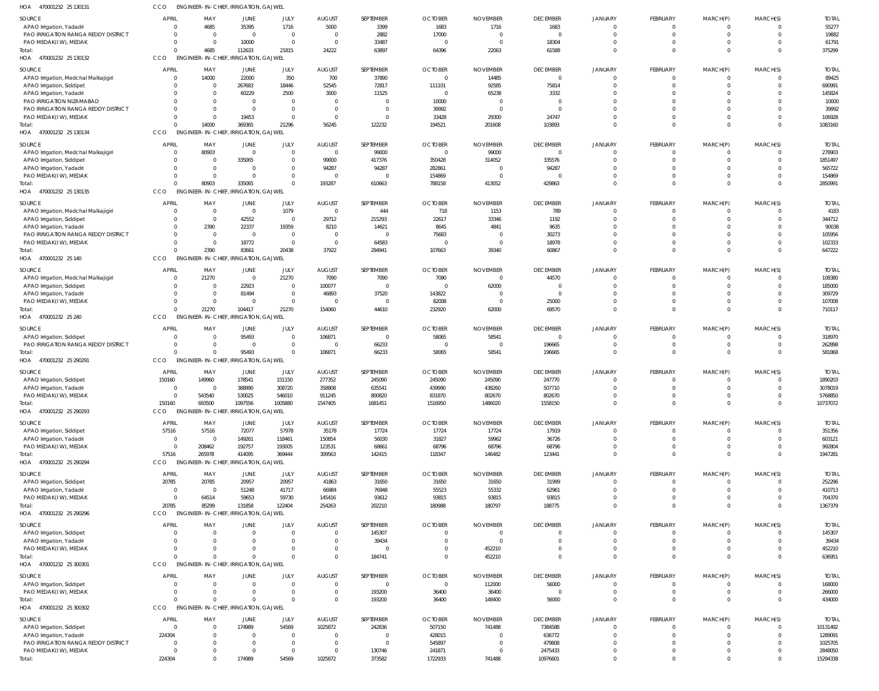HOA 470001232 25 130131 CCO ENGINEER-IN-CHIEF, IRRIGATION, GAJWEL

| SOURCE | APRIL | MAY | JUNE | JULY | AUGUST | SEPTEMBER | OCTOBER | NOVEMBER | DECEMBER | JANUARY | FEBRUARY | MARCH(P) | MARCH(S) | TOTAL |
|---|---|---|---|---|---|---|---|---|---|---|---|---|---|---|
| APAO Irrigation, Yadadri | 0 | 4685 | 35395 | 1716 | 5000 | 3399 | 1683 | 1716 | 1683 | 0 | 0 | 0 | 0 | 55277 |
| PAO IRRIGATION RANGA REDDY DISTRICT | 0 | 0 | 0 | 0 | 0 | 2882 | 17000 | 0 | 0 | 0 | 0 | 0 | 0 | 19882 |
| PAO MEDAK(IW), MEDAK | 0 | 0 | 10000 | 0 | 0 | 33487 | 0 | 0 | 18304 | 0 | 0 | 0 | 0 | 61791 |
| Total: | 0 | 4685 | 112633 | 21815 | 24222 | 63897 | 64396 | 22063 | 61588 | 0 | 0 | 0 | 0 | 375299 |

HOA 470001232 25 130132 CCO ENGINEER-IN-CHIEF, IRRIGATION, GAJWEL

| SOURCE | APRIL | MAY | JUNE | JULY | AUGUST | SEPTEMBER | OCTOBER | NOVEMBER | DECEMBER | JANUARY | FEBRUARY | MARCH(P) | MARCH(S) | TOTAL |
|---|---|---|---|---|---|---|---|---|---|---|---|---|---|---|
| APAO Irrigation, Medchal Malkajigiri | 0 | 14000 | 22000 | 350 | 700 | 37890 | 0 | 14485 | 0 | 0 | 0 | 0 | 0 | 89425 |
| APAO Irrigation, Siddipet | 0 | 0 | 267683 | 18446 | 52545 | 72817 | 111101 | 92585 | 75814 | 0 | 0 | 0 | 0 | 690991 |
| APAO Irrigation, Yadadri | 0 | 0 | 60229 | 2500 | 3000 | 11525 | 0 | 65238 | 3332 | 0 | 0 | 0 | 0 | 145824 |
| PAO IRRIGATION NIZAMABAD | 0 | 0 | 0 | 0 | 0 | 0 | 10000 | 0 | 0 | 0 | 0 | 0 | 0 | 10000 |
| PAO IRRIGATION RANGA REDDY DISTRICT | 0 | 0 | 0 | 0 | 0 | 0 | 39992 | 0 | 0 | 0 | 0 | 0 | 0 | 39992 |
| PAO MEDAK(IW), MEDAK | 0 | 0 | 19453 | 0 | 0 | 0 | 33428 | 29300 | 24747 | 0 | 0 | 0 | 0 | 106928 |
| Total: | 0 | 14000 | 369365 | 21296 | 56245 | 122232 | 194521 | 201608 | 103893 | 0 | 0 | 0 | 0 | 1083160 |

HOA 470001232 25 130134 CCO ENGINEER-IN-CHIEF, IRRIGATION, GAJWEL

| SOURCE | APRIL | MAY | JUNE | JULY | AUGUST | SEPTEMBER | OCTOBER | NOVEMBER | DECEMBER | JANUARY | FEBRUARY | MARCH(P) | MARCH(S) | TOTAL |
|---|---|---|---|---|---|---|---|---|---|---|---|---|---|---|
| APAO Irrigation, Medchal Malkajigiri | 0 | 80903 | 0 | 0 | 0 | 99000 | 0 | 99000 | 0 | 0 | 0 | 0 | 0 | 278903 |
| APAO Irrigation, Siddipet | 0 | 0 | 335065 | 0 | 99000 | 417376 | 350428 | 314052 | 335576 | 0 | 0 | 0 | 0 | 1851497 |
| APAO Irrigation, Yadadri | 0 | 0 | 0 | 0 | 94287 | 94287 | 282861 | 0 | 94287 | 0 | 0 | 0 | 0 | 565722 |
| PAO MEDAK(IW), MEDAK | 0 | 0 | 0 | 0 | 0 | 0 | 154869 | 0 | 0 | 0 | 0 | 0 | 0 | 154869 |
| Total: | 0 | 80903 | 335065 | 0 | 193287 | 610663 | 788158 | 413052 | 429863 | 0 | 0 | 0 | 0 | 2850991 |

HOA 470001232 25 130135 CCO ENGINEER-IN-CHIEF, IRRIGATION, GAJWEL

| SOURCE | APRIL | MAY | JUNE | JULY | AUGUST | SEPTEMBER | OCTOBER | NOVEMBER | DECEMBER | JANUARY | FEBRUARY | MARCH(P) | MARCH(S) | TOTAL |
|---|---|---|---|---|---|---|---|---|---|---|---|---|---|---|
| APAO Irrigation, Medchal Malkajigiri | 0 | 0 | 0 | 1079 | 0 | 444 | 718 | 1153 | 789 | 0 | 0 | 0 | 0 | 4183 |
| APAO Irrigation, Siddipet | 0 | 0 | 42552 | 0 | 29712 | 215293 | 22617 | 33346 | 1192 | 0 | 0 | 0 | 0 | 344712 |
| APAO Irrigation, Yadadri | 0 | 2390 | 22337 | 19359 | 8210 | 14621 | 8645 | 4841 | 9635 | 0 | 0 | 0 | 0 | 90038 |
| PAO IRRIGATION RANGA REDDY DISTRICT | 0 | 0 | 0 | 0 | 0 | 0 | 75683 | 0 | 30273 | 0 | 0 | 0 | 0 | 105956 |
| PAO MEDAK(IW), MEDAK | 0 | 0 | 18772 | 0 | 0 | 64583 | 0 | 0 | 18978 | 0 | 0 | 0 | 0 | 102333 |
| Total: | 0 | 2390 | 83661 | 20438 | 37922 | 294941 | 107663 | 39340 | 60867 | 0 | 0 | 0 | 0 | 647222 |

HOA 470001232 25 140 CCO ENGINEER-IN-CHIEF, IRRIGATION, GAJWEL

| SOURCE | APRIL | MAY | JUNE | JULY | AUGUST | SEPTEMBER | OCTOBER | NOVEMBER | DECEMBER | JANUARY | FEBRUARY | MARCH(P) | MARCH(S) | TOTAL |
|---|---|---|---|---|---|---|---|---|---|---|---|---|---|---|
| APAO Irrigation, Medchal Malkajigiri | 0 | 21270 | 0 | 21270 | 7090 | 7090 | 7090 | 0 | 44570 | 0 | 0 | 0 | 0 | 108380 |
| APAO Irrigation, Siddipet | 0 | 0 | 22923 | 0 | 100077 | 0 | 0 | 62000 | 0 | 0 | 0 | 0 | 0 | 185000 |
| APAO Irrigation, Yadadri | 0 | 0 | 81494 | 0 | 46893 | 37520 | 143822 | 0 | 0 | 0 | 0 | 0 | 0 | 309729 |
| PAO MEDAK(IW), MEDAK | 0 | 0 | 0 | 0 | 0 | 0 | 82008 | 0 | 25000 | 0 | 0 | 0 | 0 | 107008 |
| Total: | 0 | 21270 | 104417 | 21270 | 154060 | 44610 | 232920 | 62000 | 69570 | 0 | 0 | 0 | 0 | 710117 |

HOA 470001232 25 240 CCO ENGINEER-IN-CHIEF, IRRIGATION, GAJWEL

| SOURCE | APRIL | MAY | JUNE | JULY | AUGUST | SEPTEMBER | OCTOBER | NOVEMBER | DECEMBER | JANUARY | FEBRUARY | MARCH(P) | MARCH(S) | TOTAL |
|---|---|---|---|---|---|---|---|---|---|---|---|---|---|---|
| APAO Irrigation, Siddipet | 0 | 0 | 95493 | 0 | 106871 | 0 | 58065 | 58541 | 0 | 0 | 0 | 0 | 0 | 318970 |
| PAO IRRIGATION RANGA REDDY DISTRICT | 0 | 0 | 0 | 0 | 0 | 66233 | 0 | 0 | 196665 | 0 | 0 | 0 | 0 | 262898 |
| Total: | 0 | 0 | 95493 | 0 | 106871 | 66233 | 58065 | 58541 | 196665 | 0 | 0 | 0 | 0 | 581868 |

HOA 470001232 25 290291 CCO ENGINEER-IN-CHIEF, IRRIGATION, GAJWEL

| SOURCE | APRIL | MAY | JUNE | JULY | AUGUST | SEPTEMBER | OCTOBER | NOVEMBER | DECEMBER | JANUARY | FEBRUARY | MARCH(P) | MARCH(S) | TOTAL |
|---|---|---|---|---|---|---|---|---|---|---|---|---|---|---|
| APAO Irrigation, Siddipet | 150160 | 149960 | 178541 | 151150 | 277352 | 245090 | 245090 | 245090 | 247770 | 0 | 0 | 0 | 0 | 1890203 |
| APAO Irrigation, Yadadri | 0 | 0 | 388990 | 308720 | 358808 | 635541 | 439990 | 438260 | 507710 | 0 | 0 | 0 | 0 | 3078019 |
| PAO MEDAK(IW), MEDAK | 0 | 543540 | 530025 | 546010 | 911245 | 800820 | 831870 | 802670 | 802670 | 0 | 0 | 0 | 0 | 5768850 |
| Total: | 150160 | 693500 | 1097556 | 1005880 | 1547405 | 1681451 | 1516950 | 1486020 | 1558150 | 0 | 0 | 0 | 0 | 10737072 |

HOA 470001232 25 290293 CCO ENGINEER-IN-CHIEF, IRRIGATION, GAJWEL

| SOURCE | APRIL | MAY | JUNE | JULY | AUGUST | SEPTEMBER | OCTOBER | NOVEMBER | DECEMBER | JANUARY | FEBRUARY | MARCH(P) | MARCH(S) | TOTAL |
|---|---|---|---|---|---|---|---|---|---|---|---|---|---|---|
| APAO Irrigation, Siddipet | 57516 | 57516 | 72077 | 57978 | 35178 | 17724 | 17724 | 17724 | 17919 | 0 | 0 | 0 | 0 | 351356 |
| APAO Irrigation, Yadadri | 0 | 0 | 149261 | 118461 | 150854 | 56030 | 31827 | 59962 | 36726 | 0 | 0 | 0 | 0 | 603121 |
| PAO MEDAK(IW), MEDAK | 0 | 208462 | 192757 | 193005 | 123531 | 68661 | 68796 | 68796 | 68796 | 0 | 0 | 0 | 0 | 992804 |
| Total: | 57516 | 265978 | 414095 | 369444 | 309563 | 142415 | 118347 | 146482 | 123441 | 0 | 0 | 0 | 0 | 1947281 |

HOA 470001232 25 290294 CCO ENGINEER-IN-CHIEF, IRRIGATION, GAJWEL

| SOURCE | APRIL | MAY | JUNE | JULY | AUGUST | SEPTEMBER | OCTOBER | NOVEMBER | DECEMBER | JANUARY | FEBRUARY | MARCH(P) | MARCH(S) | TOTAL |
|---|---|---|---|---|---|---|---|---|---|---|---|---|---|---|
| APAO Irrigation, Siddipet | 20785 | 20785 | 20957 | 20957 | 41863 | 31650 | 31650 | 31650 | 31999 | 0 | 0 | 0 | 0 | 252296 |
| APAO Irrigation, Yadadri | 0 | 0 | 51248 | 41717 | 66984 | 76948 | 55523 | 55332 | 62961 | 0 | 0 | 0 | 0 | 410713 |
| PAO MEDAK(IW), MEDAK | 0 | 64514 | 59653 | 59730 | 145416 | 93612 | 93815 | 93815 | 93815 | 0 | 0 | 0 | 0 | 704370 |
| Total: | 20785 | 85299 | 131858 | 122404 | 254263 | 202210 | 180988 | 180797 | 188775 | 0 | 0 | 0 | 0 | 1367379 |

HOA 470001232 25 290296 CCO ENGINEER-IN-CHIEF, IRRIGATION, GAJWEL

| SOURCE | APRIL | MAY | JUNE | JULY | AUGUST | SEPTEMBER | OCTOBER | NOVEMBER | DECEMBER | JANUARY | FEBRUARY | MARCH(P) | MARCH(S) | TOTAL |
|---|---|---|---|---|---|---|---|---|---|---|---|---|---|---|
| APAO Irrigation, Siddipet | 0 | 0 | 0 | 0 | 0 | 145307 | 0 | 0 | 0 | 0 | 0 | 0 | 0 | 145307 |
| APAO Irrigation, Yadadri | 0 | 0 | 0 | 0 | 0 | 39434 | 0 | 0 | 0 | 0 | 0 | 0 | 0 | 39434 |
| PAO MEDAK(IW), MEDAK | 0 | 0 | 0 | 0 | 0 | 0 | 0 | 452210 | 0 | 0 | 0 | 0 | 0 | 452210 |
| Total: | 0 | 0 | 0 | 0 | 0 | 184741 | 0 | 452210 | 0 | 0 | 0 | 0 | 0 | 636951 |

HOA 470001232 25 300301 CCO ENGINEER-IN-CHIEF, IRRIGATION, GAJWEL

| SOURCE | APRIL | MAY | JUNE | JULY | AUGUST | SEPTEMBER | OCTOBER | NOVEMBER | DECEMBER | JANUARY | FEBRUARY | MARCH(P) | MARCH(S) | TOTAL |
|---|---|---|---|---|---|---|---|---|---|---|---|---|---|---|
| APAO Irrigation, Siddipet | 0 | 0 | 0 | 0 | 0 | 0 | 0 | 112000 | 56000 | 0 | 0 | 0 | 0 | 168000 |
| PAO MEDAK(IW), MEDAK | 0 | 0 | 0 | 0 | 0 | 193200 | 36400 | 36400 | 0 | 0 | 0 | 0 | 0 | 266000 |
| Total: | 0 | 0 | 0 | 0 | 0 | 193200 | 36400 | 148400 | 56000 | 0 | 0 | 0 | 0 | 434000 |

HOA 470001232 25 300302 CCO ENGINEER-IN-CHIEF, IRRIGATION, GAJWEL

| SOURCE | APRIL | MAY | JUNE | JULY | AUGUST | SEPTEMBER | OCTOBER | NOVEMBER | DECEMBER | JANUARY | FEBRUARY | MARCH(P) | MARCH(S) | TOTAL |
|---|---|---|---|---|---|---|---|---|---|---|---|---|---|---|
| APAO Irrigation, Siddipet | 0 | 0 | 174989 | 54569 | 1025872 | 242836 | 507150 | 741488 | 7384588 | 0 | 0 | 0 | 0 | 10131492 |
| APAO Irrigation, Yadadri | 224304 | 0 | 0 | 0 | 0 | 0 | 428015 | 0 | 636772 | 0 | 0 | 0 | 0 | 1289091 |
| PAO IRRIGATION RANGA REDDY DISTRICT | 0 | 0 | 0 | 0 | 0 | 0 | 545897 | 0 | 479808 | 0 | 0 | 0 | 0 | 1025705 |
| PAO MEDAK(IW), MEDAK | 0 | 0 | 0 | 0 | 0 | 130746 | 241871 | 0 | 2475433 | 0 | 0 | 0 | 0 | 2848050 |
| Total: | 224304 | 0 | 174989 | 54569 | 1025872 | 373582 | 1722933 | 741488 | 10976601 | 0 | 0 | 0 | 0 | 15294338 |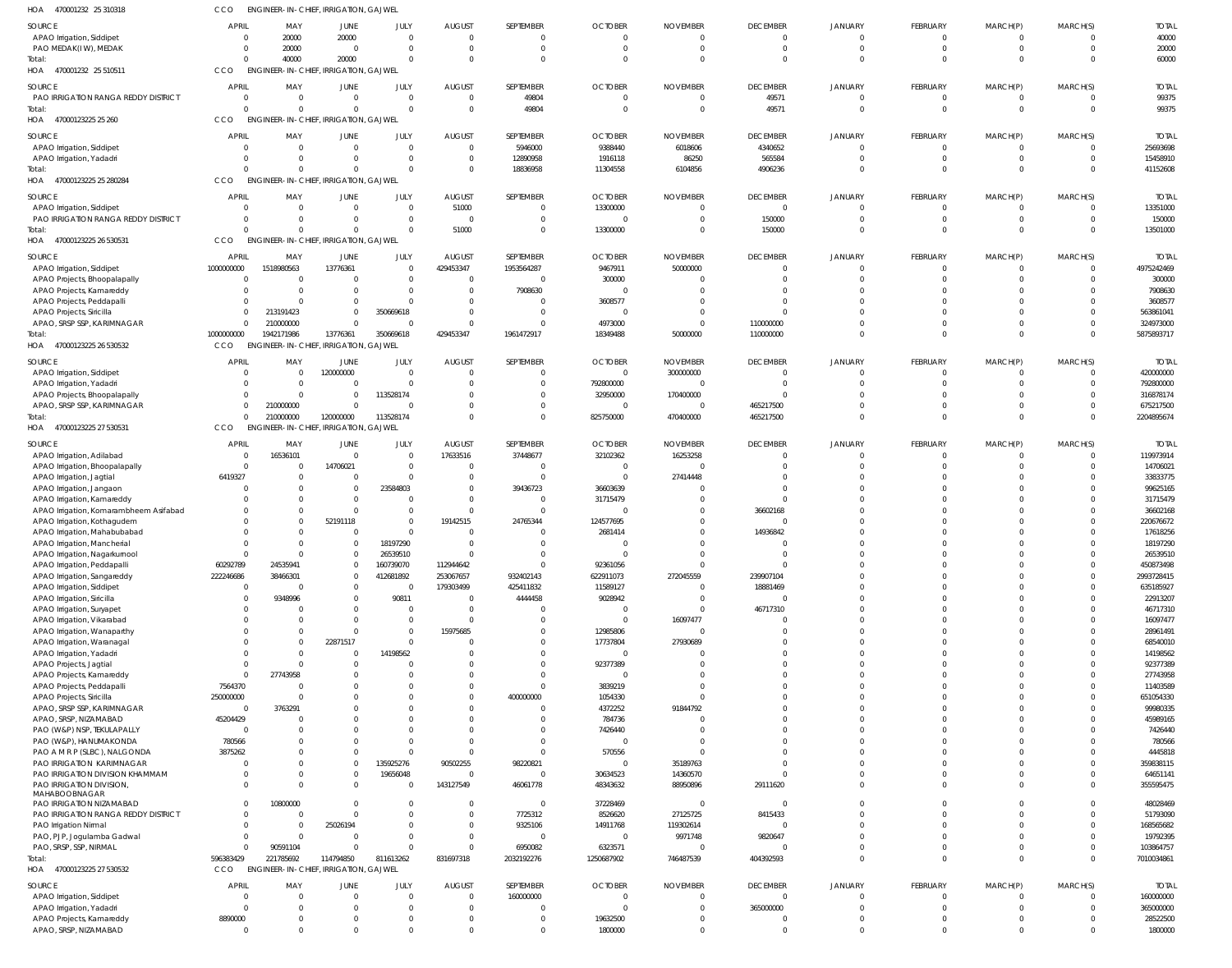HOA 470001232 25 310318 CCO ENGINEER- IN- CHIEF, IRRIGATION, GAJWEL

| SOURCE | APRIL | MAY | JUNE | JULY | AUGUST | SEPTEMBER | OCTOBER | NOVEMBER | DECEMBER | JANUARY | FEBRUARY | MARCH(P) | MARCH(S) | TOTAL |
|---|---|---|---|---|---|---|---|---|---|---|---|---|---|---|
| APAO Irrigation, Siddipet | 0 | 20000 | 20000 | 0 | 0 | 0 | 0 | 0 | 0 | 0 | 0 | 0 | 0 | 40000 |
| PAO MEDAK(IW), MEDAK | 0 | 20000 | 0 | 0 | 0 | 0 | 0 | 0 | 0 | 0 | 0 | 0 | 0 | 20000 |
| Total: | 0 | 40000 | 20000 | 0 | 0 | 0 | 0 | 0 | 0 | 0 | 0 | 0 | 0 | 60000 |

HOA 470001232 25 510511 CCO ENGINEER- IN- CHIEF, IRRIGATION, GAJWEL

| SOURCE | APRIL | MAY | JUNE | JULY | AUGUST | SEPTEMBER | OCTOBER | NOVEMBER | DECEMBER | JANUARY | FEBRUARY | MARCH(P) | MARCH(S) | TOTAL |
|---|---|---|---|---|---|---|---|---|---|---|---|---|---|---|
| PAO IRRIGATION RANGA REDDY DISTRICT | 0 | 0 | 0 | 0 | 0 | 49804 | 0 | 0 | 49571 | 0 | 0 | 0 | 0 | 99375 |
| Total: | 0 | 0 | 0 | 0 | 0 | 49804 | 0 | 0 | 49571 | 0 | 0 | 0 | 0 | 99375 |

HOA 47000123225 25 260 CCO ENGINEER- IN- CHIEF, IRRIGATION, GAJWEL

| SOURCE | APRIL | MAY | JUNE | JULY | AUGUST | SEPTEMBER | OCTOBER | NOVEMBER | DECEMBER | JANUARY | FEBRUARY | MARCH(P) | MARCH(S) | TOTAL |
|---|---|---|---|---|---|---|---|---|---|---|---|---|---|---|
| APAO Irrigation, Siddipet | 0 | 0 | 0 | 0 | 0 | 5946000 | 9388440 | 6018606 | 4340652 | 0 | 0 | 0 | 0 | 25693698 |
| APAO Irrigation, Yadadri | 0 | 0 | 0 | 0 | 0 | 12890958 | 1916118 | 86250 | 565584 | 0 | 0 | 0 | 0 | 15458910 |
| Total: | 0 | 0 | 0 | 0 | 0 | 18836958 | 11304558 | 6104856 | 4906236 | 0 | 0 | 0 | 0 | 41152608 |

HOA 47000123225 25 280284 CCO ENGINEER- IN- CHIEF, IRRIGATION, GAJWEL

| SOURCE | APRIL | MAY | JUNE | JULY | AUGUST | SEPTEMBER | OCTOBER | NOVEMBER | DECEMBER | JANUARY | FEBRUARY | MARCH(P) | MARCH(S) | TOTAL |
|---|---|---|---|---|---|---|---|---|---|---|---|---|---|---|
| APAO Irrigation, Siddipet | 0 | 0 | 0 | 0 | 51000 | 0 | 13300000 | 0 | 0 | 0 | 0 | 0 | 0 | 13351000 |
| PAO IRRIGATION RANGA REDDY DISTRICT | 0 | 0 | 0 | 0 | 0 | 0 | 0 | 0 | 150000 | 0 | 0 | 0 | 0 | 150000 |
| Total: | 0 | 0 | 0 | 0 | 51000 | 0 | 13300000 | 0 | 150000 | 0 | 0 | 0 | 0 | 13501000 |

HOA 47000123225 26 530531 CCO ENGINEER- IN- CHIEF, IRRIGATION, GAJWEL

| SOURCE | APRIL | MAY | JUNE | JULY | AUGUST | SEPTEMBER | OCTOBER | NOVEMBER | DECEMBER | JANUARY | FEBRUARY | MARCH(P) | MARCH(S) | TOTAL |
|---|---|---|---|---|---|---|---|---|---|---|---|---|---|---|
| APAO Irrigation, Siddipet | 1000000000 | 1518980563 | 13776361 | 0 | 429453347 | 1953564287 | 9467911 | 50000000 | 0 | 0 | 0 | 0 | 0 | 4975242469 |
| APAO Projects, Bhoopalapally | 0 | 0 | 0 | 0 | 0 | 0 | 300000 | 0 | 0 | 0 | 0 | 0 | 0 | 300000 |
| APAO Projects, Kamareddy | 0 | 0 | 0 | 0 | 0 | 7908630 | 0 | 0 | 0 | 0 | 0 | 0 | 0 | 7908630 |
| APAO Projects, Peddapalli | 0 | 0 | 0 | 0 | 0 | 0 | 3608577 | 0 | 0 | 0 | 0 | 0 | 0 | 3608577 |
| APAO Projects, Siricilla | 0 | 213191423 | 0 | 350669618 | 0 | 0 | 0 | 0 | 0 | 0 | 0 | 0 | 0 | 563861041 |
| APAO, SRSP SSP, KARIMNAGAR | 0 | 210000000 | 0 | 0 | 0 | 0 | 4973000 | 0 | 110000000 | 0 | 0 | 0 | 0 | 324973000 |
| Total: | 1000000000 | 1942171986 | 13776361 | 350669618 | 429453347 | 1961472917 | 18349488 | 50000000 | 110000000 | 0 | 0 | 0 | 0 | 5875893717 |

HOA 47000123225 26 530532 CCO ENGINEER- IN- CHIEF, IRRIGATION, GAJWEL

| SOURCE | APRIL | MAY | JUNE | JULY | AUGUST | SEPTEMBER | OCTOBER | NOVEMBER | DECEMBER | JANUARY | FEBRUARY | MARCH(P) | MARCH(S) | TOTAL |
|---|---|---|---|---|---|---|---|---|---|---|---|---|---|---|
| APAO Irrigation, Siddipet | 0 | 0 | 120000000 | 0 | 0 | 0 | 0 | 300000000 | 0 | 0 | 0 | 0 | 0 | 420000000 |
| APAO Irrigation, Yadadri | 0 | 0 | 0 | 0 | 0 | 0 | 792800000 | 0 | 0 | 0 | 0 | 0 | 0 | 792800000 |
| APAO Projects, Bhoopalapally | 0 | 0 | 0 | 113528174 | 0 | 0 | 32950000 | 170400000 | 0 | 0 | 0 | 0 | 0 | 316878174 |
| APAO, SRSP SSP, KARIMNAGAR | 0 | 210000000 | 0 | 0 | 0 | 0 | 0 | 0 | 465217500 | 0 | 0 | 0 | 0 | 675217500 |
| Total: | 0 | 210000000 | 120000000 | 113528174 | 0 | 0 | 825750000 | 470400000 | 465217500 | 0 | 0 | 0 | 0 | 2204895674 |

HOA 47000123225 27 530531 CCO ENGINEER- IN- CHIEF, IRRIGATION, GAJWEL

| SOURCE | APRIL | MAY | JUNE | JULY | AUGUST | SEPTEMBER | OCTOBER | NOVEMBER | DECEMBER | JANUARY | FEBRUARY | MARCH(P) | MARCH(S) | TOTAL |
|---|---|---|---|---|---|---|---|---|---|---|---|---|---|---|
| APAO Irrigation, Adilabad | 0 | 16536101 | 0 | 0 | 17633516 | 37448677 | 32102362 | 16253258 | 0 | 0 | 0 | 0 | 0 | 119973914 |
| APAO Irrigation, Bhoopalapally | 0 | 0 | 14706021 | 0 | 0 | 0 | 0 | 0 | 0 | 0 | 0 | 0 | 0 | 14706021 |
| APAO Irrigation, Jagtial | 6419327 | 0 | 0 | 0 | 0 | 0 | 0 | 27414448 | 0 | 0 | 0 | 0 | 0 | 33833775 |
| APAO Irrigation, Jangaon | 0 | 0 | 0 | 23584803 | 0 | 39436723 | 36603639 | 0 | 0 | 0 | 0 | 0 | 0 | 99625165 |
| APAO Irrigation, Kamareddy | 0 | 0 | 0 | 0 | 0 | 0 | 31715479 | 0 | 0 | 0 | 0 | 0 | 0 | 31715479 |
| APAO Irrigation, Komarambheem Asifabad | 0 | 0 | 0 | 0 | 0 | 0 | 0 | 0 | 36602168 | 0 | 0 | 0 | 0 | 36602168 |
| APAO Irrigation, Kothagudem | 0 | 0 | 52191118 | 0 | 19142515 | 24765344 | 124577695 | 0 | 0 | 0 | 0 | 0 | 0 | 220676672 |
| APAO Irrigation, Mahabubabad | 0 | 0 | 0 | 0 | 0 | 0 | 2681414 | 0 | 14936842 | 0 | 0 | 0 | 0 | 17618256 |
| APAO Irrigation, Mancherial | 0 | 0 | 0 | 18197290 | 0 | 0 | 0 | 0 | 0 | 0 | 0 | 0 | 0 | 18197290 |
| APAO Irrigation, Nagarkurnool | 0 | 0 | 0 | 26539510 | 0 | 0 | 0 | 0 | 0 | 0 | 0 | 0 | 0 | 26539510 |
| APAO Irrigation, Peddapalli | 60292789 | 24535941 | 0 | 160739070 | 112944642 | 0 | 92361056 | 0 | 0 | 0 | 0 | 0 | 0 | 450873498 |
| APAO Irrigation, Sangareddy | 222246686 | 38466301 | 0 | 412681892 | 253067657 | 932402143 | 622911073 | 272045559 | 239907104 | 0 | 0 | 0 | 0 | 2993728415 |
| APAO Irrigation, Siddipet | 0 | 0 | 0 | 0 | 179303499 | 425411832 | 11589127 | 0 | 18881469 | 0 | 0 | 0 | 0 | 635185927 |
| APAO Irrigation, Siricilla | 0 | 9348996 | 0 | 90811 | 0 | 4444458 | 9028942 | 0 | 0 | 0 | 0 | 0 | 0 | 22913207 |
| APAO Irrigation, Suryapet | 0 | 0 | 0 | 0 | 0 | 0 | 0 | 0 | 46717310 | 0 | 0 | 0 | 0 | 46717310 |
| APAO Irrigation, Vikarabad | 0 | 0 | 0 | 0 | 0 | 0 | 0 | 16097477 | 0 | 0 | 0 | 0 | 0 | 16097477 |
| APAO Irrigation, Wanaparthy | 0 | 0 | 0 | 0 | 15975685 | 0 | 12985806 | 0 | 0 | 0 | 0 | 0 | 0 | 28961491 |
| APAO Irrigation, Waranagal | 0 | 0 | 22871517 | 0 | 0 | 0 | 17737804 | 27930689 | 0 | 0 | 0 | 0 | 0 | 68540010 |
| APAO Irrigation, Yadadri | 0 | 0 | 0 | 14198562 | 0 | 0 | 0 | 0 | 0 | 0 | 0 | 0 | 0 | 14198562 |
| APAO Projects, Jagtial | 0 | 0 | 0 | 0 | 0 | 0 | 92377389 | 0 | 0 | 0 | 0 | 0 | 0 | 92377389 |
| APAO Projects, Kamareddy | 0 | 27743958 | 0 | 0 | 0 | 0 | 0 | 0 | 0 | 0 | 0 | 0 | 0 | 27743958 |
| APAO Projects, Peddapalli | 7564370 | 0 | 0 | 0 | 0 | 0 | 3839219 | 0 | 0 | 0 | 0 | 0 | 0 | 11403589 |
| APAO Projects, Siricilla | 250000000 | 0 | 0 | 0 | 0 | 400000000 | 1054330 | 0 | 0 | 0 | 0 | 0 | 0 | 651054330 |
| APAO, SRSP SSP, KARIMNAGAR | 0 | 3763291 | 0 | 0 | 0 | 0 | 4372252 | 91844792 | 0 | 0 | 0 | 0 | 0 | 99980335 |
| APAO, SRSP, NIZAMABAD | 45204429 | 0 | 0 | 0 | 0 | 0 | 784736 | 0 | 0 | 0 | 0 | 0 | 0 | 45989165 |
| PAO (W&P) NSP, TEKULAPALLY | 0 | 0 | 0 | 0 | 0 | 0 | 7426440 | 0 | 0 | 0 | 0 | 0 | 0 | 7426440 |
| PAO (W&P), HANUMAKONDA | 780566 | 0 | 0 | 0 | 0 | 0 | 0 | 0 | 0 | 0 | 0 | 0 | 0 | 780566 |
| PAO A M R P (SLBC), NALGONDA | 3875262 | 0 | 0 | 0 | 0 | 0 | 570556 | 0 | 0 | 0 | 0 | 0 | 0 | 4445818 |
| PAO IRRIGATION KARIMNAGAR | 0 | 0 | 0 | 135925276 | 90502255 | 98220821 | 0 | 35189763 | 0 | 0 | 0 | 0 | 0 | 359838115 |
| PAO IRRIGATION DIVISION KHAMMAM | 0 | 0 | 0 | 19656048 | 0 | 0 | 30634523 | 14360570 | 0 | 0 | 0 | 0 | 0 | 64651141 |
| PAO IRRIGATION DIVISION, MAHABOOBNAGAR | 0 | 0 | 0 | 0 | 143127549 | 46061778 | 48343632 | 88950896 | 29111620 | 0 | 0 | 0 | 0 | 355595475 |
| PAO IRRIGATION NIZAMABAD | 0 | 10800000 | 0 | 0 | 0 | 0 | 37228469 | 0 | 0 | 0 | 0 | 0 | 0 | 48028469 |
| PAO IRRIGATION RANGA REDDY DISTRICT | 0 | 0 | 0 | 0 | 0 | 7725312 | 8526620 | 27125725 | 8415433 | 0 | 0 | 0 | 0 | 51793090 |
| PAO Irrigation Nirmal | 0 | 0 | 25026194 | 0 | 0 | 9325106 | 14911768 | 119302614 | 0 | 0 | 0 | 0 | 0 | 168565682 |
| PAO, PJP, Jogulamba Gadwal | 0 | 0 | 0 | 0 | 0 | 0 | 0 | 9971748 | 9820647 | 0 | 0 | 0 | 0 | 19792395 |
| PAO, SRSP, SSP, NIRMAL | 0 | 90591104 | 0 | 0 | 0 | 6950082 | 6323571 | 0 | 0 | 0 | 0 | 0 | 0 | 103864757 |
| Total: | 596383429 | 221785692 | 114794850 | 811613262 | 831697318 | 2032192276 | 1250687902 | 746487539 | 404392593 | 0 | 0 | 0 | 0 | 7010034861 |

HOA 47000123225 27 530532 CCO ENGINEER- IN- CHIEF, IRRIGATION, GAJWEL

| SOURCE | APRIL | MAY | JUNE | JULY | AUGUST | SEPTEMBER | OCTOBER | NOVEMBER | DECEMBER | JANUARY | FEBRUARY | MARCH(P) | MARCH(S) | TOTAL |
|---|---|---|---|---|---|---|---|---|---|---|---|---|---|---|
| APAO Irrigation, Siddipet | 0 | 0 | 0 | 0 | 0 | 160000000 | 0 | 0 | 0 | 0 | 0 | 0 | 0 | 160000000 |
| APAO Irrigation, Yadadri | 0 | 0 | 0 | 0 | 0 | 0 | 0 | 0 | 365000000 | 0 | 0 | 0 | 0 | 365000000 |
| APAO Projects, Kamareddy | 8890000 | 0 | 0 | 0 | 0 | 0 | 19632500 | 0 | 0 | 0 | 0 | 0 | 0 | 28522500 |
| APAO, SRSP, NIZAMABAD | 0 | 0 | 0 | 0 | 0 | 0 | 1800000 | 0 | 0 | 0 | 0 | 0 | 0 | 1800000 |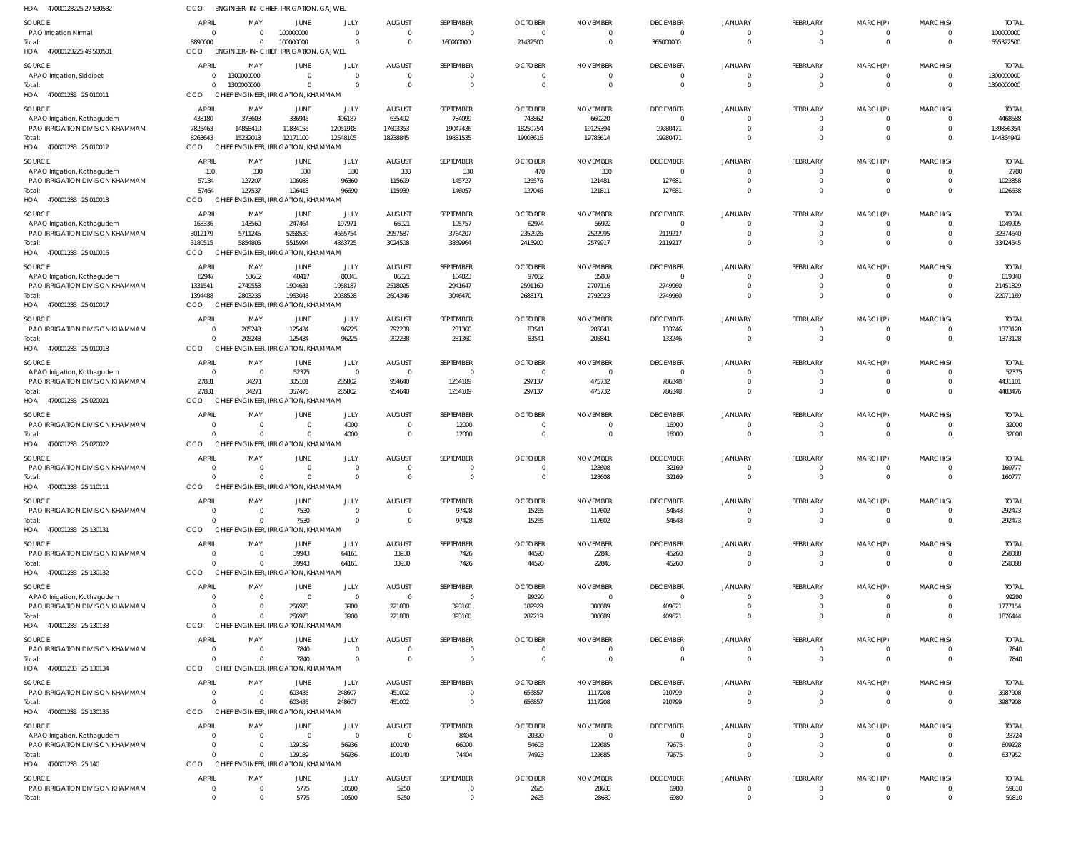HOA 47000123225 27 530532 CCO ENGINEER-IN-CHIEF, IRRIGATION, GAJWEL

| SOURCE | APRIL | MAY | JUNE | JULY | AUGUST | SEPTEMBER | OCTOBER | NOVEMBER | DECEMBER | JANUARY | FEBRUARY | MARCH(P) | MARCH(S) | TOTAL |
|---|---|---|---|---|---|---|---|---|---|---|---|---|---|---|
| PAO Irrigation Nirmal | 0 | 0 | 100000000 | 0 | 0 | 0 | 0 | 0 | 0 | 0 | 0 | 0 | 0 | 100000000 |
| Total: | 8890000 | 0 | 100000000 | 0 | 0 | 160000000 | 21432500 | 0 | 365000000 | 0 | 0 | 0 | 0 | 655322500 |

HOA 47000123225 49 500501 CCO ENGINEER-IN-CHIEF, IRRIGATION, GAJWEL

| SOURCE | APRIL | MAY | JUNE | JULY | AUGUST | SEPTEMBER | OCTOBER | NOVEMBER | DECEMBER | JANUARY | FEBRUARY | MARCH(P) | MARCH(S) | TOTAL |
|---|---|---|---|---|---|---|---|---|---|---|---|---|---|---|
| APAO Irrigation, Siddipet | 0 | 1300000000 | 0 | 0 | 0 | 0 | 0 | 0 | 0 | 0 | 0 | 0 | 0 | 1300000000 |
| Total: | 0 | 1300000000 | 0 | 0 | 0 | 0 | 0 | 0 | 0 | 0 | 0 | 0 | 0 | 1300000000 |

HOA 470001233 25 010011 CCO CHIEF ENGINEER, IRRIGATION, KHAMMAM

| SOURCE | APRIL | MAY | JUNE | JULY | AUGUST | SEPTEMBER | OCTOBER | NOVEMBER | DECEMBER | JANUARY | FEBRUARY | MARCH(P) | MARCH(S) | TOTAL |
|---|---|---|---|---|---|---|---|---|---|---|---|---|---|---|
| APAO Irrigation, Kothagudem | 438180 | 373603 | 336945 | 496187 | 635492 | 784099 | 743862 | 660220 | 0 | 0 | 0 | 0 | 0 | 4468588 |
| PAO IRRIGATION DIVISION KHAMMAM | 7825463 | 14858410 | 11834155 | 12051918 | 17603353 | 19047436 | 18259754 | 19125394 | 19280471 | 0 | 0 | 0 | 0 | 139886354 |
| Total: | 8263643 | 15232013 | 12171100 | 12548105 | 18238845 | 19831535 | 19003616 | 19785614 | 19280471 | 0 | 0 | 0 | 0 | 144354942 |

HOA 470001233 25 010012 CCO CHIEF ENGINEER, IRRIGATION, KHAMMAM

| SOURCE | APRIL | MAY | JUNE | JULY | AUGUST | SEPTEMBER | OCTOBER | NOVEMBER | DECEMBER | JANUARY | FEBRUARY | MARCH(P) | MARCH(S) | TOTAL |
|---|---|---|---|---|---|---|---|---|---|---|---|---|---|---|
| APAO Irrigation, Kothagudem | 330 | 330 | 330 | 330 | 330 | 330 | 470 | 330 | 0 | 0 | 0 | 0 | 0 | 2780 |
| PAO IRRIGATION DIVISION KHAMMAM | 57134 | 127207 | 106083 | 96360 | 115609 | 145727 | 126576 | 121481 | 127681 | 0 | 0 | 0 | 0 | 1023858 |
| Total: | 57464 | 127537 | 106413 | 96690 | 115939 | 146057 | 127046 | 121811 | 127681 | 0 | 0 | 0 | 0 | 1026638 |

HOA 470001233 25 010013 CCO CHIEF ENGINEER, IRRIGATION, KHAMMAM

| SOURCE | APRIL | MAY | JUNE | JULY | AUGUST | SEPTEMBER | OCTOBER | NOVEMBER | DECEMBER | JANUARY | FEBRUARY | MARCH(P) | MARCH(S) | TOTAL |
|---|---|---|---|---|---|---|---|---|---|---|---|---|---|---|
| APAO Irrigation, Kothagudem | 168336 | 143560 | 247464 | 197971 | 66921 | 105757 | 62974 | 56922 | 0 | 0 | 0 | 0 | 0 | 1049905 |
| PAO IRRIGATION DIVISION KHAMMAM | 3012179 | 5711245 | 5268530 | 4665754 | 2957587 | 3764207 | 2352926 | 2522995 | 2119217 | 0 | 0 | 0 | 0 | 32374640 |
| Total: | 3180515 | 5854805 | 5515994 | 4863725 | 3024508 | 3869964 | 2415900 | 2579917 | 2119217 | 0 | 0 | 0 | 0 | 33424545 |

HOA 470001233 25 010016 CCO CHIEF ENGINEER, IRRIGATION, KHAMMAM

| SOURCE | APRIL | MAY | JUNE | JULY | AUGUST | SEPTEMBER | OCTOBER | NOVEMBER | DECEMBER | JANUARY | FEBRUARY | MARCH(P) | MARCH(S) | TOTAL |
|---|---|---|---|---|---|---|---|---|---|---|---|---|---|---|
| APAO Irrigation, Kothagudem | 62947 | 53682 | 48417 | 80341 | 86321 | 104823 | 97002 | 85807 | 0 | 0 | 0 | 0 | 0 | 619340 |
| PAO IRRIGATION DIVISION KHAMMAM | 1331541 | 2749553 | 1904631 | 1958187 | 2518025 | 2941647 | 2591169 | 2707116 | 2749960 | 0 | 0 | 0 | 0 | 21451829 |
| Total: | 1394488 | 2803235 | 1953048 | 2038528 | 2604346 | 3046470 | 2688171 | 2792923 | 2749960 | 0 | 0 | 0 | 0 | 22071169 |

HOA 470001233 25 010017 CCO CHIEF ENGINEER, IRRIGATION, KHAMMAM

| SOURCE | APRIL | MAY | JUNE | JULY | AUGUST | SEPTEMBER | OCTOBER | NOVEMBER | DECEMBER | JANUARY | FEBRUARY | MARCH(P) | MARCH(S) | TOTAL |
|---|---|---|---|---|---|---|---|---|---|---|---|---|---|---|
| PAO IRRIGATION DIVISION KHAMMAM | 0 | 205243 | 125434 | 96225 | 292238 | 231360 | 83541 | 205841 | 133246 | 0 | 0 | 0 | 0 | 1373128 |
| Total: | 0 | 205243 | 125434 | 96225 | 292238 | 231360 | 83541 | 205841 | 133246 | 0 | 0 | 0 | 0 | 1373128 |

HOA 470001233 25 010018 CCO CHIEF ENGINEER, IRRIGATION, KHAMMAM

| SOURCE | APRIL | MAY | JUNE | JULY | AUGUST | SEPTEMBER | OCTOBER | NOVEMBER | DECEMBER | JANUARY | FEBRUARY | MARCH(P) | MARCH(S) | TOTAL |
|---|---|---|---|---|---|---|---|---|---|---|---|---|---|---|
| APAO Irrigation, Kothagudem | 0 | 0 | 52375 | 0 | 0 | 0 | 0 | 0 | 0 | 0 | 0 | 0 | 0 | 52375 |
| PAO IRRIGATION DIVISION KHAMMAM | 27881 | 34271 | 305101 | 285802 | 954640 | 1264189 | 297137 | 475732 | 786348 | 0 | 0 | 0 | 0 | 4431101 |
| Total: | 27881 | 34271 | 357476 | 285802 | 954640 | 1264189 | 297137 | 475732 | 786348 | 0 | 0 | 0 | 0 | 4483476 |

HOA 470001233 25 020021 CCO CHIEF ENGINEER, IRRIGATION, KHAMMAM

| SOURCE | APRIL | MAY | JUNE | JULY | AUGUST | SEPTEMBER | OCTOBER | NOVEMBER | DECEMBER | JANUARY | FEBRUARY | MARCH(P) | MARCH(S) | TOTAL |
|---|---|---|---|---|---|---|---|---|---|---|---|---|---|---|
| PAO IRRIGATION DIVISION KHAMMAM | 0 | 0 | 0 | 4000 | 0 | 12000 | 0 | 0 | 16000 | 0 | 0 | 0 | 0 | 32000 |
| Total: | 0 | 0 | 0 | 4000 | 0 | 12000 | 0 | 0 | 16000 | 0 | 0 | 0 | 0 | 32000 |

HOA 470001233 25 020022 CCO CHIEF ENGINEER, IRRIGATION, KHAMMAM

| SOURCE | APRIL | MAY | JUNE | JULY | AUGUST | SEPTEMBER | OCTOBER | NOVEMBER | DECEMBER | JANUARY | FEBRUARY | MARCH(P) | MARCH(S) | TOTAL |
|---|---|---|---|---|---|---|---|---|---|---|---|---|---|---|
| PAO IRRIGATION DIVISION KHAMMAM | 0 | 0 | 0 | 0 | 0 | 0 | 0 | 128608 | 32169 | 0 | 0 | 0 | 0 | 160777 |
| Total: | 0 | 0 | 0 | 0 | 0 | 0 | 0 | 128608 | 32169 | 0 | 0 | 0 | 0 | 160777 |

HOA 470001233 25 110111 CCO CHIEF ENGINEER, IRRIGATION, KHAMMAM

| SOURCE | APRIL | MAY | JUNE | JULY | AUGUST | SEPTEMBER | OCTOBER | NOVEMBER | DECEMBER | JANUARY | FEBRUARY | MARCH(P) | MARCH(S) | TOTAL |
|---|---|---|---|---|---|---|---|---|---|---|---|---|---|---|
| PAO IRRIGATION DIVISION KHAMMAM | 0 | 0 | 7530 | 0 | 0 | 97428 | 15265 | 117602 | 54648 | 0 | 0 | 0 | 0 | 292473 |
| Total: | 0 | 0 | 7530 | 0 | 0 | 97428 | 15265 | 117602 | 54648 | 0 | 0 | 0 | 0 | 292473 |

HOA 470001233 25 130131 CCO CHIEF ENGINEER, IRRIGATION, KHAMMAM

| SOURCE | APRIL | MAY | JUNE | JULY | AUGUST | SEPTEMBER | OCTOBER | NOVEMBER | DECEMBER | JANUARY | FEBRUARY | MARCH(P) | MARCH(S) | TOTAL |
|---|---|---|---|---|---|---|---|---|---|---|---|---|---|---|
| PAO IRRIGATION DIVISION KHAMMAM | 0 | 0 | 39943 | 64161 | 33930 | 7426 | 44520 | 22848 | 45260 | 0 | 0 | 0 | 0 | 258088 |
| Total: | 0 | 0 | 39943 | 64161 | 33930 | 7426 | 44520 | 22848 | 45260 | 0 | 0 | 0 | 0 | 258088 |

HOA 470001233 25 130132 CCO CHIEF ENGINEER, IRRIGATION, KHAMMAM

| SOURCE | APRIL | MAY | JUNE | JULY | AUGUST | SEPTEMBER | OCTOBER | NOVEMBER | DECEMBER | JANUARY | FEBRUARY | MARCH(P) | MARCH(S) | TOTAL |
|---|---|---|---|---|---|---|---|---|---|---|---|---|---|---|
| APAO Irrigation, Kothagudem | 0 | 0 | 0 | 0 | 0 | 0 | 99290 | 0 | 0 | 0 | 0 | 0 | 0 | 99290 |
| PAO IRRIGATION DIVISION KHAMMAM | 0 | 0 | 256975 | 3900 | 221880 | 393160 | 182929 | 308689 | 409621 | 0 | 0 | 0 | 0 | 1777154 |
| Total: | 0 | 0 | 256975 | 3900 | 221880 | 393160 | 282219 | 308689 | 409621 | 0 | 0 | 0 | 0 | 1876444 |

HOA 470001233 25 130133 CCO CHIEF ENGINEER, IRRIGATION, KHAMMAM

| SOURCE | APRIL | MAY | JUNE | JULY | AUGUST | SEPTEMBER | OCTOBER | NOVEMBER | DECEMBER | JANUARY | FEBRUARY | MARCH(P) | MARCH(S) | TOTAL |
|---|---|---|---|---|---|---|---|---|---|---|---|---|---|---|
| PAO IRRIGATION DIVISION KHAMMAM | 0 | 0 | 7840 | 0 | 0 | 0 | 0 | 0 | 0 | 0 | 0 | 0 | 0 | 7840 |
| Total: | 0 | 0 | 7840 | 0 | 0 | 0 | 0 | 0 | 0 | 0 | 0 | 0 | 0 | 7840 |

HOA 470001233 25 130134 CCO CHIEF ENGINEER, IRRIGATION, KHAMMAM

| SOURCE | APRIL | MAY | JUNE | JULY | AUGUST | SEPTEMBER | OCTOBER | NOVEMBER | DECEMBER | JANUARY | FEBRUARY | MARCH(P) | MARCH(S) | TOTAL |
|---|---|---|---|---|---|---|---|---|---|---|---|---|---|---|
| PAO IRRIGATION DIVISION KHAMMAM | 0 | 0 | 603435 | 248607 | 451002 | 0 | 656857 | 1117208 | 910799 | 0 | 0 | 0 | 0 | 3987908 |
| Total: | 0 | 0 | 603435 | 248607 | 451002 | 0 | 656857 | 1117208 | 910799 | 0 | 0 | 0 | 0 | 3987908 |

HOA 470001233 25 130135 CCO CHIEF ENGINEER, IRRIGATION, KHAMMAM

| SOURCE | APRIL | MAY | JUNE | JULY | AUGUST | SEPTEMBER | OCTOBER | NOVEMBER | DECEMBER | JANUARY | FEBRUARY | MARCH(P) | MARCH(S) | TOTAL |
|---|---|---|---|---|---|---|---|---|---|---|---|---|---|---|
| APAO Irrigation, Kothagudem | 0 | 0 | 0 | 0 | 0 | 8404 | 20320 | 0 | 0 | 0 | 0 | 0 | 0 | 28724 |
| PAO IRRIGATION DIVISION KHAMMAM | 0 | 0 | 129189 | 56936 | 100140 | 66000 | 54603 | 122685 | 79675 | 0 | 0 | 0 | 0 | 609228 |
| Total: | 0 | 0 | 129189 | 56936 | 100140 | 74404 | 74923 | 122685 | 79675 | 0 | 0 | 0 | 0 | 637952 |

HOA 470001233 25 140 CCO CHIEF ENGINEER, IRRIGATION, KHAMMAM

| SOURCE | APRIL | MAY | JUNE | JULY | AUGUST | SEPTEMBER | OCTOBER | NOVEMBER | DECEMBER | JANUARY | FEBRUARY | MARCH(P) | MARCH(S) | TOTAL |
|---|---|---|---|---|---|---|---|---|---|---|---|---|---|---|
| PAO IRRIGATION DIVISION KHAMMAM | 0 | 0 | 5775 | 10500 | 5250 | 0 | 2625 | 28680 | 6980 | 0 | 0 | 0 | 0 | 59810 |
| Total: | 0 | 0 | 5775 | 10500 | 5250 | 0 | 2625 | 28680 | 6980 | 0 | 0 | 0 | 0 | 59810 |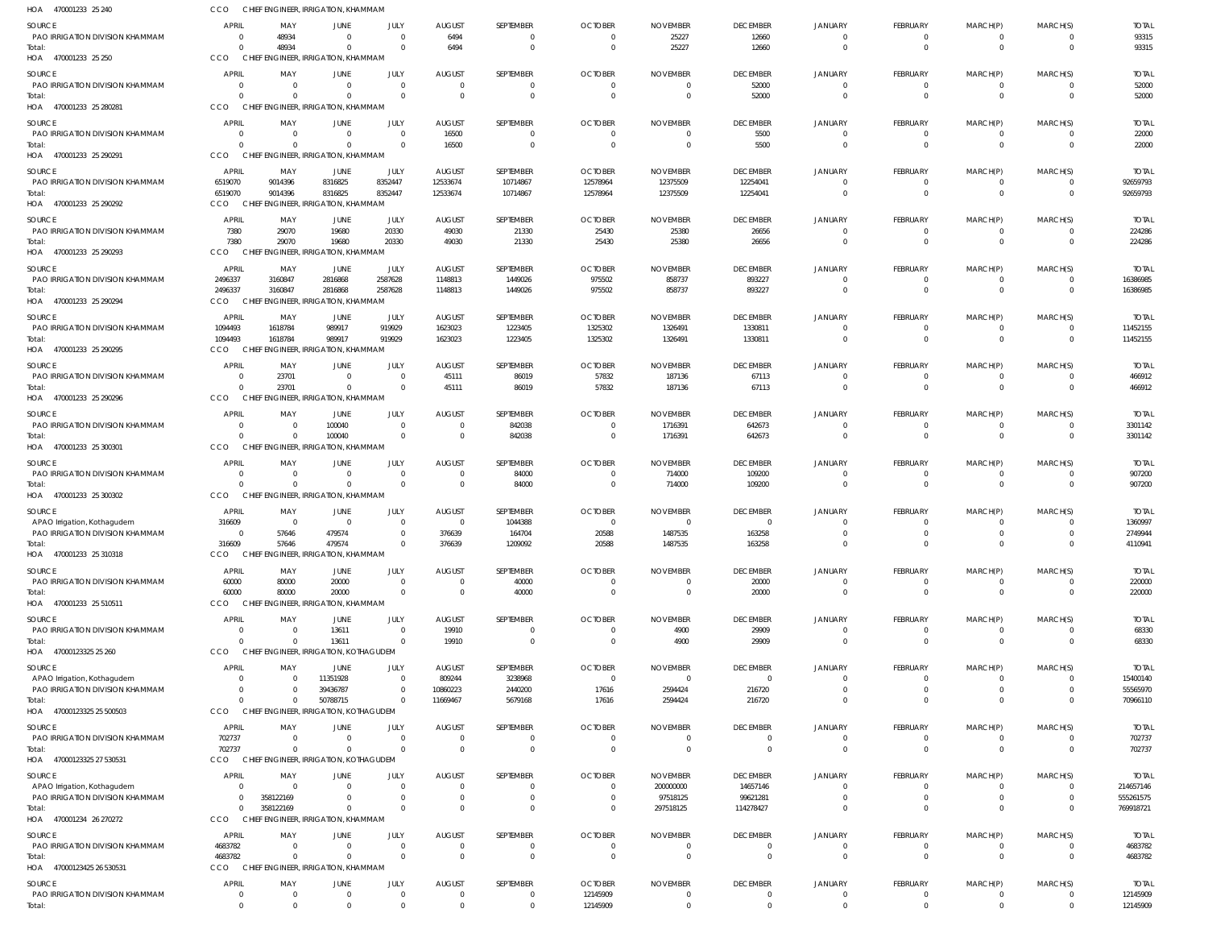HOA 470001233 25 240 CCO CHIEF ENGINEER, IRRIGATION, KHAMMAM

| SOURCE | APRIL | MAY | JUNE | JULY | AUGUST | SEPTEMBER | OCTOBER | NOVEMBER | DECEMBER | JANUARY | FEBRUARY | MARCH(P) | MARCH(S) | TOTAL |
|---|---|---|---|---|---|---|---|---|---|---|---|---|---|---|
| PAO IRRIGATION DIVISION KHAMMAM | 0 | 48934 | 0 | 0 | 6494 | 0 | 0 | 25227 | 12660 | 0 | 0 | 0 | 0 | 93315 |
| Total: | 0 | 48934 | 0 | 0 | 6494 | 0 | 0 | 25227 | 12660 | 0 | 0 | 0 | 0 | 93315 |

HOA 470001233 25 250 CCO CHIEF ENGINEER, IRRIGATION, KHAMMAM

| SOURCE | APRIL | MAY | JUNE | JULY | AUGUST | SEPTEMBER | OCTOBER | NOVEMBER | DECEMBER | JANUARY | FEBRUARY | MARCH(P) | MARCH(S) | TOTAL |
|---|---|---|---|---|---|---|---|---|---|---|---|---|---|---|
| PAO IRRIGATION DIVISION KHAMMAM | 0 | 0 | 0 | 0 | 0 | 0 | 0 | 0 | 52000 | 0 | 0 | 0 | 0 | 52000 |
| Total: | 0 | 0 | 0 | 0 | 0 | 0 | 0 | 0 | 52000 | 0 | 0 | 0 | 0 | 52000 |

HOA 470001233 25 280281 CCO CHIEF ENGINEER, IRRIGATION, KHAMMAM

| SOURCE | APRIL | MAY | JUNE | JULY | AUGUST | SEPTEMBER | OCTOBER | NOVEMBER | DECEMBER | JANUARY | FEBRUARY | MARCH(P) | MARCH(S) | TOTAL |
|---|---|---|---|---|---|---|---|---|---|---|---|---|---|---|
| PAO IRRIGATION DIVISION KHAMMAM | 0 | 0 | 0 | 0 | 16500 | 0 | 0 | 0 | 5500 | 0 | 0 | 0 | 0 | 22000 |
| Total: | 0 | 0 | 0 | 0 | 16500 | 0 | 0 | 0 | 5500 | 0 | 0 | 0 | 0 | 22000 |

HOA 470001233 25 290291 CCO CHIEF ENGINEER, IRRIGATION, KHAMMAM

| SOURCE | APRIL | MAY | JUNE | JULY | AUGUST | SEPTEMBER | OCTOBER | NOVEMBER | DECEMBER | JANUARY | FEBRUARY | MARCH(P) | MARCH(S) | TOTAL |
|---|---|---|---|---|---|---|---|---|---|---|---|---|---|---|
| PAO IRRIGATION DIVISION KHAMMAM | 6519070 | 9014396 | 8316825 | 8352447 | 12533674 | 10714867 | 12578964 | 12375509 | 12254041 | 0 | 0 | 0 | 0 | 92659793 |
| Total: | 6519070 | 9014396 | 8316825 | 8352447 | 12533674 | 10714867 | 12578964 | 12375509 | 12254041 | 0 | 0 | 0 | 0 | 92659793 |

HOA 470001233 25 290292 CCO CHIEF ENGINEER, IRRIGATION, KHAMMAM

| SOURCE | APRIL | MAY | JUNE | JULY | AUGUST | SEPTEMBER | OCTOBER | NOVEMBER | DECEMBER | JANUARY | FEBRUARY | MARCH(P) | MARCH(S) | TOTAL |
|---|---|---|---|---|---|---|---|---|---|---|---|---|---|---|
| PAO IRRIGATION DIVISION KHAMMAM | 7380 | 29070 | 19680 | 20330 | 49030 | 21330 | 25430 | 25380 | 26656 | 0 | 0 | 0 | 0 | 224286 |
| Total: | 7380 | 29070 | 19680 | 20330 | 49030 | 21330 | 25430 | 25380 | 26656 | 0 | 0 | 0 | 0 | 224286 |

HOA 470001233 25 290293 CCO CHIEF ENGINEER, IRRIGATION, KHAMMAM

| SOURCE | APRIL | MAY | JUNE | JULY | AUGUST | SEPTEMBER | OCTOBER | NOVEMBER | DECEMBER | JANUARY | FEBRUARY | MARCH(P) | MARCH(S) | TOTAL |
|---|---|---|---|---|---|---|---|---|---|---|---|---|---|---|
| PAO IRRIGATION DIVISION KHAMMAM | 2496337 | 3160847 | 2816868 | 2587628 | 1148813 | 1449026 | 975502 | 858737 | 893227 | 0 | 0 | 0 | 0 | 16386985 |
| Total: | 2496337 | 3160847 | 2816868 | 2587628 | 1148813 | 1449026 | 975502 | 858737 | 893227 | 0 | 0 | 0 | 0 | 16386985 |

HOA 470001233 25 290294 CCO CHIEF ENGINEER, IRRIGATION, KHAMMAM

| SOURCE | APRIL | MAY | JUNE | JULY | AUGUST | SEPTEMBER | OCTOBER | NOVEMBER | DECEMBER | JANUARY | FEBRUARY | MARCH(P) | MARCH(S) | TOTAL |
|---|---|---|---|---|---|---|---|---|---|---|---|---|---|---|
| PAO IRRIGATION DIVISION KHAMMAM | 1094493 | 1618784 | 989917 | 919929 | 1623023 | 1223405 | 1325302 | 1326491 | 1330811 | 0 | 0 | 0 | 0 | 11452155 |
| Total: | 1094493 | 1618784 | 989917 | 919929 | 1623023 | 1223405 | 1325302 | 1326491 | 1330811 | 0 | 0 | 0 | 0 | 11452155 |

HOA 470001233 25 290295 CCO CHIEF ENGINEER, IRRIGATION, KHAMMAM

| SOURCE | APRIL | MAY | JUNE | JULY | AUGUST | SEPTEMBER | OCTOBER | NOVEMBER | DECEMBER | JANUARY | FEBRUARY | MARCH(P) | MARCH(S) | TOTAL |
|---|---|---|---|---|---|---|---|---|---|---|---|---|---|---|
| PAO IRRIGATION DIVISION KHAMMAM | 0 | 23701 | 0 | 0 | 45111 | 86019 | 57832 | 187136 | 67113 | 0 | 0 | 0 | 0 | 466912 |
| Total: | 0 | 23701 | 0 | 0 | 45111 | 86019 | 57832 | 187136 | 67113 | 0 | 0 | 0 | 0 | 466912 |

HOA 470001233 25 290296 CCO CHIEF ENGINEER, IRRIGATION, KHAMMAM

| SOURCE | APRIL | MAY | JUNE | JULY | AUGUST | SEPTEMBER | OCTOBER | NOVEMBER | DECEMBER | JANUARY | FEBRUARY | MARCH(P) | MARCH(S) | TOTAL |
|---|---|---|---|---|---|---|---|---|---|---|---|---|---|---|
| PAO IRRIGATION DIVISION KHAMMAM | 0 | 0 | 100040 | 0 | 0 | 842038 | 0 | 1716391 | 642673 | 0 | 0 | 0 | 0 | 3301142 |
| Total: | 0 | 0 | 100040 | 0 | 0 | 842038 | 0 | 1716391 | 642673 | 0 | 0 | 0 | 0 | 3301142 |

HOA 470001233 25 300301 CCO CHIEF ENGINEER, IRRIGATION, KHAMMAM

| SOURCE | APRIL | MAY | JUNE | JULY | AUGUST | SEPTEMBER | OCTOBER | NOVEMBER | DECEMBER | JANUARY | FEBRUARY | MARCH(P) | MARCH(S) | TOTAL |
|---|---|---|---|---|---|---|---|---|---|---|---|---|---|---|
| PAO IRRIGATION DIVISION KHAMMAM | 0 | 0 | 0 | 0 | 0 | 84000 | 0 | 714000 | 109200 | 0 | 0 | 0 | 0 | 907200 |
| Total: | 0 | 0 | 0 | 0 | 0 | 84000 | 0 | 714000 | 109200 | 0 | 0 | 0 | 0 | 907200 |

HOA 470001233 25 300302 CCO CHIEF ENGINEER, IRRIGATION, KHAMMAM

| SOURCE | APRIL | MAY | JUNE | JULY | AUGUST | SEPTEMBER | OCTOBER | NOVEMBER | DECEMBER | JANUARY | FEBRUARY | MARCH(P) | MARCH(S) | TOTAL |
|---|---|---|---|---|---|---|---|---|---|---|---|---|---|---|
| APAO Irrigation, Kothagudem | 316609 | 0 | 0 | 0 | 0 | 1044388 | 0 | 0 | 0 | 0 | 0 | 0 | 0 | 1360997 |
| PAO IRRIGATION DIVISION KHAMMAM | 0 | 57646 | 479574 | 0 | 376639 | 164704 | 20588 | 1487535 | 163258 | 0 | 0 | 0 | 0 | 2749944 |
| Total: | 316609 | 57646 | 479574 | 0 | 376639 | 1209092 | 20588 | 1487535 | 163258 | 0 | 0 | 0 | 0 | 4110941 |

HOA 470001233 25 310318 CCO CHIEF ENGINEER, IRRIGATION, KHAMMAM

| SOURCE | APRIL | MAY | JUNE | JULY | AUGUST | SEPTEMBER | OCTOBER | NOVEMBER | DECEMBER | JANUARY | FEBRUARY | MARCH(P) | MARCH(S) | TOTAL |
|---|---|---|---|---|---|---|---|---|---|---|---|---|---|---|
| PAO IRRIGATION DIVISION KHAMMAM | 60000 | 80000 | 20000 | 0 | 0 | 40000 | 0 | 0 | 20000 | 0 | 0 | 0 | 0 | 220000 |
| Total: | 60000 | 80000 | 20000 | 0 | 0 | 40000 | 0 | 0 | 20000 | 0 | 0 | 0 | 0 | 220000 |

HOA 470001233 25 510511 CCO CHIEF ENGINEER, IRRIGATION, KHAMMAM

| SOURCE | APRIL | MAY | JUNE | JULY | AUGUST | SEPTEMBER | OCTOBER | NOVEMBER | DECEMBER | JANUARY | FEBRUARY | MARCH(P) | MARCH(S) | TOTAL |
|---|---|---|---|---|---|---|---|---|---|---|---|---|---|---|
| PAO IRRIGATION DIVISION KHAMMAM | 0 | 0 | 13611 | 0 | 19910 | 0 | 0 | 4900 | 29909 | 0 | 0 | 0 | 0 | 68330 |
| Total: | 0 | 0 | 13611 | 0 | 19910 | 0 | 0 | 4900 | 29909 | 0 | 0 | 0 | 0 | 68330 |

HOA 47000123325 25 260 CCO CHIEF ENGINEER, IRRIGATION, KOTHAGUDEM

| SOURCE | APRIL | MAY | JUNE | JULY | AUGUST | SEPTEMBER | OCTOBER | NOVEMBER | DECEMBER | JANUARY | FEBRUARY | MARCH(P) | MARCH(S) | TOTAL |
|---|---|---|---|---|---|---|---|---|---|---|---|---|---|---|
| APAO Irrigation, Kothagudem | 0 | 0 | 11351928 | 0 | 809244 | 3238968 | 0 | 0 | 0 | 0 | 0 | 0 | 0 | 15400140 |
| PAO IRRIGATION DIVISION KHAMMAM | 0 | 0 | 39436787 | 0 | 10860223 | 2440200 | 17616 | 2594424 | 216720 | 0 | 0 | 0 | 0 | 55565970 |
| Total: | 0 | 0 | 50788715 | 0 | 11669467 | 5679168 | 17616 | 2594424 | 216720 | 0 | 0 | 0 | 0 | 70966110 |

HOA 47000123325 25 500503 CCO CHIEF ENGINEER, IRRIGATION, KOTHAGUDEM

| SOURCE | APRIL | MAY | JUNE | JULY | AUGUST | SEPTEMBER | OCTOBER | NOVEMBER | DECEMBER | JANUARY | FEBRUARY | MARCH(P) | MARCH(S) | TOTAL |
|---|---|---|---|---|---|---|---|---|---|---|---|---|---|---|
| PAO IRRIGATION DIVISION KHAMMAM | 702737 | 0 | 0 | 0 | 0 | 0 | 0 | 0 | 0 | 0 | 0 | 0 | 0 | 702737 |
| Total: | 702737 | 0 | 0 | 0 | 0 | 0 | 0 | 0 | 0 | 0 | 0 | 0 | 0 | 702737 |

HOA 47000123325 27 530531 CCO CHIEF ENGINEER, IRRIGATION, KOTHAGUDEM

| SOURCE | APRIL | MAY | JUNE | JULY | AUGUST | SEPTEMBER | OCTOBER | NOVEMBER | DECEMBER | JANUARY | FEBRUARY | MARCH(P) | MARCH(S) | TOTAL |
|---|---|---|---|---|---|---|---|---|---|---|---|---|---|---|
| APAO Irrigation, Kothagudem | 0 | 0 | 0 | 0 | 0 | 0 | 0 | 200000000 | 14657146 | 0 | 0 | 0 | 0 | 214657146 |
| PAO IRRIGATION DIVISION KHAMMAM | 0 | 358122169 | 0 | 0 | 0 | 0 | 0 | 97518125 | 99621281 | 0 | 0 | 0 | 0 | 555261575 |
| Total: | 0 | 358122169 | 0 | 0 | 0 | 0 | 0 | 297518125 | 114278427 | 0 | 0 | 0 | 0 | 769918721 |

HOA 470001234 26 270272 CCO CHIEF ENGINEER, IRRIGATION, KHAMMAM

| SOURCE | APRIL | MAY | JUNE | JULY | AUGUST | SEPTEMBER | OCTOBER | NOVEMBER | DECEMBER | JANUARY | FEBRUARY | MARCH(P) | MARCH(S) | TOTAL |
|---|---|---|---|---|---|---|---|---|---|---|---|---|---|---|
| PAO IRRIGATION DIVISION KHAMMAM | 4683782 | 0 | 0 | 0 | 0 | 0 | 0 | 0 | 0 | 0 | 0 | 0 | 0 | 4683782 |
| Total: | 4683782 | 0 | 0 | 0 | 0 | 0 | 0 | 0 | 0 | 0 | 0 | 0 | 0 | 4683782 |

HOA 47000123425 26 530531 CCO CHIEF ENGINEER, IRRIGATION, KHAMMAM

| SOURCE | APRIL | MAY | JUNE | JULY | AUGUST | SEPTEMBER | OCTOBER | NOVEMBER | DECEMBER | JANUARY | FEBRUARY | MARCH(P) | MARCH(S) | TOTAL |
|---|---|---|---|---|---|---|---|---|---|---|---|---|---|---|
| PAO IRRIGATION DIVISION KHAMMAM | 0 | 0 | 0 | 0 | 0 | 0 | 12145909 | 0 | 0 | 0 | 0 | 0 | 0 | 12145909 |
| Total: | 0 | 0 | 0 | 0 | 0 | 0 | 12145909 | 0 | 0 | 0 | 0 | 0 | 0 | 12145909 |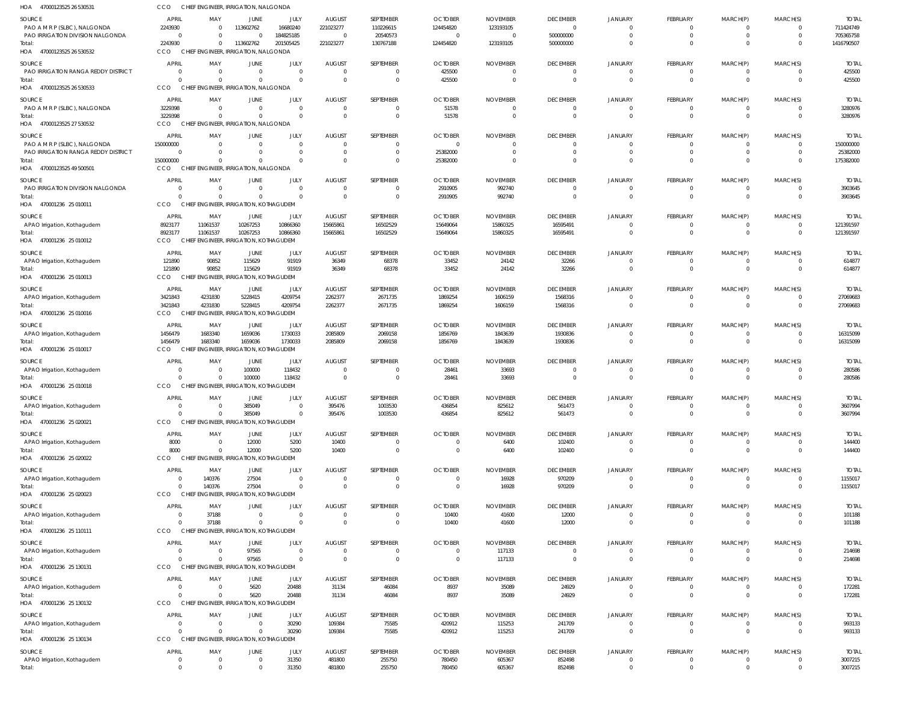HOA 470001235 25 26 530531 CCO CHIEF ENGINEER, IRRIGATION, NALGONDA

| SOURCE | APRIL | MAY | JUNE | JULY | AUGUST | SEPTEMBER | OCTOBER | NOVEMBER | DECEMBER | JANUARY | FEBRUARY | MARCH(P) | MARCH(S) | TOTAL |
|---|---|---|---|---|---|---|---|---|---|---|---|---|---|---|
| PAO A M R P (SLBC), NALGONDA | 2243930 | 0 | 113602762 | 16680240 | 221023277 | 110226615 | 124454820 | 123193105 | 0 | 0 | 0 | 0 | 0 | 711424749 |
| PAO IRRIGATION DIVISION NALGONDA | 0 | 0 | 0 | 184825185 | 0 | 20540573 | 0 | 0 | 500000000 | 0 | 0 | 0 | 0 | 705365758 |
| Total: | 2243930 | 0 | 113602762 | 201505425 | 221023277 | 130767188 | 124454820 | 123193105 | 500000000 | 0 | 0 | 0 | 0 | 1416790507 |

HOA 470001235 25 26 530532 CCO CHIEF ENGINEER, IRRIGATION, NALGONDA

| SOURCE | APRIL | MAY | JUNE | JULY | AUGUST | SEPTEMBER | OCTOBER | NOVEMBER | DECEMBER | JANUARY | FEBRUARY | MARCH(P) | MARCH(S) | TOTAL |
|---|---|---|---|---|---|---|---|---|---|---|---|---|---|---|
| PAO IRRIGATION RANGA REDDY DISTRICT | 0 | 0 | 0 | 0 | 0 | 0 | 425500 | 0 | 0 | 0 | 0 | 0 | 0 | 425500 |
| Total: | 0 | 0 | 0 | 0 | 0 | 0 | 425500 | 0 | 0 | 0 | 0 | 0 | 0 | 425500 |

HOA 470001235 25 26 530533 CCO CHIEF ENGINEER, IRRIGATION, NALGONDA

| SOURCE | APRIL | MAY | JUNE | JULY | AUGUST | SEPTEMBER | OCTOBER | NOVEMBER | DECEMBER | JANUARY | FEBRUARY | MARCH(P) | MARCH(S) | TOTAL |
|---|---|---|---|---|---|---|---|---|---|---|---|---|---|---|
| PAO A M R P (SLBC), NALGONDA | 3229398 | 0 | 0 | 0 | 0 | 0 | 51578 | 0 | 0 | 0 | 0 | 0 | 0 | 3280976 |
| Total: | 3229398 | 0 | 0 | 0 | 0 | 0 | 51578 | 0 | 0 | 0 | 0 | 0 | 0 | 3280976 |

HOA 470001235 25 27 530532 CCO CHIEF ENGINEER, IRRIGATION, NALGONDA

| SOURCE | APRIL | MAY | JUNE | JULY | AUGUST | SEPTEMBER | OCTOBER | NOVEMBER | DECEMBER | JANUARY | FEBRUARY | MARCH(P) | MARCH(S) | TOTAL |
|---|---|---|---|---|---|---|---|---|---|---|---|---|---|---|
| PAO A M R P (SLBC), NALGONDA | 150000000 | 0 | 0 | 0 | 0 | 0 | 0 | 0 | 0 | 0 | 0 | 0 | 0 | 150000000 |
| PAO IRRIGATION RANGA REDDY DISTRICT | 0 | 0 | 0 | 0 | 0 | 0 | 25382000 | 0 | 0 | 0 | 0 | 0 | 0 | 25382000 |
| Total: | 150000000 | 0 | 0 | 0 | 0 | 0 | 25382000 | 0 | 0 | 0 | 0 | 0 | 0 | 175382000 |

HOA 470001235 25 49 500501 CCO CHIEF ENGINEER, IRRIGATION, NALGONDA

| SOURCE | APRIL | MAY | JUNE | JULY | AUGUST | SEPTEMBER | OCTOBER | NOVEMBER | DECEMBER | JANUARY | FEBRUARY | MARCH(P) | MARCH(S) | TOTAL |
|---|---|---|---|---|---|---|---|---|---|---|---|---|---|---|
| PAO IRRIGATION DIVISION NALGONDA | 0 | 0 | 0 | 0 | 0 | 0 | 2910905 | 992740 | 0 | 0 | 0 | 0 | 0 | 3903645 |
| Total: | 0 | 0 | 0 | 0 | 0 | 0 | 2910905 | 992740 | 0 | 0 | 0 | 0 | 0 | 3903645 |

HOA 470001236 25 010011 CCO CHIEF ENGINEER, IRRIGATION, KOTHAGUDEM

| SOURCE | APRIL | MAY | JUNE | JULY | AUGUST | SEPTEMBER | OCTOBER | NOVEMBER | DECEMBER | JANUARY | FEBRUARY | MARCH(P) | MARCH(S) | TOTAL |
|---|---|---|---|---|---|---|---|---|---|---|---|---|---|---|
| APAO Irrigation, Kothagudem | 8923177 | 11061537 | 10267253 | 10866360 | 15665861 | 16502529 | 15649064 | 15860325 | 16595491 | 0 | 0 | 0 | 0 | 121391597 |
| Total: | 8923177 | 11061537 | 10267253 | 10866360 | 15665861 | 16502529 | 15649064 | 15860325 | 16595491 | 0 | 0 | 0 | 0 | 121391597 |

HOA 470001236 25 010012 CCO CHIEF ENGINEER, IRRIGATION, KOTHAGUDEM

| SOURCE | APRIL | MAY | JUNE | JULY | AUGUST | SEPTEMBER | OCTOBER | NOVEMBER | DECEMBER | JANUARY | FEBRUARY | MARCH(P) | MARCH(S) | TOTAL |
|---|---|---|---|---|---|---|---|---|---|---|---|---|---|---|
| APAO Irrigation, Kothagudem | 121890 | 90852 | 115629 | 91919 | 36349 | 68378 | 33452 | 24142 | 32266 | 0 | 0 | 0 | 0 | 614877 |
| Total: | 121890 | 90852 | 115629 | 91919 | 36349 | 68378 | 33452 | 24142 | 32266 | 0 | 0 | 0 | 0 | 614877 |

HOA 470001236 25 010013 CCO CHIEF ENGINEER, IRRIGATION, KOTHAGUDEM

| SOURCE | APRIL | MAY | JUNE | JULY | AUGUST | SEPTEMBER | OCTOBER | NOVEMBER | DECEMBER | JANUARY | FEBRUARY | MARCH(P) | MARCH(S) | TOTAL |
|---|---|---|---|---|---|---|---|---|---|---|---|---|---|---|
| APAO Irrigation, Kothagudem | 3421843 | 4231830 | 5228415 | 4209754 | 2262377 | 2671735 | 1869254 | 1606159 | 1568316 | 0 | 0 | 0 | 0 | 27069683 |
| Total: | 3421843 | 4231830 | 5228415 | 4209754 | 2262377 | 2671735 | 1869254 | 1606159 | 1568316 | 0 | 0 | 0 | 0 | 27069683 |

HOA 470001236 25 010016 CCO CHIEF ENGINEER, IRRIGATION, KOTHAGUDEM

| SOURCE | APRIL | MAY | JUNE | JULY | AUGUST | SEPTEMBER | OCTOBER | NOVEMBER | DECEMBER | JANUARY | FEBRUARY | MARCH(P) | MARCH(S) | TOTAL |
|---|---|---|---|---|---|---|---|---|---|---|---|---|---|---|
| APAO Irrigation, Kothagudem | 1456479 | 1683340 | 1659036 | 1730033 | 2085809 | 2069158 | 1856769 | 1843639 | 1930836 | 0 | 0 | 0 | 0 | 16315099 |
| Total: | 1456479 | 1683340 | 1659036 | 1730033 | 2085809 | 2069158 | 1856769 | 1843639 | 1930836 | 0 | 0 | 0 | 0 | 16315099 |

HOA 470001236 25 010017 CCO CHIEF ENGINEER, IRRIGATION, KOTHAGUDEM

| SOURCE | APRIL | MAY | JUNE | JULY | AUGUST | SEPTEMBER | OCTOBER | NOVEMBER | DECEMBER | JANUARY | FEBRUARY | MARCH(P) | MARCH(S) | TOTAL |
|---|---|---|---|---|---|---|---|---|---|---|---|---|---|---|
| APAO Irrigation, Kothagudem | 0 | 0 | 100000 | 118432 | 0 | 0 | 28461 | 33693 | 0 | 0 | 0 | 0 | 0 | 280586 |
| Total: | 0 | 0 | 100000 | 118432 | 0 | 0 | 28461 | 33693 | 0 | 0 | 0 | 0 | 0 | 280586 |

HOA 470001236 25 010018 CCO CHIEF ENGINEER, IRRIGATION, KOTHAGUDEM

| SOURCE | APRIL | MAY | JUNE | JULY | AUGUST | SEPTEMBER | OCTOBER | NOVEMBER | DECEMBER | JANUARY | FEBRUARY | MARCH(P) | MARCH(S) | TOTAL |
|---|---|---|---|---|---|---|---|---|---|---|---|---|---|---|
| APAO Irrigation, Kothagudem | 0 | 0 | 385049 | 0 | 395476 | 1003530 | 436854 | 825612 | 561473 | 0 | 0 | 0 | 0 | 3607994 |
| Total: | 0 | 0 | 385049 | 0 | 395476 | 1003530 | 436854 | 825612 | 561473 | 0 | 0 | 0 | 0 | 3607994 |

HOA 470001236 25 020021 CCO CHIEF ENGINEER, IRRIGATION, KOTHAGUDEM

| SOURCE | APRIL | MAY | JUNE | JULY | AUGUST | SEPTEMBER | OCTOBER | NOVEMBER | DECEMBER | JANUARY | FEBRUARY | MARCH(P) | MARCH(S) | TOTAL |
|---|---|---|---|---|---|---|---|---|---|---|---|---|---|---|
| APAO Irrigation, Kothagudem | 8000 | 0 | 12000 | 5200 | 10400 | 0 | 0 | 6400 | 102400 | 0 | 0 | 0 | 0 | 144400 |
| Total: | 8000 | 0 | 12000 | 5200 | 10400 | 0 | 0 | 6400 | 102400 | 0 | 0 | 0 | 0 | 144400 |

HOA 470001236 25 020022 CCO CHIEF ENGINEER, IRRIGATION, KOTHAGUDEM

| SOURCE | APRIL | MAY | JUNE | JULY | AUGUST | SEPTEMBER | OCTOBER | NOVEMBER | DECEMBER | JANUARY | FEBRUARY | MARCH(P) | MARCH(S) | TOTAL |
|---|---|---|---|---|---|---|---|---|---|---|---|---|---|---|
| APAO Irrigation, Kothagudem | 0 | 140376 | 27504 | 0 | 0 | 0 | 0 | 16928 | 970209 | 0 | 0 | 0 | 0 | 1155017 |
| Total: | 0 | 140376 | 27504 | 0 | 0 | 0 | 0 | 16928 | 970209 | 0 | 0 | 0 | 0 | 1155017 |

HOA 470001236 25 020023 CCO CHIEF ENGINEER, IRRIGATION, KOTHAGUDEM

| SOURCE | APRIL | MAY | JUNE | JULY | AUGUST | SEPTEMBER | OCTOBER | NOVEMBER | DECEMBER | JANUARY | FEBRUARY | MARCH(P) | MARCH(S) | TOTAL |
|---|---|---|---|---|---|---|---|---|---|---|---|---|---|---|
| APAO Irrigation, Kothagudem | 0 | 37188 | 0 | 0 | 0 | 0 | 10400 | 41600 | 12000 | 0 | 0 | 0 | 0 | 101188 |
| Total: | 0 | 37188 | 0 | 0 | 0 | 0 | 10400 | 41600 | 12000 | 0 | 0 | 0 | 0 | 101188 |

HOA 470001236 25 110111 CCO CHIEF ENGINEER, IRRIGATION, KOTHAGUDEM

| SOURCE | APRIL | MAY | JUNE | JULY | AUGUST | SEPTEMBER | OCTOBER | NOVEMBER | DECEMBER | JANUARY | FEBRUARY | MARCH(P) | MARCH(S) | TOTAL |
|---|---|---|---|---|---|---|---|---|---|---|---|---|---|---|
| APAO Irrigation, Kothagudem | 0 | 0 | 97565 | 0 | 0 | 0 | 0 | 117133 | 0 | 0 | 0 | 0 | 0 | 214698 |
| Total: | 0 | 0 | 97565 | 0 | 0 | 0 | 0 | 117133 | 0 | 0 | 0 | 0 | 0 | 214698 |

HOA 470001236 25 130131 CCO CHIEF ENGINEER, IRRIGATION, KOTHAGUDEM

| SOURCE | APRIL | MAY | JUNE | JULY | AUGUST | SEPTEMBER | OCTOBER | NOVEMBER | DECEMBER | JANUARY | FEBRUARY | MARCH(P) | MARCH(S) | TOTAL |
|---|---|---|---|---|---|---|---|---|---|---|---|---|---|---|
| APAO Irrigation, Kothagudem | 0 | 0 | 5620 | 20488 | 31134 | 46084 | 8937 | 35089 | 24929 | 0 | 0 | 0 | 0 | 172281 |
| Total: | 0 | 0 | 5620 | 20488 | 31134 | 46084 | 8937 | 35089 | 24929 | 0 | 0 | 0 | 0 | 172281 |

HOA 470001236 25 130132 CCO CHIEF ENGINEER, IRRIGATION, KOTHAGUDEM

| SOURCE | APRIL | MAY | JUNE | JULY | AUGUST | SEPTEMBER | OCTOBER | NOVEMBER | DECEMBER | JANUARY | FEBRUARY | MARCH(P) | MARCH(S) | TOTAL |
|---|---|---|---|---|---|---|---|---|---|---|---|---|---|---|
| APAO Irrigation, Kothagudem | 0 | 0 | 0 | 30290 | 109384 | 75585 | 420912 | 115253 | 241709 | 0 | 0 | 0 | 0 | 993133 |
| Total: | 0 | 0 | 0 | 30290 | 109384 | 75585 | 420912 | 115253 | 241709 | 0 | 0 | 0 | 0 | 993133 |

HOA 470001236 25 130134 CCO CHIEF ENGINEER, IRRIGATION, KOTHAGUDEM

| SOURCE | APRIL | MAY | JUNE | JULY | AUGUST | SEPTEMBER | OCTOBER | NOVEMBER | DECEMBER | JANUARY | FEBRUARY | MARCH(P) | MARCH(S) | TOTAL |
|---|---|---|---|---|---|---|---|---|---|---|---|---|---|---|
| APAO Irrigation, Kothagudem | 0 | 0 | 0 | 31350 | 481800 | 255750 | 780450 | 605367 | 852498 | 0 | 0 | 0 | 0 | 3007215 |
| Total: | 0 | 0 | 0 | 31350 | 481800 | 255750 | 780450 | 605367 | 852498 | 0 | 0 | 0 | 0 | 3007215 |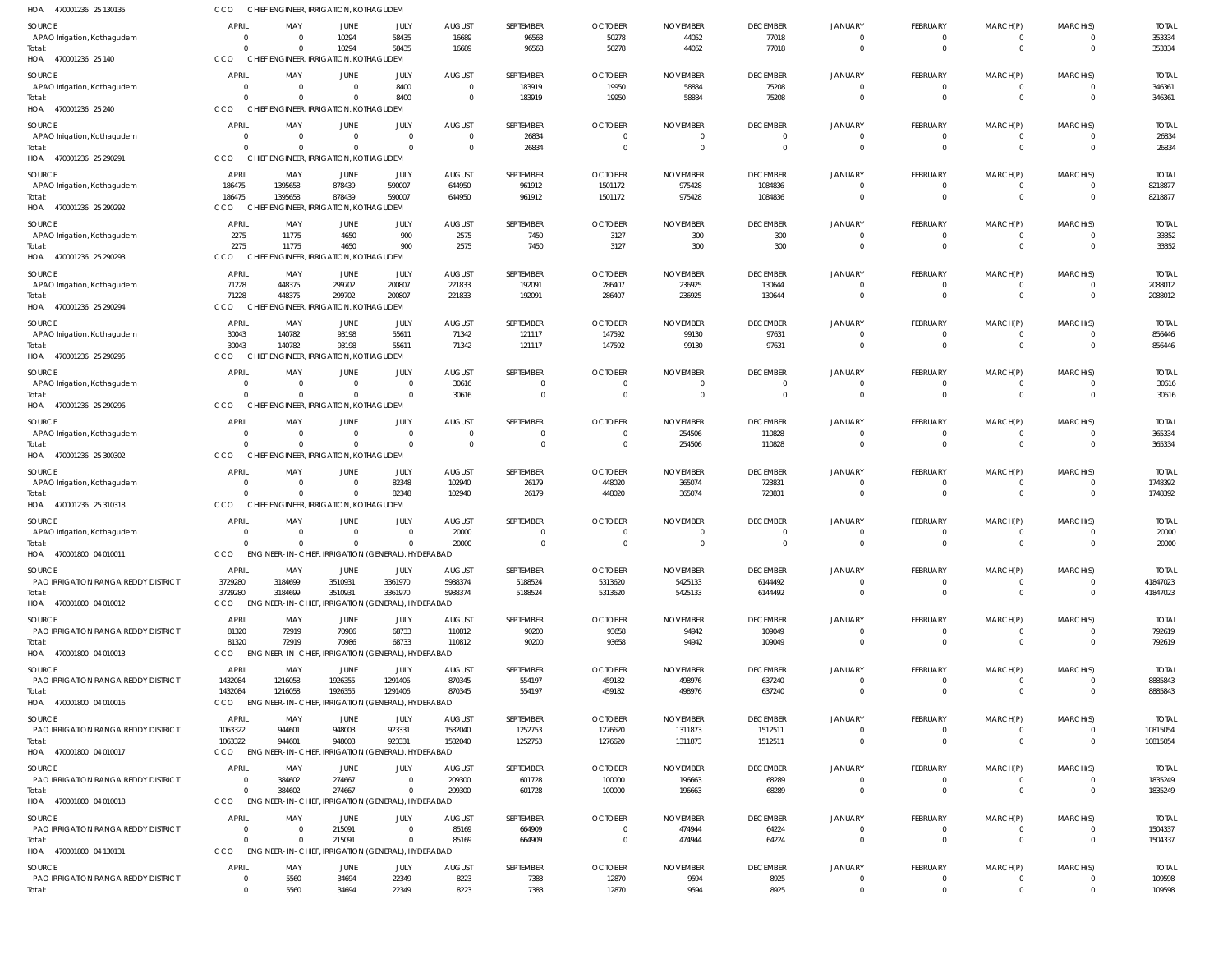HOA 470001236 25 130135 CCO CHIEF ENGINEER, IRRIGATION, KOTHAGUDEM

| SOURCE | APRIL | MAY | JUNE | JULY | AUGUST | SEPTEMBER | OCTOBER | NOVEMBER | DECEMBER | JANUARY | FEBRUARY | MARCH(P) | MARCH(S) | TOTAL |
|---|---|---|---|---|---|---|---|---|---|---|---|---|---|---|
| APAO Irrigation, Kothagudem | 0 | 0 | 10294 | 58435 | 16689 | 96568 | 50278 | 44052 | 77018 | 0 | 0 | 0 | 0 | 353334 |
| Total: | 0 | 0 | 10294 | 58435 | 16689 | 96568 | 50278 | 44052 | 77018 | 0 | 0 | 0 | 0 | 353334 |

HOA 470001236 25 140 CCO CHIEF ENGINEER, IRRIGATION, KOTHAGUDEM

| SOURCE | APRIL | MAY | JUNE | JULY | AUGUST | SEPTEMBER | OCTOBER | NOVEMBER | DECEMBER | JANUARY | FEBRUARY | MARCH(P) | MARCH(S) | TOTAL |
|---|---|---|---|---|---|---|---|---|---|---|---|---|---|---|
| APAO Irrigation, Kothagudem | 0 | 0 | 0 | 8400 | 0 | 183919 | 19950 | 58884 | 75208 | 0 | 0 | 0 | 0 | 346361 |
| Total: | 0 | 0 | 0 | 8400 | 0 | 183919 | 19950 | 58884 | 75208 | 0 | 0 | 0 | 0 | 346361 |

HOA 470001236 25 240 CCO CHIEF ENGINEER, IRRIGATION, KOTHAGUDEM

| SOURCE | APRIL | MAY | JUNE | JULY | AUGUST | SEPTEMBER | OCTOBER | NOVEMBER | DECEMBER | JANUARY | FEBRUARY | MARCH(P) | MARCH(S) | TOTAL |
|---|---|---|---|---|---|---|---|---|---|---|---|---|---|---|
| APAO Irrigation, Kothagudem | 0 | 0 | 0 | 0 | 0 | 26834 | 0 | 0 | 0 | 0 | 0 | 0 | 0 | 26834 |
| Total: | 0 | 0 | 0 | 0 | 0 | 26834 | 0 | 0 | 0 | 0 | 0 | 0 | 0 | 26834 |

HOA 470001236 25 290291 CCO CHIEF ENGINEER, IRRIGATION, KOTHAGUDEM

| SOURCE | APRIL | MAY | JUNE | JULY | AUGUST | SEPTEMBER | OCTOBER | NOVEMBER | DECEMBER | JANUARY | FEBRUARY | MARCH(P) | MARCH(S) | TOTAL |
|---|---|---|---|---|---|---|---|---|---|---|---|---|---|---|
| APAO Irrigation, Kothagudem | 186475 | 1395658 | 878439 | 590007 | 644950 | 961912 | 1501172 | 975428 | 1084836 | 0 | 0 | 0 | 0 | 8218877 |
| Total: | 186475 | 1395658 | 878439 | 590007 | 644950 | 961912 | 1501172 | 975428 | 1084836 | 0 | 0 | 0 | 0 | 8218877 |

HOA 470001236 25 290292 CCO CHIEF ENGINEER, IRRIGATION, KOTHAGUDEM

| SOURCE | APRIL | MAY | JUNE | JULY | AUGUST | SEPTEMBER | OCTOBER | NOVEMBER | DECEMBER | JANUARY | FEBRUARY | MARCH(P) | MARCH(S) | TOTAL |
|---|---|---|---|---|---|---|---|---|---|---|---|---|---|---|
| APAO Irrigation, Kothagudem | 2275 | 11775 | 4650 | 900 | 2575 | 7450 | 3127 | 300 | 300 | 0 | 0 | 0 | 0 | 33352 |
| Total: | 2275 | 11775 | 4650 | 900 | 2575 | 7450 | 3127 | 300 | 300 | 0 | 0 | 0 | 0 | 33352 |

HOA 470001236 25 290293 CCO CHIEF ENGINEER, IRRIGATION, KOTHAGUDEM

| SOURCE | APRIL | MAY | JUNE | JULY | AUGUST | SEPTEMBER | OCTOBER | NOVEMBER | DECEMBER | JANUARY | FEBRUARY | MARCH(P) | MARCH(S) | TOTAL |
|---|---|---|---|---|---|---|---|---|---|---|---|---|---|---|
| APAO Irrigation, Kothagudem | 71228 | 448375 | 299702 | 200807 | 221833 | 192091 | 286407 | 236925 | 130644 | 0 | 0 | 0 | 0 | 2088012 |
| Total: | 71228 | 448375 | 299702 | 200807 | 221833 | 192091 | 286407 | 236925 | 130644 | 0 | 0 | 0 | 0 | 2088012 |

HOA 470001236 25 290294 CCO CHIEF ENGINEER, IRRIGATION, KOTHAGUDEM

| SOURCE | APRIL | MAY | JUNE | JULY | AUGUST | SEPTEMBER | OCTOBER | NOVEMBER | DECEMBER | JANUARY | FEBRUARY | MARCH(P) | MARCH(S) | TOTAL |
|---|---|---|---|---|---|---|---|---|---|---|---|---|---|---|
| APAO Irrigation, Kothagudem | 30043 | 140782 | 93198 | 55611 | 71342 | 121117 | 147592 | 99130 | 97631 | 0 | 0 | 0 | 0 | 856446 |
| Total: | 30043 | 140782 | 93198 | 55611 | 71342 | 121117 | 147592 | 99130 | 97631 | 0 | 0 | 0 | 0 | 856446 |

HOA 470001236 25 290295 CCO CHIEF ENGINEER, IRRIGATION, KOTHAGUDEM

| SOURCE | APRIL | MAY | JUNE | JULY | AUGUST | SEPTEMBER | OCTOBER | NOVEMBER | DECEMBER | JANUARY | FEBRUARY | MARCH(P) | MARCH(S) | TOTAL |
|---|---|---|---|---|---|---|---|---|---|---|---|---|---|---|
| APAO Irrigation, Kothagudem | 0 | 0 | 0 | 0 | 30616 | 0 | 0 | 0 | 0 | 0 | 0 | 0 | 0 | 30616 |
| Total: | 0 | 0 | 0 | 0 | 30616 | 0 | 0 | 0 | 0 | 0 | 0 | 0 | 0 | 30616 |

HOA 470001236 25 290296 CCO CHIEF ENGINEER, IRRIGATION, KOTHAGUDEM

| SOURCE | APRIL | MAY | JUNE | JULY | AUGUST | SEPTEMBER | OCTOBER | NOVEMBER | DECEMBER | JANUARY | FEBRUARY | MARCH(P) | MARCH(S) | TOTAL |
|---|---|---|---|---|---|---|---|---|---|---|---|---|---|---|
| APAO Irrigation, Kothagudem | 0 | 0 | 0 | 0 | 0 | 0 | 0 | 254506 | 110828 | 0 | 0 | 0 | 0 | 365334 |
| Total: | 0 | 0 | 0 | 0 | 0 | 0 | 0 | 254506 | 110828 | 0 | 0 | 0 | 0 | 365334 |

HOA 470001236 25 300302 CCO CHIEF ENGINEER, IRRIGATION, KOTHAGUDEM

| SOURCE | APRIL | MAY | JUNE | JULY | AUGUST | SEPTEMBER | OCTOBER | NOVEMBER | DECEMBER | JANUARY | FEBRUARY | MARCH(P) | MARCH(S) | TOTAL |
|---|---|---|---|---|---|---|---|---|---|---|---|---|---|---|
| APAO Irrigation, Kothagudem | 0 | 0 | 0 | 82348 | 102940 | 26179 | 448020 | 365074 | 723831 | 0 | 0 | 0 | 0 | 1748392 |
| Total: | 0 | 0 | 0 | 82348 | 102940 | 26179 | 448020 | 365074 | 723831 | 0 | 0 | 0 | 0 | 1748392 |

HOA 470001236 25 310318 CCO CHIEF ENGINEER, IRRIGATION, KOTHAGUDEM

| SOURCE | APRIL | MAY | JUNE | JULY | AUGUST | SEPTEMBER | OCTOBER | NOVEMBER | DECEMBER | JANUARY | FEBRUARY | MARCH(P) | MARCH(S) | TOTAL |
|---|---|---|---|---|---|---|---|---|---|---|---|---|---|---|
| APAO Irrigation, Kothagudem | 0 | 0 | 0 | 0 | 20000 | 0 | 0 | 0 | 0 | 0 | 0 | 0 | 0 | 20000 |
| Total: | 0 | 0 | 0 | 0 | 20000 | 0 | 0 | 0 | 0 | 0 | 0 | 0 | 0 | 20000 |

HOA 470001800 04 010011 CCO ENGINEER- IN- CHIEF, IRRIGATION (GENERAL), HYDERABAD

| SOURCE | APRIL | MAY | JUNE | JULY | AUGUST | SEPTEMBER | OCTOBER | NOVEMBER | DECEMBER | JANUARY | FEBRUARY | MARCH(P) | MARCH(S) | TOTAL |
|---|---|---|---|---|---|---|---|---|---|---|---|---|---|---|
| PAO IRRIGATION RANGA REDDY DISTRICT | 3729280 | 3184699 | 3510931 | 3361970 | 5988374 | 5188524 | 5313620 | 5425133 | 6144492 | 0 | 0 | 0 | 0 | 41847023 |
| Total: | 3729280 | 3184699 | 3510931 | 3361970 | 5988374 | 5188524 | 5313620 | 5425133 | 6144492 | 0 | 0 | 0 | 0 | 41847023 |

HOA 470001800 04 010012 CCO ENGINEER- IN- CHIEF, IRRIGATION (GENERAL), HYDERABAD

| SOURCE | APRIL | MAY | JUNE | JULY | AUGUST | SEPTEMBER | OCTOBER | NOVEMBER | DECEMBER | JANUARY | FEBRUARY | MARCH(P) | MARCH(S) | TOTAL |
|---|---|---|---|---|---|---|---|---|---|---|---|---|---|---|
| PAO IRRIGATION RANGA REDDY DISTRICT | 81320 | 72919 | 70986 | 68733 | 110812 | 90200 | 93658 | 94942 | 109049 | 0 | 0 | 0 | 0 | 792619 |
| Total: | 81320 | 72919 | 70986 | 68733 | 110812 | 90200 | 93658 | 94942 | 109049 | 0 | 0 | 0 | 0 | 792619 |

HOA 470001800 04 010013 CCO ENGINEER- IN- CHIEF, IRRIGATION (GENERAL), HYDERABAD

| SOURCE | APRIL | MAY | JUNE | JULY | AUGUST | SEPTEMBER | OCTOBER | NOVEMBER | DECEMBER | JANUARY | FEBRUARY | MARCH(P) | MARCH(S) | TOTAL |
|---|---|---|---|---|---|---|---|---|---|---|---|---|---|---|
| PAO IRRIGATION RANGA REDDY DISTRICT | 1432084 | 1216058 | 1926355 | 1291406 | 870345 | 554197 | 459182 | 498976 | 637240 | 0 | 0 | 0 | 0 | 8885843 |
| Total: | 1432084 | 1216058 | 1926355 | 1291406 | 870345 | 554197 | 459182 | 498976 | 637240 | 0 | 0 | 0 | 0 | 8885843 |

HOA 470001800 04 010016 CCO ENGINEER- IN- CHIEF, IRRIGATION (GENERAL), HYDERABAD

| SOURCE | APRIL | MAY | JUNE | JULY | AUGUST | SEPTEMBER | OCTOBER | NOVEMBER | DECEMBER | JANUARY | FEBRUARY | MARCH(P) | MARCH(S) | TOTAL |
|---|---|---|---|---|---|---|---|---|---|---|---|---|---|---|
| PAO IRRIGATION RANGA REDDY DISTRICT | 1063322 | 944601 | 948003 | 923331 | 1582040 | 1252753 | 1276620 | 1311873 | 1512511 | 0 | 0 | 0 | 0 | 10815054 |
| Total: | 1063322 | 944601 | 948003 | 923331 | 1582040 | 1252753 | 1276620 | 1311873 | 1512511 | 0 | 0 | 0 | 0 | 10815054 |

HOA 470001800 04 010017 CCO ENGINEER- IN- CHIEF, IRRIGATION (GENERAL), HYDERABAD

| SOURCE | APRIL | MAY | JUNE | JULY | AUGUST | SEPTEMBER | OCTOBER | NOVEMBER | DECEMBER | JANUARY | FEBRUARY | MARCH(P) | MARCH(S) | TOTAL |
|---|---|---|---|---|---|---|---|---|---|---|---|---|---|---|
| PAO IRRIGATION RANGA REDDY DISTRICT | 0 | 384602 | 274667 | 0 | 209300 | 601728 | 100000 | 196663 | 68289 | 0 | 0 | 0 | 0 | 1835249 |
| Total: | 0 | 384602 | 274667 | 0 | 209300 | 601728 | 100000 | 196663 | 68289 | 0 | 0 | 0 | 0 | 1835249 |

HOA 470001800 04 010018 CCO ENGINEER- IN- CHIEF, IRRIGATION (GENERAL), HYDERABAD

| SOURCE | APRIL | MAY | JUNE | JULY | AUGUST | SEPTEMBER | OCTOBER | NOVEMBER | DECEMBER | JANUARY | FEBRUARY | MARCH(P) | MARCH(S) | TOTAL |
|---|---|---|---|---|---|---|---|---|---|---|---|---|---|---|
| PAO IRRIGATION RANGA REDDY DISTRICT | 0 | 0 | 215091 | 0 | 85169 | 664909 | 0 | 474944 | 64224 | 0 | 0 | 0 | 0 | 1504337 |
| Total: | 0 | 0 | 215091 | 0 | 85169 | 664909 | 0 | 474944 | 64224 | 0 | 0 | 0 | 0 | 1504337 |

HOA 470001800 04 130131 CCO ENGINEER- IN- CHIEF, IRRIGATION (GENERAL), HYDERABAD

| SOURCE | APRIL | MAY | JUNE | JULY | AUGUST | SEPTEMBER | OCTOBER | NOVEMBER | DECEMBER | JANUARY | FEBRUARY | MARCH(P) | MARCH(S) | TOTAL |
|---|---|---|---|---|---|---|---|---|---|---|---|---|---|---|
| PAO IRRIGATION RANGA REDDY DISTRICT | 0 | 5560 | 34694 | 22349 | 8223 | 7383 | 12870 | 9594 | 8925 | 0 | 0 | 0 | 0 | 109598 |
| Total: | 0 | 5560 | 34694 | 22349 | 8223 | 7383 | 12870 | 9594 | 8925 | 0 | 0 | 0 | 0 | 109598 |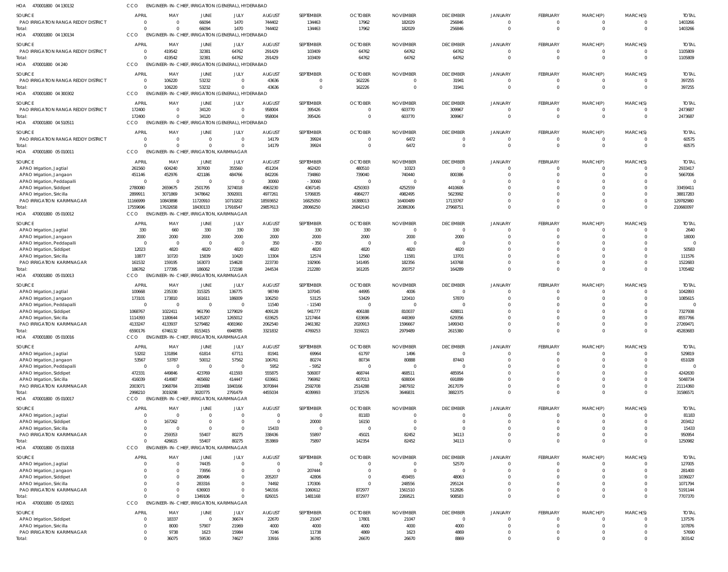HOA 470001800 04 130132 CCO ENGINEER-IN-CHIEF, IRRIGATION (GENERAL), HYDERABAD

| SOURCE | APRIL | MAY | JUNE | JULY | AUGUST | SEPTEMBER | OCTOBER | NOVEMBER | DECEMBER | JANUARY | FEBRUARY | MARCH(P) | MARCH(S) | TOTAL |
|---|---|---|---|---|---|---|---|---|---|---|---|---|---|---|
| PAO IRRIGATION RANGA REDDY DISTRICT | 0 | 0 | 66094 | 1470 | 744402 | 134463 | 17962 | 182029 | 256846 | 0 | 0 | 0 | 0 | 1403266 |
| Total: | 0 | 0 | 66094 | 1470 | 744402 | 134463 | 17962 | 182029 | 256846 | 0 | 0 | 0 | 0 | 1403266 |

HOA 470001800 04 130134 CCO ENGINEER-IN-CHIEF, IRRIGATION (GENERAL), HYDERABAD

| SOURCE | APRIL | MAY | JUNE | JULY | AUGUST | SEPTEMBER | OCTOBER | NOVEMBER | DECEMBER | JANUARY | FEBRUARY | MARCH(P) | MARCH(S) | TOTAL |
|---|---|---|---|---|---|---|---|---|---|---|---|---|---|---|
| PAO IRRIGATION RANGA REDDY DISTRICT | 0 | 419542 | 32381 | 64762 | 291429 | 103409 | 64762 | 64762 | 64762 | 0 | 0 | 0 | 0 | 1105809 |
| Total: | 0 | 419542 | 32381 | 64762 | 291429 | 103409 | 64762 | 64762 | 64762 | 0 | 0 | 0 | 0 | 1105809 |

HOA 470001800 04 240 CCO ENGINEER-IN-CHIEF, IRRIGATION (GENERAL), HYDERABAD

| SOURCE | APRIL | MAY | JUNE | JULY | AUGUST | SEPTEMBER | OCTOBER | NOVEMBER | DECEMBER | JANUARY | FEBRUARY | MARCH(P) | MARCH(S) | TOTAL |
|---|---|---|---|---|---|---|---|---|---|---|---|---|---|---|
| PAO IRRIGATION RANGA REDDY DISTRICT | 0 | 106220 | 53232 | 0 | 43636 | 0 | 162226 | 0 | 31941 | 0 | 0 | 0 | 0 | 397255 |
| Total: | 0 | 106220 | 53232 | 0 | 43636 | 0 | 162226 | 0 | 31941 | 0 | 0 | 0 | 0 | 397255 |

HOA 470001800 04 300302 CCO ENGINEER-IN-CHIEF, IRRIGATION (GENERAL), HYDERABAD

| SOURCE | APRIL | MAY | JUNE | JULY | AUGUST | SEPTEMBER | OCTOBER | NOVEMBER | DECEMBER | JANUARY | FEBRUARY | MARCH(P) | MARCH(S) | TOTAL |
|---|---|---|---|---|---|---|---|---|---|---|---|---|---|---|
| PAO IRRIGATION RANGA REDDY DISTRICT | 172400 | 0 | 34120 | 0 | 958004 | 395426 | 0 | 603770 | 309967 | 0 | 0 | 0 | 0 | 2473687 |
| Total: | 172400 | 0 | 34120 | 0 | 958004 | 395426 | 0 | 603770 | 309967 | 0 | 0 | 0 | 0 | 2473687 |

HOA 470001800 04 510511 CCO ENGINEER-IN-CHIEF, IRRIGATION (GENERAL), HYDERABAD

| SOURCE | APRIL | MAY | JUNE | JULY | AUGUST | SEPTEMBER | OCTOBER | NOVEMBER | DECEMBER | JANUARY | FEBRUARY | MARCH(P) | MARCH(S) | TOTAL |
|---|---|---|---|---|---|---|---|---|---|---|---|---|---|---|
| PAO IRRIGATION RANGA REDDY DISTRICT | 0 | 0 | 0 | 0 | 14179 | 39924 | 0 | 6472 | 0 | 0 | 0 | 0 | 0 | 60575 |
| Total: | 0 | 0 | 0 | 0 | 14179 | 39924 | 0 | 6472 | 0 | 0 | 0 | 0 | 0 | 60575 |

HOA 470001800 05 010011 CCO ENGINEER-IN-CHIEF, IRRIGATION, KARIMNAGAR

| SOURCE | APRIL | MAY | JUNE | JULY | AUGUST | SEPTEMBER | OCTOBER | NOVEMBER | DECEMBER | JANUARY | FEBRUARY | MARCH(P) | MARCH(S) | TOTAL |
|---|---|---|---|---|---|---|---|---|---|---|---|---|---|---|
| APAO Irrigation, Jagtial | 261560 | 604240 | 307600 | 355560 | 451204 | 462420 | 480510 | 10323 | 0 | 0 | 0 | 0 | 0 | 2933417 |
| APAO Irrigation, Jangaon | 451146 | 452976 | 421186 | 484766 | 842206 | 734860 | 739040 | 740440 | 800386 | 0 | 0 | 0 | 0 | 5667006 |
| APAO Irrigation, Peddapalli | 0 | 0 | 0 | 0 | 30060 | -30060 | 0 | 0 | 0 | 0 | 0 | 0 | 0 | 0 |
| APAO Irrigation, Siddipet | 2780080 | 2659675 | 2501795 | 3274018 | 4963230 | 4367145 | 4250303 | 4252559 | 4410606 | 0 | 0 | 0 | 0 | 33459411 |
| APAO Irrigation, Siricilla | 2899911 | 3071869 | 3478642 | 3092001 | 4977261 | 5706835 | 4984277 | 4982495 | 5623992 | 0 | 0 | 0 | 0 | 38817283 |
| PAO IRRIGATION KARIMNAGAR | 11166999 | 10843898 | 11720910 | 10710202 | 18593652 | 16825050 | 16388013 | 16400489 | 17133767 | 0 | 0 | 0 | 0 | 129782980 |
| Total: | 17559696 | 17632658 | 18430133 | 17916547 | 29857613 | 28066250 | 26842143 | 26386306 | 27968751 | 0 | 0 | 0 | 0 | 210660097 |

HOA 470001800 05 010012 CCO ENGINEER-IN-CHIEF, IRRIGATION, KARIMNAGAR

| SOURCE | APRIL | MAY | JUNE | JULY | AUGUST | SEPTEMBER | OCTOBER | NOVEMBER | DECEMBER | JANUARY | FEBRUARY | MARCH(P) | MARCH(S) | TOTAL |
|---|---|---|---|---|---|---|---|---|---|---|---|---|---|---|
| APAO Irrigation, Jagtial | 330 | 660 | 330 | 330 | 330 | 330 | 330 | 0 | 0 | 0 | 0 | 0 | 0 | 2640 |
| APAO Irrigation, Jangaon | 2000 | 2000 | 2000 | 2000 | 2000 | 2000 | 2000 | 2000 | 2000 | 0 | 0 | 0 | 0 | 18000 |
| APAO Irrigation, Peddapalli | 0 | 0 | 0 | 0 | 350 | -350 | 0 | 0 | 0 | 0 | 0 | 0 | 0 | 0 |
| APAO Irrigation, Siddipet | 12023 | 4820 | 4820 | 4820 | 4820 | 4820 | 4820 | 4820 | 4820 | 0 | 0 | 0 | 0 | 50583 |
| APAO Irrigation, Siricilla | 10877 | 10720 | 15839 | 10420 | 13304 | 12574 | 12560 | 11581 | 13701 | 0 | 0 | 0 | 0 | 111576 |
| PAO IRRIGATION KARIMNAGAR | 161532 | 159195 | 163073 | 154628 | 223730 | 192906 | 141495 | 182356 | 143768 | 0 | 0 | 0 | 0 | 1522683 |
| Total: | 186762 | 177395 | 186062 | 172198 | 244534 | 212280 | 161205 | 200757 | 164289 | 0 | 0 | 0 | 0 | 1705482 |

HOA 470001800 05 010013 CCO ENGINEER-IN-CHIEF, IRRIGATION, KARIMNAGAR

| SOURCE | APRIL | MAY | JUNE | JULY | AUGUST | SEPTEMBER | OCTOBER | NOVEMBER | DECEMBER | JANUARY | FEBRUARY | MARCH(P) | MARCH(S) | TOTAL |
|---|---|---|---|---|---|---|---|---|---|---|---|---|---|---|
| APAO Irrigation, Jagtial | 100668 | 235330 | 315325 | 136775 | 98749 | 107045 | 44995 | 4006 | 0 | 0 | 0 | 0 | 0 | 1042893 |
| APAO Irrigation, Jangaon | 173101 | 173810 | 161611 | 186009 | 106250 | 53125 | 53429 | 120410 | 57870 | 0 | 0 | 0 | 0 | 1085615 |
| APAO Irrigation, Peddapalli | 0 | 0 | 0 | 0 | 11540 | -11540 | 0 | 0 | 0 | 0 | 0 | 0 | 0 | 0 |
| APAO Irrigation, Siddipet | 1068767 | 1022411 | 961790 | 1279029 | 409128 | 941777 | 406188 | 810037 | 428811 | 0 | 0 | 0 | 0 | 7327938 |
| APAO Irrigation, Siricilla | 1114393 | 1180644 | 1435207 | 1265012 | 633625 | 1217464 | 633696 | 448369 | 629356 | 0 | 0 | 0 | 0 | 8557766 |
| PAO IRRIGATION KARIMNAGAR | 4133247 | 4133937 | 5279482 | 4081960 | 2062540 | 2461382 | 2020913 | 1596667 | 1499343 | 0 | 0 | 0 | 0 | 27269471 |
| Total: | 6590176 | 6746132 | 8153415 | 6948785 | 3321832 | 4769253 | 3159221 | 2979489 | 2615380 | 0 | 0 | 0 | 0 | 45283683 |

HOA 470001800 05 010016 CCO ENGINEER-IN-CHIEF, IRRIGATION, KARIMNAGAR

| SOURCE | APRIL | MAY | JUNE | JULY | AUGUST | SEPTEMBER | OCTOBER | NOVEMBER | DECEMBER | JANUARY | FEBRUARY | MARCH(P) | MARCH(S) | TOTAL |
|---|---|---|---|---|---|---|---|---|---|---|---|---|---|---|
| APAO Irrigation, Jagtial | 53202 | 131894 | 61814 | 67711 | 81941 | 69964 | 61797 | 1496 | 0 | 0 | 0 | 0 | 0 | 529819 |
| APAO Irrigation, Jangaon | 53567 | 53787 | 50012 | 57562 | 106761 | 80274 | 80734 | 80888 | 87443 | 0 | 0 | 0 | 0 | 651028 |
| APAO Irrigation, Peddapalli | 0 | 0 | 0 | 0 | 5952 | -5952 | 0 | 0 | 0 | 0 | 0 | 0 | 0 | 0 |
| APAO Irrigation, Siddipet | 472331 | 449846 | 423769 | 411593 | 555875 | 506007 | 468744 | 468511 | 485954 | 0 | 0 | 0 | 0 | 4242630 |
| APAO Irrigation, Siricilla | 416039 | 414987 | 465692 | 414447 | 633661 | 796992 | 607013 | 608004 | 691899 | 0 | 0 | 0 | 0 | 5048734 |
| PAO IRRIGATION KARIMNAGAR | 2003071 | 1968784 | 2019488 | 1840166 | 3070844 | 2592708 | 2514288 | 2487932 | 2617079 | 0 | 0 | 0 | 0 | 21114360 |
| Total: | 2998210 | 3019298 | 3020775 | 2791479 | 4455034 | 4039993 | 3732576 | 3646831 | 3882375 | 0 | 0 | 0 | 0 | 31586571 |

HOA 470001800 05 010017 CCO ENGINEER-IN-CHIEF, IRRIGATION, KARIMNAGAR

| SOURCE | APRIL | MAY | JUNE | JULY | AUGUST | SEPTEMBER | OCTOBER | NOVEMBER | DECEMBER | JANUARY | FEBRUARY | MARCH(P) | MARCH(S) | TOTAL |
|---|---|---|---|---|---|---|---|---|---|---|---|---|---|---|
| APAO Irrigation, Jagtial | 0 | 0 | 0 | 0 | 0 | 0 | 81183 | 0 | 0 | 0 | 0 | 0 | 0 | 81183 |
| APAO Irrigation, Siddipet | 0 | 167262 | 0 | 0 | 0 | 20000 | 16150 | 0 | 0 | 0 | 0 | 0 | 0 | 203412 |
| APAO Irrigation, Siricilla | 0 | 0 | 0 | 0 | 15433 | 0 | 0 | 0 | 0 | 0 | 0 | 0 | 0 | 15433 |
| PAO IRRIGATION KARIMNAGAR | 0 | 259353 | 55407 | 80275 | 338436 | 55897 | 45021 | 82452 | 34113 | 0 | 0 | 0 | 0 | 950954 |
| Total: | 0 | 426615 | 55407 | 80275 | 353869 | 75897 | 142354 | 82452 | 34113 | 0 | 0 | 0 | 0 | 1250982 |

HOA 470001800 05 010018 CCO ENGINEER-IN-CHIEF, IRRIGATION, KARIMNAGAR

| SOURCE | APRIL | MAY | JUNE | JULY | AUGUST | SEPTEMBER | OCTOBER | NOVEMBER | DECEMBER | JANUARY | FEBRUARY | MARCH(P) | MARCH(S) | TOTAL |
|---|---|---|---|---|---|---|---|---|---|---|---|---|---|---|
| APAO Irrigation, Jagtial | 0 | 0 | 74435 | 0 | 0 | 0 | 0 | 0 | 52570 | 0 | 0 | 0 | 0 | 127005 |
| APAO Irrigation, Jangaon | 0 | 0 | 73956 | 0 | 0 | 207444 | 0 | 0 | 0 | 0 | 0 | 0 | 0 | 281400 |
| APAO Irrigation, Siddipet | 0 | 0 | 280496 | 0 | 205207 | 42806 | 0 | 459455 | 48063 | 0 | 0 | 0 | 0 | 1036027 |
| APAO Irrigation, Siricilla | 0 | 0 | 283316 | 0 | 74492 | 170306 | 0 | 248556 | 295124 | 0 | 0 | 0 | 0 | 1071794 |
| PAO IRRIGATION KARIMNAGAR | 0 | 0 | 636903 | 0 | 546316 | 1060612 | 872977 | 1561510 | 512826 | 0 | 0 | 0 | 0 | 5191144 |
| Total: | 0 | 0 | 1349106 | 0 | 826015 | 1481168 | 872977 | 2269521 | 908583 | 0 | 0 | 0 | 0 | 7707370 |

HOA 470001800 05 020021 CCO ENGINEER-IN-CHIEF, IRRIGATION, KARIMNAGAR

| SOURCE | APRIL | MAY | JUNE | JULY | AUGUST | SEPTEMBER | OCTOBER | NOVEMBER | DECEMBER | JANUARY | FEBRUARY | MARCH(P) | MARCH(S) | TOTAL |
|---|---|---|---|---|---|---|---|---|---|---|---|---|---|---|
| APAO Irrigation, Siddipet | 0 | 18337 | 0 | 36674 | 22670 | 21047 | 17801 | 21047 | 0 | 0 | 0 | 0 | 0 | 137576 |
| APAO Irrigation, Siricilla | 0 | 8000 | 57907 | 21969 | 4000 | 4000 | 4000 | 4000 | 4000 | 0 | 0 | 0 | 0 | 107876 |
| PAO IRRIGATION KARIMNAGAR | 0 | 9738 | 1623 | 15984 | 7246 | 11738 | 4869 | 1623 | 4869 | 0 | 0 | 0 | 0 | 57690 |
| Total: | 0 | 36075 | 59530 | 74627 | 33916 | 36785 | 26670 | 26670 | 8869 | 0 | 0 | 0 | 0 | 303142 |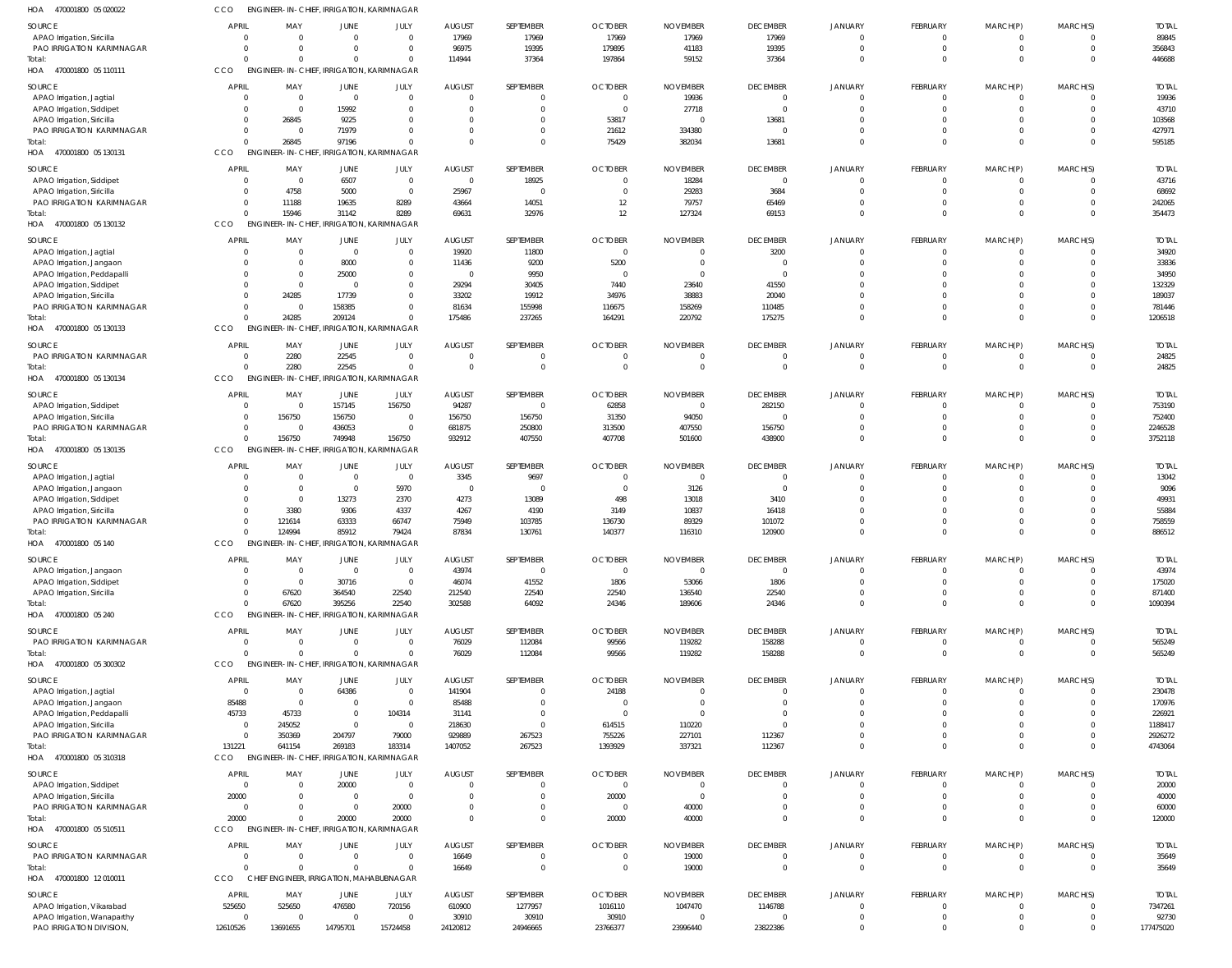HOA 470001800 05 020022 CCO ENGINEER-IN-CHIEF, IRRIGATION, KARIMNAGAR

| SOURCE | APRIL | MAY | JUNE | JULY | AUGUST | SEPTEMBER | OCTOBER | NOVEMBER | DECEMBER | JANUARY | FEBRUARY | MARCH(P) | MARCH(S) | TOTAL |
|---|---|---|---|---|---|---|---|---|---|---|---|---|---|---|
| APAO Irrigation, Siricilla | 0 | 0 | 0 | 0 | 17969 | 17969 | 17969 | 17969 | 17969 | 0 | 0 | 0 | 0 | 89845 |
| PAO IRRIGATION KARIMNAGAR | 0 | 0 | 0 | 0 | 96975 | 19395 | 179895 | 41183 | 19395 | 0 | 0 | 0 | 0 | 356843 |
| Total: | 0 | 0 | 0 | 0 | 114944 | 37364 | 197864 | 59152 | 37364 | 0 | 0 | 0 | 0 | 446688 |

HOA 470001800 05 110111 CCO ENGINEER-IN-CHIEF, IRRIGATION, KARIMNAGAR

| SOURCE | APRIL | MAY | JUNE | JULY | AUGUST | SEPTEMBER | OCTOBER | NOVEMBER | DECEMBER | JANUARY | FEBRUARY | MARCH(P) | MARCH(S) | TOTAL |
|---|---|---|---|---|---|---|---|---|---|---|---|---|---|---|
| APAO Irrigation, Jagtial | 0 | 0 | 0 | 0 | 0 | 0 | 0 | 19936 | 0 | 0 | 0 | 0 | 0 | 19936 |
| APAO Irrigation, Siddipet | 0 | 0 | 15992 | 0 | 0 | 0 | 0 | 27718 | 0 | 0 | 0 | 0 | 0 | 43710 |
| APAO Irrigation, Siricilla | 0 | 26845 | 9225 | 0 | 0 | 0 | 53817 | 0 | 13681 | 0 | 0 | 0 | 0 | 103568 |
| PAO IRRIGATION KARIMNAGAR | 0 | 0 | 71979 | 0 | 0 | 0 | 21612 | 334380 | 0 | 0 | 0 | 0 | 0 | 427971 |
| Total: | 0 | 26845 | 97196 | 0 | 0 | 0 | 75429 | 382034 | 13681 | 0 | 0 | 0 | 0 | 595185 |

HOA 470001800 05 130131 CCO ENGINEER-IN-CHIEF, IRRIGATION, KARIMNAGAR

| SOURCE | APRIL | MAY | JUNE | JULY | AUGUST | SEPTEMBER | OCTOBER | NOVEMBER | DECEMBER | JANUARY | FEBRUARY | MARCH(P) | MARCH(S) | TOTAL |
|---|---|---|---|---|---|---|---|---|---|---|---|---|---|---|
| APAO Irrigation, Siddipet | 0 | 0 | 6507 | 0 | 0 | 18925 | 0 | 18284 | 0 | 0 | 0 | 0 | 0 | 43716 |
| APAO Irrigation, Siricilla | 0 | 4758 | 5000 | 0 | 25967 | 0 | 0 | 29283 | 3684 | 0 | 0 | 0 | 0 | 68692 |
| PAO IRRIGATION KARIMNAGAR | 0 | 11188 | 19635 | 8289 | 43664 | 14051 | 12 | 79757 | 65469 | 0 | 0 | 0 | 0 | 242065 |
| Total: | 0 | 15946 | 31142 | 8289 | 69631 | 32976 | 12 | 127324 | 69153 | 0 | 0 | 0 | 0 | 354473 |

HOA 470001800 05 130132 CCO ENGINEER-IN-CHIEF, IRRIGATION, KARIMNAGAR

| SOURCE | APRIL | MAY | JUNE | JULY | AUGUST | SEPTEMBER | OCTOBER | NOVEMBER | DECEMBER | JANUARY | FEBRUARY | MARCH(P) | MARCH(S) | TOTAL |
|---|---|---|---|---|---|---|---|---|---|---|---|---|---|---|
| APAO Irrigation, Jagtial | 0 | 0 | 0 | 0 | 19920 | 11800 | 0 | 0 | 3200 | 0 | 0 | 0 | 0 | 34920 |
| APAO Irrigation, Jangaon | 0 | 0 | 8000 | 0 | 11436 | 9200 | 5200 | 0 | 0 | 0 | 0 | 0 | 0 | 33836 |
| APAO Irrigation, Peddapalli | 0 | 0 | 25000 | 0 | 0 | 9950 | 0 | 0 | 0 | 0 | 0 | 0 | 0 | 34950 |
| APAO Irrigation, Siddipet | 0 | 0 | 0 | 0 | 29294 | 30405 | 7440 | 23640 | 41550 | 0 | 0 | 0 | 0 | 132329 |
| APAO Irrigation, Siricilla | 0 | 24285 | 17739 | 0 | 33202 | 19912 | 34976 | 38883 | 20040 | 0 | 0 | 0 | 0 | 189037 |
| PAO IRRIGATION KARIMNAGAR | 0 | 0 | 158385 | 0 | 81634 | 155998 | 116675 | 158269 | 110485 | 0 | 0 | 0 | 0 | 781446 |
| Total: | 0 | 24285 | 209124 | 0 | 175486 | 237265 | 164291 | 220792 | 175275 | 0 | 0 | 0 | 0 | 1206518 |

HOA 470001800 05 130133 CCO ENGINEER-IN-CHIEF, IRRIGATION, KARIMNAGAR

| SOURCE | APRIL | MAY | JUNE | JULY | AUGUST | SEPTEMBER | OCTOBER | NOVEMBER | DECEMBER | JANUARY | FEBRUARY | MARCH(P) | MARCH(S) | TOTAL |
|---|---|---|---|---|---|---|---|---|---|---|---|---|---|---|
| PAO IRRIGATION KARIMNAGAR | 0 | 2280 | 22545 | 0 | 0 | 0 | 0 | 0 | 0 | 0 | 0 | 0 | 0 | 24825 |
| Total: | 0 | 2280 | 22545 | 0 | 0 | 0 | 0 | 0 | 0 | 0 | 0 | 0 | 0 | 24825 |

HOA 470001800 05 130134 CCO ENGINEER-IN-CHIEF, IRRIGATION, KARIMNAGAR

| SOURCE | APRIL | MAY | JUNE | JULY | AUGUST | SEPTEMBER | OCTOBER | NOVEMBER | DECEMBER | JANUARY | FEBRUARY | MARCH(P) | MARCH(S) | TOTAL |
|---|---|---|---|---|---|---|---|---|---|---|---|---|---|---|
| APAO Irrigation, Siddipet | 0 | 0 | 157145 | 156750 | 94287 | 0 | 62858 | 0 | 282150 | 0 | 0 | 0 | 0 | 753190 |
| APAO Irrigation, Siricilla | 0 | 156750 | 156750 | 0 | 156750 | 156750 | 31350 | 94050 | 0 | 0 | 0 | 0 | 0 | 752400 |
| PAO IRRIGATION KARIMNAGAR | 0 | 0 | 436053 | 0 | 681875 | 250800 | 313500 | 407550 | 156750 | 0 | 0 | 0 | 0 | 2246528 |
| Total: | 0 | 156750 | 749948 | 156750 | 932912 | 407550 | 407708 | 501600 | 438900 | 0 | 0 | 0 | 0 | 3752118 |

HOA 470001800 05 130135 CCO ENGINEER-IN-CHIEF, IRRIGATION, KARIMNAGAR

| SOURCE | APRIL | MAY | JUNE | JULY | AUGUST | SEPTEMBER | OCTOBER | NOVEMBER | DECEMBER | JANUARY | FEBRUARY | MARCH(P) | MARCH(S) | TOTAL |
|---|---|---|---|---|---|---|---|---|---|---|---|---|---|---|
| APAO Irrigation, Jagtial | 0 | 0 | 0 | 0 | 3345 | 9697 | 0 | 0 | 0 | 0 | 0 | 0 | 0 | 13042 |
| APAO Irrigation, Jangaon | 0 | 0 | 0 | 5970 | 0 | 0 | 0 | 3126 | 0 | 0 | 0 | 0 | 0 | 9096 |
| APAO Irrigation, Siddipet | 0 | 0 | 13273 | 2370 | 4273 | 13089 | 498 | 13018 | 3410 | 0 | 0 | 0 | 0 | 49931 |
| APAO Irrigation, Siricilla | 0 | 3380 | 9306 | 4337 | 4267 | 4190 | 3149 | 10837 | 16418 | 0 | 0 | 0 | 0 | 55884 |
| PAO IRRIGATION KARIMNAGAR | 0 | 121614 | 63333 | 66747 | 75949 | 103785 | 136730 | 89329 | 101072 | 0 | 0 | 0 | 0 | 758559 |
| Total: | 0 | 124994 | 85912 | 79424 | 87834 | 130761 | 140377 | 116310 | 120900 | 0 | 0 | 0 | 0 | 886512 |

HOA 470001800 05 140 CCO ENGINEER-IN-CHIEF, IRRIGATION, KARIMNAGAR

| SOURCE | APRIL | MAY | JUNE | JULY | AUGUST | SEPTEMBER | OCTOBER | NOVEMBER | DECEMBER | JANUARY | FEBRUARY | MARCH(P) | MARCH(S) | TOTAL |
|---|---|---|---|---|---|---|---|---|---|---|---|---|---|---|
| APAO Irrigation, Jangaon | 0 | 0 | 0 | 0 | 43974 | 0 | 0 | 0 | 0 | 0 | 0 | 0 | 0 | 43974 |
| APAO Irrigation, Siddipet | 0 | 0 | 30716 | 0 | 46074 | 41552 | 1806 | 53066 | 1806 | 0 | 0 | 0 | 0 | 175020 |
| APAO Irrigation, Siricilla | 0 | 67620 | 364540 | 22540 | 212540 | 22540 | 22540 | 136540 | 22540 | 0 | 0 | 0 | 0 | 871400 |
| Total: | 0 | 67620 | 395256 | 22540 | 302588 | 64092 | 24346 | 189606 | 24346 | 0 | 0 | 0 | 0 | 1090394 |

HOA 470001800 05 240 CCO ENGINEER-IN-CHIEF, IRRIGATION, KARIMNAGAR

| SOURCE | APRIL | MAY | JUNE | JULY | AUGUST | SEPTEMBER | OCTOBER | NOVEMBER | DECEMBER | JANUARY | FEBRUARY | MARCH(P) | MARCH(S) | TOTAL |
|---|---|---|---|---|---|---|---|---|---|---|---|---|---|---|
| PAO IRRIGATION KARIMNAGAR | 0 | 0 | 0 | 0 | 76029 | 112084 | 99566 | 119282 | 158288 | 0 | 0 | 0 | 0 | 565249 |
| Total: | 0 | 0 | 0 | 0 | 76029 | 112084 | 99566 | 119282 | 158288 | 0 | 0 | 0 | 0 | 565249 |

HOA 470001800 05 300302 CCO ENGINEER-IN-CHIEF, IRRIGATION, KARIMNAGAR

| SOURCE | APRIL | MAY | JUNE | JULY | AUGUST | SEPTEMBER | OCTOBER | NOVEMBER | DECEMBER | JANUARY | FEBRUARY | MARCH(P) | MARCH(S) | TOTAL |
|---|---|---|---|---|---|---|---|---|---|---|---|---|---|---|
| APAO Irrigation, Jagtial | 0 | 0 | 64386 | 0 | 141904 | 0 | 24188 | 0 | 0 | 0 | 0 | 0 | 0 | 230478 |
| APAO Irrigation, Jangaon | 85488 | 0 | 0 | 0 | 85488 | 0 | 0 | 0 | 0 | 0 | 0 | 0 | 0 | 170976 |
| APAO Irrigation, Peddapalli | 45733 | 45733 | 0 | 104314 | 31141 | 0 | 0 | 0 | 0 | 0 | 0 | 0 | 0 | 226921 |
| APAO Irrigation, Siricilla | 0 | 245052 | 0 | 0 | 218630 | 0 | 614515 | 110220 | 0 | 0 | 0 | 0 | 0 | 1188417 |
| PAO IRRIGATION KARIMNAGAR | 0 | 350369 | 204797 | 79000 | 929889 | 267523 | 755226 | 227101 | 112367 | 0 | 0 | 0 | 0 | 2926272 |
| Total: | 131221 | 641154 | 269183 | 183314 | 1407052 | 267523 | 1393929 | 337321 | 112367 | 0 | 0 | 0 | 0 | 4743064 |

HOA 470001800 05 310318 CCO ENGINEER-IN-CHIEF, IRRIGATION, KARIMNAGAR

| SOURCE | APRIL | MAY | JUNE | JULY | AUGUST | SEPTEMBER | OCTOBER | NOVEMBER | DECEMBER | JANUARY | FEBRUARY | MARCH(P) | MARCH(S) | TOTAL |
|---|---|---|---|---|---|---|---|---|---|---|---|---|---|---|
| APAO Irrigation, Siddipet | 0 | 0 | 20000 | 0 | 0 | 0 | 0 | 0 | 0 | 0 | 0 | 0 | 0 | 20000 |
| APAO Irrigation, Siricilla | 20000 | 0 | 0 | 0 | 0 | 0 | 20000 | 0 | 0 | 0 | 0 | 0 | 0 | 40000 |
| PAO IRRIGATION KARIMNAGAR | 0 | 0 | 0 | 20000 | 0 | 0 | 0 | 40000 | 0 | 0 | 0 | 0 | 0 | 60000 |
| Total: | 20000 | 0 | 20000 | 20000 | 0 | 0 | 20000 | 40000 | 0 | 0 | 0 | 0 | 0 | 120000 |

HOA 470001800 05 510511 CCO ENGINEER-IN-CHIEF, IRRIGATION, KARIMNAGAR

| SOURCE | APRIL | MAY | JUNE | JULY | AUGUST | SEPTEMBER | OCTOBER | NOVEMBER | DECEMBER | JANUARY | FEBRUARY | MARCH(P) | MARCH(S) | TOTAL |
|---|---|---|---|---|---|---|---|---|---|---|---|---|---|---|
| PAO IRRIGATION KARIMNAGAR | 0 | 0 | 0 | 0 | 16649 | 0 | 0 | 19000 | 0 | 0 | 0 | 0 | 0 | 35649 |
| Total: | 0 | 0 | 0 | 0 | 16649 | 0 | 0 | 19000 | 0 | 0 | 0 | 0 | 0 | 35649 |

HOA 470001800 12 010011 CCO CHIEF ENGINEER, IRRIGATION, MAHABUBNAGAR

| SOURCE | APRIL | MAY | JUNE | JULY | AUGUST | SEPTEMBER | OCTOBER | NOVEMBER | DECEMBER | JANUARY | FEBRUARY | MARCH(P) | MARCH(S) | TOTAL |
|---|---|---|---|---|---|---|---|---|---|---|---|---|---|---|
| APAO Irrigation, Vikarabad | 525650 | 525650 | 476580 | 720156 | 610900 | 1277957 | 1016110 | 1047470 | 1146788 | 0 | 0 | 0 | 0 | 7347261 |
| APAO Irrigation, Wanaparthy | 0 | 0 | 0 | 0 | 30910 | 30910 | 30910 | 0 | 0 | 0 | 0 | 0 | 0 | 92730 |
| PAO IRRIGATION DIVISION, | 12610526 | 13691655 | 14795701 | 15724458 | 24120812 | 24946665 | 23766377 | 23996440 | 23822386 | 0 | 0 | 0 | 0 | 177475020 |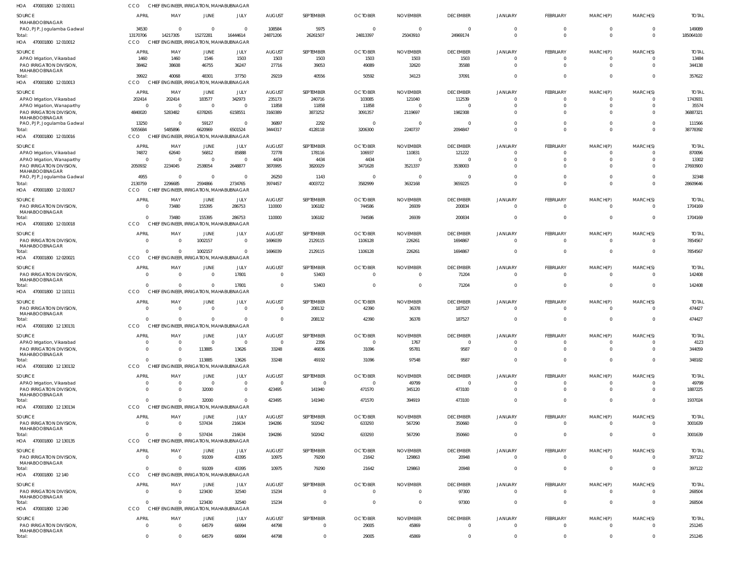HOA 470001800 12 010011 CCO CHIEF ENGINEER, IRRIGATION, MAHABUBNAGAR

| SOURCE | APRIL | MAY | JUNE | JULY | AUGUST | SEPTEMBER | OCTOBER | NOVEMBER | DECEMBER | JANUARY | FEBRUARY | MARCH(P) | MARCH(S) | TOTAL |
|---|---|---|---|---|---|---|---|---|---|---|---|---|---|---|
| MAHABOOBNAGAR | | | | | | | | | | | | | | |
| PAO, PJP, Jogulamba Gadwal | 34530 | 0 | 0 | 0 | 108584 | 5975 | 0 | 0 | 0 | 0 | 0 | 0 | 0 | 149089 |
| Total: | 13170706 | 14217305 | 15272281 | 16444614 | 24871206 | 26261507 | 24813397 | 25043910 | 24969174 | 0 | 0 | 0 | 0 | 185064100 |

HOA 470001800 12 010012 CCO CHIEF ENGINEER, IRRIGATION, MAHABUBNAGAR

| SOURCE | APRIL | MAY | JUNE | JULY | AUGUST | SEPTEMBER | OCTOBER | NOVEMBER | DECEMBER | JANUARY | FEBRUARY | MARCH(P) | MARCH(S) | TOTAL |
|---|---|---|---|---|---|---|---|---|---|---|---|---|---|---|
| APAO Irrigation, Vikarabad | 1460 | 1460 | 1546 | 1503 | 1503 | 1503 | 1503 | 1503 | 1503 | 0 | 0 | 0 | 0 | 13484 |
| PAO IRRIGATION DIVISION, MAHABOOBNAGAR | 38462 | 38608 | 46755 | 36247 | 27716 | 39053 | 49089 | 32620 | 35588 | 0 | 0 | 0 | 0 | 344138 |
| Total: | 39922 | 40068 | 48301 | 37750 | 29219 | 40556 | 50592 | 34123 | 37091 | 0 | 0 | 0 | 0 | 357622 |

HOA 470001800 12 010013 CCO CHIEF ENGINEER, IRRIGATION, MAHABUBNAGAR

| SOURCE | APRIL | MAY | JUNE | JULY | AUGUST | SEPTEMBER | OCTOBER | NOVEMBER | DECEMBER | JANUARY | FEBRUARY | MARCH(P) | MARCH(S) | TOTAL |
|---|---|---|---|---|---|---|---|---|---|---|---|---|---|---|
| APAO Irrigation, Vikarabad | 202414 | 202414 | 183577 | 342973 | 235173 | 240716 | 103085 | 121040 | 112539 | 0 | 0 | 0 | 0 | 1743931 |
| APAO Irrigation, Wanaparthy | 0 | 0 | 0 | 0 | 11858 | 11858 | 11858 | 0 | 0 | 0 | 0 | 0 | 0 | 35574 |
| PAO IRRIGATION DIVISION, MAHABOOBNAGAR | 4840020 | 5283482 | 6378265 | 6158551 | 3160389 | 3873252 | 3091357 | 2119697 | 1982308 | 0 | 0 | 0 | 0 | 36887321 |
| PAO, PJP, Jogulamba Gadwal | 13250 | 0 | 59127 | 0 | 36897 | 2292 | 0 | 0 | 0 | 0 | 0 | 0 | 0 | 111566 |
| Total: | 5055684 | 5485896 | 6620969 | 6501524 | 3444317 | 4128118 | 3206300 | 2240737 | 2094847 | 0 | 0 | 0 | 0 | 38778392 |

HOA 470001800 12 010016 CCO CHIEF ENGINEER, IRRIGATION, MAHABUBNAGAR

| SOURCE | APRIL | MAY | JUNE | JULY | AUGUST | SEPTEMBER | OCTOBER | NOVEMBER | DECEMBER | JANUARY | FEBRUARY | MARCH(P) | MARCH(S) | TOTAL |
|---|---|---|---|---|---|---|---|---|---|---|---|---|---|---|
| APAO Irrigation, Vikarabad | 74872 | 62640 | 56812 | 85888 | 72778 | 178116 | 106937 | 110831 | 121222 | 0 | 0 | 0 | 0 | 870096 |
| APAO Irrigation, Wanaparthy | 0 | 0 | 0 | 0 | 4434 | 4434 | 4434 | 0 | 0 | 0 | 0 | 0 | 0 | 13302 |
| PAO IRRIGATION DIVISION, MAHABOOBNAGAR | 2050932 | 2234045 | 2538054 | 2648877 | 3870995 | 3820029 | 3471628 | 3521337 | 3538003 | 0 | 0 | 0 | 0 | 27693900 |
| PAO, PJP, Jogulamba Gadwal | 4955 | 0 | 0 | 0 | 26250 | 1143 | 0 | 0 | 0 | 0 | 0 | 0 | 0 | 32348 |
| Total: | 2130759 | 2296685 | 2594866 | 2734765 | 3974457 | 4003722 | 3582999 | 3632168 | 3659225 | 0 | 0 | 0 | 0 | 28609646 |

HOA 470001800 12 010017 CCO CHIEF ENGINEER, IRRIGATION, MAHABUBNAGAR

| SOURCE | APRIL | MAY | JUNE | JULY | AUGUST | SEPTEMBER | OCTOBER | NOVEMBER | DECEMBER | JANUARY | FEBRUARY | MARCH(P) | MARCH(S) | TOTAL |
|---|---|---|---|---|---|---|---|---|---|---|---|---|---|---|
| PAO IRRIGATION DIVISION, MAHABOOBNAGAR | 0 | 73480 | 155395 | 286753 | 110000 | 106182 | 744586 | 26939 | 200834 | 0 | 0 | 0 | 0 | 1704169 |
| Total: | 0 | 73480 | 155395 | 286753 | 110000 | 106182 | 744586 | 26939 | 200834 | 0 | 0 | 0 | 0 | 1704169 |

HOA 470001800 12 010018 CCO CHIEF ENGINEER, IRRIGATION, MAHABUBNAGAR

| SOURCE | APRIL | MAY | JUNE | JULY | AUGUST | SEPTEMBER | OCTOBER | NOVEMBER | DECEMBER | JANUARY | FEBRUARY | MARCH(P) | MARCH(S) | TOTAL |
|---|---|---|---|---|---|---|---|---|---|---|---|---|---|---|
| PAO IRRIGATION DIVISION, MAHABOOBNAGAR | 0 | 0 | 1002157 | 0 | 1696039 | 2129115 | 1106128 | 226261 | 1694867 | 0 | 0 | 0 | 0 | 7854567 |
| Total: | 0 | 0 | 1002157 | 0 | 1696039 | 2129115 | 1106128 | 226261 | 1694867 | 0 | 0 | 0 | 0 | 7854567 |

HOA 470001800 12 020021 CCO CHIEF ENGINEER, IRRIGATION, MAHABUBNAGAR

| SOURCE | APRIL | MAY | JUNE | JULY | AUGUST | SEPTEMBER | OCTOBER | NOVEMBER | DECEMBER | JANUARY | FEBRUARY | MARCH(P) | MARCH(S) | TOTAL |
|---|---|---|---|---|---|---|---|---|---|---|---|---|---|---|
| PAO IRRIGATION DIVISION, MAHABOOBNAGAR | 0 | 0 | 0 | 17801 | 0 | 53403 | 0 | 0 | 71204 | 0 | 0 | 0 | 0 | 142408 |
| Total: | 0 | 0 | 0 | 17801 | 0 | 53403 | 0 | 0 | 71204 | 0 | 0 | 0 | 0 | 142408 |

HOA 470001800 12 110111 CCO CHIEF ENGINEER, IRRIGATION, MAHABUBNAGAR

| SOURCE | APRIL | MAY | JUNE | JULY | AUGUST | SEPTEMBER | OCTOBER | NOVEMBER | DECEMBER | JANUARY | FEBRUARY | MARCH(P) | MARCH(S) | TOTAL |
|---|---|---|---|---|---|---|---|---|---|---|---|---|---|---|
| PAO IRRIGATION DIVISION, MAHABOOBNAGAR | 0 | 0 | 0 | 0 | 0 | 208132 | 42390 | 36378 | 187527 | 0 | 0 | 0 | 0 | 474427 |
| Total: | 0 | 0 | 0 | 0 | 0 | 208132 | 42390 | 36378 | 187527 | 0 | 0 | 0 | 0 | 474427 |

HOA 470001800 12 130131 CCO CHIEF ENGINEER, IRRIGATION, MAHABUBNAGAR

| SOURCE | APRIL | MAY | JUNE | JULY | AUGUST | SEPTEMBER | OCTOBER | NOVEMBER | DECEMBER | JANUARY | FEBRUARY | MARCH(P) | MARCH(S) | TOTAL |
|---|---|---|---|---|---|---|---|---|---|---|---|---|---|---|
| APAO Irrigation, Vikarabad | 0 | 0 | 0 | 0 | 0 | 2356 | 0 | 1767 | 0 | 0 | 0 | 0 | 0 | 4123 |
| PAO IRRIGATION DIVISION, MAHABOOBNAGAR | 0 | 0 | 113885 | 13626 | 33248 | 46836 | 31096 | 95781 | 9587 | 0 | 0 | 0 | 0 | 344059 |
| Total: | 0 | 0 | 113885 | 13626 | 33248 | 49192 | 31096 | 97548 | 9587 | 0 | 0 | 0 | 0 | 348182 |

HOA 470001800 12 130132 CCO CHIEF ENGINEER, IRRIGATION, MAHABUBNAGAR

| SOURCE | APRIL | MAY | JUNE | JULY | AUGUST | SEPTEMBER | OCTOBER | NOVEMBER | DECEMBER | JANUARY | FEBRUARY | MARCH(P) | MARCH(S) | TOTAL |
|---|---|---|---|---|---|---|---|---|---|---|---|---|---|---|
| APAO Irrigation, Vikarabad | 0 | 0 | 0 | 0 | 0 | 0 | 0 | 49799 | 0 | 0 | 0 | 0 | 0 | 49799 |
| PAO IRRIGATION DIVISION, MAHABOOBNAGAR | 0 | 0 | 32000 | 0 | 423495 | 141940 | 471570 | 345120 | 473100 | 0 | 0 | 0 | 0 | 1887225 |
| Total: | 0 | 0 | 32000 | 0 | 423495 | 141940 | 471570 | 394919 | 473100 | 0 | 0 | 0 | 0 | 1937024 |

HOA 470001800 12 130134 CCO CHIEF ENGINEER, IRRIGATION, MAHABUBNAGAR

| SOURCE | APRIL | MAY | JUNE | JULY | AUGUST | SEPTEMBER | OCTOBER | NOVEMBER | DECEMBER | JANUARY | FEBRUARY | MARCH(P) | MARCH(S) | TOTAL |
|---|---|---|---|---|---|---|---|---|---|---|---|---|---|---|
| PAO IRRIGATION DIVISION, MAHABOOBNAGAR | 0 | 0 | 537434 | 216634 | 194286 | 502042 | 633293 | 567290 | 350660 | 0 | 0 | 0 | 0 | 3001639 |
| Total: | 0 | 0 | 537434 | 216634 | 194286 | 502042 | 633293 | 567290 | 350660 | 0 | 0 | 0 | 0 | 3001639 |

HOA 470001800 12 130135 CCO CHIEF ENGINEER, IRRIGATION, MAHABUBNAGAR

| SOURCE | APRIL | MAY | JUNE | JULY | AUGUST | SEPTEMBER | OCTOBER | NOVEMBER | DECEMBER | JANUARY | FEBRUARY | MARCH(P) | MARCH(S) | TOTAL |
|---|---|---|---|---|---|---|---|---|---|---|---|---|---|---|
| PAO IRRIGATION DIVISION, MAHABOOBNAGAR | 0 | 0 | 91009 | 43395 | 10975 | 79290 | 21642 | 129863 | 20948 | 0 | 0 | 0 | 0 | 397122 |
| Total: | 0 | 0 | 91009 | 43395 | 10975 | 79290 | 21642 | 129863 | 20948 | 0 | 0 | 0 | 0 | 397122 |

HOA 470001800 12 140 CCO CHIEF ENGINEER, IRRIGATION, MAHABUBNAGAR

| SOURCE | APRIL | MAY | JUNE | JULY | AUGUST | SEPTEMBER | OCTOBER | NOVEMBER | DECEMBER | JANUARY | FEBRUARY | MARCH(P) | MARCH(S) | TOTAL |
|---|---|---|---|---|---|---|---|---|---|---|---|---|---|---|
| PAO IRRIGATION DIVISION, MAHABOOBNAGAR | 0 | 0 | 123430 | 32540 | 15234 | 0 | 0 | 0 | 97300 | 0 | 0 | 0 | 0 | 268504 |
| Total: | 0 | 0 | 123430 | 32540 | 15234 | 0 | 0 | 0 | 97300 | 0 | 0 | 0 | 0 | 268504 |

HOA 470001800 12 240 CCO CHIEF ENGINEER, IRRIGATION, MAHABUBNAGAR

| SOURCE | APRIL | MAY | JUNE | JULY | AUGUST | SEPTEMBER | OCTOBER | NOVEMBER | DECEMBER | JANUARY | FEBRUARY | MARCH(P) | MARCH(S) | TOTAL |
|---|---|---|---|---|---|---|---|---|---|---|---|---|---|---|
| PAO IRRIGATION DIVISION, MAHABOOBNAGAR | 0 | 0 | 64579 | 66994 | 44798 | 0 | 29005 | 45869 | 0 | 0 | 0 | 0 | 0 | 251245 |
| Total: | 0 | 0 | 64579 | 66994 | 44798 | 0 | 29005 | 45869 | 0 | 0 | 0 | 0 | 0 | 251245 |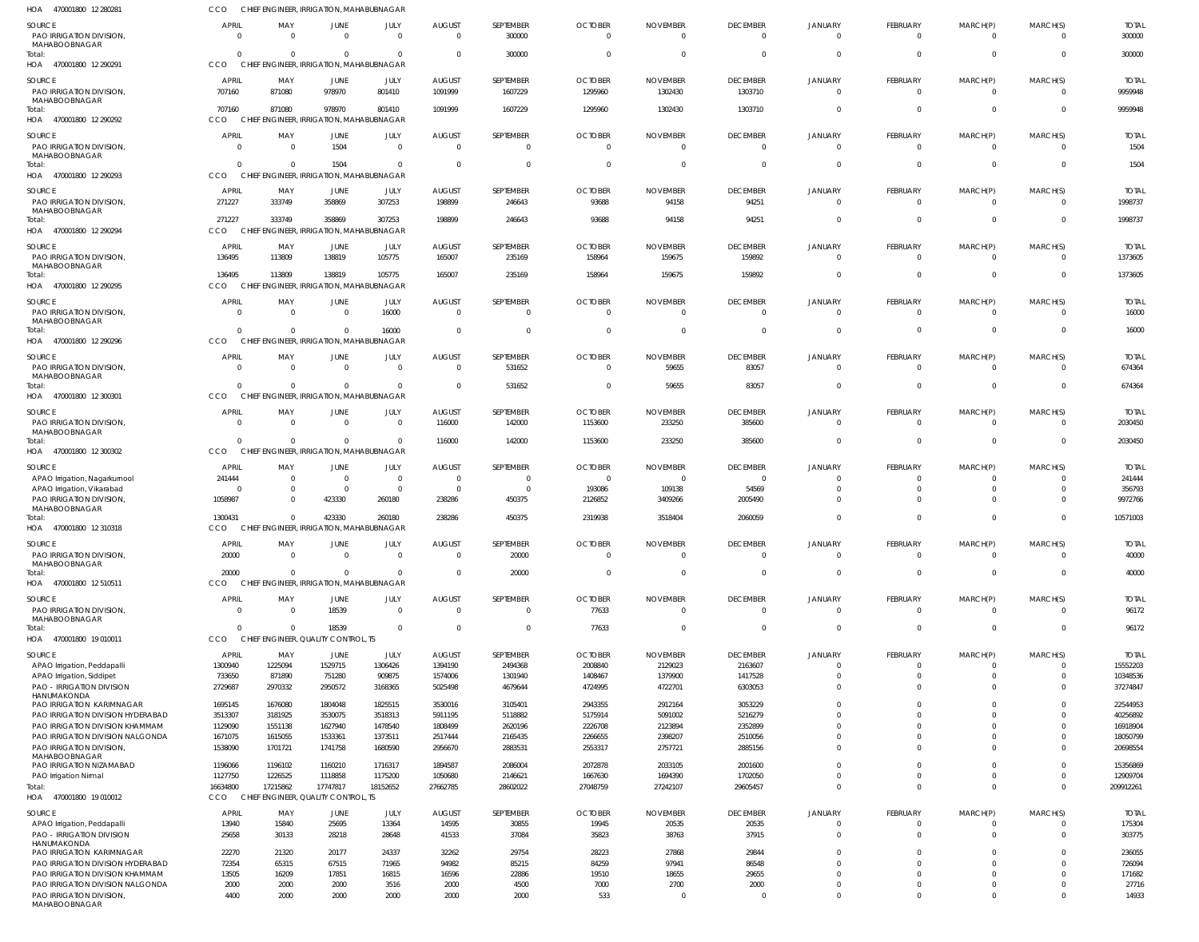HOA 470001800 12 280281 CCO CHIEF ENGINEER, IRRIGATION, MAHABUBNAGAR

| SOURCE | APRIL | MAY | JUNE | JULY | AUGUST | SEPTEMBER | OCTOBER | NOVEMBER | DECEMBER | JANUARY | FEBRUARY | MARCH(P) | MARCH(S) | TOTAL |
|---|---|---|---|---|---|---|---|---|---|---|---|---|---|---|
| PAO IRRIGATION DIVISION, MAHABOOBNAGAR | 0 | 0 | 0 | 0 | 0 | 300000 | 0 | 0 | 0 | 0 | 0 | 0 | 0 | 300000 |
| Total: | 0 | 0 | 0 | 0 | 0 | 300000 | 0 | 0 | 0 | 0 | 0 | 0 | 0 | 300000 |

HOA 470001800 12 290291 CCO CHIEF ENGINEER, IRRIGATION, MAHABUBNAGAR

| SOURCE | APRIL | MAY | JUNE | JULY | AUGUST | SEPTEMBER | OCTOBER | NOVEMBER | DECEMBER | JANUARY | FEBRUARY | MARCH(P) | MARCH(S) | TOTAL |
|---|---|---|---|---|---|---|---|---|---|---|---|---|---|---|
| PAO IRRIGATION DIVISION, MAHABOOBNAGAR | 707160 | 871080 | 978970 | 801410 | 1091999 | 1607229 | 1295960 | 1302430 | 1303710 | 0 | 0 | 0 | 0 | 9959948 |
| Total: | 707160 | 871080 | 978970 | 801410 | 1091999 | 1607229 | 1295960 | 1302430 | 1303710 | 0 | 0 | 0 | 0 | 9959948 |

HOA 470001800 12 290292 CCO CHIEF ENGINEER, IRRIGATION, MAHABUBNAGAR

| SOURCE | APRIL | MAY | JUNE | JULY | AUGUST | SEPTEMBER | OCTOBER | NOVEMBER | DECEMBER | JANUARY | FEBRUARY | MARCH(P) | MARCH(S) | TOTAL |
|---|---|---|---|---|---|---|---|---|---|---|---|---|---|---|
| PAO IRRIGATION DIVISION, MAHABOOBNAGAR | 0 | 0 | 1504 | 0 | 0 | 0 | 0 | 0 | 0 | 0 | 0 | 0 | 0 | 1504 |
| Total: | 0 | 0 | 1504 | 0 | 0 | 0 | 0 | 0 | 0 | 0 | 0 | 0 | 0 | 1504 |

HOA 470001800 12 290293 CCO CHIEF ENGINEER, IRRIGATION, MAHABUBNAGAR

| SOURCE | APRIL | MAY | JUNE | JULY | AUGUST | SEPTEMBER | OCTOBER | NOVEMBER | DECEMBER | JANUARY | FEBRUARY | MARCH(P) | MARCH(S) | TOTAL |
|---|---|---|---|---|---|---|---|---|---|---|---|---|---|---|
| PAO IRRIGATION DIVISION, MAHABOOBNAGAR | 271227 | 333749 | 358869 | 307253 | 198899 | 246643 | 93688 | 94158 | 94251 | 0 | 0 | 0 | 0 | 1998737 |
| Total: | 271227 | 333749 | 358869 | 307253 | 198899 | 246643 | 93688 | 94158 | 94251 | 0 | 0 | 0 | 0 | 1998737 |

HOA 470001800 12 290294 CCO CHIEF ENGINEER, IRRIGATION, MAHABUBNAGAR

| SOURCE | APRIL | MAY | JUNE | JULY | AUGUST | SEPTEMBER | OCTOBER | NOVEMBER | DECEMBER | JANUARY | FEBRUARY | MARCH(P) | MARCH(S) | TOTAL |
|---|---|---|---|---|---|---|---|---|---|---|---|---|---|---|
| PAO IRRIGATION DIVISION, MAHABOOBNAGAR | 136495 | 113809 | 138819 | 105775 | 165007 | 235169 | 158964 | 159675 | 159892 | 0 | 0 | 0 | 0 | 1373605 |
| Total: | 136495 | 113809 | 138819 | 105775 | 165007 | 235169 | 158964 | 159675 | 159892 | 0 | 0 | 0 | 0 | 1373605 |

HOA 470001800 12 290295 CCO CHIEF ENGINEER, IRRIGATION, MAHABUBNAGAR

| SOURCE | APRIL | MAY | JUNE | JULY | AUGUST | SEPTEMBER | OCTOBER | NOVEMBER | DECEMBER | JANUARY | FEBRUARY | MARCH(P) | MARCH(S) | TOTAL |
|---|---|---|---|---|---|---|---|---|---|---|---|---|---|---|
| PAO IRRIGATION DIVISION, MAHABOOBNAGAR | 0 | 0 | 0 | 16000 | 0 | 0 | 0 | 0 | 0 | 0 | 0 | 0 | 0 | 16000 |
| Total: | 0 | 0 | 0 | 16000 | 0 | 0 | 0 | 0 | 0 | 0 | 0 | 0 | 0 | 16000 |

HOA 470001800 12 290296 CCO CHIEF ENGINEER, IRRIGATION, MAHABUBNAGAR

| SOURCE | APRIL | MAY | JUNE | JULY | AUGUST | SEPTEMBER | OCTOBER | NOVEMBER | DECEMBER | JANUARY | FEBRUARY | MARCH(P) | MARCH(S) | TOTAL |
|---|---|---|---|---|---|---|---|---|---|---|---|---|---|---|
| PAO IRRIGATION DIVISION, MAHABOOBNAGAR | 0 | 0 | 0 | 0 | 0 | 531652 | 0 | 59655 | 83057 | 0 | 0 | 0 | 0 | 674364 |
| Total: | 0 | 0 | 0 | 0 | 0 | 531652 | 0 | 59655 | 83057 | 0 | 0 | 0 | 0 | 674364 |

HOA 470001800 12 300301 CCO CHIEF ENGINEER, IRRIGATION, MAHABUBNAGAR

| SOURCE | APRIL | MAY | JUNE | JULY | AUGUST | SEPTEMBER | OCTOBER | NOVEMBER | DECEMBER | JANUARY | FEBRUARY | MARCH(P) | MARCH(S) | TOTAL |
|---|---|---|---|---|---|---|---|---|---|---|---|---|---|---|
| PAO IRRIGATION DIVISION, MAHABOOBNAGAR | 0 | 0 | 0 | 0 | 116000 | 142000 | 1153600 | 233250 | 385600 | 0 | 0 | 0 | 0 | 2030450 |
| Total: | 0 | 0 | 0 | 0 | 116000 | 142000 | 1153600 | 233250 | 385600 | 0 | 0 | 0 | 0 | 2030450 |

HOA 470001800 12 300302 CCO CHIEF ENGINEER, IRRIGATION, MAHABUBNAGAR

| SOURCE | APRIL | MAY | JUNE | JULY | AUGUST | SEPTEMBER | OCTOBER | NOVEMBER | DECEMBER | JANUARY | FEBRUARY | MARCH(P) | MARCH(S) | TOTAL |
|---|---|---|---|---|---|---|---|---|---|---|---|---|---|---|
| APAO Irrigation, Nagarkurnool | 241444 | 0 | 0 | 0 | 0 | 0 | 0 | 0 | 0 | 0 | 0 | 0 | 0 | 241444 |
| APAO Irrigation, Vikarabad | 0 | 0 | 0 | 0 | 0 | 0 | 193086 | 109138 | 54569 | 0 | 0 | 0 | 0 | 356793 |
| PAO IRRIGATION DIVISION, MAHABOOBNAGAR | 1058987 | 0 | 423330 | 260180 | 238286 | 450375 | 2126852 | 3409266 | 2005490 | 0 | 0 | 0 | 0 | 9972766 |
| Total: | 1300431 | 0 | 423330 | 260180 | 238286 | 450375 | 2319938 | 3518404 | 2060059 | 0 | 0 | 0 | 0 | 10571003 |

HOA 470001800 12 310318 CCO CHIEF ENGINEER, IRRIGATION, MAHABUBNAGAR

| SOURCE | APRIL | MAY | JUNE | JULY | AUGUST | SEPTEMBER | OCTOBER | NOVEMBER | DECEMBER | JANUARY | FEBRUARY | MARCH(P) | MARCH(S) | TOTAL |
|---|---|---|---|---|---|---|---|---|---|---|---|---|---|---|
| PAO IRRIGATION DIVISION, MAHABOOBNAGAR | 20000 | 0 | 0 | 0 | 0 | 20000 | 0 | 0 | 0 | 0 | 0 | 0 | 0 | 40000 |
| Total: | 20000 | 0 | 0 | 0 | 0 | 20000 | 0 | 0 | 0 | 0 | 0 | 0 | 0 | 40000 |

HOA 470001800 12 510511 CCO CHIEF ENGINEER, IRRIGATION, MAHABUBNAGAR

| SOURCE | APRIL | MAY | JUNE | JULY | AUGUST | SEPTEMBER | OCTOBER | NOVEMBER | DECEMBER | JANUARY | FEBRUARY | MARCH(P) | MARCH(S) | TOTAL |
|---|---|---|---|---|---|---|---|---|---|---|---|---|---|---|
| PAO IRRIGATION DIVISION, MAHABOOBNAGAR | 0 | 0 | 18539 | 0 | 0 | 0 | 77633 | 0 | 0 | 0 | 0 | 0 | 0 | 96172 |
| Total: | 0 | 0 | 18539 | 0 | 0 | 0 | 77633 | 0 | 0 | 0 | 0 | 0 | 0 | 96172 |

HOA 470001800 19 010011 CCO CHIEF ENGINEER, QUALITY CONTROL, TS

| SOURCE | APRIL | MAY | JUNE | JULY | AUGUST | SEPTEMBER | OCTOBER | NOVEMBER | DECEMBER | JANUARY | FEBRUARY | MARCH(P) | MARCH(S) | TOTAL |
|---|---|---|---|---|---|---|---|---|---|---|---|---|---|---|
| APAO Irrigation, Peddapalli | 1300940 | 1225094 | 1529715 | 1306426 | 1394190 | 2494368 | 2008840 | 2129023 | 2163607 | 0 | 0 | 0 | 0 | 15552203 |
| APAO Irrigation, Siddipet | 733650 | 871890 | 751280 | 909875 | 1574006 | 1301940 | 1408467 | 1379900 | 1417528 | 0 | 0 | 0 | 0 | 10348536 |
| PAO - IRRIGATION DIVISION HANUMAKONDA | 2729687 | 2970332 | 2950572 | 3168365 | 5025498 | 4679644 | 4724995 | 4722701 | 6303053 | 0 | 0 | 0 | 0 | 37274847 |
| PAO IRRIGATION KARIMNAGAR | 1695145 | 1676080 | 1804048 | 1825515 | 3530016 | 3105401 | 2943355 | 2912164 | 3053229 | 0 | 0 | 0 | 0 | 22544953 |
| PAO IRRIGATION DIVISION HYDERABAD | 3513307 | 3181925 | 3530075 | 3518313 | 5911195 | 5118882 | 5175914 | 5091002 | 5216279 | 0 | 0 | 0 | 0 | 40256892 |
| PAO IRRIGATION DIVISION KHAMMAM | 1129090 | 1551138 | 1627940 | 1478540 | 1808499 | 2620196 | 2226708 | 2123894 | 2352899 | 0 | 0 | 0 | 0 | 16918904 |
| PAO IRRIGATION DIVISION NALGONDA | 1671075 | 1615055 | 1533361 | 1373511 | 2517444 | 2165435 | 2266655 | 2398207 | 2510056 | 0 | 0 | 0 | 0 | 18050799 |
| PAO IRRIGATION DIVISION, MAHABOOBNAGAR | 1538090 | 1701721 | 1741758 | 1680590 | 2956670 | 2883531 | 2553317 | 2757721 | 2885156 | 0 | 0 | 0 | 0 | 20698554 |
| PAO IRRIGATION NIZAMABAD | 1196066 | 1196102 | 1160210 | 1716317 | 1894587 | 2086004 | 2072878 | 2033105 | 2001600 | 0 | 0 | 0 | 0 | 15356869 |
| PAO Irrigation Nirmal | 1127750 | 1226525 | 1118858 | 1175200 | 1050680 | 2146621 | 1667630 | 1694390 | 1702050 | 0 | 0 | 0 | 0 | 12909704 |
| Total: | 16634800 | 17215862 | 17747817 | 18152652 | 27662785 | 28602022 | 27048759 | 27242107 | 29605457 | 0 | 0 | 0 | 0 | 209912261 |

HOA 470001800 19 010012 CCO CHIEF ENGINEER, QUALITY CONTROL, TS

| SOURCE | APRIL | MAY | JUNE | JULY | AUGUST | SEPTEMBER | OCTOBER | NOVEMBER | DECEMBER | JANUARY | FEBRUARY | MARCH(P) | MARCH(S) | TOTAL |
|---|---|---|---|---|---|---|---|---|---|---|---|---|---|---|
| APAO Irrigation, Peddapalli | 13940 | 15840 | 25695 | 13364 | 14595 | 30855 | 19945 | 20535 | 20535 | 0 | 0 | 0 | 0 | 175304 |
| PAO - IRRIGATION DIVISION HANUMAKONDA | 25658 | 30133 | 28218 | 28648 | 41533 | 37084 | 35823 | 38763 | 37915 | 0 | 0 | 0 | 0 | 303775 |
| PAO IRRIGATION KARIMNAGAR | 22270 | 21320 | 20177 | 24337 | 32262 | 29754 | 28223 | 27868 | 29844 | 0 | 0 | 0 | 0 | 236055 |
| PAO IRRIGATION DIVISION HYDERABAD | 72354 | 65315 | 67515 | 71965 | 94982 | 85215 | 84259 | 97941 | 86548 | 0 | 0 | 0 | 0 | 726094 |
| PAO IRRIGATION DIVISION KHAMMAM | 13505 | 16209 | 17851 | 16815 | 16596 | 22886 | 19510 | 18655 | 29655 | 0 | 0 | 0 | 0 | 171682 |
| PAO IRRIGATION DIVISION NALGONDA | 2000 | 2000 | 2000 | 3516 | 2000 | 4500 | 7000 | 2700 | 2000 | 0 | 0 | 0 | 0 | 27716 |
| PAO IRRIGATION DIVISION, MAHABOOBNAGAR | 4400 | 2000 | 2000 | 2000 | 2000 | 2000 | 533 | 0 | 0 | 0 | 0 | 0 | 0 | 14933 |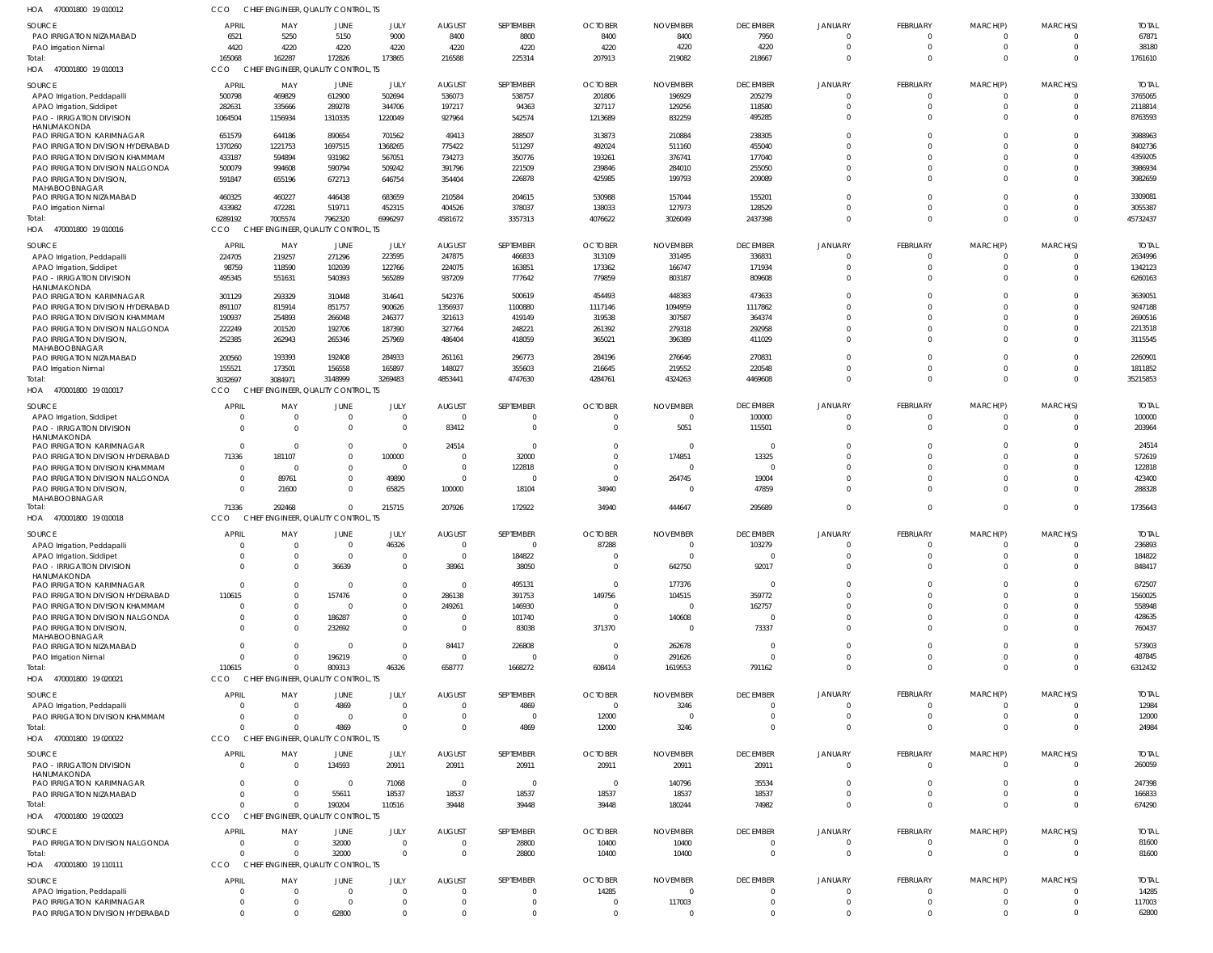HOA 470001800 19 010012 CCO CHIEF ENGINEER, QUALITY CONTROL, TS

| SOURCE | APRIL | MAY | JUNE | JULY | AUGUST | SEPTEMBER | OCTOBER | NOVEMBER | DECEMBER | JANUARY | FEBRUARY | MARCH(P) | MARCH(S) | TOTAL |
|---|---|---|---|---|---|---|---|---|---|---|---|---|---|---|
| PAO IRRIGATION NIZAMABAD | 6521 | 5250 | 5150 | 9000 | 8400 | 8800 | 8400 | 8400 | 7950 | 0 | 0 | 0 | 0 | 67871 |
| PAO Irrigation Nirmal | 4420 | 4220 | 4220 | 4220 | 4220 | 4220 | 4220 | 4220 | 4220 | 0 | 0 | 0 | 0 | 38180 |
| Total: | 165068 | 162287 | 172826 | 173865 | 216588 | 225314 | 207913 | 219082 | 218667 | 0 | 0 | 0 | 0 | 1761610 |

HOA 470001800 19 010013 CCO CHIEF ENGINEER, QUALITY CONTROL, TS

| SOURCE | APRIL | MAY | JUNE | JULY | AUGUST | SEPTEMBER | OCTOBER | NOVEMBER | DECEMBER | JANUARY | FEBRUARY | MARCH(P) | MARCH(S) | TOTAL |
|---|---|---|---|---|---|---|---|---|---|---|---|---|---|---|
| APAO Irrigation, Peddapalli | 500798 | 469829 | 612900 | 502694 | 536073 | 538757 | 201806 | 196929 | 205279 | 0 | 0 | 0 | 0 | 3765065 |
| APAO Irrigation, Siddipet | 282631 | 335666 | 289278 | 344706 | 197217 | 94363 | 327117 | 129256 | 118580 | 0 | 0 | 0 | 0 | 2118814 |
| PAO - IRRIGATION DIVISION HANUMAKONDA | 1064504 | 1156934 | 1310335 | 1220049 | 927964 | 542574 | 1213689 | 832259 | 495285 | 0 | 0 | 0 | 0 | 8763593 |
| PAO IRRIGATION KARIMNAGAR | 651579 | 644186 | 890654 | 701562 | 49413 | 288507 | 313873 | 210884 | 238305 | 0 | 0 | 0 | 0 | 3988963 |
| PAO IRRIGATION DIVISION HYDERABAD | 1370260 | 1221753 | 1697515 | 1368265 | 775422 | 511297 | 492024 | 511160 | 455040 | 0 | 0 | 0 | 0 | 8402736 |
| PAO IRRIGATION DIVISION KHAMMAM | 433187 | 594894 | 931982 | 567051 | 734273 | 350776 | 193261 | 376741 | 177040 | 0 | 0 | 0 | 0 | 4359205 |
| PAO IRRIGATION DIVISION NALGONDA | 500079 | 994608 | 590794 | 509242 | 391796 | 221509 | 239846 | 284010 | 255050 | 0 | 0 | 0 | 0 | 3986934 |
| PAO IRRIGATION DIVISION, MAHABOOBNAGAR | 591847 | 655196 | 672713 | 646754 | 354404 | 226878 | 425985 | 199793 | 209089 | 0 | 0 | 0 | 0 | 3982659 |
| PAO IRRIGATION NIZAMABAD | 460325 | 460227 | 446438 | 683659 | 210584 | 204615 | 530988 | 157044 | 155201 | 0 | 0 | 0 | 0 | 3309081 |
| PAO Irrigation Nirmal | 433982 | 472281 | 519711 | 452315 | 404526 | 378037 | 138033 | 127973 | 128529 | 0 | 0 | 0 | 0 | 3055387 |
| Total: | 6289192 | 7005574 | 7962320 | 6996297 | 4581672 | 3357313 | 4076622 | 3026049 | 2437398 | 0 | 0 | 0 | 0 | 45732437 |

HOA 470001800 19 010016 CCO CHIEF ENGINEER, QUALITY CONTROL, TS

| SOURCE | APRIL | MAY | JUNE | JULY | AUGUST | SEPTEMBER | OCTOBER | NOVEMBER | DECEMBER | JANUARY | FEBRUARY | MARCH(P) | MARCH(S) | TOTAL |
|---|---|---|---|---|---|---|---|---|---|---|---|---|---|---|
| APAO Irrigation, Peddapalli | 224705 | 219257 | 271296 | 223595 | 247875 | 466833 | 313109 | 331495 | 336831 | 0 | 0 | 0 | 0 | 2634996 |
| APAO Irrigation, Siddipet | 98759 | 118590 | 102039 | 122766 | 224075 | 163851 | 173362 | 166747 | 171934 | 0 | 0 | 0 | 0 | 1342123 |
| PAO - IRRIGATION DIVISION HANUMAKONDA | 495345 | 551631 | 540393 | 565289 | 937209 | 777642 | 779859 | 803187 | 809608 | 0 | 0 | 0 | 0 | 6260163 |
| PAO IRRIGATION KARIMNAGAR | 301129 | 293329 | 310448 | 314641 | 542376 | 500619 | 454493 | 448383 | 473633 | 0 | 0 | 0 | 0 | 3639051 |
| PAO IRRIGATION DIVISION HYDERABAD | 891107 | 815914 | 851757 | 900626 | 1356937 | 1100880 | 1117146 | 1094959 | 1117862 | 0 | 0 | 0 | 0 | 9247188 |
| PAO IRRIGATION DIVISION KHAMMAM | 190937 | 254893 | 266048 | 246377 | 321613 | 419149 | 319538 | 307587 | 364374 | 0 | 0 | 0 | 0 | 2690516 |
| PAO IRRIGATION DIVISION NALGONDA | 222249 | 201520 | 192706 | 187390 | 327764 | 248221 | 261392 | 279318 | 292958 | 0 | 0 | 0 | 0 | 2213518 |
| PAO IRRIGATION DIVISION, MAHABOOBNAGAR | 252385 | 262943 | 265346 | 257969 | 486404 | 418059 | 365021 | 396389 | 411029 | 0 | 0 | 0 | 0 | 3115545 |
| PAO IRRIGATION NIZAMABAD | 200560 | 193393 | 192408 | 284933 | 261161 | 296773 | 284196 | 276646 | 270831 | 0 | 0 | 0 | 0 | 2260901 |
| PAO Irrigation Nirmal | 155521 | 173501 | 156558 | 165897 | 148027 | 355603 | 216645 | 219552 | 220548 | 0 | 0 | 0 | 0 | 1811852 |
| Total: | 3032697 | 3084971 | 3148999 | 3269483 | 4853441 | 4747630 | 4284761 | 4324263 | 4469608 | 0 | 0 | 0 | 0 | 35215853 |

HOA 470001800 19 010017 CCO CHIEF ENGINEER, QUALITY CONTROL, TS

| SOURCE | APRIL | MAY | JUNE | JULY | AUGUST | SEPTEMBER | OCTOBER | NOVEMBER | DECEMBER | JANUARY | FEBRUARY | MARCH(P) | MARCH(S) | TOTAL |
|---|---|---|---|---|---|---|---|---|---|---|---|---|---|---|
| APAO Irrigation, Siddipet | 0 | 0 | 0 | 0 | 0 | 0 | 0 | 0 | 100000 | 0 | 0 | 0 | 0 | 100000 |
| PAO - IRRIGATION DIVISION HANUMAKONDA | 0 | 0 | 0 | 0 | 83412 | 0 | 0 | 5051 | 115501 | 0 | 0 | 0 | 0 | 203964 |
| PAO IRRIGATION KARIMNAGAR | 0 | 0 | 0 | 0 | 24514 | 0 | 0 | 0 | 0 | 0 | 0 | 0 | 0 | 24514 |
| PAO IRRIGATION DIVISION HYDERABAD | 71336 | 181107 | 0 | 100000 | 0 | 32000 | 0 | 174851 | 13325 | 0 | 0 | 0 | 0 | 572619 |
| PAO IRRIGATION DIVISION KHAMMAM | 0 | 0 | 0 | 0 | 0 | 122818 | 0 | 0 | 0 | 0 | 0 | 0 | 0 | 122818 |
| PAO IRRIGATION DIVISION NALGONDA | 0 | 89761 | 0 | 49890 | 0 | 0 | 0 | 264745 | 19004 | 0 | 0 | 0 | 0 | 423400 |
| PAO IRRIGATION DIVISION, MAHABOOBNAGAR | 0 | 21600 | 0 | 65825 | 100000 | 18104 | 34940 | 0 | 47859 | 0 | 0 | 0 | 0 | 288328 |
| Total: | 71336 | 292468 | 0 | 215715 | 207926 | 172922 | 34940 | 444647 | 295689 | 0 | 0 | 0 | 0 | 1735643 |

HOA 470001800 19 010018 CCO CHIEF ENGINEER, QUALITY CONTROL, TS

| SOURCE | APRIL | MAY | JUNE | JULY | AUGUST | SEPTEMBER | OCTOBER | NOVEMBER | DECEMBER | JANUARY | FEBRUARY | MARCH(P) | MARCH(S) | TOTAL |
|---|---|---|---|---|---|---|---|---|---|---|---|---|---|---|
| APAO Irrigation, Peddapalli | 0 | 0 | 0 | 46326 | 0 | 0 | 87288 | 0 | 103279 | 0 | 0 | 0 | 0 | 236893 |
| APAO Irrigation, Siddipet | 0 | 0 | 0 | 0 | 0 | 184822 | 0 | 0 | 0 | 0 | 0 | 0 | 0 | 184822 |
| PAO - IRRIGATION DIVISION HANUMAKONDA | 0 | 0 | 36639 | 0 | 38961 | 38050 | 0 | 642750 | 92017 | 0 | 0 | 0 | 0 | 848417 |
| PAO IRRIGATION KARIMNAGAR | 0 | 0 | 0 | 0 | 0 | 495131 | 0 | 177376 | 0 | 0 | 0 | 0 | 0 | 672507 |
| PAO IRRIGATION DIVISION HYDERABAD | 110615 | 0 | 157476 | 0 | 286138 | 391753 | 149756 | 104515 | 359772 | 0 | 0 | 0 | 0 | 1560025 |
| PAO IRRIGATION DIVISION KHAMMAM | 0 | 0 | 0 | 0 | 249261 | 146930 | 0 | 0 | 162757 | 0 | 0 | 0 | 0 | 558948 |
| PAO IRRIGATION DIVISION NALGONDA | 0 | 0 | 186287 | 0 | 0 | 101740 | 0 | 140608 | 0 | 0 | 0 | 0 | 0 | 428635 |
| PAO IRRIGATION DIVISION, MAHABOOBNAGAR | 0 | 0 | 232692 | 0 | 0 | 83038 | 371370 | 0 | 73337 | 0 | 0 | 0 | 0 | 760437 |
| PAO IRRIGATION NIZAMABAD | 0 | 0 | 0 | 0 | 84417 | 226808 | 0 | 262678 | 0 | 0 | 0 | 0 | 0 | 573903 |
| PAO Irrigation Nirmal | 0 | 0 | 196219 | 0 | 0 | 0 | 0 | 291626 | 0 | 0 | 0 | 0 | 0 | 487845 |
| Total: | 110615 | 0 | 809313 | 46326 | 658777 | 1668272 | 608414 | 1619553 | 791162 | 0 | 0 | 0 | 0 | 6312432 |

HOA 470001800 19 020021 CCO CHIEF ENGINEER, QUALITY CONTROL, TS

| SOURCE | APRIL | MAY | JUNE | JULY | AUGUST | SEPTEMBER | OCTOBER | NOVEMBER | DECEMBER | JANUARY | FEBRUARY | MARCH(P) | MARCH(S) | TOTAL |
|---|---|---|---|---|---|---|---|---|---|---|---|---|---|---|
| APAO Irrigation, Peddapalli | 0 | 0 | 4869 | 0 | 0 | 4869 | 0 | 3246 | 0 | 0 | 0 | 0 | 0 | 12984 |
| PAO IRRIGATION DIVISION KHAMMAM | 0 | 0 | 0 | 0 | 0 | 0 | 12000 | 0 | 0 | 0 | 0 | 0 | 0 | 12000 |
| Total: | 0 | 0 | 4869 | 0 | 0 | 4869 | 12000 | 3246 | 0 | 0 | 0 | 0 | 0 | 24984 |

HOA 470001800 19 020022 CCO CHIEF ENGINEER, QUALITY CONTROL, TS

| SOURCE | APRIL | MAY | JUNE | JULY | AUGUST | SEPTEMBER | OCTOBER | NOVEMBER | DECEMBER | JANUARY | FEBRUARY | MARCH(P) | MARCH(S) | TOTAL |
|---|---|---|---|---|---|---|---|---|---|---|---|---|---|---|
| PAO - IRRIGATION DIVISION HANUMAKONDA | 0 | 0 | 134593 | 20911 | 20911 | 20911 | 20911 | 20911 | 20911 | 0 | 0 | 0 | 0 | 260059 |
| PAO IRRIGATION KARIMNAGAR | 0 | 0 | 0 | 71068 | 0 | 0 | 0 | 140796 | 35534 | 0 | 0 | 0 | 0 | 247398 |
| PAO IRRIGATION NIZAMABAD | 0 | 0 | 55611 | 18537 | 18537 | 18537 | 18537 | 18537 | 18537 | 0 | 0 | 0 | 0 | 166833 |
| Total: | 0 | 0 | 190204 | 110516 | 39448 | 39448 | 39448 | 180244 | 74982 | 0 | 0 | 0 | 0 | 674290 |

HOA 470001800 19 020023 CCO CHIEF ENGINEER, QUALITY CONTROL, TS

| SOURCE | APRIL | MAY | JUNE | JULY | AUGUST | SEPTEMBER | OCTOBER | NOVEMBER | DECEMBER | JANUARY | FEBRUARY | MARCH(P) | MARCH(S) | TOTAL |
|---|---|---|---|---|---|---|---|---|---|---|---|---|---|---|
| PAO IRRIGATION DIVISION NALGONDA | 0 | 0 | 32000 | 0 | 0 | 28800 | 10400 | 10400 | 0 | 0 | 0 | 0 | 0 | 81600 |
| Total: | 0 | 0 | 32000 | 0 | 0 | 28800 | 10400 | 10400 | 0 | 0 | 0 | 0 | 0 | 81600 |

HOA 470001800 19 110111 CCO CHIEF ENGINEER, QUALITY CONTROL, TS

| SOURCE | APRIL | MAY | JUNE | JULY | AUGUST | SEPTEMBER | OCTOBER | NOVEMBER | DECEMBER | JANUARY | FEBRUARY | MARCH(P) | MARCH(S) | TOTAL |
|---|---|---|---|---|---|---|---|---|---|---|---|---|---|---|
| APAO Irrigation, Peddapalli | 0 | 0 | 0 | 0 | 0 | 0 | 14285 | 0 | 0 | 0 | 0 | 0 | 0 | 14285 |
| PAO IRRIGATION KARIMNAGAR | 0 | 0 | 0 | 0 | 0 | 0 | 0 | 117003 | 0 | 0 | 0 | 0 | 0 | 117003 |
| PAO IRRIGATION DIVISION HYDERABAD | 0 | 0 | 62800 | 0 | 0 | 0 | 0 | 0 | 0 | 0 | 0 | 0 | 0 | 62800 |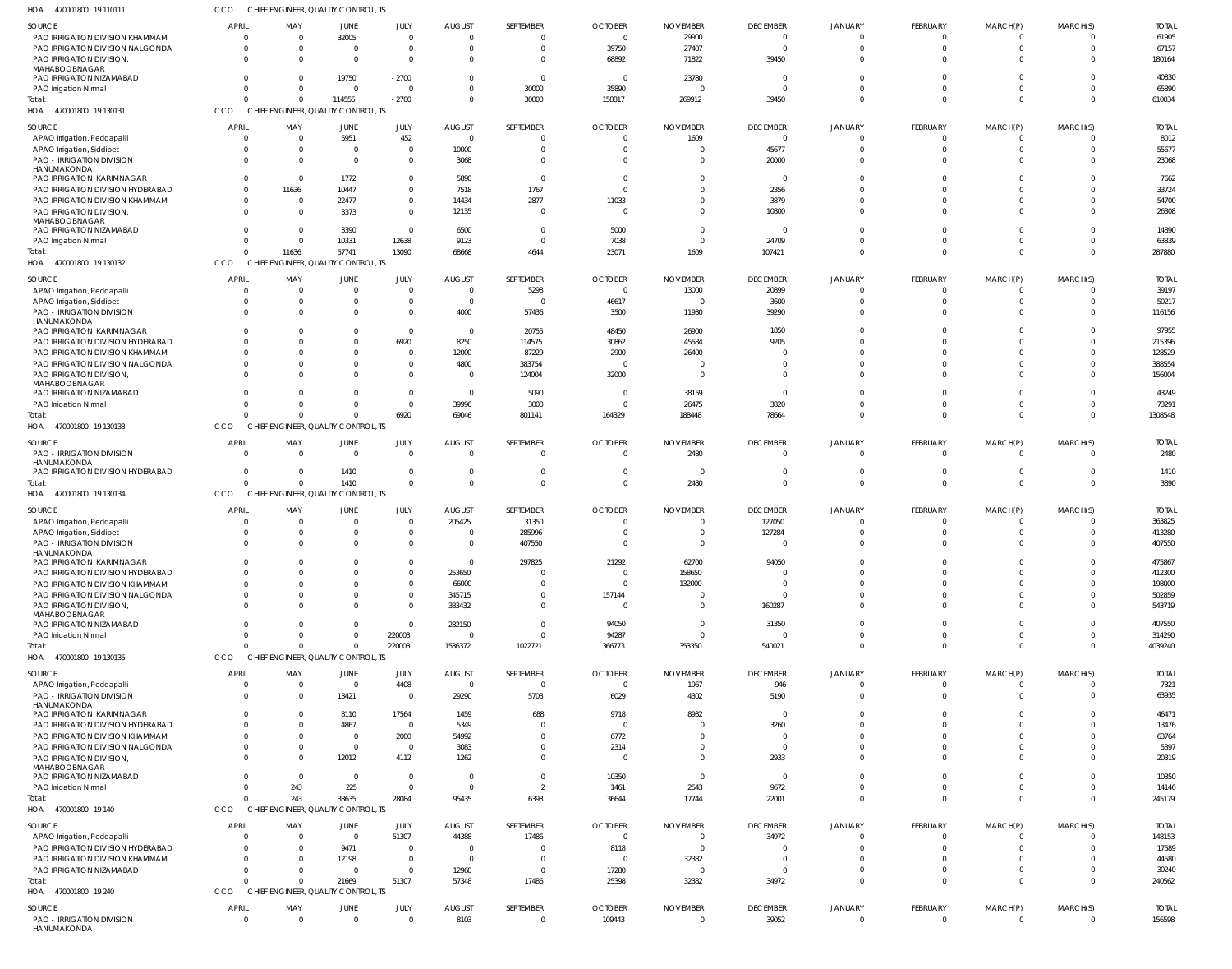HOA 470001800 19 110111 CCO CHIEF ENGINEER, QUALITY CONTROL, TS

| SOURCE | APRIL | MAY | JUNE | JULY | AUGUST | SEPTEMBER | OCTOBER | NOVEMBER | DECEMBER | JANUARY | FEBRUARY | MARCH(P) | MARCH(S) | TOTAL |
|---|---|---|---|---|---|---|---|---|---|---|---|---|---|---|
| PAO IRRIGATION DIVISION KHAMMAM | 0 | 0 | 32005 | 0 | 0 | 0 | 0 | 29900 | 0 | 0 | 0 | 0 | 0 | 61905 |
| PAO IRRIGATION DIVISION NALGONDA | 0 | 0 | 0 | 0 | 0 | 0 | 39750 | 27407 | 0 | 0 | 0 | 0 | 0 | 67157 |
| PAO IRRIGATION DIVISION, MAHABOOBNAGAR | 0 | 0 | 0 | 0 | 0 | 0 | 68892 | 71822 | 39450 | 0 | 0 | 0 | 0 | 180164 |
| PAO IRRIGATION NIZAMABAD | 0 | 0 | 19750 | -2700 | 0 | 0 | 0 | 23780 | 0 | 0 | 0 | 0 | 0 | 40830 |
| PAO Irrigation Nirmal | 0 | 0 | 0 | 0 | 0 | 30000 | 35890 | 0 | 0 | 0 | 0 | 0 | 0 | 65890 |
| Total: | 0 | 0 | 114555 | -2700 | 0 | 30000 | 158817 | 269912 | 39450 | 0 | 0 | 0 | 0 | 610034 |

HOA 470001800 19 130131 CCO CHIEF ENGINEER, QUALITY CONTROL, TS

| SOURCE | APRIL | MAY | JUNE | JULY | AUGUST | SEPTEMBER | OCTOBER | NOVEMBER | DECEMBER | JANUARY | FEBRUARY | MARCH(P) | MARCH(S) | TOTAL |
|---|---|---|---|---|---|---|---|---|---|---|---|---|---|---|
| APAO Irrigation, Peddapalli | 0 | 0 | 5951 | 452 | 0 | 0 | 0 | 1609 | 0 | 0 | 0 | 0 | 0 | 8012 |
| APAO Irrigation, Siddipet | 0 | 0 | 0 | 0 | 10000 | 0 | 0 | 0 | 45677 | 0 | 0 | 0 | 0 | 55677 |
| PAO - IRRIGATION DIVISION HANUMAKONDA | 0 | 0 | 0 | 0 | 3068 | 0 | 0 | 0 | 20000 | 0 | 0 | 0 | 0 | 23068 |
| PAO IRRIGATION KARIMNAGAR | 0 | 0 | 1772 | 0 | 5890 | 0 | 0 | 0 | 0 | 0 | 0 | 0 | 0 | 7662 |
| PAO IRRIGATION DIVISION HYDERABAD | 0 | 11636 | 10447 | 0 | 7518 | 1767 | 0 | 0 | 2356 | 0 | 0 | 0 | 0 | 33724 |
| PAO IRRIGATION DIVISION KHAMMAM | 0 | 0 | 22477 | 0 | 14434 | 2877 | 11033 | 0 | 3879 | 0 | 0 | 0 | 0 | 54700 |
| PAO IRRIGATION DIVISION, MAHABOOBNAGAR | 0 | 0 | 3373 | 0 | 12135 | 0 | 0 | 0 | 10800 | 0 | 0 | 0 | 0 | 26308 |
| PAO IRRIGATION NIZAMABAD | 0 | 0 | 3390 | 0 | 6500 | 0 | 5000 | 0 | 0 | 0 | 0 | 0 | 0 | 14890 |
| PAO Irrigation Nirmal | 0 | 0 | 10331 | 12638 | 9123 | 0 | 7038 | 0 | 24709 | 0 | 0 | 0 | 0 | 63839 |
| Total: | 0 | 11636 | 57741 | 13090 | 68668 | 4644 | 23071 | 1609 | 107421 | 0 | 0 | 0 | 0 | 287880 |

HOA 470001800 19 130132 CCO CHIEF ENGINEER, QUALITY CONTROL, TS

| SOURCE | APRIL | MAY | JUNE | JULY | AUGUST | SEPTEMBER | OCTOBER | NOVEMBER | DECEMBER | JANUARY | FEBRUARY | MARCH(P) | MARCH(S) | TOTAL |
|---|---|---|---|---|---|---|---|---|---|---|---|---|---|---|
| APAO Irrigation, Peddapalli | 0 | 0 | 0 | 0 | 0 | 5298 | 0 | 13000 | 20899 | 0 | 0 | 0 | 0 | 39197 |
| APAO Irrigation, Siddipet | 0 | 0 | 0 | 0 | 0 | 0 | 46617 | 0 | 3600 | 0 | 0 | 0 | 0 | 50217 |
| PAO - IRRIGATION DIVISION HANUMAKONDA | 0 | 0 | 0 | 0 | 4000 | 57436 | 3500 | 11930 | 39290 | 0 | 0 | 0 | 0 | 116156 |
| PAO IRRIGATION KARIMNAGAR | 0 | 0 | 0 | 0 | 0 | 20755 | 48450 | 26900 | 1850 | 0 | 0 | 0 | 0 | 97955 |
| PAO IRRIGATION DIVISION HYDERABAD | 0 | 0 | 0 | 6920 | 8250 | 114575 | 30862 | 45584 | 9205 | 0 | 0 | 0 | 0 | 215396 |
| PAO IRRIGATION DIVISION KHAMMAM | 0 | 0 | 0 | 0 | 12000 | 87229 | 2900 | 26400 | 0 | 0 | 0 | 0 | 0 | 128529 |
| PAO IRRIGATION DIVISION NALGONDA | 0 | 0 | 0 | 0 | 4800 | 383754 | 0 | 0 | 0 | 0 | 0 | 0 | 0 | 388554 |
| PAO IRRIGATION DIVISION, MAHABOOBNAGAR | 0 | 0 | 0 | 0 | 0 | 124004 | 32000 | 0 | 0 | 0 | 0 | 0 | 0 | 156004 |
| PAO IRRIGATION NIZAMABAD | 0 | 0 | 0 | 0 | 0 | 5090 | 0 | 38159 | 0 | 0 | 0 | 0 | 0 | 43249 |
| PAO Irrigation Nirmal | 0 | 0 | 0 | 0 | 39996 | 3000 | 0 | 26475 | 3820 | 0 | 0 | 0 | 0 | 73291 |
| Total: | 0 | 0 | 0 | 6920 | 69046 | 801141 | 164329 | 188448 | 78664 | 0 | 0 | 0 | 0 | 1308548 |

HOA 470001800 19 130133 CCO CHIEF ENGINEER, QUALITY CONTROL, TS

| SOURCE | APRIL | MAY | JUNE | JULY | AUGUST | SEPTEMBER | OCTOBER | NOVEMBER | DECEMBER | JANUARY | FEBRUARY | MARCH(P) | MARCH(S) | TOTAL |
|---|---|---|---|---|---|---|---|---|---|---|---|---|---|---|
| PAO - IRRIGATION DIVISION HANUMAKONDA | 0 | 0 | 0 | 0 | 0 | 0 | 0 | 2480 | 0 | 0 | 0 | 0 | 0 | 2480 |
| PAO IRRIGATION DIVISION HYDERABAD | 0 | 0 | 1410 | 0 | 0 | 0 | 0 | 0 | 0 | 0 | 0 | 0 | 0 | 1410 |
| Total: | 0 | 0 | 1410 | 0 | 0 | 0 | 0 | 2480 | 0 | 0 | 0 | 0 | 0 | 3890 |

HOA 470001800 19 130134 CCO CHIEF ENGINEER, QUALITY CONTROL, TS

| SOURCE | APRIL | MAY | JUNE | JULY | AUGUST | SEPTEMBER | OCTOBER | NOVEMBER | DECEMBER | JANUARY | FEBRUARY | MARCH(P) | MARCH(S) | TOTAL |
|---|---|---|---|---|---|---|---|---|---|---|---|---|---|---|
| APAO Irrigation, Peddapalli | 0 | 0 | 0 | 0 | 205425 | 31350 | 0 | 0 | 127050 | 0 | 0 | 0 | 0 | 363825 |
| APAO Irrigation, Siddipet | 0 | 0 | 0 | 0 | 0 | 285996 | 0 | 0 | 127284 | 0 | 0 | 0 | 0 | 413280 |
| PAO - IRRIGATION DIVISION HANUMAKONDA | 0 | 0 | 0 | 0 | 0 | 407550 | 0 | 0 | 0 | 0 | 0 | 0 | 0 | 407550 |
| PAO IRRIGATION KARIMNAGAR | 0 | 0 | 0 | 0 | 0 | 297825 | 21292 | 62700 | 94050 | 0 | 0 | 0 | 0 | 475867 |
| PAO IRRIGATION DIVISION HYDERABAD | 0 | 0 | 0 | 0 | 253650 | 0 | 0 | 158650 | 0 | 0 | 0 | 0 | 0 | 412300 |
| PAO IRRIGATION DIVISION KHAMMAM | 0 | 0 | 0 | 0 | 66000 | 0 | 0 | 132000 | 0 | 0 | 0 | 0 | 0 | 198000 |
| PAO IRRIGATION DIVISION NALGONDA | 0 | 0 | 0 | 0 | 345715 | 0 | 157144 | 0 | 0 | 0 | 0 | 0 | 0 | 502859 |
| PAO IRRIGATION DIVISION, MAHABOOBNAGAR | 0 | 0 | 0 | 0 | 383432 | 0 | 0 | 0 | 160287 | 0 | 0 | 0 | 0 | 543719 |
| PAO IRRIGATION NIZAMABAD | 0 | 0 | 0 | 0 | 282150 | 0 | 94050 | 0 | 31350 | 0 | 0 | 0 | 0 | 407550 |
| PAO Irrigation Nirmal | 0 | 0 | 0 | 220003 | 0 | 0 | 94287 | 0 | 0 | 0 | 0 | 0 | 0 | 314290 |
| Total: | 0 | 0 | 0 | 220003 | 1536372 | 1022721 | 366773 | 353350 | 540021 | 0 | 0 | 0 | 0 | 4039240 |

HOA 470001800 19 130135 CCO CHIEF ENGINEER, QUALITY CONTROL, TS

| SOURCE | APRIL | MAY | JUNE | JULY | AUGUST | SEPTEMBER | OCTOBER | NOVEMBER | DECEMBER | JANUARY | FEBRUARY | MARCH(P) | MARCH(S) | TOTAL |
|---|---|---|---|---|---|---|---|---|---|---|---|---|---|---|
| APAO Irrigation, Peddapalli | 0 | 0 | 0 | 4408 | 0 | 0 | 0 | 1967 | 946 | 0 | 0 | 0 | 0 | 7321 |
| PAO - IRRIGATION DIVISION HANUMAKONDA | 0 | 0 | 13421 | 0 | 29290 | 5703 | 6029 | 4302 | 5190 | 0 | 0 | 0 | 0 | 63935 |
| PAO IRRIGATION KARIMNAGAR | 0 | 0 | 8110 | 17564 | 1459 | 688 | 9718 | 8932 | 0 | 0 | 0 | 0 | 0 | 46471 |
| PAO IRRIGATION DIVISION HYDERABAD | 0 | 0 | 4867 | 0 | 5349 | 0 | 0 | 0 | 3260 | 0 | 0 | 0 | 0 | 13476 |
| PAO IRRIGATION DIVISION KHAMMAM | 0 | 0 | 0 | 2000 | 54992 | 0 | 6772 | 0 | 0 | 0 | 0 | 0 | 0 | 63764 |
| PAO IRRIGATION DIVISION NALGONDA | 0 | 0 | 0 | 0 | 3083 | 0 | 2314 | 0 | 0 | 0 | 0 | 0 | 0 | 5397 |
| PAO IRRIGATION DIVISION, MAHABOOBNAGAR | 0 | 0 | 12012 | 4112 | 1262 | 0 | 0 | 0 | 2933 | 0 | 0 | 0 | 0 | 20319 |
| PAO IRRIGATION NIZAMABAD | 0 | 0 | 0 | 0 | 0 | 0 | 10350 | 0 | 0 | 0 | 0 | 0 | 0 | 10350 |
| PAO Irrigation Nirmal | 0 | 243 | 225 | 0 | 0 | 2 | 1461 | 2543 | 9672 | 0 | 0 | 0 | 0 | 14146 |
| Total: | 0 | 243 | 38635 | 28084 | 95435 | 6393 | 36644 | 17744 | 22001 | 0 | 0 | 0 | 0 | 245179 |

HOA 470001800 19 140 CCO CHIEF ENGINEER, QUALITY CONTROL, TS

| SOURCE | APRIL | MAY | JUNE | JULY | AUGUST | SEPTEMBER | OCTOBER | NOVEMBER | DECEMBER | JANUARY | FEBRUARY | MARCH(P) | MARCH(S) | TOTAL |
|---|---|---|---|---|---|---|---|---|---|---|---|---|---|---|
| APAO Irrigation, Peddapalli | 0 | 0 | 0 | 51307 | 44388 | 17486 | 0 | 0 | 34972 | 0 | 0 | 0 | 0 | 148153 |
| PAO IRRIGATION DIVISION HYDERABAD | 0 | 0 | 9471 | 0 | 0 | 0 | 8118 | 0 | 0 | 0 | 0 | 0 | 0 | 17589 |
| PAO IRRIGATION DIVISION KHAMMAM | 0 | 0 | 12198 | 0 | 0 | 0 | 0 | 32382 | 0 | 0 | 0 | 0 | 0 | 44580 |
| PAO IRRIGATION NIZAMABAD | 0 | 0 | 0 | 0 | 12960 | 0 | 17280 | 0 | 0 | 0 | 0 | 0 | 0 | 30240 |
| Total: | 0 | 0 | 21669 | 51307 | 57348 | 17486 | 25398 | 32382 | 34972 | 0 | 0 | 0 | 0 | 240562 |

HOA 470001800 19 240 CCO CHIEF ENGINEER, QUALITY CONTROL, TS

| SOURCE | APRIL | MAY | JUNE | JULY | AUGUST | SEPTEMBER | OCTOBER | NOVEMBER | DECEMBER | JANUARY | FEBRUARY | MARCH(P) | MARCH(S) | TOTAL |
|---|---|---|---|---|---|---|---|---|---|---|---|---|---|---|
| PAO - IRRIGATION DIVISION HANUMAKONDA | 0 | 0 | 0 | 0 | 8103 | 0 | 109443 | 0 | 39052 | 0 | 0 | 0 | 0 | 156598 |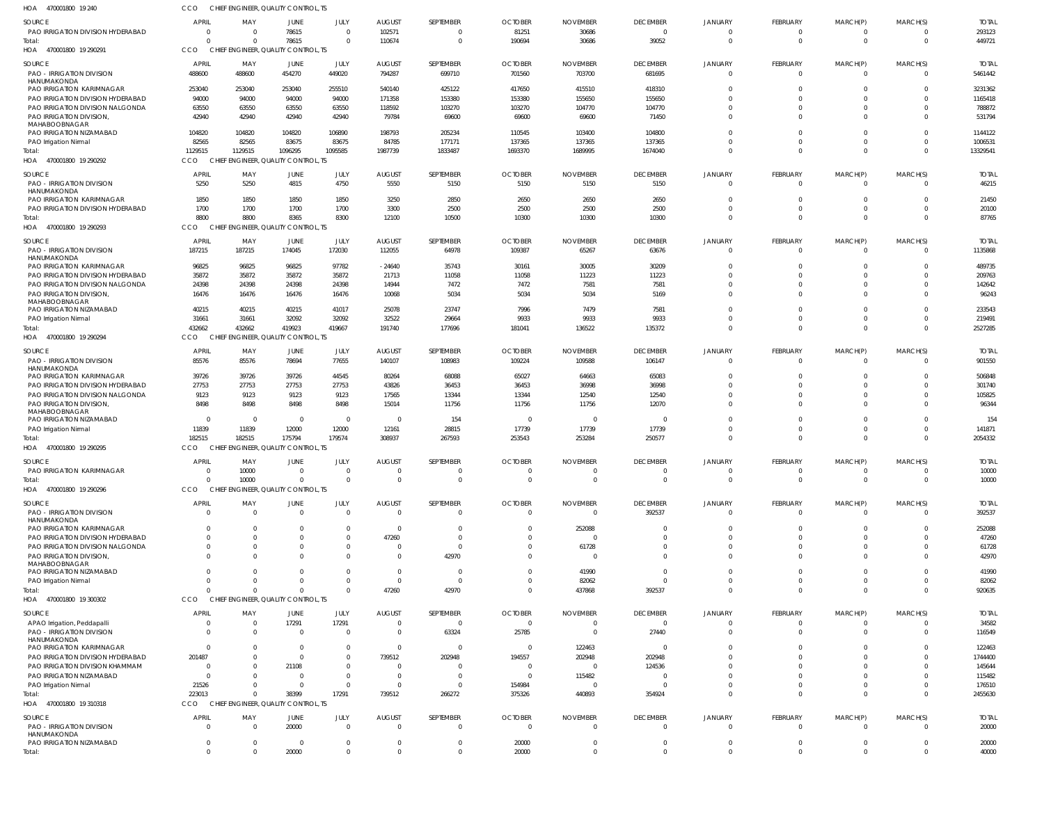HOA 470001800 19 240 CCO CHIEF ENGINEER, QUALITY CONTROL, TS

| SOURCE | APRIL | MAY | JUNE | JULY | AUGUST | SEPTEMBER | OCTOBER | NOVEMBER | DECEMBER | JANUARY | FEBRUARY | MARCH(P) | MARCH(S) | TOTAL |
|---|---|---|---|---|---|---|---|---|---|---|---|---|---|---|
| PAO IRRIGATION DIVISION HYDERABAD | 0 | 0 | 78615 | 0 | 102571 | 0 | 81251 | 30686 | 0 | 0 | 0 | 0 | 0 | 293123 |
| Total: | 0 | 0 | 78615 | 0 | 110674 | 0 | 190694 | 30686 | 39052 | 0 | 0 | 0 | 0 | 449721 |

HOA 470001800 19 290291 CCO CHIEF ENGINEER, QUALITY CONTROL, TS

| SOURCE | APRIL | MAY | JUNE | JULY | AUGUST | SEPTEMBER | OCTOBER | NOVEMBER | DECEMBER | JANUARY | FEBRUARY | MARCH(P) | MARCH(S) | TOTAL |
|---|---|---|---|---|---|---|---|---|---|---|---|---|---|---|
| PAO - IRRIGATION DIVISION HANUMAKONDA | 488600 | 488600 | 454270 | 449020 | 794287 | 699710 | 701560 | 703700 | 681695 | 0 | 0 | 0 | 0 | 5461442 |
| PAO IRRIGATION KARIMNAGAR | 253040 | 253040 | 253040 | 255510 | 540140 | 425122 | 417650 | 415510 | 418310 | 0 | 0 | 0 | 0 | 3231362 |
| PAO IRRIGATION DIVISION HYDERABAD | 94000 | 94000 | 94000 | 94000 | 171358 | 153380 | 153380 | 155650 | 155650 | 0 | 0 | 0 | 0 | 1165418 |
| PAO IRRIGATION DIVISION NALGONDA | 63550 | 63550 | 63550 | 63550 | 118592 | 103270 | 103270 | 104770 | 104770 | 0 | 0 | 0 | 0 | 788872 |
| PAO IRRIGATION DIVISION, MAHABOOBNAGAR | 42940 | 42940 | 42940 | 42940 | 79784 | 69600 | 69600 | 69600 | 71450 | 0 | 0 | 0 | 0 | 531794 |
| PAO IRRIGATION NIZAMABAD | 104820 | 104820 | 104820 | 106890 | 198793 | 205234 | 110545 | 103400 | 104800 | 0 | 0 | 0 | 0 | 1144122 |
| PAO Irrigation Nirmal | 82565 | 82565 | 83675 | 83675 | 84785 | 177171 | 137365 | 137365 | 137365 | 0 | 0 | 0 | 0 | 1006531 |
| Total: | 1129515 | 1129515 | 1096295 | 1095585 | 1987739 | 1833487 | 1693370 | 1689995 | 1674040 | 0 | 0 | 0 | 0 | 13329541 |

HOA 470001800 19 290292 CCO CHIEF ENGINEER, QUALITY CONTROL, TS

| SOURCE | APRIL | MAY | JUNE | JULY | AUGUST | SEPTEMBER | OCTOBER | NOVEMBER | DECEMBER | JANUARY | FEBRUARY | MARCH(P) | MARCH(S) | TOTAL |
|---|---|---|---|---|---|---|---|---|---|---|---|---|---|---|
| PAO - IRRIGATION DIVISION HANUMAKONDA | 5250 | 5250 | 4815 | 4750 | 5550 | 5150 | 5150 | 5150 | 5150 | 0 | 0 | 0 | 0 | 46215 |
| PAO IRRIGATION KARIMNAGAR | 1850 | 1850 | 1850 | 1850 | 3250 | 2850 | 2650 | 2650 | 2650 | 0 | 0 | 0 | 0 | 21450 |
| PAO IRRIGATION DIVISION HYDERABAD | 1700 | 1700 | 1700 | 1700 | 3300 | 2500 | 2500 | 2500 | 2500 | 0 | 0 | 0 | 0 | 20100 |
| Total: | 8800 | 8800 | 8365 | 8300 | 12100 | 10500 | 10300 | 10300 | 10300 | 0 | 0 | 0 | 0 | 87765 |

HOA 470001800 19 290293 CCO CHIEF ENGINEER, QUALITY CONTROL, TS

| SOURCE | APRIL | MAY | JUNE | JULY | AUGUST | SEPTEMBER | OCTOBER | NOVEMBER | DECEMBER | JANUARY | FEBRUARY | MARCH(P) | MARCH(S) | TOTAL |
|---|---|---|---|---|---|---|---|---|---|---|---|---|---|---|
| PAO - IRRIGATION DIVISION HANUMAKONDA | 187215 | 187215 | 174045 | 172030 | 112055 | 64978 | 109387 | 65267 | 63676 | 0 | 0 | 0 | 0 | 1135868 |
| PAO IRRIGATION KARIMNAGAR | 96825 | 96825 | 96825 | 97782 | -24640 | 35743 | 30161 | 30005 | 30209 | 0 | 0 | 0 | 0 | 489735 |
| PAO IRRIGATION DIVISION HYDERABAD | 35872 | 35872 | 35872 | 35872 | 21713 | 11058 | 11058 | 11223 | 11223 | 0 | 0 | 0 | 0 | 209763 |
| PAO IRRIGATION DIVISION NALGONDA | 24398 | 24398 | 24398 | 24398 | 14944 | 7472 | 7472 | 7581 | 7581 | 0 | 0 | 0 | 0 | 142642 |
| PAO IRRIGATION DIVISION, MAHABOOBNAGAR | 16476 | 16476 | 16476 | 16476 | 10068 | 5034 | 5034 | 5034 | 5169 | 0 | 0 | 0 | 0 | 96243 |
| PAO IRRIGATION NIZAMABAD | 40215 | 40215 | 40215 | 41017 | 25078 | 23747 | 7996 | 7479 | 7581 | 0 | 0 | 0 | 0 | 233543 |
| PAO Irrigation Nirmal | 31661 | 31661 | 32092 | 32092 | 32522 | 29664 | 9933 | 9933 | 9933 | 0 | 0 | 0 | 0 | 219491 |
| Total: | 432662 | 432662 | 419923 | 419667 | 191740 | 177696 | 181041 | 136522 | 135372 | 0 | 0 | 0 | 0 | 2527285 |

HOA 470001800 19 290294 CCO CHIEF ENGINEER, QUALITY CONTROL, TS

| SOURCE | APRIL | MAY | JUNE | JULY | AUGUST | SEPTEMBER | OCTOBER | NOVEMBER | DECEMBER | JANUARY | FEBRUARY | MARCH(P) | MARCH(S) | TOTAL |
|---|---|---|---|---|---|---|---|---|---|---|---|---|---|---|
| PAO - IRRIGATION DIVISION HANUMAKONDA | 85576 | 85576 | 78694 | 77655 | 140107 | 108983 | 109224 | 109588 | 106147 | 0 | 0 | 0 | 0 | 901550 |
| PAO IRRIGATION KARIMNAGAR | 39726 | 39726 | 39726 | 44545 | 80264 | 68088 | 65027 | 64663 | 65083 | 0 | 0 | 0 | 0 | 506848 |
| PAO IRRIGATION DIVISION HYDERABAD | 27753 | 27753 | 27753 | 27753 | 43826 | 36453 | 36453 | 36998 | 36998 | 0 | 0 | 0 | 0 | 301740 |
| PAO IRRIGATION DIVISION NALGONDA | 9123 | 9123 | 9123 | 9123 | 17565 | 13344 | 13344 | 12540 | 12540 | 0 | 0 | 0 | 0 | 105825 |
| PAO IRRIGATION DIVISION, MAHABOOBNAGAR | 8498 | 8498 | 8498 | 8498 | 15014 | 11756 | 11756 | 11756 | 12070 | 0 | 0 | 0 | 0 | 96344 |
| PAO IRRIGATION NIZAMABAD | 0 | 0 | 0 | 0 | 0 | 154 | 0 | 0 | 0 | 0 | 0 | 0 | 0 | 154 |
| PAO Irrigation Nirmal | 11839 | 11839 | 12000 | 12000 | 12161 | 28815 | 17739 | 17739 | 17739 | 0 | 0 | 0 | 0 | 141871 |
| Total: | 182515 | 182515 | 175794 | 179574 | 308937 | 267593 | 253543 | 253284 | 250577 | 0 | 0 | 0 | 0 | 2054332 |

HOA 470001800 19 290295 CCO CHIEF ENGINEER, QUALITY CONTROL, TS

| SOURCE | APRIL | MAY | JUNE | JULY | AUGUST | SEPTEMBER | OCTOBER | NOVEMBER | DECEMBER | JANUARY | FEBRUARY | MARCH(P) | MARCH(S) | TOTAL |
|---|---|---|---|---|---|---|---|---|---|---|---|---|---|---|
| PAO IRRIGATION KARIMNAGAR | 0 | 10000 | 0 | 0 | 0 | 0 | 0 | 0 | 0 | 0 | 0 | 0 | 0 | 10000 |
| Total: | 0 | 10000 | 0 | 0 | 0 | 0 | 0 | 0 | 0 | 0 | 0 | 0 | 0 | 10000 |

HOA 470001800 19 290296 CCO CHIEF ENGINEER, QUALITY CONTROL, TS

| SOURCE | APRIL | MAY | JUNE | JULY | AUGUST | SEPTEMBER | OCTOBER | NOVEMBER | DECEMBER | JANUARY | FEBRUARY | MARCH(P) | MARCH(S) | TOTAL |
|---|---|---|---|---|---|---|---|---|---|---|---|---|---|---|
| PAO - IRRIGATION DIVISION HANUMAKONDA | 0 | 0 | 0 | 0 | 0 | 0 | 0 | 0 | 392537 | 0 | 0 | 0 | 0 | 392537 |
| PAO IRRIGATION KARIMNAGAR | 0 | 0 | 0 | 0 | 0 | 0 | 0 | 252088 | 0 | 0 | 0 | 0 | 0 | 252088 |
| PAO IRRIGATION DIVISION HYDERABAD | 0 | 0 | 0 | 0 | 47260 | 0 | 0 | 0 | 0 | 0 | 0 | 0 | 0 | 47260 |
| PAO IRRIGATION DIVISION NALGONDA | 0 | 0 | 0 | 0 | 0 | 0 | 0 | 61728 | 0 | 0 | 0 | 0 | 0 | 61728 |
| PAO IRRIGATION DIVISION, MAHABOOBNAGAR | 0 | 0 | 0 | 0 | 0 | 42970 | 0 | 0 | 0 | 0 | 0 | 0 | 0 | 42970 |
| PAO IRRIGATION NIZAMABAD | 0 | 0 | 0 | 0 | 0 | 0 | 0 | 41990 | 0 | 0 | 0 | 0 | 0 | 41990 |
| PAO Irrigation Nirmal | 0 | 0 | 0 | 0 | 0 | 0 | 0 | 82062 | 0 | 0 | 0 | 0 | 0 | 82062 |
| Total: | 0 | 0 | 0 | 0 | 47260 | 42970 | 0 | 437868 | 392537 | 0 | 0 | 0 | 0 | 920635 |

HOA 470001800 19 300302 CCO CHIEF ENGINEER, QUALITY CONTROL, TS

| SOURCE | APRIL | MAY | JUNE | JULY | AUGUST | SEPTEMBER | OCTOBER | NOVEMBER | DECEMBER | JANUARY | FEBRUARY | MARCH(P) | MARCH(S) | TOTAL |
|---|---|---|---|---|---|---|---|---|---|---|---|---|---|---|
| APAO Irrigation, Peddapalli | 0 | 0 | 17291 | 17291 | 0 | 0 | 0 | 0 | 0 | 0 | 0 | 0 | 0 | 34582 |
| PAO - IRRIGATION DIVISION HANUMAKONDA | 0 | 0 | 0 | 0 | 0 | 63324 | 25785 | 0 | 27440 | 0 | 0 | 0 | 0 | 116549 |
| PAO IRRIGATION KARIMNAGAR | 0 | 0 | 0 | 0 | 0 | 0 | 0 | 122463 | 0 | 0 | 0 | 0 | 0 | 122463 |
| PAO IRRIGATION DIVISION HYDERABAD | 201487 | 0 | 0 | 0 | 739512 | 202948 | 194557 | 202948 | 202948 | 0 | 0 | 0 | 0 | 1744400 |
| PAO IRRIGATION DIVISION KHAMMAM | 0 | 0 | 21108 | 0 | 0 | 0 | 0 | 0 | 124536 | 0 | 0 | 0 | 0 | 145644 |
| PAO IRRIGATION NIZAMABAD | 0 | 0 | 0 | 0 | 0 | 0 | 0 | 115482 | 0 | 0 | 0 | 0 | 0 | 115482 |
| PAO Irrigation Nirmal | 21526 | 0 | 0 | 0 | 0 | 0 | 154984 | 0 | 0 | 0 | 0 | 0 | 0 | 176510 |
| Total: | 223013 | 0 | 38399 | 17291 | 739512 | 266272 | 375326 | 440893 | 354924 | 0 | 0 | 0 | 0 | 2455630 |

HOA 470001800 19 310318 CCO CHIEF ENGINEER, QUALITY CONTROL, TS

| SOURCE | APRIL | MAY | JUNE | JULY | AUGUST | SEPTEMBER | OCTOBER | NOVEMBER | DECEMBER | JANUARY | FEBRUARY | MARCH(P) | MARCH(S) | TOTAL |
|---|---|---|---|---|---|---|---|---|---|---|---|---|---|---|
| PAO - IRRIGATION DIVISION HANUMAKONDA | 0 | 0 | 20000 | 0 | 0 | 0 | 0 | 0 | 0 | 0 | 0 | 0 | 0 | 20000 |
| PAO IRRIGATION NIZAMABAD | 0 | 0 | 0 | 0 | 0 | 0 | 20000 | 0 | 0 | 0 | 0 | 0 | 0 | 20000 |
| Total: | 0 | 0 | 20000 | 0 | 0 | 0 | 20000 | 0 | 0 | 0 | 0 | 0 | 0 | 40000 |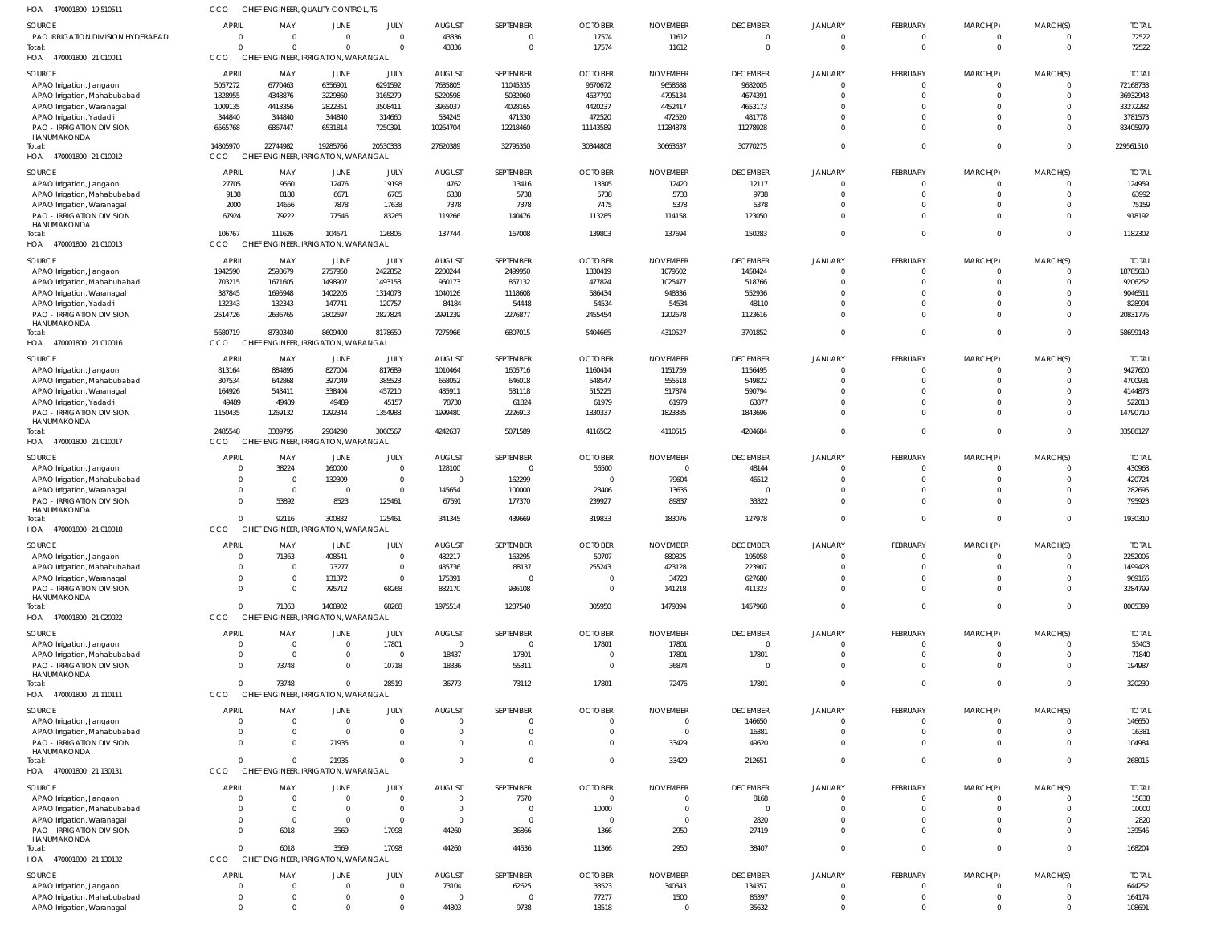HOA 470001800 19 510511 CCO CHIEF ENGINEER, QUALITY CONTROL, TS

| SOURCE | APRIL | MAY | JUNE | JULY | AUGUST | SEPTEMBER | OCTOBER | NOVEMBER | DECEMBER | JANUARY | FEBRUARY | MARCH(P) | MARCH(S) | TOTAL |
|---|---|---|---|---|---|---|---|---|---|---|---|---|---|---|
| PAO IRRIGATION DIVISION HYDERABAD | 0 | 0 | 0 | 0 | 43336 | 0 | 17574 | 11612 | 0 | 0 | 0 | 0 | 0 | 72522 |
| Total: | 0 | 0 | 0 | 0 | 43336 | 0 | 17574 | 11612 | 0 | 0 | 0 | 0 | 0 | 72522 |

HOA 470001800 21 010011 CCO CHIEF ENGINEER, IRRIGATION, WARANGAL

| SOURCE | APRIL | MAY | JUNE | JULY | AUGUST | SEPTEMBER | OCTOBER | NOVEMBER | DECEMBER | JANUARY | FEBRUARY | MARCH(P) | MARCH(S) | TOTAL |
|---|---|---|---|---|---|---|---|---|---|---|---|---|---|---|
| APAO Irrigation, Jangaon | 5057272 | 6770463 | 6356901 | 6291592 | 7635805 | 11045335 | 9670672 | 9658688 | 9682005 | 0 | 0 | 0 | 0 | 72168733 |
| APAO Irrigation, Mahabubabad | 1828955 | 4348876 | 3229860 | 3165279 | 5220598 | 5032060 | 4637790 | 4795134 | 4674391 | 0 | 0 | 0 | 0 | 36932943 |
| APAO Irrigation, Waranagal | 1009135 | 4413356 | 2822351 | 3508411 | 3965037 | 4028165 | 4420237 | 4452417 | 4653173 | 0 | 0 | 0 | 0 | 33272282 |
| APAO Irrigation, Yadadri | 344840 | 344840 | 344840 | 314660 | 534245 | 471330 | 472520 | 472520 | 481778 | 0 | 0 | 0 | 0 | 3781573 |
| PAO - IRRIGATION DIVISION HANUMAKONDA | 6565768 | 6867447 | 6531814 | 7250391 | 10264704 | 12218460 | 11143589 | 11284878 | 11278928 | 0 | 0 | 0 | 0 | 83405979 |
| Total: | 14805970 | 22744982 | 19285766 | 20530333 | 27620389 | 32795350 | 30344808 | 30663637 | 30770275 | 0 | 0 | 0 | 0 | 229561510 |

HOA 470001800 21 010012 CCO CHIEF ENGINEER, IRRIGATION, WARANGAL

| SOURCE | APRIL | MAY | JUNE | JULY | AUGUST | SEPTEMBER | OCTOBER | NOVEMBER | DECEMBER | JANUARY | FEBRUARY | MARCH(P) | MARCH(S) | TOTAL |
|---|---|---|---|---|---|---|---|---|---|---|---|---|---|---|
| APAO Irrigation, Jangaon | 27705 | 9560 | 12476 | 19198 | 4762 | 13416 | 13305 | 12420 | 12117 | 0 | 0 | 0 | 0 | 124959 |
| APAO Irrigation, Mahabubabad | 9138 | 8188 | 6671 | 6705 | 6338 | 5738 | 5738 | 5738 | 9738 | 0 | 0 | 0 | 0 | 63992 |
| APAO Irrigation, Waranagal | 2000 | 14656 | 7878 | 17638 | 7378 | 7378 | 7475 | 5378 | 5378 | 0 | 0 | 0 | 0 | 75159 |
| PAO - IRRIGATION DIVISION HANUMAKONDA | 67924 | 79222 | 77546 | 83265 | 119266 | 140476 | 113285 | 114158 | 123050 | 0 | 0 | 0 | 0 | 918192 |
| Total: | 106767 | 111626 | 104571 | 126806 | 137744 | 167008 | 139803 | 137694 | 150283 | 0 | 0 | 0 | 0 | 1182302 |

HOA 470001800 21 010013 CCO CHIEF ENGINEER, IRRIGATION, WARANGAL

| SOURCE | APRIL | MAY | JUNE | JULY | AUGUST | SEPTEMBER | OCTOBER | NOVEMBER | DECEMBER | JANUARY | FEBRUARY | MARCH(P) | MARCH(S) | TOTAL |
|---|---|---|---|---|---|---|---|---|---|---|---|---|---|---|
| APAO Irrigation, Jangaon | 1942590 | 2593679 | 2757950 | 2422852 | 2200244 | 2499950 | 1830419 | 1079502 | 1458424 | 0 | 0 | 0 | 0 | 18785610 |
| APAO Irrigation, Mahabubabad | 703215 | 1671605 | 1498907 | 1493153 | 960173 | 857132 | 477824 | 1025477 | 518766 | 0 | 0 | 0 | 0 | 9206252 |
| APAO Irrigation, Waranagal | 387845 | 1695948 | 1402205 | 1314073 | 1040126 | 1118608 | 586434 | 948336 | 552936 | 0 | 0 | 0 | 0 | 9046511 |
| APAO Irrigation, Yadadri | 132343 | 132343 | 147741 | 120757 | 84184 | 54448 | 54534 | 54534 | 48110 | 0 | 0 | 0 | 0 | 828994 |
| PAO - IRRIGATION DIVISION HANUMAKONDA | 2514726 | 2636765 | 2802597 | 2827824 | 2991239 | 2276877 | 2455454 | 1202678 | 1123616 | 0 | 0 | 0 | 0 | 20831776 |
| Total: | 5680719 | 8730340 | 8609400 | 8178659 | 7275966 | 6807015 | 5404665 | 4310527 | 3701852 | 0 | 0 | 0 | 0 | 58699143 |

HOA 470001800 21 010016 CCO CHIEF ENGINEER, IRRIGATION, WARANGAL

| SOURCE | APRIL | MAY | JUNE | JULY | AUGUST | SEPTEMBER | OCTOBER | NOVEMBER | DECEMBER | JANUARY | FEBRUARY | MARCH(P) | MARCH(S) | TOTAL |
|---|---|---|---|---|---|---|---|---|---|---|---|---|---|---|
| APAO Irrigation, Jangaon | 813164 | 884895 | 827004 | 817689 | 1010464 | 1605716 | 1160414 | 1151759 | 1156495 | 0 | 0 | 0 | 0 | 9427600 |
| APAO Irrigation, Mahabubabad | 307534 | 642868 | 397049 | 385523 | 668052 | 646018 | 548547 | 555518 | 549822 | 0 | 0 | 0 | 0 | 4700931 |
| APAO Irrigation, Waranagal | 164926 | 543411 | 338404 | 457210 | 485911 | 531118 | 515225 | 517874 | 590794 | 0 | 0 | 0 | 0 | 4144873 |
| APAO Irrigation, Yadadri | 49489 | 49489 | 49489 | 45157 | 78730 | 61824 | 61979 | 61979 | 63877 | 0 | 0 | 0 | 0 | 522013 |
| PAO - IRRIGATION DIVISION HANUMAKONDA | 1150435 | 1269132 | 1292344 | 1354988 | 1999480 | 2226913 | 1830337 | 1823385 | 1843696 | 0 | 0 | 0 | 0 | 14790710 |
| Total: | 2485548 | 3389795 | 2904290 | 3060567 | 4242637 | 5071589 | 4116502 | 4110515 | 4204684 | 0 | 0 | 0 | 0 | 33586127 |

HOA 470001800 21 010017 CCO CHIEF ENGINEER, IRRIGATION, WARANGAL

| SOURCE | APRIL | MAY | JUNE | JULY | AUGUST | SEPTEMBER | OCTOBER | NOVEMBER | DECEMBER | JANUARY | FEBRUARY | MARCH(P) | MARCH(S) | TOTAL |
|---|---|---|---|---|---|---|---|---|---|---|---|---|---|---|
| APAO Irrigation, Jangaon | 0 | 38224 | 160000 | 0 | 128100 | 0 | 56500 | 0 | 48144 | 0 | 0 | 0 | 0 | 430968 |
| APAO Irrigation, Mahabubabad | 0 | 0 | 132309 | 0 | 0 | 162299 | 0 | 79604 | 46512 | 0 | 0 | 0 | 0 | 420724 |
| APAO Irrigation, Waranagal | 0 | 0 | 0 | 0 | 145654 | 100000 | 23406 | 13635 | 0 | 0 | 0 | 0 | 0 | 282695 |
| PAO - IRRIGATION DIVISION HANUMAKONDA | 0 | 53892 | 8523 | 125461 | 67591 | 177370 | 239927 | 89837 | 33322 | 0 | 0 | 0 | 0 | 795923 |
| Total: | 0 | 92116 | 300832 | 125461 | 341345 | 439669 | 319833 | 183076 | 127978 | 0 | 0 | 0 | 0 | 1930310 |

HOA 470001800 21 010018 CCO CHIEF ENGINEER, IRRIGATION, WARANGAL

| SOURCE | APRIL | MAY | JUNE | JULY | AUGUST | SEPTEMBER | OCTOBER | NOVEMBER | DECEMBER | JANUARY | FEBRUARY | MARCH(P) | MARCH(S) | TOTAL |
|---|---|---|---|---|---|---|---|---|---|---|---|---|---|---|
| APAO Irrigation, Jangaon | 0 | 71363 | 408541 | 0 | 482217 | 163295 | 50707 | 880825 | 195058 | 0 | 0 | 0 | 0 | 2252006 |
| APAO Irrigation, Mahabubabad | 0 | 0 | 73277 | 0 | 435736 | 88137 | 255243 | 423128 | 223907 | 0 | 0 | 0 | 0 | 1499428 |
| APAO Irrigation, Waranagal | 0 | 0 | 131372 | 0 | 175391 | 0 | 0 | 34723 | 627680 | 0 | 0 | 0 | 0 | 969166 |
| PAO - IRRIGATION DIVISION HANUMAKONDA | 0 | 0 | 795712 | 68268 | 882170 | 986108 | 0 | 141218 | 411323 | 0 | 0 | 0 | 0 | 3284799 |
| Total: | 0 | 71363 | 1408902 | 68268 | 1975514 | 1237540 | 305950 | 1479894 | 1457968 | 0 | 0 | 0 | 0 | 8005399 |

HOA 470001800 21 020022 CCO CHIEF ENGINEER, IRRIGATION, WARANGAL

| SOURCE | APRIL | MAY | JUNE | JULY | AUGUST | SEPTEMBER | OCTOBER | NOVEMBER | DECEMBER | JANUARY | FEBRUARY | MARCH(P) | MARCH(S) | TOTAL |
|---|---|---|---|---|---|---|---|---|---|---|---|---|---|---|
| APAO Irrigation, Jangaon | 0 | 0 | 0 | 17801 | 0 | 0 | 17801 | 17801 | 0 | 0 | 0 | 0 | 0 | 53403 |
| APAO Irrigation, Mahabubabad | 0 | 0 | 0 | 0 | 18437 | 17801 | 0 | 17801 | 17801 | 0 | 0 | 0 | 0 | 71840 |
| PAO - IRRIGATION DIVISION HANUMAKONDA | 0 | 73748 | 0 | 10718 | 18336 | 55311 | 0 | 36874 | 0 | 0 | 0 | 0 | 0 | 194987 |
| Total: | 0 | 73748 | 0 | 28519 | 36773 | 73112 | 17801 | 72476 | 17801 | 0 | 0 | 0 | 0 | 320230 |

HOA 470001800 21 110111 CCO CHIEF ENGINEER, IRRIGATION, WARANGAL

| SOURCE | APRIL | MAY | JUNE | JULY | AUGUST | SEPTEMBER | OCTOBER | NOVEMBER | DECEMBER | JANUARY | FEBRUARY | MARCH(P) | MARCH(S) | TOTAL |
|---|---|---|---|---|---|---|---|---|---|---|---|---|---|---|
| APAO Irrigation, Jangaon | 0 | 0 | 0 | 0 | 0 | 0 | 0 | 0 | 146650 | 0 | 0 | 0 | 0 | 146650 |
| APAO Irrigation, Mahabubabad | 0 | 0 | 0 | 0 | 0 | 0 | 0 | 0 | 16381 | 0 | 0 | 0 | 0 | 16381 |
| PAO - IRRIGATION DIVISION HANUMAKONDA | 0 | 0 | 21935 | 0 | 0 | 0 | 0 | 33429 | 49620 | 0 | 0 | 0 | 0 | 104984 |
| Total: | 0 | 0 | 21935 | 0 | 0 | 0 | 0 | 33429 | 212651 | 0 | 0 | 0 | 0 | 268015 |

HOA 470001800 21 130131 CCO CHIEF ENGINEER, IRRIGATION, WARANGAL

| SOURCE | APRIL | MAY | JUNE | JULY | AUGUST | SEPTEMBER | OCTOBER | NOVEMBER | DECEMBER | JANUARY | FEBRUARY | MARCH(P) | MARCH(S) | TOTAL |
|---|---|---|---|---|---|---|---|---|---|---|---|---|---|---|
| APAO Irrigation, Jangaon | 0 | 0 | 0 | 0 | 0 | 7670 | 0 | 0 | 8168 | 0 | 0 | 0 | 0 | 15838 |
| APAO Irrigation, Mahabubabad | 0 | 0 | 0 | 0 | 0 | 0 | 10000 | 0 | 0 | 0 | 0 | 0 | 0 | 10000 |
| APAO Irrigation, Waranagal | 0 | 0 | 0 | 0 | 0 | 0 | 0 | 0 | 2820 | 0 | 0 | 0 | 0 | 2820 |
| PAO - IRRIGATION DIVISION HANUMAKONDA | 0 | 6018 | 3569 | 17098 | 44260 | 36866 | 1366 | 2950 | 27419 | 0 | 0 | 0 | 0 | 139546 |
| Total: | 0 | 6018 | 3569 | 17098 | 44260 | 44536 | 11366 | 2950 | 38407 | 0 | 0 | 0 | 0 | 168204 |

HOA 470001800 21 130132 CCO CHIEF ENGINEER, IRRIGATION, WARANGAL

| SOURCE | APRIL | MAY | JUNE | JULY | AUGUST | SEPTEMBER | OCTOBER | NOVEMBER | DECEMBER | JANUARY | FEBRUARY | MARCH(P) | MARCH(S) | TOTAL |
|---|---|---|---|---|---|---|---|---|---|---|---|---|---|---|
| APAO Irrigation, Jangaon | 0 | 0 | 0 | 0 | 73104 | 62625 | 33523 | 340643 | 134357 | 0 | 0 | 0 | 0 | 644252 |
| APAO Irrigation, Mahabubabad | 0 | 0 | 0 | 0 | 0 | 0 | 77277 | 1500 | 85397 | 0 | 0 | 0 | 0 | 164174 |
| APAO Irrigation, Waranagal | 0 | 0 | 0 | 0 | 44803 | 9738 | 18518 | 0 | 35632 | 0 | 0 | 0 | 0 | 108691 |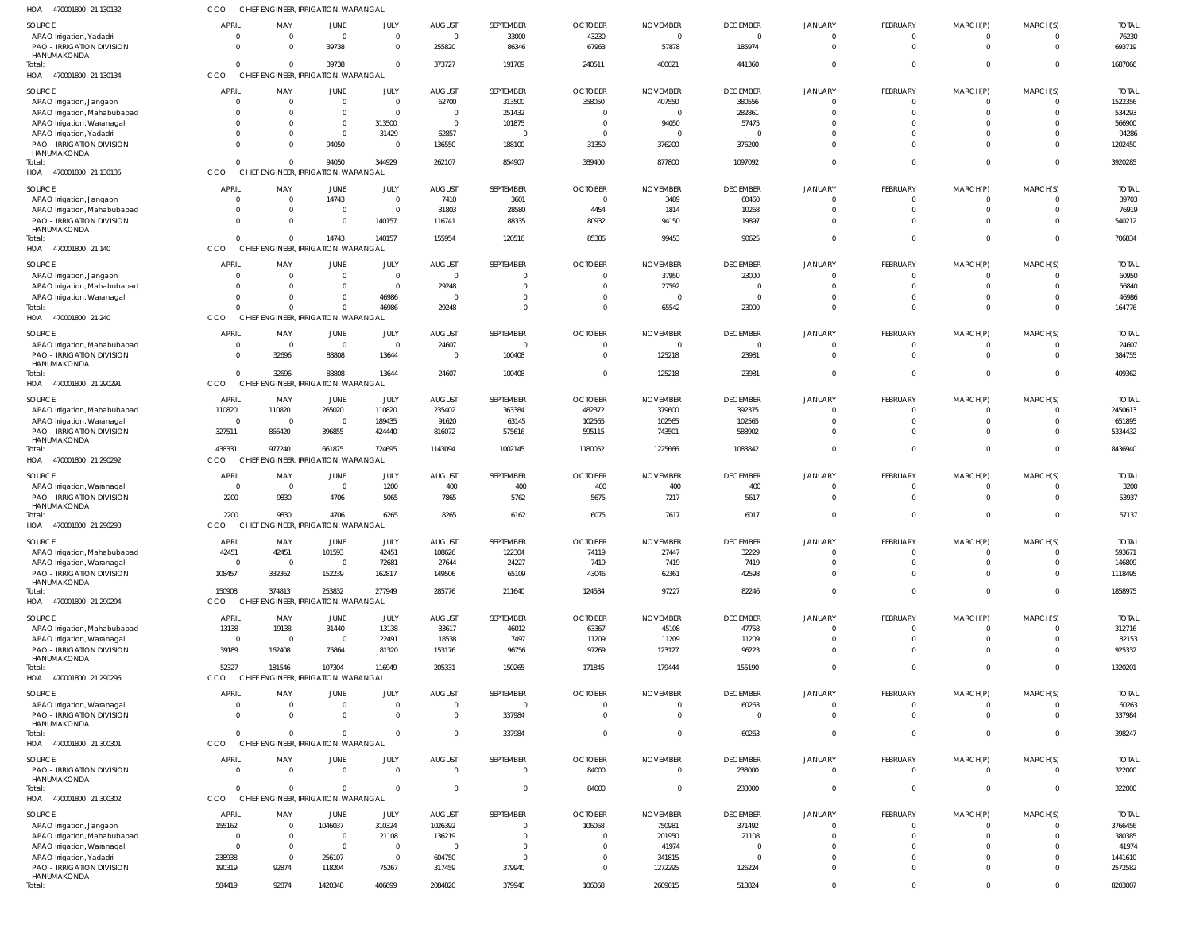HOA 470001800 21 130132 — CCO CHIEF ENGINEER, IRRIGATION, WARANGAL

| SOURCE | APRIL | MAY | JUNE | JULY | AUGUST | SEPTEMBER | OCTOBER | NOVEMBER | DECEMBER | JANUARY | FEBRUARY | MARCH(P) | MARCH(S) | TOTAL |
|---|---|---|---|---|---|---|---|---|---|---|---|---|---|---|
| APAO Irrigation, Yadadri | 0 | 0 | 0 | 0 | 0 | 33000 | 43230 | 0 | 0 | 0 | 0 | 0 | 0 | 76230 |
| PAO - IRRIGATION DIVISION HANUMAKONDA | 0 | 0 | 39738 | 0 | 255820 | 86346 | 67963 | 57878 | 185974 | 0 | 0 | 0 | 0 | 693719 |
| Total: | 0 | 0 | 39738 | 0 | 373727 | 191709 | 240511 | 400021 | 441360 | 0 | 0 | 0 | 0 | 1687066 |

HOA 470001800 21 130134 — CCO CHIEF ENGINEER, IRRIGATION, WARANGAL

| SOURCE | APRIL | MAY | JUNE | JULY | AUGUST | SEPTEMBER | OCTOBER | NOVEMBER | DECEMBER | JANUARY | FEBRUARY | MARCH(P) | MARCH(S) | TOTAL |
|---|---|---|---|---|---|---|---|---|---|---|---|---|---|---|
| APAO Irrigation, Jangaon | 0 | 0 | 0 | 0 | 62700 | 313500 | 358050 | 407550 | 380556 | 0 | 0 | 0 | 0 | 1522356 |
| APAO Irrigation, Mahabubabad | 0 | 0 | 0 | 0 | 0 | 251432 | 0 | 0 | 282861 | 0 | 0 | 0 | 0 | 534293 |
| APAO Irrigation, Waranagal | 0 | 0 | 0 | 313500 | 0 | 101875 | 0 | 94050 | 57475 | 0 | 0 | 0 | 0 | 566900 |
| APAO Irrigation, Yadadri | 0 | 0 | 0 | 31429 | 62857 | 0 | 0 | 0 | 0 | 0 | 0 | 0 | 0 | 94286 |
| PAO - IRRIGATION DIVISION HANUMAKONDA | 0 | 0 | 94050 | 0 | 136550 | 188100 | 31350 | 376200 | 376200 | 0 | 0 | 0 | 0 | 1202450 |
| Total: | 0 | 0 | 94050 | 344929 | 262107 | 854907 | 389400 | 877800 | 1097092 | 0 | 0 | 0 | 0 | 3920285 |

HOA 470001800 21 130135 — CCO CHIEF ENGINEER, IRRIGATION, WARANGAL

| SOURCE | APRIL | MAY | JUNE | JULY | AUGUST | SEPTEMBER | OCTOBER | NOVEMBER | DECEMBER | JANUARY | FEBRUARY | MARCH(P) | MARCH(S) | TOTAL |
|---|---|---|---|---|---|---|---|---|---|---|---|---|---|---|
| APAO Irrigation, Jangaon | 0 | 0 | 14743 | 0 | 7410 | 3601 | 0 | 3489 | 60460 | 0 | 0 | 0 | 0 | 89703 |
| APAO Irrigation, Mahabubabad | 0 | 0 | 0 | 0 | 31803 | 28580 | 4454 | 1814 | 10268 | 0 | 0 | 0 | 0 | 76919 |
| PAO - IRRIGATION DIVISION HANUMAKONDA | 0 | 0 | 0 | 140157 | 116741 | 88335 | 80932 | 94150 | 19897 | 0 | 0 | 0 | 0 | 540212 |
| Total: | 0 | 0 | 14743 | 140157 | 155954 | 120516 | 85386 | 99453 | 90625 | 0 | 0 | 0 | 0 | 706834 |

HOA 470001800 21 140 — CCO CHIEF ENGINEER, IRRIGATION, WARANGAL

| SOURCE | APRIL | MAY | JUNE | JULY | AUGUST | SEPTEMBER | OCTOBER | NOVEMBER | DECEMBER | JANUARY | FEBRUARY | MARCH(P) | MARCH(S) | TOTAL |
|---|---|---|---|---|---|---|---|---|---|---|---|---|---|---|
| APAO Irrigation, Jangaon | 0 | 0 | 0 | 0 | 0 | 0 | 0 | 37950 | 23000 | 0 | 0 | 0 | 0 | 60950 |
| APAO Irrigation, Mahabubabad | 0 | 0 | 0 | 0 | 29248 | 0 | 0 | 27592 | 0 | 0 | 0 | 0 | 0 | 56840 |
| APAO Irrigation, Waranagal | 0 | 0 | 0 | 46986 | 0 | 0 | 0 | 0 | 0 | 0 | 0 | 0 | 0 | 46986 |
| Total: | 0 | 0 | 0 | 46986 | 29248 | 0 | 0 | 65542 | 23000 | 0 | 0 | 0 | 0 | 164776 |

HOA 470001800 21 240 — CCO CHIEF ENGINEER, IRRIGATION, WARANGAL

| SOURCE | APRIL | MAY | JUNE | JULY | AUGUST | SEPTEMBER | OCTOBER | NOVEMBER | DECEMBER | JANUARY | FEBRUARY | MARCH(P) | MARCH(S) | TOTAL |
|---|---|---|---|---|---|---|---|---|---|---|---|---|---|---|
| APAO Irrigation, Mahabubabad | 0 | 0 | 0 | 0 | 24607 | 0 | 0 | 0 | 0 | 0 | 0 | 0 | 0 | 24607 |
| PAO - IRRIGATION DIVISION HANUMAKONDA | 0 | 32696 | 88808 | 13644 | 0 | 100408 | 0 | 125218 | 23981 | 0 | 0 | 0 | 0 | 384755 |
| Total: | 0 | 32696 | 88808 | 13644 | 24607 | 100408 | 0 | 125218 | 23981 | 0 | 0 | 0 | 0 | 409362 |

HOA 470001800 21 290291 — CCO CHIEF ENGINEER, IRRIGATION, WARANGAL

| SOURCE | APRIL | MAY | JUNE | JULY | AUGUST | SEPTEMBER | OCTOBER | NOVEMBER | DECEMBER | JANUARY | FEBRUARY | MARCH(P) | MARCH(S) | TOTAL |
|---|---|---|---|---|---|---|---|---|---|---|---|---|---|---|
| APAO Irrigation, Mahabubabad | 110820 | 110820 | 265020 | 110820 | 235402 | 363384 | 482372 | 379600 | 392375 | 0 | 0 | 0 | 0 | 2450613 |
| APAO Irrigation, Waranagal | 0 | 0 | 0 | 189435 | 91620 | 63145 | 102565 | 102565 | 102565 | 0 | 0 | 0 | 0 | 651895 |
| PAO - IRRIGATION DIVISION HANUMAKONDA | 327511 | 866420 | 396855 | 424440 | 816072 | 575616 | 595115 | 743501 | 588902 | 0 | 0 | 0 | 0 | 5334432 |
| Total: | 438331 | 977240 | 661875 | 724695 | 1143094 | 1002145 | 1180052 | 1225666 | 1083842 | 0 | 0 | 0 | 0 | 8436940 |

HOA 470001800 21 290292 — CCO CHIEF ENGINEER, IRRIGATION, WARANGAL

| SOURCE | APRIL | MAY | JUNE | JULY | AUGUST | SEPTEMBER | OCTOBER | NOVEMBER | DECEMBER | JANUARY | FEBRUARY | MARCH(P) | MARCH(S) | TOTAL |
|---|---|---|---|---|---|---|---|---|---|---|---|---|---|---|
| APAO Irrigation, Waranagal | 0 | 0 | 0 | 1200 | 400 | 400 | 400 | 400 | 400 | 0 | 0 | 0 | 0 | 3200 |
| PAO - IRRIGATION DIVISION HANUMAKONDA | 2200 | 9830 | 4706 | 5065 | 7865 | 5762 | 5675 | 7217 | 5617 | 0 | 0 | 0 | 0 | 53937 |
| Total: | 2200 | 9830 | 4706 | 6265 | 8265 | 6162 | 6075 | 7617 | 6017 | 0 | 0 | 0 | 0 | 57137 |

HOA 470001800 21 290293 — CCO CHIEF ENGINEER, IRRIGATION, WARANGAL

| SOURCE | APRIL | MAY | JUNE | JULY | AUGUST | SEPTEMBER | OCTOBER | NOVEMBER | DECEMBER | JANUARY | FEBRUARY | MARCH(P) | MARCH(S) | TOTAL |
|---|---|---|---|---|---|---|---|---|---|---|---|---|---|---|
| APAO Irrigation, Mahabubabad | 42451 | 42451 | 101593 | 42451 | 108626 | 122304 | 74119 | 27447 | 32229 | 0 | 0 | 0 | 0 | 593671 |
| APAO Irrigation, Waranagal | 0 | 0 | 0 | 72681 | 27644 | 24227 | 7419 | 7419 | 7419 | 0 | 0 | 0 | 0 | 146809 |
| PAO - IRRIGATION DIVISION HANUMAKONDA | 108457 | 332362 | 152239 | 162817 | 149506 | 65109 | 43046 | 62361 | 42598 | 0 | 0 | 0 | 0 | 1118495 |
| Total: | 150908 | 374813 | 253832 | 277949 | 285776 | 211640 | 124584 | 97227 | 82246 | 0 | 0 | 0 | 0 | 1858975 |

HOA 470001800 21 290294 — CCO CHIEF ENGINEER, IRRIGATION, WARANGAL

| SOURCE | APRIL | MAY | JUNE | JULY | AUGUST | SEPTEMBER | OCTOBER | NOVEMBER | DECEMBER | JANUARY | FEBRUARY | MARCH(P) | MARCH(S) | TOTAL |
|---|---|---|---|---|---|---|---|---|---|---|---|---|---|---|
| APAO Irrigation, Mahabubabad | 13138 | 19138 | 31440 | 13138 | 33617 | 46012 | 63367 | 45108 | 47758 | 0 | 0 | 0 | 0 | 312716 |
| APAO Irrigation, Waranagal | 0 | 0 | 0 | 22491 | 18538 | 7497 | 11209 | 11209 | 11209 | 0 | 0 | 0 | 0 | 82153 |
| PAO - IRRIGATION DIVISION HANUMAKONDA | 39189 | 162408 | 75864 | 81320 | 153176 | 96756 | 97269 | 123127 | 96223 | 0 | 0 | 0 | 0 | 925332 |
| Total: | 52327 | 181546 | 107304 | 116949 | 205331 | 150265 | 171845 | 179444 | 155190 | 0 | 0 | 0 | 0 | 1320201 |

HOA 470001800 21 290296 — CCO CHIEF ENGINEER, IRRIGATION, WARANGAL

| SOURCE | APRIL | MAY | JUNE | JULY | AUGUST | SEPTEMBER | OCTOBER | NOVEMBER | DECEMBER | JANUARY | FEBRUARY | MARCH(P) | MARCH(S) | TOTAL |
|---|---|---|---|---|---|---|---|---|---|---|---|---|---|---|
| APAO Irrigation, Waranagal | 0 | 0 | 0 | 0 | 0 | 0 | 0 | 0 | 60263 | 0 | 0 | 0 | 0 | 60263 |
| PAO - IRRIGATION DIVISION HANUMAKONDA | 0 | 0 | 0 | 0 | 0 | 337984 | 0 | 0 | 0 | 0 | 0 | 0 | 0 | 337984 |
| Total: | 0 | 0 | 0 | 0 | 0 | 337984 | 0 | 0 | 60263 | 0 | 0 | 0 | 0 | 398247 |

HOA 470001800 21 300301 — CCO CHIEF ENGINEER, IRRIGATION, WARANGAL

| SOURCE | APRIL | MAY | JUNE | JULY | AUGUST | SEPTEMBER | OCTOBER | NOVEMBER | DECEMBER | JANUARY | FEBRUARY | MARCH(P) | MARCH(S) | TOTAL |
|---|---|---|---|---|---|---|---|---|---|---|---|---|---|---|
| PAO - IRRIGATION DIVISION HANUMAKONDA | 0 | 0 | 0 | 0 | 0 | 0 | 84000 | 0 | 238000 | 0 | 0 | 0 | 0 | 322000 |
| Total: | 0 | 0 | 0 | 0 | 0 | 0 | 84000 | 0 | 238000 | 0 | 0 | 0 | 0 | 322000 |

HOA 470001800 21 300302 — CCO CHIEF ENGINEER, IRRIGATION, WARANGAL

| SOURCE | APRIL | MAY | JUNE | JULY | AUGUST | SEPTEMBER | OCTOBER | NOVEMBER | DECEMBER | JANUARY | FEBRUARY | MARCH(P) | MARCH(S) | TOTAL |
|---|---|---|---|---|---|---|---|---|---|---|---|---|---|---|
| APAO Irrigation, Jangaon | 155162 | 0 | 1046037 | 310324 | 1026392 | 0 | 106068 | 750981 | 371492 | 0 | 0 | 0 | 0 | 3766456 |
| APAO Irrigation, Mahabubabad | 0 | 0 | 0 | 21108 | 136219 | 0 | 0 | 201950 | 21108 | 0 | 0 | 0 | 0 | 380385 |
| APAO Irrigation, Waranagal | 0 | 0 | 0 | 0 | 0 | 0 | 0 | 41974 | 0 | 0 | 0 | 0 | 0 | 41974 |
| APAO Irrigation, Yadadri | 238938 | 0 | 256107 | 0 | 604750 | 0 | 0 | 341815 | 0 | 0 | 0 | 0 | 0 | 1441610 |
| PAO - IRRIGATION DIVISION HANUMAKONDA | 190319 | 92874 | 118204 | 75267 | 317459 | 379940 | 0 | 1272295 | 126224 | 0 | 0 | 0 | 0 | 2572582 |
| Total: | 584419 | 92874 | 1420348 | 406699 | 2084820 | 379940 | 106068 | 2609015 | 518824 | 0 | 0 | 0 | 0 | 8203007 |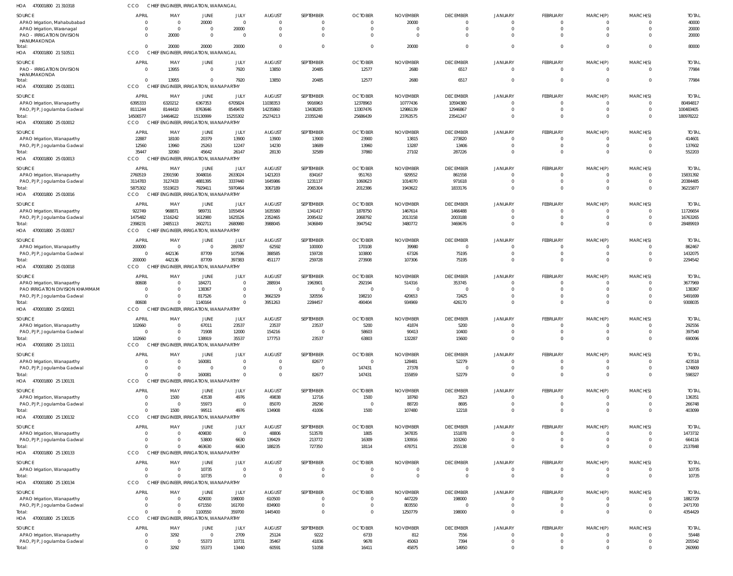HOA 470001800 21 310318 CCO CHIEF ENGINEER, IRRIGATION, WARANGAL

| SOURCE | APRIL | MAY | JUNE | JULY | AUGUST | SEPTEMBER | OCTOBER | NOVEMBER | DECEMBER | JANUARY | FEBRUARY | MARCH(P) | MARCH(S) | TOTAL |
|---|---|---|---|---|---|---|---|---|---|---|---|---|---|---|
| APAO Irrigation, Mahabubabad | 0 | 0 | 20000 | 0 | 0 | 0 | 0 | 20000 | 0 | 0 | 0 | 0 | 0 | 40000 |
| APAO Irrigation, Waranagal | 0 | 0 | 0 | 20000 | 0 | 0 | 0 | 0 | 0 | 0 | 0 | 0 | 0 | 20000 |
| PAO - IRRIGATION DIVISION HANUMAKONDA | 0 | 20000 | 0 | 0 | 0 | 0 | 0 | 0 | 0 | 0 | 0 | 0 | 0 | 20000 |
| Total: | 0 | 20000 | 20000 | 20000 | 0 | 0 | 0 | 20000 | 0 | 0 | 0 | 0 | 0 | 80000 |

HOA 470001800 21 510511 CCO CHIEF ENGINEER, IRRIGATION, WARANGAL

| SOURCE | APRIL | MAY | JUNE | JULY | AUGUST | SEPTEMBER | OCTOBER | NOVEMBER | DECEMBER | JANUARY | FEBRUARY | MARCH(P) | MARCH(S) | TOTAL |
|---|---|---|---|---|---|---|---|---|---|---|---|---|---|---|
| PAO - IRRIGATION DIVISION HANUMAKONDA | 0 | 13955 | 0 | 7920 | 13850 | 20485 | 12577 | 2680 | 6517 | 0 | 0 | 0 | 0 | 77984 |
| Total: | 0 | 13955 | 0 | 7920 | 13850 | 20485 | 12577 | 2680 | 6517 | 0 | 0 | 0 | 0 | 77984 |

HOA 470001800 25 010011 CCO CHIEF ENGINEER, IRRIGATION, WANAPARTHY

| SOURCE | APRIL | MAY | JUNE | JULY | AUGUST | SEPTEMBER | OCTOBER | NOVEMBER | DECEMBER | JANUARY | FEBRUARY | MARCH(P) | MARCH(S) | TOTAL |
|---|---|---|---|---|---|---|---|---|---|---|---|---|---|---|
| APAO Irrigation, Wanaparthy | 6395333 | 6320212 | 6367353 | 6705824 | 11038353 | 9916963 | 12378963 | 10777436 | 10594380 | 0 | 0 | 0 | 0 | 80494817 |
| PAO, PJP, Jogulamba Gadwal | 8111244 | 8144410 | 8763646 | 8549478 | 14235860 | 13438285 | 13307476 | 12986139 | 12946867 | 0 | 0 | 0 | 0 | 100483405 |
| Total: | 14506577 | 14464622 | 15130999 | 15255302 | 25274213 | 23355248 | 25686439 | 23763575 | 23541247 | 0 | 0 | 0 | 0 | 180978222 |

HOA 470001800 25 010012 CCO CHIEF ENGINEER, IRRIGATION, WANAPARTHY

| SOURCE | APRIL | MAY | JUNE | JULY | AUGUST | SEPTEMBER | OCTOBER | NOVEMBER | DECEMBER | JANUARY | FEBRUARY | MARCH(P) | MARCH(S) | TOTAL |
|---|---|---|---|---|---|---|---|---|---|---|---|---|---|---|
| APAO Irrigation, Wanaparthy | 22887 | 18100 | 20379 | 13900 | 13900 | 13900 | 23900 | 13815 | 273820 | 0 | 0 | 0 | 0 | 414601 |
| PAO, PJP, Jogulamba Gadwal | 12560 | 13960 | 25263 | 12247 | 14230 | 18689 | 13960 | 13287 | 13406 | 0 | 0 | 0 | 0 | 137602 |
| Total: | 35447 | 32060 | 45642 | 26147 | 28130 | 32589 | 37860 | 27102 | 287226 | 0 | 0 | 0 | 0 | 552203 |

HOA 470001800 25 010013 CCO CHIEF ENGINEER, IRRIGATION, WANAPARTHY

| SOURCE | APRIL | MAY | JUNE | JULY | AUGUST | SEPTEMBER | OCTOBER | NOVEMBER | DECEMBER | JANUARY | FEBRUARY | MARCH(P) | MARCH(S) | TOTAL |
|---|---|---|---|---|---|---|---|---|---|---|---|---|---|---|
| APAO Irrigation, Wanaparthy | 2760519 | 2391590 | 3048016 | 2633024 | 1421203 | 834167 | 951763 | 929552 | 861558 | 0 | 0 | 0 | 0 | 15831392 |
| PAO, PJP, Jogulamba Gadwal | 3114783 | 3127433 | 4881395 | 3337440 | 1645986 | 1231137 | 1060623 | 1014070 | 971618 | 0 | 0 | 0 | 0 | 20384485 |
| Total: | 5875302 | 5519023 | 7929411 | 5970464 | 3067189 | 2065304 | 2012386 | 1943622 | 1833176 | 0 | 0 | 0 | 0 | 36215877 |

HOA 470001800 25 010016 CCO CHIEF ENGINEER, IRRIGATION, WANAPARTHY

| SOURCE | APRIL | MAY | JUNE | JULY | AUGUST | SEPTEMBER | OCTOBER | NOVEMBER | DECEMBER | JANUARY | FEBRUARY | MARCH(P) | MARCH(S) | TOTAL |
|---|---|---|---|---|---|---|---|---|---|---|---|---|---|---|
| APAO Irrigation, Wanaparthy | 922749 | 968871 | 989731 | 1055454 | 1635580 | 1341417 | 1878750 | 1467614 | 1466488 | 0 | 0 | 0 | 0 | 11726654 |
| PAO, PJP, Jogulamba Gadwal | 1475482 | 1516242 | 1612980 | 1625526 | 2352465 | 2095432 | 2068792 | 2013158 | 2003188 | 0 | 0 | 0 | 0 | 16763265 |
| Total: | 2398231 | 2485113 | 2602711 | 2680980 | 3988045 | 3436849 | 3947542 | 3480772 | 3469676 | 0 | 0 | 0 | 0 | 28489919 |

HOA 470001800 25 010017 CCO CHIEF ENGINEER, IRRIGATION, WANAPARTHY

| SOURCE | APRIL | MAY | JUNE | JULY | AUGUST | SEPTEMBER | OCTOBER | NOVEMBER | DECEMBER | JANUARY | FEBRUARY | MARCH(P) | MARCH(S) | TOTAL |
|---|---|---|---|---|---|---|---|---|---|---|---|---|---|---|
| APAO Irrigation, Wanaparthy | 200000 | 0 | 0 | 289787 | 62592 | 100000 | 170108 | 39980 | 0 | 0 | 0 | 0 | 0 | 862467 |
| PAO, PJP, Jogulamba Gadwal | 0 | 442136 | 87709 | 107596 | 388585 | 159728 | 103800 | 67326 | 75195 | 0 | 0 | 0 | 0 | 1432075 |
| Total: | 200000 | 442136 | 87709 | 397383 | 451177 | 259728 | 273908 | 107306 | 75195 | 0 | 0 | 0 | 0 | 2294542 |

HOA 470001800 25 010018 CCO CHIEF ENGINEER, IRRIGATION, WANAPARTHY

| SOURCE | APRIL | MAY | JUNE | JULY | AUGUST | SEPTEMBER | OCTOBER | NOVEMBER | DECEMBER | JANUARY | FEBRUARY | MARCH(P) | MARCH(S) | TOTAL |
|---|---|---|---|---|---|---|---|---|---|---|---|---|---|---|
| APAO Irrigation, Wanaparthy | 80608 | 0 | 184271 | 0 | 288934 | 1963901 | 292194 | 514316 | 353745 | 0 | 0 | 0 | 0 | 3677969 |
| PAO IRRIGATION DIVISION KHAMMAM | 0 | 0 | 138367 | 0 | 0 | 0 | 0 | 0 | 0 | 0 | 0 | 0 | 0 | 138367 |
| PAO, PJP, Jogulamba Gadwal | 0 | 0 | 817526 | 0 | 3662329 | 320556 | 198210 | 420653 | 72425 | 0 | 0 | 0 | 0 | 5491699 |
| Total: | 80608 | 0 | 1140164 | 0 | 3951263 | 2284457 | 490404 | 934969 | 426170 | 0 | 0 | 0 | 0 | 9308035 |

HOA 470001800 25 020021 CCO CHIEF ENGINEER, IRRIGATION, WANAPARTHY

| SOURCE | APRIL | MAY | JUNE | JULY | AUGUST | SEPTEMBER | OCTOBER | NOVEMBER | DECEMBER | JANUARY | FEBRUARY | MARCH(P) | MARCH(S) | TOTAL |
|---|---|---|---|---|---|---|---|---|---|---|---|---|---|---|
| APAO Irrigation, Wanaparthy | 102660 | 0 | 67011 | 23537 | 23537 | 23537 | 5200 | 41874 | 5200 | 0 | 0 | 0 | 0 | 292556 |
| PAO, PJP, Jogulamba Gadwal | 0 | 0 | 71908 | 12000 | 154216 | 0 | 58603 | 90413 | 10400 | 0 | 0 | 0 | 0 | 397540 |
| Total: | 102660 | 0 | 138919 | 35537 | 177753 | 23537 | 63803 | 132287 | 15600 | 0 | 0 | 0 | 0 | 690096 |

HOA 470001800 25 110111 CCO CHIEF ENGINEER, IRRIGATION, WANAPARTHY

| SOURCE | APRIL | MAY | JUNE | JULY | AUGUST | SEPTEMBER | OCTOBER | NOVEMBER | DECEMBER | JANUARY | FEBRUARY | MARCH(P) | MARCH(S) | TOTAL |
|---|---|---|---|---|---|---|---|---|---|---|---|---|---|---|
| APAO Irrigation, Wanaparthy | 0 | 0 | 160081 | 0 | 0 | 82677 | 0 | 128481 | 52279 | 0 | 0 | 0 | 0 | 423518 |
| PAO, PJP, Jogulamba Gadwal | 0 | 0 | 0 | 0 | 0 | 0 | 147431 | 27378 | 0 | 0 | 0 | 0 | 0 | 174809 |
| Total: | 0 | 0 | 160081 | 0 | 0 | 82677 | 147431 | 155859 | 52279 | 0 | 0 | 0 | 0 | 598327 |

HOA 470001800 25 130131 CCO CHIEF ENGINEER, IRRIGATION, WANAPARTHY

| SOURCE | APRIL | MAY | JUNE | JULY | AUGUST | SEPTEMBER | OCTOBER | NOVEMBER | DECEMBER | JANUARY | FEBRUARY | MARCH(P) | MARCH(S) | TOTAL |
|---|---|---|---|---|---|---|---|---|---|---|---|---|---|---|
| APAO Irrigation, Wanaparthy | 0 | 1500 | 43538 | 4976 | 49838 | 12716 | 1500 | 18760 | 3523 | 0 | 0 | 0 | 0 | 136351 |
| PAO, PJP, Jogulamba Gadwal | 0 | 0 | 55973 | 0 | 85070 | 28290 | 0 | 88720 | 8695 | 0 | 0 | 0 | 0 | 266748 |
| Total: | 0 | 1500 | 99511 | 4976 | 134908 | 41006 | 1500 | 107480 | 12218 | 0 | 0 | 0 | 0 | 403099 |

HOA 470001800 25 130132 CCO CHIEF ENGINEER, IRRIGATION, WANAPARTHY

| SOURCE | APRIL | MAY | JUNE | JULY | AUGUST | SEPTEMBER | OCTOBER | NOVEMBER | DECEMBER | JANUARY | FEBRUARY | MARCH(P) | MARCH(S) | TOTAL |
|---|---|---|---|---|---|---|---|---|---|---|---|---|---|---|
| APAO Irrigation, Wanaparthy | 0 | 0 | 409830 | 0 | 48806 | 513578 | 1805 | 347835 | 151878 | 0 | 0 | 0 | 0 | 1473732 |
| PAO, PJP, Jogulamba Gadwal | 0 | 0 | 53800 | 6630 | 139429 | 213772 | 16309 | 130916 | 103260 | 0 | 0 | 0 | 0 | 664116 |
| Total: | 0 | 0 | 463630 | 6630 | 188235 | 727350 | 18114 | 478751 | 255138 | 0 | 0 | 0 | 0 | 2137848 |

HOA 470001800 25 130133 CCO CHIEF ENGINEER, IRRIGATION, WANAPARTHY

| SOURCE | APRIL | MAY | JUNE | JULY | AUGUST | SEPTEMBER | OCTOBER | NOVEMBER | DECEMBER | JANUARY | FEBRUARY | MARCH(P) | MARCH(S) | TOTAL |
|---|---|---|---|---|---|---|---|---|---|---|---|---|---|---|
| APAO Irrigation, Wanaparthy | 0 | 0 | 10735 | 0 | 0 | 0 | 0 | 0 | 0 | 0 | 0 | 0 | 0 | 10735 |
| Total: | 0 | 0 | 10735 | 0 | 0 | 0 | 0 | 0 | 0 | 0 | 0 | 0 | 0 | 10735 |

HOA 470001800 25 130134 CCO CHIEF ENGINEER, IRRIGATION, WANAPARTHY

| SOURCE | APRIL | MAY | JUNE | JULY | AUGUST | SEPTEMBER | OCTOBER | NOVEMBER | DECEMBER | JANUARY | FEBRUARY | MARCH(P) | MARCH(S) | TOTAL |
|---|---|---|---|---|---|---|---|---|---|---|---|---|---|---|
| APAO Irrigation, Wanaparthy | 0 | 0 | 429000 | 198000 | 610500 | 0 | 0 | 447229 | 198000 | 0 | 0 | 0 | 0 | 1882729 |
| PAO, PJP, Jogulamba Gadwal | 0 | 0 | 671550 | 161700 | 834900 | 0 | 0 | 803550 | 0 | 0 | 0 | 0 | 0 | 2471700 |
| Total: | 0 | 0 | 1100550 | 359700 | 1445400 | 0 | 0 | 1250779 | 198000 | 0 | 0 | 0 | 0 | 4354429 |

HOA 470001800 25 130135 CCO CHIEF ENGINEER, IRRIGATION, WANAPARTHY

| SOURCE | APRIL | MAY | JUNE | JULY | AUGUST | SEPTEMBER | OCTOBER | NOVEMBER | DECEMBER | JANUARY | FEBRUARY | MARCH(P) | MARCH(S) | TOTAL |
|---|---|---|---|---|---|---|---|---|---|---|---|---|---|---|
| APAO Irrigation, Wanaparthy | 0 | 3292 | 0 | 2709 | 25124 | 9222 | 6733 | 812 | 7556 | 0 | 0 | 0 | 0 | 55448 |
| PAO, PJP, Jogulamba Gadwal | 0 | 0 | 55373 | 10731 | 35467 | 41836 | 9678 | 45063 | 7394 | 0 | 0 | 0 | 0 | 205542 |
| Total: | 0 | 3292 | 55373 | 13440 | 60591 | 51058 | 16411 | 45875 | 14950 | 0 | 0 | 0 | 0 | 260990 |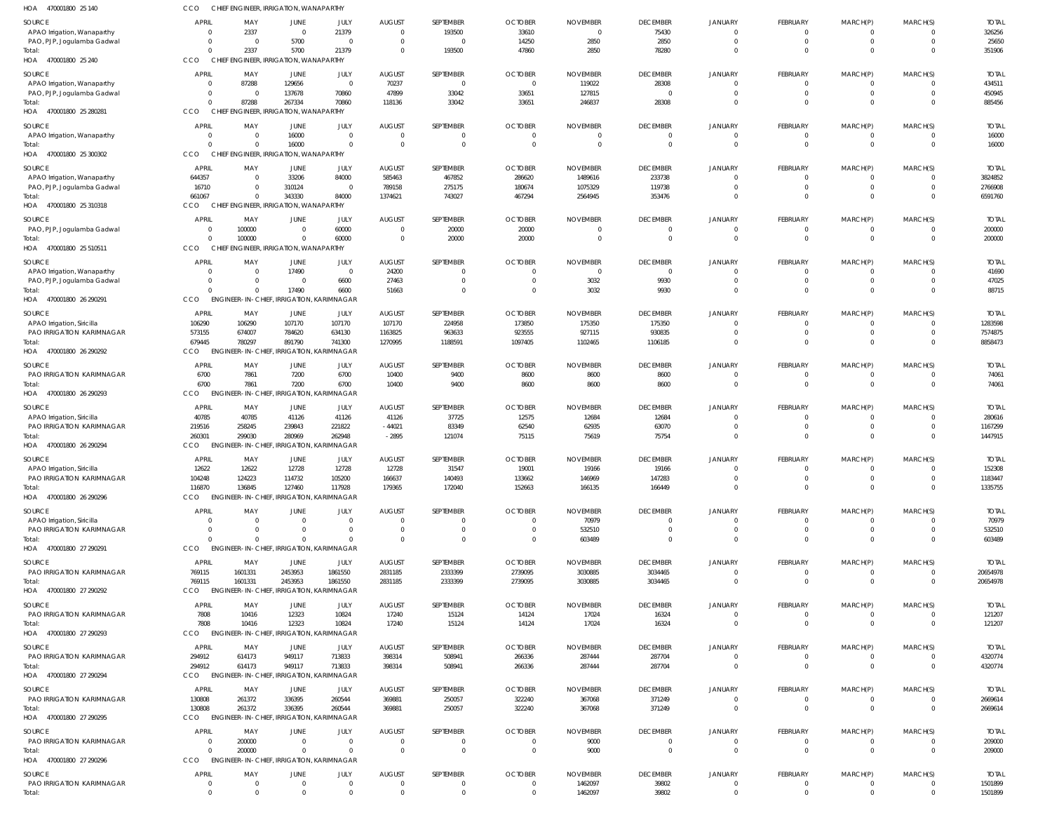HOA 470001800 25 140 CCO CHIEF ENGINEER, IRRIGATION, WANAPARTHY

| SOURCE | APRIL | MAY | JUNE | JULY | AUGUST | SEPTEMBER | OCTOBER | NOVEMBER | DECEMBER | JANUARY | FEBRUARY | MARCH(P) | MARCH(S) | TOTAL |
|---|---|---|---|---|---|---|---|---|---|---|---|---|---|---|
| APAO Irrigation, Wanaparthy | 0 | 2337 | 0 | 21379 | 0 | 193500 | 33610 | 0 | 75430 | 0 | 0 | 0 | 0 | 326256 |
| PAO, PJP, Jogulamba Gadwal | 0 | 0 | 5700 | 0 | 0 | 0 | 14250 | 2850 | 2850 | 0 | 0 | 0 | 0 | 25650 |
| Total: | 0 | 2337 | 5700 | 21379 | 0 | 193500 | 47860 | 2850 | 78280 | 0 | 0 | 0 | 0 | 351906 |

HOA 470001800 25 240 CCO CHIEF ENGINEER, IRRIGATION, WANAPARTHY

| SOURCE | APRIL | MAY | JUNE | JULY | AUGUST | SEPTEMBER | OCTOBER | NOVEMBER | DECEMBER | JANUARY | FEBRUARY | MARCH(P) | MARCH(S) | TOTAL |
|---|---|---|---|---|---|---|---|---|---|---|---|---|---|---|
| APAO Irrigation, Wanaparthy | 0 | 87288 | 129656 | 0 | 70237 | 0 | 0 | 119022 | 28308 | 0 | 0 | 0 | 0 | 434511 |
| PAO, PJP, Jogulamba Gadwal | 0 | 0 | 137678 | 70860 | 47899 | 33042 | 33651 | 127815 | 0 | 0 | 0 | 0 | 0 | 450945 |
| Total: | 0 | 87288 | 267334 | 70860 | 118136 | 33042 | 33651 | 246837 | 28308 | 0 | 0 | 0 | 0 | 885456 |

HOA 470001800 25 280281 CCO CHIEF ENGINEER, IRRIGATION, WANAPARTHY

| SOURCE | APRIL | MAY | JUNE | JULY | AUGUST | SEPTEMBER | OCTOBER | NOVEMBER | DECEMBER | JANUARY | FEBRUARY | MARCH(P) | MARCH(S) | TOTAL |
|---|---|---|---|---|---|---|---|---|---|---|---|---|---|---|
| APAO Irrigation, Wanaparthy | 0 | 0 | 16000 | 0 | 0 | 0 | 0 | 0 | 0 | 0 | 0 | 0 | 0 | 16000 |
| Total: | 0 | 0 | 16000 | 0 | 0 | 0 | 0 | 0 | 0 | 0 | 0 | 0 | 0 | 16000 |

HOA 470001800 25 300302 CCO CHIEF ENGINEER, IRRIGATION, WANAPARTHY

| SOURCE | APRIL | MAY | JUNE | JULY | AUGUST | SEPTEMBER | OCTOBER | NOVEMBER | DECEMBER | JANUARY | FEBRUARY | MARCH(P) | MARCH(S) | TOTAL |
|---|---|---|---|---|---|---|---|---|---|---|---|---|---|---|
| APAO Irrigation, Wanaparthy | 644357 | 0 | 33206 | 84000 | 585463 | 467852 | 286620 | 1489616 | 233738 | 0 | 0 | 0 | 0 | 3824852 |
| PAO, PJP, Jogulamba Gadwal | 16710 | 0 | 310124 | 0 | 789158 | 275175 | 180674 | 1075329 | 119738 | 0 | 0 | 0 | 0 | 2766908 |
| Total: | 661067 | 0 | 343330 | 84000 | 1374621 | 743027 | 467294 | 2564945 | 353476 | 0 | 0 | 0 | 0 | 6591760 |

HOA 470001800 25 310318 CCO CHIEF ENGINEER, IRRIGATION, WANAPARTHY

| SOURCE | APRIL | MAY | JUNE | JULY | AUGUST | SEPTEMBER | OCTOBER | NOVEMBER | DECEMBER | JANUARY | FEBRUARY | MARCH(P) | MARCH(S) | TOTAL |
|---|---|---|---|---|---|---|---|---|---|---|---|---|---|---|
| PAO, PJP, Jogulamba Gadwal | 0 | 100000 | 0 | 60000 | 0 | 20000 | 20000 | 0 | 0 | 0 | 0 | 0 | 0 | 200000 |
| Total: | 0 | 100000 | 0 | 60000 | 0 | 20000 | 20000 | 0 | 0 | 0 | 0 | 0 | 0 | 200000 |

HOA 470001800 25 510511 CCO CHIEF ENGINEER, IRRIGATION, WANAPARTHY

| SOURCE | APRIL | MAY | JUNE | JULY | AUGUST | SEPTEMBER | OCTOBER | NOVEMBER | DECEMBER | JANUARY | FEBRUARY | MARCH(P) | MARCH(S) | TOTAL |
|---|---|---|---|---|---|---|---|---|---|---|---|---|---|---|
| APAO Irrigation, Wanaparthy | 0 | 0 | 17490 | 0 | 24200 | 0 | 0 | 0 | 0 | 0 | 0 | 0 | 0 | 41690 |
| PAO, PJP, Jogulamba Gadwal | 0 | 0 | 0 | 6600 | 27463 | 0 | 0 | 3032 | 9930 | 0 | 0 | 0 | 0 | 47025 |
| Total: | 0 | 0 | 17490 | 6600 | 51663 | 0 | 0 | 3032 | 9930 | 0 | 0 | 0 | 0 | 88715 |

HOA 470001800 26 290291 CCO ENGINEER-IN-CHIEF, IRRIGATION, KARIMNAGAR

| SOURCE | APRIL | MAY | JUNE | JULY | AUGUST | SEPTEMBER | OCTOBER | NOVEMBER | DECEMBER | JANUARY | FEBRUARY | MARCH(P) | MARCH(S) | TOTAL |
|---|---|---|---|---|---|---|---|---|---|---|---|---|---|---|
| APAO Irrigation, Siricilla | 106290 | 106290 | 107170 | 107170 | 107170 | 224958 | 173850 | 175350 | 175350 | 0 | 0 | 0 | 0 | 1283598 |
| PAO IRRIGATION KARIMNAGAR | 573155 | 674007 | 784620 | 634130 | 1163825 | 963633 | 923555 | 927115 | 930835 | 0 | 0 | 0 | 0 | 7574875 |
| Total: | 679445 | 780297 | 891790 | 741300 | 1270995 | 1188591 | 1097405 | 1102465 | 1106185 | 0 | 0 | 0 | 0 | 8858473 |

HOA 470001800 26 290292 CCO ENGINEER-IN-CHIEF, IRRIGATION, KARIMNAGAR

| SOURCE | APRIL | MAY | JUNE | JULY | AUGUST | SEPTEMBER | OCTOBER | NOVEMBER | DECEMBER | JANUARY | FEBRUARY | MARCH(P) | MARCH(S) | TOTAL |
|---|---|---|---|---|---|---|---|---|---|---|---|---|---|---|
| PAO IRRIGATION KARIMNAGAR | 6700 | 7861 | 7200 | 6700 | 10400 | 9400 | 8600 | 8600 | 8600 | 0 | 0 | 0 | 0 | 74061 |
| Total: | 6700 | 7861 | 7200 | 6700 | 10400 | 9400 | 8600 | 8600 | 8600 | 0 | 0 | 0 | 0 | 74061 |

HOA 470001800 26 290293 CCO ENGINEER-IN-CHIEF, IRRIGATION, KARIMNAGAR

| SOURCE | APRIL | MAY | JUNE | JULY | AUGUST | SEPTEMBER | OCTOBER | NOVEMBER | DECEMBER | JANUARY | FEBRUARY | MARCH(P) | MARCH(S) | TOTAL |
|---|---|---|---|---|---|---|---|---|---|---|---|---|---|---|
| APAO Irrigation, Siricilla | 40785 | 40785 | 41126 | 41126 | 41126 | 37725 | 12575 | 12684 | 12684 | 0 | 0 | 0 | 0 | 280616 |
| PAO IRRIGATION KARIMNAGAR | 219516 | 258245 | 239843 | 221822 | -44021 | 83349 | 62540 | 62935 | 63070 | 0 | 0 | 0 | 0 | 1167299 |
| Total: | 260301 | 299030 | 280969 | 262948 | -2895 | 121074 | 75115 | 75619 | 75754 | 0 | 0 | 0 | 0 | 1447915 |

HOA 470001800 26 290294 CCO ENGINEER-IN-CHIEF, IRRIGATION, KARIMNAGAR

| SOURCE | APRIL | MAY | JUNE | JULY | AUGUST | SEPTEMBER | OCTOBER | NOVEMBER | DECEMBER | JANUARY | FEBRUARY | MARCH(P) | MARCH(S) | TOTAL |
|---|---|---|---|---|---|---|---|---|---|---|---|---|---|---|
| APAO Irrigation, Siricilla | 12622 | 12622 | 12728 | 12728 | 12728 | 31547 | 19001 | 19166 | 19166 | 0 | 0 | 0 | 0 | 152308 |
| PAO IRRIGATION KARIMNAGAR | 104248 | 124223 | 114732 | 105200 | 166637 | 140493 | 133662 | 146969 | 147283 | 0 | 0 | 0 | 0 | 1183447 |
| Total: | 116870 | 136845 | 127460 | 117928 | 179365 | 172040 | 152663 | 166135 | 166449 | 0 | 0 | 0 | 0 | 1335755 |

HOA 470001800 26 290296 CCO ENGINEER-IN-CHIEF, IRRIGATION, KARIMNAGAR

| SOURCE | APRIL | MAY | JUNE | JULY | AUGUST | SEPTEMBER | OCTOBER | NOVEMBER | DECEMBER | JANUARY | FEBRUARY | MARCH(P) | MARCH(S) | TOTAL |
|---|---|---|---|---|---|---|---|---|---|---|---|---|---|---|
| APAO Irrigation, Siricilla | 0 | 0 | 0 | 0 | 0 | 0 | 0 | 70979 | 0 | 0 | 0 | 0 | 0 | 70979 |
| PAO IRRIGATION KARIMNAGAR | 0 | 0 | 0 | 0 | 0 | 0 | 0 | 532510 | 0 | 0 | 0 | 0 | 0 | 532510 |
| Total: | 0 | 0 | 0 | 0 | 0 | 0 | 0 | 603489 | 0 | 0 | 0 | 0 | 0 | 603489 |

HOA 470001800 27 290291 CCO ENGINEER-IN-CHIEF, IRRIGATION, KARIMNAGAR

| SOURCE | APRIL | MAY | JUNE | JULY | AUGUST | SEPTEMBER | OCTOBER | NOVEMBER | DECEMBER | JANUARY | FEBRUARY | MARCH(P) | MARCH(S) | TOTAL |
|---|---|---|---|---|---|---|---|---|---|---|---|---|---|---|
| PAO IRRIGATION KARIMNAGAR | 769115 | 1601331 | 2453953 | 1861550 | 2831185 | 2333399 | 2739095 | 3030885 | 3034465 | 0 | 0 | 0 | 0 | 20654978 |
| Total: | 769115 | 1601331 | 2453953 | 1861550 | 2831185 | 2333399 | 2739095 | 3030885 | 3034465 | 0 | 0 | 0 | 0 | 20654978 |

HOA 470001800 27 290292 CCO ENGINEER-IN-CHIEF, IRRIGATION, KARIMNAGAR

| SOURCE | APRIL | MAY | JUNE | JULY | AUGUST | SEPTEMBER | OCTOBER | NOVEMBER | DECEMBER | JANUARY | FEBRUARY | MARCH(P) | MARCH(S) | TOTAL |
|---|---|---|---|---|---|---|---|---|---|---|---|---|---|---|
| PAO IRRIGATION KARIMNAGAR | 7808 | 10416 | 12323 | 10824 | 17240 | 15124 | 14124 | 17024 | 16324 | 0 | 0 | 0 | 0 | 121207 |
| Total: | 7808 | 10416 | 12323 | 10824 | 17240 | 15124 | 14124 | 17024 | 16324 | 0 | 0 | 0 | 0 | 121207 |

HOA 470001800 27 290293 CCO ENGINEER-IN-CHIEF, IRRIGATION, KARIMNAGAR

| SOURCE | APRIL | MAY | JUNE | JULY | AUGUST | SEPTEMBER | OCTOBER | NOVEMBER | DECEMBER | JANUARY | FEBRUARY | MARCH(P) | MARCH(S) | TOTAL |
|---|---|---|---|---|---|---|---|---|---|---|---|---|---|---|
| PAO IRRIGATION KARIMNAGAR | 294912 | 614173 | 949117 | 713833 | 398314 | 508941 | 266336 | 287444 | 287704 | 0 | 0 | 0 | 0 | 4320774 |
| Total: | 294912 | 614173 | 949117 | 713833 | 398314 | 508941 | 266336 | 287444 | 287704 | 0 | 0 | 0 | 0 | 4320774 |

HOA 470001800 27 290294 CCO ENGINEER-IN-CHIEF, IRRIGATION, KARIMNAGAR

| SOURCE | APRIL | MAY | JUNE | JULY | AUGUST | SEPTEMBER | OCTOBER | NOVEMBER | DECEMBER | JANUARY | FEBRUARY | MARCH(P) | MARCH(S) | TOTAL |
|---|---|---|---|---|---|---|---|---|---|---|---|---|---|---|
| PAO IRRIGATION KARIMNAGAR | 130808 | 261372 | 336395 | 260544 | 369881 | 250057 | 322240 | 367068 | 371249 | 0 | 0 | 0 | 0 | 2669614 |
| Total: | 130808 | 261372 | 336395 | 260544 | 369881 | 250057 | 322240 | 367068 | 371249 | 0 | 0 | 0 | 0 | 2669614 |

HOA 470001800 27 290295 CCO ENGINEER-IN-CHIEF, IRRIGATION, KARIMNAGAR

| SOURCE | APRIL | MAY | JUNE | JULY | AUGUST | SEPTEMBER | OCTOBER | NOVEMBER | DECEMBER | JANUARY | FEBRUARY | MARCH(P) | MARCH(S) | TOTAL |
|---|---|---|---|---|---|---|---|---|---|---|---|---|---|---|
| PAO IRRIGATION KARIMNAGAR | 0 | 200000 | 0 | 0 | 0 | 0 | 0 | 9000 | 0 | 0 | 0 | 0 | 0 | 209000 |
| Total: | 0 | 200000 | 0 | 0 | 0 | 0 | 0 | 9000 | 0 | 0 | 0 | 0 | 0 | 209000 |

HOA 470001800 27 290296 CCO ENGINEER-IN-CHIEF, IRRIGATION, KARIMNAGAR

| SOURCE | APRIL | MAY | JUNE | JULY | AUGUST | SEPTEMBER | OCTOBER | NOVEMBER | DECEMBER | JANUARY | FEBRUARY | MARCH(P) | MARCH(S) | TOTAL |
|---|---|---|---|---|---|---|---|---|---|---|---|---|---|---|
| PAO IRRIGATION KARIMNAGAR | 0 | 0 | 0 | 0 | 0 | 0 | 0 | 1462097 | 39802 | 0 | 0 | 0 | 0 | 1501899 |
| Total: | 0 | 0 | 0 | 0 | 0 | 0 | 0 | 1462097 | 39802 | 0 | 0 | 0 | 0 | 1501899 |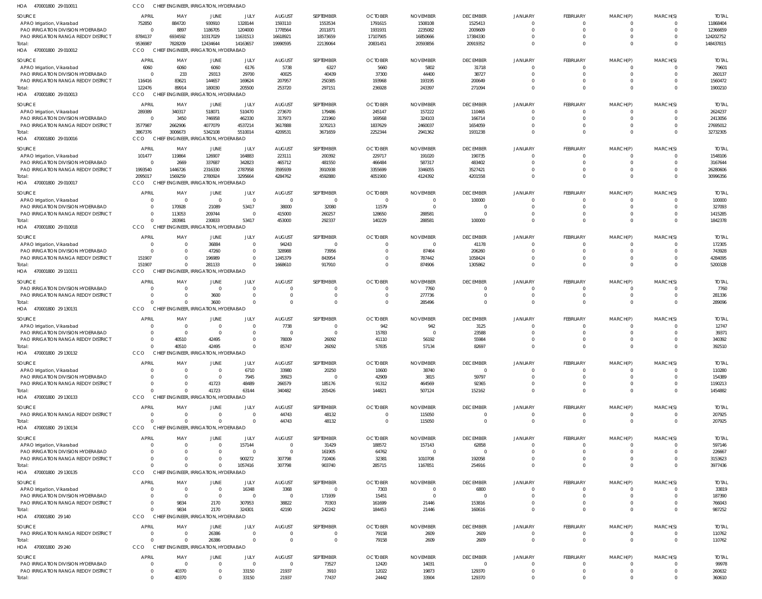HOA 470001800 29 010011 CCO CHIEF ENGINEER, IRRIGATION, HYDERABAD

| SOURCE | APRIL | MAY | JUNE | JULY | AUGUST | SEPTEMBER | OCTOBER | NOVEMBER | DECEMBER | JANUARY | FEBRUARY | MARCH(P) | MARCH(S) | TOTAL |
|---|---|---|---|---|---|---|---|---|---|---|---|---|---|---|
| APAO Irrigation, Vikarabad | 752850 | 884720 | 930910 | 1328144 | 1593110 | 1553534 | 1791615 | 1508108 | 1525413 | 0 | 0 | 0 | 0 | 11868404 |
| PAO IRRIGATION DIVISION HYDERABAD | 0 | 8897 | 1186705 | 1204000 | 1778564 | 2011871 | 1931931 | 2235082 | 2009609 | 0 | 0 | 0 | 0 | 12366659 |
| PAO IRRIGATION RANGA REDDY DISTRICT | 8784137 | 6934592 | 10317029 | 11631513 | 16618921 | 18573659 | 17107905 | 16850666 | 17384330 | 0 | 0 | 0 | 0 | 124202752 |
| Total: | 9536987 | 7828209 | 12434644 | 14163657 | 19990595 | 22139064 | 20831451 | 20593856 | 20919352 | 0 | 0 | 0 | 0 | 148437815 |

HOA 470001800 29 010012 CCO CHIEF ENGINEER, IRRIGATION, HYDERABAD

| SOURCE | APRIL | MAY | JUNE | JULY | AUGUST | SEPTEMBER | OCTOBER | NOVEMBER | DECEMBER | JANUARY | FEBRUARY | MARCH(P) | MARCH(S) | TOTAL |
|---|---|---|---|---|---|---|---|---|---|---|---|---|---|---|
| APAO Irrigation, Vikarabad | 6060 | 6060 | 6060 | 6176 | 5738 | 6327 | 5660 | 5802 | 31718 | 0 | 0 | 0 | 0 | 79601 |
| PAO IRRIGATION DIVISION HYDERABAD | 0 | 233 | 29313 | 29700 | 40025 | 40439 | 37300 | 44400 | 38727 | 0 | 0 | 0 | 0 | 260137 |
| PAO IRRIGATION RANGA REDDY DISTRICT | 116416 | 83621 | 144657 | 169624 | 207957 | 250385 | 193968 | 193195 | 200649 | 0 | 0 | 0 | 0 | 1560472 |
| Total: | 122476 | 89914 | 180030 | 205500 | 253720 | 297151 | 236928 | 243397 | 271094 | 0 | 0 | 0 | 0 | 1900210 |

HOA 470001800 29 010013 CCO CHIEF ENGINEER, IRRIGATION, HYDERABAD

| SOURCE | APRIL | MAY | JUNE | JULY | AUGUST | SEPTEMBER | OCTOBER | NOVEMBER | DECEMBER | JANUARY | FEBRUARY | MARCH(P) | MARCH(S) | TOTAL |
|---|---|---|---|---|---|---|---|---|---|---|---|---|---|---|
| APAO Irrigation, Vikarabad | 289389 | 340317 | 518071 | 510470 | 273670 | 179486 | 245147 | 157222 | 110465 | 0 | 0 | 0 | 0 | 2624237 |
| PAO IRRIGATION DIVISION HYDERABAD | 0 | 3450 | 746958 | 462330 | 317973 | 221960 | 169568 | 324103 | 166714 | 0 | 0 | 0 | 0 | 2413056 |
| PAO IRRIGATION RANGA REDDY DISTRICT | 3577987 | 2662906 | 4077079 | 4537214 | 3617888 | 3270213 | 1837629 | 2460037 | 1654059 | 0 | 0 | 0 | 0 | 27695012 |
| Total: | 3867376 | 3006673 | 5342108 | 5510014 | 4209531 | 3671659 | 2252344 | 2941362 | 1931238 | 0 | 0 | 0 | 0 | 32732305 |

HOA 470001800 29 010016 CCO CHIEF ENGINEER, IRRIGATION, HYDERABAD

| SOURCE | APRIL | MAY | JUNE | JULY | AUGUST | SEPTEMBER | OCTOBER | NOVEMBER | DECEMBER | JANUARY | FEBRUARY | MARCH(P) | MARCH(S) | TOTAL |
|---|---|---|---|---|---|---|---|---|---|---|---|---|---|---|
| APAO Irrigation, Vikarabad | 101477 | 119864 | 126907 | 164883 | 223111 | 200392 | 229717 | 191020 | 190735 | 0 | 0 | 0 | 0 | 1548106 |
| PAO IRRIGATION DIVISION HYDERABAD | 0 | 2669 | 337687 | 342823 | 465712 | 481550 | 466484 | 587317 | 483402 | 0 | 0 | 0 | 0 | 3167644 |
| PAO IRRIGATION RANGA REDDY DISTRICT | 1993540 | 1446726 | 2316330 | 2787958 | 3595939 | 3910938 | 3355699 | 3346055 | 3527421 | 0 | 0 | 0 | 0 | 26280606 |
| Total: | 2095017 | 1569259 | 2780924 | 3295664 | 4284762 | 4592880 | 4051900 | 4124392 | 4201558 | 0 | 0 | 0 | 0 | 30996356 |

HOA 470001800 29 010017 CCO CHIEF ENGINEER, IRRIGATION, HYDERABAD

| SOURCE | APRIL | MAY | JUNE | JULY | AUGUST | SEPTEMBER | OCTOBER | NOVEMBER | DECEMBER | JANUARY | FEBRUARY | MARCH(P) | MARCH(S) | TOTAL |
|---|---|---|---|---|---|---|---|---|---|---|---|---|---|---|
| APAO Irrigation, Vikarabad | 0 | 0 | 0 | 0 | 0 | 0 | 0 | 0 | 100000 | 0 | 0 | 0 | 0 | 100000 |
| PAO IRRIGATION DIVISION HYDERABAD | 0 | 170928 | 21089 | 53417 | 38000 | 32080 | 11579 | 0 | 0 | 0 | 0 | 0 | 0 | 327093 |
| PAO IRRIGATION RANGA REDDY DISTRICT | 0 | 113053 | 209744 | 0 | 415000 | 260257 | 128650 | 288581 | 0 | 0 | 0 | 0 | 0 | 1415285 |
| Total: | 0 | 283981 | 230833 | 53417 | 453000 | 292337 | 140229 | 288581 | 100000 | 0 | 0 | 0 | 0 | 1842378 |

HOA 470001800 29 010018 CCO CHIEF ENGINEER, IRRIGATION, HYDERABAD

| SOURCE | APRIL | MAY | JUNE | JULY | AUGUST | SEPTEMBER | OCTOBER | NOVEMBER | DECEMBER | JANUARY | FEBRUARY | MARCH(P) | MARCH(S) | TOTAL |
|---|---|---|---|---|---|---|---|---|---|---|---|---|---|---|
| APAO Irrigation, Vikarabad | 0 | 0 | 36884 | 0 | 94243 | 0 | 0 | 0 | 41178 | 0 | 0 | 0 | 0 | 172305 |
| PAO IRRIGATION DIVISION HYDERABAD | 0 | 0 | 47260 | 0 | 328988 | 73956 | 0 | 87464 | 206260 | 0 | 0 | 0 | 0 | 743928 |
| PAO IRRIGATION RANGA REDDY DISTRICT | 151907 | 0 | 196989 | 0 | 1245379 | 843954 | 0 | 787442 | 1058424 | 0 | 0 | 0 | 0 | 4284095 |
| Total: | 151907 | 0 | 281133 | 0 | 1668610 | 917910 | 0 | 874906 | 1305862 | 0 | 0 | 0 | 0 | 5200328 |

HOA 470001800 29 110111 CCO CHIEF ENGINEER, IRRIGATION, HYDERABAD

| SOURCE | APRIL | MAY | JUNE | JULY | AUGUST | SEPTEMBER | OCTOBER | NOVEMBER | DECEMBER | JANUARY | FEBRUARY | MARCH(P) | MARCH(S) | TOTAL |
|---|---|---|---|---|---|---|---|---|---|---|---|---|---|---|
| PAO IRRIGATION DIVISION HYDERABAD | 0 | 0 | 0 | 0 | 0 | 0 | 0 | 7760 | 0 | 0 | 0 | 0 | 0 | 7760 |
| PAO IRRIGATION RANGA REDDY DISTRICT | 0 | 0 | 3600 | 0 | 0 | 0 | 0 | 277736 | 0 | 0 | 0 | 0 | 0 | 281336 |
| Total: | 0 | 0 | 3600 | 0 | 0 | 0 | 0 | 285496 | 0 | 0 | 0 | 0 | 0 | 289096 |

HOA 470001800 29 130131 CCO CHIEF ENGINEER, IRRIGATION, HYDERABAD

| SOURCE | APRIL | MAY | JUNE | JULY | AUGUST | SEPTEMBER | OCTOBER | NOVEMBER | DECEMBER | JANUARY | FEBRUARY | MARCH(P) | MARCH(S) | TOTAL |
|---|---|---|---|---|---|---|---|---|---|---|---|---|---|---|
| APAO Irrigation, Vikarabad | 0 | 0 | 0 | 0 | 7738 | 0 | 942 | 942 | 3125 | 0 | 0 | 0 | 0 | 12747 |
| PAO IRRIGATION DIVISION HYDERABAD | 0 | 0 | 0 | 0 | 0 | 0 | 15783 | 0 | 23588 | 0 | 0 | 0 | 0 | 39371 |
| PAO IRRIGATION RANGA REDDY DISTRICT | 0 | 40510 | 42495 | 0 | 78009 | 26092 | 41110 | 56192 | 55984 | 0 | 0 | 0 | 0 | 340392 |
| Total: | 0 | 40510 | 42495 | 0 | 85747 | 26092 | 57835 | 57134 | 82697 | 0 | 0 | 0 | 0 | 392510 |

HOA 470001800 29 130132 CCO CHIEF ENGINEER, IRRIGATION, HYDERABAD

| SOURCE | APRIL | MAY | JUNE | JULY | AUGUST | SEPTEMBER | OCTOBER | NOVEMBER | DECEMBER | JANUARY | FEBRUARY | MARCH(P) | MARCH(S) | TOTAL |
|---|---|---|---|---|---|---|---|---|---|---|---|---|---|---|
| APAO Irrigation, Vikarabad | 0 | 0 | 0 | 6710 | 33980 | 20250 | 10600 | 38740 | 0 | 0 | 0 | 0 | 0 | 110280 |
| PAO IRRIGATION DIVISION HYDERABAD | 0 | 0 | 0 | 7945 | 39923 | 0 | 42909 | 3815 | 59797 | 0 | 0 | 0 | 0 | 154389 |
| PAO IRRIGATION RANGA REDDY DISTRICT | 0 | 0 | 41723 | 48489 | 266579 | 185176 | 91312 | 464569 | 92365 | 0 | 0 | 0 | 0 | 1190213 |
| Total: | 0 | 0 | 41723 | 63144 | 340482 | 205426 | 144821 | 507124 | 152162 | 0 | 0 | 0 | 0 | 1454882 |

HOA 470001800 29 130133 CCO CHIEF ENGINEER, IRRIGATION, HYDERABAD

| SOURCE | APRIL | MAY | JUNE | JULY | AUGUST | SEPTEMBER | OCTOBER | NOVEMBER | DECEMBER | JANUARY | FEBRUARY | MARCH(P) | MARCH(S) | TOTAL |
|---|---|---|---|---|---|---|---|---|---|---|---|---|---|---|
| PAO IRRIGATION RANGA REDDY DISTRICT | 0 | 0 | 0 | 0 | 44743 | 48132 | 0 | 115050 | 0 | 0 | 0 | 0 | 0 | 207925 |
| Total: | 0 | 0 | 0 | 0 | 44743 | 48132 | 0 | 115050 | 0 | 0 | 0 | 0 | 0 | 207925 |

HOA 470001800 29 130134 CCO CHIEF ENGINEER, IRRIGATION, HYDERABAD

| SOURCE | APRIL | MAY | JUNE | JULY | AUGUST | SEPTEMBER | OCTOBER | NOVEMBER | DECEMBER | JANUARY | FEBRUARY | MARCH(P) | MARCH(S) | TOTAL |
|---|---|---|---|---|---|---|---|---|---|---|---|---|---|---|
| APAO Irrigation, Vikarabad | 0 | 0 | 0 | 157144 | 0 | 31429 | 188572 | 157143 | 62858 | 0 | 0 | 0 | 0 | 597146 |
| PAO IRRIGATION DIVISION HYDERABAD | 0 | 0 | 0 | 0 | 0 | 161905 | 64762 | 0 | 0 | 0 | 0 | 0 | 0 | 226667 |
| PAO IRRIGATION RANGA REDDY DISTRICT | 0 | 0 | 0 | 900272 | 307798 | 710406 | 32381 | 1010708 | 192058 | 0 | 0 | 0 | 0 | 3153623 |
| Total: | 0 | 0 | 0 | 1057416 | 307798 | 903740 | 285715 | 1167851 | 254916 | 0 | 0 | 0 | 0 | 3977436 |

HOA 470001800 29 130135 CCO CHIEF ENGINEER, IRRIGATION, HYDERABAD

| SOURCE | APRIL | MAY | JUNE | JULY | AUGUST | SEPTEMBER | OCTOBER | NOVEMBER | DECEMBER | JANUARY | FEBRUARY | MARCH(P) | MARCH(S) | TOTAL |
|---|---|---|---|---|---|---|---|---|---|---|---|---|---|---|
| APAO Irrigation, Vikarabad | 0 | 0 | 0 | 16348 | 3368 | 0 | 7303 | 0 | 6800 | 0 | 0 | 0 | 0 | 33819 |
| PAO IRRIGATION DIVISION HYDERABAD | 0 | 0 | 0 | 0 | 0 | 171939 | 15451 | 0 | 0 | 0 | 0 | 0 | 0 | 187390 |
| PAO IRRIGATION RANGA REDDY DISTRICT | 0 | 9834 | 2170 | 307953 | 38822 | 70303 | 161699 | 21446 | 153816 | 0 | 0 | 0 | 0 | 766043 |
| Total: | 0 | 9834 | 2170 | 324301 | 42190 | 242242 | 184453 | 21446 | 160616 | 0 | 0 | 0 | 0 | 987252 |

HOA 470001800 29 140 CCO CHIEF ENGINEER, IRRIGATION, HYDERABAD

| SOURCE | APRIL | MAY | JUNE | JULY | AUGUST | SEPTEMBER | OCTOBER | NOVEMBER | DECEMBER | JANUARY | FEBRUARY | MARCH(P) | MARCH(S) | TOTAL |
|---|---|---|---|---|---|---|---|---|---|---|---|---|---|---|
| PAO IRRIGATION RANGA REDDY DISTRICT | 0 | 0 | 26386 | 0 | 0 | 0 | 79158 | 2609 | 2609 | 0 | 0 | 0 | 0 | 110762 |
| Total: | 0 | 0 | 26386 | 0 | 0 | 0 | 79158 | 2609 | 2609 | 0 | 0 | 0 | 0 | 110762 |

HOA 470001800 29 240 CCO CHIEF ENGINEER, IRRIGATION, HYDERABAD

| SOURCE | APRIL | MAY | JUNE | JULY | AUGUST | SEPTEMBER | OCTOBER | NOVEMBER | DECEMBER | JANUARY | FEBRUARY | MARCH(P) | MARCH(S) | TOTAL |
|---|---|---|---|---|---|---|---|---|---|---|---|---|---|---|
| PAO IRRIGATION DIVISION HYDERABAD | 0 | 0 | 0 | 0 | 0 | 73527 | 12420 | 14031 | 0 | 0 | 0 | 0 | 0 | 99978 |
| PAO IRRIGATION RANGA REDDY DISTRICT | 0 | 40370 | 0 | 33150 | 21937 | 3910 | 12022 | 19873 | 129370 | 0 | 0 | 0 | 0 | 260632 |
| Total: | 0 | 40370 | 0 | 33150 | 21937 | 77437 | 24442 | 33904 | 129370 | 0 | 0 | 0 | 0 | 360610 |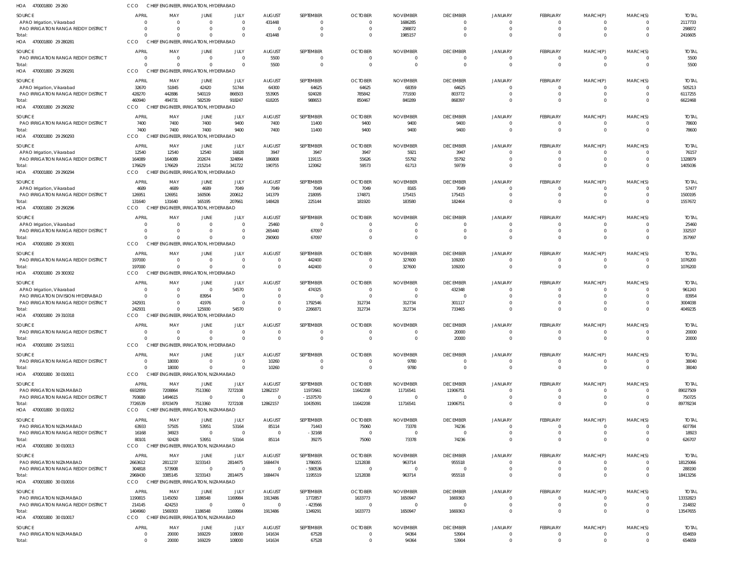HOA 470001800 29 260 CCO CHIEF ENGINEER, IRRIGATION, HYDERABAD

| SOURCE | APRIL | MAY | JUNE | JULY | AUGUST | SEPTEMBER | OCTOBER | NOVEMBER | DECEMBER | JANUARY | FEBRUARY | MARCH(P) | MARCH(S) | TOTAL |
|---|---|---|---|---|---|---|---|---|---|---|---|---|---|---|
| APAO Irrigation, Vikarabad | 0 | 0 | 0 | 0 | 431448 | 0 | 0 | 1686285 | 0 | 0 | 0 | 0 | 0 | 2117733 |
| PAO IRRIGATION RANGA REDDY DISTRICT | 0 | 0 | 0 | 0 | 0 | 0 | 0 | 298872 | 0 | 0 | 0 | 0 | 0 | 298872 |
| Total: | 0 | 0 | 0 | 0 | 431448 | 0 | 0 | 1985157 | 0 | 0 | 0 | 0 | 0 | 2416605 |

HOA 470001800 29 280281 CCO CHIEF ENGINEER, IRRIGATION, HYDERABAD

| SOURCE | APRIL | MAY | JUNE | JULY | AUGUST | SEPTEMBER | OCTOBER | NOVEMBER | DECEMBER | JANUARY | FEBRUARY | MARCH(P) | MARCH(S) | TOTAL |
|---|---|---|---|---|---|---|---|---|---|---|---|---|---|---|
| PAO IRRIGATION RANGA REDDY DISTRICT | 0 | 0 | 0 | 0 | 5500 | 0 | 0 | 0 | 0 | 0 | 0 | 0 | 0 | 5500 |
| Total: | 0 | 0 | 0 | 0 | 5500 | 0 | 0 | 0 | 0 | 0 | 0 | 0 | 0 | 5500 |

HOA 470001800 29 290291 CCO CHIEF ENGINEER, IRRIGATION, HYDERABAD

| SOURCE | APRIL | MAY | JUNE | JULY | AUGUST | SEPTEMBER | OCTOBER | NOVEMBER | DECEMBER | JANUARY | FEBRUARY | MARCH(P) | MARCH(S) | TOTAL |
|---|---|---|---|---|---|---|---|---|---|---|---|---|---|---|
| APAO Irrigation, Vikarabad | 32670 | 51845 | 42420 | 51744 | 64300 | 64625 | 64625 | 68359 | 64625 | 0 | 0 | 0 | 0 | 505213 |
| PAO IRRIGATION RANGA REDDY DISTRICT | 428270 | 442886 | 540119 | 866503 | 553905 | 924028 | 785842 | 771930 | 803772 | 0 | 0 | 0 | 0 | 6117255 |
| Total: | 460940 | 494731 | 582539 | 918247 | 618205 | 988653 | 850467 | 840289 | 868397 | 0 | 0 | 0 | 0 | 6622468 |

HOA 470001800 29 290292 CCO CHIEF ENGINEER, IRRIGATION, HYDERABAD

| SOURCE | APRIL | MAY | JUNE | JULY | AUGUST | SEPTEMBER | OCTOBER | NOVEMBER | DECEMBER | JANUARY | FEBRUARY | MARCH(P) | MARCH(S) | TOTAL |
|---|---|---|---|---|---|---|---|---|---|---|---|---|---|---|
| PAO IRRIGATION RANGA REDDY DISTRICT | 7400 | 7400 | 7400 | 9400 | 7400 | 11400 | 9400 | 9400 | 9400 | 0 | 0 | 0 | 0 | 78600 |
| Total: | 7400 | 7400 | 7400 | 9400 | 7400 | 11400 | 9400 | 9400 | 9400 | 0 | 0 | 0 | 0 | 78600 |

HOA 470001800 29 290293 CCO CHIEF ENGINEER, IRRIGATION, HYDERABAD

| SOURCE | APRIL | MAY | JUNE | JULY | AUGUST | SEPTEMBER | OCTOBER | NOVEMBER | DECEMBER | JANUARY | FEBRUARY | MARCH(P) | MARCH(S) | TOTAL |
|---|---|---|---|---|---|---|---|---|---|---|---|---|---|---|
| APAO Irrigation, Vikarabad | 12540 | 12540 | 12540 | 16828 | 3947 | 3947 | 3947 | 5921 | 3947 | 0 | 0 | 0 | 0 | 76157 |
| PAO IRRIGATION RANGA REDDY DISTRICT | 164089 | 164089 | 202674 | 324894 | 186808 | 119115 | 55626 | 55792 | 55792 | 0 | 0 | 0 | 0 | 1328879 |
| Total: | 176629 | 176629 | 215214 | 341722 | 190755 | 123062 | 59573 | 61713 | 59739 | 0 | 0 | 0 | 0 | 1405036 |

HOA 470001800 29 290294 CCO CHIEF ENGINEER, IRRIGATION, HYDERABAD

| SOURCE | APRIL | MAY | JUNE | JULY | AUGUST | SEPTEMBER | OCTOBER | NOVEMBER | DECEMBER | JANUARY | FEBRUARY | MARCH(P) | MARCH(S) | TOTAL |
|---|---|---|---|---|---|---|---|---|---|---|---|---|---|---|
| APAO Irrigation, Vikarabad | 4689 | 4689 | 4689 | 7049 | 7049 | 7049 | 7049 | 8165 | 7049 | 0 | 0 | 0 | 0 | 57477 |
| PAO IRRIGATION RANGA REDDY DISTRICT | 126951 | 126951 | 160506 | 200612 | 141379 | 218095 | 174871 | 175415 | 175415 | 0 | 0 | 0 | 0 | 1500195 |
| Total: | 131640 | 131640 | 165195 | 207661 | 148428 | 225144 | 181920 | 183580 | 182464 | 0 | 0 | 0 | 0 | 1557672 |

HOA 470001800 29 290296 CCO CHIEF ENGINEER, IRRIGATION, HYDERABAD

| SOURCE | APRIL | MAY | JUNE | JULY | AUGUST | SEPTEMBER | OCTOBER | NOVEMBER | DECEMBER | JANUARY | FEBRUARY | MARCH(P) | MARCH(S) | TOTAL |
|---|---|---|---|---|---|---|---|---|---|---|---|---|---|---|
| APAO Irrigation, Vikarabad | 0 | 0 | 0 | 0 | 25460 | 0 | 0 | 0 | 0 | 0 | 0 | 0 | 0 | 25460 |
| PAO IRRIGATION RANGA REDDY DISTRICT | 0 | 0 | 0 | 0 | 265440 | 67097 | 0 | 0 | 0 | 0 | 0 | 0 | 0 | 332537 |
| Total: | 0 | 0 | 0 | 0 | 290900 | 67097 | 0 | 0 | 0 | 0 | 0 | 0 | 0 | 357997 |

HOA 470001800 29 300301 CCO CHIEF ENGINEER, IRRIGATION, HYDERABAD

| SOURCE | APRIL | MAY | JUNE | JULY | AUGUST | SEPTEMBER | OCTOBER | NOVEMBER | DECEMBER | JANUARY | FEBRUARY | MARCH(P) | MARCH(S) | TOTAL |
|---|---|---|---|---|---|---|---|---|---|---|---|---|---|---|
| PAO IRRIGATION RANGA REDDY DISTRICT | 197000 | 0 | 0 | 0 | 0 | 442400 | 0 | 327600 | 109200 | 0 | 0 | 0 | 0 | 1076200 |
| Total: | 197000 | 0 | 0 | 0 | 0 | 442400 | 0 | 327600 | 109200 | 0 | 0 | 0 | 0 | 1076200 |

HOA 470001800 29 300302 CCO CHIEF ENGINEER, IRRIGATION, HYDERABAD

| SOURCE | APRIL | MAY | JUNE | JULY | AUGUST | SEPTEMBER | OCTOBER | NOVEMBER | DECEMBER | JANUARY | FEBRUARY | MARCH(P) | MARCH(S) | TOTAL |
|---|---|---|---|---|---|---|---|---|---|---|---|---|---|---|
| APAO Irrigation, Vikarabad | 0 | 0 | 0 | 54570 | 0 | 474325 | 0 | 0 | 432348 | 0 | 0 | 0 | 0 | 961243 |
| PAO IRRIGATION DIVISION HYDERABAD | 0 | 0 | 83954 | 0 | 0 | 0 | 0 | 0 | 0 | 0 | 0 | 0 | 0 | 83954 |
| PAO IRRIGATION RANGA REDDY DISTRICT | 242931 | 0 | 41976 | 0 | 0 | 1792546 | 312734 | 312734 | 301117 | 0 | 0 | 0 | 0 | 3004038 |
| Total: | 242931 | 0 | 125930 | 54570 | 0 | 2266871 | 312734 | 312734 | 733465 | 0 | 0 | 0 | 0 | 4049235 |

HOA 470001800 29 310318 CCO CHIEF ENGINEER, IRRIGATION, HYDERABAD

| SOURCE | APRIL | MAY | JUNE | JULY | AUGUST | SEPTEMBER | OCTOBER | NOVEMBER | DECEMBER | JANUARY | FEBRUARY | MARCH(P) | MARCH(S) | TOTAL |
|---|---|---|---|---|---|---|---|---|---|---|---|---|---|---|
| PAO IRRIGATION RANGA REDDY DISTRICT | 0 | 0 | 0 | 0 | 0 | 0 | 0 | 0 | 20000 | 0 | 0 | 0 | 0 | 20000 |
| Total: | 0 | 0 | 0 | 0 | 0 | 0 | 0 | 0 | 20000 | 0 | 0 | 0 | 0 | 20000 |

HOA 470001800 29 510511 CCO CHIEF ENGINEER, IRRIGATION, HYDERABAD

| SOURCE | APRIL | MAY | JUNE | JULY | AUGUST | SEPTEMBER | OCTOBER | NOVEMBER | DECEMBER | JANUARY | FEBRUARY | MARCH(P) | MARCH(S) | TOTAL |
|---|---|---|---|---|---|---|---|---|---|---|---|---|---|---|
| PAO IRRIGATION RANGA REDDY DISTRICT | 0 | 18000 | 0 | 0 | 10260 | 0 | 0 | 9780 | 0 | 0 | 0 | 0 | 0 | 38040 |
| Total: | 0 | 18000 | 0 | 0 | 10260 | 0 | 0 | 9780 | 0 | 0 | 0 | 0 | 0 | 38040 |

HOA 470001800 30 010011 CCO CHIEF ENGINEER, IRRIGATION, NIZAMABAD

| SOURCE | APRIL | MAY | JUNE | JULY | AUGUST | SEPTEMBER | OCTOBER | NOVEMBER | DECEMBER | JANUARY | FEBRUARY | MARCH(P) | MARCH(S) | TOTAL |
|---|---|---|---|---|---|---|---|---|---|---|---|---|---|---|
| PAO IRRIGATION NIZAMABAD | 6932859 | 7208864 | 7513360 | 7272108 | 12862157 | 11972661 | 11642208 | 11716541 | 11906751 | 0 | 0 | 0 | 0 | 89027509 |
| PAO IRRIGATION RANGA REDDY DISTRICT | 793680 | 1494615 | 0 | 0 | 0 | -1537570 | 0 | 0 | 0 | 0 | 0 | 0 | 0 | 750725 |
| Total: | 7726539 | 8703479 | 7513360 | 7272108 | 12862157 | 10435091 | 11642208 | 11716541 | 11906751 | 0 | 0 | 0 | 0 | 89778234 |

HOA 470001800 30 010012 CCO CHIEF ENGINEER, IRRIGATION, NIZAMABAD

| SOURCE | APRIL | MAY | JUNE | JULY | AUGUST | SEPTEMBER | OCTOBER | NOVEMBER | DECEMBER | JANUARY | FEBRUARY | MARCH(P) | MARCH(S) | TOTAL |
|---|---|---|---|---|---|---|---|---|---|---|---|---|---|---|
| PAO IRRIGATION NIZAMABAD | 63933 | 57505 | 53951 | 53164 | 85114 | 71443 | 75060 | 73378 | 74236 | 0 | 0 | 0 | 0 | 607784 |
| PAO IRRIGATION RANGA REDDY DISTRICT | 16168 | 34923 | 0 | 0 | 0 | -32168 | 0 | 0 | 0 | 0 | 0 | 0 | 0 | 18923 |
| Total: | 80101 | 92428 | 53951 | 53164 | 85114 | 39275 | 75060 | 73378 | 74236 | 0 | 0 | 0 | 0 | 626707 |

HOA 470001800 30 010013 CCO CHIEF ENGINEER, IRRIGATION, NIZAMABAD

| SOURCE | APRIL | MAY | JUNE | JULY | AUGUST | SEPTEMBER | OCTOBER | NOVEMBER | DECEMBER | JANUARY | FEBRUARY | MARCH(P) | MARCH(S) | TOTAL |
|---|---|---|---|---|---|---|---|---|---|---|---|---|---|---|
| PAO IRRIGATION NIZAMABAD | 2663612 | 2811237 | 3233143 | 2814475 | 1684474 | 1786055 | 1212838 | 963714 | 955518 | 0 | 0 | 0 | 0 | 18125066 |
| PAO IRRIGATION RANGA REDDY DISTRICT | 304818 | 573908 | 0 | 0 | 0 | -590536 | 0 | 0 | 0 | 0 | 0 | 0 | 0 | 288190 |
| Total: | 2968430 | 3385145 | 3233143 | 2814475 | 1684474 | 1195519 | 1212838 | 963714 | 955518 | 0 | 0 | 0 | 0 | 18413256 |

HOA 470001800 30 010016 CCO CHIEF ENGINEER, IRRIGATION, NIZAMABAD

| SOURCE | APRIL | MAY | JUNE | JULY | AUGUST | SEPTEMBER | OCTOBER | NOVEMBER | DECEMBER | JANUARY | FEBRUARY | MARCH(P) | MARCH(S) | TOTAL |
|---|---|---|---|---|---|---|---|---|---|---|---|---|---|---|
| PAO IRRIGATION NIZAMABAD | 1190815 | 1145050 | 1186548 | 1169984 | 1913486 | 1772857 | 1633773 | 1650947 | 1669363 | 0 | 0 | 0 | 0 | 13332823 |
| PAO IRRIGATION RANGA REDDY DISTRICT | 214145 | 424253 | 0 | 0 | 0 | -423566 | 0 | 0 | 0 | 0 | 0 | 0 | 0 | 214832 |
| Total: | 1404960 | 1569303 | 1186548 | 1169984 | 1913486 | 1349291 | 1633773 | 1650947 | 1669363 | 0 | 0 | 0 | 0 | 13547655 |

HOA 470001800 30 010017 CCO CHIEF ENGINEER, IRRIGATION, NIZAMABAD

| SOURCE | APRIL | MAY | JUNE | JULY | AUGUST | SEPTEMBER | OCTOBER | NOVEMBER | DECEMBER | JANUARY | FEBRUARY | MARCH(P) | MARCH(S) | TOTAL |
|---|---|---|---|---|---|---|---|---|---|---|---|---|---|---|
| PAO IRRIGATION NIZAMABAD | 0 | 20000 | 169229 | 108000 | 141634 | 67528 | 0 | 94364 | 53904 | 0 | 0 | 0 | 0 | 654659 |
| Total: | 0 | 20000 | 169229 | 108000 | 141634 | 67528 | 0 | 94364 | 53904 | 0 | 0 | 0 | 0 | 654659 |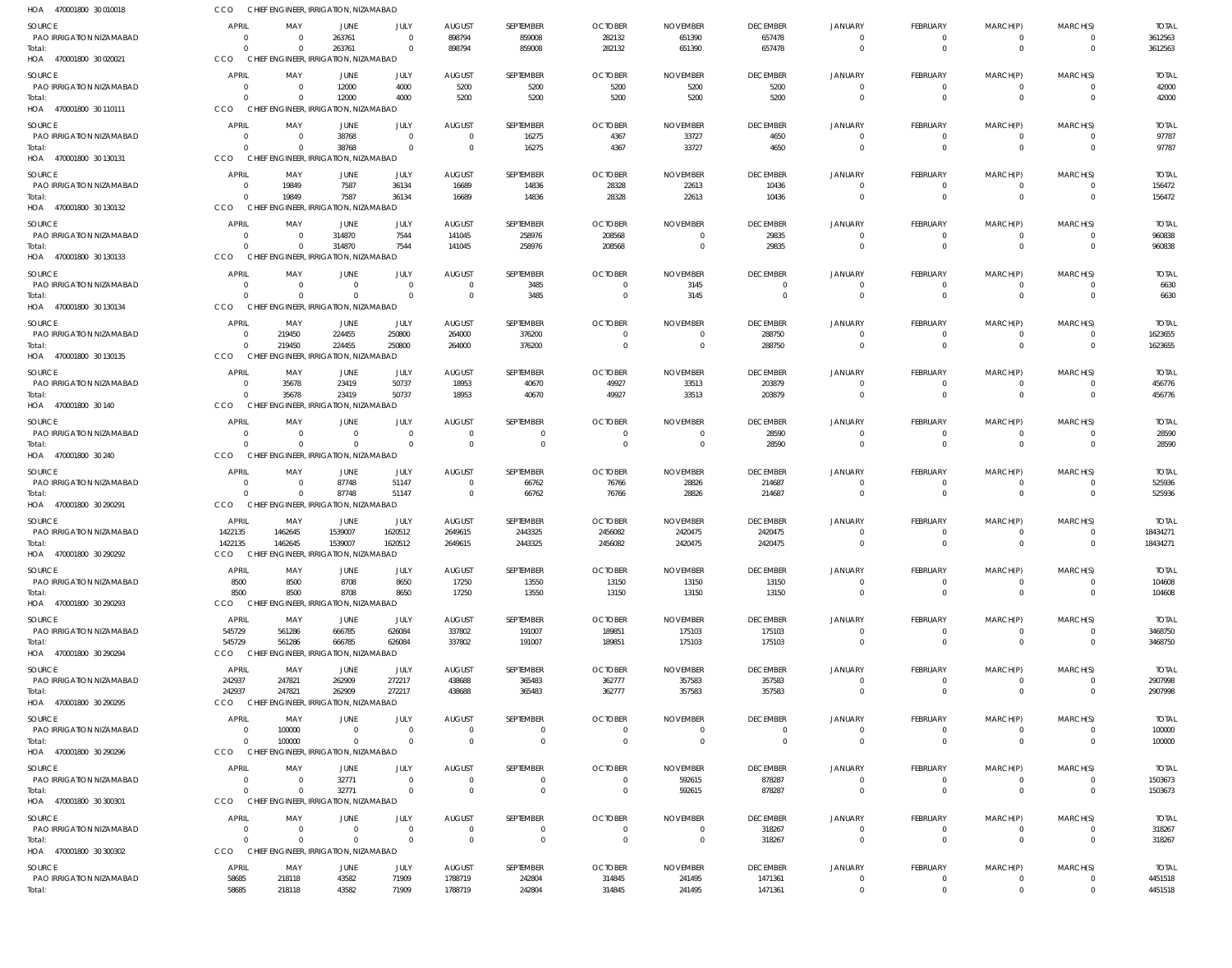HOA 470001800 30 010018 CCO CHIEF ENGINEER, IRRIGATION, NIZAMABAD

| SOURCE | APRIL | MAY | JUNE | JULY | AUGUST | SEPTEMBER | OCTOBER | NOVEMBER | DECEMBER | JANUARY | FEBRUARY | MARCH(P) | MARCH(S) | TOTAL |
|---|---|---|---|---|---|---|---|---|---|---|---|---|---|---|
| PAO IRRIGATION NIZAMABAD | 0 | 0 | 263761 | 0 | 898794 | 859008 | 282132 | 651390 | 657478 | 0 | 0 | 0 | 0 | 3612563 |
| Total: | 0 | 0 | 263761 | 0 | 898794 | 859008 | 282132 | 651390 | 657478 | 0 | 0 | 0 | 0 | 3612563 |

HOA 470001800 30 020021 CCO CHIEF ENGINEER, IRRIGATION, NIZAMABAD

| SOURCE | APRIL | MAY | JUNE | JULY | AUGUST | SEPTEMBER | OCTOBER | NOVEMBER | DECEMBER | JANUARY | FEBRUARY | MARCH(P) | MARCH(S) | TOTAL |
|---|---|---|---|---|---|---|---|---|---|---|---|---|---|---|
| PAO IRRIGATION NIZAMABAD | 0 | 0 | 12000 | 4000 | 5200 | 5200 | 5200 | 5200 | 5200 | 0 | 0 | 0 | 0 | 42000 |
| Total: | 0 | 0 | 12000 | 4000 | 5200 | 5200 | 5200 | 5200 | 5200 | 0 | 0 | 0 | 0 | 42000 |

HOA 470001800 30 110111 CCO CHIEF ENGINEER, IRRIGATION, NIZAMABAD

| SOURCE | APRIL | MAY | JUNE | JULY | AUGUST | SEPTEMBER | OCTOBER | NOVEMBER | DECEMBER | JANUARY | FEBRUARY | MARCH(P) | MARCH(S) | TOTAL |
|---|---|---|---|---|---|---|---|---|---|---|---|---|---|---|
| PAO IRRIGATION NIZAMABAD | 0 | 0 | 38768 | 0 | 0 | 16275 | 4367 | 33727 | 4650 | 0 | 0 | 0 | 0 | 97787 |
| Total: | 0 | 0 | 38768 | 0 | 0 | 16275 | 4367 | 33727 | 4650 | 0 | 0 | 0 | 0 | 97787 |

HOA 470001800 30 130131 CCO CHIEF ENGINEER, IRRIGATION, NIZAMABAD

| SOURCE | APRIL | MAY | JUNE | JULY | AUGUST | SEPTEMBER | OCTOBER | NOVEMBER | DECEMBER | JANUARY | FEBRUARY | MARCH(P) | MARCH(S) | TOTAL |
|---|---|---|---|---|---|---|---|---|---|---|---|---|---|---|
| PAO IRRIGATION NIZAMABAD | 0 | 19849 | 7587 | 36134 | 16689 | 14836 | 28328 | 22613 | 10436 | 0 | 0 | 0 | 0 | 156472 |
| Total: | 0 | 19849 | 7587 | 36134 | 16689 | 14836 | 28328 | 22613 | 10436 | 0 | 0 | 0 | 0 | 156472 |

HOA 470001800 30 130132 CCO CHIEF ENGINEER, IRRIGATION, NIZAMABAD

| SOURCE | APRIL | MAY | JUNE | JULY | AUGUST | SEPTEMBER | OCTOBER | NOVEMBER | DECEMBER | JANUARY | FEBRUARY | MARCH(P) | MARCH(S) | TOTAL |
|---|---|---|---|---|---|---|---|---|---|---|---|---|---|---|
| PAO IRRIGATION NIZAMABAD | 0 | 0 | 314870 | 7544 | 141045 | 258976 | 208568 | 0 | 29835 | 0 | 0 | 0 | 0 | 960838 |
| Total: | 0 | 0 | 314870 | 7544 | 141045 | 258976 | 208568 | 0 | 29835 | 0 | 0 | 0 | 0 | 960838 |

HOA 470001800 30 130133 CCO CHIEF ENGINEER, IRRIGATION, NIZAMABAD

| SOURCE | APRIL | MAY | JUNE | JULY | AUGUST | SEPTEMBER | OCTOBER | NOVEMBER | DECEMBER | JANUARY | FEBRUARY | MARCH(P) | MARCH(S) | TOTAL |
|---|---|---|---|---|---|---|---|---|---|---|---|---|---|---|
| PAO IRRIGATION NIZAMABAD | 0 | 0 | 0 | 0 | 0 | 3485 | 0 | 3145 | 0 | 0 | 0 | 0 | 0 | 6630 |
| Total: | 0 | 0 | 0 | 0 | 0 | 3485 | 0 | 3145 | 0 | 0 | 0 | 0 | 0 | 6630 |

HOA 470001800 30 130134 CCO CHIEF ENGINEER, IRRIGATION, NIZAMABAD

| SOURCE | APRIL | MAY | JUNE | JULY | AUGUST | SEPTEMBER | OCTOBER | NOVEMBER | DECEMBER | JANUARY | FEBRUARY | MARCH(P) | MARCH(S) | TOTAL |
|---|---|---|---|---|---|---|---|---|---|---|---|---|---|---|
| PAO IRRIGATION NIZAMABAD | 0 | 219450 | 224455 | 250800 | 264000 | 376200 | 0 | 0 | 288750 | 0 | 0 | 0 | 0 | 1623655 |
| Total: | 0 | 219450 | 224455 | 250800 | 264000 | 376200 | 0 | 0 | 288750 | 0 | 0 | 0 | 0 | 1623655 |

HOA 470001800 30 130135 CCO CHIEF ENGINEER, IRRIGATION, NIZAMABAD

| SOURCE | APRIL | MAY | JUNE | JULY | AUGUST | SEPTEMBER | OCTOBER | NOVEMBER | DECEMBER | JANUARY | FEBRUARY | MARCH(P) | MARCH(S) | TOTAL |
|---|---|---|---|---|---|---|---|---|---|---|---|---|---|---|
| PAO IRRIGATION NIZAMABAD | 0 | 35678 | 23419 | 50737 | 18953 | 40670 | 49927 | 33513 | 203879 | 0 | 0 | 0 | 0 | 456776 |
| Total: | 0 | 35678 | 23419 | 50737 | 18953 | 40670 | 49927 | 33513 | 203879 | 0 | 0 | 0 | 0 | 456776 |

HOA 470001800 30 140 CCO CHIEF ENGINEER, IRRIGATION, NIZAMABAD

| SOURCE | APRIL | MAY | JUNE | JULY | AUGUST | SEPTEMBER | OCTOBER | NOVEMBER | DECEMBER | JANUARY | FEBRUARY | MARCH(P) | MARCH(S) | TOTAL |
|---|---|---|---|---|---|---|---|---|---|---|---|---|---|---|
| PAO IRRIGATION NIZAMABAD | 0 | 0 | 0 | 0 | 0 | 0 | 0 | 0 | 28590 | 0 | 0 | 0 | 0 | 28590 |
| Total: | 0 | 0 | 0 | 0 | 0 | 0 | 0 | 0 | 28590 | 0 | 0 | 0 | 0 | 28590 |

HOA 470001800 30 240 CCO CHIEF ENGINEER, IRRIGATION, NIZAMABAD

| SOURCE | APRIL | MAY | JUNE | JULY | AUGUST | SEPTEMBER | OCTOBER | NOVEMBER | DECEMBER | JANUARY | FEBRUARY | MARCH(P) | MARCH(S) | TOTAL |
|---|---|---|---|---|---|---|---|---|---|---|---|---|---|---|
| PAO IRRIGATION NIZAMABAD | 0 | 0 | 87748 | 51147 | 0 | 66762 | 76766 | 28826 | 214687 | 0 | 0 | 0 | 0 | 525936 |
| Total: | 0 | 0 | 87748 | 51147 | 0 | 66762 | 76766 | 28826 | 214687 | 0 | 0 | 0 | 0 | 525936 |

HOA 470001800 30 290291 CCO CHIEF ENGINEER, IRRIGATION, NIZAMABAD

| SOURCE | APRIL | MAY | JUNE | JULY | AUGUST | SEPTEMBER | OCTOBER | NOVEMBER | DECEMBER | JANUARY | FEBRUARY | MARCH(P) | MARCH(S) | TOTAL |
|---|---|---|---|---|---|---|---|---|---|---|---|---|---|---|
| PAO IRRIGATION NIZAMABAD | 1422135 | 1462645 | 1539007 | 1620512 | 2649615 | 2443325 | 2456082 | 2420475 | 2420475 | 0 | 0 | 0 | 0 | 18434271 |
| Total: | 1422135 | 1462645 | 1539007 | 1620512 | 2649615 | 2443325 | 2456082 | 2420475 | 2420475 | 0 | 0 | 0 | 0 | 18434271 |

HOA 470001800 30 290292 CCO CHIEF ENGINEER, IRRIGATION, NIZAMABAD

| SOURCE | APRIL | MAY | JUNE | JULY | AUGUST | SEPTEMBER | OCTOBER | NOVEMBER | DECEMBER | JANUARY | FEBRUARY | MARCH(P) | MARCH(S) | TOTAL |
|---|---|---|---|---|---|---|---|---|---|---|---|---|---|---|
| PAO IRRIGATION NIZAMABAD | 8500 | 8500 | 8708 | 8650 | 17250 | 13550 | 13150 | 13150 | 13150 | 0 | 0 | 0 | 0 | 104608 |
| Total: | 8500 | 8500 | 8708 | 8650 | 17250 | 13550 | 13150 | 13150 | 13150 | 0 | 0 | 0 | 0 | 104608 |

HOA 470001800 30 290293 CCO CHIEF ENGINEER, IRRIGATION, NIZAMABAD

| SOURCE | APRIL | MAY | JUNE | JULY | AUGUST | SEPTEMBER | OCTOBER | NOVEMBER | DECEMBER | JANUARY | FEBRUARY | MARCH(P) | MARCH(S) | TOTAL |
|---|---|---|---|---|---|---|---|---|---|---|---|---|---|---|
| PAO IRRIGATION NIZAMABAD | 545729 | 561286 | 666785 | 626084 | 337802 | 191007 | 189851 | 175103 | 175103 | 0 | 0 | 0 | 0 | 3468750 |
| Total: | 545729 | 561286 | 666785 | 626084 | 337802 | 191007 | 189851 | 175103 | 175103 | 0 | 0 | 0 | 0 | 3468750 |

HOA 470001800 30 290294 CCO CHIEF ENGINEER, IRRIGATION, NIZAMABAD

| SOURCE | APRIL | MAY | JUNE | JULY | AUGUST | SEPTEMBER | OCTOBER | NOVEMBER | DECEMBER | JANUARY | FEBRUARY | MARCH(P) | MARCH(S) | TOTAL |
|---|---|---|---|---|---|---|---|---|---|---|---|---|---|---|
| PAO IRRIGATION NIZAMABAD | 242937 | 247821 | 262909 | 272217 | 438688 | 365483 | 362777 | 357583 | 357583 | 0 | 0 | 0 | 0 | 2907998 |
| Total: | 242937 | 247821 | 262909 | 272217 | 438688 | 365483 | 362777 | 357583 | 357583 | 0 | 0 | 0 | 0 | 2907998 |

HOA 470001800 30 290295 CCO CHIEF ENGINEER, IRRIGATION, NIZAMABAD

| SOURCE | APRIL | MAY | JUNE | JULY | AUGUST | SEPTEMBER | OCTOBER | NOVEMBER | DECEMBER | JANUARY | FEBRUARY | MARCH(P) | MARCH(S) | TOTAL |
|---|---|---|---|---|---|---|---|---|---|---|---|---|---|---|
| PAO IRRIGATION NIZAMABAD | 0 | 100000 | 0 | 0 | 0 | 0 | 0 | 0 | 0 | 0 | 0 | 0 | 0 | 100000 |
| Total: | 0 | 100000 | 0 | 0 | 0 | 0 | 0 | 0 | 0 | 0 | 0 | 0 | 0 | 100000 |

HOA 470001800 30 290296 CCO CHIEF ENGINEER, IRRIGATION, NIZAMABAD

| SOURCE | APRIL | MAY | JUNE | JULY | AUGUST | SEPTEMBER | OCTOBER | NOVEMBER | DECEMBER | JANUARY | FEBRUARY | MARCH(P) | MARCH(S) | TOTAL |
|---|---|---|---|---|---|---|---|---|---|---|---|---|---|---|
| PAO IRRIGATION NIZAMABAD | 0 | 0 | 32771 | 0 | 0 | 0 | 0 | 592615 | 878287 | 0 | 0 | 0 | 0 | 1503673 |
| Total: | 0 | 0 | 32771 | 0 | 0 | 0 | 0 | 592615 | 878287 | 0 | 0 | 0 | 0 | 1503673 |

HOA 470001800 30 300301 CCO CHIEF ENGINEER, IRRIGATION, NIZAMABAD

| SOURCE | APRIL | MAY | JUNE | JULY | AUGUST | SEPTEMBER | OCTOBER | NOVEMBER | DECEMBER | JANUARY | FEBRUARY | MARCH(P) | MARCH(S) | TOTAL |
|---|---|---|---|---|---|---|---|---|---|---|---|---|---|---|
| PAO IRRIGATION NIZAMABAD | 0 | 0 | 0 | 0 | 0 | 0 | 0 | 0 | 318267 | 0 | 0 | 0 | 0 | 318267 |
| Total: | 0 | 0 | 0 | 0 | 0 | 0 | 0 | 0 | 318267 | 0 | 0 | 0 | 0 | 318267 |

HOA 470001800 30 300302 CCO CHIEF ENGINEER, IRRIGATION, NIZAMABAD

| SOURCE | APRIL | MAY | JUNE | JULY | AUGUST | SEPTEMBER | OCTOBER | NOVEMBER | DECEMBER | JANUARY | FEBRUARY | MARCH(P) | MARCH(S) | TOTAL |
|---|---|---|---|---|---|---|---|---|---|---|---|---|---|---|
| PAO IRRIGATION NIZAMABAD | 58685 | 218118 | 43582 | 71909 | 1788719 | 242804 | 314845 | 241495 | 1471361 | 0 | 0 | 0 | 0 | 4451518 |
| Total: | 58685 | 218118 | 43582 | 71909 | 1788719 | 242804 | 314845 | 241495 | 1471361 | 0 | 0 | 0 | 0 | 4451518 |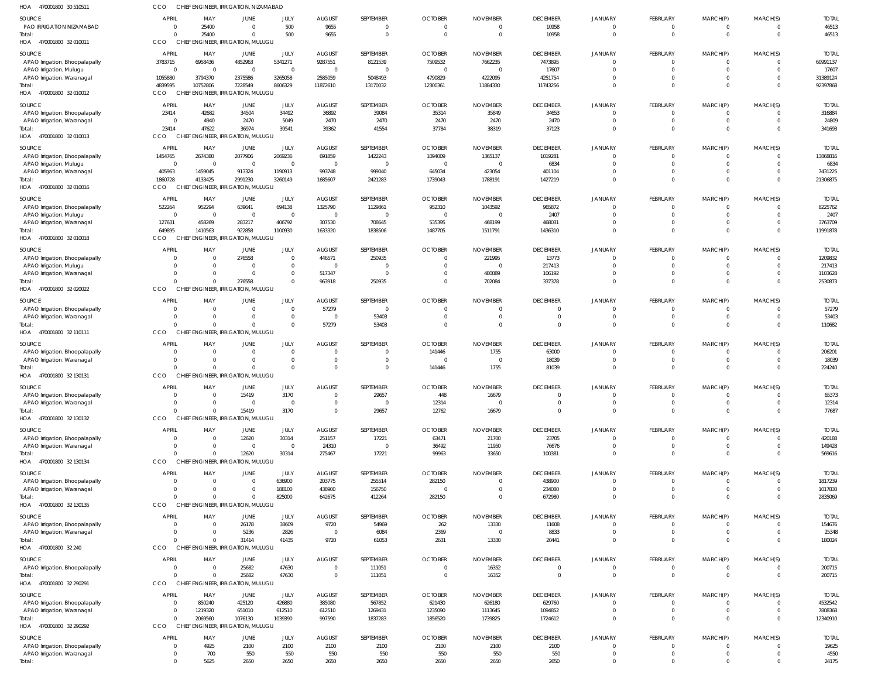HOA 470001800 30 510511 CCO CHIEF ENGINEER, IRRIGATION, NIZAMABAD

| SOURCE | APRIL | MAY | JUNE | JULY | AUGUST | SEPTEMBER | OCTOBER | NOVEMBER | DECEMBER | JANUARY | FEBRUARY | MARCH(P) | MARCH(S) | TOTAL |
|---|---|---|---|---|---|---|---|---|---|---|---|---|---|---|
| PAO IRRIGATION NIZAMABAD | 0 | 25400 | 0 | 500 | 9655 | 0 | 0 | 0 | 10958 | 0 | 0 | 0 | 0 | 46513 |
| Total: | 0 | 25400 | 0 | 500 | 9655 | 0 | 0 | 0 | 10958 | 0 | 0 | 0 | 0 | 46513 |

HOA 470001800 32 010011 CCO CHIEF ENGINEER, IRRIGATION, MULUGU

| SOURCE | APRIL | MAY | JUNE | JULY | AUGUST | SEPTEMBER | OCTOBER | NOVEMBER | DECEMBER | JANUARY | FEBRUARY | MARCH(P) | MARCH(S) | TOTAL |
|---|---|---|---|---|---|---|---|---|---|---|---|---|---|---|
| APAO Irrigation, Bhoopalapally | 3783715 | 6958436 | 4852963 | 5341271 | 9287551 | 8121539 | 7509532 | 7662235 | 7473895 | 0 | 0 | 0 | 0 | 60991137 |
| APAO Irrigation, Mulugu | 0 | 0 | 0 | 0 | 0 | 0 | 0 | 0 | 17607 | 0 | 0 | 0 | 0 | 17607 |
| APAO Irrigation, Waranagal | 1055880 | 3794370 | 2375586 | 3265058 | 2585059 | 5048493 | 4790829 | 4222095 | 4251754 | 0 | 0 | 0 | 0 | 31389124 |
| Total: | 4839595 | 10752806 | 7228549 | 8606329 | 11872610 | 13170032 | 12300361 | 11884330 | 11743256 | 0 | 0 | 0 | 0 | 92397868 |

HOA 470001800 32 010012 CCO CHIEF ENGINEER, IRRIGATION, MULUGU

| SOURCE | APRIL | MAY | JUNE | JULY | AUGUST | SEPTEMBER | OCTOBER | NOVEMBER | DECEMBER | JANUARY | FEBRUARY | MARCH(P) | MARCH(S) | TOTAL |
|---|---|---|---|---|---|---|---|---|---|---|---|---|---|---|
| APAO Irrigation, Bhoopalapally | 23414 | 42682 | 34504 | 34492 | 36892 | 39084 | 35314 | 35849 | 34653 | 0 | 0 | 0 | 0 | 316884 |
| APAO Irrigation, Waranagal | 0 | 4940 | 2470 | 5049 | 2470 | 2470 | 2470 | 2470 | 2470 | 0 | 0 | 0 | 0 | 24809 |
| Total: | 23414 | 47622 | 36974 | 39541 | 39362 | 41554 | 37784 | 38319 | 37123 | 0 | 0 | 0 | 0 | 341693 |

HOA 470001800 32 010013 CCO CHIEF ENGINEER, IRRIGATION, MULUGU

| SOURCE | APRIL | MAY | JUNE | JULY | AUGUST | SEPTEMBER | OCTOBER | NOVEMBER | DECEMBER | JANUARY | FEBRUARY | MARCH(P) | MARCH(S) | TOTAL |
|---|---|---|---|---|---|---|---|---|---|---|---|---|---|---|
| APAO Irrigation, Bhoopalapally | 1454765 | 2674380 | 2077906 | 2069236 | 691859 | 1422243 | 1094009 | 1365137 | 1019281 | 0 | 0 | 0 | 0 | 13868816 |
| APAO Irrigation, Mulugu | 0 | 0 | 0 | 0 | 0 | 0 | 0 | 0 | 6834 | 0 | 0 | 0 | 0 | 6834 |
| APAO Irrigation, Waranagal | 405963 | 1459045 | 913324 | 1190913 | 993748 | 999040 | 645034 | 423054 | 401104 | 0 | 0 | 0 | 0 | 7431225 |
| Total: | 1860728 | 4133425 | 2991230 | 3260149 | 1685607 | 2421283 | 1739043 | 1788191 | 1427219 | 0 | 0 | 0 | 0 | 21306875 |

HOA 470001800 32 010016 CCO CHIEF ENGINEER, IRRIGATION, MULUGU

| SOURCE | APRIL | MAY | JUNE | JULY | AUGUST | SEPTEMBER | OCTOBER | NOVEMBER | DECEMBER | JANUARY | FEBRUARY | MARCH(P) | MARCH(S) | TOTAL |
|---|---|---|---|---|---|---|---|---|---|---|---|---|---|---|
| APAO Irrigation, Bhoopalapally | 522264 | 952294 | 639641 | 694138 | 1325790 | 1129861 | 952310 | 1043592 | 965872 | 0 | 0 | 0 | 0 | 8225762 |
| APAO Irrigation, Mulugu | 0 | 0 | 0 | 0 | 0 | 0 | 0 | 0 | 2407 | 0 | 0 | 0 | 0 | 2407 |
| APAO Irrigation, Waranagal | 127631 | 458269 | 283217 | 406792 | 307530 | 708645 | 535395 | 468199 | 468031 | 0 | 0 | 0 | 0 | 3763709 |
| Total: | 649895 | 1410563 | 922858 | 1100930 | 1633320 | 1838506 | 1487705 | 1511791 | 1436310 | 0 | 0 | 0 | 0 | 11991878 |

HOA 470001800 32 010018 CCO CHIEF ENGINEER, IRRIGATION, MULUGU

| SOURCE | APRIL | MAY | JUNE | JULY | AUGUST | SEPTEMBER | OCTOBER | NOVEMBER | DECEMBER | JANUARY | FEBRUARY | MARCH(P) | MARCH(S) | TOTAL |
|---|---|---|---|---|---|---|---|---|---|---|---|---|---|---|
| APAO Irrigation, Bhoopalapally | 0 | 0 | 276558 | 0 | 446571 | 250935 | 0 | 221995 | 13773 | 0 | 0 | 0 | 0 | 1209832 |
| APAO Irrigation, Mulugu | 0 | 0 | 0 | 0 | 0 | 0 | 0 | 0 | 217413 | 0 | 0 | 0 | 0 | 217413 |
| APAO Irrigation, Waranagal | 0 | 0 | 0 | 0 | 517347 | 0 | 0 | 480089 | 106192 | 0 | 0 | 0 | 0 | 1103628 |
| Total: | 0 | 0 | 276558 | 0 | 963918 | 250935 | 0 | 702084 | 337378 | 0 | 0 | 0 | 0 | 2530873 |

HOA 470001800 32 020022 CCO CHIEF ENGINEER, IRRIGATION, MULUGU

| SOURCE | APRIL | MAY | JUNE | JULY | AUGUST | SEPTEMBER | OCTOBER | NOVEMBER | DECEMBER | JANUARY | FEBRUARY | MARCH(P) | MARCH(S) | TOTAL |
|---|---|---|---|---|---|---|---|---|---|---|---|---|---|---|
| APAO Irrigation, Bhoopalapally | 0 | 0 | 0 | 0 | 57279 | 0 | 0 | 0 | 0 | 0 | 0 | 0 | 0 | 57279 |
| APAO Irrigation, Waranagal | 0 | 0 | 0 | 0 | 0 | 53403 | 0 | 0 | 0 | 0 | 0 | 0 | 0 | 53403 |
| Total: | 0 | 0 | 0 | 0 | 57279 | 53403 | 0 | 0 | 0 | 0 | 0 | 0 | 0 | 110682 |

HOA 470001800 32 110111 CCO CHIEF ENGINEER, IRRIGATION, MULUGU

| SOURCE | APRIL | MAY | JUNE | JULY | AUGUST | SEPTEMBER | OCTOBER | NOVEMBER | DECEMBER | JANUARY | FEBRUARY | MARCH(P) | MARCH(S) | TOTAL |
|---|---|---|---|---|---|---|---|---|---|---|---|---|---|---|
| APAO Irrigation, Bhoopalapally | 0 | 0 | 0 | 0 | 0 | 0 | 141446 | 1755 | 63000 | 0 | 0 | 0 | 0 | 206201 |
| APAO Irrigation, Waranagal | 0 | 0 | 0 | 0 | 0 | 0 | 0 | 0 | 18039 | 0 | 0 | 0 | 0 | 18039 |
| Total: | 0 | 0 | 0 | 0 | 0 | 0 | 141446 | 1755 | 81039 | 0 | 0 | 0 | 0 | 224240 |

HOA 470001800 32 130131 CCO CHIEF ENGINEER, IRRIGATION, MULUGU

| SOURCE | APRIL | MAY | JUNE | JULY | AUGUST | SEPTEMBER | OCTOBER | NOVEMBER | DECEMBER | JANUARY | FEBRUARY | MARCH(P) | MARCH(S) | TOTAL |
|---|---|---|---|---|---|---|---|---|---|---|---|---|---|---|
| APAO Irrigation, Bhoopalapally | 0 | 0 | 15419 | 3170 | 0 | 29657 | 448 | 16679 | 0 | 0 | 0 | 0 | 0 | 65373 |
| APAO Irrigation, Waranagal | 0 | 0 | 0 | 0 | 0 | 0 | 12314 | 0 | 0 | 0 | 0 | 0 | 0 | 12314 |
| Total: | 0 | 0 | 15419 | 3170 | 0 | 29657 | 12762 | 16679 | 0 | 0 | 0 | 0 | 0 | 77687 |

HOA 470001800 32 130132 CCO CHIEF ENGINEER, IRRIGATION, MULUGU

| SOURCE | APRIL | MAY | JUNE | JULY | AUGUST | SEPTEMBER | OCTOBER | NOVEMBER | DECEMBER | JANUARY | FEBRUARY | MARCH(P) | MARCH(S) | TOTAL |
|---|---|---|---|---|---|---|---|---|---|---|---|---|---|---|
| APAO Irrigation, Bhoopalapally | 0 | 0 | 12620 | 30314 | 251157 | 17221 | 63471 | 21700 | 23705 | 0 | 0 | 0 | 0 | 420188 |
| APAO Irrigation, Waranagal | 0 | 0 | 0 | 0 | 24310 | 0 | 36492 | 11950 | 76676 | 0 | 0 | 0 | 0 | 149428 |
| Total: | 0 | 0 | 12620 | 30314 | 275467 | 17221 | 99963 | 33650 | 100381 | 0 | 0 | 0 | 0 | 569616 |

HOA 470001800 32 130134 CCO CHIEF ENGINEER, IRRIGATION, MULUGU

| SOURCE | APRIL | MAY | JUNE | JULY | AUGUST | SEPTEMBER | OCTOBER | NOVEMBER | DECEMBER | JANUARY | FEBRUARY | MARCH(P) | MARCH(S) | TOTAL |
|---|---|---|---|---|---|---|---|---|---|---|---|---|---|---|
| APAO Irrigation, Bhoopalapally | 0 | 0 | 0 | 636900 | 203775 | 255514 | 282150 | 0 | 438900 | 0 | 0 | 0 | 0 | 1817239 |
| APAO Irrigation, Waranagal | 0 | 0 | 0 | 188100 | 438900 | 156750 | 0 | 0 | 234080 | 0 | 0 | 0 | 0 | 1017830 |
| Total: | 0 | 0 | 0 | 825000 | 642675 | 412264 | 282150 | 0 | 672980 | 0 | 0 | 0 | 0 | 2835069 |

HOA 470001800 32 130135 CCO CHIEF ENGINEER, IRRIGATION, MULUGU

| SOURCE | APRIL | MAY | JUNE | JULY | AUGUST | SEPTEMBER | OCTOBER | NOVEMBER | DECEMBER | JANUARY | FEBRUARY | MARCH(P) | MARCH(S) | TOTAL |
|---|---|---|---|---|---|---|---|---|---|---|---|---|---|---|
| APAO Irrigation, Bhoopalapally | 0 | 0 | 26178 | 38609 | 9720 | 54969 | 262 | 13330 | 11608 | 0 | 0 | 0 | 0 | 154676 |
| APAO Irrigation, Waranagal | 0 | 0 | 5236 | 2826 | 0 | 6084 | 2369 | 0 | 8833 | 0 | 0 | 0 | 0 | 25348 |
| Total: | 0 | 0 | 31414 | 41435 | 9720 | 61053 | 2631 | 13330 | 20441 | 0 | 0 | 0 | 0 | 180024 |

HOA 470001800 32 240 CCO CHIEF ENGINEER, IRRIGATION, MULUGU

| SOURCE | APRIL | MAY | JUNE | JULY | AUGUST | SEPTEMBER | OCTOBER | NOVEMBER | DECEMBER | JANUARY | FEBRUARY | MARCH(P) | MARCH(S) | TOTAL |
|---|---|---|---|---|---|---|---|---|---|---|---|---|---|---|
| APAO Irrigation, Bhoopalapally | 0 | 0 | 25682 | 47630 | 0 | 111051 | 0 | 16352 | 0 | 0 | 0 | 0 | 0 | 200715 |
| Total: | 0 | 0 | 25682 | 47630 | 0 | 111051 | 0 | 16352 | 0 | 0 | 0 | 0 | 0 | 200715 |

HOA 470001800 32 290291 CCO CHIEF ENGINEER, IRRIGATION, MULUGU

| SOURCE | APRIL | MAY | JUNE | JULY | AUGUST | SEPTEMBER | OCTOBER | NOVEMBER | DECEMBER | JANUARY | FEBRUARY | MARCH(P) | MARCH(S) | TOTAL |
|---|---|---|---|---|---|---|---|---|---|---|---|---|---|---|
| APAO Irrigation, Bhoopalapally | 0 | 850240 | 425120 | 426880 | 385080 | 567852 | 621430 | 626180 | 629760 | 0 | 0 | 0 | 0 | 4532542 |
| APAO Irrigation, Waranagal | 0 | 1219320 | 651010 | 612510 | 612510 | 1269431 | 1235090 | 1113645 | 1094852 | 0 | 0 | 0 | 0 | 7808368 |
| Total: | 0 | 2069560 | 1076130 | 1039390 | 997590 | 1837283 | 1856520 | 1739825 | 1724612 | 0 | 0 | 0 | 0 | 12340910 |

HOA 470001800 32 290292 CCO CHIEF ENGINEER, IRRIGATION, MULUGU

| SOURCE | APRIL | MAY | JUNE | JULY | AUGUST | SEPTEMBER | OCTOBER | NOVEMBER | DECEMBER | JANUARY | FEBRUARY | MARCH(P) | MARCH(S) | TOTAL |
|---|---|---|---|---|---|---|---|---|---|---|---|---|---|---|
| APAO Irrigation, Bhoopalapally | 0 | 4925 | 2100 | 2100 | 2100 | 2100 | 2100 | 2100 | 2100 | 0 | 0 | 0 | 0 | 19625 |
| APAO Irrigation, Waranagal | 0 | 700 | 550 | 550 | 550 | 550 | 550 | 550 | 550 | 0 | 0 | 0 | 0 | 4550 |
| Total: | 0 | 5625 | 2650 | 2650 | 2650 | 2650 | 2650 | 2650 | 2650 | 0 | 0 | 0 | 0 | 24175 |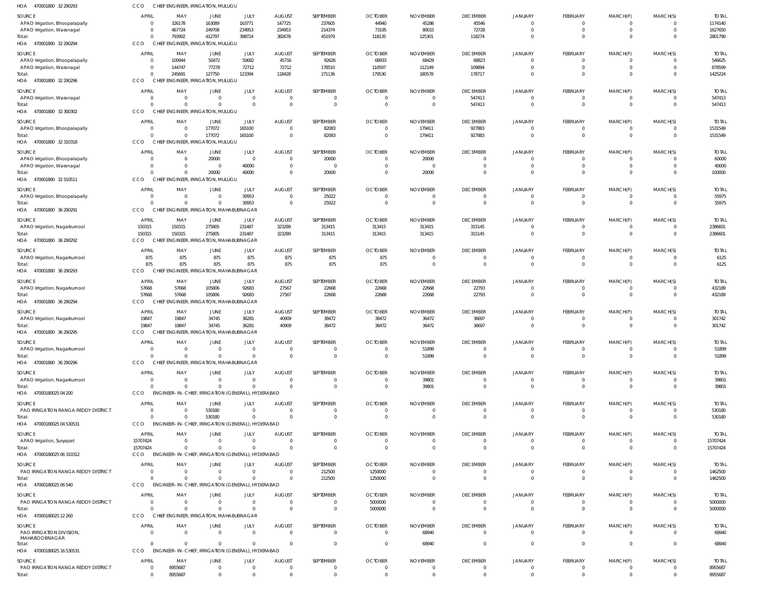HOA 470001800 32 290293 CCO CHIEF ENGINEER, IRRIGATION, MULUGU

| SOURCE | APRIL | MAY | JUNE | JULY | AUGUST | SEPTEMBER | OCTOBER | NOVEMBER | DECEMBER | JANUARY | FEBRUARY | MARCH(P) | MARCH(S) | TOTAL |
|---|---|---|---|---|---|---|---|---|---|---|---|---|---|---|
| APAO Irrigation, Bhoopalapally | 0 | 326178 | 163089 | 163771 | 147725 | 237605 | 44940 | 45286 | 45546 | 0 | 0 | 0 | 0 | 1174140 |
| APAO Irrigation, Waranagal | 0 | 467724 | 249708 | 234953 | 234953 | 214374 | 73195 | 80015 | 72728 | 0 | 0 | 0 | 0 | 1627650 |
| Total: | 0 | 793902 | 412797 | 398724 | 382678 | 451979 | 118135 | 125301 | 118274 | 0 | 0 | 0 | 0 | 2801790 |

HOA 470001800 32 290294 CCO CHIEF ENGINEER, IRRIGATION, MULUGU

| SOURCE | APRIL | MAY | JUNE | JULY | AUGUST | SEPTEMBER | OCTOBER | NOVEMBER | DECEMBER | JANUARY | FEBRUARY | MARCH(P) | MARCH(S) | TOTAL |
|---|---|---|---|---|---|---|---|---|---|---|---|---|---|---|
| APAO Irrigation, Bhoopalapally | 0 | 100944 | 50472 | 50682 | 45716 | 92626 | 68933 | 68429 | 68823 | 0 | 0 | 0 | 0 | 546625 |
| APAO Irrigation, Waranagal | 0 | 144747 | 77278 | 72712 | 72712 | 178510 | 110597 | 112149 | 109894 | 0 | 0 | 0 | 0 | 878599 |
| Total: | 0 | 245691 | 127750 | 123394 | 118428 | 271136 | 179530 | 180578 | 178717 | 0 | 0 | 0 | 0 | 1425224 |

HOA 470001800 32 290296 CCO CHIEF ENGINEER, IRRIGATION, MULUGU

| SOURCE | APRIL | MAY | JUNE | JULY | AUGUST | SEPTEMBER | OCTOBER | NOVEMBER | DECEMBER | JANUARY | FEBRUARY | MARCH(P) | MARCH(S) | TOTAL |
|---|---|---|---|---|---|---|---|---|---|---|---|---|---|---|
| APAO Irrigation, Waranagal | 0 | 0 | 0 | 0 | 0 | 0 | 0 | 0 | 547413 | 0 | 0 | 0 | 0 | 547413 |
| Total: | 0 | 0 | 0 | 0 | 0 | 0 | 0 | 0 | 547413 | 0 | 0 | 0 | 0 | 547413 |

HOA 470001800 32 300302 CCO CHIEF ENGINEER, IRRIGATION, MULUGU

| SOURCE | APRIL | MAY | JUNE | JULY | AUGUST | SEPTEMBER | OCTOBER | NOVEMBER | DECEMBER | JANUARY | FEBRUARY | MARCH(P) | MARCH(S) | TOTAL |
|---|---|---|---|---|---|---|---|---|---|---|---|---|---|---|
| APAO Irrigation, Bhoopalapally | 0 | 0 | 177072 | 165100 | 0 | 82083 | 0 | 179411 | 927883 | 0 | 0 | 0 | 0 | 1531549 |
| Total: | 0 | 0 | 177072 | 165100 | 0 | 82083 | 0 | 179411 | 927883 | 0 | 0 | 0 | 0 | 1531549 |

HOA 470001800 32 310318 CCO CHIEF ENGINEER, IRRIGATION, MULUGU

| SOURCE | APRIL | MAY | JUNE | JULY | AUGUST | SEPTEMBER | OCTOBER | NOVEMBER | DECEMBER | JANUARY | FEBRUARY | MARCH(P) | MARCH(S) | TOTAL |
|---|---|---|---|---|---|---|---|---|---|---|---|---|---|---|
| APAO Irrigation, Bhoopalapally | 0 | 0 | 20000 | 0 | 0 | 20000 | 0 | 20000 | 0 | 0 | 0 | 0 | 0 | 60000 |
| APAO Irrigation, Waranagal | 0 | 0 | 0 | 40000 | 0 | 0 | 0 | 0 | 0 | 0 | 0 | 0 | 0 | 40000 |
| Total: | 0 | 0 | 20000 | 40000 | 0 | 20000 | 0 | 20000 | 0 | 0 | 0 | 0 | 0 | 100000 |

HOA 470001800 32 510511 CCO CHIEF ENGINEER, IRRIGATION, MULUGU

| SOURCE | APRIL | MAY | JUNE | JULY | AUGUST | SEPTEMBER | OCTOBER | NOVEMBER | DECEMBER | JANUARY | FEBRUARY | MARCH(P) | MARCH(S) | TOTAL |
|---|---|---|---|---|---|---|---|---|---|---|---|---|---|---|
| APAO Irrigation, Bhoopalapally | 0 | 0 | 0 | 30953 | 0 | 25022 | 0 | 0 | 0 | 0 | 0 | 0 | 0 | 55975 |
| Total: | 0 | 0 | 0 | 30953 | 0 | 25022 | 0 | 0 | 0 | 0 | 0 | 0 | 0 | 55975 |

HOA 470001800 36 290291 CCO CHIEF ENGINEER, IRRIGATION, MAHABUBNAGAR

| SOURCE | APRIL | MAY | JUNE | JULY | AUGUST | SEPTEMBER | OCTOBER | NOVEMBER | DECEMBER | JANUARY | FEBRUARY | MARCH(P) | MARCH(S) | TOTAL |
|---|---|---|---|---|---|---|---|---|---|---|---|---|---|---|
| APAO Irrigation, Nagarkurnool | 150315 | 150315 | 275805 | 231487 | 323289 | 313415 | 313415 | 313415 | 315145 | 0 | 0 | 0 | 0 | 2386601 |
| Total: | 150315 | 150315 | 275805 | 231487 | 323289 | 313415 | 313415 | 313415 | 315145 | 0 | 0 | 0 | 0 | 2386601 |

HOA 470001800 36 290292 CCO CHIEF ENGINEER, IRRIGATION, MAHABUBNAGAR

| SOURCE | APRIL | MAY | JUNE | JULY | AUGUST | SEPTEMBER | OCTOBER | NOVEMBER | DECEMBER | JANUARY | FEBRUARY | MARCH(P) | MARCH(S) | TOTAL |
|---|---|---|---|---|---|---|---|---|---|---|---|---|---|---|
| APAO Irrigation, Nagarkurnool | 875 | 875 | 875 | 875 | 875 | 875 | 875 | 0 | 0 | 0 | 0 | 0 | 0 | 6125 |
| Total: | 875 | 875 | 875 | 875 | 875 | 875 | 875 | 0 | 0 | 0 | 0 | 0 | 0 | 6125 |

HOA 470001800 36 290293 CCO CHIEF ENGINEER, IRRIGATION, MAHABUBNAGAR

| SOURCE | APRIL | MAY | JUNE | JULY | AUGUST | SEPTEMBER | OCTOBER | NOVEMBER | DECEMBER | JANUARY | FEBRUARY | MARCH(P) | MARCH(S) | TOTAL |
|---|---|---|---|---|---|---|---|---|---|---|---|---|---|---|
| APAO Irrigation, Nagarkurnool | 57668 | 57668 | 105806 | 92683 | 27567 | 22668 | 22668 | 22668 | 22793 | 0 | 0 | 0 | 0 | 432189 |
| Total: | 57668 | 57668 | 105806 | 92683 | 27567 | 22668 | 22668 | 22668 | 22793 | 0 | 0 | 0 | 0 | 432189 |

HOA 470001800 36 290294 CCO CHIEF ENGINEER, IRRIGATION, MAHABUBNAGAR

| SOURCE | APRIL | MAY | JUNE | JULY | AUGUST | SEPTEMBER | OCTOBER | NOVEMBER | DECEMBER | JANUARY | FEBRUARY | MARCH(P) | MARCH(S) | TOTAL |
|---|---|---|---|---|---|---|---|---|---|---|---|---|---|---|
| APAO Irrigation, Nagarkurnool | 19847 | 19847 | 34745 | 36281 | 40909 | 38472 | 38472 | 36472 | 36697 | 0 | 0 | 0 | 0 | 301742 |
| Total: | 19847 | 19847 | 34745 | 36281 | 40909 | 38472 | 38472 | 36472 | 36697 | 0 | 0 | 0 | 0 | 301742 |

HOA 470001800 36 290295 CCO CHIEF ENGINEER, IRRIGATION, MAHABUBNAGAR

| SOURCE | APRIL | MAY | JUNE | JULY | AUGUST | SEPTEMBER | OCTOBER | NOVEMBER | DECEMBER | JANUARY | FEBRUARY | MARCH(P) | MARCH(S) | TOTAL |
|---|---|---|---|---|---|---|---|---|---|---|---|---|---|---|
| APAO Irrigation, Nagarkurnool | 0 | 0 | 0 | 0 | 0 | 0 | 0 | 51899 | 0 | 0 | 0 | 0 | 0 | 51899 |
| Total: | 0 | 0 | 0 | 0 | 0 | 0 | 0 | 51899 | 0 | 0 | 0 | 0 | 0 | 51899 |

HOA 470001800 36 290296 CCO CHIEF ENGINEER, IRRIGATION, MAHABUBNAGAR

| SOURCE | APRIL | MAY | JUNE | JULY | AUGUST | SEPTEMBER | OCTOBER | NOVEMBER | DECEMBER | JANUARY | FEBRUARY | MARCH(P) | MARCH(S) | TOTAL |
|---|---|---|---|---|---|---|---|---|---|---|---|---|---|---|
| APAO Irrigation, Nagarkurnool | 0 | 0 | 0 | 0 | 0 | 0 | 0 | 39801 | 0 | 0 | 0 | 0 | 0 | 39801 |
| Total: | 0 | 0 | 0 | 0 | 0 | 0 | 0 | 39801 | 0 | 0 | 0 | 0 | 0 | 39801 |

HOA 47000180025 04 200 CCO ENGINEER-IN-CHIEF, IRRIGATION (GENERAL), HYDERABAD

| SOURCE | APRIL | MAY | JUNE | JULY | AUGUST | SEPTEMBER | OCTOBER | NOVEMBER | DECEMBER | JANUARY | FEBRUARY | MARCH(P) | MARCH(S) | TOTAL |
|---|---|---|---|---|---|---|---|---|---|---|---|---|---|---|
| PAO IRRIGATION RANGA REDDY DISTRICT | 0 | 0 | 530180 | 0 | 0 | 0 | 0 | 0 | 0 | 0 | 0 | 0 | 0 | 530180 |
| Total: | 0 | 0 | 530180 | 0 | 0 | 0 | 0 | 0 | 0 | 0 | 0 | 0 | 0 | 530180 |

HOA 47000180025 04 530531 CCO ENGINEER-IN-CHIEF, IRRIGATION (GENERAL), HYDERABAD

| SOURCE | APRIL | MAY | JUNE | JULY | AUGUST | SEPTEMBER | OCTOBER | NOVEMBER | DECEMBER | JANUARY | FEBRUARY | MARCH(P) | MARCH(S) | TOTAL |
|---|---|---|---|---|---|---|---|---|---|---|---|---|---|---|
| APAO Irrigation, Suryapet | 15707424 | 0 | 0 | 0 | 0 | 0 | 0 | 0 | 0 | 0 | 0 | 0 | 0 | 15707424 |
| Total: | 15707424 | 0 | 0 | 0 | 0 | 0 | 0 | 0 | 0 | 0 | 0 | 0 | 0 | 15707424 |

HOA 47000180025 06 310312 CCO ENGINEER-IN-CHIEF, IRRIGATION (GENERAL), HYDERABAD

| SOURCE | APRIL | MAY | JUNE | JULY | AUGUST | SEPTEMBER | OCTOBER | NOVEMBER | DECEMBER | JANUARY | FEBRUARY | MARCH(P) | MARCH(S) | TOTAL |
|---|---|---|---|---|---|---|---|---|---|---|---|---|---|---|
| PAO IRRIGATION RANGA REDDY DISTRICT | 0 | 0 | 0 | 0 | 0 | 212500 | 1250000 | 0 | 0 | 0 | 0 | 0 | 0 | 1462500 |
| Total: | 0 | 0 | 0 | 0 | 0 | 212500 | 1250000 | 0 | 0 | 0 | 0 | 0 | 0 | 1462500 |

HOA 47000180025 06 540 CCO ENGINEER-IN-CHIEF, IRRIGATION (GENERAL), HYDERABAD

| SOURCE | APRIL | MAY | JUNE | JULY | AUGUST | SEPTEMBER | OCTOBER | NOVEMBER | DECEMBER | JANUARY | FEBRUARY | MARCH(P) | MARCH(S) | TOTAL |
|---|---|---|---|---|---|---|---|---|---|---|---|---|---|---|
| PAO IRRIGATION RANGA REDDY DISTRICT | 0 | 0 | 0 | 0 | 0 | 0 | 5000000 | 0 | 0 | 0 | 0 | 0 | 0 | 5000000 |
| Total: | 0 | 0 | 0 | 0 | 0 | 0 | 5000000 | 0 | 0 | 0 | 0 | 0 | 0 | 5000000 |

HOA 47000180025 12 260 CCO CHIEF ENGINEER, IRRIGATION, MAHABUBNAGAR

| SOURCE | APRIL | MAY | JUNE | JULY | AUGUST | SEPTEMBER | OCTOBER | NOVEMBER | DECEMBER | JANUARY | FEBRUARY | MARCH(P) | MARCH(S) | TOTAL |
|---|---|---|---|---|---|---|---|---|---|---|---|---|---|---|
| PAO IRRIGATION DIVISION, MAHABOOBNAGAR | 0 | 0 | 0 | 0 | 0 | 0 | 0 | 68940 | 0 | 0 | 0 | 0 | 0 | 68940 |
| Total: | 0 | 0 | 0 | 0 | 0 | 0 | 0 | 68940 | 0 | 0 | 0 | 0 | 0 | 68940 |

HOA 47000180025 16 530531 CCO ENGINEER-IN-CHIEF, IRRIGATION (GENERAL), HYDERABAD

| SOURCE | APRIL | MAY | JUNE | JULY | AUGUST | SEPTEMBER | OCTOBER | NOVEMBER | DECEMBER | JANUARY | FEBRUARY | MARCH(P) | MARCH(S) | TOTAL |
|---|---|---|---|---|---|---|---|---|---|---|---|---|---|---|
| PAO IRRIGATION RANGA REDDY DISTRICT | 0 | 8955687 | 0 | 0 | 0 | 0 | 0 | 0 | 0 | 0 | 0 | 0 | 0 | 8955687 |
| Total: | 0 | 8955687 | 0 | 0 | 0 | 0 | 0 | 0 | 0 | 0 | 0 | 0 | 0 | 8955687 |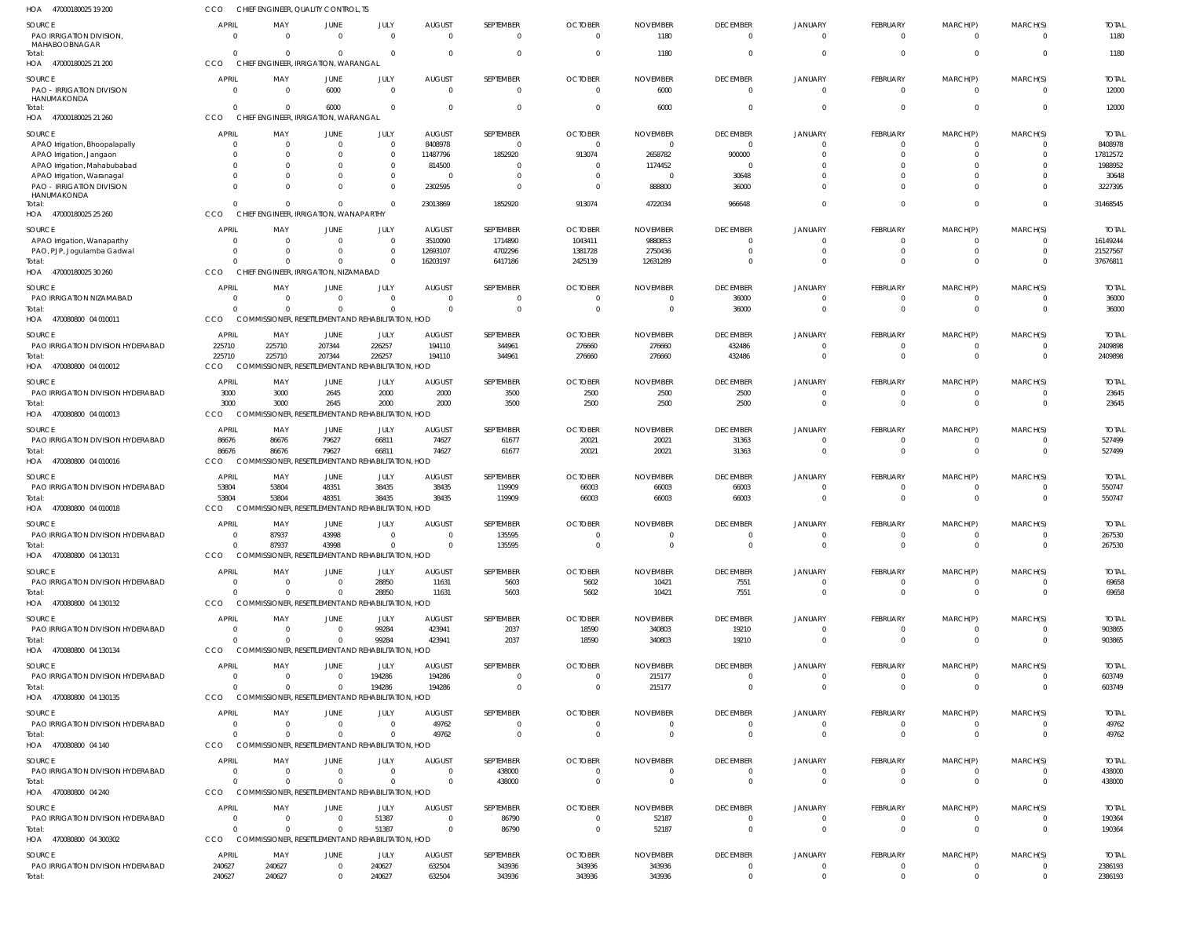HOA 47000180025 19 200 — CCO CHIEF ENGINEER, QUALITY CONTROL, TS

| SOURCE | APRIL | MAY | JUNE | JULY | AUGUST | SEPTEMBER | OCTOBER | NOVEMBER | DECEMBER | JANUARY | FEBRUARY | MARCH(P) | MARCH(S) | TOTAL |
|---|---|---|---|---|---|---|---|---|---|---|---|---|---|---|
| PAO IRRIGATION DIVISION, MAHABOOBNAGAR | 0 | 0 | 0 | 0 | 0 | 0 | 0 | 1180 | 0 | 0 | 0 | 0 | 0 | 1180 |
| Total: | 0 | 0 | 0 | 0 | 0 | 0 | 0 | 1180 | 0 | 0 | 0 | 0 | 0 | 1180 |

HOA 47000180025 21 200 — CCO CHIEF ENGINEER, IRRIGATION, WARANGAL

| SOURCE | APRIL | MAY | JUNE | JULY | AUGUST | SEPTEMBER | OCTOBER | NOVEMBER | DECEMBER | JANUARY | FEBRUARY | MARCH(P) | MARCH(S) | TOTAL |
|---|---|---|---|---|---|---|---|---|---|---|---|---|---|---|
| PAO - IRRIGATION DIVISION HANUMAKONDA | 0 | 0 | 6000 | 0 | 0 | 0 | 0 | 6000 | 0 | 0 | 0 | 0 | 0 | 12000 |
| Total: | 0 | 0 | 6000 | 0 | 0 | 0 | 0 | 6000 | 0 | 0 | 0 | 0 | 0 | 12000 |

HOA 47000180025 21 260 — CCO CHIEF ENGINEER, IRRIGATION, WARANGAL

| SOURCE | APRIL | MAY | JUNE | JULY | AUGUST | SEPTEMBER | OCTOBER | NOVEMBER | DECEMBER | JANUARY | FEBRUARY | MARCH(P) | MARCH(S) | TOTAL |
|---|---|---|---|---|---|---|---|---|---|---|---|---|---|---|
| APAO Irrigation, Bhoopalapally | 0 | 0 | 0 | 0 | 8408978 | 0 | 0 | 0 | 0 | 0 | 0 | 0 | 0 | 8408978 |
| APAO Irrigation, Jangaon | 0 | 0 | 0 | 0 | 11487796 | 1852920 | 913074 | 2658782 | 900000 | 0 | 0 | 0 | 0 | 17812572 |
| APAO Irrigation, Mahabubabad | 0 | 0 | 0 | 0 | 814500 | 0 | 0 | 1174452 | 0 | 0 | 0 | 0 | 0 | 1988952 |
| APAO Irrigation, Waranagal | 0 | 0 | 0 | 0 | 0 | 0 | 0 | 0 | 30648 | 0 | 0 | 0 | 0 | 30648 |
| PAO - IRRIGATION DIVISION HANUMAKONDA | 0 | 0 | 0 | 0 | 2302595 | 0 | 0 | 888800 | 36000 | 0 | 0 | 0 | 0 | 3227395 |
| Total: | 0 | 0 | 0 | 0 | 23013869 | 1852920 | 913074 | 4722034 | 966648 | 0 | 0 | 0 | 0 | 31468545 |

HOA 47000180025 25 260 — CCO CHIEF ENGINEER, IRRIGATION, WANAPARTHY

| SOURCE | APRIL | MAY | JUNE | JULY | AUGUST | SEPTEMBER | OCTOBER | NOVEMBER | DECEMBER | JANUARY | FEBRUARY | MARCH(P) | MARCH(S) | TOTAL |
|---|---|---|---|---|---|---|---|---|---|---|---|---|---|---|
| APAO Irrigation, Wanaparthy | 0 | 0 | 0 | 0 | 3510090 | 1714890 | 1043411 | 9880853 | 0 | 0 | 0 | 0 | 0 | 16149244 |
| PAO, PJP, Jogulamba Gadwal | 0 | 0 | 0 | 0 | 12693107 | 4702296 | 1381728 | 2750436 | 0 | 0 | 0 | 0 | 0 | 21527567 |
| Total: | 0 | 0 | 0 | 0 | 16203197 | 6417186 | 2425139 | 12631289 | 0 | 0 | 0 | 0 | 0 | 37676811 |

HOA 47000180025 30 260 — CCO CHIEF ENGINEER, IRRIGATION, NIZAMABAD

| SOURCE | APRIL | MAY | JUNE | JULY | AUGUST | SEPTEMBER | OCTOBER | NOVEMBER | DECEMBER | JANUARY | FEBRUARY | MARCH(P) | MARCH(S) | TOTAL |
|---|---|---|---|---|---|---|---|---|---|---|---|---|---|---|
| PAO IRRIGATION NIZAMABAD | 0 | 0 | 0 | 0 | 0 | 0 | 0 | 0 | 36000 | 0 | 0 | 0 | 0 | 36000 |
| Total: | 0 | 0 | 0 | 0 | 0 | 0 | 0 | 0 | 36000 | 0 | 0 | 0 | 0 | 36000 |

HOA 470080800 04 010011 — CCO COMMISSIONER, RESETTLEMENT AND REHABILITATION, HOD

| SOURCE | APRIL | MAY | JUNE | JULY | AUGUST | SEPTEMBER | OCTOBER | NOVEMBER | DECEMBER | JANUARY | FEBRUARY | MARCH(P) | MARCH(S) | TOTAL |
|---|---|---|---|---|---|---|---|---|---|---|---|---|---|---|
| PAO IRRIGATION DIVISION HYDERABAD | 225710 | 225710 | 207344 | 226257 | 194110 | 344961 | 276660 | 276660 | 432486 | 0 | 0 | 0 | 0 | 2409898 |
| Total: | 225710 | 225710 | 207344 | 226257 | 194110 | 344961 | 276660 | 276660 | 432486 | 0 | 0 | 0 | 0 | 2409898 |

HOA 470080800 04 010012 — CCO COMMISSIONER, RESETTLEMENT AND REHABILITATION, HOD

| SOURCE | APRIL | MAY | JUNE | JULY | AUGUST | SEPTEMBER | OCTOBER | NOVEMBER | DECEMBER | JANUARY | FEBRUARY | MARCH(P) | MARCH(S) | TOTAL |
|---|---|---|---|---|---|---|---|---|---|---|---|---|---|---|
| PAO IRRIGATION DIVISION HYDERABAD | 3000 | 3000 | 2645 | 2000 | 2000 | 3500 | 2500 | 2500 | 2500 | 0 | 0 | 0 | 0 | 23645 |
| Total: | 3000 | 3000 | 2645 | 2000 | 2000 | 3500 | 2500 | 2500 | 2500 | 0 | 0 | 0 | 0 | 23645 |

HOA 470080800 04 010013 — CCO COMMISSIONER, RESETTLEMENT AND REHABILITATION, HOD

| SOURCE | APRIL | MAY | JUNE | JULY | AUGUST | SEPTEMBER | OCTOBER | NOVEMBER | DECEMBER | JANUARY | FEBRUARY | MARCH(P) | MARCH(S) | TOTAL |
|---|---|---|---|---|---|---|---|---|---|---|---|---|---|---|
| PAO IRRIGATION DIVISION HYDERABAD | 86676 | 86676 | 79627 | 66811 | 74627 | 61677 | 20021 | 20021 | 31363 | 0 | 0 | 0 | 0 | 527499 |
| Total: | 86676 | 86676 | 79627 | 66811 | 74627 | 61677 | 20021 | 20021 | 31363 | 0 | 0 | 0 | 0 | 527499 |

HOA 470080800 04 010016 — CCO COMMISSIONER, RESETTLEMENT AND REHABILITATION, HOD

| SOURCE | APRIL | MAY | JUNE | JULY | AUGUST | SEPTEMBER | OCTOBER | NOVEMBER | DECEMBER | JANUARY | FEBRUARY | MARCH(P) | MARCH(S) | TOTAL |
|---|---|---|---|---|---|---|---|---|---|---|---|---|---|---|
| PAO IRRIGATION DIVISION HYDERABAD | 53804 | 53804 | 48351 | 38435 | 38435 | 119909 | 66003 | 66003 | 66003 | 0 | 0 | 0 | 0 | 550747 |
| Total: | 53804 | 53804 | 48351 | 38435 | 38435 | 119909 | 66003 | 66003 | 66003 | 0 | 0 | 0 | 0 | 550747 |

HOA 470080800 04 010018 — CCO COMMISSIONER, RESETTLEMENT AND REHABILITATION, HOD

| SOURCE | APRIL | MAY | JUNE | JULY | AUGUST | SEPTEMBER | OCTOBER | NOVEMBER | DECEMBER | JANUARY | FEBRUARY | MARCH(P) | MARCH(S) | TOTAL |
|---|---|---|---|---|---|---|---|---|---|---|---|---|---|---|
| PAO IRRIGATION DIVISION HYDERABAD | 0 | 87937 | 43998 | 0 | 0 | 135595 | 0 | 0 | 0 | 0 | 0 | 0 | 0 | 267530 |
| Total: | 0 | 87937 | 43998 | 0 | 0 | 135595 | 0 | 0 | 0 | 0 | 0 | 0 | 0 | 267530 |

HOA 470080800 04 130131 — CCO COMMISSIONER, RESETTLEMENT AND REHABILITATION, HOD

| SOURCE | APRIL | MAY | JUNE | JULY | AUGUST | SEPTEMBER | OCTOBER | NOVEMBER | DECEMBER | JANUARY | FEBRUARY | MARCH(P) | MARCH(S) | TOTAL |
|---|---|---|---|---|---|---|---|---|---|---|---|---|---|---|
| PAO IRRIGATION DIVISION HYDERABAD | 0 | 0 | 0 | 28850 | 11631 | 5603 | 5602 | 10421 | 7551 | 0 | 0 | 0 | 0 | 69658 |
| Total: | 0 | 0 | 0 | 28850 | 11631 | 5603 | 5602 | 10421 | 7551 | 0 | 0 | 0 | 0 | 69658 |

HOA 470080800 04 130132 — CCO COMMISSIONER, RESETTLEMENT AND REHABILITATION, HOD

| SOURCE | APRIL | MAY | JUNE | JULY | AUGUST | SEPTEMBER | OCTOBER | NOVEMBER | DECEMBER | JANUARY | FEBRUARY | MARCH(P) | MARCH(S) | TOTAL |
|---|---|---|---|---|---|---|---|---|---|---|---|---|---|---|
| PAO IRRIGATION DIVISION HYDERABAD | 0 | 0 | 0 | 99284 | 423941 | 2037 | 18590 | 340803 | 19210 | 0 | 0 | 0 | 0 | 903865 |
| Total: | 0 | 0 | 0 | 99284 | 423941 | 2037 | 18590 | 340803 | 19210 | 0 | 0 | 0 | 0 | 903865 |

HOA 470080800 04 130134 — CCO COMMISSIONER, RESETTLEMENT AND REHABILITATION, HOD

| SOURCE | APRIL | MAY | JUNE | JULY | AUGUST | SEPTEMBER | OCTOBER | NOVEMBER | DECEMBER | JANUARY | FEBRUARY | MARCH(P) | MARCH(S) | TOTAL |
|---|---|---|---|---|---|---|---|---|---|---|---|---|---|---|
| PAO IRRIGATION DIVISION HYDERABAD | 0 | 0 | 0 | 194286 | 194286 | 0 | 0 | 215177 | 0 | 0 | 0 | 0 | 0 | 603749 |
| Total: | 0 | 0 | 0 | 194286 | 194286 | 0 | 0 | 215177 | 0 | 0 | 0 | 0 | 0 | 603749 |

HOA 470080800 04 130135 — CCO COMMISSIONER, RESETTLEMENT AND REHABILITATION, HOD

| SOURCE | APRIL | MAY | JUNE | JULY | AUGUST | SEPTEMBER | OCTOBER | NOVEMBER | DECEMBER | JANUARY | FEBRUARY | MARCH(P) | MARCH(S) | TOTAL |
|---|---|---|---|---|---|---|---|---|---|---|---|---|---|---|
| PAO IRRIGATION DIVISION HYDERABAD | 0 | 0 | 0 | 0 | 49762 | 0 | 0 | 0 | 0 | 0 | 0 | 0 | 0 | 49762 |
| Total: | 0 | 0 | 0 | 0 | 49762 | 0 | 0 | 0 | 0 | 0 | 0 | 0 | 0 | 49762 |

HOA 470080800 04 140 — CCO COMMISSIONER, RESETTLEMENT AND REHABILITATION, HOD

| SOURCE | APRIL | MAY | JUNE | JULY | AUGUST | SEPTEMBER | OCTOBER | NOVEMBER | DECEMBER | JANUARY | FEBRUARY | MARCH(P) | MARCH(S) | TOTAL |
|---|---|---|---|---|---|---|---|---|---|---|---|---|---|---|
| PAO IRRIGATION DIVISION HYDERABAD | 0 | 0 | 0 | 0 | 0 | 438000 | 0 | 0 | 0 | 0 | 0 | 0 | 0 | 438000 |
| Total: | 0 | 0 | 0 | 0 | 0 | 438000 | 0 | 0 | 0 | 0 | 0 | 0 | 0 | 438000 |

HOA 470080800 04 240 — CCO COMMISSIONER, RESETTLEMENT AND REHABILITATION, HOD

| SOURCE | APRIL | MAY | JUNE | JULY | AUGUST | SEPTEMBER | OCTOBER | NOVEMBER | DECEMBER | JANUARY | FEBRUARY | MARCH(P) | MARCH(S) | TOTAL |
|---|---|---|---|---|---|---|---|---|---|---|---|---|---|---|
| PAO IRRIGATION DIVISION HYDERABAD | 0 | 0 | 0 | 51387 | 0 | 86790 | 0 | 52187 | 0 | 0 | 0 | 0 | 0 | 190364 |
| Total: | 0 | 0 | 0 | 51387 | 0 | 86790 | 0 | 52187 | 0 | 0 | 0 | 0 | 0 | 190364 |

HOA 470080800 04 300302 — CCO COMMISSIONER, RESETTLEMENT AND REHABILITATION, HOD

| SOURCE | APRIL | MAY | JUNE | JULY | AUGUST | SEPTEMBER | OCTOBER | NOVEMBER | DECEMBER | JANUARY | FEBRUARY | MARCH(P) | MARCH(S) | TOTAL |
|---|---|---|---|---|---|---|---|---|---|---|---|---|---|---|
| PAO IRRIGATION DIVISION HYDERABAD | 240627 | 240627 | 0 | 240627 | 632504 | 343936 | 343936 | 343936 | 0 | 0 | 0 | 0 | 0 | 2386193 |
| Total: | 240627 | 240627 | 0 | 240627 | 632504 | 343936 | 343936 | 343936 | 0 | 0 | 0 | 0 | 0 | 2386193 |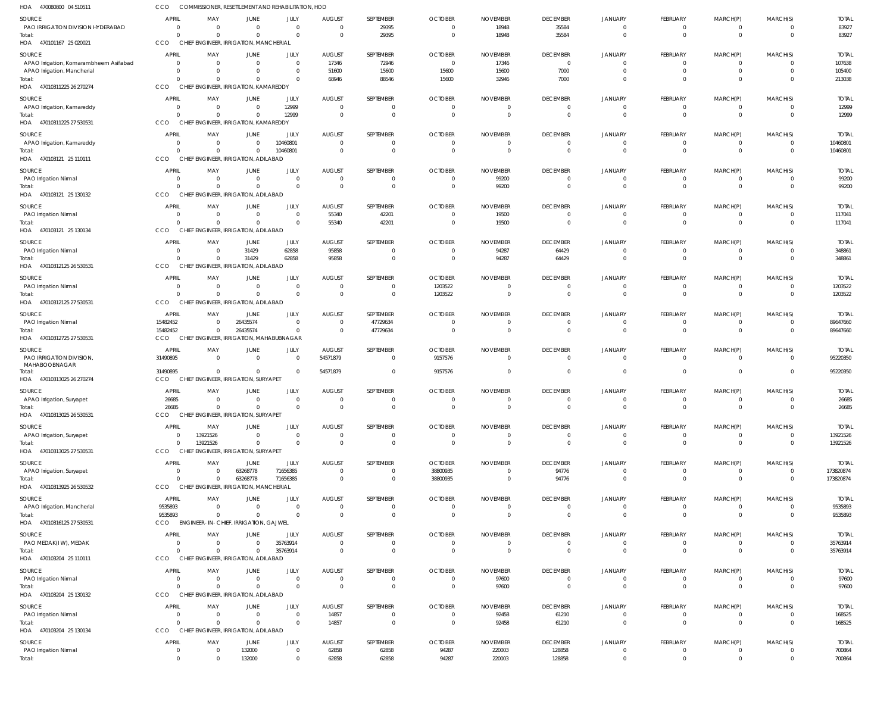HOA 470080800 04 510511 CCO COMMISSIONER, RESETTLEMENT AND REHABILITATION, HOD

| SOURCE | APRIL | MAY | JUNE | JULY | AUGUST | SEPTEMBER | OCTOBER | NOVEMBER | DECEMBER | JANUARY | FEBRUARY | MARCH(P) | MARCH(S) | TOTAL |
|---|---|---|---|---|---|---|---|---|---|---|---|---|---|---|
| PAO IRRIGATION DIVISION HYDERABAD | 0 | 0 | 0 | 0 | 0 | 29395 | 0 | 18948 | 35584 | 0 | 0 | 0 | 0 | 83927 |
| Total: | 0 | 0 | 0 | 0 | 0 | 29395 | 0 | 18948 | 35584 | 0 | 0 | 0 | 0 | 83927 |

HOA 470101167 25 020021 CCO CHIEF ENGINEER, IRRIGATION, MANCHERIAL

| SOURCE | APRIL | MAY | JUNE | JULY | AUGUST | SEPTEMBER | OCTOBER | NOVEMBER | DECEMBER | JANUARY | FEBRUARY | MARCH(P) | MARCH(S) | TOTAL |
|---|---|---|---|---|---|---|---|---|---|---|---|---|---|---|
| APAO Irrigation, Komarambheem Asifabad | 0 | 0 | 0 | 0 | 17346 | 72946 | 0 | 17346 | 0 | 0 | 0 | 0 | 0 | 107638 |
| APAO Irrigation, Mancherial | 0 | 0 | 0 | 0 | 51600 | 15600 | 15600 | 15600 | 7000 | 0 | 0 | 0 | 0 | 105400 |
| Total: | 0 | 0 | 0 | 0 | 68946 | 88546 | 15600 | 32946 | 7000 | 0 | 0 | 0 | 0 | 213038 |

HOA 47010311225 26 270274 CCO CHIEF ENGINEER, IRRIGATION, KAMAREDDY

| SOURCE | APRIL | MAY | JUNE | JULY | AUGUST | SEPTEMBER | OCTOBER | NOVEMBER | DECEMBER | JANUARY | FEBRUARY | MARCH(P) | MARCH(S) | TOTAL |
|---|---|---|---|---|---|---|---|---|---|---|---|---|---|---|
| APAO Irrigation, Kamareddy | 0 | 0 | 0 | 12999 | 0 | 0 | 0 | 0 | 0 | 0 | 0 | 0 | 0 | 12999 |
| Total: | 0 | 0 | 0 | 12999 | 0 | 0 | 0 | 0 | 0 | 0 | 0 | 0 | 0 | 12999 |

HOA 47010311225 27 530531 CCO CHIEF ENGINEER, IRRIGATION, KAMAREDDY

| SOURCE | APRIL | MAY | JUNE | JULY | AUGUST | SEPTEMBER | OCTOBER | NOVEMBER | DECEMBER | JANUARY | FEBRUARY | MARCH(P) | MARCH(S) | TOTAL |
|---|---|---|---|---|---|---|---|---|---|---|---|---|---|---|
| APAO Irrigation, Kamareddy | 0 | 0 | 0 | 10460801 | 0 | 0 | 0 | 0 | 0 | 0 | 0 | 0 | 0 | 10460801 |
| Total: | 0 | 0 | 0 | 10460801 | 0 | 0 | 0 | 0 | 0 | 0 | 0 | 0 | 0 | 10460801 |

HOA 470103121 25 110111 CCO CHIEF ENGINEER, IRRIGATION, ADILABAD

| SOURCE | APRIL | MAY | JUNE | JULY | AUGUST | SEPTEMBER | OCTOBER | NOVEMBER | DECEMBER | JANUARY | FEBRUARY | MARCH(P) | MARCH(S) | TOTAL |
|---|---|---|---|---|---|---|---|---|---|---|---|---|---|---|
| PAO Irrigation Nirmal | 0 | 0 | 0 | 0 | 0 | 0 | 0 | 99200 | 0 | 0 | 0 | 0 | 0 | 99200 |
| Total: | 0 | 0 | 0 | 0 | 0 | 0 | 0 | 99200 | 0 | 0 | 0 | 0 | 0 | 99200 |

HOA 470103121 25 130132 CCO CHIEF ENGINEER, IRRIGATION, ADILABAD

| SOURCE | APRIL | MAY | JUNE | JULY | AUGUST | SEPTEMBER | OCTOBER | NOVEMBER | DECEMBER | JANUARY | FEBRUARY | MARCH(P) | MARCH(S) | TOTAL |
|---|---|---|---|---|---|---|---|---|---|---|---|---|---|---|
| PAO Irrigation Nirmal | 0 | 0 | 0 | 0 | 55340 | 42201 | 0 | 19500 | 0 | 0 | 0 | 0 | 0 | 117041 |
| Total: | 0 | 0 | 0 | 0 | 55340 | 42201 | 0 | 19500 | 0 | 0 | 0 | 0 | 0 | 117041 |

HOA 470103121 25 130134 CCO CHIEF ENGINEER, IRRIGATION, ADILABAD

| SOURCE | APRIL | MAY | JUNE | JULY | AUGUST | SEPTEMBER | OCTOBER | NOVEMBER | DECEMBER | JANUARY | FEBRUARY | MARCH(P) | MARCH(S) | TOTAL |
|---|---|---|---|---|---|---|---|---|---|---|---|---|---|---|
| PAO Irrigation Nirmal | 0 | 0 | 31429 | 62858 | 95858 | 0 | 0 | 94287 | 64429 | 0 | 0 | 0 | 0 | 348861 |
| Total: | 0 | 0 | 31429 | 62858 | 95858 | 0 | 0 | 94287 | 64429 | 0 | 0 | 0 | 0 | 348861 |

HOA 47010312125 26 530531 CCO CHIEF ENGINEER, IRRIGATION, ADILABAD

| SOURCE | APRIL | MAY | JUNE | JULY | AUGUST | SEPTEMBER | OCTOBER | NOVEMBER | DECEMBER | JANUARY | FEBRUARY | MARCH(P) | MARCH(S) | TOTAL |
|---|---|---|---|---|---|---|---|---|---|---|---|---|---|---|
| PAO Irrigation Nirmal | 0 | 0 | 0 | 0 | 0 | 0 | 1203522 | 0 | 0 | 0 | 0 | 0 | 0 | 1203522 |
| Total: | 0 | 0 | 0 | 0 | 0 | 0 | 1203522 | 0 | 0 | 0 | 0 | 0 | 0 | 1203522 |

HOA 47010312125 27 530531 CCO CHIEF ENGINEER, IRRIGATION, ADILABAD

| SOURCE | APRIL | MAY | JUNE | JULY | AUGUST | SEPTEMBER | OCTOBER | NOVEMBER | DECEMBER | JANUARY | FEBRUARY | MARCH(P) | MARCH(S) | TOTAL |
|---|---|---|---|---|---|---|---|---|---|---|---|---|---|---|
| PAO Irrigation Nirmal | 15482452 | 0 | 26435574 | 0 | 0 | 47729634 | 0 | 0 | 0 | 0 | 0 | 0 | 0 | 89647660 |
| Total: | 15482452 | 0 | 26435574 | 0 | 0 | 47729634 | 0 | 0 | 0 | 0 | 0 | 0 | 0 | 89647660 |

HOA 47010312725 27 530531 CCO CHIEF ENGINEER, IRRIGATION, MAHABUBNAGAR

| SOURCE | APRIL | MAY | JUNE | JULY | AUGUST | SEPTEMBER | OCTOBER | NOVEMBER | DECEMBER | JANUARY | FEBRUARY | MARCH(P) | MARCH(S) | TOTAL |
|---|---|---|---|---|---|---|---|---|---|---|---|---|---|---|
| PAO IRRIGATION DIVISION, MAHABOOBNAGAR | 31490895 | 0 | 0 | 0 | 54571879 | 0 | 9157576 | 0 | 0 | 0 | 0 | 0 | 0 | 95220350 |
| Total: | 31490895 | 0 | 0 | 0 | 54571879 | 0 | 9157576 | 0 | 0 | 0 | 0 | 0 | 0 | 95220350 |

HOA 47010313025 26 270274 CCO CHIEF ENGINEER, IRRIGATION, SURYAPET

| SOURCE | APRIL | MAY | JUNE | JULY | AUGUST | SEPTEMBER | OCTOBER | NOVEMBER | DECEMBER | JANUARY | FEBRUARY | MARCH(P) | MARCH(S) | TOTAL |
|---|---|---|---|---|---|---|---|---|---|---|---|---|---|---|
| APAO Irrigation, Suryapet | 26685 | 0 | 0 | 0 | 0 | 0 | 0 | 0 | 0 | 0 | 0 | 0 | 0 | 26685 |
| Total: | 26685 | 0 | 0 | 0 | 0 | 0 | 0 | 0 | 0 | 0 | 0 | 0 | 0 | 26685 |

HOA 47010313025 26 530531 CCO CHIEF ENGINEER, IRRIGATION, SURYAPET

| SOURCE | APRIL | MAY | JUNE | JULY | AUGUST | SEPTEMBER | OCTOBER | NOVEMBER | DECEMBER | JANUARY | FEBRUARY | MARCH(P) | MARCH(S) | TOTAL |
|---|---|---|---|---|---|---|---|---|---|---|---|---|---|---|
| APAO Irrigation, Suryapet | 0 | 13921526 | 0 | 0 | 0 | 0 | 0 | 0 | 0 | 0 | 0 | 0 | 0 | 13921526 |
| Total: | 0 | 13921526 | 0 | 0 | 0 | 0 | 0 | 0 | 0 | 0 | 0 | 0 | 0 | 13921526 |

HOA 47010313025 27 530531 CCO CHIEF ENGINEER, IRRIGATION, SURYAPET

| SOURCE | APRIL | MAY | JUNE | JULY | AUGUST | SEPTEMBER | OCTOBER | NOVEMBER | DECEMBER | JANUARY | FEBRUARY | MARCH(P) | MARCH(S) | TOTAL |
|---|---|---|---|---|---|---|---|---|---|---|---|---|---|---|
| APAO Irrigation, Suryapet | 0 | 0 | 63268778 | 71656385 | 0 | 0 | 38800935 | 0 | 94776 | 0 | 0 | 0 | 0 | 173820874 |
| Total: | 0 | 0 | 63268778 | 71656385 | 0 | 0 | 38800935 | 0 | 94776 | 0 | 0 | 0 | 0 | 173820874 |

HOA 47010313925 26 530532 CCO CHIEF ENGINEER, IRRIGATION, MANCHERIAL

| SOURCE | APRIL | MAY | JUNE | JULY | AUGUST | SEPTEMBER | OCTOBER | NOVEMBER | DECEMBER | JANUARY | FEBRUARY | MARCH(P) | MARCH(S) | TOTAL |
|---|---|---|---|---|---|---|---|---|---|---|---|---|---|---|
| APAO Irrigation, Mancherial | 9535893 | 0 | 0 | 0 | 0 | 0 | 0 | 0 | 0 | 0 | 0 | 0 | 0 | 9535893 |
| Total: | 9535893 | 0 | 0 | 0 | 0 | 0 | 0 | 0 | 0 | 0 | 0 | 0 | 0 | 9535893 |

HOA 47010316125 27 530531 CCO ENGINEER- IN- CHIEF, IRRIGATION, GAJWEL

| SOURCE | APRIL | MAY | JUNE | JULY | AUGUST | SEPTEMBER | OCTOBER | NOVEMBER | DECEMBER | JANUARY | FEBRUARY | MARCH(P) | MARCH(S) | TOTAL |
|---|---|---|---|---|---|---|---|---|---|---|---|---|---|---|
| PAO MEDAK(IW), MEDAK | 0 | 0 | 0 | 35763914 | 0 | 0 | 0 | 0 | 0 | 0 | 0 | 0 | 0 | 35763914 |
| Total: | 0 | 0 | 0 | 35763914 | 0 | 0 | 0 | 0 | 0 | 0 | 0 | 0 | 0 | 35763914 |

HOA 470103204 25 110111 CCO CHIEF ENGINEER, IRRIGATION, ADILABAD

| SOURCE | APRIL | MAY | JUNE | JULY | AUGUST | SEPTEMBER | OCTOBER | NOVEMBER | DECEMBER | JANUARY | FEBRUARY | MARCH(P) | MARCH(S) | TOTAL |
|---|---|---|---|---|---|---|---|---|---|---|---|---|---|---|
| PAO Irrigation Nirmal | 0 | 0 | 0 | 0 | 0 | 0 | 0 | 97600 | 0 | 0 | 0 | 0 | 0 | 97600 |
| Total: | 0 | 0 | 0 | 0 | 0 | 0 | 0 | 97600 | 0 | 0 | 0 | 0 | 0 | 97600 |

HOA 470103204 25 130132 CCO CHIEF ENGINEER, IRRIGATION, ADILABAD

| SOURCE | APRIL | MAY | JUNE | JULY | AUGUST | SEPTEMBER | OCTOBER | NOVEMBER | DECEMBER | JANUARY | FEBRUARY | MARCH(P) | MARCH(S) | TOTAL |
|---|---|---|---|---|---|---|---|---|---|---|---|---|---|---|
| PAO Irrigation Nirmal | 0 | 0 | 0 | 0 | 14857 | 0 | 0 | 92458 | 61210 | 0 | 0 | 0 | 0 | 168525 |
| Total: | 0 | 0 | 0 | 0 | 14857 | 0 | 0 | 92458 | 61210 | 0 | 0 | 0 | 0 | 168525 |

HOA 470103204 25 130134 CCO CHIEF ENGINEER, IRRIGATION, ADILABAD

| SOURCE | APRIL | MAY | JUNE | JULY | AUGUST | SEPTEMBER | OCTOBER | NOVEMBER | DECEMBER | JANUARY | FEBRUARY | MARCH(P) | MARCH(S) | TOTAL |
|---|---|---|---|---|---|---|---|---|---|---|---|---|---|---|
| PAO Irrigation Nirmal | 0 | 0 | 132000 | 0 | 62858 | 62858 | 94287 | 220003 | 128858 | 0 | 0 | 0 | 0 | 700864 |
| Total: | 0 | 0 | 132000 | 0 | 62858 | 62858 | 94287 | 220003 | 128858 | 0 | 0 | 0 | 0 | 700864 |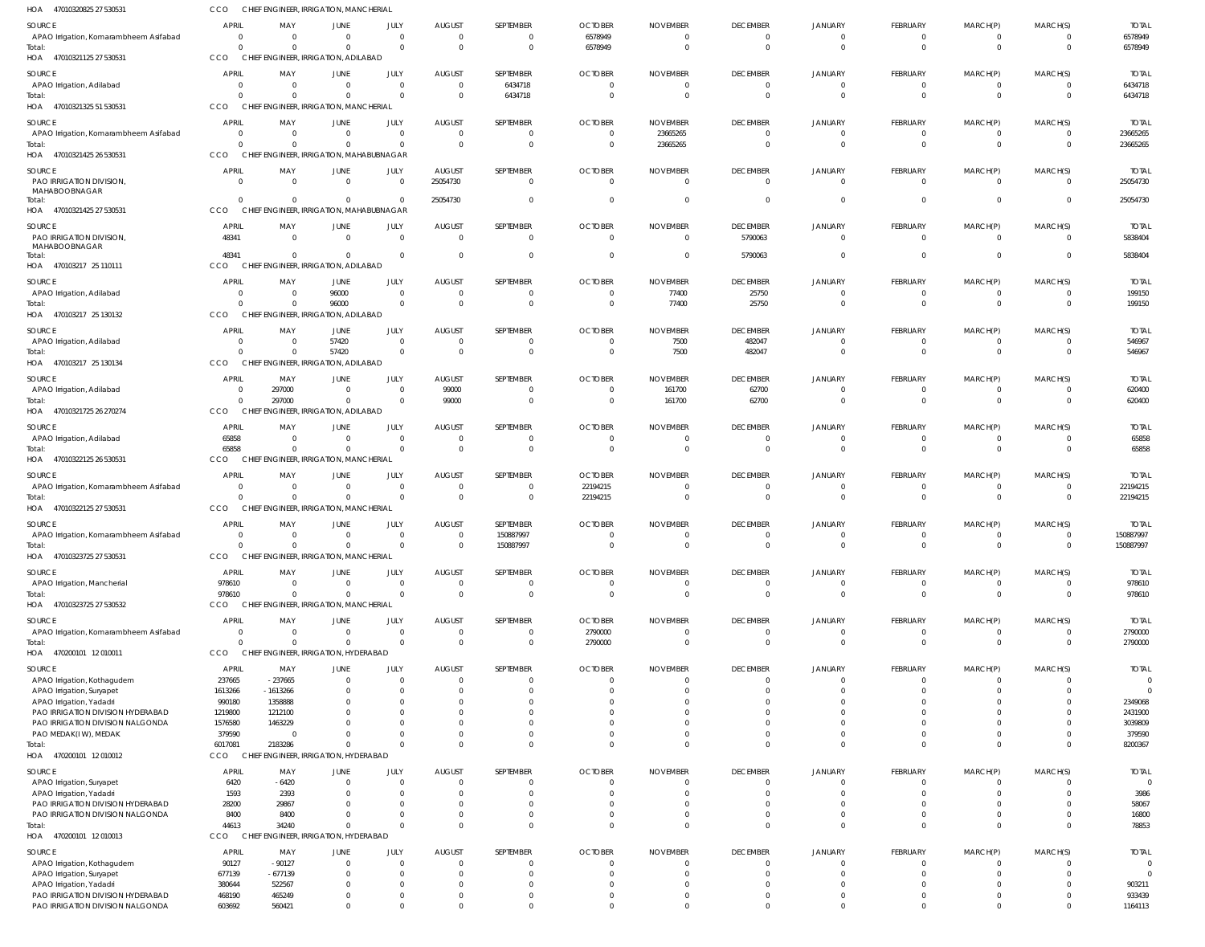HOA 47010320825 27 530531 CCO CHIEF ENGINEER, IRRIGATION, MANCHERIAL

| SOURCE | APRIL | MAY | JUNE | JULY | AUGUST | SEPTEMBER | OCTOBER | NOVEMBER | DECEMBER | JANUARY | FEBRUARY | MARCH(P) | MARCH(S) | TOTAL |
|---|---|---|---|---|---|---|---|---|---|---|---|---|---|---|
| APAO Irrigation, Komarambheem Asifabad | 0 | 0 | 0 | 0 | 0 | 0 | 6578949 | 0 | 0 | 0 | 0 | 0 | 0 | 6578949 |
| Total: | 0 | 0 | 0 | 0 | 0 | 0 | 6578949 | 0 | 0 | 0 | 0 | 0 | 0 | 6578949 |

HOA 47010321125 27 530531 CCO CHIEF ENGINEER, IRRIGATION, ADILABAD

| SOURCE | APRIL | MAY | JUNE | JULY | AUGUST | SEPTEMBER | OCTOBER | NOVEMBER | DECEMBER | JANUARY | FEBRUARY | MARCH(P) | MARCH(S) | TOTAL |
|---|---|---|---|---|---|---|---|---|---|---|---|---|---|---|
| APAO Irrigation, Adilabad | 0 | 0 | 0 | 0 | 0 | 6434718 | 0 | 0 | 0 | 0 | 0 | 0 | 0 | 6434718 |
| Total: | 0 | 0 | 0 | 0 | 0 | 6434718 | 0 | 0 | 0 | 0 | 0 | 0 | 0 | 6434718 |

HOA 47010321325 51 530531 CCO CHIEF ENGINEER, IRRIGATION, MANCHERIAL

| SOURCE | APRIL | MAY | JUNE | JULY | AUGUST | SEPTEMBER | OCTOBER | NOVEMBER | DECEMBER | JANUARY | FEBRUARY | MARCH(P) | MARCH(S) | TOTAL |
|---|---|---|---|---|---|---|---|---|---|---|---|---|---|---|
| APAO Irrigation, Komarambheem Asifabad | 0 | 0 | 0 | 0 | 0 | 0 | 0 | 23665265 | 0 | 0 | 0 | 0 | 0 | 23665265 |
| Total: | 0 | 0 | 0 | 0 | 0 | 0 | 0 | 23665265 | 0 | 0 | 0 | 0 | 0 | 23665265 |

HOA 47010321425 26 530531 CCO CHIEF ENGINEER, IRRIGATION, MAHABUBNAGAR

| SOURCE | APRIL | MAY | JUNE | JULY | AUGUST | SEPTEMBER | OCTOBER | NOVEMBER | DECEMBER | JANUARY | FEBRUARY | MARCH(P) | MARCH(S) | TOTAL |
|---|---|---|---|---|---|---|---|---|---|---|---|---|---|---|
| PAO IRRIGATION DIVISION, MAHABOOBNAGAR | 0 | 0 | 0 | 0 | 25054730 | 0 | 0 | 0 | 0 | 0 | 0 | 0 | 0 | 25054730 |
| Total: | 0 | 0 | 0 | 0 | 25054730 | 0 | 0 | 0 | 0 | 0 | 0 | 0 | 0 | 25054730 |

HOA 47010321425 27 530531 CCO CHIEF ENGINEER, IRRIGATION, MAHABUBNAGAR

| SOURCE | APRIL | MAY | JUNE | JULY | AUGUST | SEPTEMBER | OCTOBER | NOVEMBER | DECEMBER | JANUARY | FEBRUARY | MARCH(P) | MARCH(S) | TOTAL |
|---|---|---|---|---|---|---|---|---|---|---|---|---|---|---|
| PAO IRRIGATION DIVISION, MAHABOOBNAGAR | 48341 | 0 | 0 | 0 | 0 | 0 | 0 | 0 | 5790063 | 0 | 0 | 0 | 0 | 5838404 |
| Total: | 48341 | 0 | 0 | 0 | 0 | 0 | 0 | 0 | 5790063 | 0 | 0 | 0 | 0 | 5838404 |

HOA 470103217 25 110111 CCO CHIEF ENGINEER, IRRIGATION, ADILABAD

| SOURCE | APRIL | MAY | JUNE | JULY | AUGUST | SEPTEMBER | OCTOBER | NOVEMBER | DECEMBER | JANUARY | FEBRUARY | MARCH(P) | MARCH(S) | TOTAL |
|---|---|---|---|---|---|---|---|---|---|---|---|---|---|---|
| APAO Irrigation, Adilabad | 0 | 0 | 96000 | 0 | 0 | 0 | 0 | 77400 | 25750 | 0 | 0 | 0 | 0 | 199150 |
| Total: | 0 | 0 | 96000 | 0 | 0 | 0 | 0 | 77400 | 25750 | 0 | 0 | 0 | 0 | 199150 |

HOA 470103217 25 130132 CCO CHIEF ENGINEER, IRRIGATION, ADILABAD

| SOURCE | APRIL | MAY | JUNE | JULY | AUGUST | SEPTEMBER | OCTOBER | NOVEMBER | DECEMBER | JANUARY | FEBRUARY | MARCH(P) | MARCH(S) | TOTAL |
|---|---|---|---|---|---|---|---|---|---|---|---|---|---|---|
| APAO Irrigation, Adilabad | 0 | 0 | 57420 | 0 | 0 | 0 | 0 | 7500 | 482047 | 0 | 0 | 0 | 0 | 546967 |
| Total: | 0 | 0 | 57420 | 0 | 0 | 0 | 0 | 7500 | 482047 | 0 | 0 | 0 | 0 | 546967 |

HOA 470103217 25 130134 CCO CHIEF ENGINEER, IRRIGATION, ADILABAD

| SOURCE | APRIL | MAY | JUNE | JULY | AUGUST | SEPTEMBER | OCTOBER | NOVEMBER | DECEMBER | JANUARY | FEBRUARY | MARCH(P) | MARCH(S) | TOTAL |
|---|---|---|---|---|---|---|---|---|---|---|---|---|---|---|
| APAO Irrigation, Adilabad | 0 | 297000 | 0 | 0 | 99000 | 0 | 0 | 161700 | 62700 | 0 | 0 | 0 | 0 | 620400 |
| Total: | 0 | 297000 | 0 | 0 | 99000 | 0 | 0 | 161700 | 62700 | 0 | 0 | 0 | 0 | 620400 |

HOA 47010321725 26 270274 CCO CHIEF ENGINEER, IRRIGATION, ADILABAD

| SOURCE | APRIL | MAY | JUNE | JULY | AUGUST | SEPTEMBER | OCTOBER | NOVEMBER | DECEMBER | JANUARY | FEBRUARY | MARCH(P) | MARCH(S) | TOTAL |
|---|---|---|---|---|---|---|---|---|---|---|---|---|---|---|
| APAO Irrigation, Adilabad | 65858 | 0 | 0 | 0 | 0 | 0 | 0 | 0 | 0 | 0 | 0 | 0 | 0 | 65858 |
| Total: | 65858 | 0 | 0 | 0 | 0 | 0 | 0 | 0 | 0 | 0 | 0 | 0 | 0 | 65858 |

HOA 47010322125 26 530531 CCO CHIEF ENGINEER, IRRIGATION, MANCHERIAL

| SOURCE | APRIL | MAY | JUNE | JULY | AUGUST | SEPTEMBER | OCTOBER | NOVEMBER | DECEMBER | JANUARY | FEBRUARY | MARCH(P) | MARCH(S) | TOTAL |
|---|---|---|---|---|---|---|---|---|---|---|---|---|---|---|
| APAO Irrigation, Komarambheem Asifabad | 0 | 0 | 0 | 0 | 0 | 0 | 22194215 | 0 | 0 | 0 | 0 | 0 | 0 | 22194215 |
| Total: | 0 | 0 | 0 | 0 | 0 | 0 | 22194215 | 0 | 0 | 0 | 0 | 0 | 0 | 22194215 |

HOA 47010322125 27 530531 CCO CHIEF ENGINEER, IRRIGATION, MANCHERIAL

| SOURCE | APRIL | MAY | JUNE | JULY | AUGUST | SEPTEMBER | OCTOBER | NOVEMBER | DECEMBER | JANUARY | FEBRUARY | MARCH(P) | MARCH(S) | TOTAL |
|---|---|---|---|---|---|---|---|---|---|---|---|---|---|---|
| APAO Irrigation, Komarambheem Asifabad | 0 | 0 | 0 | 0 | 0 | 150887997 | 0 | 0 | 0 | 0 | 0 | 0 | 0 | 150887997 |
| Total: | 0 | 0 | 0 | 0 | 0 | 150887997 | 0 | 0 | 0 | 0 | 0 | 0 | 0 | 150887997 |

HOA 47010323725 27 530531 CCO CHIEF ENGINEER, IRRIGATION, MANCHERIAL

| SOURCE | APRIL | MAY | JUNE | JULY | AUGUST | SEPTEMBER | OCTOBER | NOVEMBER | DECEMBER | JANUARY | FEBRUARY | MARCH(P) | MARCH(S) | TOTAL |
|---|---|---|---|---|---|---|---|---|---|---|---|---|---|---|
| APAO Irrigation, Mancherial | 978610 | 0 | 0 | 0 | 0 | 0 | 0 | 0 | 0 | 0 | 0 | 0 | 0 | 978610 |
| Total: | 978610 | 0 | 0 | 0 | 0 | 0 | 0 | 0 | 0 | 0 | 0 | 0 | 0 | 978610 |

HOA 47010323725 27 530532 CCO CHIEF ENGINEER, IRRIGATION, MANCHERIAL

| SOURCE | APRIL | MAY | JUNE | JULY | AUGUST | SEPTEMBER | OCTOBER | NOVEMBER | DECEMBER | JANUARY | FEBRUARY | MARCH(P) | MARCH(S) | TOTAL |
|---|---|---|---|---|---|---|---|---|---|---|---|---|---|---|
| APAO Irrigation, Komarambheem Asifabad | 0 | 0 | 0 | 0 | 0 | 0 | 2790000 | 0 | 0 | 0 | 0 | 0 | 0 | 2790000 |
| Total: | 0 | 0 | 0 | 0 | 0 | 0 | 2790000 | 0 | 0 | 0 | 0 | 0 | 0 | 2790000 |

HOA 470200101 12 010011 CCO CHIEF ENGINEER, IRRIGATION, HYDERABAD

| SOURCE | APRIL | MAY | JUNE | JULY | AUGUST | SEPTEMBER | OCTOBER | NOVEMBER | DECEMBER | JANUARY | FEBRUARY | MARCH(P) | MARCH(S) | TOTAL |
|---|---|---|---|---|---|---|---|---|---|---|---|---|---|---|
| APAO Irrigation, Kothagudem | 237665 | -237665 | 0 | 0 | 0 | 0 | 0 | 0 | 0 | 0 | 0 | 0 | 0 | 0 |
| APAO Irrigation, Suryapet | 1613266 | -1613266 | 0 | 0 | 0 | 0 | 0 | 0 | 0 | 0 | 0 | 0 | 0 | 0 |
| APAO Irrigation, Yadadri | 990180 | 1358888 | 0 | 0 | 0 | 0 | 0 | 0 | 0 | 0 | 0 | 0 | 0 | 2349068 |
| PAO IRRIGATION DIVISION HYDERABAD | 1219800 | 1212100 | 0 | 0 | 0 | 0 | 0 | 0 | 0 | 0 | 0 | 0 | 0 | 2431900 |
| PAO IRRIGATION DIVISION NALGONDA | 1576580 | 1463229 | 0 | 0 | 0 | 0 | 0 | 0 | 0 | 0 | 0 | 0 | 0 | 3039809 |
| PAO MEDAK(IW), MEDAK | 379590 | 0 | 0 | 0 | 0 | 0 | 0 | 0 | 0 | 0 | 0 | 0 | 0 | 379590 |
| Total: | 6017081 | 2183286 | 0 | 0 | 0 | 0 | 0 | 0 | 0 | 0 | 0 | 0 | 0 | 8200367 |

HOA 470200101 12 010012 CCO CHIEF ENGINEER, IRRIGATION, HYDERABAD

| SOURCE | APRIL | MAY | JUNE | JULY | AUGUST | SEPTEMBER | OCTOBER | NOVEMBER | DECEMBER | JANUARY | FEBRUARY | MARCH(P) | MARCH(S) | TOTAL |
|---|---|---|---|---|---|---|---|---|---|---|---|---|---|---|
| APAO Irrigation, Suryapet | 6420 | -6420 | 0 | 0 | 0 | 0 | 0 | 0 | 0 | 0 | 0 | 0 | 0 | 0 |
| APAO Irrigation, Yadadri | 1593 | 2393 | 0 | 0 | 0 | 0 | 0 | 0 | 0 | 0 | 0 | 0 | 0 | 3986 |
| PAO IRRIGATION DIVISION HYDERABAD | 28200 | 29867 | 0 | 0 | 0 | 0 | 0 | 0 | 0 | 0 | 0 | 0 | 0 | 58067 |
| PAO IRRIGATION DIVISION NALGONDA | 8400 | 8400 | 0 | 0 | 0 | 0 | 0 | 0 | 0 | 0 | 0 | 0 | 0 | 16800 |
| Total: | 44613 | 34240 | 0 | 0 | 0 | 0 | 0 | 0 | 0 | 0 | 0 | 0 | 0 | 78853 |

HOA 470200101 12 010013 CCO CHIEF ENGINEER, IRRIGATION, HYDERABAD

| SOURCE | APRIL | MAY | JUNE | JULY | AUGUST | SEPTEMBER | OCTOBER | NOVEMBER | DECEMBER | JANUARY | FEBRUARY | MARCH(P) | MARCH(S) | TOTAL |
|---|---|---|---|---|---|---|---|---|---|---|---|---|---|---|
| APAO Irrigation, Kothagudem | 90127 | -90127 | 0 | 0 | 0 | 0 | 0 | 0 | 0 | 0 | 0 | 0 | 0 | 0 |
| APAO Irrigation, Suryapet | 677139 | -677139 | 0 | 0 | 0 | 0 | 0 | 0 | 0 | 0 | 0 | 0 | 0 | 0 |
| APAO Irrigation, Yadadri | 380644 | 522567 | 0 | 0 | 0 | 0 | 0 | 0 | 0 | 0 | 0 | 0 | 0 | 903211 |
| PAO IRRIGATION DIVISION HYDERABAD | 468190 | 465249 | 0 | 0 | 0 | 0 | 0 | 0 | 0 | 0 | 0 | 0 | 0 | 933439 |
| PAO IRRIGATION DIVISION NALGONDA | 603692 | 560421 | 0 | 0 | 0 | 0 | 0 | 0 | 0 | 0 | 0 | 0 | 0 | 1164113 |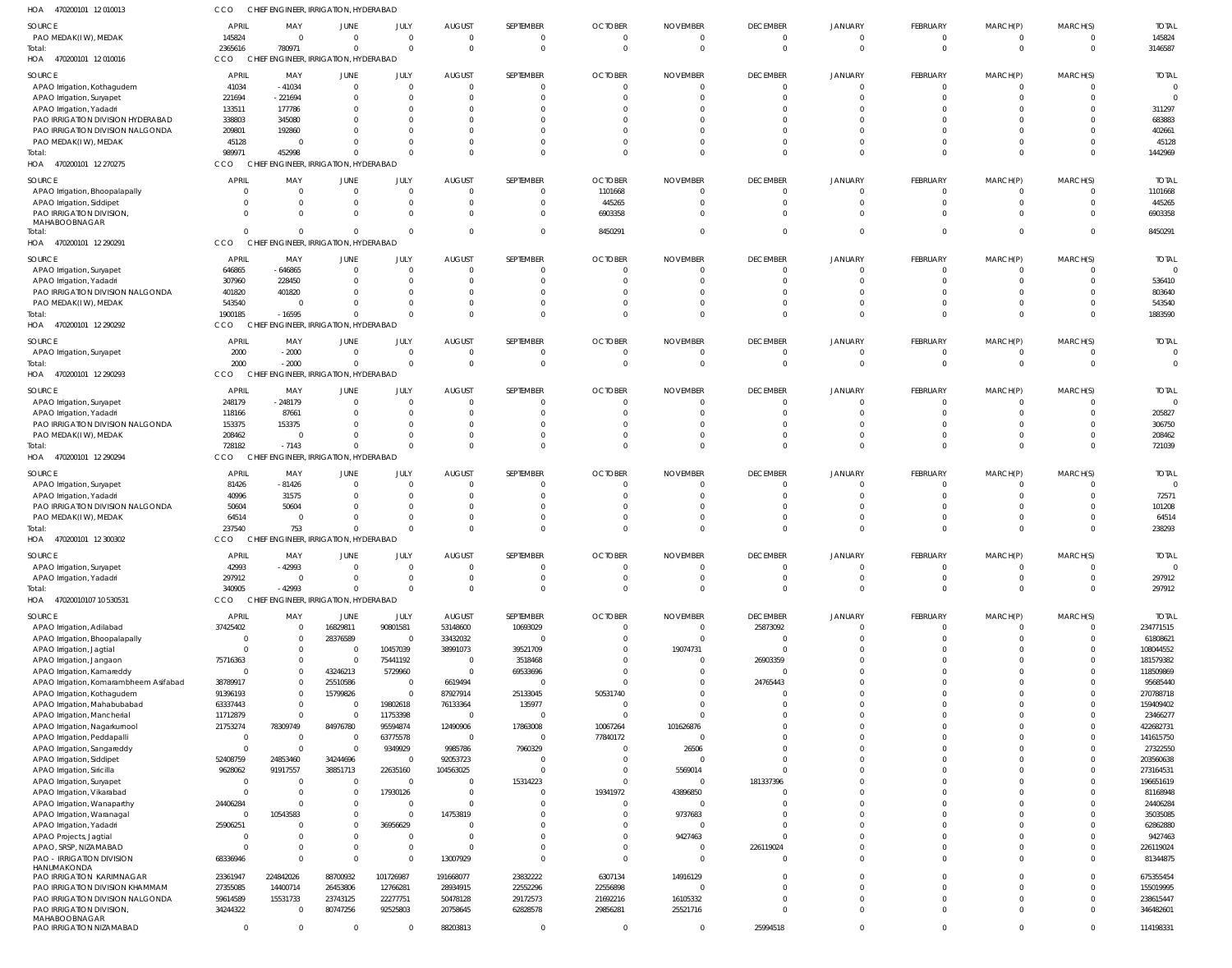HOA 470200101 12 010013 CCO CHIEF ENGINEER, IRRIGATION, HYDERABAD

| SOURCE | APRIL | MAY | JUNE | JULY | AUGUST | SEPTEMBER | OCTOBER | NOVEMBER | DECEMBER | JANUARY | FEBRUARY | MARCH(P) | MARCH(S) | TOTAL |
|---|---|---|---|---|---|---|---|---|---|---|---|---|---|---|
| PAO MEDAK(IW), MEDAK | 145824 | 0 | 0 | 0 | 0 | 0 | 0 | 0 | 0 | 0 | 0 | 0 | 0 | 145824 |
| Total: | 2365616 | 780971 | 0 | 0 | 0 | 0 | 0 | 0 | 0 | 0 | 0 | 0 | 0 | 3146587 |

HOA 470200101 12 010016 CCO CHIEF ENGINEER, IRRIGATION, HYDERABAD

| SOURCE | APRIL | MAY | JUNE | JULY | AUGUST | SEPTEMBER | OCTOBER | NOVEMBER | DECEMBER | JANUARY | FEBRUARY | MARCH(P) | MARCH(S) | TOTAL |
|---|---|---|---|---|---|---|---|---|---|---|---|---|---|---|
| APAO Irrigation, Kothagudem | 41034 | -41034 | 0 | 0 | 0 | 0 | 0 | 0 | 0 | 0 | 0 | 0 | 0 | 0 |
| APAO Irrigation, Suryapet | 221694 | -221694 | 0 | 0 | 0 | 0 | 0 | 0 | 0 | 0 | 0 | 0 | 0 | 0 |
| APAO Irrigation, Yadadri | 133511 | 177786 | 0 | 0 | 0 | 0 | 0 | 0 | 0 | 0 | 0 | 0 | 0 | 311297 |
| PAO IRRIGATION DIVISION HYDERABAD | 338803 | 345080 | 0 | 0 | 0 | 0 | 0 | 0 | 0 | 0 | 0 | 0 | 0 | 683883 |
| PAO IRRIGATION DIVISION NALGONDA | 209801 | 192860 | 0 | 0 | 0 | 0 | 0 | 0 | 0 | 0 | 0 | 0 | 0 | 402661 |
| PAO MEDAK(IW), MEDAK | 45128 | 0 | 0 | 0 | 0 | 0 | 0 | 0 | 0 | 0 | 0 | 0 | 0 | 45128 |
| Total: | 989971 | 452998 | 0 | 0 | 0 | 0 | 0 | 0 | 0 | 0 | 0 | 0 | 0 | 1442969 |

HOA 470200101 12 270275 CCO CHIEF ENGINEER, IRRIGATION, HYDERABAD

| SOURCE | APRIL | MAY | JUNE | JULY | AUGUST | SEPTEMBER | OCTOBER | NOVEMBER | DECEMBER | JANUARY | FEBRUARY | MARCH(P) | MARCH(S) | TOTAL |
|---|---|---|---|---|---|---|---|---|---|---|---|---|---|---|
| APAO Irrigation, Bhoopalapally | 0 | 0 | 0 | 0 | 0 | 0 | 1101668 | 0 | 0 | 0 | 0 | 0 | 0 | 1101668 |
| APAO Irrigation, Siddipet | 0 | 0 | 0 | 0 | 0 | 0 | 445265 | 0 | 0 | 0 | 0 | 0 | 0 | 445265 |
| PAO IRRIGATION DIVISION, MAHABOOBNAGAR | 0 | 0 | 0 | 0 | 0 | 0 | 6903358 | 0 | 0 | 0 | 0 | 0 | 0 | 6903358 |
| Total: | 0 | 0 | 0 | 0 | 0 | 0 | 8450291 | 0 | 0 | 0 | 0 | 0 | 0 | 8450291 |

HOA 470200101 12 290291 CCO CHIEF ENGINEER, IRRIGATION, HYDERABAD

| SOURCE | APRIL | MAY | JUNE | JULY | AUGUST | SEPTEMBER | OCTOBER | NOVEMBER | DECEMBER | JANUARY | FEBRUARY | MARCH(P) | MARCH(S) | TOTAL |
|---|---|---|---|---|---|---|---|---|---|---|---|---|---|---|
| APAO Irrigation, Suryapet | 646865 | -646865 | 0 | 0 | 0 | 0 | 0 | 0 | 0 | 0 | 0 | 0 | 0 | 0 |
| APAO Irrigation, Yadadri | 307960 | 228450 | 0 | 0 | 0 | 0 | 0 | 0 | 0 | 0 | 0 | 0 | 0 | 536410 |
| PAO IRRIGATION DIVISION NALGONDA | 401820 | 401820 | 0 | 0 | 0 | 0 | 0 | 0 | 0 | 0 | 0 | 0 | 0 | 803640 |
| PAO MEDAK(IW), MEDAK | 543540 | 0 | 0 | 0 | 0 | 0 | 0 | 0 | 0 | 0 | 0 | 0 | 0 | 543540 |
| Total: | 1900185 | -16595 | 0 | 0 | 0 | 0 | 0 | 0 | 0 | 0 | 0 | 0 | 0 | 1883590 |

HOA 470200101 12 290292 CCO CHIEF ENGINEER, IRRIGATION, HYDERABAD

| SOURCE | APRIL | MAY | JUNE | JULY | AUGUST | SEPTEMBER | OCTOBER | NOVEMBER | DECEMBER | JANUARY | FEBRUARY | MARCH(P) | MARCH(S) | TOTAL |
|---|---|---|---|---|---|---|---|---|---|---|---|---|---|---|
| APAO Irrigation, Suryapet | 2000 | -2000 | 0 | 0 | 0 | 0 | 0 | 0 | 0 | 0 | 0 | 0 | 0 | 0 |
| Total: | 2000 | -2000 | 0 | 0 | 0 | 0 | 0 | 0 | 0 | 0 | 0 | 0 | 0 | 0 |

HOA 470200101 12 290293 CCO CHIEF ENGINEER, IRRIGATION, HYDERABAD

| SOURCE | APRIL | MAY | JUNE | JULY | AUGUST | SEPTEMBER | OCTOBER | NOVEMBER | DECEMBER | JANUARY | FEBRUARY | MARCH(P) | MARCH(S) | TOTAL |
|---|---|---|---|---|---|---|---|---|---|---|---|---|---|---|
| APAO Irrigation, Suryapet | 248179 | -248179 | 0 | 0 | 0 | 0 | 0 | 0 | 0 | 0 | 0 | 0 | 0 | 0 |
| APAO Irrigation, Yadadri | 118166 | 87661 | 0 | 0 | 0 | 0 | 0 | 0 | 0 | 0 | 0 | 0 | 0 | 205827 |
| PAO IRRIGATION DIVISION NALGONDA | 153375 | 153375 | 0 | 0 | 0 | 0 | 0 | 0 | 0 | 0 | 0 | 0 | 0 | 306750 |
| PAO MEDAK(IW), MEDAK | 208462 | 0 | 0 | 0 | 0 | 0 | 0 | 0 | 0 | 0 | 0 | 0 | 0 | 208462 |
| Total: | 728182 | -7143 | 0 | 0 | 0 | 0 | 0 | 0 | 0 | 0 | 0 | 0 | 0 | 721039 |

HOA 470200101 12 290294 CCO CHIEF ENGINEER, IRRIGATION, HYDERABAD

| SOURCE | APRIL | MAY | JUNE | JULY | AUGUST | SEPTEMBER | OCTOBER | NOVEMBER | DECEMBER | JANUARY | FEBRUARY | MARCH(P) | MARCH(S) | TOTAL |
|---|---|---|---|---|---|---|---|---|---|---|---|---|---|---|
| APAO Irrigation, Suryapet | 81426 | -81426 | 0 | 0 | 0 | 0 | 0 | 0 | 0 | 0 | 0 | 0 | 0 | 0 |
| APAO Irrigation, Yadadri | 40996 | 31575 | 0 | 0 | 0 | 0 | 0 | 0 | 0 | 0 | 0 | 0 | 0 | 72571 |
| PAO IRRIGATION DIVISION NALGONDA | 50604 | 50604 | 0 | 0 | 0 | 0 | 0 | 0 | 0 | 0 | 0 | 0 | 0 | 101208 |
| PAO MEDAK(IW), MEDAK | 64514 | 0 | 0 | 0 | 0 | 0 | 0 | 0 | 0 | 0 | 0 | 0 | 0 | 64514 |
| Total: | 237540 | 753 | 0 | 0 | 0 | 0 | 0 | 0 | 0 | 0 | 0 | 0 | 0 | 238293 |

HOA 470200101 12 300302 CCO CHIEF ENGINEER, IRRIGATION, HYDERABAD

| SOURCE | APRIL | MAY | JUNE | JULY | AUGUST | SEPTEMBER | OCTOBER | NOVEMBER | DECEMBER | JANUARY | FEBRUARY | MARCH(P) | MARCH(S) | TOTAL |
|---|---|---|---|---|---|---|---|---|---|---|---|---|---|---|
| APAO Irrigation, Suryapet | 42993 | -42993 | 0 | 0 | 0 | 0 | 0 | 0 | 0 | 0 | 0 | 0 | 0 | 0 |
| APAO Irrigation, Yadadri | 297912 | 0 | 0 | 0 | 0 | 0 | 0 | 0 | 0 | 0 | 0 | 0 | 0 | 297912 |
| Total: | 340905 | -42993 | 0 | 0 | 0 | 0 | 0 | 0 | 0 | 0 | 0 | 0 | 0 | 297912 |

HOA 47020010107 10 530531 CCO CHIEF ENGINEER, IRRIGATION, HYDERABAD

| SOURCE | APRIL | MAY | JUNE | JULY | AUGUST | SEPTEMBER | OCTOBER | NOVEMBER | DECEMBER | JANUARY | FEBRUARY | MARCH(P) | MARCH(S) | TOTAL |
|---|---|---|---|---|---|---|---|---|---|---|---|---|---|---|
| APAO Irrigation, Adilabad | 37425402 | 0 | 16829811 | 90801581 | 53148600 | 10693029 | 0 | 0 | 25873092 | 0 | 0 | 0 | 0 | 234771515 |
| APAO Irrigation, Bhoopalapally | 0 | 0 | 28376589 | 0 | 33432032 | 0 | 0 | 0 | 0 | 0 | 0 | 0 | 0 | 61808621 |
| APAO Irrigation, Jagtial | 0 | 0 | 0 | 10457039 | 38991073 | 39521709 | 0 | 19074731 | 0 | 0 | 0 | 0 | 0 | 108044552 |
| APAO Irrigation, Jangaon | 75716363 | 0 | 0 | 75441192 | 0 | 3518468 | 0 | 0 | 26903359 | 0 | 0 | 0 | 0 | 181579382 |
| APAO Irrigation, Kamareddy | 0 | 0 | 43246213 | 5729960 | 0 | 69533696 | 0 | 0 | 0 | 0 | 0 | 0 | 0 | 118509869 |
| APAO Irrigation, Komarambheem Asifabad | 38789917 | 0 | 25510586 | 0 | 6619494 | 0 | 0 | 0 | 24765443 | 0 | 0 | 0 | 0 | 95685440 |
| APAO Irrigation, Kothagudem | 91396193 | 0 | 15799826 | 0 | 87927914 | 25133045 | 50531740 | 0 | 0 | 0 | 0 | 0 | 0 | 270788718 |
| APAO Irrigation, Mahabubabad | 63337443 | 0 | 0 | 19802618 | 76133364 | 135977 | 0 | 0 | 0 | 0 | 0 | 0 | 0 | 159409402 |
| APAO Irrigation, Mancherial | 11712879 | 0 | 0 | 11753398 | 0 | 0 | 0 | 0 | 0 | 0 | 0 | 0 | 0 | 23466277 |
| APAO Irrigation, Nagarkurnool | 21753274 | 78309749 | 84976780 | 95594874 | 12490906 | 17863008 | 10067264 | 101626876 | 0 | 0 | 0 | 0 | 0 | 422682731 |
| APAO Irrigation, Peddapalli | 0 | 0 | 0 | 63775578 | 0 | 0 | 77840172 | 0 | 0 | 0 | 0 | 0 | 0 | 141615750 |
| APAO Irrigation, Sangareddy | 0 | 0 | 0 | 9349929 | 9985786 | 7960329 | 0 | 26506 | 0 | 0 | 0 | 0 | 0 | 27322550 |
| APAO Irrigation, Siddipet | 52408759 | 24853460 | 34244696 | 0 | 92053723 | 0 | 0 | 0 | 0 | 0 | 0 | 0 | 0 | 203560638 |
| APAO Irrigation, Siricilla | 9628062 | 91917557 | 38851713 | 22635160 | 104563025 | 0 | 0 | 5569014 | 0 | 0 | 0 | 0 | 0 | 273164531 |
| APAO Irrigation, Suryapet | 0 | 0 | 0 | 0 | 0 | 15314223 | 0 | 0 | 181337396 | 0 | 0 | 0 | 0 | 196651619 |
| APAO Irrigation, Vikarabad | 0 | 0 | 0 | 17930126 | 0 | 0 | 19341972 | 43896850 | 0 | 0 | 0 | 0 | 0 | 81168948 |
| APAO Irrigation, Wanaparthy | 24406284 | 0 | 0 | 0 | 0 | 0 | 0 | 0 | 0 | 0 | 0 | 0 | 0 | 24406284 |
| APAO Irrigation, Waranagal | 0 | 10543583 | 0 | 0 | 14753819 | 0 | 0 | 9737683 | 0 | 0 | 0 | 0 | 0 | 35035085 |
| APAO Irrigation, Yadadri | 25906251 | 0 | 0 | 36956629 | 0 | 0 | 0 | 0 | 0 | 0 | 0 | 0 | 0 | 62862880 |
| APAO Projects, Jagtial | 0 | 0 | 0 | 0 | 0 | 0 | 0 | 9427463 | 0 | 0 | 0 | 0 | 0 | 9427463 |
| APAO, SRSP, NIZAMABAD | 0 | 0 | 0 | 0 | 0 | 0 | 0 | 0 | 226119024 | 0 | 0 | 0 | 0 | 226119024 |
| PAO - IRRIGATION DIVISION HANUMAKONDA | 68336946 | 0 | 0 | 0 | 13007929 | 0 | 0 | 0 | 0 | 0 | 0 | 0 | 0 | 81344875 |
| PAO IRRIGATION KARIMNAGAR | 23361947 | 224842026 | 88700932 | 101726987 | 191668077 | 23832222 | 6307134 | 14916129 | 0 | 0 | 0 | 0 | 0 | 675355454 |
| PAO IRRIGATION DIVISION KHAMMAM | 27355085 | 14400714 | 26453806 | 12766281 | 28934915 | 22552296 | 22556898 | 0 | 0 | 0 | 0 | 0 | 0 | 155019995 |
| PAO IRRIGATION DIVISION NALGONDA | 59614589 | 15531733 | 23743125 | 22277751 | 50478128 | 29172573 | 21692216 | 16105332 | 0 | 0 | 0 | 0 | 0 | 238615447 |
| PAO IRRIGATION DIVISION, MAHABOOBNAGAR | 34244322 | 0 | 80747256 | 92525803 | 20758645 | 62828578 | 29856281 | 25521716 | 0 | 0 | 0 | 0 | 0 | 346482601 |
| PAO IRRIGATION NIZAMABAD | 0 | 0 | 0 | 0 | 88203813 | 0 | 0 | 0 | 25994518 | 0 | 0 | 0 | 0 | 114198331 |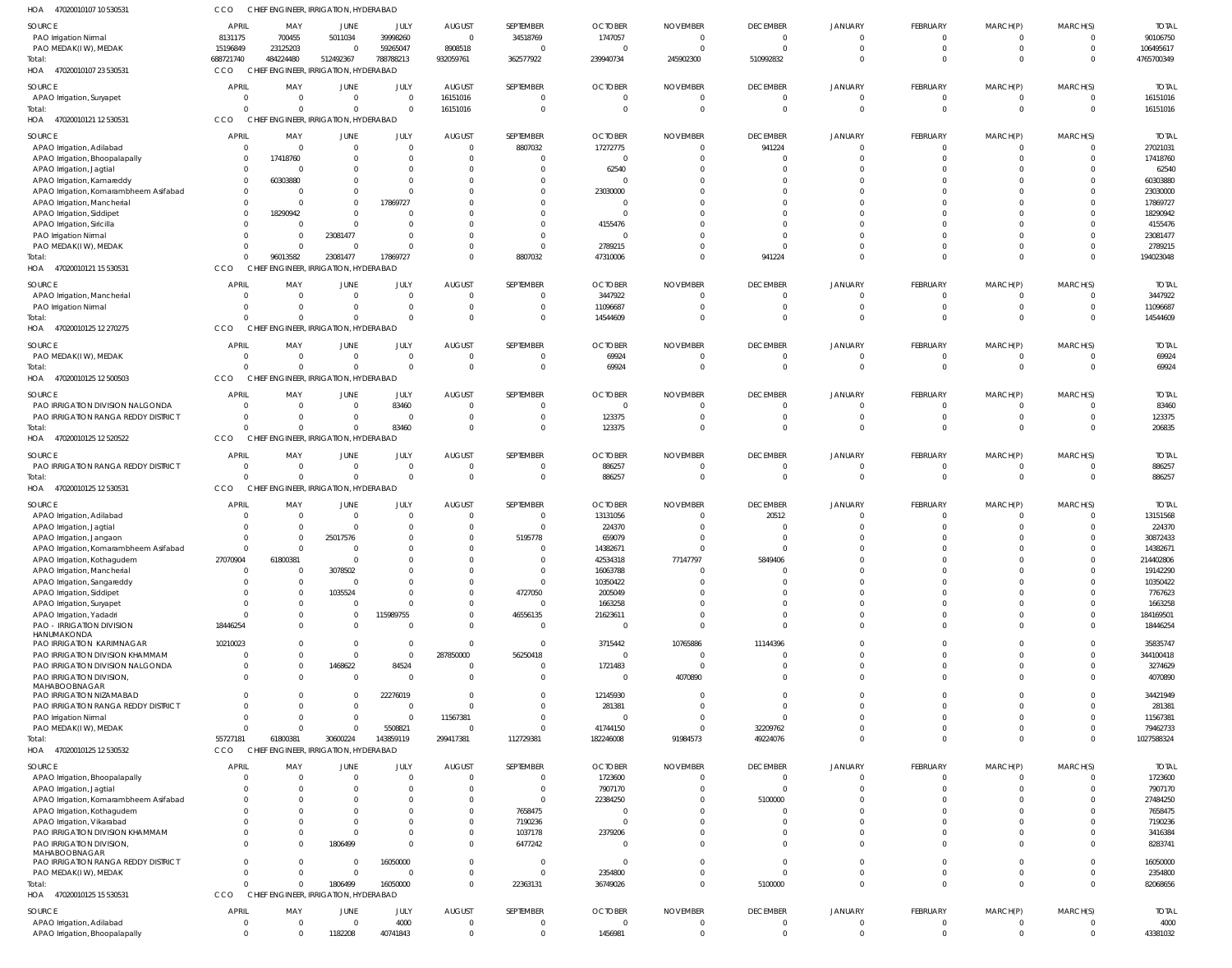HOA 47020010107 10 530531 CCO CHIEF ENGINEER, IRRIGATION, HYDERABAD

| SOURCE | APRIL | MAY | JUNE | JULY | AUGUST | SEPTEMBER | OCTOBER | NOVEMBER | DECEMBER | JANUARY | FEBRUARY | MARCH(P) | MARCH(S) | TOTAL |
|---|---|---|---|---|---|---|---|---|---|---|---|---|---|---|
| PAO Irrigation Nirmal | 8131175 | 700455 | 5011034 | 39998260 | 0 | 34518769 | 1747057 | 0 | 0 | 0 | 0 | 0 | 0 | 90106750 |
| PAO MEDAK(IW), MEDAK | 15196849 | 23125203 | 0 | 59265047 | 8908518 | 0 | 0 | 0 | 0 | 0 | 0 | 0 | 0 | 106495617 |
| Total: | 688721740 | 484224480 | 512492367 | 788788213 | 932059761 | 362577922 | 239940734 | 245902300 | 510992832 | 0 | 0 | 0 | 0 | 4765700349 |

HOA 47020010107 23 530531 CCO CHIEF ENGINEER, IRRIGATION, HYDERABAD

| SOURCE | APRIL | MAY | JUNE | JULY | AUGUST | SEPTEMBER | OCTOBER | NOVEMBER | DECEMBER | JANUARY | FEBRUARY | MARCH(P) | MARCH(S) | TOTAL |
|---|---|---|---|---|---|---|---|---|---|---|---|---|---|---|
| APAO Irrigation, Suryapet | 0 | 0 | 0 | 0 | 16151016 | 0 | 0 | 0 | 0 | 0 | 0 | 0 | 0 | 16151016 |
| Total: | 0 | 0 | 0 | 0 | 16151016 | 0 | 0 | 0 | 0 | 0 | 0 | 0 | 0 | 16151016 |

HOA 47020010121 12 530531 CCO CHIEF ENGINEER, IRRIGATION, HYDERABAD

| SOURCE | APRIL | MAY | JUNE | JULY | AUGUST | SEPTEMBER | OCTOBER | NOVEMBER | DECEMBER | JANUARY | FEBRUARY | MARCH(P) | MARCH(S) | TOTAL |
|---|---|---|---|---|---|---|---|---|---|---|---|---|---|---|
| APAO Irrigation, Adilabad | 0 | 0 | 0 | 0 | 0 | 8807032 | 17272775 | 0 | 941224 | 0 | 0 | 0 | 0 | 27021031 |
| APAO Irrigation, Bhoopalapally | 0 | 17418760 | 0 | 0 | 0 | 0 | 0 | 0 | 0 | 0 | 0 | 0 | 0 | 17418760 |
| APAO Irrigation, Jagtial | 0 | 0 | 0 | 0 | 0 | 0 | 62540 | 0 | 0 | 0 | 0 | 0 | 0 | 62540 |
| APAO Irrigation, Kamareddy | 0 | 60303880 | 0 | 0 | 0 | 0 | 0 | 0 | 0 | 0 | 0 | 0 | 0 | 60303880 |
| APAO Irrigation, Komarambheem Asifabad | 0 | 0 | 0 | 0 | 0 | 0 | 23030000 | 0 | 0 | 0 | 0 | 0 | 0 | 23030000 |
| APAO Irrigation, Mancherial | 0 | 0 | 0 | 17869727 | 0 | 0 | 0 | 0 | 0 | 0 | 0 | 0 | 0 | 17869727 |
| APAO Irrigation, Siddipet | 0 | 18290942 | 0 | 0 | 0 | 0 | 0 | 0 | 0 | 0 | 0 | 0 | 0 | 18290942 |
| APAO Irrigation, Siricilla | 0 | 0 | 0 | 0 | 0 | 0 | 4155476 | 0 | 0 | 0 | 0 | 0 | 0 | 4155476 |
| PAO Irrigation Nirmal | 0 | 0 | 23081477 | 0 | 0 | 0 | 0 | 0 | 0 | 0 | 0 | 0 | 0 | 23081477 |
| PAO MEDAK(IW), MEDAK | 0 | 0 | 0 | 0 | 0 | 0 | 2789215 | 0 | 0 | 0 | 0 | 0 | 0 | 2789215 |
| Total: | 0 | 96013582 | 23081477 | 17869727 | 0 | 8807032 | 47310006 | 0 | 941224 | 0 | 0 | 0 | 0 | 194023048 |

HOA 47020010121 15 530531 CCO CHIEF ENGINEER, IRRIGATION, HYDERABAD

| SOURCE | APRIL | MAY | JUNE | JULY | AUGUST | SEPTEMBER | OCTOBER | NOVEMBER | DECEMBER | JANUARY | FEBRUARY | MARCH(P) | MARCH(S) | TOTAL |
|---|---|---|---|---|---|---|---|---|---|---|---|---|---|---|
| APAO Irrigation, Mancherial | 0 | 0 | 0 | 0 | 0 | 0 | 3447922 | 0 | 0 | 0 | 0 | 0 | 0 | 3447922 |
| PAO Irrigation Nirmal | 0 | 0 | 0 | 0 | 0 | 0 | 11096687 | 0 | 0 | 0 | 0 | 0 | 0 | 11096687 |
| Total: | 0 | 0 | 0 | 0 | 0 | 0 | 14544609 | 0 | 0 | 0 | 0 | 0 | 0 | 14544609 |

HOA 47020010125 12 270275 CCO CHIEF ENGINEER, IRRIGATION, HYDERABAD

| SOURCE | APRIL | MAY | JUNE | JULY | AUGUST | SEPTEMBER | OCTOBER | NOVEMBER | DECEMBER | JANUARY | FEBRUARY | MARCH(P) | MARCH(S) | TOTAL |
|---|---|---|---|---|---|---|---|---|---|---|---|---|---|---|
| PAO MEDAK(IW), MEDAK | 0 | 0 | 0 | 0 | 0 | 0 | 69924 | 0 | 0 | 0 | 0 | 0 | 0 | 69924 |
| Total: | 0 | 0 | 0 | 0 | 0 | 0 | 69924 | 0 | 0 | 0 | 0 | 0 | 0 | 69924 |

HOA 47020010125 12 500503 CCO CHIEF ENGINEER, IRRIGATION, HYDERABAD

| SOURCE | APRIL | MAY | JUNE | JULY | AUGUST | SEPTEMBER | OCTOBER | NOVEMBER | DECEMBER | JANUARY | FEBRUARY | MARCH(P) | MARCH(S) | TOTAL |
|---|---|---|---|---|---|---|---|---|---|---|---|---|---|---|
| PAO IRRIGATION DIVISION NALGONDA | 0 | 0 | 0 | 83460 | 0 | 0 | 0 | 0 | 0 | 0 | 0 | 0 | 0 | 83460 |
| PAO IRRIGATION RANGA REDDY DISTRICT | 0 | 0 | 0 | 0 | 0 | 0 | 123375 | 0 | 0 | 0 | 0 | 0 | 0 | 123375 |
| Total: | 0 | 0 | 0 | 83460 | 0 | 0 | 123375 | 0 | 0 | 0 | 0 | 0 | 0 | 206835 |

HOA 47020010125 12 520522 CCO CHIEF ENGINEER, IRRIGATION, HYDERABAD

| SOURCE | APRIL | MAY | JUNE | JULY | AUGUST | SEPTEMBER | OCTOBER | NOVEMBER | DECEMBER | JANUARY | FEBRUARY | MARCH(P) | MARCH(S) | TOTAL |
|---|---|---|---|---|---|---|---|---|---|---|---|---|---|---|
| PAO IRRIGATION RANGA REDDY DISTRICT | 0 | 0 | 0 | 0 | 0 | 0 | 886257 | 0 | 0 | 0 | 0 | 0 | 0 | 886257 |
| Total: | 0 | 0 | 0 | 0 | 0 | 0 | 886257 | 0 | 0 | 0 | 0 | 0 | 0 | 886257 |

HOA 47020010125 12 530531 CCO CHIEF ENGINEER, IRRIGATION, HYDERABAD

| SOURCE | APRIL | MAY | JUNE | JULY | AUGUST | SEPTEMBER | OCTOBER | NOVEMBER | DECEMBER | JANUARY | FEBRUARY | MARCH(P) | MARCH(S) | TOTAL |
|---|---|---|---|---|---|---|---|---|---|---|---|---|---|---|
| APAO Irrigation, Adilabad | 0 | 0 | 0 | 0 | 0 | 0 | 13131056 | 0 | 20512 | 0 | 0 | 0 | 0 | 13151568 |
| APAO Irrigation, Jagtial | 0 | 0 | 0 | 0 | 0 | 0 | 224370 | 0 | 0 | 0 | 0 | 0 | 0 | 224370 |
| APAO Irrigation, Jangaon | 0 | 0 | 25017576 | 0 | 0 | 5195778 | 659079 | 0 | 0 | 0 | 0 | 0 | 0 | 30872433 |
| APAO Irrigation, Komarambheem Asifabad | 0 | 0 | 0 | 0 | 0 | 0 | 14382671 | 0 | 0 | 0 | 0 | 0 | 0 | 14382671 |
| APAO Irrigation, Kothagudem | 27070904 | 61800381 | 0 | 0 | 0 | 0 | 42534318 | 77147797 | 5849406 | 0 | 0 | 0 | 0 | 214402806 |
| APAO Irrigation, Mancherial | 0 | 0 | 3078502 | 0 | 0 | 0 | 16063788 | 0 | 0 | 0 | 0 | 0 | 0 | 19142290 |
| APAO Irrigation, Sangareddy | 0 | 0 | 0 | 0 | 0 | 0 | 10350422 | 0 | 0 | 0 | 0 | 0 | 0 | 10350422 |
| APAO Irrigation, Siddipet | 0 | 0 | 1035524 | 0 | 0 | 4727050 | 2005049 | 0 | 0 | 0 | 0 | 0 | 0 | 7767623 |
| APAO Irrigation, Suryapet | 0 | 0 | 0 | 0 | 0 | 0 | 1663258 | 0 | 0 | 0 | 0 | 0 | 0 | 1663258 |
| APAO Irrigation, Yadadri | 0 | 0 | 0 | 115989755 | 0 | 46556135 | 21623611 | 0 | 0 | 0 | 0 | 0 | 0 | 184169501 |
| PAO - IRRIGATION DIVISION HANUMAKONDA | 18446254 | 0 | 0 | 0 | 0 | 0 | 0 | 0 | 0 | 0 | 0 | 0 | 0 | 18446254 |
| PAO IRRIGATION KARIMNAGAR | 10210023 | 0 | 0 | 0 | 0 | 0 | 3715442 | 10765886 | 11144396 | 0 | 0 | 0 | 0 | 35835747 |
| PAO IRRIGATION DIVISION KHAMMAM | 0 | 0 | 0 | 0 | 287850000 | 56250418 | 0 | 0 | 0 | 0 | 0 | 0 | 0 | 344100418 |
| PAO IRRIGATION DIVISION NALGONDA | 0 | 0 | 1468622 | 84524 | 0 | 0 | 1721483 | 0 | 0 | 0 | 0 | 0 | 0 | 3274629 |
| PAO IRRIGATION DIVISION, MAHABOOBNAGAR | 0 | 0 | 0 | 0 | 0 | 0 | 0 | 4070890 | 0 | 0 | 0 | 0 | 0 | 4070890 |
| PAO IRRIGATION NIZAMABAD | 0 | 0 | 0 | 22276019 | 0 | 0 | 12145930 | 0 | 0 | 0 | 0 | 0 | 0 | 34421949 |
| PAO IRRIGATION RANGA REDDY DISTRICT | 0 | 0 | 0 | 0 | 0 | 0 | 281381 | 0 | 0 | 0 | 0 | 0 | 0 | 281381 |
| PAO Irrigation Nirmal | 0 | 0 | 0 | 0 | 11567381 | 0 | 0 | 0 | 0 | 0 | 0 | 0 | 0 | 11567381 |
| PAO MEDAK(IW), MEDAK | 0 | 0 | 0 | 5508821 | 0 | 0 | 41744150 | 0 | 32209762 | 0 | 0 | 0 | 0 | 79462733 |
| Total: | 55727181 | 61800381 | 30600224 | 143859119 | 299417381 | 112729381 | 182246008 | 91984573 | 49224076 | 0 | 0 | 0 | 0 | 1027588324 |

HOA 47020010125 12 530532 CCO CHIEF ENGINEER, IRRIGATION, HYDERABAD

| SOURCE | APRIL | MAY | JUNE | JULY | AUGUST | SEPTEMBER | OCTOBER | NOVEMBER | DECEMBER | JANUARY | FEBRUARY | MARCH(P) | MARCH(S) | TOTAL |
|---|---|---|---|---|---|---|---|---|---|---|---|---|---|---|
| APAO Irrigation, Bhoopalapally | 0 | 0 | 0 | 0 | 0 | 0 | 1723600 | 0 | 0 | 0 | 0 | 0 | 0 | 1723600 |
| APAO Irrigation, Jagtial | 0 | 0 | 0 | 0 | 0 | 0 | 7907170 | 0 | 0 | 0 | 0 | 0 | 0 | 7907170 |
| APAO Irrigation, Komarambheem Asifabad | 0 | 0 | 0 | 0 | 0 | 0 | 22384250 | 0 | 5100000 | 0 | 0 | 0 | 0 | 27484250 |
| APAO Irrigation, Kothagudem | 0 | 0 | 0 | 0 | 0 | 7658475 | 0 | 0 | 0 | 0 | 0 | 0 | 0 | 7658475 |
| APAO Irrigation, Vikarabad | 0 | 0 | 0 | 0 | 0 | 7190236 | 0 | 0 | 0 | 0 | 0 | 0 | 0 | 7190236 |
| PAO IRRIGATION DIVISION KHAMMAM | 0 | 0 | 0 | 0 | 0 | 1037178 | 2379206 | 0 | 0 | 0 | 0 | 0 | 0 | 3416384 |
| PAO IRRIGATION DIVISION, MAHABOOBNAGAR | 0 | 0 | 1806499 | 0 | 0 | 6477242 | 0 | 0 | 0 | 0 | 0 | 0 | 0 | 8283741 |
| PAO IRRIGATION RANGA REDDY DISTRICT | 0 | 0 | 0 | 16050000 | 0 | 0 | 0 | 0 | 0 | 0 | 0 | 0 | 0 | 16050000 |
| PAO MEDAK(IW), MEDAK | 0 | 0 | 0 | 0 | 0 | 0 | 2354800 | 0 | 0 | 0 | 0 | 0 | 0 | 2354800 |
| Total: | 0 | 0 | 1806499 | 16050000 | 0 | 22363131 | 36749026 | 0 | 5100000 | 0 | 0 | 0 | 0 | 82068656 |

HOA 47020010125 15 530531 CCO CHIEF ENGINEER, IRRIGATION, HYDERABAD

| SOURCE | APRIL | MAY | JUNE | JULY | AUGUST | SEPTEMBER | OCTOBER | NOVEMBER | DECEMBER | JANUARY | FEBRUARY | MARCH(P) | MARCH(S) | TOTAL |
|---|---|---|---|---|---|---|---|---|---|---|---|---|---|---|
| APAO Irrigation, Adilabad | 0 | 0 | 0 | 4000 | 0 | 0 | 0 | 0 | 0 | 0 | 0 | 0 | 0 | 4000 |
| APAO Irrigation, Bhoopalapally | 0 | 0 | 1182208 | 40741843 | 0 | 0 | 1456981 | 0 | 0 | 0 | 0 | 0 | 0 | 43381032 |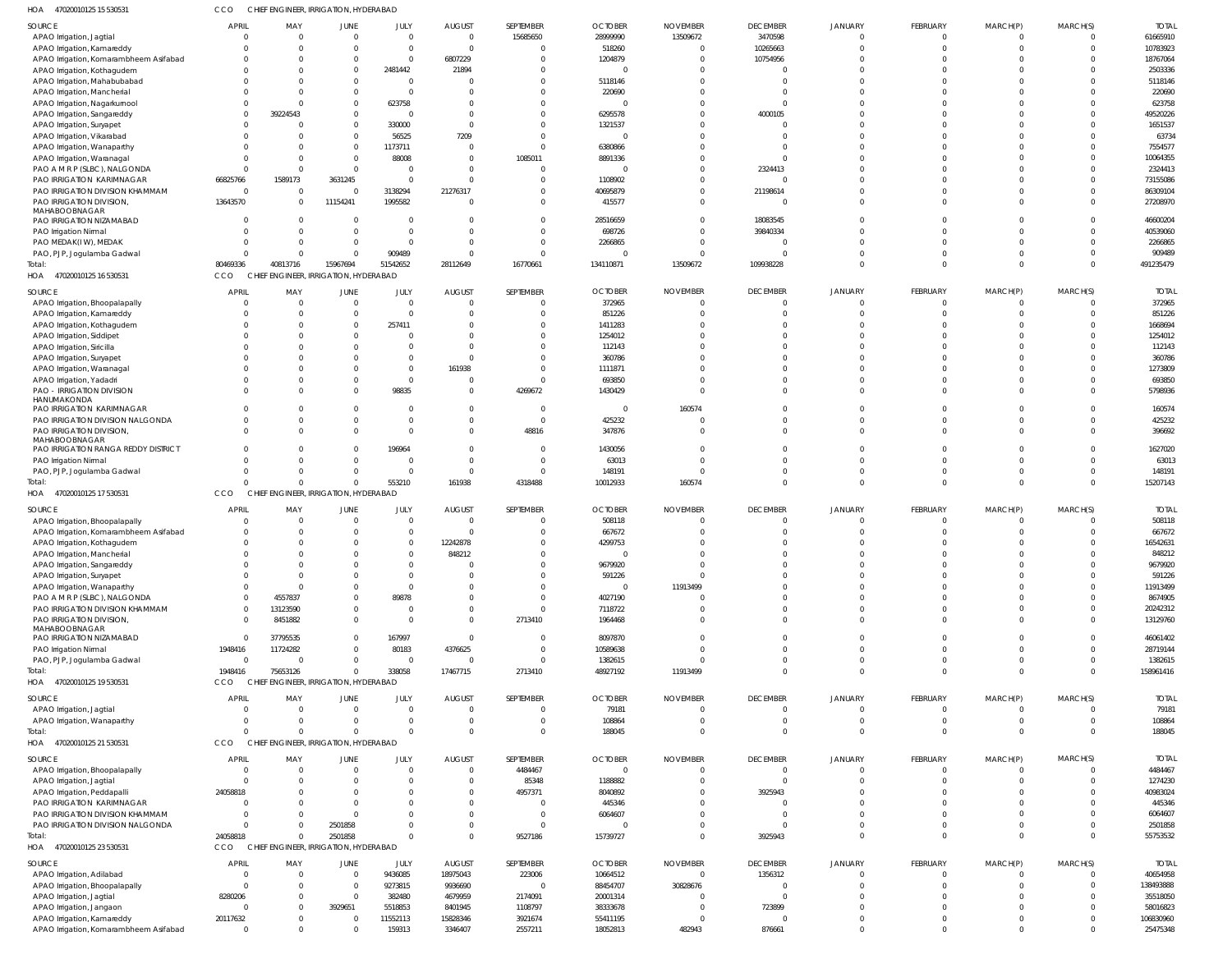HOA 47020010125 15 530531 CCO CHIEF ENGINEER, IRRIGATION, HYDERABAD

| SOURCE | APRIL | MAY | JUNE | JULY | AUGUST | SEPTEMBER | OCTOBER | NOVEMBER | DECEMBER | JANUARY | FEBRUARY | MARCH(P) | MARCH(S) | TOTAL |
|---|---|---|---|---|---|---|---|---|---|---|---|---|---|---|
| APAO Irrigation, Jagtial | 0 | 0 | 0 | 0 | 0 | 15685650 | 28999990 | 13509672 | 3470598 | 0 | 0 | 0 | 0 | 61665910 |
| APAO Irrigation, Kamareddy | 0 | 0 | 0 | 0 | 0 | 0 | 518260 | 0 | 10265663 | 0 | 0 | 0 | 0 | 10783923 |
| APAO Irrigation, Komarambheem Asifabad | 0 | 0 | 0 | 0 | 6807229 | 0 | 1204879 | 0 | 10754956 | 0 | 0 | 0 | 0 | 18767064 |
| APAO Irrigation, Kothagudem | 0 | 0 | 0 | 2481442 | 21894 | 0 | 0 | 0 | 0 | 0 | 0 | 0 | 0 | 2503336 |
| APAO Irrigation, Mahabubabad | 0 | 0 | 0 | 0 | 0 | 0 | 5118146 | 0 | 0 | 0 | 0 | 0 | 0 | 5118146 |
| APAO Irrigation, Mancherial | 0 | 0 | 0 | 0 | 0 | 0 | 220690 | 0 | 0 | 0 | 0 | 0 | 0 | 220690 |
| APAO Irrigation, Nagarkurnool | 0 | 0 | 0 | 623758 | 0 | 0 | 0 | 0 | 0 | 0 | 0 | 0 | 0 | 623758 |
| APAO Irrigation, Sangareddy | 0 | 39224543 | 0 | 0 | 0 | 0 | 6295578 | 0 | 4000105 | 0 | 0 | 0 | 0 | 49520226 |
| APAO Irrigation, Suryapet | 0 | 0 | 0 | 330000 | 0 | 0 | 1321537 | 0 | 0 | 0 | 0 | 0 | 0 | 1651537 |
| APAO Irrigation, Vikarabad | 0 | 0 | 0 | 56525 | 7209 | 0 | 0 | 0 | 0 | 0 | 0 | 0 | 0 | 63734 |
| APAO Irrigation, Wanaparthy | 0 | 0 | 0 | 1173711 | 0 | 0 | 6380866 | 0 | 0 | 0 | 0 | 0 | 0 | 7554577 |
| APAO Irrigation, Waranagal | 0 | 0 | 0 | 88008 | 0 | 1085011 | 8891336 | 0 | 0 | 0 | 0 | 0 | 0 | 10064355 |
| PAO A M R P (SLBC), NALGONDA | 0 | 0 | 0 | 0 | 0 | 0 | 0 | 0 | 2324413 | 0 | 0 | 0 | 0 | 2324413 |
| PAO IRRIGATION KARIMNAGAR | 66825766 | 1589173 | 3631245 | 0 | 0 | 0 | 1108902 | 0 | 0 | 0 | 0 | 0 | 0 | 73155086 |
| PAO IRRIGATION DIVISION KHAMMAM | 0 | 0 | 0 | 3138294 | 21276317 | 0 | 40695879 | 0 | 21198614 | 0 | 0 | 0 | 0 | 86309104 |
| PAO IRRIGATION DIVISION, MAHABOOBNAGAR | 13643570 | 0 | 11154241 | 1995582 | 0 | 0 | 415577 | 0 | 0 | 0 | 0 | 0 | 0 | 27208970 |
| PAO IRRIGATION NIZAMABAD | 0 | 0 | 0 | 0 | 0 | 0 | 28516659 | 0 | 18083545 | 0 | 0 | 0 | 0 | 46600204 |
| PAO Irrigation Nirmal | 0 | 0 | 0 | 0 | 0 | 0 | 698726 | 0 | 39840334 | 0 | 0 | 0 | 0 | 40539060 |
| PAO MEDAK(IW), MEDAK | 0 | 0 | 0 | 0 | 0 | 0 | 2266865 | 0 | 0 | 0 | 0 | 0 | 0 | 2266865 |
| PAO, PJP, Jogulamba Gadwal | 0 | 0 | 0 | 909489 | 0 | 0 | 0 | 0 | 0 | 0 | 0 | 0 | 0 | 909489 |
| Total: | 80469336 | 40813716 | 15967694 | 51542652 | 28112649 | 16770661 | 134110871 | 13509672 | 109938228 | 0 | 0 | 0 | 0 | 491235479 |

HOA 47020010125 16 530531 CCO CHIEF ENGINEER, IRRIGATION, HYDERABAD

| SOURCE | APRIL | MAY | JUNE | JULY | AUGUST | SEPTEMBER | OCTOBER | NOVEMBER | DECEMBER | JANUARY | FEBRUARY | MARCH(P) | MARCH(S) | TOTAL |
|---|---|---|---|---|---|---|---|---|---|---|---|---|---|---|
| APAO Irrigation, Bhoopalapally | 0 | 0 | 0 | 0 | 0 | 0 | 372965 | 0 | 0 | 0 | 0 | 0 | 0 | 372965 |
| APAO Irrigation, Kamareddy | 0 | 0 | 0 | 0 | 0 | 0 | 851226 | 0 | 0 | 0 | 0 | 0 | 0 | 851226 |
| APAO Irrigation, Kothagudem | 0 | 0 | 0 | 257411 | 0 | 0 | 1411283 | 0 | 0 | 0 | 0 | 0 | 0 | 1668694 |
| APAO Irrigation, Siddipet | 0 | 0 | 0 | 0 | 0 | 0 | 1254012 | 0 | 0 | 0 | 0 | 0 | 0 | 1254012 |
| APAO Irrigation, Siricilla | 0 | 0 | 0 | 0 | 0 | 0 | 112143 | 0 | 0 | 0 | 0 | 0 | 0 | 112143 |
| APAO Irrigation, Suryapet | 0 | 0 | 0 | 0 | 0 | 0 | 360786 | 0 | 0 | 0 | 0 | 0 | 0 | 360786 |
| APAO Irrigation, Waranagal | 0 | 0 | 0 | 0 | 161938 | 0 | 1111871 | 0 | 0 | 0 | 0 | 0 | 0 | 1273809 |
| APAO Irrigation, Yadadri | 0 | 0 | 0 | 0 | 0 | 0 | 693850 | 0 | 0 | 0 | 0 | 0 | 0 | 693850 |
| PAO - IRRIGATION DIVISION HANUMAKONDA | 0 | 0 | 0 | 98835 | 0 | 4269672 | 1430429 | 0 | 0 | 0 | 0 | 0 | 0 | 5798936 |
| PAO IRRIGATION KARIMNAGAR | 0 | 0 | 0 | 0 | 0 | 0 | 0 | 160574 | 0 | 0 | 0 | 0 | 0 | 160574 |
| PAO IRRIGATION DIVISION NALGONDA | 0 | 0 | 0 | 0 | 0 | 0 | 425232 | 0 | 0 | 0 | 0 | 0 | 0 | 425232 |
| PAO IRRIGATION DIVISION, MAHABOOBNAGAR | 0 | 0 | 0 | 0 | 0 | 48816 | 347876 | 0 | 0 | 0 | 0 | 0 | 0 | 396692 |
| PAO IRRIGATION RANGA REDDY DISTRICT | 0 | 0 | 0 | 196964 | 0 | 0 | 1430056 | 0 | 0 | 0 | 0 | 0 | 0 | 1627020 |
| PAO Irrigation Nirmal | 0 | 0 | 0 | 0 | 0 | 0 | 63013 | 0 | 0 | 0 | 0 | 0 | 0 | 63013 |
| PAO, PJP, Jogulamba Gadwal | 0 | 0 | 0 | 0 | 0 | 0 | 148191 | 0 | 0 | 0 | 0 | 0 | 0 | 148191 |
| Total: | 0 | 0 | 0 | 553210 | 161938 | 4318488 | 10012933 | 160574 | 0 | 0 | 0 | 0 | 0 | 15207143 |

HOA 47020010125 17 530531 CCO CHIEF ENGINEER, IRRIGATION, HYDERABAD

| SOURCE | APRIL | MAY | JUNE | JULY | AUGUST | SEPTEMBER | OCTOBER | NOVEMBER | DECEMBER | JANUARY | FEBRUARY | MARCH(P) | MARCH(S) | TOTAL |
|---|---|---|---|---|---|---|---|---|---|---|---|---|---|---|
| APAO Irrigation, Bhoopalapally | 0 | 0 | 0 | 0 | 0 | 0 | 508118 | 0 | 0 | 0 | 0 | 0 | 0 | 508118 |
| APAO Irrigation, Komarambheem Asifabad | 0 | 0 | 0 | 0 | 0 | 0 | 667672 | 0 | 0 | 0 | 0 | 0 | 0 | 667672 |
| APAO Irrigation, Kothagudem | 0 | 0 | 0 | 0 | 12242878 | 0 | 4299753 | 0 | 0 | 0 | 0 | 0 | 0 | 16542631 |
| APAO Irrigation, Mancherial | 0 | 0 | 0 | 0 | 848212 | 0 | 0 | 0 | 0 | 0 | 0 | 0 | 0 | 848212 |
| APAO Irrigation, Sangareddy | 0 | 0 | 0 | 0 | 0 | 0 | 9679920 | 0 | 0 | 0 | 0 | 0 | 0 | 9679920 |
| APAO Irrigation, Suryapet | 0 | 0 | 0 | 0 | 0 | 0 | 591226 | 0 | 0 | 0 | 0 | 0 | 0 | 591226 |
| APAO Irrigation, Wanaparthy | 0 | 0 | 0 | 0 | 0 | 0 | 0 | 11913499 | 0 | 0 | 0 | 0 | 0 | 11913499 |
| PAO A M R P (SLBC), NALGONDA | 0 | 4557837 | 0 | 89878 | 0 | 0 | 4027190 | 0 | 0 | 0 | 0 | 0 | 0 | 8674905 |
| PAO IRRIGATION DIVISION KHAMMAM | 0 | 13123590 | 0 | 0 | 0 | 0 | 7118722 | 0 | 0 | 0 | 0 | 0 | 0 | 20242312 |
| PAO IRRIGATION DIVISION, MAHABOOBNAGAR | 0 | 8451882 | 0 | 0 | 0 | 2713410 | 1964468 | 0 | 0 | 0 | 0 | 0 | 0 | 13129760 |
| PAO IRRIGATION NIZAMABAD | 0 | 37795535 | 0 | 167997 | 0 | 0 | 8097870 | 0 | 0 | 0 | 0 | 0 | 0 | 46061402 |
| PAO Irrigation Nirmal | 1948416 | 11724282 | 0 | 80183 | 4376625 | 0 | 10589638 | 0 | 0 | 0 | 0 | 0 | 0 | 28719144 |
| PAO, PJP, Jogulamba Gadwal | 0 | 0 | 0 | 0 | 0 | 0 | 1382615 | 0 | 0 | 0 | 0 | 0 | 0 | 1382615 |
| Total: | 1948416 | 75653126 | 0 | 338058 | 17467715 | 2713410 | 48927192 | 11913499 | 0 | 0 | 0 | 0 | 0 | 158961416 |

HOA 47020010125 19 530531 CCO CHIEF ENGINEER, IRRIGATION, HYDERABAD

| SOURCE | APRIL | MAY | JUNE | JULY | AUGUST | SEPTEMBER | OCTOBER | NOVEMBER | DECEMBER | JANUARY | FEBRUARY | MARCH(P) | MARCH(S) | TOTAL |
|---|---|---|---|---|---|---|---|---|---|---|---|---|---|---|
| APAO Irrigation, Jagtial | 0 | 0 | 0 | 0 | 0 | 0 | 79181 | 0 | 0 | 0 | 0 | 0 | 0 | 79181 |
| APAO Irrigation, Wanaparthy | 0 | 0 | 0 | 0 | 0 | 0 | 108864 | 0 | 0 | 0 | 0 | 0 | 0 | 108864 |
| Total: | 0 | 0 | 0 | 0 | 0 | 0 | 188045 | 0 | 0 | 0 | 0 | 0 | 0 | 188045 |

HOA 47020010125 21 530531 CCO CHIEF ENGINEER, IRRIGATION, HYDERABAD

| SOURCE | APRIL | MAY | JUNE | JULY | AUGUST | SEPTEMBER | OCTOBER | NOVEMBER | DECEMBER | JANUARY | FEBRUARY | MARCH(P) | MARCH(S) | TOTAL |
|---|---|---|---|---|---|---|---|---|---|---|---|---|---|---|
| APAO Irrigation, Bhoopalapally | 0 | 0 | 0 | 0 | 0 | 4484467 | 0 | 0 | 0 | 0 | 0 | 0 | 0 | 4484467 |
| APAO Irrigation, Jagtial | 0 | 0 | 0 | 0 | 0 | 85348 | 1188882 | 0 | 0 | 0 | 0 | 0 | 0 | 1274230 |
| APAO Irrigation, Peddapalli | 24058818 | 0 | 0 | 0 | 0 | 4957371 | 8040892 | 0 | 3925943 | 0 | 0 | 0 | 0 | 40983024 |
| PAO IRRIGATION KARIMNAGAR | 0 | 0 | 0 | 0 | 0 | 0 | 445346 | 0 | 0 | 0 | 0 | 0 | 0 | 445346 |
| PAO IRRIGATION DIVISION KHAMMAM | 0 | 0 | 0 | 0 | 0 | 0 | 6064607 | 0 | 0 | 0 | 0 | 0 | 0 | 6064607 |
| PAO IRRIGATION DIVISION NALGONDA | 0 | 0 | 2501858 | 0 | 0 | 0 | 0 | 0 | 0 | 0 | 0 | 0 | 0 | 2501858 |
| Total: | 24058818 | 0 | 2501858 | 0 | 0 | 9527186 | 15739727 | 0 | 3925943 | 0 | 0 | 0 | 0 | 55753532 |

HOA 47020010125 23 530531 CCO CHIEF ENGINEER, IRRIGATION, HYDERABAD

| SOURCE | APRIL | MAY | JUNE | JULY | AUGUST | SEPTEMBER | OCTOBER | NOVEMBER | DECEMBER | JANUARY | FEBRUARY | MARCH(P) | MARCH(S) | TOTAL |
|---|---|---|---|---|---|---|---|---|---|---|---|---|---|---|
| APAO Irrigation, Adilabad | 0 | 0 | 0 | 9436085 | 18975043 | 223006 | 10664512 | 0 | 1356312 | 0 | 0 | 0 | 0 | 40654958 |
| APAO Irrigation, Bhoopalapally | 0 | 0 | 0 | 9273815 | 9936690 | 0 | 88454707 | 30828676 | 0 | 0 | 0 | 0 | 0 | 138493888 |
| APAO Irrigation, Jagtial | 8280206 | 0 | 0 | 382480 | 4679959 | 2174091 | 20001314 | 0 | 0 | 0 | 0 | 0 | 0 | 35518050 |
| APAO Irrigation, Jangaon | 0 | 0 | 3929651 | 5518853 | 8401945 | 1108797 | 38333678 | 0 | 723899 | 0 | 0 | 0 | 0 | 58016823 |
| APAO Irrigation, Kamareddy | 20117632 | 0 | 0 | 11552113 | 15828346 | 3921674 | 55411195 | 0 | 0 | 0 | 0 | 0 | 0 | 106830960 |
| APAO Irrigation, Komarambheem Asifabad | 0 | 0 | 0 | 159313 | 3346407 | 2557211 | 18052813 | 482943 | 876661 | 0 | 0 | 0 | 0 | 25475348 |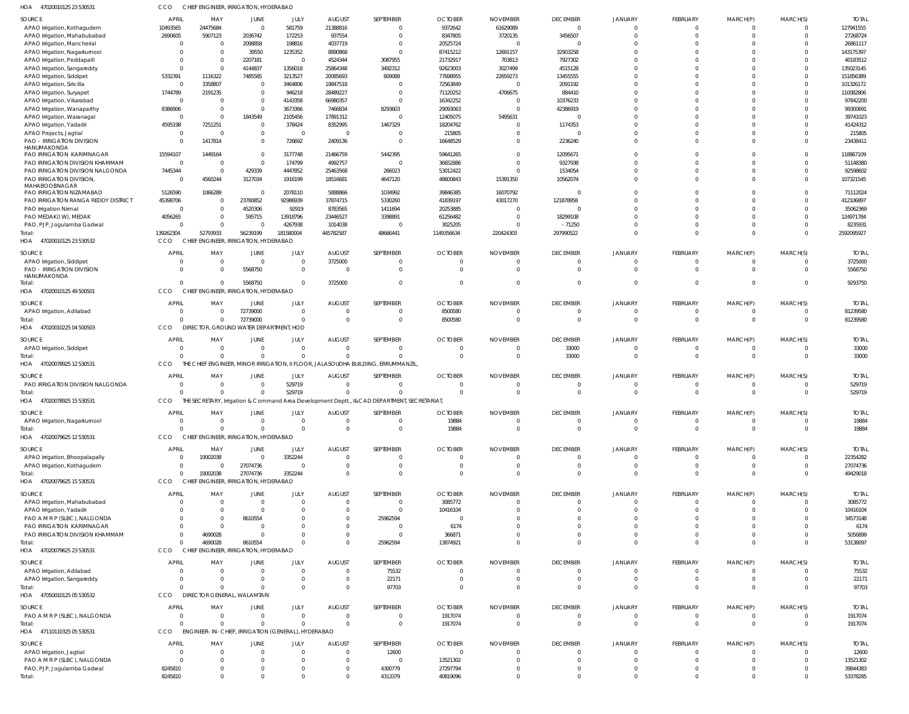HOA 47020010125 23 530531 CCO CHIEF ENGINEER, IRRIGATION, HYDERABAD

| SOURCE | APRIL | MAY | JUNE | JULY | AUGUST | SEPTEMBER | OCTOBER | NOVEMBER | DECEMBER | JANUARY | FEBRUARY | MARCH(P) | MARCH(S) | TOTAL |
|---|---|---|---|---|---|---|---|---|---|---|---|---|---|---|
| APAO Irrigation, Kothagudem | 10493565 | 24475684 | 0 | 581759 | 21388816 | 0 | 9372642 | 61629089 | 0 | 0 | 0 | 0 | 0 | 127941555 |
| APAO Irrigation, Mahabubabad | 2690605 | 5907123 | 2036742 | 172253 | 937554 | 0 | 8347805 | 3720135 | 3456507 | 0 | 0 | 0 | 0 | 27268724 |
| APAO Irrigation, Mancherial | 0 | 0 | 2098858 | 198816 | 4037719 | 0 | 20525724 | 0 | 0 | 0 | 0 | 0 | 0 | 26861117 |
| APAO Irrigation, Nagarkurnool | 0 | 0 | 39550 | 1235352 | 8890868 | 0 | 87415212 | 12691157 | 32903258 | 0 | 0 | 0 | 0 | 143175397 |
| APAO Irrigation, Peddapalli | 0 | 0 | 2207181 | 0 | 4524344 | 3087955 | 21732917 | 703813 | 7927302 | 0 | 0 | 0 | 0 | 40183512 |
| APAO Irrigation, Sangareddy | 0 | 0 | 4144837 | 1356018 | 25864348 | 3492312 | 92623003 | 3027499 | 4515128 | 0 | 0 | 0 | 0 | 135023145 |
| APAO Irrigation, Siddipet | 5332391 | 1116322 | 7485585 | 3213527 | 20085693 | 809088 | 77698955 | 22659273 | 13455555 | 0 | 0 | 0 | 0 | 151856389 |
| APAO Irrigation, Siricilla | 0 | 3358807 | 0 | 3464806 | 19847518 | 0 | 72563849 | 0 | 2091192 | 0 | 0 | 0 | 0 | 101326172 |
| APAO Irrigation, Suryapet | 1744789 | 2191235 | 0 | 946218 | 28489227 | 0 | 71120252 | 4706675 | 884410 | 0 | 0 | 0 | 0 | 110082806 |
| APAO Irrigation, Vikarabad | 0 | 0 | 0 | 4143358 | 66980357 | 0 | 16342252 | 0 | 10376233 | 0 | 0 | 0 | 0 | 97842200 |
| APAO Irrigation, Wanaparthy | 8386906 | 0 | 0 | 3673366 | 7466834 | 8293603 | 29093063 | 0 | 42386919 | 0 | 0 | 0 | 0 | 99300691 |
| APAO Irrigation, Waranagal | 0 | 0 | 1843549 | 2105456 | 17891312 | 0 | 12405075 | 5495631 | 0 | 0 | 0 | 0 | 0 | 39741023 |
| APAO Irrigation, Yadadri | 4595198 | 7251251 | 0 | 378424 | 8352995 | 1467329 | 18204762 | 0 | 1174353 | 0 | 0 | 0 | 0 | 41424312 |
| APAO Projects, Jagtial | 0 | 0 | 0 | 0 | 0 | 0 | 215805 | 0 | 0 | 0 | 0 | 0 | 0 | 215805 |
| PAO - IRRIGATION DIVISION HANUMAKONDA | 0 | 1417814 | 0 | 726692 | 2409136 | 0 | 16648529 | 0 | 2236240 | 0 | 0 | 0 | 0 | 23438411 |
| PAO IRRIGATION KARIMNAGAR | 15594107 | 1449164 | 0 | 3177748 | 21466759 | 5442395 | 59641265 | 0 | 12095671 | 0 | 0 | 0 | 0 | 118867109 |
| PAO IRRIGATION DIVISION KHAMMAM | 0 | 0 | 0 | 174799 | 4992757 | 0 | 36652886 | 0 | 9327938 | 0 | 0 | 0 | 0 | 51148380 |
| PAO IRRIGATION DIVISION NALGONDA | 7445344 | 0 | 429339 | 4447852 | 25463568 | 266023 | 53012422 | 0 | 1534054 | 0 | 0 | 0 | 0 | 92598602 |
| PAO IRRIGATION DIVISION, MAHABOOBNAGAR | 0 | 4560244 | 3127034 | 1916199 | 18516681 | 4647120 | 48600843 | 15391350 | 10562074 | 0 | 0 | 0 | 0 | 107321545 |
| PAO IRRIGATION NIZAMABAD | 5126590 | 1066289 | 0 | 2078110 | 5888866 | 1034992 | 39846385 | 16070792 | 0 | 0 | 0 | 0 | 0 | 71112024 |
| PAO IRRIGATION RANGA REDDY DISTRICT | 45398706 | 0 | 23780852 | 92986939 | 37874715 | 5330260 | 41839197 | 43017270 | 121878958 | 0 | 0 | 0 | 0 | 412106897 |
| PAO Irrigation Nirmal | 0 | 0 | 4520306 | 92919 | 8783565 | 1411694 | 20253885 | 0 | 0 | 0 | 0 | 0 | 0 | 35062369 |
| PAO MEDAK(IW), MEDAK | 4056265 | 0 | 595715 | 13918796 | 23446527 | 3398891 | 61256482 | 0 | 18299108 | 0 | 0 | 0 | 0 | 124971784 |
| PAO, PJP, Jogulamba Gadwal | 0 | 0 | 0 | 4267938 | 1014038 | 0 | 3025205 | 0 | -71250 | 0 | 0 | 0 | 0 | 8235931 |
| Total: | 139262304 | 52793933 | 56239199 | 181580004 | 445782587 | 48666441 | 1149356634 | 220424303 | 297990522 | 0 | 0 | 0 | 0 | 2592095927 |

HOA 47020010125 23 530532 CCO CHIEF ENGINEER, IRRIGATION, HYDERABAD

| SOURCE | APRIL | MAY | JUNE | JULY | AUGUST | SEPTEMBER | OCTOBER | NOVEMBER | DECEMBER | JANUARY | FEBRUARY | MARCH(P) | MARCH(S) | TOTAL |
|---|---|---|---|---|---|---|---|---|---|---|---|---|---|---|
| APAO Irrigation, Siddipet | 0 | 0 | 0 | 0 | 3725000 | 0 | 0 | 0 | 0 | 0 | 0 | 0 | 0 | 3725000 |
| PAO - IRRIGATION DIVISION HANUMAKONDA | 0 | 0 | 5568750 | 0 | 0 | 0 | 0 | 0 | 0 | 0 | 0 | 0 | 0 | 5568750 |
| Total: | 0 | 0 | 5568750 | 0 | 3725000 | 0 | 0 | 0 | 0 | 0 | 0 | 0 | 0 | 9293750 |

HOA 47020010125 49 500501 CCO CHIEF ENGINEER, IRRIGATION, HYDERABAD

| SOURCE | APRIL | MAY | JUNE | JULY | AUGUST | SEPTEMBER | OCTOBER | NOVEMBER | DECEMBER | JANUARY | FEBRUARY | MARCH(P) | MARCH(S) | TOTAL |
|---|---|---|---|---|---|---|---|---|---|---|---|---|---|---|
| APAO Irrigation, Adilabad | 0 | 0 | 72739000 | 0 | 0 | 0 | 8500580 | 0 | 0 | 0 | 0 | 0 | 0 | 81239580 |
| Total: | 0 | 0 | 72739000 | 0 | 0 | 0 | 8500580 | 0 | 0 | 0 | 0 | 0 | 0 | 81239580 |

HOA 47020010225 04 500503 CCO DIRECTOR, GROUND WATER DEPARTMENT, HOD

| SOURCE | APRIL | MAY | JUNE | JULY | AUGUST | SEPTEMBER | OCTOBER | NOVEMBER | DECEMBER | JANUARY | FEBRUARY | MARCH(P) | MARCH(S) | TOTAL |
|---|---|---|---|---|---|---|---|---|---|---|---|---|---|---|
| APAO Irrigation, Siddipet | 0 | 0 | 0 | 0 | 0 | 0 | 0 | 0 | 33000 | 0 | 0 | 0 | 0 | 33000 |
| Total: | 0 | 0 | 0 | 0 | 0 | 0 | 0 | 0 | 33000 | 0 | 0 | 0 | 0 | 33000 |

HOA 47020078925 12 530531 CCO THE CHIEF ENGINEER, MINOR IRRIGATION, II FLOOR, JALASOUDHA BUILDING, ERRUMMANZIL,

| SOURCE | APRIL | MAY | JUNE | JULY | AUGUST | SEPTEMBER | OCTOBER | NOVEMBER | DECEMBER | JANUARY | FEBRUARY | MARCH(P) | MARCH(S) | TOTAL |
|---|---|---|---|---|---|---|---|---|---|---|---|---|---|---|
| PAO IRRIGATION DIVISION NALGONDA | 0 | 0 | 0 | 529719 | 0 | 0 | 0 | 0 | 0 | 0 | 0 | 0 | 0 | 529719 |
| Total: | 0 | 0 | 0 | 529719 | 0 | 0 | 0 | 0 | 0 | 0 | 0 | 0 | 0 | 529719 |

HOA 47020078925 15 530531 CCO THE SECRETARY, Irrigation & Command Area Development Deptt., I&CAD DEPARTMENT, SECRETARIAT,

| SOURCE | APRIL | MAY | JUNE | JULY | AUGUST | SEPTEMBER | OCTOBER | NOVEMBER | DECEMBER | JANUARY | FEBRUARY | MARCH(P) | MARCH(S) | TOTAL |
|---|---|---|---|---|---|---|---|---|---|---|---|---|---|---|
| APAO Irrigation, Nagarkurnool | 0 | 0 | 0 | 0 | 0 | 0 | 19884 | 0 | 0 | 0 | 0 | 0 | 0 | 19884 |
| Total: | 0 | 0 | 0 | 0 | 0 | 0 | 19884 | 0 | 0 | 0 | 0 | 0 | 0 | 19884 |

HOA 47020079625 12 530531 CCO CHIEF ENGINEER, IRRIGATION, HYDERABAD

| SOURCE | APRIL | MAY | JUNE | JULY | AUGUST | SEPTEMBER | OCTOBER | NOVEMBER | DECEMBER | JANUARY | FEBRUARY | MARCH(P) | MARCH(S) | TOTAL |
|---|---|---|---|---|---|---|---|---|---|---|---|---|---|---|
| APAO Irrigation, Bhoopalapally | 0 | 19002038 | 0 | 3352244 | 0 | 0 | 0 | 0 | 0 | 0 | 0 | 0 | 0 | 22354282 |
| APAO Irrigation, Kothagudem | 0 | 0 | 27074736 | 0 | 0 | 0 | 0 | 0 | 0 | 0 | 0 | 0 | 0 | 27074736 |
| Total: | 0 | 19002038 | 27074736 | 3352244 | 0 | 0 | 0 | 0 | 0 | 0 | 0 | 0 | 0 | 49429018 |

HOA 47020079625 15 530531 CCO CHIEF ENGINEER, IRRIGATION, HYDERABAD

| SOURCE | APRIL | MAY | JUNE | JULY | AUGUST | SEPTEMBER | OCTOBER | NOVEMBER | DECEMBER | JANUARY | FEBRUARY | MARCH(P) | MARCH(S) | TOTAL |
|---|---|---|---|---|---|---|---|---|---|---|---|---|---|---|
| APAO Irrigation, Mahabubabad | 0 | 0 | 0 | 0 | 0 | 0 | 3085772 | 0 | 0 | 0 | 0 | 0 | 0 | 3085772 |
| APAO Irrigation, Yadadri | 0 | 0 | 0 | 0 | 0 | 0 | 10416104 | 0 | 0 | 0 | 0 | 0 | 0 | 10416104 |
| PAO A M R P (SLBC), NALGONDA | 0 | 0 | 8610554 | 0 | 0 | 25962594 | 0 | 0 | 0 | 0 | 0 | 0 | 0 | 34573148 |
| PAO IRRIGATION KARIMNAGAR | 0 | 0 | 0 | 0 | 0 | 0 | 6174 | 0 | 0 | 0 | 0 | 0 | 0 | 6174 |
| PAO IRRIGATION DIVISION KHAMMAM | 0 | 4690028 | 0 | 0 | 0 | 0 | 366871 | 0 | 0 | 0 | 0 | 0 | 0 | 5056899 |
| Total: | 0 | 4690028 | 8610554 | 0 | 0 | 25962594 | 13874921 | 0 | 0 | 0 | 0 | 0 | 0 | 53138097 |

HOA 47020079625 23 530531 CCO CHIEF ENGINEER, IRRIGATION, HYDERABAD

| SOURCE | APRIL | MAY | JUNE | JULY | AUGUST | SEPTEMBER | OCTOBER | NOVEMBER | DECEMBER | JANUARY | FEBRUARY | MARCH(P) | MARCH(S) | TOTAL |
|---|---|---|---|---|---|---|---|---|---|---|---|---|---|---|
| APAO Irrigation, Adilabad | 0 | 0 | 0 | 0 | 0 | 75532 | 0 | 0 | 0 | 0 | 0 | 0 | 0 | 75532 |
| APAO Irrigation, Sangareddy | 0 | 0 | 0 | 0 | 0 | 22171 | 0 | 0 | 0 | 0 | 0 | 0 | 0 | 22171 |
| Total: | 0 | 0 | 0 | 0 | 0 | 97703 | 0 | 0 | 0 | 0 | 0 | 0 | 0 | 97703 |

HOA 47050010125 05 530532 CCO DIRECTOR GENERAL, WALAMTARI

| SOURCE | APRIL | MAY | JUNE | JULY | AUGUST | SEPTEMBER | OCTOBER | NOVEMBER | DECEMBER | JANUARY | FEBRUARY | MARCH(P) | MARCH(S) | TOTAL |
|---|---|---|---|---|---|---|---|---|---|---|---|---|---|---|
| PAO A M R P (SLBC), NALGONDA | 0 | 0 | 0 | 0 | 0 | 0 | 1917074 | 0 | 0 | 0 | 0 | 0 | 0 | 1917074 |
| Total: | 0 | 0 | 0 | 0 | 0 | 0 | 1917074 | 0 | 0 | 0 | 0 | 0 | 0 | 1917074 |

HOA 47110010325 05 530531 CCO ENGINEER-IN-CHIEF, IRRIGATION (GENERAL), HYDERABAD

| SOURCE | APRIL | MAY | JUNE | JULY | AUGUST | SEPTEMBER | OCTOBER | NOVEMBER | DECEMBER | JANUARY | FEBRUARY | MARCH(P) | MARCH(S) | TOTAL |
|---|---|---|---|---|---|---|---|---|---|---|---|---|---|---|
| APAO Irrigation, Jagtial | 0 | 0 | 0 | 0 | 0 | 12600 | 0 | 0 | 0 | 0 | 0 | 0 | 0 | 12600 |
| PAO A M R P (SLBC), NALGONDA | 0 | 0 | 0 | 0 | 0 | 0 | 13521302 | 0 | 0 | 0 | 0 | 0 | 0 | 13521302 |
| PAO, PJP, Jogulamba Gadwal | 8245810 | 0 | 0 | 0 | 0 | 4300779 | 27297794 | 0 | 0 | 0 | 0 | 0 | 0 | 39844383 |
| Total: | 8245810 | 0 | 0 | 0 | 0 | 4313379 | 40819096 | 0 | 0 | 0 | 0 | 0 | 0 | 53378285 |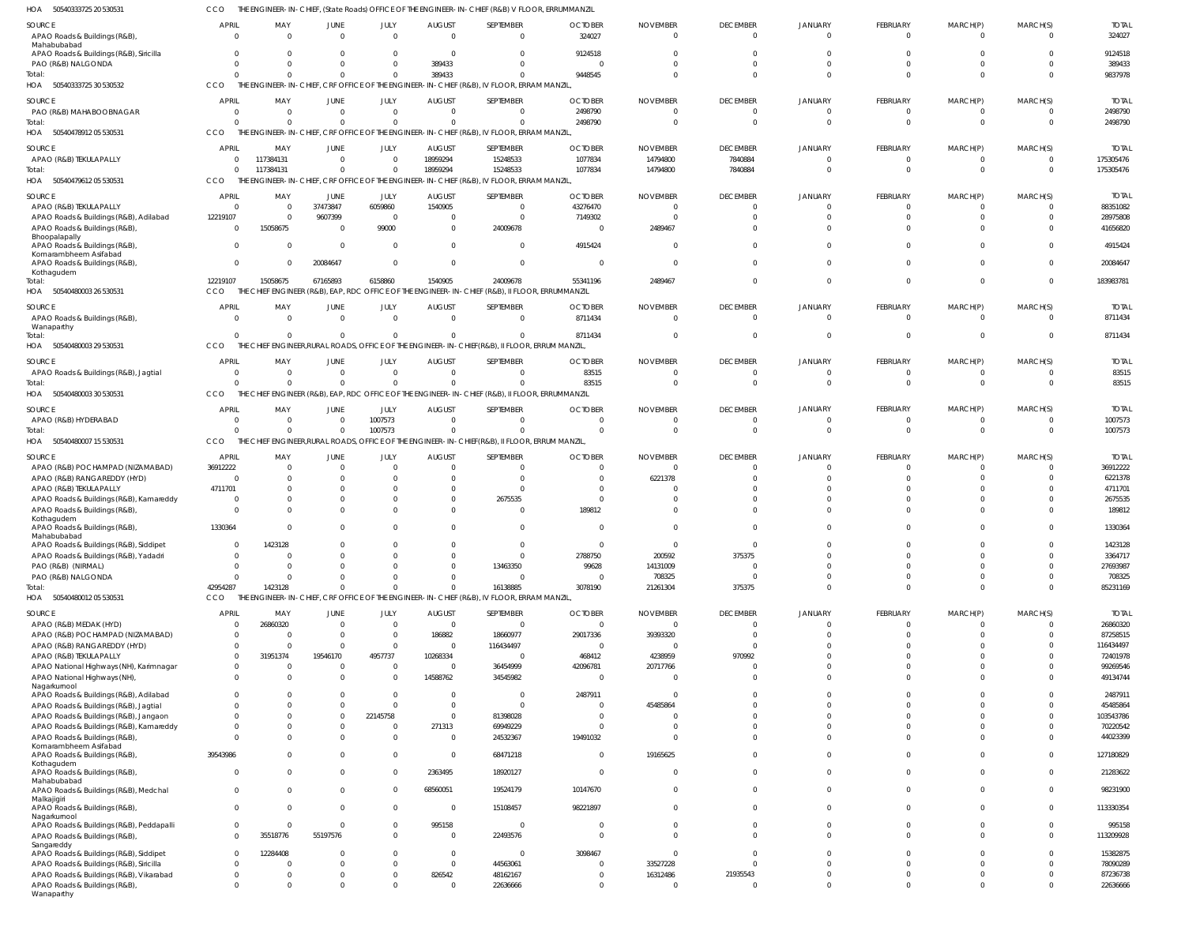HOA 50540333725 20 530531 CCO THE ENGINEER-IN-CHIEF, (State Roads) OFFICE OF THE ENGINEER-IN-CHIEF (R&B) V FLOOR, ERRUMMANZIL

| SOURCE | APRIL | MAY | JUNE | JULY | AUGUST | SEPTEMBER | OCTOBER | NOVEMBER | DECEMBER | JANUARY | FEBRUARY | MARCH(P) | MARCH(S) | TOTAL |
|---|---|---|---|---|---|---|---|---|---|---|---|---|---|---|
| APAO Roads & Buildings (R&B), Mahabubabad | 0 | 0 | 0 | 0 | 0 | 0 | 324027 | 0 | 0 | 0 | 0 | 0 | 0 | 324027 |
| APAO Roads & Buildings (R&B), Siricilla | 0 | 0 | 0 | 0 | 0 | 0 | 9124518 | 0 | 0 | 0 | 0 | 0 | 0 | 9124518 |
| PAO (R&B) NALGONDA | 0 | 0 | 0 | 0 | 389433 | 0 | 0 | 0 | 0 | 0 | 0 | 0 | 0 | 389433 |
| Total: | 0 | 0 | 0 | 0 | 389433 | 0 | 9448545 | 0 | 0 | 0 | 0 | 0 | 0 | 9837978 |

HOA 50540333725 30 530532 CCO THE ENGINEER-IN-CHIEF, CRF OFFICE OF THE ENGINEER-IN-CHIEF (R&B), IV FLOOR, ERRAM MANZIL,

| SOURCE | APRIL | MAY | JUNE | JULY | AUGUST | SEPTEMBER | OCTOBER | NOVEMBER | DECEMBER | JANUARY | FEBRUARY | MARCH(P) | MARCH(S) | TOTAL |
|---|---|---|---|---|---|---|---|---|---|---|---|---|---|---|
| PAO (R&B) MAHABOOBNAGAR | 0 | 0 | 0 | 0 | 0 | 0 | 2498790 | 0 | 0 | 0 | 0 | 0 | 0 | 2498790 |
| Total: | 0 | 0 | 0 | 0 | 0 | 0 | 2498790 | 0 | 0 | 0 | 0 | 0 | 0 | 2498790 |

HOA 50540478912 05 530531 CCO THE ENGINEER-IN-CHIEF, CRF OFFICE OF THE ENGINEER-IN-CHIEF (R&B), IV FLOOR, ERRAM MANZIL,

| SOURCE | APRIL | MAY | JUNE | JULY | AUGUST | SEPTEMBER | OCTOBER | NOVEMBER | DECEMBER | JANUARY | FEBRUARY | MARCH(P) | MARCH(S) | TOTAL |
|---|---|---|---|---|---|---|---|---|---|---|---|---|---|---|
| APAO (R&B) TEKULAPALLY | 0 | 117384131 | 0 | 0 | 18959294 | 15248533 | 1077834 | 14794800 | 7840884 | 0 | 0 | 0 | 0 | 175305476 |
| Total: | 0 | 117384131 | 0 | 0 | 18959294 | 15248533 | 1077834 | 14794800 | 7840884 | 0 | 0 | 0 | 0 | 175305476 |

HOA 50540479612 05 530531 CCO THE ENGINEER-IN-CHIEF, CRF OFFICE OF THE ENGINEER-IN-CHIEF (R&B), IV FLOOR, ERRAM MANZIL,

| SOURCE | APRIL | MAY | JUNE | JULY | AUGUST | SEPTEMBER | OCTOBER | NOVEMBER | DECEMBER | JANUARY | FEBRUARY | MARCH(P) | MARCH(S) | TOTAL |
|---|---|---|---|---|---|---|---|---|---|---|---|---|---|---|
| APAO (R&B) TEKULAPALLY | 0 | 0 | 37473847 | 6059860 | 1540905 | 0 | 43276470 | 0 | 0 | 0 | 0 | 0 | 0 | 88351082 |
| APAO Roads & Buildings (R&B), Adilabad | 12219107 | 0 | 9607399 | 0 | 0 | 0 | 7149302 | 0 | 0 | 0 | 0 | 0 | 0 | 28975808 |
| APAO Roads & Buildings (R&B), Bhoopalapally | 0 | 15058675 | 0 | 99000 | 0 | 24009678 | 0 | 2489467 | 0 | 0 | 0 | 0 | 0 | 41656820 |
| APAO Roads & Buildings (R&B), Komarambheem Asifabad | 0 | 0 | 0 | 0 | 0 | 0 | 4915424 | 0 | 0 | 0 | 0 | 0 | 0 | 4915424 |
| APAO Roads & Buildings (R&B), Kothagudem | 0 | 0 | 20084647 | 0 | 0 | 0 | 0 | 0 | 0 | 0 | 0 | 0 | 0 | 20084647 |
| Total: | 12219107 | 15058675 | 67165893 | 6158860 | 1540905 | 24009678 | 55341196 | 2489467 | 0 | 0 | 0 | 0 | 0 | 183983781 |

HOA 50540480003 26 530531 CCO THE CHIEF ENGINEER (R&B), EAP, RDC OFFICE OF THE ENGINEER-IN-CHIEF (R&B), II FLOOR, ERRUMMANZIL

| SOURCE | APRIL | MAY | JUNE | JULY | AUGUST | SEPTEMBER | OCTOBER | NOVEMBER | DECEMBER | JANUARY | FEBRUARY | MARCH(P) | MARCH(S) | TOTAL |
|---|---|---|---|---|---|---|---|---|---|---|---|---|---|---|
| APAO Roads & Buildings (R&B), Wanaparthy | 0 | 0 | 0 | 0 | 0 | 0 | 8711434 | 0 | 0 | 0 | 0 | 0 | 0 | 8711434 |
| Total: | 0 | 0 | 0 | 0 | 0 | 0 | 8711434 | 0 | 0 | 0 | 0 | 0 | 0 | 8711434 |

HOA 50540480003 29 530531 CCO THE CHIEF ENGINEER,RURAL ROADS, OFFICE OF THE ENGINEER-IN-CHIEF(R&B), II FLOOR, ERRUM MANZIL,

| SOURCE | APRIL | MAY | JUNE | JULY | AUGUST | SEPTEMBER | OCTOBER | NOVEMBER | DECEMBER | JANUARY | FEBRUARY | MARCH(P) | MARCH(S) | TOTAL |
|---|---|---|---|---|---|---|---|---|---|---|---|---|---|---|
| APAO Roads & Buildings (R&B), Jagtial | 0 | 0 | 0 | 0 | 0 | 0 | 83515 | 0 | 0 | 0 | 0 | 0 | 0 | 83515 |
| Total: | 0 | 0 | 0 | 0 | 0 | 0 | 83515 | 0 | 0 | 0 | 0 | 0 | 0 | 83515 |

HOA 50540480003 30 530531 CCO THE CHIEF ENGINEER (R&B), EAP, RDC OFFICE OF THE ENGINEER-IN-CHIEF (R&B), II FLOOR, ERRUMMANZIL

| SOURCE | APRIL | MAY | JUNE | JULY | AUGUST | SEPTEMBER | OCTOBER | NOVEMBER | DECEMBER | JANUARY | FEBRUARY | MARCH(P) | MARCH(S) | TOTAL |
|---|---|---|---|---|---|---|---|---|---|---|---|---|---|---|
| APAO (R&B) HYDERABAD | 0 | 0 | 0 | 1007573 | 0 | 0 | 0 | 0 | 0 | 0 | 0 | 0 | 0 | 1007573 |
| Total: | 0 | 0 | 0 | 1007573 | 0 | 0 | 0 | 0 | 0 | 0 | 0 | 0 | 0 | 1007573 |

HOA 50540480007 15 530531 CCO THE CHIEF ENGINEER,RURAL ROADS, OFFICE OF THE ENGINEER-IN-CHIEF(R&B), II FLOOR, ERRUM MANZIL,

| SOURCE | APRIL | MAY | JUNE | JULY | AUGUST | SEPTEMBER | OCTOBER | NOVEMBER | DECEMBER | JANUARY | FEBRUARY | MARCH(P) | MARCH(S) | TOTAL |
|---|---|---|---|---|---|---|---|---|---|---|---|---|---|---|
| APAO (R&B) POCHAMPAD (NIZAMABAD) | 36912222 | 0 | 0 | 0 | 0 | 0 | 0 | 0 | 0 | 0 | 0 | 0 | 0 | 36912222 |
| APAO (R&B) RANGAREDDY (HYD) | 0 | 0 | 0 | 0 | 0 | 0 | 0 | 6221378 | 0 | 0 | 0 | 0 | 0 | 6221378 |
| APAO (R&B) TEKULAPALLY | 4711701 | 0 | 0 | 0 | 0 | 0 | 0 | 0 | 0 | 0 | 0 | 0 | 0 | 4711701 |
| APAO Roads & Buildings (R&B), Kamareddy | 0 | 0 | 0 | 0 | 0 | 2675535 | 0 | 0 | 0 | 0 | 0 | 0 | 0 | 2675535 |
| APAO Roads & Buildings (R&B), Kothagudem | 0 | 0 | 0 | 0 | 0 | 0 | 189812 | 0 | 0 | 0 | 0 | 0 | 0 | 189812 |
| APAO Roads & Buildings (R&B), Mahabubabad | 1330364 | 0 | 0 | 0 | 0 | 0 | 0 | 0 | 0 | 0 | 0 | 0 | 0 | 1330364 |
| APAO Roads & Buildings (R&B), Siddipet | 0 | 1423128 | 0 | 0 | 0 | 0 | 0 | 0 | 0 | 0 | 0 | 0 | 0 | 1423128 |
| APAO Roads & Buildings (R&B), Yadadri | 0 | 0 | 0 | 0 | 0 | 0 | 2788750 | 200592 | 375375 | 0 | 0 | 0 | 0 | 3364717 |
| PAO (R&B) (NIRMAL) | 0 | 0 | 0 | 0 | 0 | 13463350 | 99628 | 14131009 | 0 | 0 | 0 | 0 | 0 | 27693987 |
| PAO (R&B) NALGONDA | 0 | 0 | 0 | 0 | 0 | 0 | 0 | 708325 | 0 | 0 | 0 | 0 | 0 | 708325 |
| Total: | 42954287 | 1423128 | 0 | 0 | 0 | 16138885 | 3078190 | 21261304 | 375375 | 0 | 0 | 0 | 0 | 85231169 |

HOA 50540480012 05 530531 CCO THE ENGINEER-IN-CHIEF, CRF OFFICE OF THE ENGINEER-IN-CHIEF (R&B), IV FLOOR, ERRAM MANZIL,

| SOURCE | APRIL | MAY | JUNE | JULY | AUGUST | SEPTEMBER | OCTOBER | NOVEMBER | DECEMBER | JANUARY | FEBRUARY | MARCH(P) | MARCH(S) | TOTAL |
|---|---|---|---|---|---|---|---|---|---|---|---|---|---|---|
| APAO (R&B) MEDAK (HYD) | 0 | 26860320 | 0 | 0 | 0 | 0 | 0 | 0 | 0 | 0 | 0 | 0 | 0 | 26860320 |
| APAO (R&B) POCHAMPAD (NIZAMABAD) | 0 | 0 | 0 | 0 | 186882 | 18660977 | 29017336 | 39393320 | 0 | 0 | 0 | 0 | 0 | 87258515 |
| APAO (R&B) RANGAREDDY (HYD) | 0 | 0 | 0 | 0 | 0 | 116434497 | 0 | 0 | 0 | 0 | 0 | 0 | 0 | 116434497 |
| APAO (R&B) TEKULAPALLY | 0 | 31951374 | 19546170 | 4957737 | 10268334 | 0 | 468412 | 4238959 | 970992 | 0 | 0 | 0 | 0 | 72401978 |
| APAO National Highways (NH), Karimnagar | 0 | 0 | 0 | 0 | 0 | 36454999 | 42096781 | 20717766 | 0 | 0 | 0 | 0 | 0 | 99269546 |
| APAO National Highways (NH), Nagarkurnool | 0 | 0 | 0 | 0 | 14588762 | 34545982 | 0 | 0 | 0 | 0 | 0 | 0 | 0 | 49134744 |
| APAO Roads & Buildings (R&B), Adilabad | 0 | 0 | 0 | 0 | 0 | 0 | 2487911 | 0 | 0 | 0 | 0 | 0 | 0 | 2487911 |
| APAO Roads & Buildings (R&B), Jagtial | 0 | 0 | 0 | 0 | 0 | 0 | 0 | 45485864 | 0 | 0 | 0 | 0 | 0 | 45485864 |
| APAO Roads & Buildings (R&B), Jangaon | 0 | 0 | 0 | 22145758 | 0 | 81398028 | 0 | 0 | 0 | 0 | 0 | 0 | 0 | 103543786 |
| APAO Roads & Buildings (R&B), Kamareddy | 0 | 0 | 0 | 0 | 271313 | 69949229 | 0 | 0 | 0 | 0 | 0 | 0 | 0 | 70220542 |
| APAO Roads & Buildings (R&B), Komarambheem Asifabad | 0 | 0 | 0 | 0 | 0 | 24532367 | 19491032 | 0 | 0 | 0 | 0 | 0 | 0 | 44023399 |
| APAO Roads & Buildings (R&B), Kothagudem | 39543986 | 0 | 0 | 0 | 0 | 68471218 | 0 | 19165625 | 0 | 0 | 0 | 0 | 0 | 127180829 |
| APAO Roads & Buildings (R&B), Mahabubabad | 0 | 0 | 0 | 0 | 2363495 | 18920127 | 0 | 0 | 0 | 0 | 0 | 0 | 0 | 21283622 |
| APAO Roads & Buildings (R&B), Medchal Malkajigiri | 0 | 0 | 0 | 0 | 68560051 | 19524179 | 10147670 | 0 | 0 | 0 | 0 | 0 | 0 | 98231900 |
| APAO Roads & Buildings (R&B), Nagarkurnool | 0 | 0 | 0 | 0 | 0 | 15108457 | 98221897 | 0 | 0 | 0 | 0 | 0 | 0 | 113330354 |
| APAO Roads & Buildings (R&B), Peddapalli | 0 | 0 | 0 | 0 | 995158 | 0 | 0 | 0 | 0 | 0 | 0 | 0 | 0 | 995158 |
| APAO Roads & Buildings (R&B), Sangareddy | 0 | 35518776 | 55197576 | 0 | 0 | 22493576 | 0 | 0 | 0 | 0 | 0 | 0 | 0 | 113209928 |
| APAO Roads & Buildings (R&B), Siddipet | 0 | 12284408 | 0 | 0 | 0 | 0 | 3098467 | 0 | 0 | 0 | 0 | 0 | 0 | 15382875 |
| APAO Roads & Buildings (R&B), Siricilla | 0 | 0 | 0 | 0 | 0 | 44563061 | 0 | 33527228 | 0 | 0 | 0 | 0 | 0 | 78090289 |
| APAO Roads & Buildings (R&B), Vikarabad | 0 | 0 | 0 | 0 | 826542 | 48162167 | 0 | 16312486 | 21935543 | 0 | 0 | 0 | 0 | 87236738 |
| APAO Roads & Buildings (R&B), Wanaparthy | 0 | 0 | 0 | 0 | 0 | 22636666 | 0 | 0 | 0 | 0 | 0 | 0 | 0 | 22636666 |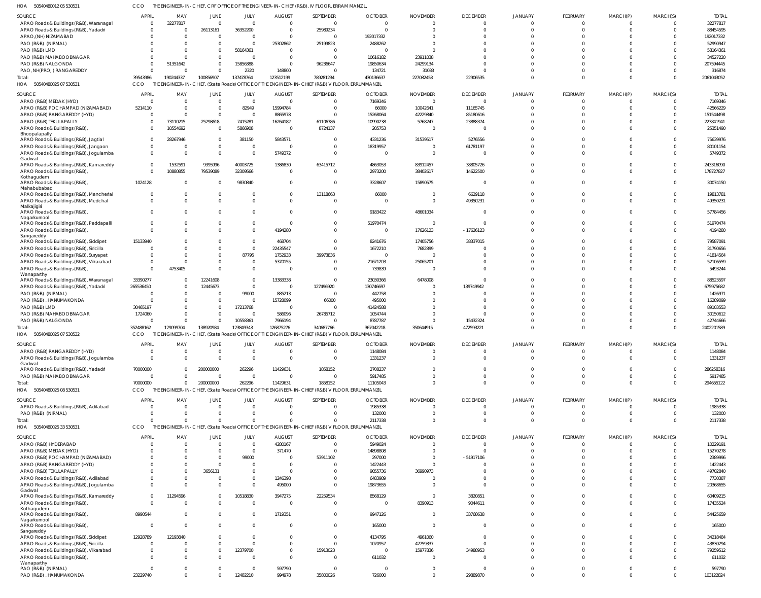HOA 50540480012 05 530531 CCO THE ENGINEER-IN-CHIEF, CRF OFFICE OF THE ENGINEER-IN-CHIEF (R&B), IV FLOOR, ERRAM MANZIL,

| SOURCE | APRIL | MAY | JUNE | JULY | AUGUST | SEPTEMBER | OCTOBER | NOVEMBER | DECEMBER | JANUARY | FEBRUARY | MARCH(P) | MARCH(S) | TOTAL |
|---|---|---|---|---|---|---|---|---|---|---|---|---|---|---|
| APAO Roads & Buildings (R&B), Waranagal | 0 | 32277817 | 0 | 0 | 0 | 0 | 0 | 0 | 0 | 0 | 0 | 0 | 0 | 32277817 |
| APAO Roads & Buildings (R&B), Yadadri | 0 | 0 | 26113161 | 36352200 | 0 | 25989234 | 0 | 0 | 0 | 0 | 0 | 0 | 0 | 88454595 |
| APAO,(NH) NIZAMABAD | 0 | 0 | 0 | 0 | 0 | 0 | 192017332 | 0 | 0 | 0 | 0 | 0 | 0 | 192017332 |
| PAO (R&B) (NIRMAL) | 0 | 0 | 0 | 0 | 25302862 | 25199823 | 2488262 | 0 | 0 | 0 | 0 | 0 | 0 | 52990947 |
| PAO (R&B) LMD | 0 | 0 | 0 | 58164361 | 0 | 0 | 0 | 0 | 0 | 0 | 0 | 0 | 0 | 58164361 |
| PAO (R&B) MAHABOOBNAGAR | 0 | 0 | 0 | 0 | 0 | 0 | 10616182 | 23911038 | 0 | 0 | 0 | 0 | 0 | 34527220 |
| PAO (R&B) NALGONDA | 0 | 51351642 | 0 | 15856388 | 0 | 96236647 | 19850634 | 24299134 | 0 | 0 | 0 | 0 | 0 | 207594445 |
| PAO, NH(PROJ) RANGAREDDY | 0 | 0 | 0 | 2320 | 148800 | 0 | 134721 | 31033 | 0 | 0 | 0 | 0 | 0 | 316874 |
| Total: | 39543986 | 190244337 | 100856907 | 137478764 | 123512199 | 789281234 | 430136637 | 227082453 | 22906535 | 0 | 0 | 0 | 0 | 2061043052 |

HOA 50540480025 07 530531 CCO THE ENGINEER-IN-CHIEF, (State Roads) OFFICE OF THE ENGINEER-IN-CHIEF (R&B) V FLOOR, ERRUMMANZIL

| SOURCE | APRIL | MAY | JUNE | JULY | AUGUST | SEPTEMBER | OCTOBER | NOVEMBER | DECEMBER | JANUARY | FEBRUARY | MARCH(P) | MARCH(S) | TOTAL |
|---|---|---|---|---|---|---|---|---|---|---|---|---|---|---|
| APAO (R&B) MEDAK (HYD) | 0 | 0 | 0 | 0 | 0 | 0 | 7169346 | 0 | 0 | 0 | 0 | 0 | 0 | 7169346 |
| APAO (R&B) POCHAMPAD (NIZAMABAD) | 5214110 | 0 | 0 | 82949 | 15994784 | 0 | 66000 | 10042641 | 11165745 | 0 | 0 | 0 | 0 | 42566229 |
| APAO (R&B) RANGAREDDY (HYD) | 0 | 0 | 0 | 0 | 8865978 | 0 | 15268064 | 42229840 | 85180616 | 0 | 0 | 0 | 0 | 151544498 |
| APAO (R&B) TEKULAPALLY | 0 | 73110215 | 25298618 | 7415281 | 16264182 | 61106786 | 10990238 | 5768247 | 23888374 | 0 | 0 | 0 | 0 | 223841941 |
| APAO Roads & Buildings (R&B), Bhoopalapally | 0 | 10554692 | 0 | 5866908 | 0 | 8724137 | 205753 | 0 | 0 | 0 | 0 | 0 | 0 | 25351490 |
| APAO Roads & Buildings (R&B), Jagtial | 0 | 28267946 | 0 | 381150 | 5843571 | 0 | 4331236 | 31539517 | 5276556 | 0 | 0 | 0 | 0 | 75639976 |
| APAO Roads & Buildings (R&B), Jangaon | 0 | 0 | 0 | 0 | 0 | 0 | 18319957 | 0 | 61781197 | 0 | 0 | 0 | 0 | 80101154 |
| APAO Roads & Buildings (R&B), Jogulamba Gadwal | 0 | 0 | 0 | 0 | 5749372 | 0 | 0 | 0 | 0 | 0 | 0 | 0 | 0 | 5749372 |
| APAO Roads & Buildings (R&B), Kamareddy | 0 | 1532591 | 9395996 | 40003725 | 1386830 | 63415712 | 4863053 | 83912457 | 38805726 | 0 | 0 | 0 | 0 | 243316090 |
| APAO Roads & Buildings (R&B), Kothagudem | 0 | 10880855 | 79539089 | 32309566 | 0 | 0 | 2973200 | 38402617 | 14622500 | 0 | 0 | 0 | 0 | 178727827 |
| APAO Roads & Buildings (R&B), Mahabubabad | 1024128 | 0 | 0 | 9830840 | 0 | 0 | 3328607 | 15890575 | 0 | 0 | 0 | 0 | 0 | 30074150 |
| APAO Roads & Buildings (R&B), Mancherial | 0 | 0 | 0 | 0 | 0 | 13118663 | 66000 | 0 | 6629118 | 0 | 0 | 0 | 0 | 19813781 |
| APAO Roads & Buildings (R&B), Medchal Malkajigiri | 0 | 0 | 0 | 0 | 0 | 0 | 0 | 0 | 49350231 | 0 | 0 | 0 | 0 | 49350231 |
| APAO Roads & Buildings (R&B), Nagarkurnool | 0 | 0 | 0 | 0 | 0 | 0 | 9183422 | 48601034 | 0 | 0 | 0 | 0 | 0 | 57784456 |
| APAO Roads & Buildings (R&B), Peddapalli | 0 | 0 | 0 | 0 | 0 | 0 | 51970474 | 0 | 0 | 0 | 0 | 0 | 0 | 51970474 |
| APAO Roads & Buildings (R&B), Sangareddy | 0 | 0 | 0 | 0 | 4194280 | 0 | 0 | 17626123 | -17626123 | 0 | 0 | 0 | 0 | 4194280 |
| APAO Roads & Buildings (R&B), Siddipet | 15133940 | 0 | 0 | 0 | 468704 | 0 | 8241676 | 17405756 | 38337015 | 0 | 0 | 0 | 0 | 79587091 |
| APAO Roads & Buildings (R&B), Siricilla | 0 | 0 | 0 | 0 | 22435547 | 0 | 1672210 | 7682899 | 0 | 0 | 0 | 0 | 0 | 31790656 |
| APAO Roads & Buildings (R&B), Suryapet | 0 | 0 | 0 | 87795 | 1752933 | 39973836 | 0 | 0 | 0 | 0 | 0 | 0 | 0 | 41814564 |
| APAO Roads & Buildings (R&B), Vikarabad | 0 | 0 | 0 | 0 | 5370155 | 0 | 21671203 | 25065201 | 0 | 0 | 0 | 0 | 0 | 52106559 |
| APAO Roads & Buildings (R&B), Wanaparthy | 0 | 4753405 | 0 | 0 | 0 | 0 | 739839 | 0 | 0 | 0 | 0 | 0 | 0 | 5493244 |
| APAO Roads & Buildings (R&B), Waranagal | 33390277 | 0 | 12241608 | 0 | 13383338 | 0 | 23030366 | 6478008 | 0 | 0 | 0 | 0 | 0 | 88523597 |
| APAO Roads & Buildings (R&B), Yadadri | 265536450 | 0 | 12445673 | 0 | 0 | 127496920 | 130746697 | 0 | 139749942 | 0 | 0 | 0 | 0 | 675975682 |
| PAO (R&B) (NIRMAL) | 0 | 0 | 0 | 99000 | 885213 | 0 | 442758 | 0 | 0 | 0 | 0 | 0 | 0 | 1426971 |
| PAO (R&B), HANUMAKONDA | 0 | 0 | 0 | 0 | 15728099 | 66000 | 495000 | 0 | 0 | 0 | 0 | 0 | 0 | 16289099 |
| PAO (R&B) LMD | 30465197 | 0 | 0 | 17213768 | 0 | 0 | 41424588 | 0 | 0 | 0 | 0 | 0 | 0 | 89103553 |
| PAO (R&B) MAHABOOBNAGAR | 1724060 | 0 | 0 | 0 | 586096 | 26785712 | 1054744 | 0 | 0 | 0 | 0 | 0 | 0 | 30150612 |
| PAO (R&B) NALGONDA | 0 | 0 | 0 | 10558361 | 7966194 | 0 | 8787787 | 0 | 15432324 | 0 | 0 | 0 | 0 | 42744666 |
| Total: | 352488162 | 129099704 | 138920984 | 123849343 | 126875276 | 340687766 | 367042218 | 350644915 | 472593221 | 0 | 0 | 0 | 0 | 2402201589 |

HOA 50540480025 07 530532 CCO THE ENGINEER-IN-CHIEF, (State Roads) OFFICE OF THE ENGINEER-IN-CHIEF (R&B) V FLOOR, ERRUMMANZIL

| SOURCE | APRIL | MAY | JUNE | JULY | AUGUST | SEPTEMBER | OCTOBER | NOVEMBER | DECEMBER | JANUARY | FEBRUARY | MARCH(P) | MARCH(S) | TOTAL |
|---|---|---|---|---|---|---|---|---|---|---|---|---|---|---|
| APAO (R&B) RANGAREDDY (HYD) | 0 | 0 | 0 | 0 | 0 | 0 | 1148084 | 0 | 0 | 0 | 0 | 0 | 0 | 1148084 |
| APAO Roads & Buildings (R&B), Jogulamba Gadwal | 0 | 0 | 0 | 0 | 0 | 0 | 1331237 | 0 | 0 | 0 | 0 | 0 | 0 | 1331237 |
| APAO Roads & Buildings (R&B), Yadadri | 70000000 | 0 | 200000000 | 262296 | 11429631 | 1858152 | 2708237 | 0 | 0 | 0 | 0 | 0 | 0 | 286258316 |
| PAO (R&B) MAHABOOBNAGAR | 0 | 0 | 0 | 0 | 0 | 0 | 5917485 | 0 | 0 | 0 | 0 | 0 | 0 | 5917485 |
| Total: | 70000000 | 0 | 200000000 | 262296 | 11429631 | 1858152 | 11105043 | 0 | 0 | 0 | 0 | 0 | 0 | 294655122 |

HOA 50540480025 08 530531 CCO THE ENGINEER-IN-CHIEF, (State Roads) OFFICE OF THE ENGINEER-IN-CHIEF (R&B) V FLOOR, ERRUMMANZIL

| SOURCE | APRIL | MAY | JUNE | JULY | AUGUST | SEPTEMBER | OCTOBER | NOVEMBER | DECEMBER | JANUARY | FEBRUARY | MARCH(P) | MARCH(S) | TOTAL |
|---|---|---|---|---|---|---|---|---|---|---|---|---|---|---|
| APAO Roads & Buildings (R&B), Adilabad | 0 | 0 | 0 | 0 | 0 | 0 | 1985338 | 0 | 0 | 0 | 0 | 0 | 0 | 1985338 |
| PAO (R&B) (NIRMAL) | 0 | 0 | 0 | 0 | 0 | 0 | 132000 | 0 | 0 | 0 | 0 | 0 | 0 | 132000 |
| Total: | 0 | 0 | 0 | 0 | 0 | 0 | 2117338 | 0 | 0 | 0 | 0 | 0 | 0 | 2117338 |

HOA 50540480025 33 530531 CCO THE ENGINEER-IN-CHIEF, (State Roads) OFFICE OF THE ENGINEER-IN-CHIEF (R&B) V FLOOR, ERRUMMANZIL

| SOURCE | APRIL | MAY | JUNE | JULY | AUGUST | SEPTEMBER | OCTOBER | NOVEMBER | DECEMBER | JANUARY | FEBRUARY | MARCH(P) | MARCH(S) | TOTAL |
|---|---|---|---|---|---|---|---|---|---|---|---|---|---|---|
| APAO (R&B) HYDERABAD | 0 | 0 | 0 | 0 | 4280167 | 0 | 5949024 | 0 | 0 | 0 | 0 | 0 | 0 | 10229191 |
| APAO (R&B) MEDAK (HYD) | 0 | 0 | 0 | 0 | 371470 | 0 | 14898808 | 0 | 0 | 0 | 0 | 0 | 0 | 15270278 |
| APAO (R&B) POCHAMPAD (NIZAMABAD) | 0 | 0 | 0 | 99000 | 0 | 53911102 | 297000 | 0 | -51917106 | 0 | 0 | 0 | 0 | 2389996 |
| APAO (R&B) RANGAREDDY (HYD) | 0 | 0 | 0 | 0 | 0 | 0 | 1422443 | 0 | 0 | 0 | 0 | 0 | 0 | 1422443 |
| APAO (R&B) TEKULAPALLY | 0 | 0 | 3656131 | 0 | 0 | 0 | 9055736 | 36990973 | 0 | 0 | 0 | 0 | 0 | 49702840 |
| APAO Roads & Buildings (R&B), Adilabad | 0 | 0 | 0 | 0 | 1246398 | 0 | 6483989 | 0 | 0 | 0 | 0 | 0 | 0 | 7730387 |
| APAO Roads & Buildings (R&B), Jogulamba Gadwal | 0 | 0 | 0 | 0 | 495000 | 0 | 19873655 | 0 | 0 | 0 | 0 | 0 | 0 | 20368655 |
| APAO Roads & Buildings (R&B), Kamareddy | 0 | 11294596 | 0 | 10518830 | 3947275 | 22259534 | 8568129 | 0 | 3820851 | 0 | 0 | 0 | 0 | 60409215 |
| APAO Roads & Buildings (R&B), Kothagudem | 0 | 0 | 0 | 0 | 0 | 0 | 0 | 8390913 | 9044611 | 0 | 0 | 0 | 0 | 17435524 |
| APAO Roads & Buildings (R&B), Nagarkurnool | 8990544 | 0 | 0 | 0 | 1719351 | 0 | 9947126 | 0 | 33768638 | 0 | 0 | 0 | 0 | 54425659 |
| APAO Roads & Buildings (R&B), Sangareddy | 0 | 0 | 0 | 0 | 0 | 0 | 165000 | 0 | 0 | 0 | 0 | 0 | 0 | 165000 |
| APAO Roads & Buildings (R&B), Siddipet | 12928789 | 12193840 | 0 | 0 | 0 | 0 | 4134795 | 4961060 | 0 | 0 | 0 | 0 | 0 | 34218484 |
| APAO Roads & Buildings (R&B), Siricilla | 0 | 0 | 0 | 0 | 0 | 0 | 1070957 | 42759337 | 0 | 0 | 0 | 0 | 0 | 43830294 |
| APAO Roads & Buildings (R&B), Vikarabad | 0 | 0 | 0 | 12379700 | 0 | 15913023 | 0 | 15977836 | 34988953 | 0 | 0 | 0 | 0 | 79259512 |
| APAO Roads & Buildings (R&B), Wanaparthy | 0 | 0 | 0 | 0 | 0 | 0 | 611032 | 0 | 0 | 0 | 0 | 0 | 0 | 611032 |
| PAO (R&B) (NIRMAL) | 0 | 0 | 0 | 0 | 597790 | 0 | 0 | 0 | 0 | 0 | 0 | 0 | 0 | 597790 |
| PAO (R&B), HANUMAKONDA | 23229740 | 0 | 0 | 12482210 | 994978 | 35800026 | 726000 | 0 | 29889870 | 0 | 0 | 0 | 0 | 103122824 |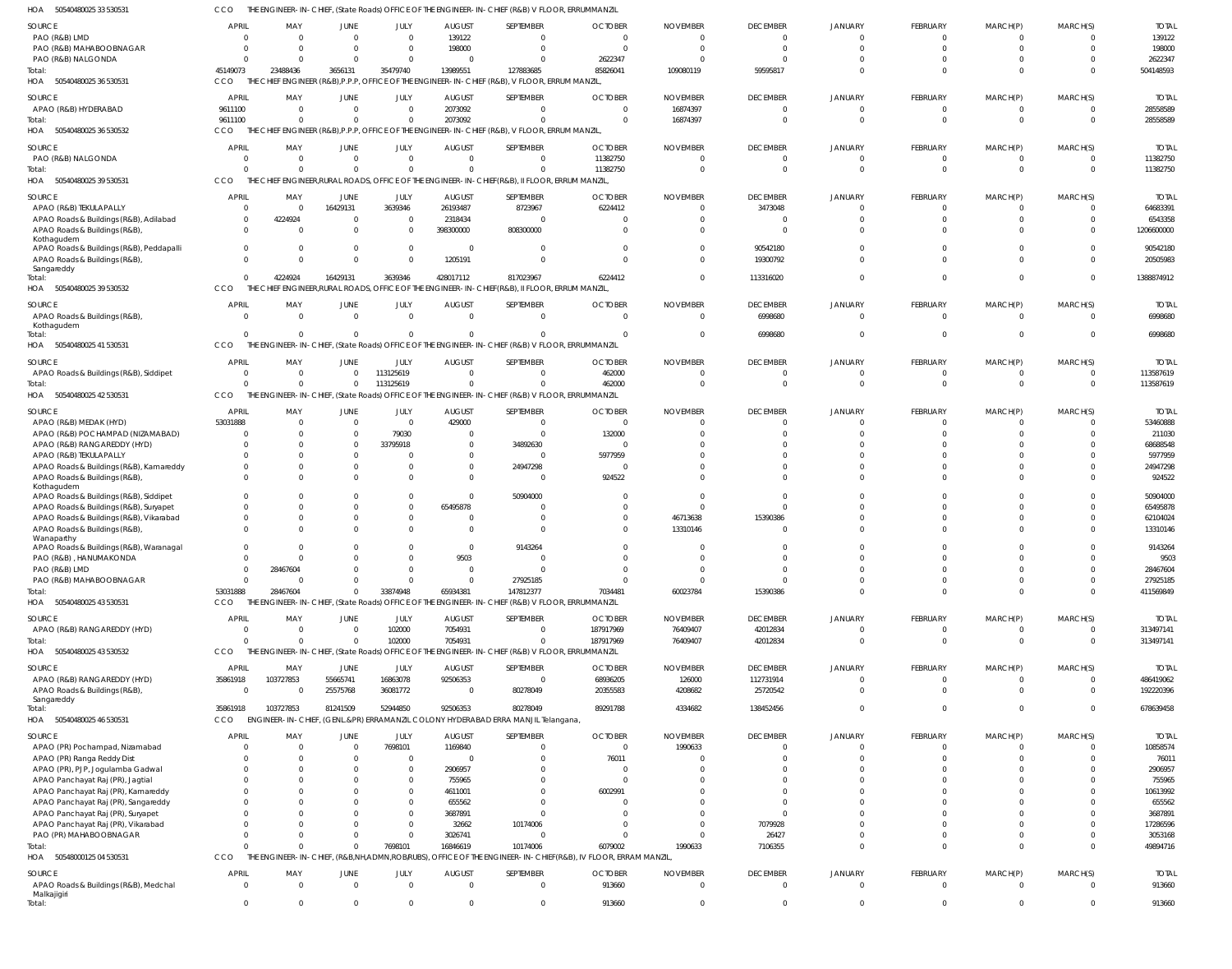HOA 50540480025 33 530531 CCO THE ENGINEER-IN-CHIEF, (State Roads) OFFICE OF THE ENGINEER-IN-CHIEF (R&B) V FLOOR, ERRUMMANZIL

| SOURCE | APRIL | MAY | JUNE | JULY | AUGUST | SEPTEMBER | OCTOBER | NOVEMBER | DECEMBER | JANUARY | FEBRUARY | MARCH(P) | MARCH(S) | TOTAL |
|---|---|---|---|---|---|---|---|---|---|---|---|---|---|---|
| PAO (R&B) LMD | 0 | 0 | 0 | 0 | 139122 | 0 | 0 | 0 | 0 | 0 | 0 | 0 | 0 | 139122 |
| PAO (R&B) MAHABOOBNAGAR | 0 | 0 | 0 | 0 | 198000 | 0 | 0 | 0 | 0 | 0 | 0 | 0 | 0 | 198000 |
| PAO (R&B) NALGONDA | 0 | 0 | 0 | 0 | 0 | 0 | 2622347 | 0 | 0 | 0 | 0 | 0 | 0 | 2622347 |
| Total: | 45149073 | 23488436 | 3656131 | 35479740 | 13989551 | 127883685 | 85826041 | 109080119 | 59595817 | 0 | 0 | 0 | 0 | 504148593 |

HOA 50540480025 36 530531 CCO THE CHIEF ENGINEER (R&B),P.P.P, OFFICE OF THE ENGINEER-IN-CHIEF (R&B), V FLOOR, ERRUM MANZIL,

| SOURCE | APRIL | MAY | JUNE | JULY | AUGUST | SEPTEMBER | OCTOBER | NOVEMBER | DECEMBER | JANUARY | FEBRUARY | MARCH(P) | MARCH(S) | TOTAL |
|---|---|---|---|---|---|---|---|---|---|---|---|---|---|---|
| APAO (R&B) HYDERABAD | 9611100 | 0 | 0 | 0 | 2073092 | 0 | 0 | 16874397 | 0 | 0 | 0 | 0 | 0 | 28558589 |
| Total: | 9611100 | 0 | 0 | 0 | 2073092 | 0 | 0 | 16874397 | 0 | 0 | 0 | 0 | 0 | 28558589 |

HOA 50540480025 36 530532 CCO THE CHIEF ENGINEER (R&B),P.P.P, OFFICE OF THE ENGINEER-IN-CHIEF (R&B), V FLOOR, ERRUM MANZIL,

| SOURCE | APRIL | MAY | JUNE | JULY | AUGUST | SEPTEMBER | OCTOBER | NOVEMBER | DECEMBER | JANUARY | FEBRUARY | MARCH(P) | MARCH(S) | TOTAL |
|---|---|---|---|---|---|---|---|---|---|---|---|---|---|---|
| PAO (R&B) NALGONDA | 0 | 0 | 0 | 0 | 0 | 0 | 11382750 | 0 | 0 | 0 | 0 | 0 | 0 | 11382750 |
| Total: | 0 | 0 | 0 | 0 | 0 | 0 | 11382750 | 0 | 0 | 0 | 0 | 0 | 0 | 11382750 |

HOA 50540480025 39 530531 CCO THE CHIEF ENGINEER,RURAL ROADS, OFFICE OF THE ENGINEER-IN-CHIEF(R&B), II FLOOR, ERRUM MANZIL,

| SOURCE | APRIL | MAY | JUNE | JULY | AUGUST | SEPTEMBER | OCTOBER | NOVEMBER | DECEMBER | JANUARY | FEBRUARY | MARCH(P) | MARCH(S) | TOTAL |
|---|---|---|---|---|---|---|---|---|---|---|---|---|---|---|
| APAO (R&B) TEKULAPALLY | 0 | 0 | 16429131 | 3639346 | 26193487 | 8723967 | 6224412 | 0 | 3473048 | 0 | 0 | 0 | 0 | 64683391 |
| APAO Roads & Buildings (R&B), Adilabad | 0 | 4224924 | 0 | 0 | 2318434 | 0 | 0 | 0 | 0 | 0 | 0 | 0 | 0 | 6543358 |
| APAO Roads & Buildings (R&B), Kothagudem | 0 | 0 | 0 | 0 | 398300000 | 808300000 | 0 | 0 | 0 | 0 | 0 | 0 | 0 | 1206600000 |
| APAO Roads & Buildings (R&B), Peddapalli | 0 | 0 | 0 | 0 | 0 | 0 | 0 | 0 | 90542180 | 0 | 0 | 0 | 0 | 90542180 |
| APAO Roads & Buildings (R&B), Sangareddy | 0 | 0 | 0 | 0 | 1205191 | 0 | 0 | 0 | 19300792 | 0 | 0 | 0 | 0 | 20505983 |
| Total: | 0 | 4224924 | 16429131 | 3639346 | 428017112 | 817023967 | 6224412 | 0 | 113316020 | 0 | 0 | 0 | 0 | 1388874912 |

HOA 50540480025 39 530532 CCO THE CHIEF ENGINEER,RURAL ROADS, OFFICE OF THE ENGINEER-IN-CHIEF(R&B), II FLOOR, ERRUM MANZIL,

| SOURCE | APRIL | MAY | JUNE | JULY | AUGUST | SEPTEMBER | OCTOBER | NOVEMBER | DECEMBER | JANUARY | FEBRUARY | MARCH(P) | MARCH(S) | TOTAL |
|---|---|---|---|---|---|---|---|---|---|---|---|---|---|---|
| APAO Roads & Buildings (R&B), Kothagudem | 0 | 0 | 0 | 0 | 0 | 0 | 0 | 0 | 6998680 | 0 | 0 | 0 | 0 | 6998680 |
| Total: | 0 | 0 | 0 | 0 | 0 | 0 | 0 | 0 | 6998680 | 0 | 0 | 0 | 0 | 6998680 |

HOA 50540480025 41 530531 CCO THE ENGINEER-IN-CHIEF, (State Roads) OFFICE OF THE ENGINEER-IN-CHIEF (R&B) V FLOOR, ERRUMMANZIL

| SOURCE | APRIL | MAY | JUNE | JULY | AUGUST | SEPTEMBER | OCTOBER | NOVEMBER | DECEMBER | JANUARY | FEBRUARY | MARCH(P) | MARCH(S) | TOTAL |
|---|---|---|---|---|---|---|---|---|---|---|---|---|---|---|
| APAO Roads & Buildings (R&B), Siddipet | 0 | 0 | 0 | 113125619 | 0 | 0 | 462000 | 0 | 0 | 0 | 0 | 0 | 0 | 113587619 |
| Total: | 0 | 0 | 0 | 113125619 | 0 | 0 | 462000 | 0 | 0 | 0 | 0 | 0 | 0 | 113587619 |

HOA 50540480025 42 530531 CCO THE ENGINEER-IN-CHIEF, (State Roads) OFFICE OF THE ENGINEER-IN-CHIEF (R&B) V FLOOR, ERRUMMANZIL

| SOURCE | APRIL | MAY | JUNE | JULY | AUGUST | SEPTEMBER | OCTOBER | NOVEMBER | DECEMBER | JANUARY | FEBRUARY | MARCH(P) | MARCH(S) | TOTAL |
|---|---|---|---|---|---|---|---|---|---|---|---|---|---|---|
| APAO (R&B) MEDAK (HYD) | 53031888 | 0 | 0 | 0 | 429000 | 0 | 0 | 0 | 0 | 0 | 0 | 0 | 0 | 53460888 |
| APAO (R&B) POCHAMPAD (NIZAMABAD) | 0 | 0 | 0 | 79030 | 0 | 0 | 132000 | 0 | 0 | 0 | 0 | 0 | 0 | 211030 |
| APAO (R&B) RANGAREDDY (HYD) | 0 | 0 | 0 | 33795918 | 0 | 34892630 | 0 | 0 | 0 | 0 | 0 | 0 | 0 | 68688548 |
| APAO (R&B) TEKULAPALLY | 0 | 0 | 0 | 0 | 0 | 0 | 5977959 | 0 | 0 | 0 | 0 | 0 | 0 | 5977959 |
| APAO Roads & Buildings (R&B), Kamareddy | 0 | 0 | 0 | 0 | 0 | 24947298 | 0 | 0 | 0 | 0 | 0 | 0 | 0 | 24947298 |
| APAO Roads & Buildings (R&B), Kothagudem | 0 | 0 | 0 | 0 | 0 | 0 | 924522 | 0 | 0 | 0 | 0 | 0 | 0 | 924522 |
| APAO Roads & Buildings (R&B), Siddipet | 0 | 0 | 0 | 0 | 0 | 50904000 | 0 | 0 | 0 | 0 | 0 | 0 | 0 | 50904000 |
| APAO Roads & Buildings (R&B), Suryapet | 0 | 0 | 0 | 0 | 65495878 | 0 | 0 | 0 | 0 | 0 | 0 | 0 | 0 | 65495878 |
| APAO Roads & Buildings (R&B), Vikarabad | 0 | 0 | 0 | 0 | 0 | 0 | 0 | 46713638 | 15390386 | 0 | 0 | 0 | 0 | 62104024 |
| APAO Roads & Buildings (R&B), Wanaparthy | 0 | 0 | 0 | 0 | 0 | 0 | 0 | 13310146 | 0 | 0 | 0 | 0 | 0 | 13310146 |
| APAO Roads & Buildings (R&B), Waranagal | 0 | 0 | 0 | 0 | 0 | 9143264 | 0 | 0 | 0 | 0 | 0 | 0 | 0 | 9143264 |
| PAO (R&B) , HANUMAKONDA | 0 | 0 | 0 | 0 | 9503 | 0 | 0 | 0 | 0 | 0 | 0 | 0 | 0 | 9503 |
| PAO (R&B) LMD | 0 | 28467604 | 0 | 0 | 0 | 0 | 0 | 0 | 0 | 0 | 0 | 0 | 0 | 28467604 |
| PAO (R&B) MAHABOOBNAGAR | 0 | 0 | 0 | 0 | 0 | 27925185 | 0 | 0 | 0 | 0 | 0 | 0 | 0 | 27925185 |
| Total: | 53031888 | 28467604 | 0 | 33874948 | 65934381 | 147812377 | 7034481 | 60023784 | 15390386 | 0 | 0 | 0 | 0 | 411569849 |

HOA 50540480025 43 530531 CCO THE ENGINEER-IN-CHIEF, (State Roads) OFFICE OF THE ENGINEER-IN-CHIEF (R&B) V FLOOR, ERRUMMANZIL

| SOURCE | APRIL | MAY | JUNE | JULY | AUGUST | SEPTEMBER | OCTOBER | NOVEMBER | DECEMBER | JANUARY | FEBRUARY | MARCH(P) | MARCH(S) | TOTAL |
|---|---|---|---|---|---|---|---|---|---|---|---|---|---|---|
| APAO (R&B) RANGAREDDY (HYD) | 0 | 0 | 0 | 102000 | 7054931 | 0 | 187917969 | 76409407 | 42012834 | 0 | 0 | 0 | 0 | 313497141 |
| Total: | 0 | 0 | 0 | 102000 | 7054931 | 0 | 187917969 | 76409407 | 42012834 | 0 | 0 | 0 | 0 | 313497141 |

HOA 50540480025 43 530532 CCO THE ENGINEER-IN-CHIEF, (State Roads) OFFICE OF THE ENGINEER-IN-CHIEF (R&B) V FLOOR, ERRUMMANZIL

| SOURCE | APRIL | MAY | JUNE | JULY | AUGUST | SEPTEMBER | OCTOBER | NOVEMBER | DECEMBER | JANUARY | FEBRUARY | MARCH(P) | MARCH(S) | TOTAL |
|---|---|---|---|---|---|---|---|---|---|---|---|---|---|---|
| APAO (R&B) RANGAREDDY (HYD) | 35861918 | 103727853 | 55665741 | 16863078 | 92506353 | 0 | 68936205 | 126000 | 112731914 | 0 | 0 | 0 | 0 | 486419062 |
| APAO Roads & Buildings (R&B), Sangareddy | 0 | 0 | 25575768 | 36081772 | 0 | 80278049 | 20355583 | 4208682 | 25720542 | 0 | 0 | 0 | 0 | 192220396 |
| Total: | 35861918 | 103727853 | 81241509 | 52944850 | 92506353 | 80278049 | 89291788 | 4334682 | 138452456 | 0 | 0 | 0 | 0 | 678639458 |

HOA 50540480025 46 530531 CCO ENGINEER-IN-CHIEF, (GENL.&PR) ERRAMANZIL COLONY HYDERABAD ERRA MANJIL Telangana,

| SOURCE | APRIL | MAY | JUNE | JULY | AUGUST | SEPTEMBER | OCTOBER | NOVEMBER | DECEMBER | JANUARY | FEBRUARY | MARCH(P) | MARCH(S) | TOTAL |
|---|---|---|---|---|---|---|---|---|---|---|---|---|---|---|
| APAO (PR) Pochampad, Nizamabad | 0 | 0 | 0 | 7698101 | 1169840 | 0 | 0 | 1990633 | 0 | 0 | 0 | 0 | 0 | 10858574 |
| APAO (PR) Ranga Reddy Dist | 0 | 0 | 0 | 0 | 0 | 0 | 76011 | 0 | 0 | 0 | 0 | 0 | 0 | 76011 |
| APAO (PR), PJP, Jogulamba Gadwal | 0 | 0 | 0 | 0 | 2906957 | 0 | 0 | 0 | 0 | 0 | 0 | 0 | 0 | 2906957 |
| APAO Panchayat Raj (PR), Jagtial | 0 | 0 | 0 | 0 | 755965 | 0 | 0 | 0 | 0 | 0 | 0 | 0 | 0 | 755965 |
| APAO Panchayat Raj (PR), Kamareddy | 0 | 0 | 0 | 0 | 4611001 | 0 | 6002991 | 0 | 0 | 0 | 0 | 0 | 0 | 10613992 |
| APAO Panchayat Raj (PR), Sangareddy | 0 | 0 | 0 | 0 | 655562 | 0 | 0 | 0 | 0 | 0 | 0 | 0 | 0 | 655562 |
| APAO Panchayat Raj (PR), Suryapet | 0 | 0 | 0 | 0 | 3687891 | 0 | 0 | 0 | 0 | 0 | 0 | 0 | 0 | 3687891 |
| APAO Panchayat Raj (PR), Vikarabad | 0 | 0 | 0 | 0 | 32662 | 10174006 | 0 | 0 | 7079928 | 0 | 0 | 0 | 0 | 17286596 |
| PAO (PR) MAHABOOBNAGAR | 0 | 0 | 0 | 0 | 3026741 | 0 | 0 | 0 | 26427 | 0 | 0 | 0 | 0 | 3053168 |
| Total: | 0 | 0 | 0 | 7698101 | 16846619 | 10174006 | 6079002 | 1990633 | 7106355 | 0 | 0 | 0 | 0 | 49894716 |

HOA 50548000125 04 530531 CCO THE ENGINEER-IN-CHIEF, (R&B,NH,ADMN,ROB/RUBS), OFFICE OF THE ENGINEER-IN-CHIEF(R&B), IV FLOOR, ERRAM MANZIL,

| SOURCE | APRIL | MAY | JUNE | JULY | AUGUST | SEPTEMBER | OCTOBER | NOVEMBER | DECEMBER | JANUARY | FEBRUARY | MARCH(P) | MARCH(S) | TOTAL |
|---|---|---|---|---|---|---|---|---|---|---|---|---|---|---|
| APAO Roads & Buildings (R&B), Medchal Malkajigiri | 0 | 0 | 0 | 0 | 0 | 0 | 913660 | 0 | 0 | 0 | 0 | 0 | 0 | 913660 |
| Total: | 0 | 0 | 0 | 0 | 0 | 0 | 913660 | 0 | 0 | 0 | 0 | 0 | 0 | 913660 |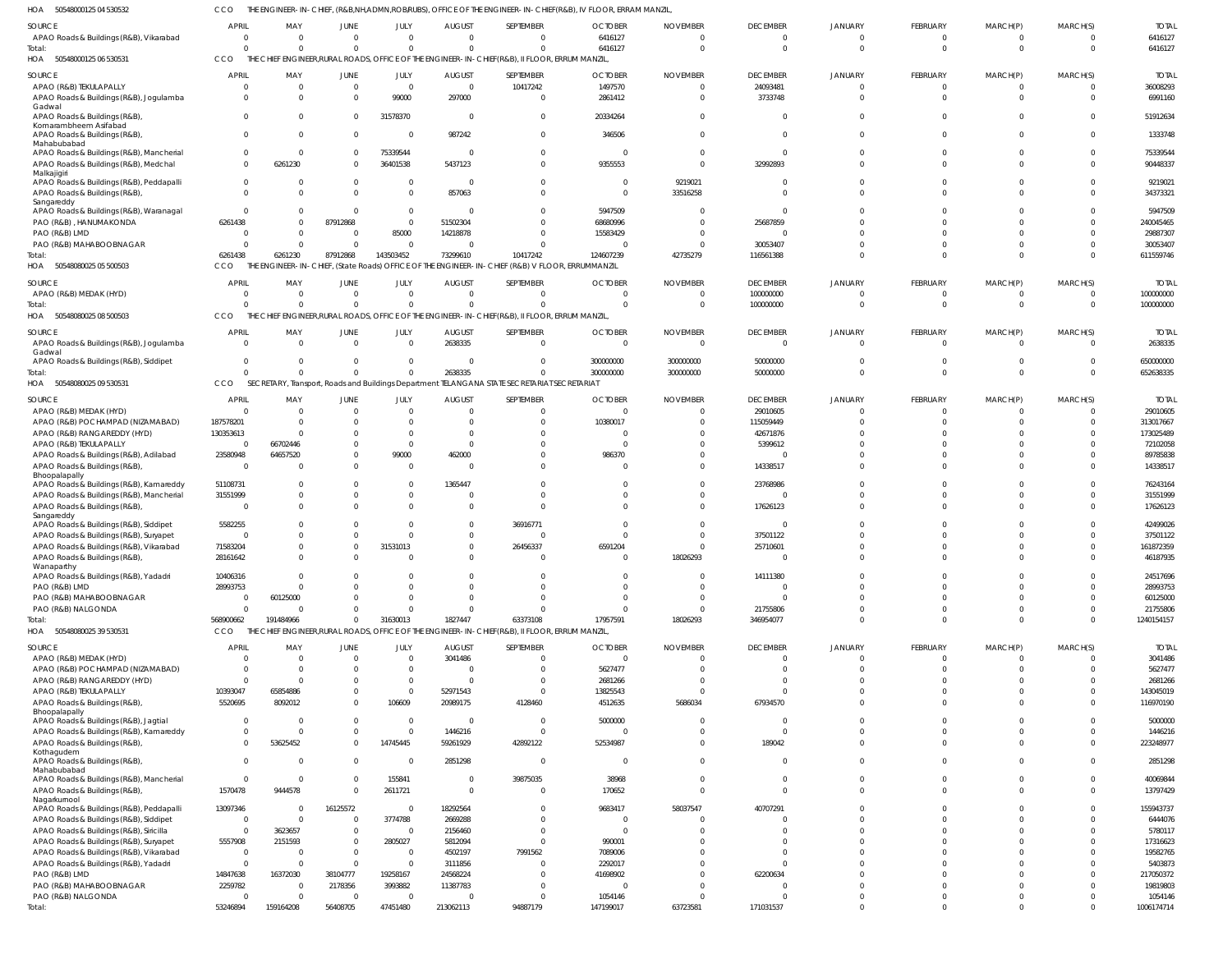HOA 50548000125 04 530532 CCO THE ENGINEER-IN-CHIEF, (R&B,NH,ADMN,ROB/RUBS), OFFICE OF THE ENGINEER-IN-CHIEF(R&B), IV FLOOR, ERRAM MANZIL,

| SOURCE | APRIL | MAY | JUNE | JULY | AUGUST | SEPTEMBER | OCTOBER | NOVEMBER | DECEMBER | JANUARY | FEBRUARY | MARCH(P) | MARCH(S) | TOTAL |
|---|---|---|---|---|---|---|---|---|---|---|---|---|---|---|
| APAO Roads & Buildings (R&B), Vikarabad | 0 | 0 | 0 | 0 | 0 | 0 | 6416127 | 0 | 0 | 0 | 0 | 0 | 0 | 6416127 |
| Total: | 0 | 0 | 0 | 0 | 0 | 0 | 6416127 | 0 | 0 | 0 | 0 | 0 | 0 | 6416127 |

HOA 50548000125 06 530531 CCO THE CHIEF ENGINEER,RURAL ROADS, OFFICE OF THE ENGINEER-IN-CHIEF(R&B), II FLOOR, ERRUM MANZIL,

| SOURCE | APRIL | MAY | JUNE | JULY | AUGUST | SEPTEMBER | OCTOBER | NOVEMBER | DECEMBER | JANUARY | FEBRUARY | MARCH(P) | MARCH(S) | TOTAL |
|---|---|---|---|---|---|---|---|---|---|---|---|---|---|---|
| APAO (R&B) TEKULAPALLY | 0 | 0 | 0 | 0 | 0 | 10417242 | 1497570 | 0 | 24093481 | 0 | 0 | 0 | 0 | 36008293 |
| APAO Roads & Buildings (R&B), Jogulamba Gadwal | 0 | 0 | 0 | 99000 | 297000 | 0 | 2861412 | 0 | 3733748 | 0 | 0 | 0 | 0 | 6991160 |
| APAO Roads & Buildings (R&B), Komarambheem Asifabad | 0 | 0 | 0 | 31578370 | 0 | 0 | 20334264 | 0 | 0 | 0 | 0 | 0 | 0 | 51912634 |
| APAO Roads & Buildings (R&B), Mahabubabad | 0 | 0 | 0 | 0 | 987242 | 0 | 346506 | 0 | 0 | 0 | 0 | 0 | 0 | 1333748 |
| APAO Roads & Buildings (R&B), Mancherial | 0 | 0 | 0 | 75339544 | 0 | 0 | 0 | 0 | 0 | 0 | 0 | 0 | 0 | 75339544 |
| APAO Roads & Buildings (R&B), Medchal Malkajigiri | 0 | 6261230 | 0 | 36401538 | 5437123 | 0 | 9355553 | 0 | 32992893 | 0 | 0 | 0 | 0 | 90448337 |
| APAO Roads & Buildings (R&B), Peddapalli | 0 | 0 | 0 | 0 | 0 | 0 | 0 | 9219021 | 0 | 0 | 0 | 0 | 0 | 9219021 |
| APAO Roads & Buildings (R&B), Sangareddy | 0 | 0 | 0 | 0 | 857063 | 0 | 0 | 33516258 | 0 | 0 | 0 | 0 | 0 | 34373321 |
| APAO Roads & Buildings (R&B), Waranagal | 0 | 0 | 0 | 0 | 0 | 0 | 5947509 | 0 | 0 | 0 | 0 | 0 | 0 | 5947509 |
| PAO (R&B) , HANUMAKONDA | 6261438 | 0 | 87912868 | 0 | 51502304 | 0 | 68680996 | 0 | 25687859 | 0 | 0 | 0 | 0 | 240045465 |
| PAO (R&B) LMD | 0 | 0 | 0 | 85000 | 14218878 | 0 | 15583429 | 0 | 0 | 0 | 0 | 0 | 0 | 29887307 |
| PAO (R&B) MAHABOOBNAGAR | 0 | 0 | 0 | 0 | 0 | 0 | 0 | 0 | 30053407 | 0 | 0 | 0 | 0 | 30053407 |
| Total: | 6261438 | 6261230 | 87912868 | 143503452 | 73299610 | 10417242 | 124607239 | 42735279 | 116561388 | 0 | 0 | 0 | 0 | 611559746 |

HOA 50548080025 05 500503 CCO THE ENGINEER-IN-CHIEF, (State Roads) OFFICE OF THE ENGINEER-IN-CHIEF (R&B) V FLOOR, ERRUMMANZIL

| SOURCE | APRIL | MAY | JUNE | JULY | AUGUST | SEPTEMBER | OCTOBER | NOVEMBER | DECEMBER | JANUARY | FEBRUARY | MARCH(P) | MARCH(S) | TOTAL |
|---|---|---|---|---|---|---|---|---|---|---|---|---|---|---|
| APAO (R&B) MEDAK (HYD) | 0 | 0 | 0 | 0 | 0 | 0 | 0 | 0 | 100000000 | 0 | 0 | 0 | 0 | 100000000 |
| Total: | 0 | 0 | 0 | 0 | 0 | 0 | 0 | 0 | 100000000 | 0 | 0 | 0 | 0 | 100000000 |

HOA 50548080025 08 500503 CCO THE CHIEF ENGINEER,RURAL ROADS, OFFICE OF THE ENGINEER-IN-CHIEF(R&B), II FLOOR, ERRUM MANZIL,

| SOURCE | APRIL | MAY | JUNE | JULY | AUGUST | SEPTEMBER | OCTOBER | NOVEMBER | DECEMBER | JANUARY | FEBRUARY | MARCH(P) | MARCH(S) | TOTAL |
|---|---|---|---|---|---|---|---|---|---|---|---|---|---|---|
| APAO Roads & Buildings (R&B), Jogulamba Gadwal | 0 | 0 | 0 | 0 | 2638335 | 0 | 0 | 0 | 0 | 0 | 0 | 0 | 0 | 2638335 |
| APAO Roads & Buildings (R&B), Siddipet | 0 | 0 | 0 | 0 | 0 | 0 | 300000000 | 300000000 | 50000000 | 0 | 0 | 0 | 0 | 650000000 |
| Total: | 0 | 0 | 0 | 0 | 2638335 | 0 | 300000000 | 300000000 | 50000000 | 0 | 0 | 0 | 0 | 652638335 |

HOA 50548080025 09 530531 CCO SECRETARY, Transport, Roads and Buildings Department TELANGANA STATE SECRETARIAT SECRETARIAT

| SOURCE | APRIL | MAY | JUNE | JULY | AUGUST | SEPTEMBER | OCTOBER | NOVEMBER | DECEMBER | JANUARY | FEBRUARY | MARCH(P) | MARCH(S) | TOTAL |
|---|---|---|---|---|---|---|---|---|---|---|---|---|---|---|
| APAO (R&B) MEDAK (HYD) | 0 | 0 | 0 | 0 | 0 | 0 | 0 | 0 | 29010605 | 0 | 0 | 0 | 0 | 29010605 |
| APAO (R&B) POCHAMPAD (NIZAMABAD) | 187578201 | 0 | 0 | 0 | 0 | 0 | 10380017 | 0 | 115059449 | 0 | 0 | 0 | 0 | 313017667 |
| APAO (R&B) RANGAREDDY (HYD) | 130353613 | 0 | 0 | 0 | 0 | 0 | 0 | 0 | 42671876 | 0 | 0 | 0 | 0 | 173025489 |
| APAO (R&B) TEKULAPALLY | 0 | 66702446 | 0 | 0 | 0 | 0 | 0 | 0 | 5399612 | 0 | 0 | 0 | 0 | 72102058 |
| APAO Roads & Buildings (R&B), Adilabad | 23580948 | 64657520 | 0 | 99000 | 462000 | 0 | 986370 | 0 | 0 | 0 | 0 | 0 | 0 | 89785838 |
| APAO Roads & Buildings (R&B), Bhoopalapally | 0 | 0 | 0 | 0 | 0 | 0 | 0 | 0 | 14338517 | 0 | 0 | 0 | 0 | 14338517 |
| APAO Roads & Buildings (R&B), Kamareddy | 51108731 | 0 | 0 | 0 | 1365447 | 0 | 0 | 0 | 23768986 | 0 | 0 | 0 | 0 | 76243164 |
| APAO Roads & Buildings (R&B), Mancherial | 31551999 | 0 | 0 | 0 | 0 | 0 | 0 | 0 | 0 | 0 | 0 | 0 | 0 | 31551999 |
| APAO Roads & Buildings (R&B), Sangareddy | 0 | 0 | 0 | 0 | 0 | 0 | 0 | 0 | 17626123 | 0 | 0 | 0 | 0 | 17626123 |
| APAO Roads & Buildings (R&B), Siddipet | 5582255 | 0 | 0 | 0 | 0 | 36916771 | 0 | 0 | 0 | 0 | 0 | 0 | 0 | 42499026 |
| APAO Roads & Buildings (R&B), Suryapet | 0 | 0 | 0 | 0 | 0 | 0 | 0 | 0 | 37501122 | 0 | 0 | 0 | 0 | 37501122 |
| APAO Roads & Buildings (R&B), Vikarabad | 71583204 | 0 | 0 | 31531013 | 0 | 26456337 | 6591204 | 0 | 25710601 | 0 | 0 | 0 | 0 | 161872359 |
| APAO Roads & Buildings (R&B), Wanaparthy | 28161642 | 0 | 0 | 0 | 0 | 0 | 0 | 18026293 | 0 | 0 | 0 | 0 | 0 | 46187935 |
| APAO Roads & Buildings (R&B), Yadadri | 10406316 | 0 | 0 | 0 | 0 | 0 | 0 | 0 | 14111380 | 0 | 0 | 0 | 0 | 24517696 |
| PAO (R&B) LMD | 28993753 | 0 | 0 | 0 | 0 | 0 | 0 | 0 | 0 | 0 | 0 | 0 | 0 | 28993753 |
| PAO (R&B) MAHABOOBNAGAR | 0 | 60125000 | 0 | 0 | 0 | 0 | 0 | 0 | 0 | 0 | 0 | 0 | 0 | 60125000 |
| PAO (R&B) NALGONDA | 0 | 0 | 0 | 0 | 0 | 0 | 0 | 0 | 21755806 | 0 | 0 | 0 | 0 | 21755806 |
| Total: | 568900662 | 191484966 | 0 | 31630013 | 1827447 | 63373108 | 17957591 | 18026293 | 346954077 | 0 | 0 | 0 | 0 | 1240154157 |

HOA 50548080025 39 530531 CCO THE CHIEF ENGINEER,RURAL ROADS, OFFICE OF THE ENGINEER-IN-CHIEF(R&B), II FLOOR, ERRUM MANZIL,

| SOURCE | APRIL | MAY | JUNE | JULY | AUGUST | SEPTEMBER | OCTOBER | NOVEMBER | DECEMBER | JANUARY | FEBRUARY | MARCH(P) | MARCH(S) | TOTAL |
|---|---|---|---|---|---|---|---|---|---|---|---|---|---|---|
| APAO (R&B) MEDAK (HYD) | 0 | 0 | 0 | 0 | 3041486 | 0 | 0 | 0 | 0 | 0 | 0 | 0 | 0 | 3041486 |
| APAO (R&B) POCHAMPAD (NIZAMABAD) | 0 | 0 | 0 | 0 | 0 | 0 | 5627477 | 0 | 0 | 0 | 0 | 0 | 0 | 5627477 |
| APAO (R&B) RANGAREDDY (HYD) | 0 | 0 | 0 | 0 | 0 | 0 | 2681266 | 0 | 0 | 0 | 0 | 0 | 0 | 2681266 |
| APAO (R&B) TEKULAPALLY | 10393047 | 65854886 | 0 | 0 | 52971543 | 0 | 13825543 | 0 | 0 | 0 | 0 | 0 | 0 | 143045019 |
| APAO Roads & Buildings (R&B), Bhoopalapally | 5520695 | 8092012 | 0 | 106609 | 20989175 | 4128460 | 4512635 | 5686034 | 67934570 | 0 | 0 | 0 | 0 | 116970190 |
| APAO Roads & Buildings (R&B), Jagtial | 0 | 0 | 0 | 0 | 0 | 0 | 5000000 | 0 | 0 | 0 | 0 | 0 | 0 | 5000000 |
| APAO Roads & Buildings (R&B), Kamareddy | 0 | 0 | 0 | 0 | 1446216 | 0 | 0 | 0 | 0 | 0 | 0 | 0 | 0 | 1446216 |
| APAO Roads & Buildings (R&B), Kothagudem | 0 | 53625452 | 0 | 14745445 | 59261929 | 42892122 | 52534987 | 0 | 189042 | 0 | 0 | 0 | 0 | 223248977 |
| APAO Roads & Buildings (R&B), Mahabubabad | 0 | 0 | 0 | 0 | 2851298 | 0 | 0 | 0 | 0 | 0 | 0 | 0 | 0 | 2851298 |
| APAO Roads & Buildings (R&B), Mancherial | 0 | 0 | 0 | 155841 | 0 | 39875035 | 38968 | 0 | 0 | 0 | 0 | 0 | 0 | 40069844 |
| APAO Roads & Buildings (R&B), Nagarkurnool | 1570478 | 9444578 | 0 | 2611721 | 0 | 0 | 170652 | 0 | 0 | 0 | 0 | 0 | 0 | 13797429 |
| APAO Roads & Buildings (R&B), Peddapalli | 13097346 | 0 | 16125572 | 0 | 18292564 | 0 | 9683417 | 58037547 | 40707291 | 0 | 0 | 0 | 0 | 155943737 |
| APAO Roads & Buildings (R&B), Siddipet | 0 | 0 | 0 | 3774788 | 2669288 | 0 | 0 | 0 | 0 | 0 | 0 | 0 | 0 | 6444076 |
| APAO Roads & Buildings (R&B), Siricilla | 0 | 3623657 | 0 | 0 | 2156460 | 0 | 0 | 0 | 0 | 0 | 0 | 0 | 0 | 5780117 |
| APAO Roads & Buildings (R&B), Suryapet | 5557908 | 2151593 | 0 | 2805027 | 5812094 | 0 | 990001 | 0 | 0 | 0 | 0 | 0 | 0 | 17316623 |
| APAO Roads & Buildings (R&B), Vikarabad | 0 | 0 | 0 | 0 | 4502197 | 7991562 | 7089006 | 0 | 0 | 0 | 0 | 0 | 0 | 19582765 |
| APAO Roads & Buildings (R&B), Yadadri | 0 | 0 | 0 | 0 | 3111856 | 0 | 2292017 | 0 | 0 | 0 | 0 | 0 | 0 | 5403873 |
| PAO (R&B) LMD | 14847638 | 16372030 | 38104777 | 19258167 | 24568224 | 0 | 41698902 | 0 | 62200634 | 0 | 0 | 0 | 0 | 217050372 |
| PAO (R&B) MAHABOOBNAGAR | 2259782 | 0 | 2178356 | 3993882 | 11387783 | 0 | 0 | 0 | 0 | 0 | 0 | 0 | 0 | 19819803 |
| PAO (R&B) NALGONDA | 0 | 0 | 0 | 0 | 0 | 0 | 1054146 | 0 | 0 | 0 | 0 | 0 | 0 | 1054146 |
| Total: | 53246894 | 159164208 | 56408705 | 47451480 | 213062113 | 94887179 | 147199017 | 63723581 | 171031537 | 0 | 0 | 0 | 0 | 1006174714 |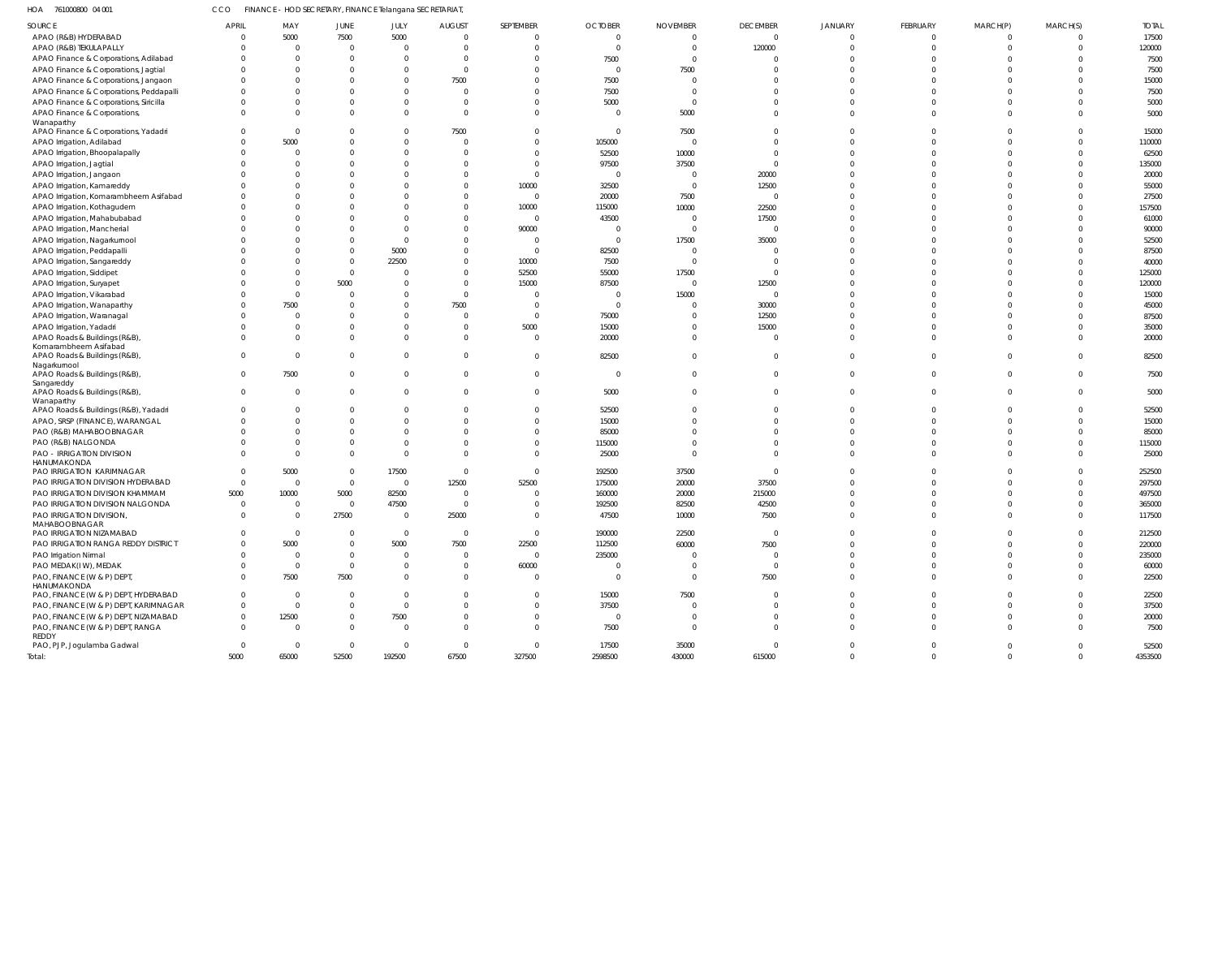HOA 761000800 04 001 CCO FINANCE - HOD SECRETARY, FINANCE Telangana SECRETARIAT,

| SOURCE | APRIL | MAY | JUNE | JULY | AUGUST | SEPTEMBER | OCTOBER | NOVEMBER | DECEMBER | JANUARY | FEBRUARY | MARCH(P) | MARCH(S) | TOTAL |
|---|---|---|---|---|---|---|---|---|---|---|---|---|---|---|
| APAO (R&B) HYDERABAD | 0 | 5000 | 7500 | 5000 | 0 | 0 | 0 | 0 | 0 | 0 | 0 | 0 | 0 | 17500 |
| APAO (R&B) TEKULAPALLY | 0 | 0 | 0 | 0 | 0 | 0 | 0 | 0 | 120000 | 0 | 0 | 0 | 0 | 120000 |
| APAO Finance & Corporations, Adilabad | 0 | 0 | 0 | 0 | 0 | 0 | 7500 | 0 | 0 | 0 | 0 | 0 | 0 | 7500 |
| APAO Finance & Corporations, Jagtial | 0 | 0 | 0 | 0 | 0 | 0 | 0 | 7500 | 0 | 0 | 0 | 0 | 0 | 7500 |
| APAO Finance & Corporations, Jangaon | 0 | 0 | 0 | 0 | 7500 | 0 | 7500 | 0 | 0 | 0 | 0 | 0 | 0 | 15000 |
| APAO Finance & Corporations, Peddapalli | 0 | 0 | 0 | 0 | 0 | 0 | 7500 | 0 | 0 | 0 | 0 | 0 | 0 | 7500 |
| APAO Finance & Corporations, Siricilla | 0 | 0 | 0 | 0 | 0 | 0 | 5000 | 0 | 0 | 0 | 0 | 0 | 0 | 5000 |
| APAO Finance & Corporations, Wanaparthy | 0 | 0 | 0 | 0 | 0 | 0 | 0 | 5000 | 0 | 0 | 0 | 0 | 0 | 5000 |
| APAO Finance & Corporations, Yadadri | 0 | 0 | 0 | 0 | 7500 | 0 | 0 | 7500 | 0 | 0 | 0 | 0 | 0 | 15000 |
| APAO Irrigation, Adilabad | 0 | 5000 | 0 | 0 | 0 | 0 | 105000 | 0 | 0 | 0 | 0 | 0 | 0 | 110000 |
| APAO Irrigation, Bhoopalapally | 0 | 0 | 0 | 0 | 0 | 0 | 52500 | 10000 | 0 | 0 | 0 | 0 | 0 | 62500 |
| APAO Irrigation, Jagtial | 0 | 0 | 0 | 0 | 0 | 0 | 97500 | 37500 | 0 | 0 | 0 | 0 | 0 | 135000 |
| APAO Irrigation, Jangaon | 0 | 0 | 0 | 0 | 0 | 0 | 0 | 0 | 20000 | 0 | 0 | 0 | 0 | 20000 |
| APAO Irrigation, Kamareddy | 0 | 0 | 0 | 0 | 0 | 10000 | 32500 | 0 | 12500 | 0 | 0 | 0 | 0 | 55000 |
| APAO Irrigation, Komarambheem Asifabad | 0 | 0 | 0 | 0 | 0 | 0 | 20000 | 7500 | 0 | 0 | 0 | 0 | 0 | 27500 |
| APAO Irrigation, Kothagudem | 0 | 0 | 0 | 0 | 0 | 10000 | 115000 | 10000 | 22500 | 0 | 0 | 0 | 0 | 157500 |
| APAO Irrigation, Mahabubabad | 0 | 0 | 0 | 0 | 0 | 0 | 43500 | 0 | 17500 | 0 | 0 | 0 | 0 | 61000 |
| APAO Irrigation, Mancherial | 0 | 0 | 0 | 0 | 0 | 90000 | 0 | 0 | 0 | 0 | 0 | 0 | 0 | 90000 |
| APAO Irrigation, Nagarkurnool | 0 | 0 | 0 | 0 | 0 | 0 | 0 | 17500 | 35000 | 0 | 0 | 0 | 0 | 52500 |
| APAO Irrigation, Peddapalli | 0 | 0 | 0 | 5000 | 0 | 0 | 82500 | 0 | 0 | 0 | 0 | 0 | 0 | 87500 |
| APAO Irrigation, Sangareddy | 0 | 0 | 0 | 22500 | 0 | 10000 | 7500 | 0 | 0 | 0 | 0 | 0 | 0 | 40000 |
| APAO Irrigation, Siddipet | 0 | 0 | 0 | 0 | 0 | 52500 | 55000 | 17500 | 0 | 0 | 0 | 0 | 0 | 125000 |
| APAO Irrigation, Suryapet | 0 | 0 | 5000 | 0 | 0 | 15000 | 87500 | 0 | 12500 | 0 | 0 | 0 | 0 | 120000 |
| APAO Irrigation, Vikarabad | 0 | 0 | 0 | 0 | 0 | 0 | 0 | 15000 | 0 | 0 | 0 | 0 | 0 | 15000 |
| APAO Irrigation, Wanaparthy | 0 | 7500 | 0 | 0 | 7500 | 0 | 0 | 0 | 30000 | 0 | 0 | 0 | 0 | 45000 |
| APAO Irrigation, Waranagal | 0 | 0 | 0 | 0 | 0 | 0 | 75000 | 0 | 12500 | 0 | 0 | 0 | 0 | 87500 |
| APAO Irrigation, Yadadri | 0 | 0 | 0 | 0 | 0 | 5000 | 15000 | 0 | 15000 | 0 | 0 | 0 | 0 | 35000 |
| APAO Roads & Buildings (R&B), Komarambheem Asifabad | 0 | 0 | 0 | 0 | 0 | 0 | 20000 | 0 | 0 | 0 | 0 | 0 | 0 | 20000 |
| APAO Roads & Buildings (R&B), Nagarkurnool | 0 | 0 | 0 | 0 | 0 | 0 | 82500 | 0 | 0 | 0 | 0 | 0 | 0 | 82500 |
| APAO Roads & Buildings (R&B), Sangareddy | 0 | 7500 | 0 | 0 | 0 | 0 | 0 | 0 | 0 | 0 | 0 | 0 | 0 | 7500 |
| APAO Roads & Buildings (R&B), Wanaparthy | 0 | 0 | 0 | 0 | 0 | 0 | 5000 | 0 | 0 | 0 | 0 | 0 | 0 | 5000 |
| APAO Roads & Buildings (R&B), Yadadri | 0 | 0 | 0 | 0 | 0 | 0 | 52500 | 0 | 0 | 0 | 0 | 0 | 0 | 52500 |
| APAO, SRSP (FINANCE), WARANGAL | 0 | 0 | 0 | 0 | 0 | 0 | 15000 | 0 | 0 | 0 | 0 | 0 | 0 | 15000 |
| PAO (R&B) MAHABOOBNAGAR | 0 | 0 | 0 | 0 | 0 | 0 | 85000 | 0 | 0 | 0 | 0 | 0 | 0 | 85000 |
| PAO (R&B) NALGONDA | 0 | 0 | 0 | 0 | 0 | 0 | 115000 | 0 | 0 | 0 | 0 | 0 | 0 | 115000 |
| PAO - IRRIGATION DIVISION HANUMAKONDA | 0 | 0 | 0 | 0 | 0 | 0 | 25000 | 0 | 0 | 0 | 0 | 0 | 0 | 25000 |
| PAO IRRIGATION KARIMNAGAR | 0 | 5000 | 0 | 17500 | 0 | 0 | 192500 | 37500 | 0 | 0 | 0 | 0 | 0 | 252500 |
| PAO IRRIGATION DIVISION HYDERABAD | 0 | 0 | 0 | 0 | 12500 | 52500 | 175000 | 20000 | 37500 | 0 | 0 | 0 | 0 | 297500 |
| PAO IRRIGATION DIVISION KHAMMAM | 5000 | 10000 | 5000 | 82500 | 0 | 0 | 160000 | 20000 | 215000 | 0 | 0 | 0 | 0 | 497500 |
| PAO IRRIGATION DIVISION NALGONDA | 0 | 0 | 0 | 47500 | 0 | 0 | 192500 | 82500 | 42500 | 0 | 0 | 0 | 0 | 365000 |
| PAO IRRIGATION DIVISION, MAHABOOBNAGAR | 0 | 0 | 27500 | 0 | 25000 | 0 | 47500 | 10000 | 7500 | 0 | 0 | 0 | 0 | 117500 |
| PAO IRRIGATION NIZAMABAD | 0 | 0 | 0 | 0 | 0 | 0 | 190000 | 22500 | 0 | 0 | 0 | 0 | 0 | 212500 |
| PAO IRRIGATION RANGA REDDY DISTRICT | 0 | 5000 | 0 | 5000 | 7500 | 22500 | 112500 | 60000 | 7500 | 0 | 0 | 0 | 0 | 220000 |
| PAO Irrigation Nirmal | 0 | 0 | 0 | 0 | 0 | 0 | 235000 | 0 | 0 | 0 | 0 | 0 | 0 | 235000 |
| PAO MEDAK(IW), MEDAK | 0 | 0 | 0 | 0 | 0 | 60000 | 0 | 0 | 0 | 0 | 0 | 0 | 0 | 60000 |
| PAO, FINANCE (W & P) DEPT, HANUMAKONDA | 0 | 7500 | 7500 | 0 | 0 | 0 | 0 | 0 | 7500 | 0 | 0 | 0 | 0 | 22500 |
| PAO, FINANCE (W & P) DEPT, HYDERABAD | 0 | 0 | 0 | 0 | 0 | 0 | 15000 | 7500 | 0 | 0 | 0 | 0 | 0 | 22500 |
| PAO, FINANCE (W & P) DEPT, KARIMNAGAR | 0 | 0 | 0 | 0 | 0 | 0 | 37500 | 0 | 0 | 0 | 0 | 0 | 0 | 37500 |
| PAO, FINANCE (W & P) DEPT, NIZAMABAD | 0 | 12500 | 0 | 7500 | 0 | 0 | 0 | 0 | 0 | 0 | 0 | 0 | 0 | 20000 |
| PAO, FINANCE (W & P) DEPT, RANGA REDDY | 0 | 0 | 0 | 0 | 0 | 0 | 7500 | 0 | 0 | 0 | 0 | 0 | 0 | 7500 |
| PAO, PJP, Jogulamba Gadwal | 0 | 0 | 0 | 0 | 0 | 0 | 17500 | 35000 | 0 | 0 | 0 | 0 | 0 | 52500 |
| Total: | 5000 | 65000 | 52500 | 192500 | 67500 | 327500 | 2598500 | 430000 | 615000 | 0 | 0 | 0 | 0 | 4353500 |